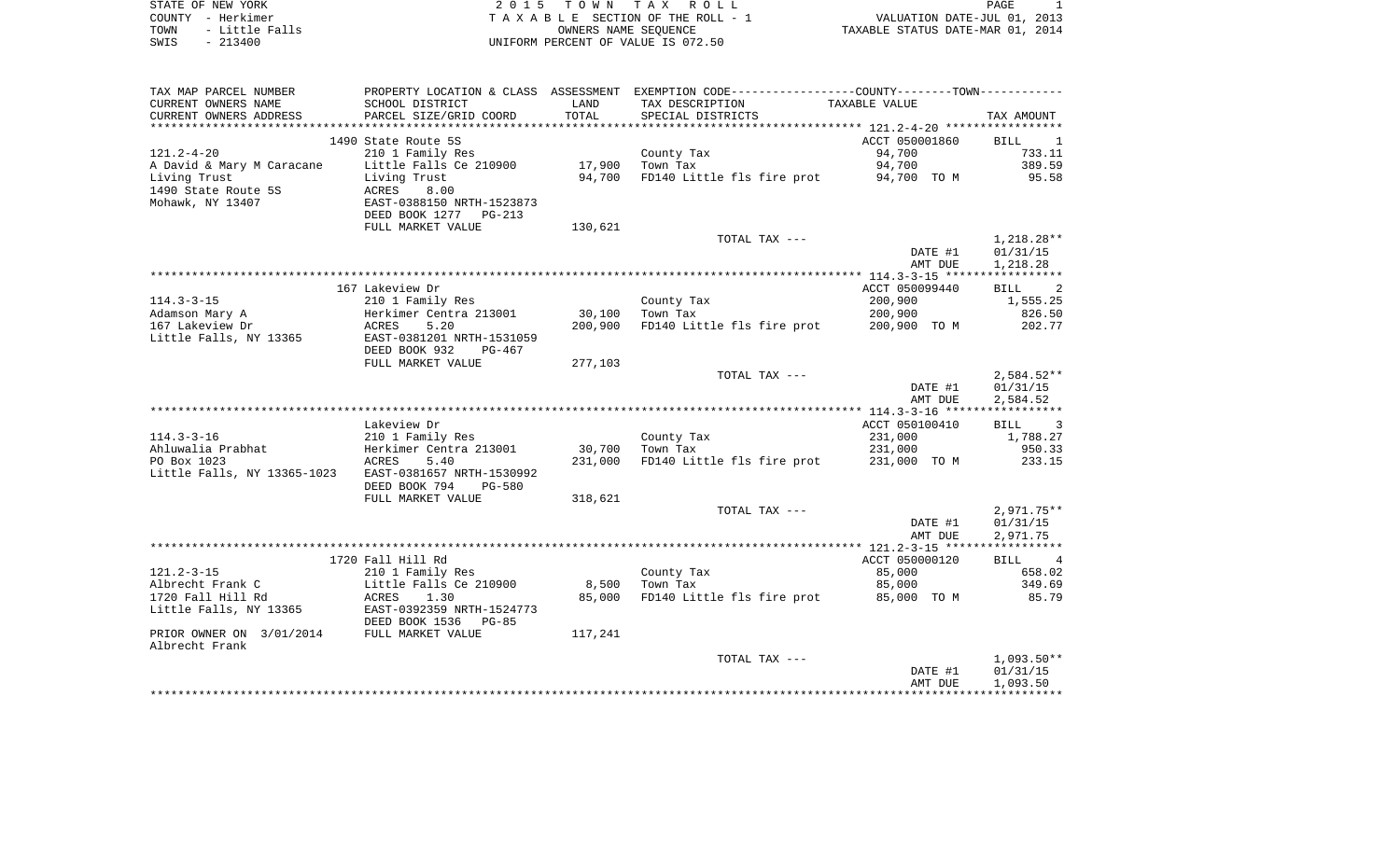STATE OF NEW YORK
COUNTY - Herkimer
TOWN - Little Falls
SWIS - 213400

2 0 1 5 T O W N T A X R O L L
T A X A B L E SECTION OF THE ROLL - 1
OWNERS NAME SEQUENCE
UNIFORM PERCENT OF VALUE IS 072.50

VALUATION DATE-JUL 01, 2013
TAXABLE STATUS DATE-MAR 01, 2014

| TAX MAP PARCEL NUMBER<br>CURRENT OWNERS NAME<br>CURRENT OWNERS ADDRESS | PROPERTY LOCATION & CLASS<br>SCHOOL DISTRICT<br>PARCEL SIZE/GRID COORD | ASSESSMENT<br>LAND<br>TOTAL | EXEMPTION CODE<br>TAX DESCRIPTION<br>SPECIAL DISTRICTS | COUNTY--------TOWN<br>TAXABLE VALUE | TAX AMOUNT |
|---|---|---|---|---|---|
| | 1490 State Route 5S | | | ACCT 050001860 | BILL 1 |
| 121.2-4-20 | 210 1 Family Res | | County Tax | 94,700 | 733.11 |
| A David & Mary M Caracane | Little Falls Ce 210900 | 17,900 | Town Tax | 94,700 | 389.59 |
| Living Trust | Living Trust | 94,700 | FD140 Little fls fire prot | 94,700 TO M | 95.58 |
| 1490 State Route 5S | ACRES 8.00 | | | | |
| Mohawk, NY 13407 | EAST-0388150 NRTH-1523873 | | | | |
| | DEED BOOK 1277 PG-213 | | | | |
| | FULL MARKET VALUE | 130,621 | | | |
| | | | TOTAL TAX --- | | 1,218.28** |
| | | | | DATE #1 | 01/31/15 |
| | | | | AMT DUE | 1,218.28 |
| | 167 Lakeview Dr | | | ACCT 050099440 | BILL 2 |
| 114.3-3-15 | 210 1 Family Res | | County Tax | 200,900 | 1,555.25 |
| Adamson Mary A | Herkimer Centra 213001 | 30,100 | Town Tax | 200,900 | 826.50 |
| 167 Lakeview Dr | ACRES 5.20 | 200,900 | FD140 Little fls fire prot | 200,900 TO M | 202.77 |
| Little Falls, NY 13365 | EAST-0381201 NRTH-1531059 | | | | |
| | DEED BOOK 932 PG-467 | | | | |
| | FULL MARKET VALUE | 277,103 | | | |
| | | | TOTAL TAX --- | | 2,584.52** |
| | | | | DATE #1 | 01/31/15 |
| | | | | AMT DUE | 2,584.52 |
| | Lakeview Dr | | | ACCT 050100410 | BILL 3 |
| 114.3-3-16 | 210 1 Family Res | | County Tax | 231,000 | 1,788.27 |
| Ahluwalia Prabhat | Herkimer Centra 213001 | 30,700 | Town Tax | 231,000 | 950.33 |
| PO Box 1023 | ACRES 5.40 | 231,000 | FD140 Little fls fire prot | 231,000 TO M | 233.15 |
| Little Falls, NY 13365-1023 | EAST-0381657 NRTH-1530992 | | | | |
| | DEED BOOK 794 PG-580 | | | | |
| | FULL MARKET VALUE | 318,621 | | | |
| | | | TOTAL TAX --- | | 2,971.75** |
| | | | | DATE #1 | 01/31/15 |
| | | | | AMT DUE | 2,971.75 |
| | 1720 Fall Hill Rd | | | ACCT 050000120 | BILL 4 |
| 121.2-3-15 | 210 1 Family Res | | County Tax | 85,000 | 658.02 |
| Albrecht Frank C | Little Falls Ce 210900 | 8,500 | Town Tax | 85,000 | 349.69 |
| 1720 Fall Hill Rd | ACRES 1.30 | 85,000 | FD140 Little fls fire prot | 85,000 TO M | 85.79 |
| Little Falls, NY 13365 | EAST-0392359 NRTH-1524773 | | | | |
| | DEED BOOK 1536 PG-85 | | | | |
| PRIOR OWNER ON 3/01/2014 | FULL MARKET VALUE | 117,241 | | | |
| Albrecht Frank | | | | | |
| | | | TOTAL TAX --- | | 1,093.50** |
| | | | | DATE #1 | 01/31/15 |
| | | | | AMT DUE | 1,093.50 |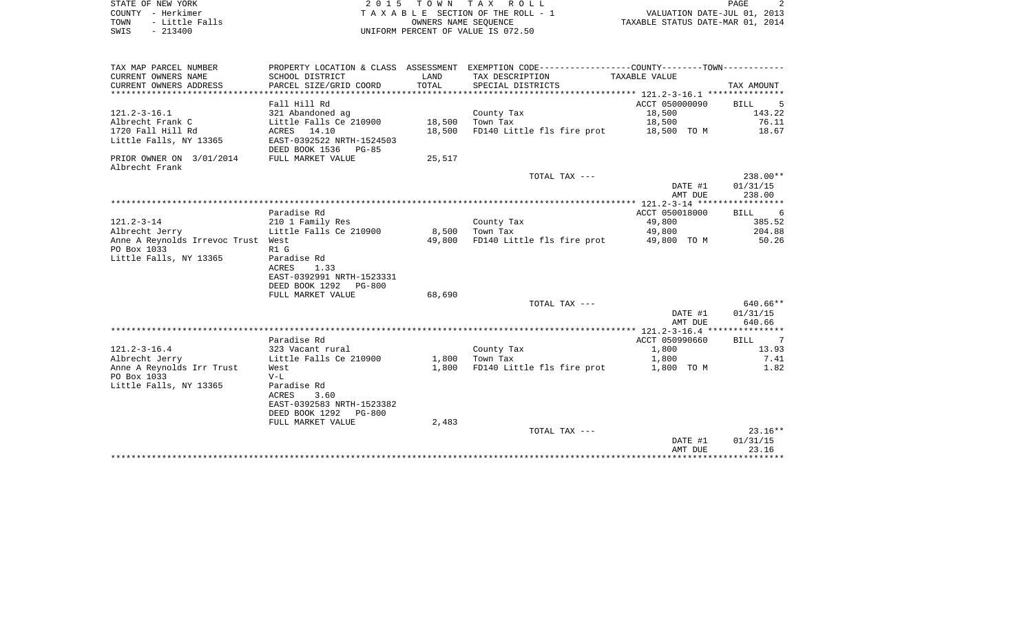| TAX MAP PARCEL NUMBER<br>CURRENT OWNERS NAME<br>CURRENT OWNERS ADDRESS | PROPERTY LOCATION & CLASS<br>SCHOOL DISTRICT<br>PARCEL SIZE/GRID COORD | ASSESSMENT<br>LAND<br>TOTAL | EXEMPTION CODE<br>TAX DESCRIPTION<br>SPECIAL DISTRICTS | COUNTY--------TOWN<br>TAXABLE VALUE | TAX AMOUNT |
|---|---|---|---|---|---|
| | Fall Hill Rd | | | ACCT 050000090 | BILL 5 |
| 121.2-3-16.1 | 321 Abandoned ag | | County Tax | 18,500 | 143.22 |
| Albrecht Frank C | Little Falls Ce 210900 | 18,500 | Town Tax | 18,500 | 76.11 |
| 1720 Fall Hill Rd | ACRES 14.10 | 18,500 | FD140 Little fls fire prot | 18,500 TO M | 18.67 |
| Little Falls, NY 13365 | EAST-0392522 NRTH-1524503 | | | | |
| | DEED BOOK 1536 PG-85 | | | | |
| PRIOR OWNER ON 3/01/2014 | FULL MARKET VALUE | 25,517 | | | |
| Albrecht Frank | | | | | |
| | | | TOTAL TAX --- | | 238.00** |
| | | | | DATE #1 | 01/31/15 |
| | | | | AMT DUE | 238.00 |
| | Paradise Rd | | | ACCT 050018000 | BILL 6 |
| 121.2-3-14 | 210 1 Family Res | | County Tax | 49,800 | 385.52 |
| Albrecht Jerry | Little Falls Ce 210900 | 8,500 | Town Tax | 49,800 | 204.88 |
| Anne A Reynolds Irrevoc Trust | West | 49,800 | FD140 Little fls fire prot | 49,800 TO M | 50.26 |
| PO Box 1033 | R1 G | | | | |
| Little Falls, NY 13365 | Paradise Rd | | | | |
| | ACRES 1.33 | | | | |
| | EAST-0392991 NRTH-1523331 | | | | |
| | DEED BOOK 1292 PG-800 | | | | |
| | FULL MARKET VALUE | 68,690 | | | |
| | | | TOTAL TAX --- | | 640.66** |
| | | | | DATE #1 | 01/31/15 |
| | | | | AMT DUE | 640.66 |
| | Paradise Rd | | | ACCT 050990660 | BILL 7 |
| 121.2-3-16.4 | 323 Vacant rural | | County Tax | 1,800 | 13.93 |
| Albrecht Jerry | Little Falls Ce 210900 | 1,800 | Town Tax | 1,800 | 7.41 |
| Anne A Reynolds Irr Trust | West | 1,800 | FD140 Little fls fire prot | 1,800 TO M | 1.82 |
| PO Box 1033 | V-L | | | | |
| Little Falls, NY 13365 | Paradise Rd | | | | |
| | ACRES 3.60 | | | | |
| | EAST-0392583 NRTH-1523382 | | | | |
| | DEED BOOK 1292 PG-800 | | | | |
| | FULL MARKET VALUE | 2,483 | | | |
| | | | TOTAL TAX --- | | 23.16** |
| | | | | DATE #1 | 01/31/15 |
| | | | | AMT DUE | 23.16 |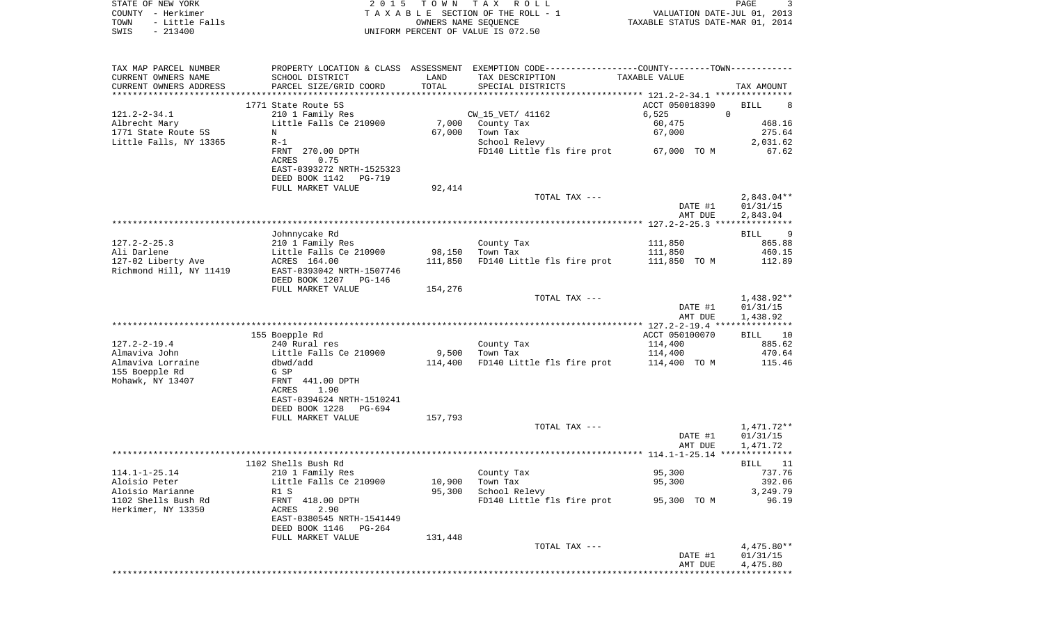STATE OF NEW YORK
COUNTY - Herkimer
TOWN - Little Falls
SWIS - 213400

2 0 1 5 T O W N T A X R O L L
T A X A B L E SECTION OF THE ROLL - 1
OWNERS NAME SEQUENCE
UNIFORM PERCENT OF VALUE IS 072.50

VALUATION DATE-JUL 01, 2013
TAXABLE STATUS DATE-MAR 01, 2014

| TAX MAP PARCEL NUMBER / CURRENT OWNERS NAME / CURRENT OWNERS ADDRESS | PROPERTY LOCATION & CLASS / SCHOOL DISTRICT / PARCEL SIZE/GRID COORD | ASSESSMENT LAND / TOTAL | EXEMPTION CODE / TAX DESCRIPTION / SPECIAL DISTRICTS | COUNTY--------TOWN / TAXABLE VALUE | TAX AMOUNT |
|---|---|---|---|---|---|
| | 1771 State Route 5S | | | ACCT 050018390 | BILL 8 |
| 121.2-2-34.1 | 210 1 Family Res | | CW_15_VET/ 41162 | 6,525 0 | |
| Albrecht Mary | Little Falls Ce 210900 | 7,000 | County Tax | 60,475 | 468.16 |
| 1771 State Route 5S | N | 67,000 | Town Tax | 67,000 | 275.64 |
| Little Falls, NY 13365 | R-1 | | School Relevy | | 2,031.62 |
| | FRNT 270.00 DPTH | | FD140 Little fls fire prot | 67,000 TO M | 67.62 |
| | ACRES 0.75 | | | | |
| | EAST-0393272 NRTH-1525323 | | | | |
| | DEED BOOK 1142 PG-719 | | | | |
| | FULL MARKET VALUE | 92,414 | | | |
| | | | TOTAL TAX --- | | 2,843.04** |
| | | | | DATE #1 | 01/31/15 |
| | | | | AMT DUE | 2,843.04 |
| | Johnnycake Rd | | | | BILL 9 |
| 127.2-2-25.3 | 210 1 Family Res | | County Tax | 111,850 | 865.88 |
| Ali Darlene | Little Falls Ce 210900 | 98,150 | Town Tax | 111,850 | 460.15 |
| 127-02 Liberty Ave | ACRES 164.00 | 111,850 | FD140 Little fls fire prot | 111,850 TO M | 112.89 |
| Richmond Hill, NY 11419 | EAST-0393042 NRTH-1507746 | | | | |
| | DEED BOOK 1207 PG-146 | | | | |
| | FULL MARKET VALUE | 154,276 | | | |
| | | | TOTAL TAX --- | | 1,438.92** |
| | | | | DATE #1 | 01/31/15 |
| | | | | AMT DUE | 1,438.92 |
| | 155 Boepple Rd | | | ACCT 050100070 | BILL 10 |
| 127.2-2-19.4 | 240 Rural res | | County Tax | 114,400 | 885.62 |
| Almaviva John | Little Falls Ce 210900 | 9,500 | Town Tax | 114,400 | 470.64 |
| Almaviva Lorraine | dbwd/add | 114,400 | FD140 Little fls fire prot | 114,400 TO M | 115.46 |
| 155 Boepple Rd | G SP | | | | |
| Mohawk, NY 13407 | FRNT 441.00 DPTH | | | | |
| | ACRES 1.90 | | | | |
| | EAST-0394624 NRTH-1510241 | | | | |
| | DEED BOOK 1228 PG-694 | | | | |
| | FULL MARKET VALUE | 157,793 | | | |
| | | | TOTAL TAX --- | | 1,471.72** |
| | | | | DATE #1 | 01/31/15 |
| | | | | AMT DUE | 1,471.72 |
| | 1102 Shells Bush Rd | | | | BILL 11 |
| 114.1-1-25.14 | 210 1 Family Res | | County Tax | 95,300 | 737.76 |
| Aloisio Peter | Little Falls Ce 210900 | 10,900 | Town Tax | 95,300 | 392.06 |
| Aloisio Marianne | R1 S | 95,300 | School Relevy | | 3,249.79 |
| 1102 Shells Bush Rd | FRNT 418.00 DPTH | | FD140 Little fls fire prot | 95,300 TO M | 96.19 |
| Herkimer, NY 13350 | ACRES 2.90 | | | | |
| | EAST-0380545 NRTH-1541449 | | | | |
| | DEED BOOK 1146 PG-264 | | | | |
| | FULL MARKET VALUE | 131,448 | | | |
| | | | TOTAL TAX --- | | 4,475.80** |
| | | | | DATE #1 | 01/31/15 |
| | | | | AMT DUE | 4,475.80 |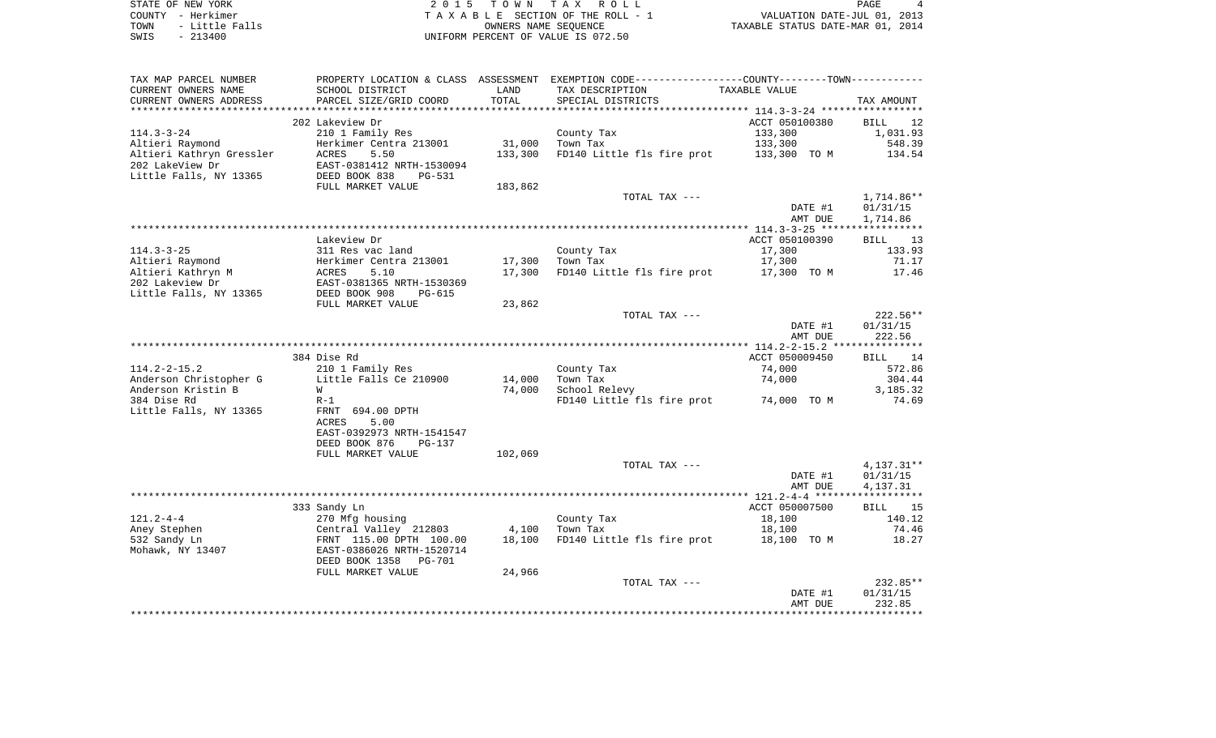STATE OF NEW YORK  
COUNTY - Herkimer  
TOWN - Little Falls  
SWIS - 213400

2 0 1 5 T O W N T A X R O L L  
T A X A B L E SECTION OF THE ROLL - 1  
OWNERS NAME SEQUENCE  
UNIFORM PERCENT OF VALUE IS 072.50

VALUATION DATE-JUL 01, 2013  
TAXABLE STATUS DATE-MAR 01, 2014

| TAX MAP PARCEL NUMBER<br>CURRENT OWNERS NAME<br>CURRENT OWNERS ADDRESS | PROPERTY LOCATION & CLASS<br>SCHOOL DISTRICT<br>PARCEL SIZE/GRID COORD | ASSESSMENT<br>LAND<br>TOTAL | EXEMPTION CODE-----COUNTY-----TOWN-----<br>TAX DESCRIPTION<br>SPECIAL DISTRICTS | TAXABLE VALUE | TAX AMOUNT |
|---|---|---|---|---|---|
| | 202 Lakeview Dr | | | ACCT 050100380 | BILL 12 |
| 114.3-3-24 | 210 1 Family Res | | County Tax | 133,300 | 1,031.93 |
| Altieri Raymond | Herkimer Centra 213001 | 31,000 | Town Tax | 133,300 | 548.39 |
| Altieri Kathryn Gressler | ACRES 5.50 | 133,300 | FD140 Little fls fire prot | 133,300 TO M | 134.54 |
| 202 LakeView Dr | EAST-0381412 NRTH-1530094 | | | | |
| Little Falls, NY 13365 | DEED BOOK 838 PG-531 | | | | |
| | FULL MARKET VALUE | 183,862 | | | |
| | | | TOTAL TAX --- | | 1,714.86** |
| | | | | DATE #1 | 01/31/15 |
| | | | | AMT DUE | 1,714.86 |
| | Lakeview Dr | | | ACCT 050100390 | BILL 13 |
| 114.3-3-25 | 311 Res vac land | | County Tax | 17,300 | 133.93 |
| Altieri Raymond | Herkimer Centra 213001 | 17,300 | Town Tax | 17,300 | 71.17 |
| Altieri Kathryn M | ACRES 5.10 | 17,300 | FD140 Little fls fire prot | 17,300 TO M | 17.46 |
| 202 Lakeview Dr | EAST-0381365 NRTH-1530369 | | | | |
| Little Falls, NY 13365 | DEED BOOK 908 PG-615 | | | | |
| | FULL MARKET VALUE | 23,862 | | | |
| | | | TOTAL TAX --- | | 222.56** |
| | | | | DATE #1 | 01/31/15 |
| | | | | AMT DUE | 222.56 |
| | 384 Dise Rd | | | ACCT 050009450 | BILL 14 |
| 114.2-2-15.2 | 210 1 Family Res | | County Tax | 74,000 | 572.86 |
| Anderson Christopher G | Little Falls Ce 210900 | 14,000 | Town Tax | 74,000 | 304.44 |
| Anderson Kristin B | W | 74,000 | School Relevy | | 3,185.32 |
| 384 Dise Rd | R-1 | | FD140 Little fls fire prot | 74,000 TO M | 74.69 |
| Little Falls, NY 13365 | FRNT 694.00 DPTH | | | | |
| | ACRES 5.00 | | | | |
| | EAST-0392973 NRTH-1541547 | | | | |
| | DEED BOOK 876 PG-137 | | | | |
| | FULL MARKET VALUE | 102,069 | | | |
| | | | TOTAL TAX --- | | 4,137.31** |
| | | | | DATE #1 | 01/31/15 |
| | | | | AMT DUE | 4,137.31 |
| | 333 Sandy Ln | | | ACCT 050007500 | BILL 15 |
| 121.2-4-4 | 270 Mfg housing | | County Tax | 18,100 | 140.12 |
| Aney Stephen | Central Valley 212803 | 4,100 | Town Tax | 18,100 | 74.46 |
| 532 Sandy Ln | FRNT 115.00 DPTH 100.00 | 18,100 | FD140 Little fls fire prot | 18,100 TO M | 18.27 |
| Mohawk, NY 13407 | EAST-0386026 NRTH-1520714 | | | | |
| | DEED BOOK 1358 PG-701 | | | | |
| | FULL MARKET VALUE | 24,966 | | | |
| | | | TOTAL TAX --- | | 232.85** |
| | | | | DATE #1 | 01/31/15 |
| | | | | AMT DUE | 232.85 |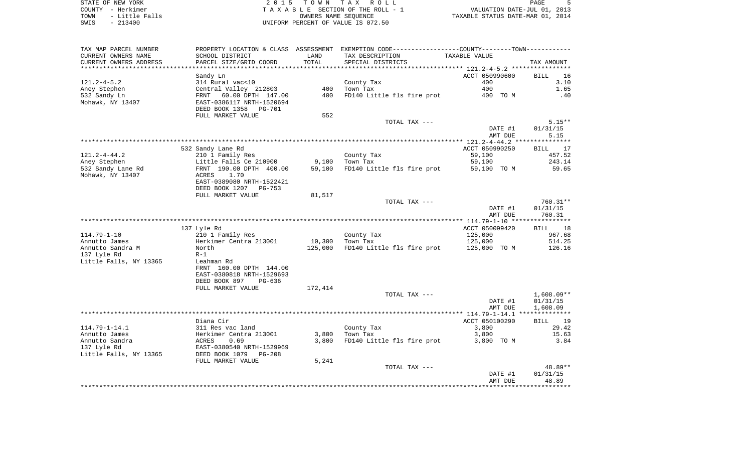STATE OF NEW YORK
COUNTY - Herkimer
TOWN - Little Falls
SWIS - 213400

2015 TOWN TAX ROLL
TAXABLE SECTION OF THE ROLL - 1
OWNERS NAME SEQUENCE
UNIFORM PERCENT OF VALUE IS 072.50

VALUATION DATE-JUL 01, 2013
TAXABLE STATUS DATE-MAR 01, 2014

| TAX MAP PARCEL NUMBER / CURRENT OWNERS NAME / CURRENT OWNERS ADDRESS | PROPERTY LOCATION & CLASS / SCHOOL DISTRICT / PARCEL SIZE/GRID COORD | ASSESSMENT LAND | TOTAL | EXEMPTION CODE / TAX DESCRIPTION / SPECIAL DISTRICTS | TAXABLE VALUE | TAX AMOUNT |
|---|---|---|---|---|---|---|
| 121.2-4-5.2 | Sandy Ln | | | | ACCT 050990600 | BILL 16 |
| Aney Stephen | 314 Rural vac<10 | | | County Tax | 400 | 3.10 |
| 532 Sandy Ln | Central Valley 212803 | 400 | | Town Tax | 400 | 1.65 |
| Mohawk, NY 13407 | FRNT 60.00 DPTH 147.00 | | 400 | FD140 Little fls fire prot | 400 TO M | .40 |
| | EAST-0386117 NRTH-1520694 | | | | | |
| | DEED BOOK 1358 PG-701 | | | | | |
| | FULL MARKET VALUE | 552 | | | | |
| | | | | TOTAL TAX --- | | 5.15** |
| | | | | | DATE #1 | 01/31/15 |
| | | | | | AMT DUE | 5.15 |
| 121.2-4-44.2 | 532 Sandy Lane Rd | | | | ACCT 050990250 | BILL 17 |
| Aney Stephen | 210 1 Family Res | | | County Tax | 59,100 | 457.52 |
| 532 Sandy Lane Rd | Little Falls Ce 210900 | 9,100 | | Town Tax | 59,100 | 243.14 |
| Mohawk, NY 13407 | FRNT 190.00 DPTH 400.00 | | 59,100 | FD140 Little fls fire prot | 59,100 TO M | 59.65 |
| | ACRES 1.70 | | | | | |
| | EAST-0389080 NRTH-1522421 | | | | | |
| | DEED BOOK 1207 PG-753 | | | | | |
| | FULL MARKET VALUE | 81,517 | | | | |
| | | | | TOTAL TAX --- | | 760.31** |
| | | | | | DATE #1 | 01/31/15 |
| | | | | | AMT DUE | 760.31 |
| 114.79-1-10 | 137 Lyle Rd | | | | ACCT 050099420 | BILL 18 |
| Annutto James | 210 1 Family Res | | | County Tax | 125,000 | 967.68 |
| Annutto Sandra M | Herkimer Centra 213001 | 10,300 | | Town Tax | 125,000 | 514.25 |
| 137 Lyle Rd | North | | 125,000 | FD140 Little fls fire prot | 125,000 TO M | 126.16 |
| Little Falls, NY 13365 | R-1 | | | | | |
| | Leahman Rd | | | | | |
| | FRNT 160.00 DPTH 144.00 | | | | | |
| | EAST-0380818 NRTH-1529693 | | | | | |
| | DEED BOOK 897 PG-636 | | | | | |
| | FULL MARKET VALUE | 172,414 | | | | |
| | | | | TOTAL TAX --- | | 1,608.09** |
| | | | | | DATE #1 | 01/31/15 |
| | | | | | AMT DUE | 1,608.09 |
| 114.79-1-14.1 | Diana Cir | | | | ACCT 050100290 | BILL 19 |
| Annutto James | 311 Res vac land | | | County Tax | 3,800 | 29.42 |
| Annutto Sandra | Herkimer Centra 213001 | 3,800 | | Town Tax | 3,800 | 15.63 |
| 137 Lyle Rd | ACRES 0.69 | | 3,800 | FD140 Little fls fire prot | 3,800 TO M | 3.84 |
| Little Falls, NY 13365 | EAST-0380540 NRTH-1529969 | | | | | |
| | DEED BOOK 1079 PG-208 | | | | | |
| | FULL MARKET VALUE | 5,241 | | | | |
| | | | | TOTAL TAX --- | | 48.89** |
| | | | | | DATE #1 | 01/31/15 |
| | | | | | AMT DUE | 48.89 |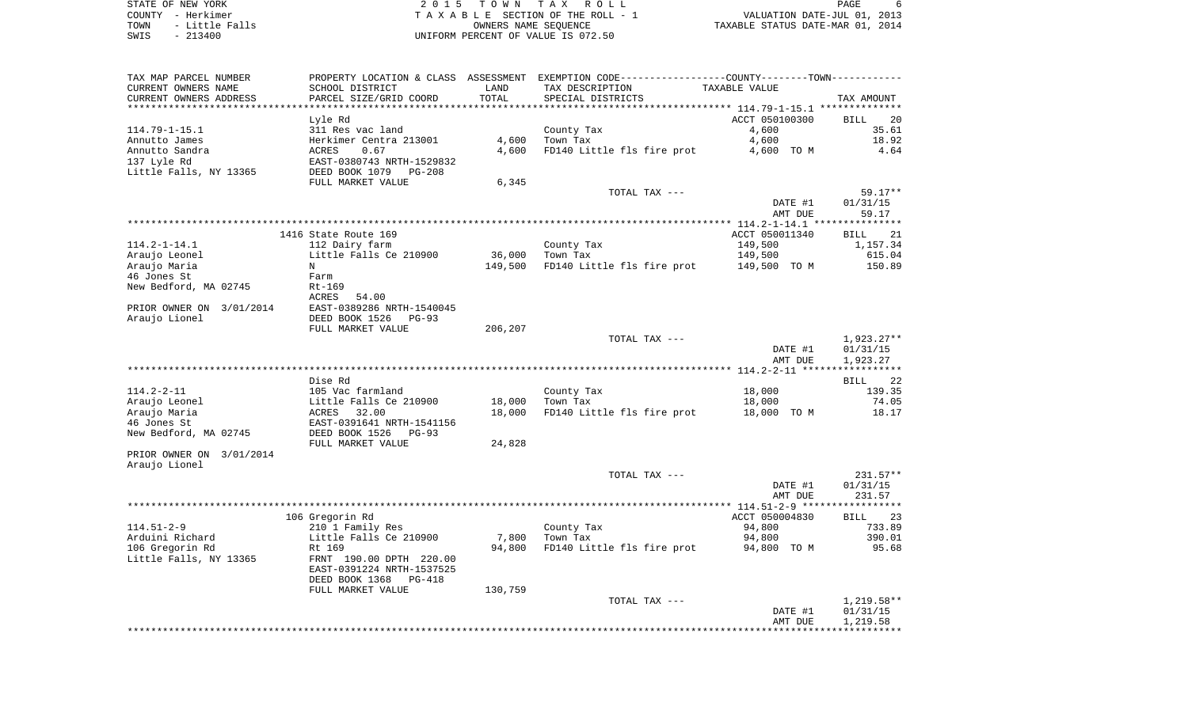STATE OF NEW YORK
COUNTY - Herkimer
TOWN - Little Falls
SWIS - 213400

2 0 1 5 T O W N T A X R O L L
T A X A B L E SECTION OF THE ROLL - 1
OWNERS NAME SEQUENCE
UNIFORM PERCENT OF VALUE IS 072.50

VALUATION DATE-JUL 01, 2013
TAXABLE STATUS DATE-MAR 01, 2014

| TAX MAP PARCEL NUMBER / CURRENT OWNERS NAME / CURRENT OWNERS ADDRESS | PROPERTY LOCATION & CLASS / SCHOOL DISTRICT / PARCEL SIZE/GRID COORD | ASSESSMENT LAND | TOTAL | EXEMPTION CODE / TAX DESCRIPTION / SPECIAL DISTRICTS | TAXABLE VALUE | TAX AMOUNT |
|---|---|---|---|---|---|---|
| **114.79-1-15.1** | Lyle Rd | | | | ACCT 050100300 | BILL 20 |
| 114.79-1-15.1 | 311 Res vac land | | | County Tax | 4,600 | 35.61 |
| Annutto James | Herkimer Centra 213001 | 4,600 | | Town Tax | 4,600 | 18.92 |
| Annutto Sandra | ACRES 0.67 | | 4,600 | FD140 Little fls fire prot | 4,600 TO M | 4.64 |
| 137 Lyle Rd | EAST-0380743 NRTH-1529832 | | | | | |
| Little Falls, NY 13365 | DEED BOOK 1079 PG-208 | | | | | |
| | FULL MARKET VALUE | 6,345 | | | | |
| | | | | TOTAL TAX --- | | 59.17** |
| | | | | | DATE #1 | 01/31/15 |
| | | | | | AMT DUE | 59.17 |
| **114.2-1-14.1** | 1416 State Route 169 | | | | ACCT 050011340 | BILL 21 |
| 114.2-1-14.1 | 112 Dairy farm | | | County Tax | 149,500 | 1,157.34 |
| Araujo Leonel | Little Falls Ce 210900 | 36,000 | | Town Tax | 149,500 | 615.04 |
| Araujo Maria | N | | 149,500 | FD140 Little fls fire prot | 149,500 TO M | 150.89 |
| 46 Jones St | Farm | | | | | |
| New Bedford, MA 02745 | Rt-169 | | | | | |
| | ACRES 54.00 | | | | | |
| PRIOR OWNER ON 3/01/2014 | EAST-0389286 NRTH-1540045 | | | | | |
| Araujo Lionel | DEED BOOK 1526 PG-93 | | | | | |
| | FULL MARKET VALUE | 206,207 | | | | |
| | | | | TOTAL TAX --- | | 1,923.27** |
| | | | | | DATE #1 | 01/31/15 |
| | | | | | AMT DUE | 1,923.27 |
| **114.2-2-11** | Dise Rd | | | | | BILL 22 |
| 114.2-2-11 | 105 Vac farmland | | | County Tax | 18,000 | 139.35 |
| Araujo Leonel | Little Falls Ce 210900 | 18,000 | | Town Tax | 18,000 | 74.05 |
| Araujo Maria | ACRES 32.00 | | 18,000 | FD140 Little fls fire prot | 18,000 TO M | 18.17 |
| 46 Jones St | EAST-0391641 NRTH-1541156 | | | | | |
| New Bedford, MA 02745 | DEED BOOK 1526 PG-93 | | | | | |
| | FULL MARKET VALUE | 24,828 | | | | |
| PRIOR OWNER ON 3/01/2014 | | | | | | |
| Araujo Lionel | | | | | | |
| | | | | TOTAL TAX --- | | 231.57** |
| | | | | | DATE #1 | 01/31/15 |
| | | | | | AMT DUE | 231.57 |
| **114.51-2-9** | 106 Gregorin Rd | | | | ACCT 050004830 | BILL 23 |
| 114.51-2-9 | 210 1 Family Res | | | County Tax | 94,800 | 733.89 |
| Arduini Richard | Little Falls Ce 210900 | 7,800 | | Town Tax | 94,800 | 390.01 |
| 106 Gregorin Rd | Rt 169 | | 94,800 | FD140 Little fls fire prot | 94,800 TO M | 95.68 |
| Little Falls, NY 13365 | FRNT 190.00 DPTH 220.00 | | | | | |
| | EAST-0391224 NRTH-1537525 | | | | | |
| | DEED BOOK 1368 PG-418 | | | | | |
| | FULL MARKET VALUE | 130,759 | | | | |
| | | | | TOTAL TAX --- | | 1,219.58** |
| | | | | | DATE #1 | 01/31/15 |
| | | | | | AMT DUE | 1,219.58 |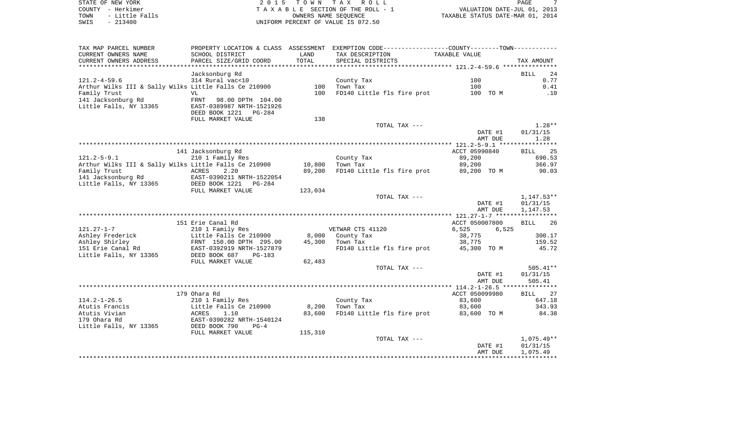STATE OF NEW YORK — 2015 TOWN TAX ROLL — PAGE 7
COUNTY - Herkimer — TAXABLE SECTION OF THE ROLL - 1 — VALUATION DATE-JUL 01, 2013
TOWN - Little Falls — OWNERS NAME SEQUENCE — TAXABLE STATUS DATE-MAR 01, 2014
SWIS - 213400 — UNIFORM PERCENT OF VALUE IS 072.50

| TAX MAP PARCEL NUMBER / CURRENT OWNERS NAME / CURRENT OWNERS ADDRESS | PROPERTY LOCATION & CLASS / SCHOOL DISTRICT / PARCEL SIZE/GRID COORD | ASSESSMENT LAND / TOTAL | EXEMPTION CODE / TAX DESCRIPTION / SPECIAL DISTRICTS | COUNTY / TOWN TAXABLE VALUE | TAX AMOUNT |
|---|---|---|---|---|---|
| **121.2-4-59.6** | Jacksonburg Rd | | | | BILL 24 |
| 121.2-4-59.6 | 314 Rural vac<10 | | County Tax | 100 | 0.77 |
| Arthur Wilks III & Sally Wilks | Little Falls Ce 210900 | 100 | Town Tax | 100 | 0.41 |
| Family Trust | VL | 100 | FD140 Little fls fire prot | 100 TO M | .10 |
| 141 Jacksonburg Rd | FRNT 98.00 DPTH 104.00 | | | | |
| Little Falls, NY 13365 | EAST-0389987 NRTH-1521926 | | | | |
| | DEED BOOK 1221 PG-284 | | | | |
| | FULL MARKET VALUE | 138 | | | |
| | | | TOTAL TAX --- | | 1.28** |
| | | | | DATE #1 | 01/31/15 |
| | | | | AMT DUE | 1.28 |
| **121.2-5-9.1** | 141 Jacksonburg Rd | | | ACCT 05990840 | BILL 25 |
| 121.2-5-9.1 | 210 1 Family Res | | County Tax | 89,200 | 690.53 |
| Arthur Wilks III & Sally Wilks | Little Falls Ce 210900 | 10,800 | Town Tax | 89,200 | 366.97 |
| Family Trust | ACRES 2.20 | 89,200 | FD140 Little fls fire prot | 89,200 TO M | 90.03 |
| 141 Jacksonburg Rd | EAST-0390211 NRTH-1522054 | | | | |
| Little Falls, NY 13365 | DEED BOOK 1221 PG-284 | | | | |
| | FULL MARKET VALUE | 123,034 | | | |
| | | | TOTAL TAX --- | | 1,147.53** |
| | | | | DATE #1 | 01/31/15 |
| | | | | AMT DUE | 1,147.53 |
| **121.27-1-7** | 151 Erie Canal Rd | | | ACCT 050007800 | BILL 26 |
| 121.27-1-7 | 210 1 Family Res | | VETWAR CTS 41120 | 6,525 6,525 | |
| Ashley Frederick | Little Falls Ce 210900 | 8,000 | County Tax | 38,775 | 300.17 |
| Ashley Shirley | FRNT 150.00 DPTH 295.00 | 45,300 | Town Tax | 38,775 | 159.52 |
| 151 Erie Canal Rd | EAST-0392919 NRTH-1527879 | | FD140 Little fls fire prot | 45,300 TO M | 45.72 |
| Little Falls, NY 13365 | DEED BOOK 687 PG-183 | | | | |
| | FULL MARKET VALUE | 62,483 | | | |
| | | | TOTAL TAX --- | | 505.41** |
| | | | | DATE #1 | 01/31/15 |
| | | | | AMT DUE | 505.41 |
| **114.2-1-26.5** | 179 Ohara Rd | | | ACCT 050099980 | BILL 27 |
| 114.2-1-26.5 | 210 1 Family Res | | County Tax | 83,600 | 647.18 |
| Atutis Francis | Little Falls Ce 210900 | 8,200 | Town Tax | 83,600 | 343.93 |
| Atutis Vivian | ACRES 1.10 | 83,600 | FD140 Little fls fire prot | 83,600 TO M | 84.38 |
| 179 Ohara Rd | EAST-0390282 NRTH-1540124 | | | | |
| Little Falls, NY 13365 | DEED BOOK 790 PG-4 | | | | |
| | FULL MARKET VALUE | 115,310 | | | |
| | | | TOTAL TAX --- | | 1,075.49** |
| | | | | DATE #1 | 01/31/15 |
| | | | | AMT DUE | 1,075.49 |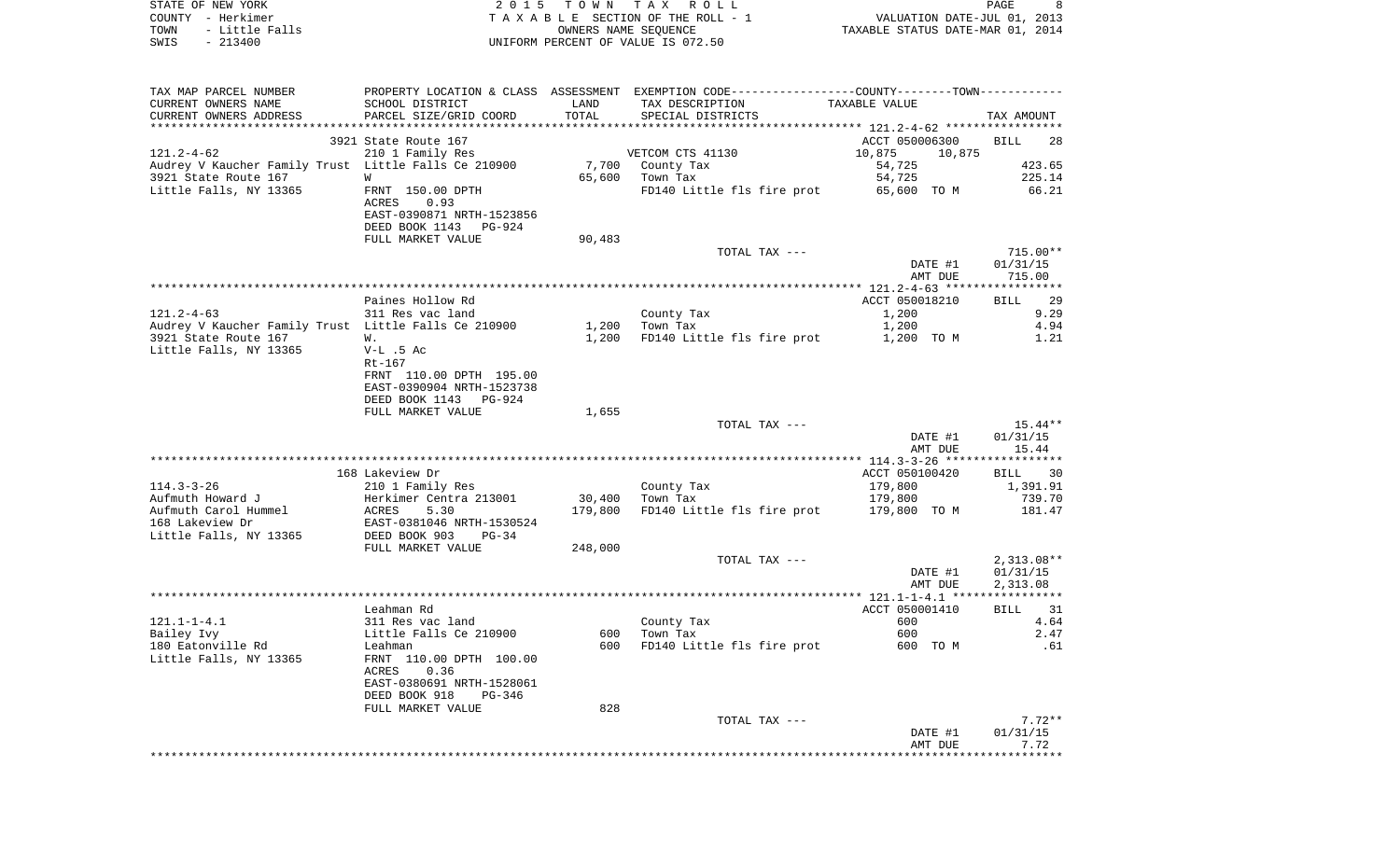STATE OF NEW YORK
COUNTY - Herkimer
TOWN - Little Falls
SWIS - 213400

2015 TOWN TAX ROLL
TAXABLE SECTION OF THE ROLL - 1
OWNERS NAME SEQUENCE
UNIFORM PERCENT OF VALUE IS 072.50

VALUATION DATE-JUL 01, 2013
TAXABLE STATUS DATE-MAR 01, 2014

| TAX MAP PARCEL NUMBER / CURRENT OWNERS NAME / CURRENT OWNERS ADDRESS | PROPERTY LOCATION & CLASS / SCHOOL DISTRICT / PARCEL SIZE/GRID COORD | ASSESSMENT LAND / TOTAL | EXEMPTION CODE / TAX DESCRIPTION / SPECIAL DISTRICTS | COUNTY--------TOWN / TAXABLE VALUE | TAX AMOUNT |
|---|---|---|---|---|---|
| 121.2-4-62 | 3921 State Route 167 | | | ACCT 050006300 | BILL 28 |
| 121.2-4-62 | 210 1 Family Res | | VETCOM CTS 41130 | 10,875 10,875 | |
| Audrey V Kaucher Family Trust | Little Falls Ce 210900 | 7,700 | County Tax | 54,725 | 423.65 |
| 3921 State Route 167 | W | 65,600 | Town Tax | 54,725 | 225.14 |
| Little Falls, NY 13365 | FRNT 150.00 DPTH | | FD140 Little fls fire prot | 65,600 TO M | 66.21 |
| | ACRES 0.93 | | | | |
| | EAST-0390871 NRTH-1523856 | | | | |
| | DEED BOOK 1143 PG-924 | | | | |
| | FULL MARKET VALUE | 90,483 | | | |
| | | | TOTAL TAX --- | | 715.00** |
| | | | | DATE #1 | 01/31/15 |
| | | | | AMT DUE | 715.00 |
| 121.2-4-63 | Paines Hollow Rd | | | ACCT 050018210 | BILL 29 |
| 121.2-4-63 | 311 Res vac land | | County Tax | 1,200 | 9.29 |
| Audrey V Kaucher Family Trust | Little Falls Ce 210900 | 1,200 | Town Tax | 1,200 | 4.94 |
| 3921 State Route 167 | W. | 1,200 | FD140 Little fls fire prot | 1,200 TO M | 1.21 |
| Little Falls, NY 13365 | V-L .5 Ac | | | | |
| | Rt-167 | | | | |
| | FRNT 110.00 DPTH 195.00 | | | | |
| | EAST-0390904 NRTH-1523738 | | | | |
| | DEED BOOK 1143 PG-924 | | | | |
| | FULL MARKET VALUE | 1,655 | | | |
| | | | TOTAL TAX --- | | 15.44** |
| | | | | DATE #1 | 01/31/15 |
| | | | | AMT DUE | 15.44 |
| 114.3-3-26 | 168 Lakeview Dr | | | ACCT 050100420 | BILL 30 |
| 114.3-3-26 | 210 1 Family Res | | County Tax | 179,800 | 1,391.91 |
| Aufmuth Howard J | Herkimer Centra 213001 | 30,400 | Town Tax | 179,800 | 739.70 |
| Aufmuth Carol Hummel | ACRES 5.30 | 179,800 | FD140 Little fls fire prot | 179,800 TO M | 181.47 |
| 168 Lakeview Dr | EAST-0381046 NRTH-1530524 | | | | |
| Little Falls, NY 13365 | DEED BOOK 903 PG-34 | | | | |
| | FULL MARKET VALUE | 248,000 | | | |
| | | | TOTAL TAX --- | | 2,313.08** |
| | | | | DATE #1 | 01/31/15 |
| | | | | AMT DUE | 2,313.08 |
| 121.1-1-4.1 | Leahman Rd | | | ACCT 050001410 | BILL 31 |
| 121.1-1-4.1 | 311 Res vac land | | County Tax | 600 | 4.64 |
| Bailey Ivy | Little Falls Ce 210900 | 600 | Town Tax | 600 | 2.47 |
| 180 Eatonville Rd | Leahman | 600 | FD140 Little fls fire prot | 600 TO M | .61 |
| Little Falls, NY 13365 | FRNT 110.00 DPTH 100.00 | | | | |
| | ACRES 0.36 | | | | |
| | EAST-0380691 NRTH-1528061 | | | | |
| | DEED BOOK 918 PG-346 | | | | |
| | FULL MARKET VALUE | 828 | | | |
| | | | TOTAL TAX --- | | 7.72** |
| | | | | DATE #1 | 01/31/15 |
| | | | | AMT DUE | 7.72 |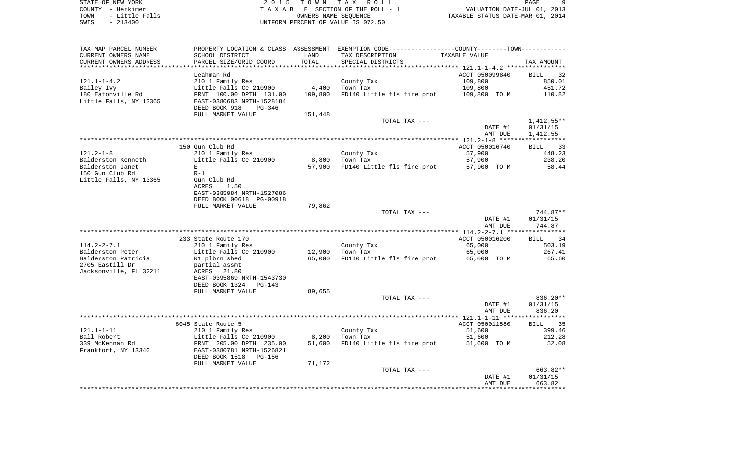STATE OF NEW YORK
COUNTY - Herkimer
TOWN - Little Falls
SWIS - 213400

2 0 1 5 T O W N T A X R O L L
T A X A B L E SECTION OF THE ROLL - 1
OWNERS NAME SEQUENCE
UNIFORM PERCENT OF VALUE IS 072.50

VALUATION DATE-JUL 01, 2013
TAXABLE STATUS DATE-MAR 01, 2014

| TAX MAP PARCEL NUMBER<br>CURRENT OWNERS NAME<br>CURRENT OWNERS ADDRESS | PROPERTY LOCATION & CLASS<br>SCHOOL DISTRICT<br>PARCEL SIZE/GRID COORD | ASSESSMENT<br>LAND<br>TOTAL | EXEMPTION CODE-----COUNTY-----TOWN<br>TAX DESCRIPTION<br>SPECIAL DISTRICTS | TAXABLE VALUE | TAX AMOUNT |
|---|---|---|---|---|---|
| **121.1-1-4.2** | | | | | |
| | Leahman Rd | | | ACCT 050099840 | BILL 32 |
| 121.1-1-4.2 | 210 1 Family Res | | County Tax | 109,800 | 850.01 |
| Bailey Ivy | Little Falls Ce 210900 | 4,400 | Town Tax | 109,800 | 451.72 |
| 180 Eatonville Rd | FRNT 100.00 DPTH 131.00 | 109,800 | FD140 Little fls fire prot | 109,800 TO M | 110.82 |
| Little Falls, NY 13365 | EAST-0380683 NRTH-1528184 | | | | |
| | DEED BOOK 918 PG-346 | | | | |
| | FULL MARKET VALUE | 151,448 | | | |
| | | | TOTAL TAX --- | | 1,412.55** |
| | | | | DATE #1 | 01/31/15 |
| | | | | AMT DUE | 1,412.55 |
| **121.2-1-8** | | | | | |
| | 150 Gun Club Rd | | | ACCT 050016740 | BILL 33 |
| 121.2-1-8 | 210 1 Family Res | | County Tax | 57,900 | 448.23 |
| Balderston Kenneth | Little Falls Ce 210900 | 8,800 | Town Tax | 57,900 | 238.20 |
| Balderston Janet | E | 57,900 | FD140 Little fls fire prot | 57,900 TO M | 58.44 |
| 150 Gun Club Rd | R-1 | | | | |
| Little Falls, NY 13365 | Gun Club Rd | | | | |
| | ACRES 1.50 | | | | |
| | EAST-0385984 NRTH-1527086 | | | | |
| | DEED BOOK 00618 PG-00918 | | | | |
| | FULL MARKET VALUE | 79,862 | | | |
| | | | TOTAL TAX --- | | 744.87** |
| | | | | DATE #1 | 01/31/15 |
| | | | | AMT DUE | 744.87 |
| **114.2-2-7.1** | | | | | |
| | 233 State Route 170 | | | ACCT 050016200 | BILL 34 |
| 114.2-2-7.1 | 210 1 Family Res | | County Tax | 65,000 | 503.19 |
| Balderston Peter | Little Falls Ce 210900 | 12,900 | Town Tax | 65,000 | 267.41 |
| Balderston Patricia | R1 plbrn shed | 65,000 | FD140 Little fls fire prot | 65,000 TO M | 65.60 |
| 2705 Eastill Dr | partial assmt | | | | |
| Jacksonville, FL 32211 | ACRES 21.80 | | | | |
| | EAST-0395869 NRTH-1543730 | | | | |
| | DEED BOOK 1324 PG-143 | | | | |
| | FULL MARKET VALUE | 89,655 | | | |
| | | | TOTAL TAX --- | | 836.20** |
| | | | | DATE #1 | 01/31/15 |
| | | | | AMT DUE | 836.20 |
| **121.1-1-11** | | | | | |
| | 6045 State Route 5 | | | ACCT 050011580 | BILL 35 |
| 121.1-1-11 | 210 1 Family Res | | County Tax | 51,600 | 399.46 |
| Ball Robert | Little Falls Ce 210900 | 8,200 | Town Tax | 51,600 | 212.28 |
| 339 McKennan Rd | FRNT 205.00 DPTH 235.00 | 51,600 | FD140 Little fls fire prot | 51,600 TO M | 52.08 |
| Frankfort, NY 13340 | EAST-0380781 NRTH-1526821 | | | | |
| | DEED BOOK 1518 PG-156 | | | | |
| | FULL MARKET VALUE | 71,172 | | | |
| | | | TOTAL TAX --- | | 663.82** |
| | | | | DATE #1 | 01/31/15 |
| | | | | AMT DUE | 663.82 |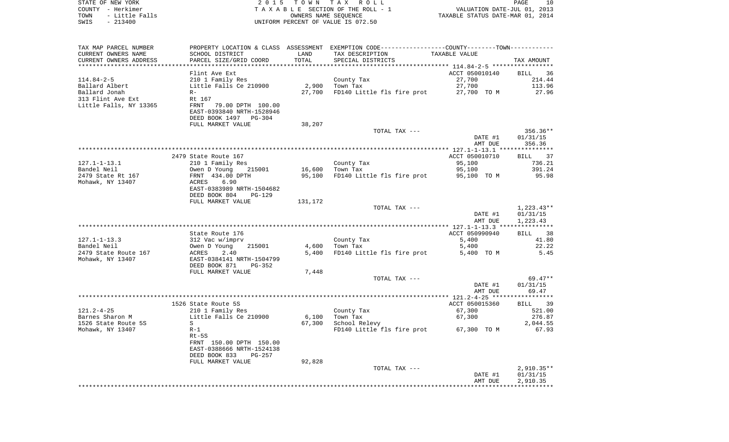STATE OF NEW YORK — 2015 TOWN TAX ROLL
COUNTY - Herkimer — TAXABLE SECTION OF THE ROLL - 1 — VALUATION DATE-JUL 01, 2013
TOWN - Little Falls — OWNERS NAME SEQUENCE — TAXABLE STATUS DATE-MAR 01, 2014
SWIS - 213400 — UNIFORM PERCENT OF VALUE IS 072.50

| TAX MAP PARCEL NUMBER / CURRENT OWNERS NAME / CURRENT OWNERS ADDRESS | PROPERTY LOCATION & CLASS / SCHOOL DISTRICT / PARCEL SIZE/GRID COORD | ASSESSMENT LAND | TOTAL | EXEMPTION CODE / TAX DESCRIPTION / SPECIAL DISTRICTS | TAXABLE VALUE | TAX AMOUNT |
|---|---|---|---|---|---|---|
| **114.84-2-5** | Flint Ave Ext | | | | ACCT 050010140 | BILL 36 |
| Ballard Albert | 210 1 Family Res | | | County Tax | 27,700 | 214.44 |
| Ballard Jonah | Little Falls Ce 210900 | 2,900 | | Town Tax | 27,700 | 113.96 |
| 313 Flint Ave Ext | R- | | 27,700 | FD140 Little fls fire prot | 27,700 TO M | 27.96 |
| Little Falls, NY 13365 | Rt 167 | | | | | |
| | FRNT 79.00 DPTH 100.00 | | | | | |
| | EAST-0393840 NRTH-1528946 | | | | | |
| | DEED BOOK 1497 PG-304 | | | | | |
| | FULL MARKET VALUE | 38,207 | | | | |
| | | | | TOTAL TAX --- | | 356.36** |
| | | | | | DATE #1 | 01/31/15 |
| | | | | | AMT DUE | 356.36 |
| **127.1-1-13.1** | 2479 State Route 167 | | | | ACCT 050010710 | BILL 37 |
| Bandel Neil | 210 1 Family Res | | | County Tax | 95,100 | 736.21 |
| 2479 State Rt 167 | Owen D Young 215001 | 16,600 | | Town Tax | 95,100 | 391.24 |
| Mohawk, NY 13407 | FRNT 434.00 DPTH | | 95,100 | FD140 Little fls fire prot | 95,100 TO M | 95.98 |
| | ACRES 6.90 | | | | | |
| | EAST-0383989 NRTH-1504682 | | | | | |
| | DEED BOOK 804 PG-129 | | | | | |
| | FULL MARKET VALUE | 131,172 | | | | |
| | | | | TOTAL TAX --- | | 1,223.43** |
| | | | | | DATE #1 | 01/31/15 |
| | | | | | AMT DUE | 1,223.43 |
| **127.1-1-13.3** | State Route 176 | | | | ACCT 050990940 | BILL 38 |
| Bandel Neil | 312 Vac w/imprv | | | County Tax | 5,400 | 41.80 |
| 2479 State Route 167 | Owen D Young 215001 | 4,600 | | Town Tax | 5,400 | 22.22 |
| Mohawk, NY 13407 | ACRES 2.40 | | 5,400 | FD140 Little fls fire prot | 5,400 TO M | 5.45 |
| | EAST-0384141 NRTH-1504799 | | | | | |
| | DEED BOOK 871 PG-352 | | | | | |
| | FULL MARKET VALUE | 7,448 | | | | |
| | | | | TOTAL TAX --- | | 69.47** |
| | | | | | DATE #1 | 01/31/15 |
| | | | | | AMT DUE | 69.47 |
| **121.2-4-25** | 1526 State Route 5S | | | | ACCT 050015360 | BILL 39 |
| Barnes Sharon M | 210 1 Family Res | | | County Tax | 67,300 | 521.00 |
| 1526 State Route 5S | Little Falls Ce 210900 | 6,100 | | Town Tax | 67,300 | 276.87 |
| Mohawk, NY 13407 | S | | 67,300 | School Relevy | | 2,044.55 |
| | R-1 | | | FD140 Little fls fire prot | 67,300 TO M | 67.93 |
| | Rt-5S | | | | | |
| | FRNT 150.00 DPTH 150.00 | | | | | |
| | EAST-0388666 NRTH-1524138 | | | | | |
| | DEED BOOK 833 PG-257 | | | | | |
| | FULL MARKET VALUE | 92,828 | | | | |
| | | | | TOTAL TAX --- | | 2,910.35** |
| | | | | | DATE #1 | 01/31/15 |
| | | | | | AMT DUE | 2,910.35 |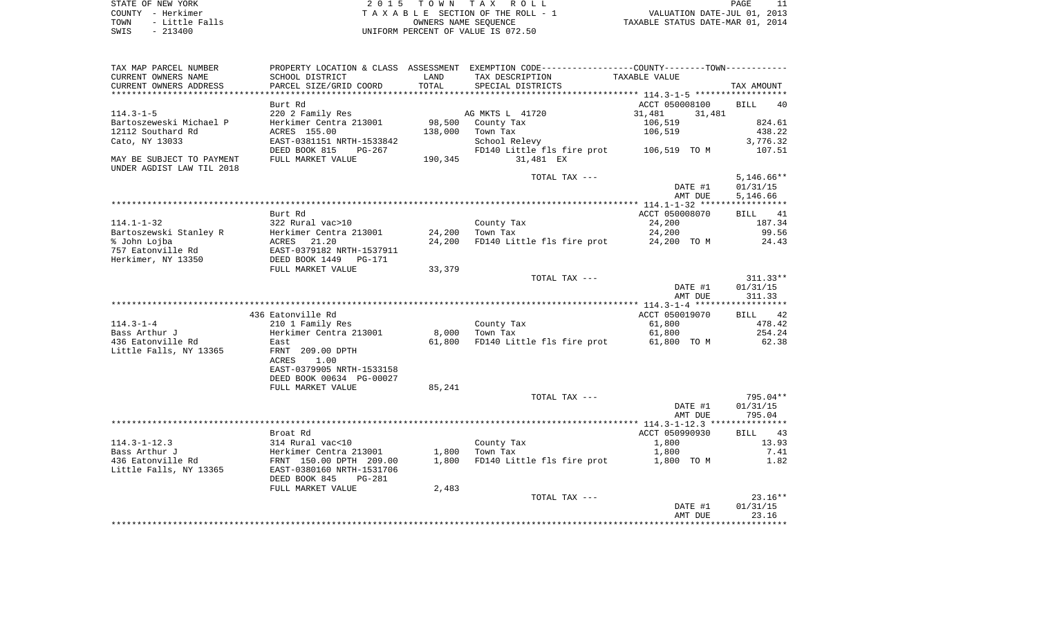STATE OF NEW YORK                    2 0 1 5   T O W N   T A X   R O L L
COUNTY - Herkimer                    T A X A B L E  SECTION OF THE ROLL - 1          VALUATION DATE-JUL 01, 2013
TOWN   - Little Falls                        OWNERS NAME SEQUENCE                  TAXABLE STATUS DATE-MAR 01, 2014
SWIS   - 213400                      UNIFORM PERCENT OF VALUE IS 072.50

| TAX MAP PARCEL NUMBER / CURRENT OWNERS NAME / CURRENT OWNERS ADDRESS | PROPERTY LOCATION & CLASS / SCHOOL DISTRICT / PARCEL SIZE/GRID COORD | ASSESSMENT LAND / TOTAL | EXEMPTION CODE / TAX DESCRIPTION / SPECIAL DISTRICTS | COUNTY / TOWN TAXABLE VALUE | TAX AMOUNT |
|---|---|---|---|---|---|
| | Burt Rd | | | ACCT 050008100 | BILL 40 |
| 114.3-1-5 | 220 2 Family Res | | AG MKTS L 41720 | 31,481    31,481 | |
| Bartoszeweski Michael P | Herkimer Centra 213001 | 98,500 | County Tax | 106,519 | 824.61 |
| 12112 Southard Rd | ACRES 155.00 | 138,000 | Town Tax | 106,519 | 438.22 |
| Cato, NY 13033 | EAST-0381151 NRTH-1533842 | | School Relevy | | 3,776.32 |
| | DEED BOOK 815    PG-267 | | FD140 Little fls fire prot | 106,519 TO M | 107.51 |
| MAY BE SUBJECT TO PAYMENT | FULL MARKET VALUE | 190,345 | 31,481 EX | | |
| UNDER AGDIST LAW TIL 2018 | | | | | |
| | | | TOTAL TAX --- | | 5,146.66** |
| | | | | DATE #1 | 01/31/15 |
| | | | | AMT DUE | 5,146.66 |
| | Burt Rd | | | ACCT 050008070 | BILL 41 |
| 114.1-1-32 | 322 Rural vac>10 | | County Tax | 24,200 | 187.34 |
| Bartoszewski Stanley R | Herkimer Centra 213001 | 24,200 | Town Tax | 24,200 | 99.56 |
| % John Lojba | ACRES 21.20 | 24,200 | FD140 Little fls fire prot | 24,200 TO M | 24.43 |
| 757 Eatonville Rd | EAST-0379182 NRTH-1537911 | | | | |
| Herkimer, NY 13350 | DEED BOOK 1449    PG-171 | | | | |
| | FULL MARKET VALUE | 33,379 | | | |
| | | | TOTAL TAX --- | | 311.33** |
| | | | | DATE #1 | 01/31/15 |
| | | | | AMT DUE | 311.33 |
| | 436 Eatonville Rd | | | ACCT 050019070 | BILL 42 |
| 114.3-1-4 | 210 1 Family Res | | County Tax | 61,800 | 478.42 |
| Bass Arthur J | Herkimer Centra 213001 | 8,000 | Town Tax | 61,800 | 254.24 |
| 436 Eatonville Rd | East | 61,800 | FD140 Little fls fire prot | 61,800 TO M | 62.38 |
| Little Falls, NY 13365 | FRNT 209.00 DPTH | | | | |
| | ACRES 1.00 | | | | |
| | EAST-0379905 NRTH-1533158 | | | | |
| | DEED BOOK 00634 PG-00027 | | | | |
| | FULL MARKET VALUE | 85,241 | | | |
| | | | TOTAL TAX --- | | 795.04** |
| | | | | DATE #1 | 01/31/15 |
| | | | | AMT DUE | 795.04 |
| | Broat Rd | | | ACCT 050990930 | BILL 43 |
| 114.3-1-12.3 | 314 Rural vac<10 | | County Tax | 1,800 | 13.93 |
| Bass Arthur J | Herkimer Centra 213001 | 1,800 | Town Tax | 1,800 | 7.41 |
| 436 Eatonville Rd | FRNT 150.00 DPTH 209.00 | 1,800 | FD140 Little fls fire prot | 1,800 TO M | 1.82 |
| Little Falls, NY 13365 | EAST-0380160 NRTH-1531706 | | | | |
| | DEED BOOK 845    PG-281 | | | | |
| | FULL MARKET VALUE | 2,483 | | | |
| | | | TOTAL TAX --- | | 23.16** |
| | | | | DATE #1 | 01/31/15 |
| | | | | AMT DUE | 23.16 |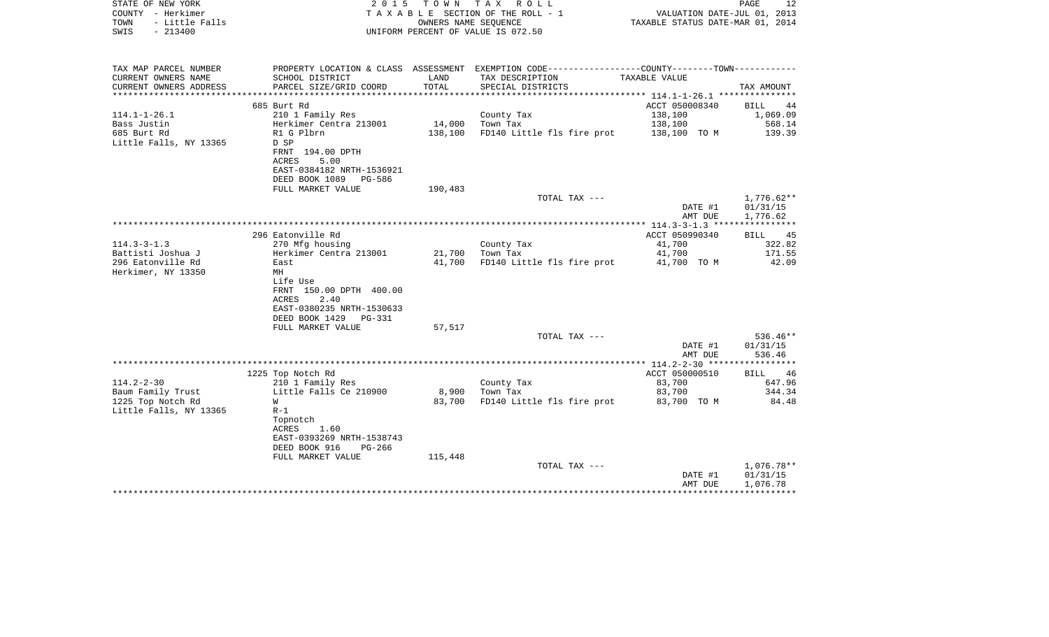STATE OF NEW YORK                                2015 TOWN TAX ROLL
COUNTY - Herkimer                          TAXABLE SECTION OF THE ROLL - 1                    VALUATION DATE-JUL 01, 2013
TOWN - Little Falls                              OWNERS NAME SEQUENCE                          TAXABLE STATUS DATE-MAR 01, 2014
SWIS - 213400                            UNIFORM PERCENT OF VALUE IS 072.50

| TAX MAP PARCEL NUMBER / CURRENT OWNERS NAME / CURRENT OWNERS ADDRESS | PROPERTY LOCATION & CLASS / SCHOOL DISTRICT / PARCEL SIZE/GRID COORD | ASSESSMENT LAND / TOTAL | EXEMPTION CODE / TAX DESCRIPTION / SPECIAL DISTRICTS | COUNTY--------TOWN TAXABLE VALUE | TAX AMOUNT |
|---|---|---|---|---|---|
| 114.1-1-26.1 | 685 Burt Rd | | | ACCT 050008340 | BILL 44 |
| Bass Justin | 210 1 Family Res | | County Tax | 138,100 | 1,069.09 |
| 685 Burt Rd | Herkimer Centra 213001 | 14,000 | Town Tax | 138,100 | 568.14 |
| Little Falls, NY 13365 | R1 G Plbrn | 138,100 | FD140 Little fls fire prot | 138,100 TO M | 139.39 |
| | D SP | | | | |
| | FRNT 194.00 DPTH | | | | |
| | ACRES 5.00 | | | | |
| | EAST-0384182 NRTH-1536921 | | | | |
| | DEED BOOK 1089 PG-586 | | | | |
| | FULL MARKET VALUE | 190,483 | | | |
| | | | TOTAL TAX --- | | 1,776.62** |
| | | | | DATE #1 | 01/31/15 |
| | | | | AMT DUE | 1,776.62 |
| 114.3-3-1.3 | 296 Eatonville Rd | | | ACCT 050990340 | BILL 45 |
| Battisti Joshua J | 270 Mfg housing | | County Tax | 41,700 | 322.82 |
| 296 Eatonville Rd | Herkimer Centra 213001 | 21,700 | Town Tax | 41,700 | 171.55 |
| Herkimer, NY 13350 | East | 41,700 | FD140 Little fls fire prot | 41,700 TO M | 42.09 |
| | MH | | | | |
| | Life Use | | | | |
| | FRNT 150.00 DPTH 400.00 | | | | |
| | ACRES 2.40 | | | | |
| | EAST-0380235 NRTH-1530633 | | | | |
| | DEED BOOK 1429 PG-331 | | | | |
| | FULL MARKET VALUE | 57,517 | | | |
| | | | TOTAL TAX --- | | 536.46** |
| | | | | DATE #1 | 01/31/15 |
| | | | | AMT DUE | 536.46 |
| 114.2-2-30 | 1225 Top Notch Rd | | | ACCT 050000510 | BILL 46 |
| Baum Family Trust | 210 1 Family Res | | County Tax | 83,700 | 647.96 |
| 1225 Top Notch Rd | Little Falls Ce 210900 | 8,900 | Town Tax | 83,700 | 344.34 |
| Little Falls, NY 13365 | W | 83,700 | FD140 Little fls fire prot | 83,700 TO M | 84.48 |
| | R-1 | | | | |
| | Topnotch | | | | |
| | ACRES 1.60 | | | | |
| | EAST-0393269 NRTH-1538743 | | | | |
| | DEED BOOK 916 PG-266 | | | | |
| | FULL MARKET VALUE | 115,448 | | | |
| | | | TOTAL TAX --- | | 1,076.78** |
| | | | | DATE #1 | 01/31/15 |
| | | | | AMT DUE | 1,076.78 |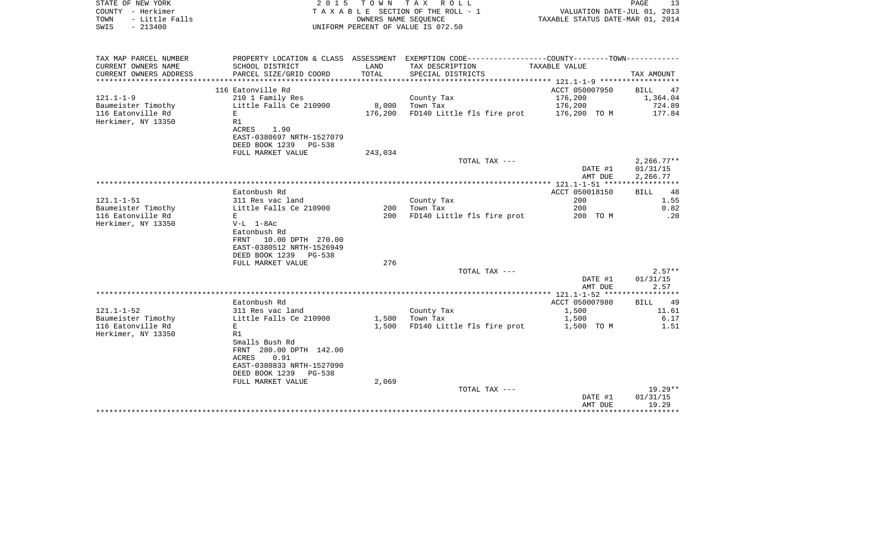STATE OF NEW YORK
COUNTY - Herkimer
TOWN - Little Falls
SWIS - 213400

2 0 1 5 T O W N T A X R O L L
T A X A B L E SECTION OF THE ROLL - 1
OWNERS NAME SEQUENCE
UNIFORM PERCENT OF VALUE IS 072.50

VALUATION DATE-JUL 01, 2013
TAXABLE STATUS DATE-MAR 01, 2014

| TAX MAP PARCEL NUMBER / CURRENT OWNERS NAME / CURRENT OWNERS ADDRESS | PROPERTY LOCATION & CLASS / SCHOOL DISTRICT / PARCEL SIZE/GRID COORD | ASSESSMENT LAND / TOTAL | EXEMPTION CODE / TAX DESCRIPTION / SPECIAL DISTRICTS | TAXABLE VALUE | TAX AMOUNT |
|---|---|---|---|---|---|
| 121.1-1-9 | 116 Eatonville Rd | | | ACCT 050007950 | BILL 47 |
| Baumeister Timothy | 210 1 Family Res | | County Tax | 176,200 | 1,364.04 |
| 116 Eatonville Rd | Little Falls Ce 210900 | 8,000 | Town Tax | 176,200 | 724.89 |
| Herkimer, NY 13350 | E | 176,200 | FD140 Little fls fire prot | 176,200 TO M | 177.84 |
| | R1 | | | | |
| | ACRES 1.90 | | | | |
| | EAST-0380697 NRTH-1527079 | | | | |
| | DEED BOOK 1239 PG-538 | | | | |
| | FULL MARKET VALUE | 243,034 | | | |
| | | | TOTAL TAX --- | | 2,266.77** |
| | | | | DATE #1 | 01/31/15 |
| | | | | AMT DUE | 2,266.77 |
| 121.1-1-51 | Eatonbush Rd | | | ACCT 050018150 | BILL 48 |
| Baumeister Timothy | 311 Res vac land | | County Tax | 200 | 1.55 |
| 116 Eatonville Rd | Little Falls Ce 210900 | 200 | Town Tax | 200 | 0.82 |
| Herkimer, NY 13350 | E | 200 | FD140 Little fls fire prot | 200 TO M | .20 |
| | V-L 1-8Ac | | | | |
| | Eatonbush Rd | | | | |
| | FRNT 10.00 DPTH 270.00 | | | | |
| | EAST-0380512 NRTH-1526949 | | | | |
| | DEED BOOK 1239 PG-538 | | | | |
| | FULL MARKET VALUE | 276 | | | |
| | | | TOTAL TAX --- | | 2.57** |
| | | | | DATE #1 | 01/31/15 |
| | | | | AMT DUE | 2.57 |
| 121.1-1-52 | Eatonbush Rd | | | ACCT 050007980 | BILL 49 |
| Baumeister Timothy | 311 Res vac land | | County Tax | 1,500 | 11.61 |
| 116 Eatonville Rd | Little Falls Ce 210900 | 1,500 | Town Tax | 1,500 | 6.17 |
| Herkimer, NY 13350 | E | 1,500 | FD140 Little fls fire prot | 1,500 TO M | 1.51 |
| | R1 | | | | |
| | Smalls Bush Rd | | | | |
| | FRNT 280.00 DPTH 142.00 | | | | |
| | ACRES 0.91 | | | | |
| | EAST-0380833 NRTH-1527090 | | | | |
| | DEED BOOK 1239 PG-538 | | | | |
| | FULL MARKET VALUE | 2,069 | | | |
| | | | TOTAL TAX --- | | 19.29** |
| | | | | DATE #1 | 01/31/15 |
| | | | | AMT DUE | 19.29 |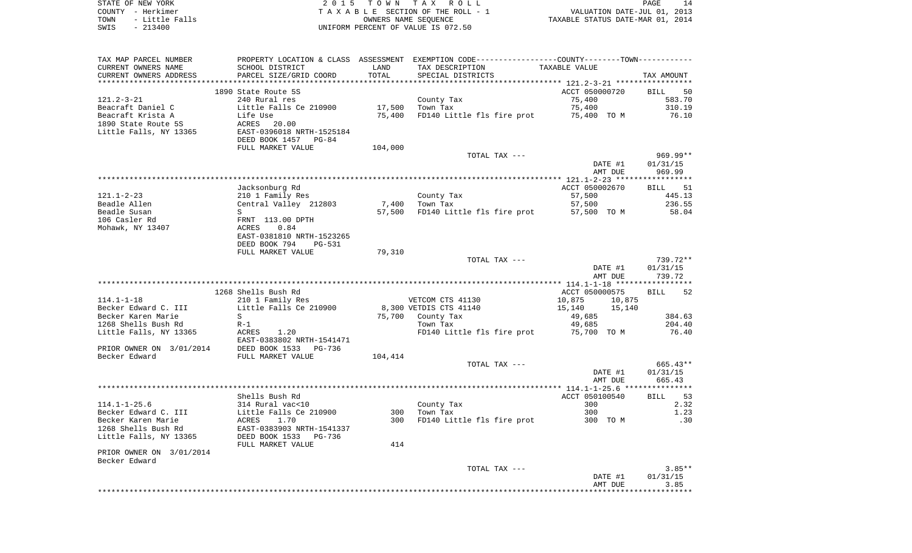STATE OF NEW YORK                    2 0 1 5   T O W N   T A X   R O L L                    PAGE 14
COUNTY - Herkimer                    T A X A B L E  SECTION OF THE ROLL - 1                 VALUATION DATE-JUL 01, 2013
TOWN - Little Falls                  OWNERS NAME SEQUENCE                                   TAXABLE STATUS DATE-MAR 01, 2014
SWIS - 213400                        UNIFORM PERCENT OF VALUE IS 072.50

| TAX MAP PARCEL NUMBER / CURRENT OWNERS NAME / CURRENT OWNERS ADDRESS | PROPERTY LOCATION & CLASS / SCHOOL DISTRICT / PARCEL SIZE/GRID COORD | ASSESSMENT LAND / TOTAL | EXEMPTION CODE / TAX DESCRIPTION / SPECIAL DISTRICTS | COUNTY / TOWN TAXABLE VALUE | TAX AMOUNT |
|---|---|---|---|---|---|
| **121.2-3-21** | 1890 State Route 5S | | | ACCT 050000720 | BILL 50 |
| Beacraft Daniel C | 240 Rural res | 17,500 | County Tax | 75,400 | 583.70 |
| Beacraft Krista A | Little Falls Ce 210900 | 75,400 | Town Tax | 75,400 | 310.19 |
| 1890 State Route 5S | Life Use | | FD140 Little fls fire prot | 75,400 TO M | 76.10 |
| Little Falls, NY 13365 | ACRES 20.00 | | | | |
| | EAST-0396018 NRTH-1525184 | | | | |
| | DEED BOOK 1457 PG-84 | | | | |
| | FULL MARKET VALUE | 104,000 | | | |
| | | | TOTAL TAX --- | | 969.99** |
| | | | | DATE #1 | 01/31/15 |
| | | | | AMT DUE | 969.99 |
| **121.1-2-23** | Jacksonburg Rd | | | ACCT 050002670 | BILL 51 |
| Beadle Allen | 210 1 Family Res | 7,400 | County Tax | 57,500 | 445.13 |
| Beadle Susan | Central Valley 212803 | 57,500 | Town Tax | 57,500 | 236.55 |
| 106 Casler Rd | S | | FD140 Little fls fire prot | 57,500 TO M | 58.04 |
| Mohawk, NY 13407 | FRNT 113.00 DPTH | | | | |
| | ACRES 0.84 | | | | |
| | EAST-0381810 NRTH-1523265 | | | | |
| | DEED BOOK 794 PG-531 | | | | |
| | FULL MARKET VALUE | 79,310 | | | |
| | | | TOTAL TAX --- | | 739.72** |
| | | | | DATE #1 | 01/31/15 |
| | | | | AMT DUE | 739.72 |
| **114.1-1-18** | 1268 Shells Bush Rd | | | ACCT 050000575 | BILL 52 |
| Becker Edward C. III | 210 1 Family Res | | VETCOM CTS 41130 | 10,875 10,875 | |
| Becker Karen Marie | Little Falls Ce 210900 | 8,300 | VETDIS CTS 41140 | 15,140 15,140 | |
| 1268 Shells Bush Rd | S | 75,700 | County Tax | 49,685 | 384.63 |
| Little Falls, NY 13365 | R-1 | | Town Tax | 49,685 | 204.40 |
| | ACRES 1.20 | | FD140 Little fls fire prot | 75,700 TO M | 76.40 |
| | EAST-0383802 NRTH-1541471 | | | | |
| PRIOR OWNER ON 3/01/2014 | DEED BOOK 1533 PG-736 | | | | |
| Becker Edward | FULL MARKET VALUE | 104,414 | | | |
| | | | TOTAL TAX --- | | 665.43** |
| | | | | DATE #1 | 01/31/15 |
| | | | | AMT DUE | 665.43 |
| **114.1-1-25.6** | Shells Bush Rd | | | ACCT 050100540 | BILL 53 |
| Becker Edward C. III | 314 Rural vac<10 | 300 | County Tax | 300 | 2.32 |
| Becker Karen Marie | Little Falls Ce 210900 | 300 | Town Tax | 300 | 1.23 |
| 1268 Shells Bush Rd | ACRES 1.70 | | FD140 Little fls fire prot | 300 TO M | .30 |
| Little Falls, NY 13365 | EAST-0383903 NRTH-1541337 | | | | |
| | DEED BOOK 1533 PG-736 | | | | |
| PRIOR OWNER ON 3/01/2014 | FULL MARKET VALUE | 414 | | | |
| Becker Edward | | | | | |
| | | | TOTAL TAX --- | | 3.85** |
| | | | | DATE #1 | 01/31/15 |
| | | | | AMT DUE | 3.85 |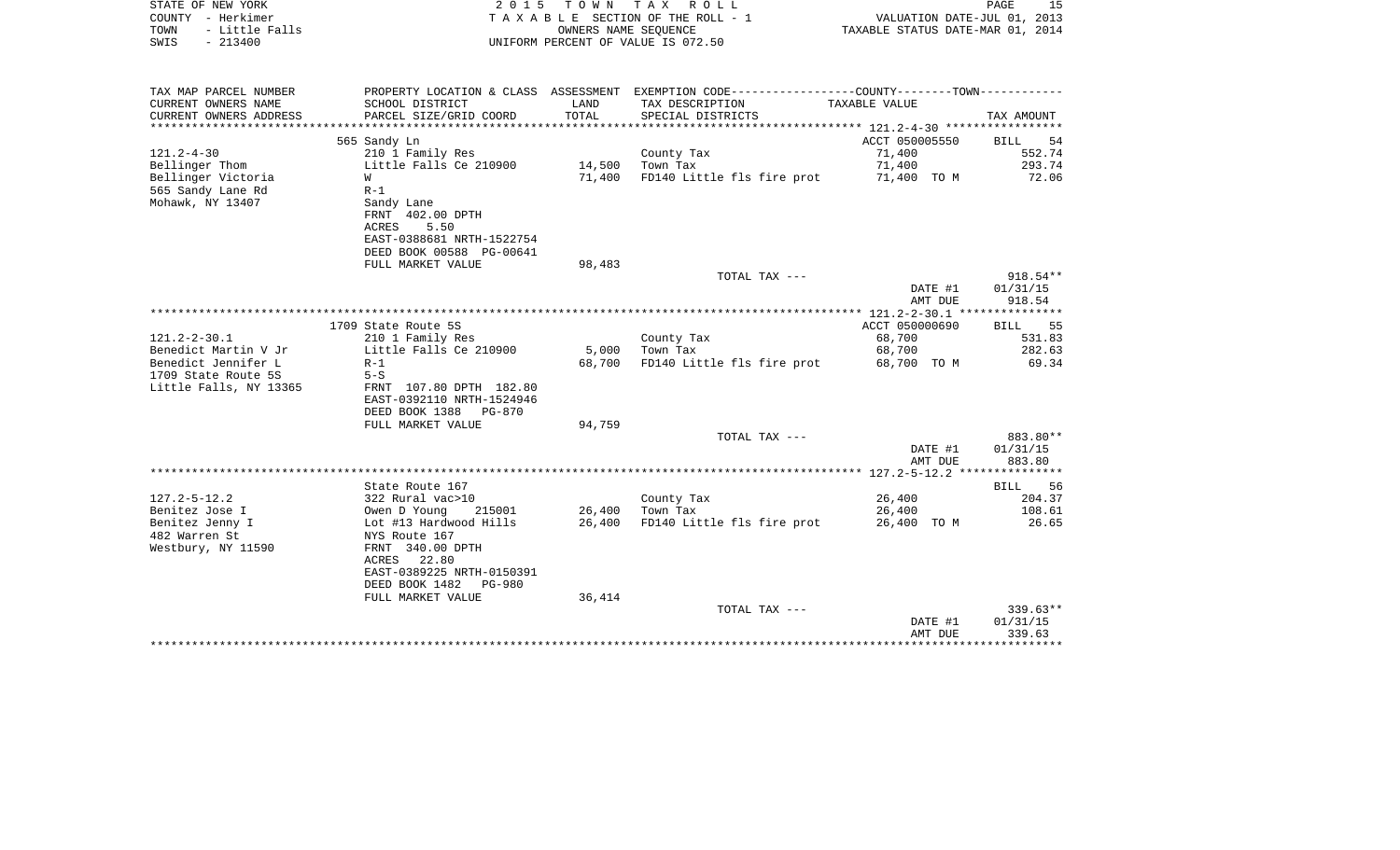STATE OF NEW YORK
COUNTY - Herkimer
TOWN - Little Falls
SWIS - 213400

2 0 1 5 T O W N T A X R O L L
T A X A B L E SECTION OF THE ROLL - 1
OWNERS NAME SEQUENCE
UNIFORM PERCENT OF VALUE IS 072.50

VALUATION DATE-JUL 01, 2013
TAXABLE STATUS DATE-MAR 01, 2014

| TAX MAP PARCEL NUMBER<br>CURRENT OWNERS NAME<br>CURRENT OWNERS ADDRESS | PROPERTY LOCATION & CLASS<br>SCHOOL DISTRICT<br>PARCEL SIZE/GRID COORD | ASSESSMENT<br>LAND<br>TOTAL | EXEMPTION CODE<br>TAX DESCRIPTION<br>SPECIAL DISTRICTS | COUNTY--------TOWN<br>TAXABLE VALUE | TAX AMOUNT |
|---|---|---|---|---|---|
| | 565 Sandy Ln | | | ACCT 050005550 | BILL 54 |
| 121.2-4-30 | 210 1 Family Res | | County Tax | 71,400 | 552.74 |
| Bellinger Thom | Little Falls Ce 210900 | 14,500 | Town Tax | 71,400 | 293.74 |
| Bellinger Victoria | W | 71,400 | FD140 Little fls fire prot | 71,400 TO M | 72.06 |
| 565 Sandy Lane Rd | R-1 | | | | |
| Mohawk, NY 13407 | Sandy Lane | | | | |
| | FRNT 402.00 DPTH | | | | |
| | ACRES 5.50 | | | | |
| | EAST-0388681 NRTH-1522754 | | | | |
| | DEED BOOK 00588 PG-00641 | | | | |
| | FULL MARKET VALUE | 98,483 | | | |
| | | | TOTAL TAX --- | | 918.54** |
| | | | | DATE #1 | 01/31/15 |
| | | | | AMT DUE | 918.54 |
| | 1709 State Route 5S | | | ACCT 050000690 | BILL 55 |
| 121.2-2-30.1 | 210 1 Family Res | | County Tax | 68,700 | 531.83 |
| Benedict Martin V Jr | Little Falls Ce 210900 | 5,000 | Town Tax | 68,700 | 282.63 |
| Benedict Jennifer L | R-1 | 68,700 | FD140 Little fls fire prot | 68,700 TO M | 69.34 |
| 1709 State Route 5S | 5-S | | | | |
| Little Falls, NY 13365 | FRNT 107.80 DPTH 182.80 | | | | |
| | EAST-0392110 NRTH-1524946 | | | | |
| | DEED BOOK 1388 PG-870 | | | | |
| | FULL MARKET VALUE | 94,759 | | | |
| | | | TOTAL TAX --- | | 883.80** |
| | | | | DATE #1 | 01/31/15 |
| | | | | AMT DUE | 883.80 |
| | State Route 167 | | | | BILL 56 |
| 127.2-5-12.2 | 322 Rural vac>10 | | County Tax | 26,400 | 204.37 |
| Benitez Jose I | Owen D Young 215001 | 26,400 | Town Tax | 26,400 | 108.61 |
| Benitez Jenny I | Lot #13 Hardwood Hills | 26,400 | FD140 Little fls fire prot | 26,400 TO M | 26.65 |
| 482 Warren St | NYS Route 167 | | | | |
| Westbury, NY 11590 | FRNT 340.00 DPTH | | | | |
| | ACRES 22.80 | | | | |
| | EAST-0389225 NRTH-0150391 | | | | |
| | DEED BOOK 1482 PG-980 | | | | |
| | FULL MARKET VALUE | 36,414 | | | |
| | | | TOTAL TAX --- | | 339.63** |
| | | | | DATE #1 | 01/31/15 |
| | | | | AMT DUE | 339.63 |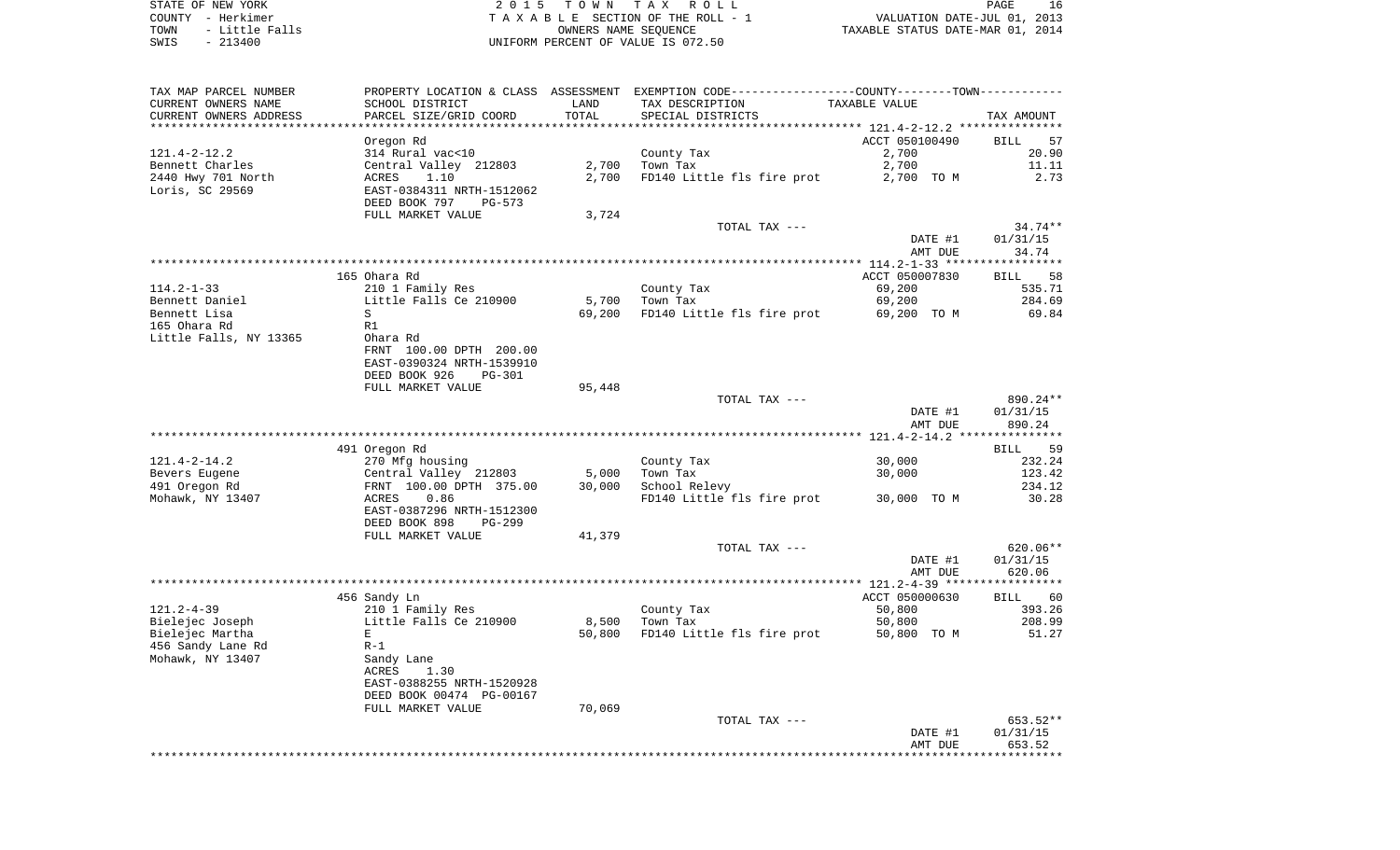STATE OF NEW YORK
COUNTY - Herkimer
TOWN - Little Falls
SWIS - 213400

2015 TOWN TAX ROLL
TAXABLE SECTION OF THE ROLL - 1
OWNERS NAME SEQUENCE
UNIFORM PERCENT OF VALUE IS 072.50

VALUATION DATE-JUL 01, 2013
TAXABLE STATUS DATE-MAR 01, 2014

| TAX MAP PARCEL NUMBER / CURRENT OWNERS NAME / CURRENT OWNERS ADDRESS | PROPERTY LOCATION & CLASS / SCHOOL DISTRICT / PARCEL SIZE/GRID COORD | ASSESSMENT LAND / TOTAL | EXEMPTION CODE / TAX DESCRIPTION / SPECIAL DISTRICTS | TAXABLE VALUE | TAX AMOUNT |
|---|---|---|---|---|---|
| 121.4-2-12.2 | Oregon Rd | | | ACCT 050100490 | BILL 57 |
| | 314 Rural vac<10 | | County Tax | 2,700 | 20.90 |
| Bennett Charles | Central Valley 212803 | 2,700 | Town Tax | 2,700 | 11.11 |
| 2440 Hwy 701 North | ACRES 1.10 | 2,700 | FD140 Little fls fire prot | 2,700 TO M | 2.73 |
| Loris, SC 29569 | EAST-0384311 NRTH-1512062 | | | | |
| | DEED BOOK 797 PG-573 | | | | |
| | FULL MARKET VALUE | 3,724 | | | |
| | | | TOTAL TAX --- | | 34.74** |
| | | | | DATE #1 | 01/31/15 |
| | | | | AMT DUE | 34.74 |
| 114.2-1-33 | 165 Ohara Rd | | | ACCT 050007830 | BILL 58 |
| | 210 1 Family Res | | County Tax | 69,200 | 535.71 |
| Bennett Daniel | Little Falls Ce 210900 | 5,700 | Town Tax | 69,200 | 284.69 |
| Bennett Lisa | S | 69,200 | FD140 Little fls fire prot | 69,200 TO M | 69.84 |
| 165 Ohara Rd | R1 | | | | |
| Little Falls, NY 13365 | Ohara Rd | | | | |
| | FRNT 100.00 DPTH 200.00 | | | | |
| | EAST-0390324 NRTH-1539910 | | | | |
| | DEED BOOK 926 PG-301 | | | | |
| | FULL MARKET VALUE | 95,448 | | | |
| | | | TOTAL TAX --- | | 890.24** |
| | | | | DATE #1 | 01/31/15 |
| | | | | AMT DUE | 890.24 |
| 121.4-2-14.2 | 491 Oregon Rd | | | | BILL 59 |
| | 270 Mfg housing | | County Tax | 30,000 | 232.24 |
| Bevers Eugene | Central Valley 212803 | 5,000 | Town Tax | 30,000 | 123.42 |
| 491 Oregon Rd | FRNT 100.00 DPTH 375.00 | 30,000 | School Relevy | | 234.12 |
| Mohawk, NY 13407 | ACRES 0.86 | | FD140 Little fls fire prot | 30,000 TO M | 30.28 |
| | EAST-0387296 NRTH-1512300 | | | | |
| | DEED BOOK 898 PG-299 | | | | |
| | FULL MARKET VALUE | 41,379 | | | |
| | | | TOTAL TAX --- | | 620.06** |
| | | | | DATE #1 | 01/31/15 |
| | | | | AMT DUE | 620.06 |
| 121.2-4-39 | 456 Sandy Ln | | | ACCT 050000630 | BILL 60 |
| | 210 1 Family Res | | County Tax | 50,800 | 393.26 |
| Bielejec Joseph | Little Falls Ce 210900 | 8,500 | Town Tax | 50,800 | 208.99 |
| Bielejec Martha | E | 50,800 | FD140 Little fls fire prot | 50,800 TO M | 51.27 |
| 456 Sandy Lane Rd | R-1 | | | | |
| Mohawk, NY 13407 | Sandy Lane | | | | |
| | ACRES 1.30 | | | | |
| | EAST-0388255 NRTH-1520928 | | | | |
| | DEED BOOK 00474 PG-00167 | | | | |
| | FULL MARKET VALUE | 70,069 | | | |
| | | | TOTAL TAX --- | | 653.52** |
| | | | | DATE #1 | 01/31/15 |
| | | | | AMT DUE | 653.52 |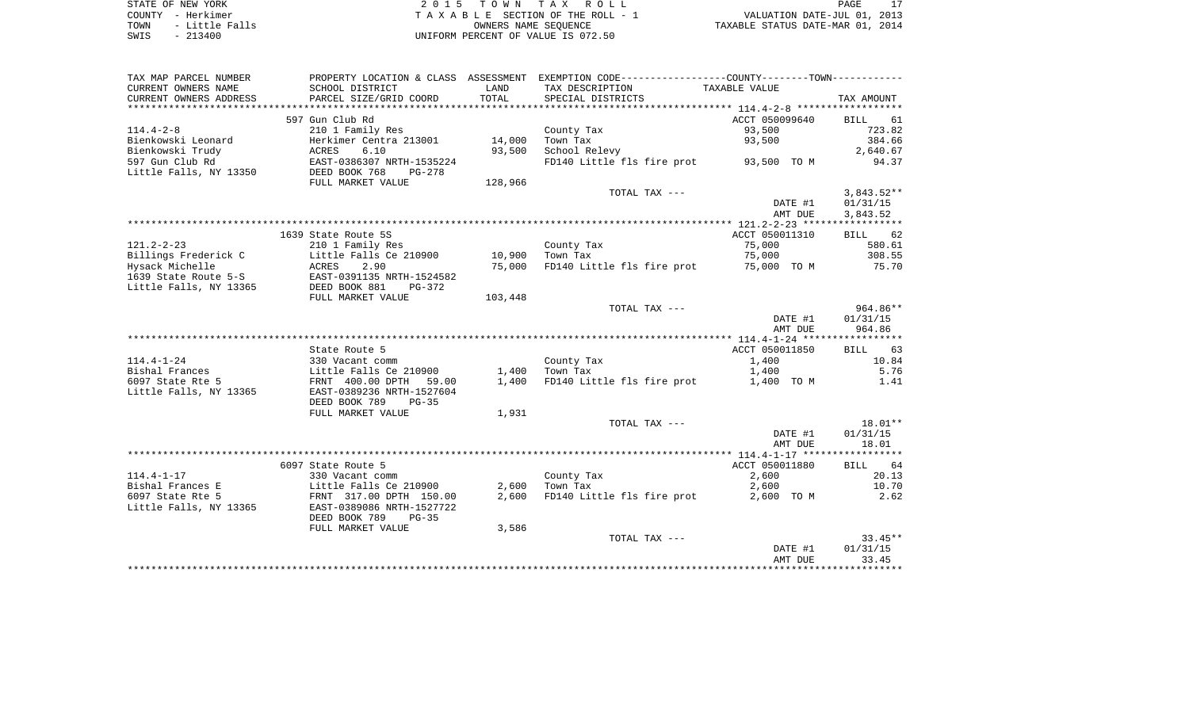STATE OF NEW YORK | 2 0 1 5 T O W N T A X R O L L
COUNTY - Herkimer | T A X A B L E SECTION OF THE ROLL - 1 | VALUATION DATE-JUL 01, 2013
TOWN - Little Falls | OWNERS NAME SEQUENCE | TAXABLE STATUS DATE-MAR 01, 2014
SWIS - 213400 | UNIFORM PERCENT OF VALUE IS 072.50

| TAX MAP PARCEL NUMBER<br>CURRENT OWNERS NAME<br>CURRENT OWNERS ADDRESS | PROPERTY LOCATION & CLASS<br>SCHOOL DISTRICT<br>PARCEL SIZE/GRID COORD | ASSESSMENT<br>LAND<br>TOTAL | EXEMPTION CODE----COUNTY----TOWN----<br>TAX DESCRIPTION<br>SPECIAL DISTRICTS | TAXABLE VALUE | TAX AMOUNT |
|---|---|---|---|---|---|
| **114.4-2-8** | 597 Gun Club Rd | | | ACCT 050099640 | BILL 61 |
| 114.4-2-8 | 210 1 Family Res | | County Tax | 93,500 | 723.82 |
| Bienkowski Leonard | Herkimer Centra 213001 | 14,000 | Town Tax | 93,500 | 384.66 |
| Bienkowski Trudy | ACRES 6.10 | 93,500 | School Relevy | | 2,640.67 |
| 597 Gun Club Rd | EAST-0386307 NRTH-1535224 | | FD140 Little fls fire prot | 93,500 TO M | 94.37 |
| Little Falls, NY 13350 | DEED BOOK 768 PG-278 | | | | |
| | FULL MARKET VALUE | 128,966 | | | |
| | | | TOTAL TAX --- | | 3,843.52** |
| | | | | DATE #1 | 01/31/15 |
| | | | | AMT DUE | 3,843.52 |
| **121.2-2-23** | 1639 State Route 5S | | | ACCT 050011310 | BILL 62 |
| 121.2-2-23 | 210 1 Family Res | | County Tax | 75,000 | 580.61 |
| Billings Frederick C | Little Falls Ce 210900 | 10,900 | Town Tax | 75,000 | 308.55 |
| Hysack Michelle | ACRES 2.90 | 75,000 | FD140 Little fls fire prot | 75,000 TO M | 75.70 |
| 1639 State Route 5-S | EAST-0391135 NRTH-1524582 | | | | |
| Little Falls, NY 13365 | DEED BOOK 881 PG-372 | | | | |
| | FULL MARKET VALUE | 103,448 | | | |
| | | | TOTAL TAX --- | | 964.86** |
| | | | | DATE #1 | 01/31/15 |
| | | | | AMT DUE | 964.86 |
| **114.4-1-24** | State Route 5 | | | ACCT 050011850 | BILL 63 |
| 114.4-1-24 | 330 Vacant comm | | County Tax | 1,400 | 10.84 |
| Bishal Frances | Little Falls Ce 210900 | 1,400 | Town Tax | 1,400 | 5.76 |
| 6097 State Rte 5 | FRNT 400.00 DPTH 59.00 | 1,400 | FD140 Little fls fire prot | 1,400 TO M | 1.41 |
| Little Falls, NY 13365 | EAST-0389236 NRTH-1527604 | | | | |
| | DEED BOOK 789 PG-35 | | | | |
| | FULL MARKET VALUE | 1,931 | | | |
| | | | TOTAL TAX --- | | 18.01** |
| | | | | DATE #1 | 01/31/15 |
| | | | | AMT DUE | 18.01 |
| **114.4-1-17** | 6097 State Route 5 | | | ACCT 050011880 | BILL 64 |
| 114.4-1-17 | 330 Vacant comm | | County Tax | 2,600 | 20.13 |
| Bishal Frances E | Little Falls Ce 210900 | 2,600 | Town Tax | 2,600 | 10.70 |
| 6097 State Rte 5 | FRNT 317.00 DPTH 150.00 | 2,600 | FD140 Little fls fire prot | 2,600 TO M | 2.62 |
| Little Falls, NY 13365 | EAST-0389086 NRTH-1527722 | | | | |
| | DEED BOOK 789 PG-35 | | | | |
| | FULL MARKET VALUE | 3,586 | | | |
| | | | TOTAL TAX --- | | 33.45** |
| | | | | DATE #1 | 01/31/15 |
| | | | | AMT DUE | 33.45 |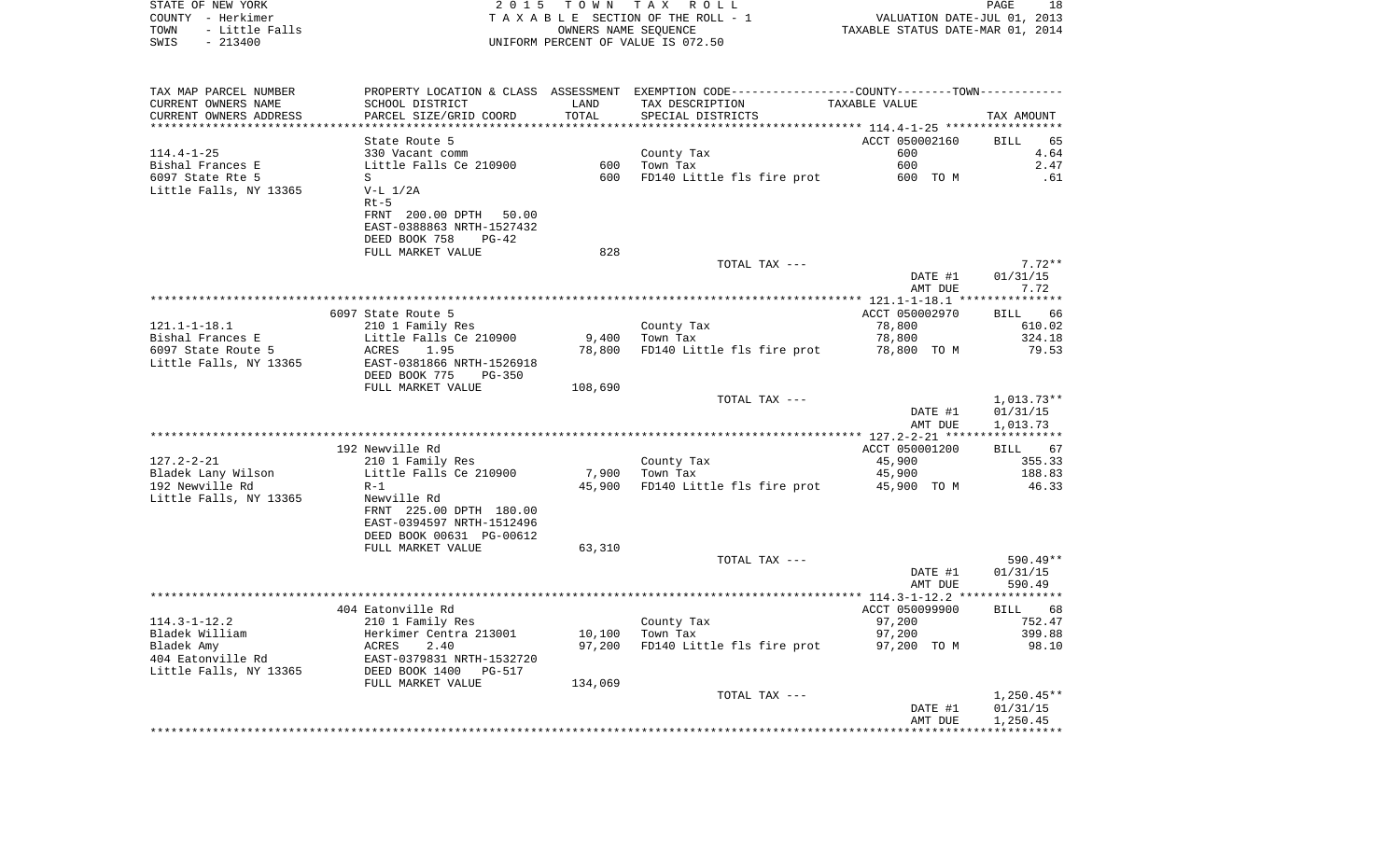STATE OF NEW YORK — 2015 TOWN TAX ROLL — PAGE 18
COUNTY - Herkimer — TAXABLE SECTION OF THE ROLL - 1 — VALUATION DATE-JUL 01, 2013
TOWN - Little Falls — OWNERS NAME SEQUENCE — TAXABLE STATUS DATE-MAR 01, 2014
SWIS - 213400 — UNIFORM PERCENT OF VALUE IS 072.50

| TAX MAP PARCEL NUMBER / CURRENT OWNERS NAME / CURRENT OWNERS ADDRESS | PROPERTY LOCATION & CLASS / SCHOOL DISTRICT / PARCEL SIZE/GRID COORD | ASSESSMENT LAND / TOTAL | EXEMPTION CODE / TAX DESCRIPTION / SPECIAL DISTRICTS | TAXABLE VALUE | TAX AMOUNT |
|---|---|---|---|---|---|
| | State Route 5 | | | ACCT 050002160 | BILL 65 |
| 114.4-1-25 | 330 Vacant comm | | County Tax | 600 | 4.64 |
| Bishal Frances E | Little Falls Ce 210900 | 600 | Town Tax | 600 | 2.47 |
| 6097 State Rte 5 | S | 600 | FD140 Little fls fire prot | 600 TO M | .61 |
| Little Falls, NY 13365 | V-L 1/2A | | | | |
| | Rt-5 | | | | |
| | FRNT 200.00 DPTH 50.00 | | | | |
| | EAST-0388863 NRTH-1527432 | | | | |
| | DEED BOOK 758 PG-42 | | | | |
| | FULL MARKET VALUE | 828 | | | |
| | | | TOTAL TAX --- | | 7.72** |
| | | | | DATE #1 | 01/31/15 |
| | | | | AMT DUE | 7.72 |
| | 6097 State Route 5 | | | ACCT 050002970 | BILL 66 |
| 121.1-1-18.1 | 210 1 Family Res | | County Tax | 78,800 | 610.02 |
| Bishal Frances E | Little Falls Ce 210900 | 9,400 | Town Tax | 78,800 | 324.18 |
| 6097 State Route 5 | ACRES 1.95 | 78,800 | FD140 Little fls fire prot | 78,800 TO M | 79.53 |
| Little Falls, NY 13365 | EAST-0381866 NRTH-1526918 | | | | |
| | DEED BOOK 775 PG-350 | | | | |
| | FULL MARKET VALUE | 108,690 | | | |
| | | | TOTAL TAX --- | | 1,013.73** |
| | | | | DATE #1 | 01/31/15 |
| | | | | AMT DUE | 1,013.73 |
| | 192 Newville Rd | | | ACCT 050001200 | BILL 67 |
| 127.2-2-21 | 210 1 Family Res | | County Tax | 45,900 | 355.33 |
| Bladek Lany Wilson | Little Falls Ce 210900 | 7,900 | Town Tax | 45,900 | 188.83 |
| 192 Newville Rd | R-1 | 45,900 | FD140 Little fls fire prot | 45,900 TO M | 46.33 |
| Little Falls, NY 13365 | Newville Rd | | | | |
| | FRNT 225.00 DPTH 180.00 | | | | |
| | EAST-0394597 NRTH-1512496 | | | | |
| | DEED BOOK 00631 PG-00612 | | | | |
| | FULL MARKET VALUE | 63,310 | | | |
| | | | TOTAL TAX --- | | 590.49** |
| | | | | DATE #1 | 01/31/15 |
| | | | | AMT DUE | 590.49 |
| | 404 Eatonville Rd | | | ACCT 050099900 | BILL 68 |
| 114.3-1-12.2 | 210 1 Family Res | | County Tax | 97,200 | 752.47 |
| Bladek William | Herkimer Centra 213001 | 10,100 | Town Tax | 97,200 | 399.88 |
| Bladek Amy | ACRES 2.40 | 97,200 | FD140 Little fls fire prot | 97,200 TO M | 98.10 |
| 404 Eatonville Rd | EAST-0379831 NRTH-1532720 | | | | |
| Little Falls, NY 13365 | DEED BOOK 1400 PG-517 | | | | |
| | FULL MARKET VALUE | 134,069 | | | |
| | | | TOTAL TAX --- | | 1,250.45** |
| | | | | DATE #1 | 01/31/15 |
| | | | | AMT DUE | 1,250.45 |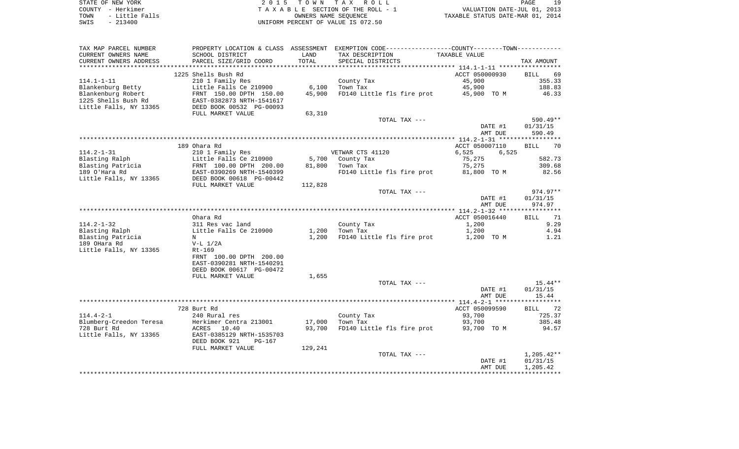STATE OF NEW YORK | 2 0 1 5 T O W N T A X R O L L | PAGE 19
COUNTY - Herkimer | T A X A B L E SECTION OF THE ROLL - 1 | VALUATION DATE-JUL 01, 2013
TOWN - Little Falls | OWNERS NAME SEQUENCE | TAXABLE STATUS DATE-MAR 01, 2014
SWIS - 213400 | UNIFORM PERCENT OF VALUE IS 072.50

| TAX MAP PARCEL NUMBER / CURRENT OWNERS NAME / CURRENT OWNERS ADDRESS | PROPERTY LOCATION & CLASS / SCHOOL DISTRICT / PARCEL SIZE/GRID COORD | ASSESSMENT LAND / TOTAL | EXEMPTION CODE / TAX DESCRIPTION / SPECIAL DISTRICTS | COUNTY--------TOWN / TAXABLE VALUE | TAX AMOUNT |
|---|---|---|---|---|---|
| **114.1-1-11** | 1225 Shells Bush Rd | | | ACCT 050000930 | BILL 69 |
| 114.1-1-11 | 210 1 Family Res | | County Tax | 45,900 | 355.33 |
| Blankenburg Betty | Little Falls Ce 210900 | 6,100 | Town Tax | 45,900 | 188.83 |
| Blankenburg Robert | FRNT 150.00 DPTH 150.00 | 45,900 | FD140 Little fls fire prot | 45,900 TO M | 46.33 |
| 1225 Shells Bush Rd | EAST-0382873 NRTH-1541617 | | | | |
| Little Falls, NY 13365 | DEED BOOK 00532 PG-00093 | | | | |
| | FULL MARKET VALUE | 63,310 | | | |
| | | | TOTAL TAX --- | | 590.49** |
| | | | | DATE #1 | 01/31/15 |
| | | | | AMT DUE | 590.49 |
| **114.2-1-31** | 189 Ohara Rd | | | ACCT 050007110 | BILL 70 |
| 114.2-1-31 | 210 1 Family Res | | VETWAR CTS 41120 | 6,525 6,525 | |
| Blasting Ralph | Little Falls Ce 210900 | 5,700 | County Tax | 75,275 | 582.73 |
| Blasting Patricia | FRNT 100.00 DPTH 200.00 | 81,800 | Town Tax | 75,275 | 309.68 |
| 189 O'Hara Rd | EAST-0390269 NRTH-1540399 | | FD140 Little fls fire prot | 81,800 TO M | 82.56 |
| Little Falls, NY 13365 | DEED BOOK 00618 PG-00442 | | | | |
| | FULL MARKET VALUE | 112,828 | | | |
| | | | TOTAL TAX --- | | 974.97** |
| | | | | DATE #1 | 01/31/15 |
| | | | | AMT DUE | 974.97 |
| **114.2-1-32** | Ohara Rd | | | ACCT 050016440 | BILL 71 |
| 114.2-1-32 | 311 Res vac land | | County Tax | 1,200 | 9.29 |
| Blasting Ralph | Little Falls Ce 210900 | 1,200 | Town Tax | 1,200 | 4.94 |
| Blasting Patricia | N | 1,200 | FD140 Little fls fire prot | 1,200 TO M | 1.21 |
| 189 OHara Rd | V-L 1/2A | | | | |
| Little Falls, NY 13365 | Rt-169 | | | | |
| | FRNT 100.00 DPTH 200.00 | | | | |
| | EAST-0390281 NRTH-1540291 | | | | |
| | DEED BOOK 00617 PG-00472 | | | | |
| | FULL MARKET VALUE | 1,655 | | | |
| | | | TOTAL TAX --- | | 15.44** |
| | | | | DATE #1 | 01/31/15 |
| | | | | AMT DUE | 15.44 |
| **114.4-2-1** | 728 Burt Rd | | | ACCT 050099590 | BILL 72 |
| 114.4-2-1 | 240 Rural res | | County Tax | 93,700 | 725.37 |
| Blumberg-Creedon Teresa | Herkimer Centra 213001 | 17,000 | Town Tax | 93,700 | 385.48 |
| 728 Burt Rd | ACRES 10.40 | 93,700 | FD140 Little fls fire prot | 93,700 TO M | 94.57 |
| Little Falls, NY 13365 | EAST-0385129 NRTH-1535703 | | | | |
| | DEED BOOK 921 PG-167 | | | | |
| | FULL MARKET VALUE | 129,241 | | | |
| | | | TOTAL TAX --- | | 1,205.42** |
| | | | | DATE #1 | 01/31/15 |
| | | | | AMT DUE | 1,205.42 |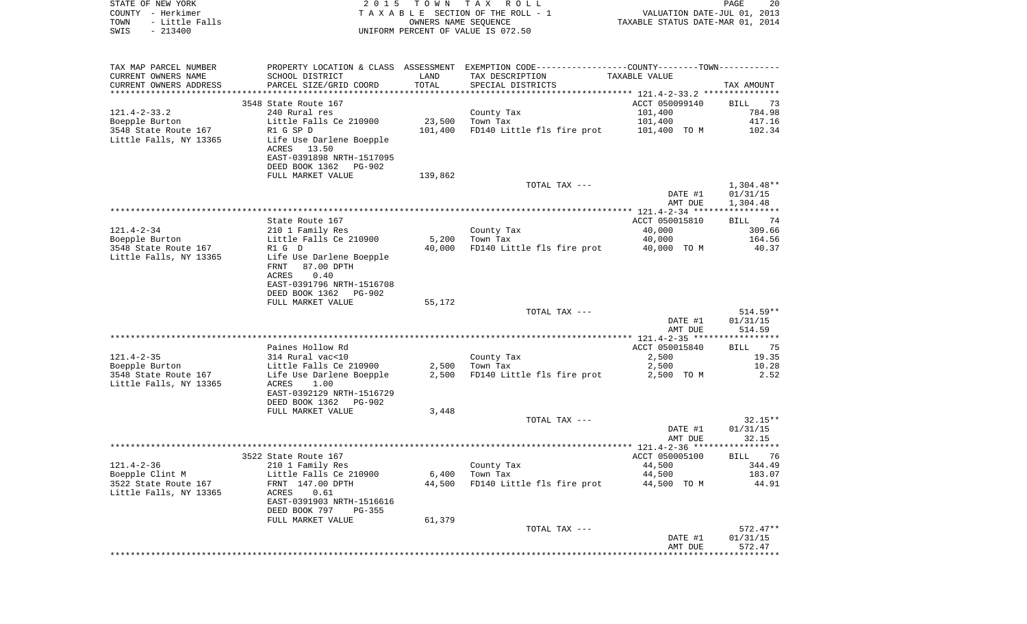STATE OF NEW YORK — 2015 TOWN TAX ROLL — PAGE 20
COUNTY - Herkimer — TAXABLE SECTION OF THE ROLL - 1 — VALUATION DATE-JUL 01, 2013
TOWN - Little Falls — OWNERS NAME SEQUENCE — TAXABLE STATUS DATE-MAR 01, 2014
SWIS - 213400 — UNIFORM PERCENT OF VALUE IS 072.50

| TAX MAP PARCEL NUMBER / CURRENT OWNERS NAME / CURRENT OWNERS ADDRESS | PROPERTY LOCATION & CLASS / SCHOOL DISTRICT / PARCEL SIZE/GRID COORD | ASSESSMENT LAND / TOTAL | EXEMPTION CODE / TAX DESCRIPTION / SPECIAL DISTRICTS | COUNTY--TOWN TAXABLE VALUE | TAX AMOUNT |
|---|---|---|---|---|---|
| **121.4-2-33.2** | 3548 State Route 167 | | | ACCT 050099140 | BILL 73 |
| 121.4-2-33.2 | 240 Rural res | | County Tax | 101,400 | 784.98 |
| Boepple Burton | Little Falls Ce 210900 | 23,500 | Town Tax | 101,400 | 417.16 |
| 3548 State Route 167 | R1 G SP D | 101,400 | FD140 Little fls fire prot | 101,400 TO M | 102.34 |
| Little Falls, NY 13365 | Life Use Darlene Boepple | | | | |
| | ACRES 13.50 | | | | |
| | EAST-0391898 NRTH-1517095 | | | | |
| | DEED BOOK 1362 PG-902 | | | | |
| | FULL MARKET VALUE | 139,862 | | | |
| | | | TOTAL TAX --- | | 1,304.48** |
| | | | | DATE #1 | 01/31/15 |
| | | | | AMT DUE | 1,304.48 |
| **121.4-2-34** | State Route 167 | | | ACCT 050015810 | BILL 74 |
| 121.4-2-34 | 210 1 Family Res | | County Tax | 40,000 | 309.66 |
| Boepple Burton | Little Falls Ce 210900 | 5,200 | Town Tax | 40,000 | 164.56 |
| 3548 State Route 167 | R1 G D | 40,000 | FD140 Little fls fire prot | 40,000 TO M | 40.37 |
| Little Falls, NY 13365 | Life Use Darlene Boepple | | | | |
| | FRNT 87.00 DPTH | | | | |
| | ACRES 0.40 | | | | |
| | EAST-0391796 NRTH-1516708 | | | | |
| | DEED BOOK 1362 PG-902 | | | | |
| | FULL MARKET VALUE | 55,172 | | | |
| | | | TOTAL TAX --- | | 514.59** |
| | | | | DATE #1 | 01/31/15 |
| | | | | AMT DUE | 514.59 |
| **121.4-2-35** | Paines Hollow Rd | | | ACCT 050015840 | BILL 75 |
| 121.4-2-35 | 314 Rural vac<10 | | County Tax | 2,500 | 19.35 |
| Boepple Burton | Little Falls Ce 210900 | 2,500 | Town Tax | 2,500 | 10.28 |
| 3548 State Route 167 | Life Use Darlene Boepple | 2,500 | FD140 Little fls fire prot | 2,500 TO M | 2.52 |
| Little Falls, NY 13365 | ACRES 1.00 | | | | |
| | EAST-0392129 NRTH-1516729 | | | | |
| | DEED BOOK 1362 PG-902 | | | | |
| | FULL MARKET VALUE | 3,448 | | | |
| | | | TOTAL TAX --- | | 32.15** |
| | | | | DATE #1 | 01/31/15 |
| | | | | AMT DUE | 32.15 |
| **121.4-2-36** | 3522 State Route 167 | | | ACCT 050005100 | BILL 76 |
| 121.4-2-36 | 210 1 Family Res | | County Tax | 44,500 | 344.49 |
| Boepple Clint M | Little Falls Ce 210900 | 6,400 | Town Tax | 44,500 | 183.07 |
| 3522 State Route 167 | FRNT 147.00 DPTH | 44,500 | FD140 Little fls fire prot | 44,500 TO M | 44.91 |
| Little Falls, NY 13365 | ACRES 0.61 | | | | |
| | EAST-0391903 NRTH-1516616 | | | | |
| | DEED BOOK 797 PG-355 | | | | |
| | FULL MARKET VALUE | 61,379 | | | |
| | | | TOTAL TAX --- | | 572.47** |
| | | | | DATE #1 | 01/31/15 |
| | | | | AMT DUE | 572.47 |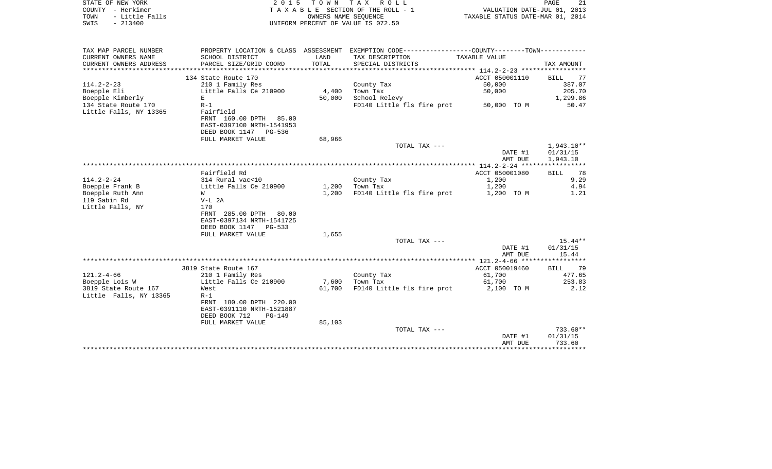STATE OF NEW YORK    2 0 1 5  T O W N  T A X  R O L L
COUNTY - Herkimer    T A X A B L E SECTION OF THE ROLL - 1    VALUATION DATE-JUL 01, 2013
TOWN - Little Falls    OWNERS NAME SEQUENCE    TAXABLE STATUS DATE-MAR 01, 2014
SWIS - 213400    UNIFORM PERCENT OF VALUE IS 072.50

| TAX MAP PARCEL NUMBER / CURRENT OWNERS NAME / CURRENT OWNERS ADDRESS | PROPERTY LOCATION & CLASS / SCHOOL DISTRICT / PARCEL SIZE/GRID COORD | ASSESSMENT LAND | ASSESSMENT TOTAL | EXEMPTION CODE / TAX DESCRIPTION / SPECIAL DISTRICTS | COUNTY--------TOWN TAXABLE VALUE | TAX AMOUNT |
|---|---|---|---|---|---|---|
| | 134 State Route 170 | | | | ACCT 050001110 | BILL 77 |
| 114.2-2-23 | 210 1 Family Res | | | County Tax | 50,000 | 387.07 |
| Boepple Eli | Little Falls Ce 210900 | 4,400 | | Town Tax | 50,000 | 205.70 |
| Boepple Kimberly | E | | 50,000 | School Relevy | | 1,299.86 |
| 134 State Route 170 | R-1 | | | FD140 Little fls fire prot | 50,000 TO M | 50.47 |
| Little Falls, NY 13365 | Fairfield | | | | | |
| | FRNT 160.00 DPTH 85.00 | | | | | |
| | EAST-0397100 NRTH-1541953 | | | | | |
| | DEED BOOK 1147 PG-536 | | | | | |
| | FULL MARKET VALUE | | 68,966 | | | |
| | | | | TOTAL TAX --- | | 1,943.10** |
| | | | | | DATE #1 | 01/31/15 |
| | | | | | AMT DUE | 1,943.10 |
| | Fairfield Rd | | | | ACCT 050001080 | BILL 78 |
| 114.2-2-24 | 314 Rural vac<10 | | | County Tax | 1,200 | 9.29 |
| Boepple Frank B | Little Falls Ce 210900 | 1,200 | | Town Tax | 1,200 | 4.94 |
| Boepple Ruth Ann | W | | 1,200 | FD140 Little fls fire prot | 1,200 TO M | 1.21 |
| 119 Sabin Rd | V-L 2A | | | | | |
| Little Falls, NY | 170 | | | | | |
| | FRNT 285.00 DPTH 80.00 | | | | | |
| | EAST-0397134 NRTH-1541725 | | | | | |
| | DEED BOOK 1147 PG-533 | | | | | |
| | FULL MARKET VALUE | | 1,655 | | | |
| | | | | TOTAL TAX --- | | 15.44** |
| | | | | | DATE #1 | 01/31/15 |
| | | | | | AMT DUE | 15.44 |
| | 3819 State Route 167 | | | | ACCT 050019460 | BILL 79 |
| 121.2-4-66 | 210 1 Family Res | | | County Tax | 61,700 | 477.65 |
| Boepple Lois W | Little Falls Ce 210900 | 7,600 | | Town Tax | 61,700 | 253.83 |
| 3819 State Route 167 | West | | 61,700 | FD140 Little fls fire prot | 2,100 TO M | 2.12 |
| Little Falls, NY 13365 | R-1 | | | | | |
| | FRNT 180.00 DPTH 220.00 | | | | | |
| | EAST-0391110 NRTH-1521887 | | | | | |
| | DEED BOOK 712 PG-149 | | | | | |
| | FULL MARKET VALUE | | 85,103 | | | |
| | | | | TOTAL TAX --- | | 733.60** |
| | | | | | DATE #1 | 01/31/15 |
| | | | | | AMT DUE | 733.60 |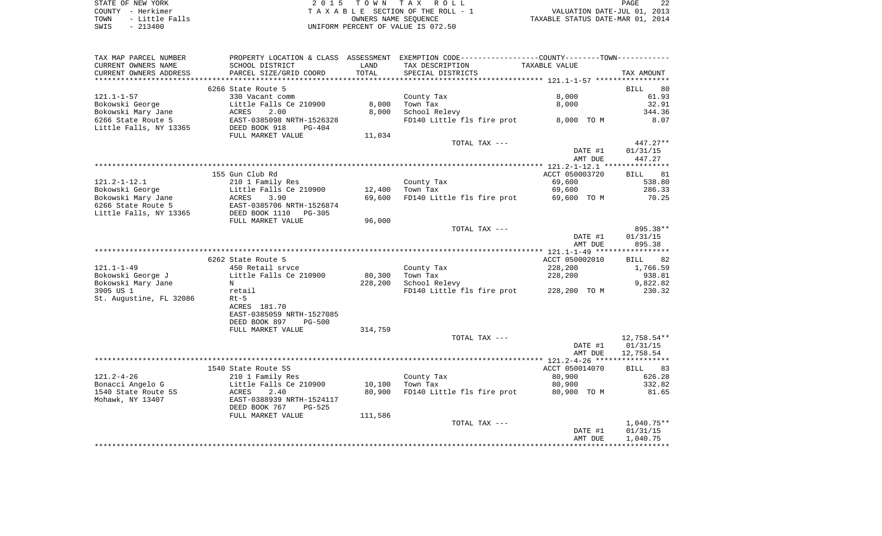STATE OF NEW YORK | 2 0 1 5 T O W N T A X R O L L
COUNTY - Herkimer | T A X A B L E SECTION OF THE ROLL - 1 | VALUATION DATE-JUL 01, 2013
TOWN - Little Falls | OWNERS NAME SEQUENCE | TAXABLE STATUS DATE-MAR 01, 2014
SWIS - 213400 | UNIFORM PERCENT OF VALUE IS 072.50

| TAX MAP PARCEL NUMBER / CURRENT OWNERS NAME / CURRENT OWNERS ADDRESS | PROPERTY LOCATION & CLASS / SCHOOL DISTRICT / PARCEL SIZE/GRID COORD | ASSESSMENT LAND / TOTAL | EXEMPTION CODE / TAX DESCRIPTION / SPECIAL DISTRICTS | TAXABLE VALUE | TAX AMOUNT |
|---|---|---|---|---|---|
| **121.1-1-57** | 6266 State Route 5 | | | | BILL 80 |
| | 330 Vacant comm | | County Tax | 8,000 | 61.93 |
| Bokowski George | Little Falls Ce 210900 | 8,000 | Town Tax | 8,000 | 32.91 |
| Bokowski Mary Jane | ACRES 2.00 | 8,000 | School Relevy | | 344.36 |
| 6266 State Route 5 | EAST-0385098 NRTH-1526328 | | FD140 Little fls fire prot | 8,000 TO M | 8.07 |
| Little Falls, NY 13365 | DEED BOOK 918 PG-404 | | | | |
| | FULL MARKET VALUE | 11,034 | | | |
| | | | TOTAL TAX --- | | 447.27** |
| | | | | DATE #1 | 01/31/15 |
| | | | | AMT DUE | 447.27 |
| **121.2-1-12.1** | 155 Gun Club Rd | | | ACCT 050003720 | BILL 81 |
| | 210 1 Family Res | | County Tax | 69,600 | 538.80 |
| Bokowski George | Little Falls Ce 210900 | 12,400 | Town Tax | 69,600 | 286.33 |
| Bokowski Mary Jane | ACRES 3.90 | 69,600 | FD140 Little fls fire prot | 69,600 TO M | 70.25 |
| 6266 State Route 5 | EAST-0385706 NRTH-1526874 | | | | |
| Little Falls, NY 13365 | DEED BOOK 1110 PG-305 | | | | |
| | FULL MARKET VALUE | 96,000 | | | |
| | | | TOTAL TAX --- | | 895.38** |
| | | | | DATE #1 | 01/31/15 |
| | | | | AMT DUE | 895.38 |
| **121.1-1-49** | 6262 State Route 5 | | | ACCT 050002010 | BILL 82 |
| | 450 Retail srvce | | County Tax | 228,200 | 1,766.59 |
| Bokowski George J | Little Falls Ce 210900 | 80,300 | Town Tax | 228,200 | 938.81 |
| Bokowski Mary Jane | N | 228,200 | School Relevy | | 9,822.82 |
| 3905 US 1 | retail | | FD140 Little fls fire prot | 228,200 TO M | 230.32 |
| St. Augustine, FL 32086 | Rt-5 | | | | |
| | ACRES 181.70 | | | | |
| | EAST-0385059 NRTH-1527085 | | | | |
| | DEED BOOK 897 PG-500 | | | | |
| | FULL MARKET VALUE | 314,759 | | | |
| | | | TOTAL TAX --- | | 12,758.54** |
| | | | | DATE #1 | 01/31/15 |
| | | | | AMT DUE | 12,758.54 |
| **121.2-4-26** | 1540 State Route 5S | | | ACCT 050014070 | BILL 83 |
| | 210 1 Family Res | | County Tax | 80,900 | 626.28 |
| Bonacci Angelo G | Little Falls Ce 210900 | 10,100 | Town Tax | 80,900 | 332.82 |
| 1540 State Route 5S | ACRES 2.40 | 80,900 | FD140 Little fls fire prot | 80,900 TO M | 81.65 |
| Mohawk, NY 13407 | EAST-0388939 NRTH-1524117 | | | | |
| | DEED BOOK 767 PG-525 | | | | |
| | FULL MARKET VALUE | 111,586 | | | |
| | | | TOTAL TAX --- | | 1,040.75** |
| | | | | DATE #1 | 01/31/15 |
| | | | | AMT DUE | 1,040.75 |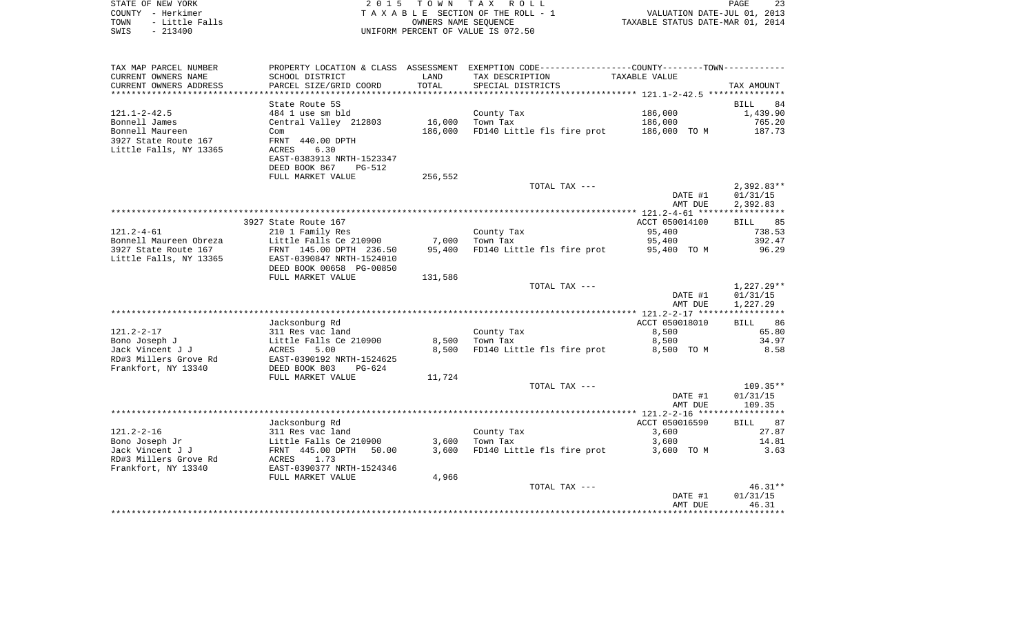STATE OF NEW YORK — 2015 TOWN TAX ROLL
COUNTY - Herkimer — TAXABLE SECTION OF THE ROLL - 1 — VALUATION DATE-JUL 01, 2013
TOWN - Little Falls — OWNERS NAME SEQUENCE — TAXABLE STATUS DATE-MAR 01, 2014
SWIS - 213400 — UNIFORM PERCENT OF VALUE IS 072.50

| TAX MAP PARCEL NUMBER / CURRENT OWNERS NAME / CURRENT OWNERS ADDRESS | PROPERTY LOCATION & CLASS / SCHOOL DISTRICT / PARCEL SIZE/GRID COORD | ASSESSMENT LAND | ASSESSMENT TOTAL | EXEMPTION CODE / TAX DESCRIPTION / SPECIAL DISTRICTS | TAXABLE VALUE | TAX AMOUNT |
|---|---|---|---|---|---|---|
| 121.1-2-42.5 | State Route 5S | | | | | BILL 84 |
| Bonnell James | 484 1 use sm bld | | | County Tax | 186,000 | 1,439.90 |
| Bonnell Maureen | Central Valley 212803 | 16,000 | | Town Tax | 186,000 | 765.20 |
| 3927 State Route 167 | Com | | 186,000 | FD140 Little fls fire prot | 186,000 TO M | 187.73 |
| Little Falls, NY 13365 | FRNT 440.00 DPTH | | | | | |
| | ACRES 6.30 | | | | | |
| | EAST-0383913 NRTH-1523347 | | | | | |
| | DEED BOOK 867 PG-512 | | | | | |
| | FULL MARKET VALUE | | 256,552 | | | |
| | | | | TOTAL TAX --- | | 2,392.83** |
| | | | | | DATE #1 | 01/31/15 |
| | | | | | AMT DUE | 2,392.83 |
| 121.2-4-61 | 3927 State Route 167 | | | | ACCT 050014100 | BILL 85 |
| Bonnell Maureen Obreza | 210 1 Family Res | | | County Tax | 95,400 | 738.53 |
| 3927 State Route 167 | Little Falls Ce 210900 | 7,000 | | Town Tax | 95,400 | 392.47 |
| Little Falls, NY 13365 | FRNT 145.00 DPTH 236.50 | | 95,400 | FD140 Little fls fire prot | 95,400 TO M | 96.29 |
| | EAST-0390847 NRTH-1524010 | | | | | |
| | DEED BOOK 00658 PG-00850 | | | | | |
| | FULL MARKET VALUE | | 131,586 | | | |
| | | | | TOTAL TAX --- | | 1,227.29** |
| | | | | | DATE #1 | 01/31/15 |
| | | | | | AMT DUE | 1,227.29 |
| 121.2-2-17 | Jacksonburg Rd | | | | ACCT 050018010 | BILL 86 |
| Bono Joseph J | 311 Res vac land | | | County Tax | 8,500 | 65.80 |
| Jack Vincent J J | Little Falls Ce 210900 | 8,500 | | Town Tax | 8,500 | 34.97 |
| RD#3 Millers Grove Rd | ACRES 5.00 | | 8,500 | FD140 Little fls fire prot | 8,500 TO M | 8.58 |
| Frankfort, NY 13340 | EAST-0390192 NRTH-1524625 | | | | | |
| | DEED BOOK 803 PG-624 | | | | | |
| | FULL MARKET VALUE | | 11,724 | | | |
| | | | | TOTAL TAX --- | | 109.35** |
| | | | | | DATE #1 | 01/31/15 |
| | | | | | AMT DUE | 109.35 |
| 121.2-2-16 | Jacksonburg Rd | | | | ACCT 050016590 | BILL 87 |
| Bono Joseph Jr | 311 Res vac land | | | County Tax | 3,600 | 27.87 |
| Jack Vincent J J | Little Falls Ce 210900 | 3,600 | | Town Tax | 3,600 | 14.81 |
| RD#3 Millers Grove Rd | FRNT 445.00 DPTH 50.00 | | 3,600 | FD140 Little fls fire prot | 3,600 TO M | 3.63 |
| Frankfort, NY 13340 | ACRES 1.73 | | | | | |
| | EAST-0390377 NRTH-1524346 | | | | | |
| | FULL MARKET VALUE | | 4,966 | | | |
| | | | | TOTAL TAX --- | | 46.31** |
| | | | | | DATE #1 | 01/31/15 |
| | | | | | AMT DUE | 46.31 |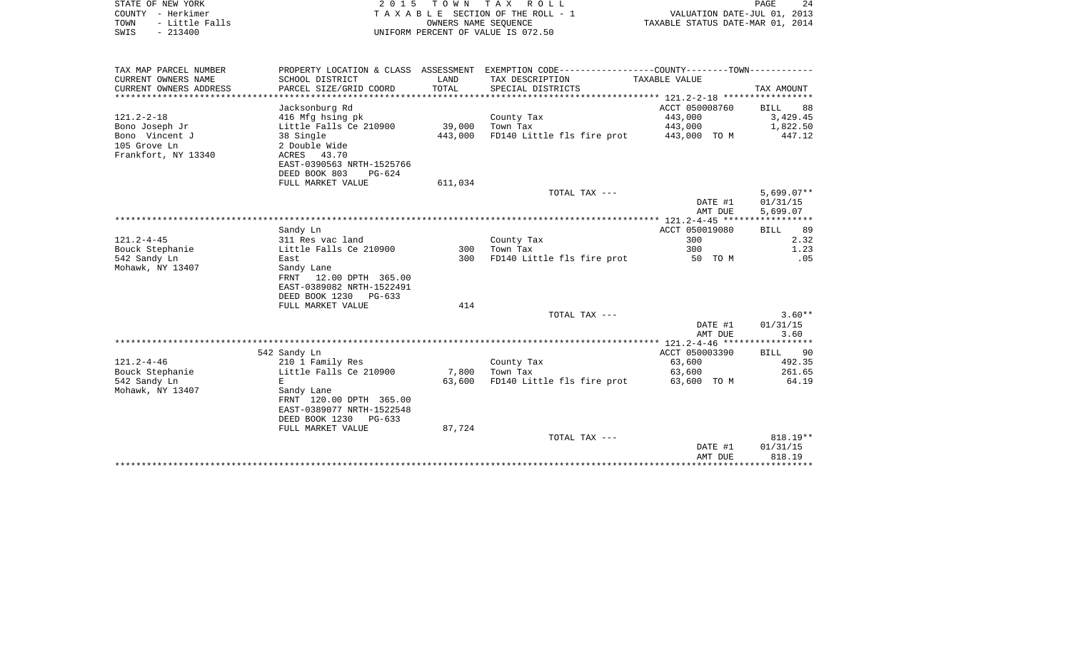STATE OF NEW YORK
COUNTY - Herkimer
TOWN - Little Falls
SWIS - 213400

2 0 1 5 T O W N T A X R O L L
T A X A B L E SECTION OF THE ROLL - 1
OWNERS NAME SEQUENCE
UNIFORM PERCENT OF VALUE IS 072.50

VALUATION DATE-JUL 01, 2013
TAXABLE STATUS DATE-MAR 01, 2014

| TAX MAP PARCEL NUMBER / CURRENT OWNERS NAME / CURRENT OWNERS ADDRESS | PROPERTY LOCATION & CLASS / SCHOOL DISTRICT / PARCEL SIZE/GRID COORD | ASSESSMENT LAND / TOTAL | EXEMPTION CODE / TAX DESCRIPTION / SPECIAL DISTRICTS | COUNTY / TOWN TAXABLE VALUE | TAX AMOUNT |
|---|---|---|---|---|---|
| | Jacksonburg Rd | | | ACCT 050008760 | BILL 88 |
| 121.2-2-18 | 416 Mfg hsing pk | | County Tax | 443,000 | 3,429.45 |
| Bono Joseph Jr | Little Falls Ce 210900 | 39,000 | Town Tax | 443,000 | 1,822.50 |
| Bono Vincent J | 38 Single | 443,000 | FD140 Little fls fire prot | 443,000 TO M | 447.12 |
| 105 Grove Ln | 2 Double Wide | | | | |
| Frankfort, NY 13340 | ACRES 43.70 | | | | |
| | EAST-0390563 NRTH-1525766 | | | | |
| | DEED BOOK 803 PG-624 | | | | |
| | FULL MARKET VALUE | 611,034 | | | |
| | | | TOTAL TAX --- | | 5,699.07** |
| | | | | DATE #1 | 01/31/15 |
| | | | | AMT DUE | 5,699.07 |
| | Sandy Ln | | | ACCT 050019080 | BILL 89 |
| 121.2-4-45 | 311 Res vac land | | County Tax | 300 | 2.32 |
| Bouck Stephanie | Little Falls Ce 210900 | 300 | Town Tax | 300 | 1.23 |
| 542 Sandy Ln | East | 300 | FD140 Little fls fire prot | 50 TO M | .05 |
| Mohawk, NY 13407 | Sandy Lane | | | | |
| | FRNT 12.00 DPTH 365.00 | | | | |
| | EAST-0389082 NRTH-1522491 | | | | |
| | DEED BOOK 1230 PG-633 | | | | |
| | FULL MARKET VALUE | 414 | | | |
| | | | TOTAL TAX --- | | 3.60** |
| | | | | DATE #1 | 01/31/15 |
| | | | | AMT DUE | 3.60 |
| | 542 Sandy Ln | | | ACCT 050003390 | BILL 90 |
| 121.2-4-46 | 210 1 Family Res | | County Tax | 63,600 | 492.35 |
| Bouck Stephanie | Little Falls Ce 210900 | 7,800 | Town Tax | 63,600 | 261.65 |
| 542 Sandy Ln | E | 63,600 | FD140 Little fls fire prot | 63,600 TO M | 64.19 |
| Mohawk, NY 13407 | Sandy Lane | | | | |
| | FRNT 120.00 DPTH 365.00 | | | | |
| | EAST-0389077 NRTH-1522548 | | | | |
| | DEED BOOK 1230 PG-633 | | | | |
| | FULL MARKET VALUE | 87,724 | | | |
| | | | TOTAL TAX --- | | 818.19** |
| | | | | DATE #1 | 01/31/15 |
| | | | | AMT DUE | 818.19 |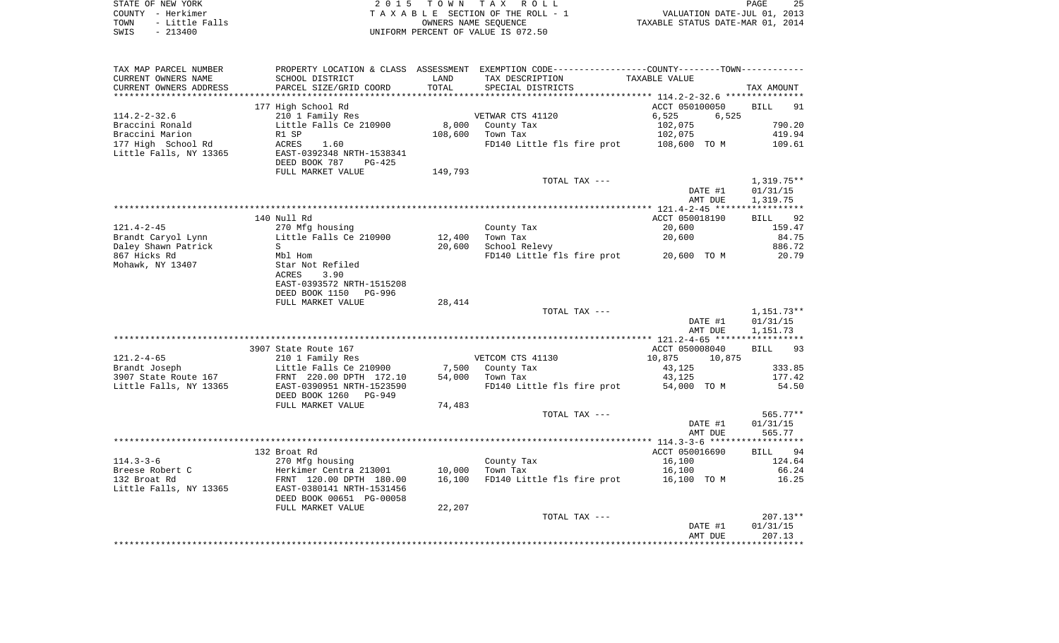STATE OF NEW YORK | 2 0 1 5 T O W N T A X R O L L | PAGE 25
COUNTY - Herkimer | T A X A B L E SECTION OF THE ROLL - 1 | VALUATION DATE-JUL 01, 2013
TOWN - Little Falls | OWNERS NAME SEQUENCE | TAXABLE STATUS DATE-MAR 01, 2014
SWIS - 213400 | UNIFORM PERCENT OF VALUE IS 072.50

| TAX MAP PARCEL NUMBER / CURRENT OWNERS NAME / CURRENT OWNERS ADDRESS | PROPERTY LOCATION & CLASS / SCHOOL DISTRICT / PARCEL SIZE/GRID COORD | ASSESSMENT LAND / TOTAL | EXEMPTION CODE / TAX DESCRIPTION / SPECIAL DISTRICTS | TAXABLE VALUE (COUNTY / TOWN) | TAX AMOUNT |
|---|---|---|---|---|---|
| | 177 High School Rd | | | ACCT 050100050 | BILL 91 |
| 114.2-2-32.6 | 210 1 Family Res | | VETWAR CTS 41120 | 6,525 6,525 | |
| Braccini Ronald | Little Falls Ce 210900 | 8,000 | County Tax | 102,075 | 790.20 |
| Braccini Marion | R1 SP | 108,600 | Town Tax | 102,075 | 419.94 |
| 177 High School Rd | ACRES 1.60 | | FD140 Little fls fire prot | 108,600 TO M | 109.61 |
| Little Falls, NY 13365 | EAST-0392348 NRTH-1538341 | | | | |
| | DEED BOOK 787 PG-425 | | | | |
| | FULL MARKET VALUE | 149,793 | | | |
| | | | TOTAL TAX --- | | 1,319.75** |
| | | | | DATE #1 | 01/31/15 |
| | | | | AMT DUE | 1,319.75 |
| | 140 Null Rd | | | ACCT 050018190 | BILL 92 |
| 121.4-2-45 | 270 Mfg housing | | County Tax | 20,600 | 159.47 |
| Brandt Caryol Lynn | Little Falls Ce 210900 | 12,400 | Town Tax | 20,600 | 84.75 |
| Daley Shawn Patrick | S | 20,600 | School Relevy | | 886.72 |
| 867 Hicks Rd | Mbl Hom | | FD140 Little fls fire prot | 20,600 TO M | 20.79 |
| Mohawk, NY 13407 | Star Not Refiled | | | | |
| | ACRES 3.90 | | | | |
| | EAST-0393572 NRTH-1515208 | | | | |
| | DEED BOOK 1150 PG-996 | | | | |
| | FULL MARKET VALUE | 28,414 | | | |
| | | | TOTAL TAX --- | | 1,151.73** |
| | | | | DATE #1 | 01/31/15 |
| | | | | AMT DUE | 1,151.73 |
| | 3907 State Route 167 | | | ACCT 050008040 | BILL 93 |
| 121.2-4-65 | 210 1 Family Res | | VETCOM CTS 41130 | 10,875 10,875 | |
| Brandt Joseph | Little Falls Ce 210900 | 7,500 | County Tax | 43,125 | 333.85 |
| 3907 State Route 167 | FRNT 220.00 DPTH 172.10 | 54,000 | Town Tax | 43,125 | 177.42 |
| Little Falls, NY 13365 | EAST-0390951 NRTH-1523590 | | FD140 Little fls fire prot | 54,000 TO M | 54.50 |
| | DEED BOOK 1260 PG-949 | | | | |
| | FULL MARKET VALUE | 74,483 | | | |
| | | | TOTAL TAX --- | | 565.77** |
| | | | | DATE #1 | 01/31/15 |
| | | | | AMT DUE | 565.77 |
| | 132 Broat Rd | | | ACCT 050016690 | BILL 94 |
| 114.3-3-6 | 270 Mfg housing | | County Tax | 16,100 | 124.64 |
| Breese Robert C | Herkimer Centra 213001 | 10,000 | Town Tax | 16,100 | 66.24 |
| 132 Broat Rd | FRNT 120.00 DPTH 180.00 | 16,100 | FD140 Little fls fire prot | 16,100 TO M | 16.25 |
| Little Falls, NY 13365 | EAST-0380141 NRTH-1531456 | | | | |
| | DEED BOOK 00651 PG-00058 | | | | |
| | FULL MARKET VALUE | 22,207 | | | |
| | | | TOTAL TAX --- | | 207.13** |
| | | | | DATE #1 | 01/31/15 |
| | | | | AMT DUE | 207.13 |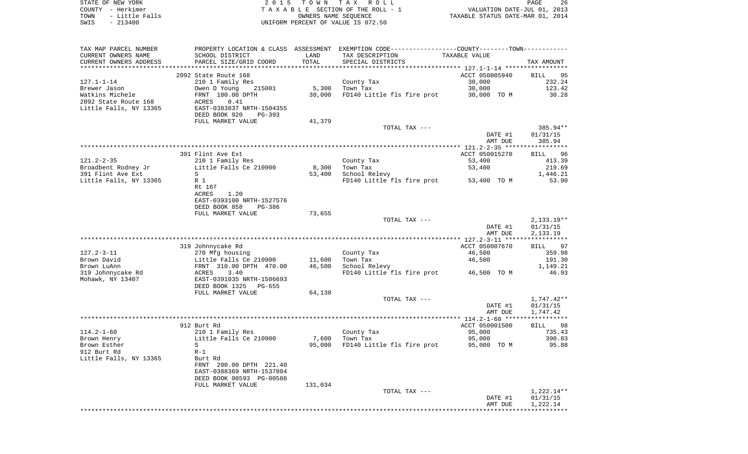STATE OF NEW YORK | COUNTY - Herkimer | TOWN - Little Falls | SWIS - 213400

2015 TOWN TAX ROLL
TAXABLE SECTION OF THE ROLL - 1
OWNERS NAME SEQUENCE
UNIFORM PERCENT OF VALUE IS 072.50

VALUATION DATE-JUL 01, 2013
TAXABLE STATUS DATE-MAR 01, 2014

| TAX MAP PARCEL NUMBER / CURRENT OWNERS NAME / CURRENT OWNERS ADDRESS | PROPERTY LOCATION & CLASS / SCHOOL DISTRICT / PARCEL SIZE/GRID COORD | ASSESSMENT LAND | TOTAL | EXEMPTION CODE / TAX DESCRIPTION / SPECIAL DISTRICTS | TAXABLE VALUE | TAX AMOUNT |
|---|---|---|---|---|---|---|
| 127.1-1-14 | 2092 State Route 168 | | | | ACCT 050005940 | BILL 95 |
| Brewer Jason | 210 1 Family Res | | | County Tax | 30,000 | 232.24 |
| Watkins Michele | Owen D Young 215001 | 5,300 | | Town Tax | 30,000 | 123.42 |
| 2092 State Route 168 | FRNT 100.00 DPTH | | 30,000 | FD140 Little fls fire prot | 30,000 TO M | 30.28 |
| Little Falls, NY 13365 | ACRES 0.41 | | | | | |
| | EAST-0383837 NRTH-1504355 | | | | | |
| | DEED BOOK 920 PG-393 | | | | | |
| | FULL MARKET VALUE | 41,379 | | | | |
| | | | | TOTAL TAX --- | | 385.94** |
| | | | | | DATE #1 | 01/31/15 |
| | | | | | AMT DUE | 385.94 |
| 121.2-2-35 | 391 Flint Ave Ext | | | | ACCT 050015270 | BILL 96 |
| Broadbent Rodney Jr | 210 1 Family Res | | | County Tax | 53,400 | 413.39 |
| 391 Flint Ave Ext | Little Falls Ce 210900 | 8,300 | | Town Tax | 53,400 | 219.69 |
| Little Falls, NY 13365 | S | | 53,400 | School Relevy | | 1,446.21 |
| | R 1 | | | FD140 Little fls fire prot | 53,400 TO M | 53.90 |
| | Rt 167 | | | | | |
| | ACRES 1.20 | | | | | |
| | EAST-0393100 NRTH-1527576 | | | | | |
| | DEED BOOK 858 PG-386 | | | | | |
| | FULL MARKET VALUE | 73,655 | | | | |
| | | | | TOTAL TAX --- | | 2,133.19** |
| | | | | | DATE #1 | 01/31/15 |
| | | | | | AMT DUE | 2,133.19 |
| 127.2-3-11 | 319 Johnnycake Rd | | | | ACCT 050007670 | BILL 97 |
| Brown David | 270 Mfg housing | | | County Tax | 46,500 | 359.98 |
| Brown LuAnn | Little Falls Ce 210900 | 11,600 | | Town Tax | 46,500 | 191.30 |
| 319 Johnnycake Rd | FRNT 310.00 DPTH 470.00 | | 46,500 | School Relevy | | 1,149.21 |
| Mohawk, NY 13407 | ACRES 3.40 | | | FD140 Little fls fire prot | 46,500 TO M | 46.93 |
| | EAST-0391035 NRTH-1506693 | | | | | |
| | DEED BOOK 1325 PG-655 | | | | | |
| | FULL MARKET VALUE | 64,138 | | | | |
| | | | | TOTAL TAX --- | | 1,747.42** |
| | | | | | DATE #1 | 01/31/15 |
| | | | | | AMT DUE | 1,747.42 |
| 114.2-1-60 | 912 Burt Rd | | | | ACCT 050001500 | BILL 98 |
| Brown Henry | 210 1 Family Res | | | County Tax | 95,000 | 735.43 |
| Brown Esther | Little Falls Ce 210900 | 7,600 | | Town Tax | 95,000 | 390.83 |
| 912 Burt Rd | S | | 95,000 | FD140 Little fls fire prot | 95,000 TO M | 95.88 |
| Little Falls, NY 13365 | R-1 | | | | | |
| | Burt Rd | | | | | |
| | FRNT 200.00 DPTH 221.40 | | | | | |
| | EAST-0388369 NRTH-1537804 | | | | | |
| | DEED BOOK 00593 PG-00586 | | | | | |
| | FULL MARKET VALUE | 131,034 | | | | |
| | | | | TOTAL TAX --- | | 1,222.14** |
| | | | | | DATE #1 | 01/31/15 |
| | | | | | AMT DUE | 1,222.14 |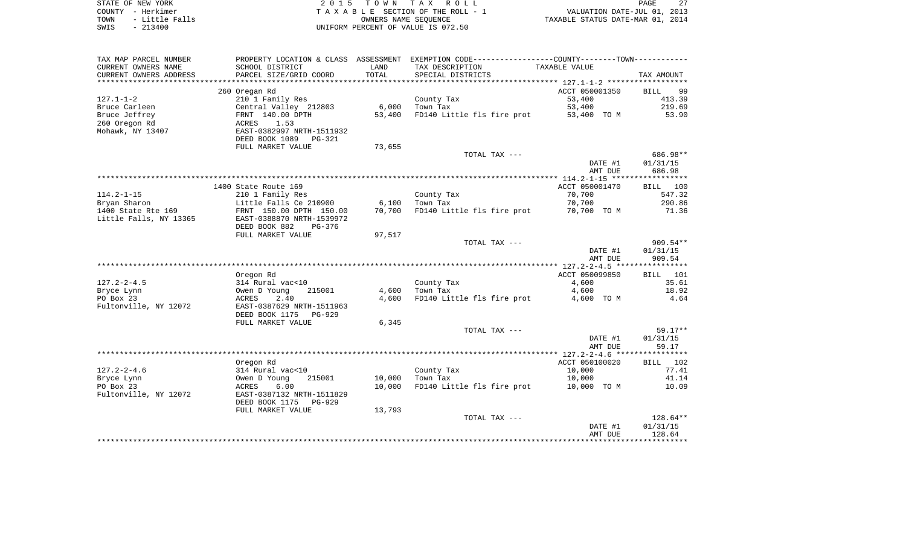STATE OF NEW YORK
COUNTY - Herkimer
TOWN - Little Falls
SWIS - 213400

2 0 1 5 T O W N T A X R O L L
T A X A B L E SECTION OF THE ROLL - 1
OWNERS NAME SEQUENCE
UNIFORM PERCENT OF VALUE IS 072.50

VALUATION DATE-JUL 01, 2013
TAXABLE STATUS DATE-MAR 01, 2014

| TAX MAP PARCEL NUMBER / CURRENT OWNERS NAME / CURRENT OWNERS ADDRESS | PROPERTY LOCATION & CLASS / SCHOOL DISTRICT / PARCEL SIZE/GRID COORD | ASSESSMENT LAND / TOTAL | EXEMPTION CODE / TAX DESCRIPTION / SPECIAL DISTRICTS | COUNTY--------TOWN / TAXABLE VALUE | TAX AMOUNT |
|---|---|---|---|---|---|
| 127.1-1-2 | 260 Oregan Rd |  |  | ACCT 050001350 | BILL 99 |
| Bruce Carleen | 210 1 Family Res |  | County Tax | 53,400 | 413.39 |
| Bruce Jeffrey | Central Valley 212803 | 6,000 | Town Tax | 53,400 | 219.69 |
| 260 Oregon Rd | FRNT 140.00 DPTH | 53,400 | FD140 Little fls fire prot | 53,400 TO M | 53.90 |
| Mohawk, NY 13407 | ACRES 1.53 |  |  |  |  |
|  | EAST-0382997 NRTH-1511932 |  |  |  |  |
|  | DEED BOOK 1089 PG-321 |  |  |  |  |
|  | FULL MARKET VALUE | 73,655 |  |  |  |
|  |  |  | TOTAL TAX --- |  | 686.98** |
|  |  |  |  | DATE #1 | 01/31/15 |
|  |  |  |  | AMT DUE | 686.98 |
| 114.2-1-15 | 1400 State Route 169 |  |  | ACCT 050001470 | BILL 100 |
| Bryan Sharon | 210 1 Family Res |  | County Tax | 70,700 | 547.32 |
| 1400 State Rte 169 | Little Falls Ce 210900 | 6,100 | Town Tax | 70,700 | 290.86 |
| Little Falls, NY 13365 | FRNT 150.00 DPTH 150.00 | 70,700 | FD140 Little fls fire prot | 70,700 TO M | 71.36 |
|  | EAST-0388870 NRTH-1539972 |  |  |  |  |
|  | DEED BOOK 882 PG-376 |  |  |  |  |
|  | FULL MARKET VALUE | 97,517 |  |  |  |
|  |  |  | TOTAL TAX --- |  | 909.54** |
|  |  |  |  | DATE #1 | 01/31/15 |
|  |  |  |  | AMT DUE | 909.54 |
| 127.2-2-4.5 | Oregon Rd |  |  | ACCT 050099850 | BILL 101 |
| Bryce Lynn | 314 Rural vac<10 |  | County Tax | 4,600 | 35.61 |
| PO Box 23 | Owen D Young 215001 | 4,600 | Town Tax | 4,600 | 18.92 |
| Fultonville, NY 12072 | ACRES 2.40 | 4,600 | FD140 Little fls fire prot | 4,600 TO M | 4.64 |
|  | EAST-0387629 NRTH-1511963 |  |  |  |  |
|  | DEED BOOK 1175 PG-929 |  |  |  |  |
|  | FULL MARKET VALUE | 6,345 |  |  |  |
|  |  |  | TOTAL TAX --- |  | 59.17** |
|  |  |  |  | DATE #1 | 01/31/15 |
|  |  |  |  | AMT DUE | 59.17 |
| 127.2-2-4.6 | Oregon Rd |  |  | ACCT 050100020 | BILL 102 |
| Bryce Lynn | 314 Rural vac<10 |  | County Tax | 10,000 | 77.41 |
| PO Box 23 | Owen D Young 215001 | 10,000 | Town Tax | 10,000 | 41.14 |
| Fultonville, NY 12072 | ACRES 6.00 | 10,000 | FD140 Little fls fire prot | 10,000 TO M | 10.09 |
|  | EAST-0387132 NRTH-1511829 |  |  |  |  |
|  | DEED BOOK 1175 PG-929 |  |  |  |  |
|  | FULL MARKET VALUE | 13,793 |  |  |  |
|  |  |  | TOTAL TAX --- |  | 128.64** |
|  |  |  |  | DATE #1 | 01/31/15 |
|  |  |  |  | AMT DUE | 128.64 |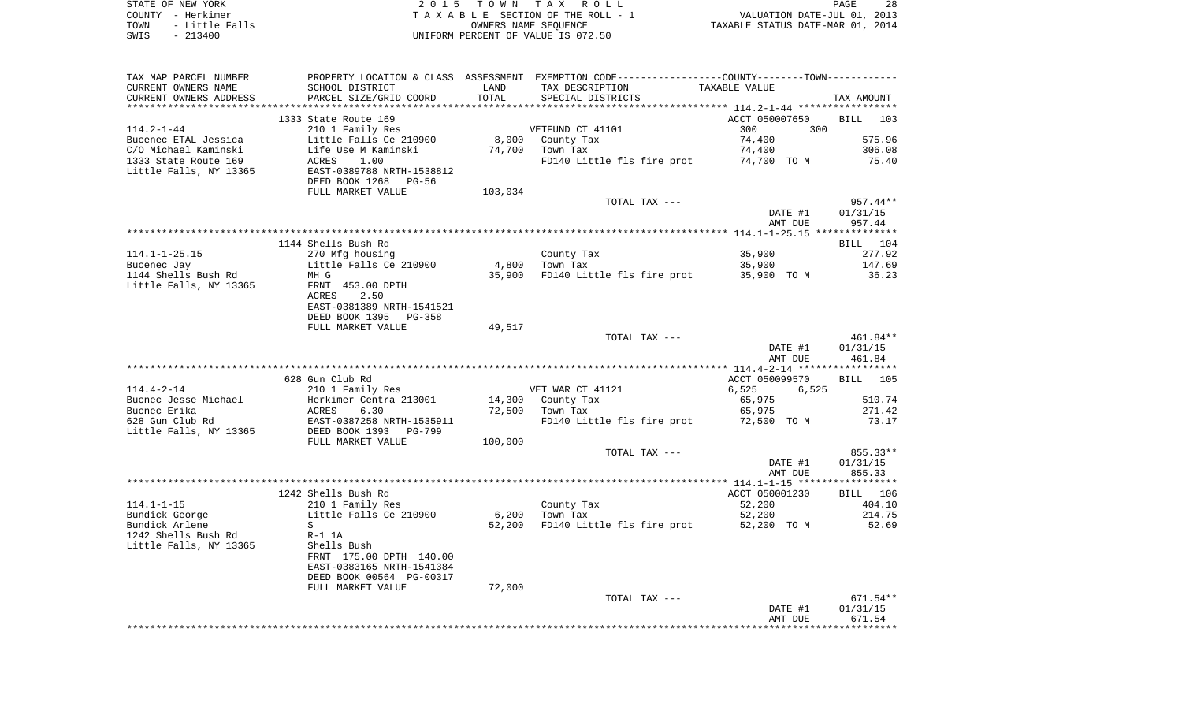STATE OF NEW YORK | 2 0 1 5 T O W N T A X R O L L | PAGE 28
COUNTY - Herkimer | T A X A B L E SECTION OF THE ROLL - 1 | VALUATION DATE-JUL 01, 2013
TOWN - Little Falls | OWNERS NAME SEQUENCE | TAXABLE STATUS DATE-MAR 01, 2014
SWIS - 213400 | UNIFORM PERCENT OF VALUE IS 072.50

| TAX MAP PARCEL NUMBER / CURRENT OWNERS NAME / CURRENT OWNERS ADDRESS | PROPERTY LOCATION & CLASS / SCHOOL DISTRICT / PARCEL SIZE/GRID COORD | ASSESSMENT LAND / TOTAL | EXEMPTION CODE / TAX DESCRIPTION / SPECIAL DISTRICTS | COUNTY / TOWN TAXABLE VALUE | TAX AMOUNT |
|---|---|---|---|---|---|
| | 1333 State Route 169 | | | ACCT 050007650 | BILL 103 |
| 114.2-1-44 | 210 1 Family Res | | VETFUND CT 41101 | 300 300 | |
| Bucenec ETAL Jessica | Little Falls Ce 210900 | 8,000 | County Tax | 74,400 | 575.96 |
| C/O Michael Kaminski | Life Use M Kaminski | 74,700 | Town Tax | 74,400 | 306.08 |
| 1333 State Route 169 | ACRES 1.00 | | FD140 Little fls fire prot | 74,700 TO M | 75.40 |
| Little Falls, NY 13365 | EAST-0389788 NRTH-1538812 | | | | |
| | DEED BOOK 1268 PG-56 | | | | |
| | FULL MARKET VALUE | 103,034 | | | |
| | | | TOTAL TAX --- | | 957.44** |
| | | | | DATE #1 | 01/31/15 |
| | | | | AMT DUE | 957.44 |
| | 1144 Shells Bush Rd | | | | BILL 104 |
| 114.1-1-25.15 | 270 Mfg housing | | County Tax | 35,900 | 277.92 |
| Bucenec Jay | Little Falls Ce 210900 | 4,800 | Town Tax | 35,900 | 147.69 |
| 1144 Shells Bush Rd | MH G | 35,900 | FD140 Little fls fire prot | 35,900 TO M | 36.23 |
| Little Falls, NY 13365 | FRNT 453.00 DPTH | | | | |
| | ACRES 2.50 | | | | |
| | EAST-0381389 NRTH-1541521 | | | | |
| | DEED BOOK 1395 PG-358 | | | | |
| | FULL MARKET VALUE | 49,517 | | | |
| | | | TOTAL TAX --- | | 461.84** |
| | | | | DATE #1 | 01/31/15 |
| | | | | AMT DUE | 461.84 |
| | 628 Gun Club Rd | | | ACCT 050099570 | BILL 105 |
| 114.4-2-14 | 210 1 Family Res | | VET WAR CT 41121 | 6,525 6,525 | |
| Bucnec Jesse Michael | Herkimer Centra 213001 | 14,300 | County Tax | 65,975 | 510.74 |
| Bucnec Erika | ACRES 6.30 | 72,500 | Town Tax | 65,975 | 271.42 |
| 628 Gun Club Rd | EAST-0387258 NRTH-1535911 | | FD140 Little fls fire prot | 72,500 TO M | 73.17 |
| Little Falls, NY 13365 | DEED BOOK 1393 PG-799 | | | | |
| | FULL MARKET VALUE | 100,000 | | | |
| | | | TOTAL TAX --- | | 855.33** |
| | | | | DATE #1 | 01/31/15 |
| | | | | AMT DUE | 855.33 |
| | 1242 Shells Bush Rd | | | ACCT 050001230 | BILL 106 |
| 114.1-1-15 | 210 1 Family Res | | County Tax | 52,200 | 404.10 |
| Bundick George | Little Falls Ce 210900 | 6,200 | Town Tax | 52,200 | 214.75 |
| Bundick Arlene | S | 52,200 | FD140 Little fls fire prot | 52,200 TO M | 52.69 |
| 1242 Shells Bush Rd | R-1 1A | | | | |
| Little Falls, NY 13365 | Shells Bush | | | | |
| | FRNT 175.00 DPTH 140.00 | | | | |
| | EAST-0383165 NRTH-1541384 | | | | |
| | DEED BOOK 00564 PG-00317 | | | | |
| | FULL MARKET VALUE | 72,000 | | | |
| | | | TOTAL TAX --- | | 671.54** |
| | | | | DATE #1 | 01/31/15 |
| | | | | AMT DUE | 671.54 |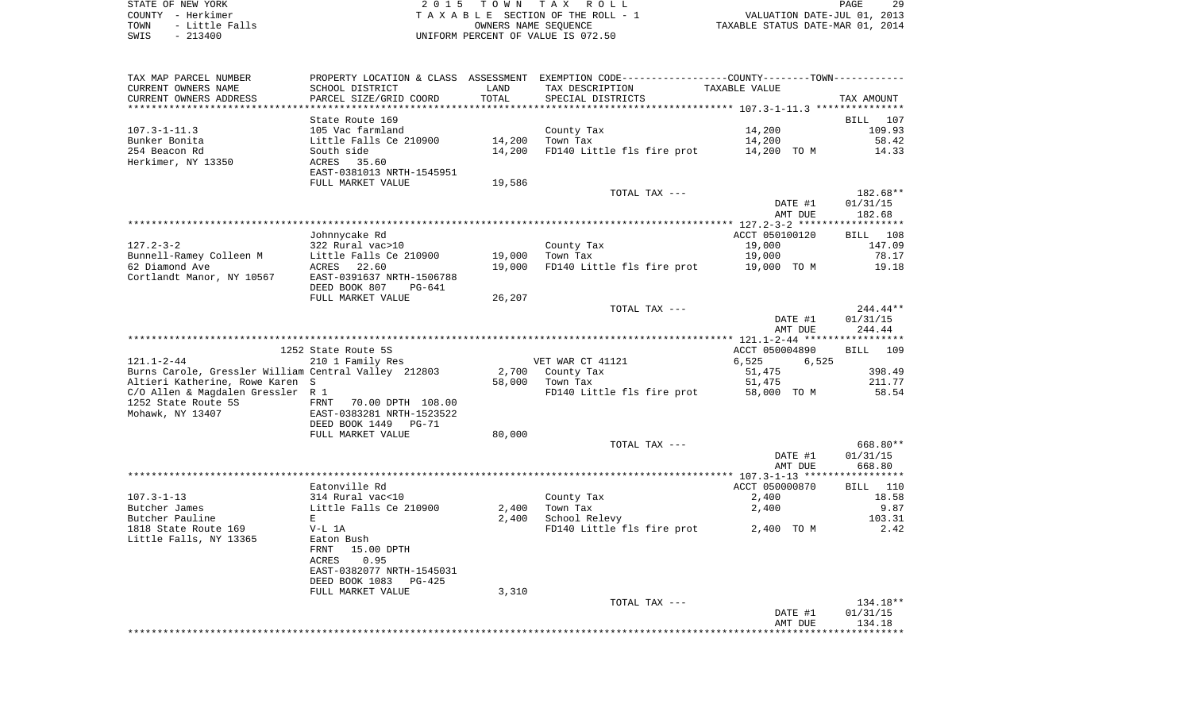STATE OF NEW YORK — 2015 TOWN TAX ROLL
COUNTY - Herkimer — TAXABLE SECTION OF THE ROLL - 1 — VALUATION DATE-JUL 01, 2013
TOWN - Little Falls — OWNERS NAME SEQUENCE — TAXABLE STATUS DATE-MAR 01, 2014
SWIS - 213400 — UNIFORM PERCENT OF VALUE IS 072.50

| TAX MAP PARCEL NUMBER / CURRENT OWNERS NAME / CURRENT OWNERS ADDRESS | PROPERTY LOCATION & CLASS / SCHOOL DISTRICT / PARCEL SIZE/GRID COORD | ASSESSMENT LAND / TOTAL | EXEMPTION CODE / TAX DESCRIPTION / SPECIAL DISTRICTS | TAXABLE VALUE | TAX AMOUNT |
|---|---|---|---|---|---|
| **107.3-1-11.3** | State Route 169 | | | | BILL 107 |
| 107.3-1-11.3 | 105 Vac farmland | | County Tax | 14,200 | 109.93 |
| Bunker Bonita | Little Falls Ce 210900 | 14,200 | Town Tax | 14,200 | 58.42 |
| 254 Beacon Rd | South side | 14,200 | FD140 Little fls fire prot | 14,200 TO M | 14.33 |
| Herkimer, NY 13350 | ACRES 35.60 | | | | |
| | EAST-0381013 NRTH-1545951 | | | | |
| | FULL MARKET VALUE | 19,586 | | | |
| | | | TOTAL TAX --- | | 182.68** |
| | | | | DATE #1 | 01/31/15 |
| | | | | AMT DUE | 182.68 |
| **127.2-3-2** | Johnnycake Rd | | | ACCT 050100120 | BILL 108 |
| 127.2-3-2 | 322 Rural vac>10 | | County Tax | 19,000 | 147.09 |
| Bunnell-Ramey Colleen M | Little Falls Ce 210900 | 19,000 | Town Tax | 19,000 | 78.17 |
| 62 Diamond Ave | ACRES 22.60 | 19,000 | FD140 Little fls fire prot | 19,000 TO M | 19.18 |
| Cortlandt Manor, NY 10567 | EAST-0391637 NRTH-1506788 | | | | |
| | DEED BOOK 807 PG-641 | | | | |
| | FULL MARKET VALUE | 26,207 | | | |
| | | | TOTAL TAX --- | | 244.44** |
| | | | | DATE #1 | 01/31/15 |
| | | | | AMT DUE | 244.44 |
| **121.1-2-44** | 1252 State Route 5S | | | ACCT 050004890 | BILL 109 |
| 121.1-2-44 | 210 1 Family Res | | VET WAR CT 41121 | 6,525 6,525 | |
| Burns Carole, Gressler William | Central Valley 212803 | 2,700 | County Tax | 51,475 | 398.49 |
| Altieri Katherine, Rowe Karen | S | 58,000 | Town Tax | 51,475 | 211.77 |
| C/O Allen & Magdalen Gressler | R 1 | | FD140 Little fls fire prot | 58,000 TO M | 58.54 |
| 1252 State Route 5S | FRNT 70.00 DPTH 108.00 | | | | |
| Mohawk, NY 13407 | EAST-0383281 NRTH-1523522 | | | | |
| | DEED BOOK 1449 PG-71 | | | | |
| | FULL MARKET VALUE | 80,000 | | | |
| | | | TOTAL TAX --- | | 668.80** |
| | | | | DATE #1 | 01/31/15 |
| | | | | AMT DUE | 668.80 |
| **107.3-1-13** | Eatonville Rd | | | ACCT 050000870 | BILL 110 |
| 107.3-1-13 | 314 Rural vac<10 | | County Tax | 2,400 | 18.58 |
| Butcher James | Little Falls Ce 210900 | 2,400 | Town Tax | 2,400 | 9.87 |
| Butcher Pauline | E | 2,400 | School Relevy | | 103.31 |
| 1818 State Route 169 | V-L 1A | | FD140 Little fls fire prot | 2,400 TO M | 2.42 |
| Little Falls, NY 13365 | Eaton Bush | | | | |
| | FRNT 15.00 DPTH | | | | |
| | ACRES 0.95 | | | | |
| | EAST-0382077 NRTH-1545031 | | | | |
| | DEED BOOK 1083 PG-425 | | | | |
| | FULL MARKET VALUE | 3,310 | | | |
| | | | TOTAL TAX --- | | 134.18** |
| | | | | DATE #1 | 01/31/15 |
| | | | | AMT DUE | 134.18 |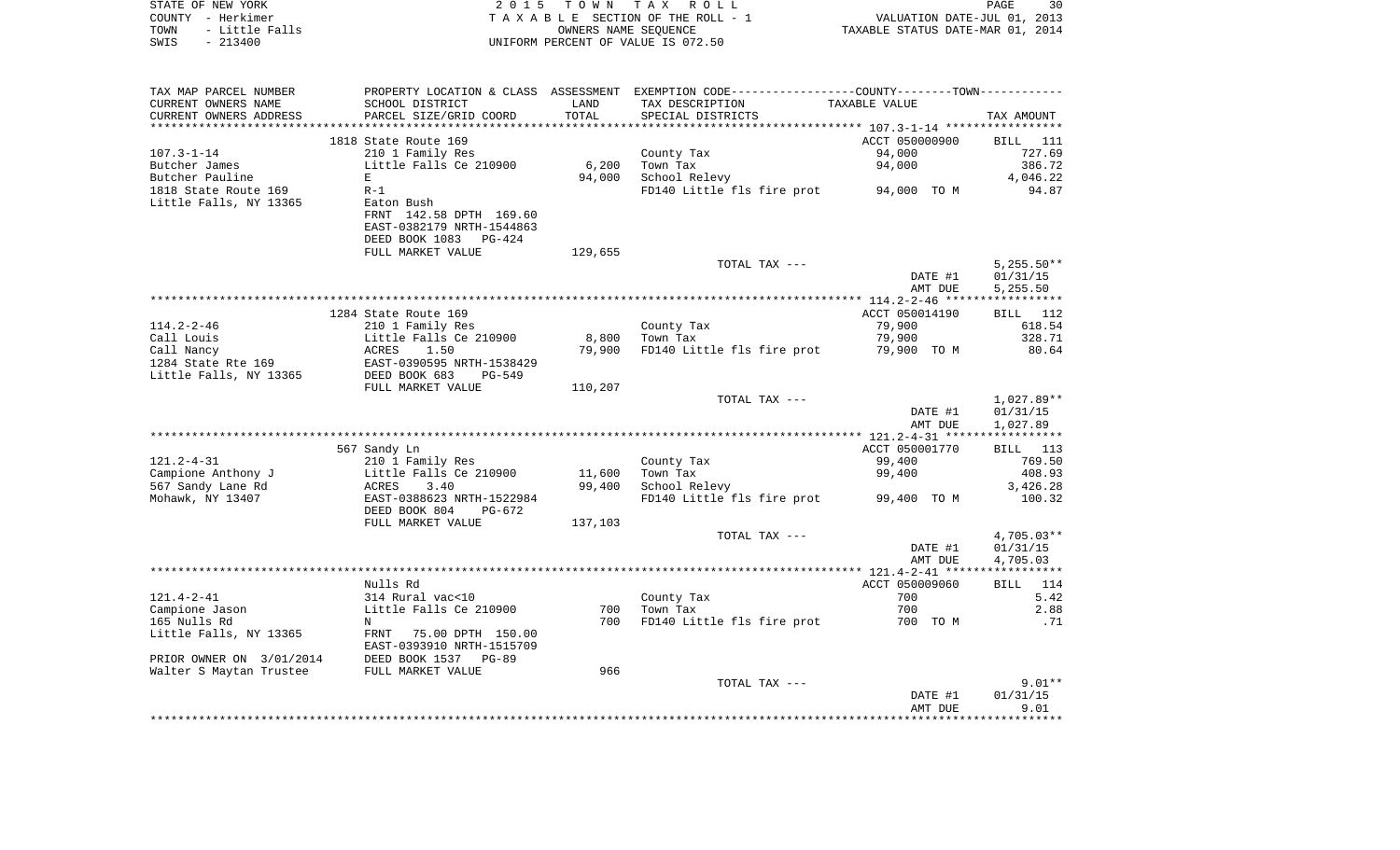STATE OF NEW YORK — 2015 TOWN TAX ROLL
COUNTY - Herkimer — TAXABLE SECTION OF THE ROLL - 1 — VALUATION DATE-JUL 01, 2013
TOWN - Little Falls — OWNERS NAME SEQUENCE — TAXABLE STATUS DATE-MAR 01, 2014
SWIS - 213400 — UNIFORM PERCENT OF VALUE IS 072.50

| TAX MAP PARCEL NUMBER / CURRENT OWNERS NAME / CURRENT OWNERS ADDRESS | PROPERTY LOCATION & CLASS / SCHOOL DISTRICT / PARCEL SIZE/GRID COORD | ASSESSMENT LAND / TOTAL | EXEMPTION CODE / TAX DESCRIPTION / SPECIAL DISTRICTS | TAXABLE VALUE | TAX AMOUNT |
|---|---|---|---|---|---|
| **107.3-1-14** | 1818 State Route 169 | | | ACCT 050000900 | BILL 111 |
| 107.3-1-14 | 210 1 Family Res | | County Tax | 94,000 | 727.69 |
| Butcher James | Little Falls Ce 210900 | 6,200 | Town Tax | 94,000 | 386.72 |
| Butcher Pauline | E | 94,000 | School Relevy | | 4,046.22 |
| 1818 State Route 169 | R-1 | | FD140 Little fls fire prot | 94,000 TO M | 94.87 |
| Little Falls, NY 13365 | Eaton Bush | | | | |
| | FRNT 142.58 DPTH 169.60 | | | | |
| | EAST-0382179 NRTH-1544863 | | | | |
| | DEED BOOK 1083 PG-424 | | | | |
| | FULL MARKET VALUE | 129,655 | | | |
| | | | TOTAL TAX --- | | 5,255.50** |
| | | | | DATE #1 | 01/31/15 |
| | | | | AMT DUE | 5,255.50 |
| **114.2-2-46** | 1284 State Route 169 | | | ACCT 050014190 | BILL 112 |
| 114.2-2-46 | 210 1 Family Res | | County Tax | 79,900 | 618.54 |
| Call Louis | Little Falls Ce 210900 | 8,800 | Town Tax | 79,900 | 328.71 |
| Call Nancy | ACRES 1.50 | 79,900 | FD140 Little fls fire prot | 79,900 TO M | 80.64 |
| 1284 State Rte 169 | EAST-0390595 NRTH-1538429 | | | | |
| Little Falls, NY 13365 | DEED BOOK 683 PG-549 | | | | |
| | FULL MARKET VALUE | 110,207 | | | |
| | | | TOTAL TAX --- | | 1,027.89** |
| | | | | DATE #1 | 01/31/15 |
| | | | | AMT DUE | 1,027.89 |
| **121.2-4-31** | 567 Sandy Ln | | | ACCT 050001770 | BILL 113 |
| 121.2-4-31 | 210 1 Family Res | | County Tax | 99,400 | 769.50 |
| Campione Anthony J | Little Falls Ce 210900 | 11,600 | Town Tax | 99,400 | 408.93 |
| 567 Sandy Lane Rd | ACRES 3.40 | 99,400 | School Relevy | | 3,426.28 |
| Mohawk, NY 13407 | EAST-0388623 NRTH-1522984 | | FD140 Little fls fire prot | 99,400 TO M | 100.32 |
| | DEED BOOK 804 PG-672 | | | | |
| | FULL MARKET VALUE | 137,103 | | | |
| | | | TOTAL TAX --- | | 4,705.03** |
| | | | | DATE #1 | 01/31/15 |
| | | | | AMT DUE | 4,705.03 |
| **121.4-2-41** | Nulls Rd | | | ACCT 050009060 | BILL 114 |
| 121.4-2-41 | 314 Rural vac<10 | | County Tax | 700 | 5.42 |
| Campione Jason | Little Falls Ce 210900 | 700 | Town Tax | 700 | 2.88 |
| 165 Nulls Rd | N | 700 | FD140 Little fls fire prot | 700 TO M | .71 |
| Little Falls, NY 13365 | FRNT 75.00 DPTH 150.00 | | | | |
| | EAST-0393910 NRTH-1515709 | | | | |
| PRIOR OWNER ON 3/01/2014 | DEED BOOK 1537 PG-89 | | | | |
| Walter S Maytan Trustee | FULL MARKET VALUE | 966 | | | |
| | | | TOTAL TAX --- | | 9.01** |
| | | | | DATE #1 | 01/31/15 |
| | | | | AMT DUE | 9.01 |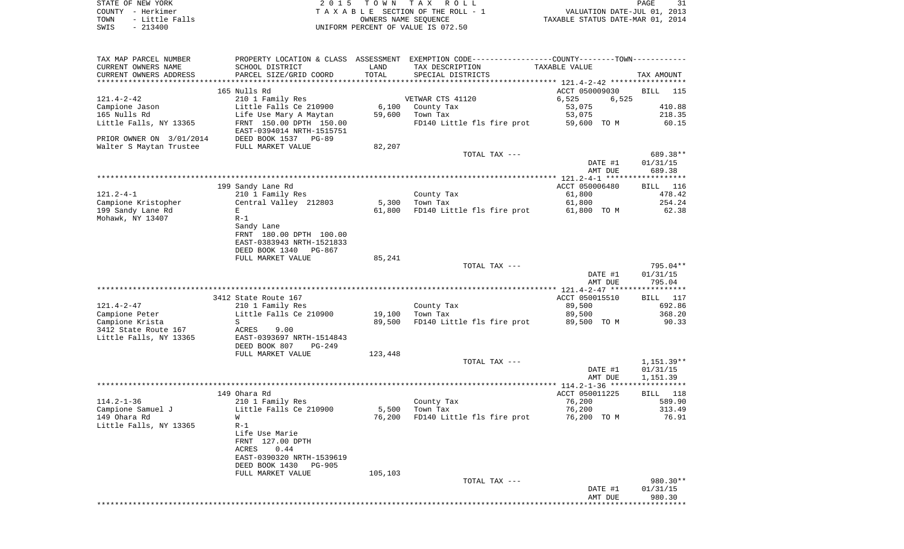STATE OF NEW YORK
COUNTY - Herkimer
TOWN - Little Falls
SWIS - 213400

2015 TOWN TAX ROLL
TAXABLE SECTION OF THE ROLL - 1
OWNERS NAME SEQUENCE
UNIFORM PERCENT OF VALUE IS 072.50

VALUATION DATE-JUL 01, 2013
TAXABLE STATUS DATE-MAR 01, 2014

| TAX MAP PARCEL NUMBER / CURRENT OWNERS NAME / CURRENT OWNERS ADDRESS | PROPERTY LOCATION & CLASS / SCHOOL DISTRICT / PARCEL SIZE/GRID COORD | ASSESSMENT LAND / TOTAL | EXEMPTION CODE / TAX DESCRIPTION / SPECIAL DISTRICTS | COUNTY / TOWN TAXABLE VALUE | TAX AMOUNT |
|---|---|---|---|---|---|
| **121.4-2-42** | 165 Nulls Rd | | | ACCT 050009030 | BILL 115 |
| | 210 1 Family Res | | VETWAR CTS 41120 | 6,525 6,525 | |
| Campione Jason | Little Falls Ce 210900 | 6,100 | County Tax | 53,075 | 410.88 |
| 165 Nulls Rd | Life Use Mary A Maytan | 59,600 | Town Tax | 53,075 | 218.35 |
| Little Falls, NY 13365 | FRNT 150.00 DPTH 150.00 | | FD140 Little fls fire prot | 59,600 TO M | 60.15 |
| | EAST-0394014 NRTH-1515751 | | | | |
| PRIOR OWNER ON 3/01/2014 | DEED BOOK 1537 PG-89 | | | | |
| Walter S Maytan Trustee | FULL MARKET VALUE | 82,207 | | | |
| | | | TOTAL TAX --- | | 689.38** |
| | | | | DATE #1 | 01/31/15 |
| | | | | AMT DUE | 689.38 |
| **121.2-4-1** | 199 Sandy Lane Rd | | | ACCT 050006480 | BILL 116 |
| | 210 1 Family Res | | County Tax | 61,800 | 478.42 |
| Campione Kristopher | Central Valley 212803 | 5,300 | Town Tax | 61,800 | 254.24 |
| 199 Sandy Lane Rd | E | 61,800 | FD140 Little fls fire prot | 61,800 TO M | 62.38 |
| Mohawk, NY 13407 | R-1 | | | | |
| | Sandy Lane | | | | |
| | FRNT 180.00 DPTH 100.00 | | | | |
| | EAST-0383943 NRTH-1521833 | | | | |
| | DEED BOOK 1340 PG-867 | | | | |
| | FULL MARKET VALUE | 85,241 | | | |
| | | | TOTAL TAX --- | | 795.04** |
| | | | | DATE #1 | 01/31/15 |
| | | | | AMT DUE | 795.04 |
| **121.4-2-47** | 3412 State Route 167 | | | ACCT 050015510 | BILL 117 |
| | 210 1 Family Res | | County Tax | 89,500 | 692.86 |
| Campione Peter | Little Falls Ce 210900 | 19,100 | Town Tax | 89,500 | 368.20 |
| Campione Krista | S | 89,500 | FD140 Little fls fire prot | 89,500 TO M | 90.33 |
| 3412 State Route 167 | ACRES 9.00 | | | | |
| Little Falls, NY 13365 | EAST-0393697 NRTH-1514843 | | | | |
| | DEED BOOK 807 PG-249 | | | | |
| | FULL MARKET VALUE | 123,448 | | | |
| | | | TOTAL TAX --- | | 1,151.39** |
| | | | | DATE #1 | 01/31/15 |
| | | | | AMT DUE | 1,151.39 |
| **114.2-1-36** | 149 Ohara Rd | | | ACCT 050011225 | BILL 118 |
| | 210 1 Family Res | | County Tax | 76,200 | 589.90 |
| Campione Samuel J | Little Falls Ce 210900 | 5,500 | Town Tax | 76,200 | 313.49 |
| 149 Ohara Rd | W | 76,200 | FD140 Little fls fire prot | 76,200 TO M | 76.91 |
| Little Falls, NY 13365 | R-1 | | | | |
| | Life Use Marie | | | | |
| | FRNT 127.00 DPTH | | | | |
| | ACRES 0.44 | | | | |
| | EAST-0390320 NRTH-1539619 | | | | |
| | DEED BOOK 1430 PG-905 | | | | |
| | FULL MARKET VALUE | 105,103 | | | |
| | | | TOTAL TAX --- | | 980.30** |
| | | | | DATE #1 | 01/31/15 |
| | | | | AMT DUE | 980.30 |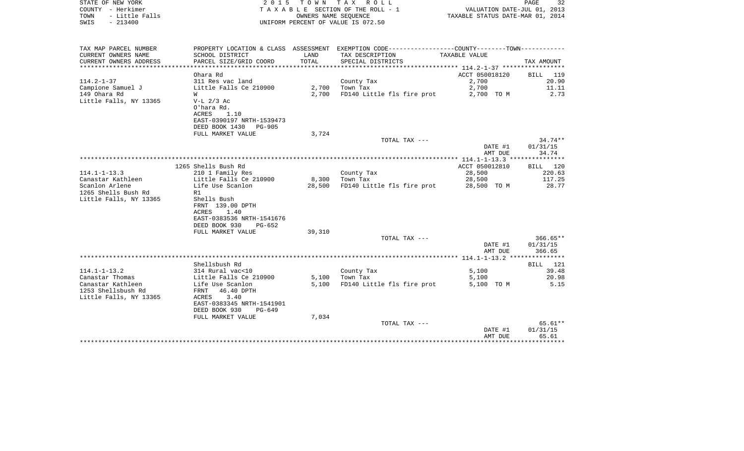STATE OF NEW YORK
COUNTY - Herkimer
TOWN - Little Falls
SWIS - 213400

2 0 1 5 T O W N T A X R O L L
T A X A B L E SECTION OF THE ROLL - 1
OWNERS NAME SEQUENCE
UNIFORM PERCENT OF VALUE IS 072.50

VALUATION DATE-JUL 01, 2013
TAXABLE STATUS DATE-MAR 01, 2014

| TAX MAP PARCEL NUMBER / CURRENT OWNERS NAME / CURRENT OWNERS ADDRESS | PROPERTY LOCATION & CLASS / SCHOOL DISTRICT / PARCEL SIZE/GRID COORD | ASSESSMENT LAND / TOTAL | EXEMPTION CODE / TAX DESCRIPTION / SPECIAL DISTRICTS | TAXABLE VALUE | TAX AMOUNT |
|---|---|---|---|---|---|
| **114.2-1-37** | Ohara Rd | | | ACCT 050018120 | BILL 119 |
| 114.2-1-37 | 311 Res vac land | | County Tax | 2,700 | 20.90 |
| Campione Samuel J | Little Falls Ce 210900 | 2,700 | Town Tax | 2,700 | 11.11 |
| 149 Ohara Rd | W | 2,700 | FD140 Little fls fire prot | 2,700 TO M | 2.73 |
| Little Falls, NY 13365 | V-L 2/3 Ac | | | | |
| | O'hara Rd. | | | | |
| | ACRES 1.10 | | | | |
| | EAST-0390197 NRTH-1539473 | | | | |
| | DEED BOOK 1430 PG-905 | | | | |
| | FULL MARKET VALUE | 3,724 | | | |
| | | | TOTAL TAX --- | | 34.74** |
| | | | | DATE #1 | 01/31/15 |
| | | | | AMT DUE | 34.74 |
| **114.1-1-13.3** | 1265 Shells Bush Rd | | | ACCT 050012810 | BILL 120 |
| 114.1-1-13.3 | 210 1 Family Res | | County Tax | 28,500 | 220.63 |
| Canastar Kathleen | Little Falls Ce 210900 | 8,300 | Town Tax | 28,500 | 117.25 |
| Scanlon Arlene | Life Use Scanlon | 28,500 | FD140 Little fls fire prot | 28,500 TO M | 28.77 |
| 1265 Shells Bush Rd | R1 | | | | |
| Little Falls, NY 13365 | Shells Bush | | | | |
| | FRNT 139.00 DPTH | | | | |
| | ACRES 1.40 | | | | |
| | EAST-0383536 NRTH-1541676 | | | | |
| | DEED BOOK 930 PG-652 | | | | |
| | FULL MARKET VALUE | 39,310 | | | |
| | | | TOTAL TAX --- | | 366.65** |
| | | | | DATE #1 | 01/31/15 |
| | | | | AMT DUE | 366.65 |
| **114.1-1-13.2** | Shellsbush Rd | | | | BILL 121 |
| 114.1-1-13.2 | 314 Rural vac<10 | | County Tax | 5,100 | 39.48 |
| Canastar Thomas | Little Falls Ce 210900 | 5,100 | Town Tax | 5,100 | 20.98 |
| Canastar Kathleen | Life Use Scanlon | 5,100 | FD140 Little fls fire prot | 5,100 TO M | 5.15 |
| 1253 Shellsbush Rd | FRNT 46.40 DPTH | | | | |
| Little Falls, NY 13365 | ACRES 3.40 | | | | |
| | EAST-0383345 NRTH-1541901 | | | | |
| | DEED BOOK 930 PG-649 | | | | |
| | FULL MARKET VALUE | 7,034 | | | |
| | | | TOTAL TAX --- | | 65.61** |
| | | | | DATE #1 | 01/31/15 |
| | | | | AMT DUE | 65.61 |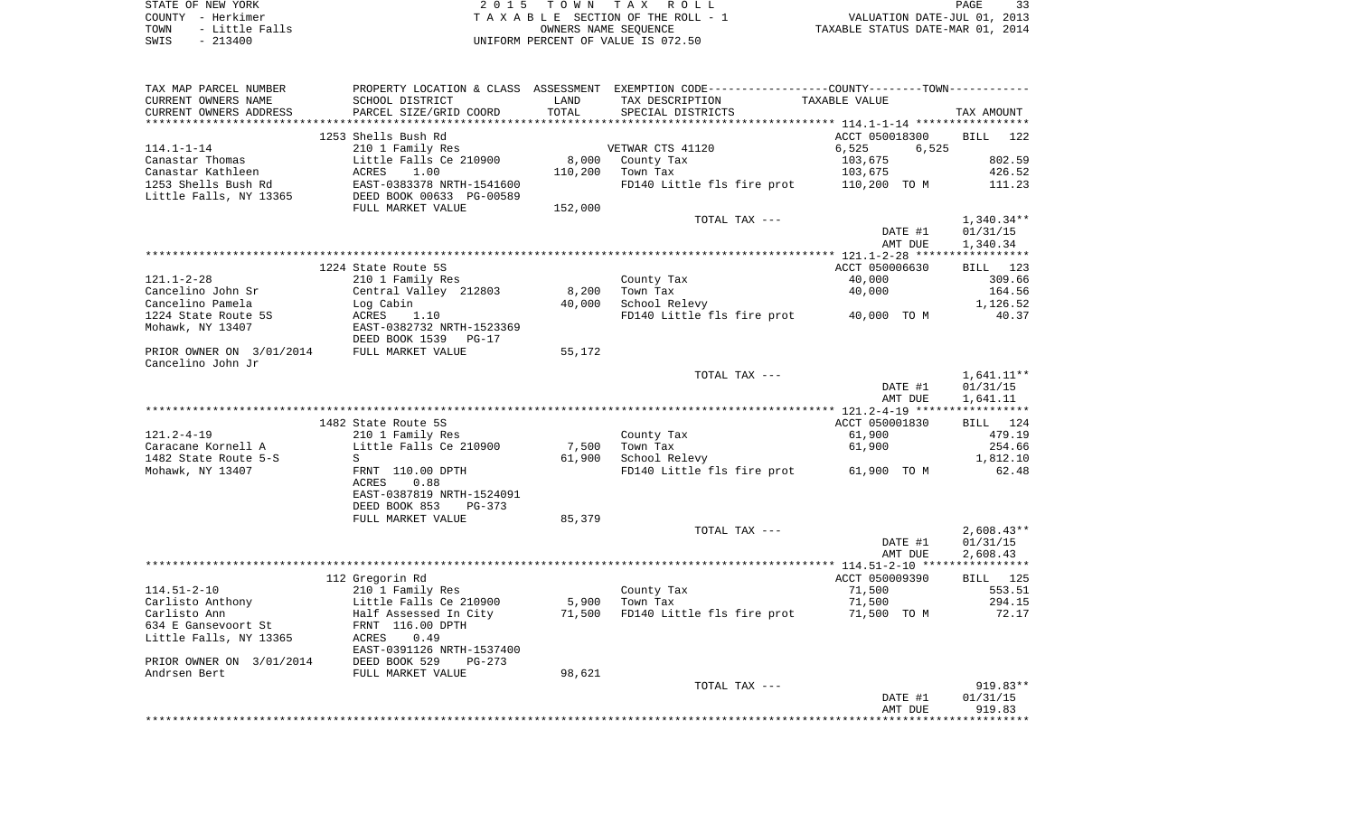STATE OF NEW YORK — 2015 TOWN TAX ROLL
COUNTY - Herkimer — TAXABLE SECTION OF THE ROLL - 1 — VALUATION DATE-JUL 01, 2013
TOWN - Little Falls — OWNERS NAME SEQUENCE — TAXABLE STATUS DATE-MAR 01, 2014
SWIS - 213400 — UNIFORM PERCENT OF VALUE IS 072.50

| TAX MAP PARCEL NUMBER / CURRENT OWNERS NAME / CURRENT OWNERS ADDRESS | PROPERTY LOCATION & CLASS / SCHOOL DISTRICT / PARCEL SIZE/GRID COORD | ASSESSMENT LAND / TOTAL | EXEMPTION CODE / TAX DESCRIPTION / SPECIAL DISTRICTS | COUNTY / TOWN TAXABLE VALUE | TAX AMOUNT |
|---|---|---|---|---|---|
| | 1253 Shells Bush Rd | | | ACCT 050018300 | BILL 122 |
| 114.1-1-14 | 210 1 Family Res | | VETWAR CTS 41120 | 6,525 6,525 | |
| Canastar Thomas | Little Falls Ce 210900 | 8,000 | County Tax | 103,675 | 802.59 |
| Canastar Kathleen | ACRES 1.00 | 110,200 | Town Tax | 103,675 | 426.52 |
| 1253 Shells Bush Rd | EAST-0383378 NRTH-1541600 | | FD140 Little fls fire prot | 110,200 TO M | 111.23 |
| Little Falls, NY 13365 | DEED BOOK 00633 PG-00589 | | | | |
| | FULL MARKET VALUE | 152,000 | | | |
| | | | TOTAL TAX --- | | 1,340.34** |
| | | | | DATE #1 | 01/31/15 |
| | | | | AMT DUE | 1,340.34 |
| | 1224 State Route 5S | | | ACCT 050006630 | BILL 123 |
| 121.1-2-28 | 210 1 Family Res | | County Tax | 40,000 | 309.66 |
| Cancelino John Sr | Central Valley 212803 | 8,200 | Town Tax | 40,000 | 164.56 |
| Cancelino Pamela | Log Cabin | 40,000 | School Relevy | | 1,126.52 |
| 1224 State Route 5S | ACRES 1.10 | | FD140 Little fls fire prot | 40,000 TO M | 40.37 |
| Mohawk, NY 13407 | EAST-0382732 NRTH-1523369 | | | | |
| | DEED BOOK 1539 PG-17 | | | | |
| PRIOR OWNER ON 3/01/2014 | FULL MARKET VALUE | 55,172 | | | |
| Cancelino John Jr | | | | | |
| | | | TOTAL TAX --- | | 1,641.11** |
| | | | | DATE #1 | 01/31/15 |
| | | | | AMT DUE | 1,641.11 |
| | 1482 State Route 5S | | | ACCT 050001830 | BILL 124 |
| 121.2-4-19 | 210 1 Family Res | | County Tax | 61,900 | 479.19 |
| Caracane Kornell A | Little Falls Ce 210900 | 7,500 | Town Tax | 61,900 | 254.66 |
| 1482 State Route 5-S | S | 61,900 | School Relevy | | 1,812.10 |
| Mohawk, NY 13407 | FRNT 110.00 DPTH | | FD140 Little fls fire prot | 61,900 TO M | 62.48 |
| | ACRES 0.88 | | | | |
| | EAST-0387819 NRTH-1524091 | | | | |
| | DEED BOOK 853 PG-373 | | | | |
| | FULL MARKET VALUE | 85,379 | | | |
| | | | TOTAL TAX --- | | 2,608.43** |
| | | | | DATE #1 | 01/31/15 |
| | | | | AMT DUE | 2,608.43 |
| | 112 Gregorin Rd | | | ACCT 050009390 | BILL 125 |
| 114.51-2-10 | 210 1 Family Res | | County Tax | 71,500 | 553.51 |
| Carlisto Anthony | Little Falls Ce 210900 | 5,900 | Town Tax | 71,500 | 294.15 |
| Carlisto Ann | Half Assessed In City | 71,500 | FD140 Little fls fire prot | 71,500 TO M | 72.17 |
| 634 E Gansevoort St | FRNT 116.00 DPTH | | | | |
| Little Falls, NY 13365 | ACRES 0.49 | | | | |
| | EAST-0391126 NRTH-1537400 | | | | |
| PRIOR OWNER ON 3/01/2014 | DEED BOOK 529 PG-273 | | | | |
| Andrsen Bert | FULL MARKET VALUE | 98,621 | | | |
| | | | TOTAL TAX --- | | 919.83** |
| | | | | DATE #1 | 01/31/15 |
| | | | | AMT DUE | 919.83 |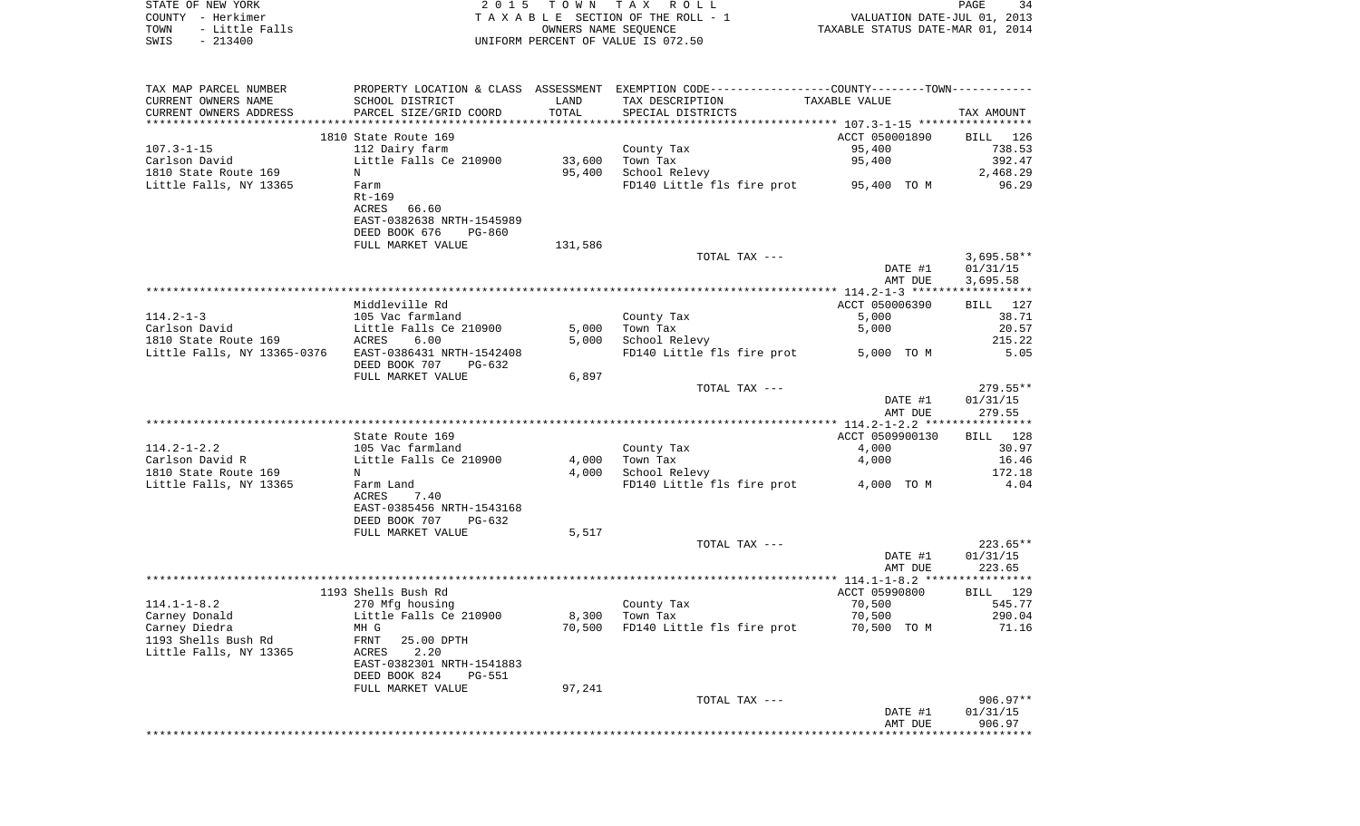STATE OF NEW YORK | 2 0 1 5 T O W N T A X R O L L | PAGE 34
COUNTY - Herkimer | T A X A B L E SECTION OF THE ROLL - 1 | VALUATION DATE-JUL 01, 2013
TOWN - Little Falls | OWNERS NAME SEQUENCE | TAXABLE STATUS DATE-MAR 01, 2014
SWIS - 213400 | UNIFORM PERCENT OF VALUE IS 072.50

| TAX MAP PARCEL NUMBER / CURRENT OWNERS NAME / CURRENT OWNERS ADDRESS | PROPERTY LOCATION & CLASS / SCHOOL DISTRICT / PARCEL SIZE/GRID COORD | ASSESSMENT LAND / TOTAL | EXEMPTION CODE / TAX DESCRIPTION / SPECIAL DISTRICTS | TAXABLE VALUE | TAX AMOUNT |
|---|---|---|---|---|---|
| | 1810 State Route 169 | | | ACCT 050001890 | BILL 126 |
| 107.3-1-15 | 112 Dairy farm | | County Tax | 95,400 | 738.53 |
| Carlson David | Little Falls Ce 210900 | 33,600 | Town Tax | 95,400 | 392.47 |
| 1810 State Route 169 | N | 95,400 | School Relevy | | 2,468.29 |
| Little Falls, NY 13365 | Farm | | FD140 Little fls fire prot | 95,400 TO M | 96.29 |
| | Rt-169 | | | | |
| | ACRES 66.60 | | | | |
| | EAST-0382638 NRTH-1545989 | | | | |
| | DEED BOOK 676 PG-860 | | | | |
| | FULL MARKET VALUE | 131,586 | | | |
| | | | TOTAL TAX --- | | 3,695.58** |
| | | | | DATE #1 | 01/31/15 |
| | | | | AMT DUE | 3,695.58 |
| | Middleville Rd | | | ACCT 050006390 | BILL 127 |
| 114.2-1-3 | 105 Vac farmland | | County Tax | 5,000 | 38.71 |
| Carlson David | Little Falls Ce 210900 | 5,000 | Town Tax | 5,000 | 20.57 |
| 1810 State Route 169 | ACRES 6.00 | 5,000 | School Relevy | | 215.22 |
| Little Falls, NY 13365-0376 | EAST-0386431 NRTH-1542408 | | FD140 Little fls fire prot | 5,000 TO M | 5.05 |
| | DEED BOOK 707 PG-632 | | | | |
| | FULL MARKET VALUE | 6,897 | | | |
| | | | TOTAL TAX --- | | 279.55** |
| | | | | DATE #1 | 01/31/15 |
| | | | | AMT DUE | 279.55 |
| | State Route 169 | | | ACCT 0509900130 | BILL 128 |
| 114.2-1-2.2 | 105 Vac farmland | | County Tax | 4,000 | 30.97 |
| Carlson David R | Little Falls Ce 210900 | 4,000 | Town Tax | 4,000 | 16.46 |
| 1810 State Route 169 | N | 4,000 | School Relevy | | 172.18 |
| Little Falls, NY 13365 | Farm Land | | FD140 Little fls fire prot | 4,000 TO M | 4.04 |
| | ACRES 7.40 | | | | |
| | EAST-0385456 NRTH-1543168 | | | | |
| | DEED BOOK 707 PG-632 | | | | |
| | FULL MARKET VALUE | 5,517 | | | |
| | | | TOTAL TAX --- | | 223.65** |
| | | | | DATE #1 | 01/31/15 |
| | | | | AMT DUE | 223.65 |
| | 1193 Shells Bush Rd | | | ACCT 05990800 | BILL 129 |
| 114.1-1-8.2 | 270 Mfg housing | | County Tax | 70,500 | 545.77 |
| Carney Donald | Little Falls Ce 210900 | 8,300 | Town Tax | 70,500 | 290.04 |
| Carney Diedra | MH G | 70,500 | FD140 Little fls fire prot | 70,500 TO M | 71.16 |
| 1193 Shells Bush Rd | FRNT 25.00 DPTH | | | | |
| Little Falls, NY 13365 | ACRES 2.20 | | | | |
| | EAST-0382301 NRTH-1541883 | | | | |
| | DEED BOOK 824 PG-551 | | | | |
| | FULL MARKET VALUE | 97,241 | | | |
| | | | TOTAL TAX --- | | 906.97** |
| | | | | DATE #1 | 01/31/15 |
| | | | | AMT DUE | 906.97 |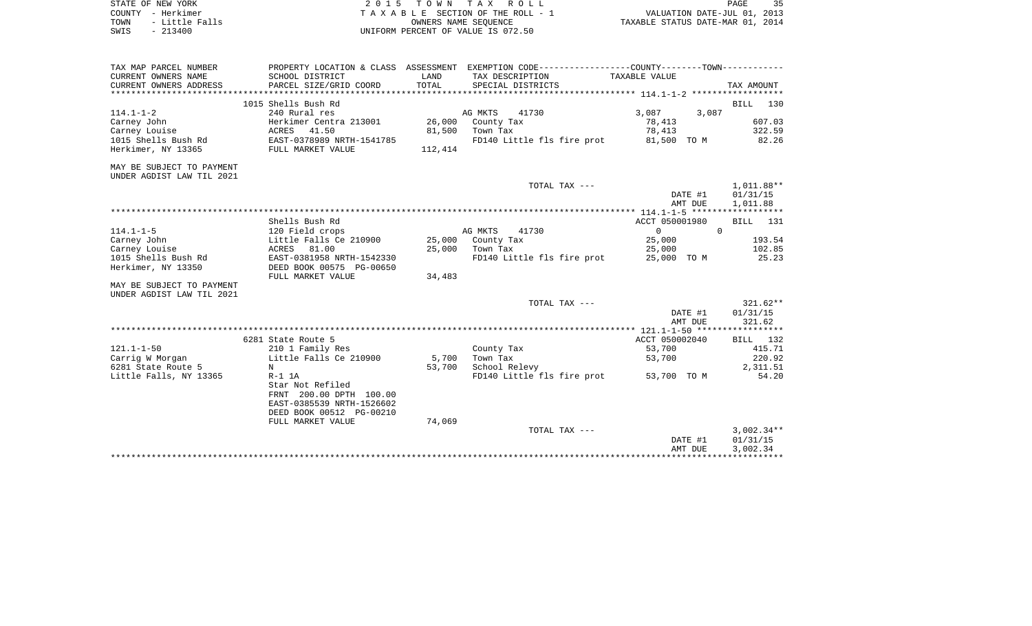STATE OF NEW YORK
COUNTY - Herkimer
TOWN - Little Falls
SWIS - 213400

2 0 1 5 T O W N T A X R O L L
T A X A B L E SECTION OF THE ROLL - 1
OWNERS NAME SEQUENCE
UNIFORM PERCENT OF VALUE IS 072.50

VALUATION DATE-JUL 01, 2013
TAXABLE STATUS DATE-MAR 01, 2014

```
TAX MAP PARCEL NUMBER     PROPERTY LOCATION & CLASS  ASSESSMENT  EXEMPTION CODE------------------COUNTY--------TOWN-----------
CURRENT OWNERS NAME       SCHOOL DISTRICT              LAND      TAX DESCRIPTION              TAXABLE VALUE
CURRENT OWNERS ADDRESS    PARCEL SIZE/GRID COORD       TOTAL     SPECIAL DISTRICTS                                     TAX AMOUNT
****************************************************************************************************** 114.1-1-2 ******************
                          1015 Shells Bush Rd                                                                          BILL  130
114.1-1-2                 240 Rural res                          AG MKTS     41730             3,087       3,087
Carney John               Herkimer Centra 213001     26,000      County Tax                       78,413                  607.03
Carney Louise             ACRES   41.50              81,500      Town Tax                         78,413                  322.59
1015 Shells Bush Rd       EAST-0378989 NRTH-1541785              FD140 Little fls fire prot       81,500 TO M              82.26
Herkimer, NY 13365        FULL MARKET VALUE          112,414

MAY BE SUBJECT TO PAYMENT
UNDER AGDIST LAW TIL 2021
                                                                 TOTAL TAX ---                                       1,011.88**
                                                                                                      DATE #1        01/31/15
                                                                                                      AMT DUE        1,011.88
****************************************************************************************************** 114.1-1-5 ******************
                          Shells Bush Rd                                                      ACCT 050001980           BILL  131
114.1-1-5                 120 Field crops                        AG MKTS     41730                 0           0
Carney John               Little Falls Ce 210900     25,000      County Tax                       25,000                  193.54
Carney Louise             ACRES   81.00              25,000      Town Tax                         25,000                  102.85
1015 Shells Bush Rd       EAST-0381958 NRTH-1542330              FD140 Little fls fire prot       25,000 TO M              25.23
Herkimer, NY 13350        DEED BOOK 00575 PG-00650
                          FULL MARKET VALUE           34,483
MAY BE SUBJECT TO PAYMENT
UNDER AGDIST LAW TIL 2021
                                                                 TOTAL TAX ---                                         321.62**
                                                                                                      DATE #1        01/31/15
                                                                                                      AMT DUE          321.62
****************************************************************************************************** 121.1-1-50 *****************
                          6281 State Route 5                                                  ACCT 050002040           BILL  132
121.1-1-50                210 1 Family Res                       County Tax                       53,700                  415.71
Carrig W Morgan           Little Falls Ce 210900      5,700      Town Tax                         53,700                  220.92
6281 State Route 5        N                          53,700      School Relevy                                          2,311.51
Little Falls, NY 13365    R-1 1A                                 FD140 Little fls fire prot       53,700 TO M              54.20
                          Star Not Refiled
                          FRNT  200.00 DPTH  100.00
                          EAST-0385539 NRTH-1526602
                          DEED BOOK 00512 PG-00210
                          FULL MARKET VALUE           74,069
                                                                 TOTAL TAX ---                                       3,002.34**
                                                                                                      DATE #1        01/31/15
                                                                                                      AMT DUE        3,002.34
************************************************************************************************************************************
```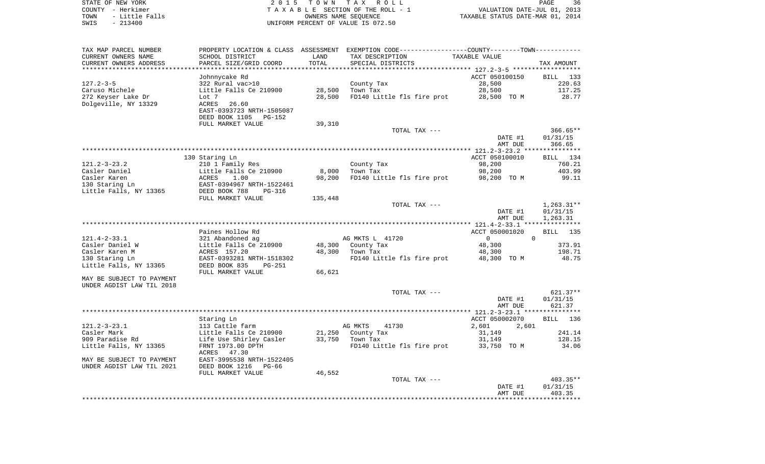STATE OF NEW YORK
COUNTY - Herkimer
TOWN - Little Falls
SWIS - 213400

2 0 1 5 T O W N T A X R O L L
T A X A B L E SECTION OF THE ROLL - 1
OWNERS NAME SEQUENCE
UNIFORM PERCENT OF VALUE IS 072.50

VALUATION DATE-JUL 01, 2013
TAXABLE STATUS DATE-MAR 01, 2014

| TAX MAP PARCEL NUMBER<br>CURRENT OWNERS NAME<br>CURRENT OWNERS ADDRESS | PROPERTY LOCATION & CLASS<br>SCHOOL DISTRICT<br>PARCEL SIZE/GRID COORD | ASSESSMENT<br>LAND<br>TOTAL | EXEMPTION CODE<br>TAX DESCRIPTION<br>SPECIAL DISTRICTS | COUNTY--------TOWN<br>TAXABLE VALUE | TAX AMOUNT |
|---|---|---|---|---|---|
| | Johnnycake Rd | | | ACCT 050100150 | BILL 133 |
| 127.2-3-5 | 322 Rural vac>10 | | County Tax | 28,500 | 220.63 |
| Caruso Michele | Little Falls Ce 210900 | 28,500 | Town Tax | 28,500 | 117.25 |
| 272 Keyser Lake Dr | Lot 7 | 28,500 | FD140 Little fls fire prot | 28,500 TO M | 28.77 |
| Dolgeville, NY 13329 | ACRES 26.60 | | | | |
| | EAST-0393723 NRTH-1505087 | | | | |
| | DEED BOOK 1105 PG-152 | | | | |
| | FULL MARKET VALUE | 39,310 | | | |
| | | | TOTAL TAX --- | | 366.65** |
| | | | | DATE #1 | 01/31/15 |
| | | | | AMT DUE | 366.65 |
| | 130 Staring Ln | | | ACCT 050100010 | BILL 134 |
| 121.2-3-23.2 | 210 1 Family Res | | County Tax | 98,200 | 760.21 |
| Casler Daniel | Little Falls Ce 210900 | 8,000 | Town Tax | 98,200 | 403.99 |
| Casler Karen | ACRES 1.00 | 98,200 | FD140 Little fls fire prot | 98,200 TO M | 99.11 |
| 130 Staring Ln | EAST-0394967 NRTH-1522461 | | | | |
| Little Falls, NY 13365 | DEED BOOK 788 PG-316 | | | | |
| | FULL MARKET VALUE | 135,448 | | | |
| | | | TOTAL TAX --- | | 1,263.31** |
| | | | | DATE #1 | 01/31/15 |
| | | | | AMT DUE | 1,263.31 |
| | Paines Hollow Rd | | | ACCT 050001020 | BILL 135 |
| 121.4-2-33.1 | 321 Abandoned ag | | AG MKTS L 41720 | 0 0 | |
| Casler Daniel W | Little Falls Ce 210900 | 48,300 | County Tax | 48,300 | 373.91 |
| Casler Karen M | ACRES 157.20 | 48,300 | Town Tax | 48,300 | 198.71 |
| 130 Staring Ln | EAST-0393281 NRTH-1518302 | | FD140 Little fls fire prot | 48,300 TO M | 48.75 |
| Little Falls, NY 13365 | DEED BOOK 835 PG-251 | | | | |
| | FULL MARKET VALUE | 66,621 | | | |
| MAY BE SUBJECT TO PAYMENT<br>UNDER AGDIST LAW TIL 2018 | | | | | |
| | | | TOTAL TAX --- | | 621.37** |
| | | | | DATE #1 | 01/31/15 |
| | | | | AMT DUE | 621.37 |
| | Staring Ln | | | ACCT 050002070 | BILL 136 |
| 121.2-3-23.1 | 113 Cattle farm | | AG MKTS 41730 | 2,601 2,601 | |
| Casler Mark | Little Falls Ce 210900 | 21,250 | County Tax | 31,149 | 241.14 |
| 909 Paradise Rd | Life Use Shirley Casler | 33,750 | Town Tax | 31,149 | 128.15 |
| Little Falls, NY 13365 | FRNT 1973.00 DPTH | | FD140 Little fls fire prot | 33,750 TO M | 34.06 |
| | ACRES 47.30 | | | | |
| MAY BE SUBJECT TO PAYMENT | EAST-3995538 NRTH-1522405 | | | | |
| UNDER AGDIST LAW TIL 2021 | DEED BOOK 1216 PG-66 | | | | |
| | FULL MARKET VALUE | 46,552 | | | |
| | | | TOTAL TAX --- | | 403.35** |
| | | | | DATE #1 | 01/31/15 |
| | | | | AMT DUE | 403.35 |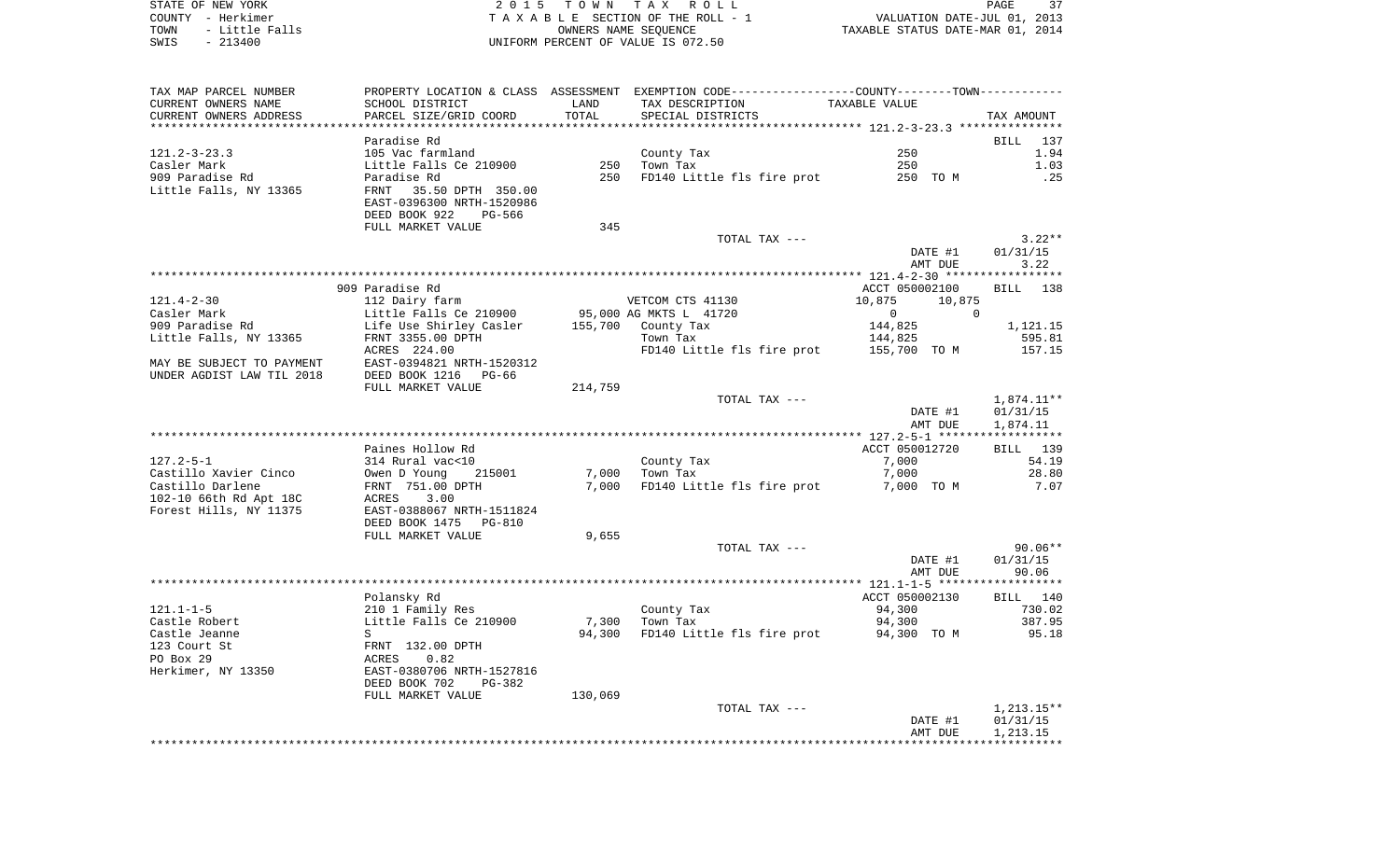STATE OF NEW YORK          2 0 1 5   T O W N   T A X   R O L L
COUNTY - Herkimer          T A X A B L E  SECTION OF THE ROLL - 1          VALUATION DATE-JUL 01, 2013
TOWN - Little Falls          OWNERS NAME SEQUENCE          TAXABLE STATUS DATE-MAR 01, 2014
SWIS - 213400          UNIFORM PERCENT OF VALUE IS 072.50

| TAX MAP PARCEL NUMBER<br>CURRENT OWNERS NAME<br>CURRENT OWNERS ADDRESS | PROPERTY LOCATION & CLASS<br>SCHOOL DISTRICT<br>PARCEL SIZE/GRID COORD | ASSESSMENT<br>LAND<br>TOTAL | EXEMPTION CODE---COUNTY---TOWN---<br>TAX DESCRIPTION<br>SPECIAL DISTRICTS | TAXABLE VALUE | TAX AMOUNT |
|---|---|---|---|---|---|
| **121.2-3-23.3** | Paradise Rd | | | | BILL 137 |
| 121.2-3-23.3 | 105 Vac farmland | | County Tax | 250 | 1.94 |
| Casler Mark | Little Falls Ce 210900 | 250 | Town Tax | 250 | 1.03 |
| 909 Paradise Rd | Paradise Rd | 250 | FD140 Little fls fire prot | 250 TO M | .25 |
| Little Falls, NY 13365 | FRNT 35.50 DPTH 350.00 | | | | |
| | EAST-0396300 NRTH-1520986 | | | | |
| | DEED BOOK 922 PG-566 | | | | |
| | FULL MARKET VALUE | 345 | | | |
| | | | TOTAL TAX --- | | 3.22** |
| | | | | DATE #1 | 01/31/15 |
| | | | | AMT DUE | 3.22 |
| **121.4-2-30** | 909 Paradise Rd | | | ACCT 050002100 | BILL 138 |
| 121.4-2-30 | 112 Dairy farm | | VETCOM CTS 41130 | 10,875 10,875 | |
| Casler Mark | Little Falls Ce 210900 | 95,000 | AG MKTS L 41720 | 0 0 | |
| 909 Paradise Rd | Life Use Shirley Casler | 155,700 | County Tax | 144,825 | 1,121.15 |
| Little Falls, NY 13365 | FRNT 3355.00 DPTH | | Town Tax | 144,825 | 595.81 |
| | ACRES 224.00 | | FD140 Little fls fire prot | 155,700 TO M | 157.15 |
| MAY BE SUBJECT TO PAYMENT | EAST-0394821 NRTH-1520312 | | | | |
| UNDER AGDIST LAW TIL 2018 | DEED BOOK 1216 PG-66 | | | | |
| | FULL MARKET VALUE | 214,759 | | | |
| | | | TOTAL TAX --- | | 1,874.11** |
| | | | | DATE #1 | 01/31/15 |
| | | | | AMT DUE | 1,874.11 |
| **127.2-5-1** | Paines Hollow Rd | | | ACCT 050012720 | BILL 139 |
| 127.2-5-1 | 314 Rural vac<10 | | County Tax | 7,000 | 54.19 |
| Castillo Xavier Cinco | Owen D Young 215001 | 7,000 | Town Tax | 7,000 | 28.80 |
| Castillo Darlene | FRNT 751.00 DPTH | 7,000 | FD140 Little fls fire prot | 7,000 TO M | 7.07 |
| 102-10 66th Rd Apt 18C | ACRES 3.00 | | | | |
| Forest Hills, NY 11375 | EAST-0388067 NRTH-1511824 | | | | |
| | DEED BOOK 1475 PG-810 | | | | |
| | FULL MARKET VALUE | 9,655 | | | |
| | | | TOTAL TAX --- | | 90.06** |
| | | | | DATE #1 | 01/31/15 |
| | | | | AMT DUE | 90.06 |
| **121.1-1-5** | Polansky Rd | | | ACCT 050002130 | BILL 140 |
| 121.1-1-5 | 210 1 Family Res | | County Tax | 94,300 | 730.02 |
| Castle Robert | Little Falls Ce 210900 | 7,300 | Town Tax | 94,300 | 387.95 |
| Castle Jeanne | S | 94,300 | FD140 Little fls fire prot | 94,300 TO M | 95.18 |
| 123 Court St | FRNT 132.00 DPTH | | | | |
| PO Box 29 | ACRES 0.82 | | | | |
| Herkimer, NY 13350 | EAST-0380706 NRTH-1527816 | | | | |
| | DEED BOOK 702 PG-382 | | | | |
| | FULL MARKET VALUE | 130,069 | | | |
| | | | TOTAL TAX --- | | 1,213.15** |
| | | | | DATE #1 | 01/31/15 |
| | | | | AMT DUE | 1,213.15 |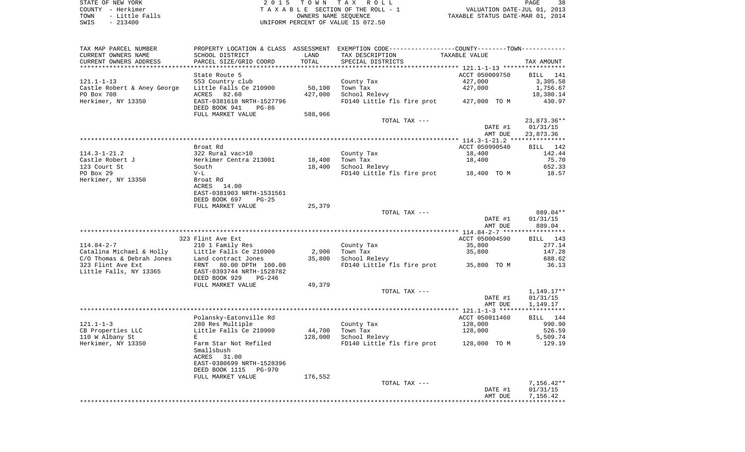STATE OF NEW YORK | COUNTY - Herkimer | TOWN - Little Falls | SWIS - 213400

2015 TOWN TAX ROLL
TAXABLE SECTION OF THE ROLL - 1
OWNERS NAME SEQUENCE
UNIFORM PERCENT OF VALUE IS 072.50

VALUATION DATE-JUL 01, 2013
TAXABLE STATUS DATE-MAR 01, 2014

| TAX MAP PARCEL NUMBER / CURRENT OWNERS NAME / CURRENT OWNERS ADDRESS | PROPERTY LOCATION & CLASS / SCHOOL DISTRICT / PARCEL SIZE/GRID COORD | ASSESSMENT LAND | TOTAL | EXEMPTION CODE / TAX DESCRIPTION / SPECIAL DISTRICTS | TAXABLE VALUE | TAX AMOUNT |
|---|---|---|---|---|---|---|
| 121.1-1-13 | State Route 5 | | | | ACCT 050009750 | BILL 141 |
| Castle Robert & Aney George | 553 Country club | | | County Tax | 427,000 | 3,305.58 |
| PO Box 708 | Little Falls Ce 210900 | 50,100 | | Town Tax | 427,000 | 1,756.67 |
| Herkimer, NY 13350 | ACRES 82.60 | | 427,000 | School Relevy | | 18,380.14 |
| | EAST-0381618 NRTH-1527796 | | | FD140 Little fls fire prot | 427,000 TO M | 430.97 |
| | DEED BOOK 941 PG-86 | | | | | |
| | FULL MARKET VALUE | | 588,966 | | | |
| | | | | TOTAL TAX --- | | 23,873.36** |
| | | | | | DATE #1 | 01/31/15 |
| | | | | | AMT DUE | 23,873.36 |
| 114.3-1-21.2 | Broat Rd | | | | ACCT 050990540 | BILL 142 |
| Castle Robert J | 322 Rural vac>10 | | | County Tax | 18,400 | 142.44 |
| 123 Court St | Herkimer Centra 213001 | 18,400 | | Town Tax | 18,400 | 75.70 |
| PO Box 29 | South | | 18,400 | School Relevy | | 652.33 |
| Herkimer, NY 13350 | V-L | | | FD140 Little fls fire prot | 18,400 TO M | 18.57 |
| | Broat Rd | | | | | |
| | ACRES 14.00 | | | | | |
| | EAST-0381903 NRTH-1531561 | | | | | |
| | DEED BOOK 697 PG-25 | | | | | |
| | FULL MARKET VALUE | | 25,379 | | | |
| | | | | TOTAL TAX --- | | 889.04** |
| | | | | | DATE #1 | 01/31/15 |
| | | | | | AMT DUE | 889.04 |
| 114.84-2-7 | 323 Flint Ave Ext | | | | ACCT 050004590 | BILL 143 |
| Catalina Michael & Holly | 210 1 Family Res | | | County Tax | 35,800 | 277.14 |
| C/O Thomas & Debrah Jones | Little Falls Ce 210900 | 2,900 | | Town Tax | 35,800 | 147.28 |
| 323 Flint Ave Ext | Land contract Jones | | 35,800 | School Relevy | | 688.62 |
| Little Falls, NY 13365 | FRNT 80.00 DPTH 100.00 | | | FD140 Little fls fire prot | 35,800 TO M | 36.13 |
| | EAST-0393744 NRTH-1528782 | | | | | |
| | DEED BOOK 929 PG-246 | | | | | |
| | FULL MARKET VALUE | | 49,379 | | | |
| | | | | TOTAL TAX --- | | 1,149.17** |
| | | | | | DATE #1 | 01/31/15 |
| | | | | | AMT DUE | 1,149.17 |
| 121.1-1-3 | Polansky-Eatonville Rd | | | | ACCT 050011460 | BILL 144 |
| CB Properties LLC | 280 Res Multiple | | | County Tax | 128,000 | 990.90 |
| 110 W Albany St | Little Falls Ce 210900 | 44,700 | | Town Tax | 128,000 | 526.59 |
| Herkimer, NY 13350 | E | | 128,000 | School Relevy | | 5,509.74 |
| | Farm Star Not Refiled | | | FD140 Little fls fire prot | 128,000 TO M | 129.19 |
| | Smallsbush | | | | | |
| | ACRES 31.00 | | | | | |
| | EAST-0380699 NRTH-1528396 | | | | | |
| | DEED BOOK 1115 PG-970 | | | | | |
| | FULL MARKET VALUE | | 176,552 | | | |
| | | | | TOTAL TAX --- | | 7,156.42** |
| | | | | | DATE #1 | 01/31/15 |
| | | | | | AMT DUE | 7,156.42 |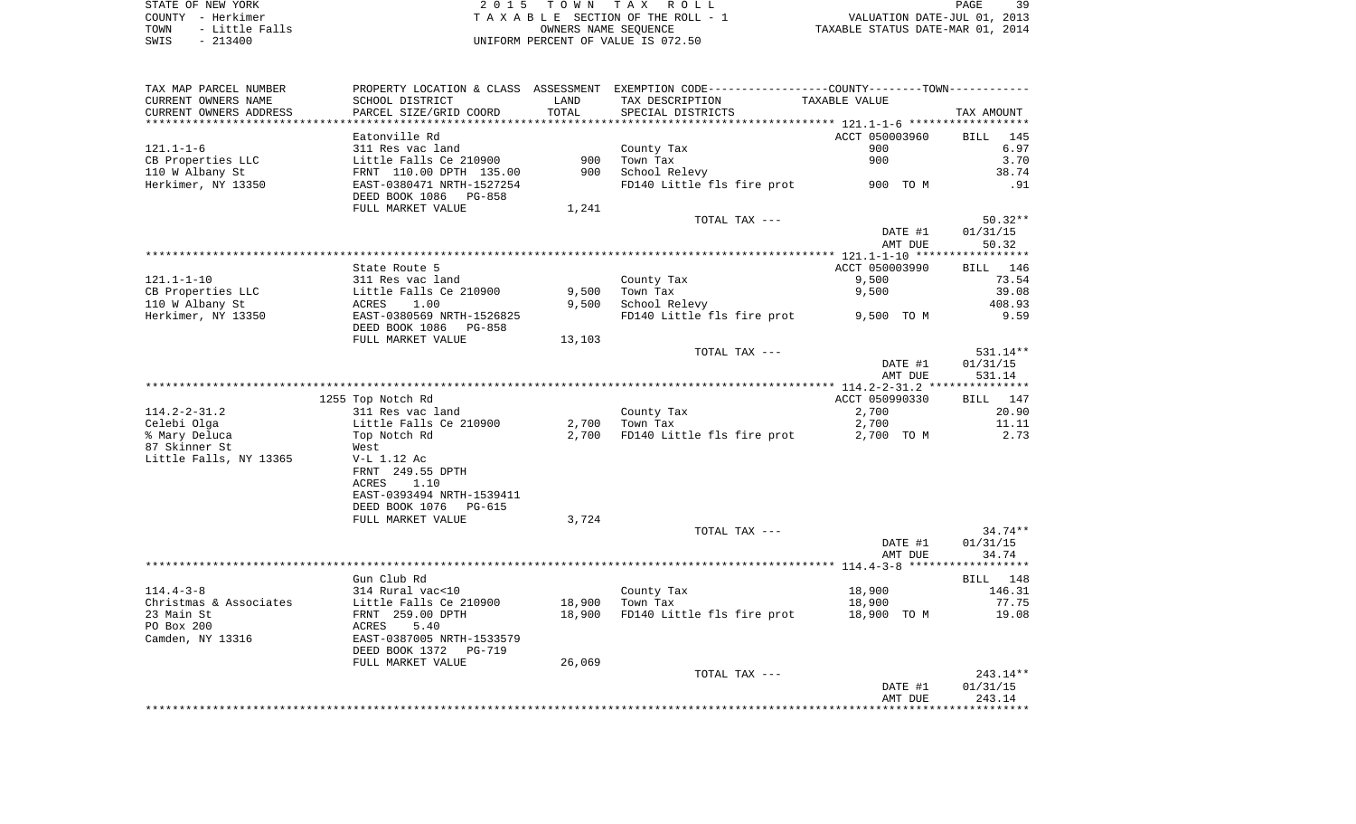STATE OF NEW YORK — COUNTY - Herkimer — TOWN - Little Falls — SWIS - 213400

2 0 1 5 T O W N T A X R O L L
T A X A B L E SECTION OF THE ROLL - 1
OWNERS NAME SEQUENCE
UNIFORM PERCENT OF VALUE IS 072.50

VALUATION DATE-JUL 01, 2013
TAXABLE STATUS DATE-MAR 01, 2014

| TAX MAP PARCEL NUMBER / CURRENT OWNERS NAME / CURRENT OWNERS ADDRESS | PROPERTY LOCATION & CLASS / SCHOOL DISTRICT / PARCEL SIZE/GRID COORD | ASSESSMENT LAND / TOTAL | EXEMPTION CODE / TAX DESCRIPTION / SPECIAL DISTRICTS | COUNTY--------TOWN / TAXABLE VALUE | TAX AMOUNT |
|---|---|---|---|---|---|
| **121.1-1-6** | Eatonville Rd | | | ACCT 050003960 | BILL 145 |
| 121.1-1-6 | 311 Res vac land | | County Tax | 900 | 6.97 |
| CB Properties LLC | Little Falls Ce 210900 | 900 | Town Tax | 900 | 3.70 |
| 110 W Albany St | FRNT 110.00 DPTH 135.00 | 900 | School Relevy | | 38.74 |
| Herkimer, NY 13350 | EAST-0380471 NRTH-1527254 | | FD140 Little fls fire prot | 900 TO M | .91 |
| | DEED BOOK 1086 PG-858 | | | | |
| | FULL MARKET VALUE | 1,241 | | | |
| | | | TOTAL TAX --- | | 50.32** |
| | | | | DATE #1 | 01/31/15 |
| | | | | AMT DUE | 50.32 |
| **121.1-1-10** | State Route 5 | | | ACCT 050003990 | BILL 146 |
| 121.1-1-10 | 311 Res vac land | | County Tax | 9,500 | 73.54 |
| CB Properties LLC | Little Falls Ce 210900 | 9,500 | Town Tax | 9,500 | 39.08 |
| 110 W Albany St | ACRES 1.00 | 9,500 | School Relevy | | 408.93 |
| Herkimer, NY 13350 | EAST-0380569 NRTH-1526825 | | FD140 Little fls fire prot | 9,500 TO M | 9.59 |
| | DEED BOOK 1086 PG-858 | | | | |
| | FULL MARKET VALUE | 13,103 | | | |
| | | | TOTAL TAX --- | | 531.14** |
| | | | | DATE #1 | 01/31/15 |
| | | | | AMT DUE | 531.14 |
| **114.2-2-31.2** | 1255 Top Notch Rd | | | ACCT 050990330 | BILL 147 |
| 114.2-2-31.2 | 311 Res vac land | | County Tax | 2,700 | 20.90 |
| Celebi Olga | Little Falls Ce 210900 | 2,700 | Town Tax | 2,700 | 11.11 |
| % Mary Deluca | Top Notch Rd | 2,700 | FD140 Little fls fire prot | 2,700 TO M | 2.73 |
| 87 Skinner St | West | | | | |
| Little Falls, NY 13365 | V-L 1.12 Ac | | | | |
| | FRNT 249.55 DPTH | | | | |
| | ACRES 1.10 | | | | |
| | EAST-0393494 NRTH-1539411 | | | | |
| | DEED BOOK 1076 PG-615 | | | | |
| | FULL MARKET VALUE | 3,724 | | | |
| | | | TOTAL TAX --- | | 34.74** |
| | | | | DATE #1 | 01/31/15 |
| | | | | AMT DUE | 34.74 |
| **114.4-3-8** | Gun Club Rd | | | | BILL 148 |
| 114.4-3-8 | 314 Rural vac<10 | | County Tax | 18,900 | 146.31 |
| Christmas & Associates | Little Falls Ce 210900 | 18,900 | Town Tax | 18,900 | 77.75 |
| 23 Main St | FRNT 259.00 DPTH | 18,900 | FD140 Little fls fire prot | 18,900 TO M | 19.08 |
| PO Box 200 | ACRES 5.40 | | | | |
| Camden, NY 13316 | EAST-0387005 NRTH-1533579 | | | | |
| | DEED BOOK 1372 PG-719 | | | | |
| | FULL MARKET VALUE | 26,069 | | | |
| | | | TOTAL TAX --- | | 243.14** |
| | | | | DATE #1 | 01/31/15 |
| | | | | AMT DUE | 243.14 |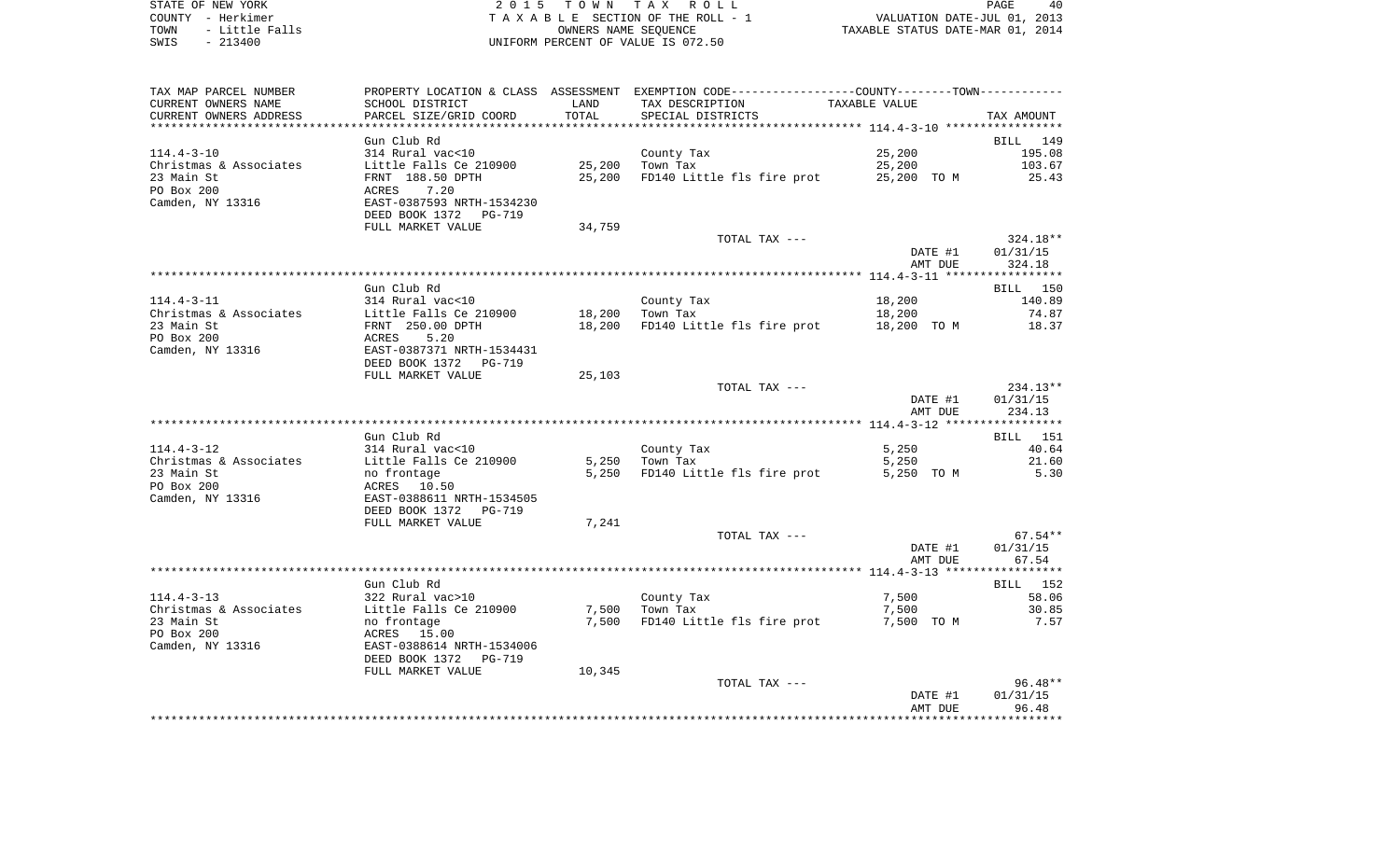STATE OF NEW YORK — COUNTY - Herkimer — TOWN - Little Falls — SWIS - 213400

2 0 1 5 T O W N T A X R O L L
T A X A B L E SECTION OF THE ROLL - 1
OWNERS NAME SEQUENCE
UNIFORM PERCENT OF VALUE IS 072.50

VALUATION DATE-JUL 01, 2013
TAXABLE STATUS DATE-MAR 01, 2014

| TAX MAP PARCEL NUMBER / CURRENT OWNERS NAME / CURRENT OWNERS ADDRESS | PROPERTY LOCATION & CLASS / SCHOOL DISTRICT / PARCEL SIZE/GRID COORD | ASSESSMENT LAND / TOTAL | EXEMPTION CODE / TAX DESCRIPTION / SPECIAL DISTRICTS | TAXABLE VALUE | TAX AMOUNT |
|---|---|---|---|---|---|
| **114.4-3-10** | Gun Club Rd | | | | BILL 149 |
| Christmas & Associates | 314 Rural vac<10 | | County Tax | 25,200 | 195.08 |
| 23 Main St | Little Falls Ce 210900 | 25,200 | Town Tax | 25,200 | 103.67 |
| PO Box 200 | FRNT 188.50 DPTH | 25,200 | FD140 Little fls fire prot | 25,200 TO M | 25.43 |
| Camden, NY 13316 | ACRES 7.20 | | | | |
| | EAST-0387593 NRTH-1534230 | | | | |
| | DEED BOOK 1372 PG-719 | | | | |
| | FULL MARKET VALUE | 34,759 | | | |
| | | | TOTAL TAX --- | | 324.18** |
| | | | | DATE #1 | 01/31/15 |
| | | | | AMT DUE | 324.18 |
| **114.4-3-11** | Gun Club Rd | | | | BILL 150 |
| Christmas & Associates | 314 Rural vac<10 | | County Tax | 18,200 | 140.89 |
| 23 Main St | Little Falls Ce 210900 | 18,200 | Town Tax | 18,200 | 74.87 |
| PO Box 200 | FRNT 250.00 DPTH | 18,200 | FD140 Little fls fire prot | 18,200 TO M | 18.37 |
| Camden, NY 13316 | ACRES 5.20 | | | | |
| | EAST-0387371 NRTH-1534431 | | | | |
| | DEED BOOK 1372 PG-719 | | | | |
| | FULL MARKET VALUE | 25,103 | | | |
| | | | TOTAL TAX --- | | 234.13** |
| | | | | DATE #1 | 01/31/15 |
| | | | | AMT DUE | 234.13 |
| **114.4-3-12** | Gun Club Rd | | | | BILL 151 |
| Christmas & Associates | 314 Rural vac<10 | | County Tax | 5,250 | 40.64 |
| 23 Main St | Little Falls Ce 210900 | 5,250 | Town Tax | 5,250 | 21.60 |
| PO Box 200 | no frontage | 5,250 | FD140 Little fls fire prot | 5,250 TO M | 5.30 |
| Camden, NY 13316 | ACRES 10.50 | | | | |
| | EAST-0388611 NRTH-1534505 | | | | |
| | DEED BOOK 1372 PG-719 | | | | |
| | FULL MARKET VALUE | 7,241 | | | |
| | | | TOTAL TAX --- | | 67.54** |
| | | | | DATE #1 | 01/31/15 |
| | | | | AMT DUE | 67.54 |
| **114.4-3-13** | Gun Club Rd | | | | BILL 152 |
| Christmas & Associates | 322 Rural vac>10 | | County Tax | 7,500 | 58.06 |
| 23 Main St | Little Falls Ce 210900 | 7,500 | Town Tax | 7,500 | 30.85 |
| PO Box 200 | no frontage | 7,500 | FD140 Little fls fire prot | 7,500 TO M | 7.57 |
| Camden, NY 13316 | ACRES 15.00 | | | | |
| | EAST-0388614 NRTH-1534006 | | | | |
| | DEED BOOK 1372 PG-719 | | | | |
| | FULL MARKET VALUE | 10,345 | | | |
| | | | TOTAL TAX --- | | 96.48** |
| | | | | DATE #1 | 01/31/15 |
| | | | | AMT DUE | 96.48 |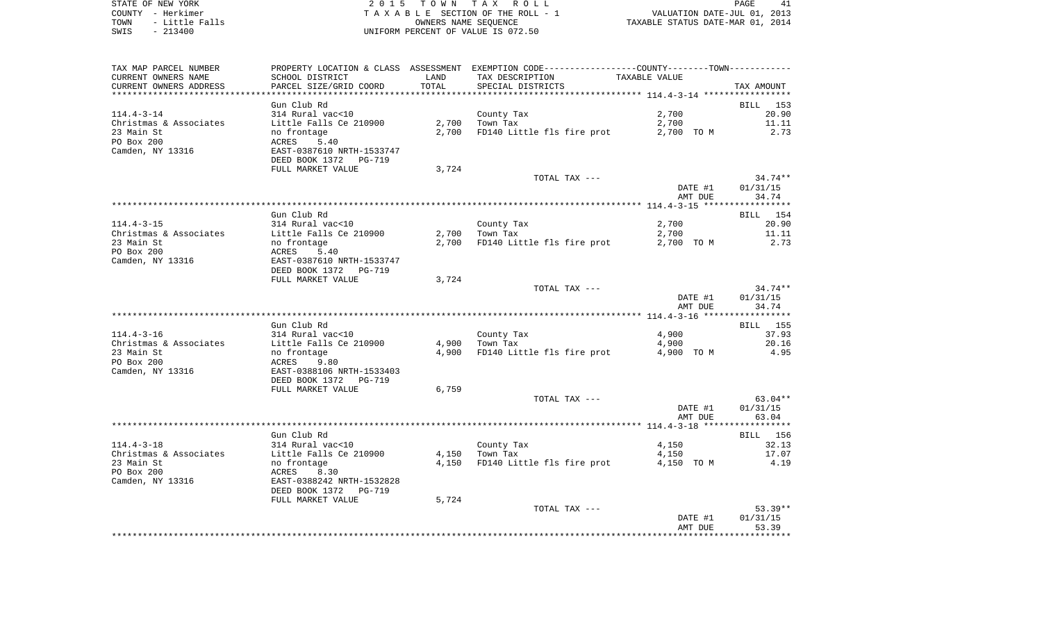STATE OF NEW YORK
COUNTY - Herkimer
TOWN - Little Falls
SWIS - 213400

2015 TOWN TAX ROLL
TAXABLE SECTION OF THE ROLL - 1
OWNERS NAME SEQUENCE
UNIFORM PERCENT OF VALUE IS 072.50

VALUATION DATE-JUL 01, 2013
TAXABLE STATUS DATE-MAR 01, 2014

| TAX MAP PARCEL NUMBER / CURRENT OWNERS NAME / CURRENT OWNERS ADDRESS | PROPERTY LOCATION & CLASS / SCHOOL DISTRICT / PARCEL SIZE/GRID COORD | ASSESSMENT LAND / TOTAL | EXEMPTION CODE / TAX DESCRIPTION / SPECIAL DISTRICTS | COUNTY/TOWN TAXABLE VALUE | TAX AMOUNT |
|---|---|---|---|---|---|
| | Gun Club Rd | | | | BILL 153 |
| 114.4-3-14 | 314 Rural vac<10 | | County Tax | 2,700 | 20.90 |
| Christmas & Associates | Little Falls Ce 210900 | 2,700 | Town Tax | 2,700 | 11.11 |
| 23 Main St | no frontage | 2,700 | FD140 Little fls fire prot | 2,700 TO M | 2.73 |
| PO Box 200 | ACRES 5.40 | | | | |
| Camden, NY 13316 | EAST-0387610 NRTH-1533747 | | | | |
| | DEED BOOK 1372 PG-719 | | | | |
| | FULL MARKET VALUE | 3,724 | | | |
| | | | TOTAL TAX --- | | 34.74** |
| | | | | DATE #1 | 01/31/15 |
| | | | | AMT DUE | 34.74 |
| | Gun Club Rd | | | | BILL 154 |
| 114.4-3-15 | 314 Rural vac<10 | | County Tax | 2,700 | 20.90 |
| Christmas & Associates | Little Falls Ce 210900 | 2,700 | Town Tax | 2,700 | 11.11 |
| 23 Main St | no frontage | 2,700 | FD140 Little fls fire prot | 2,700 TO M | 2.73 |
| PO Box 200 | ACRES 5.40 | | | | |
| Camden, NY 13316 | EAST-0387610 NRTH-1533747 | | | | |
| | DEED BOOK 1372 PG-719 | | | | |
| | FULL MARKET VALUE | 3,724 | | | |
| | | | TOTAL TAX --- | | 34.74** |
| | | | | DATE #1 | 01/31/15 |
| | | | | AMT DUE | 34.74 |
| | Gun Club Rd | | | | BILL 155 |
| 114.4-3-16 | 314 Rural vac<10 | | County Tax | 4,900 | 37.93 |
| Christmas & Associates | Little Falls Ce 210900 | 4,900 | Town Tax | 4,900 | 20.16 |
| 23 Main St | no frontage | 4,900 | FD140 Little fls fire prot | 4,900 TO M | 4.95 |
| PO Box 200 | ACRES 9.80 | | | | |
| Camden, NY 13316 | EAST-0388106 NRTH-1533403 | | | | |
| | DEED BOOK 1372 PG-719 | | | | |
| | FULL MARKET VALUE | 6,759 | | | |
| | | | TOTAL TAX --- | | 63.04** |
| | | | | DATE #1 | 01/31/15 |
| | | | | AMT DUE | 63.04 |
| | Gun Club Rd | | | | BILL 156 |
| 114.4-3-18 | 314 Rural vac<10 | | County Tax | 4,150 | 32.13 |
| Christmas & Associates | Little Falls Ce 210900 | 4,150 | Town Tax | 4,150 | 17.07 |
| 23 Main St | no frontage | 4,150 | FD140 Little fls fire prot | 4,150 TO M | 4.19 |
| PO Box 200 | ACRES 8.30 | | | | |
| Camden, NY 13316 | EAST-0388242 NRTH-1532828 | | | | |
| | DEED BOOK 1372 PG-719 | | | | |
| | FULL MARKET VALUE | 5,724 | | | |
| | | | TOTAL TAX --- | | 53.39** |
| | | | | DATE #1 | 01/31/15 |
| | | | | AMT DUE | 53.39 |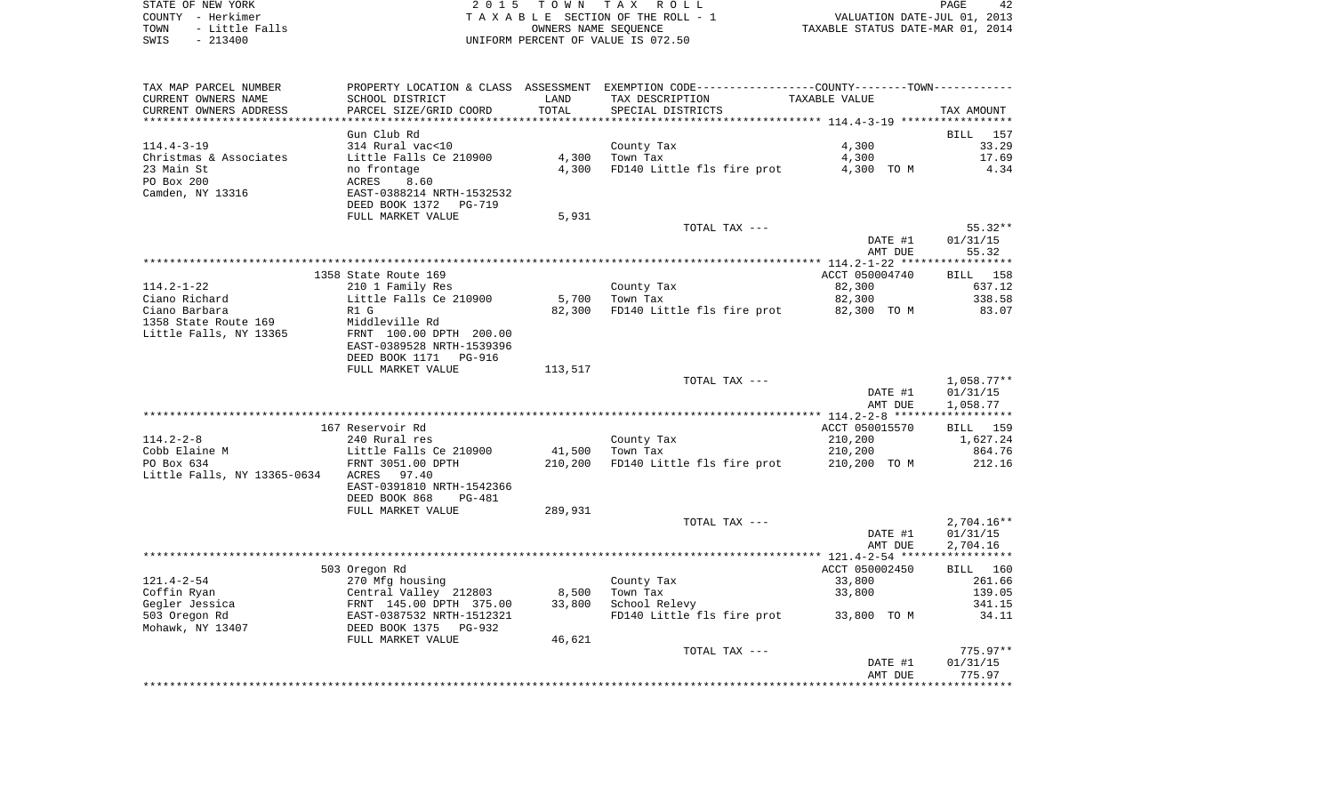STATE OF NEW YORK
COUNTY - Herkimer
TOWN - Little Falls
SWIS - 213400

2015 TOWN TAX ROLL
TAXABLE SECTION OF THE ROLL - 1
OWNERS NAME SEQUENCE
UNIFORM PERCENT OF VALUE IS 072.50

VALUATION DATE-JUL 01, 2013
TAXABLE STATUS DATE-MAR 01, 2014

| TAX MAP PARCEL NUMBER / CURRENT OWNERS NAME / CURRENT OWNERS ADDRESS | PROPERTY LOCATION & CLASS / SCHOOL DISTRICT / PARCEL SIZE/GRID COORD | ASSESSMENT LAND / TOTAL | EXEMPTION CODE / TAX DESCRIPTION / SPECIAL DISTRICTS | COUNTY--------TOWN TAXABLE VALUE | TAX AMOUNT |
|---|---|---|---|---|---|
| 114.4-3-19 | Gun Club Rd | | | | BILL 157 |
| | 314 Rural vac<10 | | County Tax | 4,300 | 33.29 |
| Christmas & Associates | Little Falls Ce 210900 | 4,300 | Town Tax | 4,300 | 17.69 |
| 23 Main St | no frontage | 4,300 | FD140 Little fls fire prot | 4,300 TO M | 4.34 |
| PO Box 200 | ACRES 8.60 | | | | |
| Camden, NY 13316 | EAST-0388214 NRTH-1532532 | | | | |
| | DEED BOOK 1372 PG-719 | | | | |
| | FULL MARKET VALUE | 5,931 | | | |
| | | | TOTAL TAX --- | | 55.32** |
| | | | | DATE #1 | 01/31/15 |
| | | | | AMT DUE | 55.32 |
| 114.2-1-22 | 1358 State Route 169 | | | ACCT 050004740 | BILL 158 |
| | 210 1 Family Res | | County Tax | 82,300 | 637.12 |
| Ciano Richard | Little Falls Ce 210900 | 5,700 | Town Tax | 82,300 | 338.58 |
| Ciano Barbara | R1 G | 82,300 | FD140 Little fls fire prot | 82,300 TO M | 83.07 |
| 1358 State Route 169 | Middleville Rd | | | | |
| Little Falls, NY 13365 | FRNT 100.00 DPTH 200.00 | | | | |
| | EAST-0389528 NRTH-1539396 | | | | |
| | DEED BOOK 1171 PG-916 | | | | |
| | FULL MARKET VALUE | 113,517 | | | |
| | | | TOTAL TAX --- | | 1,058.77** |
| | | | | DATE #1 | 01/31/15 |
| | | | | AMT DUE | 1,058.77 |
| 114.2-2-8 | 167 Reservoir Rd | | | ACCT 050015570 | BILL 159 |
| | 240 Rural res | | County Tax | 210,200 | 1,627.24 |
| Cobb Elaine M | Little Falls Ce 210900 | 41,500 | Town Tax | 210,200 | 864.76 |
| PO Box 634 | FRNT 3051.00 DPTH | 210,200 | FD140 Little fls fire prot | 210,200 TO M | 212.16 |
| Little Falls, NY 13365-0634 | ACRES 97.40 | | | | |
| | EAST-0391810 NRTH-1542366 | | | | |
| | DEED BOOK 868 PG-481 | | | | |
| | FULL MARKET VALUE | 289,931 | | | |
| | | | TOTAL TAX --- | | 2,704.16** |
| | | | | DATE #1 | 01/31/15 |
| | | | | AMT DUE | 2,704.16 |
| 121.4-2-54 | 503 Oregon Rd | | | ACCT 050002450 | BILL 160 |
| | 270 Mfg housing | | County Tax | 33,800 | 261.66 |
| Coffin Ryan | Central Valley 212803 | 8,500 | Town Tax | 33,800 | 139.05 |
| Gegler Jessica | FRNT 145.00 DPTH 375.00 | 33,800 | School Relevy | | 341.15 |
| 503 Oregon Rd | EAST-0387532 NRTH-1512321 | | FD140 Little fls fire prot | 33,800 TO M | 34.11 |
| Mohawk, NY 13407 | DEED BOOK 1375 PG-932 | | | | |
| | FULL MARKET VALUE | 46,621 | | | |
| | | | TOTAL TAX --- | | 775.97** |
| | | | | DATE #1 | 01/31/15 |
| | | | | AMT DUE | 775.97 |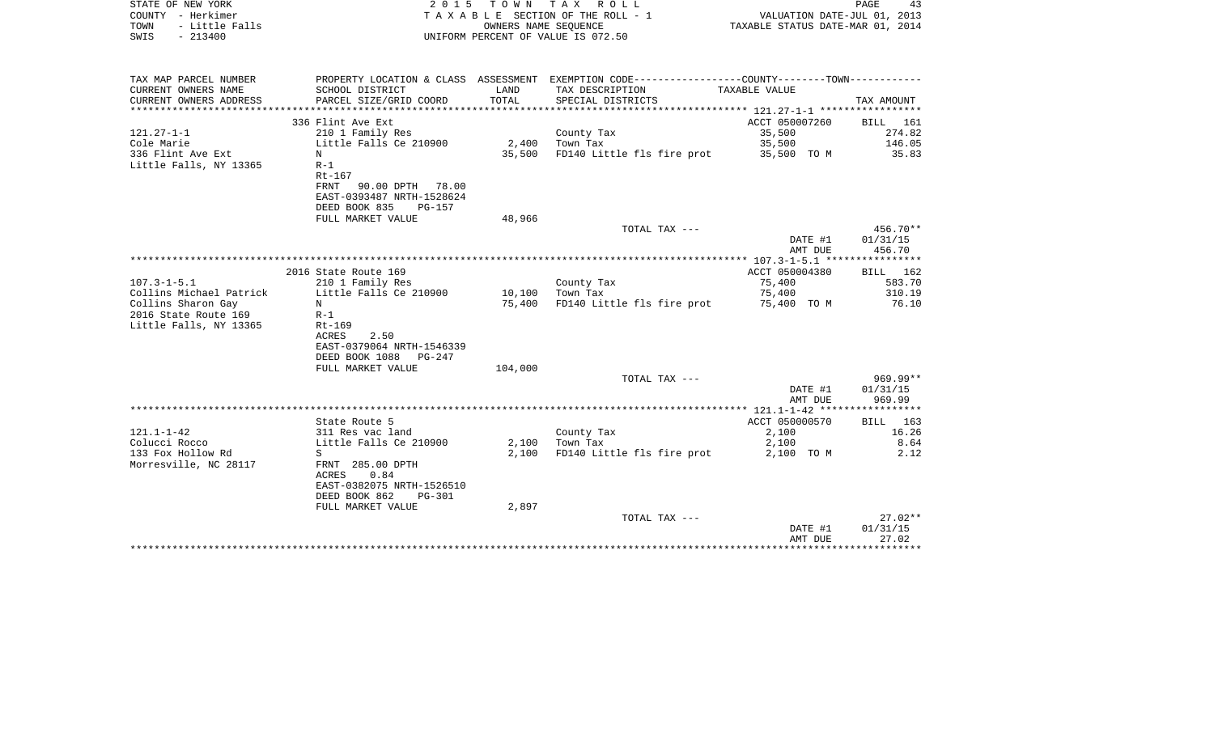STATE OF NEW YORK                    2015 TOWN TAX ROLL
COUNTY - Herkimer                    TAXABLE SECTION OF THE ROLL - 1                    VALUATION DATE-JUL 01, 2013
TOWN - Little Falls                  OWNERS NAME SEQUENCE                               TAXABLE STATUS DATE-MAR 01, 2014
SWIS - 213400                        UNIFORM PERCENT OF VALUE IS 072.50

| TAX MAP PARCEL NUMBER / CURRENT OWNERS NAME / CURRENT OWNERS ADDRESS | PROPERTY LOCATION & CLASS / SCHOOL DISTRICT / PARCEL SIZE/GRID COORD | ASSESSMENT LAND / TOTAL | EXEMPTION CODE / TAX DESCRIPTION / SPECIAL DISTRICTS | COUNTY--------TOWN TAXABLE VALUE | TAX AMOUNT |
|---|---|---|---|---|---|
| | 336 Flint Ave Ext | | | ACCT 050007260 | BILL 161 |
| 121.27-1-1 | 210 1 Family Res | | County Tax | 35,500 | 274.82 |
| Cole Marie | Little Falls Ce 210900 | 2,400 | Town Tax | 35,500 | 146.05 |
| 336 Flint Ave Ext | N | 35,500 | FD140 Little fls fire prot | 35,500 TO M | 35.83 |
| Little Falls, NY 13365 | R-1 | | | | |
| | Rt-167 | | | | |
| | FRNT 90.00 DPTH 78.00 | | | | |
| | EAST-0393487 NRTH-1528624 | | | | |
| | DEED BOOK 835 PG-157 | | | | |
| | FULL MARKET VALUE | 48,966 | | | |
| | | | TOTAL TAX --- | | 456.70** |
| | | | | DATE #1 | 01/31/15 |
| | | | | AMT DUE | 456.70 |
| | 2016 State Route 169 | | | ACCT 050004380 | BILL 162 |
| 107.3-1-5.1 | 210 1 Family Res | | County Tax | 75,400 | 583.70 |
| Collins Michael Patrick | Little Falls Ce 210900 | 10,100 | Town Tax | 75,400 | 310.19 |
| Collins Sharon Gay | N | 75,400 | FD140 Little fls fire prot | 75,400 TO M | 76.10 |
| 2016 State Route 169 | R-1 | | | | |
| Little Falls, NY 13365 | Rt-169 | | | | |
| | ACRES 2.50 | | | | |
| | EAST-0379064 NRTH-1546339 | | | | |
| | DEED BOOK 1088 PG-247 | | | | |
| | FULL MARKET VALUE | 104,000 | | | |
| | | | TOTAL TAX --- | | 969.99** |
| | | | | DATE #1 | 01/31/15 |
| | | | | AMT DUE | 969.99 |
| | State Route 5 | | | ACCT 050000570 | BILL 163 |
| 121.1-1-42 | 311 Res vac land | | County Tax | 2,100 | 16.26 |
| Colucci Rocco | Little Falls Ce 210900 | 2,100 | Town Tax | 2,100 | 8.64 |
| 133 Fox Hollow Rd | S | 2,100 | FD140 Little fls fire prot | 2,100 TO M | 2.12 |
| Morresville, NC 28117 | FRNT 285.00 DPTH | | | | |
| | ACRES 0.84 | | | | |
| | EAST-0382075 NRTH-1526510 | | | | |
| | DEED BOOK 862 PG-301 | | | | |
| | FULL MARKET VALUE | 2,897 | | | |
| | | | TOTAL TAX --- | | 27.02** |
| | | | | DATE #1 | 01/31/15 |
| | | | | AMT DUE | 27.02 |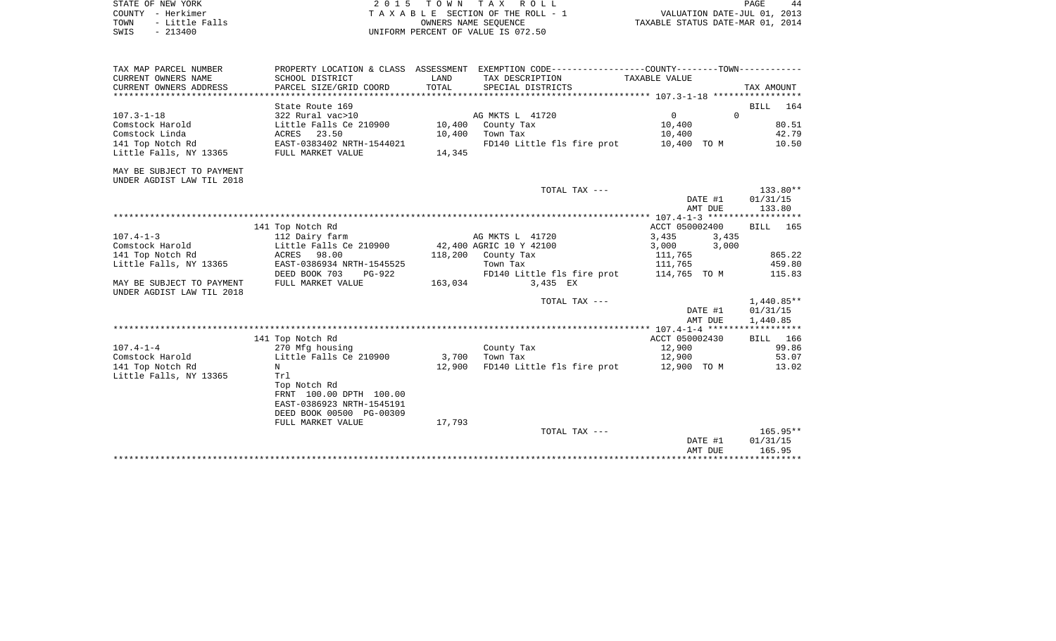STATE OF NEW YORK
COUNTY - Herkimer
TOWN - Little Falls
SWIS - 213400

2 0 1 5 T O W N T A X R O L L
T A X A B L E SECTION OF THE ROLL - 1
OWNERS NAME SEQUENCE
UNIFORM PERCENT OF VALUE IS 072.50

VALUATION DATE-JUL 01, 2013
TAXABLE STATUS DATE-MAR 01, 2014

| TAX MAP PARCEL NUMBER / CURRENT OWNERS NAME / CURRENT OWNERS ADDRESS | PROPERTY LOCATION & CLASS / SCHOOL DISTRICT / PARCEL SIZE/GRID COORD | ASSESSMENT LAND / TOTAL | EXEMPTION CODE / TAX DESCRIPTION / SPECIAL DISTRICTS | COUNTY | TOWN TAXABLE VALUE | TAX AMOUNT |
|---|---|---|---|---|---|---|
| **107.3-1-18** | State Route 169 | | | | | BILL 164 |
| 107.3-1-18 | 322 Rural vac>10 | | AG MKTS L 41720 | 0 | 0 | |
| Comstock Harold | Little Falls Ce 210900 | 10,400 | County Tax | 10,400 | | 80.51 |
| Comstock Linda | ACRES 23.50 | 10,400 | Town Tax | 10,400 | | 42.79 |
| 141 Top Notch Rd | EAST-0383402 NRTH-1544021 | | FD140 Little fls fire prot | 10,400 TO M | | 10.50 |
| Little Falls, NY 13365 | FULL MARKET VALUE | 14,345 | | | | |
| MAY BE SUBJECT TO PAYMENT UNDER AGDIST LAW TIL 2018 | | | | | | |
| | | | TOTAL TAX --- | | | 133.80** |
| | | | | | DATE #1 | 01/31/15 |
| | | | | | AMT DUE | 133.80 |
| **107.4-1-3** | 141 Top Notch Rd | | | ACCT 050002400 | | BILL 165 |
| 107.4-1-3 | 112 Dairy farm | | AG MKTS L 41720 | 3,435 | 3,435 | |
| Comstock Harold | Little Falls Ce 210900 | 42,400 | AGRIC 10 Y 42100 | 3,000 | 3,000 | |
| 141 Top Notch Rd | ACRES 98.00 | 118,200 | County Tax | 111,765 | | 865.22 |
| Little Falls, NY 13365 | EAST-0386934 NRTH-1545525 | | Town Tax | 111,765 | | 459.80 |
| | DEED BOOK 703 PG-922 | | FD140 Little fls fire prot | 114,765 TO M | | 115.83 |
| MAY BE SUBJECT TO PAYMENT UNDER AGDIST LAW TIL 2018 | FULL MARKET VALUE | 163,034 | 3,435 EX | | | |
| | | | TOTAL TAX --- | | | 1,440.85** |
| | | | | | DATE #1 | 01/31/15 |
| | | | | | AMT DUE | 1,440.85 |
| **107.4-1-4** | 141 Top Notch Rd | | | ACCT 050002430 | | BILL 166 |
| 107.4-1-4 | 270 Mfg housing | | County Tax | 12,900 | | 99.86 |
| Comstock Harold | Little Falls Ce 210900 | 3,700 | Town Tax | 12,900 | | 53.07 |
| 141 Top Notch Rd | N | 12,900 | FD140 Little fls fire prot | 12,900 TO M | | 13.02 |
| Little Falls, NY 13365 | Trl | | | | | |
| | Top Notch Rd | | | | | |
| | FRNT 100.00 DPTH 100.00 | | | | | |
| | EAST-0386923 NRTH-1545191 | | | | | |
| | DEED BOOK 00500 PG-00309 | | | | | |
| | FULL MARKET VALUE | 17,793 | | | | |
| | | | TOTAL TAX --- | | | 165.95** |
| | | | | | DATE #1 | 01/31/15 |
| | | | | | AMT DUE | 165.95 |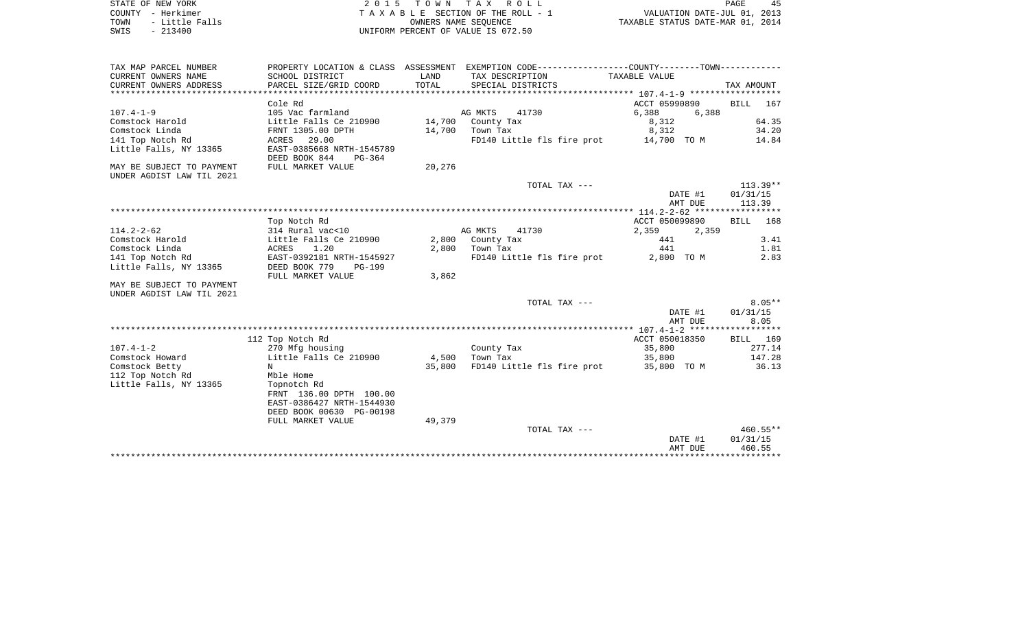STATE OF NEW YORK
COUNTY - Herkimer
TOWN - Little Falls
SWIS - 213400

2 0 1 5 T O W N T A X R O L L
T A X A B L E SECTION OF THE ROLL - 1
OWNERS NAME SEQUENCE
UNIFORM PERCENT OF VALUE IS 072.50

VALUATION DATE-JUL 01, 2013
TAXABLE STATUS DATE-MAR 01, 2014

| TAX MAP PARCEL NUMBER<br>CURRENT OWNERS NAME<br>CURRENT OWNERS ADDRESS | PROPERTY LOCATION & CLASS<br>SCHOOL DISTRICT<br>PARCEL SIZE/GRID COORD | ASSESSMENT<br>LAND<br>TOTAL | EXEMPTION CODE-----COUNTY-----TOWN-----<br>TAX DESCRIPTION<br>SPECIAL DISTRICTS | TAXABLE VALUE | TAX AMOUNT |
|---|---|---|---|---|---|
| | Cole Rd | | | ACCT 05990890 | BILL 167 |
| 107.4-1-9 | 105 Vac farmland | | AG MKTS 41730 | 6,388 6,388 | |
| Comstock Harold | Little Falls Ce 210900 | 14,700 | County Tax | 8,312 | 64.35 |
| Comstock Linda | FRNT 1305.00 DPTH | 14,700 | Town Tax | 8,312 | 34.20 |
| 141 Top Notch Rd | ACRES 29.00 | | FD140 Little fls fire prot | 14,700 TO M | 14.84 |
| Little Falls, NY 13365 | EAST-0385668 NRTH-1545789 | | | | |
| | DEED BOOK 844 PG-364 | | | | |
| MAY BE SUBJECT TO PAYMENT | FULL MARKET VALUE | 20,276 | | | |
| UNDER AGDIST LAW TIL 2021 | | | | | |
| | | | TOTAL TAX --- | | 113.39** |
| | | | | DATE #1 | 01/31/15 |
| | | | | AMT DUE | 113.39 |
| | Top Notch Rd | | | ACCT 050099890 | BILL 168 |
| 114.2-2-62 | 314 Rural vac<10 | | AG MKTS 41730 | 2,359 2,359 | |
| Comstock Harold | Little Falls Ce 210900 | 2,800 | County Tax | 441 | 3.41 |
| Comstock Linda | ACRES 1.20 | 2,800 | Town Tax | 441 | 1.81 |
| 141 Top Notch Rd | EAST-0392181 NRTH-1545927 | | FD140 Little fls fire prot | 2,800 TO M | 2.83 |
| Little Falls, NY 13365 | DEED BOOK 779 PG-199 | | | | |
| | FULL MARKET VALUE | 3,862 | | | |
| MAY BE SUBJECT TO PAYMENT | | | | | |
| UNDER AGDIST LAW TIL 2021 | | | | | |
| | | | TOTAL TAX --- | | 8.05** |
| | | | | DATE #1 | 01/31/15 |
| | | | | AMT DUE | 8.05 |
| | 112 Top Notch Rd | | | ACCT 050018350 | BILL 169 |
| 107.4-1-2 | 270 Mfg housing | | County Tax | 35,800 | 277.14 |
| Comstock Howard | Little Falls Ce 210900 | 4,500 | Town Tax | 35,800 | 147.28 |
| Comstock Betty | N | 35,800 | FD140 Little fls fire prot | 35,800 TO M | 36.13 |
| 112 Top Notch Rd | Mble Home | | | | |
| Little Falls, NY 13365 | Topnotch Rd | | | | |
| | FRNT 136.00 DPTH 100.00 | | | | |
| | EAST-0386427 NRTH-1544930 | | | | |
| | DEED BOOK 00630 PG-00198 | | | | |
| | FULL MARKET VALUE | 49,379 | | | |
| | | | TOTAL TAX --- | | 460.55** |
| | | | | DATE #1 | 01/31/15 |
| | | | | AMT DUE | 460.55 |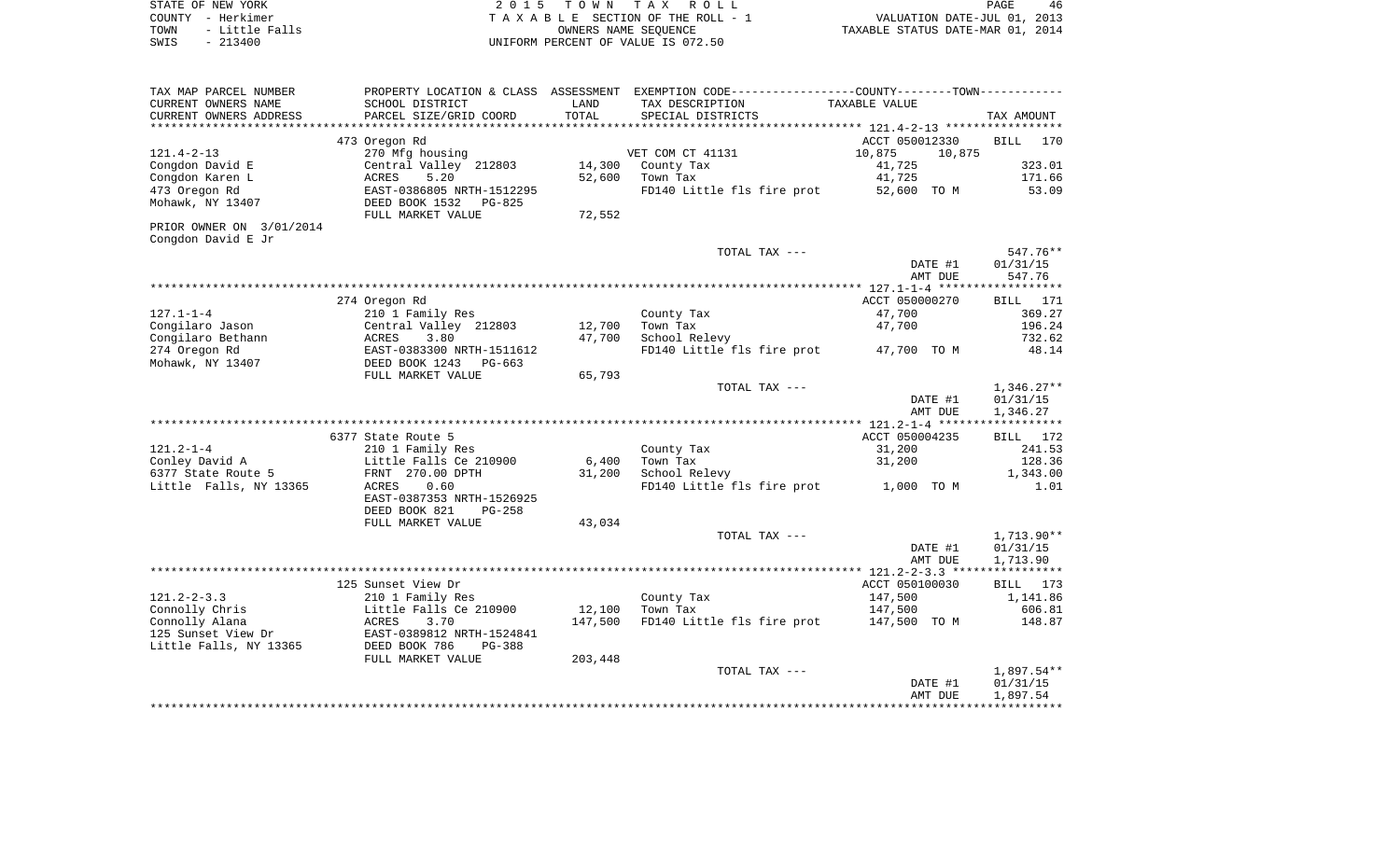STATE OF NEW YORK
COUNTY - Herkimer
TOWN - Little Falls
SWIS - 213400

2 0 1 5 T O W N T A X R O L L
T A X A B L E SECTION OF THE ROLL - 1
OWNERS NAME SEQUENCE
UNIFORM PERCENT OF VALUE IS 072.50

VALUATION DATE-JUL 01, 2013
TAXABLE STATUS DATE-MAR 01, 2014

| TAX MAP PARCEL NUMBER<br>CURRENT OWNERS NAME<br>CURRENT OWNERS ADDRESS | PROPERTY LOCATION & CLASS<br>SCHOOL DISTRICT<br>PARCEL SIZE/GRID COORD | ASSESSMENT<br>LAND<br>TOTAL | EXEMPTION CODE-----COUNTY--------TOWN<br>TAX DESCRIPTION<br>SPECIAL DISTRICTS | TAXABLE VALUE | TAX AMOUNT |
|---|---|---|---|---|---|
| **121.4-2-13** | 473 Oregon Rd | | | ACCT 050012330 | BILL 170 |
| 121.4-2-13 | 270 Mfg housing | | VET COM CT 41131 | 10,875 10,875 | |
| Congdon David E | Central Valley 212803 | 14,300 | County Tax | 41,725 | 323.01 |
| Congdon Karen L | ACRES 5.20 | 52,600 | Town Tax | 41,725 | 171.66 |
| 473 Oregon Rd | EAST-0386805 NRTH-1512295 | | FD140 Little fls fire prot | 52,600 TO M | 53.09 |
| Mohawk, NY 13407 | DEED BOOK 1532 PG-825 | | | | |
| | FULL MARKET VALUE | 72,552 | | | |
| PRIOR OWNER ON 3/01/2014 | | | | | |
| Congdon David E Jr | | | | | |
| | | | TOTAL TAX --- | | 547.76** |
| | | | | DATE #1 | 01/31/15 |
| | | | | AMT DUE | 547.76 |
| **127.1-1-4** | 274 Oregon Rd | | | ACCT 050000270 | BILL 171 |
| 127.1-1-4 | 210 1 Family Res | | County Tax | 47,700 | 369.27 |
| Congilaro Jason | Central Valley 212803 | 12,700 | Town Tax | 47,700 | 196.24 |
| Congilaro Bethann | ACRES 3.80 | 47,700 | School Relevy | | 732.62 |
| 274 Oregon Rd | EAST-0383300 NRTH-1511612 | | FD140 Little fls fire prot | 47,700 TO M | 48.14 |
| Mohawk, NY 13407 | DEED BOOK 1243 PG-663 | | | | |
| | FULL MARKET VALUE | 65,793 | | | |
| | | | TOTAL TAX --- | | 1,346.27** |
| | | | | DATE #1 | 01/31/15 |
| | | | | AMT DUE | 1,346.27 |
| **121.2-1-4** | 6377 State Route 5 | | | ACCT 050004235 | BILL 172 |
| 121.2-1-4 | 210 1 Family Res | | County Tax | 31,200 | 241.53 |
| Conley David A | Little Falls Ce 210900 | 6,400 | Town Tax | 31,200 | 128.36 |
| 6377 State Route 5 | FRNT 270.00 DPTH | 31,200 | School Relevy | | 1,343.00 |
| Little Falls, NY 13365 | ACRES 0.60 | | FD140 Little fls fire prot | 1,000 TO M | 1.01 |
| | EAST-0387353 NRTH-1526925 | | | | |
| | DEED BOOK 821 PG-258 | | | | |
| | FULL MARKET VALUE | 43,034 | | | |
| | | | TOTAL TAX --- | | 1,713.90** |
| | | | | DATE #1 | 01/31/15 |
| | | | | AMT DUE | 1,713.90 |
| **121.2-2-3.3** | 125 Sunset View Dr | | | ACCT 050100030 | BILL 173 |
| 121.2-2-3.3 | 210 1 Family Res | | County Tax | 147,500 | 1,141.86 |
| Connolly Chris | Little Falls Ce 210900 | 12,100 | Town Tax | 147,500 | 606.81 |
| Connolly Alana | ACRES 3.70 | 147,500 | FD140 Little fls fire prot | 147,500 TO M | 148.87 |
| 125 Sunset View Dr | EAST-0389812 NRTH-1524841 | | | | |
| Little Falls, NY 13365 | DEED BOOK 786 PG-388 | | | | |
| | FULL MARKET VALUE | 203,448 | | | |
| | | | TOTAL TAX --- | | 1,897.54** |
| | | | | DATE #1 | 01/31/15 |
| | | | | AMT DUE | 1,897.54 |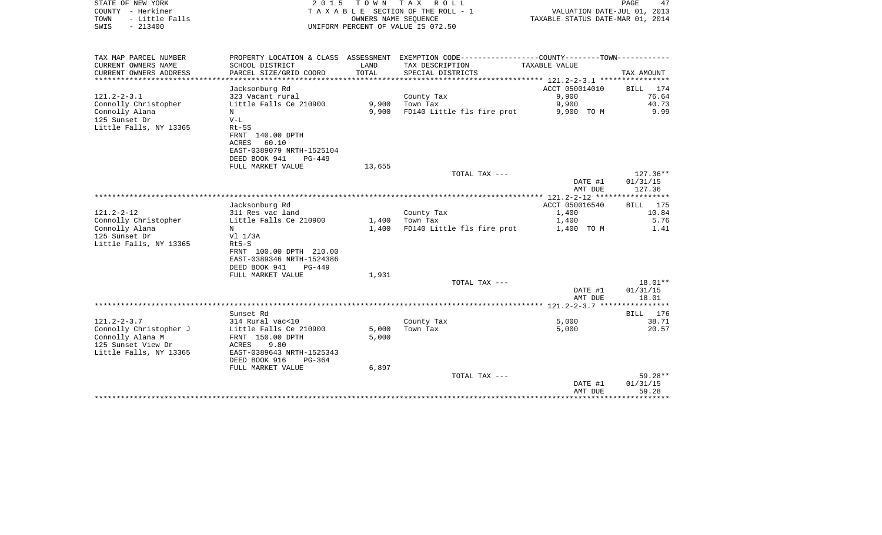STATE OF NEW YORK
COUNTY - Herkimer
TOWN - Little Falls
SWIS - 213400

2015 TOWN TAX ROLL
TAXABLE SECTION OF THE ROLL - 1
OWNERS NAME SEQUENCE
UNIFORM PERCENT OF VALUE IS 072.50

VALUATION DATE-JUL 01, 2013
TAXABLE STATUS DATE-MAR 01, 2014

| TAX MAP PARCEL NUMBER / CURRENT OWNERS NAME / CURRENT OWNERS ADDRESS | PROPERTY LOCATION & CLASS / SCHOOL DISTRICT / PARCEL SIZE/GRID COORD | ASSESSMENT LAND / TOTAL | EXEMPTION CODE / TAX DESCRIPTION / SPECIAL DISTRICTS | COUNTY--------TOWN / TAXABLE VALUE | TAX AMOUNT |
|---|---|---|---|---|---|
| 121.2-2-3.1 | Jacksonburg Rd | | | ACCT 050014010 | BILL 174 |
| | 323 Vacant rural | | County Tax | 9,900 | 76.64 |
| Connolly Christopher | Little Falls Ce 210900 | 9,900 | Town Tax | 9,900 | 40.73 |
| Connolly Alana | N | 9,900 | FD140 Little fls fire prot | 9,900 TO M | 9.99 |
| 125 Sunset Dr | V-L | | | | |
| Little Falls, NY 13365 | Rt-5S | | | | |
| | FRNT 140.00 DPTH | | | | |
| | ACRES 60.10 | | | | |
| | EAST-0389079 NRTH-1525104 | | | | |
| | DEED BOOK 941 PG-449 | | | | |
| | FULL MARKET VALUE | 13,655 | | | |
| | | | TOTAL TAX --- | | 127.36** |
| | | | | DATE #1 | 01/31/15 |
| | | | | AMT DUE | 127.36 |
| 121.2-2-12 | Jacksonburg Rd | | | ACCT 050016540 | BILL 175 |
| | 311 Res vac land | | County Tax | 1,400 | 10.84 |
| Connolly Christopher | Little Falls Ce 210900 | 1,400 | Town Tax | 1,400 | 5.76 |
| Connolly Alana | N | 1,400 | FD140 Little fls fire prot | 1,400 TO M | 1.41 |
| 125 Sunset Dr | Vl 1/3A | | | | |
| Little Falls, NY 13365 | Rt5-S | | | | |
| | FRNT 100.00 DPTH 210.00 | | | | |
| | EAST-0389346 NRTH-1524386 | | | | |
| | DEED BOOK 941 PG-449 | | | | |
| | FULL MARKET VALUE | 1,931 | | | |
| | | | TOTAL TAX --- | | 18.01** |
| | | | | DATE #1 | 01/31/15 |
| | | | | AMT DUE | 18.01 |
| 121.2-2-3.7 | Sunset Rd | | | | BILL 176 |
| | 314 Rural vac<10 | | County Tax | 5,000 | 38.71 |
| Connolly Christopher J | Little Falls Ce 210900 | 5,000 | Town Tax | 5,000 | 20.57 |
| Connolly Alana M | FRNT 150.00 DPTH | 5,000 | | | |
| 125 Sunset View Dr | ACRES 9.80 | | | | |
| Little Falls, NY 13365 | EAST-0389643 NRTH-1525343 | | | | |
| | DEED BOOK 916 PG-364 | | | | |
| | FULL MARKET VALUE | 6,897 | | | |
| | | | TOTAL TAX --- | | 59.28** |
| | | | | DATE #1 | 01/31/15 |
| | | | | AMT DUE | 59.28 |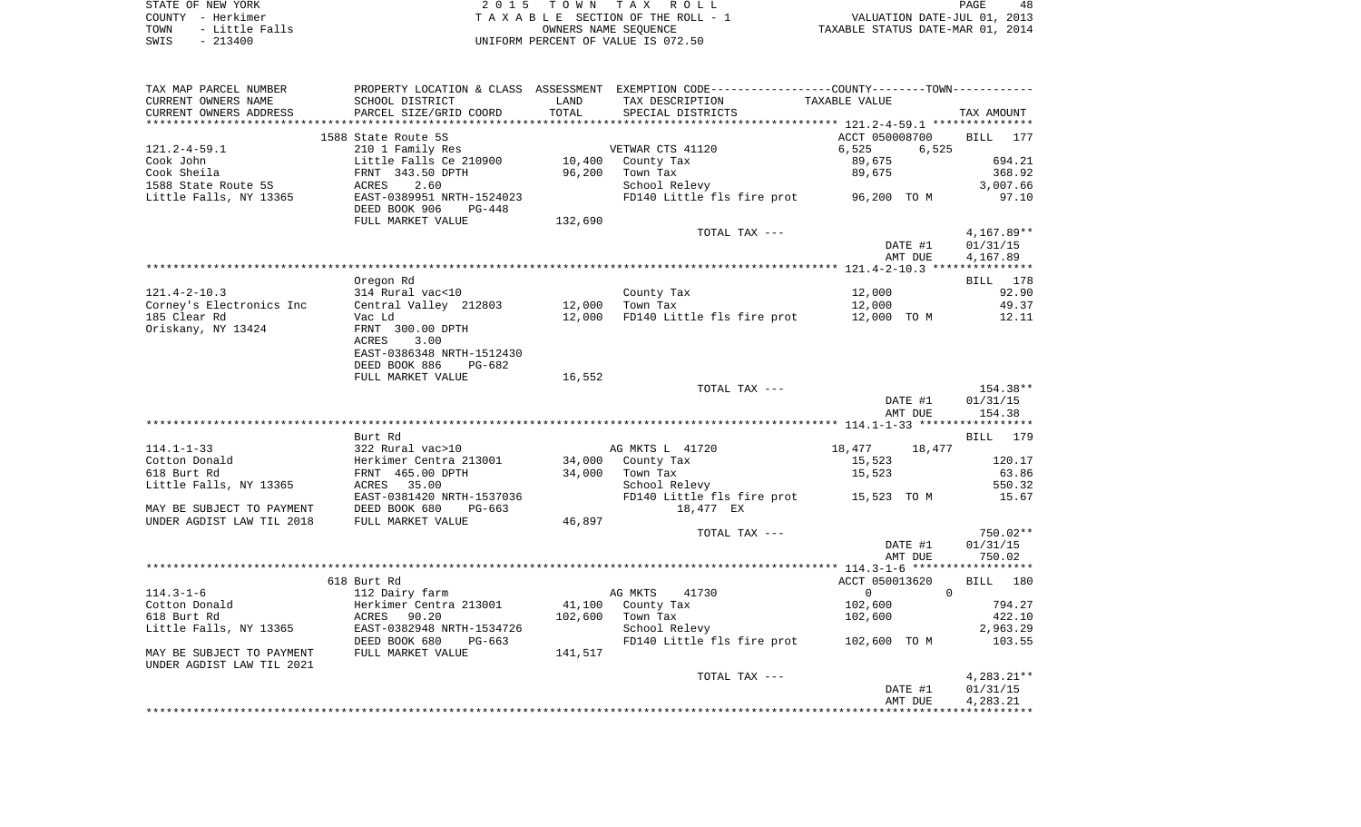STATE OF NEW YORK
COUNTY - Herkimer
TOWN - Little Falls
SWIS - 213400

2 0 1 5 T O W N T A X R O L L
T A X A B L E SECTION OF THE ROLL - 1
OWNERS NAME SEQUENCE
UNIFORM PERCENT OF VALUE IS 072.50

VALUATION DATE-JUL 01, 2013
TAXABLE STATUS DATE-MAR 01, 2014

| TAX MAP PARCEL NUMBER<br>CURRENT OWNERS NAME<br>CURRENT OWNERS ADDRESS | PROPERTY LOCATION & CLASS<br>SCHOOL DISTRICT<br>PARCEL SIZE/GRID COORD | ASSESSMENT<br>LAND<br>TOTAL | EXEMPTION CODE-----COUNTY-----TOWN-----<br>TAX DESCRIPTION<br>SPECIAL DISTRICTS | TAXABLE VALUE | | TAX AMOUNT |
|---|---|---|---|---|---|---|
| **121.2-4-59.1** | 1588 State Route 5S | | | ACCT 050008700 | | BILL 177 |
| 121.2-4-59.1 | 210 1 Family Res | | VETWAR CTS 41120 | 6,525 | 6,525 | |
| Cook John | Little Falls Ce 210900 | 10,400 | County Tax | 89,675 | | 694.21 |
| Cook Sheila | FRNT 343.50 DPTH | 96,200 | Town Tax | 89,675 | | 368.92 |
| 1588 State Route 5S | ACRES 2.60 | | School Relevy | | | 3,007.66 |
| Little Falls, NY 13365 | EAST-0389951 NRTH-1524023 | | FD140 Little fls fire prot | 96,200 TO M | | 97.10 |
| | DEED BOOK 906 PG-448 | | | | | |
| | FULL MARKET VALUE | 132,690 | | | | |
| | | | TOTAL TAX --- | | | 4,167.89** |
| | | | | DATE #1 | | 01/31/15 |
| | | | | AMT DUE | | 4,167.89 |
| **121.4-2-10.3** | Oregon Rd | | | | | BILL 178 |
| 121.4-2-10.3 | 314 Rural vac<10 | | County Tax | 12,000 | | 92.90 |
| Corney's Electronics Inc | Central Valley 212803 | 12,000 | Town Tax | 12,000 | | 49.37 |
| 185 Clear Rd | Vac Ld | 12,000 | FD140 Little fls fire prot | 12,000 TO M | | 12.11 |
| Oriskany, NY 13424 | FRNT 300.00 DPTH | | | | | |
| | ACRES 3.00 | | | | | |
| | EAST-0386348 NRTH-1512430 | | | | | |
| | DEED BOOK 886 PG-682 | | | | | |
| | FULL MARKET VALUE | 16,552 | | | | |
| | | | TOTAL TAX --- | | | 154.38** |
| | | | | DATE #1 | | 01/31/15 |
| | | | | AMT DUE | | 154.38 |
| **114.1-1-33** | Burt Rd | | | | | BILL 179 |
| 114.1-1-33 | 322 Rural vac>10 | | AG MKTS L 41720 | 18,477 | 18,477 | |
| Cotton Donald | Herkimer Centra 213001 | 34,000 | County Tax | 15,523 | | 120.17 |
| 618 Burt Rd | FRNT 465.00 DPTH | 34,000 | Town Tax | 15,523 | | 63.86 |
| Little Falls, NY 13365 | ACRES 35.00 | | School Relevy | | | 550.32 |
| | EAST-0381420 NRTH-1537036 | | FD140 Little fls fire prot | 15,523 TO M | | 15.67 |
| MAY BE SUBJECT TO PAYMENT | DEED BOOK 680 PG-663 | | 18,477 EX | | | |
| UNDER AGDIST LAW TIL 2018 | FULL MARKET VALUE | 46,897 | | | | |
| | | | TOTAL TAX --- | | | 750.02** |
| | | | | DATE #1 | | 01/31/15 |
| | | | | AMT DUE | | 750.02 |
| **114.3-1-6** | 618 Burt Rd | | | ACCT 050013620 | | BILL 180 |
| 114.3-1-6 | 112 Dairy farm | | AG MKTS 41730 | 0 | 0 | |
| Cotton Donald | Herkimer Centra 213001 | 41,100 | County Tax | 102,600 | | 794.27 |
| 618 Burt Rd | ACRES 90.20 | 102,600 | Town Tax | 102,600 | | 422.10 |
| Little Falls, NY 13365 | EAST-0382948 NRTH-1534726 | | School Relevy | | | 2,963.29 |
| | DEED BOOK 680 PG-663 | | FD140 Little fls fire prot | 102,600 TO M | | 103.55 |
| MAY BE SUBJECT TO PAYMENT | FULL MARKET VALUE | 141,517 | | | | |
| UNDER AGDIST LAW TIL 2021 | | | | | | |
| | | | TOTAL TAX --- | | | 4,283.21** |
| | | | | DATE #1 | | 01/31/15 |
| | | | | AMT DUE | | 4,283.21 |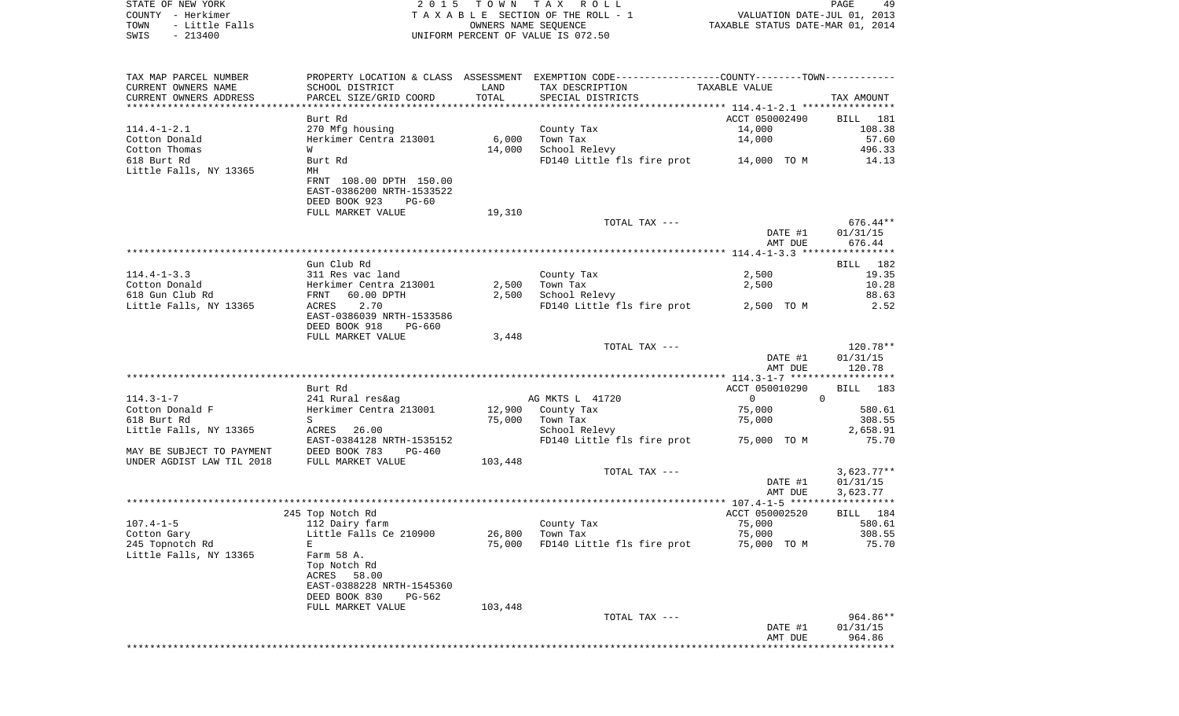STATE OF NEW YORK | 2015 TOWN TAX ROLL | PAGE 49
COUNTY - Herkimer | TAXABLE SECTION OF THE ROLL - 1 | VALUATION DATE-JUL 01, 2013
TOWN - Little Falls | OWNERS NAME SEQUENCE | TAXABLE STATUS DATE-MAR 01, 2014
SWIS - 213400 | UNIFORM PERCENT OF VALUE IS 072.50

| TAX MAP PARCEL NUMBER / CURRENT OWNERS NAME / CURRENT OWNERS ADDRESS | PROPERTY LOCATION & CLASS / SCHOOL DISTRICT / PARCEL SIZE/GRID COORD | ASSESSMENT LAND / TOTAL | EXEMPTION CODE / TAX DESCRIPTION / SPECIAL DISTRICTS | COUNTY / TOWN TAXABLE VALUE | TAX AMOUNT |
|---|---|---|---|---|---|
| 114.4-1-2.1 | Burt Rd | | | ACCT 050002490 | BILL 181 |
| | 270 Mfg housing | | County Tax | 14,000 | 108.38 |
| Cotton Donald | Herkimer Centra 213001 | 6,000 | Town Tax | 14,000 | 57.60 |
| Cotton Thomas | W | 14,000 | School Relevy | | 496.33 |
| 618 Burt Rd | Burt Rd | | FD140 Little fls fire prot | 14,000 TO M | 14.13 |
| Little Falls, NY 13365 | MH | | | | |
| | FRNT 108.00 DPTH 150.00 | | | | |
| | EAST-0386200 NRTH-1533522 | | | | |
| | DEED BOOK 923 PG-60 | | | | |
| | FULL MARKET VALUE | 19,310 | | | |
| | | | TOTAL TAX --- | | 676.44** |
| | | | | DATE #1 | 01/31/15 |
| | | | | AMT DUE | 676.44 |
| 114.4-1-3.3 | Gun Club Rd | | | | BILL 182 |
| | 311 Res vac land | | County Tax | 2,500 | 19.35 |
| Cotton Donald | Herkimer Centra 213001 | 2,500 | Town Tax | 2,500 | 10.28 |
| 618 Gun Club Rd | FRNT 60.00 DPTH | 2,500 | School Relevy | | 88.63 |
| Little Falls, NY 13365 | ACRES 2.70 | | FD140 Little fls fire prot | 2,500 TO M | 2.52 |
| | EAST-0386039 NRTH-1533586 | | | | |
| | DEED BOOK 918 PG-660 | | | | |
| | FULL MARKET VALUE | 3,448 | | | |
| | | | TOTAL TAX --- | | 120.78** |
| | | | | DATE #1 | 01/31/15 |
| | | | | AMT DUE | 120.78 |
| 114.3-1-7 | Burt Rd | | | ACCT 050010290 | BILL 183 |
| | 241 Rural res&ag | | AG MKTS L 41720 | 0 / 0 | |
| Cotton Donald F | Herkimer Centra 213001 | 12,900 | County Tax | 75,000 | 580.61 |
| 618 Burt Rd | S | 75,000 | Town Tax | 75,000 | 308.55 |
| Little Falls, NY 13365 | ACRES 26.00 | | School Relevy | | 2,658.91 |
| | EAST-0384128 NRTH-1535152 | | FD140 Little fls fire prot | 75,000 TO M | 75.70 |
| MAY BE SUBJECT TO PAYMENT | DEED BOOK 783 PG-460 | | | | |
| UNDER AGDIST LAW TIL 2018 | FULL MARKET VALUE | 103,448 | | | |
| | | | TOTAL TAX --- | | 3,623.77** |
| | | | | DATE #1 | 01/31/15 |
| | | | | AMT DUE | 3,623.77 |
| 107.4-1-5 | 245 Top Notch Rd | | | ACCT 050002520 | BILL 184 |
| | 112 Dairy farm | | County Tax | 75,000 | 580.61 |
| Cotton Gary | Little Falls Ce 210900 | 26,800 | Town Tax | 75,000 | 308.55 |
| 245 Topnotch Rd | E | 75,000 | FD140 Little fls fire prot | 75,000 TO M | 75.70 |
| Little Falls, NY 13365 | Farm 58 A. | | | | |
| | Top Notch Rd | | | | |
| | ACRES 58.00 | | | | |
| | EAST-0388228 NRTH-1545360 | | | | |
| | DEED BOOK 830 PG-562 | | | | |
| | FULL MARKET VALUE | 103,448 | | | |
| | | | TOTAL TAX --- | | 964.86** |
| | | | | DATE #1 | 01/31/15 |
| | | | | AMT DUE | 964.86 |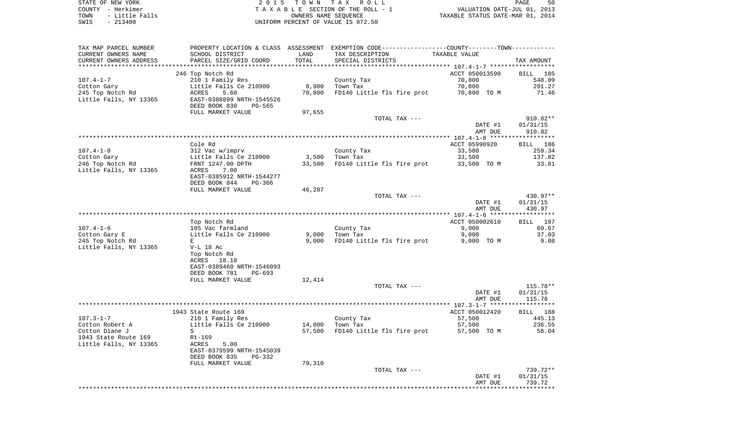STATE OF NEW YORK — 2 0 1 5 T O W N T A X R O L L — VALUATION DATE-JUL 01, 2013
COUNTY - Herkimer — T A X A B L E SECTION OF THE ROLL - 1 — TAXABLE STATUS DATE-MAR 01, 2014
TOWN - Little Falls — OWNERS NAME SEQUENCE
SWIS - 213400 — UNIFORM PERCENT OF VALUE IS 072.50

| TAX MAP PARCEL NUMBER / CURRENT OWNERS NAME / CURRENT OWNERS ADDRESS | PROPERTY LOCATION & CLASS / SCHOOL DISTRICT / PARCEL SIZE/GRID COORD | ASSESSMENT LAND / TOTAL | EXEMPTION CODE / TAX DESCRIPTION / SPECIAL DISTRICTS | COUNTY--------TOWN / TAXABLE VALUE | TAX AMOUNT |
|---|---|---|---|---|---|
| **107.4-1-7** | 246 Top Notch Rd | | | ACCT 050013590 | BILL 185 |
| 107.4-1-7 | 210 1 Family Res | | County Tax | 70,800 | 548.09 |
| Cotton Gary | Little Falls Ce 210900 | 8,900 | Town Tax | 70,800 | 291.27 |
| 245 Top Notch Rd | ACRES 5.60 | 70,800 | FD140 Little fls fire prot | 70,800 TO M | 71.46 |
| Little Falls, NY 13365 | EAST-0388899 NRTH-1545526 | | | | |
| | DEED BOOK 830 PG-565 | | | | |
| | FULL MARKET VALUE | 97,655 | | | |
| | | | TOTAL TAX --- | | 910.82** |
| | | | | DATE #1 | 01/31/15 |
| | | | | AMT DUE | 910.82 |
| **107.4-1-8** | Cole Rd | | | ACCT 05990920 | BILL 186 |
| 107.4-1-8 | 312 Vac w/imprv | | County Tax | 33,500 | 259.34 |
| Cotton Gary | Little Falls Ce 210900 | 3,500 | Town Tax | 33,500 | 137.82 |
| 246 Top Notch Rd | FRNT 1247.00 DPTH | 33,500 | FD140 Little fls fire prot | 33,500 TO M | 33.81 |
| Little Falls, NY 13365 | ACRES 7.00 | | | | |
| | EAST-0385912 NRTH-1544277 | | | | |
| | DEED BOOK 844 PG-366 | | | | |
| | FULL MARKET VALUE | 46,207 | | | |
| | | | TOTAL TAX --- | | 430.97** |
| | | | | DATE #1 | 01/31/15 |
| | | | | AMT DUE | 430.97 |
| **107.4-1-6** | Top Notch Rd | | | ACCT 050002610 | BILL 187 |
| 107.4-1-6 | 105 Vac farmland | | County Tax | 9,000 | 69.67 |
| Cotton Gary E | Little Falls Ce 210900 | 9,000 | Town Tax | 9,000 | 37.03 |
| 245 Top Notch Rd | E | 9,000 | FD140 Little fls fire prot | 9,000 TO M | 9.08 |
| Little Falls, NY 13365 | V-L 18 Ac | | | | |
| | Top Notch Rd | | | | |
| | ACRES 18.10 | | | | |
| | EAST-0389460 NRTH-1546093 | | | | |
| | DEED BOOK 781 PG-693 | | | | |
| | FULL MARKET VALUE | 12,414 | | | |
| | | | TOTAL TAX --- | | 115.78** |
| | | | | DATE #1 | 01/31/15 |
| | | | | AMT DUE | 115.78 |
| **107.3-1-7** | 1943 State Route 169 | | | ACCT 050012420 | BILL 188 |
| 107.3-1-7 | 210 1 Family Res | | County Tax | 57,500 | 445.13 |
| Cotton Robert A | Little Falls Ce 210900 | 14,000 | Town Tax | 57,500 | 236.55 |
| Cotton Diane J | S | 57,500 | FD140 Little fls fire prot | 57,500 TO M | 58.04 |
| 1943 State Route 169 | Rt-169 | | | | |
| Little Falls, NY 13365 | ACRES 5.00 | | | | |
| | EAST-0379599 NRTH-1545039 | | | | |
| | DEED BOOK 835 PG-332 | | | | |
| | FULL MARKET VALUE | 79,310 | | | |
| | | | TOTAL TAX --- | | 739.72** |
| | | | | DATE #1 | 01/31/15 |
| | | | | AMT DUE | 739.72 |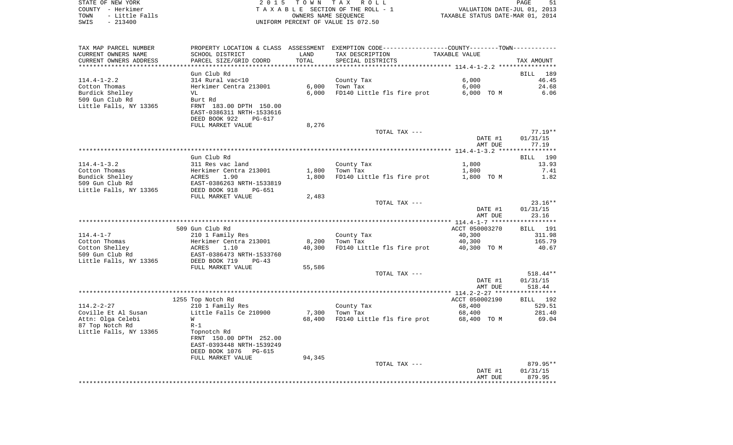STATE OF NEW YORK — 2015 TOWN TAX ROLL — PAGE 51
COUNTY - Herkimer — TAXABLE SECTION OF THE ROLL - 1 — VALUATION DATE-JUL 01, 2013
TOWN - Little Falls — OWNERS NAME SEQUENCE — TAXABLE STATUS DATE-MAR 01, 2014
SWIS - 213400 — UNIFORM PERCENT OF VALUE IS 072.50

| TAX MAP PARCEL NUMBER / CURRENT OWNERS NAME / CURRENT OWNERS ADDRESS | PROPERTY LOCATION & CLASS / SCHOOL DISTRICT / PARCEL SIZE/GRID COORD | ASSESSMENT LAND / TOTAL | EXEMPTION CODE / TAX DESCRIPTION / SPECIAL DISTRICTS | COUNTY--------TOWN / TAXABLE VALUE | TAX AMOUNT |
|---|---|---|---|---|---|
| **114.4-1-2.2** | Gun Club Rd | | | | BILL 189 |
| 114.4-1-2.2 | 314 Rural vac<10 | | County Tax | 6,000 | 46.45 |
| Cotton Thomas | Herkimer Centra 213001 | 6,000 | Town Tax | 6,000 | 24.68 |
| Burdick Shelley | VL | 6,000 | FD140 Little fls fire prot | 6,000 TO M | 6.06 |
| 509 Gun Club Rd | Burt Rd | | | | |
| Little Falls, NY 13365 | FRNT 183.00 DPTH 150.00 | | | | |
| | EAST-0386311 NRTH-1533616 | | | | |
| | DEED BOOK 922 PG-617 | | | | |
| | FULL MARKET VALUE | 8,276 | | | |
| | | | TOTAL TAX --- | | 77.19** |
| | | | | DATE #1 | 01/31/15 |
| | | | | AMT DUE | 77.19 |
| **114.4-1-3.2** | Gun Club Rd | | | | BILL 190 |
| 114.4-1-3.2 | 311 Res vac land | | County Tax | 1,800 | 13.93 |
| Cotton Thomas | Herkimer Centra 213001 | 1,800 | Town Tax | 1,800 | 7.41 |
| Bundick Shelley | ACRES 1.90 | 1,800 | FD140 Little fls fire prot | 1,800 TO M | 1.82 |
| 509 Gun Club Rd | EAST-0386263 NRTH-1533819 | | | | |
| Little Falls, NY 13365 | DEED BOOK 918 PG-651 | | | | |
| | FULL MARKET VALUE | 2,483 | | | |
| | | | TOTAL TAX --- | | 23.16** |
| | | | | DATE #1 | 01/31/15 |
| | | | | AMT DUE | 23.16 |
| **114.4-1-7** | 509 Gun Club Rd | | | ACCT 050003270 | BILL 191 |
| 114.4-1-7 | 210 1 Family Res | | County Tax | 40,300 | 311.98 |
| Cotton Thomas | Herkimer Centra 213001 | 8,200 | Town Tax | 40,300 | 165.79 |
| Cotton Shelley | ACRES 1.10 | 40,300 | FD140 Little fls fire prot | 40,300 TO M | 40.67 |
| 509 Gun Club Rd | EAST-0386473 NRTH-1533760 | | | | |
| Little Falls, NY 13365 | DEED BOOK 719 PG-43 | | | | |
| | FULL MARKET VALUE | 55,586 | | | |
| | | | TOTAL TAX --- | | 518.44** |
| | | | | DATE #1 | 01/31/15 |
| | | | | AMT DUE | 518.44 |
| **114.2-2-27** | 1255 Top Notch Rd | | | ACCT 050002190 | BILL 192 |
| 114.2-2-27 | 210 1 Family Res | | County Tax | 68,400 | 529.51 |
| Coville Et Al Susan | Little Falls Ce 210900 | 7,300 | Town Tax | 68,400 | 281.40 |
| Attn: Olga Celebi | W | 68,400 | FD140 Little fls fire prot | 68,400 TO M | 69.04 |
| 87 Top Notch Rd | R-1 | | | | |
| Little Falls, NY 13365 | Topnotch Rd | | | | |
| | FRNT 150.00 DPTH 252.00 | | | | |
| | EAST-0393448 NRTH-1539249 | | | | |
| | DEED BOOK 1076 PG-615 | | | | |
| | FULL MARKET VALUE | 94,345 | | | |
| | | | TOTAL TAX --- | | 879.95** |
| | | | | DATE #1 | 01/31/15 |
| | | | | AMT DUE | 879.95 |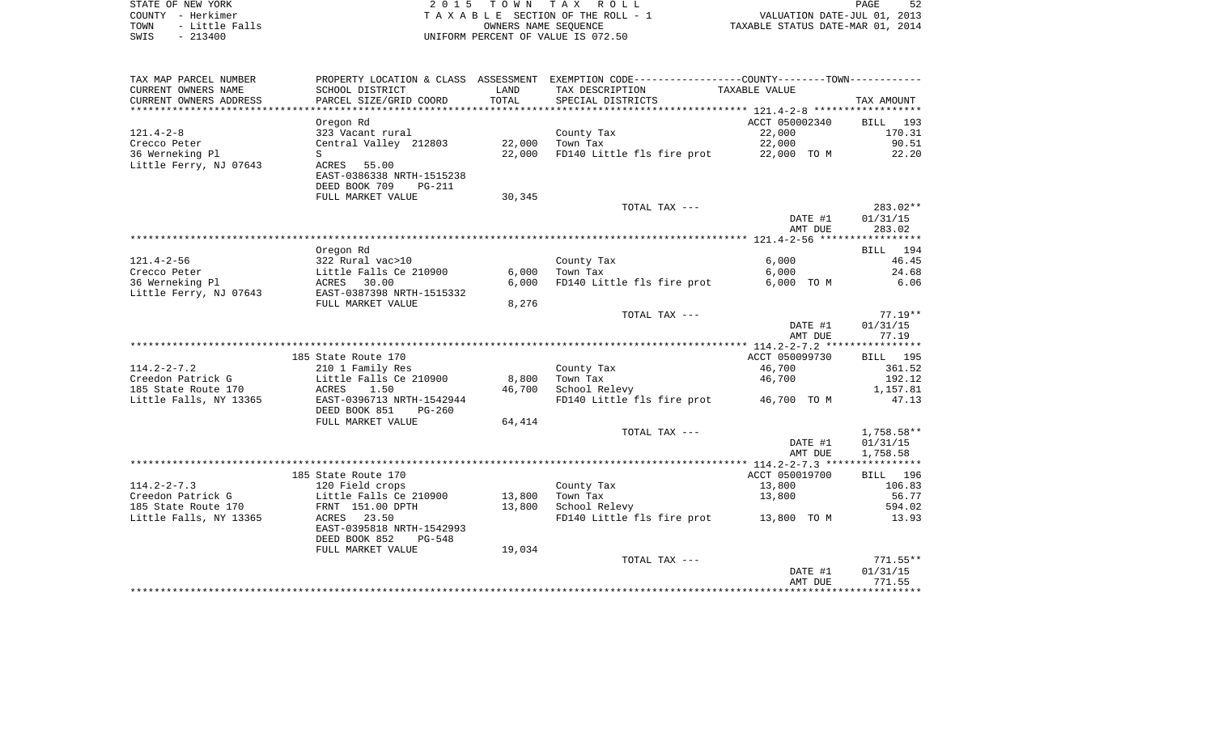STATE OF NEW YORK
COUNTY - Herkimer
TOWN - Little Falls
SWIS - 213400

2 0 1 5 T O W N T A X R O L L
T A X A B L E SECTION OF THE ROLL - 1
OWNERS NAME SEQUENCE
UNIFORM PERCENT OF VALUE IS 072.50

VALUATION DATE-JUL 01, 2013
TAXABLE STATUS DATE-MAR 01, 2014

| TAX MAP PARCEL NUMBER / CURRENT OWNERS NAME / CURRENT OWNERS ADDRESS | PROPERTY LOCATION & CLASS / SCHOOL DISTRICT / PARCEL SIZE/GRID COORD | ASSESSMENT LAND / TOTAL | EXEMPTION CODE / TAX DESCRIPTION / SPECIAL DISTRICTS | TAXABLE VALUE | TAX AMOUNT |
|---|---|---|---|---|---|
| **121.4-2-8** | Oregon Rd | | | ACCT 050002340 | BILL 193 |
| 121.4-2-8 | 323 Vacant rural | | County Tax | 22,000 | 170.31 |
| Crecco Peter | Central Valley 212803 | 22,000 | Town Tax | 22,000 | 90.51 |
| 36 Werneking Pl | S | 22,000 | FD140 Little fls fire prot | 22,000 TO M | 22.20 |
| Little Ferry, NJ 07643 | ACRES 55.00 | | | | |
| | EAST-0386338 NRTH-1515238 | | | | |
| | DEED BOOK 709 PG-211 | | | | |
| | FULL MARKET VALUE | 30,345 | | | |
| | | | TOTAL TAX --- | | 283.02** |
| | | | | DATE #1 | 01/31/15 |
| | | | | AMT DUE | 283.02 |
| **121.4-2-56** | Oregon Rd | | | | BILL 194 |
| 121.4-2-56 | 322 Rural vac>10 | | County Tax | 6,000 | 46.45 |
| Crecco Peter | Little Falls Ce 210900 | 6,000 | Town Tax | 6,000 | 24.68 |
| 36 Werneking Pl | ACRES 30.00 | 6,000 | FD140 Little fls fire prot | 6,000 TO M | 6.06 |
| Little Ferry, NJ 07643 | EAST-0387398 NRTH-1515332 | | | | |
| | FULL MARKET VALUE | 8,276 | | | |
| | | | TOTAL TAX --- | | 77.19** |
| | | | | DATE #1 | 01/31/15 |
| | | | | AMT DUE | 77.19 |
| **114.2-2-7.2** | 185 State Route 170 | | | ACCT 050099730 | BILL 195 |
| 114.2-2-7.2 | 210 1 Family Res | | County Tax | 46,700 | 361.52 |
| Creedon Patrick G | Little Falls Ce 210900 | 8,800 | Town Tax | 46,700 | 192.12 |
| 185 State Route 170 | ACRES 1.50 | 46,700 | School Relevy | | 1,157.81 |
| Little Falls, NY 13365 | EAST-0396713 NRTH-1542944 | | FD140 Little fls fire prot | 46,700 TO M | 47.13 |
| | DEED BOOK 851 PG-260 | | | | |
| | FULL MARKET VALUE | 64,414 | | | |
| | | | TOTAL TAX --- | | 1,758.58** |
| | | | | DATE #1 | 01/31/15 |
| | | | | AMT DUE | 1,758.58 |
| **114.2-2-7.3** | 185 State Route 170 | | | ACCT 050019700 | BILL 196 |
| 114.2-2-7.3 | 120 Field crops | | County Tax | 13,800 | 106.83 |
| Creedon Patrick G | Little Falls Ce 210900 | 13,800 | Town Tax | 13,800 | 56.77 |
| 185 State Route 170 | FRNT 151.00 DPTH | 13,800 | School Relevy | | 594.02 |
| Little Falls, NY 13365 | ACRES 23.50 | | FD140 Little fls fire prot | 13,800 TO M | 13.93 |
| | EAST-0395818 NRTH-1542993 | | | | |
| | DEED BOOK 852 PG-548 | | | | |
| | FULL MARKET VALUE | 19,034 | | | |
| | | | TOTAL TAX --- | | 771.55** |
| | | | | DATE #1 | 01/31/15 |
| | | | | AMT DUE | 771.55 |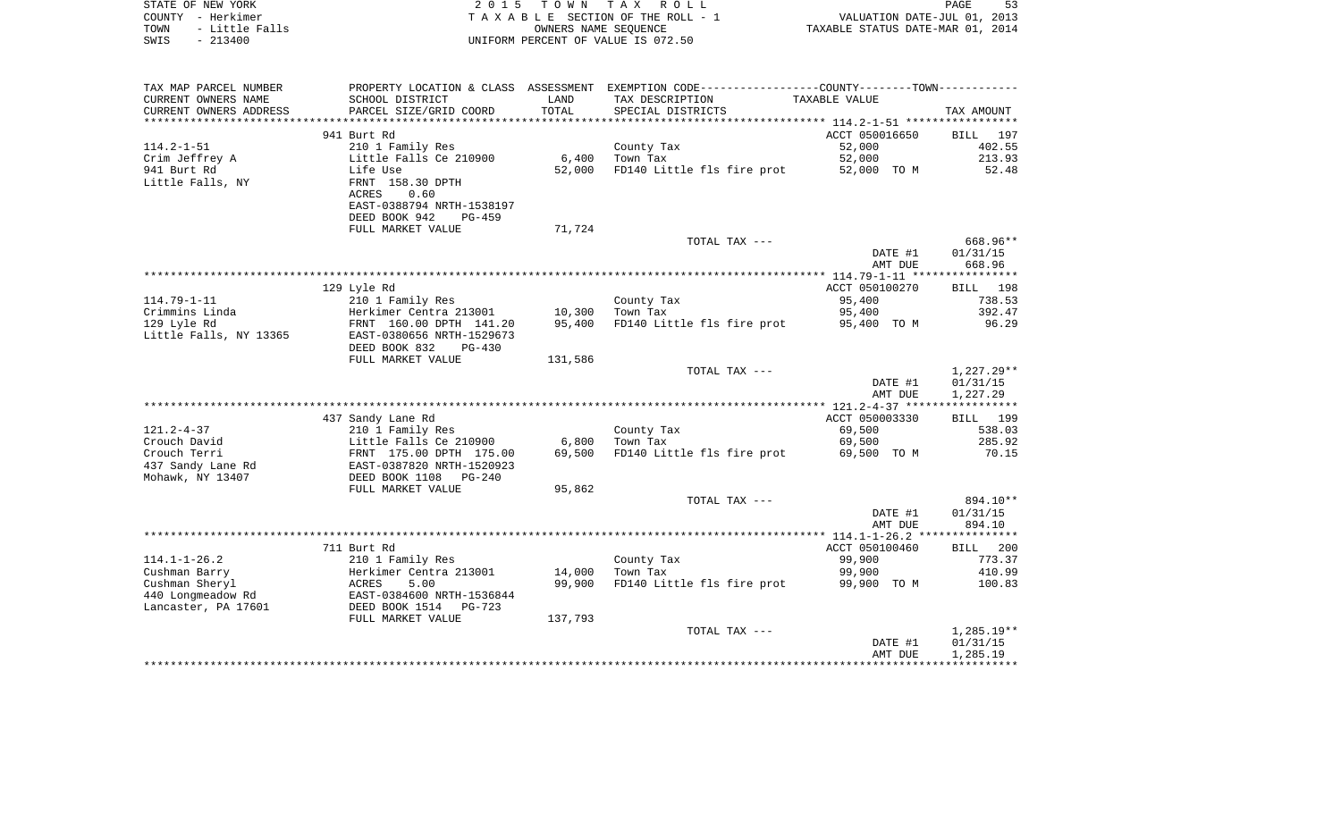STATE OF NEW YORK — 2015 TOWN TAX ROLL
COUNTY - Herkimer — TAXABLE SECTION OF THE ROLL - 1 — VALUATION DATE-JUL 01, 2013
TOWN - Little Falls — OWNERS NAME SEQUENCE — TAXABLE STATUS DATE-MAR 01, 2014
SWIS - 213400 — UNIFORM PERCENT OF VALUE IS 072.50

| TAX MAP PARCEL NUMBER / CURRENT OWNERS NAME / CURRENT OWNERS ADDRESS | PROPERTY LOCATION & CLASS / SCHOOL DISTRICT / PARCEL SIZE/GRID COORD | ASSESSMENT LAND / TOTAL | EXEMPTION CODE / TAX DESCRIPTION / SPECIAL DISTRICTS | TAXABLE VALUE | TAX AMOUNT |
|---|---|---|---|---|---|
| | 941 Burt Rd | | | ACCT 050016650 | BILL 197 |
| 114.2-1-51 | 210 1 Family Res | | County Tax | 52,000 | 402.55 |
| Crim Jeffrey A | Little Falls Ce 210900 | 6,400 | Town Tax | 52,000 | 213.93 |
| 941 Burt Rd | Life Use | 52,000 | FD140 Little fls fire prot | 52,000 TO M | 52.48 |
| Little Falls, NY | FRNT 158.30 DPTH | | | | |
| | ACRES 0.60 | | | | |
| | EAST-0388794 NRTH-1538197 | | | | |
| | DEED BOOK 942 PG-459 | | | | |
| | FULL MARKET VALUE | 71,724 | | | |
| | | | TOTAL TAX --- | | 668.96** |
| | | | | DATE #1 | 01/31/15 |
| | | | | AMT DUE | 668.96 |
| | 129 Lyle Rd | | | ACCT 050100270 | BILL 198 |
| 114.79-1-11 | 210 1 Family Res | | County Tax | 95,400 | 738.53 |
| Crimmins Linda | Herkimer Centra 213001 | 10,300 | Town Tax | 95,400 | 392.47 |
| 129 Lyle Rd | FRNT 160.00 DPTH 141.20 | 95,400 | FD140 Little fls fire prot | 95,400 TO M | 96.29 |
| Little Falls, NY 13365 | EAST-0380656 NRTH-1529673 | | | | |
| | DEED BOOK 832 PG-430 | | | | |
| | FULL MARKET VALUE | 131,586 | | | |
| | | | TOTAL TAX --- | | 1,227.29** |
| | | | | DATE #1 | 01/31/15 |
| | | | | AMT DUE | 1,227.29 |
| | 437 Sandy Lane Rd | | | ACCT 050003330 | BILL 199 |
| 121.2-4-37 | 210 1 Family Res | | County Tax | 69,500 | 538.03 |
| Crouch David | Little Falls Ce 210900 | 6,800 | Town Tax | 69,500 | 285.92 |
| Crouch Terri | FRNT 175.00 DPTH 175.00 | 69,500 | FD140 Little fls fire prot | 69,500 TO M | 70.15 |
| 437 Sandy Lane Rd | EAST-0387820 NRTH-1520923 | | | | |
| Mohawk, NY 13407 | DEED BOOK 1108 PG-240 | | | | |
| | FULL MARKET VALUE | 95,862 | | | |
| | | | TOTAL TAX --- | | 894.10** |
| | | | | DATE #1 | 01/31/15 |
| | | | | AMT DUE | 894.10 |
| | 711 Burt Rd | | | ACCT 050100460 | BILL 200 |
| 114.1-1-26.2 | 210 1 Family Res | | County Tax | 99,900 | 773.37 |
| Cushman Barry | Herkimer Centra 213001 | 14,000 | Town Tax | 99,900 | 410.99 |
| Cushman Sheryl | ACRES 5.00 | 99,900 | FD140 Little fls fire prot | 99,900 TO M | 100.83 |
| 440 Longmeadow Rd | EAST-0384600 NRTH-1536844 | | | | |
| Lancaster, PA 17601 | DEED BOOK 1514 PG-723 | | | | |
| | FULL MARKET VALUE | 137,793 | | | |
| | | | TOTAL TAX --- | | 1,285.19** |
| | | | | DATE #1 | 01/31/15 |
| | | | | AMT DUE | 1,285.19 |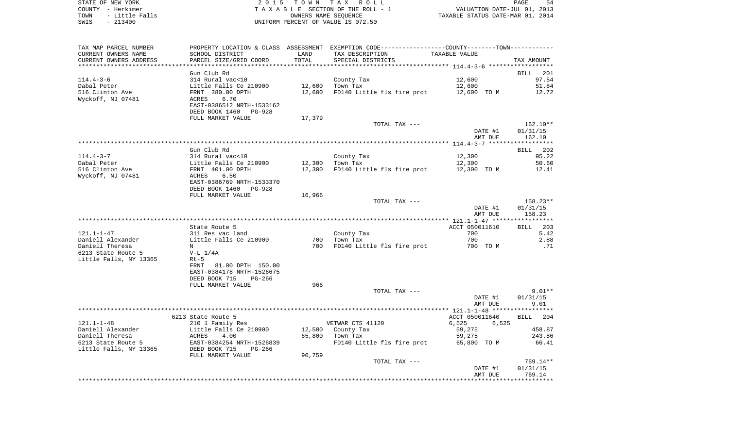STATE OF NEW YORK | 2 0 1 5 T O W N T A X R O L L | PAGE 54
COUNTY - Herkimer | T A X A B L E SECTION OF THE ROLL - 1 | VALUATION DATE-JUL 01, 2013
TOWN - Little Falls | OWNERS NAME SEQUENCE | TAXABLE STATUS DATE-MAR 01, 2014
SWIS - 213400 | UNIFORM PERCENT OF VALUE IS 072.50

| TAX MAP PARCEL NUMBER<br>CURRENT OWNERS NAME<br>CURRENT OWNERS ADDRESS | PROPERTY LOCATION & CLASS<br>SCHOOL DISTRICT<br>PARCEL SIZE/GRID COORD | ASSESSMENT<br>LAND<br>TOTAL | EXEMPTION CODE-----COUNTY-----TOWN-----<br>TAX DESCRIPTION<br>SPECIAL DISTRICTS | TAXABLE VALUE | TAX AMOUNT |
|---|---|---|---|---|---|
| 114.4-3-6 | Gun Club Rd | | | | BILL 201 |
| 114.4-3-6 | 314 Rural vac<10 | | County Tax | 12,600 | 97.54 |
| Dabal Peter | Little Falls Ce 210900 | 12,600 | Town Tax | 12,600 | 51.84 |
| 516 Clinton Ave | FRNT 380.00 DPTH | 12,600 | FD140 Little fls fire prot | 12,600 TO M | 12.72 |
| Wyckoff, NJ 07481 | ACRES 6.70 | | | | |
| | EAST-0386512 NRTH-1533162 | | | | |
| | DEED BOOK 1460 PG-928 | | | | |
| | FULL MARKET VALUE | 17,379 | | | |
| | | | TOTAL TAX --- | | 162.10** |
| | | | | DATE #1 | 01/31/15 |
| | | | | AMT DUE | 162.10 |
| 114.4-3-7 | Gun Club Rd | | | | BILL 202 |
| 114.4-3-7 | 314 Rural vac<10 | | County Tax | 12,300 | 95.22 |
| Dabal Peter | Little Falls Ce 210900 | 12,300 | Town Tax | 12,300 | 50.60 |
| 516 Clinton Ave | FRNT 401.00 DPTH | 12,300 | FD140 Little fls fire prot | 12,300 TO M | 12.41 |
| Wyckoff, NJ 07481 | ACRES 6.50 | | | | |
| | EAST-0386769 NRTH-1533370 | | | | |
| | DEED BOOK 1460 PG-928 | | | | |
| | FULL MARKET VALUE | 16,966 | | | |
| | | | TOTAL TAX --- | | 158.23** |
| | | | | DATE #1 | 01/31/15 |
| | | | | AMT DUE | 158.23 |
| 121.1-1-47 | State Route 5 | | | ACCT 050011610 | BILL 203 |
| 121.1-1-47 | 311 Res vac land | | County Tax | 700 | 5.42 |
| Daniell Alexander | Little Falls Ce 210900 | 700 | Town Tax | 700 | 2.88 |
| Daniell Theresa | N | 700 | FD140 Little fls fire prot | 700 TO M | .71 |
| 6213 State Route 5 | V-L 1/4A | | | | |
| Little Falls, NY 13365 | Rt-5 | | | | |
| | FRNT 81.00 DPTH 150.00 | | | | |
| | EAST-0384178 NRTH-1526675 | | | | |
| | DEED BOOK 715 PG-266 | | | | |
| | FULL MARKET VALUE | 966 | | | |
| | | | TOTAL TAX --- | | 9.01** |
| | | | | DATE #1 | 01/31/15 |
| | | | | AMT DUE | 9.01 |
| 121.1-1-48 | 6213 State Route 5 | | | ACCT 050011640 | BILL 204 |
| 121.1-1-48 | 210 1 Family Res | | VETWAR CTS 41120 | 6,525 6,525 | |
| Daniell Alexander | Little Falls Ce 210900 | 12,500 | County Tax | 59,275 | 458.87 |
| Daniell Theresa | ACRES 4.00 | 65,800 | Town Tax | 59,275 | 243.86 |
| 6213 State Route 5 | EAST-0384254 NRTH-1526839 | | FD140 Little fls fire prot | 65,800 TO M | 66.41 |
| Little Falls, NY 13365 | DEED BOOK 715 PG-266 | | | | |
| | FULL MARKET VALUE | 90,759 | | | |
| | | | TOTAL TAX --- | | 769.14** |
| | | | | DATE #1 | 01/31/15 |
| | | | | AMT DUE | 769.14 |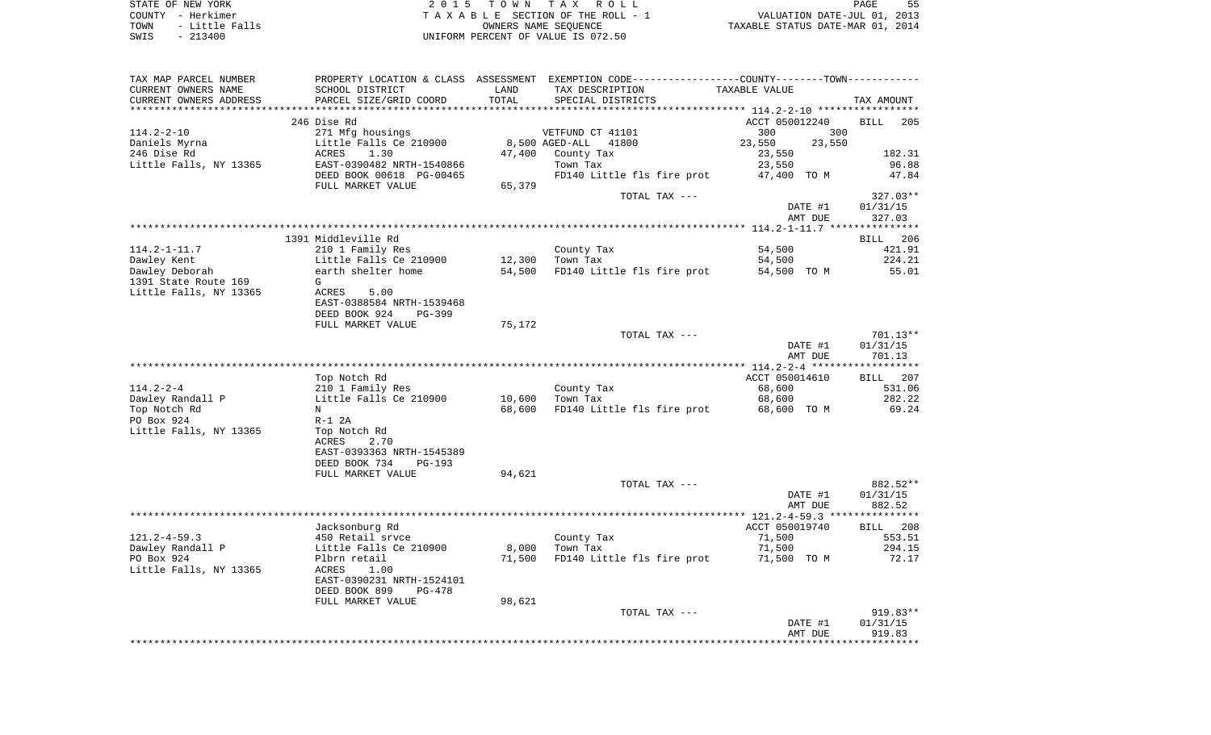STATE OF NEW YORK
COUNTY - Herkimer
TOWN - Little Falls
SWIS - 213400

2 0 1 5 T O W N T A X R O L L
T A X A B L E SECTION OF THE ROLL - 1
OWNERS NAME SEQUENCE
UNIFORM PERCENT OF VALUE IS 072.50

VALUATION DATE-JUL 01, 2013
TAXABLE STATUS DATE-MAR 01, 2014

| TAX MAP PARCEL NUMBER / CURRENT OWNERS NAME / CURRENT OWNERS ADDRESS | PROPERTY LOCATION & CLASS / SCHOOL DISTRICT / PARCEL SIZE/GRID COORD | ASSESSMENT LAND / TOTAL | EXEMPTION CODE / TAX DESCRIPTION / SPECIAL DISTRICTS | COUNTY TAXABLE VALUE | TOWN | TAX AMOUNT |
|---|---|---|---|---|---|---|
| **114.2-2-10** | 246 Dise Rd | | | ACCT 050012240 | | BILL 205 |
| Daniels Myrna | 271 Mfg housings | | VETFUND CT 41101 | 300 | 300 | |
| 246 Dise Rd | Little Falls Ce 210900 | 8,500 | AGED-ALL 41800 | 23,550 | 23,550 | |
| Little Falls, NY 13365 | ACRES 1.30 | 47,400 | County Tax | 23,550 | | 182.31 |
| | EAST-0390482 NRTH-1540866 | | Town Tax | 23,550 | | 96.88 |
| | DEED BOOK 00618 PG-00465 | | FD140 Little fls fire prot | 47,400 TO M | | 47.84 |
| | FULL MARKET VALUE | 65,379 | | | | |
| | | | TOTAL TAX --- | | | 327.03** |
| | | | | DATE #1 | | 01/31/15 |
| | | | | AMT DUE | | 327.03 |
| **114.2-1-11.7** | 1391 Middleville Rd | | | | | BILL 206 |
| Dawley Kent | 210 1 Family Res | | County Tax | 54,500 | | 421.91 |
| Dawley Deborah | Little Falls Ce 210900 | 12,300 | Town Tax | 54,500 | | 224.21 |
| 1391 State Route 169 | earth shelter home | 54,500 | FD140 Little fls fire prot | 54,500 TO M | | 55.01 |
| Little Falls, NY 13365 | G | | | | | |
| | ACRES 5.00 | | | | | |
| | EAST-0388584 NRTH-1539468 | | | | | |
| | DEED BOOK 924 PG-399 | | | | | |
| | FULL MARKET VALUE | 75,172 | | | | |
| | | | TOTAL TAX --- | | | 701.13** |
| | | | | DATE #1 | | 01/31/15 |
| | | | | AMT DUE | | 701.13 |
| **114.2-2-4** | Top Notch Rd | | | ACCT 050014610 | | BILL 207 |
| Dawley Randall P | 210 1 Family Res | | County Tax | 68,600 | | 531.06 |
| Top Notch Rd | Little Falls Ce 210900 | 10,600 | Town Tax | 68,600 | | 282.22 |
| PO Box 924 | N | 68,600 | FD140 Little fls fire prot | 68,600 TO M | | 69.24 |
| Little Falls, NY 13365 | R-1 2A | | | | | |
| | Top Notch Rd | | | | | |
| | ACRES 2.70 | | | | | |
| | EAST-0393363 NRTH-1545389 | | | | | |
| | DEED BOOK 734 PG-193 | | | | | |
| | FULL MARKET VALUE | 94,621 | | | | |
| | | | TOTAL TAX --- | | | 882.52** |
| | | | | DATE #1 | | 01/31/15 |
| | | | | AMT DUE | | 882.52 |
| **121.2-4-59.3** | Jacksonburg Rd | | | ACCT 050019740 | | BILL 208 |
| Dawley Randall P | 450 Retail srvce | | County Tax | 71,500 | | 553.51 |
| PO Box 924 | Little Falls Ce 210900 | 8,000 | Town Tax | 71,500 | | 294.15 |
| Little Falls, NY 13365 | Plbrn retail | 71,500 | FD140 Little fls fire prot | 71,500 TO M | | 72.17 |
| | ACRES 1.00 | | | | | |
| | EAST-0390231 NRTH-1524101 | | | | | |
| | DEED BOOK 899 PG-478 | | | | | |
| | FULL MARKET VALUE | 98,621 | | | | |
| | | | TOTAL TAX --- | | | 919.83** |
| | | | | DATE #1 | | 01/31/15 |
| | | | | AMT DUE | | 919.83 |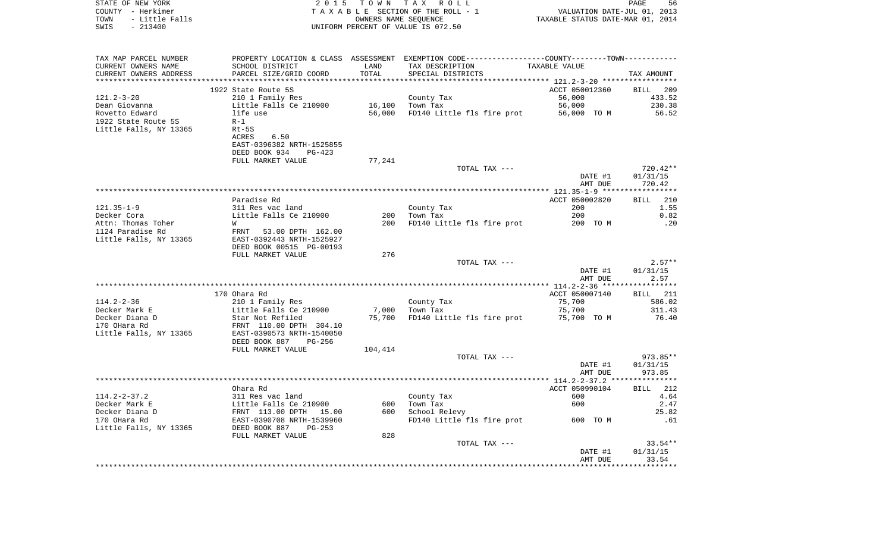STATE OF NEW YORK | COUNTY - Herkimer | TOWN - Little Falls | SWIS - 213400

2015 TOWN TAX ROLL
TAXABLE SECTION OF THE ROLL - 1
OWNERS NAME SEQUENCE
UNIFORM PERCENT OF VALUE IS 072.50

VALUATION DATE-JUL 01, 2013
TAXABLE STATUS DATE-MAR 01, 2014

| TAX MAP PARCEL NUMBER / CURRENT OWNERS NAME / CURRENT OWNERS ADDRESS | PROPERTY LOCATION & CLASS / SCHOOL DISTRICT / PARCEL SIZE/GRID COORD | ASSESSMENT LAND / TOTAL | EXEMPTION CODE / TAX DESCRIPTION / SPECIAL DISTRICTS | COUNTY--------TOWN TAXABLE VALUE | TAX AMOUNT |
|---|---|---|---|---|---|
| | 1922 State Route 5S | | | ACCT 050012360 | BILL 209 |
| 121.2-3-20 | 210 1 Family Res | | County Tax | 56,000 | 433.52 |
| Dean Giovanna | Little Falls Ce 210900 | 16,100 | Town Tax | 56,000 | 230.38 |
| Rovetto Edward | life use | 56,000 | FD140 Little fls fire prot | 56,000 TO M | 56.52 |
| 1922 State Route 5S | R-1 | | | | |
| Little Falls, NY 13365 | Rt-5S | | | | |
| | ACRES 6.50 | | | | |
| | EAST-0396382 NRTH-1525855 | | | | |
| | DEED BOOK 934 PG-423 | | | | |
| | FULL MARKET VALUE | 77,241 | | | |
| | | | TOTAL TAX --- | | 720.42** |
| | | | | DATE #1 | 01/31/15 |
| | | | | AMT DUE | 720.42 |
| | Paradise Rd | | | ACCT 050002820 | BILL 210 |
| 121.35-1-9 | 311 Res vac land | | County Tax | 200 | 1.55 |
| Decker Cora | Little Falls Ce 210900 | 200 | Town Tax | 200 | 0.82 |
| Attn: Thomas Toher | W | 200 | FD140 Little fls fire prot | 200 TO M | .20 |
| 1124 Paradise Rd | FRNT 53.00 DPTH 162.00 | | | | |
| Little Falls, NY 13365 | EAST-0392443 NRTH-1525927 | | | | |
| | DEED BOOK 00515 PG-00193 | | | | |
| | FULL MARKET VALUE | 276 | | | |
| | | | TOTAL TAX --- | | 2.57** |
| | | | | DATE #1 | 01/31/15 |
| | | | | AMT DUE | 2.57 |
| | 170 Ohara Rd | | | ACCT 050007140 | BILL 211 |
| 114.2-2-36 | 210 1 Family Res | | County Tax | 75,700 | 586.02 |
| Decker Mark E | Little Falls Ce 210900 | 7,000 | Town Tax | 75,700 | 311.43 |
| Decker Diana D | Star Not Refiled | 75,700 | FD140 Little fls fire prot | 75,700 TO M | 76.40 |
| 170 OHara Rd | FRNT 110.00 DPTH 304.10 | | | | |
| Little Falls, NY 13365 | EAST-0390573 NRTH-1540050 | | | | |
| | DEED BOOK 887 PG-256 | | | | |
| | FULL MARKET VALUE | 104,414 | | | |
| | | | TOTAL TAX --- | | 973.85** |
| | | | | DATE #1 | 01/31/15 |
| | | | | AMT DUE | 973.85 |
| | Ohara Rd | | | ACCT 050990104 | BILL 212 |
| 114.2-2-37.2 | 311 Res vac land | | County Tax | 600 | 4.64 |
| Decker Mark E | Little Falls Ce 210900 | 600 | Town Tax | 600 | 2.47 |
| Decker Diana D | FRNT 113.00 DPTH 15.00 | 600 | School Relevy | | 25.82 |
| 170 OHara Rd | EAST-0390708 NRTH-1539960 | | FD140 Little fls fire prot | 600 TO M | .61 |
| Little Falls, NY 13365 | DEED BOOK 887 PG-253 | | | | |
| | FULL MARKET VALUE | 828 | | | |
| | | | TOTAL TAX --- | | 33.54** |
| | | | | DATE #1 | 01/31/15 |
| | | | | AMT DUE | 33.54 |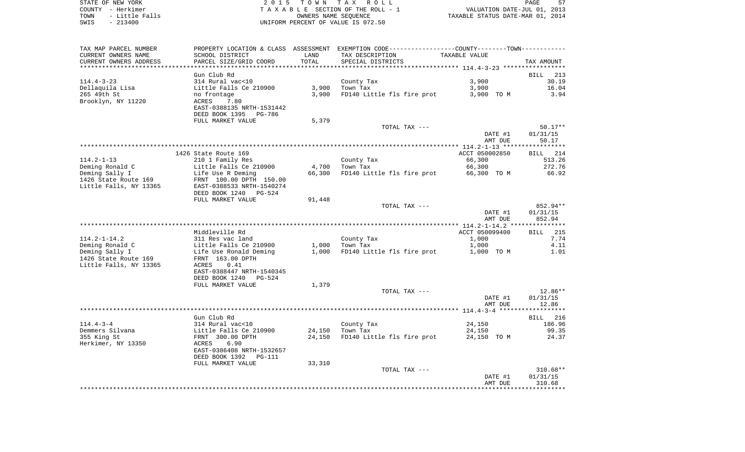STATE OF NEW YORK — 2015 TOWN TAX ROLL
COUNTY - Herkimer — TAXABLE SECTION OF THE ROLL - 1 — VALUATION DATE-JUL 01, 2013
TOWN - Little Falls — OWNERS NAME SEQUENCE — TAXABLE STATUS DATE-MAR 01, 2014
SWIS - 213400 — UNIFORM PERCENT OF VALUE IS 072.50

| TAX MAP PARCEL NUMBER / CURRENT OWNERS NAME / CURRENT OWNERS ADDRESS | PROPERTY LOCATION & CLASS / SCHOOL DISTRICT / PARCEL SIZE/GRID COORD | ASSESSMENT LAND | TOTAL | EXEMPTION CODE / TAX DESCRIPTION / SPECIAL DISTRICTS | TAXABLE VALUE | TAX AMOUNT |
|---|---|---|---|---|---|---|
| 114.4-3-23 | Gun Club Rd | | | | | BILL 213 |
| Dellaquila Lisa | 314 Rural vac<10 | | | County Tax | 3,900 | 30.19 |
| 265 49th St | Little Falls Ce 210900 | 3,900 | | Town Tax | 3,900 | 16.04 |
| Brooklyn, NY 11220 | no frontage | | 3,900 | FD140 Little fls fire prot | 3,900 TO M | 3.94 |
| | ACRES 7.80 | | | | | |
| | EAST-0388135 NRTH-1531442 | | | | | |
| | DEED BOOK 1395 PG-786 | | | | | |
| | FULL MARKET VALUE | 5,379 | | | | |
| | | | | TOTAL TAX --- | | 50.17** |
| | | | | | DATE #1 | 01/31/15 |
| | | | | | AMT DUE | 50.17 |
| 114.2-1-13 | 1426 State Route 169 | | | | ACCT 050002850 | BILL 214 |
| Deming Ronald C | 210 1 Family Res | | | County Tax | 66,300 | 513.26 |
| Deming Sally I | Little Falls Ce 210900 | 4,700 | | Town Tax | 66,300 | 272.76 |
| 1426 State Route 169 | Life Use R Deming | | 66,300 | FD140 Little fls fire prot | 66,300 TO M | 66.92 |
| Little Falls, NY 13365 | FRNT 100.00 DPTH 150.00 | | | | | |
| | EAST-0388533 NRTH-1540274 | | | | | |
| | DEED BOOK 1240 PG-524 | | | | | |
| | FULL MARKET VALUE | 91,448 | | | | |
| | | | | TOTAL TAX --- | | 852.94** |
| | | | | | DATE #1 | 01/31/15 |
| | | | | | AMT DUE | 852.94 |
| 114.2-1-14.2 | Middleville Rd | | | | ACCT 050099400 | BILL 215 |
| Deming Ronald C | 311 Res vac land | | | County Tax | 1,000 | 7.74 |
| Deming Sally I | Little Falls Ce 210900 | 1,000 | | Town Tax | 1,000 | 4.11 |
| 1426 State Route 169 | Life Use Ronald Deming | | 1,000 | FD140 Little fls fire prot | 1,000 TO M | 1.01 |
| Little Falls, NY 13365 | FRNT 163.00 DPTH | | | | | |
| | ACRES 0.41 | | | | | |
| | EAST-0388447 NRTH-1540345 | | | | | |
| | DEED BOOK 1240 PG-524 | | | | | |
| | FULL MARKET VALUE | 1,379 | | | | |
| | | | | TOTAL TAX --- | | 12.86** |
| | | | | | DATE #1 | 01/31/15 |
| | | | | | AMT DUE | 12.86 |
| 114.4-3-4 | Gun Club Rd | | | | | BILL 216 |
| Demmers Silvana | 314 Rural vac<10 | | | County Tax | 24,150 | 186.96 |
| 355 King St | Little Falls Ce 210900 | 24,150 | | Town Tax | 24,150 | 99.35 |
| Herkimer, NY 13350 | FRNT 300.00 DPTH | | 24,150 | FD140 Little fls fire prot | 24,150 TO M | 24.37 |
| | ACRES 6.90 | | | | | |
| | EAST-0386408 NRTH-1532657 | | | | | |
| | DEED BOOK 1392 PG-111 | | | | | |
| | FULL MARKET VALUE | 33,310 | | | | |
| | | | | TOTAL TAX --- | | 310.68** |
| | | | | | DATE #1 | 01/31/15 |
| | | | | | AMT DUE | 310.68 |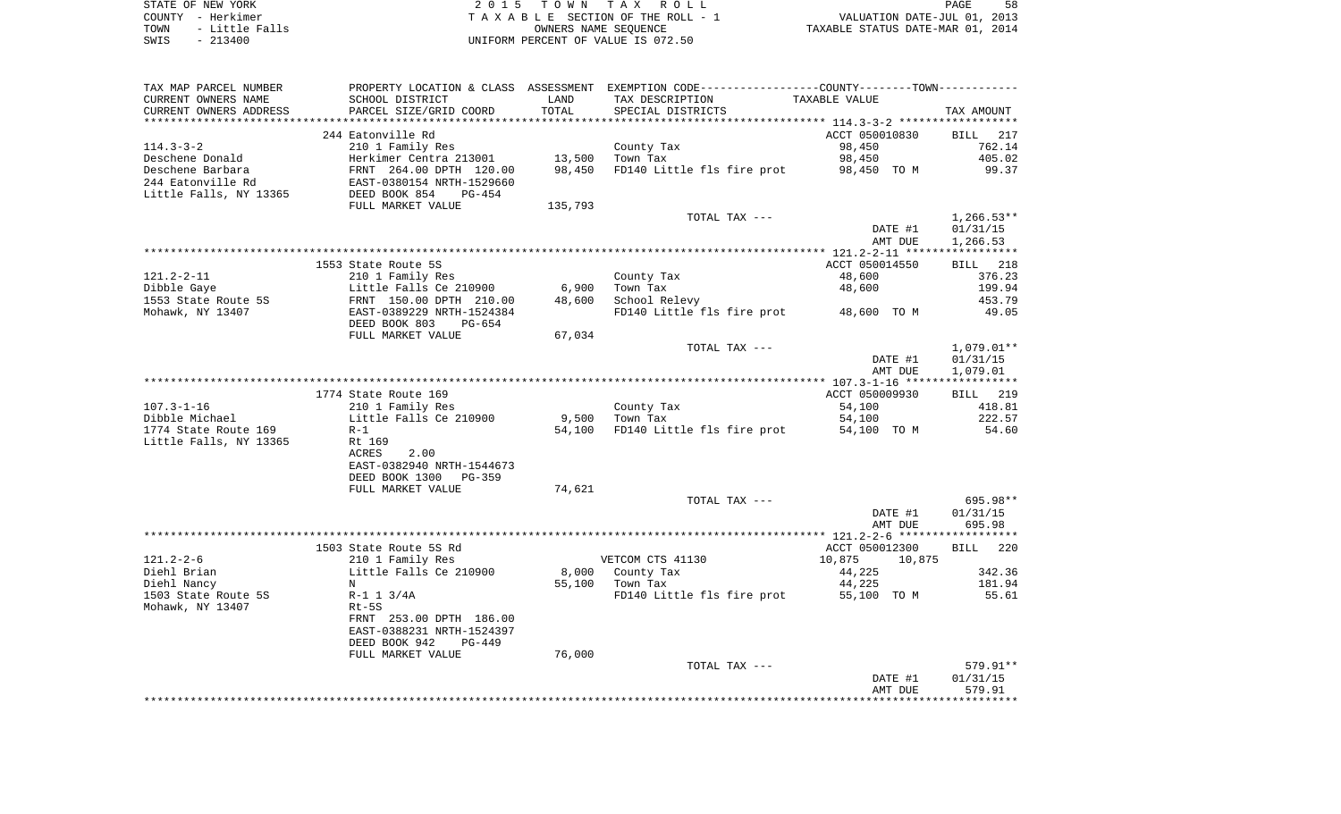STATE OF NEW YORK 2 0 1 5 T O W N T A X R O L L
COUNTY - Herkimer T A X A B L E SECTION OF THE ROLL - 1 VALUATION DATE-JUL 01, 2013
TOWN - Little Falls OWNERS NAME SEQUENCE TAXABLE STATUS DATE-MAR 01, 2014
SWIS - 213400 UNIFORM PERCENT OF VALUE IS 072.50

| TAX MAP PARCEL NUMBER / CURRENT OWNERS NAME / CURRENT OWNERS ADDRESS | PROPERTY LOCATION & CLASS / SCHOOL DISTRICT / PARCEL SIZE/GRID COORD | ASSESSMENT LAND / TOTAL | EXEMPTION CODE / TAX DESCRIPTION / SPECIAL DISTRICTS | TAXABLE VALUE | TAX AMOUNT |
|---|---|---|---|---|---|
| **114.3-3-2** | 244 Eatonville Rd | | | ACCT 050010830 | BILL 217 |
| Deschene Donald | 210 1 Family Res | | County Tax | 98,450 | 762.14 |
| Deschene Barbara | Herkimer Centra 213001 | 13,500 | Town Tax | 98,450 | 405.02 |
| 244 Eatonville Rd | FRNT 264.00 DPTH 120.00 | 98,450 | FD140 Little fls fire prot | 98,450 TO M | 99.37 |
| Little Falls, NY 13365 | EAST-0380154 NRTH-1529660 | | | | |
| | DEED BOOK 854 PG-454 | | | | |
| | FULL MARKET VALUE | 135,793 | | | |
| | | | TOTAL TAX --- | | 1,266.53** |
| | | | | DATE #1 | 01/31/15 |
| | | | | AMT DUE | 1,266.53 |
| **121.2-2-11** | 1553 State Route 5S | | | ACCT 050014550 | BILL 218 |
| Dibble Gaye | 210 1 Family Res | | County Tax | 48,600 | 376.23 |
| 1553 State Route 5S | Little Falls Ce 210900 | 6,900 | Town Tax | 48,600 | 199.94 |
| Mohawk, NY 13407 | FRNT 150.00 DPTH 210.00 | 48,600 | School Relevy | | 453.79 |
| | EAST-0389229 NRTH-1524384 | | FD140 Little fls fire prot | 48,600 TO M | 49.05 |
| | DEED BOOK 803 PG-654 | | | | |
| | FULL MARKET VALUE | 67,034 | | | |
| | | | TOTAL TAX --- | | 1,079.01** |
| | | | | DATE #1 | 01/31/15 |
| | | | | AMT DUE | 1,079.01 |
| **107.3-1-16** | 1774 State Route 169 | | | ACCT 050009930 | BILL 219 |
| Dibble Michael | 210 1 Family Res | | County Tax | 54,100 | 418.81 |
| 1774 State Route 169 | Little Falls Ce 210900 | 9,500 | Town Tax | 54,100 | 222.57 |
| Little Falls, NY 13365 | R-1 | 54,100 | FD140 Little fls fire prot | 54,100 TO M | 54.60 |
| | Rt 169 | | | | |
| | ACRES 2.00 | | | | |
| | EAST-0382940 NRTH-1544673 | | | | |
| | DEED BOOK 1300 PG-359 | | | | |
| | FULL MARKET VALUE | 74,621 | | | |
| | | | TOTAL TAX --- | | 695.98** |
| | | | | DATE #1 | 01/31/15 |
| | | | | AMT DUE | 695.98 |
| **121.2-2-6** | 1503 State Route 5S Rd | | | ACCT 050012300 | BILL 220 |
| Diehl Brian | 210 1 Family Res | | VETCOM CTS 41130 | 10,875 10,875 | |
| Diehl Nancy | Little Falls Ce 210900 | 8,000 | County Tax | 44,225 | 342.36 |
| 1503 State Route 5S | N | 55,100 | Town Tax | 44,225 | 181.94 |
| Mohawk, NY 13407 | R-1 1 3/4A | | FD140 Little fls fire prot | 55,100 TO M | 55.61 |
| | Rt-5S | | | | |
| | FRNT 253.00 DPTH 186.00 | | | | |
| | EAST-0388231 NRTH-1524397 | | | | |
| | DEED BOOK 942 PG-449 | | | | |
| | FULL MARKET VALUE | 76,000 | | | |
| | | | TOTAL TAX --- | | 579.91** |
| | | | | DATE #1 | 01/31/15 |
| | | | | AMT DUE | 579.91 |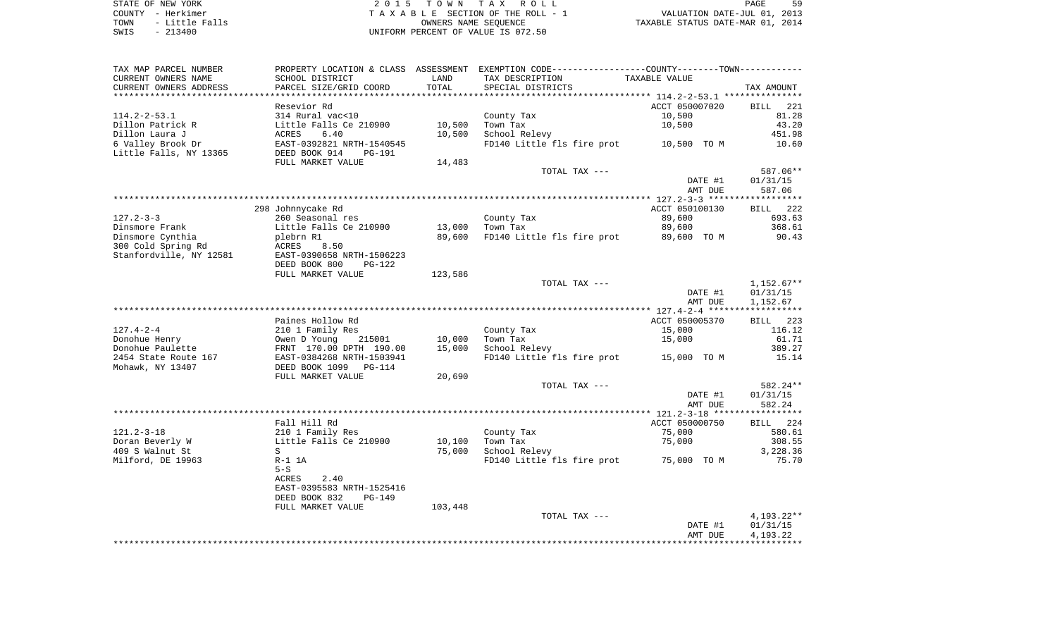STATE OF NEW YORK
COUNTY - Herkimer
TOWN - Little Falls
SWIS - 213400

2 0 1 5 T O W N T A X R O L L
T A X A B L E SECTION OF THE ROLL - 1
OWNERS NAME SEQUENCE
UNIFORM PERCENT OF VALUE IS 072.50

VALUATION DATE-JUL 01, 2013
TAXABLE STATUS DATE-MAR 01, 2014

| TAX MAP PARCEL NUMBER<br>CURRENT OWNERS NAME<br>CURRENT OWNERS ADDRESS | PROPERTY LOCATION & CLASS<br>SCHOOL DISTRICT<br>PARCEL SIZE/GRID COORD | ASSESSMENT<br>LAND<br>TOTAL | EXEMPTION CODE----COUNTY----TOWN----<br>TAX DESCRIPTION<br>SPECIAL DISTRICTS | TAXABLE VALUE | TAX AMOUNT |
|---|---|---|---|---|---|
| **114.2-2-53.1** | Resevior Rd | | | ACCT 050007020 | BILL 221 |
| 114.2-2-53.1 | 314 Rural vac<10 | | County Tax | 10,500 | 81.28 |
| Dillon Patrick R | Little Falls Ce 210900 | 10,500 | Town Tax | 10,500 | 43.20 |
| Dillon Laura J | ACRES 6.40 | 10,500 | School Relevy | | 451.98 |
| 6 Valley Brook Dr | EAST-0392821 NRTH-1540545 | | FD140 Little fls fire prot | 10,500 TO M | 10.60 |
| Little Falls, NY 13365 | DEED BOOK 914 PG-191 | | | | |
| | FULL MARKET VALUE | 14,483 | | | |
| | | | TOTAL TAX --- | | 587.06** |
| | | | | DATE #1 | 01/31/15 |
| | | | | AMT DUE | 587.06 |
| **127.2-3-3** | 298 Johnnycake Rd | | | ACCT 050100130 | BILL 222 |
| 127.2-3-3 | 260 Seasonal res | | County Tax | 89,600 | 693.63 |
| Dinsmore Frank | Little Falls Ce 210900 | 13,000 | Town Tax | 89,600 | 368.61 |
| Dinsmore Cynthia | plebrn R1 | 89,600 | FD140 Little fls fire prot | 89,600 TO M | 90.43 |
| 300 Cold Spring Rd | ACRES 8.50 | | | | |
| Stanfordville, NY 12581 | EAST-0390658 NRTH-1506223 | | | | |
| | DEED BOOK 800 PG-122 | | | | |
| | FULL MARKET VALUE | 123,586 | | | |
| | | | TOTAL TAX --- | | 1,152.67** |
| | | | | DATE #1 | 01/31/15 |
| | | | | AMT DUE | 1,152.67 |
| **127.4-2-4** | Paines Hollow Rd | | | ACCT 050005370 | BILL 223 |
| 127.4-2-4 | 210 1 Family Res | | County Tax | 15,000 | 116.12 |
| Donohue Henry | Owen D Young 215001 | 10,000 | Town Tax | 15,000 | 61.71 |
| Donohue Paulette | FRNT 170.00 DPTH 190.00 | 15,000 | School Relevy | | 389.27 |
| 2454 State Route 167 | EAST-0384268 NRTH-1503941 | | FD140 Little fls fire prot | 15,000 TO M | 15.14 |
| Mohawk, NY 13407 | DEED BOOK 1099 PG-114 | | | | |
| | FULL MARKET VALUE | 20,690 | | | |
| | | | TOTAL TAX --- | | 582.24** |
| | | | | DATE #1 | 01/31/15 |
| | | | | AMT DUE | 582.24 |
| **121.2-3-18** | Fall Hill Rd | | | ACCT 050000750 | BILL 224 |
| 121.2-3-18 | 210 1 Family Res | | County Tax | 75,000 | 580.61 |
| Doran Beverly W | Little Falls Ce 210900 | 10,100 | Town Tax | 75,000 | 308.55 |
| 409 S Walnut St | S | 75,000 | School Relevy | | 3,228.36 |
| Milford, DE 19963 | R-1 1A | | FD140 Little fls fire prot | 75,000 TO M | 75.70 |
| | 5-S | | | | |
| | ACRES 2.40 | | | | |
| | EAST-0395583 NRTH-1525416 | | | | |
| | DEED BOOK 832 PG-149 | | | | |
| | FULL MARKET VALUE | 103,448 | | | |
| | | | TOTAL TAX --- | | 4,193.22** |
| | | | | DATE #1 | 01/31/15 |
| | | | | AMT DUE | 4,193.22 |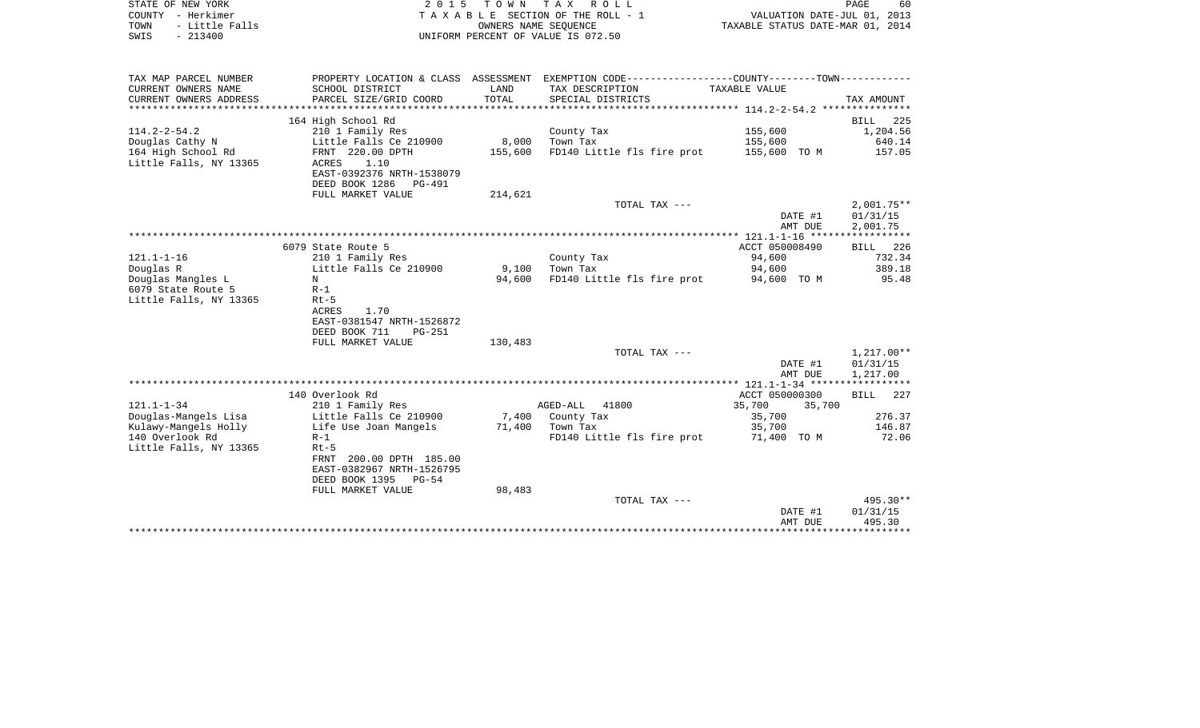STATE OF NEW YORK
COUNTY - Herkimer
TOWN - Little Falls
SWIS - 213400

2 0 1 5 T O W N T A X R O L L
T A X A B L E SECTION OF THE ROLL - 1
OWNERS NAME SEQUENCE
UNIFORM PERCENT OF VALUE IS 072.50

VALUATION DATE-JUL 01, 2013
TAXABLE STATUS DATE-MAR 01, 2014

| TAX MAP PARCEL NUMBER<br>CURRENT OWNERS NAME<br>CURRENT OWNERS ADDRESS | PROPERTY LOCATION & CLASS<br>SCHOOL DISTRICT<br>PARCEL SIZE/GRID COORD | ASSESSMENT<br>LAND<br>TOTAL | EXEMPTION CODE------COUNTY-------TOWN------<br>TAX DESCRIPTION<br>SPECIAL DISTRICTS | TAXABLE VALUE | TAX AMOUNT |
|---|---|---|---|---|---|
| | 164 High School Rd | | | 114.2-2-54.2 | BILL 225 |
| 114.2-2-54.2 | 210 1 Family Res | | County Tax | 155,600 | 1,204.56 |
| Douglas Cathy N | Little Falls Ce 210900 | 8,000 | Town Tax | 155,600 | 640.14 |
| 164 High School Rd | FRNT 220.00 DPTH | 155,600 | FD140 Little fls fire prot | 155,600 TO M | 157.05 |
| Little Falls, NY 13365 | ACRES 1.10 | | | | |
| | EAST-0392376 NRTH-1538079 | | | | |
| | DEED BOOK 1286 PG-491 | | | | |
| | FULL MARKET VALUE | 214,621 | | | |
| | | | TOTAL TAX --- | | 2,001.75** |
| | | | | DATE #1 | 01/31/15 |
| | | | | AMT DUE | 2,001.75 |
| | 6079 State Route 5 | | | ACCT 050008490 | BILL 226 |
| 121.1-1-16 | 210 1 Family Res | | County Tax | 94,600 | 732.34 |
| Douglas R | Little Falls Ce 210900 | 9,100 | Town Tax | 94,600 | 389.18 |
| Douglas Mangles L | N | 94,600 | FD140 Little fls fire prot | 94,600 TO M | 95.48 |
| 6079 State Route 5 | R-1 | | | | |
| Little Falls, NY 13365 | Rt-5 | | | | |
| | ACRES 1.70 | | | | |
| | EAST-0381547 NRTH-1526872 | | | | |
| | DEED BOOK 711 PG-251 | | | | |
| | FULL MARKET VALUE | 130,483 | | | |
| | | | TOTAL TAX --- | | 1,217.00** |
| | | | | DATE #1 | 01/31/15 |
| | | | | AMT DUE | 1,217.00 |
| | 140 Overlook Rd | | | ACCT 050000300 | BILL 227 |
| 121.1-1-34 | 210 1 Family Res | | AGED-ALL 41800 | 35,700 35,700 | |
| Douglas-Mangels Lisa | Little Falls Ce 210900 | 7,400 | County Tax | 35,700 | 276.37 |
| Kulawy-Mangels Holly | Life Use Joan Mangels | 71,400 | Town Tax | 35,700 | 146.87 |
| 140 Overlook Rd | R-1 | | FD140 Little fls fire prot | 71,400 TO M | 72.06 |
| Little Falls, NY 13365 | Rt-5 | | | | |
| | FRNT 200.00 DPTH 185.00 | | | | |
| | EAST-0382967 NRTH-1526795 | | | | |
| | DEED BOOK 1395 PG-54 | | | | |
| | FULL MARKET VALUE | 98,483 | | | |
| | | | TOTAL TAX --- | | 495.30** |
| | | | | DATE #1 | 01/31/15 |
| | | | | AMT DUE | 495.30 |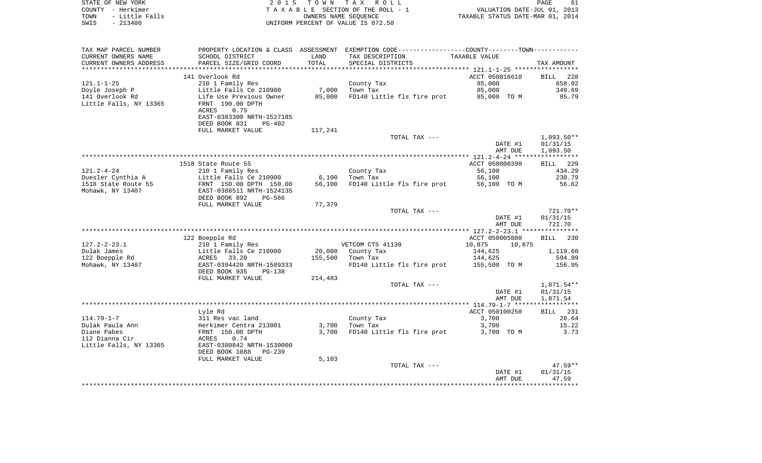STATE OF NEW YORK — 2015 TOWN TAX ROLL
COUNTY - Herkimer — TAXABLE SECTION OF THE ROLL - 1 — VALUATION DATE-JUL 01, 2013
TOWN - Little Falls — OWNERS NAME SEQUENCE — TAXABLE STATUS DATE-MAR 01, 2014
SWIS - 213400 — UNIFORM PERCENT OF VALUE IS 072.50

| TAX MAP PARCEL NUMBER / CURRENT OWNERS NAME / CURRENT OWNERS ADDRESS | PROPERTY LOCATION & CLASS / SCHOOL DISTRICT / PARCEL SIZE/GRID COORD | ASSESSMENT LAND / TOTAL | EXEMPTION CODE / TAX DESCRIPTION / SPECIAL DISTRICTS | TAXABLE VALUE (COUNTY / TOWN) | TAX AMOUNT |
|---|---|---|---|---|---|
| | 141 Overlook Rd | | | ACCT 050016610 | BILL 228 |
| 121.1-1-25 | 210 1 Family Res | | County Tax | 85,000 | 658.02 |
| Doyle Joseph P | Little Falls Ce 210900 | 7,000 | Town Tax | 85,000 | 349.69 |
| 141 Overlook Rd | Life Use Previous Owner | 85,000 | FD140 Little fls fire prot | 85,000 TO M | 85.79 |
| Little Falls, NY 13365 | FRNT 190.00 DPTH | | | | |
| | ACRES 0.75 | | | | |
| | EAST-0383300 NRTH-1527185 | | | | |
| | DEED BOOK 831 PG-402 | | | | |
| | FULL MARKET VALUE | 117,241 | | | |
| | | | TOTAL TAX --- | | 1,093.50** |
| | | | | DATE #1 | 01/31/15 |
| | | | | AMT DUE | 1,093.50 |
| | 1518 State Route 5S | | | ACCT 050000390 | BILL 229 |
| 121.2-4-24 | 210 1 Family Res | | County Tax | 56,100 | 434.29 |
| Duesler Cynthia A | Little Falls Ce 210900 | 6,100 | Town Tax | 56,100 | 230.79 |
| 1518 State Route 5S | FRNT 150.00 DPTH 150.00 | 56,100 | FD140 Little fls fire prot | 56,100 TO M | 56.62 |
| Mohawk, NY 13407 | EAST-0388511 NRTH-1524135 | | | | |
| | DEED BOOK 892 PG-566 | | | | |
| | FULL MARKET VALUE | 77,379 | | | |
| | | | TOTAL TAX --- | | 721.70** |
| | | | | DATE #1 | 01/31/15 |
| | | | | AMT DUE | 721.70 |
| | 122 Boepple Rd | | | ACCT 050005880 | BILL 230 |
| 127.2-2-23.1 | 210 1 Family Res | | VETCOM CTS 41130 | 10,875 10,875 | |
| Dulak James | Little Falls Ce 210900 | 20,000 | County Tax | 144,625 | 1,119.60 |
| 122 Boepple Rd | ACRES 33.20 | 155,500 | Town Tax | 144,625 | 594.99 |
| Mohawk, NY 13407 | EAST-0394420 NRTH-1509333 | | FD140 Little fls fire prot | 155,500 TO M | 156.95 |
| | DEED BOOK 935 PG-138 | | | | |
| | FULL MARKET VALUE | 214,483 | | | |
| | | | TOTAL TAX --- | | 1,871.54** |
| | | | | DATE #1 | 01/31/15 |
| | | | | AMT DUE | 1,871.54 |
| | Lyle Rd | | | ACCT 050100250 | BILL 231 |
| 114.79-1-7 | 311 Res vac land | | County Tax | 3,700 | 28.64 |
| Dulak Paula Ann | Herkimer Centra 213001 | 3,700 | Town Tax | 3,700 | 15.22 |
| Diane Pabes | FRNT 150.00 DPTH | 3,700 | FD140 Little fls fire prot | 3,700 TO M | 3.73 |
| 112 Dianna Cir | ACRES 0.74 | | | | |
| Little Falls, NY 13365 | EAST-0380842 NRTH-1530000 | | | | |
| | DEED BOOK 1088 PG-239 | | | | |
| | FULL MARKET VALUE | 5,103 | | | |
| | | | TOTAL TAX --- | | 47.59** |
| | | | | DATE #1 | 01/31/15 |
| | | | | AMT DUE | 47.59 |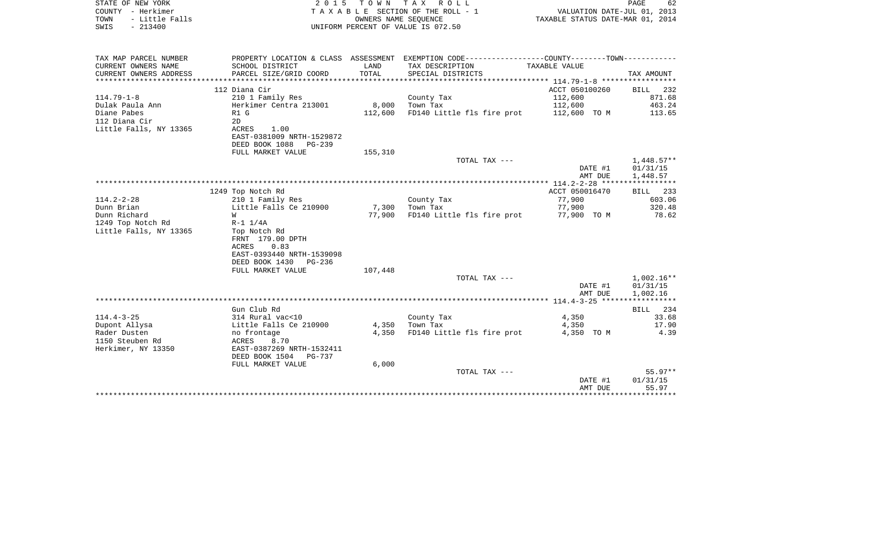STATE OF NEW YORK — 2015 TOWN TAX ROLL
COUNTY - Herkimer — TAXABLE SECTION OF THE ROLL - 1 — VALUATION DATE-JUL 01, 2013
TOWN - Little Falls — OWNERS NAME SEQUENCE — TAXABLE STATUS DATE-MAR 01, 2014
SWIS - 213400 — UNIFORM PERCENT OF VALUE IS 072.50

| TAX MAP PARCEL NUMBER<br>CURRENT OWNERS NAME<br>CURRENT OWNERS ADDRESS | PROPERTY LOCATION & CLASS<br>SCHOOL DISTRICT<br>PARCEL SIZE/GRID COORD | ASSESSMENT<br>LAND<br>TOTAL | EXEMPTION CODE<br>TAX DESCRIPTION<br>SPECIAL DISTRICTS | COUNTY--------TOWN<br>TAXABLE VALUE | TAX AMOUNT |
|---|---|---|---|---|---|
| | 112 Diana Cir | | | ACCT 050100260 | BILL 232 |
| 114.79-1-8 | 210 1 Family Res | | County Tax | 112,600 | 871.68 |
| Dulak Paula Ann | Herkimer Centra 213001 | 8,000 | Town Tax | 112,600 | 463.24 |
| Diane Pabes | R1 G | 112,600 | FD140 Little fls fire prot | 112,600 TO M | 113.65 |
| 112 Diana Cir | 2D | | | | |
| Little Falls, NY 13365 | ACRES 1.00 | | | | |
| | EAST-0381009 NRTH-1529872 | | | | |
| | DEED BOOK 1088 PG-239 | | | | |
| | FULL MARKET VALUE | 155,310 | | | |
| | | | TOTAL TAX --- | | 1,448.57** |
| | | | | DATE #1 | 01/31/15 |
| | | | | AMT DUE | 1,448.57 |
| | 1249 Top Notch Rd | | | ACCT 050016470 | BILL 233 |
| 114.2-2-28 | 210 1 Family Res | | County Tax | 77,900 | 603.06 |
| Dunn Brian | Little Falls Ce 210900 | 7,300 | Town Tax | 77,900 | 320.48 |
| Dunn Richard | W | 77,900 | FD140 Little fls fire prot | 77,900 TO M | 78.62 |
| 1249 Top Notch Rd | R-1 1/4A | | | | |
| Little Falls, NY 13365 | Top Notch Rd | | | | |
| | FRNT 179.00 DPTH | | | | |
| | ACRES 0.83 | | | | |
| | EAST-0393440 NRTH-1539098 | | | | |
| | DEED BOOK 1430 PG-236 | | | | |
| | FULL MARKET VALUE | 107,448 | | | |
| | | | TOTAL TAX --- | | 1,002.16** |
| | | | | DATE #1 | 01/31/15 |
| | | | | AMT DUE | 1,002.16 |
| | Gun Club Rd | | | | BILL 234 |
| 114.4-3-25 | 314 Rural vac<10 | | County Tax | 4,350 | 33.68 |
| Dupont Allysa | Little Falls Ce 210900 | 4,350 | Town Tax | 4,350 | 17.90 |
| Rader Dusten | no frontage | 4,350 | FD140 Little fls fire prot | 4,350 TO M | 4.39 |
| 1150 Steuben Rd | ACRES 8.70 | | | | |
| Herkimer, NY 13350 | EAST-0387269 NRTH-1532411 | | | | |
| | DEED BOOK 1504 PG-737 | | | | |
| | FULL MARKET VALUE | 6,000 | | | |
| | | | TOTAL TAX --- | | 55.97** |
| | | | | DATE #1 | 01/31/15 |
| | | | | AMT DUE | 55.97 |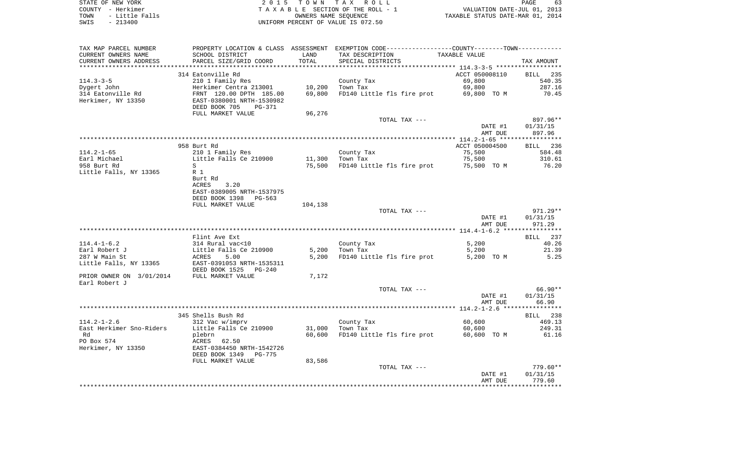STATE OF NEW YORK | COUNTY - Herkimer | TOWN - Little Falls | SWIS - 213400

2015 TOWN TAX ROLL
TAXABLE SECTION OF THE ROLL - 1
OWNERS NAME SEQUENCE
UNIFORM PERCENT OF VALUE IS 072.50

VALUATION DATE-JUL 01, 2013
TAXABLE STATUS DATE-MAR 01, 2014

| TAX MAP PARCEL NUMBER / CURRENT OWNERS NAME / CURRENT OWNERS ADDRESS | PROPERTY LOCATION & CLASS / SCHOOL DISTRICT / PARCEL SIZE/GRID COORD | ASSESSMENT LAND / TOTAL | EXEMPTION CODE / TAX DESCRIPTION / SPECIAL DISTRICTS | COUNTY--------TOWN TAXABLE VALUE | TAX AMOUNT |
|---|---|---|---|---|---|
| **114.3-3-5** | 314 Eatonville Rd | | | ACCT 050008110 | BILL 235 |
| 114.3-3-5 | 210 1 Family Res | | County Tax | 69,800 | 540.35 |
| Dygert John | Herkimer Centra 213001 | 10,200 | Town Tax | 69,800 | 287.16 |
| 314 Eatonville Rd | FRNT 120.00 DPTH 185.00 | 69,800 | FD140 Little fls fire prot | 69,800 TO M | 70.45 |
| Herkimer, NY 13350 | EAST-0380001 NRTH-1530982 | | | | |
| | DEED BOOK 705 PG-371 | | | | |
| | FULL MARKET VALUE | 96,276 | | | |
| | | | TOTAL TAX --- | | 897.96** |
| | | | | DATE #1 | 01/31/15 |
| | | | | AMT DUE | 897.96 |
| **114.2-1-65** | 958 Burt Rd | | | ACCT 050004500 | BILL 236 |
| 114.2-1-65 | 210 1 Family Res | | County Tax | 75,500 | 584.48 |
| Earl Michael | Little Falls Ce 210900 | 11,300 | Town Tax | 75,500 | 310.61 |
| 958 Burt Rd | S | 75,500 | FD140 Little fls fire prot | 75,500 TO M | 76.20 |
| Little Falls, NY 13365 | R 1 | | | | |
| | Burt Rd | | | | |
| | ACRES 3.20 | | | | |
| | EAST-0389005 NRTH-1537975 | | | | |
| | DEED BOOK 1398 PG-563 | | | | |
| | FULL MARKET VALUE | 104,138 | | | |
| | | | TOTAL TAX --- | | 971.29** |
| | | | | DATE #1 | 01/31/15 |
| | | | | AMT DUE | 971.29 |
| **114.4-1-6.2** | Flint Ave Ext | | | | BILL 237 |
| 114.4-1-6.2 | 314 Rural vac<10 | | County Tax | 5,200 | 40.26 |
| Earl Robert J | Little Falls Ce 210900 | 5,200 | Town Tax | 5,200 | 21.39 |
| 287 W Main St | ACRES 5.00 | 5,200 | FD140 Little fls fire prot | 5,200 TO M | 5.25 |
| Little Falls, NY 13365 | EAST-0391053 NRTH-1535311 | | | | |
| | DEED BOOK 1525 PG-240 | | | | |
| PRIOR OWNER ON 3/01/2014 | FULL MARKET VALUE | 7,172 | | | |
| Earl Robert J | | | | | |
| | | | TOTAL TAX --- | | 66.90** |
| | | | | DATE #1 | 01/31/15 |
| | | | | AMT DUE | 66.90 |
| **114.2-1-2.6** | 345 Shells Bush Rd | | | | BILL 238 |
| 114.2-1-2.6 | 312 Vac w/imprv | | County Tax | 60,600 | 469.13 |
| East Herkimer Sno-Riders | Little Falls Ce 210900 | 31,000 | Town Tax | 60,600 | 249.31 |
| Rd | plebrn | 60,600 | FD140 Little fls fire prot | 60,600 TO M | 61.16 |
| PO Box 574 | ACRES 62.50 | | | | |
| Herkimer, NY 13350 | EAST-0384450 NRTH-1542726 | | | | |
| | DEED BOOK 1349 PG-775 | | | | |
| | FULL MARKET VALUE | 83,586 | | | |
| | | | TOTAL TAX --- | | 779.60** |
| | | | | DATE #1 | 01/31/15 |
| | | | | AMT DUE | 779.60 |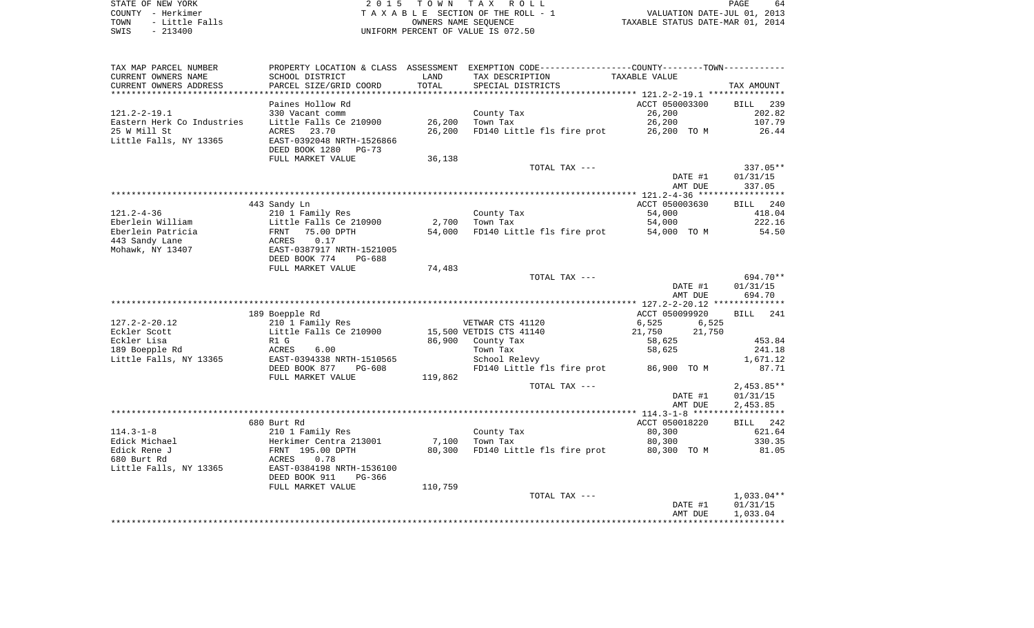STATE OF NEW YORK
COUNTY - Herkimer
TOWN - Little Falls
SWIS - 213400

2 0 1 5 T O W N T A X R O L L
T A X A B L E SECTION OF THE ROLL - 1
OWNERS NAME SEQUENCE
UNIFORM PERCENT OF VALUE IS 072.50

VALUATION DATE-JUL 01, 2013
TAXABLE STATUS DATE-MAR 01, 2014

| TAX MAP PARCEL NUMBER / CURRENT OWNERS NAME / CURRENT OWNERS ADDRESS | PROPERTY LOCATION & CLASS / SCHOOL DISTRICT / PARCEL SIZE/GRID COORD | ASSESSMENT LAND / TOTAL | EXEMPTION CODE / TAX DESCRIPTION / SPECIAL DISTRICTS | COUNTY TAXABLE VALUE | TOWN | TAX AMOUNT |
|---|---|---|---|---|---|---|
| **121.2-2-19.1** | Paines Hollow Rd | | | ACCT 050003300 | | BILL 239 |
| 121.2-2-19.1 | 330 Vacant comm | | County Tax | 26,200 | | 202.82 |
| Eastern Herk Co Industries | Little Falls Ce 210900 | 26,200 | Town Tax | 26,200 | | 107.79 |
| 25 W Mill St | ACRES 23.70 | 26,200 | FD140 Little fls fire prot | 26,200 TO M | | 26.44 |
| Little Falls, NY 13365 | EAST-0392048 NRTH-1526866 | | | | | |
| | DEED BOOK 1280 PG-73 | | | | | |
| | FULL MARKET VALUE | 36,138 | | | | |
| | | | TOTAL TAX --- | | | 337.05** |
| | | | | DATE #1 | | 01/31/15 |
| | | | | AMT DUE | | 337.05 |
| **121.2-4-36** | 443 Sandy Ln | | | ACCT 050003630 | | BILL 240 |
| 121.2-4-36 | 210 1 Family Res | | County Tax | 54,000 | | 418.04 |
| Eberlein William | Little Falls Ce 210900 | 2,700 | Town Tax | 54,000 | | 222.16 |
| Eberlein Patricia | FRNT 75.00 DPTH | 54,000 | FD140 Little fls fire prot | 54,000 TO M | | 54.50 |
| 443 Sandy Lane | ACRES 0.17 | | | | | |
| Mohawk, NY 13407 | EAST-0387917 NRTH-1521005 | | | | | |
| | DEED BOOK 774 PG-688 | | | | | |
| | FULL MARKET VALUE | 74,483 | | | | |
| | | | TOTAL TAX --- | | | 694.70** |
| | | | | DATE #1 | | 01/31/15 |
| | | | | AMT DUE | | 694.70 |
| **127.2-2-20.12** | 189 Boepple Rd | | | ACCT 050099920 | | BILL 241 |
| 127.2-2-20.12 | 210 1 Family Res | | VETWAR CTS 41120 | 6,525 | 6,525 | |
| Eckler Scott | Little Falls Ce 210900 | 15,500 | VETDIS CTS 41140 | 21,750 | 21,750 | |
| Eckler Lisa | R1 G | 86,900 | County Tax | 58,625 | | 453.84 |
| 189 Boepple Rd | ACRES 6.00 | | Town Tax | 58,625 | | 241.18 |
| Little Falls, NY 13365 | EAST-0394338 NRTH-1510565 | | School Relevy | | | 1,671.12 |
| | DEED BOOK 877 PG-608 | | FD140 Little fls fire prot | 86,900 TO M | | 87.71 |
| | FULL MARKET VALUE | 119,862 | | | | |
| | | | TOTAL TAX --- | | | 2,453.85** |
| | | | | DATE #1 | | 01/31/15 |
| | | | | AMT DUE | | 2,453.85 |
| **114.3-1-8** | 680 Burt Rd | | | ACCT 050018220 | | BILL 242 |
| 114.3-1-8 | 210 1 Family Res | | County Tax | 80,300 | | 621.64 |
| Edick Michael | Herkimer Centra 213001 | 7,100 | Town Tax | 80,300 | | 330.35 |
| Edick Rene J | FRNT 195.00 DPTH | 80,300 | FD140 Little fls fire prot | 80,300 TO M | | 81.05 |
| 680 Burt Rd | ACRES 0.78 | | | | | |
| Little Falls, NY 13365 | EAST-0384198 NRTH-1536100 | | | | | |
| | DEED BOOK 911 PG-366 | | | | | |
| | FULL MARKET VALUE | 110,759 | | | | |
| | | | TOTAL TAX --- | | | 1,033.04** |
| | | | | DATE #1 | | 01/31/15 |
| | | | | AMT DUE | | 1,033.04 |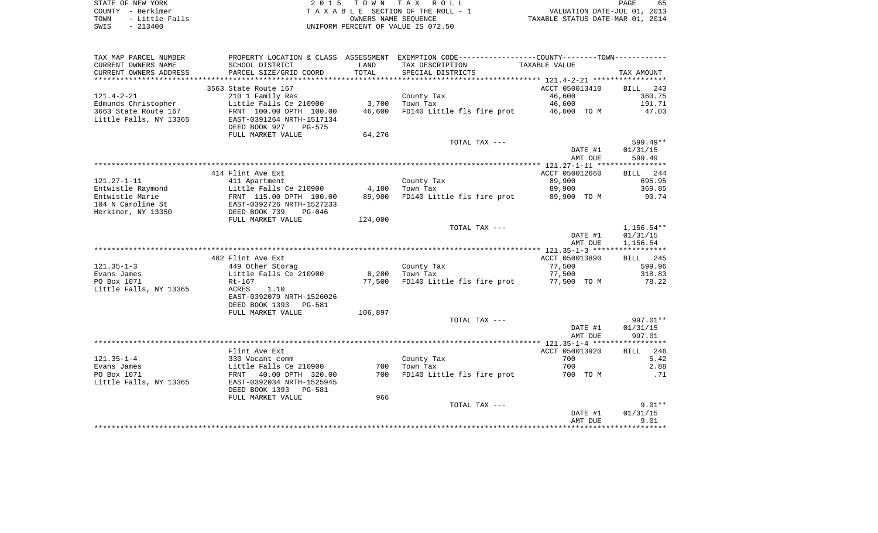STATE OF NEW YORK | COUNTY - Herkimer | TOWN - Little Falls | SWIS - 213400

2015 TOWN TAX ROLL
TAXABLE SECTION OF THE ROLL - 1
OWNERS NAME SEQUENCE
UNIFORM PERCENT OF VALUE IS 072.50

VALUATION DATE-JUL 01, 2013
TAXABLE STATUS DATE-MAR 01, 2014

| TAX MAP PARCEL NUMBER / CURRENT OWNERS NAME / CURRENT OWNERS ADDRESS | PROPERTY LOCATION & CLASS / SCHOOL DISTRICT / PARCEL SIZE/GRID COORD | ASSESSMENT LAND | TOTAL | EXEMPTION CODE / TAX DESCRIPTION / SPECIAL DISTRICTS | TAXABLE VALUE | TAX AMOUNT |
|---|---|---|---|---|---|---|
| 121.4-2-21 | 3563 State Route 167 | | | | ACCT 050013410 | BILL 243 |
| Edmunds Christopher | 210 1 Family Res | | | County Tax | 46,600 | 360.75 |
| 3663 State Route 167 | Little Falls Ce 210900 | 3,700 | | Town Tax | 46,600 | 191.71 |
| Little Falls, NY 13365 | FRNT 100.00 DPTH 100.00 | | 46,600 | FD140 Little fls fire prot | 46,600 TO M | 47.03 |
| | EAST-0391264 NRTH-1517134 | | | | | |
| | DEED BOOK 927 PG-575 | | | | | |
| | FULL MARKET VALUE | 64,276 | | | | |
| | | | | TOTAL TAX --- | | 599.49** |
| | | | | | DATE #1 | 01/31/15 |
| | | | | | AMT DUE | 599.49 |
| 121.27-1-11 | 414 Flint Ave Ext | | | | ACCT 050012660 | BILL 244 |
| Entwistle Raymond | 411 Apartment | | | County Tax | 89,900 | 695.95 |
| Entwistle Marie | Little Falls Ce 210900 | 4,100 | | Town Tax | 89,900 | 369.85 |
| 104 N Caroline St | FRNT 115.00 DPTH 100.00 | | 89,900 | FD140 Little fls fire prot | 89,900 TO M | 90.74 |
| Herkimer, NY 13350 | EAST-0392726 NRTH-1527233 | | | | | |
| | DEED BOOK 739 PG-046 | | | | | |
| | FULL MARKET VALUE | 124,000 | | | | |
| | | | | TOTAL TAX --- | | 1,156.54** |
| | | | | | DATE #1 | 01/31/15 |
| | | | | | AMT DUE | 1,156.54 |
| 121.35-1-3 | 482 Flint Ave Ext | | | | ACCT 050013890 | BILL 245 |
| Evans James | 449 Other Storag | | | County Tax | 77,500 | 599.96 |
| PO Box 1071 | Little Falls Ce 210900 | 8,200 | | Town Tax | 77,500 | 318.83 |
| Little Falls, NY 13365 | Rt-167 | | 77,500 | FD140 Little fls fire prot | 77,500 TO M | 78.22 |
| | ACRES 1.10 | | | | | |
| | EAST-0392079 NRTH-1526026 | | | | | |
| | DEED BOOK 1393 PG-581 | | | | | |
| | FULL MARKET VALUE | 106,897 | | | | |
| | | | | TOTAL TAX --- | | 997.01** |
| | | | | | DATE #1 | 01/31/15 |
| | | | | | AMT DUE | 997.01 |
| 121.35-1-4 | Flint Ave Ext | | | | ACCT 050013920 | BILL 246 |
| Evans James | 330 Vacant comm | | | County Tax | 700 | 5.42 |
| PO Box 1071 | Little Falls Ce 210900 | 700 | | Town Tax | 700 | 2.88 |
| Little Falls, NY 13365 | FRNT 40.00 DPTH 320.00 | | 700 | FD140 Little fls fire prot | 700 TO M | .71 |
| | EAST-0392034 NRTH-1525945 | | | | | |
| | DEED BOOK 1393 PG-581 | | | | | |
| | FULL MARKET VALUE | 966 | | | | |
| | | | | TOTAL TAX --- | | 9.01** |
| | | | | | DATE #1 | 01/31/15 |
| | | | | | AMT DUE | 9.01 |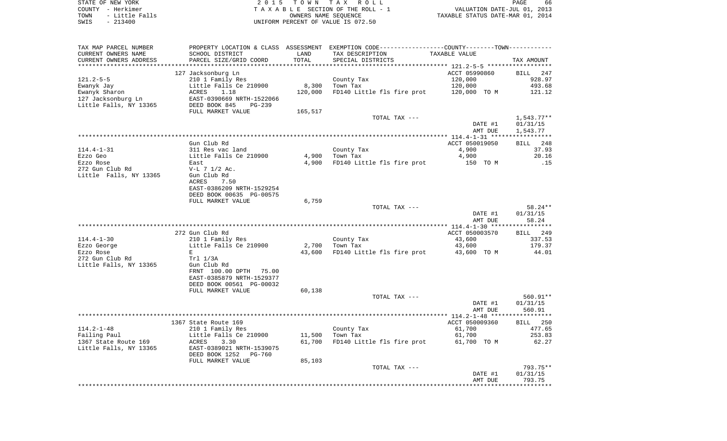STATE OF NEW YORK
COUNTY - Herkimer
TOWN - Little Falls
SWIS - 213400

2 0 1 5 T O W N T A X R O L L
T A X A B L E SECTION OF THE ROLL - 1
OWNERS NAME SEQUENCE
UNIFORM PERCENT OF VALUE IS 072.50

VALUATION DATE-JUL 01, 2013
TAXABLE STATUS DATE-MAR 01, 2014

| TAX MAP PARCEL NUMBER<br>CURRENT OWNERS NAME<br>CURRENT OWNERS ADDRESS | PROPERTY LOCATION & CLASS<br>SCHOOL DISTRICT<br>PARCEL SIZE/GRID COORD | ASSESSMENT<br>LAND<br>TOTAL | EXEMPTION CODE<br>TAX DESCRIPTION<br>SPECIAL DISTRICTS | COUNTY--------TOWN<br>TAXABLE VALUE | TAX AMOUNT |
|---|---|---|---|---|---|
| | 127 Jacksonburg Ln | | | ACCT 05990860 | BILL 247 |
| 121.2-5-5 | 210 1 Family Res | | County Tax | 120,000 | 928.97 |
| Ewanyk Jay | Little Falls Ce 210900 | 8,300 | Town Tax | 120,000 | 493.68 |
| Ewanyk Sharon | ACRES 1.18 | 120,000 | FD140 Little fls fire prot | 120,000 TO M | 121.12 |
| 127 Jacksonburg Ln | EAST-0390669 NRTH-1522066 | | | | |
| Little Falls, NY 13365 | DEED BOOK 845 PG-239 | | | | |
| | FULL MARKET VALUE | 165,517 | | | |
| | | | TOTAL TAX --- | | 1,543.77** |
| | | | | DATE #1 | 01/31/15 |
| | | | | AMT DUE | 1,543.77 |
| | Gun Club Rd | | | ACCT 050019050 | BILL 248 |
| 114.4-1-31 | 311 Res vac land | | County Tax | 4,900 | 37.93 |
| Ezzo Geo | Little Falls Ce 210900 | 4,900 | Town Tax | 4,900 | 20.16 |
| Ezzo Rose | East | 4,900 | FD140 Little fls fire prot | 150 TO M | .15 |
| 272 Gun Club Rd | V-L 7 1/2 Ac. | | | | |
| Little Falls, NY 13365 | Gun Club Rd | | | | |
| | ACRES 7.50 | | | | |
| | EAST-0386209 NRTH-1529254 | | | | |
| | DEED BOOK 00635 PG-00575 | | | | |
| | FULL MARKET VALUE | 6,759 | | | |
| | | | TOTAL TAX --- | | 58.24** |
| | | | | DATE #1 | 01/31/15 |
| | | | | AMT DUE | 58.24 |
| | 272 Gun Club Rd | | | ACCT 050003570 | BILL 249 |
| 114.4-1-30 | 210 1 Family Res | | County Tax | 43,600 | 337.53 |
| Ezzo George | Little Falls Ce 210900 | 2,700 | Town Tax | 43,600 | 179.37 |
| Ezzo Rose | E | 43,600 | FD140 Little fls fire prot | 43,600 TO M | 44.01 |
| 272 Gun Club Rd | Trl 1/3A | | | | |
| Little Falls, NY 13365 | Gun Club Rd | | | | |
| | FRNT 100.00 DPTH 75.00 | | | | |
| | EAST-0385879 NRTH-1529377 | | | | |
| | DEED BOOK 00561 PG-00032 | | | | |
| | FULL MARKET VALUE | 60,138 | | | |
| | | | TOTAL TAX --- | | 560.91** |
| | | | | DATE #1 | 01/31/15 |
| | | | | AMT DUE | 560.91 |
| | 1367 State Route 169 | | | ACCT 050009360 | BILL 250 |
| 114.2-1-48 | 210 1 Family Res | | County Tax | 61,700 | 477.65 |
| Failing Paul | Little Falls Ce 210900 | 11,500 | Town Tax | 61,700 | 253.83 |
| 1367 State Route 169 | ACRES 3.30 | 61,700 | FD140 Little fls fire prot | 61,700 TO M | 62.27 |
| Little Falls, NY 13365 | EAST-0389021 NRTH-1539075 | | | | |
| | DEED BOOK 1252 PG-760 | | | | |
| | FULL MARKET VALUE | 85,103 | | | |
| | | | TOTAL TAX --- | | 793.75** |
| | | | | DATE #1 | 01/31/15 |
| | | | | AMT DUE | 793.75 |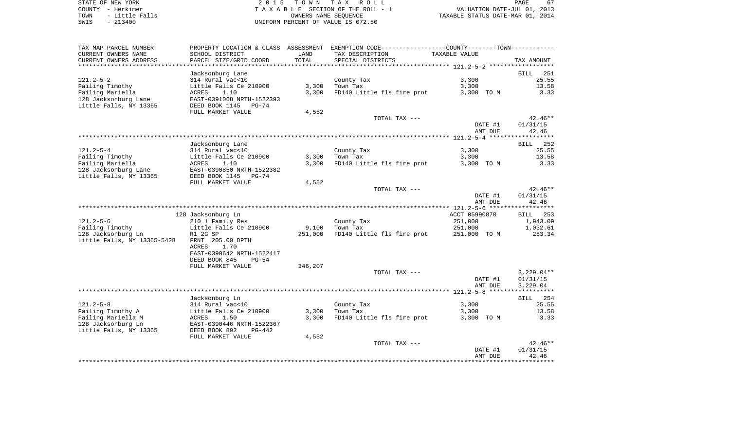STATE OF NEW YORK | 2 0 1 5 T O W N T A X R O L L | PAGE 67
COUNTY - Herkimer | T A X A B L E SECTION OF THE ROLL - 1 | VALUATION DATE-JUL 01, 2013
TOWN - Little Falls | OWNERS NAME SEQUENCE | TAXABLE STATUS DATE-MAR 01, 2014
SWIS - 213400 | UNIFORM PERCENT OF VALUE IS 072.50

| TAX MAP PARCEL NUMBER<br>CURRENT OWNERS NAME<br>CURRENT OWNERS ADDRESS | PROPERTY LOCATION & CLASS<br>SCHOOL DISTRICT<br>PARCEL SIZE/GRID COORD | ASSESSMENT<br>LAND<br>TOTAL | EXEMPTION CODE----COUNTY----TOWN----<br>TAX DESCRIPTION<br>SPECIAL DISTRICTS | TAXABLE VALUE | TAX AMOUNT |
|---|---|---|---|---|---|
| ***** 121.2-5-2 ***** | | | | | |
| | Jacksonburg Lane | | | | BILL 251 |
| 121.2-5-2 | 314 Rural vac<10 | | County Tax | 3,300 | 25.55 |
| Failing Timothy | Little Falls Ce 210900 | 3,300 | Town Tax | 3,300 | 13.58 |
| Failing Mariella | ACRES 1.10 | 3,300 | FD140 Little fls fire prot | 3,300 TO M | 3.33 |
| 128 Jacksonburg Lane | EAST-0391068 NRTH-1522393 | | | | |
| Little Falls, NY 13365 | DEED BOOK 1145 PG-74 | | | | |
| | FULL MARKET VALUE | 4,552 | | | |
| | | | TOTAL TAX --- | | 42.46** |
| | | | | DATE #1 | 01/31/15 |
| | | | | AMT DUE | 42.46 |
| ***** 121.2-5-4 ***** | | | | | |
| | Jacksonburg Lane | | | | BILL 252 |
| 121.2-5-4 | 314 Rural vac<10 | | County Tax | 3,300 | 25.55 |
| Failing Timothy | Little Falls Ce 210900 | 3,300 | Town Tax | 3,300 | 13.58 |
| Failing Mariella | ACRES 1.10 | 3,300 | FD140 Little fls fire prot | 3,300 TO M | 3.33 |
| 128 Jacksonburg Lane | EAST-0390850 NRTH-1522382 | | | | |
| Little Falls, NY 13365 | DEED BOOK 1145 PG-74 | | | | |
| | FULL MARKET VALUE | 4,552 | | | |
| | | | TOTAL TAX --- | | 42.46** |
| | | | | DATE #1 | 01/31/15 |
| | | | | AMT DUE | 42.46 |
| ***** 121.2-5-6 ***** | | | | | |
| | 128 Jacksonburg Ln | | | ACCT 05990870 | BILL 253 |
| 121.2-5-6 | 210 1 Family Res | | County Tax | 251,000 | 1,943.09 |
| Failing Timothy | Little Falls Ce 210900 | 9,100 | Town Tax | 251,000 | 1,032.61 |
| 128 Jacksonburg Ln | R1 2G SP | 251,000 | FD140 Little fls fire prot | 251,000 TO M | 253.34 |
| Little Falls, NY 13365-5428 | FRNT 205.00 DPTH | | | | |
| | ACRES 1.70 | | | | |
| | EAST-0390642 NRTH-1522417 | | | | |
| | DEED BOOK 845 PG-54 | | | | |
| | FULL MARKET VALUE | 346,207 | | | |
| | | | TOTAL TAX --- | | 3,229.04** |
| | | | | DATE #1 | 01/31/15 |
| | | | | AMT DUE | 3,229.04 |
| ***** 121.2-5-8 ***** | | | | | |
| | Jacksonburg Ln | | | | BILL 254 |
| 121.2-5-8 | 314 Rural vac<10 | | County Tax | 3,300 | 25.55 |
| Failing Timothy A | Little Falls Ce 210900 | 3,300 | Town Tax | 3,300 | 13.58 |
| Failing Mariella M | ACRES 1.50 | 3,300 | FD140 Little fls fire prot | 3,300 TO M | 3.33 |
| 128 Jacksonburg Ln | EAST-0390446 NRTH-1522367 | | | | |
| Little Falls, NY 13365 | DEED BOOK 892 PG-442 | | | | |
| | FULL MARKET VALUE | 4,552 | | | |
| | | | TOTAL TAX --- | | 42.46** |
| | | | | DATE #1 | 01/31/15 |
| | | | | AMT DUE | 42.46 |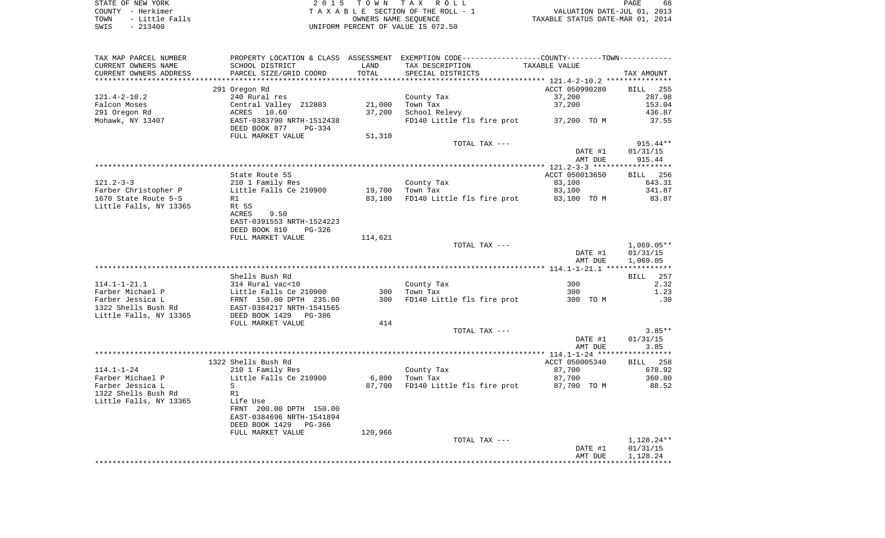STATE OF NEW YORK — COUNTY - Herkimer — TOWN - Little Falls — SWIS - 213400

**2 0 1 5 T O W N T A X R O L L**
TAXABLE SECTION OF THE ROLL - 1
OWNERS NAME SEQUENCE
UNIFORM PERCENT OF VALUE IS 072.50

VALUATION DATE-JUL 01, 2013
TAXABLE STATUS DATE-MAR 01, 2014

| TAX MAP PARCEL NUMBER / CURRENT OWNERS NAME / CURRENT OWNERS ADDRESS | PROPERTY LOCATION & CLASS / SCHOOL DISTRICT / PARCEL SIZE/GRID COORD | ASSESSMENT LAND / TOTAL | EXEMPTION CODE / TAX DESCRIPTION / SPECIAL DISTRICTS | TAXABLE VALUE | TAX AMOUNT |
|---|---|---|---|---|---|
| **121.4-2-10.2** | 291 Oregon Rd | | | ACCT 050990280 | BILL 255 |
| 121.4-2-10.2 | 240 Rural res | | County Tax | 37,200 | 287.98 |
| Falcon Moses | Central Valley 212803 | 21,000 | Town Tax | 37,200 | 153.04 |
| 291 Oregon Rd | ACRES 10.60 | 37,200 | School Relevy | | 436.87 |
| Mohawk, NY 13407 | EAST-0383790 NRTH-1512438 | | FD140 Little fls fire prot | 37,200 TO M | 37.55 |
| | DEED BOOK 877 PG-334 | | | | |
| | FULL MARKET VALUE | 51,310 | | | |
| | | | TOTAL TAX --- | | 915.44** |
| | | | | DATE #1 | 01/31/15 |
| | | | | AMT DUE | 915.44 |
| **121.2-3-3** | State Route 5S | | | ACCT 050013650 | BILL 256 |
| 121.2-3-3 | 210 1 Family Res | | County Tax | 83,100 | 643.31 |
| Farber Christopher P | Little Falls Ce 210900 | 19,700 | Town Tax | 83,100 | 341.87 |
| 1670 State Route 5-S | R1 | 83,100 | FD140 Little fls fire prot | 83,100 TO M | 83.87 |
| Little Falls, NY 13365 | Rt 5S | | | | |
| | ACRES 9.50 | | | | |
| | EAST-0391553 NRTH-1524223 | | | | |
| | DEED BOOK 810 PG-326 | | | | |
| | FULL MARKET VALUE | 114,621 | | | |
| | | | TOTAL TAX --- | | 1,069.05** |
| | | | | DATE #1 | 01/31/15 |
| | | | | AMT DUE | 1,069.05 |
| **114.1-1-21.1** | Shells Bush Rd | | | | BILL 257 |
| 114.1-1-21.1 | 314 Rural vac<10 | | County Tax | 300 | 2.32 |
| Farber Michael P | Little Falls Ce 210900 | 300 | Town Tax | 300 | 1.23 |
| Farber Jessica L | FRNT 150.00 DPTH 235.00 | 300 | FD140 Little fls fire prot | 300 TO M | .30 |
| 1322 Shells Bush Rd | EAST-0384217 NRTH-1541565 | | | | |
| Little Falls, NY 13365 | DEED BOOK 1429 PG-386 | | | | |
| | FULL MARKET VALUE | 414 | | | |
| | | | TOTAL TAX --- | | 3.85** |
| | | | | DATE #1 | 01/31/15 |
| | | | | AMT DUE | 3.85 |
| **114.1-1-24** | 1322 Shells Bush Rd | | | ACCT 050005340 | BILL 258 |
| 114.1-1-24 | 210 1 Family Res | | County Tax | 87,700 | 678.92 |
| Farber Michael P | Little Falls Ce 210900 | 6,800 | Town Tax | 87,700 | 360.80 |
| Farber Jessica L | S | 87,700 | FD140 Little fls fire prot | 87,700 TO M | 88.52 |
| 1322 Shells Bush Rd | R1 | | | | |
| Little Falls, NY 13365 | Life Use | | | | |
| | FRNT 200.00 DPTH 150.00 | | | | |
| | EAST-0384696 NRTH-1541894 | | | | |
| | DEED BOOK 1429 PG-366 | | | | |
| | FULL MARKET VALUE | 120,966 | | | |
| | | | TOTAL TAX --- | | 1,128.24** |
| | | | | DATE #1 | 01/31/15 |
| | | | | AMT DUE | 1,128.24 |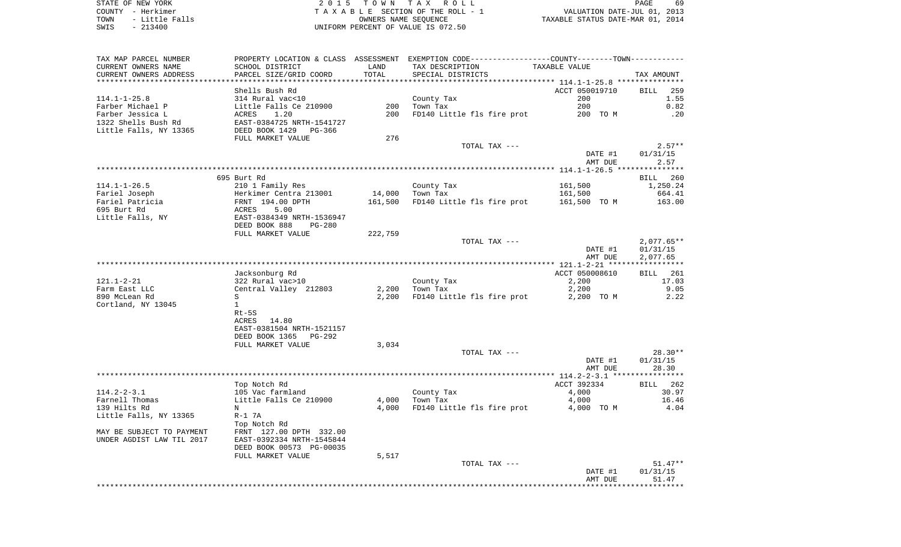STATE OF NEW YORK
COUNTY - Herkimer
TOWN - Little Falls
SWIS - 213400

2 0 1 5 T O W N T A X R O L L
T A X A B L E SECTION OF THE ROLL - 1
OWNERS NAME SEQUENCE
UNIFORM PERCENT OF VALUE IS 072.50

VALUATION DATE-JUL 01, 2013
TAXABLE STATUS DATE-MAR 01, 2014

| TAX MAP PARCEL NUMBER / CURRENT OWNERS NAME / CURRENT OWNERS ADDRESS | PROPERTY LOCATION & CLASS / SCHOOL DISTRICT / PARCEL SIZE/GRID COORD | ASSESSMENT LAND / TOTAL | EXEMPTION CODE / TAX DESCRIPTION / SPECIAL DISTRICTS | TAXABLE VALUE | TAX AMOUNT |
|---|---|---|---|---|---|
| **114.1-1-25.8** | Shells Bush Rd | | | ACCT 050019710 | BILL 259 |
| 114.1-1-25.8 | 314 Rural vac<10 | | County Tax | 200 | 1.55 |
| Farber Michael P | Little Falls Ce 210900 | 200 | Town Tax | 200 | 0.82 |
| Farber Jessica L | ACRES 1.20 | 200 | FD140 Little fls fire prot | 200 TO M | .20 |
| 1322 Shells Bush Rd | EAST-0384725 NRTH-1541727 | | | | |
| Little Falls, NY 13365 | DEED BOOK 1429 PG-366 | | | | |
| | FULL MARKET VALUE | 276 | | | |
| | | | TOTAL TAX --- | | 2.57** |
| | | | | DATE #1 | 01/31/15 |
| | | | | AMT DUE | 2.57 |
| **114.1-1-26.5** | 695 Burt Rd | | | | BILL 260 |
| 114.1-1-26.5 | 210 1 Family Res | | County Tax | 161,500 | 1,250.24 |
| Fariel Joseph | Herkimer Centra 213001 | 14,000 | Town Tax | 161,500 | 664.41 |
| Fariel Patricia | FRNT 194.00 DPTH | 161,500 | FD140 Little fls fire prot | 161,500 TO M | 163.00 |
| 695 Burt Rd | ACRES 5.00 | | | | |
| Little Falls, NY | EAST-0384349 NRTH-1536947 | | | | |
| | DEED BOOK 888 PG-280 | | | | |
| | FULL MARKET VALUE | 222,759 | | | |
| | | | TOTAL TAX --- | | 2,077.65** |
| | | | | DATE #1 | 01/31/15 |
| | | | | AMT DUE | 2,077.65 |
| **121.1-2-21** | Jacksonburg Rd | | | ACCT 050008610 | BILL 261 |
| 121.1-2-21 | 322 Rural vac>10 | | County Tax | 2,200 | 17.03 |
| Farm East LLC | Central Valley 212803 | 2,200 | Town Tax | 2,200 | 9.05 |
| 890 McLean Rd | S | 2,200 | FD140 Little fls fire prot | 2,200 TO M | 2.22 |
| Cortland, NY 13045 | 1 | | | | |
| | Rt-5S | | | | |
| | ACRES 14.80 | | | | |
| | EAST-0381504 NRTH-1521157 | | | | |
| | DEED BOOK 1365 PG-292 | | | | |
| | FULL MARKET VALUE | 3,034 | | | |
| | | | TOTAL TAX --- | | 28.30** |
| | | | | DATE #1 | 01/31/15 |
| | | | | AMT DUE | 28.30 |
| **114.2-2-3.1** | Top Notch Rd | | | ACCT 392334 | BILL 262 |
| 114.2-2-3.1 | 105 Vac farmland | | County Tax | 4,000 | 30.97 |
| Farnell Thomas | Little Falls Ce 210900 | 4,000 | Town Tax | 4,000 | 16.46 |
| 139 Hilts Rd | N | 4,000 | FD140 Little fls fire prot | 4,000 TO M | 4.04 |
| Little Falls, NY 13365 | R-1 7A | | | | |
| | Top Notch Rd | | | | |
| MAY BE SUBJECT TO PAYMENT | FRNT 127.00 DPTH 332.00 | | | | |
| UNDER AGDIST LAW TIL 2017 | EAST-0392334 NRTH-1545844 | | | | |
| | DEED BOOK 00573 PG-00035 | | | | |
| | FULL MARKET VALUE | 5,517 | | | |
| | | | TOTAL TAX --- | | 51.47** |
| | | | | DATE #1 | 01/31/15 |
| | | | | AMT DUE | 51.47 |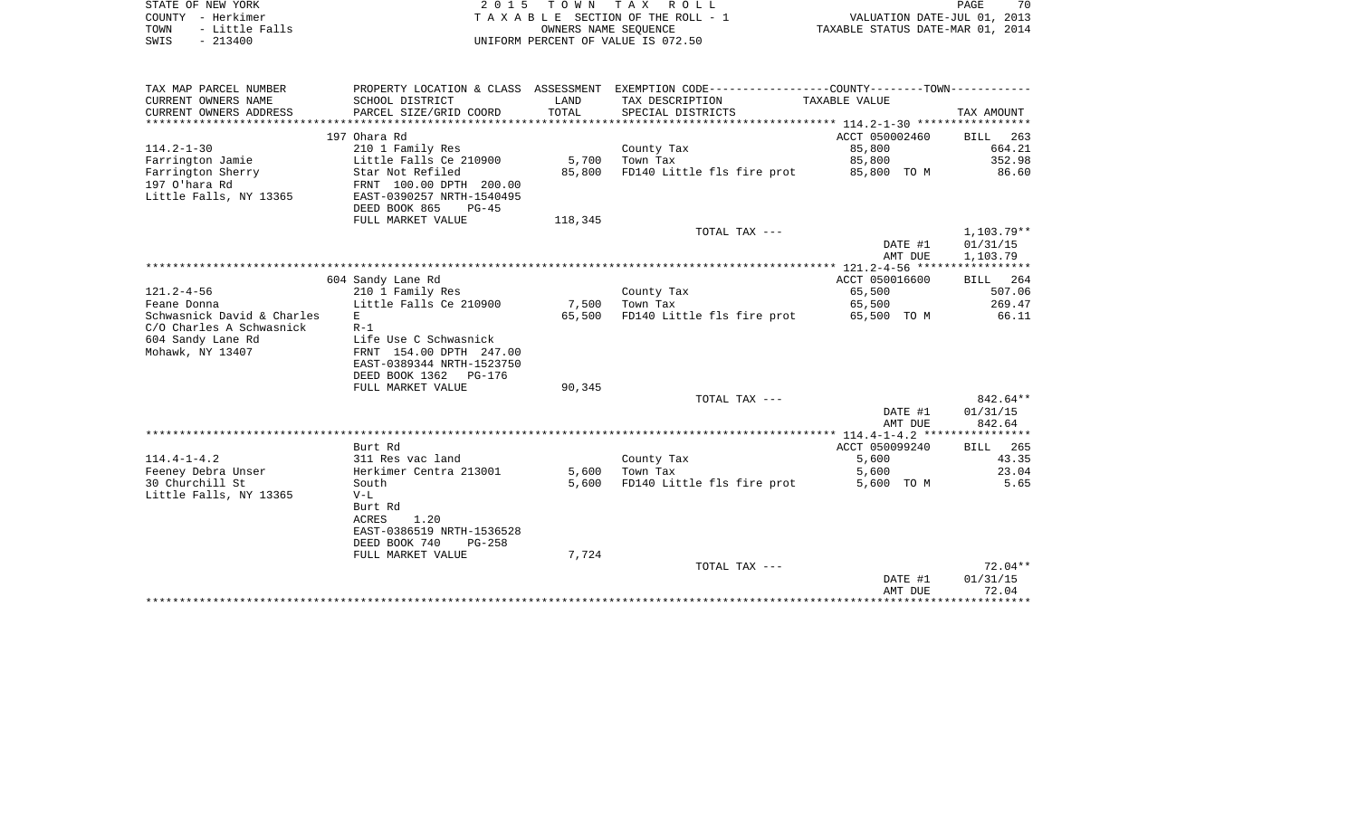STATE OF NEW YORK | COUNTY - Herkimer | TOWN - Little Falls | SWIS - 213400

**2015 TOWN TAX ROLL**
TAXABLE SECTION OF THE ROLL - 1
OWNERS NAME SEQUENCE
UNIFORM PERCENT OF VALUE IS 072.50

VALUATION DATE-JUL 01, 2013
TAXABLE STATUS DATE-MAR 01, 2014

| TAX MAP PARCEL NUMBER / CURRENT OWNERS NAME / CURRENT OWNERS ADDRESS | PROPERTY LOCATION & CLASS / SCHOOL DISTRICT / PARCEL SIZE/GRID COORD | LAND | ASSESSMENT TOTAL | EXEMPTION CODE / TAX DESCRIPTION / SPECIAL DISTRICTS | TAXABLE VALUE | TAX AMOUNT |
|---|---|---|---|---|---|---|
| 114.2-1-30 | 197 Ohara Rd | | | | ACCT 050002460 | BILL 263 |
| Farrington Jamie | 210 1 Family Res | | | County Tax | 85,800 | 664.21 |
| Farrington Sherry | Little Falls Ce 210900 | 5,700 | | Town Tax | 85,800 | 352.98 |
| 197 O'hara Rd | Star Not Refiled | | 85,800 | FD140 Little fls fire prot | 85,800 TO M | 86.60 |
| Little Falls, NY 13365 | FRNT 100.00 DPTH 200.00 | | | | | |
| | EAST-0390257 NRTH-1540495 | | | | | |
| | DEED BOOK 865 PG-45 | | | | | |
| | FULL MARKET VALUE | 118,345 | | | | |
| | | | | TOTAL TAX --- | | 1,103.79** |
| | | | | | DATE #1 | 01/31/15 |
| | | | | | AMT DUE | 1,103.79 |
| 121.2-4-56 | 604 Sandy Lane Rd | | | | ACCT 050016600 | BILL 264 |
| Feane Donna | 210 1 Family Res | | | County Tax | 65,500 | 507.06 |
| Schwasnick David & Charles | Little Falls Ce 210900 | 7,500 | | Town Tax | 65,500 | 269.47 |
| C/O Charles A Schwasnick | E | | 65,500 | FD140 Little fls fire prot | 65,500 TO M | 66.11 |
| 604 Sandy Lane Rd | R-1 | | | | | |
| Mohawk, NY 13407 | Life Use C Schwasnick | | | | | |
| | FRNT 154.00 DPTH 247.00 | | | | | |
| | EAST-0389344 NRTH-1523750 | | | | | |
| | DEED BOOK 1362 PG-176 | | | | | |
| | FULL MARKET VALUE | 90,345 | | | | |
| | | | | TOTAL TAX --- | | 842.64** |
| | | | | | DATE #1 | 01/31/15 |
| | | | | | AMT DUE | 842.64 |
| 114.4-1-4.2 | Burt Rd | | | | ACCT 050099240 | BILL 265 |
| Feeney Debra Unser | 311 Res vac land | | | County Tax | 5,600 | 43.35 |
| 30 Churchill St | Herkimer Centra 213001 | 5,600 | | Town Tax | 5,600 | 23.04 |
| Little Falls, NY 13365 | South | | 5,600 | FD140 Little fls fire prot | 5,600 TO M | 5.65 |
| | V-L | | | | | |
| | Burt Rd | | | | | |
| | ACRES 1.20 | | | | | |
| | EAST-0386519 NRTH-1536528 | | | | | |
| | DEED BOOK 740 PG-258 | | | | | |
| | FULL MARKET VALUE | 7,724 | | | | |
| | | | | TOTAL TAX --- | | 72.04** |
| | | | | | DATE #1 | 01/31/15 |
| | | | | | AMT DUE | 72.04 |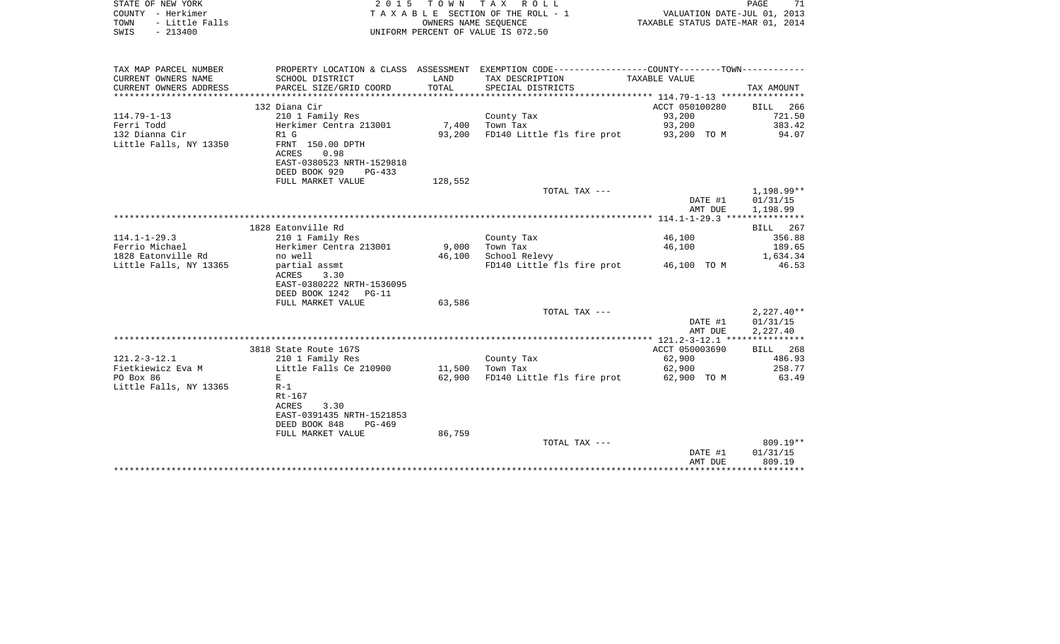STATE OF NEW YORK — COUNTY - Herkimer — TOWN - Little Falls — SWIS - 213400

2015 TOWN TAX ROLL — TAXABLE SECTION OF THE ROLL - 1 — OWNERS NAME SEQUENCE — UNIFORM PERCENT OF VALUE IS 072.50

VALUATION DATE-JUL 01, 2013 — TAXABLE STATUS DATE-MAR 01, 2014

| TAX MAP PARCEL NUMBER / CURRENT OWNERS NAME / CURRENT OWNERS ADDRESS | PROPERTY LOCATION & CLASS / SCHOOL DISTRICT / PARCEL SIZE/GRID COORD | ASSESSMENT LAND / TOTAL | EXEMPTION CODE / TAX DESCRIPTION / SPECIAL DISTRICTS | COUNTY--------TOWN TAXABLE VALUE | TAX AMOUNT |
|---|---|---|---|---|---|
| **114.79-1-13** | 132 Diana Cir | | | ACCT 050100280 | BILL 266 |
| Ferri Todd | 210 1 Family Res | | County Tax | 93,200 | 721.50 |
| 132 Dianna Cir | Herkimer Centra 213001 | 7,400 | Town Tax | 93,200 | 383.42 |
| Little Falls, NY 13350 | R1 G | 93,200 | FD140 Little fls fire prot | 93,200 TO M | 94.07 |
| | FRNT 150.00 DPTH | | | | |
| | ACRES 0.98 | | | | |
| | EAST-0380523 NRTH-1529818 | | | | |
| | DEED BOOK 929 PG-433 | | | | |
| | FULL MARKET VALUE | 128,552 | | | |
| | | | TOTAL TAX --- | | 1,198.99** |
| | | | | DATE #1 | 01/31/15 |
| | | | | AMT DUE | 1,198.99 |
| **114.1-1-29.3** | 1828 Eatonville Rd | | | | BILL 267 |
| Ferrio Michael | 210 1 Family Res | | County Tax | 46,100 | 356.88 |
| 1828 Eatonville Rd | Herkimer Centra 213001 | 9,000 | Town Tax | 46,100 | 189.65 |
| Little Falls, NY 13365 | no well | 46,100 | School Relevy | | 1,634.34 |
| | partial assmt | | FD140 Little fls fire prot | 46,100 TO M | 46.53 |
| | ACRES 3.30 | | | | |
| | EAST-0380222 NRTH-1536095 | | | | |
| | DEED BOOK 1242 PG-11 | | | | |
| | FULL MARKET VALUE | 63,586 | | | |
| | | | TOTAL TAX --- | | 2,227.40** |
| | | | | DATE #1 | 01/31/15 |
| | | | | AMT DUE | 2,227.40 |
| **121.2-3-12.1** | 3818 State Route 167S | | | ACCT 050003690 | BILL 268 |
| Fietkiewicz Eva M | 210 1 Family Res | | County Tax | 62,900 | 486.93 |
| PO Box 86 | Little Falls Ce 210900 | 11,500 | Town Tax | 62,900 | 258.77 |
| Little Falls, NY 13365 | E | 62,900 | FD140 Little fls fire prot | 62,900 TO M | 63.49 |
| | R-1 | | | | |
| | Rt-167 | | | | |
| | ACRES 3.30 | | | | |
| | EAST-0391435 NRTH-1521853 | | | | |
| | DEED BOOK 848 PG-469 | | | | |
| | FULL MARKET VALUE | 86,759 | | | |
| | | | TOTAL TAX --- | | 809.19** |
| | | | | DATE #1 | 01/31/15 |
| | | | | AMT DUE | 809.19 |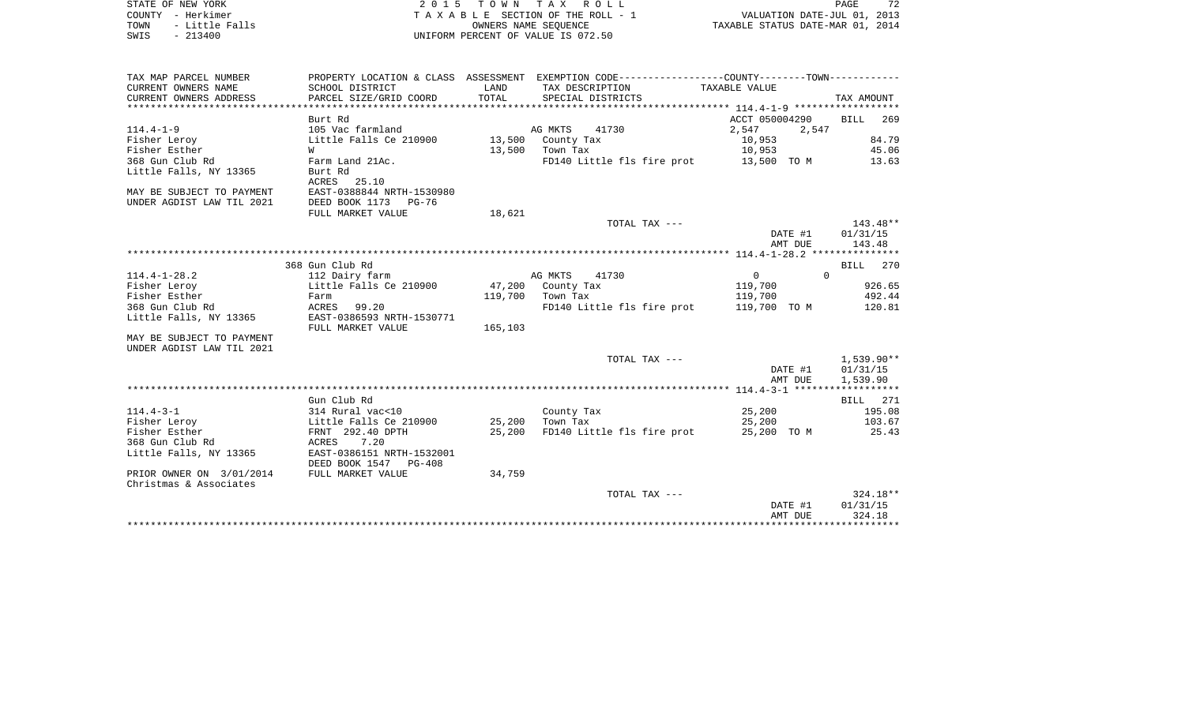STATE OF NEW YORK
COUNTY - Herkimer
TOWN - Little Falls
SWIS - 213400

2015 TOWN TAX ROLL
TAXABLE SECTION OF THE ROLL - 1
OWNERS NAME SEQUENCE
UNIFORM PERCENT OF VALUE IS 072.50

VALUATION DATE-JUL 01, 2013
TAXABLE STATUS DATE-MAR 01, 2014

| TAX MAP PARCEL NUMBER / CURRENT OWNERS NAME / CURRENT OWNERS ADDRESS | PROPERTY LOCATION & CLASS / SCHOOL DISTRICT / PARCEL SIZE/GRID COORD | ASSESSMENT LAND / TOTAL | EXEMPTION CODE / TAX DESCRIPTION / SPECIAL DISTRICTS | COUNTY TAXABLE VALUE | TOWN TAXABLE VALUE | TAX AMOUNT |
|---|---|---|---|---|---|---|
| **114.4-1-9** | Burt Rd | | | ACCT 050004290 | | BILL 269 |
| 114.4-1-9 | 105 Vac farmland | | AG MKTS 41730 | 2,547 | 2,547 | |
| Fisher Leroy | Little Falls Ce 210900 | 13,500 | County Tax | 10,953 | | 84.79 |
| Fisher Esther | W | 13,500 | Town Tax | 10,953 | | 45.06 |
| 368 Gun Club Rd | Farm Land 21Ac. | | FD140 Little fls fire prot | 13,500 TO M | | 13.63 |
| Little Falls, NY 13365 | Burt Rd | | | | | |
| | ACRES 25.10 | | | | | |
| MAY BE SUBJECT TO PAYMENT | EAST-0388844 NRTH-1530980 | | | | | |
| UNDER AGDIST LAW TIL 2021 | DEED BOOK 1173 PG-76 | | | | | |
| | FULL MARKET VALUE | 18,621 | | | | |
| | | | TOTAL TAX --- | | | 143.48** |
| | | | | | DATE #1 | 01/31/15 |
| | | | | | AMT DUE | 143.48 |
| **114.4-1-28.2** | 368 Gun Club Rd | | | | | BILL 270 |
| 114.4-1-28.2 | 112 Dairy farm | | AG MKTS 41730 | 0 | 0 | |
| Fisher Leroy | Little Falls Ce 210900 | 47,200 | County Tax | 119,700 | | 926.65 |
| Fisher Esther | Farm | 119,700 | Town Tax | 119,700 | | 492.44 |
| 368 Gun Club Rd | ACRES 99.20 | | FD140 Little fls fire prot | 119,700 TO M | | 120.81 |
| Little Falls, NY 13365 | EAST-0386593 NRTH-1530771 | | | | | |
| | FULL MARKET VALUE | 165,103 | | | | |
| MAY BE SUBJECT TO PAYMENT | | | | | | |
| UNDER AGDIST LAW TIL 2021 | | | | | | |
| | | | TOTAL TAX --- | | | 1,539.90** |
| | | | | | DATE #1 | 01/31/15 |
| | | | | | AMT DUE | 1,539.90 |
| **114.4-3-1** | Gun Club Rd | | | | | BILL 271 |
| 114.4-3-1 | 314 Rural vac<10 | | County Tax | 25,200 | | 195.08 |
| Fisher Leroy | Little Falls Ce 210900 | 25,200 | Town Tax | 25,200 | | 103.67 |
| Fisher Esther | FRNT 292.40 DPTH | 25,200 | FD140 Little fls fire prot | 25,200 TO M | | 25.43 |
| 368 Gun Club Rd | ACRES 7.20 | | | | | |
| Little Falls, NY 13365 | EAST-0386151 NRTH-1532001 | | | | | |
| | DEED BOOK 1547 PG-408 | | | | | |
| PRIOR OWNER ON 3/01/2014 | FULL MARKET VALUE | 34,759 | | | | |
| Christmas & Associates | | | | | | |
| | | | TOTAL TAX --- | | | 324.18** |
| | | | | | DATE #1 | 01/31/15 |
| | | | | | AMT DUE | 324.18 |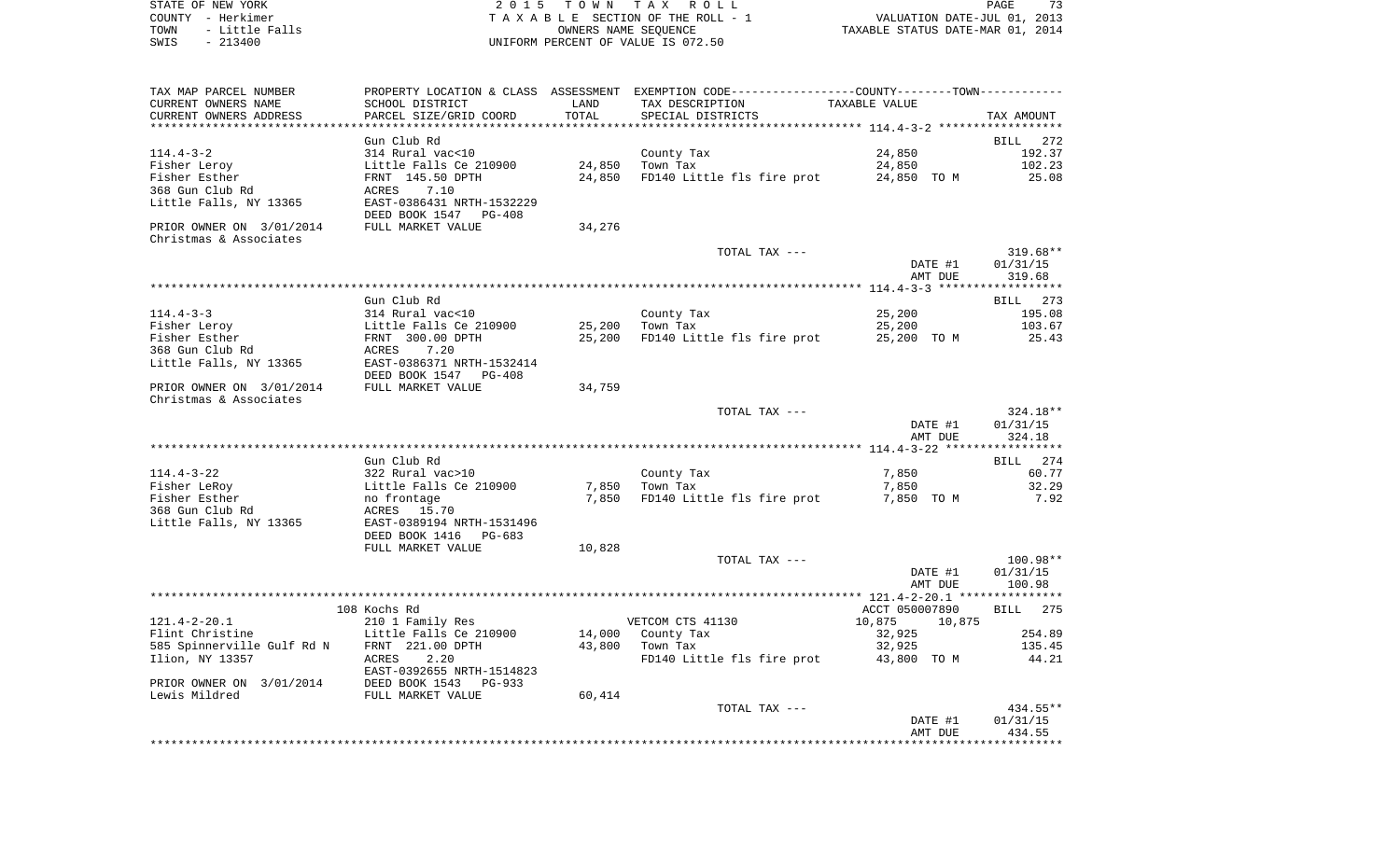STATE OF NEW YORK
COUNTY - Herkimer
TOWN - Little Falls
SWIS - 213400

2 0 1 5 T O W N T A X R O L L
T A X A B L E SECTION OF THE ROLL - 1
OWNERS NAME SEQUENCE
UNIFORM PERCENT OF VALUE IS 072.50

VALUATION DATE-JUL 01, 2013
TAXABLE STATUS DATE-MAR 01, 2014

| TAX MAP PARCEL NUMBER / CURRENT OWNERS NAME / CURRENT OWNERS ADDRESS | PROPERTY LOCATION & CLASS / SCHOOL DISTRICT / PARCEL SIZE/GRID COORD | ASSESSMENT LAND / TOTAL | EXEMPTION CODE / TAX DESCRIPTION / SPECIAL DISTRICTS | COUNTY / TOWN TAXABLE VALUE | TAX AMOUNT |
|---|---|---|---|---|---|
| | Gun Club Rd | | | | BILL 272 |
| 114.4-3-2 | 314 Rural vac<10 | | County Tax | 24,850 | 192.37 |
| Fisher Leroy | Little Falls Ce 210900 | 24,850 | Town Tax | 24,850 | 102.23 |
| Fisher Esther | FRNT 145.50 DPTH | 24,850 | FD140 Little fls fire prot | 24,850 TO M | 25.08 |
| 368 Gun Club Rd | ACRES 7.10 | | | | |
| Little Falls, NY 13365 | EAST-0386431 NRTH-1532229 | | | | |
| | DEED BOOK 1547 PG-408 | | | | |
| PRIOR OWNER ON 3/01/2014 | FULL MARKET VALUE | 34,276 | | | |
| Christmas & Associates | | | | | |
| | | | TOTAL TAX --- | | 319.68** |
| | | | | DATE #1 | 01/31/15 |
| | | | | AMT DUE | 319.68 |
| | Gun Club Rd | | | | BILL 273 |
| 114.4-3-3 | 314 Rural vac<10 | | County Tax | 25,200 | 195.08 |
| Fisher Leroy | Little Falls Ce 210900 | 25,200 | Town Tax | 25,200 | 103.67 |
| Fisher Esther | FRNT 300.00 DPTH | 25,200 | FD140 Little fls fire prot | 25,200 TO M | 25.43 |
| 368 Gun Club Rd | ACRES 7.20 | | | | |
| Little Falls, NY 13365 | EAST-0386371 NRTH-1532414 | | | | |
| | DEED BOOK 1547 PG-408 | | | | |
| PRIOR OWNER ON 3/01/2014 | FULL MARKET VALUE | 34,759 | | | |
| Christmas & Associates | | | | | |
| | | | TOTAL TAX --- | | 324.18** |
| | | | | DATE #1 | 01/31/15 |
| | | | | AMT DUE | 324.18 |
| | Gun Club Rd | | | | BILL 274 |
| 114.4-3-22 | 322 Rural vac>10 | | County Tax | 7,850 | 60.77 |
| Fisher LeRoy | Little Falls Ce 210900 | 7,850 | Town Tax | 7,850 | 32.29 |
| Fisher Esther | no frontage | 7,850 | FD140 Little fls fire prot | 7,850 TO M | 7.92 |
| 368 Gun Club Rd | ACRES 15.70 | | | | |
| Little Falls, NY 13365 | EAST-0389194 NRTH-1531496 | | | | |
| | DEED BOOK 1416 PG-683 | | | | |
| | FULL MARKET VALUE | 10,828 | | | |
| | | | TOTAL TAX --- | | 100.98** |
| | | | | DATE #1 | 01/31/15 |
| | | | | AMT DUE | 100.98 |
| | 108 Kochs Rd | | | ACCT 050007890 | BILL 275 |
| 121.4-2-20.1 | 210 1 Family Res | | VETCOM CTS 41130 | 10,875 10,875 | |
| Flint Christine | Little Falls Ce 210900 | 14,000 | County Tax | 32,925 | 254.89 |
| 585 Spinnerville Gulf Rd N | FRNT 221.00 DPTH | 43,800 | Town Tax | 32,925 | 135.45 |
| Ilion, NY 13357 | ACRES 2.20 | | FD140 Little fls fire prot | 43,800 TO M | 44.21 |
| | EAST-0392655 NRTH-1514823 | | | | |
| PRIOR OWNER ON 3/01/2014 | DEED BOOK 1543 PG-933 | | | | |
| Lewis Mildred | FULL MARKET VALUE | 60,414 | | | |
| | | | TOTAL TAX --- | | 434.55** |
| | | | | DATE #1 | 01/31/15 |
| | | | | AMT DUE | 434.55 |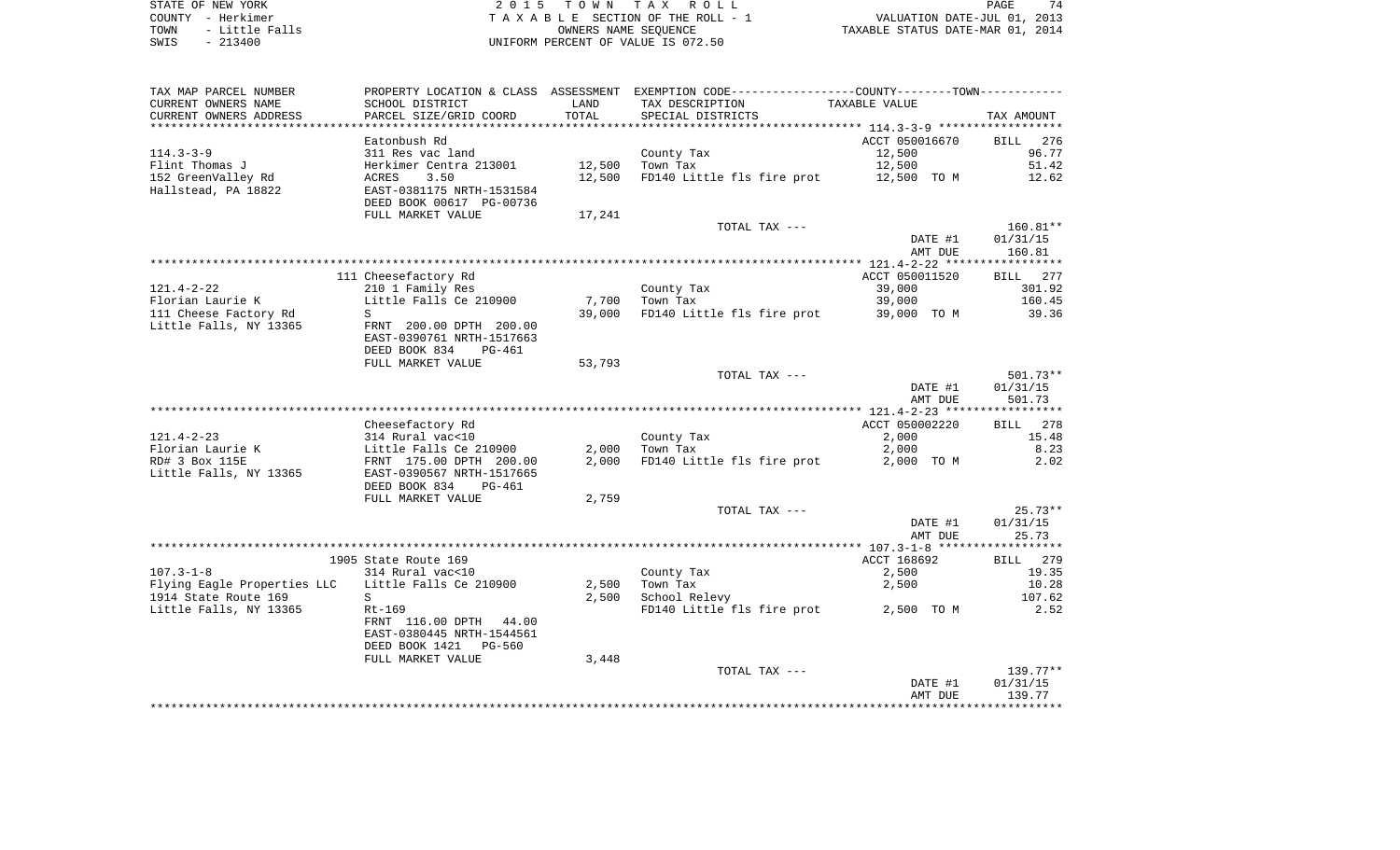STATE OF NEW YORK
COUNTY - Herkimer
TOWN - Little Falls
SWIS - 213400

2 0 1 5 T O W N T A X R O L L
T A X A B L E SECTION OF THE ROLL - 1
OWNERS NAME SEQUENCE
UNIFORM PERCENT OF VALUE IS 072.50

VALUATION DATE-JUL 01, 2013
TAXABLE STATUS DATE-MAR 01, 2014

| TAX MAP PARCEL NUMBER / CURRENT OWNERS NAME / CURRENT OWNERS ADDRESS | PROPERTY LOCATION & CLASS / SCHOOL DISTRICT / PARCEL SIZE/GRID COORD | ASSESSMENT LAND / TOTAL | EXEMPTION CODE / TAX DESCRIPTION / SPECIAL DISTRICTS | TAXABLE VALUE | TAX AMOUNT |
|---|---|---|---|---|---|
| 114.3-3-9 | Eatonbush Rd | | | ACCT 050016670 | BILL 276 |
| 114.3-3-9 | 311 Res vac land | | County Tax | 12,500 | 96.77 |
| Flint Thomas J | Herkimer Centra 213001 | 12,500 | Town Tax | 12,500 | 51.42 |
| 152 GreenValley Rd | ACRES 3.50 | 12,500 | FD140 Little fls fire prot | 12,500 TO M | 12.62 |
| Hallstead, PA 18822 | EAST-0381175 NRTH-1531584 | | | | |
| | DEED BOOK 00617 PG-00736 | | | | |
| | FULL MARKET VALUE | 17,241 | | | |
| | | | TOTAL TAX --- | | 160.81** |
| | | | | DATE #1 | 01/31/15 |
| | | | | AMT DUE | 160.81 |
| 121.4-2-22 | 111 Cheesefactory Rd | | | ACCT 050011520 | BILL 277 |
| 121.4-2-22 | 210 1 Family Res | | County Tax | 39,000 | 301.92 |
| Florian Laurie K | Little Falls Ce 210900 | 7,700 | Town Tax | 39,000 | 160.45 |
| 111 Cheese Factory Rd | S | 39,000 | FD140 Little fls fire prot | 39,000 TO M | 39.36 |
| Little Falls, NY 13365 | FRNT 200.00 DPTH 200.00 | | | | |
| | EAST-0390761 NRTH-1517663 | | | | |
| | DEED BOOK 834 PG-461 | | | | |
| | FULL MARKET VALUE | 53,793 | | | |
| | | | TOTAL TAX --- | | 501.73** |
| | | | | DATE #1 | 01/31/15 |
| | | | | AMT DUE | 501.73 |
| 121.4-2-23 | Cheesefactory Rd | | | ACCT 050002220 | BILL 278 |
| 121.4-2-23 | 314 Rural vac<10 | | County Tax | 2,000 | 15.48 |
| Florian Laurie K | Little Falls Ce 210900 | 2,000 | Town Tax | 2,000 | 8.23 |
| RD# 3 Box 115E | FRNT 175.00 DPTH 200.00 | 2,000 | FD140 Little fls fire prot | 2,000 TO M | 2.02 |
| Little Falls, NY 13365 | EAST-0390567 NRTH-1517665 | | | | |
| | DEED BOOK 834 PG-461 | | | | |
| | FULL MARKET VALUE | 2,759 | | | |
| | | | TOTAL TAX --- | | 25.73** |
| | | | | DATE #1 | 01/31/15 |
| | | | | AMT DUE | 25.73 |
| 107.3-1-8 | 1905 State Route 169 | | | ACCT 168692 | BILL 279 |
| 107.3-1-8 | 314 Rural vac<10 | | County Tax | 2,500 | 19.35 |
| Flying Eagle Properties LLC | Little Falls Ce 210900 | 2,500 | Town Tax | 2,500 | 10.28 |
| 1914 State Route 169 | S | 2,500 | School Relevy | | 107.62 |
| Little Falls, NY 13365 | Rt-169 | | FD140 Little fls fire prot | 2,500 TO M | 2.52 |
| | FRNT 116.00 DPTH 44.00 | | | | |
| | EAST-0380445 NRTH-1544561 | | | | |
| | DEED BOOK 1421 PG-560 | | | | |
| | FULL MARKET VALUE | 3,448 | | | |
| | | | TOTAL TAX --- | | 139.77** |
| | | | | DATE #1 | 01/31/15 |
| | | | | AMT DUE | 139.77 |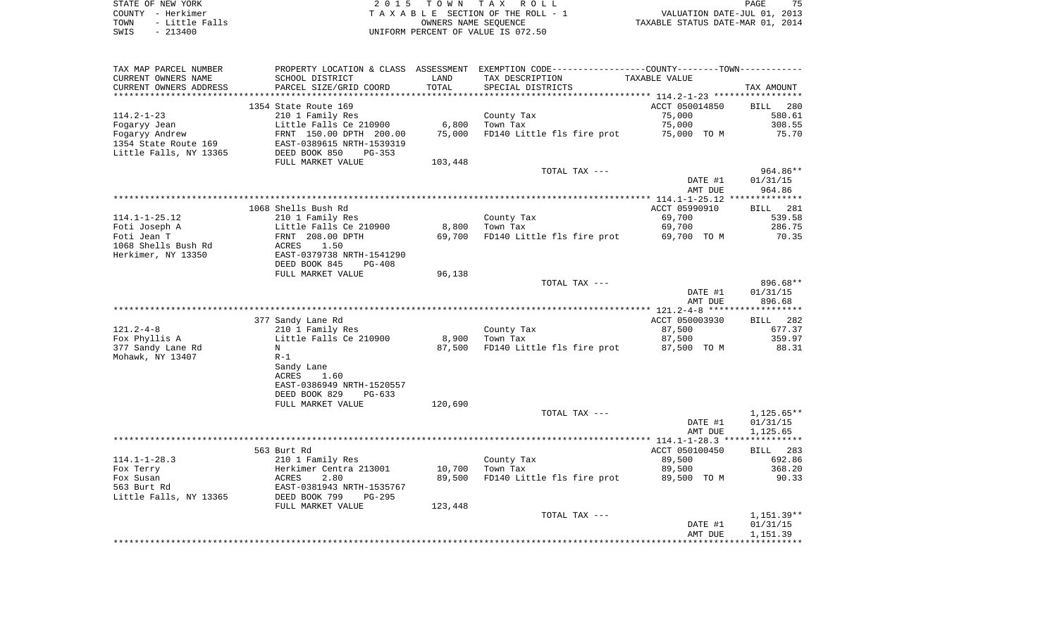STATE OF NEW YORK
COUNTY - Herkimer
TOWN - Little Falls
SWIS - 213400

2 0 1 5 T O W N T A X R O L L
T A X A B L E SECTION OF THE ROLL - 1
OWNERS NAME SEQUENCE
UNIFORM PERCENT OF VALUE IS 072.50

VALUATION DATE-JUL 01, 2013
TAXABLE STATUS DATE-MAR 01, 2014

| TAX MAP PARCEL NUMBER / CURRENT OWNERS NAME / CURRENT OWNERS ADDRESS | PROPERTY LOCATION & CLASS / SCHOOL DISTRICT / PARCEL SIZE/GRID COORD | ASSESSMENT LAND / TOTAL | EXEMPTION CODE / TAX DESCRIPTION / SPECIAL DISTRICTS | TAXABLE VALUE | TAX AMOUNT |
|---|---|---|---|---|---|
| 114.2-1-23 | 1354 State Route 169 | | | ACCT 050014850 | BILL 280 |
| Fogaryy Jean | 210 1 Family Res | | County Tax | 75,000 | 580.61 |
| Fogaryy Andrew | Little Falls Ce 210900 | 6,800 | Town Tax | 75,000 | 308.55 |
| 1354 State Route 169 | FRNT 150.00 DPTH 200.00 | 75,000 | FD140 Little fls fire prot | 75,000 TO M | 75.70 |
| Little Falls, NY 13365 | EAST-0389615 NRTH-1539319 | | | | |
| | DEED BOOK 850 PG-353 | | | | |
| | FULL MARKET VALUE | 103,448 | | | |
| | | | TOTAL TAX --- | | 964.86** |
| | | | | DATE #1 | 01/31/15 |
| | | | | AMT DUE | 964.86 |
| 114.1-1-25.12 | 1068 Shells Bush Rd | | | ACCT 05990910 | BILL 281 |
| Foti Joseph A | 210 1 Family Res | | County Tax | 69,700 | 539.58 |
| Foti Jean T | Little Falls Ce 210900 | 8,800 | Town Tax | 69,700 | 286.75 |
| 1068 Shells Bush Rd | FRNT 208.00 DPTH | 69,700 | FD140 Little fls fire prot | 69,700 TO M | 70.35 |
| Herkimer, NY 13350 | ACRES 1.50 | | | | |
| | EAST-0379738 NRTH-1541290 | | | | |
| | DEED BOOK 845 PG-408 | | | | |
| | FULL MARKET VALUE | 96,138 | | | |
| | | | TOTAL TAX --- | | 896.68** |
| | | | | DATE #1 | 01/31/15 |
| | | | | AMT DUE | 896.68 |
| 121.2-4-8 | 377 Sandy Lane Rd | | | ACCT 050003930 | BILL 282 |
| Fox Phyllis A | 210 1 Family Res | | County Tax | 87,500 | 677.37 |
| 377 Sandy Lane Rd | Little Falls Ce 210900 | 8,900 | Town Tax | 87,500 | 359.97 |
| Mohawk, NY 13407 | N | 87,500 | FD140 Little fls fire prot | 87,500 TO M | 88.31 |
| | R-1 | | | | |
| | Sandy Lane | | | | |
| | ACRES 1.60 | | | | |
| | EAST-0386949 NRTH-1520557 | | | | |
| | DEED BOOK 829 PG-633 | | | | |
| | FULL MARKET VALUE | 120,690 | | | |
| | | | TOTAL TAX --- | | 1,125.65** |
| | | | | DATE #1 | 01/31/15 |
| | | | | AMT DUE | 1,125.65 |
| 114.1-1-28.3 | 563 Burt Rd | | | ACCT 050100450 | BILL 283 |
| Fox Terry | 210 1 Family Res | | County Tax | 89,500 | 692.86 |
| Fox Susan | Herkimer Centra 213001 | 10,700 | Town Tax | 89,500 | 368.20 |
| 563 Burt Rd | ACRES 2.80 | 89,500 | FD140 Little fls fire prot | 89,500 TO M | 90.33 |
| Little Falls, NY 13365 | EAST-0381943 NRTH-1535767 | | | | |
| | DEED BOOK 799 PG-295 | | | | |
| | FULL MARKET VALUE | 123,448 | | | |
| | | | TOTAL TAX --- | | 1,151.39** |
| | | | | DATE #1 | 01/31/15 |
| | | | | AMT DUE | 1,151.39 |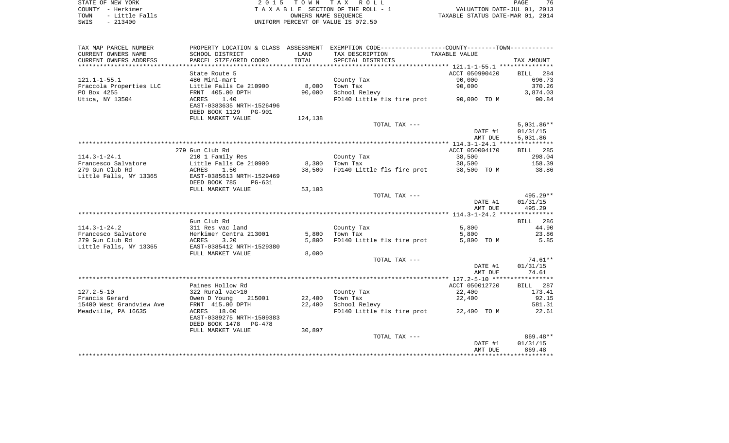STATE OF NEW YORK
COUNTY - Herkimer
TOWN - Little Falls
SWIS - 213400

2015 TOWN TAX ROLL
TAXABLE SECTION OF THE ROLL - 1
OWNERS NAME SEQUENCE
UNIFORM PERCENT OF VALUE IS 072.50

VALUATION DATE-JUL 01, 2013
TAXABLE STATUS DATE-MAR 01, 2014

| TAX MAP PARCEL NUMBER / CURRENT OWNERS NAME / CURRENT OWNERS ADDRESS | PROPERTY LOCATION & CLASS / SCHOOL DISTRICT / PARCEL SIZE/GRID COORD | ASSESSMENT LAND / TOTAL | EXEMPTION CODE / TAX DESCRIPTION / SPECIAL DISTRICTS | TAXABLE VALUE | TAX AMOUNT |
|---|---|---|---|---|---|
| 121.1-1-55.1 | State Route 5 | | | ACCT 050990420 | BILL 284 |
| Fraccola Properties LLC | 486 Mini-mart | | County Tax | 90,000 | 696.73 |
| PO Box 4255 | Little Falls Ce 210900 | 8,000 | Town Tax | 90,000 | 370.26 |
| Utica, NY 13504 | FRNT 405.00 DPTH | 90,000 | School Relevy | | 3,874.03 |
| | ACRES 1.40 | | FD140 Little fls fire prot | 90,000 TO M | 90.84 |
| | EAST-0383635 NRTH-1526496 | | | | |
| | DEED BOOK 1129 PG-901 | | | | |
| | FULL MARKET VALUE | 124,138 | | | |
| | | | TOTAL TAX --- | | 5,031.86** |
| | | | | DATE #1 | 01/31/15 |
| | | | | AMT DUE | 5,031.86 |
| 114.3-1-24.1 | 279 Gun Club Rd | | | ACCT 050004170 | BILL 285 |
| Francesco Salvatore | 210 1 Family Res | | County Tax | 38,500 | 298.04 |
| 279 Gun Club Rd | Little Falls Ce 210900 | 8,300 | Town Tax | 38,500 | 158.39 |
| Little Falls, NY 13365 | ACRES 1.50 | 38,500 | FD140 Little fls fire prot | 38,500 TO M | 38.86 |
| | EAST-0385613 NRTH-1529469 | | | | |
| | DEED BOOK 785 PG-631 | | | | |
| | FULL MARKET VALUE | 53,103 | | | |
| | | | TOTAL TAX --- | | 495.29** |
| | | | | DATE #1 | 01/31/15 |
| | | | | AMT DUE | 495.29 |
| 114.3-1-24.2 | Gun Club Rd | | | | BILL 286 |
| Francesco Salvatore | 311 Res vac land | | County Tax | 5,800 | 44.90 |
| 279 Gun Club Rd | Herkimer Centra 213001 | 5,800 | Town Tax | 5,800 | 23.86 |
| Little Falls, NY 13365 | ACRES 3.20 | 5,800 | FD140 Little fls fire prot | 5,800 TO M | 5.85 |
| | EAST-0385412 NRTH-1529380 | | | | |
| | FULL MARKET VALUE | 8,000 | | | |
| | | | TOTAL TAX --- | | 74.61** |
| | | | | DATE #1 | 01/31/15 |
| | | | | AMT DUE | 74.61 |
| 127.2-5-10 | Paines Hollow Rd | | | ACCT 050012720 | BILL 287 |
| Francis Gerard | 322 Rural vac>10 | | County Tax | 22,400 | 173.41 |
| 15400 West Grandview Ave | Owen D Young 215001 | 22,400 | Town Tax | 22,400 | 92.15 |
| Meadville, PA 16635 | FRNT 415.00 DPTH | 22,400 | School Relevy | | 581.31 |
| | ACRES 18.00 | | FD140 Little fls fire prot | 22,400 TO M | 22.61 |
| | EAST-0389275 NRTH-1509383 | | | | |
| | DEED BOOK 1478 PG-478 | | | | |
| | FULL MARKET VALUE | 30,897 | | | |
| | | | TOTAL TAX --- | | 869.48** |
| | | | | DATE #1 | 01/31/15 |
| | | | | AMT DUE | 869.48 |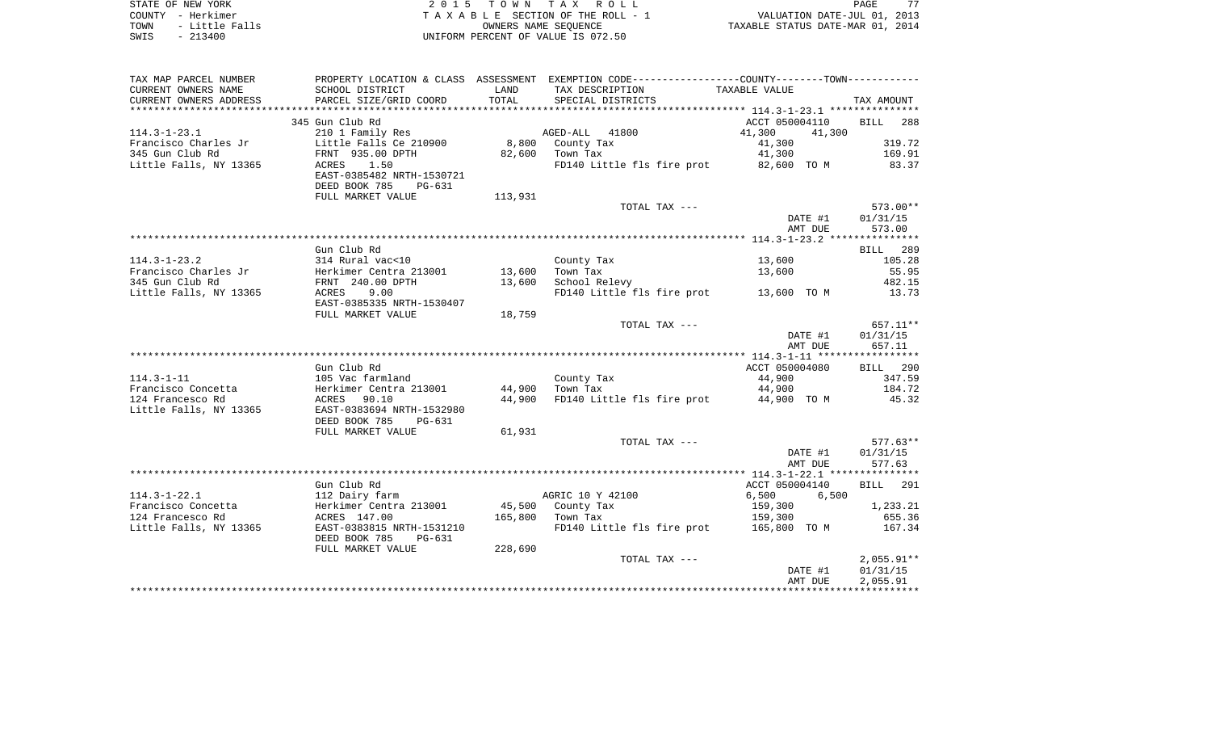STATE OF NEW YORK
COUNTY - Herkimer
TOWN - Little Falls
SWIS - 213400

2 0 1 5 T O W N T A X R O L L
T A X A B L E SECTION OF THE ROLL - 1
OWNERS NAME SEQUENCE
UNIFORM PERCENT OF VALUE IS 072.50

VALUATION DATE-JUL 01, 2013
TAXABLE STATUS DATE-MAR 01, 2014

| TAX MAP PARCEL NUMBER / CURRENT OWNERS NAME / CURRENT OWNERS ADDRESS | PROPERTY LOCATION & CLASS / SCHOOL DISTRICT / PARCEL SIZE/GRID COORD | ASSESSMENT LAND / TOTAL | EXEMPTION CODE / TAX DESCRIPTION / SPECIAL DISTRICTS | COUNTY / TOWN TAXABLE VALUE | TAX AMOUNT |
|---|---|---|---|---|---|
| | 345 Gun Club Rd | | | ACCT 050004110 | BILL 288 |
| 114.3-1-23.1 | 210 1 Family Res | | AGED-ALL 41800 | 41,300 41,300 | |
| Francisco Charles Jr | Little Falls Ce 210900 | 8,800 | County Tax | 41,300 | 319.72 |
| 345 Gun Club Rd | FRNT 935.00 DPTH | 82,600 | Town Tax | 41,300 | 169.91 |
| Little Falls, NY 13365 | ACRES 1.50 | | FD140 Little fls fire prot | 82,600 TO M | 83.37 |
| | EAST-0385482 NRTH-1530721 | | | | |
| | DEED BOOK 785 PG-631 | | | | |
| | FULL MARKET VALUE | 113,931 | | | |
| | | | TOTAL TAX --- | | 573.00** |
| | | | | DATE #1 | 01/31/15 |
| | | | | AMT DUE | 573.00 |
| | Gun Club Rd | | | | BILL 289 |
| 114.3-1-23.2 | 314 Rural vac<10 | | County Tax | 13,600 | 105.28 |
| Francisco Charles Jr | Herkimer Centra 213001 | 13,600 | Town Tax | 13,600 | 55.95 |
| 345 Gun Club Rd | FRNT 240.00 DPTH | 13,600 | School Relevy | | 482.15 |
| Little Falls, NY 13365 | ACRES 9.00 | | FD140 Little fls fire prot | 13,600 TO M | 13.73 |
| | EAST-0385335 NRTH-1530407 | | | | |
| | FULL MARKET VALUE | 18,759 | | | |
| | | | TOTAL TAX --- | | 657.11** |
| | | | | DATE #1 | 01/31/15 |
| | | | | AMT DUE | 657.11 |
| | Gun Club Rd | | | ACCT 050004080 | BILL 290 |
| 114.3-1-11 | 105 Vac farmland | | County Tax | 44,900 | 347.59 |
| Francisco Concetta | Herkimer Centra 213001 | 44,900 | Town Tax | 44,900 | 184.72 |
| 124 Francesco Rd | ACRES 90.10 | 44,900 | FD140 Little fls fire prot | 44,900 TO M | 45.32 |
| Little Falls, NY 13365 | EAST-0383694 NRTH-1532980 | | | | |
| | DEED BOOK 785 PG-631 | | | | |
| | FULL MARKET VALUE | 61,931 | | | |
| | | | TOTAL TAX --- | | 577.63** |
| | | | | DATE #1 | 01/31/15 |
| | | | | AMT DUE | 577.63 |
| | Gun Club Rd | | | ACCT 050004140 | BILL 291 |
| 114.3-1-22.1 | 112 Dairy farm | | AGRIC 10 Y 42100 | 6,500 6,500 | |
| Francisco Concetta | Herkimer Centra 213001 | 45,500 | County Tax | 159,300 | 1,233.21 |
| 124 Francesco Rd | ACRES 147.00 | 165,800 | Town Tax | 159,300 | 655.36 |
| Little Falls, NY 13365 | EAST-0383815 NRTH-1531210 | | FD140 Little fls fire prot | 165,800 TO M | 167.34 |
| | DEED BOOK 785 PG-631 | | | | |
| | FULL MARKET VALUE | 228,690 | | | |
| | | | TOTAL TAX --- | | 2,055.91** |
| | | | | DATE #1 | 01/31/15 |
| | | | | AMT DUE | 2,055.91 |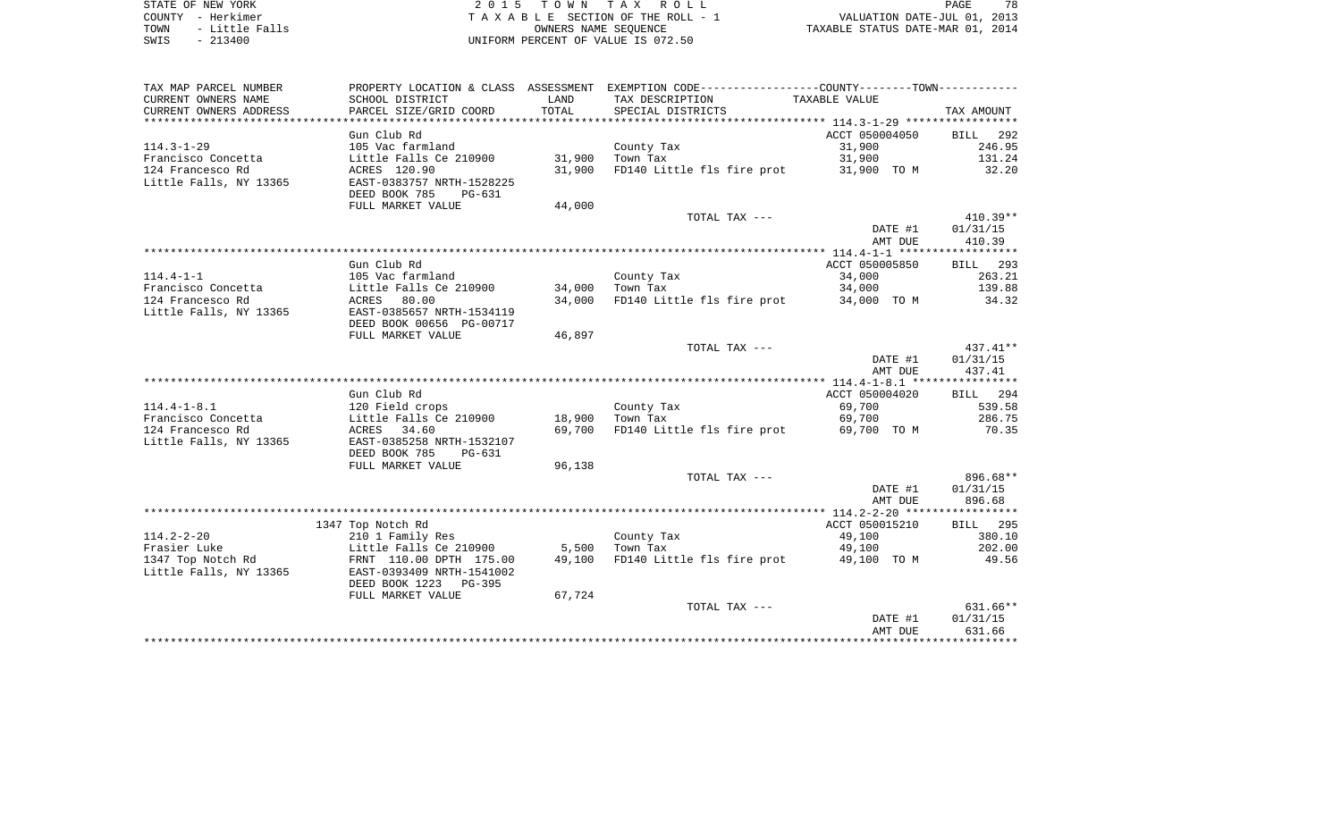STATE OF NEW YORK
COUNTY - Herkimer
TOWN - Little Falls
SWIS - 213400

2 0 1 5 T O W N T A X R O L L
T A X A B L E SECTION OF THE ROLL - 1
OWNERS NAME SEQUENCE
UNIFORM PERCENT OF VALUE IS 072.50

VALUATION DATE-JUL 01, 2013
TAXABLE STATUS DATE-MAR 01, 2014

| TAX MAP PARCEL NUMBER / CURRENT OWNERS NAME / CURRENT OWNERS ADDRESS | PROPERTY LOCATION & CLASS / SCHOOL DISTRICT / PARCEL SIZE/GRID COORD | ASSESSMENT LAND / TOTAL | EXEMPTION CODE / TAX DESCRIPTION / SPECIAL DISTRICTS | TAXABLE VALUE | TAX AMOUNT |
|---|---|---|---|---|---|
| | Gun Club Rd | | | ACCT 050004050 | BILL 292 |
| 114.3-1-29 | 105 Vac farmland | | County Tax | 31,900 | 246.95 |
| Francisco Concetta | Little Falls Ce 210900 | 31,900 | Town Tax | 31,900 | 131.24 |
| 124 Francesco Rd | ACRES 120.90 | 31,900 | FD140 Little fls fire prot | 31,900 TO M | 32.20 |
| Little Falls, NY 13365 | EAST-0383757 NRTH-1528225 | | | | |
| | DEED BOOK 785 PG-631 | | | | |
| | FULL MARKET VALUE | 44,000 | | | |
| | | | TOTAL TAX --- | | 410.39** |
| | | | | DATE #1 | 01/31/15 |
| | | | | AMT DUE | 410.39 |
| | Gun Club Rd | | | ACCT 050005850 | BILL 293 |
| 114.4-1-1 | 105 Vac farmland | | County Tax | 34,000 | 263.21 |
| Francisco Concetta | Little Falls Ce 210900 | 34,000 | Town Tax | 34,000 | 139.88 |
| 124 Francesco Rd | ACRES 80.00 | 34,000 | FD140 Little fls fire prot | 34,000 TO M | 34.32 |
| Little Falls, NY 13365 | EAST-0385657 NRTH-1534119 | | | | |
| | DEED BOOK 00656 PG-00717 | | | | |
| | FULL MARKET VALUE | 46,897 | | | |
| | | | TOTAL TAX --- | | 437.41** |
| | | | | DATE #1 | 01/31/15 |
| | | | | AMT DUE | 437.41 |
| | Gun Club Rd | | | ACCT 050004020 | BILL 294 |
| 114.4-1-8.1 | 120 Field crops | | County Tax | 69,700 | 539.58 |
| Francisco Concetta | Little Falls Ce 210900 | 18,900 | Town Tax | 69,700 | 286.75 |
| 124 Francesco Rd | ACRES 34.60 | 69,700 | FD140 Little fls fire prot | 69,700 TO M | 70.35 |
| Little Falls, NY 13365 | EAST-0385258 NRTH-1532107 | | | | |
| | DEED BOOK 785 PG-631 | | | | |
| | FULL MARKET VALUE | 96,138 | | | |
| | | | TOTAL TAX --- | | 896.68** |
| | | | | DATE #1 | 01/31/15 |
| | | | | AMT DUE | 896.68 |
| | 1347 Top Notch Rd | | | ACCT 050015210 | BILL 295 |
| 114.2-2-20 | 210 1 Family Res | | County Tax | 49,100 | 380.10 |
| Frasier Luke | Little Falls Ce 210900 | 5,500 | Town Tax | 49,100 | 202.00 |
| 1347 Top Notch Rd | FRNT 110.00 DPTH 175.00 | 49,100 | FD140 Little fls fire prot | 49,100 TO M | 49.56 |
| Little Falls, NY 13365 | EAST-0393409 NRTH-1541002 | | | | |
| | DEED BOOK 1223 PG-395 | | | | |
| | FULL MARKET VALUE | 67,724 | | | |
| | | | TOTAL TAX --- | | 631.66** |
| | | | | DATE #1 | 01/31/15 |
| | | | | AMT DUE | 631.66 |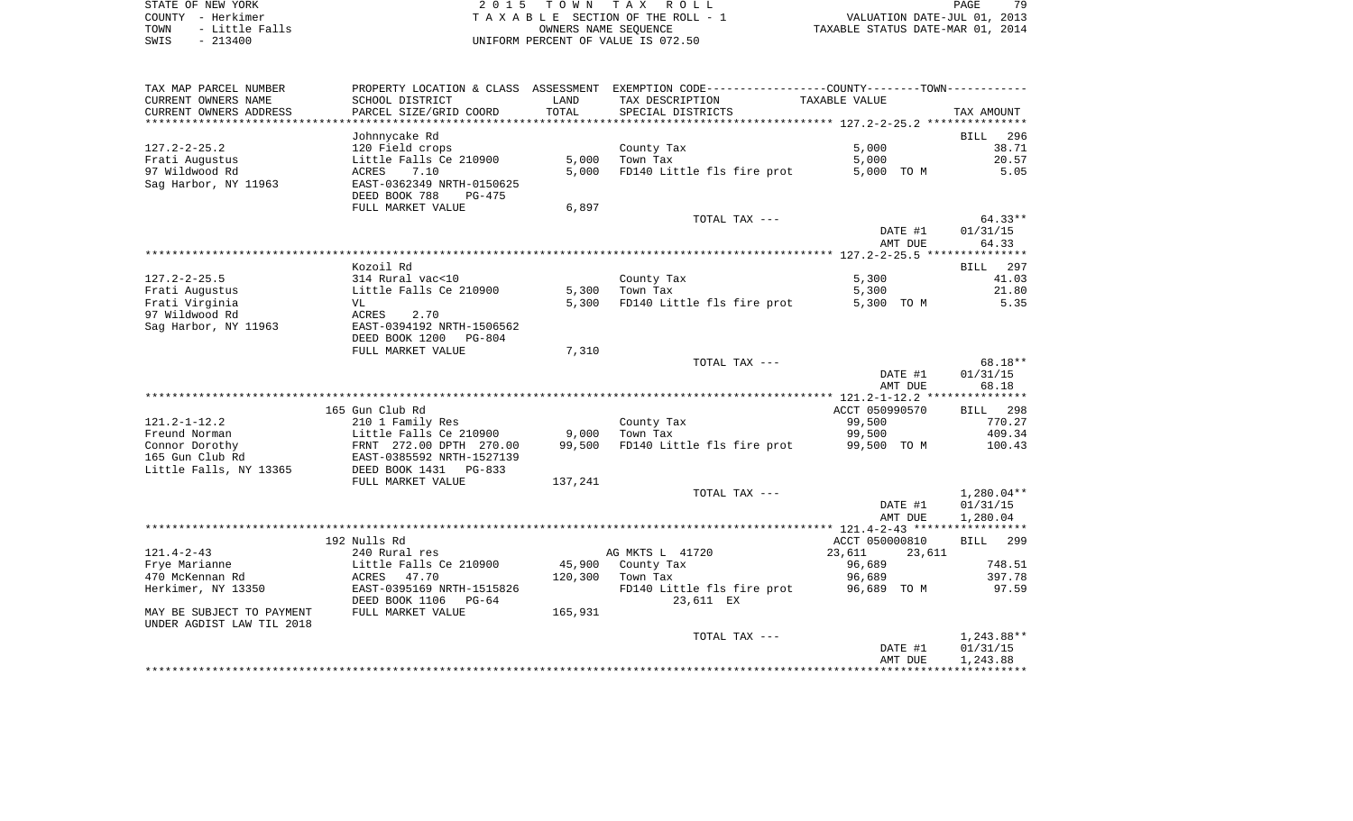STATE OF NEW YORK — 2015 TOWN TAX ROLL
COUNTY - Herkimer — TAXABLE SECTION OF THE ROLL - 1 — VALUATION DATE-JUL 01, 2013
TOWN - Little Falls — OWNERS NAME SEQUENCE — TAXABLE STATUS DATE-MAR 01, 2014
SWIS - 213400 — UNIFORM PERCENT OF VALUE IS 072.50

| TAX MAP PARCEL NUMBER / CURRENT OWNERS NAME / CURRENT OWNERS ADDRESS | PROPERTY LOCATION & CLASS / SCHOOL DISTRICT / PARCEL SIZE/GRID COORD | ASSESSMENT LAND / TOTAL | EXEMPTION CODE / TAX DESCRIPTION / SPECIAL DISTRICTS | COUNTY--------TOWN TAXABLE VALUE | TAX AMOUNT |
|---|---|---|---|---|---|
| 127.2-2-25.2 | Johnnycake Rd | | | | BILL 296 |
| | 120 Field crops | | County Tax | 5,000 | 38.71 |
| Frati Augustus | Little Falls Ce 210900 | 5,000 | Town Tax | 5,000 | 20.57 |
| 97 Wildwood Rd | ACRES 7.10 | 5,000 | FD140 Little fls fire prot | 5,000 TO M | 5.05 |
| Sag Harbor, NY 11963 | EAST-0362349 NRTH-0150625 | | | | |
| | DEED BOOK 788 PG-475 | | | | |
| | FULL MARKET VALUE | 6,897 | | | |
| | | | TOTAL TAX --- | | 64.33** |
| | | | | DATE #1 | 01/31/15 |
| | | | | AMT DUE | 64.33 |
| 127.2-2-25.5 | Kozoil Rd | | | | BILL 297 |
| | 314 Rural vac<10 | | County Tax | 5,300 | 41.03 |
| Frati Augustus | Little Falls Ce 210900 | 5,300 | Town Tax | 5,300 | 21.80 |
| Frati Virginia | VL | 5,300 | FD140 Little fls fire prot | 5,300 TO M | 5.35 |
| 97 Wildwood Rd | ACRES 2.70 | | | | |
| Sag Harbor, NY 11963 | EAST-0394192 NRTH-1506562 | | | | |
| | DEED BOOK 1200 PG-804 | | | | |
| | FULL MARKET VALUE | 7,310 | | | |
| | | | TOTAL TAX --- | | 68.18** |
| | | | | DATE #1 | 01/31/15 |
| | | | | AMT DUE | 68.18 |
| 121.2-1-12.2 | 165 Gun Club Rd | | | ACCT 050990570 | BILL 298 |
| | 210 1 Family Res | | County Tax | 99,500 | 770.27 |
| Freund Norman | Little Falls Ce 210900 | 9,000 | Town Tax | 99,500 | 409.34 |
| Connor Dorothy | FRNT 272.00 DPTH 270.00 | 99,500 | FD140 Little fls fire prot | 99,500 TO M | 100.43 |
| 165 Gun Club Rd | EAST-0385592 NRTH-1527139 | | | | |
| Little Falls, NY 13365 | DEED BOOK 1431 PG-833 | | | | |
| | FULL MARKET VALUE | 137,241 | | | |
| | | | TOTAL TAX --- | | 1,280.04** |
| | | | | DATE #1 | 01/31/15 |
| | | | | AMT DUE | 1,280.04 |
| 121.4-2-43 | 192 Nulls Rd | | | ACCT 050000810 | BILL 299 |
| | 240 Rural res | | AG MKTS L 41720 | 23,611 23,611 | |
| Frye Marianne | Little Falls Ce 210900 | 45,900 | County Tax | 96,689 | 748.51 |
| 470 McKennan Rd | ACRES 47.70 | 120,300 | Town Tax | 96,689 | 397.78 |
| Herkimer, NY 13350 | EAST-0395169 NRTH-1515826 | | FD140 Little fls fire prot | 96,689 TO M | 97.59 |
| | DEED BOOK 1106 PG-64 | | 23,611 EX | | |
| MAY BE SUBJECT TO PAYMENT | FULL MARKET VALUE | 165,931 | | | |
| UNDER AGDIST LAW TIL 2018 | | | | | |
| | | | TOTAL TAX --- | | 1,243.88** |
| | | | | DATE #1 | 01/31/15 |
| | | | | AMT DUE | 1,243.88 |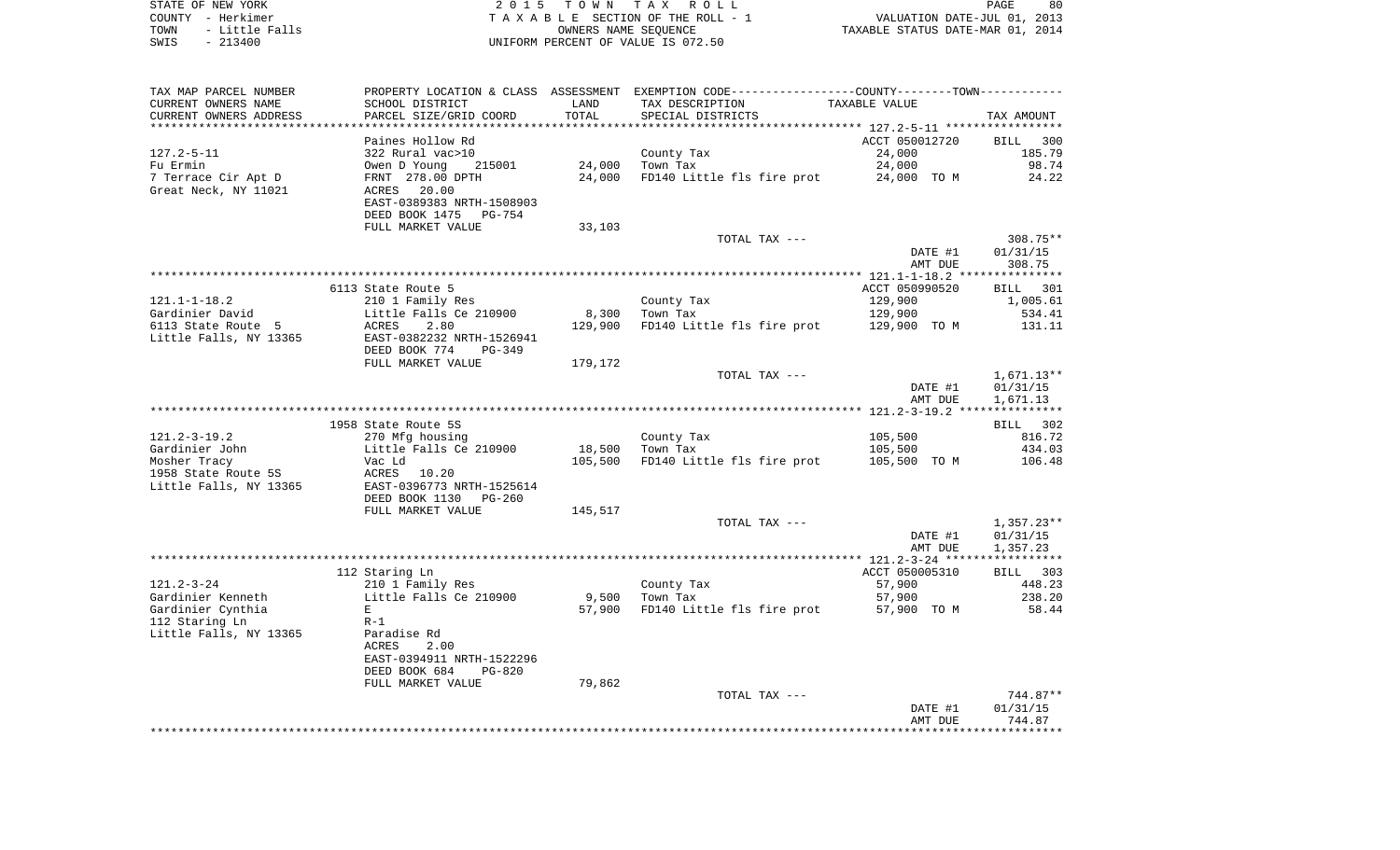STATE OF NEW YORK — COUNTY - Herkimer — TOWN - Little Falls — SWIS - 213400

2 0 1 5 T O W N T A X R O L L
T A X A B L E SECTION OF THE ROLL - 1
OWNERS NAME SEQUENCE
UNIFORM PERCENT OF VALUE IS 072.50

VALUATION DATE-JUL 01, 2013
TAXABLE STATUS DATE-MAR 01, 2014

| TAX MAP PARCEL NUMBER / CURRENT OWNERS NAME / CURRENT OWNERS ADDRESS | PROPERTY LOCATION & CLASS / SCHOOL DISTRICT / PARCEL SIZE/GRID COORD | ASSESSMENT LAND / TOTAL | EXEMPTION CODE / TAX DESCRIPTION / SPECIAL DISTRICTS | COUNTY--------TOWN TAXABLE VALUE | TAX AMOUNT |
|---|---|---|---|---|---|
| 127.2-5-11 | Paines Hollow Rd | | | ACCT 050012720 | BILL 300 |
| 127.2-5-11 | 322 Rural vac>10 | | County Tax | 24,000 | 185.79 |
| Fu Ermin | Owen D Young 215001 | 24,000 | Town Tax | 24,000 | 98.74 |
| 7 Terrace Cir Apt D | FRNT 278.00 DPTH | 24,000 | FD140 Little fls fire prot | 24,000 TO M | 24.22 |
| Great Neck, NY 11021 | ACRES 20.00 | | | | |
| | EAST-0389383 NRTH-1508903 | | | | |
| | DEED BOOK 1475 PG-754 | | | | |
| | FULL MARKET VALUE | 33,103 | | | |
| | | | TOTAL TAX --- | | 308.75** |
| | | | | DATE #1 | 01/31/15 |
| | | | | AMT DUE | 308.75 |
| 121.1-1-18.2 | 6113 State Route 5 | | | ACCT 050990520 | BILL 301 |
| 121.1-1-18.2 | 210 1 Family Res | | County Tax | 129,900 | 1,005.61 |
| Gardinier David | Little Falls Ce 210900 | 8,300 | Town Tax | 129,900 | 534.41 |
| 6113 State Route 5 | ACRES 2.80 | 129,900 | FD140 Little fls fire prot | 129,900 TO M | 131.11 |
| Little Falls, NY 13365 | EAST-0382232 NRTH-1526941 | | | | |
| | DEED BOOK 774 PG-349 | | | | |
| | FULL MARKET VALUE | 179,172 | | | |
| | | | TOTAL TAX --- | | 1,671.13** |
| | | | | DATE #1 | 01/31/15 |
| | | | | AMT DUE | 1,671.13 |
| 121.2-3-19.2 | 1958 State Route 5S | | | | BILL 302 |
| 121.2-3-19.2 | 270 Mfg housing | | County Tax | 105,500 | 816.72 |
| Gardinier John | Little Falls Ce 210900 | 18,500 | Town Tax | 105,500 | 434.03 |
| Mosher Tracy | Vac Ld | 105,500 | FD140 Little fls fire prot | 105,500 TO M | 106.48 |
| 1958 State Route 5S | ACRES 10.20 | | | | |
| Little Falls, NY 13365 | EAST-0396773 NRTH-1525614 | | | | |
| | DEED BOOK 1130 PG-260 | | | | |
| | FULL MARKET VALUE | 145,517 | | | |
| | | | TOTAL TAX --- | | 1,357.23** |
| | | | | DATE #1 | 01/31/15 |
| | | | | AMT DUE | 1,357.23 |
| 121.2-3-24 | 112 Staring Ln | | | ACCT 050005310 | BILL 303 |
| 121.2-3-24 | 210 1 Family Res | | County Tax | 57,900 | 448.23 |
| Gardinier Kenneth | Little Falls Ce 210900 | 9,500 | Town Tax | 57,900 | 238.20 |
| Gardinier Cynthia | E | 57,900 | FD140 Little fls fire prot | 57,900 TO M | 58.44 |
| 112 Staring Ln | R-1 | | | | |
| Little Falls, NY 13365 | Paradise Rd | | | | |
| | ACRES 2.00 | | | | |
| | EAST-0394911 NRTH-1522296 | | | | |
| | DEED BOOK 684 PG-820 | | | | |
| | FULL MARKET VALUE | 79,862 | | | |
| | | | TOTAL TAX --- | | 744.87** |
| | | | | DATE #1 | 01/31/15 |
| | | | | AMT DUE | 744.87 |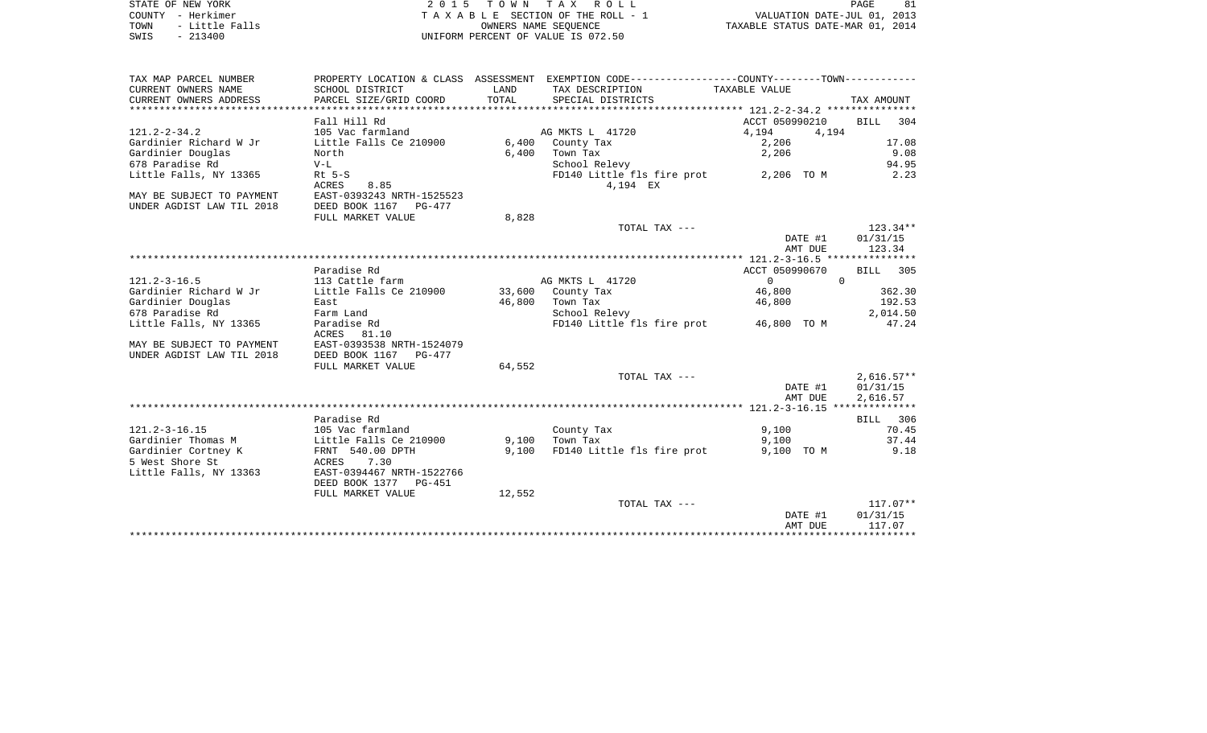STATE OF NEW YORK
COUNTY - Herkimer
TOWN - Little Falls
SWIS - 213400

2 0 1 5 T O W N T A X R O L L
T A X A B L E SECTION OF THE ROLL - 1
OWNERS NAME SEQUENCE
UNIFORM PERCENT OF VALUE IS 072.50

VALUATION DATE-JUL 01, 2013
TAXABLE STATUS DATE-MAR 01, 2014

| TAX MAP PARCEL NUMBER / CURRENT OWNERS NAME / CURRENT OWNERS ADDRESS | PROPERTY LOCATION & CLASS / SCHOOL DISTRICT / PARCEL SIZE/GRID COORD | ASSESSMENT LAND / TOTAL | EXEMPTION CODE / TAX DESCRIPTION / SPECIAL DISTRICTS | COUNTY / TOWN TAXABLE VALUE | TAX AMOUNT |
|---|---|---|---|---|---|
| 121.2-2-34.2 | Fall Hill Rd | | | ACCT 050990210 | BILL 304 |
| | 105 Vac farmland | | AG MKTS L 41720 | 4,194 4,194 | |
| Gardinier Richard W Jr | Little Falls Ce 210900 | 6,400 | County Tax | 2,206 | 17.08 |
| Gardinier Douglas | North | 6,400 | Town Tax | 2,206 | 9.08 |
| 678 Paradise Rd | V-L | | School Relevy | | 94.95 |
| Little Falls, NY 13365 | Rt 5-S | | FD140 Little fls fire prot | 2,206 TO M | 2.23 |
| | ACRES 8.85 | | 4,194 EX | | |
| MAY BE SUBJECT TO PAYMENT | EAST-0393243 NRTH-1525523 | | | | |
| UNDER AGDIST LAW TIL 2018 | DEED BOOK 1167 PG-477 | | | | |
| | FULL MARKET VALUE | 8,828 | | | |
| | | | TOTAL TAX --- | | 123.34** |
| | | | | DATE #1 | 01/31/15 |
| | | | | AMT DUE | 123.34 |
| 121.2-3-16.5 | Paradise Rd | | | ACCT 050990670 | BILL 305 |
| | 113 Cattle farm | | AG MKTS L 41720 | 0 0 | |
| Gardinier Richard W Jr | Little Falls Ce 210900 | 33,600 | County Tax | 46,800 | 362.30 |
| Gardinier Douglas | East | 46,800 | Town Tax | 46,800 | 192.53 |
| 678 Paradise Rd | Farm Land | | School Relevy | | 2,014.50 |
| Little Falls, NY 13365 | Paradise Rd | | FD140 Little fls fire prot | 46,800 TO M | 47.24 |
| | ACRES 81.10 | | | | |
| MAY BE SUBJECT TO PAYMENT | EAST-0393538 NRTH-1524079 | | | | |
| UNDER AGDIST LAW TIL 2018 | DEED BOOK 1167 PG-477 | | | | |
| | FULL MARKET VALUE | 64,552 | | | |
| | | | TOTAL TAX --- | | 2,616.57** |
| | | | | DATE #1 | 01/31/15 |
| | | | | AMT DUE | 2,616.57 |
| 121.2-3-16.15 | Paradise Rd | | | | BILL 306 |
| | 105 Vac farmland | | County Tax | 9,100 | 70.45 |
| Gardinier Thomas M | Little Falls Ce 210900 | 9,100 | Town Tax | 9,100 | 37.44 |
| Gardinier Cortney K | FRNT 540.00 DPTH | 9,100 | FD140 Little fls fire prot | 9,100 TO M | 9.18 |
| 5 West Shore St | ACRES 7.30 | | | | |
| Little Falls, NY 13363 | EAST-0394467 NRTH-1522766 | | | | |
| | DEED BOOK 1377 PG-451 | | | | |
| | FULL MARKET VALUE | 12,552 | | | |
| | | | TOTAL TAX --- | | 117.07** |
| | | | | DATE #1 | 01/31/15 |
| | | | | AMT DUE | 117.07 |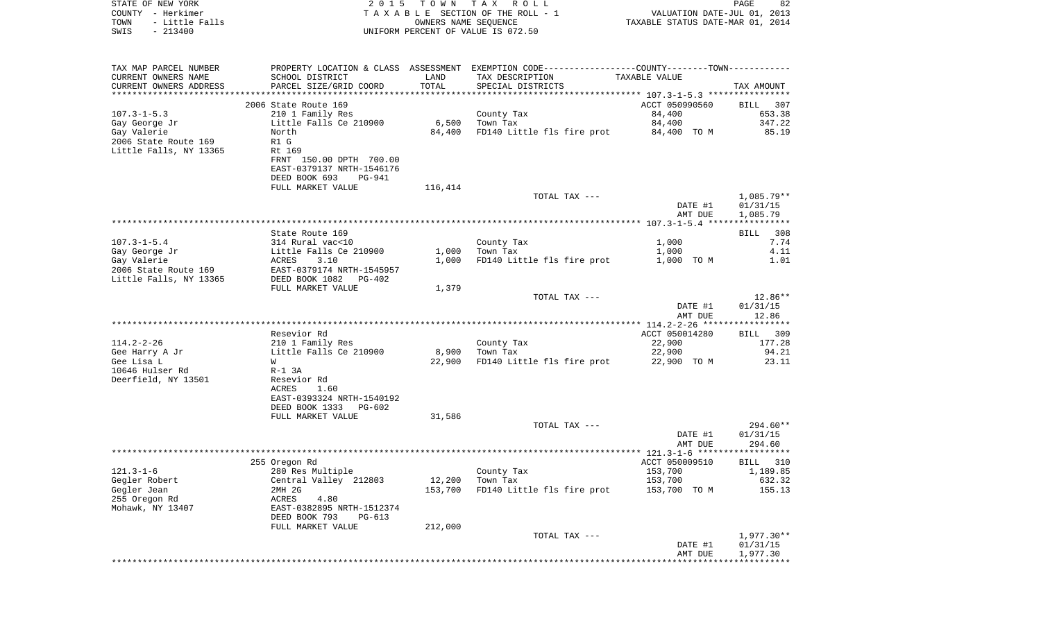STATE OF NEW YORK | COUNTY - Herkimer | TOWN - Little Falls | SWIS - 213400

2015 TOWN TAX ROLL
TAXABLE SECTION OF THE ROLL - 1
OWNERS NAME SEQUENCE
UNIFORM PERCENT OF VALUE IS 072.50

VALUATION DATE-JUL 01, 2013
TAXABLE STATUS DATE-MAR 01, 2014

| TAX MAP PARCEL NUMBER / CURRENT OWNERS NAME / CURRENT OWNERS ADDRESS | PROPERTY LOCATION & CLASS / SCHOOL DISTRICT / PARCEL SIZE/GRID COORD | ASSESSMENT LAND / TOTAL | EXEMPTION CODE / TAX DESCRIPTION / SPECIAL DISTRICTS | TAXABLE VALUE | TAX AMOUNT |
|---|---|---|---|---|---|
| **107.3-1-5.3** | 2006 State Route 169 | | | ACCT 050990560 | BILL 307 |
| 107.3-1-5.3 | 210 1 Family Res | | County Tax | 84,400 | 653.38 |
| Gay George Jr | Little Falls Ce 210900 | 6,500 | Town Tax | 84,400 | 347.22 |
| Gay Valerie | North | 84,400 | FD140 Little fls fire prot | 84,400 TO M | 85.19 |
| 2006 State Route 169 | R1 G | | | | |
| Little Falls, NY 13365 | Rt 169 | | | | |
| | FRNT 150.00 DPTH 700.00 | | | | |
| | EAST-0379137 NRTH-1546176 | | | | |
| | DEED BOOK 693 PG-941 | | | | |
| | FULL MARKET VALUE | 116,414 | | | |
| | | | TOTAL TAX --- | | 1,085.79** |
| | | | | DATE #1 | 01/31/15 |
| | | | | AMT DUE | 1,085.79 |
| **107.3-1-5.4** | State Route 169 | | | | BILL 308 |
| 107.3-1-5.4 | 314 Rural vac<10 | | County Tax | 1,000 | 7.74 |
| Gay George Jr | Little Falls Ce 210900 | 1,000 | Town Tax | 1,000 | 4.11 |
| Gay Valerie | ACRES 3.10 | 1,000 | FD140 Little fls fire prot | 1,000 TO M | 1.01 |
| 2006 State Route 169 | EAST-0379174 NRTH-1545957 | | | | |
| Little Falls, NY 13365 | DEED BOOK 1082 PG-402 | | | | |
| | FULL MARKET VALUE | 1,379 | | | |
| | | | TOTAL TAX --- | | 12.86** |
| | | | | DATE #1 | 01/31/15 |
| | | | | AMT DUE | 12.86 |
| **114.2-2-26** | Resevior Rd | | | ACCT 050014280 | BILL 309 |
| 114.2-2-26 | 210 1 Family Res | | County Tax | 22,900 | 177.28 |
| Gee Harry A Jr | Little Falls Ce 210900 | 8,900 | Town Tax | 22,900 | 94.21 |
| Gee Lisa L | W | 22,900 | FD140 Little fls fire prot | 22,900 TO M | 23.11 |
| 10646 Hulser Rd | R-1 3A | | | | |
| Deerfield, NY 13501 | Resevior Rd | | | | |
| | ACRES 1.60 | | | | |
| | EAST-0393324 NRTH-1540192 | | | | |
| | DEED BOOK 1333 PG-602 | | | | |
| | FULL MARKET VALUE | 31,586 | | | |
| | | | TOTAL TAX --- | | 294.60** |
| | | | | DATE #1 | 01/31/15 |
| | | | | AMT DUE | 294.60 |
| **121.3-1-6** | 255 Oregon Rd | | | ACCT 050009510 | BILL 310 |
| 121.3-1-6 | 280 Res Multiple | | County Tax | 153,700 | 1,189.85 |
| Gegler Robert | Central Valley 212803 | 12,200 | Town Tax | 153,700 | 632.32 |
| Gegler Jean | 2MH 2G | 153,700 | FD140 Little fls fire prot | 153,700 TO M | 155.13 |
| 255 Oregon Rd | ACRES 4.80 | | | | |
| Mohawk, NY 13407 | EAST-0382895 NRTH-1512374 | | | | |
| | DEED BOOK 793 PG-613 | | | | |
| | FULL MARKET VALUE | 212,000 | | | |
| | | | TOTAL TAX --- | | 1,977.30** |
| | | | | DATE #1 | 01/31/15 |
| | | | | AMT DUE | 1,977.30 |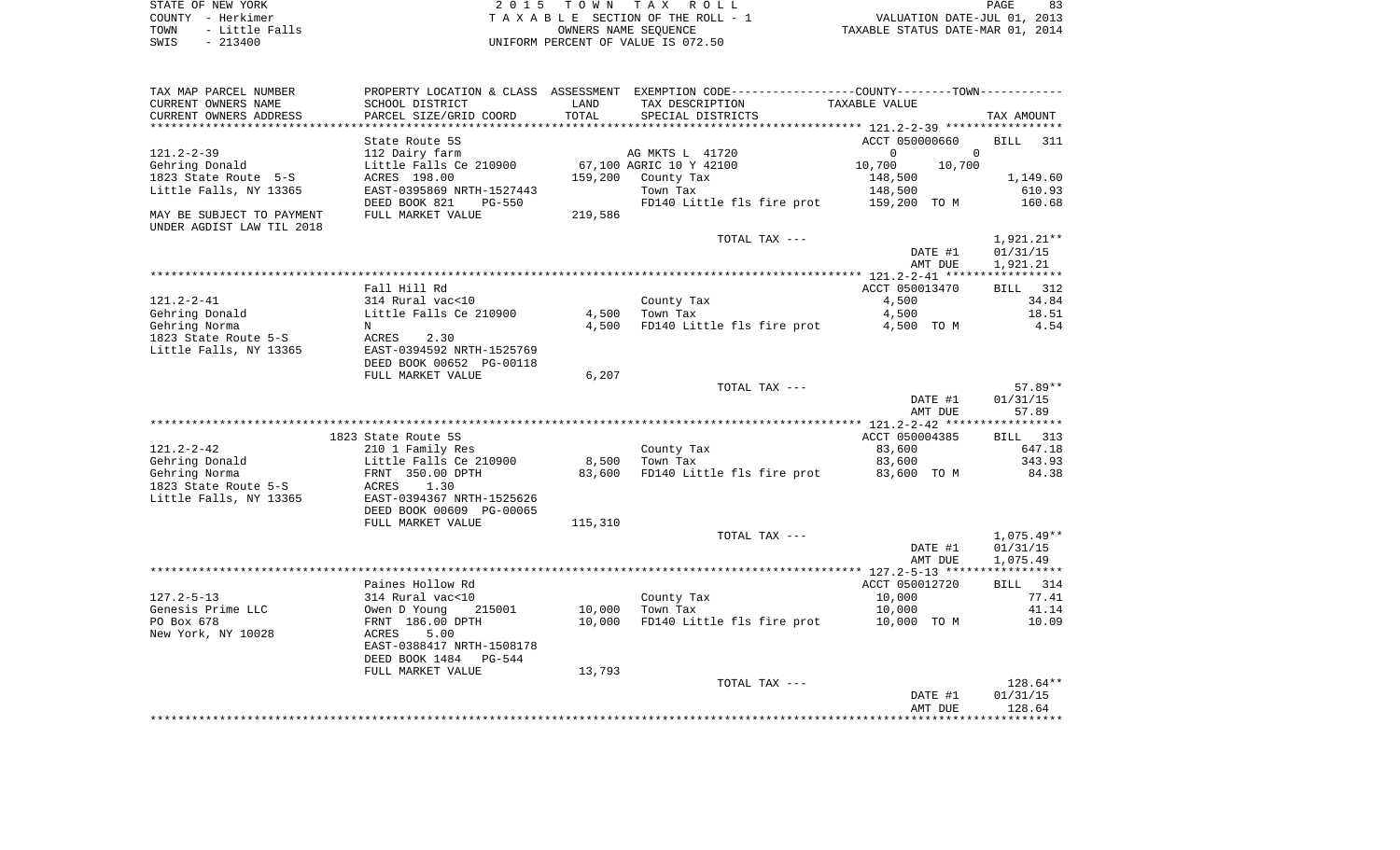STATE OF NEW YORK
COUNTY - Herkimer
TOWN - Little Falls
SWIS - 213400

2 0 1 5 T O W N T A X R O L L
T A X A B L E SECTION OF THE ROLL - 1
OWNERS NAME SEQUENCE
UNIFORM PERCENT OF VALUE IS 072.50

VALUATION DATE-JUL 01, 2013
TAXABLE STATUS DATE-MAR 01, 2014

| TAX MAP PARCEL NUMBER / CURRENT OWNERS NAME / CURRENT OWNERS ADDRESS | PROPERTY LOCATION & CLASS / SCHOOL DISTRICT / PARCEL SIZE/GRID COORD | ASSESSMENT LAND / TOTAL | EXEMPTION CODE / TAX DESCRIPTION / SPECIAL DISTRICTS | COUNTY / TOWN TAXABLE VALUE | TAX AMOUNT |
|---|---|---|---|---|---|
| **121.2-2-39** | State Route 5S | | | ACCT 050000660 | BILL 311 |
| | 112 Dairy farm | | AG MKTS L 41720 | 0 / 0 | |
| Gehring Donald | Little Falls Ce 210900 | 67,100 | AGRIC 10 Y 42100 | 10,700 / 10,700 | |
| 1823 State Route 5-S | ACRES 198.00 | 159,200 | County Tax | 148,500 | 1,149.60 |
| Little Falls, NY 13365 | EAST-0395869 NRTH-1527443 | | Town Tax | 148,500 | 610.93 |
| | DEED BOOK 821 PG-550 | | FD140 Little fls fire prot | 159,200 TO M | 160.68 |
| MAY BE SUBJECT TO PAYMENT UNDER AGDIST LAW TIL 2018 | FULL MARKET VALUE | 219,586 | | | |
| | | | TOTAL TAX --- | | 1,921.21** |
| | | | | DATE #1 | 01/31/15 |
| | | | | AMT DUE | 1,921.21 |
| **121.2-2-41** | Fall Hill Rd | | | ACCT 050013470 | BILL 312 |
| | 314 Rural vac<10 | | County Tax | 4,500 | 34.84 |
| Gehring Donald | Little Falls Ce 210900 | 4,500 | Town Tax | 4,500 | 18.51 |
| Gehring Norma | N | 4,500 | FD140 Little fls fire prot | 4,500 TO M | 4.54 |
| 1823 State Route 5-S | ACRES 2.30 | | | | |
| Little Falls, NY 13365 | EAST-0394592 NRTH-1525769 | | | | |
| | DEED BOOK 00652 PG-00118 | | | | |
| | FULL MARKET VALUE | 6,207 | | | |
| | | | TOTAL TAX --- | | 57.89** |
| | | | | DATE #1 | 01/31/15 |
| | | | | AMT DUE | 57.89 |
| **121.2-2-42** | 1823 State Route 5S | | | ACCT 050004385 | BILL 313 |
| | 210 1 Family Res | | County Tax | 83,600 | 647.18 |
| Gehring Donald | Little Falls Ce 210900 | 8,500 | Town Tax | 83,600 | 343.93 |
| Gehring Norma | FRNT 350.00 DPTH | 83,600 | FD140 Little fls fire prot | 83,600 TO M | 84.38 |
| 1823 State Route 5-S | ACRES 1.30 | | | | |
| Little Falls, NY 13365 | EAST-0394367 NRTH-1525626 | | | | |
| | DEED BOOK 00609 PG-00065 | | | | |
| | FULL MARKET VALUE | 115,310 | | | |
| | | | TOTAL TAX --- | | 1,075.49** |
| | | | | DATE #1 | 01/31/15 |
| | | | | AMT DUE | 1,075.49 |
| **127.2-5-13** | Paines Hollow Rd | | | ACCT 050012720 | BILL 314 |
| | 314 Rural vac<10 | | County Tax | 10,000 | 77.41 |
| Genesis Prime LLC | Owen D Young 215001 | 10,000 | Town Tax | 10,000 | 41.14 |
| PO Box 678 | FRNT 186.00 DPTH | 10,000 | FD140 Little fls fire prot | 10,000 TO M | 10.09 |
| New York, NY 10028 | ACRES 5.00 | | | | |
| | EAST-0388417 NRTH-1508178 | | | | |
| | DEED BOOK 1484 PG-544 | | | | |
| | FULL MARKET VALUE | 13,793 | | | |
| | | | TOTAL TAX --- | | 128.64** |
| | | | | DATE #1 | 01/31/15 |
| | | | | AMT DUE | 128.64 |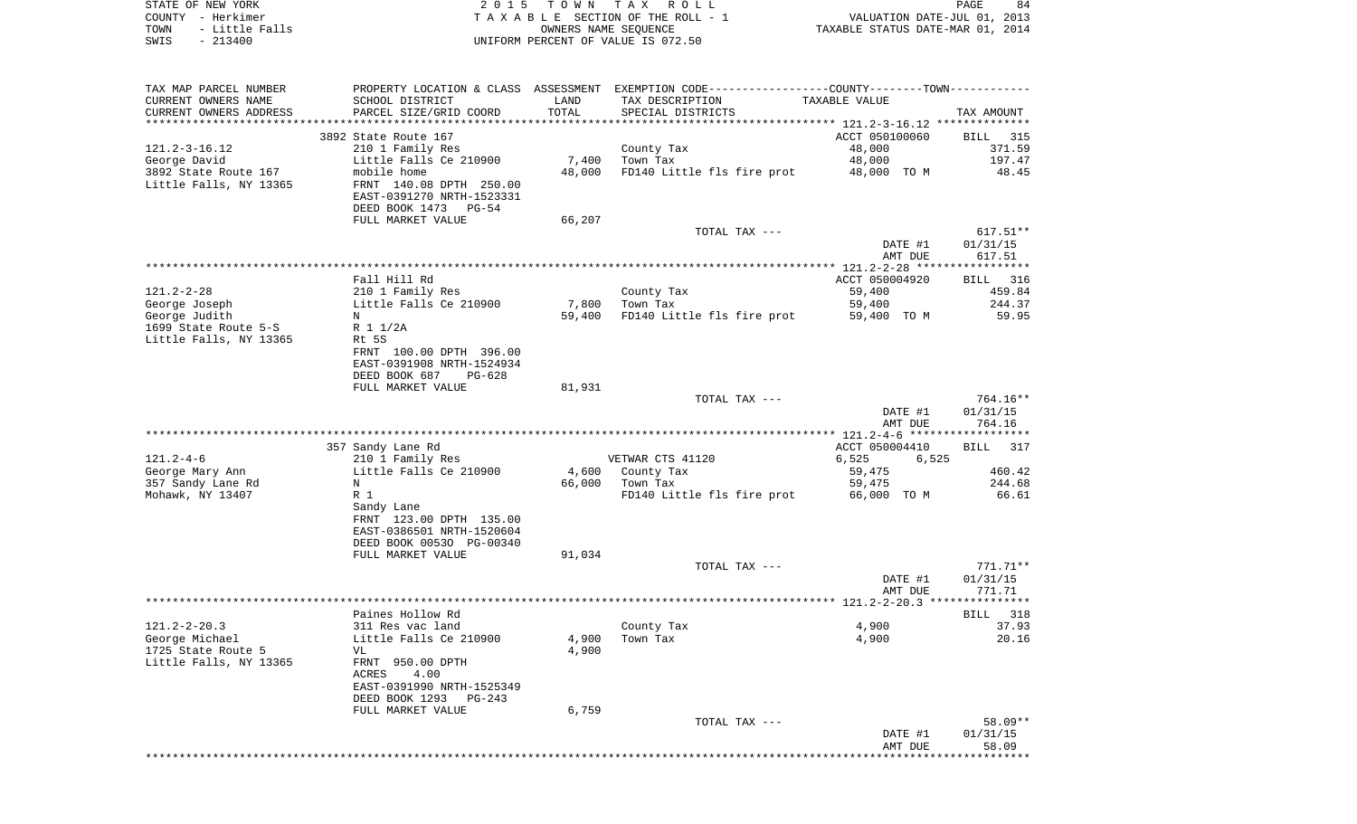STATE OF NEW YORK
COUNTY - Herkimer
TOWN - Little Falls
SWIS - 213400

2015 TOWN TAX ROLL
TAXABLE SECTION OF THE ROLL - 1
OWNERS NAME SEQUENCE
UNIFORM PERCENT OF VALUE IS 072.50

VALUATION DATE-JUL 01, 2013
TAXABLE STATUS DATE-MAR 01, 2014

| TAX MAP PARCEL NUMBER / CURRENT OWNERS NAME / CURRENT OWNERS ADDRESS | PROPERTY LOCATION & CLASS / SCHOOL DISTRICT / PARCEL SIZE/GRID COORD | ASSESSMENT LAND / TOTAL | EXEMPTION CODE / TAX DESCRIPTION / SPECIAL DISTRICTS | COUNTY / TOWN TAXABLE VALUE | TAX AMOUNT |
|---|---|---|---|---|---|
| **121.2-3-16.12** | 3892 State Route 167 | | | ACCT 050100060 | BILL 315 |
| 121.2-3-16.12 | 210 1 Family Res | | County Tax | 48,000 | 371.59 |
| George David | Little Falls Ce 210900 | 7,400 | Town Tax | 48,000 | 197.47 |
| 3892 State Route 167 | mobile home | 48,000 | FD140 Little fls fire prot | 48,000 TO M | 48.45 |
| Little Falls, NY 13365 | FRNT 140.08 DPTH 250.00 | | | | |
| | EAST-0391270 NRTH-1523331 | | | | |
| | DEED BOOK 1473 PG-54 | | | | |
| | FULL MARKET VALUE | 66,207 | | | |
| | | | TOTAL TAX --- | | 617.51** |
| | | | | DATE #1 | 01/31/15 |
| | | | | AMT DUE | 617.51 |
| **121.2-2-28** | Fall Hill Rd | | | ACCT 050004920 | BILL 316 |
| 121.2-2-28 | 210 1 Family Res | | County Tax | 59,400 | 459.84 |
| George Joseph | Little Falls Ce 210900 | 7,800 | Town Tax | 59,400 | 244.37 |
| George Judith | N | 59,400 | FD140 Little fls fire prot | 59,400 TO M | 59.95 |
| 1699 State Route 5-S | R 1 1/2A | | | | |
| Little Falls, NY 13365 | Rt 5S | | | | |
| | FRNT 100.00 DPTH 396.00 | | | | |
| | EAST-0391908 NRTH-1524934 | | | | |
| | DEED BOOK 687 PG-628 | | | | |
| | FULL MARKET VALUE | 81,931 | | | |
| | | | TOTAL TAX --- | | 764.16** |
| | | | | DATE #1 | 01/31/15 |
| | | | | AMT DUE | 764.16 |
| **121.2-4-6** | 357 Sandy Lane Rd | | | ACCT 050004410 | BILL 317 |
| 121.2-4-6 | 210 1 Family Res | | VETWAR CTS 41120 | 6,525 6,525 | |
| George Mary Ann | Little Falls Ce 210900 | 4,600 | County Tax | 59,475 | 460.42 |
| 357 Sandy Lane Rd | N | 66,000 | Town Tax | 59,475 | 244.68 |
| Mohawk, NY 13407 | R 1 | | FD140 Little fls fire prot | 66,000 TO M | 66.61 |
| | Sandy Lane | | | | |
| | FRNT 123.00 DPTH 135.00 | | | | |
| | EAST-0386501 NRTH-1520604 | | | | |
| | DEED BOOK 00530 PG-00340 | | | | |
| | FULL MARKET VALUE | 91,034 | | | |
| | | | TOTAL TAX --- | | 771.71** |
| | | | | DATE #1 | 01/31/15 |
| | | | | AMT DUE | 771.71 |
| **121.2-2-20.3** | Paines Hollow Rd | | | | BILL 318 |
| 121.2-2-20.3 | 311 Res vac land | | County Tax | 4,900 | 37.93 |
| George Michael | Little Falls Ce 210900 | 4,900 | Town Tax | 4,900 | 20.16 |
| 1725 State Route 5 | VL | 4,900 | | | |
| Little Falls, NY 13365 | FRNT 950.00 DPTH | | | | |
| | ACRES 4.00 | | | | |
| | EAST-0391990 NRTH-1525349 | | | | |
| | DEED BOOK 1293 PG-243 | | | | |
| | FULL MARKET VALUE | 6,759 | | | |
| | | | TOTAL TAX --- | | 58.09** |
| | | | | DATE #1 | 01/31/15 |
| | | | | AMT DUE | 58.09 |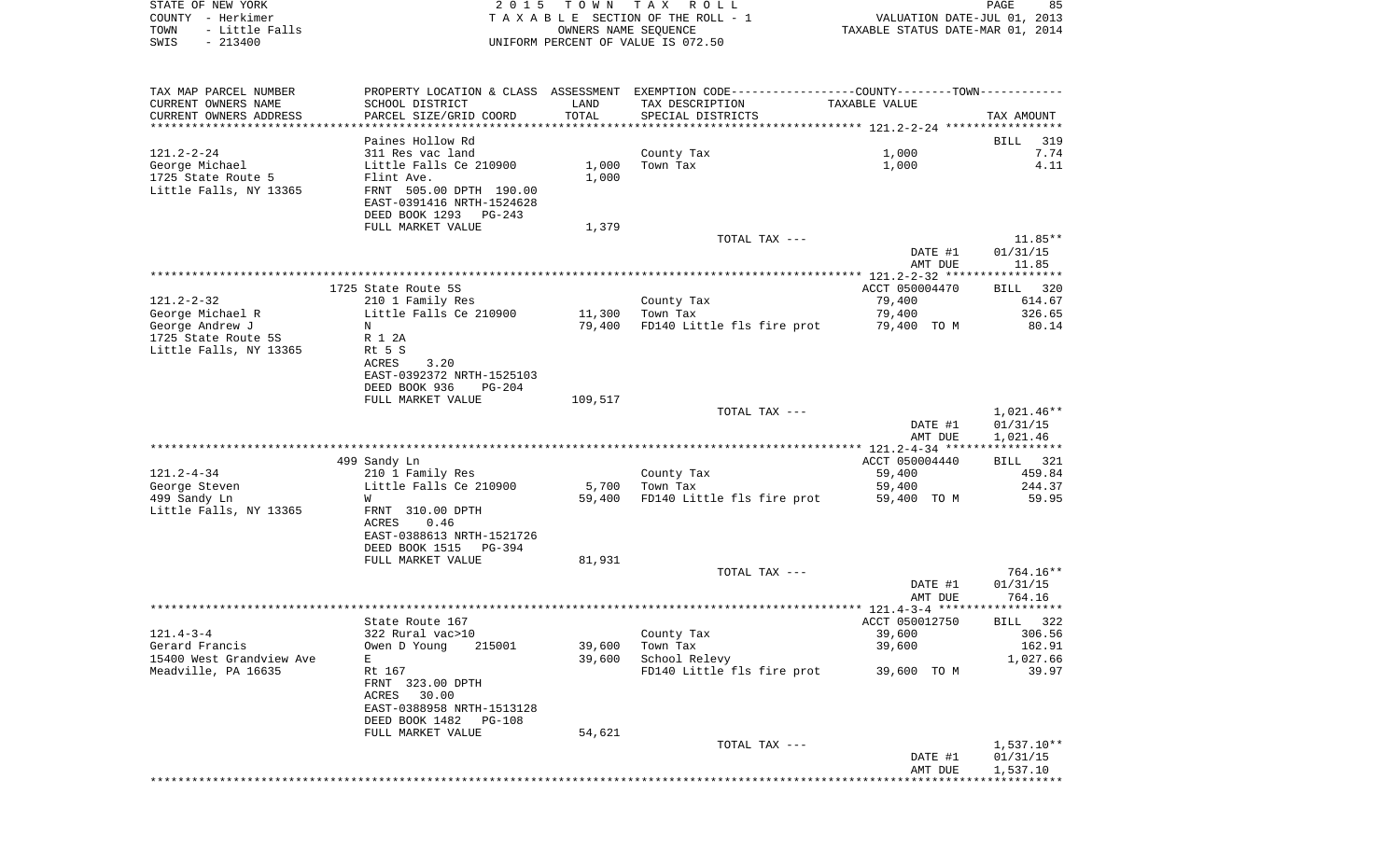STATE OF NEW YORK
COUNTY - Herkimer
TOWN - Little Falls
SWIS - 213400

2015 TOWN TAX ROLL
TAXABLE SECTION OF THE ROLL - 1
OWNERS NAME SEQUENCE
UNIFORM PERCENT OF VALUE IS 072.50

VALUATION DATE-JUL 01, 2013
TAXABLE STATUS DATE-MAR 01, 2014

| TAX MAP PARCEL NUMBER / CURRENT OWNERS NAME / CURRENT OWNERS ADDRESS | PROPERTY LOCATION & CLASS / SCHOOL DISTRICT / PARCEL SIZE/GRID COORD | ASSESSMENT LAND / TOTAL | EXEMPTION CODE / TAX DESCRIPTION / SPECIAL DISTRICTS | COUNTY--------TOWN TAXABLE VALUE | TAX AMOUNT |
|---|---|---|---|---|---|
| 121.2-2-24 | Paines Hollow Rd | | | | BILL 319 |
| 121.2-2-24 | 311 Res vac land | | County Tax | 1,000 | 7.74 |
| George Michael | Little Falls Ce 210900 | 1,000 | Town Tax | 1,000 | 4.11 |
| 1725 State Route 5 | Flint Ave. | 1,000 | | | |
| Little Falls, NY 13365 | FRNT 505.00 DPTH 190.00 | | | | |
| | EAST-0391416 NRTH-1524628 | | | | |
| | DEED BOOK 1293 PG-243 | | | | |
| | FULL MARKET VALUE | 1,379 | | | |
| | | | TOTAL TAX --- | | 11.85** |
| | | | | DATE #1 | 01/31/15 |
| | | | | AMT DUE | 11.85 |
| 121.2-2-32 | 1725 State Route 5S | | | ACCT 050004470 | BILL 320 |
| 121.2-2-32 | 210 1 Family Res | | County Tax | 79,400 | 614.67 |
| George Michael R | Little Falls Ce 210900 | 11,300 | Town Tax | 79,400 | 326.65 |
| George Andrew J | N | 79,400 | FD140 Little fls fire prot | 79,400 TO M | 80.14 |
| 1725 State Route 5S | R 1 2A | | | | |
| Little Falls, NY 13365 | Rt 5 S | | | | |
| | ACRES 3.20 | | | | |
| | EAST-0392372 NRTH-1525103 | | | | |
| | DEED BOOK 936 PG-204 | | | | |
| | FULL MARKET VALUE | 109,517 | | | |
| | | | TOTAL TAX --- | | 1,021.46** |
| | | | | DATE #1 | 01/31/15 |
| | | | | AMT DUE | 1,021.46 |
| 121.2-4-34 | 499 Sandy Ln | | | ACCT 050004440 | BILL 321 |
| 121.2-4-34 | 210 1 Family Res | | County Tax | 59,400 | 459.84 |
| George Steven | Little Falls Ce 210900 | 5,700 | Town Tax | 59,400 | 244.37 |
| 499 Sandy Ln | W | 59,400 | FD140 Little fls fire prot | 59,400 TO M | 59.95 |
| Little Falls, NY 13365 | FRNT 310.00 DPTH | | | | |
| | ACRES 0.46 | | | | |
| | EAST-0388613 NRTH-1521726 | | | | |
| | DEED BOOK 1515 PG-394 | | | | |
| | FULL MARKET VALUE | 81,931 | | | |
| | | | TOTAL TAX --- | | 764.16** |
| | | | | DATE #1 | 01/31/15 |
| | | | | AMT DUE | 764.16 |
| 121.4-3-4 | State Route 167 | | | ACCT 050012750 | BILL 322 |
| 121.4-3-4 | 322 Rural vac>10 | | County Tax | 39,600 | 306.56 |
| Gerard Francis | Owen D Young 215001 | 39,600 | Town Tax | 39,600 | 162.91 |
| 15400 West Grandview Ave | E | 39,600 | School Relevy | | 1,027.66 |
| Meadville, PA 16635 | Rt 167 | | FD140 Little fls fire prot | 39,600 TO M | 39.97 |
| | FRNT 323.00 DPTH | | | | |
| | ACRES 30.00 | | | | |
| | EAST-0388958 NRTH-1513128 | | | | |
| | DEED BOOK 1482 PG-108 | | | | |
| | FULL MARKET VALUE | 54,621 | | | |
| | | | TOTAL TAX --- | | 1,537.10** |
| | | | | DATE #1 | 01/31/15 |
| | | | | AMT DUE | 1,537.10 |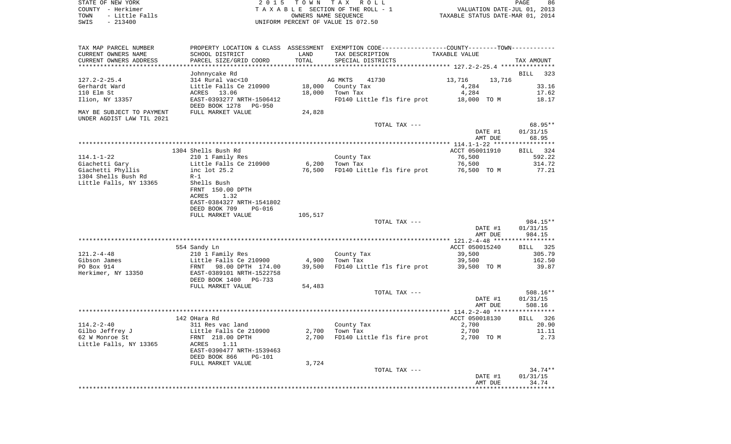STATE OF NEW YORK
COUNTY - Herkimer
TOWN - Little Falls
SWIS - 213400

2 0 1 5 T O W N T A X R O L L
T A X A B L E SECTION OF THE ROLL - 1
OWNERS NAME SEQUENCE
UNIFORM PERCENT OF VALUE IS 072.50

VALUATION DATE-JUL 01, 2013
TAXABLE STATUS DATE-MAR 01, 2014

| TAX MAP PARCEL NUMBER<br>CURRENT OWNERS NAME<br>CURRENT OWNERS ADDRESS | PROPERTY LOCATION & CLASS<br>SCHOOL DISTRICT<br>PARCEL SIZE/GRID COORD | ASSESSMENT<br>LAND<br>TOTAL | EXEMPTION CODE-----COUNTY--------TOWN<br>TAX DESCRIPTION<br>SPECIAL DISTRICTS | TAXABLE VALUE | TAX AMOUNT |
|---|---|---|---|---|---|
| | Johnnycake Rd | | | | BILL 323 |
| 127.2-2-25.4 | 314 Rural vac<10 | | AG MKTS 41730 | 13,716 13,716 | |
| Gerhardt Ward | Little Falls Ce 210900 | 18,000 | County Tax | 4,284 | 33.16 |
| 110 Elm St | ACRES 13.06 | 18,000 | Town Tax | 4,284 | 17.62 |
| Ilion, NY 13357 | EAST-0393277 NRTH-1506412 | | FD140 Little fls fire prot | 18,000 TO M | 18.17 |
| | DEED BOOK 1278 PG-950 | | | | |
| MAY BE SUBJECT TO PAYMENT | FULL MARKET VALUE | 24,828 | | | |
| UNDER AGDIST LAW TIL 2021 | | | | | |
| | | | TOTAL TAX --- | | 68.95** |
| | | | | DATE #1 | 01/31/15 |
| | | | | AMT DUE | 68.95 |
| | 1304 Shells Bush Rd | | | ACCT 050011910 | BILL 324 |
| 114.1-1-22 | 210 1 Family Res | | County Tax | 76,500 | 592.22 |
| Giachetti Gary | Little Falls Ce 210900 | 6,200 | Town Tax | 76,500 | 314.72 |
| Giachetti Phyllis | inc lot 25.2 | 76,500 | FD140 Little fls fire prot | 76,500 TO M | 77.21 |
| 1304 Shells Bush Rd | R-1 | | | | |
| Little Falls, NY 13365 | Shells Bush | | | | |
| | FRNT 150.00 DPTH | | | | |
| | ACRES 1.32 | | | | |
| | EAST-0384327 NRTH-1541802 | | | | |
| | DEED BOOK 709 PG-016 | | | | |
| | FULL MARKET VALUE | 105,517 | | | |
| | | | TOTAL TAX --- | | 984.15** |
| | | | | DATE #1 | 01/31/15 |
| | | | | AMT DUE | 984.15 |
| | 554 Sandy Ln | | | ACCT 050015240 | BILL 325 |
| 121.2-4-48 | 210 1 Family Res | | County Tax | 39,500 | 305.79 |
| Gibson James | Little Falls Ce 210900 | 4,900 | Town Tax | 39,500 | 162.50 |
| PO Box 914 | FRNT 98.00 DPTH 174.00 | 39,500 | FD140 Little fls fire prot | 39,500 TO M | 39.87 |
| Herkimer, NY 13350 | EAST-0389101 NRTH-1522758 | | | | |
| | DEED BOOK 1400 PG-733 | | | | |
| | FULL MARKET VALUE | 54,483 | | | |
| | | | TOTAL TAX --- | | 508.16** |
| | | | | DATE #1 | 01/31/15 |
| | | | | AMT DUE | 508.16 |
| | 142 OHara Rd | | | ACCT 050018130 | BILL 326 |
| 114.2-2-40 | 311 Res vac land | | County Tax | 2,700 | 20.90 |
| Gilbo Jeffrey J | Little Falls Ce 210900 | 2,700 | Town Tax | 2,700 | 11.11 |
| 62 W Monroe St | FRNT 218.00 DPTH | 2,700 | FD140 Little fls fire prot | 2,700 TO M | 2.73 |
| Little Falls, NY 13365 | ACRES 1.11 | | | | |
| | EAST-0390477 NRTH-1539463 | | | | |
| | DEED BOOK 866 PG-101 | | | | |
| | FULL MARKET VALUE | 3,724 | | | |
| | | | TOTAL TAX --- | | 34.74** |
| | | | | DATE #1 | 01/31/15 |
| | | | | AMT DUE | 34.74 |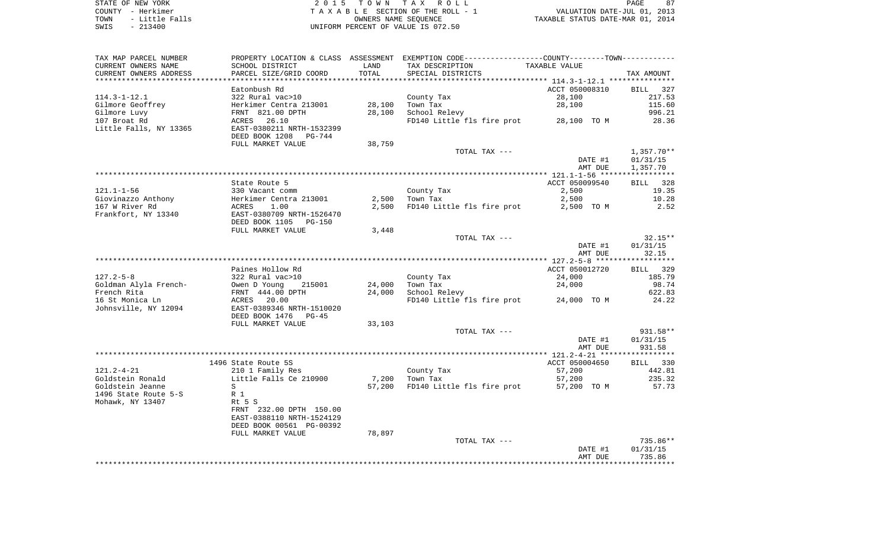STATE OF NEW YORK
COUNTY - Herkimer
TOWN - Little Falls
SWIS - 213400

2015 TOWN TAX ROLL
TAXABLE SECTION OF THE ROLL - 1
OWNERS NAME SEQUENCE
UNIFORM PERCENT OF VALUE IS 072.50

VALUATION DATE-JUL 01, 2013
TAXABLE STATUS DATE-MAR 01, 2014

| TAX MAP PARCEL NUMBER / CURRENT OWNERS NAME / CURRENT OWNERS ADDRESS | PROPERTY LOCATION & CLASS / SCHOOL DISTRICT / PARCEL SIZE/GRID COORD | ASSESSMENT LAND | TOTAL | EXEMPTION CODE / TAX DESCRIPTION / SPECIAL DISTRICTS | COUNTY--------TOWN / TAXABLE VALUE | TAX AMOUNT |
|---|---|---|---|---|---|---|
| | Eatonbush Rd | | | | ACCT 050008310 | BILL 327 |
| 114.3-1-12.1 | 322 Rural vac>10 | | | County Tax | 28,100 | 217.53 |
| Gilmore Geoffrey | Herkimer Centra 213001 | 28,100 | | Town Tax | 28,100 | 115.60 |
| Gilmore Luvy | FRNT 821.00 DPTH | | 28,100 | School Relevy | | 996.21 |
| 107 Broat Rd | ACRES 26.10 | | | FD140 Little fls fire prot | 28,100 TO M | 28.36 |
| Little Falls, NY 13365 | EAST-0380211 NRTH-1532399 | | | | | |
| | DEED BOOK 1208 PG-744 | | | | | |
| | FULL MARKET VALUE | 38,759 | | | | |
| | | | | TOTAL TAX --- | | 1,357.70** |
| | | | | | DATE #1 | 01/31/15 |
| | | | | | AMT DUE | 1,357.70 |
| | State Route 5 | | | | ACCT 050099540 | BILL 328 |
| 121.1-1-56 | 330 Vacant comm | | | County Tax | 2,500 | 19.35 |
| Giovinazzo Anthony | Herkimer Centra 213001 | 2,500 | | Town Tax | 2,500 | 10.28 |
| 167 W River Rd | ACRES 1.00 | | 2,500 | FD140 Little fls fire prot | 2,500 TO M | 2.52 |
| Frankfort, NY 13340 | EAST-0380709 NRTH-1526470 | | | | | |
| | DEED BOOK 1105 PG-150 | | | | | |
| | FULL MARKET VALUE | 3,448 | | | | |
| | | | | TOTAL TAX --- | | 32.15** |
| | | | | | DATE #1 | 01/31/15 |
| | | | | | AMT DUE | 32.15 |
| | Paines Hollow Rd | | | | ACCT 050012720 | BILL 329 |
| 127.2-5-8 | 322 Rural vac>10 | | | County Tax | 24,000 | 185.79 |
| Goldman Alyla French- | Owen D Young 215001 | 24,000 | | Town Tax | 24,000 | 98.74 |
| French Rita | FRNT 444.00 DPTH | | 24,000 | School Relevy | | 622.83 |
| 16 St Monica Ln | ACRES 20.00 | | | FD140 Little fls fire prot | 24,000 TO M | 24.22 |
| Johnsville, NY 12094 | EAST-0389346 NRTH-1510020 | | | | | |
| | DEED BOOK 1476 PG-45 | | | | | |
| | FULL MARKET VALUE | 33,103 | | | | |
| | | | | TOTAL TAX --- | | 931.58** |
| | | | | | DATE #1 | 01/31/15 |
| | | | | | AMT DUE | 931.58 |
| | 1496 State Route 5S | | | | ACCT 050004650 | BILL 330 |
| 121.2-4-21 | 210 1 Family Res | | | County Tax | 57,200 | 442.81 |
| Goldstein Ronald | Little Falls Ce 210900 | 7,200 | | Town Tax | 57,200 | 235.32 |
| Goldstein Jeanne | S | | 57,200 | FD140 Little fls fire prot | 57,200 TO M | 57.73 |
| 1496 State Route 5-S | R 1 | | | | | |
| Mohawk, NY 13407 | Rt 5 S | | | | | |
| | FRNT 232.00 DPTH 150.00 | | | | | |
| | EAST-0388110 NRTH-1524129 | | | | | |
| | DEED BOOK 00561 PG-00392 | | | | | |
| | FULL MARKET VALUE | 78,897 | | | | |
| | | | | TOTAL TAX --- | | 735.86** |
| | | | | | DATE #1 | 01/31/15 |
| | | | | | AMT DUE | 735.86 |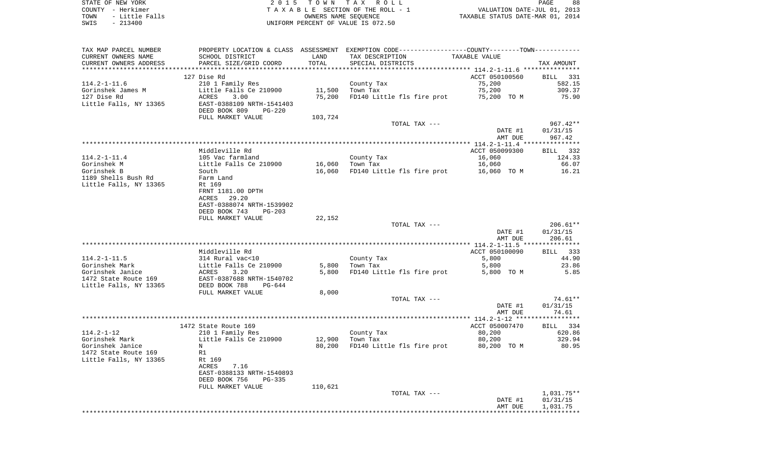STATE OF NEW YORK | 2 0 1 5 T O W N T A X R O L L
COUNTY - Herkimer | T A X A B L E SECTION OF THE ROLL - 1 | VALUATION DATE-JUL 01, 2013
TOWN - Little Falls | OWNERS NAME SEQUENCE | TAXABLE STATUS DATE-MAR 01, 2014
SWIS - 213400 | UNIFORM PERCENT OF VALUE IS 072.50

| TAX MAP PARCEL NUMBER / CURRENT OWNERS NAME / CURRENT OWNERS ADDRESS | PROPERTY LOCATION & CLASS / SCHOOL DISTRICT / PARCEL SIZE/GRID COORD | ASSESSMENT LAND / TOTAL | EXEMPTION CODE / TAX DESCRIPTION / SPECIAL DISTRICTS | COUNTY--------TOWN / TAXABLE VALUE | TAX AMOUNT |
|---|---|---|---|---|---|
| ******** 114.2-1-11.6 ******** | | | | | |
| | 127 Dise Rd | | | ACCT 050100560 | BILL 331 |
| 114.2-1-11.6 | 210 1 Family Res | | County Tax | 75,200 | 582.15 |
| Gorinshek James M | Little Falls Ce 210900 | 11,500 | Town Tax | 75,200 | 309.37 |
| 127 Dise Rd | ACRES 3.00 | 75,200 | FD140 Little fls fire prot | 75,200 TO M | 75.90 |
| Little Falls, NY 13365 | EAST-0388109 NRTH-1541403 | | | | |
| | DEED BOOK 809 PG-220 | | | | |
| | FULL MARKET VALUE | 103,724 | | | |
| | | | TOTAL TAX --- | | 967.42** |
| | | | | DATE #1 | 01/31/15 |
| | | | | AMT DUE | 967.42 |
| ******** 114.2-1-11.4 ******** | | | | | |
| | Middleville Rd | | | ACCT 050099300 | BILL 332 |
| 114.2-1-11.4 | 105 Vac farmland | | County Tax | 16,060 | 124.33 |
| Gorinshek M | Little Falls Ce 210900 | 16,060 | Town Tax | 16,060 | 66.07 |
| Gorinshek B | South | 16,060 | FD140 Little fls fire prot | 16,060 TO M | 16.21 |
| 1189 Shells Bush Rd | Farm Land | | | | |
| Little Falls, NY 13365 | Rt 169 | | | | |
| | FRNT 1181.00 DPTH | | | | |
| | ACRES 29.20 | | | | |
| | EAST-0388074 NRTH-1539902 | | | | |
| | DEED BOOK 743 PG-203 | | | | |
| | FULL MARKET VALUE | 22,152 | | | |
| | | | TOTAL TAX --- | | 206.61** |
| | | | | DATE #1 | 01/31/15 |
| | | | | AMT DUE | 206.61 |
| ******** 114.2-1-11.5 ******** | | | | | |
| | Middleville Rd | | | ACCT 050100090 | BILL 333 |
| 114.2-1-11.5 | 314 Rural vac<10 | | County Tax | 5,800 | 44.90 |
| Gorinshek Mark | Little Falls Ce 210900 | 5,800 | Town Tax | 5,800 | 23.86 |
| Gorinshek Janice | ACRES 3.20 | 5,800 | FD140 Little fls fire prot | 5,800 TO M | 5.85 |
| 1472 State Route 169 | EAST-0387688 NRTH-1540702 | | | | |
| Little Falls, NY 13365 | DEED BOOK 788 PG-644 | | | | |
| | FULL MARKET VALUE | 8,000 | | | |
| | | | TOTAL TAX --- | | 74.61** |
| | | | | DATE #1 | 01/31/15 |
| | | | | AMT DUE | 74.61 |
| ******** 114.2-1-12 ******** | | | | | |
| | 1472 State Route 169 | | | ACCT 050007470 | BILL 334 |
| 114.2-1-12 | 210 1 Family Res | | County Tax | 80,200 | 620.86 |
| Gorinshek Mark | Little Falls Ce 210900 | 12,900 | Town Tax | 80,200 | 329.94 |
| Gorinshek Janice | N | 80,200 | FD140 Little fls fire prot | 80,200 TO M | 80.95 |
| 1472 State Route 169 | R1 | | | | |
| Little Falls, NY 13365 | Rt 169 | | | | |
| | ACRES 7.16 | | | | |
| | EAST-0388133 NRTH-1540893 | | | | |
| | DEED BOOK 756 PG-335 | | | | |
| | FULL MARKET VALUE | 110,621 | | | |
| | | | TOTAL TAX --- | | 1,031.75** |
| | | | | DATE #1 | 01/31/15 |
| | | | | AMT DUE | 1,031.75 |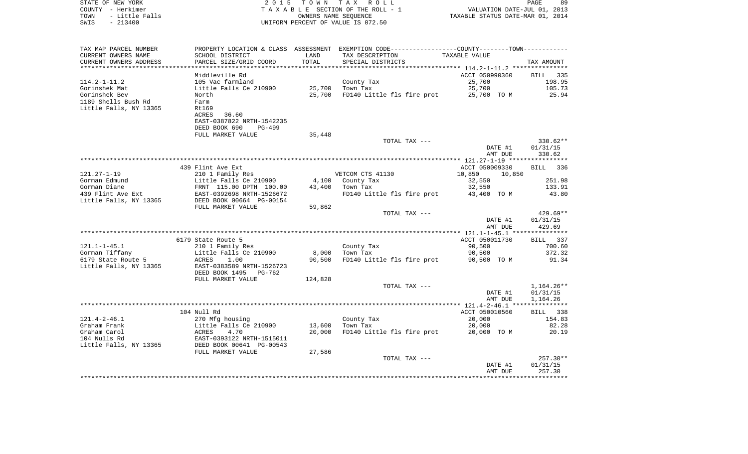STATE OF NEW YORK | 2015 TOWN TAX ROLL | VALUATION DATE-JUL 01, 2013
COUNTY - Herkimer | TAXABLE SECTION OF THE ROLL - 1 | TAXABLE STATUS DATE-MAR 01, 2014
TOWN - Little Falls | OWNERS NAME SEQUENCE
SWIS - 213400 | UNIFORM PERCENT OF VALUE IS 072.50

| TAX MAP PARCEL NUMBER<br>CURRENT OWNERS NAME<br>CURRENT OWNERS ADDRESS | PROPERTY LOCATION & CLASS<br>SCHOOL DISTRICT<br>PARCEL SIZE/GRID COORD | ASSESSMENT<br>LAND<br>TOTAL | EXEMPTION CODE-----COUNTY-----TOWN-----<br>TAX DESCRIPTION<br>SPECIAL DISTRICTS | TAXABLE VALUE | | TAX AMOUNT |
|---|---|---|---|---|---|---|
| | Middleville Rd | | | ACCT 050990360 | | BILL 335 |
| 114.2-1-11.2 | 105 Vac farmland | | County Tax | 25,700 | | 198.95 |
| Gorinshek Mat | Little Falls Ce 210900 | 25,700 | Town Tax | 25,700 | | 105.73 |
| Gorinshek Bev | North | 25,700 | FD140 Little fls fire prot | 25,700 TO M | | 25.94 |
| 1189 Shells Bush Rd | Farm | | | | | |
| Little Falls, NY 13365 | Rt169 | | | | | |
| | ACRES 36.60 | | | | | |
| | EAST-0387822 NRTH-1542235 | | | | | |
| | DEED BOOK 690 PG-499 | | | | | |
| | FULL MARKET VALUE | 35,448 | | | | |
| | | | TOTAL TAX --- | | | 330.62** |
| | | | | | DATE #1 | 01/31/15 |
| | | | | | AMT DUE | 330.62 |
| | 439 Flint Ave Ext | | | ACCT 050009330 | | BILL 336 |
| 121.27-1-19 | 210 1 Family Res | | VETCOM CTS 41130 | 10,850 | 10,850 | |
| Gorman Edmund | Little Falls Ce 210900 | 4,100 | County Tax | 32,550 | | 251.98 |
| Gorman Diane | FRNT 115.00 DPTH 100.00 | 43,400 | Town Tax | 32,550 | | 133.91 |
| 439 Flint Ave Ext | EAST-0392698 NRTH-1526672 | | FD140 Little fls fire prot | 43,400 TO M | | 43.80 |
| Little Falls, NY 13365 | DEED BOOK 00664 PG-00154 | | | | | |
| | FULL MARKET VALUE | 59,862 | | | | |
| | | | TOTAL TAX --- | | | 429.69** |
| | | | | | DATE #1 | 01/31/15 |
| | | | | | AMT DUE | 429.69 |
| | 6179 State Route 5 | | | ACCT 050011730 | | BILL 337 |
| 121.1-1-45.1 | 210 1 Family Res | | County Tax | 90,500 | | 700.60 |
| Gorman Tiffany | Little Falls Ce 210900 | 8,000 | Town Tax | 90,500 | | 372.32 |
| 6179 State Route 5 | ACRES 1.00 | 90,500 | FD140 Little fls fire prot | 90,500 TO M | | 91.34 |
| Little Falls, NY 13365 | EAST-0383589 NRTH-1526723 | | | | | |
| | DEED BOOK 1495 PG-762 | | | | | |
| | FULL MARKET VALUE | 124,828 | | | | |
| | | | TOTAL TAX --- | | | 1,164.26** |
| | | | | | DATE #1 | 01/31/15 |
| | | | | | AMT DUE | 1,164.26 |
| | 104 Null Rd | | | ACCT 050010560 | | BILL 338 |
| 121.4-2-46.1 | 270 Mfg housing | | County Tax | 20,000 | | 154.83 |
| Graham Frank | Little Falls Ce 210900 | 13,600 | Town Tax | 20,000 | | 82.28 |
| Graham Carol | ACRES 4.70 | 20,000 | FD140 Little fls fire prot | 20,000 TO M | | 20.19 |
| 104 Nulls Rd | EAST-0393122 NRTH-1515011 | | | | | |
| Little Falls, NY 13365 | DEED BOOK 00641 PG-00543 | | | | | |
| | FULL MARKET VALUE | 27,586 | | | | |
| | | | TOTAL TAX --- | | | 257.30** |
| | | | | | DATE #1 | 01/31/15 |
| | | | | | AMT DUE | 257.30 |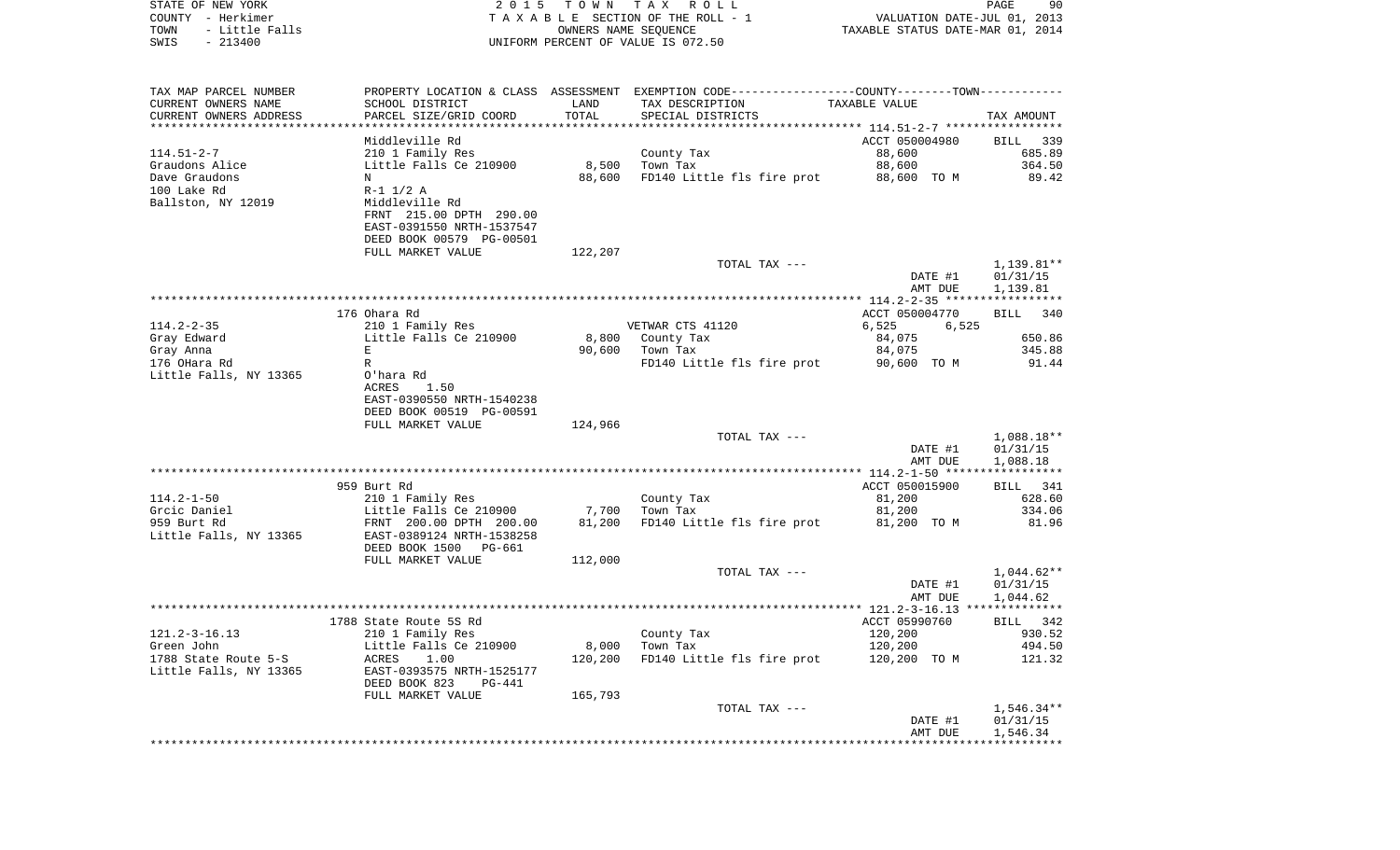STATE OF NEW YORK — COUNTY - Herkimer — TOWN - Little Falls — SWIS - 213400

2015 TOWN TAX ROLL — TAXABLE SECTION OF THE ROLL - 1 — OWNERS NAME SEQUENCE — UNIFORM PERCENT OF VALUE IS 072.50

VALUATION DATE-JUL 01, 2013 — TAXABLE STATUS DATE-MAR 01, 2014

| TAX MAP PARCEL NUMBER / CURRENT OWNERS NAME / CURRENT OWNERS ADDRESS | PROPERTY LOCATION & CLASS / SCHOOL DISTRICT / PARCEL SIZE/GRID COORD | ASSESSMENT LAND / TOTAL | EXEMPTION CODE / TAX DESCRIPTION / SPECIAL DISTRICTS | COUNTY--------TOWN / TAXABLE VALUE | TAX AMOUNT |
|---|---|---|---|---|---|
| 114.51-2-7 | Middleville Rd | | | ACCT 050004980 | BILL 339 |
| Graudons Alice | 210 1 Family Res | | County Tax | 88,600 | 685.89 |
| Dave Graudons | Little Falls Ce 210900 | 8,500 | Town Tax | 88,600 | 364.50 |
| 100 Lake Rd | N | 88,600 | FD140 Little fls fire prot | 88,600 TO M | 89.42 |
| Ballston, NY 12019 | R-1 1/2 A | | | | |
| | Middleville Rd | | | | |
| | FRNT 215.00 DPTH 290.00 | | | | |
| | EAST-0391550 NRTH-1537547 | | | | |
| | DEED BOOK 00579 PG-00501 | | | | |
| | FULL MARKET VALUE | 122,207 | | | |
| | | | TOTAL TAX --- | | 1,139.81** |
| | | | | DATE #1 | 01/31/15 |
| | | | | AMT DUE | 1,139.81 |
| 114.2-2-35 | 176 Ohara Rd | | | ACCT 050004770 | BILL 340 |
| Gray Edward | 210 1 Family Res | | VETWAR CTS 41120 | 6,525 6,525 | |
| Gray Anna | Little Falls Ce 210900 | 8,800 | County Tax | 84,075 | 650.86 |
| 176 OHara Rd | E | 90,600 | Town Tax | 84,075 | 345.88 |
| Little Falls, NY 13365 | R | | FD140 Little fls fire prot | 90,600 TO M | 91.44 |
| | O'hara Rd | | | | |
| | ACRES 1.50 | | | | |
| | EAST-0390550 NRTH-1540238 | | | | |
| | DEED BOOK 00519 PG-00591 | | | | |
| | FULL MARKET VALUE | 124,966 | | | |
| | | | TOTAL TAX --- | | 1,088.18** |
| | | | | DATE #1 | 01/31/15 |
| | | | | AMT DUE | 1,088.18 |
| 114.2-1-50 | 959 Burt Rd | | | ACCT 050015900 | BILL 341 |
| Grcic Daniel | 210 1 Family Res | | County Tax | 81,200 | 628.60 |
| 959 Burt Rd | Little Falls Ce 210900 | 7,700 | Town Tax | 81,200 | 334.06 |
| Little Falls, NY 13365 | FRNT 200.00 DPTH 200.00 | 81,200 | FD140 Little fls fire prot | 81,200 TO M | 81.96 |
| | EAST-0389124 NRTH-1538258 | | | | |
| | DEED BOOK 1500 PG-661 | | | | |
| | FULL MARKET VALUE | 112,000 | | | |
| | | | TOTAL TAX --- | | 1,044.62** |
| | | | | DATE #1 | 01/31/15 |
| | | | | AMT DUE | 1,044.62 |
| 121.2-3-16.13 | 1788 State Route 5S Rd | | | ACCT 05990760 | BILL 342 |
| Green John | 210 1 Family Res | | County Tax | 120,200 | 930.52 |
| 1788 State Route 5-S | Little Falls Ce 210900 | 8,000 | Town Tax | 120,200 | 494.50 |
| Little Falls, NY 13365 | ACRES 1.00 | 120,200 | FD140 Little fls fire prot | 120,200 TO M | 121.32 |
| | EAST-0393575 NRTH-1525177 | | | | |
| | DEED BOOK 823 PG-441 | | | | |
| | FULL MARKET VALUE | 165,793 | | | |
| | | | TOTAL TAX --- | | 1,546.34** |
| | | | | DATE #1 | 01/31/15 |
| | | | | AMT DUE | 1,546.34 |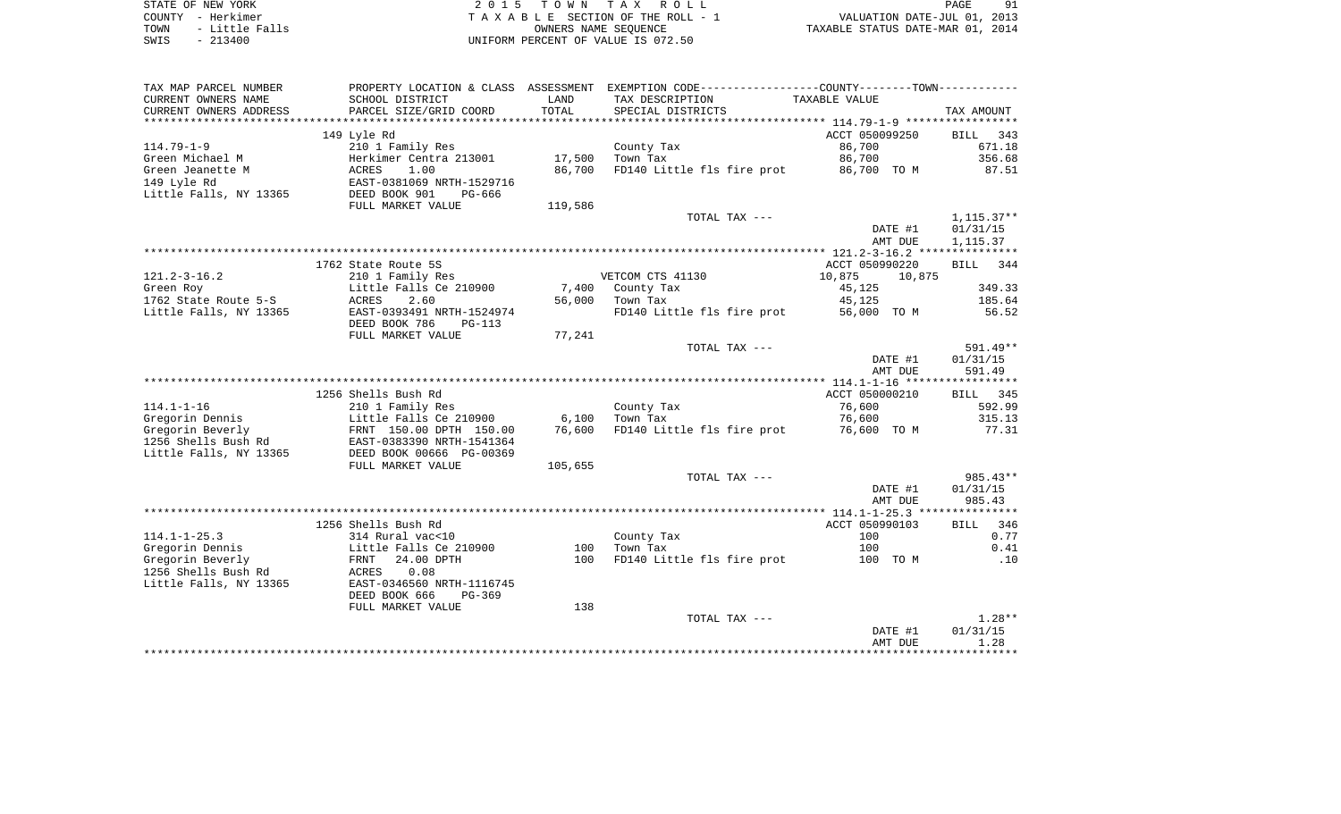STATE OF NEW YORK | COUNTY - Herkimer | TOWN - Little Falls | SWIS - 213400

2 0 1 5 T O W N T A X R O L L
T A X A B L E SECTION OF THE ROLL - 1
OWNERS NAME SEQUENCE
UNIFORM PERCENT OF VALUE IS 072.50

VALUATION DATE-JUL 01, 2013
TAXABLE STATUS DATE-MAR 01, 2014

| TAX MAP PARCEL NUMBER / CURRENT OWNERS NAME / CURRENT OWNERS ADDRESS | PROPERTY LOCATION & CLASS / SCHOOL DISTRICT / PARCEL SIZE/GRID COORD | ASSESSMENT LAND | TOTAL | EXEMPTION CODE / TAX DESCRIPTION / SPECIAL DISTRICTS | TAXABLE VALUE (COUNTY / TOWN) | TAX AMOUNT |
|---|---|---|---|---|---|---|
| **114.79-1-9** | 149 Lyle Rd | | | | ACCT 050099250 | BILL 343 |
| 114.79-1-9 | 210 1 Family Res | | | County Tax | 86,700 | 671.18 |
| Green Michael M | Herkimer Centra 213001 | 17,500 | | Town Tax | 86,700 | 356.68 |
| Green Jeanette M | ACRES 1.00 | | 86,700 | FD140 Little fls fire prot | 86,700 TO M | 87.51 |
| 149 Lyle Rd | EAST-0381069 NRTH-1529716 | | | | | |
| Little Falls, NY 13365 | DEED BOOK 901 PG-666 | | | | | |
| | FULL MARKET VALUE | | 119,586 | | | |
| | | | | TOTAL TAX --- | | 1,115.37** |
| | | | | | DATE #1 | 01/31/15 |
| | | | | | AMT DUE | 1,115.37 |
| **121.2-3-16.2** | 1762 State Route 5S | | | | ACCT 050990220 | BILL 344 |
| 121.2-3-16.2 | 210 1 Family Res | | | VETCOM CTS 41130 | 10,875 10,875 | |
| Green Roy | Little Falls Ce 210900 | 7,400 | | County Tax | 45,125 | 349.33 |
| 1762 State Route 5-S | ACRES 2.60 | | 56,000 | Town Tax | 45,125 | 185.64 |
| Little Falls, NY 13365 | EAST-0393491 NRTH-1524974 | | | FD140 Little fls fire prot | 56,000 TO M | 56.52 |
| | DEED BOOK 786 PG-113 | | | | | |
| | FULL MARKET VALUE | | 77,241 | | | |
| | | | | TOTAL TAX --- | | 591.49** |
| | | | | | DATE #1 | 01/31/15 |
| | | | | | AMT DUE | 591.49 |
| **114.1-1-16** | 1256 Shells Bush Rd | | | | ACCT 050000210 | BILL 345 |
| 114.1-1-16 | 210 1 Family Res | | | County Tax | 76,600 | 592.99 |
| Gregorin Dennis | Little Falls Ce 210900 | 6,100 | | Town Tax | 76,600 | 315.13 |
| Gregorin Beverly | FRNT 150.00 DPTH 150.00 | | 76,600 | FD140 Little fls fire prot | 76,600 TO M | 77.31 |
| 1256 Shells Bush Rd | EAST-0383390 NRTH-1541364 | | | | | |
| Little Falls, NY 13365 | DEED BOOK 00666 PG-00369 | | | | | |
| | FULL MARKET VALUE | | 105,655 | | | |
| | | | | TOTAL TAX --- | | 985.43** |
| | | | | | DATE #1 | 01/31/15 |
| | | | | | AMT DUE | 985.43 |
| **114.1-1-25.3** | 1256 Shells Bush Rd | | | | ACCT 050990103 | BILL 346 |
| 114.1-1-25.3 | 314 Rural vac<10 | | | County Tax | 100 | 0.77 |
| Gregorin Dennis | Little Falls Ce 210900 | 100 | | Town Tax | 100 | 0.41 |
| Gregorin Beverly | FRNT 24.00 DPTH | | 100 | FD140 Little fls fire prot | 100 TO M | .10 |
| 1256 Shells Bush Rd | ACRES 0.08 | | | | | |
| Little Falls, NY 13365 | EAST-0346560 NRTH-1116745 | | | | | |
| | DEED BOOK 666 PG-369 | | | | | |
| | FULL MARKET VALUE | | 138 | | | |
| | | | | TOTAL TAX --- | | 1.28** |
| | | | | | DATE #1 | 01/31/15 |
| | | | | | AMT DUE | 1.28 |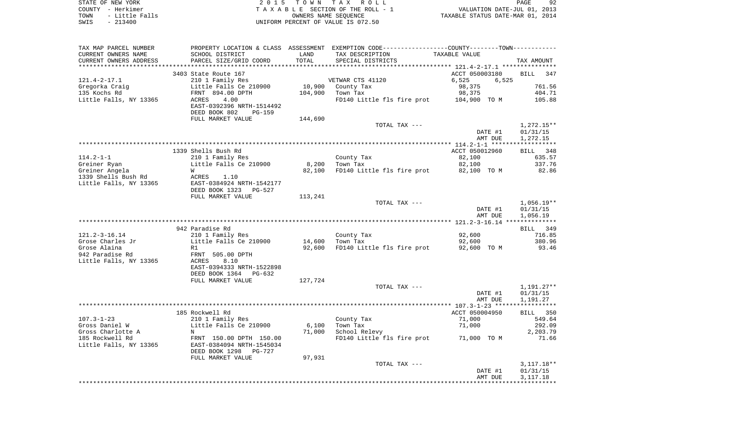STATE OF NEW YORK — COUNTY - Herkimer — TOWN - Little Falls — SWIS - 213400

2015 TOWN TAX ROLL
TAXABLE SECTION OF THE ROLL - 1
OWNERS NAME SEQUENCE
UNIFORM PERCENT OF VALUE IS 072.50

VALUATION DATE-JUL 01, 2013
TAXABLE STATUS DATE-MAR 01, 2014

| TAX MAP PARCEL NUMBER / CURRENT OWNERS NAME / CURRENT OWNERS ADDRESS | PROPERTY LOCATION & CLASS / SCHOOL DISTRICT / PARCEL SIZE/GRID COORD | ASSESSMENT LAND / TOTAL | EXEMPTION CODE / TAX DESCRIPTION / SPECIAL DISTRICTS | COUNTY / TOWN TAXABLE VALUE | TAX AMOUNT |
|---|---|---|---|---|---|
| 121.4-2-17.1 | 3403 State Route 167 | | | ACCT 050003180 | BILL 347 |
| | 210 1 Family Res | | VETWAR CTS 41120 | 6,525 6,525 | |
| Gregorka Craig | Little Falls Ce 210900 | 10,900 | County Tax | 98,375 | 761.56 |
| 135 Kochs Rd | FRNT 894.00 DPTH | 104,900 | Town Tax | 98,375 | 404.71 |
| Little Falls, NY 13365 | ACRES 4.00 | | FD140 Little fls fire prot | 104,900 TO M | 105.88 |
| | EAST-0392396 NRTH-1514492 | | | | |
| | DEED BOOK 802 PG-159 | | | | |
| | FULL MARKET VALUE | 144,690 | | | |
| | | | TOTAL TAX --- | | 1,272.15** |
| | | | | DATE #1 | 01/31/15 |
| | | | | AMT DUE | 1,272.15 |
| 114.2-1-1 | 1339 Shells Bush Rd | | | ACCT 050012960 | BILL 348 |
| | 210 1 Family Res | | County Tax | 82,100 | 635.57 |
| Greiner Ryan | Little Falls Ce 210900 | 8,200 | Town Tax | 82,100 | 337.76 |
| Greiner Angela | W | 82,100 | FD140 Little fls fire prot | 82,100 TO M | 82.86 |
| 1339 Shells Bush Rd | ACRES 1.10 | | | | |
| Little Falls, NY 13365 | EAST-0384924 NRTH-1542177 | | | | |
| | DEED BOOK 1323 PG-527 | | | | |
| | FULL MARKET VALUE | 113,241 | | | |
| | | | TOTAL TAX --- | | 1,056.19** |
| | | | | DATE #1 | 01/31/15 |
| | | | | AMT DUE | 1,056.19 |
| 121.2-3-16.14 | 942 Paradise Rd | | | | BILL 349 |
| | 210 1 Family Res | | County Tax | 92,600 | 716.85 |
| Grose Charles Jr | Little Falls Ce 210900 | 14,600 | Town Tax | 92,600 | 380.96 |
| Grose Alaina | R1 | 92,600 | FD140 Little fls fire prot | 92,600 TO M | 93.46 |
| 942 Paradise Rd | FRNT 505.00 DPTH | | | | |
| Little Falls, NY 13365 | ACRES 8.10 | | | | |
| | EAST-0394333 NRTH-1522898 | | | | |
| | DEED BOOK 1364 PG-632 | | | | |
| | FULL MARKET VALUE | 127,724 | | | |
| | | | TOTAL TAX --- | | 1,191.27** |
| | | | | DATE #1 | 01/31/15 |
| | | | | AMT DUE | 1,191.27 |
| 107.3-1-23 | 185 Rockwell Rd | | | ACCT 050004950 | BILL 350 |
| | 210 1 Family Res | | County Tax | 71,000 | 549.64 |
| Gross Daniel W | Little Falls Ce 210900 | 6,100 | Town Tax | 71,000 | 292.09 |
| Gross Charlotte A | N | 71,000 | School Relevy | | 2,203.79 |
| 185 Rockwell Rd | FRNT 150.00 DPTH 150.00 | | FD140 Little fls fire prot | 71,000 TO M | 71.66 |
| Little Falls, NY 13365 | EAST-0384094 NRTH-1545034 | | | | |
| | DEED BOOK 1298 PG-727 | | | | |
| | FULL MARKET VALUE | 97,931 | | | |
| | | | TOTAL TAX --- | | 3,117.18** |
| | | | | DATE #1 | 01/31/15 |
| | | | | AMT DUE | 3,117.18 |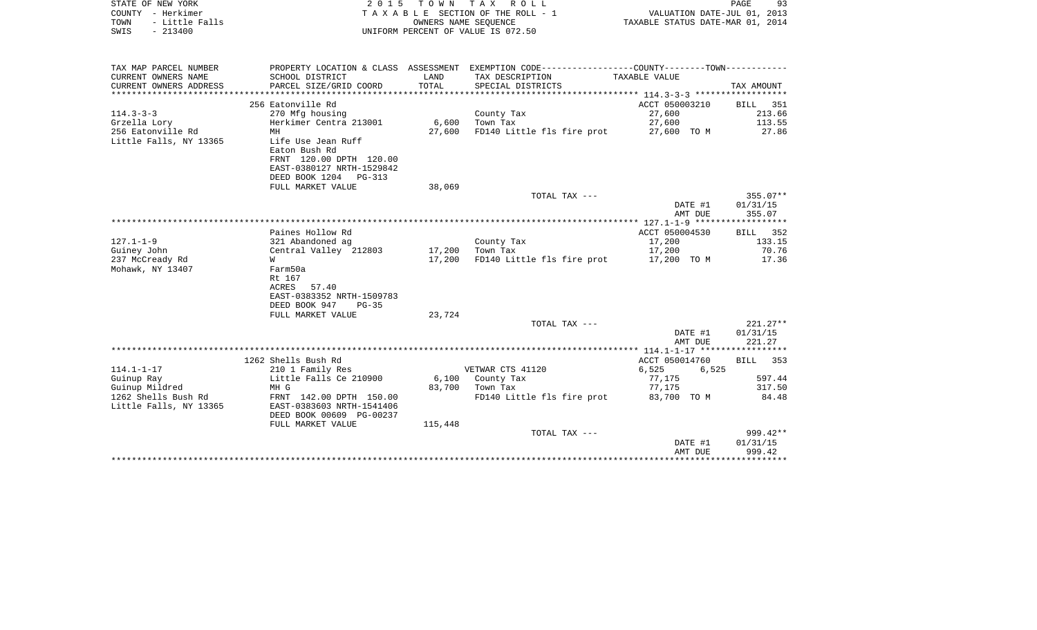STATE OF NEW YORK　　　　　　　　2 0 1 5　T O W N　T A X　R O L L
COUNTY - Herkimer　　　　　　　T A X A B L E SECTION OF THE ROLL - 1　　　　VALUATION DATE-JUL 01, 2013
TOWN - Little Falls　　　　　　　　OWNERS NAME SEQUENCE　　　　　　TAXABLE STATUS DATE-MAR 01, 2014
SWIS - 213400　　　　　　　　UNIFORM PERCENT OF VALUE IS 072.50

| TAX MAP PARCEL NUMBER / CURRENT OWNERS NAME / CURRENT OWNERS ADDRESS | PROPERTY LOCATION & CLASS / SCHOOL DISTRICT / PARCEL SIZE/GRID COORD | ASSESSMENT LAND / TOTAL | EXEMPTION CODE / TAX DESCRIPTION / SPECIAL DISTRICTS | COUNTY--------TOWN / TAXABLE VALUE | TAX AMOUNT |
|---|---|---|---|---|---|
| | 256 Eatonville Rd | | | ACCT 050003210 | BILL 351 |
| 114.3-3-3 | 270 Mfg housing | | County Tax | 27,600 | 213.66 |
| Grzella Lory | Herkimer Centra 213001 | 6,600 | Town Tax | 27,600 | 113.55 |
| 256 Eatonville Rd | MH | 27,600 | FD140 Little fls fire prot | 27,600 TO M | 27.86 |
| Little Falls, NY 13365 | Life Use Jean Ruff | | | | |
| | Eaton Bush Rd | | | | |
| | FRNT 120.00 DPTH 120.00 | | | | |
| | EAST-0380127 NRTH-1529842 | | | | |
| | DEED BOOK 1204 PG-313 | | | | |
| | FULL MARKET VALUE | 38,069 | | | |
| | | | TOTAL TAX --- | | 355.07** |
| | | | | DATE #1 | 01/31/15 |
| | | | | AMT DUE | 355.07 |
| | Paines Hollow Rd | | | ACCT 050004530 | BILL 352 |
| 127.1-1-9 | 321 Abandoned ag | | County Tax | 17,200 | 133.15 |
| Guiney John | Central Valley 212803 | 17,200 | Town Tax | 17,200 | 70.76 |
| 237 McCready Rd | W | 17,200 | FD140 Little fls fire prot | 17,200 TO M | 17.36 |
| Mohawk, NY 13407 | Farm50a | | | | |
| | Rt 167 | | | | |
| | ACRES 57.40 | | | | |
| | EAST-0383352 NRTH-1509783 | | | | |
| | DEED BOOK 947 PG-35 | | | | |
| | FULL MARKET VALUE | 23,724 | | | |
| | | | TOTAL TAX --- | | 221.27** |
| | | | | DATE #1 | 01/31/15 |
| | | | | AMT DUE | 221.27 |
| | 1262 Shells Bush Rd | | | ACCT 050014760 | BILL 353 |
| 114.1-1-17 | 210 1 Family Res | | VETWAR CTS 41120 | 6,525 6,525 | |
| Guinup Ray | Little Falls Ce 210900 | 6,100 | County Tax | 77,175 | 597.44 |
| Guinup Mildred | MH G | 83,700 | Town Tax | 77,175 | 317.50 |
| 1262 Shells Bush Rd | FRNT 142.00 DPTH 150.00 | | FD140 Little fls fire prot | 83,700 TO M | 84.48 |
| Little Falls, NY 13365 | EAST-0383603 NRTH-1541406 | | | | |
| | DEED BOOK 00609 PG-00237 | | | | |
| | FULL MARKET VALUE | 115,448 | | | |
| | | | TOTAL TAX --- | | 999.42** |
| | | | | DATE #1 | 01/31/15 |
| | | | | AMT DUE | 999.42 |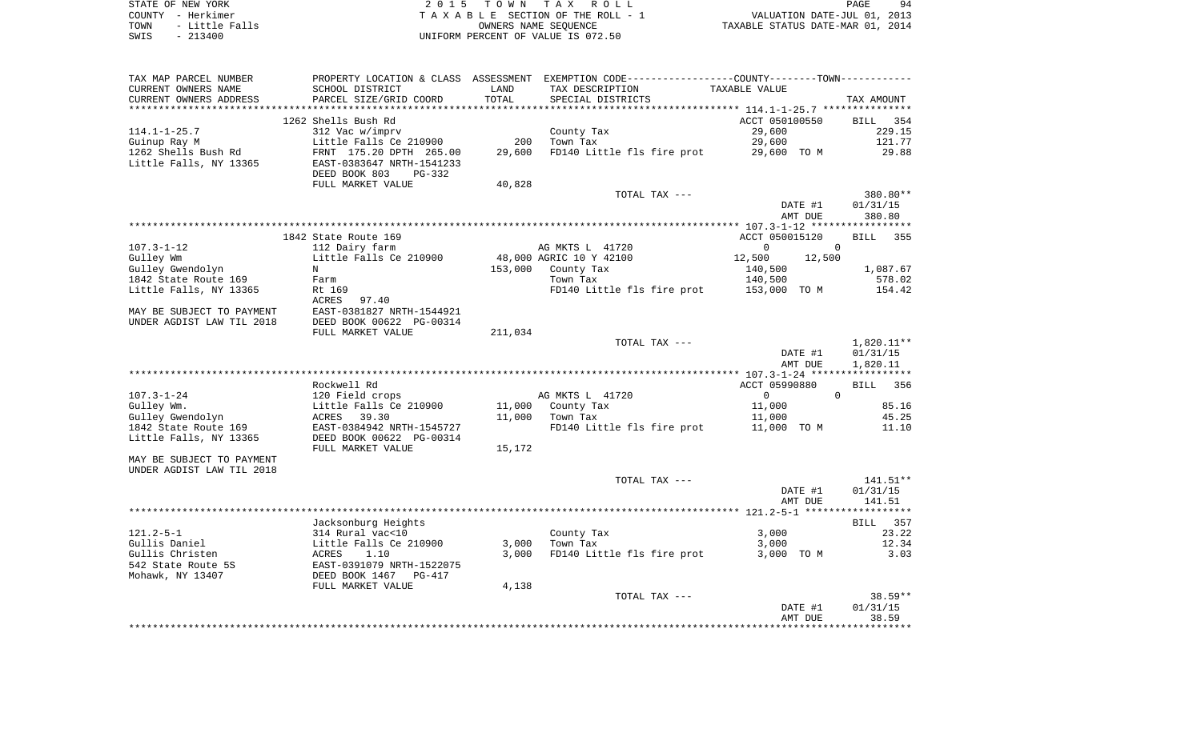STATE OF NEW YORK
COUNTY - Herkimer
TOWN - Little Falls
SWIS - 213400

2 0 1 5 T O W N T A X R O L L
T A X A B L E SECTION OF THE ROLL - 1
OWNERS NAME SEQUENCE
UNIFORM PERCENT OF VALUE IS 072.50

VALUATION DATE-JUL 01, 2013
TAXABLE STATUS DATE-MAR 01, 2014

| TAX MAP PARCEL NUMBER / CURRENT OWNERS NAME / CURRENT OWNERS ADDRESS | PROPERTY LOCATION & CLASS / SCHOOL DISTRICT / PARCEL SIZE/GRID COORD | ASSESSMENT LAND / TOTAL | EXEMPTION CODE / TAX DESCRIPTION / SPECIAL DISTRICTS | COUNTY / TOWN TAXABLE VALUE | TAX AMOUNT |
|---|---|---|---|---|---|
| **114.1-1-25.7** | 1262 Shells Bush Rd | | | ACCT 050100550 | BILL 354 |
| Guinup Ray M | 312 Vac w/imprv | | County Tax | 29,600 | 229.15 |
| 1262 Shells Bush Rd | Little Falls Ce 210900 | 200 | Town Tax | 29,600 | 121.77 |
| Little Falls, NY 13365 | FRNT 175.20 DPTH 265.00 | 29,600 | FD140 Little fls fire prot | 29,600 TO M | 29.88 |
| | EAST-0383647 NRTH-1541233 | | | | |
| | DEED BOOK 803 PG-332 | | | | |
| | FULL MARKET VALUE | 40,828 | | | |
| | | | TOTAL TAX --- | | 380.80** |
| | | | | DATE #1 | 01/31/15 |
| | | | | AMT DUE | 380.80 |
| **107.3-1-12** | 1842 State Route 169 | | | ACCT 050015120 | BILL 355 |
| Gulley Wm | 112 Dairy farm | | AG MKTS L 41720 | 0 / 0 | |
| Gulley Gwendolyn | Little Falls Ce 210900 | 48,000 | AGRIC 10 Y 42100 | 12,500 / 12,500 | |
| 1842 State Route 169 | N | 153,000 | County Tax | 140,500 | 1,087.67 |
| Little Falls, NY 13365 | Farm | | Town Tax | 140,500 | 578.02 |
| | Rt 169 | | FD140 Little fls fire prot | 153,000 TO M | 154.42 |
| | ACRES 97.40 | | | | |
| MAY BE SUBJECT TO PAYMENT | EAST-0381827 NRTH-1544921 | | | | |
| UNDER AGDIST LAW TIL 2018 | DEED BOOK 00622 PG-00314 | | | | |
| | FULL MARKET VALUE | 211,034 | | | |
| | | | TOTAL TAX --- | | 1,820.11** |
| | | | | DATE #1 | 01/31/15 |
| | | | | AMT DUE | 1,820.11 |
| **107.3-1-24** | Rockwell Rd | | | ACCT 05990880 | BILL 356 |
| Gulley Wm. | 120 Field crops | | AG MKTS L 41720 | 0 / 0 | |
| Gulley Gwendolyn | Little Falls Ce 210900 | 11,000 | County Tax | 11,000 | 85.16 |
| 1842 State Route 169 | ACRES 39.30 | 11,000 | Town Tax | 11,000 | 45.25 |
| Little Falls, NY 13365 | EAST-0384942 NRTH-1545727 | | FD140 Little fls fire prot | 11,000 TO M | 11.10 |
| | DEED BOOK 00622 PG-00314 | | | | |
| | FULL MARKET VALUE | 15,172 | | | |
| MAY BE SUBJECT TO PAYMENT | | | | | |
| UNDER AGDIST LAW TIL 2018 | | | | | |
| | | | TOTAL TAX --- | | 141.51** |
| | | | | DATE #1 | 01/31/15 |
| | | | | AMT DUE | 141.51 |
| **121.2-5-1** | Jacksonburg Heights | | | | BILL 357 |
| Gullis Daniel | 314 Rural vac<10 | | County Tax | 3,000 | 23.22 |
| Gullis Christen | Little Falls Ce 210900 | 3,000 | Town Tax | 3,000 | 12.34 |
| 542 State Route 5S | ACRES 1.10 | 3,000 | FD140 Little fls fire prot | 3,000 TO M | 3.03 |
| Mohawk, NY 13407 | EAST-0391079 NRTH-1522075 | | | | |
| | DEED BOOK 1467 PG-417 | | | | |
| | FULL MARKET VALUE | 4,138 | | | |
| | | | TOTAL TAX --- | | 38.59** |
| | | | | DATE #1 | 01/31/15 |
| | | | | AMT DUE | 38.59 |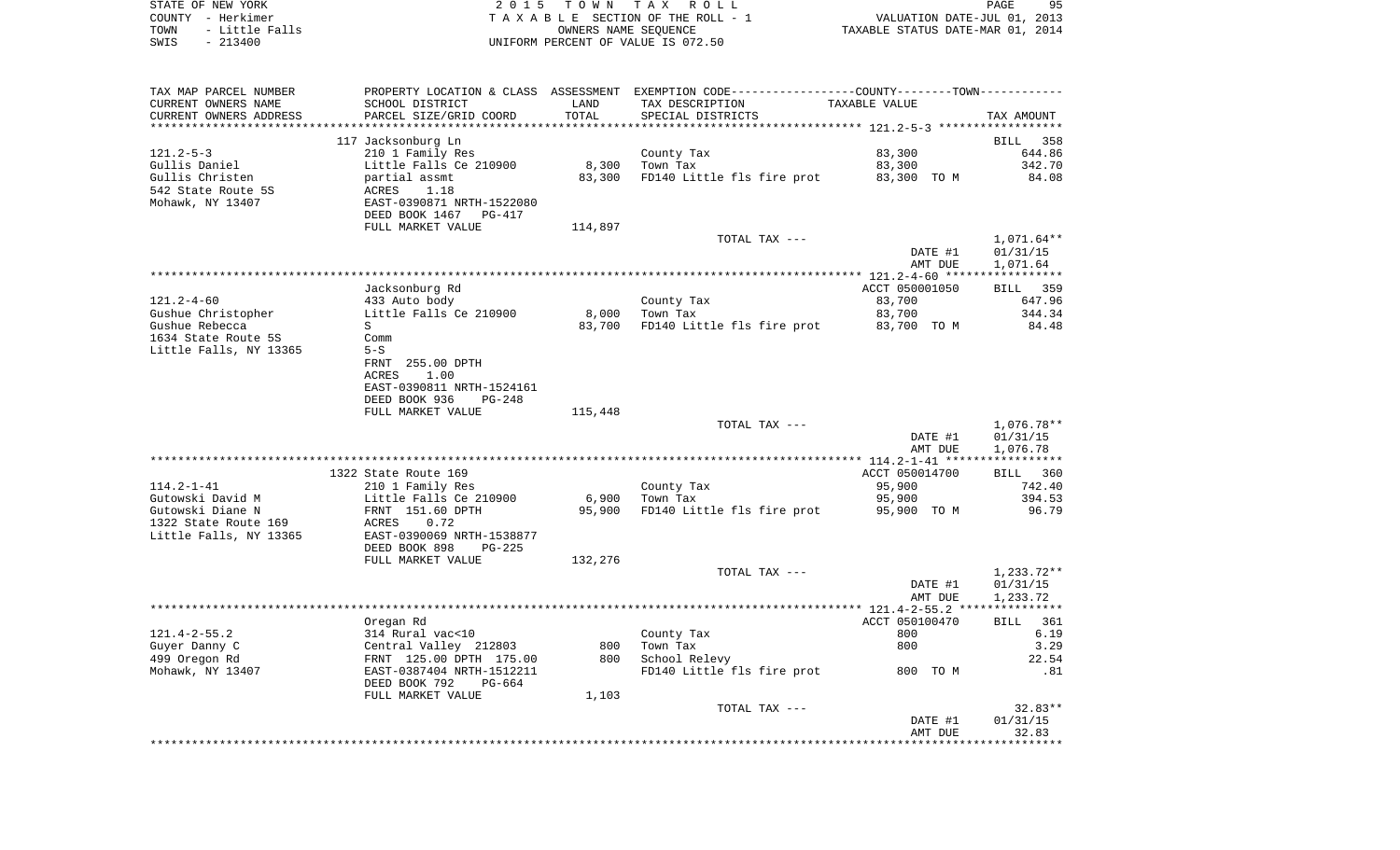STATE OF NEW YORK
COUNTY - Herkimer
TOWN - Little Falls
SWIS - 213400

2 0 1 5 T O W N T A X R O L L
T A X A B L E SECTION OF THE ROLL - 1
OWNERS NAME SEQUENCE
UNIFORM PERCENT OF VALUE IS 072.50

VALUATION DATE-JUL 01, 2013
TAXABLE STATUS DATE-MAR 01, 2014

| TAX MAP PARCEL NUMBER / CURRENT OWNERS NAME / CURRENT OWNERS ADDRESS | PROPERTY LOCATION & CLASS / SCHOOL DISTRICT / PARCEL SIZE/GRID COORD | ASSESSMENT LAND / TOTAL | EXEMPTION CODE / TAX DESCRIPTION / SPECIAL DISTRICTS | COUNTY--------TOWN TAXABLE VALUE | TAX AMOUNT |
|---|---|---|---|---|---|
| **121.2-5-3** | 117 Jacksonburg Ln | | | | BILL 358 |
| 121.2-5-3 | 210 1 Family Res | | County Tax | 83,300 | 644.86 |
| Gullis Daniel | Little Falls Ce 210900 | 8,300 | Town Tax | 83,300 | 342.70 |
| Gullis Christen | partial assmt | 83,300 | FD140 Little fls fire prot | 83,300 TO M | 84.08 |
| 542 State Route 5S | ACRES 1.18 | | | | |
| Mohawk, NY 13407 | EAST-0390871 NRTH-1522080 | | | | |
| | DEED BOOK 1467 PG-417 | | | | |
| | FULL MARKET VALUE | 114,897 | | | |
| | | | TOTAL TAX --- | | 1,071.64** |
| | | | | DATE #1 | 01/31/15 |
| | | | | AMT DUE | 1,071.64 |
| **121.2-4-60** | Jacksonburg Rd | | | ACCT 050001050 | BILL 359 |
| 121.2-4-60 | 433 Auto body | | County Tax | 83,700 | 647.96 |
| Gushue Christopher | Little Falls Ce 210900 | 8,000 | Town Tax | 83,700 | 344.34 |
| Gushue Rebecca | S | 83,700 | FD140 Little fls fire prot | 83,700 TO M | 84.48 |
| 1634 State Route 5S | Comm | | | | |
| Little Falls, NY 13365 | 5-S | | | | |
| | FRNT 255.00 DPTH | | | | |
| | ACRES 1.00 | | | | |
| | EAST-0390811 NRTH-1524161 | | | | |
| | DEED BOOK 936 PG-248 | | | | |
| | FULL MARKET VALUE | 115,448 | | | |
| | | | TOTAL TAX --- | | 1,076.78** |
| | | | | DATE #1 | 01/31/15 |
| | | | | AMT DUE | 1,076.78 |
| **114.2-1-41** | 1322 State Route 169 | | | ACCT 050014700 | BILL 360 |
| 114.2-1-41 | 210 1 Family Res | | County Tax | 95,900 | 742.40 |
| Gutowski David M | Little Falls Ce 210900 | 6,900 | Town Tax | 95,900 | 394.53 |
| Gutowski Diane N | FRNT 151.60 DPTH | 95,900 | FD140 Little fls fire prot | 95,900 TO M | 96.79 |
| 1322 State Route 169 | ACRES 0.72 | | | | |
| Little Falls, NY 13365 | EAST-0390069 NRTH-1538877 | | | | |
| | DEED BOOK 898 PG-225 | | | | |
| | FULL MARKET VALUE | 132,276 | | | |
| | | | TOTAL TAX --- | | 1,233.72** |
| | | | | DATE #1 | 01/31/15 |
| | | | | AMT DUE | 1,233.72 |
| **121.4-2-55.2** | Oregan Rd | | | ACCT 050100470 | BILL 361 |
| 121.4-2-55.2 | 314 Rural vac<10 | | County Tax | 800 | 6.19 |
| Guyer Danny C | Central Valley 212803 | 800 | Town Tax | 800 | 3.29 |
| 499 Oregon Rd | FRNT 125.00 DPTH 175.00 | 800 | School Relevy | | 22.54 |
| Mohawk, NY 13407 | EAST-0387404 NRTH-1512211 | | FD140 Little fls fire prot | 800 TO M | .81 |
| | DEED BOOK 792 PG-664 | | | | |
| | FULL MARKET VALUE | 1,103 | | | |
| | | | TOTAL TAX --- | | 32.83** |
| | | | | DATE #1 | 01/31/15 |
| | | | | AMT DUE | 32.83 |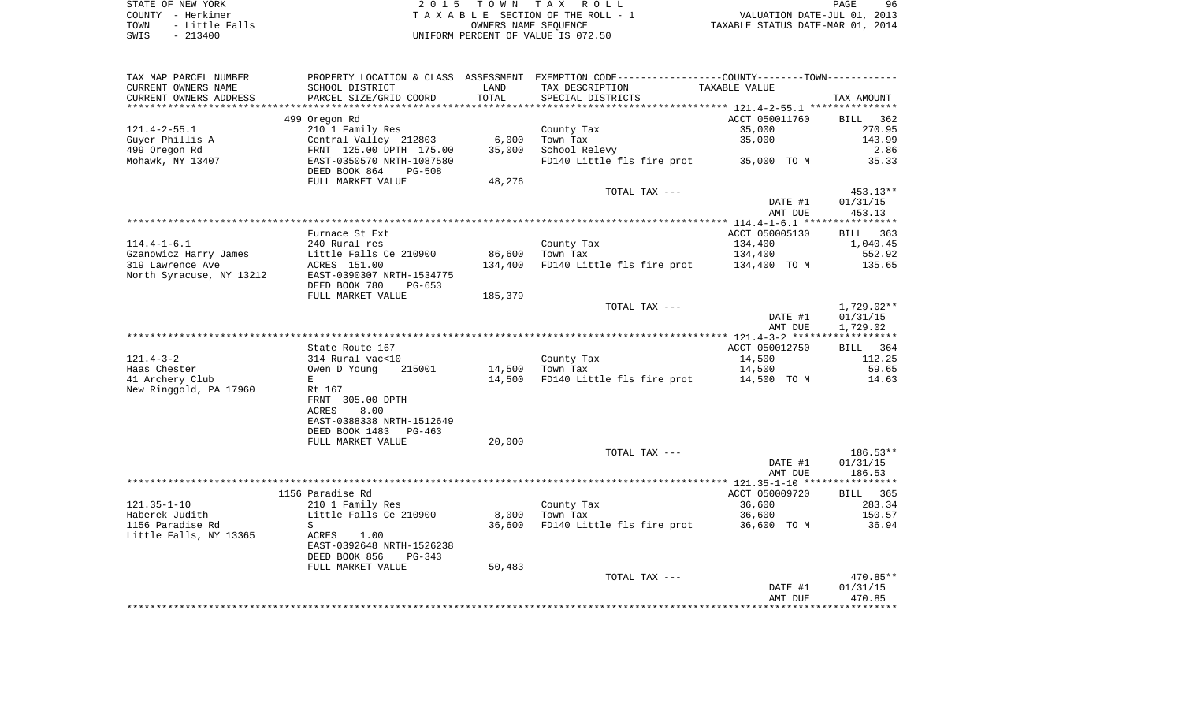STATE OF NEW YORK
COUNTY - Herkimer
TOWN - Little Falls
SWIS - 213400

2 0 1 5 T O W N T A X R O L L
T A X A B L E SECTION OF THE ROLL - 1
OWNERS NAME SEQUENCE
UNIFORM PERCENT OF VALUE IS 072.50

VALUATION DATE-JUL 01, 2013
TAXABLE STATUS DATE-MAR 01, 2014

| TAX MAP PARCEL NUMBER<br>CURRENT OWNERS NAME<br>CURRENT OWNERS ADDRESS | PROPERTY LOCATION & CLASS<br>SCHOOL DISTRICT<br>PARCEL SIZE/GRID COORD | ASSESSMENT<br>LAND<br>TOTAL | EXEMPTION CODE-----COUNTY-----TOWN-----<br>TAX DESCRIPTION<br>SPECIAL DISTRICTS | TAXABLE VALUE | TAX AMOUNT |
|---|---|---|---|---|---|
| **121.4-2-55.1** | 499 Oregon Rd | | | ACCT 050011760 | BILL 362 |
| 121.4-2-55.1 | 210 1 Family Res | | County Tax | 35,000 | 270.95 |
| Guyer Phillis A | Central Valley 212803 | 6,000 | Town Tax | 35,000 | 143.99 |
| 499 Oregon Rd | FRNT 125.00 DPTH 175.00 | 35,000 | School Relevy | | 2.86 |
| Mohawk, NY 13407 | EAST-0350570 NRTH-1087580 | | FD140 Little fls fire prot | 35,000 TO M | 35.33 |
| | DEED BOOK 864 PG-508 | | | | |
| | FULL MARKET VALUE | 48,276 | | | |
| | | | TOTAL TAX --- | | 453.13** |
| | | | | DATE #1 | 01/31/15 |
| | | | | AMT DUE | 453.13 |
| **114.4-1-6.1** | Furnace St Ext | | | ACCT 050005130 | BILL 363 |
| 114.4-1-6.1 | 240 Rural res | | County Tax | 134,400 | 1,040.45 |
| Gzanowicz Harry James | Little Falls Ce 210900 | 86,600 | Town Tax | 134,400 | 552.92 |
| 319 Lawrence Ave | ACRES 151.00 | 134,400 | FD140 Little fls fire prot | 134,400 TO M | 135.65 |
| North Syracuse, NY 13212 | EAST-0390307 NRTH-1534775 | | | | |
| | DEED BOOK 780 PG-653 | | | | |
| | FULL MARKET VALUE | 185,379 | | | |
| | | | TOTAL TAX --- | | 1,729.02** |
| | | | | DATE #1 | 01/31/15 |
| | | | | AMT DUE | 1,729.02 |
| **121.4-3-2** | State Route 167 | | | ACCT 050012750 | BILL 364 |
| 121.4-3-2 | 314 Rural vac<10 | | County Tax | 14,500 | 112.25 |
| Haas Chester | Owen D Young 215001 | 14,500 | Town Tax | 14,500 | 59.65 |
| 41 Archery Club | E | 14,500 | FD140 Little fls fire prot | 14,500 TO M | 14.63 |
| New Ringgold, PA 17960 | Rt 167 | | | | |
| | FRNT 305.00 DPTH | | | | |
| | ACRES 8.00 | | | | |
| | EAST-0388338 NRTH-1512649 | | | | |
| | DEED BOOK 1483 PG-463 | | | | |
| | FULL MARKET VALUE | 20,000 | | | |
| | | | TOTAL TAX --- | | 186.53** |
| | | | | DATE #1 | 01/31/15 |
| | | | | AMT DUE | 186.53 |
| **121.35-1-10** | 1156 Paradise Rd | | | ACCT 050009720 | BILL 365 |
| 121.35-1-10 | 210 1 Family Res | | County Tax | 36,600 | 283.34 |
| Haberek Judith | Little Falls Ce 210900 | 8,000 | Town Tax | 36,600 | 150.57 |
| 1156 Paradise Rd | S | 36,600 | FD140 Little fls fire prot | 36,600 TO M | 36.94 |
| Little Falls, NY 13365 | ACRES 1.00 | | | | |
| | EAST-0392648 NRTH-1526238 | | | | |
| | DEED BOOK 856 PG-343 | | | | |
| | FULL MARKET VALUE | 50,483 | | | |
| | | | TOTAL TAX --- | | 470.85** |
| | | | | DATE #1 | 01/31/15 |
| | | | | AMT DUE | 470.85 |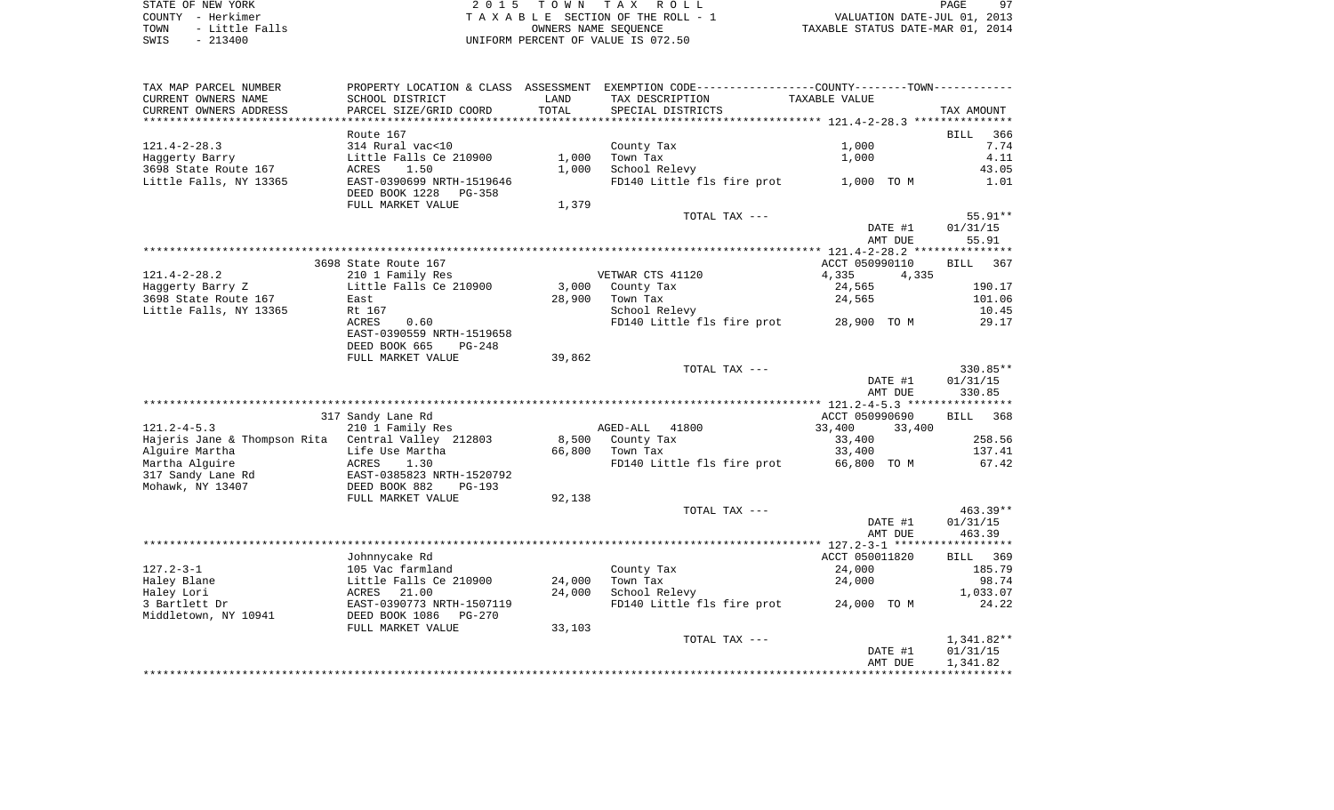STATE OF NEW YORK — 2 0 1 5 T O W N T A X R O L L
COUNTY - Herkimer — T A X A B L E SECTION OF THE ROLL - 1 — VALUATION DATE-JUL 01, 2013
TOWN - Little Falls — OWNERS NAME SEQUENCE — TAXABLE STATUS DATE-MAR 01, 2014
SWIS - 213400 — UNIFORM PERCENT OF VALUE IS 072.50

| TAX MAP PARCEL NUMBER<br>CURRENT OWNERS NAME<br>CURRENT OWNERS ADDRESS | PROPERTY LOCATION & CLASS<br>SCHOOL DISTRICT<br>PARCEL SIZE/GRID COORD | ASSESSMENT<br>LAND<br>TOTAL | EXEMPTION CODE<br>TAX DESCRIPTION<br>SPECIAL DISTRICTS | COUNTY--------TOWN<br>TAXABLE VALUE | TAX AMOUNT |
|---|---|---|---|---|---|
| 121.4-2-28.3 | Route 167 | | | | BILL 366 |
| 121.4-2-28.3 | 314 Rural vac<10 | | County Tax | 1,000 | 7.74 |
| Haggerty Barry | Little Falls Ce 210900 | 1,000 | Town Tax | 1,000 | 4.11 |
| 3698 State Route 167 | ACRES 1.50 | 1,000 | School Relevy | | 43.05 |
| Little Falls, NY 13365 | EAST-0390699 NRTH-1519646 | | FD140 Little fls fire prot | 1,000 TO M | 1.01 |
| | DEED BOOK 1228 PG-358 | | | | |
| | FULL MARKET VALUE | 1,379 | | | |
| | | | TOTAL TAX --- | | 55.91** |
| | | | | DATE #1 | 01/31/15 |
| | | | | AMT DUE | 55.91 |
| 121.4-2-28.2 | 3698 State Route 167 | | | ACCT 050990110 | BILL 367 |
| 121.4-2-28.2 | 210 1 Family Res | | VETWAR CTS 41120 | 4,335 4,335 | |
| Haggerty Barry Z | Little Falls Ce 210900 | 3,000 | County Tax | 24,565 | 190.17 |
| 3698 State Route 167 | East | 28,900 | Town Tax | 24,565 | 101.06 |
| Little Falls, NY 13365 | Rt 167 | | School Relevy | | 10.45 |
| | ACRES 0.60 | | FD140 Little fls fire prot | 28,900 TO M | 29.17 |
| | EAST-0390559 NRTH-1519658 | | | | |
| | DEED BOOK 665 PG-248 | | | | |
| | FULL MARKET VALUE | 39,862 | | | |
| | | | TOTAL TAX --- | | 330.85** |
| | | | | DATE #1 | 01/31/15 |
| | | | | AMT DUE | 330.85 |
| 121.2-4-5.3 | 317 Sandy Lane Rd | | | ACCT 050990690 | BILL 368 |
| 121.2-4-5.3 | 210 1 Family Res | | AGED-ALL 41800 | 33,400 33,400 | |
| Hajeris Jane & Thompson Rita | Central Valley 212803 | 8,500 | County Tax | 33,400 | 258.56 |
| Alguire Martha | Life Use Martha | 66,800 | Town Tax | 33,400 | 137.41 |
| Martha Alguire | ACRES 1.30 | | FD140 Little fls fire prot | 66,800 TO M | 67.42 |
| 317 Sandy Lane Rd | EAST-0385823 NRTH-1520792 | | | | |
| Mohawk, NY 13407 | DEED BOOK 882 PG-193 | | | | |
| | FULL MARKET VALUE | 92,138 | | | |
| | | | TOTAL TAX --- | | 463.39** |
| | | | | DATE #1 | 01/31/15 |
| | | | | AMT DUE | 463.39 |
| 127.2-3-1 | Johnnycake Rd | | | ACCT 050011820 | BILL 369 |
| 127.2-3-1 | 105 Vac farmland | | County Tax | 24,000 | 185.79 |
| Haley Blane | Little Falls Ce 210900 | 24,000 | Town Tax | 24,000 | 98.74 |
| Haley Lori | ACRES 21.00 | 24,000 | School Relevy | | 1,033.07 |
| 3 Bartlett Dr | EAST-0390773 NRTH-1507119 | | FD140 Little fls fire prot | 24,000 TO M | 24.22 |
| Middletown, NY 10941 | DEED BOOK 1086 PG-270 | | | | |
| | FULL MARKET VALUE | 33,103 | | | |
| | | | TOTAL TAX --- | | 1,341.82** |
| | | | | DATE #1 | 01/31/15 |
| | | | | AMT DUE | 1,341.82 |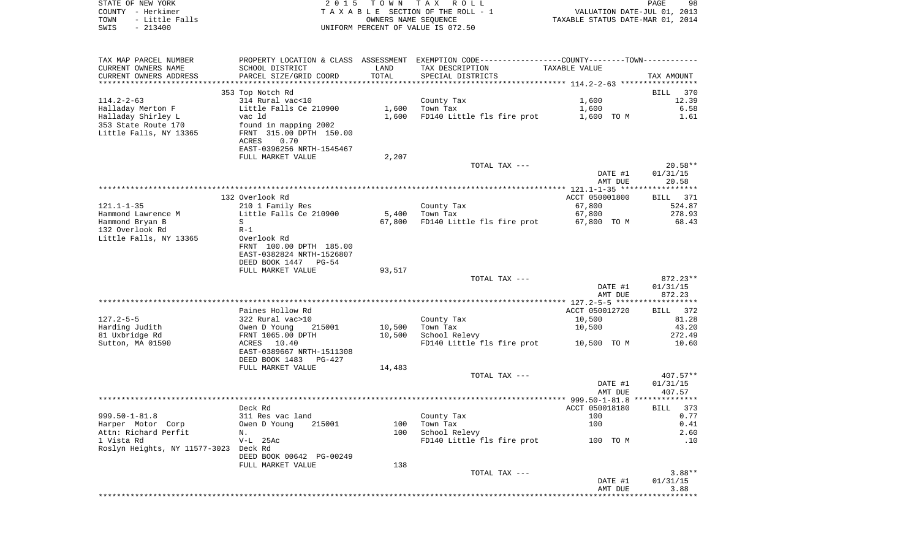STATE OF NEW YORK
COUNTY - Herkimer
TOWN - Little Falls
SWIS - 213400

2 0 1 5 T O W N T A X R O L L
T A X A B L E SECTION OF THE ROLL - 1
OWNERS NAME SEQUENCE
UNIFORM PERCENT OF VALUE IS 072.50

VALUATION DATE-JUL 01, 2013
TAXABLE STATUS DATE-MAR 01, 2014

| TAX MAP PARCEL NUMBER / CURRENT OWNERS NAME / CURRENT OWNERS ADDRESS | PROPERTY LOCATION & CLASS / SCHOOL DISTRICT / PARCEL SIZE/GRID COORD | ASSESSMENT LAND / TOTAL | EXEMPTION CODE / TAX DESCRIPTION / SPECIAL DISTRICTS | COUNTY--------TOWN / TAXABLE VALUE | TAX AMOUNT |
|---|---|---|---|---|---|
| | 353 Top Notch Rd | | | | BILL 370 |
| 114.2-2-63 | 314 Rural vac<10 | | County Tax | 1,600 | 12.39 |
| Halladay Merton F | Little Falls Ce 210900 | 1,600 | Town Tax | 1,600 | 6.58 |
| Halladay Shirley L | vac ld | 1,600 | FD140 Little fls fire prot | 1,600 TO M | 1.61 |
| 353 State Route 170 | found in mapping 2002 | | | | |
| Little Falls, NY 13365 | FRNT 315.00 DPTH 150.00 | | | | |
| | ACRES 0.70 | | | | |
| | EAST-0396256 NRTH-1545467 | | | | |
| | FULL MARKET VALUE | 2,207 | | | |
| | | | TOTAL TAX --- | | 20.58** |
| | | | | DATE #1 | 01/31/15 |
| | | | | AMT DUE | 20.58 |
| | 132 Overlook Rd | | | ACCT 050001800 | BILL 371 |
| 121.1-1-35 | 210 1 Family Res | | County Tax | 67,800 | 524.87 |
| Hammond Lawrence M | Little Falls Ce 210900 | 5,400 | Town Tax | 67,800 | 278.93 |
| Hammond Bryan B | S | 67,800 | FD140 Little fls fire prot | 67,800 TO M | 68.43 |
| 132 Overlook Rd | R-1 | | | | |
| Little Falls, NY 13365 | Overlook Rd | | | | |
| | FRNT 100.00 DPTH 185.00 | | | | |
| | EAST-0382824 NRTH-1526807 | | | | |
| | DEED BOOK 1447 PG-54 | | | | |
| | FULL MARKET VALUE | 93,517 | | | |
| | | | TOTAL TAX --- | | 872.23** |
| | | | | DATE #1 | 01/31/15 |
| | | | | AMT DUE | 872.23 |
| | Paines Hollow Rd | | | ACCT 050012720 | BILL 372 |
| 127.2-5-5 | 322 Rural vac>10 | | County Tax | 10,500 | 81.28 |
| Harding Judith | Owen D Young 215001 | 10,500 | Town Tax | 10,500 | 43.20 |
| 81 Uxbridge Rd | FRNT 1065.00 DPTH | 10,500 | School Relevy | | 272.49 |
| Sutton, MA 01590 | ACRES 10.40 | | FD140 Little fls fire prot | 10,500 TO M | 10.60 |
| | EAST-0389667 NRTH-1511308 | | | | |
| | DEED BOOK 1483 PG-427 | | | | |
| | FULL MARKET VALUE | 14,483 | | | |
| | | | TOTAL TAX --- | | 407.57** |
| | | | | DATE #1 | 01/31/15 |
| | | | | AMT DUE | 407.57 |
| | Deck Rd | | | ACCT 050018180 | BILL 373 |
| 999.50-1-81.8 | 311 Res vac land | | County Tax | 100 | 0.77 |
| Harper Motor Corp | Owen D Young 215001 | 100 | Town Tax | 100 | 0.41 |
| Attn: Richard Perfit | N. | 100 | School Relevy | | 2.60 |
| 1 Vista Rd | V-L 25Ac | | FD140 Little fls fire prot | 100 TO M | .10 |
| Roslyn Heights, NY 11577-3023 | Deck Rd | | | | |
| | DEED BOOK 00642 PG-00249 | | | | |
| | FULL MARKET VALUE | 138 | | | |
| | | | TOTAL TAX --- | | 3.88** |
| | | | | DATE #1 | 01/31/15 |
| | | | | AMT DUE | 3.88 |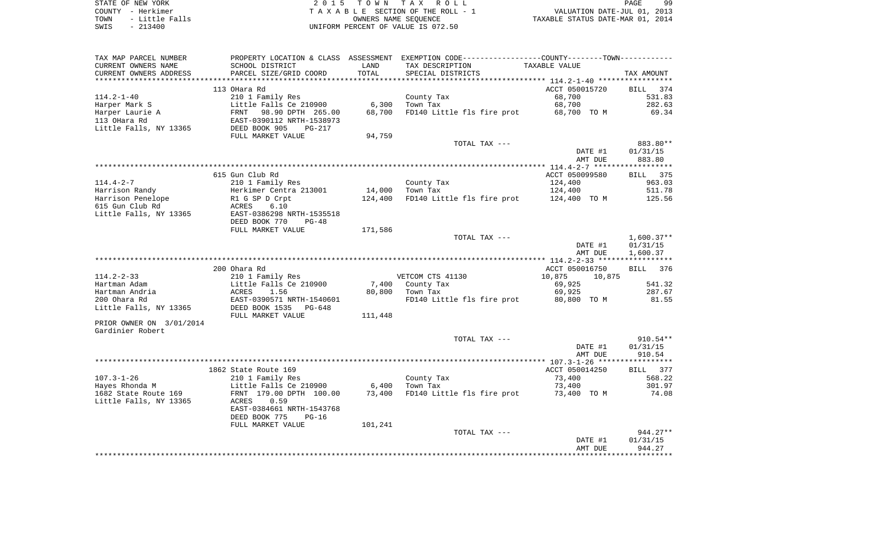STATE OF NEW YORK
COUNTY - Herkimer
TOWN - Little Falls
SWIS - 213400

2015 TOWN TAX ROLL
TAXABLE SECTION OF THE ROLL - 1
OWNERS NAME SEQUENCE
UNIFORM PERCENT OF VALUE IS 072.50

VALUATION DATE-JUL 01, 2013
TAXABLE STATUS DATE-MAR 01, 2014

```
TAX MAP PARCEL NUMBER     PROPERTY LOCATION & CLASS  ASSESSMENT  EXEMPTION CODE------------------COUNTY--------TOWN-----------
CURRENT OWNERS NAME       SCHOOL DISTRICT              LAND      TAX DESCRIPTION                TAXABLE VALUE
CURRENT OWNERS ADDRESS    PARCEL SIZE/GRID COORD       TOTAL     SPECIAL DISTRICTS                                    TAX AMOUNT
*********************************************************************************************** 114.2-1-40 *****************
                          113 OHara Rd                                                      ACCT 050015720     BILL  374
114.2-1-40                210 1 Family Res                       County Tax                      68,700            531.83
Harper Mark S             Little Falls Ce 210900       6,300     Town Tax                        68,700            282.63
Harper Laurie A           FRNT   98.90 DPTH 265.00    68,700     FD140 Little fls fire prot      68,700 TO M        69.34
113 OHara Rd              EAST-0390112 NRTH-1538973
Little Falls, NY 13365    DEED BOOK 905    PG-217
                          FULL MARKET VALUE           94,759
                                                                 TOTAL TAX ---                                     883.80**
                                                                                               DATE #1          01/31/15
                                                                                               AMT DUE            883.80
*********************************************************************************************** 114.4-2-7 ******************
                          615 Gun Club Rd                                                   ACCT 050099580     BILL  375
114.4-2-7                 210 1 Family Res                       County Tax                     124,400            963.03
Harrison Randy            Herkimer Centra 213001      14,000     Town Tax                       124,400            511.78
Harrison Penelope         R1 G SP D Crpt             124,400     FD140 Little fls fire prot     124,400 TO M       125.56
615 Gun Club Rd           ACRES    6.10
Little Falls, NY 13365    EAST-0386298 NRTH-1535518
                          DEED BOOK 770    PG-48
                          FULL MARKET VALUE          171,586
                                                                 TOTAL TAX ---                                   1,600.37**
                                                                                               DATE #1          01/31/15
                                                                                               AMT DUE          1,600.37
*********************************************************************************************** 114.2-2-33 *****************
                          200 Ohara Rd                                                      ACCT 050016750     BILL  376
114.2-2-33                210 1 Family Res                       VETCOM CTS 41130            10,875      10,875
Hartman Adam              Little Falls Ce 210900       7,400     County Tax                      69,925            541.32
Hartman Andria            ACRES    1.56               80,800     Town Tax                        69,925            287.67
200 Ohara Rd              EAST-0390571 NRTH-1540601              FD140 Little fls fire prot      80,800 TO M        81.55
Little Falls, NY 13365    DEED BOOK 1535   PG-648
                          FULL MARKET VALUE          111,448
PRIOR OWNER ON 3/01/2014
Gardinier Robert
                                                                 TOTAL TAX ---                                     910.54**
                                                                                               DATE #1          01/31/15
                                                                                               AMT DUE            910.54
*********************************************************************************************** 107.3-1-26 *****************
                          1862 State Route 169                                              ACCT 050014250     BILL  377
107.3-1-26                210 1 Family Res                       County Tax                      73,400            568.22
Hayes Rhonda M            Little Falls Ce 210900       6,400     Town Tax                        73,400            301.97
1682 State Route 169      FRNT  179.00 DPTH 100.00    73,400     FD140 Little fls fire prot      73,400 TO M        74.08
Little Falls, NY 13365    ACRES    0.59
                          EAST-0384661 NRTH-1543768
                          DEED BOOK 775    PG-16
                          FULL MARKET VALUE          101,241
                                                                 TOTAL TAX ---                                     944.27**
                                                                                               DATE #1          01/31/15
                                                                                               AMT DUE            944.27
****************************************************************************************************************************
```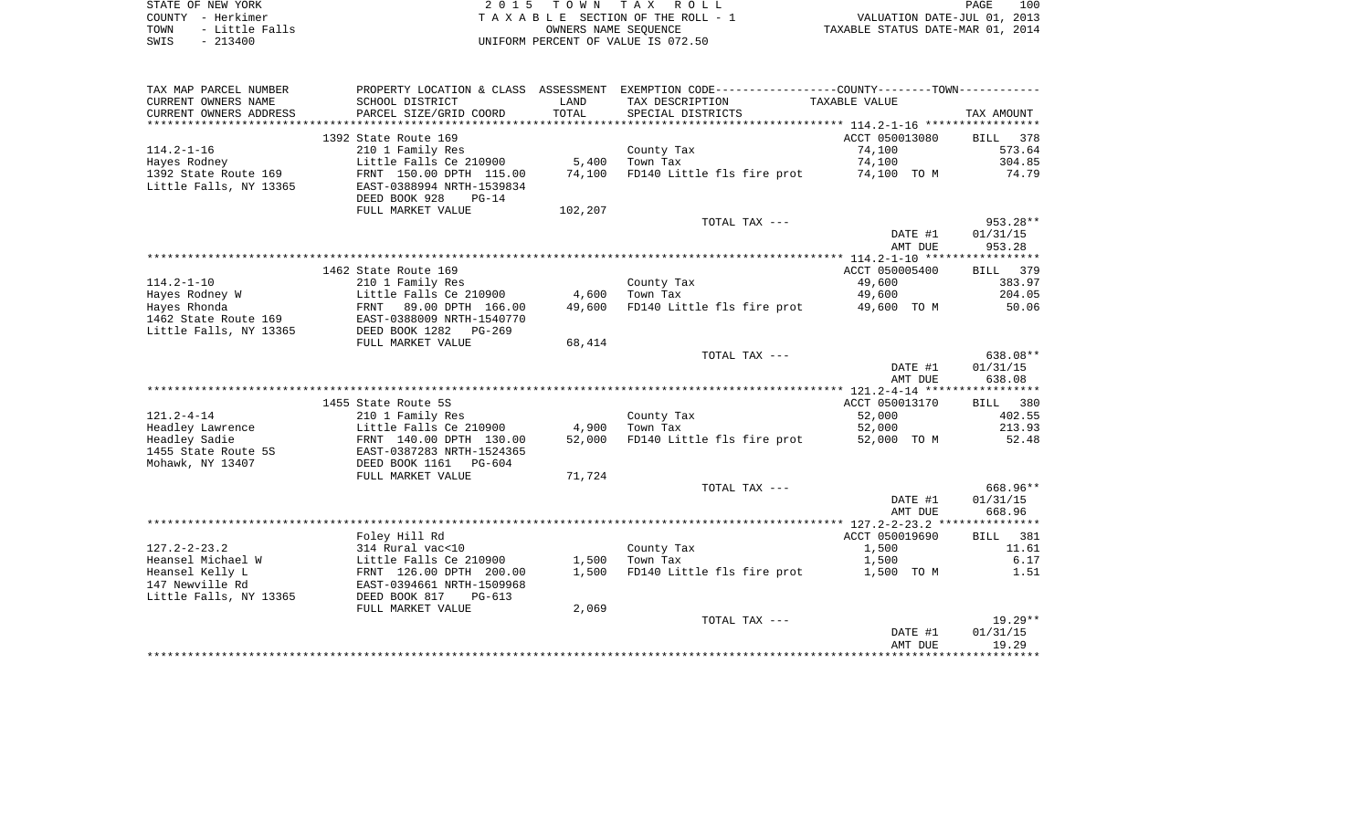STATE OF NEW YORK | COUNTY - Herkimer | TOWN - Little Falls | SWIS - 213400

2 0 1 5 T O W N T A X R O L L
T A X A B L E SECTION OF THE ROLL - 1
OWNERS NAME SEQUENCE
UNIFORM PERCENT OF VALUE IS 072.50

VALUATION DATE-JUL 01, 2013
TAXABLE STATUS DATE-MAR 01, 2014

| TAX MAP PARCEL NUMBER / CURRENT OWNERS NAME / CURRENT OWNERS ADDRESS | PROPERTY LOCATION & CLASS / SCHOOL DISTRICT / PARCEL SIZE/GRID COORD | ASSESSMENT LAND / TOTAL | EXEMPTION CODE / TAX DESCRIPTION / SPECIAL DISTRICTS | TAXABLE VALUE | TAX AMOUNT |
|---|---|---|---|---|---|
| 114.2-1-16 | 1392 State Route 169 | | | ACCT 050013080 | BILL 378 |
| Hayes Rodney | 210 1 Family Res | | County Tax | 74,100 | 573.64 |
| 1392 State Route 169 | Little Falls Ce 210900 | 5,400 | Town Tax | 74,100 | 304.85 |
| Little Falls, NY 13365 | FRNT 150.00 DPTH 115.00 | 74,100 | FD140 Little fls fire prot | 74,100 TO M | 74.79 |
| | EAST-0388994 NRTH-1539834 | | | | |
| | DEED BOOK 928 PG-14 | | | | |
| | FULL MARKET VALUE | 102,207 | | | |
| | | | TOTAL TAX --- | | 953.28** |
| | | | | DATE #1 | 01/31/15 |
| | | | | AMT DUE | 953.28 |
| 114.2-1-10 | 1462 State Route 169 | | | ACCT 050005400 | BILL 379 |
| Hayes Rodney W | 210 1 Family Res | | County Tax | 49,600 | 383.97 |
| Hayes Rhonda | Little Falls Ce 210900 | 4,600 | Town Tax | 49,600 | 204.05 |
| 1462 State Route 169 | FRNT 89.00 DPTH 166.00 | 49,600 | FD140 Little fls fire prot | 49,600 TO M | 50.06 |
| Little Falls, NY 13365 | EAST-0388009 NRTH-1540770 | | | | |
| | DEED BOOK 1282 PG-269 | | | | |
| | FULL MARKET VALUE | 68,414 | | | |
| | | | TOTAL TAX --- | | 638.08** |
| | | | | DATE #1 | 01/31/15 |
| | | | | AMT DUE | 638.08 |
| 121.2-4-14 | 1455 State Route 5S | | | ACCT 050013170 | BILL 380 |
| Headley Lawrence | 210 1 Family Res | | County Tax | 52,000 | 402.55 |
| Headley Sadie | Little Falls Ce 210900 | 4,900 | Town Tax | 52,000 | 213.93 |
| 1455 State Route 5S | FRNT 140.00 DPTH 130.00 | 52,000 | FD140 Little fls fire prot | 52,000 TO M | 52.48 |
| Mohawk, NY 13407 | EAST-0387283 NRTH-1524365 | | | | |
| | DEED BOOK 1161 PG-604 | | | | |
| | FULL MARKET VALUE | 71,724 | | | |
| | | | TOTAL TAX --- | | 668.96** |
| | | | | DATE #1 | 01/31/15 |
| | | | | AMT DUE | 668.96 |
| 127.2-2-23.2 | Foley Hill Rd | | | ACCT 050019690 | BILL 381 |
| Heansel Michael W | 314 Rural vac<10 | | County Tax | 1,500 | 11.61 |
| Heansel Kelly L | Little Falls Ce 210900 | 1,500 | Town Tax | 1,500 | 6.17 |
| 147 Newville Rd | FRNT 126.00 DPTH 200.00 | 1,500 | FD140 Little fls fire prot | 1,500 TO M | 1.51 |
| Little Falls, NY 13365 | EAST-0394661 NRTH-1509968 | | | | |
| | DEED BOOK 817 PG-613 | | | | |
| | FULL MARKET VALUE | 2,069 | | | |
| | | | TOTAL TAX --- | | 19.29** |
| | | | | DATE #1 | 01/31/15 |
| | | | | AMT DUE | 19.29 |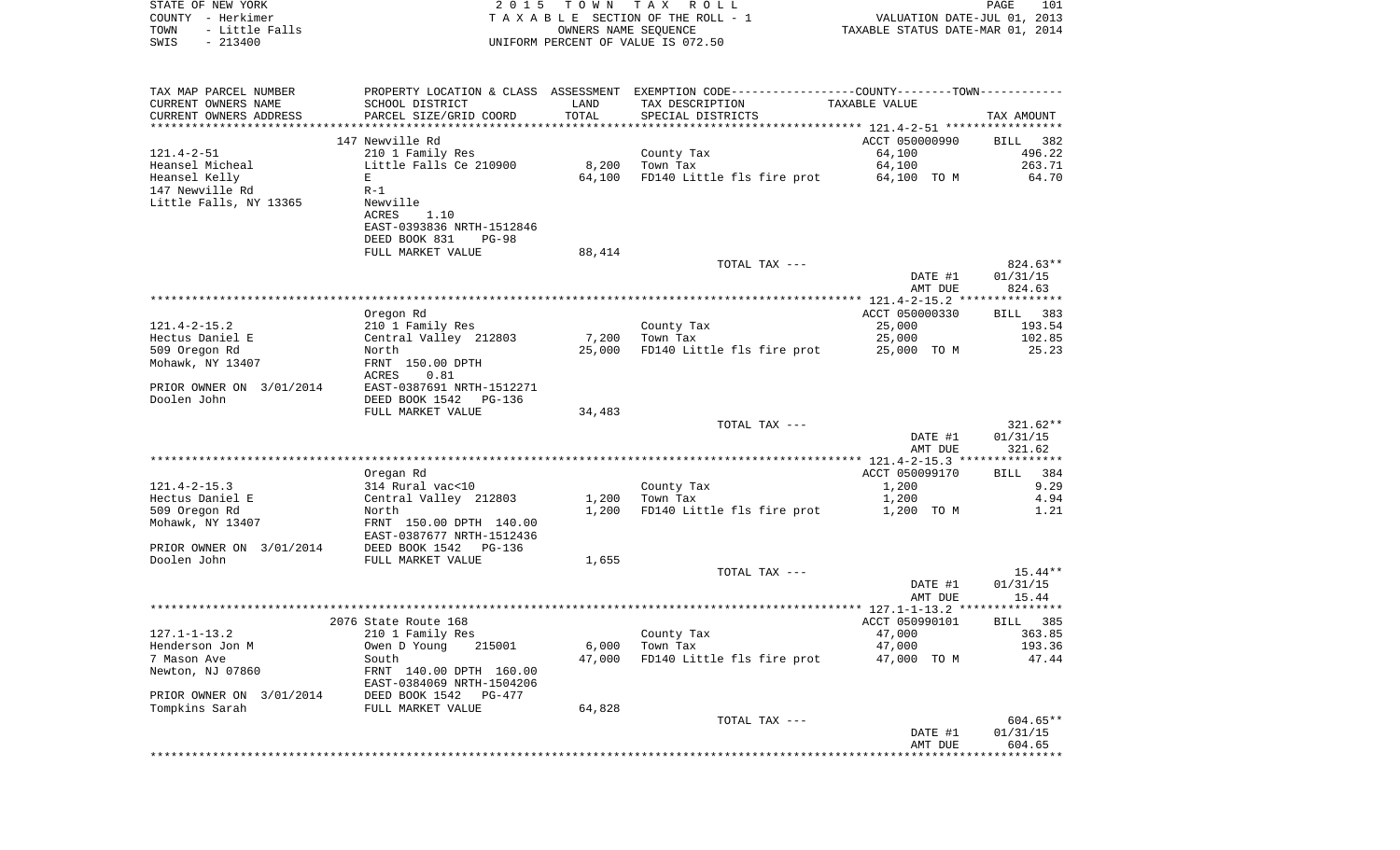STATE OF NEW YORK
COUNTY - Herkimer
TOWN - Little Falls
SWIS - 213400

2015 TOWN TAX ROLL
TAXABLE SECTION OF THE ROLL - 1
OWNERS NAME SEQUENCE
UNIFORM PERCENT OF VALUE IS 072.50

VALUATION DATE-JUL 01, 2013
TAXABLE STATUS DATE-MAR 01, 2014

| TAX MAP PARCEL NUMBER / CURRENT OWNERS NAME / CURRENT OWNERS ADDRESS | PROPERTY LOCATION & CLASS / SCHOOL DISTRICT / PARCEL SIZE/GRID COORD | ASSESSMENT LAND / TOTAL | EXEMPTION CODE / TAX DESCRIPTION / SPECIAL DISTRICTS | COUNTY--------TOWN TAXABLE VALUE | TAX AMOUNT |
|---|---|---|---|---|---|
| 121.4-2-51 | 147 Newville Rd | | | ACCT 050000990 | BILL 382 |
| 121.4-2-51 | 210 1 Family Res | | County Tax | 64,100 | 496.22 |
| Heansel Micheal | Little Falls Ce 210900 | 8,200 | Town Tax | 64,100 | 263.71 |
| Heansel Kelly | E | 64,100 | FD140 Little fls fire prot | 64,100 TO M | 64.70 |
| 147 Newville Rd | R-1 | | | | |
| Little Falls, NY 13365 | Newville | | | | |
| | ACRES 1.10 | | | | |
| | EAST-0393836 NRTH-1512846 | | | | |
| | DEED BOOK 831 PG-98 | | | | |
| | FULL MARKET VALUE | 88,414 | | | |
| | | | TOTAL TAX --- | | 824.63** |
| | | | | DATE #1 | 01/31/15 |
| | | | | AMT DUE | 824.63 |
| 121.4-2-15.2 | Oregon Rd | | | ACCT 050000330 | BILL 383 |
| 121.4-2-15.2 | 210 1 Family Res | | County Tax | 25,000 | 193.54 |
| Hectus Daniel E | Central Valley 212803 | 7,200 | Town Tax | 25,000 | 102.85 |
| 509 Oregon Rd | North | 25,000 | FD140 Little fls fire prot | 25,000 TO M | 25.23 |
| Mohawk, NY 13407 | FRNT 150.00 DPTH | | | | |
| | ACRES 0.81 | | | | |
| PRIOR OWNER ON 3/01/2014 | EAST-0387691 NRTH-1512271 | | | | |
| Doolen John | DEED BOOK 1542 PG-136 | | | | |
| | FULL MARKET VALUE | 34,483 | | | |
| | | | TOTAL TAX --- | | 321.62** |
| | | | | DATE #1 | 01/31/15 |
| | | | | AMT DUE | 321.62 |
| 121.4-2-15.3 | Oregan Rd | | | ACCT 050099170 | BILL 384 |
| 121.4-2-15.3 | 314 Rural vac<10 | | County Tax | 1,200 | 9.29 |
| Hectus Daniel E | Central Valley 212803 | 1,200 | Town Tax | 1,200 | 4.94 |
| 509 Oregon Rd | North | 1,200 | FD140 Little fls fire prot | 1,200 TO M | 1.21 |
| Mohawk, NY 13407 | FRNT 150.00 DPTH 140.00 | | | | |
| | EAST-0387677 NRTH-1512436 | | | | |
| PRIOR OWNER ON 3/01/2014 | DEED BOOK 1542 PG-136 | | | | |
| Doolen John | FULL MARKET VALUE | 1,655 | | | |
| | | | TOTAL TAX --- | | 15.44** |
| | | | | DATE #1 | 01/31/15 |
| | | | | AMT DUE | 15.44 |
| 127.1-1-13.2 | 2076 State Route 168 | | | ACCT 050990101 | BILL 385 |
| 127.1-1-13.2 | 210 1 Family Res | | County Tax | 47,000 | 363.85 |
| Henderson Jon M | Owen D Young 215001 | 6,000 | Town Tax | 47,000 | 193.36 |
| 7 Mason Ave | South | 47,000 | FD140 Little fls fire prot | 47,000 TO M | 47.44 |
| Newton, NJ 07860 | FRNT 140.00 DPTH 160.00 | | | | |
| | EAST-0384069 NRTH-1504206 | | | | |
| PRIOR OWNER ON 3/01/2014 | DEED BOOK 1542 PG-477 | | | | |
| Tompkins Sarah | FULL MARKET VALUE | 64,828 | | | |
| | | | TOTAL TAX --- | | 604.65** |
| | | | | DATE #1 | 01/31/15 |
| | | | | AMT DUE | 604.65 |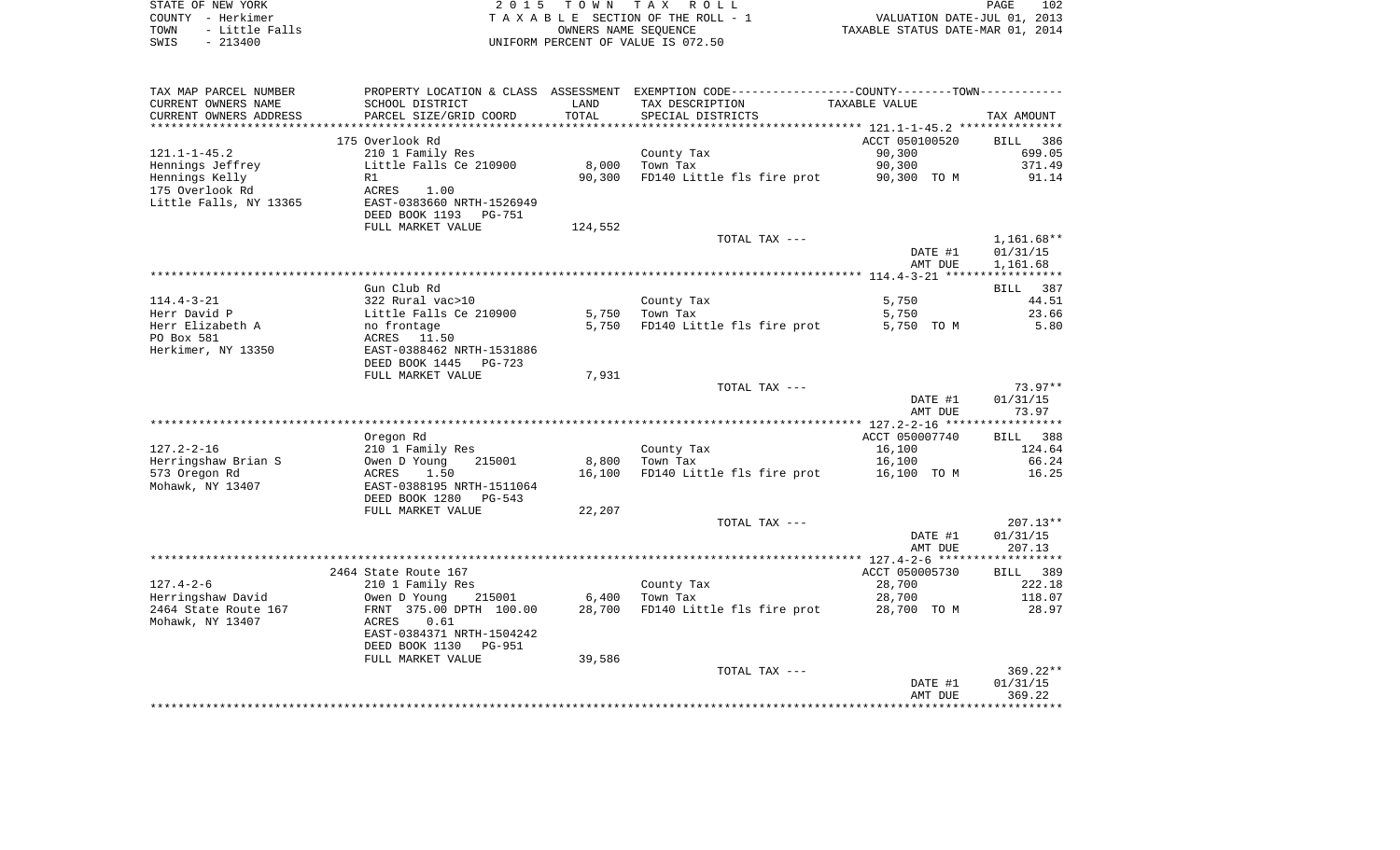STATE OF NEW YORK
COUNTY - Herkimer
TOWN - Little Falls
SWIS - 213400

2 0 1 5 T O W N T A X R O L L
T A X A B L E SECTION OF THE ROLL - 1
OWNERS NAME SEQUENCE
UNIFORM PERCENT OF VALUE IS 072.50

VALUATION DATE-JUL 01, 2013
TAXABLE STATUS DATE-MAR 01, 2014

| TAX MAP PARCEL NUMBER / CURRENT OWNERS NAME / CURRENT OWNERS ADDRESS | PROPERTY LOCATION & CLASS / SCHOOL DISTRICT / PARCEL SIZE/GRID COORD | ASSESSMENT LAND | TOTAL | EXEMPTION CODE / TAX DESCRIPTION / SPECIAL DISTRICTS | TAXABLE VALUE | TAX AMOUNT |
|---|---|---|---|---|---|---|
| 121.1-1-45.2 | 175 Overlook Rd | | | | ACCT 050100520 | BILL 386 |
| Hennings Jeffrey | 210 1 Family Res | | | County Tax | 90,300 | 699.05 |
| Hennings Kelly | Little Falls Ce 210900 | 8,000 | | Town Tax | 90,300 | 371.49 |
| 175 Overlook Rd | R1 | | 90,300 | FD140 Little fls fire prot | 90,300 TO M | 91.14 |
| Little Falls, NY 13365 | ACRES 1.00 | | | | | |
| | EAST-0383660 NRTH-1526949 | | | | | |
| | DEED BOOK 1193 PG-751 | | | | | |
| | FULL MARKET VALUE | 124,552 | | | | |
| | | | | TOTAL TAX --- | | 1,161.68** |
| | | | | | DATE #1 | 01/31/15 |
| | | | | | AMT DUE | 1,161.68 |
| 114.4-3-21 | Gun Club Rd | | | | | BILL 387 |
| Herr David P | 322 Rural vac>10 | | | County Tax | 5,750 | 44.51 |
| Herr Elizabeth A | Little Falls Ce 210900 | 5,750 | | Town Tax | 5,750 | 23.66 |
| PO Box 581 | no frontage | | 5,750 | FD140 Little fls fire prot | 5,750 TO M | 5.80 |
| Herkimer, NY 13350 | ACRES 11.50 | | | | | |
| | EAST-0388462 NRTH-1531886 | | | | | |
| | DEED BOOK 1445 PG-723 | | | | | |
| | FULL MARKET VALUE | 7,931 | | | | |
| | | | | TOTAL TAX --- | | 73.97** |
| | | | | | DATE #1 | 01/31/15 |
| | | | | | AMT DUE | 73.97 |
| 127.2-2-16 | Oregon Rd | | | | ACCT 050007740 | BILL 388 |
| Herringshaw Brian S | 210 1 Family Res | | | County Tax | 16,100 | 124.64 |
| 573 Oregon Rd | Owen D Young 215001 | 8,800 | | Town Tax | 16,100 | 66.24 |
| Mohawk, NY 13407 | ACRES 1.50 | | 16,100 | FD140 Little fls fire prot | 16,100 TO M | 16.25 |
| | EAST-0388195 NRTH-1511064 | | | | | |
| | DEED BOOK 1280 PG-543 | | | | | |
| | FULL MARKET VALUE | 22,207 | | | | |
| | | | | TOTAL TAX --- | | 207.13** |
| | | | | | DATE #1 | 01/31/15 |
| | | | | | AMT DUE | 207.13 |
| 127.4-2-6 | 2464 State Route 167 | | | | ACCT 050005730 | BILL 389 |
| Herringshaw David | 210 1 Family Res | | | County Tax | 28,700 | 222.18 |
| 2464 State Route 167 | Owen D Young 215001 | 6,400 | | Town Tax | 28,700 | 118.07 |
| Mohawk, NY 13407 | FRNT 375.00 DPTH 100.00 | | 28,700 | FD140 Little fls fire prot | 28,700 TO M | 28.97 |
| | ACRES 0.61 | | | | | |
| | EAST-0384371 NRTH-1504242 | | | | | |
| | DEED BOOK 1130 PG-951 | | | | | |
| | FULL MARKET VALUE | 39,586 | | | | |
| | | | | TOTAL TAX --- | | 369.22** |
| | | | | | DATE #1 | 01/31/15 |
| | | | | | AMT DUE | 369.22 |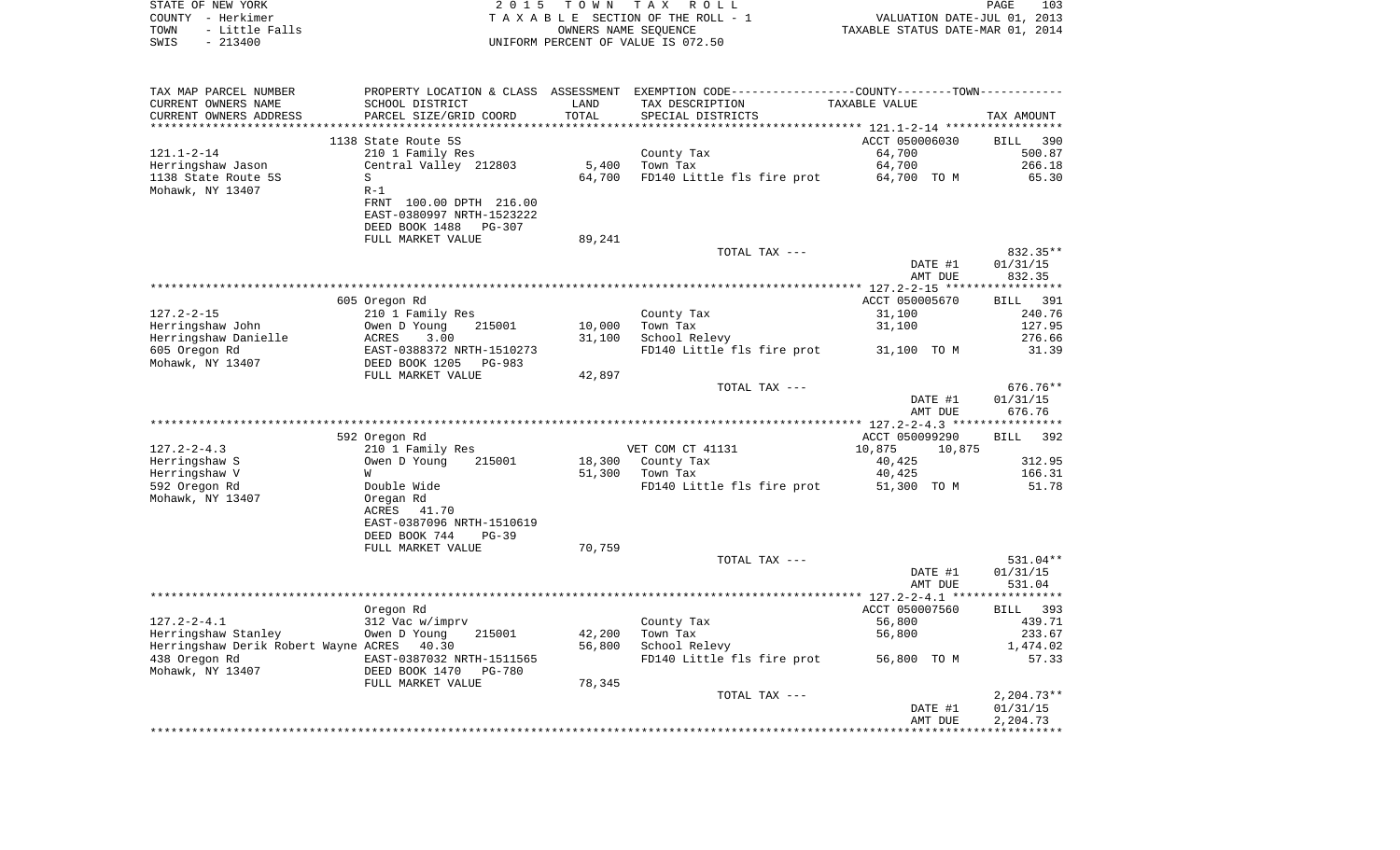STATE OF NEW YORK | COUNTY - Herkimer | TOWN - Little Falls | SWIS - 213400

2015 TOWN TAX ROLL
TAXABLE SECTION OF THE ROLL - 1
OWNERS NAME SEQUENCE
UNIFORM PERCENT OF VALUE IS 072.50

VALUATION DATE-JUL 01, 2013
TAXABLE STATUS DATE-MAR 01, 2014

| TAX MAP PARCEL NUMBER / CURRENT OWNERS NAME / CURRENT OWNERS ADDRESS | PROPERTY LOCATION & CLASS / SCHOOL DISTRICT / PARCEL SIZE/GRID COORD | ASSESSMENT LAND | TOTAL | EXEMPTION CODE / TAX DESCRIPTION / SPECIAL DISTRICTS | COUNTY/TOWN TAXABLE VALUE | TAX AMOUNT |
|---|---|---|---|---|---|---|
| **121.1-2-14** | 1138 State Route 5S | | | | ACCT 050006030 | BILL 390 |
| Herringshaw Jason | 210 1 Family Res | | | County Tax | 64,700 | 500.87 |
| 1138 State Route 5S | Central Valley 212803 | 5,400 | | Town Tax | 64,700 | 266.18 |
| Mohawk, NY 13407 | S | | 64,700 | FD140 Little fls fire prot | 64,700 TO M | 65.30 |
| | R-1 | | | | | |
| | FRNT 100.00 DPTH 216.00 | | | | | |
| | EAST-0380997 NRTH-1523222 | | | | | |
| | DEED BOOK 1488 PG-307 | | | | | |
| | FULL MARKET VALUE | | 89,241 | | | |
| | | | | TOTAL TAX --- | | 832.35** |
| | | | | | DATE #1 | 01/31/15 |
| | | | | | AMT DUE | 832.35 |
| **127.2-2-15** | 605 Oregon Rd | | | | ACCT 050005670 | BILL 391 |
| Herringshaw John | 210 1 Family Res | | | County Tax | 31,100 | 240.76 |
| Herringshaw Danielle | Owen D Young 215001 | 10,000 | | Town Tax | 31,100 | 127.95 |
| 605 Oregon Rd | ACRES 3.00 | | 31,100 | School Relevy | | 276.66 |
| Mohawk, NY 13407 | EAST-0388372 NRTH-1510273 | | | FD140 Little fls fire prot | 31,100 TO M | 31.39 |
| | DEED BOOK 1205 PG-983 | | | | | |
| | FULL MARKET VALUE | | 42,897 | | | |
| | | | | TOTAL TAX --- | | 676.76** |
| | | | | | DATE #1 | 01/31/15 |
| | | | | | AMT DUE | 676.76 |
| **127.2-2-4.3** | 592 Oregon Rd | | | | ACCT 050099290 | BILL 392 |
| Herringshaw S | 210 1 Family Res | | | VET COM CT 41131 | 10,875 10,875 | |
| Herringshaw V | Owen D Young 215001 | 18,300 | | County Tax | 40,425 | 312.95 |
| 592 Oregon Rd | W | | 51,300 | Town Tax | 40,425 | 166.31 |
| Mohawk, NY 13407 | Double Wide | | | FD140 Little fls fire prot | 51,300 TO M | 51.78 |
| | Oregan Rd | | | | | |
| | ACRES 41.70 | | | | | |
| | EAST-0387096 NRTH-1510619 | | | | | |
| | DEED BOOK 744 PG-39 | | | | | |
| | FULL MARKET VALUE | | 70,759 | | | |
| | | | | TOTAL TAX --- | | 531.04** |
| | | | | | DATE #1 | 01/31/15 |
| | | | | | AMT DUE | 531.04 |
| **127.2-2-4.1** | Oregon Rd | | | | ACCT 050007560 | BILL 393 |
| Herringshaw Stanley | 312 Vac w/imprv | | | County Tax | 56,800 | 439.71 |
| Herringshaw Derik Robert Wayne | Owen D Young 215001 | 42,200 | | Town Tax | 56,800 | 233.67 |
| 438 Oregon Rd | ACRES 40.30 | | 56,800 | School Relevy | | 1,474.02 |
| Mohawk, NY 13407 | EAST-0387032 NRTH-1511565 | | | FD140 Little fls fire prot | 56,800 TO M | 57.33 |
| | DEED BOOK 1470 PG-780 | | | | | |
| | FULL MARKET VALUE | | 78,345 | | | |
| | | | | TOTAL TAX --- | | 2,204.73** |
| | | | | | DATE #1 | 01/31/15 |
| | | | | | AMT DUE | 2,204.73 |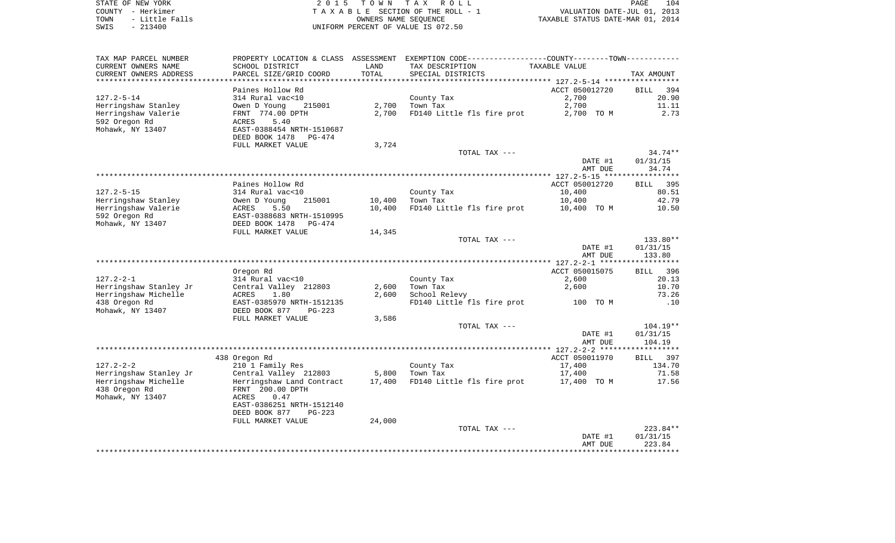STATE OF NEW YORK &nbsp;&nbsp;&nbsp;&nbsp; 2 0 1 5 &nbsp; T O W N &nbsp; T A X &nbsp; R O L L

COUNTY - Herkimer &nbsp;&nbsp; T A X A B L E SECTION OF THE ROLL - 1 &nbsp;&nbsp; VALUATION DATE-JUL 01, 2013

TOWN - Little Falls &nbsp;&nbsp; OWNERS NAME SEQUENCE &nbsp;&nbsp; TAXABLE STATUS DATE-MAR 01, 2014

SWIS - 213400 &nbsp;&nbsp; UNIFORM PERCENT OF VALUE IS 072.50

| TAX MAP PARCEL NUMBER<br>CURRENT OWNERS NAME<br>CURRENT OWNERS ADDRESS | PROPERTY LOCATION & CLASS<br>SCHOOL DISTRICT<br>PARCEL SIZE/GRID COORD | ASSESSMENT<br>LAND<br>TOTAL | EXEMPTION CODE-----COUNTY-----TOWN-----<br>TAX DESCRIPTION<br>SPECIAL DISTRICTS | TAXABLE VALUE | TAX AMOUNT |
|---|---|---|---|---|---|
| **127.2-5-14** | Paines Hollow Rd | | | ACCT 050012720 | BILL 394 |
| 127.2-5-14 | 314 Rural vac<10 | | County Tax | 2,700 | 20.90 |
| Herringshaw Stanley | Owen D Young 215001 | 2,700 | Town Tax | 2,700 | 11.11 |
| Herringshaw Valerie | FRNT 774.00 DPTH | 2,700 | FD140 Little fls fire prot | 2,700 TO M | 2.73 |
| 592 Oregon Rd | ACRES 5.40 | | | | |
| Mohawk, NY 13407 | EAST-0388454 NRTH-1510687 | | | | |
| | DEED BOOK 1478 PG-474 | | | | |
| | FULL MARKET VALUE | 3,724 | | | |
| | | | TOTAL TAX --- | | 34.74** |
| | | | | DATE #1 | 01/31/15 |
| | | | | AMT DUE | 34.74 |
| **127.2-5-15** | Paines Hollow Rd | | | ACCT 050012720 | BILL 395 |
| 127.2-5-15 | 314 Rural vac<10 | | County Tax | 10,400 | 80.51 |
| Herringshaw Stanley | Owen D Young 215001 | 10,400 | Town Tax | 10,400 | 42.79 |
| Herringshaw Valerie | ACRES 5.50 | 10,400 | FD140 Little fls fire prot | 10,400 TO M | 10.50 |
| 592 Oregon Rd | EAST-0388683 NRTH-1510995 | | | | |
| Mohawk, NY 13407 | DEED BOOK 1478 PG-474 | | | | |
| | FULL MARKET VALUE | 14,345 | | | |
| | | | TOTAL TAX --- | | 133.80** |
| | | | | DATE #1 | 01/31/15 |
| | | | | AMT DUE | 133.80 |
| **127.2-2-1** | Oregon Rd | | | ACCT 050015075 | BILL 396 |
| 127.2-2-1 | 314 Rural vac<10 | | County Tax | 2,600 | 20.13 |
| Herringshaw Stanley Jr | Central Valley 212803 | 2,600 | Town Tax | 2,600 | 10.70 |
| Herringshaw Michelle | ACRES 1.80 | 2,600 | School Relevy | | 73.26 |
| 438 Oregon Rd | EAST-0385970 NRTH-1512135 | | FD140 Little fls fire prot | 100 TO M | .10 |
| Mohawk, NY 13407 | DEED BOOK 877 PG-223 | | | | |
| | FULL MARKET VALUE | 3,586 | | | |
| | | | TOTAL TAX --- | | 104.19** |
| | | | | DATE #1 | 01/31/15 |
| | | | | AMT DUE | 104.19 |
| **127.2-2-2** | 438 Oregon Rd | | | ACCT 050011970 | BILL 397 |
| 127.2-2-2 | 210 1 Family Res | | County Tax | 17,400 | 134.70 |
| Herringshaw Stanley Jr | Central Valley 212803 | 5,800 | Town Tax | 17,400 | 71.58 |
| Herringshaw Michelle | Herringshaw Land Contract | 17,400 | FD140 Little fls fire prot | 17,400 TO M | 17.56 |
| 438 Oregon Rd | FRNT 200.00 DPTH | | | | |
| Mohawk, NY 13407 | ACRES 0.47 | | | | |
| | EAST-0386251 NRTH-1512140 | | | | |
| | DEED BOOK 877 PG-223 | | | | |
| | FULL MARKET VALUE | 24,000 | | | |
| | | | TOTAL TAX --- | | 223.84** |
| | | | | DATE #1 | 01/31/15 |
| | | | | AMT DUE | 223.84 |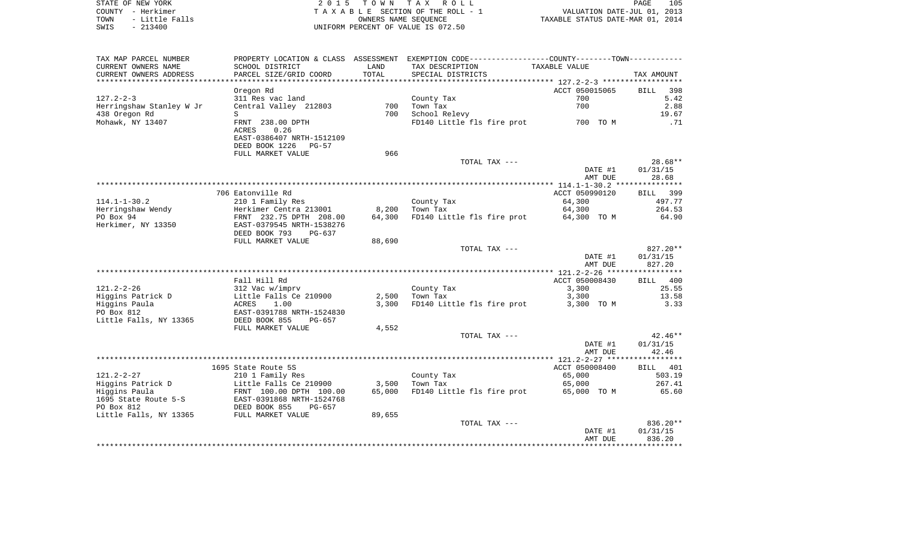STATE OF NEW YORK | 2015 TOWN TAX ROLL | PAGE 105
COUNTY - Herkimer | TAXABLE SECTION OF THE ROLL - 1 | VALUATION DATE-JUL 01, 2013
TOWN - Little Falls | OWNERS NAME SEQUENCE | TAXABLE STATUS DATE-MAR 01, 2014
SWIS - 213400 | UNIFORM PERCENT OF VALUE IS 072.50

| TAX MAP PARCEL NUMBER / CURRENT OWNERS NAME / CURRENT OWNERS ADDRESS | PROPERTY LOCATION & CLASS / SCHOOL DISTRICT / PARCEL SIZE/GRID COORD | ASSESSMENT LAND / TOTAL | EXEMPTION CODE / TAX DESCRIPTION / SPECIAL DISTRICTS | TAXABLE VALUE | TAX AMOUNT |
|---|---|---|---|---|---|
| 127.2-2-3 | Oregon Rd | | | ACCT 050015065 | BILL 398 |
| | 311 Res vac land | | County Tax | 700 | 5.42 |
| Herringshaw Stanley W Jr | Central Valley 212803 | 700 | Town Tax | 700 | 2.88 |
| 438 Oregon Rd | S | 700 | School Relevy | | 19.67 |
| Mohawk, NY 13407 | FRNT 238.00 DPTH | | FD140 Little fls fire prot | 700 TO M | .71 |
| | ACRES 0.26 | | | | |
| | EAST-0386407 NRTH-1512109 | | | | |
| | DEED BOOK 1226 PG-57 | | | | |
| | FULL MARKET VALUE | 966 | | | |
| | | | TOTAL TAX --- | | 28.68** |
| | | | | DATE #1 | 01/31/15 |
| | | | | AMT DUE | 28.68 |
| 114.1-1-30.2 | 706 Eatonville Rd | | | ACCT 050990120 | BILL 399 |
| | 210 1 Family Res | | County Tax | 64,300 | 497.77 |
| Herringshaw Wendy | Herkimer Centra 213001 | 8,200 | Town Tax | 64,300 | 264.53 |
| PO Box 94 | FRNT 232.75 DPTH 208.00 | 64,300 | FD140 Little fls fire prot | 64,300 TO M | 64.90 |
| Herkimer, NY 13350 | EAST-0379545 NRTH-1538276 | | | | |
| | DEED BOOK 793 PG-637 | | | | |
| | FULL MARKET VALUE | 88,690 | | | |
| | | | TOTAL TAX --- | | 827.20** |
| | | | | DATE #1 | 01/31/15 |
| | | | | AMT DUE | 827.20 |
| 121.2-2-26 | Fall Hill Rd | | | ACCT 050008430 | BILL 400 |
| | 312 Vac w/imprv | | County Tax | 3,300 | 25.55 |
| Higgins Patrick D | Little Falls Ce 210900 | 2,500 | Town Tax | 3,300 | 13.58 |
| Higgins Paula | ACRES 1.00 | 3,300 | FD140 Little fls fire prot | 3,300 TO M | 3.33 |
| PO Box 812 | EAST-0391788 NRTH-1524830 | | | | |
| Little Falls, NY 13365 | DEED BOOK 855 PG-657 | | | | |
| | FULL MARKET VALUE | 4,552 | | | |
| | | | TOTAL TAX --- | | 42.46** |
| | | | | DATE #1 | 01/31/15 |
| | | | | AMT DUE | 42.46 |
| 121.2-2-27 | 1695 State Route 5S | | | ACCT 050008400 | BILL 401 |
| | 210 1 Family Res | | County Tax | 65,000 | 503.19 |
| Higgins Patrick D | Little Falls Ce 210900 | 3,500 | Town Tax | 65,000 | 267.41 |
| Higgins Paula | FRNT 100.00 DPTH 100.00 | 65,000 | FD140 Little fls fire prot | 65,000 TO M | 65.60 |
| 1695 State Route 5-S | EAST-0391868 NRTH-1524768 | | | | |
| PO Box 812 | DEED BOOK 855 PG-657 | | | | |
| Little Falls, NY 13365 | FULL MARKET VALUE | 89,655 | | | |
| | | | TOTAL TAX --- | | 836.20** |
| | | | | DATE #1 | 01/31/15 |
| | | | | AMT DUE | 836.20 |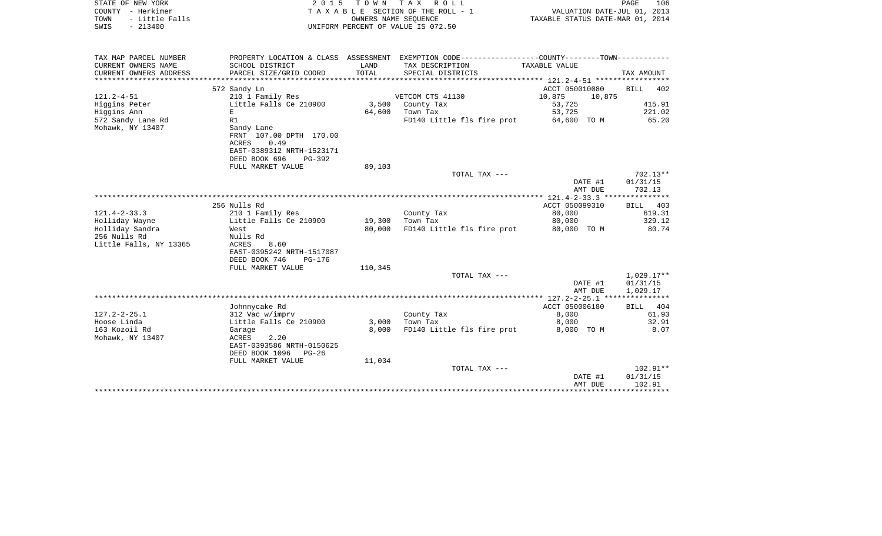STATE OF NEW YORK — 2015 TOWN TAX ROLL
COUNTY - Herkimer — TAXABLE SECTION OF THE ROLL - 1 — VALUATION DATE-JUL 01, 2013
TOWN - Little Falls — OWNERS NAME SEQUENCE — TAXABLE STATUS DATE-MAR 01, 2014
SWIS - 213400 — UNIFORM PERCENT OF VALUE IS 072.50

| TAX MAP PARCEL NUMBER / CURRENT OWNERS NAME / CURRENT OWNERS ADDRESS | PROPERTY LOCATION & CLASS / SCHOOL DISTRICT / PARCEL SIZE/GRID COORD | ASSESSMENT LAND / TOTAL | EXEMPTION CODE / TAX DESCRIPTION / SPECIAL DISTRICTS | COUNTY TAXABLE VALUE | TOWN | TAX AMOUNT |
|---|---|---|---|---|---|---|
| **121.2-4-51** | 572 Sandy Ln | | | ACCT 050010080 | | BILL 402 |
| Higgins Peter | 210 1 Family Res | | VETCOM CTS 41130 | 10,875 | 10,875 | |
| Higgins Ann | Little Falls Ce 210900 | 3,500 | County Tax | 53,725 | | 415.91 |
| 572 Sandy Lane Rd | E | 64,600 | Town Tax | 53,725 | | 221.02 |
| Mohawk, NY 13407 | R1 | | FD140 Little fls fire prot | 64,600 TO M | | 65.20 |
| | Sandy Lane | | | | | |
| | FRNT 107.00 DPTH 170.00 | | | | | |
| | ACRES 0.49 | | | | | |
| | EAST-0389312 NRTH-1523171 | | | | | |
| | DEED BOOK 696 PG-392 | | | | | |
| | FULL MARKET VALUE | 89,103 | | | | |
| | | | TOTAL TAX --- | | | 702.13** |
| | | | | | DATE #1 | 01/31/15 |
| | | | | | AMT DUE | 702.13 |
| **121.4-2-33.3** | 256 Nulls Rd | | | ACCT 050099310 | | BILL 403 |
| Holliday Wayne | 210 1 Family Res | | County Tax | 80,000 | | 619.31 |
| Holliday Sandra | Little Falls Ce 210900 | 19,300 | Town Tax | 80,000 | | 329.12 |
| 256 Nulls Rd | West | 80,000 | FD140 Little fls fire prot | 80,000 TO M | | 80.74 |
| Little Falls, NY 13365 | Nulls Rd | | | | | |
| | ACRES 8.60 | | | | | |
| | EAST-0395242 NRTH-1517087 | | | | | |
| | DEED BOOK 746 PG-176 | | | | | |
| | FULL MARKET VALUE | 110,345 | | | | |
| | | | TOTAL TAX --- | | | 1,029.17** |
| | | | | | DATE #1 | 01/31/15 |
| | | | | | AMT DUE | 1,029.17 |
| **127.2-2-25.1** | Johnnycake Rd | | | ACCT 050006180 | | BILL 404 |
| Hoose Linda | 312 Vac w/imprv | | County Tax | 8,000 | | 61.93 |
| 163 Kozoil Rd | Little Falls Ce 210900 | 3,000 | Town Tax | 8,000 | | 32.91 |
| Mohawk, NY 13407 | Garage | 8,000 | FD140 Little fls fire prot | 8,000 TO M | | 8.07 |
| | ACRES 2.20 | | | | | |
| | EAST-0393586 NRTH-0150625 | | | | | |
| | DEED BOOK 1096 PG-26 | | | | | |
| | FULL MARKET VALUE | 11,034 | | | | |
| | | | TOTAL TAX --- | | | 102.91** |
| | | | | | DATE #1 | 01/31/15 |
| | | | | | AMT DUE | 102.91 |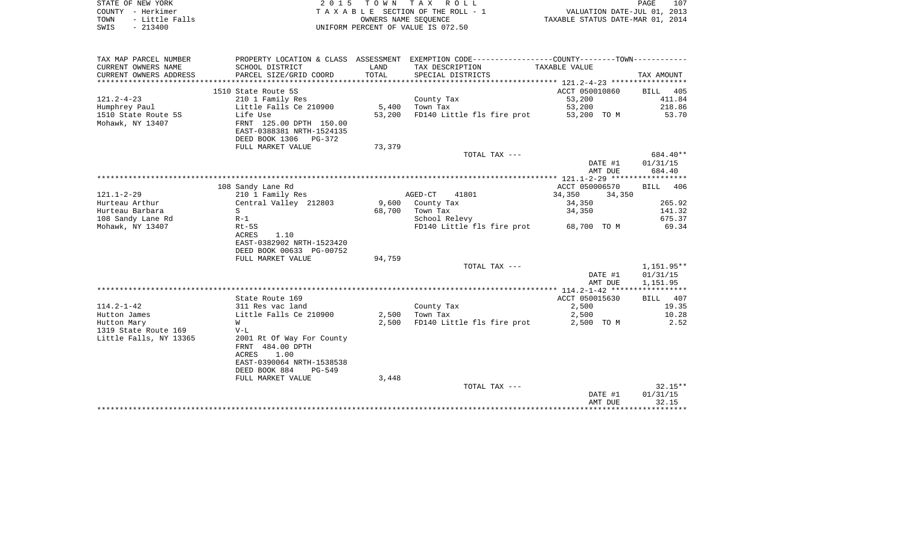STATE OF NEW YORK
COUNTY - Herkimer
TOWN - Little Falls
SWIS - 213400

2 0 1 5 T O W N T A X R O L L
T A X A B L E SECTION OF THE ROLL - 1
OWNERS NAME SEQUENCE
UNIFORM PERCENT OF VALUE IS 072.50

VALUATION DATE-JUL 01, 2013
TAXABLE STATUS DATE-MAR 01, 2014

| TAX MAP PARCEL NUMBER / CURRENT OWNERS NAME / CURRENT OWNERS ADDRESS | PROPERTY LOCATION & CLASS / SCHOOL DISTRICT / PARCEL SIZE/GRID COORD | ASSESSMENT LAND / TOTAL | EXEMPTION CODE / TAX DESCRIPTION / SPECIAL DISTRICTS | COUNTY / TOWN TAXABLE VALUE | TAX AMOUNT |
|---|---|---|---|---|---|
| **121.2-4-23** | 1510 State Route 5S | | | ACCT 050010860 | BILL 405 |
| 121.2-4-23 | 210 1 Family Res | | County Tax | 53,200 | 411.84 |
| Humphrey Paul | Little Falls Ce 210900 | 5,400 | Town Tax | 53,200 | 218.86 |
| 1510 State Route 5S | Life Use | 53,200 | FD140 Little fls fire prot | 53,200 TO M | 53.70 |
| Mohawk, NY 13407 | FRNT 125.00 DPTH 150.00 | | | | |
| | EAST-0388381 NRTH-1524135 | | | | |
| | DEED BOOK 1306 PG-372 | | | | |
| | FULL MARKET VALUE | 73,379 | | | |
| | | | TOTAL TAX --- | | 684.40** |
| | | | | DATE #1 | 01/31/15 |
| | | | | AMT DUE | 684.40 |
| **121.1-2-29** | 108 Sandy Lane Rd | | | ACCT 050006570 | BILL 406 |
| 121.1-2-29 | 210 1 Family Res | | AGED-CT 41801 | 34,350 34,350 | |
| Hurteau Arthur | Central Valley 212803 | 9,600 | County Tax | 34,350 | 265.92 |
| Hurteau Barbara | S | 68,700 | Town Tax | 34,350 | 141.32 |
| 108 Sandy Lane Rd | R-1 | | School Relevy | | 675.37 |
| Mohawk, NY 13407 | Rt-5S | | FD140 Little fls fire prot | 68,700 TO M | 69.34 |
| | ACRES 1.10 | | | | |
| | EAST-0382902 NRTH-1523420 | | | | |
| | DEED BOOK 00633 PG-00752 | | | | |
| | FULL MARKET VALUE | 94,759 | | | |
| | | | TOTAL TAX --- | | 1,151.95** |
| | | | | DATE #1 | 01/31/15 |
| | | | | AMT DUE | 1,151.95 |
| **114.2-1-42** | State Route 169 | | | ACCT 050015630 | BILL 407 |
| 114.2-1-42 | 311 Res vac land | | County Tax | 2,500 | 19.35 |
| Hutton James | Little Falls Ce 210900 | 2,500 | Town Tax | 2,500 | 10.28 |
| Hutton Mary | W | 2,500 | FD140 Little fls fire prot | 2,500 TO M | 2.52 |
| 1319 State Route 169 | V-L | | | | |
| Little Falls, NY 13365 | 2001 Rt Of Way For County | | | | |
| | FRNT 484.00 DPTH | | | | |
| | ACRES 1.00 | | | | |
| | EAST-0390064 NRTH-1538538 | | | | |
| | DEED BOOK 884 PG-549 | | | | |
| | FULL MARKET VALUE | 3,448 | | | |
| | | | TOTAL TAX --- | | 32.15** |
| | | | | DATE #1 | 01/31/15 |
| | | | | AMT DUE | 32.15 |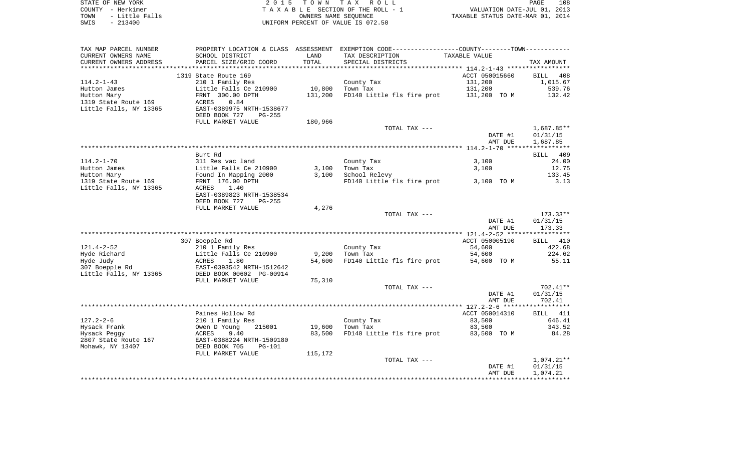STATE OF NEW YORK — 2015 TOWN TAX ROLL
COUNTY - Herkimer — TAXABLE SECTION OF THE ROLL - 1 — VALUATION DATE-JUL 01, 2013
TOWN - Little Falls — OWNERS NAME SEQUENCE — TAXABLE STATUS DATE-MAR 01, 2014
SWIS - 213400 — UNIFORM PERCENT OF VALUE IS 072.50

| TAX MAP PARCEL NUMBER / CURRENT OWNERS NAME / CURRENT OWNERS ADDRESS | PROPERTY LOCATION & CLASS / SCHOOL DISTRICT / PARCEL SIZE/GRID COORD | ASSESSMENT LAND / TOTAL | EXEMPTION CODE / TAX DESCRIPTION / SPECIAL DISTRICTS | COUNTY--------TOWN TAXABLE VALUE | TAX AMOUNT |
|---|---|---|---|---|---|
| 114.2-1-43 | 1319 State Route 169 | | | ACCT 050015660 | BILL 408 |
| 114.2-1-43 | 210 1 Family Res | | County Tax | 131,200 | 1,015.67 |
| Hutton James | Little Falls Ce 210900 | 10,800 | Town Tax | 131,200 | 539.76 |
| Hutton Mary | FRNT 300.00 DPTH | 131,200 | FD140 Little fls fire prot | 131,200 TO M | 132.42 |
| 1319 State Route 169 | ACRES 0.84 | | | | |
| Little Falls, NY 13365 | EAST-0389975 NRTH-1538677 | | | | |
| | DEED BOOK 727 PG-255 | | | | |
| | FULL MARKET VALUE | 180,966 | | | |
| | | | TOTAL TAX --- | | 1,687.85** |
| | | | | DATE #1 | 01/31/15 |
| | | | | AMT DUE | 1,687.85 |
| 114.2-1-70 | Burt Rd | | | | BILL 409 |
| 114.2-1-70 | 311 Res vac land | | County Tax | 3,100 | 24.00 |
| Hutton James | Little Falls Ce 210900 | 3,100 | Town Tax | 3,100 | 12.75 |
| Hutton Mary | Found In Mapping 2000 | 3,100 | School Relevy | | 133.45 |
| 1319 State Route 169 | FRNT 176.00 DPTH | | FD140 Little fls fire prot | 3,100 TO M | 3.13 |
| Little Falls, NY 13365 | ACRES 1.40 | | | | |
| | EAST-0389823 NRTH-1538534 | | | | |
| | DEED BOOK 727 PG-255 | | | | |
| | FULL MARKET VALUE | 4,276 | | | |
| | | | TOTAL TAX --- | | 173.33** |
| | | | | DATE #1 | 01/31/15 |
| | | | | AMT DUE | 173.33 |
| 121.4-2-52 | 307 Boepple Rd | | | ACCT 050005190 | BILL 410 |
| 121.4-2-52 | 210 1 Family Res | | County Tax | 54,600 | 422.68 |
| Hyde Richard | Little Falls Ce 210900 | 9,200 | Town Tax | 54,600 | 224.62 |
| Hyde Judy | ACRES 1.80 | 54,600 | FD140 Little fls fire prot | 54,600 TO M | 55.11 |
| 307 Boepple Rd | EAST-0393542 NRTH-1512642 | | | | |
| Little Falls, NY 13365 | DEED BOOK 00602 PG-00914 | | | | |
| | FULL MARKET VALUE | 75,310 | | | |
| | | | TOTAL TAX --- | | 702.41** |
| | | | | DATE #1 | 01/31/15 |
| | | | | AMT DUE | 702.41 |
| 127.2-2-6 | Paines Hollow Rd | | | ACCT 050014310 | BILL 411 |
| 127.2-2-6 | 210 1 Family Res | | County Tax | 83,500 | 646.41 |
| Hysack Frank | Owen D Young 215001 | 19,600 | Town Tax | 83,500 | 343.52 |
| Hysack Peggy | ACRES 9.40 | 83,500 | FD140 Little fls fire prot | 83,500 TO M | 84.28 |
| 2807 State Route 167 | EAST-0388224 NRTH-1509180 | | | | |
| Mohawk, NY 13407 | DEED BOOK 705 PG-101 | | | | |
| | FULL MARKET VALUE | 115,172 | | | |
| | | | TOTAL TAX --- | | 1,074.21** |
| | | | | DATE #1 | 01/31/15 |
| | | | | AMT DUE | 1,074.21 |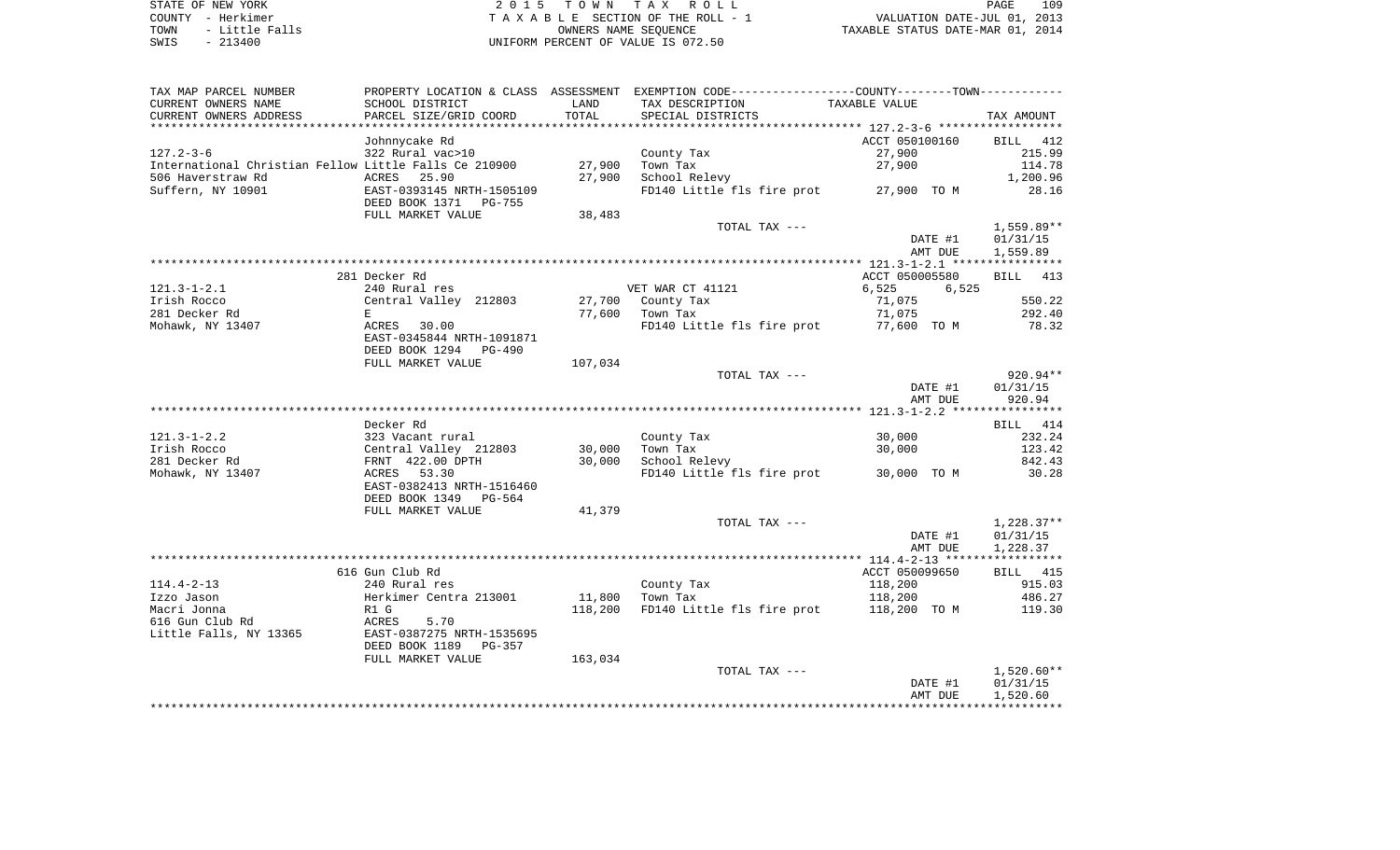STATE OF NEW YORK
COUNTY - Herkimer
TOWN - Little Falls
SWIS - 213400

2015 TOWN TAX ROLL
TAXABLE SECTION OF THE ROLL - 1
OWNERS NAME SEQUENCE
UNIFORM PERCENT OF VALUE IS 072.50

VALUATION DATE-JUL 01, 2013
TAXABLE STATUS DATE-MAR 01, 2014

| TAX MAP PARCEL NUMBER / CURRENT OWNERS NAME / CURRENT OWNERS ADDRESS | PROPERTY LOCATION & CLASS / SCHOOL DISTRICT / PARCEL SIZE/GRID COORD | ASSESSMENT LAND / TOTAL | EXEMPTION CODE / TAX DESCRIPTION / SPECIAL DISTRICTS | COUNTY/TOWN TAXABLE VALUE | TAX AMOUNT |
|---|---|---|---|---|---|
| **127.2-3-6** | Johnnycake Rd | | | ACCT 050100160 | BILL 412 |
| 127.2-3-6 | 322 Rural vac>10 | | County Tax | 27,900 | 215.99 |
| International Christian Fellow | Little Falls Ce 210900 | 27,900 | Town Tax | 27,900 | 114.78 |
| 506 Haverstraw Rd | ACRES 25.90 | 27,900 | School Relevy | | 1,200.96 |
| Suffern, NY 10901 | EAST-0393145 NRTH-1505109 | | FD140 Little fls fire prot | 27,900 TO M | 28.16 |
| | DEED BOOK 1371 PG-755 | | | | |
| | FULL MARKET VALUE | 38,483 | | | |
| | | | TOTAL TAX --- | | 1,559.89** |
| | | | | DATE #1 | 01/31/15 |
| | | | | AMT DUE | 1,559.89 |
| **121.3-1-2.1** | 281 Decker Rd | | | ACCT 050005580 | BILL 413 |
| 121.3-1-2.1 | 240 Rural res | | VET WAR CT 41121 | 6,525 6,525 | |
| Irish Rocco | Central Valley 212803 | 27,700 | County Tax | 71,075 | 550.22 |
| 281 Decker Rd | E | 77,600 | Town Tax | 71,075 | 292.40 |
| Mohawk, NY 13407 | ACRES 30.00 | | FD140 Little fls fire prot | 77,600 TO M | 78.32 |
| | EAST-0345844 NRTH-1091871 | | | | |
| | DEED BOOK 1294 PG-490 | | | | |
| | FULL MARKET VALUE | 107,034 | | | |
| | | | TOTAL TAX --- | | 920.94** |
| | | | | DATE #1 | 01/31/15 |
| | | | | AMT DUE | 920.94 |
| **121.3-1-2.2** | Decker Rd | | | | BILL 414 |
| 121.3-1-2.2 | 323 Vacant rural | | County Tax | 30,000 | 232.24 |
| Irish Rocco | Central Valley 212803 | 30,000 | Town Tax | 30,000 | 123.42 |
| 281 Decker Rd | FRNT 422.00 DPTH | 30,000 | School Relevy | | 842.43 |
| Mohawk, NY 13407 | ACRES 53.30 | | FD140 Little fls fire prot | 30,000 TO M | 30.28 |
| | EAST-0382413 NRTH-1516460 | | | | |
| | DEED BOOK 1349 PG-564 | | | | |
| | FULL MARKET VALUE | 41,379 | | | |
| | | | TOTAL TAX --- | | 1,228.37** |
| | | | | DATE #1 | 01/31/15 |
| | | | | AMT DUE | 1,228.37 |
| **114.4-2-13** | 616 Gun Club Rd | | | ACCT 050099650 | BILL 415 |
| 114.4-2-13 | 240 Rural res | | County Tax | 118,200 | 915.03 |
| Izzo Jason | Herkimer Centra 213001 | 11,800 | Town Tax | 118,200 | 486.27 |
| Macri Jonna | R1 G | 118,200 | FD140 Little fls fire prot | 118,200 TO M | 119.30 |
| 616 Gun Club Rd | ACRES 5.70 | | | | |
| Little Falls, NY 13365 | EAST-0387275 NRTH-1535695 | | | | |
| | DEED BOOK 1189 PG-357 | | | | |
| | FULL MARKET VALUE | 163,034 | | | |
| | | | TOTAL TAX --- | | 1,520.60** |
| | | | | DATE #1 | 01/31/15 |
| | | | | AMT DUE | 1,520.60 |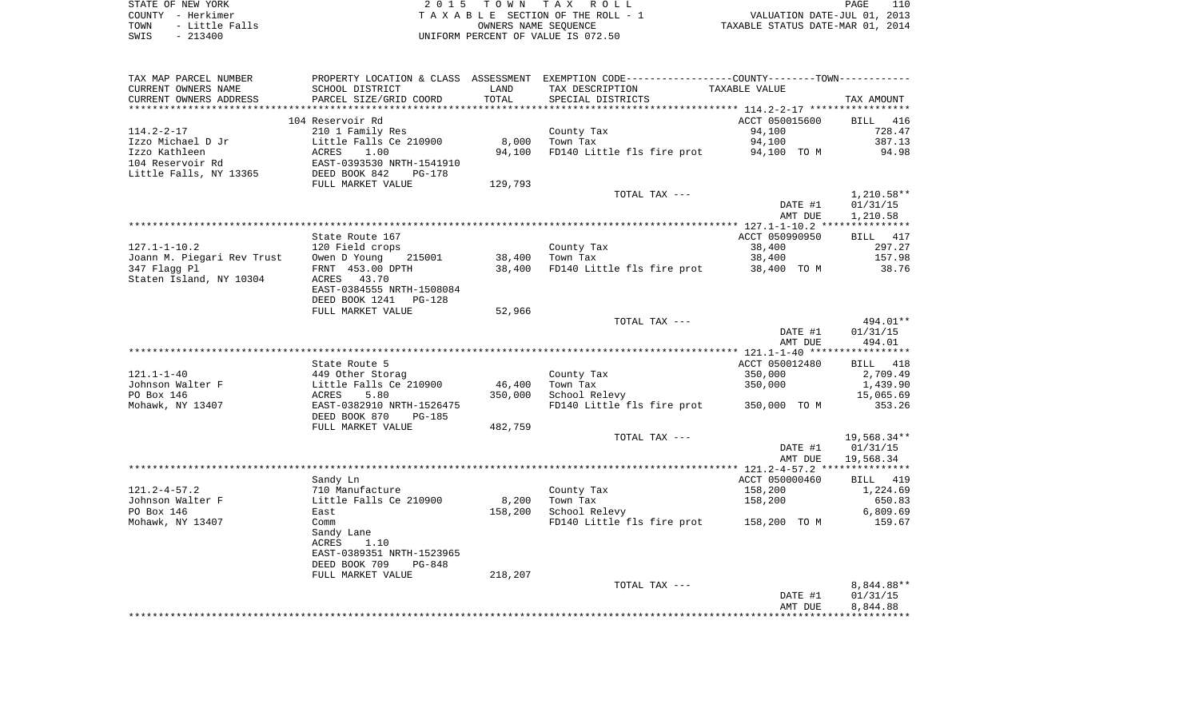STATE OF NEW YORK
COUNTY - Herkimer
TOWN - Little Falls
SWIS - 213400

2 0 1 5 T O W N T A X R O L L
T A X A B L E SECTION OF THE ROLL - 1
OWNERS NAME SEQUENCE
UNIFORM PERCENT OF VALUE IS 072.50

VALUATION DATE-JUL 01, 2013
TAXABLE STATUS DATE-MAR 01, 2014

| TAX MAP PARCEL NUMBER / CURRENT OWNERS NAME / CURRENT OWNERS ADDRESS | PROPERTY LOCATION & CLASS / SCHOOL DISTRICT / PARCEL SIZE/GRID COORD | ASSESSMENT LAND | TOTAL | EXEMPTION CODE / TAX DESCRIPTION / SPECIAL DISTRICTS | TAXABLE VALUE | TAX AMOUNT |
|---|---|---|---|---|---|---|
| 114.2-2-17 | 104 Reservoir Rd | | | | ACCT 050015600 | BILL 416 |
| Izzo Michael D Jr | 210 1 Family Res | | | County Tax | 94,100 | 728.47 |
| Izzo Kathleen | Little Falls Ce 210900 | 8,000 | | Town Tax | 94,100 | 387.13 |
| 104 Reservoir Rd | ACRES 1.00 | | 94,100 | FD140 Little fls fire prot | 94,100 TO M | 94.98 |
| Little Falls, NY 13365 | EAST-0393530 NRTH-1541910 | | | | | |
| | DEED BOOK 842 PG-178 | | | | | |
| | FULL MARKET VALUE | 129,793 | | | | |
| | | | | TOTAL TAX --- | | 1,210.58** |
| | | | | | DATE #1 | 01/31/15 |
| | | | | | AMT DUE | 1,210.58 |
| 127.1-1-10.2 | State Route 167 | | | | ACCT 050990950 | BILL 417 |
| Joann M. Piegari Rev Trust | 120 Field crops | | | County Tax | 38,400 | 297.27 |
| 347 Flagg Pl | Owen D Young 215001 | 38,400 | | Town Tax | 38,400 | 157.98 |
| Staten Island, NY 10304 | FRNT 453.00 DPTH | | 38,400 | FD140 Little fls fire prot | 38,400 TO M | 38.76 |
| | ACRES 43.70 | | | | | |
| | EAST-0384555 NRTH-1508084 | | | | | |
| | DEED BOOK 1241 PG-128 | | | | | |
| | FULL MARKET VALUE | 52,966 | | | | |
| | | | | TOTAL TAX --- | | 494.01** |
| | | | | | DATE #1 | 01/31/15 |
| | | | | | AMT DUE | 494.01 |
| 121.1-1-40 | State Route 5 | | | | ACCT 050012480 | BILL 418 |
| Johnson Walter F | 449 Other Storag | | | County Tax | 350,000 | 2,709.49 |
| PO Box 146 | Little Falls Ce 210900 | 46,400 | | Town Tax | 350,000 | 1,439.90 |
| Mohawk, NY 13407 | ACRES 5.80 | | 350,000 | School Relevy | | 15,065.69 |
| | EAST-0382910 NRTH-1526475 | | | FD140 Little fls fire prot | 350,000 TO M | 353.26 |
| | DEED BOOK 870 PG-185 | | | | | |
| | FULL MARKET VALUE | 482,759 | | | | |
| | | | | TOTAL TAX --- | | 19,568.34** |
| | | | | | DATE #1 | 01/31/15 |
| | | | | | AMT DUE | 19,568.34 |
| 121.2-4-57.2 | Sandy Ln | | | | ACCT 050000460 | BILL 419 |
| Johnson Walter F | 710 Manufacture | | | County Tax | 158,200 | 1,224.69 |
| PO Box 146 | Little Falls Ce 210900 | 8,200 | | Town Tax | 158,200 | 650.83 |
| Mohawk, NY 13407 | East | | 158,200 | School Relevy | | 6,809.69 |
| | Comm | | | FD140 Little fls fire prot | 158,200 TO M | 159.67 |
| | Sandy Lane | | | | | |
| | ACRES 1.10 | | | | | |
| | EAST-0389351 NRTH-1523965 | | | | | |
| | DEED BOOK 709 PG-848 | | | | | |
| | FULL MARKET VALUE | 218,207 | | | | |
| | | | | TOTAL TAX --- | | 8,844.88** |
| | | | | | DATE #1 | 01/31/15 |
| | | | | | AMT DUE | 8,844.88 |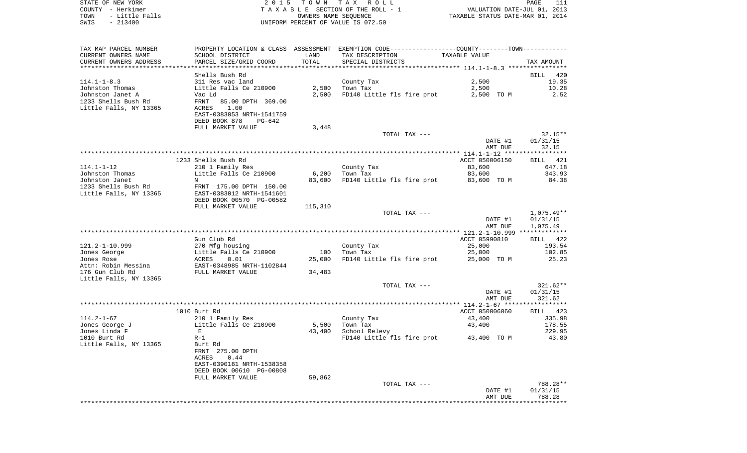STATE OF NEW YORK — 2015 TOWN TAX ROLL — VALUATION DATE-JUL 01, 2013
COUNTY - Herkimer — TAXABLE SECTION OF THE ROLL - 1 — TAXABLE STATUS DATE-MAR 01, 2014
TOWN - Little Falls — OWNERS NAME SEQUENCE
SWIS - 213400 — UNIFORM PERCENT OF VALUE IS 072.50

| TAX MAP PARCEL NUMBER / CURRENT OWNERS NAME / CURRENT OWNERS ADDRESS | PROPERTY LOCATION & CLASS / SCHOOL DISTRICT / PARCEL SIZE/GRID COORD | ASSESSMENT LAND | TOTAL | EXEMPTION CODE / TAX DESCRIPTION / SPECIAL DISTRICTS | TAXABLE VALUE | TAX AMOUNT |
|---|---|---|---|---|---|---|
| 114.1-1-8.3 | Shells Bush Rd | | | | | BILL 420 |
| | 311 Res vac land | | | County Tax | 2,500 | 19.35 |
| Johnston Thomas | Little Falls Ce 210900 | 2,500 | | Town Tax | 2,500 | 10.28 |
| Johnston Janet A | Vac Ld | | 2,500 | FD140 Little fls fire prot | 2,500 TO M | 2.52 |
| 1233 Shells Bush Rd | FRNT 85.00 DPTH 369.00 | | | | | |
| Little Falls, NY 13365 | ACRES 1.00 | | | | | |
| | EAST-0383053 NRTH-1541759 | | | | | |
| | DEED BOOK 878 PG-642 | | | | | |
| | FULL MARKET VALUE | | 3,448 | | | |
| | | | | TOTAL TAX --- | | 32.15** |
| | | | | | DATE #1 | 01/31/15 |
| | | | | | AMT DUE | 32.15 |
| 114.1-1-12 | 1233 Shells Bush Rd | | | | ACCT 050006150 | BILL 421 |
| | 210 1 Family Res | | | County Tax | 83,600 | 647.18 |
| Johnston Thomas | Little Falls Ce 210900 | 6,200 | | Town Tax | 83,600 | 343.93 |
| Johnston Janet | N | | 83,600 | FD140 Little fls fire prot | 83,600 TO M | 84.38 |
| 1233 Shells Bush Rd | FRNT 175.00 DPTH 150.00 | | | | | |
| Little Falls, NY 13365 | EAST-0383012 NRTH-1541601 | | | | | |
| | DEED BOOK 00570 PG-00582 | | | | | |
| | FULL MARKET VALUE | | 115,310 | | | |
| | | | | TOTAL TAX --- | | 1,075.49** |
| | | | | | DATE #1 | 01/31/15 |
| | | | | | AMT DUE | 1,075.49 |
| 121.2-1-10.999 | Gun Club Rd | | | | ACCT 05990810 | BILL 422 |
| | 270 Mfg housing | | | County Tax | 25,000 | 193.54 |
| Jones George | Little Falls Ce 210900 | 100 | | Town Tax | 25,000 | 102.85 |
| Jones Rose | ACRES 0.01 | | 25,000 | FD140 Little fls fire prot | 25,000 TO M | 25.23 |
| Attn: Robin Messina | EAST-0348985 NRTH-1102844 | | | | | |
| 176 Gun Club Rd | FULL MARKET VALUE | | 34,483 | | | |
| Little Falls, NY 13365 | | | | | | |
| | | | | TOTAL TAX --- | | 321.62** |
| | | | | | DATE #1 | 01/31/15 |
| | | | | | AMT DUE | 321.62 |
| 114.2-1-67 | 1010 Burt Rd | | | | ACCT 050006060 | BILL 423 |
| | 210 1 Family Res | | | County Tax | 43,400 | 335.98 |
| Jones George J | Little Falls Ce 210900 | 5,500 | | Town Tax | 43,400 | 178.55 |
| Jones Linda F | E | | 43,400 | School Relevy | | 229.95 |
| 1010 Burt Rd | R-1 | | | FD140 Little fls fire prot | 43,400 TO M | 43.80 |
| Little Falls, NY 13365 | Burt Rd | | | | | |
| | FRNT 275.00 DPTH | | | | | |
| | ACRES 0.44 | | | | | |
| | EAST-0390181 NRTH-1538358 | | | | | |
| | DEED BOOK 00610 PG-00808 | | | | | |
| | FULL MARKET VALUE | | 59,862 | | | |
| | | | | TOTAL TAX --- | | 788.28** |
| | | | | | DATE #1 | 01/31/15 |
| | | | | | AMT DUE | 788.28 |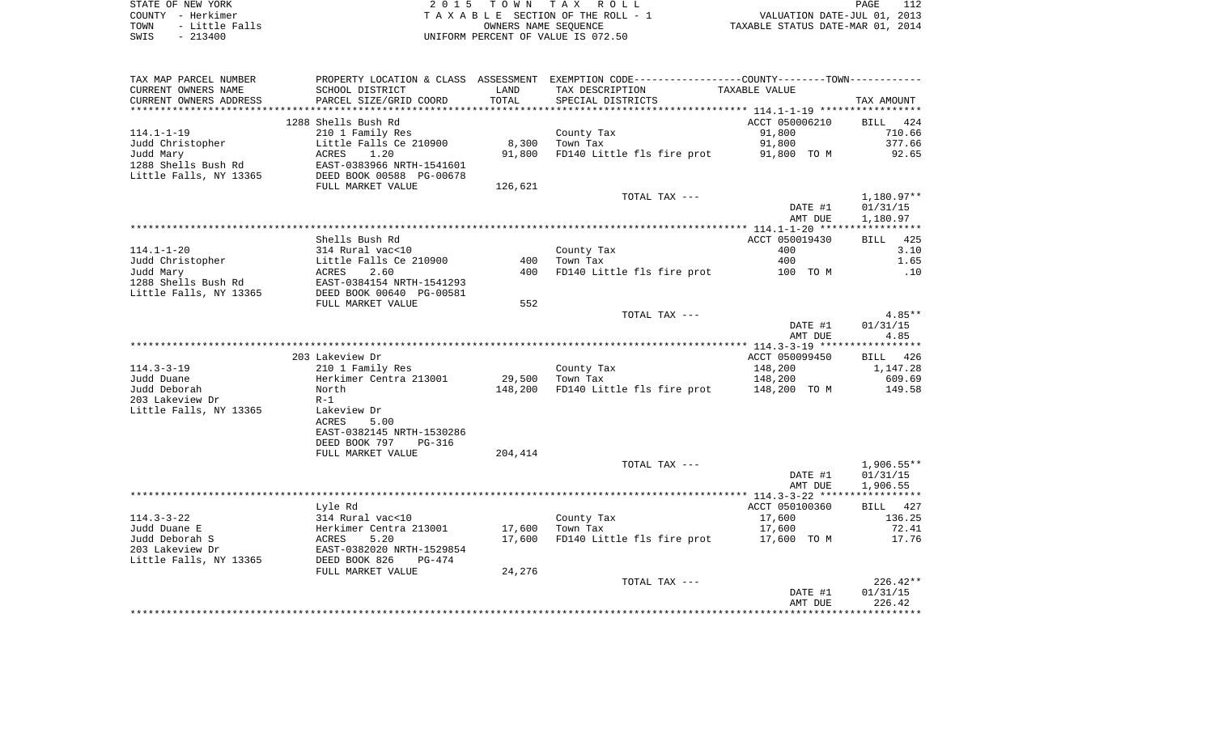STATE OF NEW YORK
COUNTY - Herkimer
TOWN - Little Falls
SWIS - 213400

2015 TOWN TAX ROLL
TAXABLE SECTION OF THE ROLL - 1
OWNERS NAME SEQUENCE
UNIFORM PERCENT OF VALUE IS 072.50

VALUATION DATE-JUL 01, 2013
TAXABLE STATUS DATE-MAR 01, 2014

| TAX MAP PARCEL NUMBER / CURRENT OWNERS NAME / CURRENT OWNERS ADDRESS | PROPERTY LOCATION & CLASS / SCHOOL DISTRICT / PARCEL SIZE/GRID COORD | ASSESSMENT LAND | ASSESSMENT TOTAL | EXEMPTION CODE / TAX DESCRIPTION / SPECIAL DISTRICTS | TAXABLE VALUE | TAX AMOUNT |
|---|---|---|---|---|---|---|
| **114.1-1-19** | 1288 Shells Bush Rd | | | | ACCT 050006210 | BILL 424 |
| Judd Christopher | 210 1 Family Res | | | County Tax | 91,800 | 710.66 |
| Judd Mary | Little Falls Ce 210900 | 8,300 | | Town Tax | 91,800 | 377.66 |
| 1288 Shells Bush Rd | ACRES 1.20 | | 91,800 | FD140 Little fls fire prot | 91,800 TO M | 92.65 |
| Little Falls, NY 13365 | EAST-0383966 NRTH-1541601 | | | | | |
| | DEED BOOK 00588 PG-00678 | | | | | |
| | FULL MARKET VALUE | | 126,621 | | | |
| | | | | TOTAL TAX --- | | 1,180.97** |
| | | | | | DATE #1 | 01/31/15 |
| | | | | | AMT DUE | 1,180.97 |
| **114.1-1-20** | Shells Bush Rd | | | | ACCT 050019430 | BILL 425 |
| Judd Christopher | 314 Rural vac<10 | | | County Tax | 400 | 3.10 |
| Judd Mary | Little Falls Ce 210900 | 400 | | Town Tax | 400 | 1.65 |
| 1288 Shells Bush Rd | ACRES 2.60 | | 400 | FD140 Little fls fire prot | 100 TO M | .10 |
| Little Falls, NY 13365 | EAST-0384154 NRTH-1541293 | | | | | |
| | DEED BOOK 00640 PG-00581 | | | | | |
| | FULL MARKET VALUE | | 552 | | | |
| | | | | TOTAL TAX --- | | 4.85** |
| | | | | | DATE #1 | 01/31/15 |
| | | | | | AMT DUE | 4.85 |
| **114.3-3-19** | 203 Lakeview Dr | | | | ACCT 050099450 | BILL 426 |
| Judd Duane | 210 1 Family Res | | | County Tax | 148,200 | 1,147.28 |
| Judd Deborah | Herkimer Centra 213001 | 29,500 | | Town Tax | 148,200 | 609.69 |
| 203 Lakeview Dr | North | | 148,200 | FD140 Little fls fire prot | 148,200 TO M | 149.58 |
| Little Falls, NY 13365 | R-1 | | | | | |
| | Lakeview Dr | | | | | |
| | ACRES 5.00 | | | | | |
| | EAST-0382145 NRTH-1530286 | | | | | |
| | DEED BOOK 797 PG-316 | | | | | |
| | FULL MARKET VALUE | | 204,414 | | | |
| | | | | TOTAL TAX --- | | 1,906.55** |
| | | | | | DATE #1 | 01/31/15 |
| | | | | | AMT DUE | 1,906.55 |
| **114.3-3-22** | Lyle Rd | | | | ACCT 050100360 | BILL 427 |
| Judd Duane E | 314 Rural vac<10 | | | County Tax | 17,600 | 136.25 |
| Judd Deborah S | Herkimer Centra 213001 | 17,600 | | Town Tax | 17,600 | 72.41 |
| 203 Lakeview Dr | ACRES 5.20 | | 17,600 | FD140 Little fls fire prot | 17,600 TO M | 17.76 |
| Little Falls, NY 13365 | EAST-0382020 NRTH-1529854 | | | | | |
| | DEED BOOK 826 PG-474 | | | | | |
| | FULL MARKET VALUE | | 24,276 | | | |
| | | | | TOTAL TAX --- | | 226.42** |
| | | | | | DATE #1 | 01/31/15 |
| | | | | | AMT DUE | 226.42 |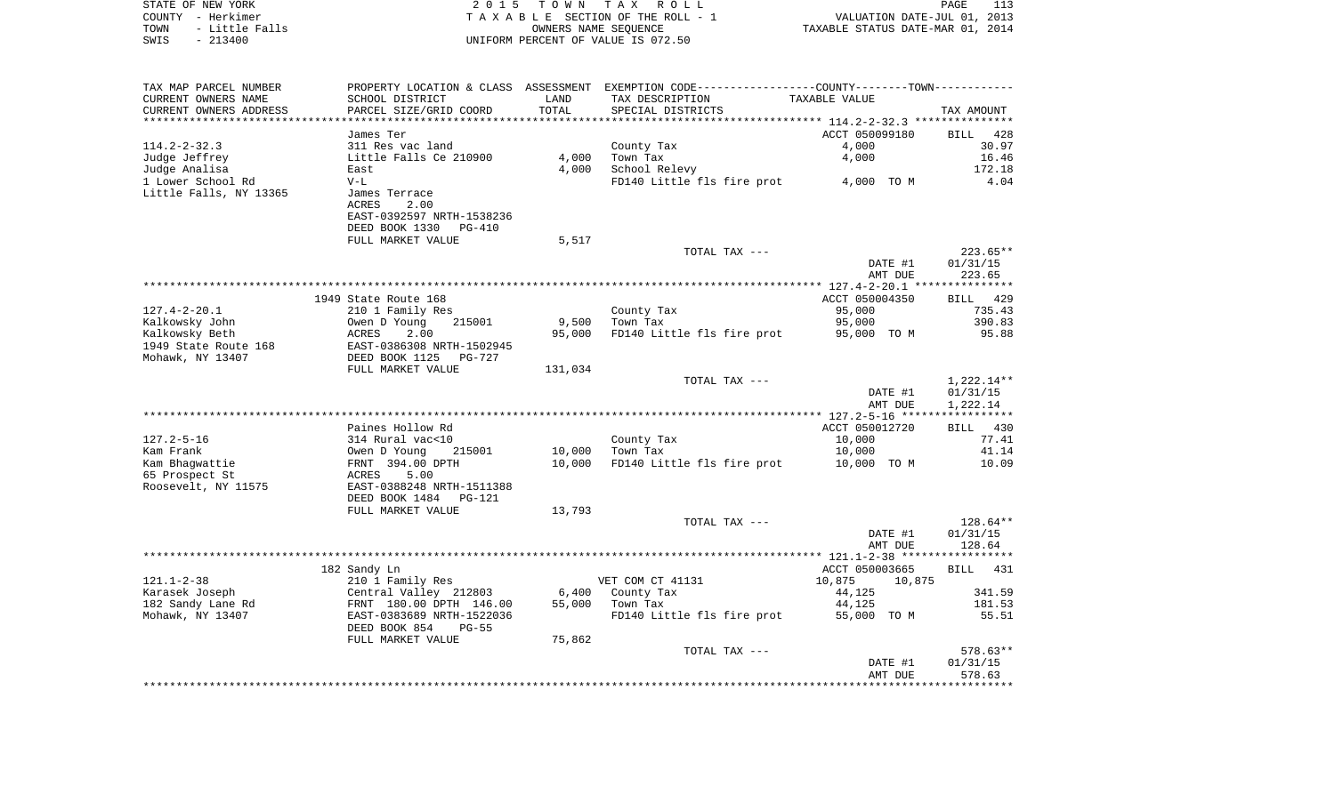STATE OF NEW YORK
COUNTY - Herkimer
TOWN - Little Falls
SWIS - 213400

2 0 1 5 T O W N T A X R O L L
T A X A B L E SECTION OF THE ROLL - 1
OWNERS NAME SEQUENCE
UNIFORM PERCENT OF VALUE IS 072.50

VALUATION DATE-JUL 01, 2013
TAXABLE STATUS DATE-MAR 01, 2014

| TAX MAP PARCEL NUMBER / CURRENT OWNERS NAME / CURRENT OWNERS ADDRESS | PROPERTY LOCATION & CLASS / SCHOOL DISTRICT / PARCEL SIZE/GRID COORD | ASSESSMENT LAND / TOTAL | EXEMPTION CODE / TAX DESCRIPTION / SPECIAL DISTRICTS | COUNTY--------TOWN TAXABLE VALUE | TAX AMOUNT |
|---|---|---|---|---|---|
| 114.2-2-32.3 | James Ter | | | ACCT 050099180 | BILL 428 |
| 114.2-2-32.3 | 311 Res vac land | | County Tax | 4,000 | 30.97 |
| Judge Jeffrey | Little Falls Ce 210900 | 4,000 | Town Tax | 4,000 | 16.46 |
| Judge Analisa | East | 4,000 | School Relevy | | 172.18 |
| 1 Lower School Rd | V-L | | FD140 Little fls fire prot | 4,000 TO M | 4.04 |
| Little Falls, NY 13365 | James Terrace | | | | |
| | ACRES 2.00 | | | | |
| | EAST-0392597 NRTH-1538236 | | | | |
| | DEED BOOK 1330 PG-410 | | | | |
| | FULL MARKET VALUE | 5,517 | | | |
| | | | TOTAL TAX --- | | 223.65** |
| | | | | DATE #1 | 01/31/15 |
| | | | | AMT DUE | 223.65 |
| 127.4-2-20.1 | 1949 State Route 168 | | | ACCT 050004350 | BILL 429 |
| 127.4-2-20.1 | 210 1 Family Res | | County Tax | 95,000 | 735.43 |
| Kalkowsky John | Owen D Young 215001 | 9,500 | Town Tax | 95,000 | 390.83 |
| Kalkowsky Beth | ACRES 2.00 | 95,000 | FD140 Little fls fire prot | 95,000 TO M | 95.88 |
| 1949 State Route 168 | EAST-0386308 NRTH-1502945 | | | | |
| Mohawk, NY 13407 | DEED BOOK 1125 PG-727 | | | | |
| | FULL MARKET VALUE | 131,034 | | | |
| | | | TOTAL TAX --- | | 1,222.14** |
| | | | | DATE #1 | 01/31/15 |
| | | | | AMT DUE | 1,222.14 |
| 127.2-5-16 | Paines Hollow Rd | | | ACCT 050012720 | BILL 430 |
| 127.2-5-16 | 314 Rural vac<10 | | County Tax | 10,000 | 77.41 |
| Kam Frank | Owen D Young 215001 | 10,000 | Town Tax | 10,000 | 41.14 |
| Kam Bhagwattie | FRNT 394.00 DPTH | 10,000 | FD140 Little fls fire prot | 10,000 TO M | 10.09 |
| 65 Prospect St | ACRES 5.00 | | | | |
| Roosevelt, NY 11575 | EAST-0388248 NRTH-1511388 | | | | |
| | DEED BOOK 1484 PG-121 | | | | |
| | FULL MARKET VALUE | 13,793 | | | |
| | | | TOTAL TAX --- | | 128.64** |
| | | | | DATE #1 | 01/31/15 |
| | | | | AMT DUE | 128.64 |
| 121.1-2-38 | 182 Sandy Ln | | | ACCT 050003665 | BILL 431 |
| 121.1-2-38 | 210 1 Family Res | | VET COM CT 41131 | 10,875 10,875 | |
| Karasek Joseph | Central Valley 212803 | 6,400 | County Tax | 44,125 | 341.59 |
| 182 Sandy Lane Rd | FRNT 180.00 DPTH 146.00 | 55,000 | Town Tax | 44,125 | 181.53 |
| Mohawk, NY 13407 | EAST-0383689 NRTH-1522036 | | FD140 Little fls fire prot | 55,000 TO M | 55.51 |
| | DEED BOOK 854 PG-55 | | | | |
| | FULL MARKET VALUE | 75,862 | | | |
| | | | TOTAL TAX --- | | 578.63** |
| | | | | DATE #1 | 01/31/15 |
| | | | | AMT DUE | 578.63 |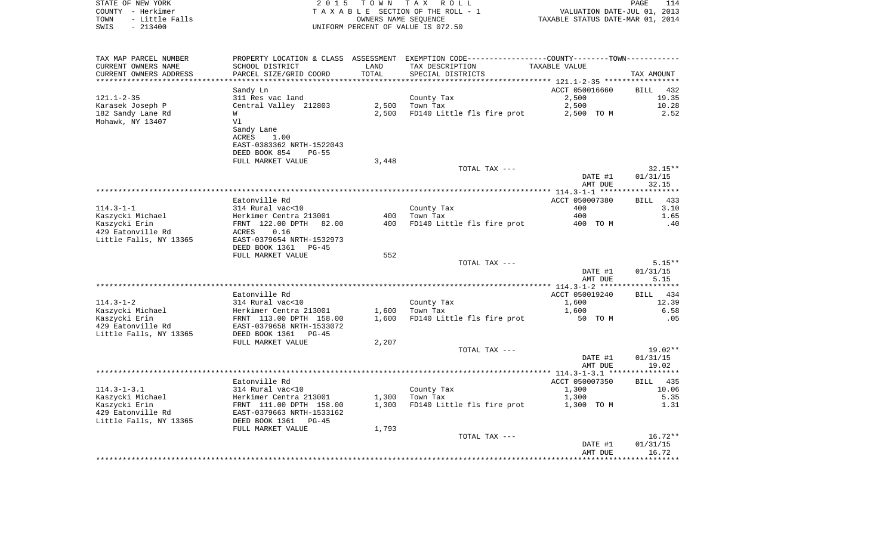STATE OF NEW YORK
COUNTY - Herkimer
TOWN - Little Falls
SWIS - 213400

2 0 1 5 T O W N T A X R O L L
T A X A B L E SECTION OF THE ROLL - 1
OWNERS NAME SEQUENCE
UNIFORM PERCENT OF VALUE IS 072.50

VALUATION DATE-JUL 01, 2013
TAXABLE STATUS DATE-MAR 01, 2014

| TAX MAP PARCEL NUMBER<br>CURRENT OWNERS NAME<br>CURRENT OWNERS ADDRESS | PROPERTY LOCATION & CLASS<br>SCHOOL DISTRICT<br>PARCEL SIZE/GRID COORD | ASSESSMENT<br>LAND<br>TOTAL | EXEMPTION CODE-----COUNTY--------TOWN-----<br>TAX DESCRIPTION<br>SPECIAL DISTRICTS | TAXABLE VALUE | TAX AMOUNT |
|---|---|---|---|---|---|
| | Sandy Ln | | | ACCT 050016660 | BILL 432 |
| 121.1-2-35 | 311 Res vac land | | County Tax | 2,500 | 19.35 |
| Karasek Joseph P | Central Valley 212803 | 2,500 | Town Tax | 2,500 | 10.28 |
| 182 Sandy Lane Rd | W | 2,500 | FD140 Little fls fire prot | 2,500 TO M | 2.52 |
| Mohawk, NY 13407 | Vl | | | | |
| | Sandy Lane | | | | |
| | ACRES 1.00 | | | | |
| | EAST-0383362 NRTH-1522043 | | | | |
| | DEED BOOK 854 PG-55 | | | | |
| | FULL MARKET VALUE | 3,448 | | | |
| | | | TOTAL TAX --- | | 32.15** |
| | | | | DATE #1 | 01/31/15 |
| | | | | AMT DUE | 32.15 |
| | Eatonville Rd | | | ACCT 050007380 | BILL 433 |
| 114.3-1-1 | 314 Rural vac<10 | | County Tax | 400 | 3.10 |
| Kaszycki Michael | Herkimer Centra 213001 | 400 | Town Tax | 400 | 1.65 |
| Kaszycki Erin | FRNT 122.00 DPTH 82.00 | 400 | FD140 Little fls fire prot | 400 TO M | .40 |
| 429 Eatonville Rd | ACRES 0.16 | | | | |
| Little Falls, NY 13365 | EAST-0379654 NRTH-1532973 | | | | |
| | DEED BOOK 1361 PG-45 | | | | |
| | FULL MARKET VALUE | 552 | | | |
| | | | TOTAL TAX --- | | 5.15** |
| | | | | DATE #1 | 01/31/15 |
| | | | | AMT DUE | 5.15 |
| | Eatonville Rd | | | ACCT 050019240 | BILL 434 |
| 114.3-1-2 | 314 Rural vac<10 | | County Tax | 1,600 | 12.39 |
| Kaszycki Michael | Herkimer Centra 213001 | 1,600 | Town Tax | 1,600 | 6.58 |
| Kaszycki Erin | FRNT 113.00 DPTH 158.00 | 1,600 | FD140 Little fls fire prot | 50 TO M | .05 |
| 429 Eatonville Rd | EAST-0379658 NRTH-1533072 | | | | |
| Little Falls, NY 13365 | DEED BOOK 1361 PG-45 | | | | |
| | FULL MARKET VALUE | 2,207 | | | |
| | | | TOTAL TAX --- | | 19.02** |
| | | | | DATE #1 | 01/31/15 |
| | | | | AMT DUE | 19.02 |
| | Eatonville Rd | | | ACCT 050007350 | BILL 435 |
| 114.3-1-3.1 | 314 Rural vac<10 | | County Tax | 1,300 | 10.06 |
| Kaszycki Michael | Herkimer Centra 213001 | 1,300 | Town Tax | 1,300 | 5.35 |
| Kaszycki Erin | FRNT 111.00 DPTH 158.00 | 1,300 | FD140 Little fls fire prot | 1,300 TO M | 1.31 |
| 429 Eatonville Rd | EAST-0379663 NRTH-1533162 | | | | |
| Little Falls, NY 13365 | DEED BOOK 1361 PG-45 | | | | |
| | FULL MARKET VALUE | 1,793 | | | |
| | | | TOTAL TAX --- | | 16.72** |
| | | | | DATE #1 | 01/31/15 |
| | | | | AMT DUE | 16.72 |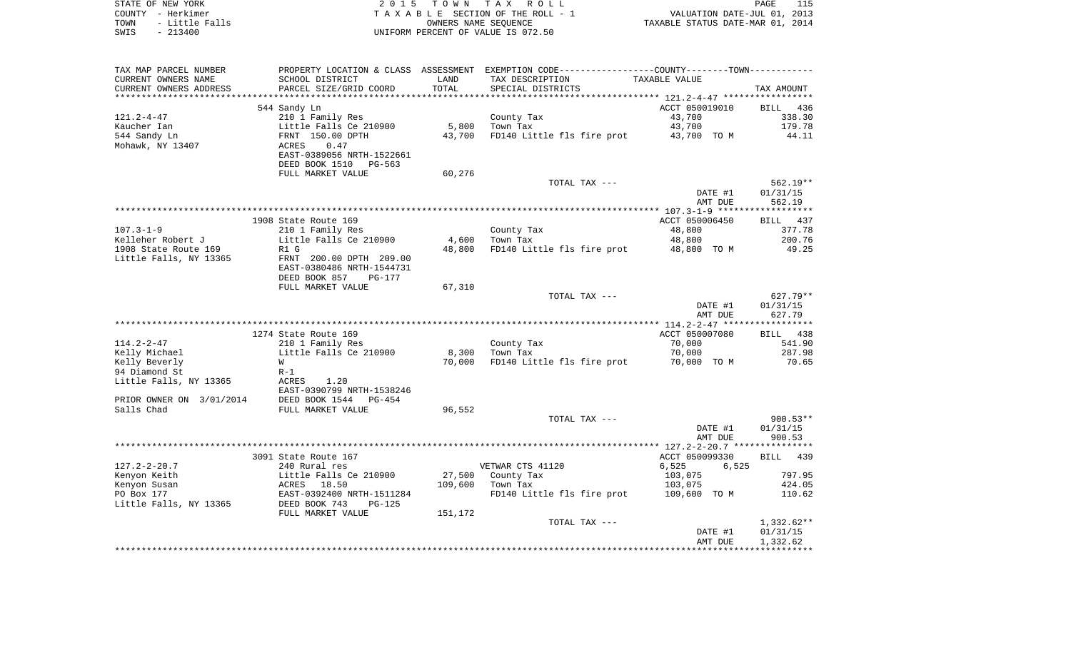STATE OF NEW YORK | COUNTY - Herkimer | TOWN - Little Falls | SWIS - 213400

**2015 TOWN TAX ROLL**
TAXABLE SECTION OF THE ROLL - 1
OWNERS NAME SEQUENCE
UNIFORM PERCENT OF VALUE IS 072.50

VALUATION DATE-JUL 01, 2013
TAXABLE STATUS DATE-MAR 01, 2014

| TAX MAP PARCEL NUMBER / CURRENT OWNERS NAME / CURRENT OWNERS ADDRESS | PROPERTY LOCATION & CLASS / SCHOOL DISTRICT / PARCEL SIZE/GRID COORD | ASSESSMENT LAND / TOTAL | EXEMPTION CODE / TAX DESCRIPTION / SPECIAL DISTRICTS | TAXABLE VALUE (COUNTY / TOWN) | TAX AMOUNT |
|---|---|---|---|---|---|
| | 544 Sandy Ln | | | ACCT 050019010 | BILL 436 |
| 121.2-4-47 | 210 1 Family Res | | County Tax | 43,700 | 338.30 |
| Kaucher Ian | Little Falls Ce 210900 | 5,800 | Town Tax | 43,700 | 179.78 |
| 544 Sandy Ln | FRNT 150.00 DPTH | 43,700 | FD140 Little fls fire prot | 43,700 TO M | 44.11 |
| Mohawk, NY 13407 | ACRES 0.47 | | | | |
| | EAST-0389056 NRTH-1522661 | | | | |
| | DEED BOOK 1510 PG-563 | | | | |
| | FULL MARKET VALUE | 60,276 | | | |
| | | | TOTAL TAX --- | | 562.19** |
| | | | | DATE #1 | 01/31/15 |
| | | | | AMT DUE | 562.19 |
| | 1908 State Route 169 | | | ACCT 050006450 | BILL 437 |
| 107.3-1-9 | 210 1 Family Res | | County Tax | 48,800 | 377.78 |
| Kelleher Robert J | Little Falls Ce 210900 | 4,600 | Town Tax | 48,800 | 200.76 |
| 1908 State Route 169 | R1 G | 48,800 | FD140 Little fls fire prot | 48,800 TO M | 49.25 |
| Little Falls, NY 13365 | FRNT 200.00 DPTH 209.00 | | | | |
| | EAST-0380486 NRTH-1544731 | | | | |
| | DEED BOOK 857 PG-177 | | | | |
| | FULL MARKET VALUE | 67,310 | | | |
| | | | TOTAL TAX --- | | 627.79** |
| | | | | DATE #1 | 01/31/15 |
| | | | | AMT DUE | 627.79 |
| | 1274 State Route 169 | | | ACCT 050007080 | BILL 438 |
| 114.2-2-47 | 210 1 Family Res | | County Tax | 70,000 | 541.90 |
| Kelly Michael | Little Falls Ce 210900 | 8,300 | Town Tax | 70,000 | 287.98 |
| Kelly Beverly | W | 70,000 | FD140 Little fls fire prot | 70,000 TO M | 70.65 |
| 94 Diamond St | R-1 | | | | |
| Little Falls, NY 13365 | ACRES 1.20 | | | | |
| | EAST-0390799 NRTH-1538246 | | | | |
| PRIOR OWNER ON 3/01/2014 | DEED BOOK 1544 PG-454 | | | | |
| Salls Chad | FULL MARKET VALUE | 96,552 | | | |
| | | | TOTAL TAX --- | | 900.53** |
| | | | | DATE #1 | 01/31/15 |
| | | | | AMT DUE | 900.53 |
| | 3091 State Route 167 | | | ACCT 050099330 | BILL 439 |
| 127.2-2-20.7 | 240 Rural res | | VETWAR CTS 41120 | 6,525 6,525 | |
| Kenyon Keith | Little Falls Ce 210900 | 27,500 | County Tax | 103,075 | 797.95 |
| Kenyon Susan | ACRES 18.50 | 109,600 | Town Tax | 103,075 | 424.05 |
| PO Box 177 | EAST-0392400 NRTH-1511284 | | FD140 Little fls fire prot | 109,600 TO M | 110.62 |
| Little Falls, NY 13365 | DEED BOOK 743 PG-125 | | | | |
| | FULL MARKET VALUE | 151,172 | | | |
| | | | TOTAL TAX --- | | 1,332.62** |
| | | | | DATE #1 | 01/31/15 |
| | | | | AMT DUE | 1,332.62 |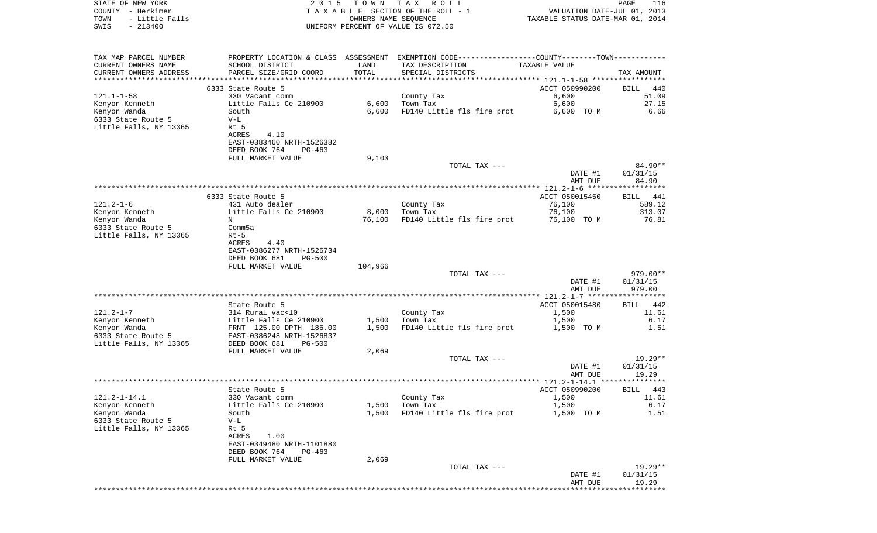STATE OF NEW YORK
COUNTY - Herkimer
TOWN - Little Falls
SWIS - 213400

2015 TOWN TAX ROLL
TAXABLE SECTION OF THE ROLL - 1
OWNERS NAME SEQUENCE
UNIFORM PERCENT OF VALUE IS 072.50

VALUATION DATE-JUL 01, 2013
TAXABLE STATUS DATE-MAR 01, 2014

| TAX MAP PARCEL NUMBER / CURRENT OWNERS NAME / CURRENT OWNERS ADDRESS | PROPERTY LOCATION & CLASS / SCHOOL DISTRICT / PARCEL SIZE/GRID COORD | ASSESSMENT LAND / TOTAL | EXEMPTION CODE / TAX DESCRIPTION / SPECIAL DISTRICTS | COUNTY--------TOWN TAXABLE VALUE | TAX AMOUNT |
|---|---|---|---|---|---|
| **121.1-1-58** | 6333 State Route 5 | | | ACCT 050990200 | BILL 440 |
| 121.1-1-58 | 330 Vacant comm | | County Tax | 6,600 | 51.09 |
| Kenyon Kenneth | Little Falls Ce 210900 | 6,600 | Town Tax | 6,600 | 27.15 |
| Kenyon Wanda | South | 6,600 | FD140 Little fls fire prot | 6,600 TO M | 6.66 |
| 6333 State Route 5 | V-L | | | | |
| Little Falls, NY 13365 | Rt 5 | | | | |
| | ACRES 4.10 | | | | |
| | EAST-0383460 NRTH-1526382 | | | | |
| | DEED BOOK 764 PG-463 | | | | |
| | FULL MARKET VALUE | 9,103 | | | |
| | | | TOTAL TAX --- | | 84.90** |
| | | | | DATE #1 | 01/31/15 |
| | | | | AMT DUE | 84.90 |
| **121.2-1-6** | 6333 State Route 5 | | | ACCT 050015450 | BILL 441 |
| 121.2-1-6 | 431 Auto dealer | | County Tax | 76,100 | 589.12 |
| Kenyon Kenneth | Little Falls Ce 210900 | 8,000 | Town Tax | 76,100 | 313.07 |
| Kenyon Wanda | N | 76,100 | FD140 Little fls fire prot | 76,100 TO M | 76.81 |
| 6333 State Route 5 | Comm5a | | | | |
| Little Falls, NY 13365 | Rt-5 | | | | |
| | ACRES 4.40 | | | | |
| | EAST-0386277 NRTH-1526734 | | | | |
| | DEED BOOK 681 PG-500 | | | | |
| | FULL MARKET VALUE | 104,966 | | | |
| | | | TOTAL TAX --- | | 979.00** |
| | | | | DATE #1 | 01/31/15 |
| | | | | AMT DUE | 979.00 |
| **121.2-1-7** | State Route 5 | | | ACCT 050015480 | BILL 442 |
| 121.2-1-7 | 314 Rural vac<10 | | County Tax | 1,500 | 11.61 |
| Kenyon Kenneth | Little Falls Ce 210900 | 1,500 | Town Tax | 1,500 | 6.17 |
| Kenyon Wanda | FRNT 125.00 DPTH 186.00 | 1,500 | FD140 Little fls fire prot | 1,500 TO M | 1.51 |
| 6333 State Route 5 | EAST-0386248 NRTH-1526837 | | | | |
| Little Falls, NY 13365 | DEED BOOK 681 PG-500 | | | | |
| | FULL MARKET VALUE | 2,069 | | | |
| | | | TOTAL TAX --- | | 19.29** |
| | | | | DATE #1 | 01/31/15 |
| | | | | AMT DUE | 19.29 |
| **121.2-1-14.1** | State Route 5 | | | ACCT 050990200 | BILL 443 |
| 121.2-1-14.1 | 330 Vacant comm | | County Tax | 1,500 | 11.61 |
| Kenyon Kenneth | Little Falls Ce 210900 | 1,500 | Town Tax | 1,500 | 6.17 |
| Kenyon Wanda | South | 1,500 | FD140 Little fls fire prot | 1,500 TO M | 1.51 |
| 6333 State Route 5 | V-L | | | | |
| Little Falls, NY 13365 | Rt 5 | | | | |
| | ACRES 1.00 | | | | |
| | EAST-0349480 NRTH-1101880 | | | | |
| | DEED BOOK 764 PG-463 | | | | |
| | FULL MARKET VALUE | 2,069 | | | |
| | | | TOTAL TAX --- | | 19.29** |
| | | | | DATE #1 | 01/31/15 |
| | | | | AMT DUE | 19.29 |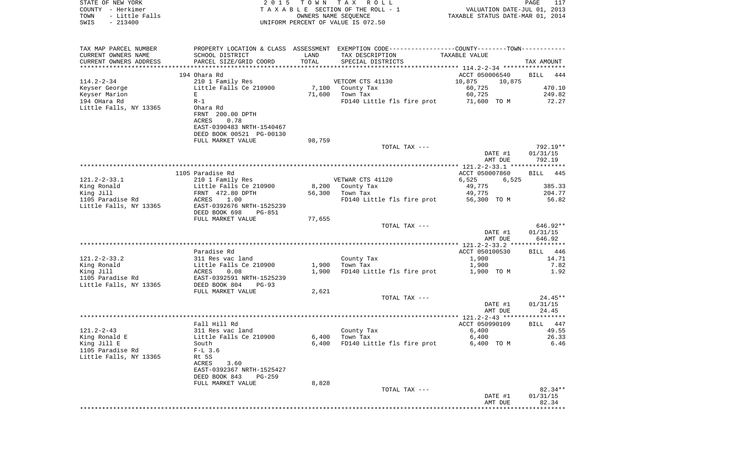STATE OF NEW YORK | 2015 TOWN TAX ROLL | VALUATION DATE-JUL 01, 2013
COUNTY - Herkimer | TAXABLE SECTION OF THE ROLL - 1 | TAXABLE STATUS DATE-MAR 01, 2014
TOWN - Little Falls | OWNERS NAME SEQUENCE
SWIS - 213400 | UNIFORM PERCENT OF VALUE IS 072.50

| TAX MAP PARCEL NUMBER / CURRENT OWNERS NAME / CURRENT OWNERS ADDRESS | PROPERTY LOCATION & CLASS / SCHOOL DISTRICT / PARCEL SIZE/GRID COORD | ASSESSMENT LAND | ASSESSMENT TOTAL | EXEMPTION CODE / TAX DESCRIPTION / SPECIAL DISTRICTS | TAXABLE VALUE (COUNTY--------TOWN) | TAX AMOUNT |
|---|---|---|---|---|---|---|
| | 194 Ohara Rd | | | | ACCT 050006540 | BILL 444 |
| 114.2-2-34 | 210 1 Family Res | | | VETCOM CTS 41130 | 10,875 10,875 | |
| Keyser George | Little Falls Ce 210900 | 7,100 | | County Tax | 60,725 | 470.10 |
| Keyser Marion | E | | 71,600 | Town Tax | 60,725 | 249.82 |
| 194 OHara Rd | R-1 | | | FD140 Little fls fire prot | 71,600 TO M | 72.27 |
| Little Falls, NY 13365 | Ohara Rd | | | | | |
| | FRNT 200.00 DPTH | | | | | |
| | ACRES 0.78 | | | | | |
| | EAST-0390483 NRTH-1540467 | | | | | |
| | DEED BOOK 00521 PG-00130 | | | | | |
| | FULL MARKET VALUE | | 98,759 | | | |
| | | | | TOTAL TAX --- | | 792.19** |
| | | | | | DATE #1 | 01/31/15 |
| | | | | | AMT DUE | 792.19 |
| | 1105 Paradise Rd | | | | ACCT 050007860 | BILL 445 |
| 121.2-2-33.1 | 210 1 Family Res | | | VETWAR CTS 41120 | 6,525 6,525 | |
| King Ronald | Little Falls Ce 210900 | 8,200 | | County Tax | 49,775 | 385.33 |
| King Jill | FRNT 472.80 DPTH | | 56,300 | Town Tax | 49,775 | 204.77 |
| 1105 Paradise Rd | ACRES 1.00 | | | FD140 Little fls fire prot | 56,300 TO M | 56.82 |
| Little Falls, NY 13365 | EAST-0392676 NRTH-1525239 | | | | | |
| | DEED BOOK 698 PG-851 | | | | | |
| | FULL MARKET VALUE | | 77,655 | | | |
| | | | | TOTAL TAX --- | | 646.92** |
| | | | | | DATE #1 | 01/31/15 |
| | | | | | AMT DUE | 646.92 |
| | Paradise Rd | | | | ACCT 050100530 | BILL 446 |
| 121.2-2-33.2 | 311 Res vac land | | | County Tax | 1,900 | 14.71 |
| King Ronald | Little Falls Ce 210900 | 1,900 | | Town Tax | 1,900 | 7.82 |
| King Jill | ACRES 0.08 | | 1,900 | FD140 Little fls fire prot | 1,900 TO M | 1.92 |
| 1105 Paradise Rd | EAST-0392591 NRTH-1525239 | | | | | |
| Little Falls, NY 13365 | DEED BOOK 804 PG-93 | | | | | |
| | FULL MARKET VALUE | | 2,621 | | | |
| | | | | TOTAL TAX --- | | 24.45** |
| | | | | | DATE #1 | 01/31/15 |
| | | | | | AMT DUE | 24.45 |
| | Fall Hill Rd | | | | ACCT 050990109 | BILL 447 |
| 121.2-2-43 | 311 Res vac land | | | County Tax | 6,400 | 49.55 |
| King Ronald E | Little Falls Ce 210900 | 6,400 | | Town Tax | 6,400 | 26.33 |
| King Jill E | South | | 6,400 | FD140 Little fls fire prot | 6,400 TO M | 6.46 |
| 1105 Paradise Rd | F-L 3.6 | | | | | |
| Little Falls, NY 13365 | Rt 5S | | | | | |
| | ACRES 3.60 | | | | | |
| | EAST-0392367 NRTH-1525427 | | | | | |
| | DEED BOOK 843 PG-259 | | | | | |
| | FULL MARKET VALUE | | 8,828 | | | |
| | | | | TOTAL TAX --- | | 82.34** |
| | | | | | DATE #1 | 01/31/15 |
| | | | | | AMT DUE | 82.34 |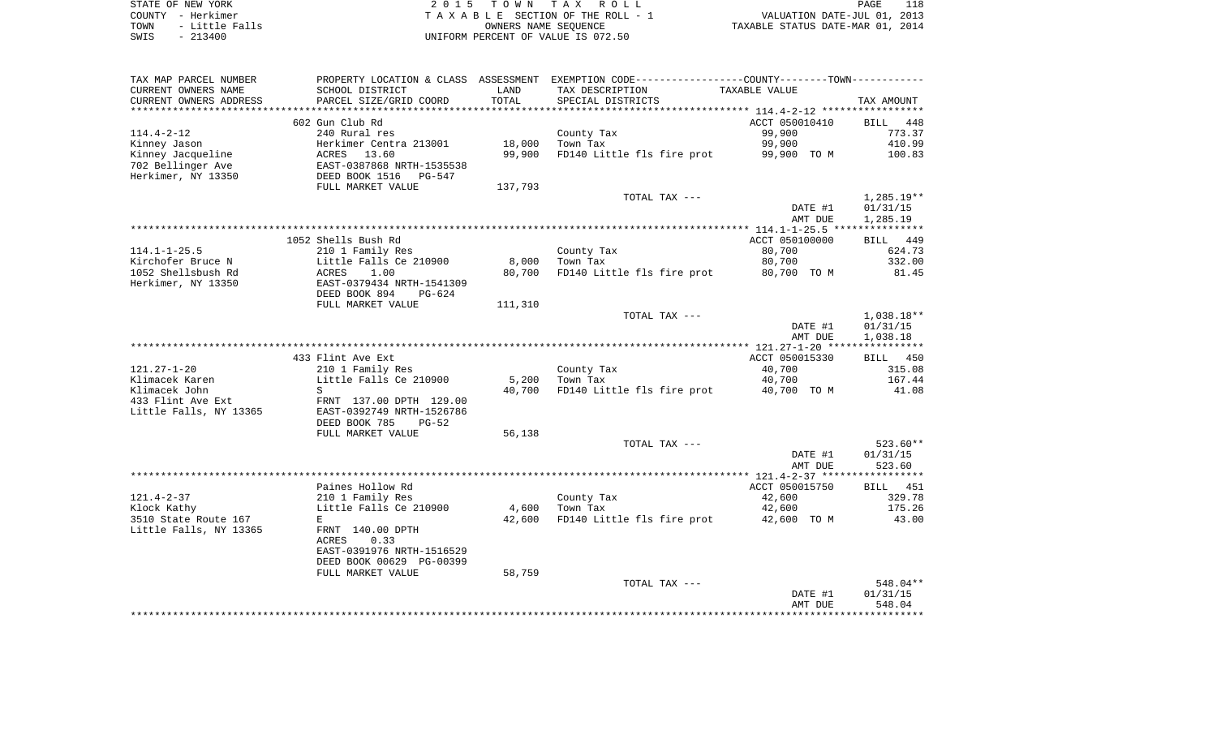STATE OF NEW YORK — 2 0 1 5 T O W N T A X R O L L
COUNTY - Herkimer — T A X A B L E SECTION OF THE ROLL - 1 — VALUATION DATE-JUL 01, 2013
TOWN - Little Falls — OWNERS NAME SEQUENCE — TAXABLE STATUS DATE-MAR 01, 2014
SWIS - 213400 — UNIFORM PERCENT OF VALUE IS 072.50

| TAX MAP PARCEL NUMBER / CURRENT OWNERS NAME / CURRENT OWNERS ADDRESS | PROPERTY LOCATION & CLASS / SCHOOL DISTRICT / PARCEL SIZE/GRID COORD | ASSESSMENT LAND / TOTAL | EXEMPTION CODE / TAX DESCRIPTION / SPECIAL DISTRICTS | COUNTY--------TOWN TAXABLE VALUE | TAX AMOUNT |
|---|---|---|---|---|---|
| 114.4-2-12 | 602 Gun Club Rd | | | ACCT 050010410 | BILL 448 |
| | 240 Rural res | | County Tax | 99,900 | 773.37 |
| Kinney Jason | Herkimer Centra 213001 | 18,000 | Town Tax | 99,900 | 410.99 |
| Kinney Jacqueline | ACRES 13.60 | 99,900 | FD140 Little fls fire prot | 99,900 TO M | 100.83 |
| 702 Bellinger Ave | EAST-0387868 NRTH-1535538 | | | | |
| Herkimer, NY 13350 | DEED BOOK 1516 PG-547 | | | | |
| | FULL MARKET VALUE | 137,793 | | | |
| | | | TOTAL TAX --- | | 1,285.19** |
| | | | | DATE #1 | 01/31/15 |
| | | | | AMT DUE | 1,285.19 |
| 114.1-1-25.5 | 1052 Shells Bush Rd | | | ACCT 050100000 | BILL 449 |
| | 210 1 Family Res | | County Tax | 80,700 | 624.73 |
| Kirchofer Bruce N | Little Falls Ce 210900 | 8,000 | Town Tax | 80,700 | 332.00 |
| 1052 Shellsbush Rd | ACRES 1.00 | 80,700 | FD140 Little fls fire prot | 80,700 TO M | 81.45 |
| Herkimer, NY 13350 | EAST-0379434 NRTH-1541309 | | | | |
| | DEED BOOK 894 PG-624 | | | | |
| | FULL MARKET VALUE | 111,310 | | | |
| | | | TOTAL TAX --- | | 1,038.18** |
| | | | | DATE #1 | 01/31/15 |
| | | | | AMT DUE | 1,038.18 |
| 121.27-1-20 | 433 Flint Ave Ext | | | ACCT 050015330 | BILL 450 |
| | 210 1 Family Res | | County Tax | 40,700 | 315.08 |
| Klimacek Karen | Little Falls Ce 210900 | 5,200 | Town Tax | 40,700 | 167.44 |
| Klimacek John | S | 40,700 | FD140 Little fls fire prot | 40,700 TO M | 41.08 |
| 433 Flint Ave Ext | FRNT 137.00 DPTH 129.00 | | | | |
| Little Falls, NY 13365 | EAST-0392749 NRTH-1526786 | | | | |
| | DEED BOOK 785 PG-52 | | | | |
| | FULL MARKET VALUE | 56,138 | | | |
| | | | TOTAL TAX --- | | 523.60** |
| | | | | DATE #1 | 01/31/15 |
| | | | | AMT DUE | 523.60 |
| 121.4-2-37 | Paines Hollow Rd | | | ACCT 050015750 | BILL 451 |
| | 210 1 Family Res | | County Tax | 42,600 | 329.78 |
| Klock Kathy | Little Falls Ce 210900 | 4,600 | Town Tax | 42,600 | 175.26 |
| 3510 State Route 167 | E | 42,600 | FD140 Little fls fire prot | 42,600 TO M | 43.00 |
| Little Falls, NY 13365 | FRNT 140.00 DPTH | | | | |
| | ACRES 0.33 | | | | |
| | EAST-0391976 NRTH-1516529 | | | | |
| | DEED BOOK 00629 PG-00399 | | | | |
| | FULL MARKET VALUE | 58,759 | | | |
| | | | TOTAL TAX --- | | 548.04** |
| | | | | DATE #1 | 01/31/15 |
| | | | | AMT DUE | 548.04 |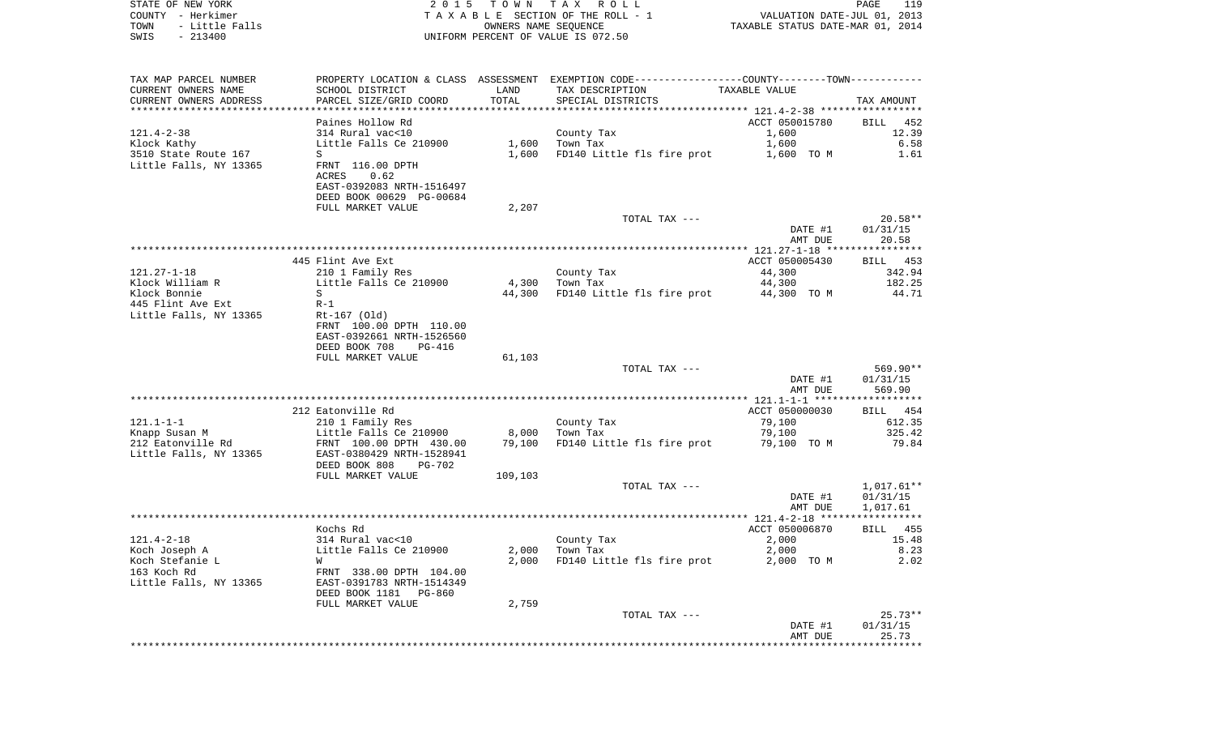STATE OF NEW YORK — 2 0 1 5 T O W N T A X R O L L
COUNTY - Herkimer — T A X A B L E SECTION OF THE ROLL - 1 — VALUATION DATE-JUL 01, 2013
TOWN - Little Falls — OWNERS NAME SEQUENCE — TAXABLE STATUS DATE-MAR 01, 2014
SWIS - 213400 — UNIFORM PERCENT OF VALUE IS 072.50

| TAX MAP PARCEL NUMBER / CURRENT OWNERS NAME / CURRENT OWNERS ADDRESS | PROPERTY LOCATION & CLASS / SCHOOL DISTRICT / PARCEL SIZE/GRID COORD | ASSESSMENT LAND / TOTAL | EXEMPTION CODE / TAX DESCRIPTION / SPECIAL DISTRICTS | COUNTY--------TOWN TAXABLE VALUE | TAX AMOUNT |
|---|---|---|---|---|---|
| **121.4-2-38** | Paines Hollow Rd | | | ACCT 050015780 | BILL 452 |
| 121.4-2-38 | 314 Rural vac<10 | | County Tax | 1,600 | 12.39 |
| Klock Kathy | Little Falls Ce 210900 | 1,600 | Town Tax | 1,600 | 6.58 |
| 3510 State Route 167 | S | 1,600 | FD140 Little fls fire prot | 1,600 TO M | 1.61 |
| Little Falls, NY 13365 | FRNT 116.00 DPTH | | | | |
| | ACRES 0.62 | | | | |
| | EAST-0392083 NRTH-1516497 | | | | |
| | DEED BOOK 00629 PG-00684 | | | | |
| | FULL MARKET VALUE | 2,207 | | | |
| | | | TOTAL TAX --- | | 20.58** |
| | | | | DATE #1 | 01/31/15 |
| | | | | AMT DUE | 20.58 |
| **121.27-1-18** | 445 Flint Ave Ext | | | ACCT 050005430 | BILL 453 |
| 121.27-1-18 | 210 1 Family Res | | County Tax | 44,300 | 342.94 |
| Klock William R | Little Falls Ce 210900 | 4,300 | Town Tax | 44,300 | 182.25 |
| Klock Bonnie | S | 44,300 | FD140 Little fls fire prot | 44,300 TO M | 44.71 |
| 445 Flint Ave Ext | R-1 | | | | |
| Little Falls, NY 13365 | Rt-167 (Old) | | | | |
| | FRNT 100.00 DPTH 110.00 | | | | |
| | EAST-0392661 NRTH-1526560 | | | | |
| | DEED BOOK 708 PG-416 | | | | |
| | FULL MARKET VALUE | 61,103 | | | |
| | | | TOTAL TAX --- | | 569.90** |
| | | | | DATE #1 | 01/31/15 |
| | | | | AMT DUE | 569.90 |
| **121.1-1-1** | 212 Eatonville Rd | | | ACCT 050000030 | BILL 454 |
| 121.1-1-1 | 210 1 Family Res | | County Tax | 79,100 | 612.35 |
| Knapp Susan M | Little Falls Ce 210900 | 8,000 | Town Tax | 79,100 | 325.42 |
| 212 Eatonville Rd | FRNT 100.00 DPTH 430.00 | 79,100 | FD140 Little fls fire prot | 79,100 TO M | 79.84 |
| Little Falls, NY 13365 | EAST-0380429 NRTH-1528941 | | | | |
| | DEED BOOK 808 PG-702 | | | | |
| | FULL MARKET VALUE | 109,103 | | | |
| | | | TOTAL TAX --- | | 1,017.61** |
| | | | | DATE #1 | 01/31/15 |
| | | | | AMT DUE | 1,017.61 |
| **121.4-2-18** | Kochs Rd | | | ACCT 050006870 | BILL 455 |
| 121.4-2-18 | 314 Rural vac<10 | | County Tax | 2,000 | 15.48 |
| Koch Joseph A | Little Falls Ce 210900 | 2,000 | Town Tax | 2,000 | 8.23 |
| Koch Stefanie L | W | 2,000 | FD140 Little fls fire prot | 2,000 TO M | 2.02 |
| 163 Koch Rd | FRNT 338.00 DPTH 104.00 | | | | |
| Little Falls, NY 13365 | EAST-0391783 NRTH-1514349 | | | | |
| | DEED BOOK 1181 PG-860 | | | | |
| | FULL MARKET VALUE | 2,759 | | | |
| | | | TOTAL TAX --- | | 25.73** |
| | | | | DATE #1 | 01/31/15 |
| | | | | AMT DUE | 25.73 |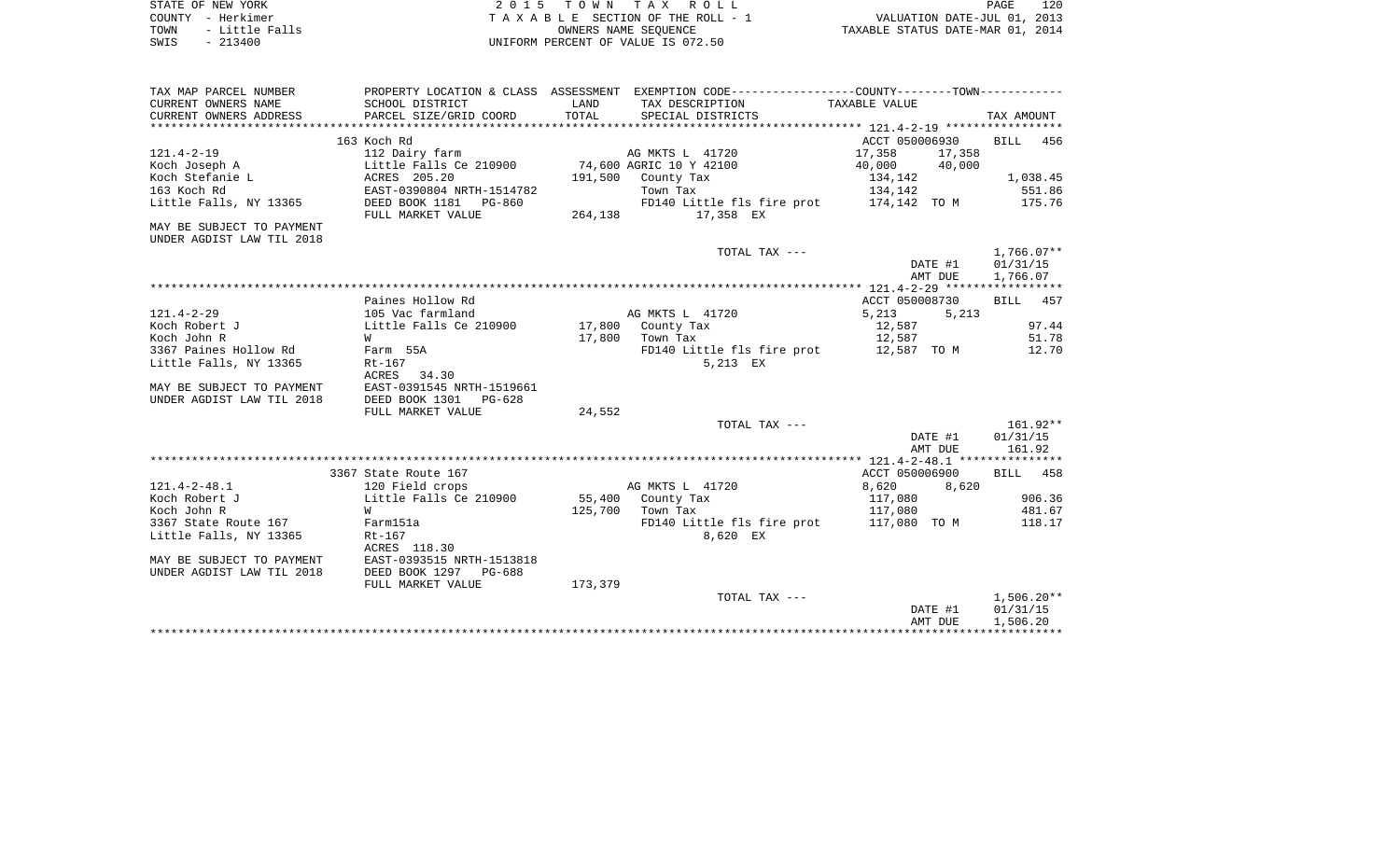STATE OF NEW YORK | 2015 TOWN TAX ROLL | PAGE 120
COUNTY - Herkimer | TAXABLE SECTION OF THE ROLL - 1 | VALUATION DATE-JUL 01, 2013
TOWN - Little Falls | OWNERS NAME SEQUENCE | TAXABLE STATUS DATE-MAR 01, 2014
SWIS - 213400 | UNIFORM PERCENT OF VALUE IS 072.50

| TAX MAP PARCEL NUMBER<br>CURRENT OWNERS NAME<br>CURRENT OWNERS ADDRESS | PROPERTY LOCATION & CLASS<br>SCHOOL DISTRICT<br>PARCEL SIZE/GRID COORD | ASSESSMENT<br>LAND<br>TOTAL | EXEMPTION CODE<br>TAX DESCRIPTION<br>SPECIAL DISTRICTS | COUNTY | TOWN<br>TAXABLE VALUE | TAX AMOUNT |
|---|---|---|---|---|---|---|
| | 163 Koch Rd | | | ACCT 050006930 | | BILL 456 |
| 121.4-2-19 | 112 Dairy farm | | AG MKTS L 41720 | 17,358 | 17,358 | |
| Koch Joseph A | Little Falls Ce 210900 | 74,600 | AGRIC 10 Y 42100 | 40,000 | 40,000 | |
| Koch Stefanie L | ACRES 205.20 | 191,500 | County Tax | 134,142 | | 1,038.45 |
| 163 Koch Rd | EAST-0390804 NRTH-1514782 | | Town Tax | 134,142 | | 551.86 |
| Little Falls, NY 13365 | DEED BOOK 1181 PG-860 | | FD140 Little fls fire prot | 174,142 TO M | | 175.76 |
| | FULL MARKET VALUE | 264,138 | 17,358 EX | | | |
| MAY BE SUBJECT TO PAYMENT UNDER AGDIST LAW TIL 2018 | | | | | | |
| | | | TOTAL TAX --- | | | 1,766.07** |
| | | | | | DATE #1 | 01/31/15 |
| | | | | | AMT DUE | 1,766.07 |
| | Paines Hollow Rd | | | ACCT 050008730 | | BILL 457 |
| 121.4-2-29 | 105 Vac farmland | | AG MKTS L 41720 | 5,213 | 5,213 | |
| Koch Robert J | Little Falls Ce 210900 | 17,800 | County Tax | 12,587 | | 97.44 |
| Koch John R | W | 17,800 | Town Tax | 12,587 | | 51.78 |
| 3367 Paines Hollow Rd | Farm 55A | | FD140 Little fls fire prot | 12,587 TO M | | 12.70 |
| Little Falls, NY 13365 | Rt-167 | | 5,213 EX | | | |
| | ACRES 34.30 | | | | | |
| MAY BE SUBJECT TO PAYMENT | EAST-0391545 NRTH-1519661 | | | | | |
| UNDER AGDIST LAW TIL 2018 | DEED BOOK 1301 PG-628 | | | | | |
| | FULL MARKET VALUE | 24,552 | | | | |
| | | | TOTAL TAX --- | | | 161.92** |
| | | | | | DATE #1 | 01/31/15 |
| | | | | | AMT DUE | 161.92 |
| | 3367 State Route 167 | | | ACCT 050006900 | | BILL 458 |
| 121.4-2-48.1 | 120 Field crops | | AG MKTS L 41720 | 8,620 | 8,620 | |
| Koch Robert J | Little Falls Ce 210900 | 55,400 | County Tax | 117,080 | | 906.36 |
| Koch John R | W | 125,700 | Town Tax | 117,080 | | 481.67 |
| 3367 State Route 167 | Farm151a | | FD140 Little fls fire prot | 117,080 TO M | | 118.17 |
| Little Falls, NY 13365 | Rt-167 | | 8,620 EX | | | |
| | ACRES 118.30 | | | | | |
| MAY BE SUBJECT TO PAYMENT | EAST-0393515 NRTH-1513818 | | | | | |
| UNDER AGDIST LAW TIL 2018 | DEED BOOK 1297 PG-688 | | | | | |
| | FULL MARKET VALUE | 173,379 | | | | |
| | | | TOTAL TAX --- | | | 1,506.20** |
| | | | | | DATE #1 | 01/31/15 |
| | | | | | AMT DUE | 1,506.20 |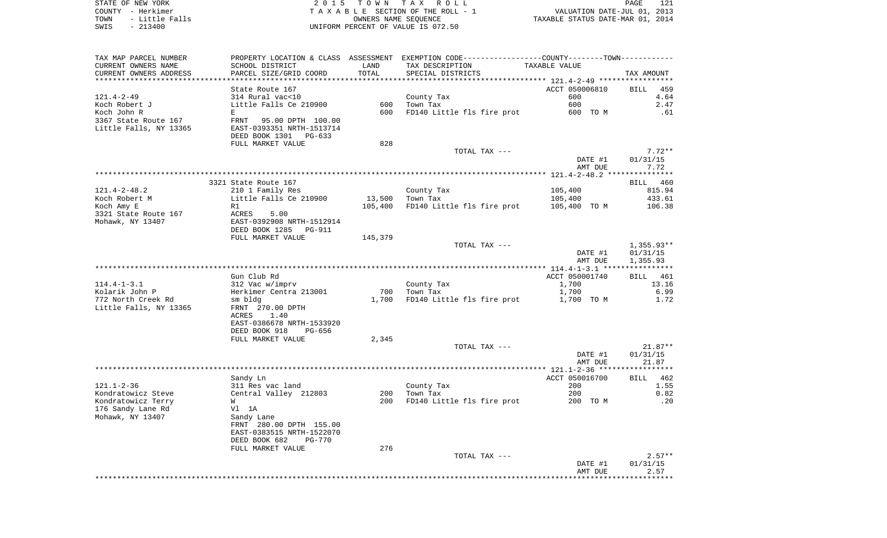STATE OF NEW YORK
COUNTY - Herkimer
TOWN - Little Falls
SWIS - 213400

2 0 1 5 T O W N T A X R O L L
T A X A B L E SECTION OF THE ROLL - 1
OWNERS NAME SEQUENCE
UNIFORM PERCENT OF VALUE IS 072.50

VALUATION DATE-JUL 01, 2013
TAXABLE STATUS DATE-MAR 01, 2014

| TAX MAP PARCEL NUMBER / CURRENT OWNERS NAME / CURRENT OWNERS ADDRESS | PROPERTY LOCATION & CLASS / SCHOOL DISTRICT / PARCEL SIZE/GRID COORD | ASSESSMENT LAND / TOTAL | EXEMPTION CODE / TAX DESCRIPTION / SPECIAL DISTRICTS | COUNTY--------TOWN / TAXABLE VALUE | TAX AMOUNT |
|---|---|---|---|---|---|
| **121.4-2-49** | State Route 167 | | | ACCT 050006810 | BILL 459 |
| 121.4-2-49 | 314 Rural vac<10 | | County Tax | 600 | 4.64 |
| Koch Robert J | Little Falls Ce 210900 | 600 | Town Tax | 600 | 2.47 |
| Koch John R | E | 600 | FD140 Little fls fire prot | 600 TO M | .61 |
| 3367 State Route 167 | FRNT 95.00 DPTH 100.00 | | | | |
| Little Falls, NY 13365 | EAST-0393351 NRTH-1513714 | | | | |
| | DEED BOOK 1301 PG-633 | | | | |
| | FULL MARKET VALUE | 828 | | | |
| | | | TOTAL TAX --- | | 7.72** |
| | | | | DATE #1 | 01/31/15 |
| | | | | AMT DUE | 7.72 |
| **121.4-2-48.2** | 3321 State Route 167 | | | | BILL 460 |
| 121.4-2-48.2 | 210 1 Family Res | | County Tax | 105,400 | 815.94 |
| Koch Robert M | Little Falls Ce 210900 | 13,500 | Town Tax | 105,400 | 433.61 |
| Koch Amy E | R1 | 105,400 | FD140 Little fls fire prot | 105,400 TO M | 106.38 |
| 3321 State Route 167 | ACRES 5.00 | | | | |
| Mohawk, NY 13407 | EAST-0392908 NRTH-1512914 | | | | |
| | DEED BOOK 1285 PG-911 | | | | |
| | FULL MARKET VALUE | 145,379 | | | |
| | | | TOTAL TAX --- | | 1,355.93** |
| | | | | DATE #1 | 01/31/15 |
| | | | | AMT DUE | 1,355.93 |
| **114.4-1-3.1** | Gun Club Rd | | | ACCT 050001740 | BILL 461 |
| 114.4-1-3.1 | 312 Vac w/imprv | | County Tax | 1,700 | 13.16 |
| Kolarik John P | Herkimer Centra 213001 | 700 | Town Tax | 1,700 | 6.99 |
| 772 North Creek Rd | sm bldg | 1,700 | FD140 Little fls fire prot | 1,700 TO M | 1.72 |
| Little Falls, NY 13365 | FRNT 270.00 DPTH | | | | |
| | ACRES 1.40 | | | | |
| | EAST-0386678 NRTH-1533920 | | | | |
| | DEED BOOK 918 PG-656 | | | | |
| | FULL MARKET VALUE | 2,345 | | | |
| | | | TOTAL TAX --- | | 21.87** |
| | | | | DATE #1 | 01/31/15 |
| | | | | AMT DUE | 21.87 |
| **121.1-2-36** | Sandy Ln | | | ACCT 050016700 | BILL 462 |
| 121.1-2-36 | 311 Res vac land | | County Tax | 200 | 1.55 |
| Kondratowicz Steve | Central Valley 212803 | 200 | Town Tax | 200 | 0.82 |
| Kondratowicz Terry | W | 200 | FD140 Little fls fire prot | 200 TO M | .20 |
| 176 Sandy Lane Rd | Vl 1A | | | | |
| Mohawk, NY 13407 | Sandy Lane | | | | |
| | FRNT 280.00 DPTH 155.00 | | | | |
| | EAST-0383515 NRTH-1522070 | | | | |
| | DEED BOOK 682 PG-770 | | | | |
| | FULL MARKET VALUE | 276 | | | |
| | | | TOTAL TAX --- | | 2.57** |
| | | | | DATE #1 | 01/31/15 |
| | | | | AMT DUE | 2.57 |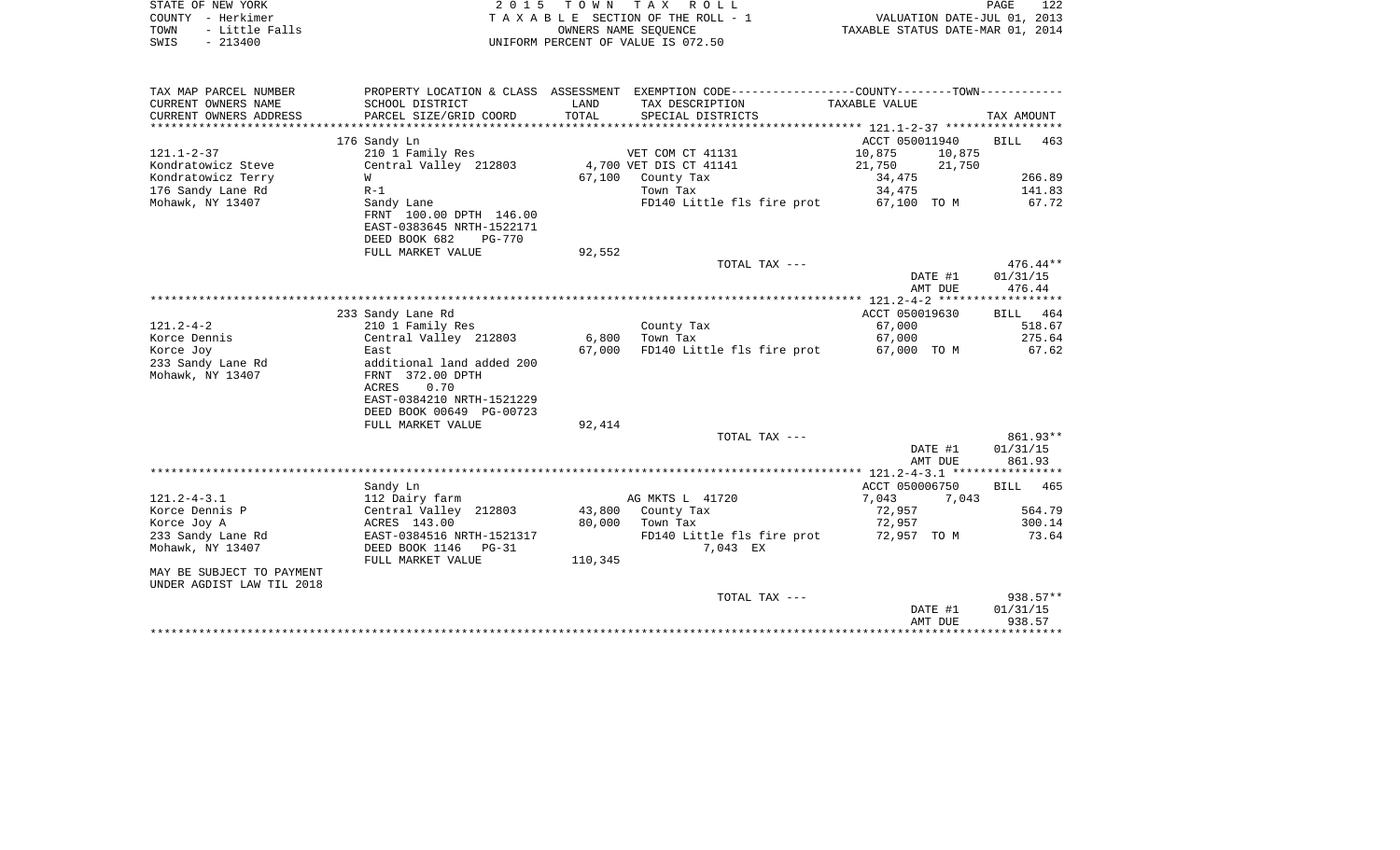STATE OF NEW YORK
COUNTY - Herkimer
TOWN - Little Falls
SWIS - 213400

2 0 1 5 T O W N T A X R O L L
T A X A B L E SECTION OF THE ROLL - 1
OWNERS NAME SEQUENCE
UNIFORM PERCENT OF VALUE IS 072.50

VALUATION DATE-JUL 01, 2013
TAXABLE STATUS DATE-MAR 01, 2014

| TAX MAP PARCEL NUMBER<br>CURRENT OWNERS NAME<br>CURRENT OWNERS ADDRESS | PROPERTY LOCATION & CLASS<br>SCHOOL DISTRICT<br>PARCEL SIZE/GRID COORD | ASSESSMENT<br>LAND<br>TOTAL | EXEMPTION CODE<br>TAX DESCRIPTION<br>SPECIAL DISTRICTS | COUNTY TAXABLE VALUE | TOWN TAXABLE VALUE | TAX AMOUNT |
|---|---|---|---|---|---|---|
| **121.1-2-37** | 176 Sandy Ln | | | ACCT 050011940 | | BILL 463 |
| 121.1-2-37 | 210 1 Family Res | | VET COM CT 41131 | 10,875 | 10,875 | |
| Kondratowicz Steve | Central Valley 212803 | 4,700 | VET DIS CT 41141 | 21,750 | 21,750 | |
| Kondratowicz Terry | W | 67,100 | County Tax | 34,475 | | 266.89 |
| 176 Sandy Lane Rd | R-1 | | Town Tax | 34,475 | | 141.83 |
| Mohawk, NY 13407 | Sandy Lane | | FD140 Little fls fire prot | 67,100 TO M | | 67.72 |
| | FRNT 100.00 DPTH 146.00 | | | | | |
| | EAST-0383645 NRTH-1522171 | | | | | |
| | DEED BOOK 682 PG-770 | | | | | |
| | FULL MARKET VALUE | 92,552 | | | | |
| | | | TOTAL TAX --- | | | 476.44** |
| | | | | DATE #1 | | 01/31/15 |
| | | | | AMT DUE | | 476.44 |
| **121.2-4-2** | 233 Sandy Lane Rd | | | ACCT 050019630 | | BILL 464 |
| 121.2-4-2 | 210 1 Family Res | | County Tax | 67,000 | | 518.67 |
| Korce Dennis | Central Valley 212803 | 6,800 | Town Tax | 67,000 | | 275.64 |
| Korce Joy | East | 67,000 | FD140 Little fls fire prot | 67,000 TO M | | 67.62 |
| 233 Sandy Lane Rd | additional land added 200 | | | | | |
| Mohawk, NY 13407 | FRNT 372.00 DPTH | | | | | |
| | ACRES 0.70 | | | | | |
| | EAST-0384210 NRTH-1521229 | | | | | |
| | DEED BOOK 00649 PG-00723 | | | | | |
| | FULL MARKET VALUE | 92,414 | | | | |
| | | | TOTAL TAX --- | | | 861.93** |
| | | | | DATE #1 | | 01/31/15 |
| | | | | AMT DUE | | 861.93 |
| **121.2-4-3.1** | Sandy Ln | | | ACCT 050006750 | | BILL 465 |
| 121.2-4-3.1 | 112 Dairy farm | | AG MKTS L 41720 | 7,043 | 7,043 | |
| Korce Dennis P | Central Valley 212803 | 43,800 | County Tax | 72,957 | | 564.79 |
| Korce Joy A | ACRES 143.00 | 80,000 | Town Tax | 72,957 | | 300.14 |
| 233 Sandy Lane Rd | EAST-0384516 NRTH-1521317 | | FD140 Little fls fire prot | 72,957 TO M | | 73.64 |
| Mohawk, NY 13407 | DEED BOOK 1146 PG-31 | | 7,043 EX | | | |
| | FULL MARKET VALUE | 110,345 | | | | |
| MAY BE SUBJECT TO PAYMENT | | | | | | |
| UNDER AGDIST LAW TIL 2018 | | | | | | |
| | | | TOTAL TAX --- | | | 938.57** |
| | | | | DATE #1 | | 01/31/15 |
| | | | | AMT DUE | | 938.57 |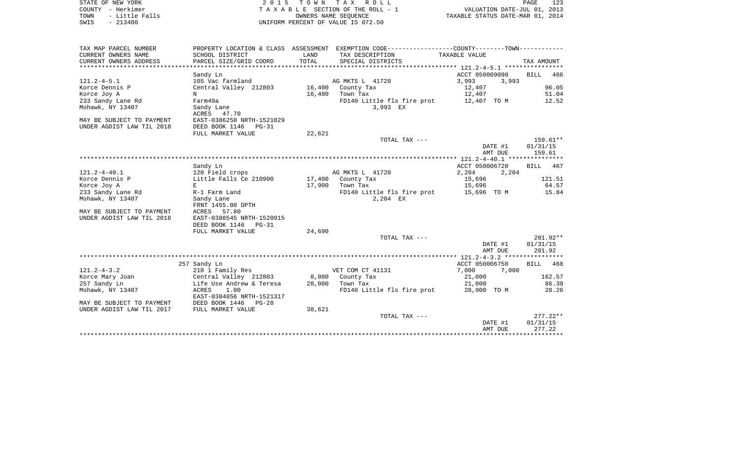STATE OF NEW YORK
COUNTY - Herkimer
TOWN - Little Falls
SWIS - 213400

2015 TOWN TAX ROLL
TAXABLE SECTION OF THE ROLL - 1
OWNERS NAME SEQUENCE
UNIFORM PERCENT OF VALUE IS 072.50

VALUATION DATE-JUL 01, 2013
TAXABLE STATUS DATE-MAR 01, 2014

| TAX MAP PARCEL NUMBER<br>CURRENT OWNERS NAME<br>CURRENT OWNERS ADDRESS | PROPERTY LOCATION & CLASS<br>SCHOOL DISTRICT<br>PARCEL SIZE/GRID COORD | ASSESSMENT<br>LAND<br>TOTAL | EXEMPTION CODE-----COUNTY--------TOWN<br>TAX DESCRIPTION<br>SPECIAL DISTRICTS | TAXABLE VALUE | TAX AMOUNT |
|---|---|---|---|---|---|
| 121.2-4-5.1 | Sandy Ln | | | ACCT 050009090 | BILL 466 |
| | 105 Vac farmland | | AG MKTS L 41720 | 3,993 3,993 | |
| Korce Dennis P | Central Valley 212803 | 16,400 | County Tax | 12,407 | 96.05 |
| Korce Joy A | N | 16,400 | Town Tax | 12,407 | 51.04 |
| 233 Sandy Lane Rd | Farm49a | | FD140 Little fls fire prot | 12,407 TO M | 12.52 |
| Mohawk, NY 13407 | Sandy Lane | | 3,993 EX | | |
| | ACRES 47.70 | | | | |
| MAY BE SUBJECT TO PAYMENT | EAST-0386250 NRTH-1521029 | | | | |
| UNDER AGDIST LAW TIL 2018 | DEED BOOK 1146 PG-31 | | | | |
| | FULL MARKET VALUE | 22,621 | | | |
| | | | TOTAL TAX --- | | 159.61** |
| | | | | DATE #1 | 01/31/15 |
| | | | | AMT DUE | 159.61 |
| 121.2-4-40.1 | Sandy Ln | | | ACCT 050006720 | BILL 467 |
| | 120 Field crops | | AG MKTS L 41720 | 2,204 2,204 | |
| Korce Dennis P | Little Falls Ce 210900 | 17,400 | County Tax | 15,696 | 121.51 |
| Korce Joy A | E | 17,900 | Town Tax | 15,696 | 64.57 |
| 233 Sandy Lane Rd | R-1 Farm Land | | FD140 Little fls fire prot | 15,696 TO M | 15.84 |
| Mohawk, NY 13407 | Sandy Lane | | 2,204 EX | | |
| | FRNT 1455.00 DPTH | | | | |
| MAY BE SUBJECT TO PAYMENT | ACRES 57.80 | | | | |
| UNDER AGDIST LAW TIL 2018 | EAST-0388545 NRTH-1520915 | | | | |
| | DEED BOOK 1146 PG-31 | | | | |
| | FULL MARKET VALUE | 24,690 | | | |
| | | | TOTAL TAX --- | | 201.92** |
| | | | | DATE #1 | 01/31/15 |
| | | | | AMT DUE | 201.92 |
| 121.2-4-3.2 | 257 Sandy Ln | | | ACCT 050006750 | BILL 468 |
| | 210 1 Family Res | | VET COM CT 41131 | 7,000 7,000 | |
| Korce Mary Joan | Central Valley 212803 | 8,000 | County Tax | 21,000 | 162.57 |
| 257 Sandy Ln | Life Use Andrew & Teresa | 28,000 | Town Tax | 21,000 | 86.39 |
| Mohawk, NY 13407 | ACRES 1.00 | | FD140 Little fls fire prot | 28,000 TO M | 28.26 |
| | EAST-0384856 NRTH-1521317 | | | | |
| MAY BE SUBJECT TO PAYMENT | DEED BOOK 1446 PG-28 | | | | |
| UNDER AGDIST LAW TIL 2017 | FULL MARKET VALUE | 38,621 | | | |
| | | | TOTAL TAX --- | | 277.22** |
| | | | | DATE #1 | 01/31/15 |
| | | | | AMT DUE | 277.22 |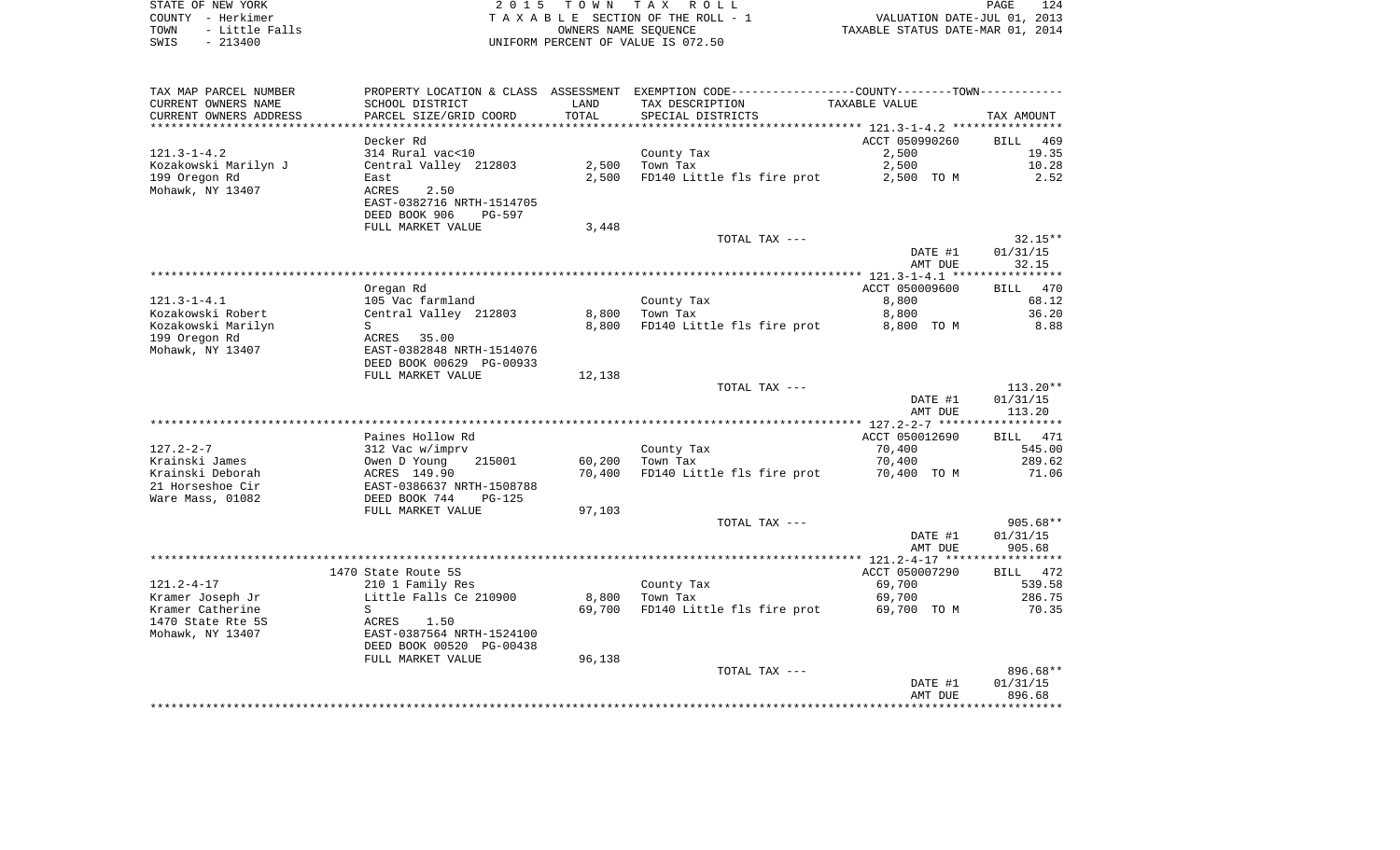STATE OF NEW YORK | COUNTY - Herkimer | TOWN - Little Falls | SWIS - 213400

**2015 TOWN TAX ROLL**
TAXABLE SECTION OF THE ROLL - 1
OWNERS NAME SEQUENCE
UNIFORM PERCENT OF VALUE IS 072.50

VALUATION DATE-JUL 01, 2013
TAXABLE STATUS DATE-MAR 01, 2014

| TAX MAP PARCEL NUMBER / CURRENT OWNERS NAME / CURRENT OWNERS ADDRESS | PROPERTY LOCATION & CLASS / SCHOOL DISTRICT / PARCEL SIZE/GRID COORD | ASSESSMENT LAND / TOTAL | EXEMPTION CODE / TAX DESCRIPTION / SPECIAL DISTRICTS | COUNTY--------TOWN TAXABLE VALUE | TAX AMOUNT |
|---|---|---|---|---|---|
| 121.3-1-4.2 | Decker Rd | | | ACCT 050990260 | BILL 469 |
| Kozakowski Marilyn J | 314 Rural vac<10 | | County Tax | 2,500 | 19.35 |
| 199 Oregon Rd | Central Valley 212803 | 2,500 | Town Tax | 2,500 | 10.28 |
| Mohawk, NY 13407 | East | 2,500 | FD140 Little fls fire prot | 2,500 TO M | 2.52 |
| | ACRES 2.50 | | | | |
| | EAST-0382716 NRTH-1514705 | | | | |
| | DEED BOOK 906 PG-597 | | | | |
| | FULL MARKET VALUE | 3,448 | | | |
| | | | TOTAL TAX --- | | 32.15** |
| | | | | DATE #1 | 01/31/15 |
| | | | | AMT DUE | 32.15 |
| 121.3-1-4.1 | Oregan Rd | | | ACCT 050009600 | BILL 470 |
| Kozakowski Robert | 105 Vac farmland | | County Tax | 8,800 | 68.12 |
| Kozakowski Marilyn | Central Valley 212803 | 8,800 | Town Tax | 8,800 | 36.20 |
| 199 Oregon Rd | S | 8,800 | FD140 Little fls fire prot | 8,800 TO M | 8.88 |
| Mohawk, NY 13407 | ACRES 35.00 | | | | |
| | EAST-0382848 NRTH-1514076 | | | | |
| | DEED BOOK 00629 PG-00933 | | | | |
| | FULL MARKET VALUE | 12,138 | | | |
| | | | TOTAL TAX --- | | 113.20** |
| | | | | DATE #1 | 01/31/15 |
| | | | | AMT DUE | 113.20 |
| 127.2-2-7 | Paines Hollow Rd | | | ACCT 050012690 | BILL 471 |
| Krainski James | 312 Vac w/imprv | | County Tax | 70,400 | 545.00 |
| Krainski Deborah | Owen D Young 215001 | 60,200 | Town Tax | 70,400 | 289.62 |
| 21 Horseshoe Cir | ACRES 149.90 | 70,400 | FD140 Little fls fire prot | 70,400 TO M | 71.06 |
| Ware Mass, 01082 | EAST-0386637 NRTH-1508788 | | | | |
| | DEED BOOK 744 PG-125 | | | | |
| | FULL MARKET VALUE | 97,103 | | | |
| | | | TOTAL TAX --- | | 905.68** |
| | | | | DATE #1 | 01/31/15 |
| | | | | AMT DUE | 905.68 |
| 121.2-4-17 | 1470 State Route 5S | | | ACCT 050007290 | BILL 472 |
| Kramer Joseph Jr | 210 1 Family Res | | County Tax | 69,700 | 539.58 |
| Kramer Catherine | Little Falls Ce 210900 | 8,800 | Town Tax | 69,700 | 286.75 |
| 1470 State Rte 5S | S | 69,700 | FD140 Little fls fire prot | 69,700 TO M | 70.35 |
| Mohawk, NY 13407 | ACRES 1.50 | | | | |
| | EAST-0387564 NRTH-1524100 | | | | |
| | DEED BOOK 00520 PG-00438 | | | | |
| | FULL MARKET VALUE | 96,138 | | | |
| | | | TOTAL TAX --- | | 896.68** |
| | | | | DATE #1 | 01/31/15 |
| | | | | AMT DUE | 896.68 |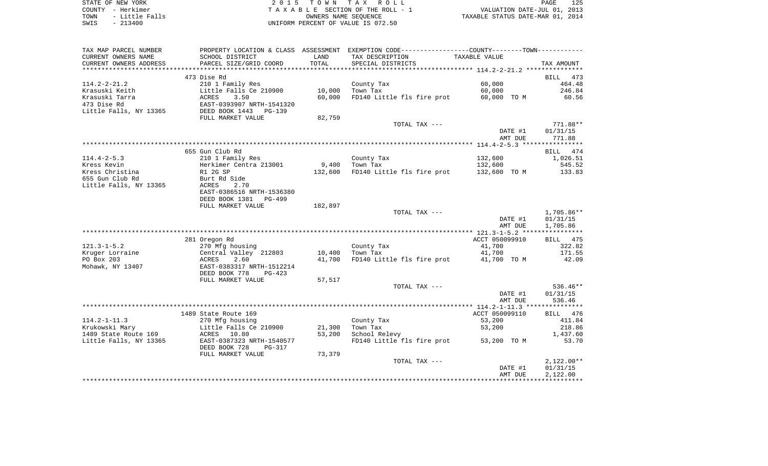STATE OF NEW YORK | 2 0 1 5 T O W N T A X R O L L
COUNTY - Herkimer | T A X A B L E SECTION OF THE ROLL - 1 | VALUATION DATE-JUL 01, 2013
TOWN - Little Falls | OWNERS NAME SEQUENCE | TAXABLE STATUS DATE-MAR 01, 2014
SWIS - 213400 | UNIFORM PERCENT OF VALUE IS 072.50

| TAX MAP PARCEL NUMBER / CURRENT OWNERS NAME / CURRENT OWNERS ADDRESS | PROPERTY LOCATION & CLASS / SCHOOL DISTRICT / PARCEL SIZE/GRID COORD | ASSESSMENT LAND / TOTAL | EXEMPTION CODE / TAX DESCRIPTION / SPECIAL DISTRICTS | TAXABLE VALUE | TAX AMOUNT |
|---|---|---|---|---|---|
| **114.2-2-21.2** | 473 Dise Rd | | | | BILL 473 |
| Krasuski Keith | 210 1 Family Res | | County Tax | 60,000 | 464.48 |
| Krasuski Tarra | Little Falls Ce 210900 | 10,000 | Town Tax | 60,000 | 246.84 |
| 473 Dise Rd | ACRES 3.50 | 60,000 | FD140 Little fls fire prot | 60,000 TO M | 60.56 |
| Little Falls, NY 13365 | EAST-0393907 NRTH-1541320 | | | | |
| | DEED BOOK 1443 PG-139 | | | | |
| | FULL MARKET VALUE | 82,759 | | | |
| | | | TOTAL TAX --- | | 771.88** |
| | | | | DATE #1 | 01/31/15 |
| | | | | AMT DUE | 771.88 |
| **114.4-2-5.3** | 655 Gun Club Rd | | | | BILL 474 |
| Kress Kevin | 210 1 Family Res | | County Tax | 132,600 | 1,026.51 |
| Kress Christina | Herkimer Centra 213001 | 9,400 | Town Tax | 132,600 | 545.52 |
| 655 Gun Club Rd | R1 2G SP | 132,600 | FD140 Little fls fire prot | 132,600 TO M | 133.83 |
| Little Falls, NY 13365 | Burt Rd Side | | | | |
| | ACRES 2.70 | | | | |
| | EAST-0386516 NRTH-1536380 | | | | |
| | DEED BOOK 1381 PG-499 | | | | |
| | FULL MARKET VALUE | 182,897 | | | |
| | | | TOTAL TAX --- | | 1,705.86** |
| | | | | DATE #1 | 01/31/15 |
| | | | | AMT DUE | 1,705.86 |
| **121.3-1-5.2** | 281 Oregon Rd | | | ACCT 050099910 | BILL 475 |
| Kruger Lorraine | 270 Mfg housing | | County Tax | 41,700 | 322.82 |
| PO Box 203 | Central Valley 212803 | 10,400 | Town Tax | 41,700 | 171.55 |
| Mohawk, NY 13407 | ACRES 2.60 | 41,700 | FD140 Little fls fire prot | 41,700 TO M | 42.09 |
| | EAST-0383317 NRTH-1512214 | | | | |
| | DEED BOOK 778 PG-423 | | | | |
| | FULL MARKET VALUE | 57,517 | | | |
| | | | TOTAL TAX --- | | 536.46** |
| | | | | DATE #1 | 01/31/15 |
| | | | | AMT DUE | 536.46 |
| **114.2-1-11.3** | 1489 State Route 169 | | | ACCT 050099110 | BILL 476 |
| Krukowski Mary | 270 Mfg housing | | County Tax | 53,200 | 411.84 |
| 1489 State Route 169 | Little Falls Ce 210900 | 21,300 | Town Tax | 53,200 | 218.86 |
| Little Falls, NY 13365 | ACRES 10.80 | 53,200 | School Relevy | | 1,437.60 |
| | EAST-0387323 NRTH-1540577 | | FD140 Little fls fire prot | 53,200 TO M | 53.70 |
| | DEED BOOK 728 PG-317 | | | | |
| | FULL MARKET VALUE | 73,379 | | | |
| | | | TOTAL TAX --- | | 2,122.00** |
| | | | | DATE #1 | 01/31/15 |
| | | | | AMT DUE | 2,122.00 |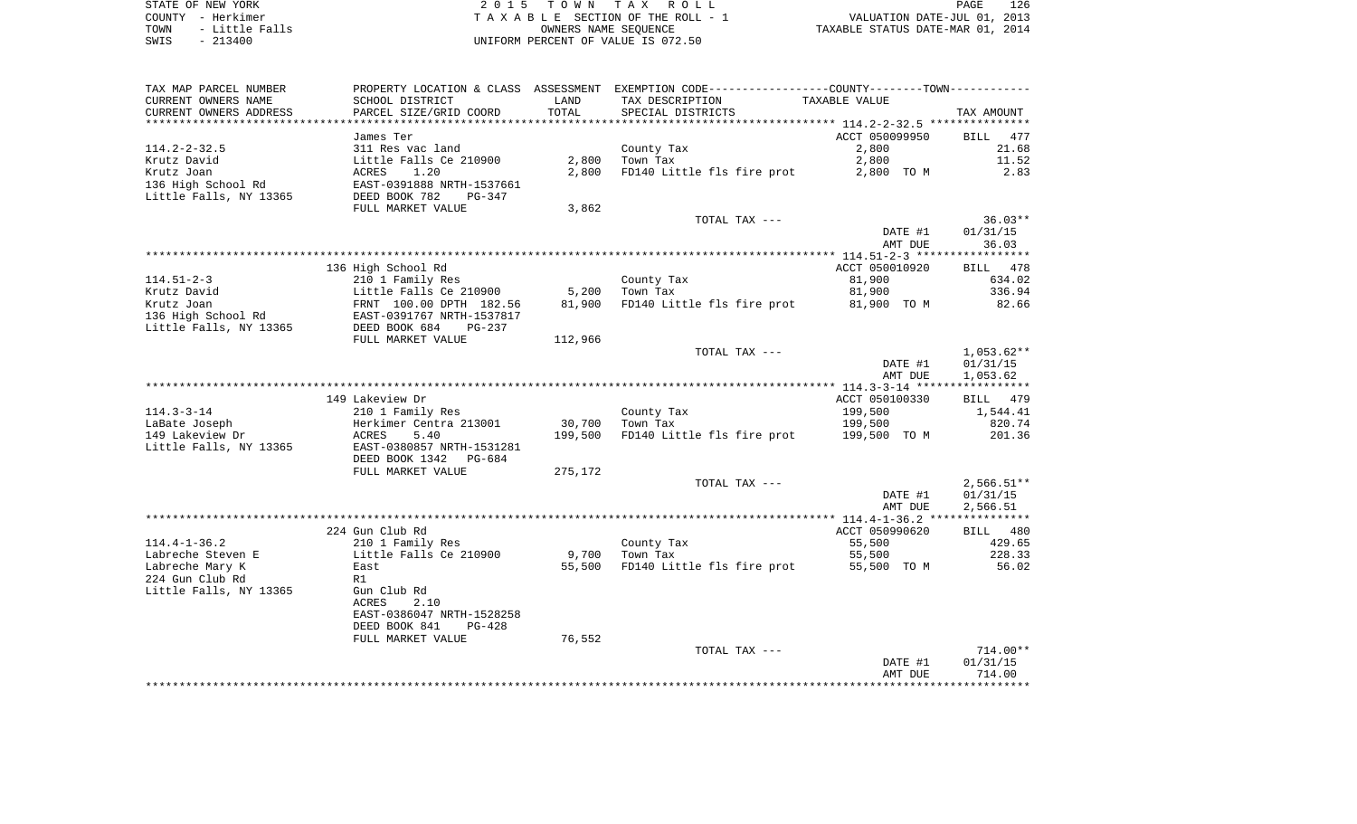STATE OF NEW YORK
COUNTY - Herkimer
TOWN - Little Falls
SWIS - 213400

2 0 1 5 T O W N T A X R O L L
T A X A B L E SECTION OF THE ROLL - 1
OWNERS NAME SEQUENCE
UNIFORM PERCENT OF VALUE IS 072.50

VALUATION DATE-JUL 01, 2013
TAXABLE STATUS DATE-MAR 01, 2014

| TAX MAP PARCEL NUMBER / CURRENT OWNERS NAME / CURRENT OWNERS ADDRESS | PROPERTY LOCATION & CLASS / SCHOOL DISTRICT / PARCEL SIZE/GRID COORD | ASSESSMENT LAND / TOTAL | EXEMPTION CODE / TAX DESCRIPTION / SPECIAL DISTRICTS | TAXABLE VALUE | TAX AMOUNT |
|---|---|---|---|---|---|
| 114.2-2-32.5 | James Ter | | | ACCT 050099950 | BILL 477 |
| 114.2-2-32.5 | 311 Res vac land | | County Tax | 2,800 | 21.68 |
| Krutz David | Little Falls Ce 210900 | 2,800 | Town Tax | 2,800 | 11.52 |
| Krutz Joan | ACRES 1.20 | 2,800 | FD140 Little fls fire prot | 2,800 TO M | 2.83 |
| 136 High School Rd | EAST-0391888 NRTH-1537661 | | | | |
| Little Falls, NY 13365 | DEED BOOK 782 PG-347 | | | | |
| | FULL MARKET VALUE | 3,862 | | | |
| | | | TOTAL TAX --- | | 36.03** |
| | | | | DATE #1 | 01/31/15 |
| | | | | AMT DUE | 36.03 |
| 114.51-2-3 | 136 High School Rd | | | ACCT 050010920 | BILL 478 |
| 114.51-2-3 | 210 1 Family Res | | County Tax | 81,900 | 634.02 |
| Krutz David | Little Falls Ce 210900 | 5,200 | Town Tax | 81,900 | 336.94 |
| Krutz Joan | FRNT 100.00 DPTH 182.56 | 81,900 | FD140 Little fls fire prot | 81,900 TO M | 82.66 |
| 136 High School Rd | EAST-0391767 NRTH-1537817 | | | | |
| Little Falls, NY 13365 | DEED BOOK 684 PG-237 | | | | |
| | FULL MARKET VALUE | 112,966 | | | |
| | | | TOTAL TAX --- | | 1,053.62** |
| | | | | DATE #1 | 01/31/15 |
| | | | | AMT DUE | 1,053.62 |
| 114.3-3-14 | 149 Lakeview Dr | | | ACCT 050100330 | BILL 479 |
| 114.3-3-14 | 210 1 Family Res | | County Tax | 199,500 | 1,544.41 |
| LaBate Joseph | Herkimer Centra 213001 | 30,700 | Town Tax | 199,500 | 820.74 |
| 149 Lakeview Dr | ACRES 5.40 | 199,500 | FD140 Little fls fire prot | 199,500 TO M | 201.36 |
| Little Falls, NY 13365 | EAST-0380857 NRTH-1531281 | | | | |
| | DEED BOOK 1342 PG-684 | | | | |
| | FULL MARKET VALUE | 275,172 | | | |
| | | | TOTAL TAX --- | | 2,566.51** |
| | | | | DATE #1 | 01/31/15 |
| | | | | AMT DUE | 2,566.51 |
| 114.4-1-36.2 | 224 Gun Club Rd | | | ACCT 050990620 | BILL 480 |
| 114.4-1-36.2 | 210 1 Family Res | | County Tax | 55,500 | 429.65 |
| Labreche Steven E | Little Falls Ce 210900 | 9,700 | Town Tax | 55,500 | 228.33 |
| Labreche Mary K | East | 55,500 | FD140 Little fls fire prot | 55,500 TO M | 56.02 |
| 224 Gun Club Rd | R1 | | | | |
| Little Falls, NY 13365 | Gun Club Rd | | | | |
| | ACRES 2.10 | | | | |
| | EAST-0386047 NRTH-1528258 | | | | |
| | DEED BOOK 841 PG-428 | | | | |
| | FULL MARKET VALUE | 76,552 | | | |
| | | | TOTAL TAX --- | | 714.00** |
| | | | | DATE #1 | 01/31/15 |
| | | | | AMT DUE | 714.00 |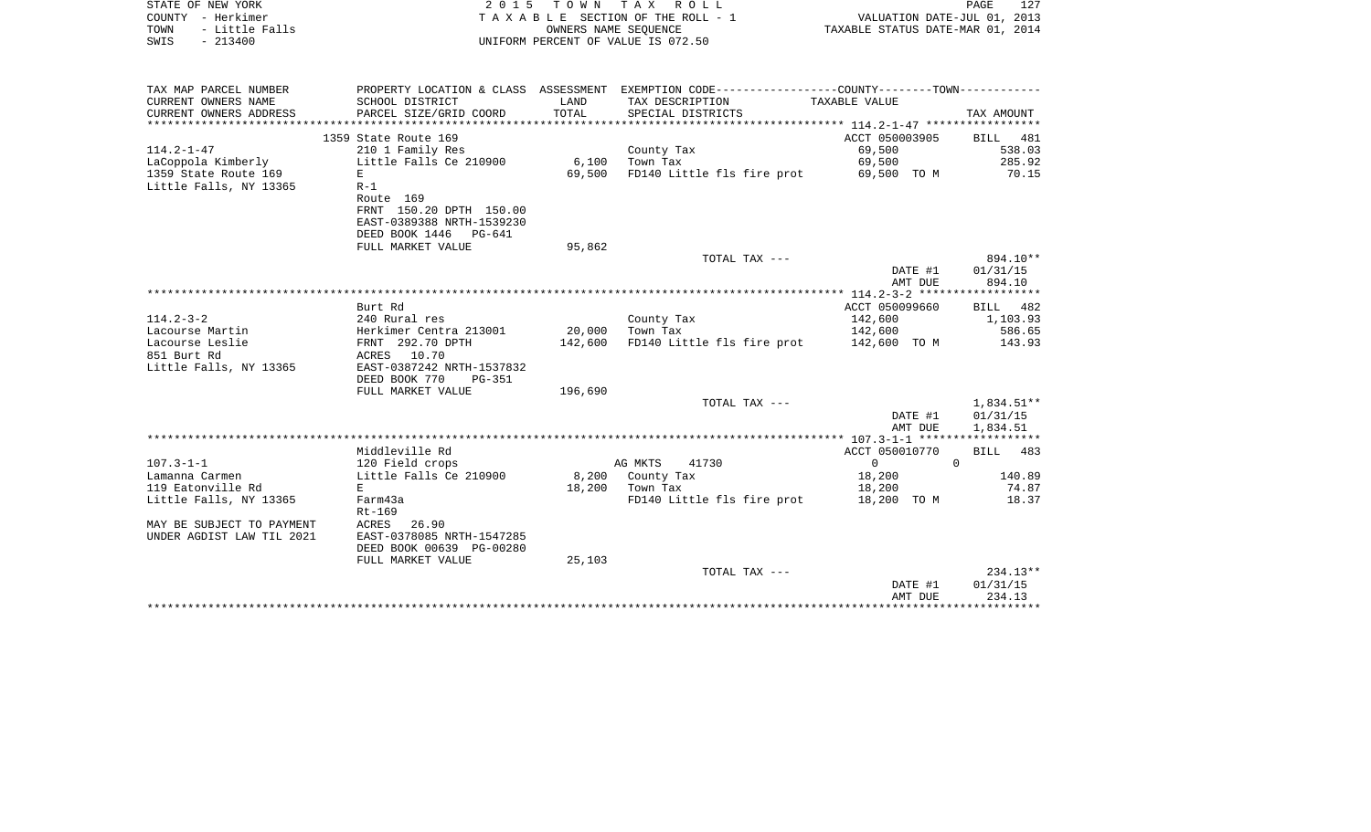STATE OF NEW YORK — 2015 TOWN TAX ROLL
COUNTY - Herkimer — TAXABLE SECTION OF THE ROLL - 1 — VALUATION DATE-JUL 01, 2013
TOWN - Little Falls — OWNERS NAME SEQUENCE — TAXABLE STATUS DATE-MAR 01, 2014
SWIS - 213400 — UNIFORM PERCENT OF VALUE IS 072.50

| TAX MAP PARCEL NUMBER / CURRENT OWNERS NAME / CURRENT OWNERS ADDRESS | PROPERTY LOCATION & CLASS / SCHOOL DISTRICT / PARCEL SIZE/GRID COORD | ASSESSMENT LAND / TOTAL | EXEMPTION CODE / TAX DESCRIPTION / SPECIAL DISTRICTS | COUNTY--------TOWN / TAXABLE VALUE | TAX AMOUNT |
|---|---|---|---|---|---|
| **114.2-1-47** | 1359 State Route 169 | | | ACCT 050003905 | BILL 481 |
| 114.2-1-47 | 210 1 Family Res | | County Tax | 69,500 | 538.03 |
| LaCoppola Kimberly | Little Falls Ce 210900 | 6,100 | Town Tax | 69,500 | 285.92 |
| 1359 State Route 169 | E | 69,500 | FD140 Little fls fire prot | 69,500 TO M | 70.15 |
| Little Falls, NY 13365 | R-1 | | | | |
| | Route 169 | | | | |
| | FRNT 150.20 DPTH 150.00 | | | | |
| | EAST-0389388 NRTH-1539230 | | | | |
| | DEED BOOK 1446 PG-641 | | | | |
| | FULL MARKET VALUE | 95,862 | | | |
| | | | TOTAL TAX --- | | 894.10** |
| | | | | DATE #1 | 01/31/15 |
| | | | | AMT DUE | 894.10 |
| **114.2-3-2** | Burt Rd | | | ACCT 050099660 | BILL 482 |
| 114.2-3-2 | 240 Rural res | | County Tax | 142,600 | 1,103.93 |
| Lacourse Martin | Herkimer Centra 213001 | 20,000 | Town Tax | 142,600 | 586.65 |
| Lacourse Leslie | FRNT 292.70 DPTH | 142,600 | FD140 Little fls fire prot | 142,600 TO M | 143.93 |
| 851 Burt Rd | ACRES 10.70 | | | | |
| Little Falls, NY 13365 | EAST-0387242 NRTH-1537832 | | | | |
| | DEED BOOK 770 PG-351 | | | | |
| | FULL MARKET VALUE | 196,690 | | | |
| | | | TOTAL TAX --- | | 1,834.51** |
| | | | | DATE #1 | 01/31/15 |
| | | | | AMT DUE | 1,834.51 |
| **107.3-1-1** | Middleville Rd | | | ACCT 050010770 | BILL 483 |
| 107.3-1-1 | 120 Field crops | | AG MKTS 41730 | 0 0 | |
| Lamanna Carmen | Little Falls Ce 210900 | 8,200 | County Tax | 18,200 | 140.89 |
| 119 Eatonville Rd | E | 18,200 | Town Tax | 18,200 | 74.87 |
| Little Falls, NY 13365 | Farm43a | | FD140 Little fls fire prot | 18,200 TO M | 18.37 |
| | Rt-169 | | | | |
| MAY BE SUBJECT TO PAYMENT | ACRES 26.90 | | | | |
| UNDER AGDIST LAW TIL 2021 | EAST-0378085 NRTH-1547285 | | | | |
| | DEED BOOK 00639 PG-00280 | | | | |
| | FULL MARKET VALUE | 25,103 | | | |
| | | | TOTAL TAX --- | | 234.13** |
| | | | | DATE #1 | 01/31/15 |
| | | | | AMT DUE | 234.13 |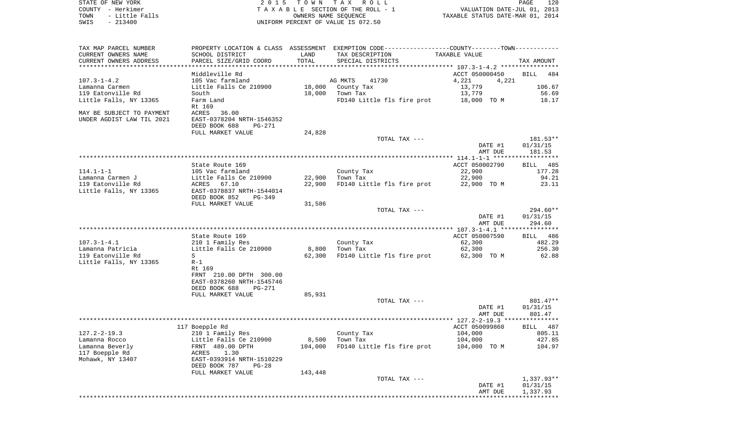STATE OF NEW YORK | COUNTY - Herkimer | TOWN - Little Falls | SWIS - 213400

2 0 1 5 T O W N T A X R O L L
T A X A B L E SECTION OF THE ROLL - 1
OWNERS NAME SEQUENCE
UNIFORM PERCENT OF VALUE IS 072.50

VALUATION DATE-JUL 01, 2013
TAXABLE STATUS DATE-MAR 01, 2014

| TAX MAP PARCEL NUMBER / CURRENT OWNERS NAME / CURRENT OWNERS ADDRESS | PROPERTY LOCATION & CLASS / SCHOOL DISTRICT / PARCEL SIZE/GRID COORD | ASSESSMENT LAND / TOTAL | EXEMPTION CODE / TAX DESCRIPTION / SPECIAL DISTRICTS | COUNTY / TOWN TAXABLE VALUE | TAX AMOUNT |
|---|---|---|---|---|---|
| 107.3-1-4.2 | Middleville Rd | | | ACCT 050000450 | BILL 484 |
| | 105 Vac farmland | | AG MKTS 41730 | 4,221 4,221 | |
| Lamanna Carmen | Little Falls Ce 210900 | 18,000 | County Tax | 13,779 | 106.67 |
| 119 Eatonville Rd | South | 18,000 | Town Tax | 13,779 | 56.69 |
| Little Falls, NY 13365 | Farm Land | | FD140 Little fls fire prot | 18,000 TO M | 18.17 |
| | Rt 169 | | | | |
| MAY BE SUBJECT TO PAYMENT | ACRES 36.00 | | | | |
| UNDER AGDIST LAW TIL 2021 | EAST-0378204 NRTH-1546352 | | | | |
| | DEED BOOK 688 PG-271 | | | | |
| | FULL MARKET VALUE | 24,828 | | | |
| | | | TOTAL TAX --- | | 181.53** |
| | | | | DATE #1 | 01/31/15 |
| | | | | AMT DUE | 181.53 |
| 114.1-1-1 | State Route 169 | | | ACCT 050002790 | BILL 485 |
| | 105 Vac farmland | | County Tax | 22,900 | 177.28 |
| Lamanna Carmen J | Little Falls Ce 210900 | 22,900 | Town Tax | 22,900 | 94.21 |
| 119 Eatonville Rd | ACRES 67.10 | 22,900 | FD140 Little fls fire prot | 22,900 TO M | 23.11 |
| Little Falls, NY 13365 | EAST-0378837 NRTH-1544014 | | | | |
| | DEED BOOK 852 PG-349 | | | | |
| | FULL MARKET VALUE | 31,586 | | | |
| | | | TOTAL TAX --- | | 294.60** |
| | | | | DATE #1 | 01/31/15 |
| | | | | AMT DUE | 294.60 |
| 107.3-1-4.1 | State Route 169 | | | ACCT 050007590 | BILL 486 |
| | 210 1 Family Res | | County Tax | 62,300 | 482.29 |
| Lamanna Patricia | Little Falls Ce 210900 | 8,800 | Town Tax | 62,300 | 256.30 |
| 119 Eatonville Rd | S | 62,300 | FD140 Little fls fire prot | 62,300 TO M | 62.88 |
| Little Falls, NY 13365 | R-1 | | | | |
| | Rt 169 | | | | |
| | FRNT 210.00 DPTH 300.00 | | | | |
| | EAST-0378260 NRTH-1545746 | | | | |
| | DEED BOOK 688 PG-271 | | | | |
| | FULL MARKET VALUE | 85,931 | | | |
| | | | TOTAL TAX --- | | 801.47** |
| | | | | DATE #1 | 01/31/15 |
| | | | | AMT DUE | 801.47 |
| 127.2-2-19.3 | 117 Boepple Rd | | | ACCT 050099860 | BILL 487 |
| | 210 1 Family Res | | County Tax | 104,000 | 805.11 |
| Lamanna Rocco | Little Falls Ce 210900 | 8,500 | Town Tax | 104,000 | 427.85 |
| Lamanna Beverly | FRNT 489.00 DPTH | 104,000 | FD140 Little fls fire prot | 104,000 TO M | 104.97 |
| 117 Boepple Rd | ACRES 1.30 | | | | |
| Mohawk, NY 13407 | EAST-0393914 NRTH-1510229 | | | | |
| | DEED BOOK 787 PG-28 | | | | |
| | FULL MARKET VALUE | 143,448 | | | |
| | | | TOTAL TAX --- | | 1,337.93** |
| | | | | DATE #1 | 01/31/15 |
| | | | | AMT DUE | 1,337.93 |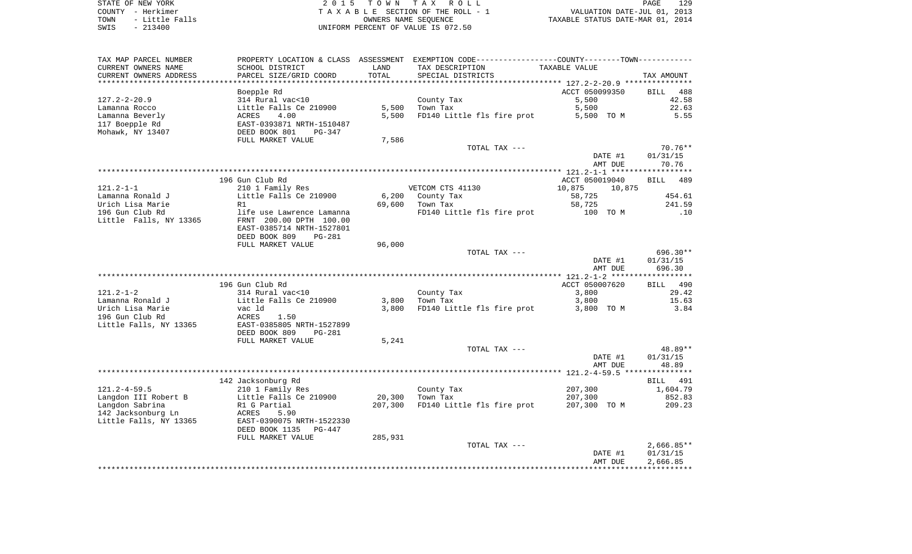STATE OF NEW YORK — COUNTY - Herkimer — TOWN - Little Falls — SWIS - 213400

2015 TOWN TAX ROLL
TAXABLE SECTION OF THE ROLL - 1
OWNERS NAME SEQUENCE
UNIFORM PERCENT OF VALUE IS 072.50

VALUATION DATE-JUL 01, 2013
TAXABLE STATUS DATE-MAR 01, 2014

| TAX MAP PARCEL NUMBER / CURRENT OWNERS NAME / CURRENT OWNERS ADDRESS | PROPERTY LOCATION & CLASS / SCHOOL DISTRICT / PARCEL SIZE/GRID COORD | ASSESSMENT LAND / TOTAL | EXEMPTION CODE / TAX DESCRIPTION / SPECIAL DISTRICTS | COUNTY / TOWN TAXABLE VALUE | TAX AMOUNT |
|---|---|---|---|---|---|
| 127.2-2-20.9 | Boepple Rd | | | ACCT 050099350 | BILL 488 |
| Lamanna Rocco | 314 Rural vac<10 | | County Tax | 5,500 | 42.58 |
| Lamanna Beverly | Little Falls Ce 210900 | 5,500 | Town Tax | 5,500 | 22.63 |
| 117 Boepple Rd | ACRES 4.00 | 5,500 | FD140 Little fls fire prot | 5,500 TO M | 5.55 |
| Mohawk, NY 13407 | EAST-0393871 NRTH-1510487 | | | | |
| | DEED BOOK 801 PG-347 | | | | |
| | FULL MARKET VALUE | 7,586 | | | |
| | | | TOTAL TAX --- | | 70.76** |
| | | | | DATE #1 | 01/31/15 |
| | | | | AMT DUE | 70.76 |
| 121.2-1-1 | 196 Gun Club Rd | | | ACCT 050019040 | BILL 489 |
| Lamanna Ronald J | 210 1 Family Res | | VETCOM CTS 41130 | 10,875 10,875 | |
| Urich Lisa Marie | Little Falls Ce 210900 | 6,200 | County Tax | 58,725 | 454.61 |
| 196 Gun Club Rd | R1 | 69,600 | Town Tax | 58,725 | 241.59 |
| Little Falls, NY 13365 | life use Lawrence Lamanna | | FD140 Little fls fire prot | 100 TO M | .10 |
| | FRNT 200.00 DPTH 100.00 | | | | |
| | EAST-0385714 NRTH-1527801 | | | | |
| | DEED BOOK 809 PG-281 | | | | |
| | FULL MARKET VALUE | 96,000 | | | |
| | | | TOTAL TAX --- | | 696.30** |
| | | | | DATE #1 | 01/31/15 |
| | | | | AMT DUE | 696.30 |
| 121.2-1-2 | 196 Gun Club Rd | | | ACCT 050007620 | BILL 490 |
| Lamanna Ronald J | 314 Rural vac<10 | | County Tax | 3,800 | 29.42 |
| Urich Lisa Marie | Little Falls Ce 210900 | 3,800 | Town Tax | 3,800 | 15.63 |
| 196 Gun Club Rd | vac ld | 3,800 | FD140 Little fls fire prot | 3,800 TO M | 3.84 |
| Little Falls, NY 13365 | ACRES 1.50 | | | | |
| | EAST-0385805 NRTH-1527899 | | | | |
| | DEED BOOK 809 PG-281 | | | | |
| | FULL MARKET VALUE | 5,241 | | | |
| | | | TOTAL TAX --- | | 48.89** |
| | | | | DATE #1 | 01/31/15 |
| | | | | AMT DUE | 48.89 |
| 121.2-4-59.5 | 142 Jacksonburg Rd | | | | BILL 491 |
| Langdon III Robert B | 210 1 Family Res | | County Tax | 207,300 | 1,604.79 |
| Langdon Sabrina | Little Falls Ce 210900 | 20,300 | Town Tax | 207,300 | 852.83 |
| 142 Jacksonburg Ln | R1 G Partial | 207,300 | FD140 Little fls fire prot | 207,300 TO M | 209.23 |
| Little Falls, NY 13365 | ACRES 5.90 | | | | |
| | EAST-0390075 NRTH-1522330 | | | | |
| | DEED BOOK 1135 PG-447 | | | | |
| | FULL MARKET VALUE | 285,931 | | | |
| | | | TOTAL TAX --- | | 2,666.85** |
| | | | | DATE #1 | 01/31/15 |
| | | | | AMT DUE | 2,666.85 |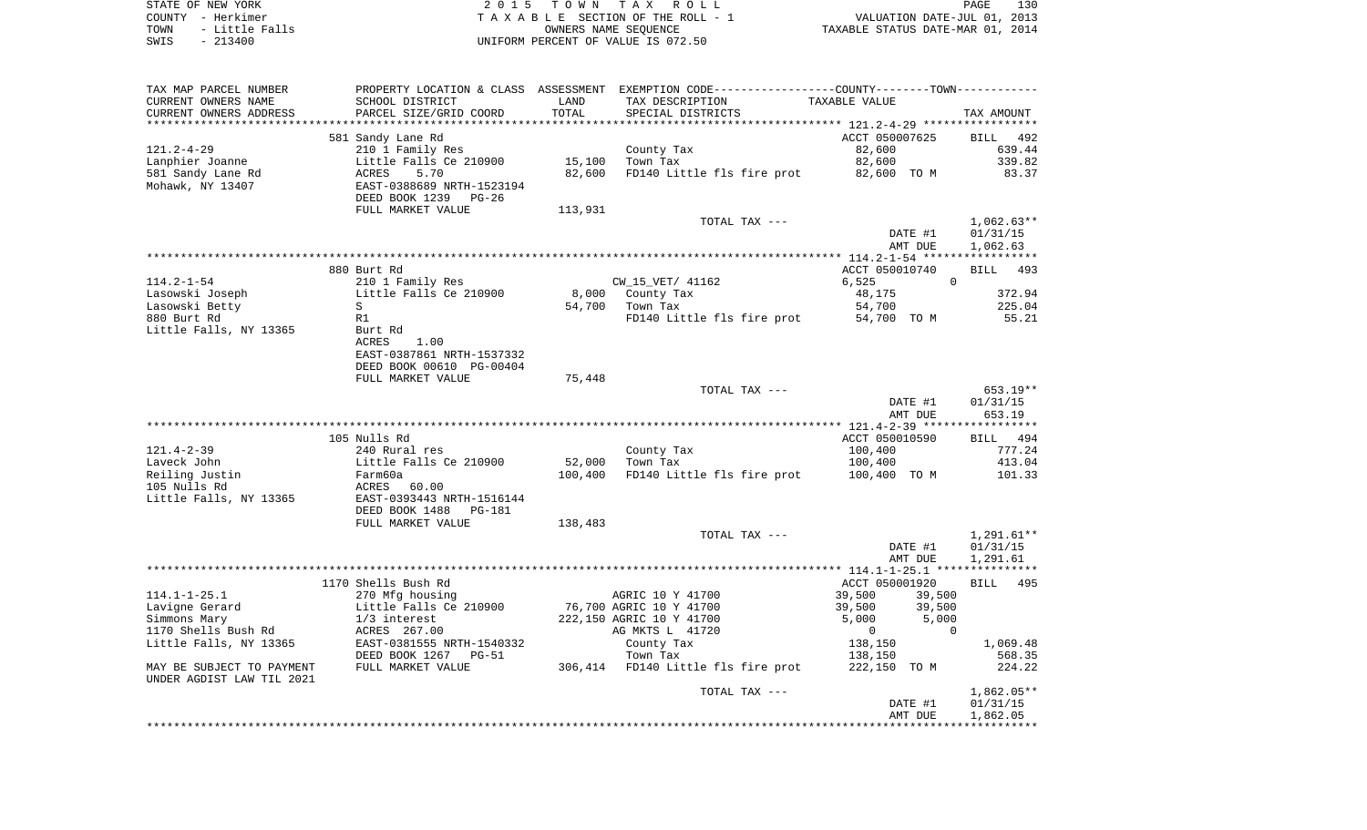STATE OF NEW YORK                    2 0 1 5   T O W N   T A X   R O L L                                                PAGE 130
COUNTY - Herkimer                    T A X A B L E SECTION OF THE ROLL - 1                         VALUATION DATE-JUL 01, 2013
TOWN - Little Falls                  OWNERS NAME SEQUENCE                                           TAXABLE STATUS DATE-MAR 01, 2014
SWIS - 213400                        UNIFORM PERCENT OF VALUE IS 072.50

| TAX MAP PARCEL NUMBER / CURRENT OWNERS NAME / CURRENT OWNERS ADDRESS | PROPERTY LOCATION & CLASS / SCHOOL DISTRICT / PARCEL SIZE/GRID COORD | ASSESSMENT LAND / TOTAL | EXEMPTION CODE / TAX DESCRIPTION / SPECIAL DISTRICTS | COUNTY--------TOWN TAXABLE VALUE | TAX AMOUNT |
|---|---|---|---|---|---|
| | 581 Sandy Lane Rd | | | ACCT 050007625 | BILL 492 |
| 121.2-4-29 | 210 1 Family Res | | County Tax | 82,600 | 639.44 |
| Lanphier Joanne | Little Falls Ce 210900 | 15,100 | Town Tax | 82,600 | 339.82 |
| 581 Sandy Lane Rd | ACRES 5.70 | 82,600 | FD140 Little fls fire prot | 82,600 TO M | 83.37 |
| Mohawk, NY 13407 | EAST-0388689 NRTH-1523194 | | | | |
| | DEED BOOK 1239 PG-26 | | | | |
| | FULL MARKET VALUE | 113,931 | | | |
| | | | TOTAL TAX --- | | 1,062.63** |
| | | | | DATE #1 | 01/31/15 |
| | | | | AMT DUE | 1,062.63 |
| | 880 Burt Rd | | | ACCT 050010740 | BILL 493 |
| 114.2-1-54 | 210 1 Family Res | | CW_15_VET/ 41162 | 6,525 0 | |
| Lasowski Joseph | Little Falls Ce 210900 | 8,000 | County Tax | 48,175 | 372.94 |
| Lasowski Betty | S | 54,700 | Town Tax | 54,700 | 225.04 |
| 880 Burt Rd | R1 | | FD140 Little fls fire prot | 54,700 TO M | 55.21 |
| Little Falls, NY 13365 | Burt Rd | | | | |
| | ACRES 1.00 | | | | |
| | EAST-0387861 NRTH-1537332 | | | | |
| | DEED BOOK 00610 PG-00404 | | | | |
| | FULL MARKET VALUE | 75,448 | | | |
| | | | TOTAL TAX --- | | 653.19** |
| | | | | DATE #1 | 01/31/15 |
| | | | | AMT DUE | 653.19 |
| | 105 Nulls Rd | | | ACCT 050010590 | BILL 494 |
| 121.4-2-39 | 240 Rural res | | County Tax | 100,400 | 777.24 |
| Laveck John | Little Falls Ce 210900 | 52,000 | Town Tax | 100,400 | 413.04 |
| Reiling Justin | Farm60a | 100,400 | FD140 Little fls fire prot | 100,400 TO M | 101.33 |
| 105 Nulls Rd | ACRES 60.00 | | | | |
| Little Falls, NY 13365 | EAST-0393443 NRTH-1516144 | | | | |
| | DEED BOOK 1488 PG-181 | | | | |
| | FULL MARKET VALUE | 138,483 | | | |
| | | | TOTAL TAX --- | | 1,291.61** |
| | | | | DATE #1 | 01/31/15 |
| | | | | AMT DUE | 1,291.61 |
| | 1170 Shells Bush Rd | | | ACCT 050001920 | BILL 495 |
| 114.1-1-25.1 | 270 Mfg housing | | AGRIC 10 Y 41700 | 39,500 39,500 | |
| Lavigne Gerard | Little Falls Ce 210900 | 76,700 | AGRIC 10 Y 41700 | 39,500 39,500 | |
| Simmons Mary | 1/3 interest | 222,150 | AGRIC 10 Y 41700 | 5,000 5,000 | |
| 1170 Shells Bush Rd | ACRES 267.00 | | AG MKTS L 41720 | 0 0 | |
| Little Falls, NY 13365 | EAST-0381555 NRTH-1540332 | | County Tax | 138,150 | 1,069.48 |
| | DEED BOOK 1267 PG-51 | | Town Tax | 138,150 | 568.35 |
| MAY BE SUBJECT TO PAYMENT | FULL MARKET VALUE | 306,414 | FD140 Little fls fire prot | 222,150 TO M | 224.22 |
| UNDER AGDIST LAW TIL 2021 | | | | | |
| | | | TOTAL TAX --- | | 1,862.05** |
| | | | | DATE #1 | 01/31/15 |
| | | | | AMT DUE | 1,862.05 |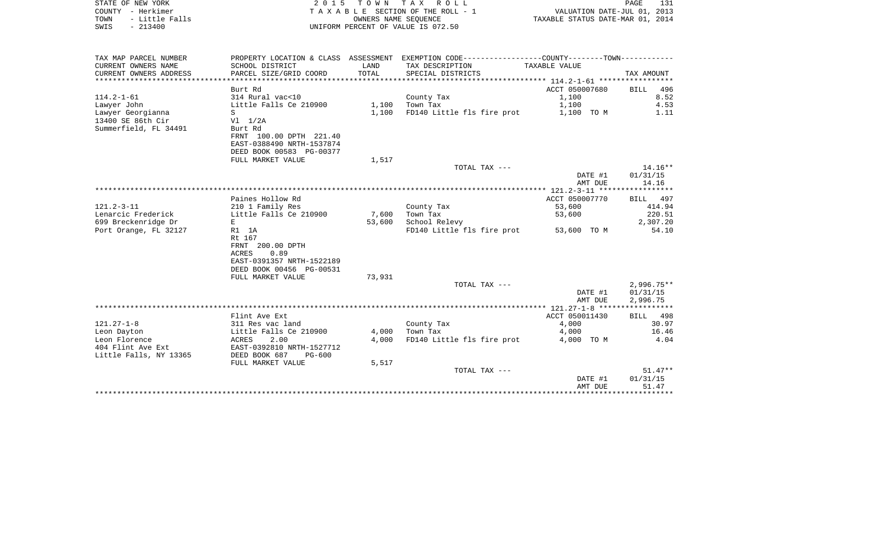STATE OF NEW YORK — 2015 TOWN TAX ROLL
COUNTY - Herkimer — TAXABLE SECTION OF THE ROLL - 1 — VALUATION DATE-JUL 01, 2013
TOWN - Little Falls — OWNERS NAME SEQUENCE — TAXABLE STATUS DATE-MAR 01, 2014
SWIS - 213400 — UNIFORM PERCENT OF VALUE IS 072.50

| TAX MAP PARCEL NUMBER / CURRENT OWNERS NAME / CURRENT OWNERS ADDRESS | PROPERTY LOCATION & CLASS / SCHOOL DISTRICT / PARCEL SIZE/GRID COORD | ASSESSMENT LAND / TOTAL | EXEMPTION CODE / TAX DESCRIPTION / SPECIAL DISTRICTS | COUNTY / TOWN TAXABLE VALUE | TAX AMOUNT |
|---|---|---|---|---|---|
| **114.2-1-61** | Burt Rd | | | ACCT 050007680 | BILL 496 |
| Lawyer John | 314 Rural vac<10 | | County Tax | 1,100 | 8.52 |
| Lawyer Georgianna | Little Falls Ce 210900 | 1,100 | Town Tax | 1,100 | 4.53 |
| 13400 SE 86th Cir | S | 1,100 | FD140 Little fls fire prot | 1,100 TO M | 1.11 |
| Summerfield, FL 34491 | Vl 1/2A | | | | |
| | Burt Rd | | | | |
| | FRNT 100.00 DPTH 221.40 | | | | |
| | EAST-0388490 NRTH-1537874 | | | | |
| | DEED BOOK 00583 PG-00377 | | | | |
| | FULL MARKET VALUE | 1,517 | | | |
| | | | TOTAL TAX --- | | 14.16** |
| | | | | DATE #1 | 01/31/15 |
| | | | | AMT DUE | 14.16 |
| **121.2-3-11** | Paines Hollow Rd | | | ACCT 050007770 | BILL 497 |
| Lenarcic Frederick | 210 1 Family Res | | County Tax | 53,600 | 414.94 |
| 699 Breckenridge Dr | Little Falls Ce 210900 | 7,600 | Town Tax | 53,600 | 220.51 |
| Port Orange, FL 32127 | E | 53,600 | School Relevy | | 2,307.20 |
| | R1 1A | | FD140 Little fls fire prot | 53,600 TO M | 54.10 |
| | Rt 167 | | | | |
| | FRNT 200.00 DPTH | | | | |
| | ACRES 0.89 | | | | |
| | EAST-0391357 NRTH-1522189 | | | | |
| | DEED BOOK 00456 PG-00531 | | | | |
| | FULL MARKET VALUE | 73,931 | | | |
| | | | TOTAL TAX --- | | 2,996.75** |
| | | | | DATE #1 | 01/31/15 |
| | | | | AMT DUE | 2,996.75 |
| **121.27-1-8** | Flint Ave Ext | | | ACCT 050011430 | BILL 498 |
| Leon Dayton | 311 Res vac land | | County Tax | 4,000 | 30.97 |
| Leon Florence | Little Falls Ce 210900 | 4,000 | Town Tax | 4,000 | 16.46 |
| 404 Flint Ave Ext | ACRES 2.00 | 4,000 | FD140 Little fls fire prot | 4,000 TO M | 4.04 |
| Little Falls, NY 13365 | EAST-0392810 NRTH-1527712 | | | | |
| | DEED BOOK 687 PG-600 | | | | |
| | FULL MARKET VALUE | 5,517 | | | |
| | | | TOTAL TAX --- | | 51.47** |
| | | | | DATE #1 | 01/31/15 |
| | | | | AMT DUE | 51.47 |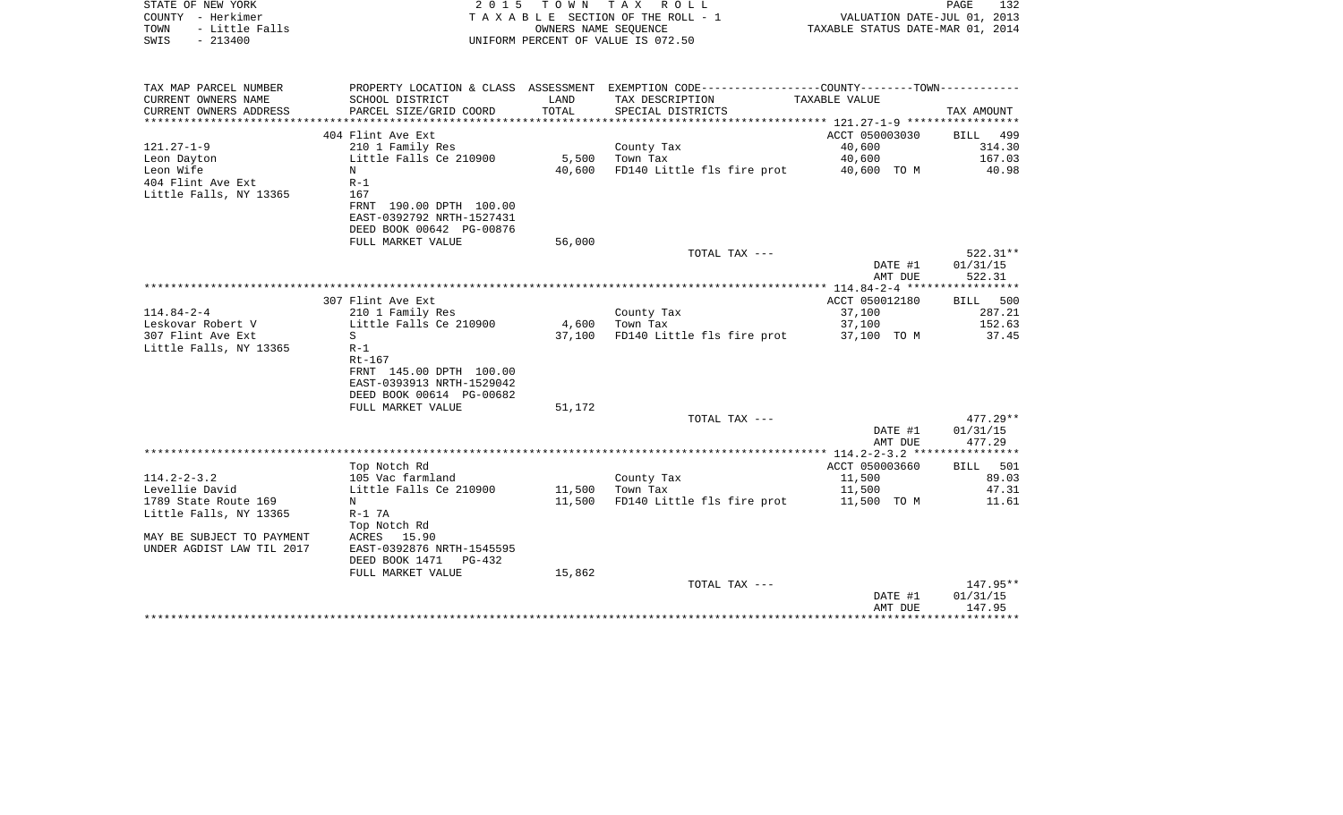STATE OF NEW YORK
COUNTY - Herkimer
TOWN - Little Falls
SWIS - 213400

2 0 1 5 T O W N T A X R O L L
T A X A B L E SECTION OF THE ROLL - 1
OWNERS NAME SEQUENCE
UNIFORM PERCENT OF VALUE IS 072.50

VALUATION DATE-JUL 01, 2013
TAXABLE STATUS DATE-MAR 01, 2014

| TAX MAP PARCEL NUMBER / CURRENT OWNERS NAME / CURRENT OWNERS ADDRESS | PROPERTY LOCATION & CLASS / SCHOOL DISTRICT / PARCEL SIZE/GRID COORD | ASSESSMENT LAND / TOTAL | EXEMPTION CODE / TAX DESCRIPTION / SPECIAL DISTRICTS | TAXABLE VALUE (COUNTY--------TOWN) | TAX AMOUNT |
|---|---|---|---|---|---|
| | 404 Flint Ave Ext | | | ACCT 050003030 | BILL 499 |
| 121.27-1-9 | 210 1 Family Res | | County Tax | 40,600 | 314.30 |
| Leon Dayton | Little Falls Ce 210900 | 5,500 | Town Tax | 40,600 | 167.03 |
| Leon Wife | N | 40,600 | FD140 Little fls fire prot | 40,600 TO M | 40.98 |
| 404 Flint Ave Ext | R-1 | | | | |
| Little Falls, NY 13365 | 167 | | | | |
| | FRNT 190.00 DPTH 100.00 | | | | |
| | EAST-0392792 NRTH-1527431 | | | | |
| | DEED BOOK 00642 PG-00876 | | | | |
| | FULL MARKET VALUE | 56,000 | | | |
| | | | TOTAL TAX --- | | 522.31** |
| | | | | DATE #1 | 01/31/15 |
| | | | | AMT DUE | 522.31 |
| | 307 Flint Ave Ext | | | ACCT 050012180 | BILL 500 |
| 114.84-2-4 | 210 1 Family Res | | County Tax | 37,100 | 287.21 |
| Leskovar Robert V | Little Falls Ce 210900 | 4,600 | Town Tax | 37,100 | 152.63 |
| 307 Flint Ave Ext | S | 37,100 | FD140 Little fls fire prot | 37,100 TO M | 37.45 |
| Little Falls, NY 13365 | R-1 | | | | |
| | Rt-167 | | | | |
| | FRNT 145.00 DPTH 100.00 | | | | |
| | EAST-0393913 NRTH-1529042 | | | | |
| | DEED BOOK 00614 PG-00682 | | | | |
| | FULL MARKET VALUE | 51,172 | | | |
| | | | TOTAL TAX --- | | 477.29** |
| | | | | DATE #1 | 01/31/15 |
| | | | | AMT DUE | 477.29 |
| | Top Notch Rd | | | ACCT 050003660 | BILL 501 |
| 114.2-2-3.2 | 105 Vac farmland | | County Tax | 11,500 | 89.03 |
| Levellie David | Little Falls Ce 210900 | 11,500 | Town Tax | 11,500 | 47.31 |
| 1789 State Route 169 | N | 11,500 | FD140 Little fls fire prot | 11,500 TO M | 11.61 |
| Little Falls, NY 13365 | R-1 7A | | | | |
| | Top Notch Rd | | | | |
| MAY BE SUBJECT TO PAYMENT | ACRES 15.90 | | | | |
| UNDER AGDIST LAW TIL 2017 | EAST-0392876 NRTH-1545595 | | | | |
| | DEED BOOK 1471 PG-432 | | | | |
| | FULL MARKET VALUE | 15,862 | | | |
| | | | TOTAL TAX --- | | 147.95** |
| | | | | DATE #1 | 01/31/15 |
| | | | | AMT DUE | 147.95 |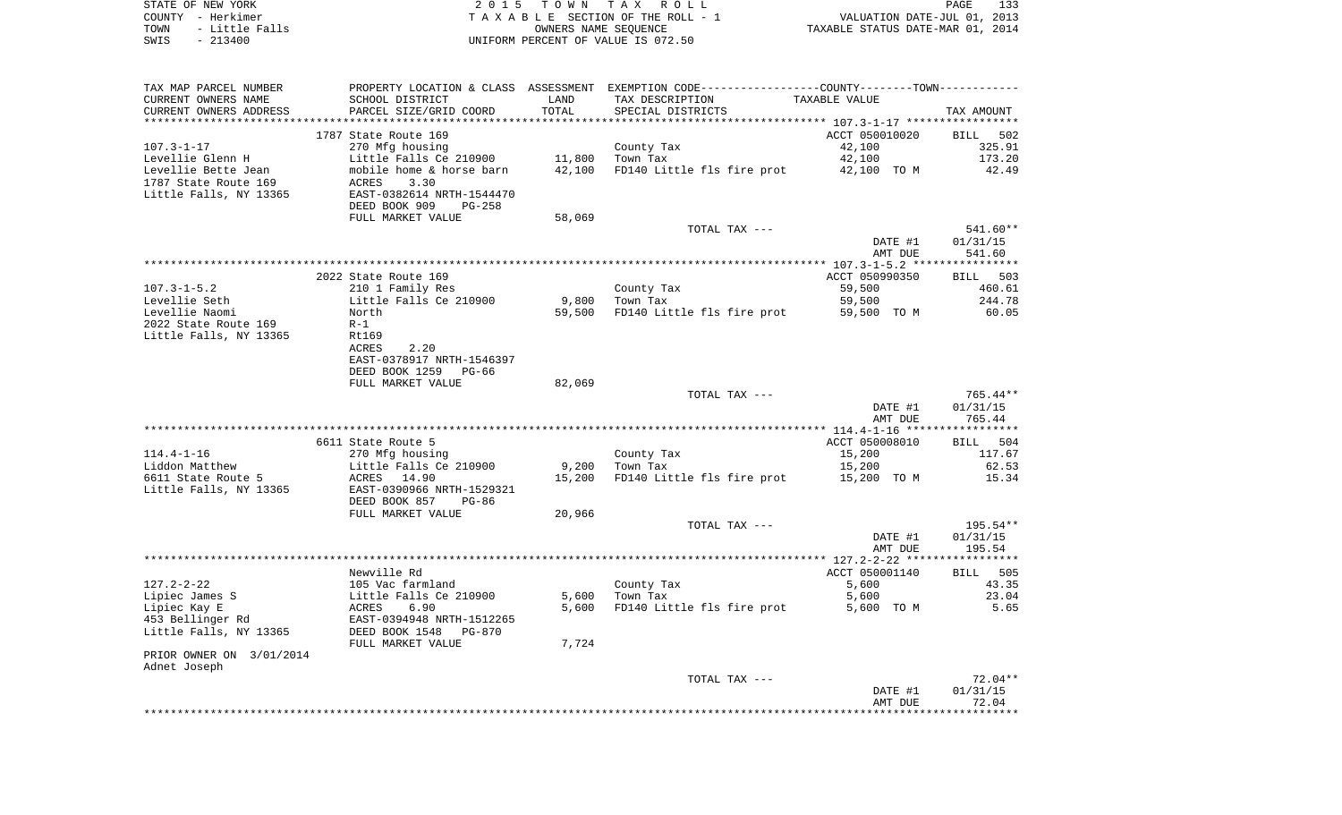STATE OF NEW YORK — 2015 TOWN TAX ROLL
COUNTY - Herkimer — TAXABLE SECTION OF THE ROLL - 1 — VALUATION DATE-JUL 01, 2013
TOWN - Little Falls — OWNERS NAME SEQUENCE — TAXABLE STATUS DATE-MAR 01, 2014
SWIS - 213400 — UNIFORM PERCENT OF VALUE IS 072.50

| TAX MAP PARCEL NUMBER / CURRENT OWNERS NAME / CURRENT OWNERS ADDRESS | PROPERTY LOCATION & CLASS / SCHOOL DISTRICT / PARCEL SIZE/GRID COORD | ASSESSMENT LAND | TOTAL | EXEMPTION CODE / TAX DESCRIPTION / SPECIAL DISTRICTS | TAXABLE VALUE | TAX AMOUNT |
|---|---|---|---|---|---|---|
| 107.3-1-17 | 1787 State Route 169 | | | | ACCT 050010020 | BILL 502 |
| Levellie Glenn H | 270 Mfg housing | | | County Tax | 42,100 | 325.91 |
| Levellie Bette Jean | Little Falls Ce 210900 | 11,800 | | Town Tax | 42,100 | 173.20 |
| 1787 State Route 169 | mobile home & horse barn | | 42,100 | FD140 Little fls fire prot | 42,100 TO M | 42.49 |
| Little Falls, NY 13365 | ACRES 3.30 | | | | | |
| | EAST-0382614 NRTH-1544470 | | | | | |
| | DEED BOOK 909 PG-258 | | | | | |
| | FULL MARKET VALUE | 58,069 | | | | |
| | | | | TOTAL TAX --- | | 541.60** |
| | | | | | DATE #1 | 01/31/15 |
| | | | | | AMT DUE | 541.60 |
| 107.3-1-5.2 | 2022 State Route 169 | | | | ACCT 050990350 | BILL 503 |
| Levellie Seth | 210 1 Family Res | | | County Tax | 59,500 | 460.61 |
| Levellie Naomi | Little Falls Ce 210900 | 9,800 | | Town Tax | 59,500 | 244.78 |
| 2022 State Route 169 | North | | 59,500 | FD140 Little fls fire prot | 59,500 TO M | 60.05 |
| Little Falls, NY 13365 | R-1 | | | | | |
| | Rt169 | | | | | |
| | ACRES 2.20 | | | | | |
| | EAST-0378917 NRTH-1546397 | | | | | |
| | DEED BOOK 1259 PG-66 | | | | | |
| | FULL MARKET VALUE | 82,069 | | | | |
| | | | | TOTAL TAX --- | | 765.44** |
| | | | | | DATE #1 | 01/31/15 |
| | | | | | AMT DUE | 765.44 |
| 114.4-1-16 | 6611 State Route 5 | | | | ACCT 050008010 | BILL 504 |
| Liddon Matthew | 270 Mfg housing | | | County Tax | 15,200 | 117.67 |
| 6611 State Route 5 | Little Falls Ce 210900 | 9,200 | | Town Tax | 15,200 | 62.53 |
| Little Falls, NY 13365 | ACRES 14.90 | | 15,200 | FD140 Little fls fire prot | 15,200 TO M | 15.34 |
| | EAST-0390966 NRTH-1529321 | | | | | |
| | DEED BOOK 857 PG-86 | | | | | |
| | FULL MARKET VALUE | 20,966 | | | | |
| | | | | TOTAL TAX --- | | 195.54** |
| | | | | | DATE #1 | 01/31/15 |
| | | | | | AMT DUE | 195.54 |
| 127.2-2-22 | Newville Rd | | | | ACCT 050001140 | BILL 505 |
| Lipiec James S | 105 Vac farmland | | | County Tax | 5,600 | 43.35 |
| Lipiec Kay E | Little Falls Ce 210900 | 5,600 | | Town Tax | 5,600 | 23.04 |
| 453 Bellinger Rd | ACRES 6.90 | | 5,600 | FD140 Little fls fire prot | 5,600 TO M | 5.65 |
| Little Falls, NY 13365 | EAST-0394948 NRTH-1512265 | | | | | |
| | DEED BOOK 1548 PG-870 | | | | | |
| | FULL MARKET VALUE | 7,724 | | | | |
| PRIOR OWNER ON 3/01/2014 | | | | | | |
| Adnet Joseph | | | | | | |
| | | | | TOTAL TAX --- | | 72.04** |
| | | | | | DATE #1 | 01/31/15 |
| | | | | | AMT DUE | 72.04 |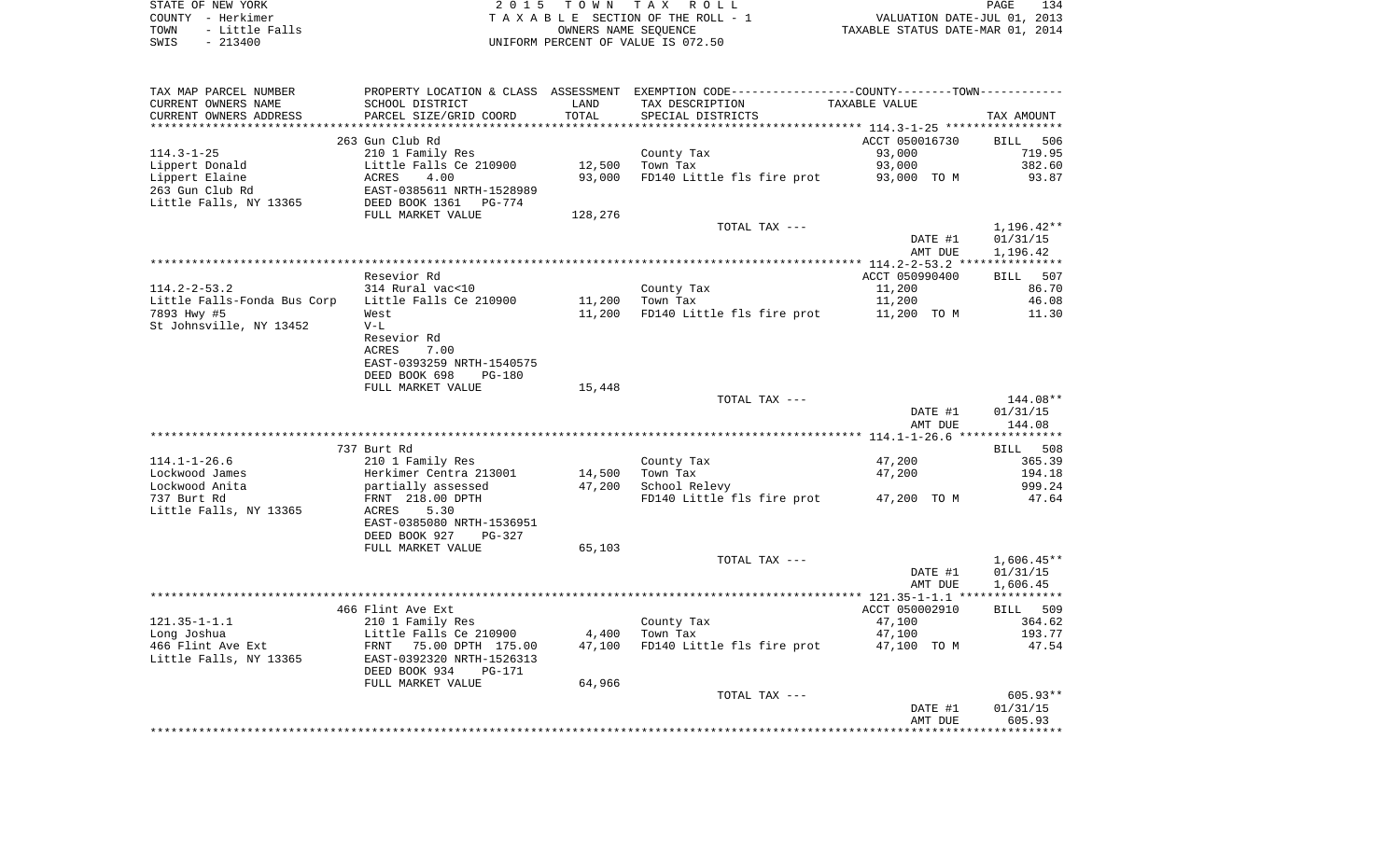STATE OF NEW YORK
COUNTY - Herkimer
TOWN - Little Falls
SWIS - 213400

2 0 1 5 T O W N T A X R O L L
T A X A B L E SECTION OF THE ROLL - 1
OWNERS NAME SEQUENCE
UNIFORM PERCENT OF VALUE IS 072.50

VALUATION DATE-JUL 01, 2013
TAXABLE STATUS DATE-MAR 01, 2014

| TAX MAP PARCEL NUMBER / CURRENT OWNERS NAME / CURRENT OWNERS ADDRESS | PROPERTY LOCATION & CLASS / SCHOOL DISTRICT / PARCEL SIZE/GRID COORD | ASSESSMENT LAND | TOTAL | EXEMPTION CODE / TAX DESCRIPTION / SPECIAL DISTRICTS | TAXABLE VALUE | TAX AMOUNT |
|---|---|---|---|---|---|---|
| | 263 Gun Club Rd | | | | ACCT 050016730 | BILL 506 |
| 114.3-1-25 | 210 1 Family Res | | | County Tax | 93,000 | 719.95 |
| Lippert Donald | Little Falls Ce 210900 | 12,500 | | Town Tax | 93,000 | 382.60 |
| Lippert Elaine | ACRES 4.00 | | 93,000 | FD140 Little fls fire prot | 93,000 TO M | 93.87 |
| 263 Gun Club Rd | EAST-0385611 NRTH-1528989 | | | | | |
| Little Falls, NY 13365 | DEED BOOK 1361 PG-774 | | | | | |
| | FULL MARKET VALUE | 128,276 | | | | |
| | | | | TOTAL TAX --- | | 1,196.42** |
| | | | | | DATE #1 | 01/31/15 |
| | | | | | AMT DUE | 1,196.42 |
| | Resevior Rd | | | | ACCT 050990400 | BILL 507 |
| 114.2-2-53.2 | 314 Rural vac<10 | | | County Tax | 11,200 | 86.70 |
| Little Falls-Fonda Bus Corp | Little Falls Ce 210900 | 11,200 | | Town Tax | 11,200 | 46.08 |
| 7893 Hwy #5 | West | | 11,200 | FD140 Little fls fire prot | 11,200 TO M | 11.30 |
| St Johnsville, NY 13452 | V-L | | | | | |
| | Resevior Rd | | | | | |
| | ACRES 7.00 | | | | | |
| | EAST-0393259 NRTH-1540575 | | | | | |
| | DEED BOOK 698 PG-180 | | | | | |
| | FULL MARKET VALUE | 15,448 | | | | |
| | | | | TOTAL TAX --- | | 144.08** |
| | | | | | DATE #1 | 01/31/15 |
| | | | | | AMT DUE | 144.08 |
| | 737 Burt Rd | | | | | BILL 508 |
| 114.1-1-26.6 | 210 1 Family Res | | | County Tax | 47,200 | 365.39 |
| Lockwood James | Herkimer Centra 213001 | 14,500 | | Town Tax | 47,200 | 194.18 |
| Lockwood Anita | partially assessed | | 47,200 | School Relevy | | 999.24 |
| 737 Burt Rd | FRNT 218.00 DPTH | | | FD140 Little fls fire prot | 47,200 TO M | 47.64 |
| Little Falls, NY 13365 | ACRES 5.30 | | | | | |
| | EAST-0385080 NRTH-1536951 | | | | | |
| | DEED BOOK 927 PG-327 | | | | | |
| | FULL MARKET VALUE | 65,103 | | | | |
| | | | | TOTAL TAX --- | | 1,606.45** |
| | | | | | DATE #1 | 01/31/15 |
| | | | | | AMT DUE | 1,606.45 |
| | 466 Flint Ave Ext | | | | ACCT 050002910 | BILL 509 |
| 121.35-1-1.1 | 210 1 Family Res | | | County Tax | 47,100 | 364.62 |
| Long Joshua | Little Falls Ce 210900 | 4,400 | | Town Tax | 47,100 | 193.77 |
| 466 Flint Ave Ext | FRNT 75.00 DPTH 175.00 | | 47,100 | FD140 Little fls fire prot | 47,100 TO M | 47.54 |
| Little Falls, NY 13365 | EAST-0392320 NRTH-1526313 | | | | | |
| | DEED BOOK 934 PG-171 | | | | | |
| | FULL MARKET VALUE | 64,966 | | | | |
| | | | | TOTAL TAX --- | | 605.93** |
| | | | | | DATE #1 | 01/31/15 |
| | | | | | AMT DUE | 605.93 |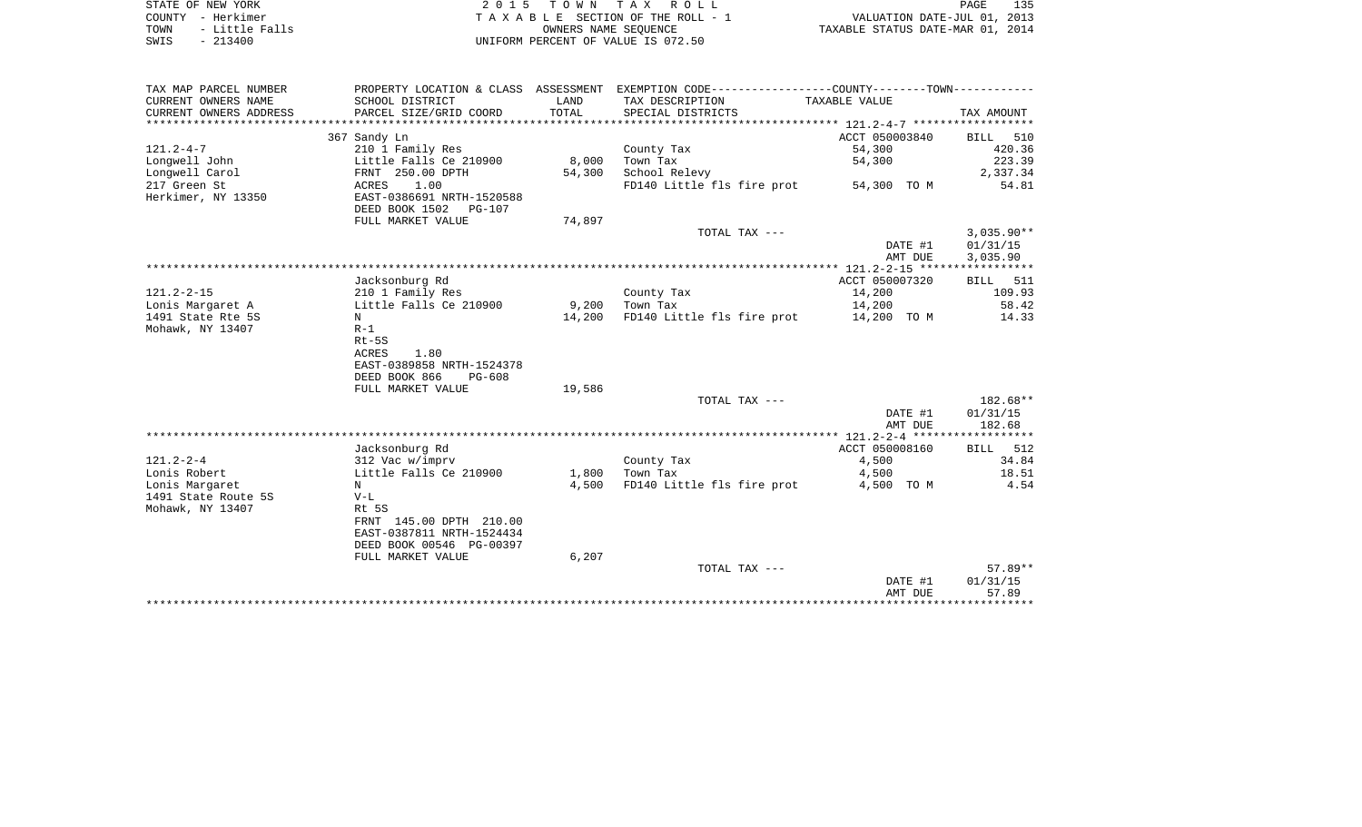STATE OF NEW YORK — 2 0 1 5   T O W N   T A X   R O L L

COUNTY - Herkimer — T A X A B L E SECTION OF THE ROLL - 1 — VALUATION DATE-JUL 01, 2013

TOWN - Little Falls — OWNERS NAME SEQUENCE — TAXABLE STATUS DATE-MAR 01, 2014

SWIS - 213400 — UNIFORM PERCENT OF VALUE IS 072.50

| TAX MAP PARCEL NUMBER / CURRENT OWNERS NAME / CURRENT OWNERS ADDRESS | PROPERTY LOCATION & CLASS / SCHOOL DISTRICT / PARCEL SIZE/GRID COORD | ASSESSMENT LAND / TOTAL | EXEMPTION CODE / TAX DESCRIPTION / SPECIAL DISTRICTS | COUNTY--------TOWN / TAXABLE VALUE | TAX AMOUNT |
|---|---|---|---|---|---|
| | 367 Sandy Ln | | | ACCT 050003840 | BILL 510 |
| 121.2-4-7 | 210 1 Family Res | | County Tax | 54,300 | 420.36 |
| Longwell John | Little Falls Ce 210900 | 8,000 | Town Tax | 54,300 | 223.39 |
| Longwell Carol | FRNT 250.00 DPTH | 54,300 | School Relevy | | 2,337.34 |
| 217 Green St | ACRES 1.00 | | FD140 Little fls fire prot | 54,300 TO M | 54.81 |
| Herkimer, NY 13350 | EAST-0386691 NRTH-1520588 | | | | |
| | DEED BOOK 1502 PG-107 | | | | |
| | FULL MARKET VALUE | 74,897 | | | |
| | | | TOTAL TAX --- | | 3,035.90** |
| | | | | DATE #1 | 01/31/15 |
| | | | | AMT DUE | 3,035.90 |
| | Jacksonburg Rd | | | ACCT 050007320 | BILL 511 |
| 121.2-2-15 | 210 1 Family Res | | County Tax | 14,200 | 109.93 |
| Lonis Margaret A | Little Falls Ce 210900 | 9,200 | Town Tax | 14,200 | 58.42 |
| 1491 State Rte 5S | N | 14,200 | FD140 Little fls fire prot | 14,200 TO M | 14.33 |
| Mohawk, NY 13407 | R-1 | | | | |
| | Rt-5S | | | | |
| | ACRES 1.80 | | | | |
| | EAST-0389858 NRTH-1524378 | | | | |
| | DEED BOOK 866 PG-608 | | | | |
| | FULL MARKET VALUE | 19,586 | | | |
| | | | TOTAL TAX --- | | 182.68** |
| | | | | DATE #1 | 01/31/15 |
| | | | | AMT DUE | 182.68 |
| | Jacksonburg Rd | | | ACCT 050008160 | BILL 512 |
| 121.2-2-4 | 312 Vac w/imprv | | County Tax | 4,500 | 34.84 |
| Lonis Robert | Little Falls Ce 210900 | 1,800 | Town Tax | 4,500 | 18.51 |
| Lonis Margaret | N | 4,500 | FD140 Little fls fire prot | 4,500 TO M | 4.54 |
| 1491 State Route 5S | V-L | | | | |
| Mohawk, NY 13407 | Rt 5S | | | | |
| | FRNT 145.00 DPTH 210.00 | | | | |
| | EAST-0387811 NRTH-1524434 | | | | |
| | DEED BOOK 00546 PG-00397 | | | | |
| | FULL MARKET VALUE | 6,207 | | | |
| | | | TOTAL TAX --- | | 57.89** |
| | | | | DATE #1 | 01/31/15 |
| | | | | AMT DUE | 57.89 |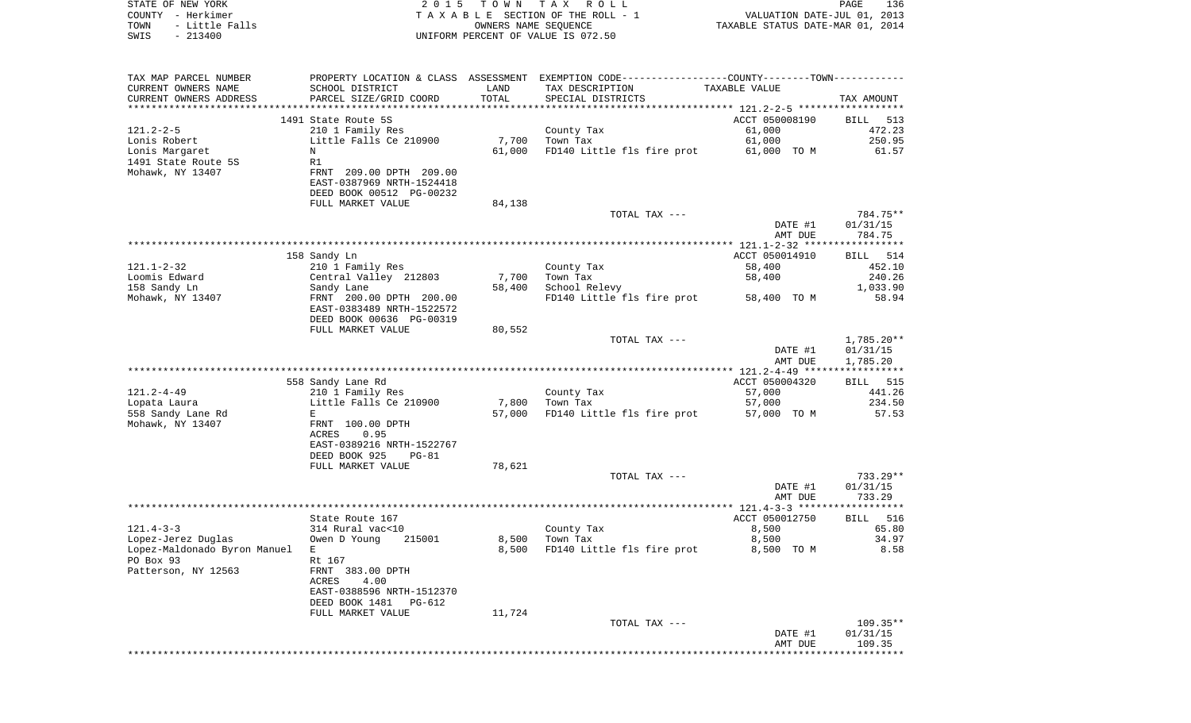STATE OF NEW YORK
COUNTY - Herkimer
TOWN - Little Falls
SWIS - 213400

2015 TOWN TAX ROLL
TAXABLE SECTION OF THE ROLL - 1
OWNERS NAME SEQUENCE
UNIFORM PERCENT OF VALUE IS 072.50

VALUATION DATE-JUL 01, 2013
TAXABLE STATUS DATE-MAR 01, 2014

| TAX MAP PARCEL NUMBER / CURRENT OWNERS NAME / CURRENT OWNERS ADDRESS | PROPERTY LOCATION & CLASS / SCHOOL DISTRICT / PARCEL SIZE/GRID COORD | ASSESSMENT LAND / TOTAL | EXEMPTION CODE / TAX DESCRIPTION / SPECIAL DISTRICTS | TAXABLE VALUE | TAX AMOUNT |
|---|---|---|---|---|---|
| **121.2-2-5** | 1491 State Route 5S | | | ACCT 050008190 | BILL 513 |
| | 210 1 Family Res | | County Tax | 61,000 | 472.23 |
| Lonis Robert | Little Falls Ce 210900 | 7,700 | Town Tax | 61,000 | 250.95 |
| Lonis Margaret | N | 61,000 | FD140 Little fls fire prot | 61,000 TO M | 61.57 |
| 1491 State Route 5S | R1 | | | | |
| Mohawk, NY 13407 | FRNT 209.00 DPTH 209.00 | | | | |
| | EAST-0387969 NRTH-1524418 | | | | |
| | DEED BOOK 00512 PG-00232 | | | | |
| | FULL MARKET VALUE | 84,138 | | | |
| | | | TOTAL TAX --- | | 784.75** |
| | | | | DATE #1 | 01/31/15 |
| | | | | AMT DUE | 784.75 |
| **121.1-2-32** | 158 Sandy Ln | | | ACCT 050014910 | BILL 514 |
| | 210 1 Family Res | | County Tax | 58,400 | 452.10 |
| Loomis Edward | Central Valley 212803 | 7,700 | Town Tax | 58,400 | 240.26 |
| 158 Sandy Ln | Sandy Lane | 58,400 | School Relevy | | 1,033.90 |
| Mohawk, NY 13407 | FRNT 200.00 DPTH 200.00 | | FD140 Little fls fire prot | 58,400 TO M | 58.94 |
| | EAST-0383489 NRTH-1522572 | | | | |
| | DEED BOOK 00636 PG-00319 | | | | |
| | FULL MARKET VALUE | 80,552 | | | |
| | | | TOTAL TAX --- | | 1,785.20** |
| | | | | DATE #1 | 01/31/15 |
| | | | | AMT DUE | 1,785.20 |
| **121.2-4-49** | 558 Sandy Lane Rd | | | ACCT 050004320 | BILL 515 |
| | 210 1 Family Res | | County Tax | 57,000 | 441.26 |
| Lopata Laura | Little Falls Ce 210900 | 7,800 | Town Tax | 57,000 | 234.50 |
| 558 Sandy Lane Rd | E | 57,000 | FD140 Little fls fire prot | 57,000 TO M | 57.53 |
| Mohawk, NY 13407 | FRNT 100.00 DPTH | | | | |
| | ACRES 0.95 | | | | |
| | EAST-0389216 NRTH-1522767 | | | | |
| | DEED BOOK 925 PG-81 | | | | |
| | FULL MARKET VALUE | 78,621 | | | |
| | | | TOTAL TAX --- | | 733.29** |
| | | | | DATE #1 | 01/31/15 |
| | | | | AMT DUE | 733.29 |
| **121.4-3-3** | State Route 167 | | | ACCT 050012750 | BILL 516 |
| | 314 Rural vac<10 | | County Tax | 8,500 | 65.80 |
| Lopez-Jerez Duglas | Owen D Young 215001 | 8,500 | Town Tax | 8,500 | 34.97 |
| Lopez-Maldonado Byron Manuel | E | 8,500 | FD140 Little fls fire prot | 8,500 TO M | 8.58 |
| PO Box 93 | Rt 167 | | | | |
| Patterson, NY 12563 | FRNT 383.00 DPTH | | | | |
| | ACRES 4.00 | | | | |
| | EAST-0388596 NRTH-1512370 | | | | |
| | DEED BOOK 1481 PG-612 | | | | |
| | FULL MARKET VALUE | 11,724 | | | |
| | | | TOTAL TAX --- | | 109.35** |
| | | | | DATE #1 | 01/31/15 |
| | | | | AMT DUE | 109.35 |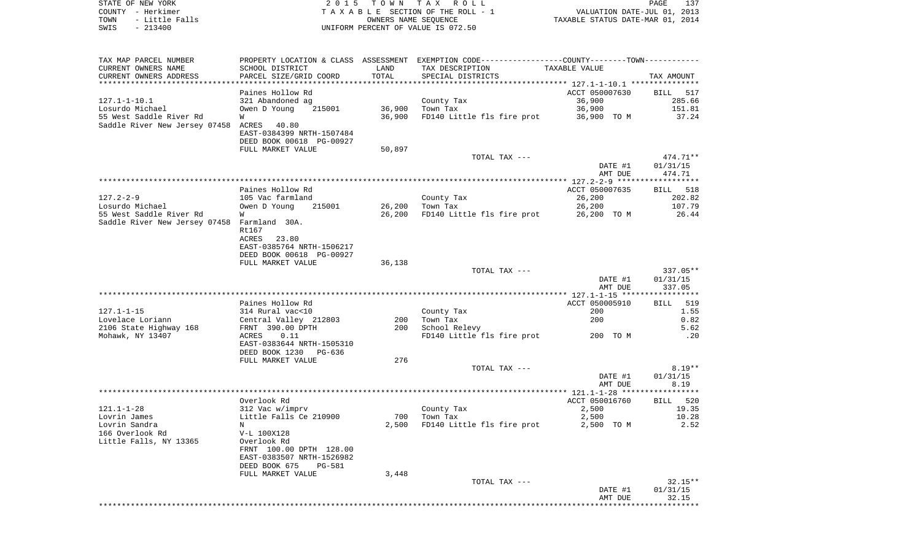STATE OF NEW YORK | 2 0 1 5 T O W N T A X R O L L | PAGE 137
COUNTY - Herkimer | T A X A B L E SECTION OF THE ROLL - 1 | VALUATION DATE-JUL 01, 2013
TOWN - Little Falls | OWNERS NAME SEQUENCE | TAXABLE STATUS DATE-MAR 01, 2014
SWIS - 213400 | UNIFORM PERCENT OF VALUE IS 072.50

| TAX MAP PARCEL NUMBER / CURRENT OWNERS NAME / CURRENT OWNERS ADDRESS | PROPERTY LOCATION & CLASS / SCHOOL DISTRICT / PARCEL SIZE/GRID COORD | ASSESSMENT LAND | TOTAL | EXEMPTION CODE / TAX DESCRIPTION / SPECIAL DISTRICTS | COUNTY--------TOWN TAXABLE VALUE | TAX AMOUNT |
|---|---|---|---|---|---|---|
| | Paines Hollow Rd | | | | ACCT 050007630 | BILL 517 |
| 127.1-1-10.1 | 321 Abandoned ag | | | County Tax | 36,900 | 285.66 |
| Losurdo Michael | Owen D Young 215001 | 36,900 | | Town Tax | 36,900 | 151.81 |
| 55 West Saddle River Rd | W | | 36,900 | FD140 Little fls fire prot | 36,900 TO M | 37.24 |
| Saddle River New Jersey 07458 | ACRES 40.80 | | | | | |
| | EAST-0384399 NRTH-1507484 | | | | | |
| | DEED BOOK 00618 PG-00927 | | | | | |
| | FULL MARKET VALUE | | 50,897 | | | |
| | | | | TOTAL TAX --- | | 474.71** |
| | | | | | DATE #1 | 01/31/15 |
| | | | | | AMT DUE | 474.71 |
| | Paines Hollow Rd | | | | ACCT 050007635 | BILL 518 |
| 127.2-2-9 | 105 Vac farmland | | | County Tax | 26,200 | 202.82 |
| Losurdo Michael | Owen D Young 215001 | 26,200 | | Town Tax | 26,200 | 107.79 |
| 55 West Saddle River Rd | W | | 26,200 | FD140 Little fls fire prot | 26,200 TO M | 26.44 |
| Saddle River New Jersey 07458 | Farmland 30A. | | | | | |
| | Rt167 | | | | | |
| | ACRES 23.80 | | | | | |
| | EAST-0385764 NRTH-1506217 | | | | | |
| | DEED BOOK 00618 PG-00927 | | | | | |
| | FULL MARKET VALUE | | 36,138 | | | |
| | | | | TOTAL TAX --- | | 337.05** |
| | | | | | DATE #1 | 01/31/15 |
| | | | | | AMT DUE | 337.05 |
| | Paines Hollow Rd | | | | ACCT 050005910 | BILL 519 |
| 127.1-1-15 | 314 Rural vac<10 | | | County Tax | 200 | 1.55 |
| Lovelace Loriann | Central Valley 212803 | 200 | | Town Tax | 200 | 0.82 |
| 2106 State Highway 168 | FRNT 390.00 DPTH | | 200 | School Relevy | | 5.62 |
| Mohawk, NY 13407 | ACRES 0.11 | | | FD140 Little fls fire prot | 200 TO M | .20 |
| | EAST-0383644 NRTH-1505310 | | | | | |
| | DEED BOOK 1230 PG-636 | | | | | |
| | FULL MARKET VALUE | | 276 | | | |
| | | | | TOTAL TAX --- | | 8.19** |
| | | | | | DATE #1 | 01/31/15 |
| | | | | | AMT DUE | 8.19 |
| | Overlook Rd | | | | ACCT 050016760 | BILL 520 |
| 121.1-1-28 | 312 Vac w/imprv | | | County Tax | 2,500 | 19.35 |
| Lovrin James | Little Falls Ce 210900 | 700 | | Town Tax | 2,500 | 10.28 |
| Lovrin Sandra | N | | 2,500 | FD140 Little fls fire prot | 2,500 TO M | 2.52 |
| 166 Overlook Rd | V-L 100X128 | | | | | |
| Little Falls, NY 13365 | Overlook Rd | | | | | |
| | FRNT 100.00 DPTH 128.00 | | | | | |
| | EAST-0383507 NRTH-1526982 | | | | | |
| | DEED BOOK 675 PG-581 | | | | | |
| | FULL MARKET VALUE | | 3,448 | | | |
| | | | | TOTAL TAX --- | | 32.15** |
| | | | | | DATE #1 | 01/31/15 |
| | | | | | AMT DUE | 32.15 |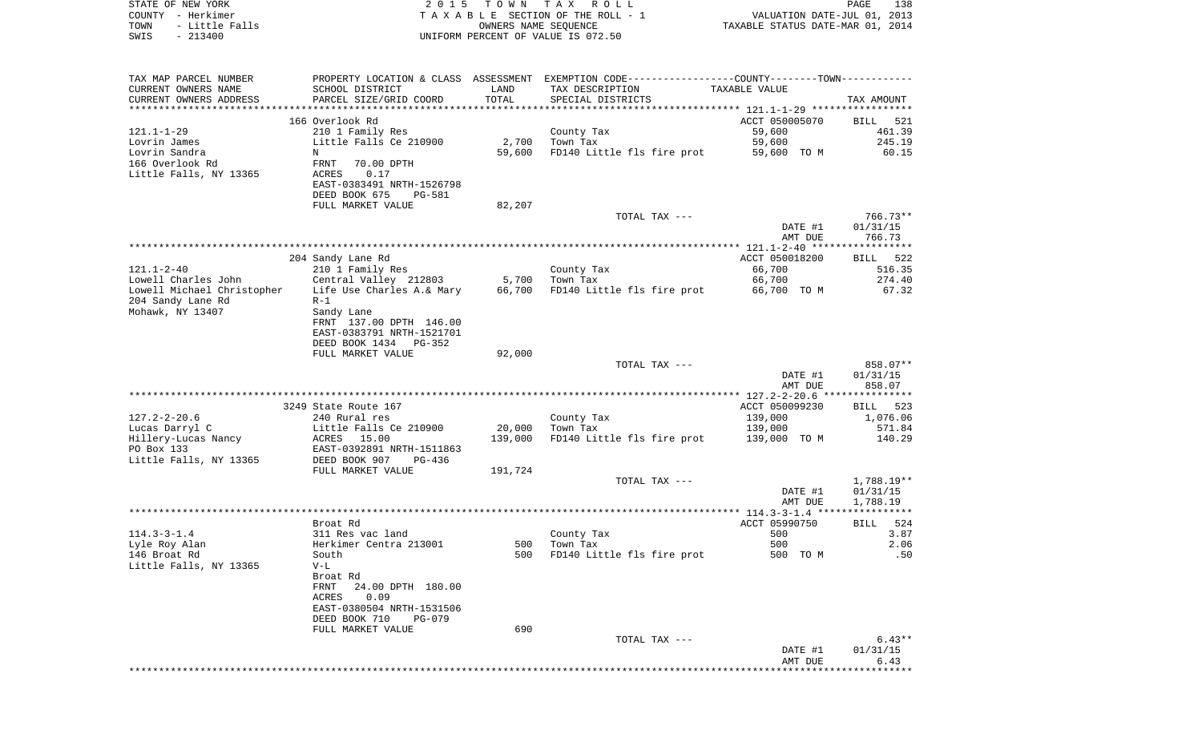STATE OF NEW YORK — 2015 TOWN TAX ROLL
COUNTY - Herkimer — TAXABLE SECTION OF THE ROLL - 1 — VALUATION DATE-JUL 01, 2013
TOWN - Little Falls — OWNERS NAME SEQUENCE — TAXABLE STATUS DATE-MAR 01, 2014
SWIS - 213400 — UNIFORM PERCENT OF VALUE IS 072.50

| TAX MAP PARCEL NUMBER / CURRENT OWNERS NAME / CURRENT OWNERS ADDRESS | PROPERTY LOCATION & CLASS / SCHOOL DISTRICT / PARCEL SIZE/GRID COORD | ASSESSMENT LAND | TOTAL | EXEMPTION CODE / TAX DESCRIPTION / SPECIAL DISTRICTS | TAXABLE VALUE | TAX AMOUNT |
|---|---|---|---|---|---|---|
| 121.1-1-29 | 166 Overlook Rd | | | | ACCT 050005070 | BILL 521 |
| Lovrin James | 210 1 Family Res | | | County Tax | 59,600 | 461.39 |
| Lovrin Sandra | Little Falls Ce 210900 | 2,700 | | Town Tax | 59,600 | 245.19 |
| 166 Overlook Rd | N | | 59,600 | FD140 Little fls fire prot | 59,600 TO M | 60.15 |
| Little Falls, NY 13365 | FRNT 70.00 DPTH | | | | | |
| | ACRES 0.17 | | | | | |
| | EAST-0383491 NRTH-1526798 | | | | | |
| | DEED BOOK 675 PG-581 | | | | | |
| | FULL MARKET VALUE | 82,207 | | | | |
| | | | | TOTAL TAX --- | | 766.73** |
| | | | | | DATE #1 | 01/31/15 |
| | | | | | AMT DUE | 766.73 |
| 121.1-2-40 | 204 Sandy Lane Rd | | | | ACCT 050018200 | BILL 522 |
| Lowell Charles John | 210 1 Family Res | | | County Tax | 66,700 | 516.35 |
| Lowell Michael Christopher | Central Valley 212803 | 5,700 | | Town Tax | 66,700 | 274.40 |
| 204 Sandy Lane Rd | Life Use Charles A.& Mary | | 66,700 | FD140 Little fls fire prot | 66,700 TO M | 67.32 |
| Mohawk, NY 13407 | R-1 | | | | | |
| | Sandy Lane | | | | | |
| | FRNT 137.00 DPTH 146.00 | | | | | |
| | EAST-0383791 NRTH-1521701 | | | | | |
| | DEED BOOK 1434 PG-352 | | | | | |
| | FULL MARKET VALUE | 92,000 | | | | |
| | | | | TOTAL TAX --- | | 858.07** |
| | | | | | DATE #1 | 01/31/15 |
| | | | | | AMT DUE | 858.07 |
| 127.2-2-20.6 | 3249 State Route 167 | | | | ACCT 050099230 | BILL 523 |
| Lucas Darryl C | 240 Rural res | | | County Tax | 139,000 | 1,076.06 |
| Hillery-Lucas Nancy | Little Falls Ce 210900 | 20,000 | | Town Tax | 139,000 | 571.84 |
| PO Box 133 | ACRES 15.00 | | 139,000 | FD140 Little fls fire prot | 139,000 TO M | 140.29 |
| Little Falls, NY 13365 | EAST-0392891 NRTH-1511863 | | | | | |
| | DEED BOOK 907 PG-436 | | | | | |
| | FULL MARKET VALUE | 191,724 | | | | |
| | | | | TOTAL TAX --- | | 1,788.19** |
| | | | | | DATE #1 | 01/31/15 |
| | | | | | AMT DUE | 1,788.19 |
| 114.3-3-1.4 | Broat Rd | | | | ACCT 05990750 | BILL 524 |
| Lyle Roy Alan | 311 Res vac land | | | County Tax | 500 | 3.87 |
| 146 Broat Rd | Herkimer Centra 213001 | 500 | | Town Tax | 500 | 2.06 |
| Little Falls, NY 13365 | South | | 500 | FD140 Little fls fire prot | 500 TO M | .50 |
| | V-L | | | | | |
| | Broat Rd | | | | | |
| | FRNT 24.00 DPTH 180.00 | | | | | |
| | ACRES 0.09 | | | | | |
| | EAST-0380504 NRTH-1531506 | | | | | |
| | DEED BOOK 710 PG-079 | | | | | |
| | FULL MARKET VALUE | 690 | | | | |
| | | | | TOTAL TAX --- | | 6.43** |
| | | | | | DATE #1 | 01/31/15 |
| | | | | | AMT DUE | 6.43 |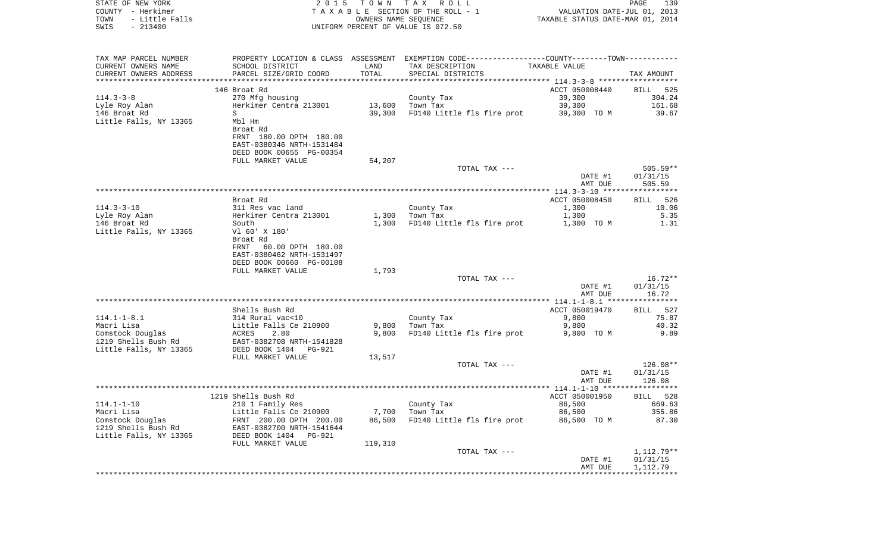STATE OF NEW YORK
COUNTY - Herkimer
TOWN - Little Falls
SWIS - 213400

2 0 1 5 T O W N T A X R O L L
T A X A B L E SECTION OF THE ROLL - 1
OWNERS NAME SEQUENCE
UNIFORM PERCENT OF VALUE IS 072.50

VALUATION DATE-JUL 01, 2013
TAXABLE STATUS DATE-MAR 01, 2014

| TAX MAP PARCEL NUMBER<br>CURRENT OWNERS NAME<br>CURRENT OWNERS ADDRESS | PROPERTY LOCATION & CLASS<br>SCHOOL DISTRICT<br>PARCEL SIZE/GRID COORD | ASSESSMENT<br>LAND<br>TOTAL | EXEMPTION CODE<br>TAX DESCRIPTION<br>SPECIAL DISTRICTS | COUNTY--------TOWN<br>TAXABLE VALUE | TAX AMOUNT |
|---|---|---|---|---|---|
| 114.3-3-8 | 146 Broat Rd | | | ACCT 050008440 | BILL 525 |
| 114.3-3-8 | 270 Mfg housing | | County Tax | 39,300 | 304.24 |
| Lyle Roy Alan | Herkimer Centra 213001 | 13,600 | Town Tax | 39,300 | 161.68 |
| 146 Broat Rd | S | 39,300 | FD140 Little fls fire prot | 39,300 TO M | 39.67 |
| Little Falls, NY 13365 | Mbl Hm | | | | |
| | Broat Rd | | | | |
| | FRNT 180.00 DPTH 180.00 | | | | |
| | EAST-0380346 NRTH-1531484 | | | | |
| | DEED BOOK 00655 PG-00354 | | | | |
| | FULL MARKET VALUE | 54,207 | | | |
| | | | TOTAL TAX --- | | 505.59** |
| | | | | DATE #1 | 01/31/15 |
| | | | | AMT DUE | 505.59 |
| 114.3-3-10 | Broat Rd | | | ACCT 050008450 | BILL 526 |
| 114.3-3-10 | 311 Res vac land | | County Tax | 1,300 | 10.06 |
| Lyle Roy Alan | Herkimer Centra 213001 | 1,300 | Town Tax | 1,300 | 5.35 |
| 146 Broat Rd | South | 1,300 | FD140 Little fls fire prot | 1,300 TO M | 1.31 |
| Little Falls, NY 13365 | Vl 60' X 180' | | | | |
| | Broat Rd | | | | |
| | FRNT 60.00 DPTH 180.00 | | | | |
| | EAST-0380462 NRTH-1531497 | | | | |
| | DEED BOOK 00660 PG-00188 | | | | |
| | FULL MARKET VALUE | 1,793 | | | |
| | | | TOTAL TAX --- | | 16.72** |
| | | | | DATE #1 | 01/31/15 |
| | | | | AMT DUE | 16.72 |
| 114.1-1-8.1 | Shells Bush Rd | | | ACCT 050019470 | BILL 527 |
| 114.1-1-8.1 | 314 Rural vac<10 | | County Tax | 9,800 | 75.87 |
| Macri Lisa | Little Falls Ce 210900 | 9,800 | Town Tax | 9,800 | 40.32 |
| Comstock Douglas | ACRES 2.80 | 9,800 | FD140 Little fls fire prot | 9,800 TO M | 9.89 |
| 1219 Shells Bush Rd | EAST-0382708 NRTH-1541828 | | | | |
| Little Falls, NY 13365 | DEED BOOK 1404 PG-921 | | | | |
| | FULL MARKET VALUE | 13,517 | | | |
| | | | TOTAL TAX --- | | 126.08** |
| | | | | DATE #1 | 01/31/15 |
| | | | | AMT DUE | 126.08 |
| 114.1-1-10 | 1219 Shells Bush Rd | | | ACCT 050001950 | BILL 528 |
| 114.1-1-10 | 210 1 Family Res | | County Tax | 86,500 | 669.63 |
| Macri Lisa | Little Falls Ce 210900 | 7,700 | Town Tax | 86,500 | 355.86 |
| Comstock Douglas | FRNT 200.00 DPTH 200.00 | 86,500 | FD140 Little fls fire prot | 86,500 TO M | 87.30 |
| 1219 Shells Bush Rd | EAST-0382700 NRTH-1541644 | | | | |
| Little Falls, NY 13365 | DEED BOOK 1404 PG-921 | | | | |
| | FULL MARKET VALUE | 119,310 | | | |
| | | | TOTAL TAX --- | | 1,112.79** |
| | | | | DATE #1 | 01/31/15 |
| | | | | AMT DUE | 1,112.79 |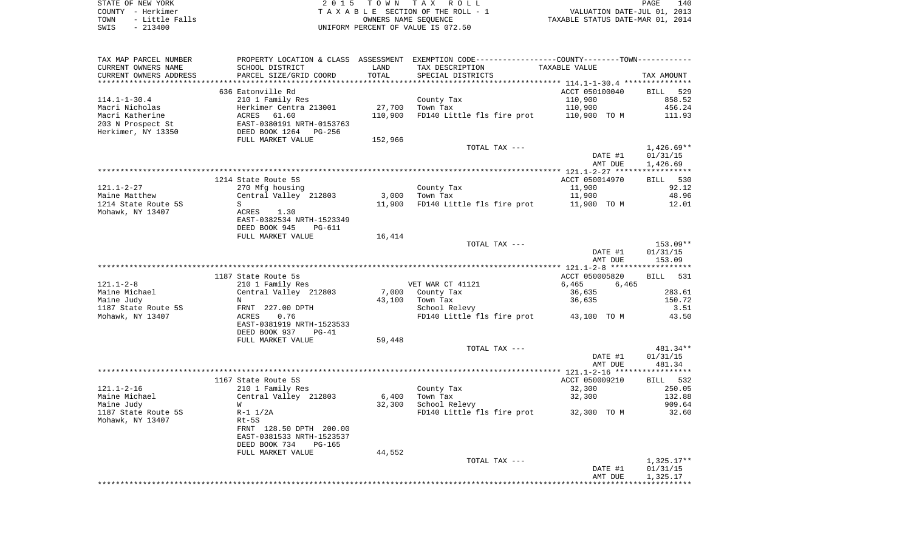STATE OF NEW YORK — 2015 TOWN TAX ROLL — PAGE 140
COUNTY - Herkimer — TAXABLE SECTION OF THE ROLL - 1 — VALUATION DATE-JUL 01, 2013
TOWN - Little Falls — OWNERS NAME SEQUENCE — TAXABLE STATUS DATE-MAR 01, 2014
SWIS - 213400 — UNIFORM PERCENT OF VALUE IS 072.50

| TAX MAP PARCEL NUMBER / CURRENT OWNERS NAME / CURRENT OWNERS ADDRESS | PROPERTY LOCATION & CLASS / SCHOOL DISTRICT / PARCEL SIZE/GRID COORD | ASSESSMENT LAND / TOTAL | EXEMPTION CODE / TAX DESCRIPTION / SPECIAL DISTRICTS | TAXABLE VALUE (COUNTY / TOWN) | TAX AMOUNT |
|---|---|---|---|---|---|
| **114.1-1-30.4** | 636 Eatonville Rd | | | ACCT 050100040 | BILL 529 |
| Macri Nicholas | 210 1 Family Res | 27,700 | County Tax | 110,900 | 858.52 |
| Macri Katherine | Herkimer Centra 213001 | 110,900 | Town Tax | 110,900 | 456.24 |
| 203 N Prospect St | ACRES 61.60 | | FD140 Little fls fire prot | 110,900 TO M | 111.93 |
| Herkimer, NY 13350 | EAST-0380191 NRTH-0153763 | | | | |
| | DEED BOOK 1264 PG-256 | | | | |
| | FULL MARKET VALUE | 152,966 | | | |
| | | | TOTAL TAX --- | | 1,426.69** |
| | | | | DATE #1 | 01/31/15 |
| | | | | AMT DUE | 1,426.69 |
| **121.1-2-27** | 1214 State Route 5S | | | ACCT 050014970 | BILL 530 |
| Maine Matthew | 270 Mfg housing | 3,000 | County Tax | 11,900 | 92.12 |
| 1214 State Route 5S | Central Valley 212803 | 11,900 | Town Tax | 11,900 | 48.96 |
| Mohawk, NY 13407 | S | | FD140 Little fls fire prot | 11,900 TO M | 12.01 |
| | ACRES 1.30 | | | | |
| | EAST-0382534 NRTH-1523349 | | | | |
| | DEED BOOK 945 PG-611 | | | | |
| | FULL MARKET VALUE | 16,414 | | | |
| | | | TOTAL TAX --- | | 153.09** |
| | | | | DATE #1 | 01/31/15 |
| | | | | AMT DUE | 153.09 |
| **121.1-2-8** | 1187 State Route 5s | | | ACCT 050005820 | BILL 531 |
| Maine Michael | 210 1 Family Res | | VET WAR CT 41121 | 6,465 6,465 | |
| Maine Judy | Central Valley 212803 | 7,000 | County Tax | 36,635 | 283.61 |
| 1187 State Route 5S | N | 43,100 | Town Tax | 36,635 | 150.72 |
| Mohawk, NY 13407 | FRNT 227.00 DPTH | | School Relevy | | 3.51 |
| | ACRES 0.76 | | FD140 Little fls fire prot | 43,100 TO M | 43.50 |
| | EAST-0381919 NRTH-1523533 | | | | |
| | DEED BOOK 937 PG-41 | | | | |
| | FULL MARKET VALUE | 59,448 | | | |
| | | | TOTAL TAX --- | | 481.34** |
| | | | | DATE #1 | 01/31/15 |
| | | | | AMT DUE | 481.34 |
| **121.1-2-16** | 1167 State Route 5S | | | ACCT 050009210 | BILL 532 |
| Maine Michael | 210 1 Family Res | 6,400 | County Tax | 32,300 | 250.05 |
| Maine Judy | Central Valley 212803 | 32,300 | Town Tax | 32,300 | 132.88 |
| 1187 State Route 5S | W | | School Relevy | | 909.64 |
| Mohawk, NY 13407 | R-1 1/2A | | FD140 Little fls fire prot | 32,300 TO M | 32.60 |
| | Rt-5S | | | | |
| | FRNT 128.50 DPTH 200.00 | | | | |
| | EAST-0381533 NRTH-1523537 | | | | |
| | DEED BOOK 734 PG-165 | | | | |
| | FULL MARKET VALUE | 44,552 | | | |
| | | | TOTAL TAX --- | | 1,325.17** |
| | | | | DATE #1 | 01/31/15 |
| | | | | AMT DUE | 1,325.17 |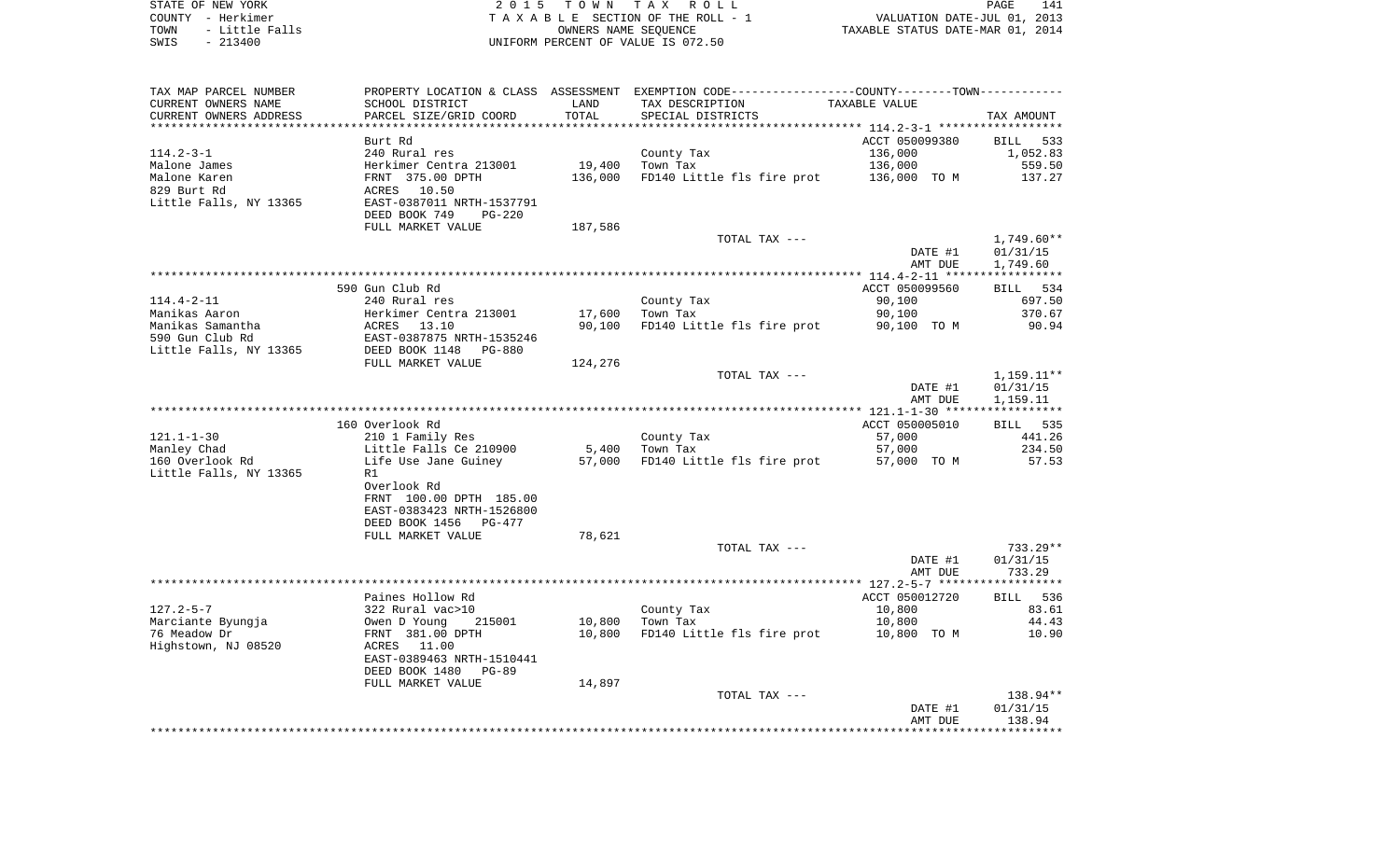STATE OF NEW YORK — COUNTY - Herkimer — TOWN - Little Falls — SWIS - 213400

2015 TOWN TAX ROLL
TAXABLE SECTION OF THE ROLL - 1
OWNERS NAME SEQUENCE
UNIFORM PERCENT OF VALUE IS 072.50

VALUATION DATE-JUL 01, 2013
TAXABLE STATUS DATE-MAR 01, 2014

| TAX MAP PARCEL NUMBER / CURRENT OWNERS NAME / CURRENT OWNERS ADDRESS | PROPERTY LOCATION & CLASS / SCHOOL DISTRICT / PARCEL SIZE/GRID COORD | ASSESSMENT LAND | TOTAL | EXEMPTION CODE / TAX DESCRIPTION / SPECIAL DISTRICTS | TAXABLE VALUE | TAX AMOUNT |
|---|---|---|---|---|---|---|
| 114.2-3-1 | Burt Rd | | | | ACCT 050099380 | BILL 533 |
| Malone James | 240 Rural res | | | County Tax | 136,000 | 1,052.83 |
| Malone Karen | Herkimer Centra 213001 | 19,400 | | Town Tax | 136,000 | 559.50 |
| 829 Burt Rd | FRNT 375.00 DPTH | | 136,000 | FD140 Little fls fire prot | 136,000 TO M | 137.27 |
| Little Falls, NY 13365 | ACRES 10.50 | | | | | |
| | EAST-0387011 NRTH-1537791 | | | | | |
| | DEED BOOK 749 PG-220 | | | | | |
| | FULL MARKET VALUE | 187,586 | | | | |
| | | | | TOTAL TAX --- | | 1,749.60** |
| | | | | | DATE #1 | 01/31/15 |
| | | | | | AMT DUE | 1,749.60 |
| 114.4-2-11 | 590 Gun Club Rd | | | | ACCT 050099560 | BILL 534 |
| Manikas Aaron | 240 Rural res | | | County Tax | 90,100 | 697.50 |
| Manikas Samantha | Herkimer Centra 213001 | 17,600 | | Town Tax | 90,100 | 370.67 |
| 590 Gun Club Rd | ACRES 13.10 | | 90,100 | FD140 Little fls fire prot | 90,100 TO M | 90.94 |
| Little Falls, NY 13365 | EAST-0387875 NRTH-1535246 | | | | | |
| | DEED BOOK 1148 PG-880 | | | | | |
| | FULL MARKET VALUE | 124,276 | | | | |
| | | | | TOTAL TAX --- | | 1,159.11** |
| | | | | | DATE #1 | 01/31/15 |
| | | | | | AMT DUE | 1,159.11 |
| 121.1-1-30 | 160 Overlook Rd | | | | ACCT 050005010 | BILL 535 |
| Manley Chad | 210 1 Family Res | | | County Tax | 57,000 | 441.26 |
| 160 Overlook Rd | Little Falls Ce 210900 | 5,400 | | Town Tax | 57,000 | 234.50 |
| Little Falls, NY 13365 | Life Use Jane Guiney | | 57,000 | FD140 Little fls fire prot | 57,000 TO M | 57.53 |
| | R1 | | | | | |
| | Overlook Rd | | | | | |
| | FRNT 100.00 DPTH 185.00 | | | | | |
| | EAST-0383423 NRTH-1526800 | | | | | |
| | DEED BOOK 1456 PG-477 | | | | | |
| | FULL MARKET VALUE | 78,621 | | | | |
| | | | | TOTAL TAX --- | | 733.29** |
| | | | | | DATE #1 | 01/31/15 |
| | | | | | AMT DUE | 733.29 |
| 127.2-5-7 | Paines Hollow Rd | | | | ACCT 050012720 | BILL 536 |
| Marciante Byungja | 322 Rural vac>10 | | | County Tax | 10,800 | 83.61 |
| 76 Meadow Dr | Owen D Young 215001 | 10,800 | | Town Tax | 10,800 | 44.43 |
| Highstown, NJ 08520 | FRNT 381.00 DPTH | | 10,800 | FD140 Little fls fire prot | 10,800 TO M | 10.90 |
| | ACRES 11.00 | | | | | |
| | EAST-0389463 NRTH-1510441 | | | | | |
| | DEED BOOK 1480 PG-89 | | | | | |
| | FULL MARKET VALUE | 14,897 | | | | |
| | | | | TOTAL TAX --- | | 138.94** |
| | | | | | DATE #1 | 01/31/15 |
| | | | | | AMT DUE | 138.94 |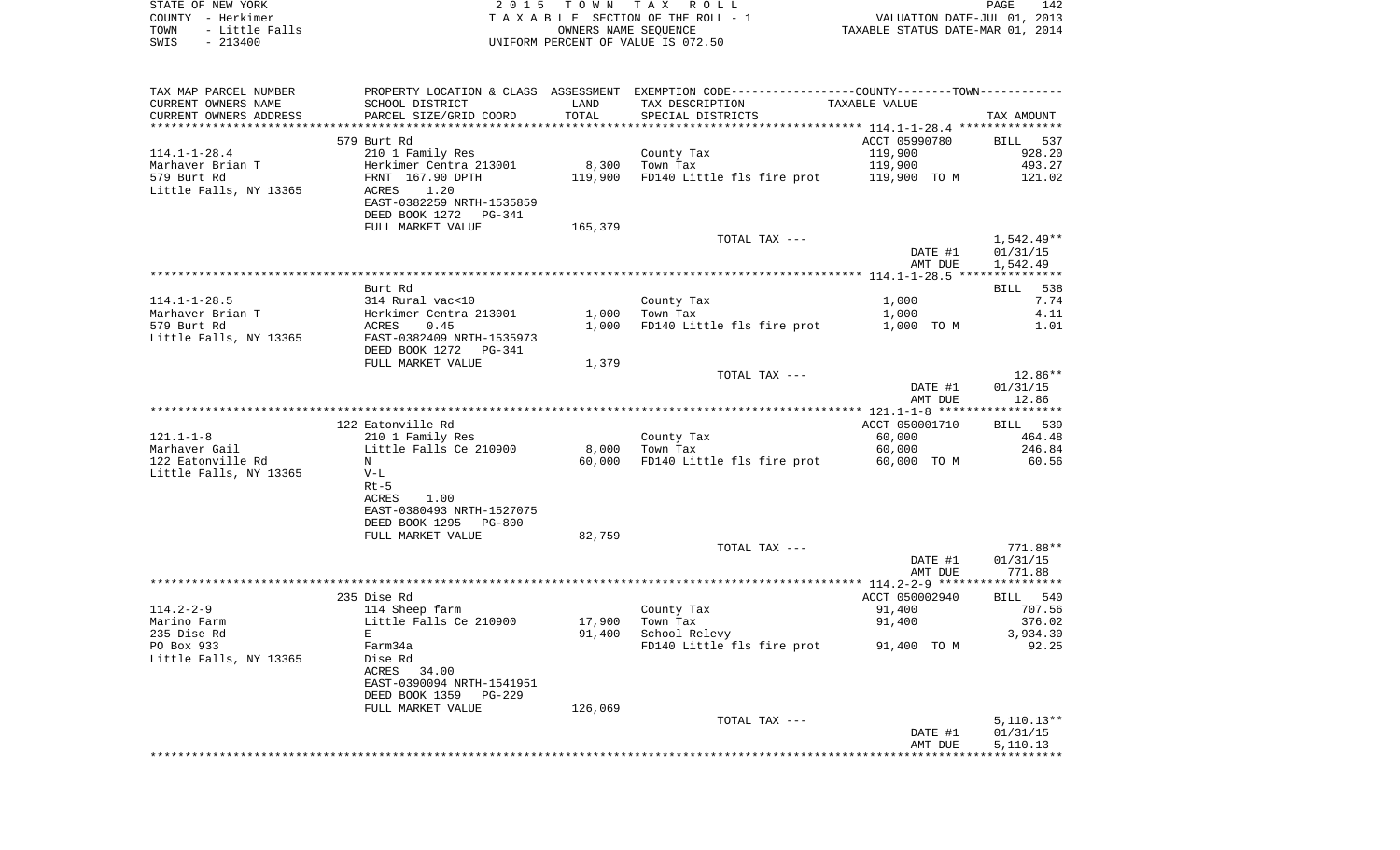STATE OF NEW YORK | COUNTY - Herkimer | TOWN - Little Falls | SWIS - 213400

2 0 1 5 T O W N T A X R O L L
T A X A B L E SECTION OF THE ROLL - 1
OWNERS NAME SEQUENCE
UNIFORM PERCENT OF VALUE IS 072.50

VALUATION DATE-JUL 01, 2013
TAXABLE STATUS DATE-MAR 01, 2014

| TAX MAP PARCEL NUMBER / CURRENT OWNERS NAME / CURRENT OWNERS ADDRESS | PROPERTY LOCATION & CLASS / SCHOOL DISTRICT / PARCEL SIZE/GRID COORD | ASSESSMENT LAND / TOTAL | EXEMPTION CODE / TAX DESCRIPTION / SPECIAL DISTRICTS | COUNTY--------TOWN / TAXABLE VALUE | TAX AMOUNT |
|---|---|---|---|---|---|
| | 579 Burt Rd | | | ACCT 05990780 | BILL 537 |
| 114.1-1-28.4 | 210 1 Family Res | | County Tax | 119,900 | 928.20 |
| Marhaver Brian T | Herkimer Centra 213001 | 8,300 | Town Tax | 119,900 | 493.27 |
| 579 Burt Rd | FRNT 167.90 DPTH | 119,900 | FD140 Little fls fire prot | 119,900 TO M | 121.02 |
| Little Falls, NY 13365 | ACRES 1.20 | | | | |
| | EAST-0382259 NRTH-1535859 | | | | |
| | DEED BOOK 1272 PG-341 | | | | |
| | FULL MARKET VALUE | 165,379 | | | |
| | | | TOTAL TAX --- | | 1,542.49** |
| | | | | DATE #1 | 01/31/15 |
| | | | | AMT DUE | 1,542.49 |
| | Burt Rd | | | | BILL 538 |
| 114.1-1-28.5 | 314 Rural vac<10 | | County Tax | 1,000 | 7.74 |
| Marhaver Brian T | Herkimer Centra 213001 | 1,000 | Town Tax | 1,000 | 4.11 |
| 579 Burt Rd | ACRES 0.45 | 1,000 | FD140 Little fls fire prot | 1,000 TO M | 1.01 |
| Little Falls, NY 13365 | EAST-0382409 NRTH-1535973 | | | | |
| | DEED BOOK 1272 PG-341 | | | | |
| | FULL MARKET VALUE | 1,379 | | | |
| | | | TOTAL TAX --- | | 12.86** |
| | | | | DATE #1 | 01/31/15 |
| | | | | AMT DUE | 12.86 |
| | 122 Eatonville Rd | | | ACCT 050001710 | BILL 539 |
| 121.1-1-8 | 210 1 Family Res | | County Tax | 60,000 | 464.48 |
| Marhaver Gail | Little Falls Ce 210900 | 8,000 | Town Tax | 60,000 | 246.84 |
| 122 Eatonville Rd | N | 60,000 | FD140 Little fls fire prot | 60,000 TO M | 60.56 |
| Little Falls, NY 13365 | V-L | | | | |
| | Rt-5 | | | | |
| | ACRES 1.00 | | | | |
| | EAST-0380493 NRTH-1527075 | | | | |
| | DEED BOOK 1295 PG-800 | | | | |
| | FULL MARKET VALUE | 82,759 | | | |
| | | | TOTAL TAX --- | | 771.88** |
| | | | | DATE #1 | 01/31/15 |
| | | | | AMT DUE | 771.88 |
| | 235 Dise Rd | | | ACCT 050002940 | BILL 540 |
| 114.2-2-9 | 114 Sheep farm | | County Tax | 91,400 | 707.56 |
| Marino Farm | Little Falls Ce 210900 | 17,900 | Town Tax | 91,400 | 376.02 |
| 235 Dise Rd | E | 91,400 | School Relevy | | 3,934.30 |
| PO Box 933 | Farm34a | | FD140 Little fls fire prot | 91,400 TO M | 92.25 |
| Little Falls, NY 13365 | Dise Rd | | | | |
| | ACRES 34.00 | | | | |
| | EAST-0390094 NRTH-1541951 | | | | |
| | DEED BOOK 1359 PG-229 | | | | |
| | FULL MARKET VALUE | 126,069 | | | |
| | | | TOTAL TAX --- | | 5,110.13** |
| | | | | DATE #1 | 01/31/15 |
| | | | | AMT DUE | 5,110.13 |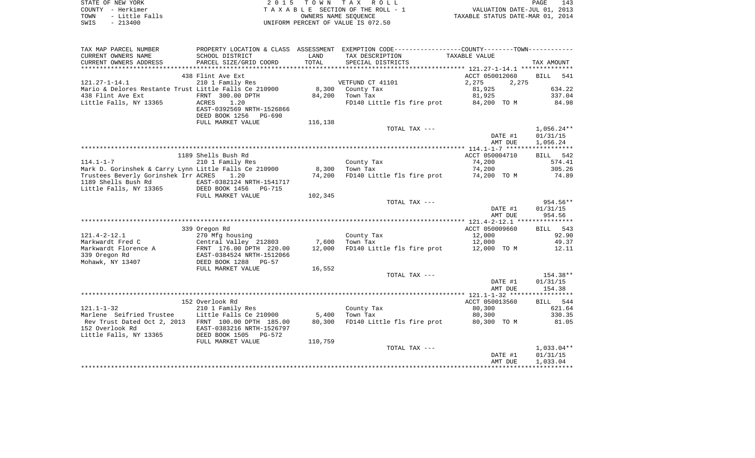STATE OF NEW YORK
COUNTY - Herkimer
TOWN - Little Falls
SWIS - 213400

2 0 1 5 T O W N T A X R O L L
T A X A B L E SECTION OF THE ROLL - 1
OWNERS NAME SEQUENCE
UNIFORM PERCENT OF VALUE IS 072.50

VALUATION DATE-JUL 01, 2013
TAXABLE STATUS DATE-MAR 01, 2014

| TAX MAP PARCEL NUMBER / CURRENT OWNERS NAME / CURRENT OWNERS ADDRESS | PROPERTY LOCATION & CLASS / SCHOOL DISTRICT / PARCEL SIZE/GRID COORD | ASSESSMENT LAND / TOTAL | EXEMPTION CODE / TAX DESCRIPTION / SPECIAL DISTRICTS | TAXABLE VALUE | TAX AMOUNT |
|---|---|---|---|---|---|
| **121.27-1-14.1** | 438 Flint Ave Ext | | | ACCT 050012060 | BILL 541 |
| 121.27-1-14.1 | 210 1 Family Res | | VETFUND CT 41101 | 2,275 2,275 | |
| Mario & Delores Restante Trust | Little Falls Ce 210900 | 8,300 | County Tax | 81,925 | 634.22 |
| 438 Flint Ave Ext | FRNT 300.00 DPTH | 84,200 | Town Tax | 81,925 | 337.04 |
| Little Falls, NY 13365 | ACRES 1.20 | | FD140 Little fls fire prot | 84,200 TO M | 84.98 |
| | EAST-0392569 NRTH-1526866 | | | | |
| | DEED BOOK 1256 PG-690 | | | | |
| | FULL MARKET VALUE | 116,138 | | | |
| | | | TOTAL TAX --- | | 1,056.24** |
| | | | | DATE #1 | 01/31/15 |
| | | | | AMT DUE | 1,056.24 |
| **114.1-1-7** | 1189 Shells Bush Rd | | | ACCT 050004710 | BILL 542 |
| 114.1-1-7 | 210 1 Family Res | | County Tax | 74,200 | 574.41 |
| Mark D. Gorinshek & Carry Lynn | Little Falls Ce 210900 | 8,300 | Town Tax | 74,200 | 305.26 |
| Trustees Beverly Gorinshek Irr | ACRES 1.20 | 74,200 | FD140 Little fls fire prot | 74,200 TO M | 74.89 |
| 1189 Shells Bush Rd | EAST-0382124 NRTH-1541717 | | | | |
| Little Falls, NY 13365 | DEED BOOK 1456 PG-715 | | | | |
| | FULL MARKET VALUE | 102,345 | | | |
| | | | TOTAL TAX --- | | 954.56** |
| | | | | DATE #1 | 01/31/15 |
| | | | | AMT DUE | 954.56 |
| **121.4-2-12.1** | 339 Oregon Rd | | | ACCT 050009660 | BILL 543 |
| 121.4-2-12.1 | 270 Mfg housing | | County Tax | 12,000 | 92.90 |
| Markwardt Fred C | Central Valley 212803 | 7,600 | Town Tax | 12,000 | 49.37 |
| Markwardt Florence A | FRNT 176.00 DPTH 220.00 | 12,000 | FD140 Little fls fire prot | 12,000 TO M | 12.11 |
| 339 Oregon Rd | EAST-0384524 NRTH-1512066 | | | | |
| Mohawk, NY 13407 | DEED BOOK 1288 PG-57 | | | | |
| | FULL MARKET VALUE | 16,552 | | | |
| | | | TOTAL TAX --- | | 154.38** |
| | | | | DATE #1 | 01/31/15 |
| | | | | AMT DUE | 154.38 |
| **121.1-1-32** | 152 Overlook Rd | | | ACCT 050013560 | BILL 544 |
| 121.1-1-32 | 210 1 Family Res | | County Tax | 80,300 | 621.64 |
| Marlene Seifried Trustee | Little Falls Ce 210900 | 5,400 | Town Tax | 80,300 | 330.35 |
| Rev Trust Dated Oct 2, 2013 | FRNT 100.00 DPTH 185.00 | 80,300 | FD140 Little fls fire prot | 80,300 TO M | 81.05 |
| 152 Overlook Rd | EAST-0383216 NRTH-1526797 | | | | |
| Little Falls, NY 13365 | DEED BOOK 1505 PG-572 | | | | |
| | FULL MARKET VALUE | 110,759 | | | |
| | | | TOTAL TAX --- | | 1,033.04** |
| | | | | DATE #1 | 01/31/15 |
| | | | | AMT DUE | 1,033.04 |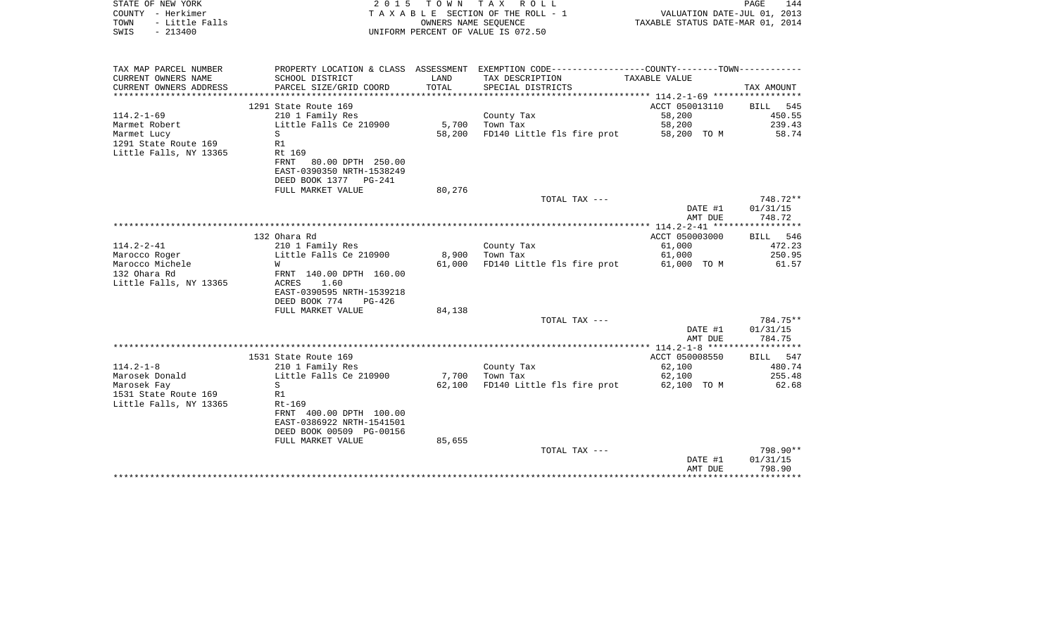STATE OF NEW YORK — 2015 TOWN TAX ROLL
COUNTY - Herkimer — TAXABLE SECTION OF THE ROLL - 1 — VALUATION DATE-JUL 01, 2013
TOWN - Little Falls — OWNERS NAME SEQUENCE — TAXABLE STATUS DATE-MAR 01, 2014
SWIS - 213400 — UNIFORM PERCENT OF VALUE IS 072.50

| TAX MAP PARCEL NUMBER / CURRENT OWNERS NAME / CURRENT OWNERS ADDRESS | PROPERTY LOCATION & CLASS / SCHOOL DISTRICT / PARCEL SIZE/GRID COORD | ASSESSMENT LAND / TOTAL | EXEMPTION CODE / TAX DESCRIPTION / SPECIAL DISTRICTS | COUNTY/TOWN TAXABLE VALUE | TAX AMOUNT |
|---|---|---|---|---|---|
| **114.2-1-69** | 1291 State Route 169 | | | ACCT 050013110 | BILL 545 |
| Marmet Robert | 210 1 Family Res | | County Tax | 58,200 | 450.55 |
| Marmet Lucy | Little Falls Ce 210900 | 5,700 | Town Tax | 58,200 | 239.43 |
| 1291 State Route 169 | S | 58,200 | FD140 Little fls fire prot | 58,200 TO M | 58.74 |
| Little Falls, NY 13365 | R1 | | | | |
| | Rt 169 | | | | |
| | FRNT 80.00 DPTH 250.00 | | | | |
| | EAST-0390350 NRTH-1538249 | | | | |
| | DEED BOOK 1377 PG-241 | | | | |
| | FULL MARKET VALUE | 80,276 | | | |
| | | | TOTAL TAX --- | | 748.72** |
| | | | | DATE #1 | 01/31/15 |
| | | | | AMT DUE | 748.72 |
| **114.2-2-41** | 132 Ohara Rd | | | ACCT 050003000 | BILL 546 |
| Marocco Roger | 210 1 Family Res | | County Tax | 61,000 | 472.23 |
| Marocco Michele | Little Falls Ce 210900 | 8,900 | Town Tax | 61,000 | 250.95 |
| 132 Ohara Rd | W | 61,000 | FD140 Little fls fire prot | 61,000 TO M | 61.57 |
| Little Falls, NY 13365 | FRNT 140.00 DPTH 160.00 | | | | |
| | ACRES 1.60 | | | | |
| | EAST-0390595 NRTH-1539218 | | | | |
| | DEED BOOK 774 PG-426 | | | | |
| | FULL MARKET VALUE | 84,138 | | | |
| | | | TOTAL TAX --- | | 784.75** |
| | | | | DATE #1 | 01/31/15 |
| | | | | AMT DUE | 784.75 |
| **114.2-1-8** | 1531 State Route 169 | | | ACCT 050008550 | BILL 547 |
| Marosek Donald | 210 1 Family Res | | County Tax | 62,100 | 480.74 |
| Marosek Fay | Little Falls Ce 210900 | 7,700 | Town Tax | 62,100 | 255.48 |
| 1531 State Route 169 | S | 62,100 | FD140 Little fls fire prot | 62,100 TO M | 62.68 |
| Little Falls, NY 13365 | R1 | | | | |
| | Rt-169 | | | | |
| | FRNT 400.00 DPTH 100.00 | | | | |
| | EAST-0386922 NRTH-1541501 | | | | |
| | DEED BOOK 00509 PG-00156 | | | | |
| | FULL MARKET VALUE | 85,655 | | | |
| | | | TOTAL TAX --- | | 798.90** |
| | | | | DATE #1 | 01/31/15 |
| | | | | AMT DUE | 798.90 |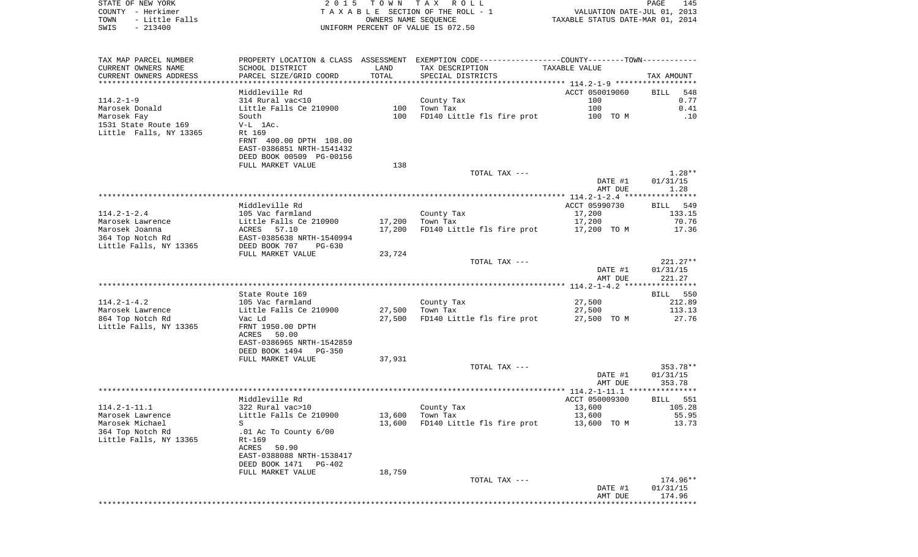STATE OF NEW YORK · COUNTY - Herkimer · TOWN - Little Falls · SWIS - 213400

# 2015 TOWN TAX ROLL

TAXABLE SECTION OF THE ROLL - 1

OWNERS NAME SEQUENCE

UNIFORM PERCENT OF VALUE IS 072.50

VALUATION DATE-JUL 01, 2013

TAXABLE STATUS DATE-MAR 01, 2014

| TAX MAP PARCEL NUMBER / CURRENT OWNERS NAME / CURRENT OWNERS ADDRESS | PROPERTY LOCATION & CLASS / SCHOOL DISTRICT / PARCEL SIZE/GRID COORD | ASSESSMENT LAND | ASSESSMENT TOTAL | EXEMPTION CODE / TAX DESCRIPTION / SPECIAL DISTRICTS | TAXABLE VALUE (COUNTY--TOWN) | TAX AMOUNT |
|---|---|---|---|---|---|---|
| **114.2-1-9** | Middleville Rd | | | | ACCT 050019060 | BILL 548 |
| | 314 Rural vac<10 | | | County Tax | 100 | 0.77 |
| Marosek Donald | Little Falls Ce 210900 | 100 | | Town Tax | 100 | 0.41 |
| Marosek Fay | South | | 100 | FD140 Little fls fire prot | 100 TO M | .10 |
| 1531 State Route 169 | V-L 1Ac. | | | | | |
| Little Falls, NY 13365 | Rt 169 | | | | | |
| | FRNT 400.00 DPTH 108.00 | | | | | |
| | EAST-0386851 NRTH-1541432 | | | | | |
| | DEED BOOK 00509 PG-00156 | | | | | |
| | FULL MARKET VALUE | | 138 | | | |
| | | | | TOTAL TAX --- | | 1.28** |
| | | | | | DATE #1 | 01/31/15 |
| | | | | | AMT DUE | 1.28 |
| **114.2-1-2.4** | Middleville Rd | | | | ACCT 05990730 | BILL 549 |
| | 105 Vac farmland | | | County Tax | 17,200 | 133.15 |
| Marosek Lawrence | Little Falls Ce 210900 | 17,200 | | Town Tax | 17,200 | 70.76 |
| Marosek Joanna | ACRES 57.10 | | 17,200 | FD140 Little fls fire prot | 17,200 TO M | 17.36 |
| 364 Top Notch Rd | EAST-0385638 NRTH-1540994 | | | | | |
| Little Falls, NY 13365 | DEED BOOK 707 PG-630 | | | | | |
| | FULL MARKET VALUE | | 23,724 | | | |
| | | | | TOTAL TAX --- | | 221.27** |
| | | | | | DATE #1 | 01/31/15 |
| | | | | | AMT DUE | 221.27 |
| **114.2-1-4.2** | State Route 169 | | | | | BILL 550 |
| | 105 Vac farmland | | | County Tax | 27,500 | 212.89 |
| Marosek Lawrence | Little Falls Ce 210900 | 27,500 | | Town Tax | 27,500 | 113.13 |
| 864 Top Notch Rd | Vac Ld | | 27,500 | FD140 Little fls fire prot | 27,500 TO M | 27.76 |
| Little Falls, NY 13365 | FRNT 1950.00 DPTH | | | | | |
| | ACRES 50.00 | | | | | |
| | EAST-0386965 NRTH-1542859 | | | | | |
| | DEED BOOK 1494 PG-350 | | | | | |
| | FULL MARKET VALUE | | 37,931 | | | |
| | | | | TOTAL TAX --- | | 353.78** |
| | | | | | DATE #1 | 01/31/15 |
| | | | | | AMT DUE | 353.78 |
| **114.2-1-11.1** | Middleville Rd | | | | ACCT 050009300 | BILL 551 |
| | 322 Rural vac>10 | | | County Tax | 13,600 | 105.28 |
| Marosek Lawrence | Little Falls Ce 210900 | 13,600 | | Town Tax | 13,600 | 55.95 |
| Marosek Michael | S | | 13,600 | FD140 Little fls fire prot | 13,600 TO M | 13.73 |
| 364 Top Notch Rd | .01 Ac To County 6/00 | | | | | |
| Little Falls, NY 13365 | Rt-169 | | | | | |
| | ACRES 50.90 | | | | | |
| | EAST-0388088 NRTH-1538417 | | | | | |
| | DEED BOOK 1471 PG-402 | | | | | |
| | FULL MARKET VALUE | | 18,759 | | | |
| | | | | TOTAL TAX --- | | 174.96** |
| | | | | | DATE #1 | 01/31/15 |
| | | | | | AMT DUE | 174.96 |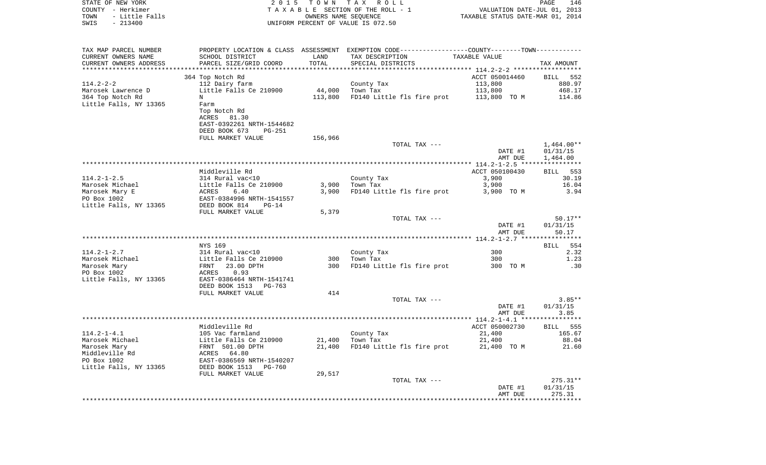STATE OF NEW YORK
COUNTY - Herkimer
TOWN - Little Falls
SWIS - 213400

2 0 1 5 T O W N T A X R O L L
T A X A B L E SECTION OF THE ROLL - 1
OWNERS NAME SEQUENCE
UNIFORM PERCENT OF VALUE IS 072.50

VALUATION DATE-JUL 01, 2013
TAXABLE STATUS DATE-MAR 01, 2014

| TAX MAP PARCEL NUMBER / CURRENT OWNERS NAME / CURRENT OWNERS ADDRESS | PROPERTY LOCATION & CLASS / SCHOOL DISTRICT / PARCEL SIZE/GRID COORD | ASSESSMENT LAND / TOTAL | EXEMPTION CODE / TAX DESCRIPTION / SPECIAL DISTRICTS | TAXABLE VALUE | TAX AMOUNT |
|---|---|---|---|---|---|
| **114.2-2-2** | 364 Top Notch Rd | | | ACCT 050014460 | BILL 552 |
| 114.2-2-2 | 112 Dairy farm | | County Tax | 113,800 | 880.97 |
| Marosek Lawrence D | Little Falls Ce 210900 | 44,000 | Town Tax | 113,800 | 468.17 |
| 364 Top Notch Rd | N | 113,800 | FD140 Little fls fire prot | 113,800 TO M | 114.86 |
| Little Falls, NY 13365 | Farm | | | | |
| | Top Notch Rd | | | | |
| | ACRES 81.30 | | | | |
| | EAST-0392261 NRTH-1544682 | | | | |
| | DEED BOOK 673 PG-251 | | | | |
| | FULL MARKET VALUE | 156,966 | | | |
| | | | TOTAL TAX --- | | 1,464.00** |
| | | | | DATE #1 | 01/31/15 |
| | | | | AMT DUE | 1,464.00 |
| **114.2-1-2.5** | Middleville Rd | | | ACCT 050100430 | BILL 553 |
| 114.2-1-2.5 | 314 Rural vac<10 | | County Tax | 3,900 | 30.19 |
| Marosek Michael | Little Falls Ce 210900 | 3,900 | Town Tax | 3,900 | 16.04 |
| Marosek Mary E | ACRES 6.40 | 3,900 | FD140 Little fls fire prot | 3,900 TO M | 3.94 |
| PO Box 1002 | EAST-0384996 NRTH-1541557 | | | | |
| Little Falls, NY 13365 | DEED BOOK 814 PG-14 | | | | |
| | FULL MARKET VALUE | 5,379 | | | |
| | | | TOTAL TAX --- | | 50.17** |
| | | | | DATE #1 | 01/31/15 |
| | | | | AMT DUE | 50.17 |
| **114.2-1-2.7** | NYS 169 | | | | BILL 554 |
| 114.2-1-2.7 | 314 Rural vac<10 | | County Tax | 300 | 2.32 |
| Marosek Michael | Little Falls Ce 210900 | 300 | Town Tax | 300 | 1.23 |
| Marosek Mary | FRNT 23.00 DPTH | 300 | FD140 Little fls fire prot | 300 TO M | .30 |
| PO Box 1002 | ACRES 0.93 | | | | |
| Little Falls, NY 13365 | EAST-0386464 NRTH-1541741 | | | | |
| | DEED BOOK 1513 PG-763 | | | | |
| | FULL MARKET VALUE | 414 | | | |
| | | | TOTAL TAX --- | | 3.85** |
| | | | | DATE #1 | 01/31/15 |
| | | | | AMT DUE | 3.85 |
| **114.2-1-4.1** | Middleville Rd | | | ACCT 050002730 | BILL 555 |
| 114.2-1-4.1 | 105 Vac farmland | | County Tax | 21,400 | 165.67 |
| Marosek Michael | Little Falls Ce 210900 | 21,400 | Town Tax | 21,400 | 88.04 |
| Marosek Mary | FRNT 501.00 DPTH | 21,400 | FD140 Little fls fire prot | 21,400 TO M | 21.60 |
| Middleville Rd | ACRES 64.80 | | | | |
| PO Box 1002 | EAST-0386569 NRTH-1540207 | | | | |
| Little Falls, NY 13365 | DEED BOOK 1513 PG-760 | | | | |
| | FULL MARKET VALUE | 29,517 | | | |
| | | | TOTAL TAX --- | | 275.31** |
| | | | | DATE #1 | 01/31/15 |
| | | | | AMT DUE | 275.31 |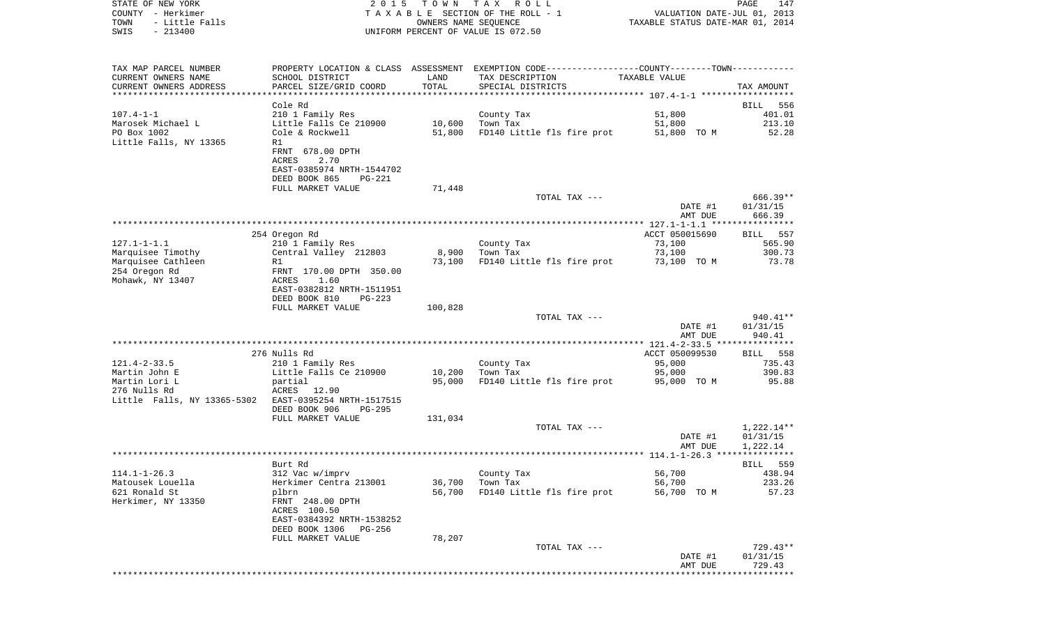STATE OF NEW YORK
COUNTY - Herkimer
TOWN - Little Falls
SWIS - 213400

2015 TOWN TAX ROLL
TAXABLE SECTION OF THE ROLL - 1
OWNERS NAME SEQUENCE
UNIFORM PERCENT OF VALUE IS 072.50

VALUATION DATE-JUL 01, 2013
TAXABLE STATUS DATE-MAR 01, 2014

| TAX MAP PARCEL NUMBER / CURRENT OWNERS NAME / CURRENT OWNERS ADDRESS | PROPERTY LOCATION & CLASS / SCHOOL DISTRICT / PARCEL SIZE/GRID COORD | ASSESSMENT LAND / TOTAL | EXEMPTION CODE / TAX DESCRIPTION / SPECIAL DISTRICTS | TAXABLE VALUE | TAX AMOUNT |
|---|---|---|---|---|---|
| 107.4-1-1 | Cole Rd | | | | BILL 556 |
| | 210 1 Family Res | | County Tax | 51,800 | 401.01 |
| Marosek Michael L | Little Falls Ce 210900 | 10,600 | Town Tax | 51,800 | 213.10 |
| PO Box 1002 | Cole & Rockwell | 51,800 | FD140 Little fls fire prot | 51,800 TO M | 52.28 |
| Little Falls, NY 13365 | R1 | | | | |
| | FRNT 678.00 DPTH | | | | |
| | ACRES 2.70 | | | | |
| | EAST-0385974 NRTH-1544702 | | | | |
| | DEED BOOK 865 PG-221 | | | | |
| | FULL MARKET VALUE | 71,448 | | | |
| | | | TOTAL TAX --- | | 666.39** |
| | | | | DATE #1 | 01/31/15 |
| | | | | AMT DUE | 666.39 |
| 127.1-1-1.1 | 254 Oregon Rd | | | ACCT 050015690 | BILL 557 |
| | 210 1 Family Res | | County Tax | 73,100 | 565.90 |
| Marquisee Timothy | Central Valley 212803 | 8,900 | Town Tax | 73,100 | 300.73 |
| Marquisee Cathleen | R1 | 73,100 | FD140 Little fls fire prot | 73,100 TO M | 73.78 |
| 254 Oregon Rd | FRNT 170.00 DPTH 350.00 | | | | |
| Mohawk, NY 13407 | ACRES 1.60 | | | | |
| | EAST-0382812 NRTH-1511951 | | | | |
| | DEED BOOK 810 PG-223 | | | | |
| | FULL MARKET VALUE | 100,828 | | | |
| | | | TOTAL TAX --- | | 940.41** |
| | | | | DATE #1 | 01/31/15 |
| | | | | AMT DUE | 940.41 |
| 121.4-2-33.5 | 276 Nulls Rd | | | ACCT 050099530 | BILL 558 |
| | 210 1 Family Res | | County Tax | 95,000 | 735.43 |
| Martin John E | Little Falls Ce 210900 | 10,200 | Town Tax | 95,000 | 390.83 |
| Martin Lori L | partial | 95,000 | FD140 Little fls fire prot | 95,000 TO M | 95.88 |
| 276 Nulls Rd | ACRES 12.90 | | | | |
| Little Falls, NY 13365-5302 | EAST-0395254 NRTH-1517515 | | | | |
| | DEED BOOK 906 PG-295 | | | | |
| | FULL MARKET VALUE | 131,034 | | | |
| | | | TOTAL TAX --- | | 1,222.14** |
| | | | | DATE #1 | 01/31/15 |
| | | | | AMT DUE | 1,222.14 |
| 114.1-1-26.3 | Burt Rd | | | | BILL 559 |
| | 312 Vac w/imprv | | County Tax | 56,700 | 438.94 |
| Matousek Louella | Herkimer Centra 213001 | 36,700 | Town Tax | 56,700 | 233.26 |
| 621 Ronald St | plbrn | 56,700 | FD140 Little fls fire prot | 56,700 TO M | 57.23 |
| Herkimer, NY 13350 | FRNT 248.00 DPTH | | | | |
| | ACRES 100.50 | | | | |
| | EAST-0384392 NRTH-1538252 | | | | |
| | DEED BOOK 1306 PG-256 | | | | |
| | FULL MARKET VALUE | 78,207 | | | |
| | | | TOTAL TAX --- | | 729.43** |
| | | | | DATE #1 | 01/31/15 |
| | | | | AMT DUE | 729.43 |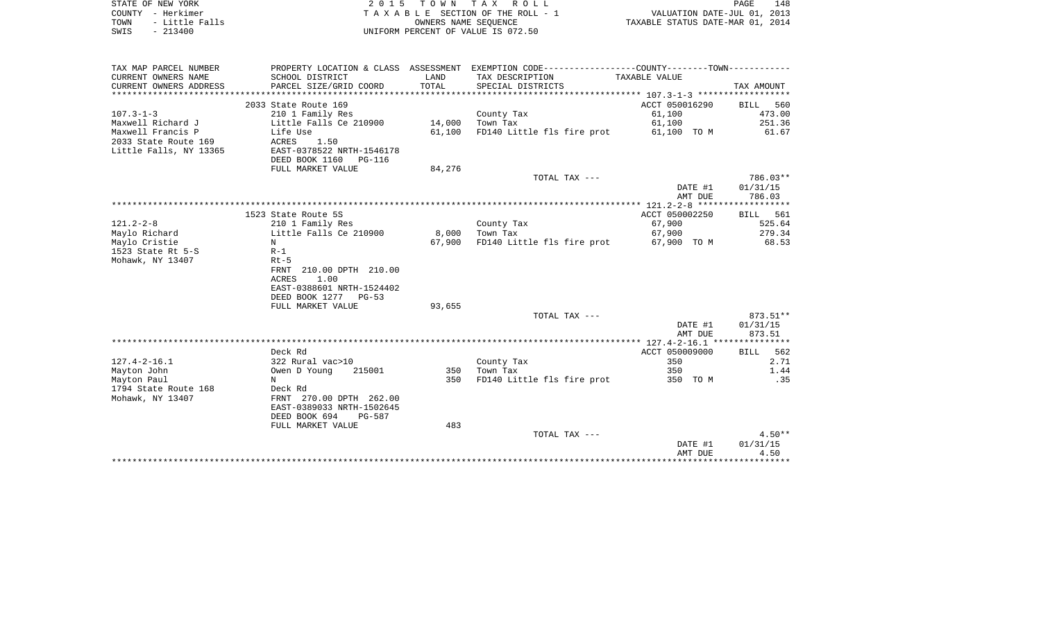STATE OF NEW YORK
COUNTY - Herkimer
TOWN - Little Falls
SWIS - 213400

2 0 1 5 T O W N T A X R O L L
T A X A B L E SECTION OF THE ROLL - 1
OWNERS NAME SEQUENCE
UNIFORM PERCENT OF VALUE IS 072.50

VALUATION DATE-JUL 01, 2013
TAXABLE STATUS DATE-MAR 01, 2014

| TAX MAP PARCEL NUMBER / CURRENT OWNERS NAME / CURRENT OWNERS ADDRESS | PROPERTY LOCATION & CLASS / SCHOOL DISTRICT / PARCEL SIZE/GRID COORD | ASSESSMENT LAND / TOTAL | EXEMPTION CODE / TAX DESCRIPTION / SPECIAL DISTRICTS | COUNTY--------TOWN TAXABLE VALUE | TAX AMOUNT |
|---|---|---|---|---|---|
| **107.3-1-3** | 2033 State Route 169 | | | ACCT 050016290 | BILL 560 |
| 107.3-1-3 | 210 1 Family Res | | County Tax | 61,100 | 473.00 |
| Maxwell Richard J | Little Falls Ce 210900 | 14,000 | Town Tax | 61,100 | 251.36 |
| Maxwell Francis P | Life Use | 61,100 | FD140 Little fls fire prot | 61,100 TO M | 61.67 |
| 2033 State Route 169 | ACRES 1.50 | | | | |
| Little Falls, NY 13365 | EAST-0378522 NRTH-1546178 | | | | |
| | DEED BOOK 1160 PG-116 | | | | |
| | FULL MARKET VALUE | 84,276 | | | |
| | | | TOTAL TAX --- | | 786.03** |
| | | | | DATE #1 | 01/31/15 |
| | | | | AMT DUE | 786.03 |
| **121.2-2-8** | 1523 State Route 5S | | | ACCT 050002250 | BILL 561 |
| 121.2-2-8 | 210 1 Family Res | | County Tax | 67,900 | 525.64 |
| Maylo Richard | Little Falls Ce 210900 | 8,000 | Town Tax | 67,900 | 279.34 |
| Maylo Cristie | N | 67,900 | FD140 Little fls fire prot | 67,900 TO M | 68.53 |
| 1523 State Rt 5-S | R-1 | | | | |
| Mohawk, NY 13407 | Rt-5 | | | | |
| | FRNT 210.00 DPTH 210.00 | | | | |
| | ACRES 1.00 | | | | |
| | EAST-0388601 NRTH-1524402 | | | | |
| | DEED BOOK 1277 PG-53 | | | | |
| | FULL MARKET VALUE | 93,655 | | | |
| | | | TOTAL TAX --- | | 873.51** |
| | | | | DATE #1 | 01/31/15 |
| | | | | AMT DUE | 873.51 |
| **127.4-2-16.1** | Deck Rd | | | ACCT 050009000 | BILL 562 |
| 127.4-2-16.1 | 322 Rural vac>10 | | County Tax | 350 | 2.71 |
| Mayton John | Owen D Young 215001 | 350 | Town Tax | 350 | 1.44 |
| Mayton Paul | N | 350 | FD140 Little fls fire prot | 350 TO M | .35 |
| 1794 State Route 168 | Deck Rd | | | | |
| Mohawk, NY 13407 | FRNT 270.00 DPTH 262.00 | | | | |
| | EAST-0389033 NRTH-1502645 | | | | |
| | DEED BOOK 694 PG-587 | | | | |
| | FULL MARKET VALUE | 483 | | | |
| | | | TOTAL TAX --- | | 4.50** |
| | | | | DATE #1 | 01/31/15 |
| | | | | AMT DUE | 4.50 |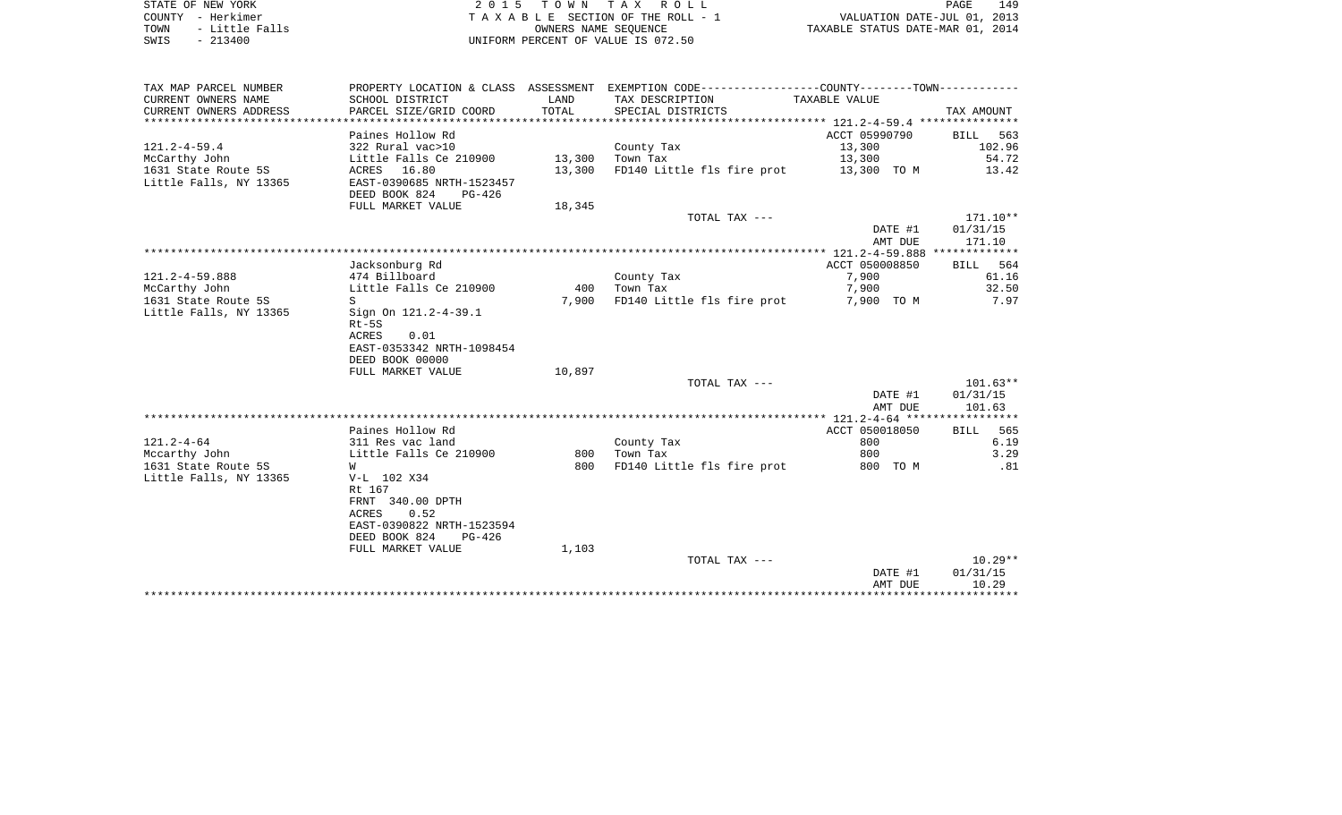STATE OF NEW YORK
COUNTY - Herkimer
TOWN - Little Falls
SWIS - 213400

2015 TOWN TAX ROLL
TAXABLE SECTION OF THE ROLL - 1
OWNERS NAME SEQUENCE
UNIFORM PERCENT OF VALUE IS 072.50

VALUATION DATE-JUL 01, 2013
TAXABLE STATUS DATE-MAR 01, 2014

| TAX MAP PARCEL NUMBER / CURRENT OWNERS NAME / CURRENT OWNERS ADDRESS | PROPERTY LOCATION & CLASS / SCHOOL DISTRICT / PARCEL SIZE/GRID COORD | ASSESSMENT LAND / TOTAL | EXEMPTION CODE / TAX DESCRIPTION / SPECIAL DISTRICTS | TAXABLE VALUE (COUNTY--TOWN) | TAX AMOUNT |
|---|---|---|---|---|---|
| **121.2-4-59.4** | Paines Hollow Rd | | | ACCT 05990790 | BILL 563 |
| | 322 Rural vac>10 | | County Tax | 13,300 | 102.96 |
| McCarthy John | Little Falls Ce 210900 | 13,300 | Town Tax | 13,300 | 54.72 |
| 1631 State Route 5S | ACRES 16.80 | 13,300 | FD140 Little fls fire prot | 13,300 TO M | 13.42 |
| Little Falls, NY 13365 | EAST-0390685 NRTH-1523457 | | | | |
| | DEED BOOK 824 PG-426 | | | | |
| | FULL MARKET VALUE | 18,345 | | | |
| | | | TOTAL TAX --- | | 171.10** |
| | | | | DATE #1 | 01/31/15 |
| | | | | AMT DUE | 171.10 |
| **121.2-4-59.888** | Jacksonburg Rd | | | ACCT 050008850 | BILL 564 |
| | 474 Billboard | | County Tax | 7,900 | 61.16 |
| McCarthy John | Little Falls Ce 210900 | 400 | Town Tax | 7,900 | 32.50 |
| 1631 State Route 5S | S | 7,900 | FD140 Little fls fire prot | 7,900 TO M | 7.97 |
| Little Falls, NY 13365 | Sign On 121.2-4-39.1 | | | | |
| | Rt-5S | | | | |
| | ACRES 0.01 | | | | |
| | EAST-0353342 NRTH-1098454 | | | | |
| | DEED BOOK 00000 | | | | |
| | FULL MARKET VALUE | 10,897 | | | |
| | | | TOTAL TAX --- | | 101.63** |
| | | | | DATE #1 | 01/31/15 |
| | | | | AMT DUE | 101.63 |
| **121.2-4-64** | Paines Hollow Rd | | | ACCT 050018050 | BILL 565 |
| | 311 Res vac land | | County Tax | 800 | 6.19 |
| Mccarthy John | Little Falls Ce 210900 | 800 | Town Tax | 800 | 3.29 |
| 1631 State Route 5S | W | 800 | FD140 Little fls fire prot | 800 TO M | .81 |
| Little Falls, NY 13365 | V-L 102 X34 | | | | |
| | Rt 167 | | | | |
| | FRNT 340.00 DPTH | | | | |
| | ACRES 0.52 | | | | |
| | EAST-0390822 NRTH-1523594 | | | | |
| | DEED BOOK 824 PG-426 | | | | |
| | FULL MARKET VALUE | 1,103 | | | |
| | | | TOTAL TAX --- | | 10.29** |
| | | | | DATE #1 | 01/31/15 |
| | | | | AMT DUE | 10.29 |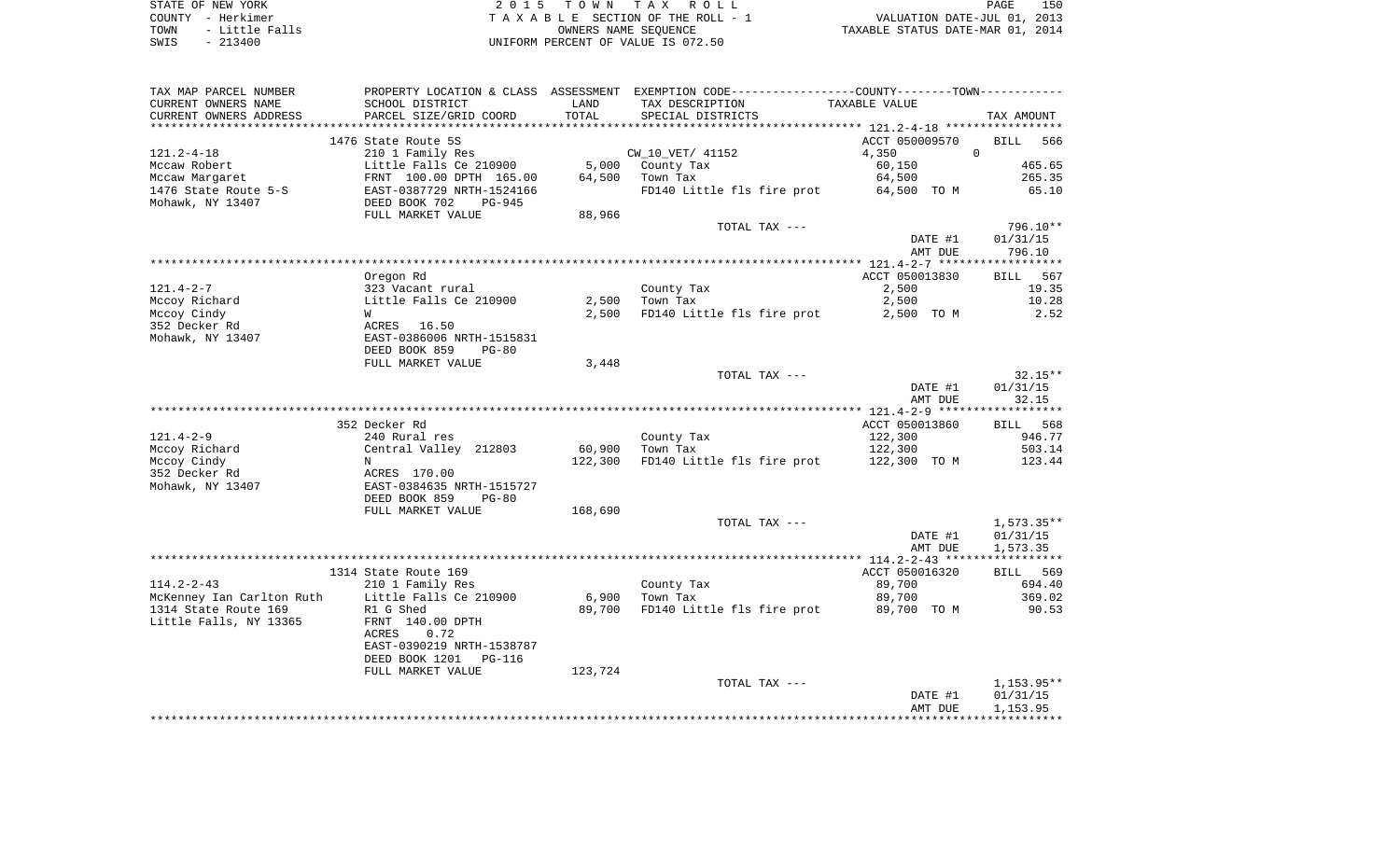STATE OF NEW YORK 
COUNTY - Herkimer 
TOWN - Little Falls 
SWIS - 213400

2 0 1 5 T O W N T A X R O L L
T A X A B L E SECTION OF THE ROLL - 1
OWNERS NAME SEQUENCE
UNIFORM PERCENT OF VALUE IS 072.50

VALUATION DATE-JUL 01, 2013
TAXABLE STATUS DATE-MAR 01, 2014

| TAX MAP PARCEL NUMBER / CURRENT OWNERS NAME / CURRENT OWNERS ADDRESS | PROPERTY LOCATION & CLASS / SCHOOL DISTRICT / PARCEL SIZE/GRID COORD | ASSESSMENT LAND / TOTAL | EXEMPTION CODE / TAX DESCRIPTION / SPECIAL DISTRICTS | COUNTY--------TOWN / TAXABLE VALUE | TAX AMOUNT |
|---|---|---|---|---|---|
| **121.2-4-18** | 1476 State Route 5S | | | ACCT 050009570 | BILL 566 |
| 121.2-4-18 | 210 1 Family Res | | CW_10_VET/ 41152 | 4,350 0 | |
| Mccaw Robert | Little Falls Ce 210900 | 5,000 | County Tax | 60,150 | 465.65 |
| Mccaw Margaret | FRNT 100.00 DPTH 165.00 | 64,500 | Town Tax | 64,500 | 265.35 |
| 1476 State Route 5-S | EAST-0387729 NRTH-1524166 | | FD140 Little fls fire prot | 64,500 TO M | 65.10 |
| Mohawk, NY 13407 | DEED BOOK 702 PG-945 | | | | |
| | FULL MARKET VALUE | 88,966 | | | |
| | | | TOTAL TAX --- | | 796.10** |
| | | | | DATE #1 | 01/31/15 |
| | | | | AMT DUE | 796.10 |
| **121.4-2-7** | Oregon Rd | | | ACCT 050013830 | BILL 567 |
| 121.4-2-7 | 323 Vacant rural | | County Tax | 2,500 | 19.35 |
| Mccoy Richard | Little Falls Ce 210900 | 2,500 | Town Tax | 2,500 | 10.28 |
| Mccoy Cindy | W | 2,500 | FD140 Little fls fire prot | 2,500 TO M | 2.52 |
| 352 Decker Rd | ACRES 16.50 | | | | |
| Mohawk, NY 13407 | EAST-0386006 NRTH-1515831 | | | | |
| | DEED BOOK 859 PG-80 | | | | |
| | FULL MARKET VALUE | 3,448 | | | |
| | | | TOTAL TAX --- | | 32.15** |
| | | | | DATE #1 | 01/31/15 |
| | | | | AMT DUE | 32.15 |
| **121.4-2-9** | 352 Decker Rd | | | ACCT 050013860 | BILL 568 |
| 121.4-2-9 | 240 Rural res | | County Tax | 122,300 | 946.77 |
| Mccoy Richard | Central Valley 212803 | 60,900 | Town Tax | 122,300 | 503.14 |
| Mccoy Cindy | N | 122,300 | FD140 Little fls fire prot | 122,300 TO M | 123.44 |
| 352 Decker Rd | ACRES 170.00 | | | | |
| Mohawk, NY 13407 | EAST-0384635 NRTH-1515727 | | | | |
| | DEED BOOK 859 PG-80 | | | | |
| | FULL MARKET VALUE | 168,690 | | | |
| | | | TOTAL TAX --- | | 1,573.35** |
| | | | | DATE #1 | 01/31/15 |
| | | | | AMT DUE | 1,573.35 |
| **114.2-2-43** | 1314 State Route 169 | | | ACCT 050016320 | BILL 569 |
| 114.2-2-43 | 210 1 Family Res | | County Tax | 89,700 | 694.40 |
| McKenney Ian Carlton Ruth | Little Falls Ce 210900 | 6,900 | Town Tax | 89,700 | 369.02 |
| 1314 State Route 169 | R1 G Shed | 89,700 | FD140 Little fls fire prot | 89,700 TO M | 90.53 |
| Little Falls, NY 13365 | FRNT 140.00 DPTH | | | | |
| | ACRES 0.72 | | | | |
| | EAST-0390219 NRTH-1538787 | | | | |
| | DEED BOOK 1201 PG-116 | | | | |
| | FULL MARKET VALUE | 123,724 | | | |
| | | | TOTAL TAX --- | | 1,153.95** |
| | | | | DATE #1 | 01/31/15 |
| | | | | AMT DUE | 1,153.95 |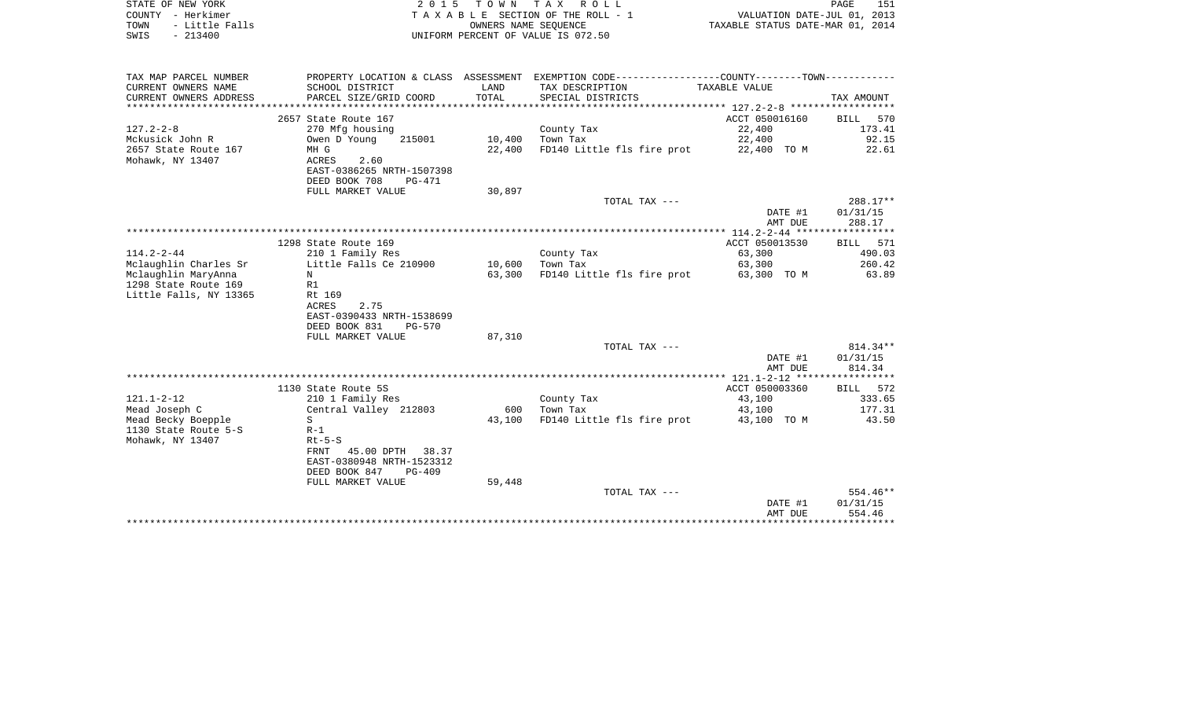STATE OF NEW YORK
COUNTY - Herkimer
TOWN - Little Falls
SWIS - 213400

2 0 1 5 T O W N T A X R O L L
T A X A B L E SECTION OF THE ROLL - 1
OWNERS NAME SEQUENCE
UNIFORM PERCENT OF VALUE IS 072.50

VALUATION DATE-JUL 01, 2013
TAXABLE STATUS DATE-MAR 01, 2014

| TAX MAP PARCEL NUMBER<br>CURRENT OWNERS NAME<br>CURRENT OWNERS ADDRESS | PROPERTY LOCATION & CLASS<br>SCHOOL DISTRICT<br>PARCEL SIZE/GRID COORD | ASSESSMENT LAND<br>TOTAL | EXEMPTION CODE<br>TAX DESCRIPTION<br>SPECIAL DISTRICTS | COUNTY--------TOWN<br>TAXABLE VALUE | TAX AMOUNT |
|---|---|---|---|---|---|
| 127.2-2-8 | 2657 State Route 167 | | | ACCT 050016160 | BILL 570 |
| Mckusick John R | 270 Mfg housing | | County Tax | 22,400 | 173.41 |
| 2657 State Route 167 | Owen D Young 215001 | 10,400 | Town Tax | 22,400 | 92.15 |
| Mohawk, NY 13407 | MH G | 22,400 | FD140 Little fls fire prot | 22,400 TO M | 22.61 |
| | ACRES 2.60 | | | | |
| | EAST-0386265 NRTH-1507398 | | | | |
| | DEED BOOK 708 PG-471 | | | | |
| | FULL MARKET VALUE | 30,897 | | | |
| | | | TOTAL TAX --- | | 288.17** |
| | | | | DATE #1 | 01/31/15 |
| | | | | AMT DUE | 288.17 |
| 114.2-2-44 | 1298 State Route 169 | | | ACCT 050013530 | BILL 571 |
| Mclaughlin Charles Sr | 210 1 Family Res | | County Tax | 63,300 | 490.03 |
| Mclaughlin MaryAnna | Little Falls Ce 210900 | 10,600 | Town Tax | 63,300 | 260.42 |
| 1298 State Route 169 | N | 63,300 | FD140 Little fls fire prot | 63,300 TO M | 63.89 |
| Little Falls, NY 13365 | R1 | | | | |
| | Rt 169 | | | | |
| | ACRES 2.75 | | | | |
| | EAST-0390433 NRTH-1538699 | | | | |
| | DEED BOOK 831 PG-570 | | | | |
| | FULL MARKET VALUE | 87,310 | | | |
| | | | TOTAL TAX --- | | 814.34** |
| | | | | DATE #1 | 01/31/15 |
| | | | | AMT DUE | 814.34 |
| 121.1-2-12 | 1130 State Route 5S | | | ACCT 050003360 | BILL 572 |
| Mead Joseph C | 210 1 Family Res | | County Tax | 43,100 | 333.65 |
| Mead Becky Boepple | Central Valley 212803 | 600 | Town Tax | 43,100 | 177.31 |
| 1130 State Route 5-S | S | 43,100 | FD140 Little fls fire prot | 43,100 TO M | 43.50 |
| Mohawk, NY 13407 | R-1 | | | | |
| | Rt-5-S | | | | |
| | FRNT 45.00 DPTH 38.37 | | | | |
| | EAST-0380948 NRTH-1523312 | | | | |
| | DEED BOOK 847 PG-409 | | | | |
| | FULL MARKET VALUE | 59,448 | | | |
| | | | TOTAL TAX --- | | 554.46** |
| | | | | DATE #1 | 01/31/15 |
| | | | | AMT DUE | 554.46 |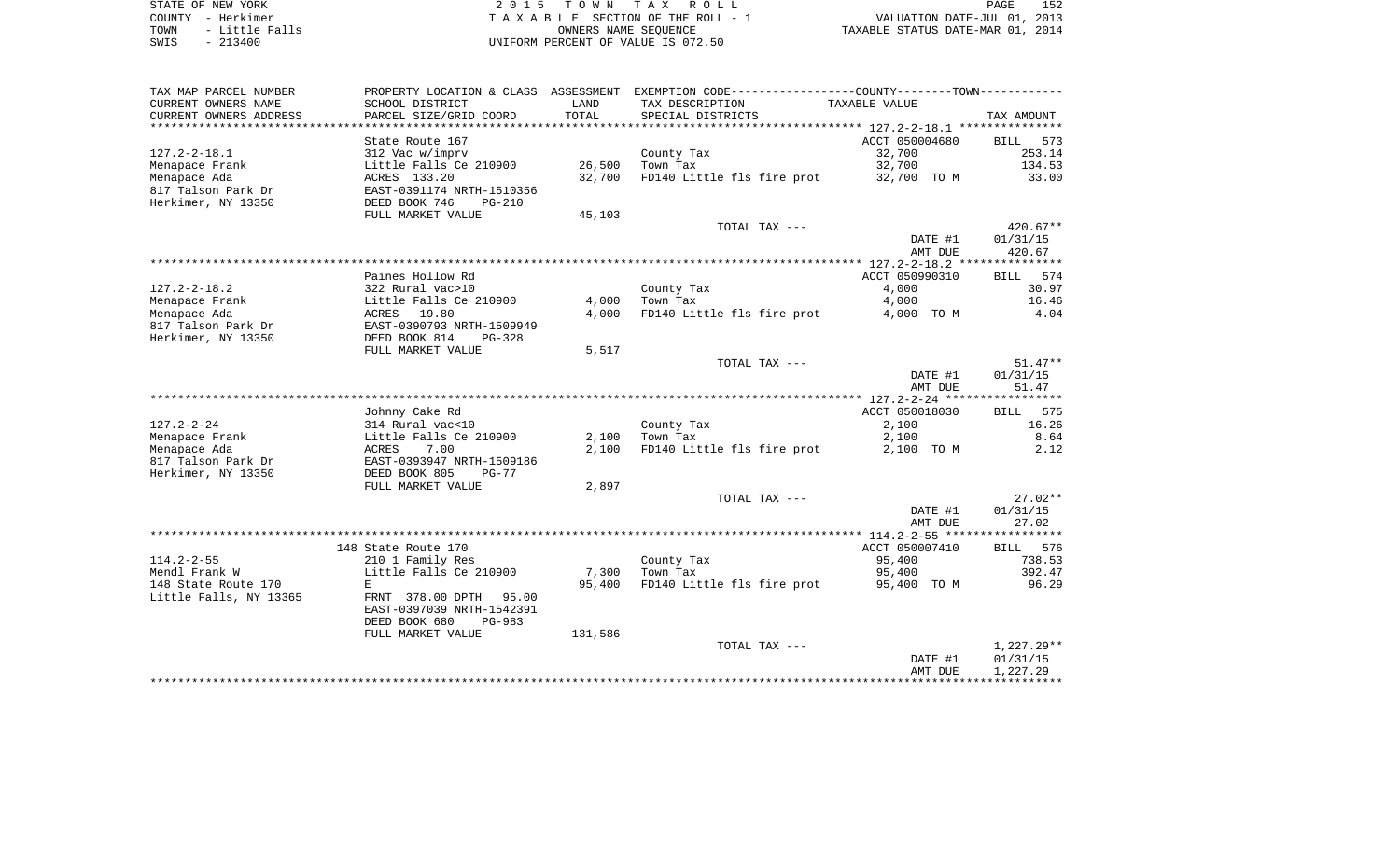STATE OF NEW YORK | COUNTY - Herkimer | TOWN - Little Falls | SWIS - 213400

2 0 1 5 T O W N T A X R O L L
T A X A B L E SECTION OF THE ROLL - 1
OWNERS NAME SEQUENCE
UNIFORM PERCENT OF VALUE IS 072.50

VALUATION DATE-JUL 01, 2013
TAXABLE STATUS DATE-MAR 01, 2014

| TAX MAP PARCEL NUMBER / CURRENT OWNERS NAME / CURRENT OWNERS ADDRESS | PROPERTY LOCATION & CLASS / SCHOOL DISTRICT / PARCEL SIZE/GRID COORD | ASSESSMENT LAND / TOTAL | EXEMPTION CODE / TAX DESCRIPTION / SPECIAL DISTRICTS | TAXABLE VALUE | TAX AMOUNT |
|---|---|---|---|---|---|
| | State Route 167 | | | ACCT 050004680 | BILL 573 |
| 127.2-2-18.1 | 312 Vac w/imprv | | County Tax | 32,700 | 253.14 |
| Menapace Frank | Little Falls Ce 210900 | 26,500 | Town Tax | 32,700 | 134.53 |
| Menapace Ada | ACRES 133.20 | 32,700 | FD140 Little fls fire prot | 32,700 TO M | 33.00 |
| 817 Talson Park Dr | EAST-0391174 NRTH-1510356 | | | | |
| Herkimer, NY 13350 | DEED BOOK 746 PG-210 | | | | |
| | FULL MARKET VALUE | 45,103 | | | |
| | | | TOTAL TAX --- | | 420.67** |
| | | | | DATE #1 | 01/31/15 |
| | | | | AMT DUE | 420.67 |
| | Paines Hollow Rd | | | ACCT 050990310 | BILL 574 |
| 127.2-2-18.2 | 322 Rural vac>10 | | County Tax | 4,000 | 30.97 |
| Menapace Frank | Little Falls Ce 210900 | 4,000 | Town Tax | 4,000 | 16.46 |
| Menapace Ada | ACRES 19.80 | 4,000 | FD140 Little fls fire prot | 4,000 TO M | 4.04 |
| 817 Talson Park Dr | EAST-0390793 NRTH-1509949 | | | | |
| Herkimer, NY 13350 | DEED BOOK 814 PG-328 | | | | |
| | FULL MARKET VALUE | 5,517 | | | |
| | | | TOTAL TAX --- | | 51.47** |
| | | | | DATE #1 | 01/31/15 |
| | | | | AMT DUE | 51.47 |
| | Johnny Cake Rd | | | ACCT 050018030 | BILL 575 |
| 127.2-2-24 | 314 Rural vac<10 | | County Tax | 2,100 | 16.26 |
| Menapace Frank | Little Falls Ce 210900 | 2,100 | Town Tax | 2,100 | 8.64 |
| Menapace Ada | ACRES 7.00 | 2,100 | FD140 Little fls fire prot | 2,100 TO M | 2.12 |
| 817 Talson Park Dr | EAST-0393947 NRTH-1509186 | | | | |
| Herkimer, NY 13350 | DEED BOOK 805 PG-77 | | | | |
| | FULL MARKET VALUE | 2,897 | | | |
| | | | TOTAL TAX --- | | 27.02** |
| | | | | DATE #1 | 01/31/15 |
| | | | | AMT DUE | 27.02 |
| | 148 State Route 170 | | | ACCT 050007410 | BILL 576 |
| 114.2-2-55 | 210 1 Family Res | | County Tax | 95,400 | 738.53 |
| Mendl Frank W | Little Falls Ce 210900 | 7,300 | Town Tax | 95,400 | 392.47 |
| 148 State Route 170 | E | 95,400 | FD140 Little fls fire prot | 95,400 TO M | 96.29 |
| Little Falls, NY 13365 | FRNT 378.00 DPTH 95.00 | | | | |
| | EAST-0397039 NRTH-1542391 | | | | |
| | DEED BOOK 680 PG-983 | | | | |
| | FULL MARKET VALUE | 131,586 | | | |
| | | | TOTAL TAX --- | | 1,227.29** |
| | | | | DATE #1 | 01/31/15 |
| | | | | AMT DUE | 1,227.29 |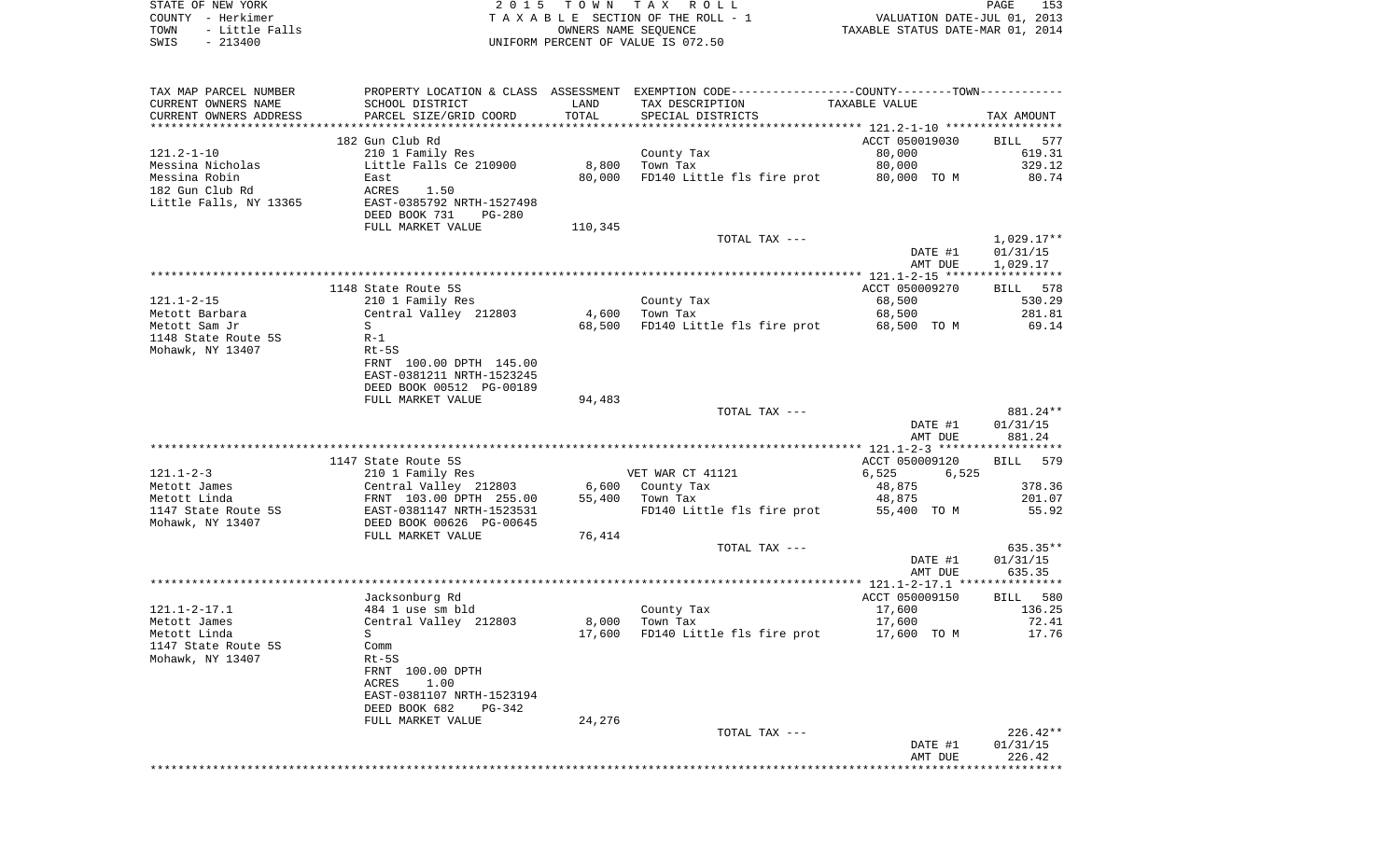STATE OF NEW YORK
COUNTY - Herkimer
TOWN - Little Falls
SWIS - 213400

2 0 1 5 T O W N T A X R O L L
T A X A B L E SECTION OF THE ROLL - 1
OWNERS NAME SEQUENCE
UNIFORM PERCENT OF VALUE IS 072.50

VALUATION DATE-JUL 01, 2013
TAXABLE STATUS DATE-MAR 01, 2014

| TAX MAP PARCEL NUMBER<br>CURRENT OWNERS NAME<br>CURRENT OWNERS ADDRESS | PROPERTY LOCATION & CLASS<br>SCHOOL DISTRICT<br>PARCEL SIZE/GRID COORD | ASSESSMENT<br>LAND<br>TOTAL | EXEMPTION CODE-----COUNTY-----TOWN------<br>TAX DESCRIPTION<br>SPECIAL DISTRICTS | TAXABLE VALUE | TAX AMOUNT |
|---|---|---|---|---|---|
| | 182 Gun Club Rd | | | ACCT 050019030 | BILL 577 |
| 121.2-1-10 | 210 1 Family Res | | County Tax | 80,000 | 619.31 |
| Messina Nicholas | Little Falls Ce 210900 | 8,800 | Town Tax | 80,000 | 329.12 |
| Messina Robin | East | 80,000 | FD140 Little fls fire prot | 80,000 TO M | 80.74 |
| 182 Gun Club Rd | ACRES 1.50 | | | | |
| Little Falls, NY 13365 | EAST-0385792 NRTH-1527498 | | | | |
| | DEED BOOK 731 PG-280 | | | | |
| | FULL MARKET VALUE | 110,345 | | | |
| | | | TOTAL TAX --- | | 1,029.17** |
| | | | | DATE #1 | 01/31/15 |
| | | | | AMT DUE | 1,029.17 |
| | 1148 State Route 5S | | | ACCT 050009270 | BILL 578 |
| 121.1-2-15 | 210 1 Family Res | | County Tax | 68,500 | 530.29 |
| Metott Barbara | Central Valley 212803 | 4,600 | Town Tax | 68,500 | 281.81 |
| Metott Sam Jr | S | 68,500 | FD140 Little fls fire prot | 68,500 TO M | 69.14 |
| 1148 State Route 5S | R-1 | | | | |
| Mohawk, NY 13407 | Rt-5S | | | | |
| | FRNT 100.00 DPTH 145.00 | | | | |
| | EAST-0381211 NRTH-1523245 | | | | |
| | DEED BOOK 00512 PG-00189 | | | | |
| | FULL MARKET VALUE | 94,483 | | | |
| | | | TOTAL TAX --- | | 881.24** |
| | | | | DATE #1 | 01/31/15 |
| | | | | AMT DUE | 881.24 |
| | 1147 State Route 5S | | | ACCT 050009120 | BILL 579 |
| 121.1-2-3 | 210 1 Family Res | | VET WAR CT 41121 | 6,525 6,525 | |
| Metott James | Central Valley 212803 | 6,600 | County Tax | 48,875 | 378.36 |
| Metott Linda | FRNT 103.00 DPTH 255.00 | 55,400 | Town Tax | 48,875 | 201.07 |
| 1147 State Route 5S | EAST-0381147 NRTH-1523531 | | FD140 Little fls fire prot | 55,400 TO M | 55.92 |
| Mohawk, NY 13407 | DEED BOOK 00626 PG-00645 | | | | |
| | FULL MARKET VALUE | 76,414 | | | |
| | | | TOTAL TAX --- | | 635.35** |
| | | | | DATE #1 | 01/31/15 |
| | | | | AMT DUE | 635.35 |
| | Jacksonburg Rd | | | ACCT 050009150 | BILL 580 |
| 121.1-2-17.1 | 484 1 use sm bld | | County Tax | 17,600 | 136.25 |
| Metott James | Central Valley 212803 | 8,000 | Town Tax | 17,600 | 72.41 |
| Metott Linda | S | 17,600 | FD140 Little fls fire prot | 17,600 TO M | 17.76 |
| 1147 State Route 5S | Comm | | | | |
| Mohawk, NY 13407 | Rt-5S | | | | |
| | FRNT 100.00 DPTH | | | | |
| | ACRES 1.00 | | | | |
| | EAST-0381107 NRTH-1523194 | | | | |
| | DEED BOOK 682 PG-342 | | | | |
| | FULL MARKET VALUE | 24,276 | | | |
| | | | TOTAL TAX --- | | 226.42** |
| | | | | DATE #1 | 01/31/15 |
| | | | | AMT DUE | 226.42 |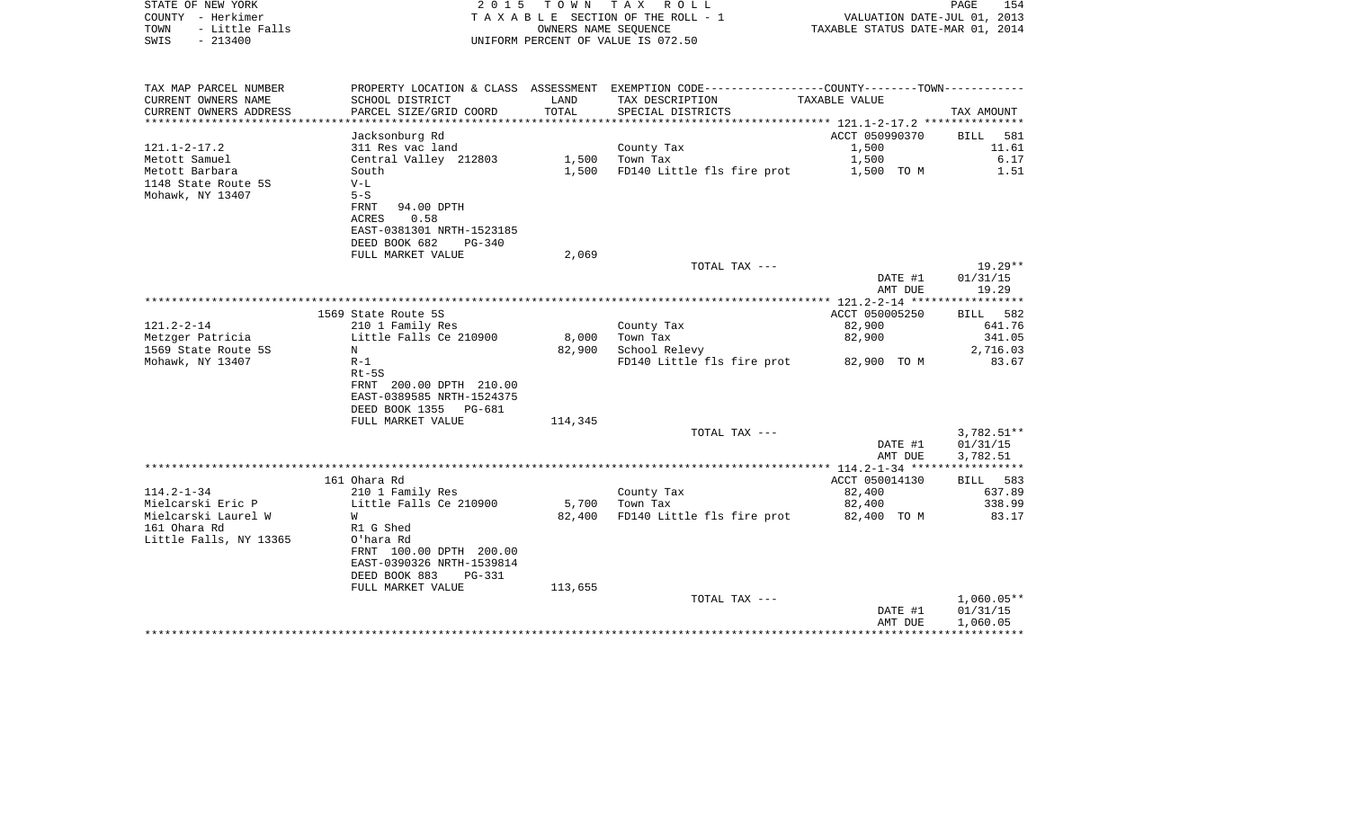STATE OF NEW YORK — 2015 TOWN TAX ROLL
COUNTY - Herkimer — TAXABLE SECTION OF THE ROLL - 1 — VALUATION DATE-JUL 01, 2013
TOWN - Little Falls — OWNERS NAME SEQUENCE — TAXABLE STATUS DATE-MAR 01, 2014
SWIS - 213400 — UNIFORM PERCENT OF VALUE IS 072.50

| TAX MAP PARCEL NUMBER<br>CURRENT OWNERS NAME<br>CURRENT OWNERS ADDRESS | PROPERTY LOCATION & CLASS<br>SCHOOL DISTRICT<br>PARCEL SIZE/GRID COORD | ASSESSMENT<br>LAND<br>TOTAL | EXEMPTION CODE----COUNTY----TOWN----<br>TAX DESCRIPTION<br>SPECIAL DISTRICTS | TAXABLE VALUE | TAX AMOUNT |
|---|---|---|---|---|---|
| ***** 121.1-2-17.2 ***** | | | | | |
| | Jacksonburg Rd | | | ACCT 050990370 | BILL 581 |
| 121.1-2-17.2 | 311 Res vac land | | County Tax | 1,500 | 11.61 |
| Metott Samuel | Central Valley 212803 | 1,500 | Town Tax | 1,500 | 6.17 |
| Metott Barbara | South | 1,500 | FD140 Little fls fire prot | 1,500 TO M | 1.51 |
| 1148 State Route 5S | V-L | | | | |
| Mohawk, NY 13407 | 5-S | | | | |
| | FRNT 94.00 DPTH | | | | |
| | ACRES 0.58 | | | | |
| | EAST-0381301 NRTH-1523185 | | | | |
| | DEED BOOK 682 PG-340 | | | | |
| | FULL MARKET VALUE | 2,069 | | | |
| | | | TOTAL TAX --- | | 19.29** |
| | | | | DATE #1 | 01/31/15 |
| | | | | AMT DUE | 19.29 |
| ***** 121.2-2-14 ***** | | | | | |
| | 1569 State Route 5S | | | ACCT 050005250 | BILL 582 |
| 121.2-2-14 | 210 1 Family Res | | County Tax | 82,900 | 641.76 |
| Metzger Patricia | Little Falls Ce 210900 | 8,000 | Town Tax | 82,900 | 341.05 |
| 1569 State Route 5S | N | 82,900 | School Relevy | | 2,716.03 |
| Mohawk, NY 13407 | R-1 | | FD140 Little fls fire prot | 82,900 TO M | 83.67 |
| | Rt-5S | | | | |
| | FRNT 200.00 DPTH 210.00 | | | | |
| | EAST-0389585 NRTH-1524375 | | | | |
| | DEED BOOK 1355 PG-681 | | | | |
| | FULL MARKET VALUE | 114,345 | | | |
| | | | TOTAL TAX --- | | 3,782.51** |
| | | | | DATE #1 | 01/31/15 |
| | | | | AMT DUE | 3,782.51 |
| ***** 114.2-1-34 ***** | | | | | |
| | 161 Ohara Rd | | | ACCT 050014130 | BILL 583 |
| 114.2-1-34 | 210 1 Family Res | | County Tax | 82,400 | 637.89 |
| Mielcarski Eric P | Little Falls Ce 210900 | 5,700 | Town Tax | 82,400 | 338.99 |
| Mielcarski Laurel W | W | 82,400 | FD140 Little fls fire prot | 82,400 TO M | 83.17 |
| 161 Ohara Rd | R1 G Shed | | | | |
| Little Falls, NY 13365 | O'hara Rd | | | | |
| | FRNT 100.00 DPTH 200.00 | | | | |
| | EAST-0390326 NRTH-1539814 | | | | |
| | DEED BOOK 883 PG-331 | | | | |
| | FULL MARKET VALUE | 113,655 | | | |
| | | | TOTAL TAX --- | | 1,060.05** |
| | | | | DATE #1 | 01/31/15 |
| | | | | AMT DUE | 1,060.05 |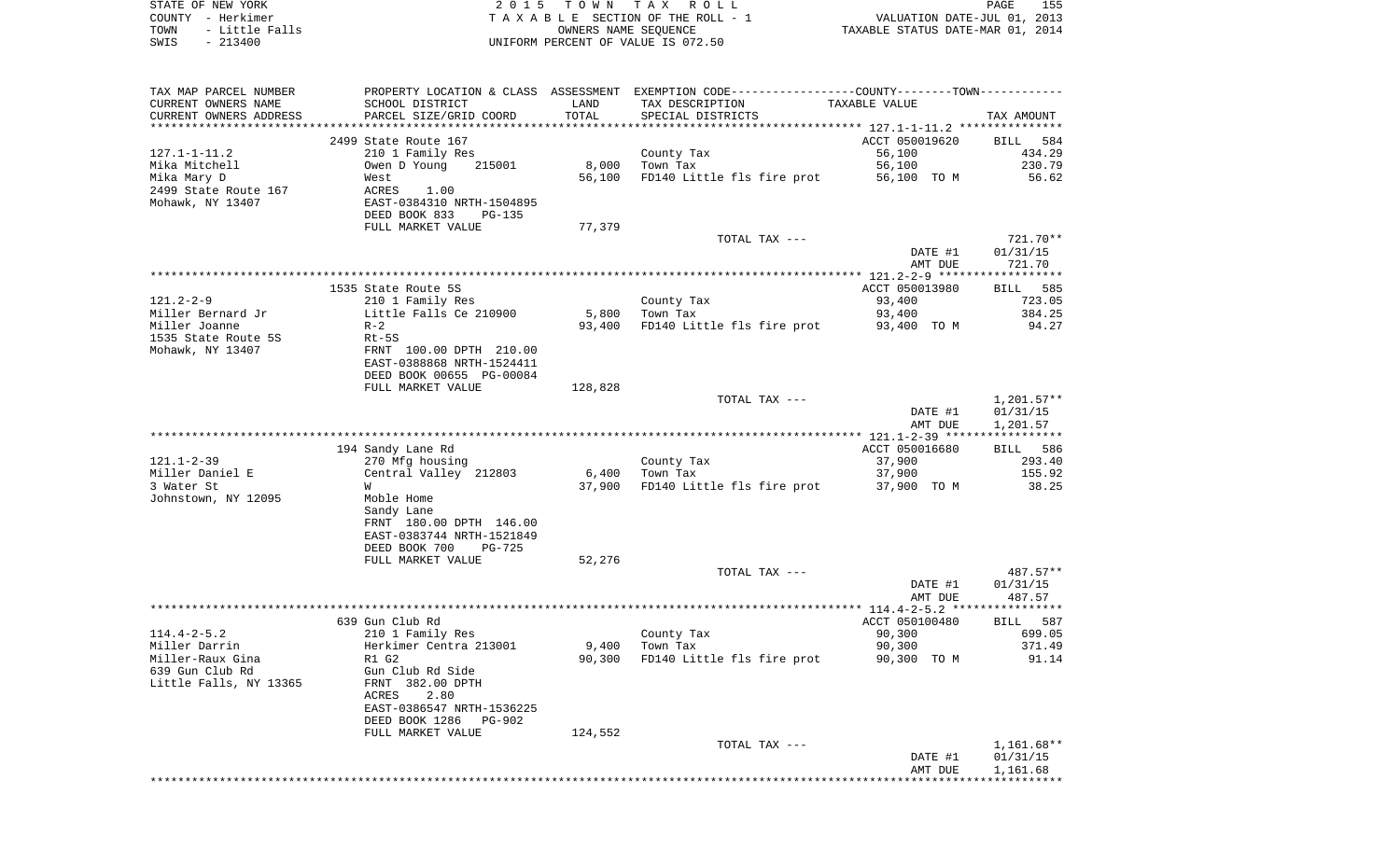STATE OF NEW YORK | 2015 TOWN TAX ROLL | VALUATION DATE-JUL 01, 2013
COUNTY - Herkimer | TAXABLE SECTION OF THE ROLL - 1 | TAXABLE STATUS DATE-MAR 01, 2014
TOWN - Little Falls | OWNERS NAME SEQUENCE
SWIS - 213400 | UNIFORM PERCENT OF VALUE IS 072.50

| TAX MAP PARCEL NUMBER / CURRENT OWNERS NAME / CURRENT OWNERS ADDRESS | PROPERTY LOCATION & CLASS / SCHOOL DISTRICT / PARCEL SIZE/GRID COORD | ASSESSMENT LAND / TOTAL | EXEMPTION CODE / TAX DESCRIPTION / SPECIAL DISTRICTS | COUNTY--------TOWN / TAXABLE VALUE | TAX AMOUNT |
|---|---|---|---|---|---|
| 127.1-1-11.2 | 2499 State Route 167 | | | ACCT 050019620 | BILL 584 |
| 127.1-1-11.2 | 210 1 Family Res | | County Tax | 56,100 | 434.29 |
| Mika Mitchell | Owen D Young 215001 | 8,000 | Town Tax | 56,100 | 230.79 |
| Mika Mary D | West | 56,100 | FD140 Little fls fire prot | 56,100 TO M | 56.62 |
| 2499 State Route 167 | ACRES 1.00 | | | | |
| Mohawk, NY 13407 | EAST-0384310 NRTH-1504895 | | | | |
| | DEED BOOK 833 PG-135 | | | | |
| | FULL MARKET VALUE | 77,379 | | | |
| | | | TOTAL TAX --- | | 721.70** |
| | | | | DATE #1 | 01/31/15 |
| | | | | AMT DUE | 721.70 |
| 121.2-2-9 | 1535 State Route 5S | | | ACCT 050013980 | BILL 585 |
| 121.2-2-9 | 210 1 Family Res | | County Tax | 93,400 | 723.05 |
| Miller Bernard Jr | Little Falls Ce 210900 | 5,800 | Town Tax | 93,400 | 384.25 |
| Miller Joanne | R-2 | 93,400 | FD140 Little fls fire prot | 93,400 TO M | 94.27 |
| 1535 State Route 5S | Rt-5S | | | | |
| Mohawk, NY 13407 | FRNT 100.00 DPTH 210.00 | | | | |
| | EAST-0388868 NRTH-1524411 | | | | |
| | DEED BOOK 00655 PG-00084 | | | | |
| | FULL MARKET VALUE | 128,828 | | | |
| | | | TOTAL TAX --- | | 1,201.57** |
| | | | | DATE #1 | 01/31/15 |
| | | | | AMT DUE | 1,201.57 |
| 121.1-2-39 | 194 Sandy Lane Rd | | | ACCT 050016680 | BILL 586 |
| 121.1-2-39 | 270 Mfg housing | | County Tax | 37,900 | 293.40 |
| Miller Daniel E | Central Valley 212803 | 6,400 | Town Tax | 37,900 | 155.92 |
| 3 Water St | W | 37,900 | FD140 Little fls fire prot | 37,900 TO M | 38.25 |
| Johnstown, NY 12095 | Moble Home | | | | |
| | Sandy Lane | | | | |
| | FRNT 180.00 DPTH 146.00 | | | | |
| | EAST-0383744 NRTH-1521849 | | | | |
| | DEED BOOK 700 PG-725 | | | | |
| | FULL MARKET VALUE | 52,276 | | | |
| | | | TOTAL TAX --- | | 487.57** |
| | | | | DATE #1 | 01/31/15 |
| | | | | AMT DUE | 487.57 |
| 114.4-2-5.2 | 639 Gun Club Rd | | | ACCT 050100480 | BILL 587 |
| 114.4-2-5.2 | 210 1 Family Res | | County Tax | 90,300 | 699.05 |
| Miller Darrin | Herkimer Centra 213001 | 9,400 | Town Tax | 90,300 | 371.49 |
| Miller-Raux Gina | R1 G2 | 90,300 | FD140 Little fls fire prot | 90,300 TO M | 91.14 |
| 639 Gun Club Rd | Gun Club Rd Side | | | | |
| Little Falls, NY 13365 | FRNT 382.00 DPTH | | | | |
| | ACRES 2.80 | | | | |
| | EAST-0386547 NRTH-1536225 | | | | |
| | DEED BOOK 1286 PG-902 | | | | |
| | FULL MARKET VALUE | 124,552 | | | |
| | | | TOTAL TAX --- | | 1,161.68** |
| | | | | DATE #1 | 01/31/15 |
| | | | | AMT DUE | 1,161.68 |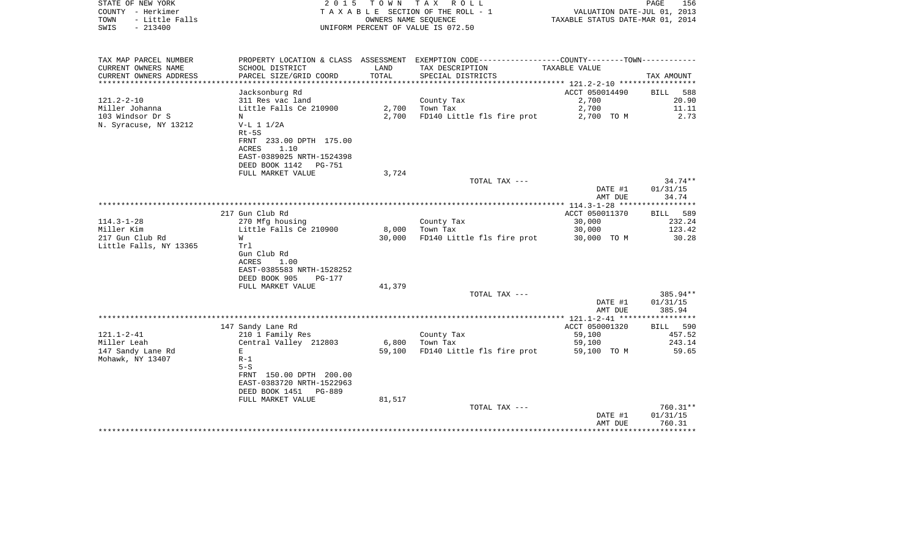STATE OF NEW YORK
COUNTY - Herkimer
TOWN - Little Falls
SWIS - 213400

2015 TOWN TAX ROLL
TAXABLE SECTION OF THE ROLL - 1
OWNERS NAME SEQUENCE
UNIFORM PERCENT OF VALUE IS 072.50

VALUATION DATE-JUL 01, 2013
TAXABLE STATUS DATE-MAR 01, 2014

| TAX MAP PARCEL NUMBER / CURRENT OWNERS NAME / CURRENT OWNERS ADDRESS | PROPERTY LOCATION & CLASS / SCHOOL DISTRICT / PARCEL SIZE/GRID COORD | ASSESSMENT LAND / TOTAL | EXEMPTION CODE / TAX DESCRIPTION / SPECIAL DISTRICTS | TAXABLE VALUE | TAX AMOUNT |
|---|---|---|---|---|---|
| | Jacksonburg Rd | | | ACCT 050014490 | BILL 588 |
| 121.2-2-10 | 311 Res vac land | | County Tax | 2,700 | 20.90 |
| Miller Johanna | Little Falls Ce 210900 | 2,700 | Town Tax | 2,700 | 11.11 |
| 103 Windsor Dr S | N | 2,700 | FD140 Little fls fire prot | 2,700 TO M | 2.73 |
| N. Syracuse, NY 13212 | V-L 1 1/2A | | | | |
| | Rt-5S | | | | |
| | FRNT 233.00 DPTH 175.00 | | | | |
| | ACRES 1.10 | | | | |
| | EAST-0389025 NRTH-1524398 | | | | |
| | DEED BOOK 1142 PG-751 | | | | |
| | FULL MARKET VALUE | 3,724 | | | |
| | | | TOTAL TAX --- | | 34.74** |
| | | | | DATE #1 | 01/31/15 |
| | | | | AMT DUE | 34.74 |
| | 217 Gun Club Rd | | | ACCT 050011370 | BILL 589 |
| 114.3-1-28 | 270 Mfg housing | | County Tax | 30,000 | 232.24 |
| Miller Kim | Little Falls Ce 210900 | 8,000 | Town Tax | 30,000 | 123.42 |
| 217 Gun Club Rd | W | 30,000 | FD140 Little fls fire prot | 30,000 TO M | 30.28 |
| Little Falls, NY 13365 | Trl | | | | |
| | Gun Club Rd | | | | |
| | ACRES 1.00 | | | | |
| | EAST-0385583 NRTH-1528252 | | | | |
| | DEED BOOK 905 PG-177 | | | | |
| | FULL MARKET VALUE | 41,379 | | | |
| | | | TOTAL TAX --- | | 385.94** |
| | | | | DATE #1 | 01/31/15 |
| | | | | AMT DUE | 385.94 |
| | 147 Sandy Lane Rd | | | ACCT 050001320 | BILL 590 |
| 121.1-2-41 | 210 1 Family Res | | County Tax | 59,100 | 457.52 |
| Miller Leah | Central Valley 212803 | 6,800 | Town Tax | 59,100 | 243.14 |
| 147 Sandy Lane Rd | E | 59,100 | FD140 Little fls fire prot | 59,100 TO M | 59.65 |
| Mohawk, NY 13407 | R-1 | | | | |
| | 5-S | | | | |
| | FRNT 150.00 DPTH 200.00 | | | | |
| | EAST-0383720 NRTH-1522963 | | | | |
| | DEED BOOK 1451 PG-889 | | | | |
| | FULL MARKET VALUE | 81,517 | | | |
| | | | TOTAL TAX --- | | 760.31** |
| | | | | DATE #1 | 01/31/15 |
| | | | | AMT DUE | 760.31 |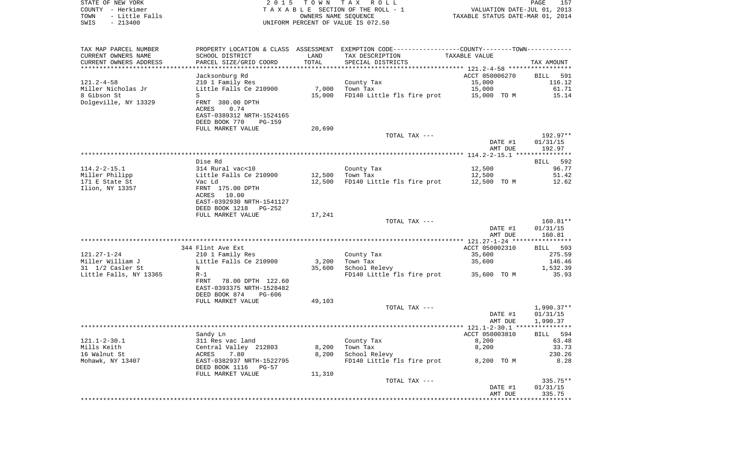STATE OF NEW YORK
COUNTY - Herkimer
TOWN - Little Falls
SWIS - 213400

2015 TOWN TAX ROLL
TAXABLE SECTION OF THE ROLL - 1
OWNERS NAME SEQUENCE
UNIFORM PERCENT OF VALUE IS 072.50

VALUATION DATE-JUL 01, 2013
TAXABLE STATUS DATE-MAR 01, 2014

| TAX MAP PARCEL NUMBER / CURRENT OWNERS NAME / CURRENT OWNERS ADDRESS | PROPERTY LOCATION & CLASS / SCHOOL DISTRICT / PARCEL SIZE/GRID COORD | ASSESSMENT LAND | ASSESSMENT TOTAL | EXEMPTION CODE / TAX DESCRIPTION / SPECIAL DISTRICTS | TAXABLE VALUE | TAX AMOUNT |
|---|---|---|---|---|---|---|
| 121.2-4-58 | Jacksonburg Rd | | | | ACCT 050006270 | BILL 591 |
| Miller Nicholas Jr | 210 1 Family Res | | | County Tax | 15,000 | 116.12 |
| 8 Gibson St | Little Falls Ce 210900 | 7,000 | | Town Tax | 15,000 | 61.71 |
| Dolgeville, NY 13329 | S | | 15,000 | FD140 Little fls fire prot | 15,000 TO M | 15.14 |
| | FRNT 380.00 DPTH | | | | | |
| | ACRES 0.74 | | | | | |
| | EAST-0389312 NRTH-1524165 | | | | | |
| | DEED BOOK 770 PG-159 | | | | | |
| | FULL MARKET VALUE | 20,690 | | | | |
| | | | | TOTAL TAX --- | | 192.97** |
| | | | | | DATE #1 | 01/31/15 |
| | | | | | AMT DUE | 192.97 |
| 114.2-2-15.1 | Dise Rd | | | | | BILL 592 |
| Miller Philipp | 314 Rural vac<10 | | | County Tax | 12,500 | 96.77 |
| 171 E State St | Little Falls Ce 210900 | 12,500 | | Town Tax | 12,500 | 51.42 |
| Ilion, NY 13357 | Vac Ld | | 12,500 | FD140 Little fls fire prot | 12,500 TO M | 12.62 |
| | FRNT 175.00 DPTH | | | | | |
| | ACRES 10.00 | | | | | |
| | EAST-0392930 NRTH-1541127 | | | | | |
| | DEED BOOK 1218 PG-252 | | | | | |
| | FULL MARKET VALUE | 17,241 | | | | |
| | | | | TOTAL TAX --- | | 160.81** |
| | | | | | DATE #1 | 01/31/15 |
| | | | | | AMT DUE | 160.81 |
| 121.27-1-24 | 344 Flint Ave Ext | | | | ACCT 050002310 | BILL 593 |
| Miller William J | 210 1 Family Res | | | County Tax | 35,600 | 275.59 |
| 31 1/2 Casler St | Little Falls Ce 210900 | 3,200 | | Town Tax | 35,600 | 146.46 |
| Little Falls, NY 13365 | N | | 35,600 | School Relevy | | 1,532.39 |
| | R-1 | | | FD140 Little fls fire prot | 35,600 TO M | 35.93 |
| | FRNT 78.00 DPTH 122.60 | | | | | |
| | EAST-0393375 NRTH-1528482 | | | | | |
| | DEED BOOK 874 PG-606 | | | | | |
| | FULL MARKET VALUE | 49,103 | | | | |
| | | | | TOTAL TAX --- | | 1,990.37** |
| | | | | | DATE #1 | 01/31/15 |
| | | | | | AMT DUE | 1,990.37 |
| 121.1-2-30.1 | Sandy Ln | | | | ACCT 050003810 | BILL 594 |
| Mills Keith | 311 Res vac land | | | County Tax | 8,200 | 63.48 |
| 16 Walnut St | Central Valley 212803 | 8,200 | | Town Tax | 8,200 | 33.73 |
| Mohawk, NY 13407 | ACRES 7.80 | | 8,200 | School Relevy | | 230.26 |
| | EAST-0382937 NRTH-1522795 | | | FD140 Little fls fire prot | 8,200 TO M | 8.28 |
| | DEED BOOK 1116 PG-57 | | | | | |
| | FULL MARKET VALUE | 11,310 | | | | |
| | | | | TOTAL TAX --- | | 335.75** |
| | | | | | DATE #1 | 01/31/15 |
| | | | | | AMT DUE | 335.75 |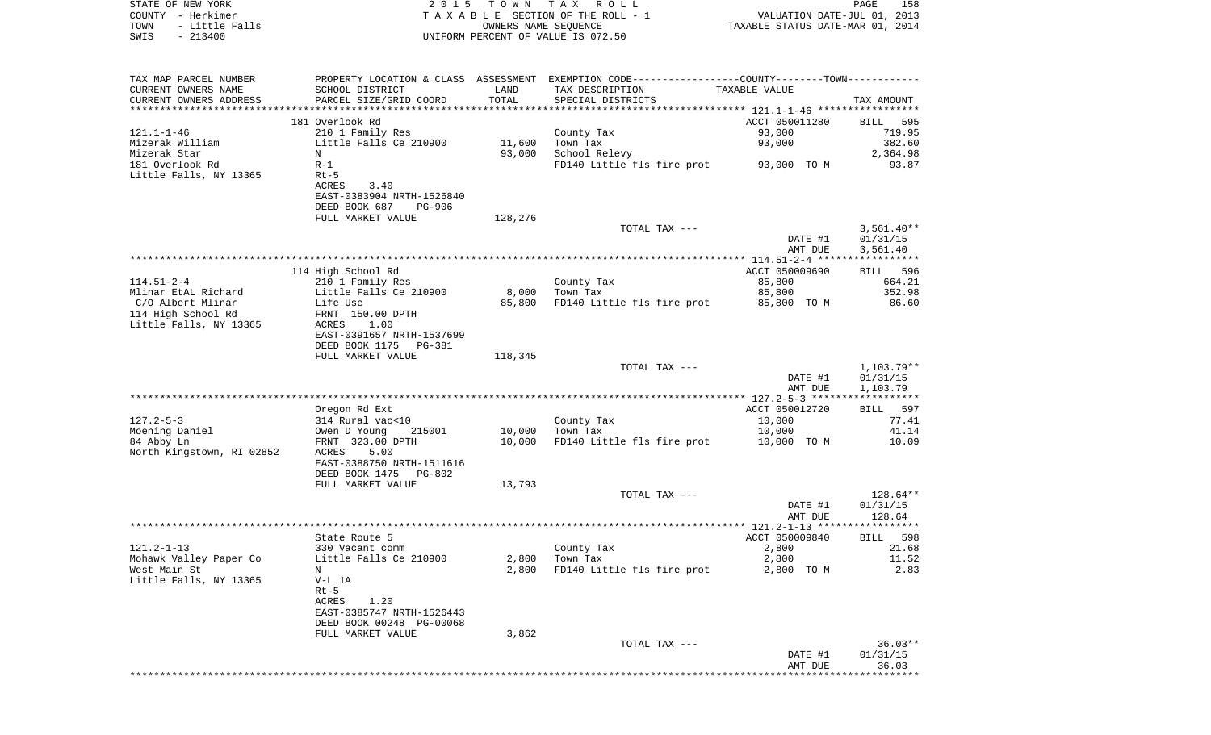STATE OF NEW YORK
COUNTY - Herkimer
TOWN - Little Falls
SWIS - 213400

2 0 1 5 T O W N T A X R O L L
T A X A B L E SECTION OF THE ROLL - 1
OWNERS NAME SEQUENCE
UNIFORM PERCENT OF VALUE IS 072.50

VALUATION DATE-JUL 01, 2013
TAXABLE STATUS DATE-MAR 01, 2014

| TAX MAP PARCEL NUMBER / CURRENT OWNERS NAME / CURRENT OWNERS ADDRESS | PROPERTY LOCATION & CLASS / SCHOOL DISTRICT / PARCEL SIZE/GRID COORD | ASSESSMENT LAND / TOTAL | EXEMPTION CODE / TAX DESCRIPTION / SPECIAL DISTRICTS | COUNTY--------TOWN TAXABLE VALUE | TAX AMOUNT |
|---|---|---|---|---|---|
| | 181 Overlook Rd | | | ACCT 050011280 | BILL 595 |
| 121.1-1-46 | 210 1 Family Res | | County Tax | 93,000 | 719.95 |
| Mizerak William | Little Falls Ce 210900 | 11,600 | Town Tax | 93,000 | 382.60 |
| Mizerak Star | N | 93,000 | School Relevy | | 2,364.98 |
| 181 Overlook Rd | R-1 | | FD140 Little fls fire prot | 93,000 TO M | 93.87 |
| Little Falls, NY 13365 | Rt-5 | | | | |
| | ACRES 3.40 | | | | |
| | EAST-0383904 NRTH-1526840 | | | | |
| | DEED BOOK 687 PG-906 | | | | |
| | FULL MARKET VALUE | 128,276 | | | |
| | | | TOTAL TAX --- | | 3,561.40** |
| | | | | DATE #1 | 01/31/15 |
| | | | | AMT DUE | 3,561.40 |
| | 114 High School Rd | | | ACCT 050009690 | BILL 596 |
| 114.51-2-4 | 210 1 Family Res | | County Tax | 85,800 | 664.21 |
| Mlinar EtAL Richard | Little Falls Ce 210900 | 8,000 | Town Tax | 85,800 | 352.98 |
| C/O Albert Mlinar | Life Use | 85,800 | FD140 Little fls fire prot | 85,800 TO M | 86.60 |
| 114 High School Rd | FRNT 150.00 DPTH | | | | |
| Little Falls, NY 13365 | ACRES 1.00 | | | | |
| | EAST-0391657 NRTH-1537699 | | | | |
| | DEED BOOK 1175 PG-381 | | | | |
| | FULL MARKET VALUE | 118,345 | | | |
| | | | TOTAL TAX --- | | 1,103.79** |
| | | | | DATE #1 | 01/31/15 |
| | | | | AMT DUE | 1,103.79 |
| | Oregon Rd Ext | | | ACCT 050012720 | BILL 597 |
| 127.2-5-3 | 314 Rural vac<10 | | County Tax | 10,000 | 77.41 |
| Moening Daniel | Owen D Young 215001 | 10,000 | Town Tax | 10,000 | 41.14 |
| 84 Abby Ln | FRNT 323.00 DPTH | 10,000 | FD140 Little fls fire prot | 10,000 TO M | 10.09 |
| North Kingstown, RI 02852 | ACRES 5.00 | | | | |
| | EAST-0388750 NRTH-1511616 | | | | |
| | DEED BOOK 1475 PG-802 | | | | |
| | FULL MARKET VALUE | 13,793 | | | |
| | | | TOTAL TAX --- | | 128.64** |
| | | | | DATE #1 | 01/31/15 |
| | | | | AMT DUE | 128.64 |
| | State Route 5 | | | ACCT 050009840 | BILL 598 |
| 121.2-1-13 | 330 Vacant comm | | County Tax | 2,800 | 21.68 |
| Mohawk Valley Paper Co | Little Falls Ce 210900 | 2,800 | Town Tax | 2,800 | 11.52 |
| West Main St | N | 2,800 | FD140 Little fls fire prot | 2,800 TO M | 2.83 |
| Little Falls, NY 13365 | V-L 1A | | | | |
| | Rt-5 | | | | |
| | ACRES 1.20 | | | | |
| | EAST-0385747 NRTH-1526443 | | | | |
| | DEED BOOK 00248 PG-00068 | | | | |
| | FULL MARKET VALUE | 3,862 | | | |
| | | | TOTAL TAX --- | | 36.03** |
| | | | | DATE #1 | 01/31/15 |
| | | | | AMT DUE | 36.03 |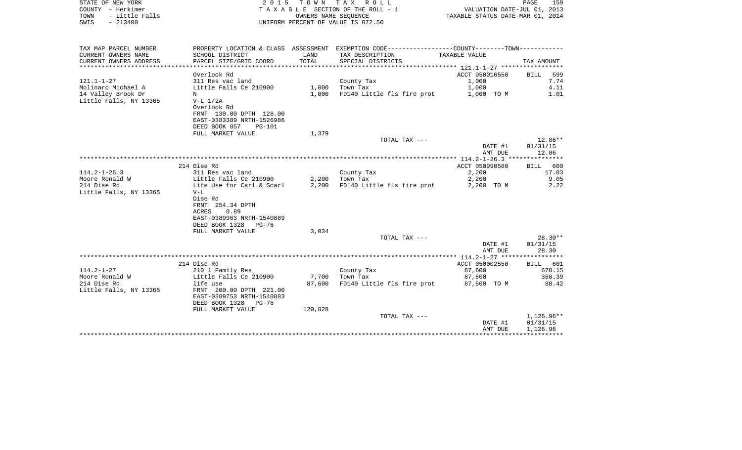STATE OF NEW YORK — COUNTY - Herkimer — TOWN - Little Falls — SWIS - 213400

2015 TOWN TAX ROLL
TAXABLE SECTION OF THE ROLL - 1
OWNERS NAME SEQUENCE
UNIFORM PERCENT OF VALUE IS 072.50

VALUATION DATE-JUL 01, 2013
TAXABLE STATUS DATE-MAR 01, 2014

| TAX MAP PARCEL NUMBER / CURRENT OWNERS NAME / CURRENT OWNERS ADDRESS | PROPERTY LOCATION & CLASS / SCHOOL DISTRICT / PARCEL SIZE/GRID COORD | ASSESSMENT LAND / TOTAL | EXEMPTION CODE / TAX DESCRIPTION / SPECIAL DISTRICTS | TAXABLE VALUE | TAX AMOUNT |
|---|---|---|---|---|---|
| 121.1-1-27 | Overlook Rd | | | ACCT 050016550 | BILL 599 |
| Molinaro Michael A | 311 Res vac land | | County Tax | 1,000 | 7.74 |
| 14 Valley Brook Dr | Little Falls Ce 210900 | 1,000 | Town Tax | 1,000 | 4.11 |
| Little Falls, NY 13365 | N | 1,000 | FD140 Little fls fire prot | 1,000 TO M | 1.01 |
| | V-L 1/2A | | | | |
| | Overlook Rd | | | | |
| | FRNT 130.00 DPTH 128.00 | | | | |
| | EAST-0383389 NRTH-1526986 | | | | |
| | DEED BOOK 857 PG-101 | | | | |
| | FULL MARKET VALUE | 1,379 | | | |
| | | | TOTAL TAX --- | | 12.86** |
| | | | | DATE #1 | 01/31/15 |
| | | | | AMT DUE | 12.86 |
| 114.2-1-26.3 | 214 Dise Rd | | | ACCT 050990580 | BILL 600 |
| Moore Ronald W | 311 Res vac land | | County Tax | 2,200 | 17.03 |
| 214 Dise Rd | Little Falls Ce 210900 | 2,200 | Town Tax | 2,200 | 9.05 |
| Little Falls, NY 13365 | Life Use for Carl & Scarl | 2,200 | FD140 Little fls fire prot | 2,200 TO M | 2.22 |
| | V-L | | | | |
| | Dise Rd | | | | |
| | FRNT 254.34 DPTH | | | | |
| | ACRES 0.89 | | | | |
| | EAST-0389963 NRTH-1540889 | | | | |
| | DEED BOOK 1328 PG-76 | | | | |
| | FULL MARKET VALUE | 3,034 | | | |
| | | | TOTAL TAX --- | | 28.30** |
| | | | | DATE #1 | 01/31/15 |
| | | | | AMT DUE | 28.30 |
| 114.2-1-27 | 214 Dise Rd | | | ACCT 050002550 | BILL 601 |
| Moore Ronald W | 210 1 Family Res | | County Tax | 87,600 | 678.15 |
| 214 Dise Rd | Little Falls Ce 210900 | 7,700 | Town Tax | 87,600 | 360.39 |
| Little Falls, NY 13365 | life use | 87,600 | FD140 Little fls fire prot | 87,600 TO M | 88.42 |
| | FRNT 200.00 DPTH 221.00 | | | | |
| | EAST-0389753 NRTH-1540883 | | | | |
| | DEED BOOK 1328 PG-76 | | | | |
| | FULL MARKET VALUE | 120,828 | | | |
| | | | TOTAL TAX --- | | 1,126.96** |
| | | | | DATE #1 | 01/31/15 |
| | | | | AMT DUE | 1,126.96 |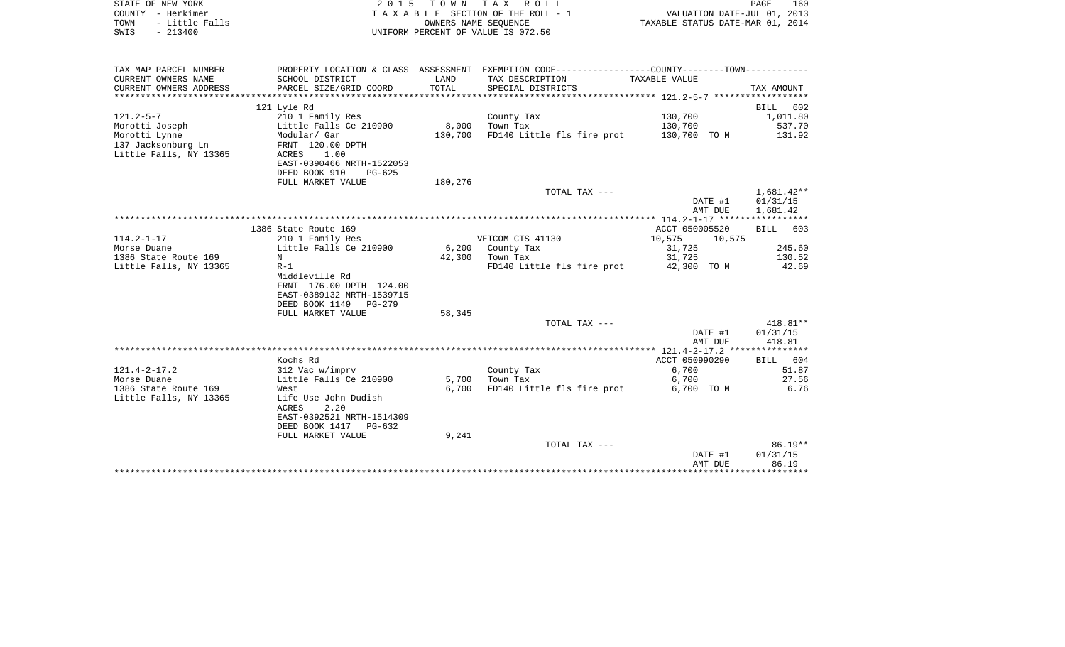STATE OF NEW YORK
COUNTY - Herkimer
TOWN - Little Falls
SWIS - 213400

2 0 1 5 T O W N T A X R O L L
T A X A B L E SECTION OF THE ROLL - 1
OWNERS NAME SEQUENCE
UNIFORM PERCENT OF VALUE IS 072.50

VALUATION DATE-JUL 01, 2013
TAXABLE STATUS DATE-MAR 01, 2014

| TAX MAP PARCEL NUMBER / CURRENT OWNERS NAME / CURRENT OWNERS ADDRESS | PROPERTY LOCATION & CLASS / SCHOOL DISTRICT / PARCEL SIZE/GRID COORD | ASSESSMENT LAND / TOTAL | EXEMPTION CODE / TAX DESCRIPTION / SPECIAL DISTRICTS | COUNTY--------TOWN / TAXABLE VALUE | | TAX AMOUNT |
|---|---|---|---|---|---|---|
| **121.2-5-7** | 121 Lyle Rd | | | | | BILL 602 |
| 121.2-5-7 | 210 1 Family Res | | County Tax | 130,700 | | 1,011.80 |
| Morotti Joseph | Little Falls Ce 210900 | 8,000 | Town Tax | 130,700 | | 537.70 |
| Morotti Lynne | Modular/ Gar | 130,700 | FD140 Little fls fire prot | 130,700 TO M | | 131.92 |
| 137 Jacksonburg Ln | FRNT 120.00 DPTH | | | | | |
| Little Falls, NY 13365 | ACRES 1.00 | | | | | |
| | EAST-0390466 NRTH-1522053 | | | | | |
| | DEED BOOK 910 PG-625 | | | | | |
| | FULL MARKET VALUE | 180,276 | | | | |
| | | | TOTAL TAX --- | | | 1,681.42** |
| | | | | | DATE #1 | 01/31/15 |
| | | | | | AMT DUE | 1,681.42 |
| **114.2-1-17** | 1386 State Route 169 | | | ACCT 050005520 | | BILL 603 |
| 114.2-1-17 | 210 1 Family Res | | VETCOM CTS 41130 | 10,575 | 10,575 | |
| Morse Duane | Little Falls Ce 210900 | 6,200 | County Tax | 31,725 | | 245.60 |
| 1386 State Route 169 | N | 42,300 | Town Tax | 31,725 | | 130.52 |
| Little Falls, NY 13365 | R-1 | | FD140 Little fls fire prot | 42,300 TO M | | 42.69 |
| | Middleville Rd | | | | | |
| | FRNT 176.00 DPTH 124.00 | | | | | |
| | EAST-0389132 NRTH-1539715 | | | | | |
| | DEED BOOK 1149 PG-279 | | | | | |
| | FULL MARKET VALUE | 58,345 | | | | |
| | | | TOTAL TAX --- | | | 418.81** |
| | | | | | DATE #1 | 01/31/15 |
| | | | | | AMT DUE | 418.81 |
| **121.4-2-17.2** | Kochs Rd | | | ACCT 050990290 | | BILL 604 |
| 121.4-2-17.2 | 312 Vac w/imprv | | County Tax | 6,700 | | 51.87 |
| Morse Duane | Little Falls Ce 210900 | 5,700 | Town Tax | 6,700 | | 27.56 |
| 1386 State Route 169 | West | 6,700 | FD140 Little fls fire prot | 6,700 TO M | | 6.76 |
| Little Falls, NY 13365 | Life Use John Dudish | | | | | |
| | ACRES 2.20 | | | | | |
| | EAST-0392521 NRTH-1514309 | | | | | |
| | DEED BOOK 1417 PG-632 | | | | | |
| | FULL MARKET VALUE | 9,241 | | | | |
| | | | TOTAL TAX --- | | | 86.19** |
| | | | | | DATE #1 | 01/31/15 |
| | | | | | AMT DUE | 86.19 |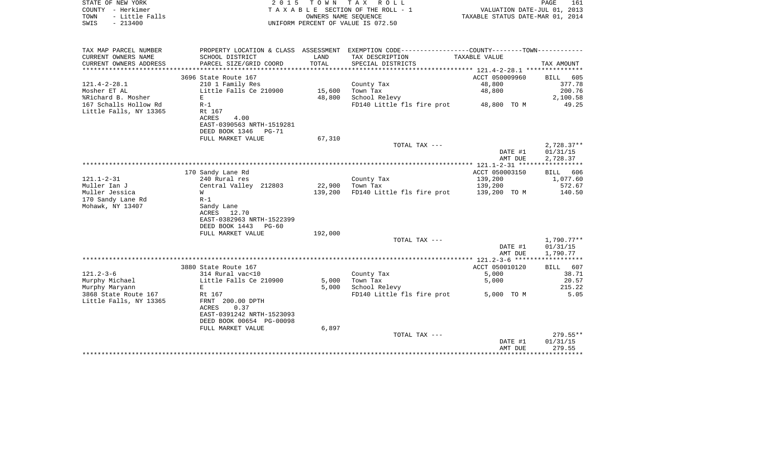STATE OF NEW YORK
COUNTY - Herkimer
TOWN - Little Falls
SWIS - 213400

2015 TOWN TAX ROLL
TAXABLE SECTION OF THE ROLL - 1
OWNERS NAME SEQUENCE
UNIFORM PERCENT OF VALUE IS 072.50

VALUATION DATE-JUL 01, 2013
TAXABLE STATUS DATE-MAR 01, 2014

| TAX MAP PARCEL NUMBER / CURRENT OWNERS NAME / CURRENT OWNERS ADDRESS | PROPERTY LOCATION & CLASS / SCHOOL DISTRICT / PARCEL SIZE/GRID COORD | ASSESSMENT LAND / TOTAL | EXEMPTION CODE / TAX DESCRIPTION / SPECIAL DISTRICTS | COUNTY/TOWN TAXABLE VALUE | TAX AMOUNT |
|---|---|---|---|---|---|
| 121.4-2-28.1 | 3696 State Route 167 | | | ACCT 050009960 | BILL 605 |
| Mosher ET AL | 210 1 Family Res | | County Tax | 48,800 | 377.78 |
| %Richard B. Mosher | Little Falls Ce 210900 | 15,600 | Town Tax | 48,800 | 200.76 |
| 167 Schalls Hollow Rd | E | 48,800 | School Relevy | | 2,100.58 |
| Little Falls, NY 13365 | R-1 | | FD140 Little fls fire prot | 48,800 TO M | 49.25 |
| | Rt 167 | | | | |
| | ACRES 4.00 | | | | |
| | EAST-0390563 NRTH-1519281 | | | | |
| | DEED BOOK 1346 PG-71 | | | | |
| | FULL MARKET VALUE | 67,310 | | | |
| | | | TOTAL TAX --- | | 2,728.37** |
| | | | | DATE #1 | 01/31/15 |
| | | | | AMT DUE | 2,728.37 |
| 121.1-2-31 | 170 Sandy Lane Rd | | | ACCT 050003150 | BILL 606 |
| Muller Ian J | 240 Rural res | | County Tax | 139,200 | 1,077.60 |
| Muller Jessica | Central Valley 212803 | 22,900 | Town Tax | 139,200 | 572.67 |
| 170 Sandy Lane Rd | W | 139,200 | FD140 Little fls fire prot | 139,200 TO M | 140.50 |
| Mohawk, NY 13407 | R-1 | | | | |
| | Sandy Lane | | | | |
| | ACRES 12.70 | | | | |
| | EAST-0382963 NRTH-1522399 | | | | |
| | DEED BOOK 1443 PG-60 | | | | |
| | FULL MARKET VALUE | 192,000 | | | |
| | | | TOTAL TAX --- | | 1,790.77** |
| | | | | DATE #1 | 01/31/15 |
| | | | | AMT DUE | 1,790.77 |
| 121.2-3-6 | 3880 State Route 167 | | | ACCT 050010120 | BILL 607 |
| Murphy Michael | 314 Rural vac<10 | | County Tax | 5,000 | 38.71 |
| Murphy Maryann | Little Falls Ce 210900 | 5,000 | Town Tax | 5,000 | 20.57 |
| 3868 State Route 167 | E | 5,000 | School Relevy | | 215.22 |
| Little Falls, NY 13365 | Rt 167 | | FD140 Little fls fire prot | 5,000 TO M | 5.05 |
| | FRNT 200.00 DPTH | | | | |
| | ACRES 0.37 | | | | |
| | EAST-0391242 NRTH-1523093 | | | | |
| | DEED BOOK 00654 PG-00098 | | | | |
| | FULL MARKET VALUE | 6,897 | | | |
| | | | TOTAL TAX --- | | 279.55** |
| | | | | DATE #1 | 01/31/15 |
| | | | | AMT DUE | 279.55 |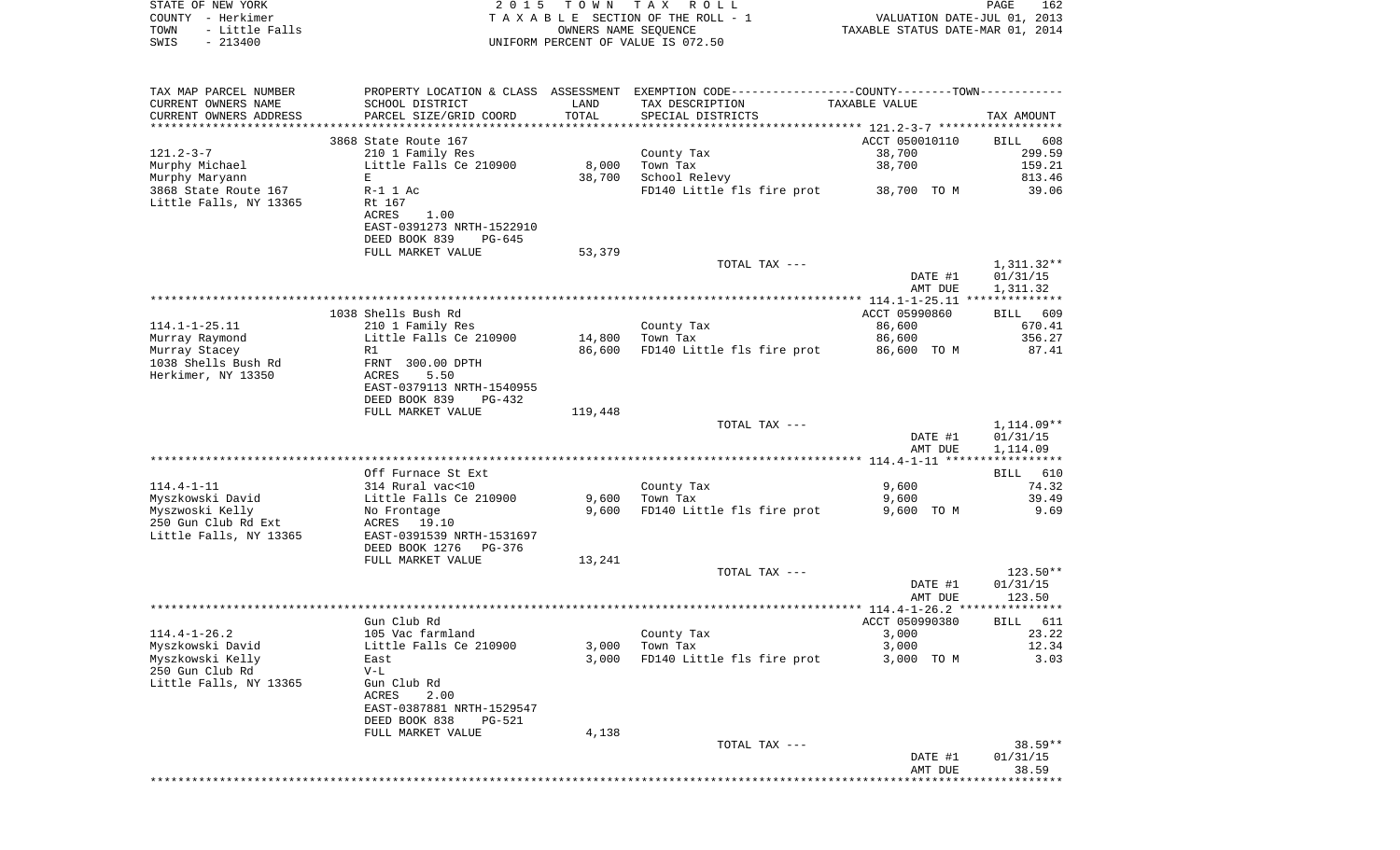STATE OF NEW YORK — 2015 TOWN TAX ROLL
COUNTY - Herkimer — TAXABLE SECTION OF THE ROLL - 1 — VALUATION DATE-JUL 01, 2013
TOWN - Little Falls — OWNERS NAME SEQUENCE — TAXABLE STATUS DATE-MAR 01, 2014
SWIS - 213400 — UNIFORM PERCENT OF VALUE IS 072.50

| TAX MAP PARCEL NUMBER / CURRENT OWNERS NAME / CURRENT OWNERS ADDRESS | PROPERTY LOCATION & CLASS / SCHOOL DISTRICT / PARCEL SIZE/GRID COORD | ASSESSMENT LAND | TOTAL | EXEMPTION CODE / TAX DESCRIPTION / SPECIAL DISTRICTS | TAXABLE VALUE (COUNTY/TOWN) | TAX AMOUNT |
|---|---|---|---|---|---|---|
| **121.2-3-7** | 3868 State Route 167 | | | | ACCT 050010110 | BILL 608 |
| Murphy Michael | 210 1 Family Res | | | County Tax | 38,700 | 299.59 |
| Murphy Maryann | Little Falls Ce 210900 | 8,000 | | Town Tax | 38,700 | 159.21 |
| 3868 State Route 167 | E | | 38,700 | School Relevy | | 813.46 |
| Little Falls, NY 13365 | R-1 1 Ac | | | FD140 Little fls fire prot | 38,700 TO M | 39.06 |
| | Rt 167 | | | | | |
| | ACRES 1.00 | | | | | |
| | EAST-0391273 NRTH-1522910 | | | | | |
| | DEED BOOK 839 PG-645 | | | | | |
| | FULL MARKET VALUE | | 53,379 | | | |
| | | | | TOTAL TAX --- | | 1,311.32** |
| | | | | | DATE #1 | 01/31/15 |
| | | | | | AMT DUE | 1,311.32 |
| **114.1-1-25.11** | 1038 Shells Bush Rd | | | | ACCT 05990860 | BILL 609 |
| Murray Raymond | 210 1 Family Res | | | County Tax | 86,600 | 670.41 |
| Murray Stacey | Little Falls Ce 210900 | 14,800 | | Town Tax | 86,600 | 356.27 |
| 1038 Shells Bush Rd | R1 | | 86,600 | FD140 Little fls fire prot | 86,600 TO M | 87.41 |
| Herkimer, NY 13350 | FRNT 300.00 DPTH | | | | | |
| | ACRES 5.50 | | | | | |
| | EAST-0379113 NRTH-1540955 | | | | | |
| | DEED BOOK 839 PG-432 | | | | | |
| | FULL MARKET VALUE | | 119,448 | | | |
| | | | | TOTAL TAX --- | | 1,114.09** |
| | | | | | DATE #1 | 01/31/15 |
| | | | | | AMT DUE | 1,114.09 |
| **114.4-1-11** | Off Furnace St Ext | | | | | BILL 610 |
| Myszkowski David | 314 Rural vac<10 | | | County Tax | 9,600 | 74.32 |
| Myszwoski Kelly | Little Falls Ce 210900 | 9,600 | | Town Tax | 9,600 | 39.49 |
| 250 Gun Club Rd Ext | No Frontage | | 9,600 | FD140 Little fls fire prot | 9,600 TO M | 9.69 |
| Little Falls, NY 13365 | ACRES 19.10 | | | | | |
| | EAST-0391539 NRTH-1531697 | | | | | |
| | DEED BOOK 1276 PG-376 | | | | | |
| | FULL MARKET VALUE | | 13,241 | | | |
| | | | | TOTAL TAX --- | | 123.50** |
| | | | | | DATE #1 | 01/31/15 |
| | | | | | AMT DUE | 123.50 |
| **114.4-1-26.2** | Gun Club Rd | | | | ACCT 050990380 | BILL 611 |
| Myszkowski David | 105 Vac farmland | | | County Tax | 3,000 | 23.22 |
| Myszkowski Kelly | Little Falls Ce 210900 | 3,000 | | Town Tax | 3,000 | 12.34 |
| 250 Gun Club Rd | East | | 3,000 | FD140 Little fls fire prot | 3,000 TO M | 3.03 |
| Little Falls, NY 13365 | V-L | | | | | |
| | Gun Club Rd | | | | | |
| | ACRES 2.00 | | | | | |
| | EAST-0387881 NRTH-1529547 | | | | | |
| | DEED BOOK 838 PG-521 | | | | | |
| | FULL MARKET VALUE | | 4,138 | | | |
| | | | | TOTAL TAX --- | | 38.59** |
| | | | | | DATE #1 | 01/31/15 |
| | | | | | AMT DUE | 38.59 |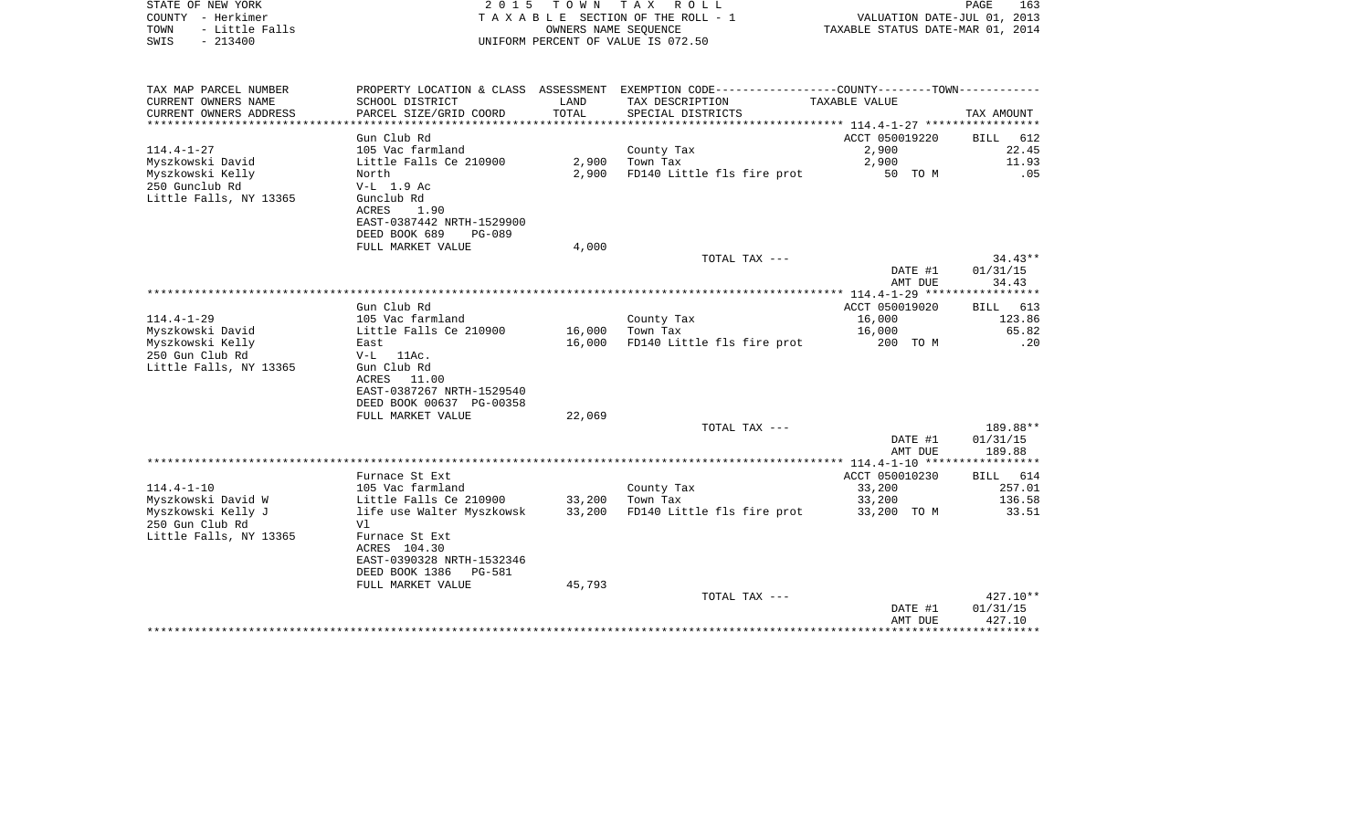STATE OF NEW YORK | COUNTY - Herkimer | TOWN - Little Falls | SWIS - 213400

**2015 TOWN TAX ROLL**
TAXABLE SECTION OF THE ROLL - 1
OWNERS NAME SEQUENCE
UNIFORM PERCENT OF VALUE IS 072.50

VALUATION DATE-JUL 01, 2013
TAXABLE STATUS DATE-MAR 01, 2014

| TAX MAP PARCEL NUMBER / CURRENT OWNERS NAME / CURRENT OWNERS ADDRESS | PROPERTY LOCATION & CLASS / SCHOOL DISTRICT / PARCEL SIZE/GRID COORD | ASSESSMENT LAND / TOTAL | EXEMPTION CODE / TAX DESCRIPTION / SPECIAL DISTRICTS | COUNTY-TOWN TAXABLE VALUE | TAX AMOUNT |
|---|---|---|---|---|---|
| 114.4-1-27 | Gun Club Rd | | | ACCT 050019220 | BILL 612 |
| Myszkowski David | 105 Vac farmland | | County Tax | 2,900 | 22.45 |
| Myszkowski Kelly | Little Falls Ce 210900 | 2,900 | Town Tax | 2,900 | 11.93 |
| 250 Gunclub Rd | North | 2,900 | FD140 Little fls fire prot | 50 TO M | .05 |
| Little Falls, NY 13365 | V-L 1.9 Ac | | | | |
| | Gunclub Rd | | | | |
| | ACRES 1.90 | | | | |
| | EAST-0387442 NRTH-1529900 | | | | |
| | DEED BOOK 689 PG-089 | | | | |
| | FULL MARKET VALUE | 4,000 | | | |
| | | | TOTAL TAX --- | | 34.43** |
| | | | | DATE #1 | 01/31/15 |
| | | | | AMT DUE | 34.43 |
| 114.4-1-29 | Gun Club Rd | | | ACCT 050019020 | BILL 613 |
| Myszkowski David | 105 Vac farmland | | County Tax | 16,000 | 123.86 |
| Myszkowski Kelly | Little Falls Ce 210900 | 16,000 | Town Tax | 16,000 | 65.82 |
| 250 Gun Club Rd | East | 16,000 | FD140 Little fls fire prot | 200 TO M | .20 |
| Little Falls, NY 13365 | V-L 11Ac. | | | | |
| | Gun Club Rd | | | | |
| | ACRES 11.00 | | | | |
| | EAST-0387267 NRTH-1529540 | | | | |
| | DEED BOOK 00637 PG-00358 | | | | |
| | FULL MARKET VALUE | 22,069 | | | |
| | | | TOTAL TAX --- | | 189.88** |
| | | | | DATE #1 | 01/31/15 |
| | | | | AMT DUE | 189.88 |
| 114.4-1-10 | Furnace St Ext | | | ACCT 050010230 | BILL 614 |
| Myszkowski David W | 105 Vac farmland | | County Tax | 33,200 | 257.01 |
| Myszkowski Kelly J | Little Falls Ce 210900 | 33,200 | Town Tax | 33,200 | 136.58 |
| 250 Gun Club Rd | life use Walter Myszkowsk | 33,200 | FD140 Little fls fire prot | 33,200 TO M | 33.51 |
| Little Falls, NY 13365 | Vl | | | | |
| | Furnace St Ext | | | | |
| | ACRES 104.30 | | | | |
| | EAST-0390328 NRTH-1532346 | | | | |
| | DEED BOOK 1386 PG-581 | | | | |
| | FULL MARKET VALUE | 45,793 | | | |
| | | | TOTAL TAX --- | | 427.10** |
| | | | | DATE #1 | 01/31/15 |
| | | | | AMT DUE | 427.10 |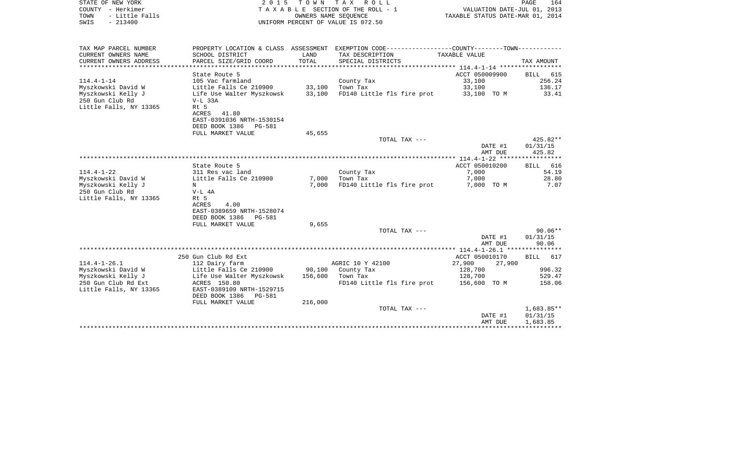STATE OF NEW YORK | COUNTY - Herkimer | TOWN - Little Falls | SWIS - 213400

**2015 TOWN TAX ROLL**
TAXABLE SECTION OF THE ROLL - 1
OWNERS NAME SEQUENCE
UNIFORM PERCENT OF VALUE IS 072.50

VALUATION DATE-JUL 01, 2013
TAXABLE STATUS DATE-MAR 01, 2014

| TAX MAP PARCEL NUMBER / CURRENT OWNERS NAME / CURRENT OWNERS ADDRESS | PROPERTY LOCATION & CLASS / SCHOOL DISTRICT / PARCEL SIZE/GRID COORD | ASSESSMENT LAND / TOTAL | EXEMPTION CODE / TAX DESCRIPTION / SPECIAL DISTRICTS | TAXABLE VALUE (COUNTY--------TOWN) | TAX AMOUNT |
|---|---|---|---|---|---|
| 114.4-1-14 | State Route 5 | | | ACCT 050009900 | BILL 615 |
| Myszkowski David W | 105 Vac farmland | | County Tax | 33,100 | 256.24 |
| Myszkowski Kelly J | Little Falls Ce 210900 | 33,100 | Town Tax | 33,100 | 136.17 |
| 250 Gun Club Rd | Life Use Walter Myszkowsk | 33,100 | FD140 Little fls fire prot | 33,100 TO M | 33.41 |
| Little Falls, NY 13365 | V-L 33A | | | | |
| | Rt 5 | | | | |
| | ACRES 41.80 | | | | |
| | EAST-0391036 NRTH-1530154 | | | | |
| | DEED BOOK 1386 PG-581 | | | | |
| | FULL MARKET VALUE | 45,655 | | | |
| | | | TOTAL TAX --- | | 425.82** |
| | | | | DATE #1 | 01/31/15 |
| | | | | AMT DUE | 425.82 |
| 114.4-1-22 | State Route 5 | | | ACCT 050010200 | BILL 616 |
| Myszkowski David W | 311 Res vac land | | County Tax | 7,000 | 54.19 |
| Myszkowski Kelly J | Little Falls Ce 210900 | 7,000 | Town Tax | 7,000 | 28.80 |
| 250 Gun Club Rd | N | 7,000 | FD140 Little fls fire prot | 7,000 TO M | 7.07 |
| Little Falls, NY 13365 | V-L 4A | | | | |
| | Rt 5 | | | | |
| | ACRES 4.00 | | | | |
| | EAST-0389659 NRTH-1528074 | | | | |
| | DEED BOOK 1386 PG-581 | | | | |
| | FULL MARKET VALUE | 9,655 | | | |
| | | | TOTAL TAX --- | | 90.06** |
| | | | | DATE #1 | 01/31/15 |
| | | | | AMT DUE | 90.06 |
| 114.4-1-26.1 | 250 Gun Club Rd Ext | | | ACCT 050010170 | BILL 617 |
| Myszkowski David W | 112 Dairy farm | | AGRIC 10 Y 42100 | 27,900 27,900 | |
| Myszkowski Kelly J | Little Falls Ce 210900 | 90,100 | County Tax | 128,700 | 996.32 |
| 250 Gun Club Rd Ext | Life Use Walter Myszkowsk | 156,600 | Town Tax | 128,700 | 529.47 |
| Little Falls, NY 13365 | ACRES 150.80 | | FD140 Little fls fire prot | 156,600 TO M | 158.06 |
| | EAST-0389109 NRTH-1529715 | | | | |
| | DEED BOOK 1386 PG-581 | | | | |
| | FULL MARKET VALUE | 216,000 | | | |
| | | | TOTAL TAX --- | | 1,683.85** |
| | | | | DATE #1 | 01/31/15 |
| | | | | AMT DUE | 1,683.85 |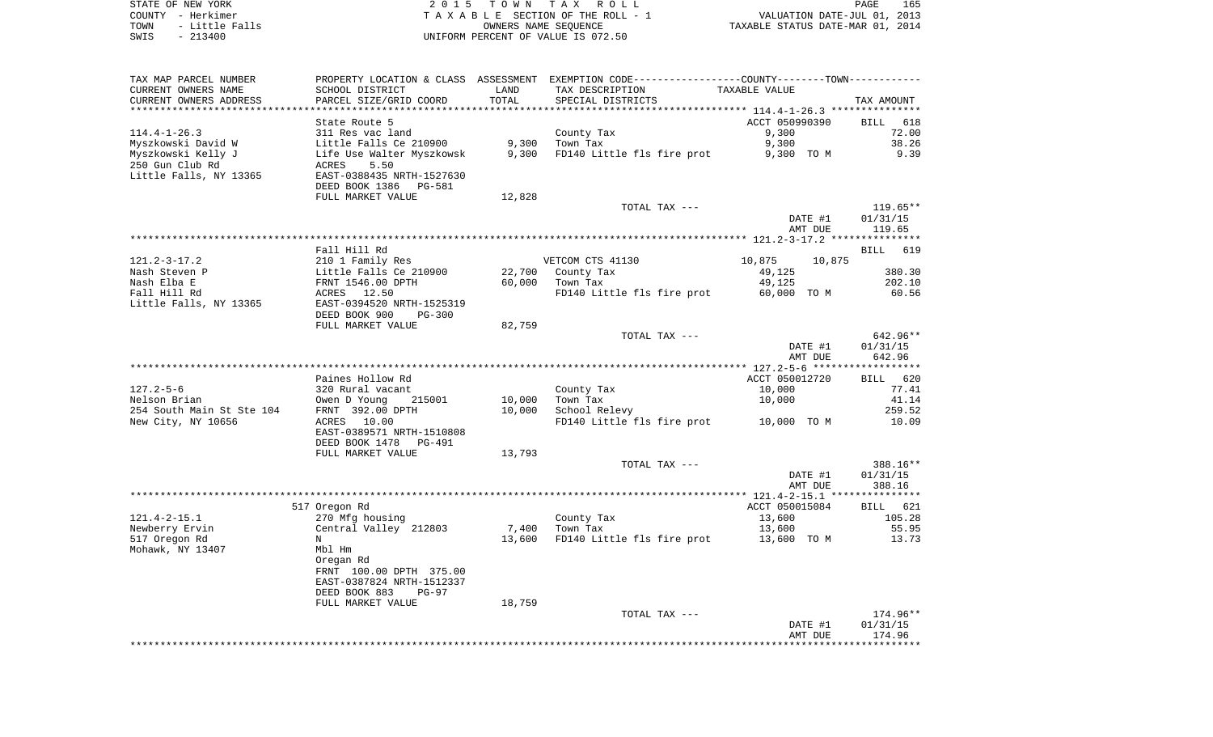STATE OF NEW YORK
COUNTY - Herkimer
TOWN - Little Falls
SWIS - 213400

2 0 1 5 T O W N T A X R O L L
T A X A B L E SECTION OF THE ROLL - 1
OWNERS NAME SEQUENCE
UNIFORM PERCENT OF VALUE IS 072.50

VALUATION DATE-JUL 01, 2013
TAXABLE STATUS DATE-MAR 01, 2014

| TAX MAP PARCEL NUMBER / CURRENT OWNERS NAME / CURRENT OWNERS ADDRESS | PROPERTY LOCATION & CLASS / SCHOOL DISTRICT / PARCEL SIZE/GRID COORD | ASSESSMENT LAND / TOTAL | EXEMPTION CODE / TAX DESCRIPTION / SPECIAL DISTRICTS | COUNTY / TOWN TAXABLE VALUE | TAX AMOUNT |
|---|---|---|---|---|---|
| 114.4-1-26.3 | State Route 5 | | | ACCT 050990390 | BILL 618 |
| Myszkowski David W | 311 Res vac land | | County Tax | 9,300 | 72.00 |
| Myszkowski Kelly J | Little Falls Ce 210900 | 9,300 | Town Tax | 9,300 | 38.26 |
| 250 Gun Club Rd | Life Use Walter Myszkowsk | 9,300 | FD140 Little fls fire prot | 9,300 TO M | 9.39 |
| Little Falls, NY 13365 | ACRES 5.50 | | | | |
| | EAST-0388435 NRTH-1527630 | | | | |
| | DEED BOOK 1386 PG-581 | | | | |
| | FULL MARKET VALUE | 12,828 | | | |
| | | | TOTAL TAX --- | | 119.65** |
| | | | | DATE #1 | 01/31/15 |
| | | | | AMT DUE | 119.65 |
| 121.2-3-17.2 | Fall Hill Rd | | | | BILL 619 |
| Nash Steven P | 210 1 Family Res | | VETCOM CTS 41130 | 10,875 10,875 | |
| Nash Elba E | Little Falls Ce 210900 | 22,700 | County Tax | 49,125 | 380.30 |
| Fall Hill Rd | FRNT 1546.00 DPTH | 60,000 | Town Tax | 49,125 | 202.10 |
| Little Falls, NY 13365 | ACRES 12.50 | | FD140 Little fls fire prot | 60,000 TO M | 60.56 |
| | EAST-0394520 NRTH-1525319 | | | | |
| | DEED BOOK 900 PG-300 | | | | |
| | FULL MARKET VALUE | 82,759 | | | |
| | | | TOTAL TAX --- | | 642.96** |
| | | | | DATE #1 | 01/31/15 |
| | | | | AMT DUE | 642.96 |
| 127.2-5-6 | Paines Hollow Rd | | | ACCT 050012720 | BILL 620 |
| Nelson Brian | 320 Rural vacant | | County Tax | 10,000 | 77.41 |
| 254 South Main St Ste 104 | Owen D Young 215001 | 10,000 | Town Tax | 10,000 | 41.14 |
| New City, NY 10656 | FRNT 392.00 DPTH | 10,000 | School Relevy | | 259.52 |
| | ACRES 10.00 | | FD140 Little fls fire prot | 10,000 TO M | 10.09 |
| | EAST-0389571 NRTH-1510808 | | | | |
| | DEED BOOK 1478 PG-491 | | | | |
| | FULL MARKET VALUE | 13,793 | | | |
| | | | TOTAL TAX --- | | 388.16** |
| | | | | DATE #1 | 01/31/15 |
| | | | | AMT DUE | 388.16 |
| 121.4-2-15.1 | 517 Oregon Rd | | | ACCT 050015084 | BILL 621 |
| Newberry Ervin | 270 Mfg housing | | County Tax | 13,600 | 105.28 |
| 517 Oregon Rd | Central Valley 212803 | 7,400 | Town Tax | 13,600 | 55.95 |
| Mohawk, NY 13407 | N | 13,600 | FD140 Little fls fire prot | 13,600 TO M | 13.73 |
| | Mbl Hm | | | | |
| | Oregan Rd | | | | |
| | FRNT 100.00 DPTH 375.00 | | | | |
| | EAST-0387824 NRTH-1512337 | | | | |
| | DEED BOOK 883 PG-97 | | | | |
| | FULL MARKET VALUE | 18,759 | | | |
| | | | TOTAL TAX --- | | 174.96** |
| | | | | DATE #1 | 01/31/15 |
| | | | | AMT DUE | 174.96 |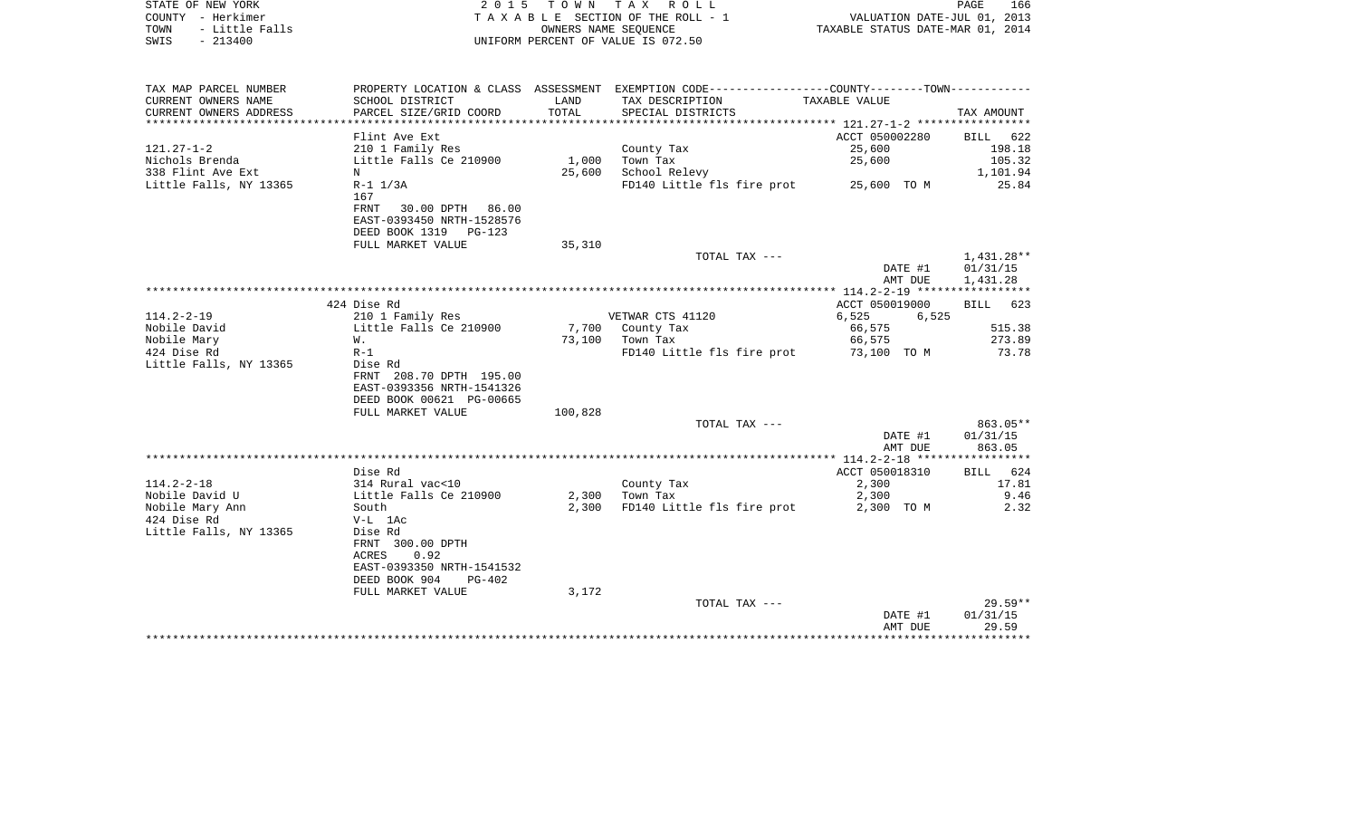STATE OF NEW YORK
COUNTY - Herkimer
TOWN - Little Falls
SWIS - 213400

2 0 1 5 T O W N T A X R O L L
T A X A B L E SECTION OF THE ROLL - 1
OWNERS NAME SEQUENCE
UNIFORM PERCENT OF VALUE IS 072.50

VALUATION DATE-JUL 01, 2013
TAXABLE STATUS DATE-MAR 01, 2014

| TAX MAP PARCEL NUMBER / CURRENT OWNERS NAME / CURRENT OWNERS ADDRESS | PROPERTY LOCATION & CLASS / SCHOOL DISTRICT / PARCEL SIZE/GRID COORD | ASSESSMENT LAND / TOTAL | EXEMPTION CODE / TAX DESCRIPTION / SPECIAL DISTRICTS | COUNTY--------TOWN / TAXABLE VALUE | TAX AMOUNT |
|---|---|---|---|---|---|
| 121.27-1-2 | Flint Ave Ext | | | ACCT 050002280 | BILL 622 |
| 121.27-1-2 | 210 1 Family Res | | County Tax | 25,600 | 198.18 |
| Nichols Brenda | Little Falls Ce 210900 | 1,000 | Town Tax | 25,600 | 105.32 |
| 338 Flint Ave Ext | N | 25,600 | School Relevy | | 1,101.94 |
| Little Falls, NY 13365 | R-1 1/3A | | FD140 Little fls fire prot | 25,600 TO M | 25.84 |
| | 167 | | | | |
| | FRNT 30.00 DPTH 86.00 | | | | |
| | EAST-0393450 NRTH-1528576 | | | | |
| | DEED BOOK 1319 PG-123 | | | | |
| | FULL MARKET VALUE | 35,310 | | | |
| | | | TOTAL TAX --- | | 1,431.28** |
| | | | | DATE #1 | 01/31/15 |
| | | | | AMT DUE | 1,431.28 |
| 114.2-2-19 | 424 Dise Rd | | | ACCT 050019000 | BILL 623 |
| 114.2-2-19 | 210 1 Family Res | | VETWAR CTS 41120 | 6,525 6,525 | |
| Nobile David | Little Falls Ce 210900 | 7,700 | County Tax | 66,575 | 515.38 |
| Nobile Mary | W. | 73,100 | Town Tax | 66,575 | 273.89 |
| 424 Dise Rd | R-1 | | FD140 Little fls fire prot | 73,100 TO M | 73.78 |
| Little Falls, NY 13365 | Dise Rd | | | | |
| | FRNT 208.70 DPTH 195.00 | | | | |
| | EAST-0393356 NRTH-1541326 | | | | |
| | DEED BOOK 00621 PG-00665 | | | | |
| | FULL MARKET VALUE | 100,828 | | | |
| | | | TOTAL TAX --- | | 863.05** |
| | | | | DATE #1 | 01/31/15 |
| | | | | AMT DUE | 863.05 |
| 114.2-2-18 | Dise Rd | | | ACCT 050018310 | BILL 624 |
| 114.2-2-18 | 314 Rural vac<10 | | County Tax | 2,300 | 17.81 |
| Nobile David U | Little Falls Ce 210900 | 2,300 | Town Tax | 2,300 | 9.46 |
| Nobile Mary Ann | South | 2,300 | FD140 Little fls fire prot | 2,300 TO M | 2.32 |
| 424 Dise Rd | V-L 1Ac | | | | |
| Little Falls, NY 13365 | Dise Rd | | | | |
| | FRNT 300.00 DPTH | | | | |
| | ACRES 0.92 | | | | |
| | EAST-0393350 NRTH-1541532 | | | | |
| | DEED BOOK 904 PG-402 | | | | |
| | FULL MARKET VALUE | 3,172 | | | |
| | | | TOTAL TAX --- | | 29.59** |
| | | | | DATE #1 | 01/31/15 |
| | | | | AMT DUE | 29.59 |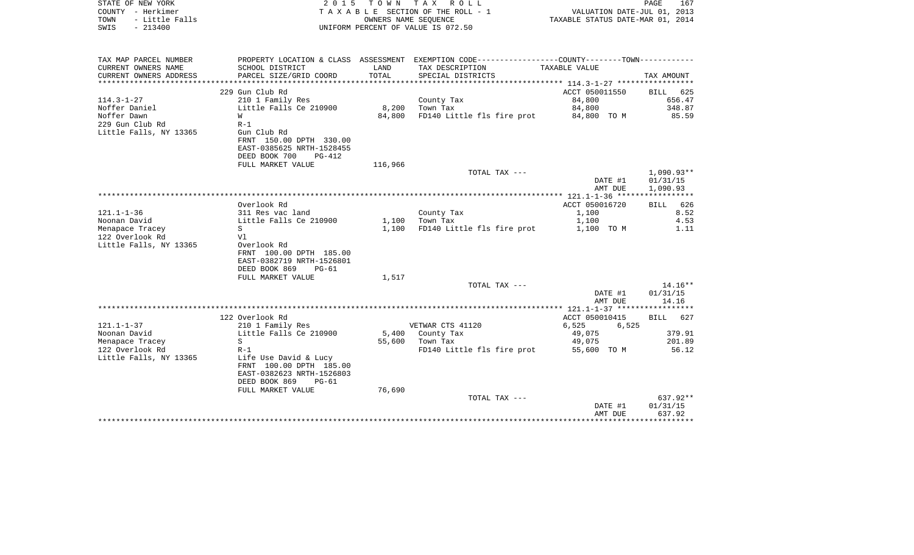STATE OF NEW YORK
COUNTY - Herkimer
TOWN - Little Falls
SWIS - 213400

2 0 1 5 T O W N T A X R O L L
T A X A B L E SECTION OF THE ROLL - 1
OWNERS NAME SEQUENCE
UNIFORM PERCENT OF VALUE IS 072.50

VALUATION DATE-JUL 01, 2013
TAXABLE STATUS DATE-MAR 01, 2014

| TAX MAP PARCEL NUMBER<br>CURRENT OWNERS NAME<br>CURRENT OWNERS ADDRESS | PROPERTY LOCATION & CLASS<br>SCHOOL DISTRICT<br>PARCEL SIZE/GRID COORD | ASSESSMENT<br>LAND<br>TOTAL | EXEMPTION CODE-----COUNTY-----TOWN-----<br>TAX DESCRIPTION<br>SPECIAL DISTRICTS | TAXABLE VALUE | TAX AMOUNT |
|---|---|---|---|---|---|
| **114.3-1-27** | 229 Gun Club Rd | | | ACCT 050011550 | BILL 625 |
| 114.3-1-27 | 210 1 Family Res | | County Tax | 84,800 | 656.47 |
| Noffer Daniel | Little Falls Ce 210900 | 8,200 | Town Tax | 84,800 | 348.87 |
| Noffer Dawn | W | 84,800 | FD140 Little fls fire prot | 84,800 TO M | 85.59 |
| 229 Gun Club Rd | R-1 | | | | |
| Little Falls, NY 13365 | Gun Club Rd | | | | |
| | FRNT 150.00 DPTH 330.00 | | | | |
| | EAST-0385625 NRTH-1528455 | | | | |
| | DEED BOOK 700 PG-412 | | | | |
| | FULL MARKET VALUE | 116,966 | | | |
| | | | TOTAL TAX --- | | 1,090.93** |
| | | | | DATE #1 | 01/31/15 |
| | | | | AMT DUE | 1,090.93 |
| **121.1-1-36** | Overlook Rd | | | ACCT 050016720 | BILL 626 |
| 121.1-1-36 | 311 Res vac land | | County Tax | 1,100 | 8.52 |
| Noonan David | Little Falls Ce 210900 | 1,100 | Town Tax | 1,100 | 4.53 |
| Menapace Tracey | S | 1,100 | FD140 Little fls fire prot | 1,100 TO M | 1.11 |
| 122 Overlook Rd | Vl | | | | |
| Little Falls, NY 13365 | Overlook Rd | | | | |
| | FRNT 100.00 DPTH 185.00 | | | | |
| | EAST-0382719 NRTH-1526801 | | | | |
| | DEED BOOK 869 PG-61 | | | | |
| | FULL MARKET VALUE | 1,517 | | | |
| | | | TOTAL TAX --- | | 14.16** |
| | | | | DATE #1 | 01/31/15 |
| | | | | AMT DUE | 14.16 |
| **121.1-1-37** | 122 Overlook Rd | | | ACCT 050010415 | BILL 627 |
| 121.1-1-37 | 210 1 Family Res | | VETWAR CTS 41120 | 6,525 6,525 | |
| Noonan David | Little Falls Ce 210900 | 5,400 | County Tax | 49,075 | 379.91 |
| Menapace Tracey | S | 55,600 | Town Tax | 49,075 | 201.89 |
| 122 Overlook Rd | R-1 | | FD140 Little fls fire prot | 55,600 TO M | 56.12 |
| Little Falls, NY 13365 | Life Use David & Lucy | | | | |
| | FRNT 100.00 DPTH 185.00 | | | | |
| | EAST-0382623 NRTH-1526803 | | | | |
| | DEED BOOK 869 PG-61 | | | | |
| | FULL MARKET VALUE | 76,690 | | | |
| | | | TOTAL TAX --- | | 637.92** |
| | | | | DATE #1 | 01/31/15 |
| | | | | AMT DUE | 637.92 |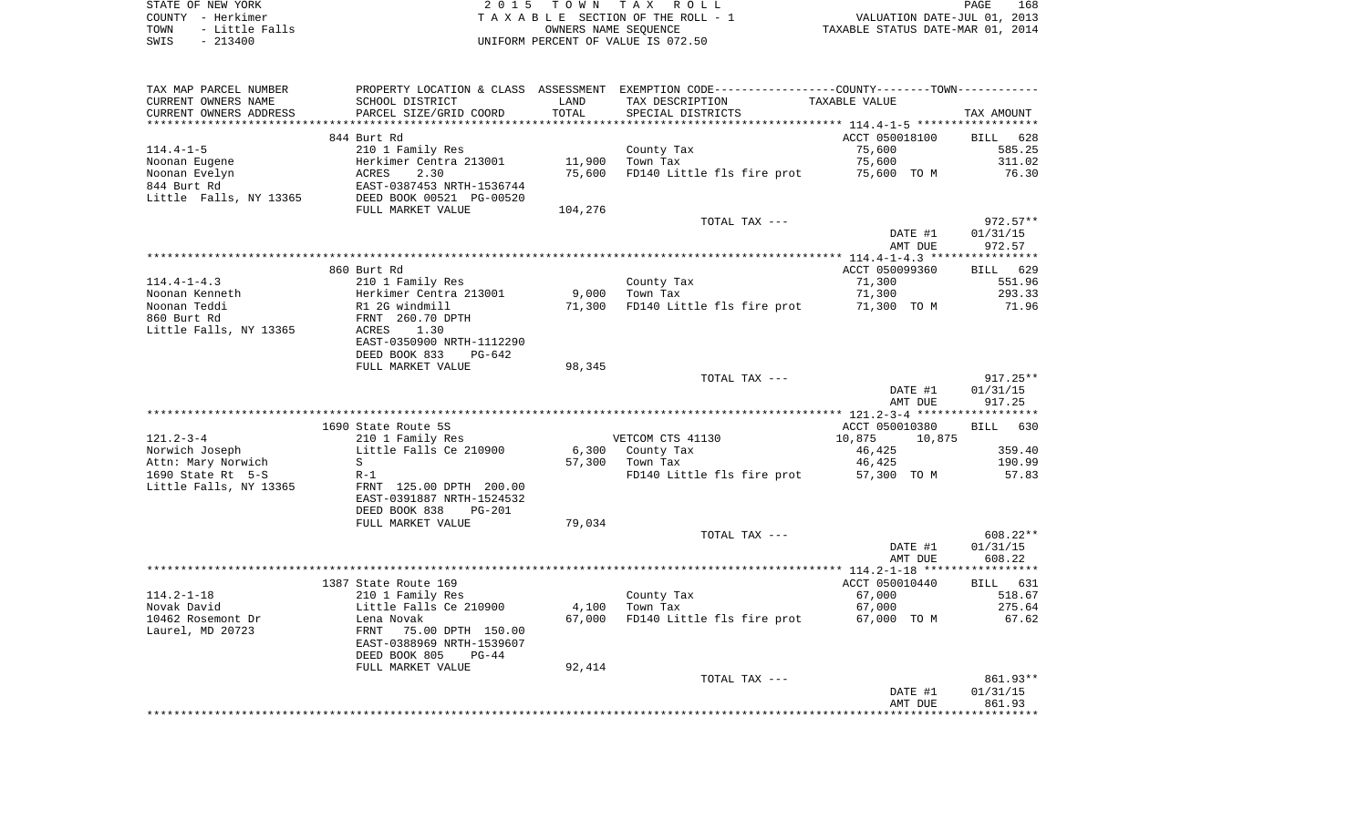STATE OF NEW YORK
COUNTY - Herkimer
TOWN - Little Falls
SWIS - 213400

2015 TOWN TAX ROLL
TAXABLE SECTION OF THE ROLL - 1
OWNERS NAME SEQUENCE
UNIFORM PERCENT OF VALUE IS 072.50

VALUATION DATE-JUL 01, 2013
TAXABLE STATUS DATE-MAR 01, 2014

| TAX MAP PARCEL NUMBER / CURRENT OWNERS NAME / CURRENT OWNERS ADDRESS | PROPERTY LOCATION & CLASS / SCHOOL DISTRICT / PARCEL SIZE/GRID COORD | ASSESSMENT LAND / TOTAL | EXEMPTION CODE / TAX DESCRIPTION / SPECIAL DISTRICTS | COUNTY / TOWN TAXABLE VALUE | TAX AMOUNT |
|---|---|---|---|---|---|
| 114.4-1-5 | 844 Burt Rd | | | ACCT 050018100 | BILL 628 |
| | 210 1 Family Res | | County Tax | 75,600 | 585.25 |
| Noonan Eugene | Herkimer Centra 213001 | 11,900 | Town Tax | 75,600 | 311.02 |
| Noonan Evelyn | ACRES 2.30 | 75,600 | FD140 Little fls fire prot | 75,600 TO M | 76.30 |
| 844 Burt Rd | EAST-0387453 NRTH-1536744 | | | | |
| Little Falls, NY 13365 | DEED BOOK 00521 PG-00520 | | | | |
| | FULL MARKET VALUE | 104,276 | | | |
| | | | TOTAL TAX --- | | 972.57** |
| | | | | DATE #1 | 01/31/15 |
| | | | | AMT DUE | 972.57 |
| 114.4-1-4.3 | 860 Burt Rd | | | ACCT 050099360 | BILL 629 |
| | 210 1 Family Res | | County Tax | 71,300 | 551.96 |
| Noonan Kenneth | Herkimer Centra 213001 | 9,000 | Town Tax | 71,300 | 293.33 |
| Noonan Teddi | R1 2G windmill | 71,300 | FD140 Little fls fire prot | 71,300 TO M | 71.96 |
| 860 Burt Rd | FRNT 260.70 DPTH | | | | |
| Little Falls, NY 13365 | ACRES 1.30 | | | | |
| | EAST-0350900 NRTH-1112290 | | | | |
| | DEED BOOK 833 PG-642 | | | | |
| | FULL MARKET VALUE | 98,345 | | | |
| | | | TOTAL TAX --- | | 917.25** |
| | | | | DATE #1 | 01/31/15 |
| | | | | AMT DUE | 917.25 |
| 121.2-3-4 | 1690 State Route 5S | | | ACCT 050010380 | BILL 630 |
| | 210 1 Family Res | | VETCOM CTS 41130 | 10,875 10,875 | |
| Norwich Joseph | Little Falls Ce 210900 | 6,300 | County Tax | 46,425 | 359.40 |
| Attn: Mary Norwich | S | 57,300 | Town Tax | 46,425 | 190.99 |
| 1690 State Rt 5-S | R-1 | | FD140 Little fls fire prot | 57,300 TO M | 57.83 |
| Little Falls, NY 13365 | FRNT 125.00 DPTH 200.00 | | | | |
| | EAST-0391887 NRTH-1524532 | | | | |
| | DEED BOOK 838 PG-201 | | | | |
| | FULL MARKET VALUE | 79,034 | | | |
| | | | TOTAL TAX --- | | 608.22** |
| | | | | DATE #1 | 01/31/15 |
| | | | | AMT DUE | 608.22 |
| 114.2-1-18 | 1387 State Route 169 | | | ACCT 050010440 | BILL 631 |
| | 210 1 Family Res | | County Tax | 67,000 | 518.67 |
| Novak David | Little Falls Ce 210900 | 4,100 | Town Tax | 67,000 | 275.64 |
| 10462 Rosemont Dr | Lena Novak | 67,000 | FD140 Little fls fire prot | 67,000 TO M | 67.62 |
| Laurel, MD 20723 | FRNT 75.00 DPTH 150.00 | | | | |
| | EAST-0388969 NRTH-1539607 | | | | |
| | DEED BOOK 805 PG-44 | | | | |
| | FULL MARKET VALUE | 92,414 | | | |
| | | | TOTAL TAX --- | | 861.93** |
| | | | | DATE #1 | 01/31/15 |
| | | | | AMT DUE | 861.93 |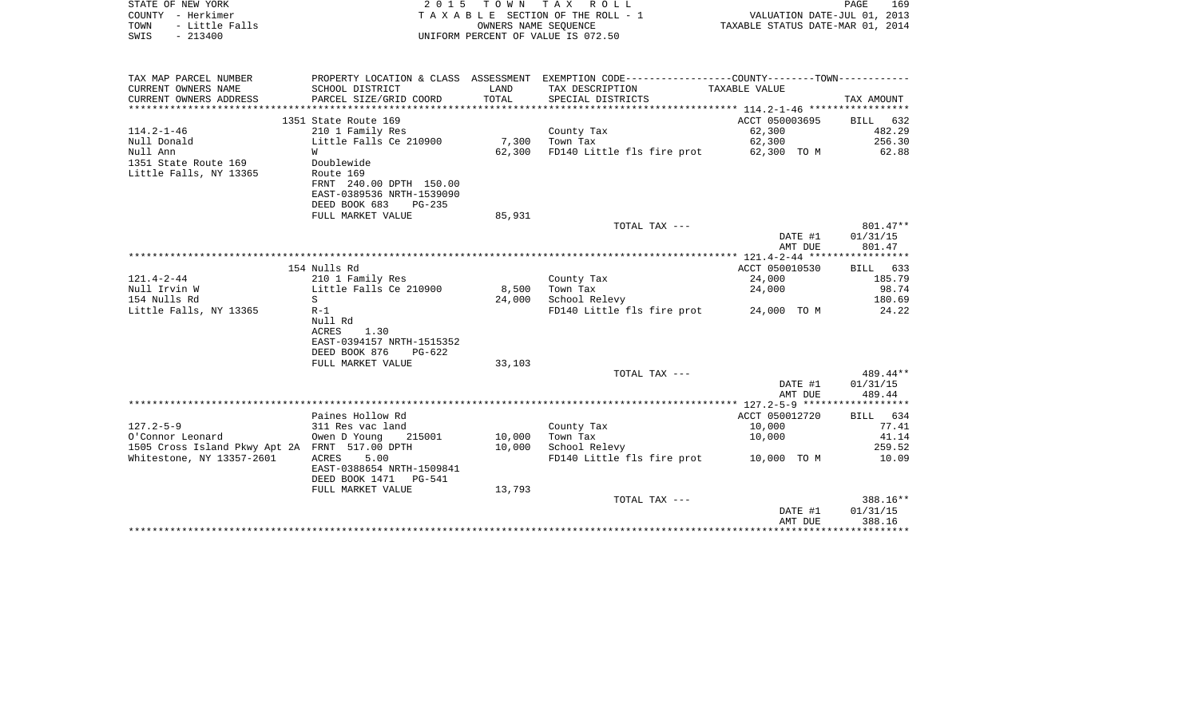STATE OF NEW YORK  
COUNTY - Herkimer  
TOWN - Little Falls  
SWIS - 213400

2 0 1 5 T O W N T A X R O L L  
T A X A B L E SECTION OF THE ROLL - 1  
OWNERS NAME SEQUENCE  
UNIFORM PERCENT OF VALUE IS 072.50

VALUATION DATE-JUL 01, 2013  
TAXABLE STATUS DATE-MAR 01, 2014

| TAX MAP PARCEL NUMBER<br>CURRENT OWNERS NAME<br>CURRENT OWNERS ADDRESS | PROPERTY LOCATION & CLASS<br>SCHOOL DISTRICT<br>PARCEL SIZE/GRID COORD | ASSESSMENT<br>LAND<br>TOTAL | EXEMPTION CODE-----COUNTY-----TOWN-----<br>TAX DESCRIPTION<br>SPECIAL DISTRICTS | TAXABLE VALUE | TAX AMOUNT |
|---|---|---|---|---|---|
| | 1351 State Route 169 | | | ACCT 050003695 | BILL 632 |
| 114.2-1-46 | 210 1 Family Res | | County Tax | 62,300 | 482.29 |
| Null Donald | Little Falls Ce 210900 | 7,300 | Town Tax | 62,300 | 256.30 |
| Null Ann | W | 62,300 | FD140 Little fls fire prot | 62,300 TO M | 62.88 |
| 1351 State Route 169 | Doublewide | | | | |
| Little Falls, NY 13365 | Route 169 | | | | |
| | FRNT 240.00 DPTH 150.00 | | | | |
| | EAST-0389536 NRTH-1539090 | | | | |
| | DEED BOOK 683 PG-235 | | | | |
| | FULL MARKET VALUE | 85,931 | | | |
| | | | TOTAL TAX --- | | 801.47** |
| | | | | DATE #1 | 01/31/15 |
| | | | | AMT DUE | 801.47 |
| | 154 Nulls Rd | | | ACCT 050010530 | BILL 633 |
| 121.4-2-44 | 210 1 Family Res | | County Tax | 24,000 | 185.79 |
| Null Irvin W | Little Falls Ce 210900 | 8,500 | Town Tax | 24,000 | 98.74 |
| 154 Nulls Rd | S | 24,000 | School Relevy | | 180.69 |
| Little Falls, NY 13365 | R-1 | | FD140 Little fls fire prot | 24,000 TO M | 24.22 |
| | Null Rd | | | | |
| | ACRES 1.30 | | | | |
| | EAST-0394157 NRTH-1515352 | | | | |
| | DEED BOOK 876 PG-622 | | | | |
| | FULL MARKET VALUE | 33,103 | | | |
| | | | TOTAL TAX --- | | 489.44** |
| | | | | DATE #1 | 01/31/15 |
| | | | | AMT DUE | 489.44 |
| | Paines Hollow Rd | | | ACCT 050012720 | BILL 634 |
| 127.2-5-9 | 311 Res vac land | | County Tax | 10,000 | 77.41 |
| O'Connor Leonard | Owen D Young 215001 | 10,000 | Town Tax | 10,000 | 41.14 |
| 1505 Cross Island Pkwy Apt 2A | FRNT 517.00 DPTH | 10,000 | School Relevy | | 259.52 |
| Whitestone, NY 13357-2601 | ACRES 5.00 | | FD140 Little fls fire prot | 10,000 TO M | 10.09 |
| | EAST-0388654 NRTH-1509841 | | | | |
| | DEED BOOK 1471 PG-541 | | | | |
| | FULL MARKET VALUE | 13,793 | | | |
| | | | TOTAL TAX --- | | 388.16** |
| | | | | DATE #1 | 01/31/15 |
| | | | | AMT DUE | 388.16 |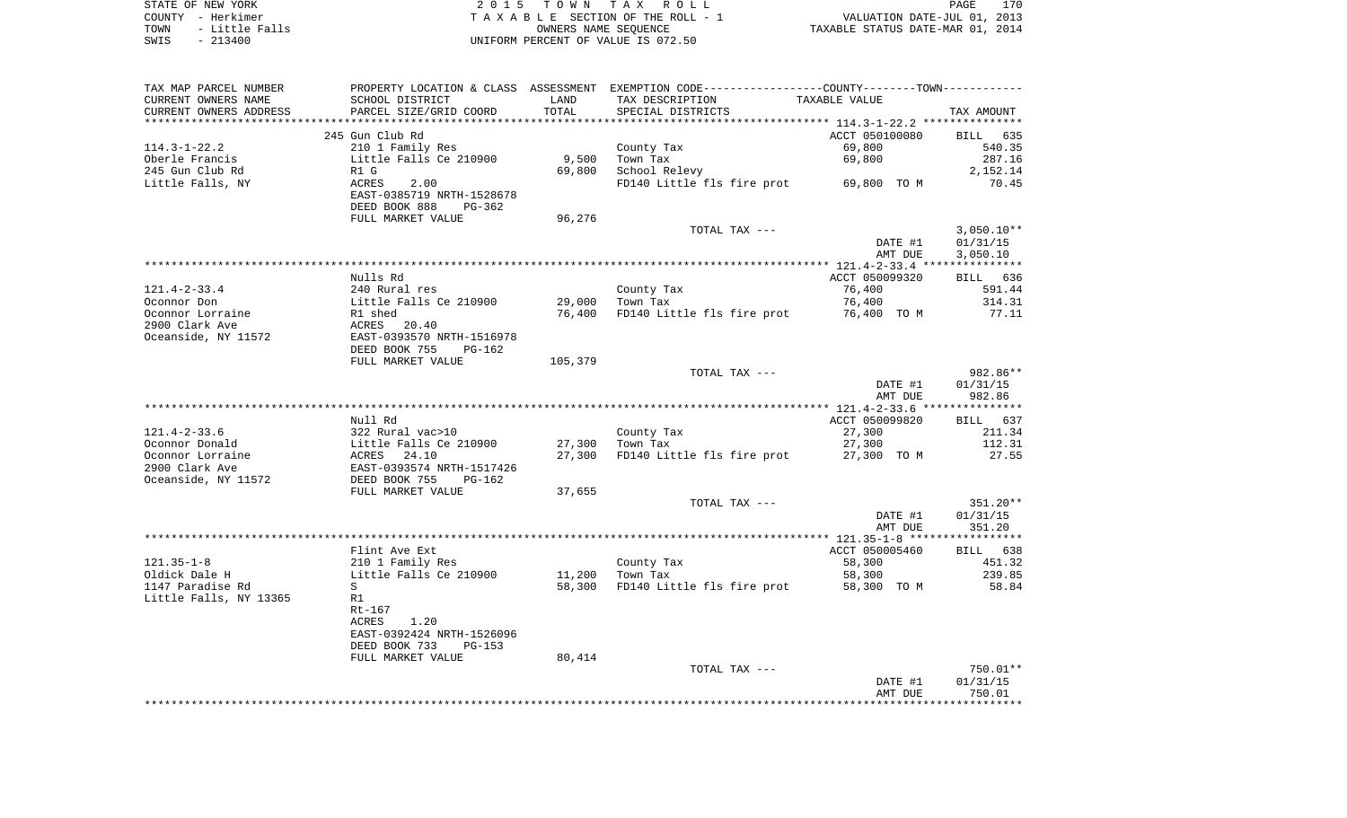STATE OF NEW YORK
COUNTY - Herkimer
TOWN - Little Falls
SWIS - 213400

2 0 1 5 T O W N T A X R O L L
T A X A B L E SECTION OF THE ROLL - 1
OWNERS NAME SEQUENCE
UNIFORM PERCENT OF VALUE IS 072.50

VALUATION DATE-JUL 01, 2013
TAXABLE STATUS DATE-MAR 01, 2014

| TAX MAP PARCEL NUMBER / CURRENT OWNERS NAME / CURRENT OWNERS ADDRESS | PROPERTY LOCATION & CLASS / SCHOOL DISTRICT / PARCEL SIZE/GRID COORD | ASSESSMENT LAND / TOTAL | EXEMPTION CODE / TAX DESCRIPTION / SPECIAL DISTRICTS | COUNTY--------TOWN TAXABLE VALUE | TAX AMOUNT |
|---|---|---|---|---|---|
| 114.3-1-22.2 | 245 Gun Club Rd | | | ACCT 050100080 | BILL 635 |
| 114.3-1-22.2 | 210 1 Family Res | | County Tax | 69,800 | 540.35 |
| Oberle Francis | Little Falls Ce 210900 | 9,500 | Town Tax | 69,800 | 287.16 |
| 245 Gun Club Rd | R1 G | 69,800 | School Relevy | | 2,152.14 |
| Little Falls, NY | ACRES 2.00 | | FD140 Little fls fire prot | 69,800 TO M | 70.45 |
| | EAST-0385719 NRTH-1528678 | | | | |
| | DEED BOOK 888 PG-362 | | | | |
| | FULL MARKET VALUE | 96,276 | | | |
| | | | TOTAL TAX --- | | 3,050.10** |
| | | | | DATE #1 | 01/31/15 |
| | | | | AMT DUE | 3,050.10 |
| 121.4-2-33.4 | Nulls Rd | | | ACCT 050099320 | BILL 636 |
| 121.4-2-33.4 | 240 Rural res | | County Tax | 76,400 | 591.44 |
| Oconnor Don | Little Falls Ce 210900 | 29,000 | Town Tax | 76,400 | 314.31 |
| Oconnor Lorraine | R1 shed | 76,400 | FD140 Little fls fire prot | 76,400 TO M | 77.11 |
| 2900 Clark Ave | ACRES 20.40 | | | | |
| Oceanside, NY 11572 | EAST-0393570 NRTH-1516978 | | | | |
| | DEED BOOK 755 PG-162 | | | | |
| | FULL MARKET VALUE | 105,379 | | | |
| | | | TOTAL TAX --- | | 982.86** |
| | | | | DATE #1 | 01/31/15 |
| | | | | AMT DUE | 982.86 |
| 121.4-2-33.6 | Null Rd | | | ACCT 050099820 | BILL 637 |
| 121.4-2-33.6 | 322 Rural vac>10 | | County Tax | 27,300 | 211.34 |
| Oconnor Donald | Little Falls Ce 210900 | 27,300 | Town Tax | 27,300 | 112.31 |
| Oconnor Lorraine | ACRES 24.10 | 27,300 | FD140 Little fls fire prot | 27,300 TO M | 27.55 |
| 2900 Clark Ave | EAST-0393574 NRTH-1517426 | | | | |
| Oceanside, NY 11572 | DEED BOOK 755 PG-162 | | | | |
| | FULL MARKET VALUE | 37,655 | | | |
| | | | TOTAL TAX --- | | 351.20** |
| | | | | DATE #1 | 01/31/15 |
| | | | | AMT DUE | 351.20 |
| 121.35-1-8 | Flint Ave Ext | | | ACCT 050005460 | BILL 638 |
| 121.35-1-8 | 210 1 Family Res | | County Tax | 58,300 | 451.32 |
| Oldick Dale H | Little Falls Ce 210900 | 11,200 | Town Tax | 58,300 | 239.85 |
| 1147 Paradise Rd | S | 58,300 | FD140 Little fls fire prot | 58,300 TO M | 58.84 |
| Little Falls, NY 13365 | R1 | | | | |
| | Rt-167 | | | | |
| | ACRES 1.20 | | | | |
| | EAST-0392424 NRTH-1526096 | | | | |
| | DEED BOOK 733 PG-153 | | | | |
| | FULL MARKET VALUE | 80,414 | | | |
| | | | TOTAL TAX --- | | 750.01** |
| | | | | DATE #1 | 01/31/15 |
| | | | | AMT DUE | 750.01 |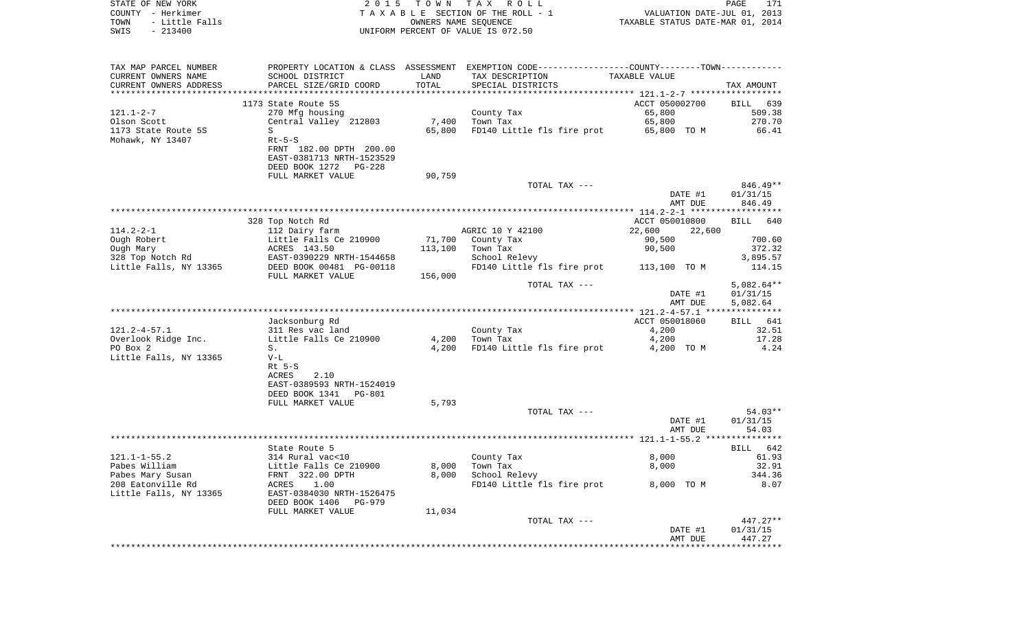STATE OF NEW YORK
COUNTY - Herkimer
TOWN - Little Falls
SWIS - 213400

2015 TOWN TAX ROLL
TAXABLE SECTION OF THE ROLL - 1
OWNERS NAME SEQUENCE
UNIFORM PERCENT OF VALUE IS 072.50

VALUATION DATE-JUL 01, 2013
TAXABLE STATUS DATE-MAR 01, 2014

| TAX MAP PARCEL NUMBER / CURRENT OWNERS NAME / CURRENT OWNERS ADDRESS | PROPERTY LOCATION & CLASS / SCHOOL DISTRICT / PARCEL SIZE/GRID COORD | ASSESSMENT LAND / TOTAL | EXEMPTION CODE / TAX DESCRIPTION / SPECIAL DISTRICTS | COUNTY / TOWN TAXABLE VALUE | TAX AMOUNT |
|---|---|---|---|---|---|
| | 1173 State Route 5S | | | ACCT 050002700 | BILL 639 |
| 121.1-2-7 | 270 Mfg housing | | County Tax | 65,800 | 509.38 |
| Olson Scott | Central Valley 212803 | 7,400 | Town Tax | 65,800 | 270.70 |
| 1173 State Route 5S | S | 65,800 | FD140 Little fls fire prot | 65,800 TO M | 66.41 |
| Mohawk, NY 13407 | Rt-5-S | | | | |
| | FRNT 182.00 DPTH 200.00 | | | | |
| | EAST-0381713 NRTH-1523529 | | | | |
| | DEED BOOK 1272 PG-228 | | | | |
| | FULL MARKET VALUE | 90,759 | | | |
| | | | TOTAL TAX --- | | 846.49** |
| | | | | DATE #1 | 01/31/15 |
| | | | | AMT DUE | 846.49 |
| | 328 Top Notch Rd | | | ACCT 050010800 | BILL 640 |
| 114.2-2-1 | 112 Dairy farm | | AGRIC 10 Y 42100 | 22,600 22,600 | |
| Ough Robert | Little Falls Ce 210900 | 71,700 | County Tax | 90,500 | 700.60 |
| Ough Mary | ACRES 143.50 | 113,100 | Town Tax | 90,500 | 372.32 |
| 328 Top Notch Rd | EAST-0390229 NRTH-1544658 | | School Relevy | | 3,895.57 |
| Little Falls, NY 13365 | DEED BOOK 00481 PG-00118 | | FD140 Little fls fire prot | 113,100 TO M | 114.15 |
| | FULL MARKET VALUE | 156,000 | | | |
| | | | TOTAL TAX --- | | 5,082.64** |
| | | | | DATE #1 | 01/31/15 |
| | | | | AMT DUE | 5,082.64 |
| | Jacksonburg Rd | | | ACCT 050018060 | BILL 641 |
| 121.2-4-57.1 | 311 Res vac land | | County Tax | 4,200 | 32.51 |
| Overlook Ridge Inc. | Little Falls Ce 210900 | 4,200 | Town Tax | 4,200 | 17.28 |
| PO Box 2 | S. | 4,200 | FD140 Little fls fire prot | 4,200 TO M | 4.24 |
| Little Falls, NY 13365 | V-L | | | | |
| | Rt 5-S | | | | |
| | ACRES 2.10 | | | | |
| | EAST-0389593 NRTH-1524019 | | | | |
| | DEED BOOK 1341 PG-801 | | | | |
| | FULL MARKET VALUE | 5,793 | | | |
| | | | TOTAL TAX --- | | 54.03** |
| | | | | DATE #1 | 01/31/15 |
| | | | | AMT DUE | 54.03 |
| | State Route 5 | | | | BILL 642 |
| 121.1-1-55.2 | 314 Rural vac<10 | | County Tax | 8,000 | 61.93 |
| Pabes William | Little Falls Ce 210900 | 8,000 | Town Tax | 8,000 | 32.91 |
| Pabes Mary Susan | FRNT 322.00 DPTH | 8,000 | School Relevy | | 344.36 |
| 208 Eatonville Rd | ACRES 1.00 | | FD140 Little fls fire prot | 8,000 TO M | 8.07 |
| Little Falls, NY 13365 | EAST-0384030 NRTH-1526475 | | | | |
| | DEED BOOK 1406 PG-979 | | | | |
| | FULL MARKET VALUE | 11,034 | | | |
| | | | TOTAL TAX --- | | 447.27** |
| | | | | DATE #1 | 01/31/15 |
| | | | | AMT DUE | 447.27 |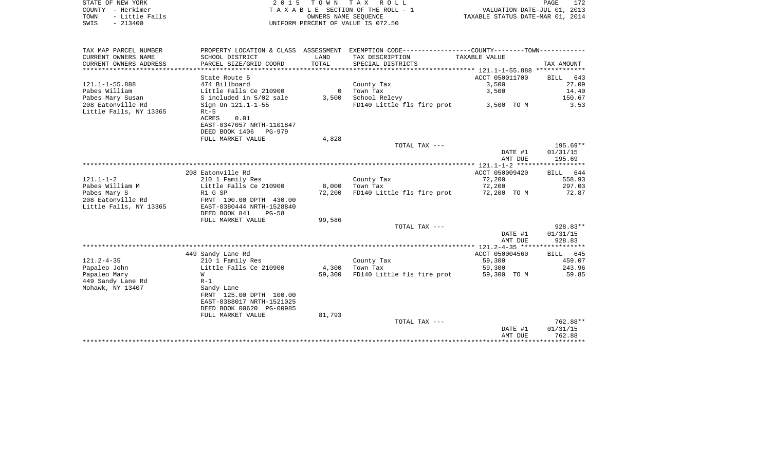STATE OF NEW YORK — 2015 TOWN TAX ROLL
COUNTY - Herkimer — TAXABLE SECTION OF THE ROLL - 1 — VALUATION DATE-JUL 01, 2013
TOWN - Little Falls — OWNERS NAME SEQUENCE — TAXABLE STATUS DATE-MAR 01, 2014
SWIS - 213400 — UNIFORM PERCENT OF VALUE IS 072.50

| TAX MAP PARCEL NUMBER / CURRENT OWNERS NAME / CURRENT OWNERS ADDRESS | PROPERTY LOCATION & CLASS / SCHOOL DISTRICT / PARCEL SIZE/GRID COORD | ASSESSMENT LAND / TOTAL | EXEMPTION CODE / TAX DESCRIPTION / SPECIAL DISTRICTS | COUNTY--------TOWN TAXABLE VALUE | TAX AMOUNT |
|---|---|---|---|---|---|
| 121.1-1-55.888 | State Route 5 | | | ACCT 050011700 | BILL 643 |
| | 474 Billboard | | County Tax | 3,500 | 27.09 |
| Pabes William | Little Falls Ce 210900 | 0 | Town Tax | 3,500 | 14.40 |
| Pabes Mary Susan | S included in 5/02 sale | 3,500 | School Relevy | | 150.67 |
| 208 Eatonville Rd | Sign On 121.1-1-55 | | FD140 Little fls fire prot | 3,500 TO M | 3.53 |
| Little Falls, NY 13365 | Rt-5 | | | | |
| | ACRES 0.01 | | | | |
| | EAST-0347057 NRTH-1101847 | | | | |
| | DEED BOOK 1406 PG-979 | | | | |
| | FULL MARKET VALUE | 4,828 | | | |
| | | | TOTAL TAX --- | | 195.69** |
| | | | | DATE #1 | 01/31/15 |
| | | | | AMT DUE | 195.69 |
| 121.1-1-2 | 208 Eatonville Rd | | | ACCT 050009420 | BILL 644 |
| | 210 1 Family Res | | County Tax | 72,200 | 558.93 |
| Pabes William M | Little Falls Ce 210900 | 8,000 | Town Tax | 72,200 | 297.03 |
| Pabes Mary S | R1 G SP | 72,200 | FD140 Little fls fire prot | 72,200 TO M | 72.87 |
| 208 Eatonville Rd | FRNT 100.00 DPTH 430.00 | | | | |
| Little Falls, NY 13365 | EAST-0380444 NRTH-1528840 | | | | |
| | DEED BOOK 841 PG-58 | | | | |
| | FULL MARKET VALUE | 99,586 | | | |
| | | | TOTAL TAX --- | | 928.83** |
| | | | | DATE #1 | 01/31/15 |
| | | | | AMT DUE | 928.83 |
| 121.2-4-35 | 449 Sandy Lane Rd | | | ACCT 050004560 | BILL 645 |
| | 210 1 Family Res | | County Tax | 59,300 | 459.07 |
| Papaleo John | Little Falls Ce 210900 | 4,300 | Town Tax | 59,300 | 243.96 |
| Papaleo Mary | W | 59,300 | FD140 Little fls fire prot | 59,300 TO M | 59.85 |
| 449 Sandy Lane Rd | R-1 | | | | |
| Mohawk, NY 13407 | Sandy Lane | | | | |
| | FRNT 125.00 DPTH 100.00 | | | | |
| | EAST-0388017 NRTH-1521025 | | | | |
| | DEED BOOK 00620 PG-00985 | | | | |
| | FULL MARKET VALUE | 81,793 | | | |
| | | | TOTAL TAX --- | | 762.88** |
| | | | | DATE #1 | 01/31/15 |
| | | | | AMT DUE | 762.88 |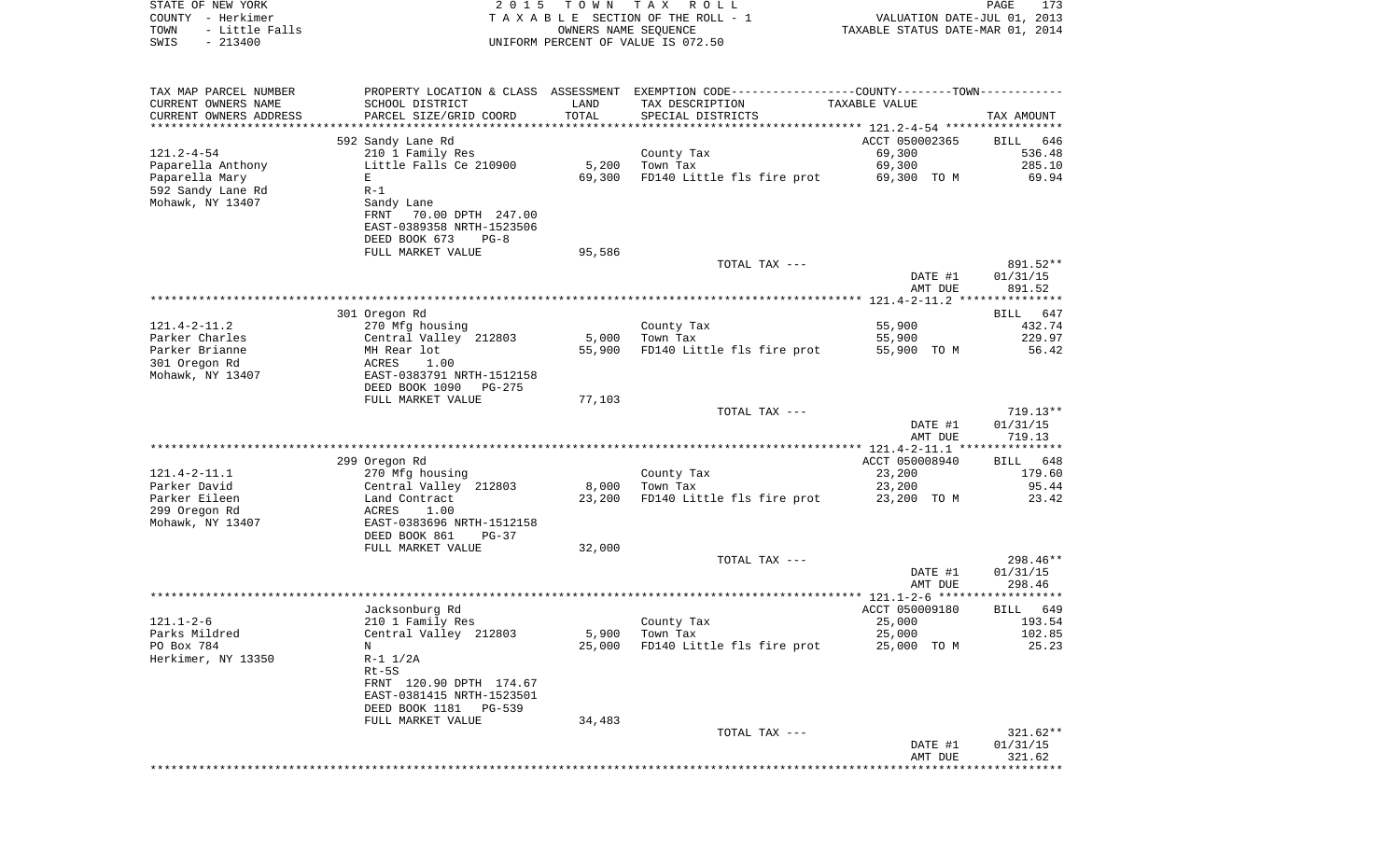STATE OF NEW YORK | 2 0 1 5 T O W N T A X R O L L
COUNTY - Herkimer | T A X A B L E SECTION OF THE ROLL - 1 | VALUATION DATE-JUL 01, 2013
TOWN - Little Falls | OWNERS NAME SEQUENCE | TAXABLE STATUS DATE-MAR 01, 2014
SWIS - 213400 | UNIFORM PERCENT OF VALUE IS 072.50

| TAX MAP PARCEL NUMBER / CURRENT OWNERS NAME / CURRENT OWNERS ADDRESS | PROPERTY LOCATION & CLASS / SCHOOL DISTRICT / PARCEL SIZE/GRID COORD | ASSESSMENT LAND / TOTAL | EXEMPTION CODE / TAX DESCRIPTION / SPECIAL DISTRICTS | TAXABLE VALUE | TAX AMOUNT |
|---|---|---|---|---|---|
| | 592 Sandy Lane Rd | | | ACCT 050002365 | BILL 646 |
| 121.2-4-54 | 210 1 Family Res | | County Tax | 69,300 | 536.48 |
| Paparella Anthony | Little Falls Ce 210900 | 5,200 | Town Tax | 69,300 | 285.10 |
| Paparella Mary | E | 69,300 | FD140 Little fls fire prot | 69,300 TO M | 69.94 |
| 592 Sandy Lane Rd | R-1 | | | | |
| Mohawk, NY 13407 | Sandy Lane | | | | |
| | FRNT 70.00 DPTH 247.00 | | | | |
| | EAST-0389358 NRTH-1523506 | | | | |
| | DEED BOOK 673 PG-8 | | | | |
| | FULL MARKET VALUE | 95,586 | | | |
| | | | TOTAL TAX --- | | 891.52** |
| | | | | DATE #1 | 01/31/15 |
| | | | | AMT DUE | 891.52 |
| | 301 Oregon Rd | | | | BILL 647 |
| 121.4-2-11.2 | 270 Mfg housing | | County Tax | 55,900 | 432.74 |
| Parker Charles | Central Valley 212803 | 5,000 | Town Tax | 55,900 | 229.97 |
| Parker Brianne | MH Rear lot | 55,900 | FD140 Little fls fire prot | 55,900 TO M | 56.42 |
| 301 Oregon Rd | ACRES 1.00 | | | | |
| Mohawk, NY 13407 | EAST-0383791 NRTH-1512158 | | | | |
| | DEED BOOK 1090 PG-275 | | | | |
| | FULL MARKET VALUE | 77,103 | | | |
| | | | TOTAL TAX --- | | 719.13** |
| | | | | DATE #1 | 01/31/15 |
| | | | | AMT DUE | 719.13 |
| | 299 Oregon Rd | | | ACCT 050008940 | BILL 648 |
| 121.4-2-11.1 | 270 Mfg housing | | County Tax | 23,200 | 179.60 |
| Parker David | Central Valley 212803 | 8,000 | Town Tax | 23,200 | 95.44 |
| Parker Eileen | Land Contract | 23,200 | FD140 Little fls fire prot | 23,200 TO M | 23.42 |
| 299 Oregon Rd | ACRES 1.00 | | | | |
| Mohawk, NY 13407 | EAST-0383696 NRTH-1512158 | | | | |
| | DEED BOOK 861 PG-37 | | | | |
| | FULL MARKET VALUE | 32,000 | | | |
| | | | TOTAL TAX --- | | 298.46** |
| | | | | DATE #1 | 01/31/15 |
| | | | | AMT DUE | 298.46 |
| | Jacksonburg Rd | | | ACCT 050009180 | BILL 649 |
| 121.1-2-6 | 210 1 Family Res | | County Tax | 25,000 | 193.54 |
| Parks Mildred | Central Valley 212803 | 5,900 | Town Tax | 25,000 | 102.85 |
| PO Box 784 | N | 25,000 | FD140 Little fls fire prot | 25,000 TO M | 25.23 |
| Herkimer, NY 13350 | R-1 1/2A | | | | |
| | Rt-5S | | | | |
| | FRNT 120.90 DPTH 174.67 | | | | |
| | EAST-0381415 NRTH-1523501 | | | | |
| | DEED BOOK 1181 PG-539 | | | | |
| | FULL MARKET VALUE | 34,483 | | | |
| | | | TOTAL TAX --- | | 321.62** |
| | | | | DATE #1 | 01/31/15 |
| | | | | AMT DUE | 321.62 |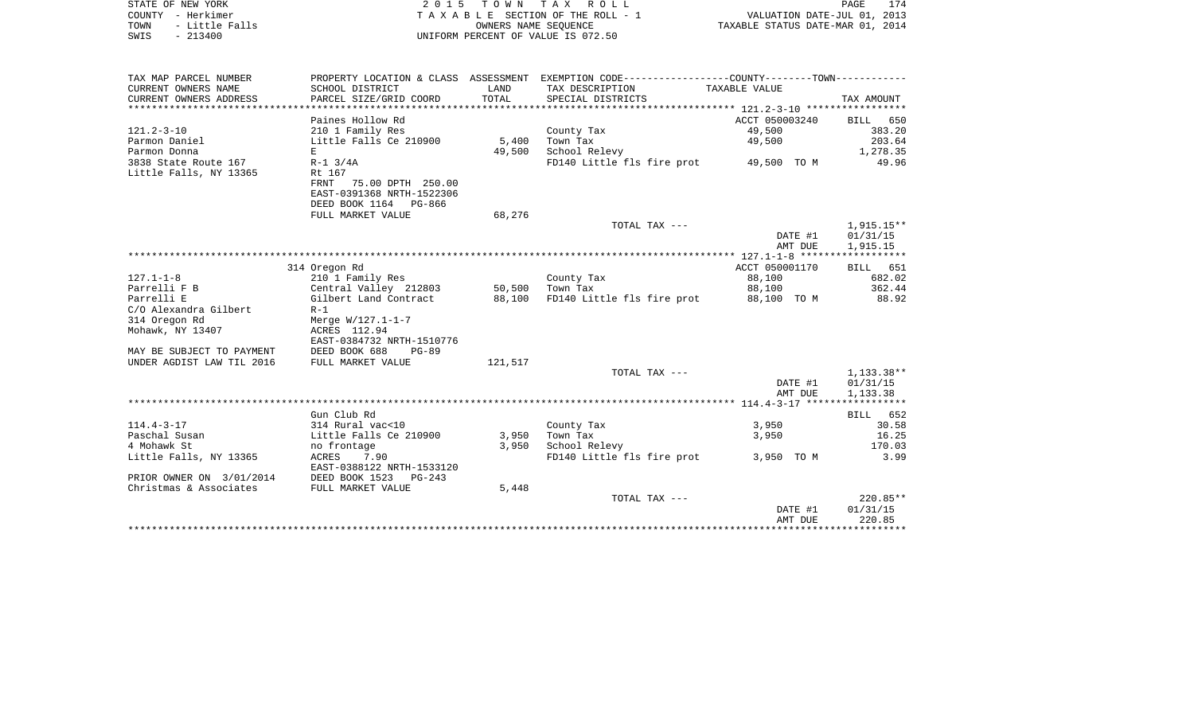STATE OF NEW YORK                2 0 1 5   T O W N   T A X   R O L L
COUNTY - Herkimer                T A X A B L E SECTION OF THE ROLL - 1                VALUATION DATE-JUL 01, 2013
TOWN - Little Falls              OWNERS NAME SEQUENCE                TAXABLE STATUS DATE-MAR 01, 2014
SWIS - 213400                    UNIFORM PERCENT OF VALUE IS 072.50

| TAX MAP PARCEL NUMBER / CURRENT OWNERS NAME / CURRENT OWNERS ADDRESS | PROPERTY LOCATION & CLASS / SCHOOL DISTRICT / PARCEL SIZE/GRID COORD | ASSESSMENT LAND / TOTAL | EXEMPTION CODE / TAX DESCRIPTION / SPECIAL DISTRICTS | COUNTY--------TOWN / TAXABLE VALUE | TAX AMOUNT |
|---|---|---|---|---|---|
| | Paines Hollow Rd | | | ACCT 050003240 | BILL 650 |
| 121.2-3-10 | 210 1 Family Res | | County Tax | 49,500 | 383.20 |
| Parmon Daniel | Little Falls Ce 210900 | 5,400 | Town Tax | 49,500 | 203.64 |
| Parmon Donna | E | 49,500 | School Relevy | | 1,278.35 |
| 3838 State Route 167 | R-1 3/4A | | FD140 Little fls fire prot | 49,500 TO M | 49.96 |
| Little Falls, NY 13365 | Rt 167 | | | | |
| | FRNT 75.00 DPTH 250.00 | | | | |
| | EAST-0391368 NRTH-1522306 | | | | |
| | DEED BOOK 1164 PG-866 | | | | |
| | FULL MARKET VALUE | 68,276 | | | |
| | | | TOTAL TAX --- | | 1,915.15** |
| | | | | DATE #1 | 01/31/15 |
| | | | | AMT DUE | 1,915.15 |
| | 314 Oregon Rd | | | ACCT 050001170 | BILL 651 |
| 127.1-1-8 | 210 1 Family Res | | County Tax | 88,100 | 682.02 |
| Parrelli F B | Central Valley 212803 | 50,500 | Town Tax | 88,100 | 362.44 |
| Parrelli E | Gilbert Land Contract | 88,100 | FD140 Little fls fire prot | 88,100 TO M | 88.92 |
| C/O Alexandra Gilbert | R-1 | | | | |
| 314 Oregon Rd | Merge W/127.1-1-7 | | | | |
| Mohawk, NY 13407 | ACRES 112.94 | | | | |
| | EAST-0384732 NRTH-1510776 | | | | |
| MAY BE SUBJECT TO PAYMENT | DEED BOOK 688 PG-89 | | | | |
| UNDER AGDIST LAW TIL 2016 | FULL MARKET VALUE | 121,517 | | | |
| | | | TOTAL TAX --- | | 1,133.38** |
| | | | | DATE #1 | 01/31/15 |
| | | | | AMT DUE | 1,133.38 |
| | Gun Club Rd | | | | BILL 652 |
| 114.4-3-17 | 314 Rural vac<10 | | County Tax | 3,950 | 30.58 |
| Paschal Susan | Little Falls Ce 210900 | 3,950 | Town Tax | 3,950 | 16.25 |
| 4 Mohawk St | no frontage | 3,950 | School Relevy | | 170.03 |
| Little Falls, NY 13365 | ACRES 7.90 | | FD140 Little fls fire prot | 3,950 TO M | 3.99 |
| | EAST-0388122 NRTH-1533120 | | | | |
| PRIOR OWNER ON 3/01/2014 | DEED BOOK 1523 PG-243 | | | | |
| Christmas & Associates | FULL MARKET VALUE | 5,448 | | | |
| | | | TOTAL TAX --- | | 220.85** |
| | | | | DATE #1 | 01/31/15 |
| | | | | AMT DUE | 220.85 |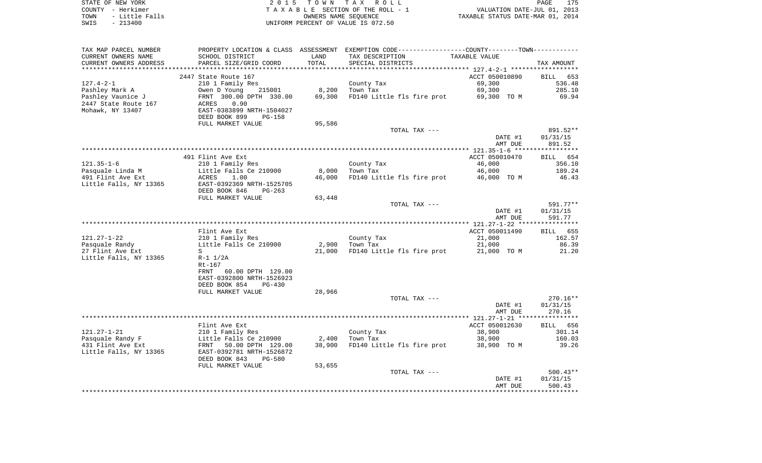STATE OF NEW YORK
COUNTY - Herkimer
TOWN - Little Falls
SWIS - 213400

2015 TOWN TAX ROLL
TAXABLE SECTION OF THE ROLL - 1
OWNERS NAME SEQUENCE
UNIFORM PERCENT OF VALUE IS 072.50

VALUATION DATE-JUL 01, 2013
TAXABLE STATUS DATE-MAR 01, 2014

| TAX MAP PARCEL NUMBER / CURRENT OWNERS NAME / CURRENT OWNERS ADDRESS | PROPERTY LOCATION & CLASS / SCHOOL DISTRICT / PARCEL SIZE/GRID COORD | ASSESSMENT LAND / TOTAL | EXEMPTION CODE / TAX DESCRIPTION / SPECIAL DISTRICTS | TAXABLE VALUE | TAX AMOUNT |
|---|---|---|---|---|---|
| 127.4-2-1 | 2447 State Route 167 | | | ACCT 050010890 | BILL 653 |
| 127.4-2-1 | 210 1 Family Res | | County Tax | 69,300 | 536.48 |
| Pashley Mark A | Owen D Young 215001 | 8,200 | Town Tax | 69,300 | 285.10 |
| Pashley Vaunice J | FRNT 300.00 DPTH 330.00 | 69,300 | FD140 Little fls fire prot | 69,300 TO M | 69.94 |
| 2447 State Route 167 | ACRES 0.90 | | | | |
| Mohawk, NY 13407 | EAST-0383899 NRTH-1504027 | | | | |
| | DEED BOOK 899 PG-158 | | | | |
| | FULL MARKET VALUE | 95,586 | | | |
| | | | TOTAL TAX --- | | 891.52** |
| | | | | DATE #1 | 01/31/15 |
| | | | | AMT DUE | 891.52 |
| 121.35-1-6 | 491 Flint Ave Ext | | | ACCT 050010470 | BILL 654 |
| 121.35-1-6 | 210 1 Family Res | | County Tax | 46,000 | 356.10 |
| Pasquale Linda M | Little Falls Ce 210900 | 8,000 | Town Tax | 46,000 | 189.24 |
| 491 Flint Ave Ext | ACRES 1.00 | 46,000 | FD140 Little fls fire prot | 46,000 TO M | 46.43 |
| Little Falls, NY 13365 | EAST-0392369 NRTH-1525705 | | | | |
| | DEED BOOK 846 PG-263 | | | | |
| | FULL MARKET VALUE | 63,448 | | | |
| | | | TOTAL TAX --- | | 591.77** |
| | | | | DATE #1 | 01/31/15 |
| | | | | AMT DUE | 591.77 |
| 121.27-1-22 | Flint Ave Ext | | | ACCT 050011490 | BILL 655 |
| 121.27-1-22 | 210 1 Family Res | | County Tax | 21,000 | 162.57 |
| Pasquale Randy | Little Falls Ce 210900 | 2,900 | Town Tax | 21,000 | 86.39 |
| 27 Flint Ave Ext | S | 21,000 | FD140 Little fls fire prot | 21,000 TO M | 21.20 |
| Little Falls, NY 13365 | R-1 1/2A | | | | |
| | Rt-167 | | | | |
| | FRNT 60.00 DPTH 129.00 | | | | |
| | EAST-0392800 NRTH-1526923 | | | | |
| | DEED BOOK 854 PG-430 | | | | |
| | FULL MARKET VALUE | 28,966 | | | |
| | | | TOTAL TAX --- | | 270.16** |
| | | | | DATE #1 | 01/31/15 |
| | | | | AMT DUE | 270.16 |
| 121.27-1-21 | Flint Ave Ext | | | ACCT 050012630 | BILL 656 |
| 121.27-1-21 | 210 1 Family Res | | County Tax | 38,900 | 301.14 |
| Pasquale Randy F | Little Falls Ce 210900 | 2,400 | Town Tax | 38,900 | 160.03 |
| 431 Flint Ave Ext | FRNT 50.00 DPTH 129.00 | 38,900 | FD140 Little fls fire prot | 38,900 TO M | 39.26 |
| Little Falls, NY 13365 | EAST-0392781 NRTH-1526872 | | | | |
| | DEED BOOK 843 PG-580 | | | | |
| | FULL MARKET VALUE | 53,655 | | | |
| | | | TOTAL TAX --- | | 500.43** |
| | | | | DATE #1 | 01/31/15 |
| | | | | AMT DUE | 500.43 |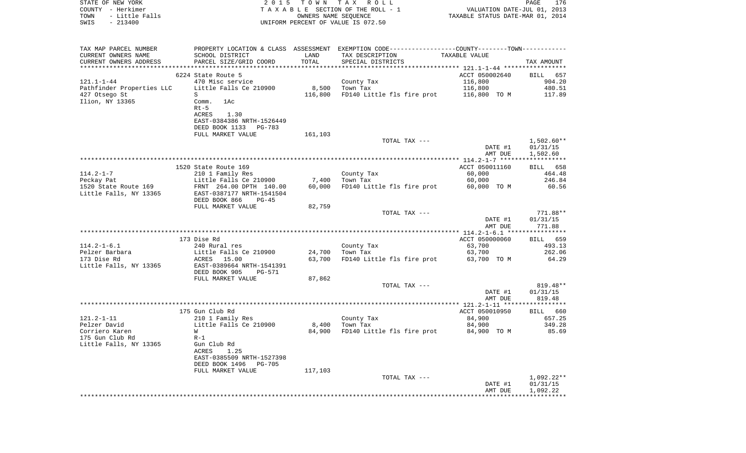STATE OF NEW YORK — 2015 TOWN TAX ROLL — PAGE 176
COUNTY - Herkimer — TAXABLE SECTION OF THE ROLL - 1 — VALUATION DATE-JUL 01, 2013
TOWN - Little Falls — OWNERS NAME SEQUENCE — TAXABLE STATUS DATE-MAR 01, 2014
SWIS - 213400 — UNIFORM PERCENT OF VALUE IS 072.50

| TAX MAP PARCEL NUMBER / CURRENT OWNERS NAME / CURRENT OWNERS ADDRESS | PROPERTY LOCATION & CLASS / SCHOOL DISTRICT / PARCEL SIZE/GRID COORD | ASSESSMENT LAND / TOTAL | EXEMPTION CODE / TAX DESCRIPTION / SPECIAL DISTRICTS | COUNTY/TOWN TAXABLE VALUE | TAX AMOUNT |
|---|---|---|---|---|---|
| | 6224 State Route 5 | | | ACCT 050002640 | BILL 657 |
| 121.1-1-44 | 470 Misc service | | County Tax | 116,800 | 904.20 |
| Pathfinder Properties LLC | Little Falls Ce 210900 | 8,500 | Town Tax | 116,800 | 480.51 |
| 427 Otsego St | S | 116,800 | FD140 Little fls fire prot | 116,800 TO M | 117.89 |
| Ilion, NY 13365 | Comm. 1Ac | | | | |
| | Rt-5 | | | | |
| | ACRES 1.30 | | | | |
| | EAST-0384386 NRTH-1526449 | | | | |
| | DEED BOOK 1133 PG-783 | | | | |
| | FULL MARKET VALUE | 161,103 | | | |
| | | | TOTAL TAX --- | | 1,502.60** |
| | | | | DATE #1 | 01/31/15 |
| | | | | AMT DUE | 1,502.60 |
| | 1520 State Route 169 | | | ACCT 050011160 | BILL 658 |
| 114.2-1-7 | 210 1 Family Res | | County Tax | 60,000 | 464.48 |
| Peckay Pat | Little Falls Ce 210900 | 7,400 | Town Tax | 60,000 | 246.84 |
| 1520 State Route 169 | FRNT 264.00 DPTH 140.00 | 60,000 | FD140 Little fls fire prot | 60,000 TO M | 60.56 |
| Little Falls, NY 13365 | EAST-0387177 NRTH-1541504 | | | | |
| | DEED BOOK 866 PG-45 | | | | |
| | FULL MARKET VALUE | 82,759 | | | |
| | | | TOTAL TAX --- | | 771.88** |
| | | | | DATE #1 | 01/31/15 |
| | | | | AMT DUE | 771.88 |
| | 173 Dise Rd | | | ACCT 050000060 | BILL 659 |
| 114.2-1-6.1 | 240 Rural res | | County Tax | 63,700 | 493.13 |
| Pelzer Barbara | Little Falls Ce 210900 | 24,700 | Town Tax | 63,700 | 262.06 |
| 173 Dise Rd | ACRES 15.00 | 63,700 | FD140 Little fls fire prot | 63,700 TO M | 64.29 |
| Little Falls, NY 13365 | EAST-0389664 NRTH-1541391 | | | | |
| | DEED BOOK 905 PG-571 | | | | |
| | FULL MARKET VALUE | 87,862 | | | |
| | | | TOTAL TAX --- | | 819.48** |
| | | | | DATE #1 | 01/31/15 |
| | | | | AMT DUE | 819.48 |
| | 175 Gun Club Rd | | | ACCT 050010950 | BILL 660 |
| 121.2-1-11 | 210 1 Family Res | | County Tax | 84,900 | 657.25 |
| Pelzer David | Little Falls Ce 210900 | 8,400 | Town Tax | 84,900 | 349.28 |
| Corriero Karen | W | 84,900 | FD140 Little fls fire prot | 84,900 TO M | 85.69 |
| 175 Gun Club Rd | R-1 | | | | |
| Little Falls, NY 13365 | Gun Club Rd | | | | |
| | ACRES 1.25 | | | | |
| | EAST-0385509 NRTH-1527398 | | | | |
| | DEED BOOK 1496 PG-705 | | | | |
| | FULL MARKET VALUE | 117,103 | | | |
| | | | TOTAL TAX --- | | 1,092.22** |
| | | | | DATE #1 | 01/31/15 |
| | | | | AMT DUE | 1,092.22 |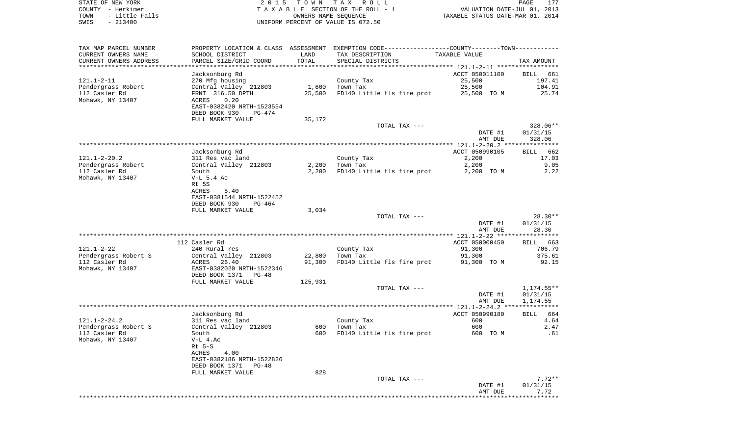STATE OF NEW YORK
COUNTY - Herkimer
TOWN - Little Falls
SWIS - 213400

2 0 1 5 T O W N T A X R O L L
T A X A B L E SECTION OF THE ROLL - 1
OWNERS NAME SEQUENCE
UNIFORM PERCENT OF VALUE IS 072.50

VALUATION DATE-JUL 01, 2013
TAXABLE STATUS DATE-MAR 01, 2014

| TAX MAP PARCEL NUMBER<br>CURRENT OWNERS NAME<br>CURRENT OWNERS ADDRESS | PROPERTY LOCATION & CLASS<br>SCHOOL DISTRICT<br>PARCEL SIZE/GRID COORD | ASSESSMENT<br>LAND<br>TOTAL | EXEMPTION CODE----COUNTY----TOWN<br>TAX DESCRIPTION<br>SPECIAL DISTRICTS | TAXABLE VALUE | TAX AMOUNT |
|---|---|---|---|---|---|
| 121.1-2-11 | Jacksonburg Rd |  |  | ACCT 050011100 | BILL 661 |
|  | 270 Mfg housing |  | County Tax | 25,500 | 197.41 |
| Pendergrass Robert | Central Valley 212803 | 1,600 | Town Tax | 25,500 | 104.91 |
| 112 Casler Rd | FRNT 316.50 DPTH | 25,500 | FD140 Little fls fire prot | 25,500 TO M | 25.74 |
| Mohawk, NY 13407 | ACRES 0.20 |  |  |  |  |
|  | EAST-0382420 NRTH-1523554 |  |  |  |  |
|  | DEED BOOK 930 PG-474 |  |  |  |  |
|  | FULL MARKET VALUE | 35,172 |  |  |  |
|  |  |  | TOTAL TAX --- |  | 328.06** |
|  |  |  |  | DATE #1 | 01/31/15 |
|  |  |  |  | AMT DUE | 328.06 |
| 121.1-2-20.2 | Jacksonburg Rd |  |  | ACCT 050990105 | BILL 662 |
|  | 311 Res vac land |  | County Tax | 2,200 | 17.03 |
| Pendergrass Robert | Central Valley 212803 | 2,200 | Town Tax | 2,200 | 9.05 |
| 112 Casler Rd | South | 2,200 | FD140 Little fls fire prot | 2,200 TO M | 2.22 |
| Mohawk, NY 13407 | V-L 5.4 Ac |  |  |  |  |
|  | Rt 5S |  |  |  |  |
|  | ACRES 5.40 |  |  |  |  |
|  | EAST-0381544 NRTH-1522452 |  |  |  |  |
|  | DEED BOOK 930 PG-464 |  |  |  |  |
|  | FULL MARKET VALUE | 3,034 |  |  |  |
|  |  |  | TOTAL TAX --- |  | 28.30** |
|  |  |  |  | DATE #1 | 01/31/15 |
|  |  |  |  | AMT DUE | 28.30 |
| 121.1-2-22 | 112 Casler Rd |  |  | ACCT 050000450 | BILL 663 |
|  | 240 Rural res |  | County Tax | 91,300 | 706.79 |
| Pendergrass Robert S | Central Valley 212803 | 22,800 | Town Tax | 91,300 | 375.61 |
| 112 Casler Rd | ACRES 26.40 | 91,300 | FD140 Little fls fire prot | 91,300 TO M | 92.15 |
| Mohawk, NY 13407 | EAST-0382020 NRTH-1522346 |  |  |  |  |
|  | DEED BOOK 1371 PG-48 |  |  |  |  |
|  | FULL MARKET VALUE | 125,931 |  |  |  |
|  |  |  | TOTAL TAX --- |  | 1,174.55** |
|  |  |  |  | DATE #1 | 01/31/15 |
|  |  |  |  | AMT DUE | 1,174.55 |
| 121.1-2-24.2 | Jacksonburg Rd |  |  | ACCT 050990180 | BILL 664 |
|  | 311 Res vac land |  | County Tax | 600 | 4.64 |
| Pendergrass Robert S | Central Valley 212803 | 600 | Town Tax | 600 | 2.47 |
| 112 Casler Rd | South | 600 | FD140 Little fls fire prot | 600 TO M | .61 |
| Mohawk, NY 13407 | V-L 4.Ac |  |  |  |  |
|  | Rt 5-S |  |  |  |  |
|  | ACRES 4.00 |  |  |  |  |
|  | EAST-0382186 NRTH-1522826 |  |  |  |  |
|  | DEED BOOK 1371 PG-48 |  |  |  |  |
|  | FULL MARKET VALUE | 828 |  |  |  |
|  |  |  | TOTAL TAX --- |  | 7.72** |
|  |  |  |  | DATE #1 | 01/31/15 |
|  |  |  |  | AMT DUE | 7.72 |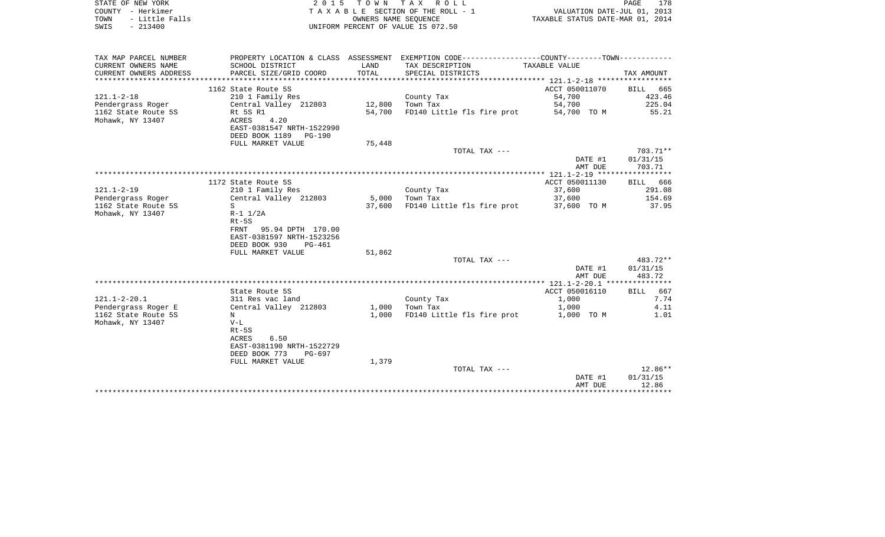STATE OF NEW YORK — 2 0 1 5 T O W N T A X R O L L
COUNTY - Herkimer — T A X A B L E SECTION OF THE ROLL - 1 — VALUATION DATE-JUL 01, 2013
TOWN - Little Falls — OWNERS NAME SEQUENCE — TAXABLE STATUS DATE-MAR 01, 2014
SWIS - 213400 — UNIFORM PERCENT OF VALUE IS 072.50

| TAX MAP PARCEL NUMBER<br>CURRENT OWNERS NAME<br>CURRENT OWNERS ADDRESS | PROPERTY LOCATION & CLASS<br>SCHOOL DISTRICT<br>PARCEL SIZE/GRID COORD | ASSESSMENT<br>LAND<br>TOTAL | EXEMPTION CODE<br>TAX DESCRIPTION<br>SPECIAL DISTRICTS | COUNTY--------TOWN<br>TAXABLE VALUE | TAX AMOUNT |
|---|---|---|---|---|---|
| | 1162 State Route 5S | | | ACCT 050011070 | BILL 665 |
| 121.1-2-18 | 210 1 Family Res | | County Tax | 54,700 | 423.46 |
| Pendergrass Roger | Central Valley 212803 | 12,800 | Town Tax | 54,700 | 225.04 |
| 1162 State Route 5S | Rt 5S R1 | 54,700 | FD140 Little fls fire prot | 54,700 TO M | 55.21 |
| Mohawk, NY 13407 | ACRES 4.20 | | | | |
| | EAST-0381547 NRTH-1522990 | | | | |
| | DEED BOOK 1189 PG-190 | | | | |
| | FULL MARKET VALUE | 75,448 | | | |
| | | | TOTAL TAX --- | | 703.71** |
| | | | | DATE #1 | 01/31/15 |
| | | | | AMT DUE | 703.71 |
| | 1172 State Route 5S | | | ACCT 050011130 | BILL 666 |
| 121.1-2-19 | 210 1 Family Res | | County Tax | 37,600 | 291.08 |
| Pendergrass Roger | Central Valley 212803 | 5,000 | Town Tax | 37,600 | 154.69 |
| 1162 State Route 5S | S | 37,600 | FD140 Little fls fire prot | 37,600 TO M | 37.95 |
| Mohawk, NY 13407 | R-1 1/2A | | | | |
| | Rt-5S | | | | |
| | FRNT 95.94 DPTH 170.00 | | | | |
| | EAST-0381597 NRTH-1523256 | | | | |
| | DEED BOOK 930 PG-461 | | | | |
| | FULL MARKET VALUE | 51,862 | | | |
| | | | TOTAL TAX --- | | 483.72** |
| | | | | DATE #1 | 01/31/15 |
| | | | | AMT DUE | 483.72 |
| | State Route 5S | | | ACCT 050016110 | BILL 667 |
| 121.1-2-20.1 | 311 Res vac land | | County Tax | 1,000 | 7.74 |
| Pendergrass Roger E | Central Valley 212803 | 1,000 | Town Tax | 1,000 | 4.11 |
| 1162 State Route 5S | N | 1,000 | FD140 Little fls fire prot | 1,000 TO M | 1.01 |
| Mohawk, NY 13407 | V-L | | | | |
| | Rt-5S | | | | |
| | ACRES 6.50 | | | | |
| | EAST-0381190 NRTH-1522729 | | | | |
| | DEED BOOK 773 PG-697 | | | | |
| | FULL MARKET VALUE | 1,379 | | | |
| | | | TOTAL TAX --- | | 12.86** |
| | | | | DATE #1 | 01/31/15 |
| | | | | AMT DUE | 12.86 |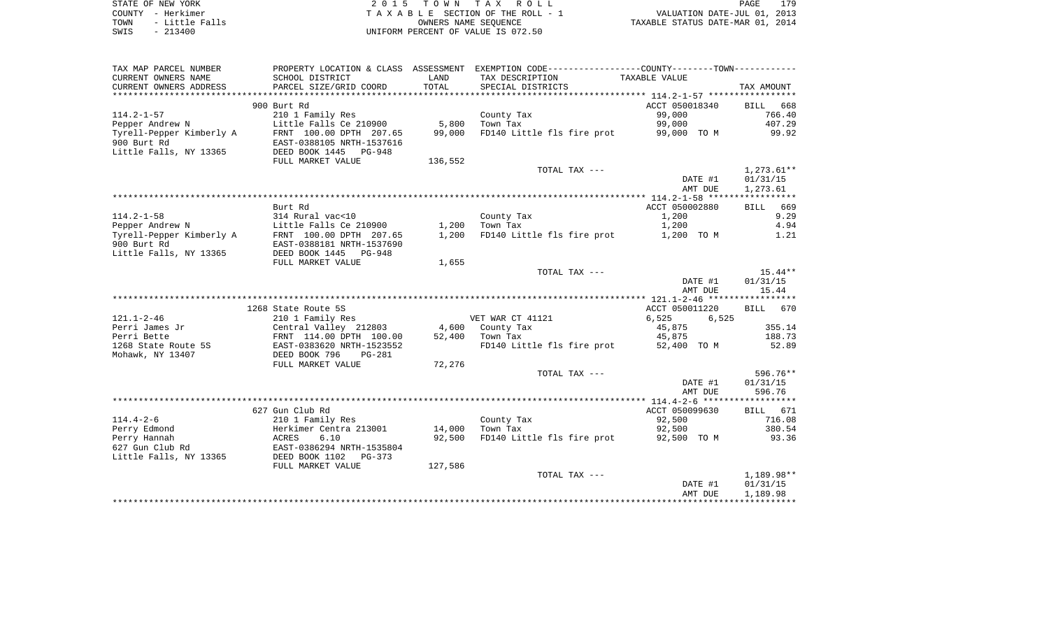STATE OF NEW YORK — 2015 TOWN TAX ROLL — PAGE 179
COUNTY - Herkimer — TAXABLE SECTION OF THE ROLL - 1 — VALUATION DATE-JUL 01, 2013
TOWN - Little Falls — OWNERS NAME SEQUENCE — TAXABLE STATUS DATE-MAR 01, 2014
SWIS - 213400 — UNIFORM PERCENT OF VALUE IS 072.50

| TAX MAP PARCEL NUMBER / CURRENT OWNERS NAME / CURRENT OWNERS ADDRESS | PROPERTY LOCATION & CLASS / SCHOOL DISTRICT / PARCEL SIZE/GRID COORD | ASSESSMENT LAND / TOTAL | EXEMPTION CODE / TAX DESCRIPTION / SPECIAL DISTRICTS | TAXABLE VALUE | TAX AMOUNT |
|---|---|---|---|---|---|
| | 900 Burt Rd | | | ACCT 050018340 | BILL 668 |
| 114.2-1-57 | 210 1 Family Res | | County Tax | 99,000 | 766.40 |
| Pepper Andrew N | Little Falls Ce 210900 | 5,800 | Town Tax | 99,000 | 407.29 |
| Tyrell-Pepper Kimberly A | FRNT 100.00 DPTH 207.65 | 99,000 | FD140 Little fls fire prot | 99,000 TO M | 99.92 |
| 900 Burt Rd | EAST-0388105 NRTH-1537616 | | | | |
| Little Falls, NY 13365 | DEED BOOK 1445 PG-948 | | | | |
| | FULL MARKET VALUE | 136,552 | | | |
| | | | TOTAL TAX --- | | 1,273.61** |
| | | | | DATE #1 | 01/31/15 |
| | | | | AMT DUE | 1,273.61 |
| | Burt Rd | | | ACCT 050002880 | BILL 669 |
| 114.2-1-58 | 314 Rural vac<10 | | County Tax | 1,200 | 9.29 |
| Pepper Andrew N | Little Falls Ce 210900 | 1,200 | Town Tax | 1,200 | 4.94 |
| Tyrell-Pepper Kimberly A | FRNT 100.00 DPTH 207.65 | 1,200 | FD140 Little fls fire prot | 1,200 TO M | 1.21 |
| 900 Burt Rd | EAST-0388181 NRTH-1537690 | | | | |
| Little Falls, NY 13365 | DEED BOOK 1445 PG-948 | | | | |
| | FULL MARKET VALUE | 1,655 | | | |
| | | | TOTAL TAX --- | | 15.44** |
| | | | | DATE #1 | 01/31/15 |
| | | | | AMT DUE | 15.44 |
| | 1268 State Route 5S | | | ACCT 050011220 | BILL 670 |
| 121.1-2-46 | 210 1 Family Res | | VET WAR CT 41121 | 6,525 6,525 | |
| Perri James Jr | Central Valley 212803 | 4,600 | County Tax | 45,875 | 355.14 |
| Perri Bette | FRNT 114.00 DPTH 100.00 | 52,400 | Town Tax | 45,875 | 188.73 |
| 1268 State Route 5S | EAST-0383620 NRTH-1523552 | | FD140 Little fls fire prot | 52,400 TO M | 52.89 |
| Mohawk, NY 13407 | DEED BOOK 796 PG-281 | | | | |
| | FULL MARKET VALUE | 72,276 | | | |
| | | | TOTAL TAX --- | | 596.76** |
| | | | | DATE #1 | 01/31/15 |
| | | | | AMT DUE | 596.76 |
| | 627 Gun Club Rd | | | ACCT 050099630 | BILL 671 |
| 114.4-2-6 | 210 1 Family Res | | County Tax | 92,500 | 716.08 |
| Perry Edmond | Herkimer Centra 213001 | 14,000 | Town Tax | 92,500 | 380.54 |
| Perry Hannah | ACRES 6.10 | 92,500 | FD140 Little fls fire prot | 92,500 TO M | 93.36 |
| 627 Gun Club Rd | EAST-0386294 NRTH-1535804 | | | | |
| Little Falls, NY 13365 | DEED BOOK 1102 PG-373 | | | | |
| | FULL MARKET VALUE | 127,586 | | | |
| | | | TOTAL TAX --- | | 1,189.98** |
| | | | | DATE #1 | 01/31/15 |
| | | | | AMT DUE | 1,189.98 |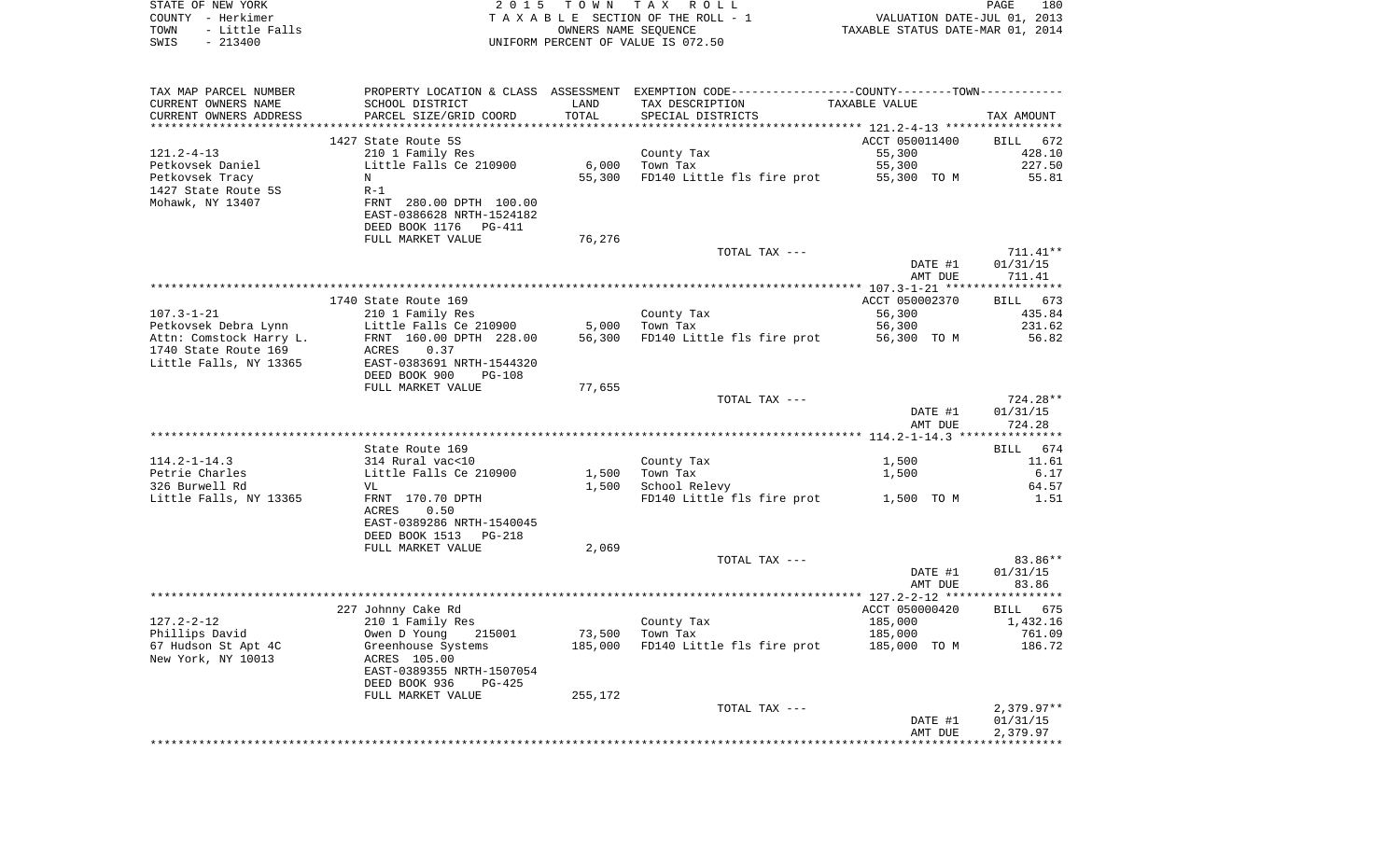STATE OF NEW YORK
COUNTY - Herkimer
TOWN - Little Falls
SWIS - 213400

2 0 1 5 T O W N T A X R O L L
T A X A B L E SECTION OF THE ROLL - 1
OWNERS NAME SEQUENCE
UNIFORM PERCENT OF VALUE IS 072.50

VALUATION DATE-JUL 01, 2013
TAXABLE STATUS DATE-MAR 01, 2014

| TAX MAP PARCEL NUMBER / CURRENT OWNERS NAME / CURRENT OWNERS ADDRESS | PROPERTY LOCATION & CLASS / SCHOOL DISTRICT / PARCEL SIZE/GRID COORD | ASSESSMENT LAND / TOTAL | EXEMPTION CODE / TAX DESCRIPTION / SPECIAL DISTRICTS | TAXABLE VALUE | TAX AMOUNT |
|---|---|---|---|---|---|
| | 1427 State Route 5S | | | ACCT 050011400 | BILL 672 |
| 121.2-4-13 | 210 1 Family Res | | County Tax | 55,300 | 428.10 |
| Petkovsek Daniel | Little Falls Ce 210900 | 6,000 | Town Tax | 55,300 | 227.50 |
| Petkovsek Tracy | N | 55,300 | FD140 Little fls fire prot | 55,300 TO M | 55.81 |
| 1427 State Route 5S | R-1 | | | | |
| Mohawk, NY 13407 | FRNT 280.00 DPTH 100.00 | | | | |
| | EAST-0386628 NRTH-1524182 | | | | |
| | DEED BOOK 1176 PG-411 | | | | |
| | FULL MARKET VALUE | 76,276 | | | |
| | | | TOTAL TAX --- | | 711.41** |
| | | | | DATE #1 | 01/31/15 |
| | | | | AMT DUE | 711.41 |
| | 1740 State Route 169 | | | ACCT 050002370 | BILL 673 |
| 107.3-1-21 | 210 1 Family Res | | County Tax | 56,300 | 435.84 |
| Petkovsek Debra Lynn | Little Falls Ce 210900 | 5,000 | Town Tax | 56,300 | 231.62 |
| Attn: Comstock Harry L. | FRNT 160.00 DPTH 228.00 | 56,300 | FD140 Little fls fire prot | 56,300 TO M | 56.82 |
| 1740 State Route 169 | ACRES 0.37 | | | | |
| Little Falls, NY 13365 | EAST-0383691 NRTH-1544320 | | | | |
| | DEED BOOK 900 PG-108 | | | | |
| | FULL MARKET VALUE | 77,655 | | | |
| | | | TOTAL TAX --- | | 724.28** |
| | | | | DATE #1 | 01/31/15 |
| | | | | AMT DUE | 724.28 |
| | State Route 169 | | | | BILL 674 |
| 114.2-1-14.3 | 314 Rural vac<10 | | County Tax | 1,500 | 11.61 |
| Petrie Charles | Little Falls Ce 210900 | 1,500 | Town Tax | 1,500 | 6.17 |
| 326 Burwell Rd | VL | 1,500 | School Relevy | | 64.57 |
| Little Falls, NY 13365 | FRNT 170.70 DPTH | | FD140 Little fls fire prot | 1,500 TO M | 1.51 |
| | ACRES 0.50 | | | | |
| | EAST-0389286 NRTH-1540045 | | | | |
| | DEED BOOK 1513 PG-218 | | | | |
| | FULL MARKET VALUE | 2,069 | | | |
| | | | TOTAL TAX --- | | 83.86** |
| | | | | DATE #1 | 01/31/15 |
| | | | | AMT DUE | 83.86 |
| | 227 Johnny Cake Rd | | | ACCT 050000420 | BILL 675 |
| 127.2-2-12 | 210 1 Family Res | | County Tax | 185,000 | 1,432.16 |
| Phillips David | Owen D Young 215001 | 73,500 | Town Tax | 185,000 | 761.09 |
| 67 Hudson St Apt 4C | Greenhouse Systems | 185,000 | FD140 Little fls fire prot | 185,000 TO M | 186.72 |
| New York, NY 10013 | ACRES 105.00 | | | | |
| | EAST-0389355 NRTH-1507054 | | | | |
| | DEED BOOK 936 PG-425 | | | | |
| | FULL MARKET VALUE | 255,172 | | | |
| | | | TOTAL TAX --- | | 2,379.97** |
| | | | | DATE #1 | 01/31/15 |
| | | | | AMT DUE | 2,379.97 |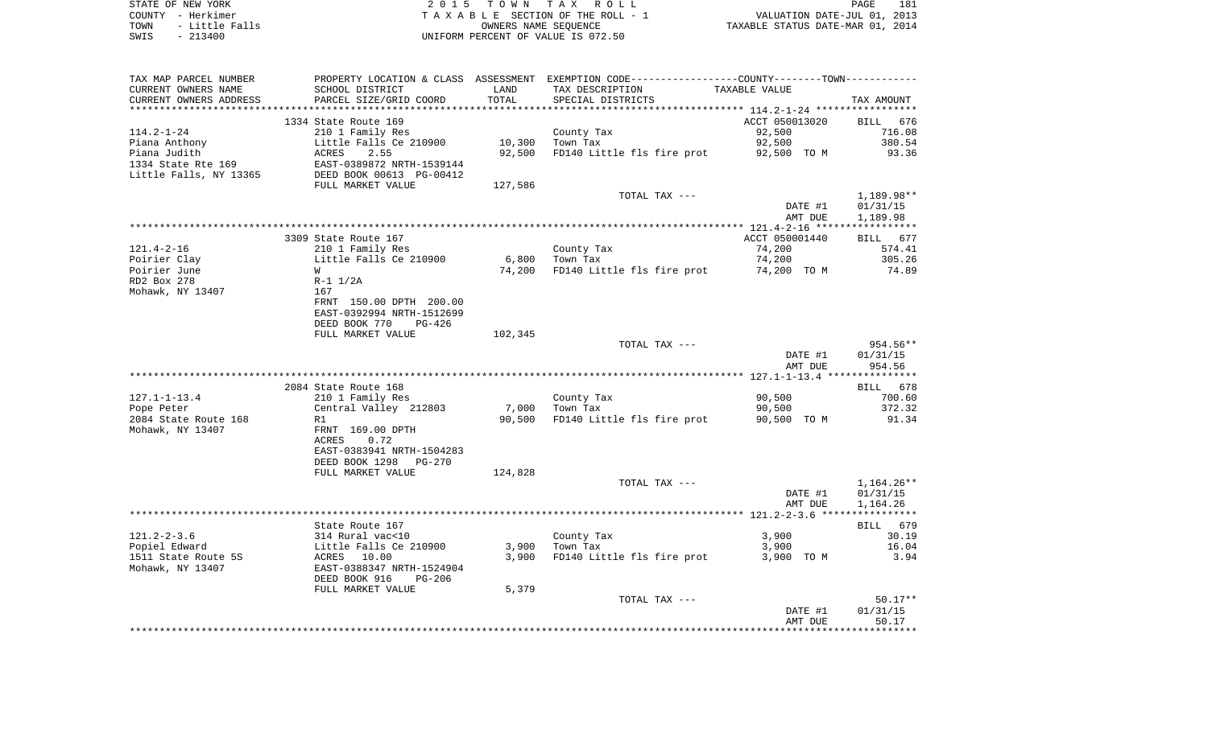STATE OF NEW YORK
COUNTY - Herkimer
TOWN - Little Falls
SWIS - 213400

2015 TOWN TAX ROLL
TAXABLE SECTION OF THE ROLL - 1
OWNERS NAME SEQUENCE
UNIFORM PERCENT OF VALUE IS 072.50

VALUATION DATE-JUL 01, 2013
TAXABLE STATUS DATE-MAR 01, 2014

| TAX MAP PARCEL NUMBER / CURRENT OWNERS NAME / CURRENT OWNERS ADDRESS | PROPERTY LOCATION & CLASS / SCHOOL DISTRICT / PARCEL SIZE/GRID COORD | ASSESSMENT LAND | TOTAL | EXEMPTION CODE / TAX DESCRIPTION / SPECIAL DISTRICTS | TAXABLE VALUE | TAX AMOUNT |
|---|---|---|---|---|---|---|
| 114.2-1-24 | 1334 State Route 169 | | | | ACCT 050013020 | BILL 676 |
| | 210 1 Family Res | | | County Tax | 92,500 | 716.08 |
| Piana Anthony | Little Falls Ce 210900 | 10,300 | | Town Tax | 92,500 | 380.54 |
| Piana Judith | ACRES 2.55 | | 92,500 | FD140 Little fls fire prot | 92,500 TO M | 93.36 |
| 1334 State Rte 169 | EAST-0389872 NRTH-1539144 | | | | | |
| Little Falls, NY 13365 | DEED BOOK 00613 PG-00412 | | | | | |
| | FULL MARKET VALUE | 127,586 | | | | |
| | | | | TOTAL TAX --- | | 1,189.98** |
| | | | | | DATE #1 | 01/31/15 |
| | | | | | AMT DUE | 1,189.98 |
| 121.4-2-16 | 3309 State Route 167 | | | | ACCT 050001440 | BILL 677 |
| | 210 1 Family Res | | | County Tax | 74,200 | 574.41 |
| Poirier Clay | Little Falls Ce 210900 | 6,800 | | Town Tax | 74,200 | 305.26 |
| Poirier June | W | | 74,200 | FD140 Little fls fire prot | 74,200 TO M | 74.89 |
| RD2 Box 278 | R-1 1/2A | | | | | |
| Mohawk, NY 13407 | 167 | | | | | |
| | FRNT 150.00 DPTH 200.00 | | | | | |
| | EAST-0392994 NRTH-1512699 | | | | | |
| | DEED BOOK 770 PG-426 | | | | | |
| | FULL MARKET VALUE | 102,345 | | | | |
| | | | | TOTAL TAX --- | | 954.56** |
| | | | | | DATE #1 | 01/31/15 |
| | | | | | AMT DUE | 954.56 |
| 127.1-1-13.4 | 2084 State Route 168 | | | | | BILL 678 |
| | 210 1 Family Res | | | County Tax | 90,500 | 700.60 |
| Pope Peter | Central Valley 212803 | 7,000 | | Town Tax | 90,500 | 372.32 |
| 2084 State Route 168 | R1 | | 90,500 | FD140 Little fls fire prot | 90,500 TO M | 91.34 |
| Mohawk, NY 13407 | FRNT 169.00 DPTH | | | | | |
| | ACRES 0.72 | | | | | |
| | EAST-0383941 NRTH-1504283 | | | | | |
| | DEED BOOK 1298 PG-270 | | | | | |
| | FULL MARKET VALUE | 124,828 | | | | |
| | | | | TOTAL TAX --- | | 1,164.26** |
| | | | | | DATE #1 | 01/31/15 |
| | | | | | AMT DUE | 1,164.26 |
| 121.2-2-3.6 | State Route 167 | | | | | BILL 679 |
| | 314 Rural vac<10 | | | County Tax | 3,900 | 30.19 |
| Popiel Edward | Little Falls Ce 210900 | 3,900 | | Town Tax | 3,900 | 16.04 |
| 1511 State Route 5S | ACRES 10.00 | | 3,900 | FD140 Little fls fire prot | 3,900 TO M | 3.94 |
| Mohawk, NY 13407 | EAST-0388347 NRTH-1524904 | | | | | |
| | DEED BOOK 916 PG-206 | | | | | |
| | FULL MARKET VALUE | 5,379 | | | | |
| | | | | TOTAL TAX --- | | 50.17** |
| | | | | | DATE #1 | 01/31/15 |
| | | | | | AMT DUE | 50.17 |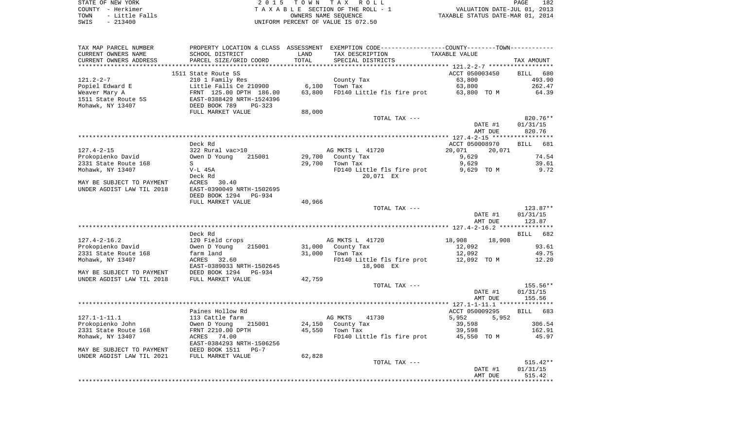STATE OF NEW YORK
COUNTY - Herkimer
TOWN - Little Falls
SWIS - 213400

2 0 1 5 T O W N T A X R O L L
T A X A B L E SECTION OF THE ROLL - 1
OWNERS NAME SEQUENCE
UNIFORM PERCENT OF VALUE IS 072.50

VALUATION DATE-JUL 01, 2013
TAXABLE STATUS DATE-MAR 01, 2014

| TAX MAP PARCEL NUMBER<br>CURRENT OWNERS NAME<br>CURRENT OWNERS ADDRESS | PROPERTY LOCATION & CLASS<br>SCHOOL DISTRICT<br>PARCEL SIZE/GRID COORD | ASSESSMENT<br>LAND<br>TOTAL | EXEMPTION CODE-----COUNTY--------TOWN------<br>TAX DESCRIPTION<br>SPECIAL DISTRICTS | TAXABLE VALUE | TAX AMOUNT |
|---|---|---|---|---|---|
| | 1511 State Route 5S | | | ACCT 050003450 | BILL 680 |
| 121.2-2-7 | 210 1 Family Res | | County Tax | 63,800 | 493.90 |
| Popiel Edward E | Little Falls Ce 210900 | 6,100 | Town Tax | 63,800 | 262.47 |
| Weaver Mary A | FRNT 125.00 DPTH 186.00 | 63,800 | FD140 Little fls fire prot | 63,800 TO M | 64.39 |
| 1511 State Route 5S | EAST-0388429 NRTH-1524396 | | | | |
| Mohawk, NY 13407 | DEED BOOK 789 PG-323 | | | | |
| | FULL MARKET VALUE | 88,000 | | | |
| | | | TOTAL TAX --- | | 820.76** |
| | | | | DATE #1 | 01/31/15 |
| | | | | AMT DUE | 820.76 |
| | Deck Rd | | | ACCT 050008970 | BILL 681 |
| 127.4-2-15 | 322 Rural vac>10 | | AG MKTS L 41720 | 20,071 20,071 | |
| Prokopienko David | Owen D Young 215001 | 29,700 | County Tax | 9,629 | 74.54 |
| 2331 State Route 168 | S | 29,700 | Town Tax | 9,629 | 39.61 |
| Mohawk, NY 13407 | V-L 45A | | FD140 Little fls fire prot | 9,629 TO M | 9.72 |
| | Deck Rd | | 20,071 EX | | |
| MAY BE SUBJECT TO PAYMENT | ACRES 30.40 | | | | |
| UNDER AGDIST LAW TIL 2018 | EAST-0390049 NRTH-1502695 | | | | |
| | DEED BOOK 1294 PG-934 | | | | |
| | FULL MARKET VALUE | 40,966 | | | |
| | | | TOTAL TAX --- | | 123.87** |
| | | | | DATE #1 | 01/31/15 |
| | | | | AMT DUE | 123.87 |
| | Deck Rd | | | | BILL 682 |
| 127.4-2-16.2 | 120 Field crops | | AG MKTS L 41720 | 18,908 18,908 | |
| Prokopienko David | Owen D Young 215001 | 31,000 | County Tax | 12,092 | 93.61 |
| 2331 State Route 168 | farm land | 31,000 | Town Tax | 12,092 | 49.75 |
| Mohawk, NY 13407 | ACRES 32.60 | | FD140 Little fls fire prot | 12,092 TO M | 12.20 |
| | EAST-0389033 NRTH-1502645 | | 18,908 EX | | |
| MAY BE SUBJECT TO PAYMENT | DEED BOOK 1294 PG-934 | | | | |
| UNDER AGDIST LAW TIL 2018 | FULL MARKET VALUE | 42,759 | | | |
| | | | TOTAL TAX --- | | 155.56** |
| | | | | DATE #1 | 01/31/15 |
| | | | | AMT DUE | 155.56 |
| | Paines Hollow Rd | | | ACCT 050009295 | BILL 683 |
| 127.1-1-11.1 | 113 Cattle farm | | AG MKTS 41730 | 5,952 5,952 | |
| Prokopienko John | Owen D Young 215001 | 24,150 | County Tax | 39,598 | 306.54 |
| 2331 State Route 168 | FRNT 2210.00 DPTH | 45,550 | Town Tax | 39,598 | 162.91 |
| Mohawk, NY 13407 | ACRES 74.00 | | FD140 Little fls fire prot | 45,550 TO M | 45.97 |
| | EAST-0384293 NRTH-1506256 | | | | |
| MAY BE SUBJECT TO PAYMENT | DEED BOOK 1511 PG-7 | | | | |
| UNDER AGDIST LAW TIL 2021 | FULL MARKET VALUE | 62,828 | | | |
| | | | TOTAL TAX --- | | 515.42** |
| | | | | DATE #1 | 01/31/15 |
| | | | | AMT DUE | 515.42 |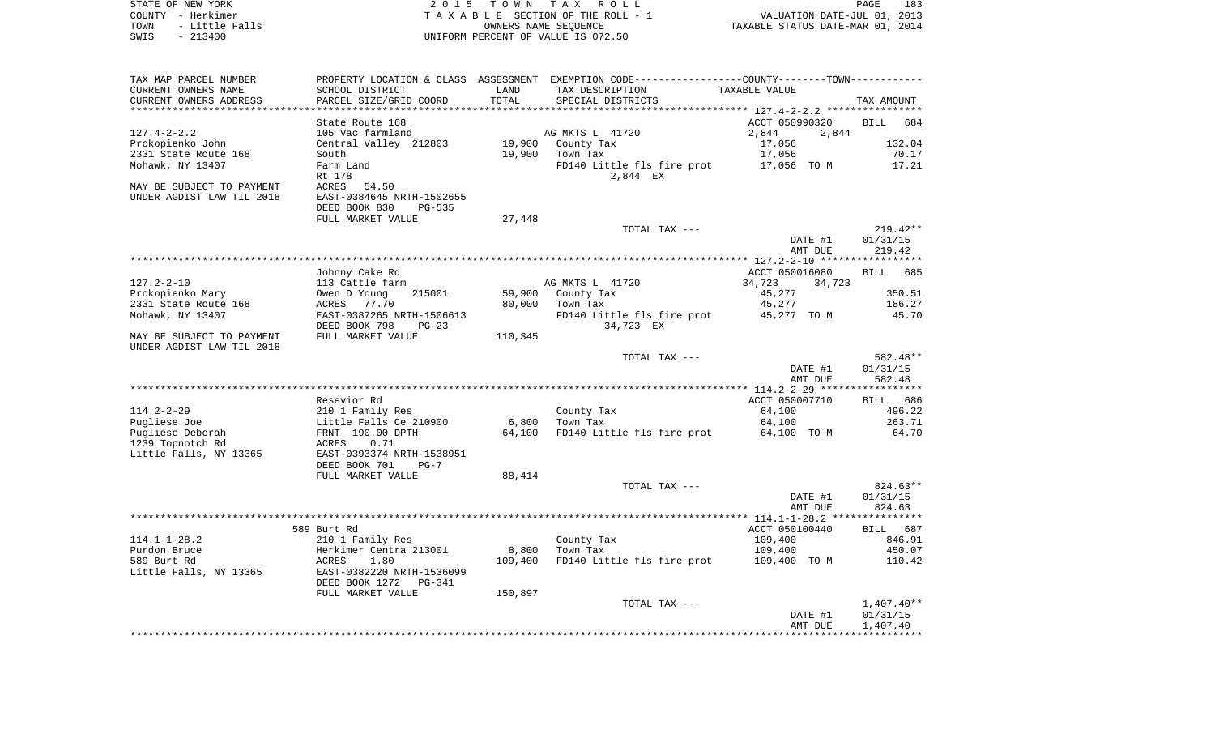STATE OF NEW YORK | COUNTY - Herkimer | TOWN - Little Falls | SWIS - 213400

2015 TOWN TAX ROLL
TAXABLE SECTION OF THE ROLL - 1
OWNERS NAME SEQUENCE
UNIFORM PERCENT OF VALUE IS 072.50

VALUATION DATE-JUL 01, 2013
TAXABLE STATUS DATE-MAR 01, 2014

| TAX MAP PARCEL NUMBER / CURRENT OWNERS NAME / CURRENT OWNERS ADDRESS | PROPERTY LOCATION & CLASS / SCHOOL DISTRICT / PARCEL SIZE/GRID COORD | ASSESSMENT LAND / TOTAL | EXEMPTION CODE / TAX DESCRIPTION / SPECIAL DISTRICTS | COUNTY--------TOWN / TAXABLE VALUE | TAX AMOUNT |
|---|---|---|---|---|---|
| | State Route 168 | | | ACCT 050990320 | BILL 684 |
| 127.4-2-2.2 | 105 Vac farmland | | AG MKTS L 41720 | 2,844 2,844 | |
| Prokopienko John | Central Valley 212803 | 19,900 | County Tax | 17,056 | 132.04 |
| 2331 State Route 168 | South | 19,900 | Town Tax | 17,056 | 70.17 |
| Mohawk, NY 13407 | Farm Land | | FD140 Little fls fire prot | 17,056 TO M | 17.21 |
| | Rt 178 | | 2,844 EX | | |
| MAY BE SUBJECT TO PAYMENT | ACRES 54.50 | | | | |
| UNDER AGDIST LAW TIL 2018 | EAST-0384645 NRTH-1502655 | | | | |
| | DEED BOOK 830 PG-535 | | | | |
| | FULL MARKET VALUE | 27,448 | | | |
| | | | TOTAL TAX --- | | 219.42** |
| | | | | DATE #1 | 01/31/15 |
| | | | | AMT DUE | 219.42 |
| | Johnny Cake Rd | | | ACCT 050016080 | BILL 685 |
| 127.2-2-10 | 113 Cattle farm | | AG MKTS L 41720 | 34,723 34,723 | |
| Prokopienko Mary | Owen D Young 215001 | 59,900 | County Tax | 45,277 | 350.51 |
| 2331 State Route 168 | ACRES 77.70 | 80,000 | Town Tax | 45,277 | 186.27 |
| Mohawk, NY 13407 | EAST-0387265 NRTH-1506613 | | FD140 Little fls fire prot | 45,277 TO M | 45.70 |
| | DEED BOOK 798 PG-23 | | 34,723 EX | | |
| MAY BE SUBJECT TO PAYMENT | FULL MARKET VALUE | 110,345 | | | |
| UNDER AGDIST LAW TIL 2018 | | | | | |
| | | | TOTAL TAX --- | | 582.48** |
| | | | | DATE #1 | 01/31/15 |
| | | | | AMT DUE | 582.48 |
| | Resevior Rd | | | ACCT 050007710 | BILL 686 |
| 114.2-2-29 | 210 1 Family Res | | County Tax | 64,100 | 496.22 |
| Pugliese Joe | Little Falls Ce 210900 | 6,800 | Town Tax | 64,100 | 263.71 |
| Pugliese Deborah | FRNT 190.00 DPTH | 64,100 | FD140 Little fls fire prot | 64,100 TO M | 64.70 |
| 1239 Topnotch Rd | ACRES 0.71 | | | | |
| Little Falls, NY 13365 | EAST-0393374 NRTH-1538951 | | | | |
| | DEED BOOK 701 PG-7 | | | | |
| | FULL MARKET VALUE | 88,414 | | | |
| | | | TOTAL TAX --- | | 824.63** |
| | | | | DATE #1 | 01/31/15 |
| | | | | AMT DUE | 824.63 |
| | 589 Burt Rd | | | ACCT 050100440 | BILL 687 |
| 114.1-1-28.2 | 210 1 Family Res | | County Tax | 109,400 | 846.91 |
| Purdon Bruce | Herkimer Centra 213001 | 8,800 | Town Tax | 109,400 | 450.07 |
| 589 Burt Rd | ACRES 1.80 | 109,400 | FD140 Little fls fire prot | 109,400 TO M | 110.42 |
| Little Falls, NY 13365 | EAST-0382220 NRTH-1536099 | | | | |
| | DEED BOOK 1272 PG-341 | | | | |
| | FULL MARKET VALUE | 150,897 | | | |
| | | | TOTAL TAX --- | | 1,407.40** |
| | | | | DATE #1 | 01/31/15 |
| | | | | AMT DUE | 1,407.40 |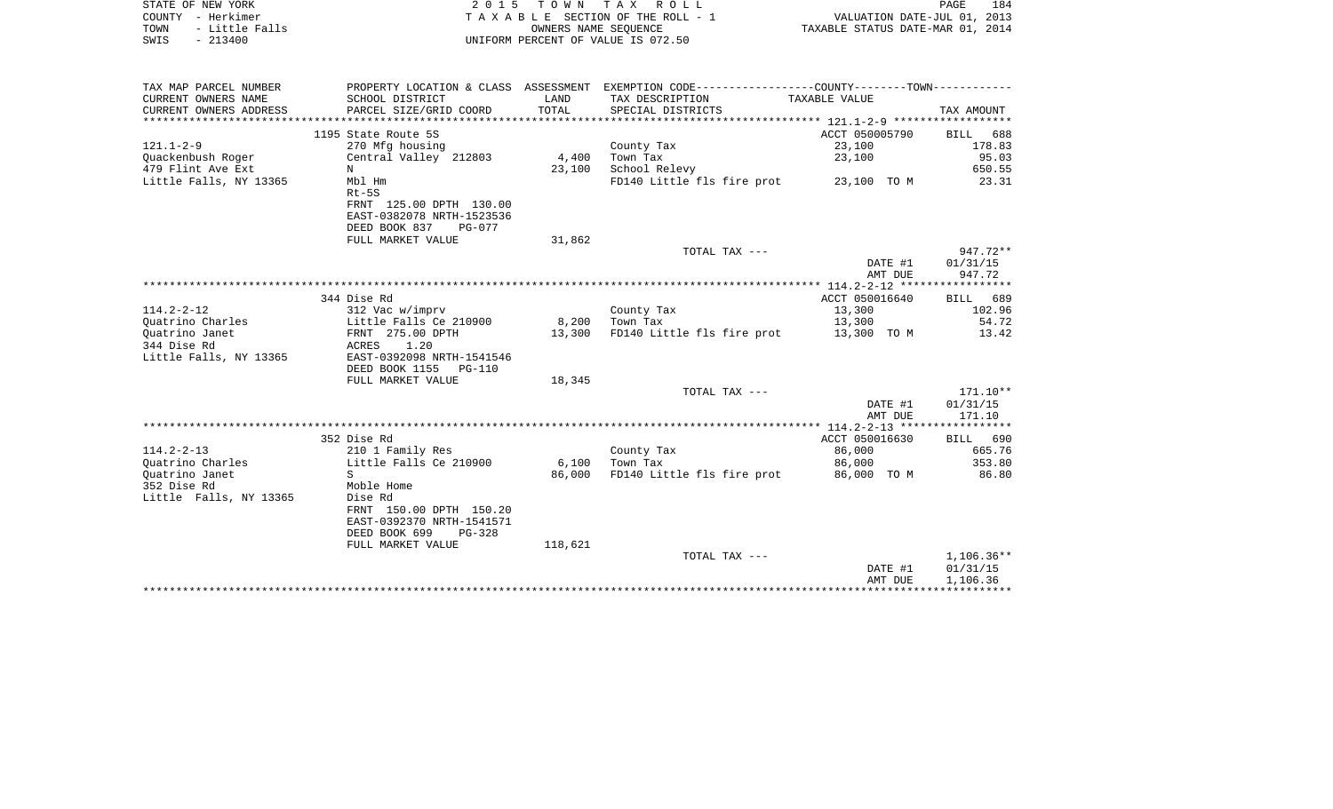STATE OF NEW YORK
COUNTY - Herkimer
TOWN - Little Falls
SWIS - 213400

2015 TOWN TAX ROLL
TAXABLE SECTION OF THE ROLL - 1
OWNERS NAME SEQUENCE
UNIFORM PERCENT OF VALUE IS 072.50

VALUATION DATE-JUL 01, 2013
TAXABLE STATUS DATE-MAR 01, 2014

| TAX MAP PARCEL NUMBER / CURRENT OWNERS NAME / CURRENT OWNERS ADDRESS | PROPERTY LOCATION & CLASS / SCHOOL DISTRICT / PARCEL SIZE/GRID COORD | ASSESSMENT LAND / TOTAL | EXEMPTION CODE / TAX DESCRIPTION / SPECIAL DISTRICTS | COUNTY / TOWN TAXABLE VALUE | TAX AMOUNT |
|---|---|---|---|---|---|
| 121.1-2-9 | 1195 State Route 5S | | | ACCT 050005790 | BILL 688 |
| Quackenbush Roger | 270 Mfg housing | | County Tax | 23,100 | 178.83 |
| 479 Flint Ave Ext | Central Valley 212803 | 4,400 | Town Tax | 23,100 | 95.03 |
| Little Falls, NY 13365 | N | 23,100 | School Relevy | | 650.55 |
| | Mbl Hm | | FD140 Little fls fire prot | 23,100 TO M | 23.31 |
| | Rt-5S | | | | |
| | FRNT 125.00 DPTH 130.00 | | | | |
| | EAST-0382078 NRTH-1523536 | | | | |
| | DEED BOOK 837 PG-077 | | | | |
| | FULL MARKET VALUE | 31,862 | | | |
| | | | TOTAL TAX --- | | 947.72** |
| | | | | DATE #1 | 01/31/15 |
| | | | | AMT DUE | 947.72 |
| 114.2-2-12 | 344 Dise Rd | | | ACCT 050016640 | BILL 689 |
| Quatrino Charles | 312 Vac w/imprv | | County Tax | 13,300 | 102.96 |
| Quatrino Janet | Little Falls Ce 210900 | 8,200 | Town Tax | 13,300 | 54.72 |
| 344 Dise Rd | FRNT 275.00 DPTH | 13,300 | FD140 Little fls fire prot | 13,300 TO M | 13.42 |
| Little Falls, NY 13365 | ACRES 1.20 | | | | |
| | EAST-0392098 NRTH-1541546 | | | | |
| | DEED BOOK 1155 PG-110 | | | | |
| | FULL MARKET VALUE | 18,345 | | | |
| | | | TOTAL TAX --- | | 171.10** |
| | | | | DATE #1 | 01/31/15 |
| | | | | AMT DUE | 171.10 |
| 114.2-2-13 | 352 Dise Rd | | | ACCT 050016630 | BILL 690 |
| Quatrino Charles | 210 1 Family Res | | County Tax | 86,000 | 665.76 |
| Quatrino Janet | Little Falls Ce 210900 | 6,100 | Town Tax | 86,000 | 353.80 |
| 352 Dise Rd | S | 86,000 | FD140 Little fls fire prot | 86,000 TO M | 86.80 |
| Little Falls, NY 13365 | Moble Home | | | | |
| | Dise Rd | | | | |
| | FRNT 150.00 DPTH 150.20 | | | | |
| | EAST-0392370 NRTH-1541571 | | | | |
| | DEED BOOK 699 PG-328 | | | | |
| | FULL MARKET VALUE | 118,621 | | | |
| | | | TOTAL TAX --- | | 1,106.36** |
| | | | | DATE #1 | 01/31/15 |
| | | | | AMT DUE | 1,106.36 |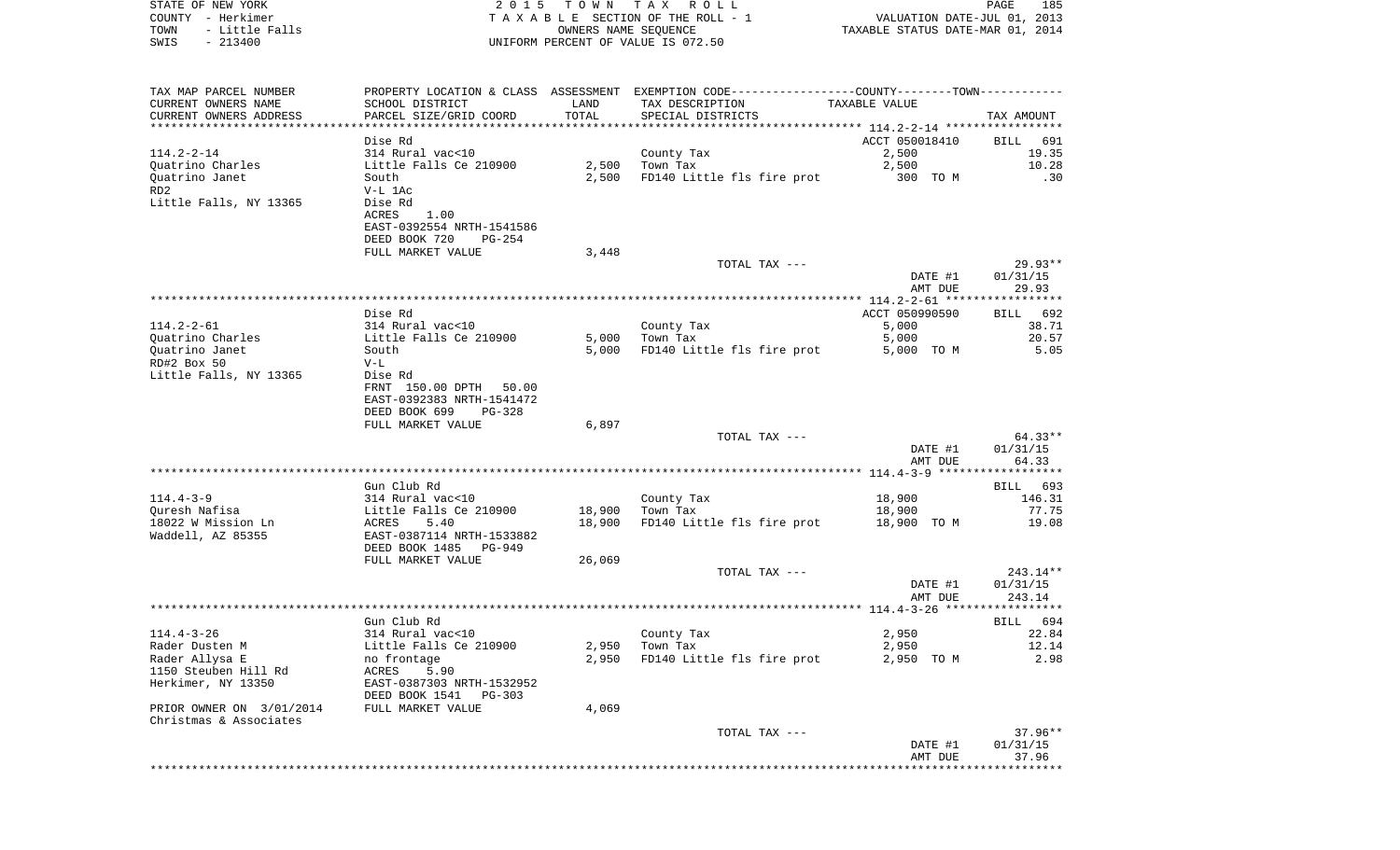STATE OF NEW YORK | COUNTY - Herkimer | TOWN - Little Falls | SWIS - 213400

**2015 TOWN TAX ROLL**
TAXABLE SECTION OF THE ROLL - 1
OWNERS NAME SEQUENCE
UNIFORM PERCENT OF VALUE IS 072.50

VALUATION DATE-JUL 01, 2013
TAXABLE STATUS DATE-MAR 01, 2014

| TAX MAP PARCEL NUMBER / CURRENT OWNERS NAME / CURRENT OWNERS ADDRESS | PROPERTY LOCATION & CLASS / SCHOOL DISTRICT / PARCEL SIZE/GRID COORD | ASSESSMENT LAND | TOTAL | EXEMPTION CODE / TAX DESCRIPTION / SPECIAL DISTRICTS | TAXABLE VALUE (COUNTY--TOWN) | TAX AMOUNT |
|---|---|---|---|---|---|---|
| 114.2-2-14 | Dise Rd | | | | ACCT 050018410 | BILL 691 |
| 114.2-2-14 | 314 Rural vac<10 | | | County Tax | 2,500 | 19.35 |
| Quatrino Charles | Little Falls Ce 210900 | 2,500 | | Town Tax | 2,500 | 10.28 |
| Quatrino Janet | South | | 2,500 | FD140 Little fls fire prot | 300 TO M | .30 |
| RD2 | V-L 1Ac | | | | | |
| Little Falls, NY 13365 | Dise Rd | | | | | |
| | ACRES 1.00 | | | | | |
| | EAST-0392554 NRTH-1541586 | | | | | |
| | DEED BOOK 720 PG-254 | | | | | |
| | FULL MARKET VALUE | | 3,448 | | | |
| | | | | TOTAL TAX --- | | 29.93** |
| | | | | | DATE #1 01/31/15 | |
| | | | | | AMT DUE | 29.93 |
| 114.2-2-61 | Dise Rd | | | | ACCT 050990590 | BILL 692 |
| 114.2-2-61 | 314 Rural vac<10 | | | County Tax | 5,000 | 38.71 |
| Quatrino Charles | Little Falls Ce 210900 | 5,000 | | Town Tax | 5,000 | 20.57 |
| Quatrino Janet | South | | 5,000 | FD140 Little fls fire prot | 5,000 TO M | 5.05 |
| RD#2 Box 50 | V-L | | | | | |
| Little Falls, NY 13365 | Dise Rd | | | | | |
| | FRNT 150.00 DPTH 50.00 | | | | | |
| | EAST-0392383 NRTH-1541472 | | | | | |
| | DEED BOOK 699 PG-328 | | | | | |
| | FULL MARKET VALUE | | 6,897 | | | |
| | | | | TOTAL TAX --- | | 64.33** |
| | | | | | DATE #1 01/31/15 | |
| | | | | | AMT DUE | 64.33 |
| 114.4-3-9 | Gun Club Rd | | | | | BILL 693 |
| 114.4-3-9 | 314 Rural vac<10 | | | County Tax | 18,900 | 146.31 |
| Quresh Nafisa | Little Falls Ce 210900 | 18,900 | | Town Tax | 18,900 | 77.75 |
| 18022 W Mission Ln | ACRES 5.40 | | 18,900 | FD140 Little fls fire prot | 18,900 TO M | 19.08 |
| Waddell, AZ 85355 | EAST-0387114 NRTH-1533882 | | | | | |
| | DEED BOOK 1485 PG-949 | | | | | |
| | FULL MARKET VALUE | | 26,069 | | | |
| | | | | TOTAL TAX --- | | 243.14** |
| | | | | | DATE #1 01/31/15 | |
| | | | | | AMT DUE | 243.14 |
| 114.4-3-26 | Gun Club Rd | | | | | BILL 694 |
| 114.4-3-26 | 314 Rural vac<10 | | | County Tax | 2,950 | 22.84 |
| Rader Dusten M | Little Falls Ce 210900 | 2,950 | | Town Tax | 2,950 | 12.14 |
| Rader Allysa E | no frontage | | 2,950 | FD140 Little fls fire prot | 2,950 TO M | 2.98 |
| 1150 Steuben Hill Rd | ACRES 5.90 | | | | | |
| Herkimer, NY 13350 | EAST-0387303 NRTH-1532952 | | | | | |
| | DEED BOOK 1541 PG-303 | | | | | |
| PRIOR OWNER ON 3/01/2014 | FULL MARKET VALUE | | 4,069 | | | |
| Christmas & Associates | | | | | | |
| | | | | TOTAL TAX --- | | 37.96** |
| | | | | | DATE #1 01/31/15 | |
| | | | | | AMT DUE | 37.96 |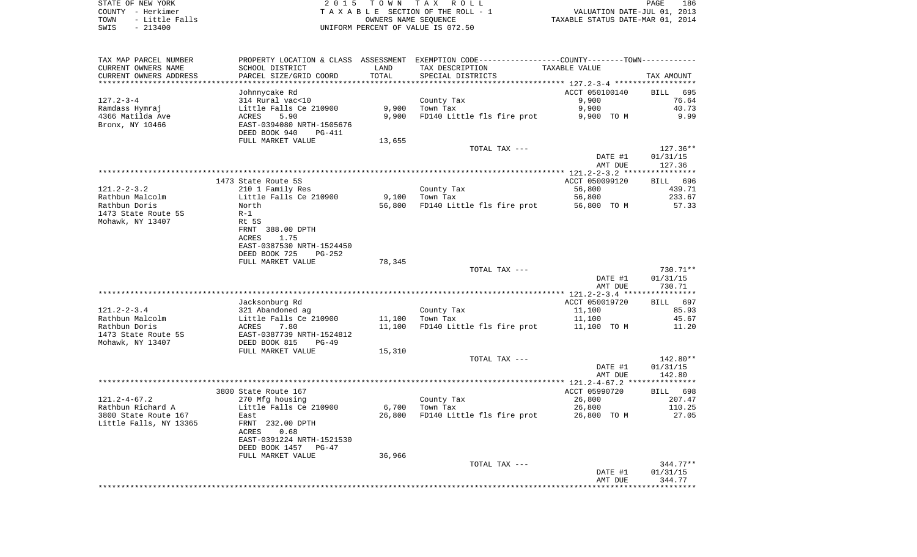STATE OF NEW YORK | COUNTY - Herkimer | TOWN - Little Falls | SWIS - 213400

2015 TOWN TAX ROLL
TAXABLE SECTION OF THE ROLL - 1
OWNERS NAME SEQUENCE
UNIFORM PERCENT OF VALUE IS 072.50

VALUATION DATE-JUL 01, 2013
TAXABLE STATUS DATE-MAR 01, 2014

| TAX MAP PARCEL NUMBER / CURRENT OWNERS NAME / CURRENT OWNERS ADDRESS | PROPERTY LOCATION & CLASS / SCHOOL DISTRICT / PARCEL SIZE/GRID COORD | ASSESSMENT LAND | TOTAL | EXEMPTION CODE / TAX DESCRIPTION / SPECIAL DISTRICTS | TAXABLE VALUE | TAX AMOUNT |
|---|---|---|---|---|---|---|
| 127.2-3-4 | Johnnycake Rd | | | | ACCT 050100140 | BILL 695 |
| Ramdass Hymraj | 314 Rural vac<10 | | | County Tax | 9,900 | 76.64 |
| 4366 Matilda Ave | Little Falls Ce 210900 | 9,900 | | Town Tax | 9,900 | 40.73 |
| Bronx, NY 10466 | ACRES 5.90 | | 9,900 | FD140 Little fls fire prot | 9,900 TO M | 9.99 |
| | EAST-0394080 NRTH-1505676 | | | | | |
| | DEED BOOK 940 PG-411 | | | | | |
| | FULL MARKET VALUE | 13,655 | | | | |
| | | | | TOTAL TAX --- | | 127.36** |
| | | | | | DATE #1 | 01/31/15 |
| | | | | | AMT DUE | 127.36 |
| 121.2-2-3.2 | 1473 State Route 5S | | | | ACCT 050099120 | BILL 696 |
| Rathbun Malcolm | 210 1 Family Res | | | County Tax | 56,800 | 439.71 |
| Rathbun Doris | Little Falls Ce 210900 | 9,100 | | Town Tax | 56,800 | 233.67 |
| 1473 State Route 5S | North | | 56,800 | FD140 Little fls fire prot | 56,800 TO M | 57.33 |
| Mohawk, NY 13407 | R-1 | | | | | |
| | Rt 5S | | | | | |
| | FRNT 388.00 DPTH | | | | | |
| | ACRES 1.75 | | | | | |
| | EAST-0387530 NRTH-1524450 | | | | | |
| | DEED BOOK 725 PG-252 | | | | | |
| | FULL MARKET VALUE | 78,345 | | | | |
| | | | | TOTAL TAX --- | | 730.71** |
| | | | | | DATE #1 | 01/31/15 |
| | | | | | AMT DUE | 730.71 |
| 121.2-2-3.4 | Jacksonburg Rd | | | | ACCT 050019720 | BILL 697 |
| Rathbun Malcolm | 321 Abandoned ag | | | County Tax | 11,100 | 85.93 |
| Rathbun Doris | Little Falls Ce 210900 | 11,100 | | Town Tax | 11,100 | 45.67 |
| 1473 State Route 5S | ACRES 7.80 | | 11,100 | FD140 Little fls fire prot | 11,100 TO M | 11.20 |
| Mohawk, NY 13407 | EAST-0387739 NRTH-1524812 | | | | | |
| | DEED BOOK 815 PG-49 | | | | | |
| | FULL MARKET VALUE | 15,310 | | | | |
| | | | | TOTAL TAX --- | | 142.80** |
| | | | | | DATE #1 | 01/31/15 |
| | | | | | AMT DUE | 142.80 |
| 121.2-4-67.2 | 3800 State Route 167 | | | | ACCT 05990720 | BILL 698 |
| Rathbun Richard A | 270 Mfg housing | | | County Tax | 26,800 | 207.47 |
| 3800 State Route 167 | Little Falls Ce 210900 | 6,700 | | Town Tax | 26,800 | 110.25 |
| Little Falls, NY 13365 | East | | 26,800 | FD140 Little fls fire prot | 26,800 TO M | 27.05 |
| | FRNT 232.00 DPTH | | | | | |
| | ACRES 0.68 | | | | | |
| | EAST-0391224 NRTH-1521530 | | | | | |
| | DEED BOOK 1457 PG-47 | | | | | |
| | FULL MARKET VALUE | 36,966 | | | | |
| | | | | TOTAL TAX --- | | 344.77** |
| | | | | | DATE #1 | 01/31/15 |
| | | | | | AMT DUE | 344.77 |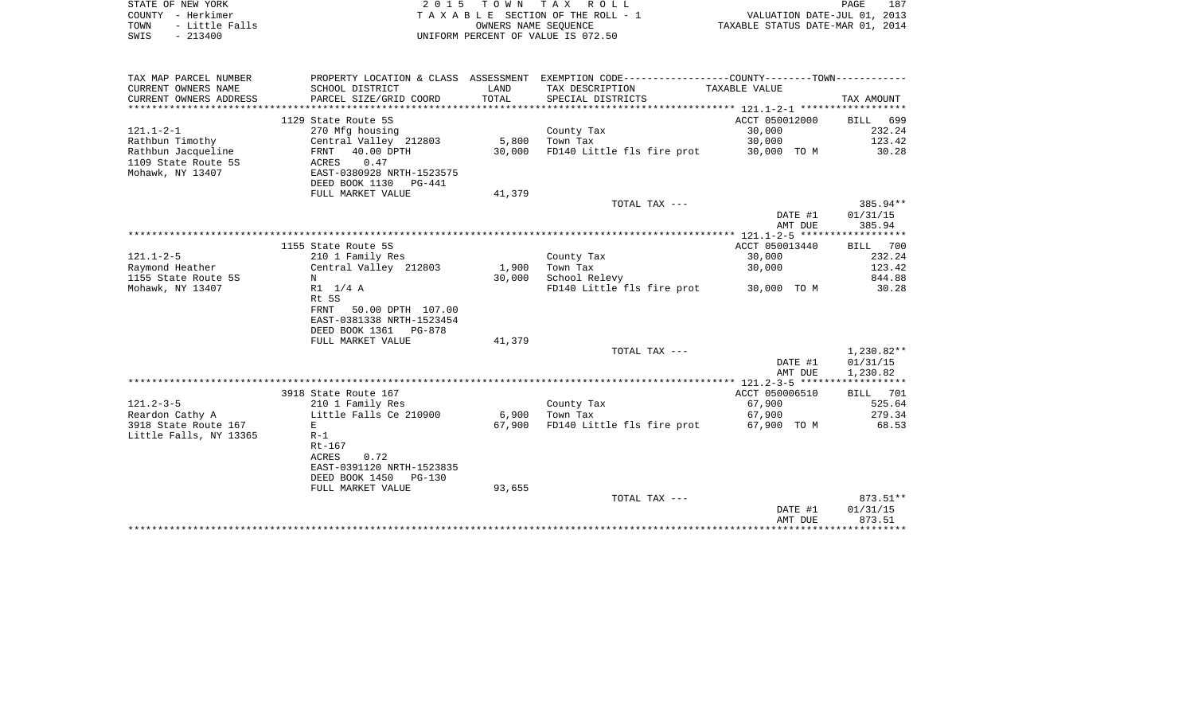STATE OF NEW YORK
COUNTY - Herkimer
TOWN - Little Falls
SWIS - 213400

2 0 1 5 T O W N T A X R O L L
T A X A B L E SECTION OF THE ROLL - 1
OWNERS NAME SEQUENCE
UNIFORM PERCENT OF VALUE IS 072.50

VALUATION DATE-JUL 01, 2013
TAXABLE STATUS DATE-MAR 01, 2014

| TAX MAP PARCEL NUMBER / CURRENT OWNERS NAME / CURRENT OWNERS ADDRESS | PROPERTY LOCATION & CLASS / SCHOOL DISTRICT / PARCEL SIZE/GRID COORD | ASSESSMENT LAND / TOTAL | EXEMPTION CODE / TAX DESCRIPTION / SPECIAL DISTRICTS | COUNTY--------TOWN / TAXABLE VALUE | TAX AMOUNT |
|---|---|---|---|---|---|
| 121.1-2-1 | 1129 State Route 5S | | | ACCT 050012000 | BILL 699 |
| Rathbun Timothy | 270 Mfg housing | | County Tax | 30,000 | 232.24 |
| Rathbun Jacqueline | Central Valley 212803 | 5,800 | Town Tax | 30,000 | 123.42 |
| 1109 State Route 5S | FRNT 40.00 DPTH | 30,000 | FD140 Little fls fire prot | 30,000 TO M | 30.28 |
| Mohawk, NY 13407 | ACRES 0.47 | | | | |
| | EAST-0380928 NRTH-1523575 | | | | |
| | DEED BOOK 1130 PG-441 | | | | |
| | FULL MARKET VALUE | 41,379 | | | |
| | | | TOTAL TAX --- | | 385.94** |
| | | | | DATE #1 | 01/31/15 |
| | | | | AMT DUE | 385.94 |
| 121.1-2-5 | 1155 State Route 5S | | | ACCT 050013440 | BILL 700 |
| Raymond Heather | 210 1 Family Res | | County Tax | 30,000 | 232.24 |
| 1155 State Route 5S | Central Valley 212803 | 1,900 | Town Tax | 30,000 | 123.42 |
| Mohawk, NY 13407 | N | 30,000 | School Relevy | | 844.88 |
| | R1 1/4 A | | FD140 Little fls fire prot | 30,000 TO M | 30.28 |
| | Rt 5S | | | | |
| | FRNT 50.00 DPTH 107.00 | | | | |
| | EAST-0381338 NRTH-1523454 | | | | |
| | DEED BOOK 1361 PG-878 | | | | |
| | FULL MARKET VALUE | 41,379 | | | |
| | | | TOTAL TAX --- | | 1,230.82** |
| | | | | DATE #1 | 01/31/15 |
| | | | | AMT DUE | 1,230.82 |
| 121.2-3-5 | 3918 State Route 167 | | | ACCT 050006510 | BILL 701 |
| Reardon Cathy A | 210 1 Family Res | | County Tax | 67,900 | 525.64 |
| 3918 State Route 167 | Little Falls Ce 210900 | 6,900 | Town Tax | 67,900 | 279.34 |
| Little Falls, NY 13365 | E | 67,900 | FD140 Little fls fire prot | 67,900 TO M | 68.53 |
| | R-1 | | | | |
| | Rt-167 | | | | |
| | ACRES 0.72 | | | | |
| | EAST-0391120 NRTH-1523835 | | | | |
| | DEED BOOK 1450 PG-130 | | | | |
| | FULL MARKET VALUE | 93,655 | | | |
| | | | TOTAL TAX --- | | 873.51** |
| | | | | DATE #1 | 01/31/15 |
| | | | | AMT DUE | 873.51 |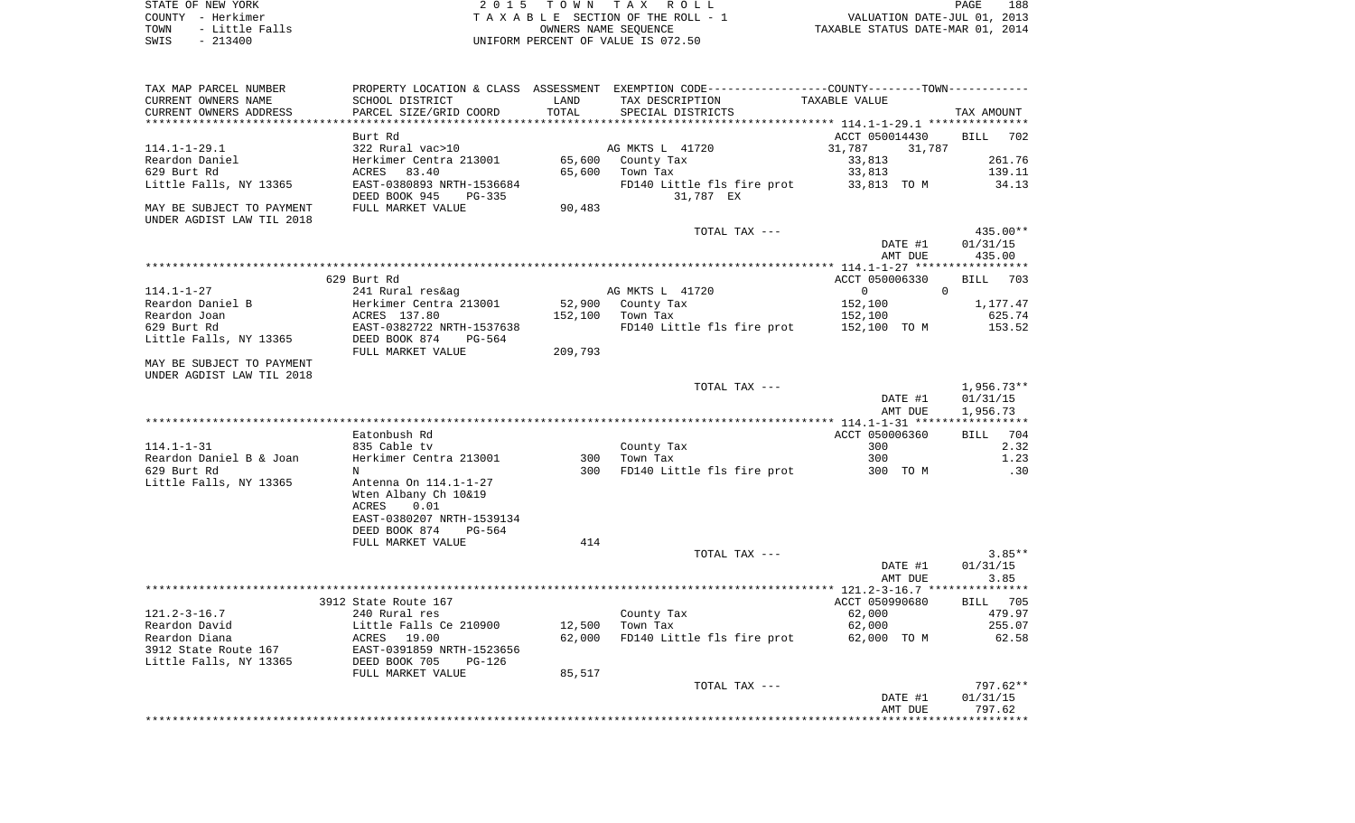STATE OF NEW YORK — 2015 TOWN TAX ROLL — PAGE 188
COUNTY - Herkimer — TAXABLE SECTION OF THE ROLL - 1 — VALUATION DATE-JUL 01, 2013
TOWN - Little Falls — OWNERS NAME SEQUENCE — TAXABLE STATUS DATE-MAR 01, 2014
SWIS - 213400 — UNIFORM PERCENT OF VALUE IS 072.50

| TAX MAP PARCEL NUMBER / CURRENT OWNERS NAME / CURRENT OWNERS ADDRESS | PROPERTY LOCATION & CLASS / SCHOOL DISTRICT / PARCEL SIZE/GRID COORD | ASSESSMENT LAND / TOTAL | EXEMPTION CODE / TAX DESCRIPTION / SPECIAL DISTRICTS | COUNTY / TOWN TAXABLE VALUE | TAX AMOUNT |
|---|---|---|---|---|---|
| 114.1-1-29.1 | Burt Rd | | | ACCT 050014430 | BILL 702 |
| | 322 Rural vac>10 | | AG MKTS L 41720 | 31,787 31,787 | |
| Reardon Daniel | Herkimer Centra 213001 | 65,600 | County Tax | 33,813 | 261.76 |
| 629 Burt Rd | ACRES 83.40 | 65,600 | Town Tax | 33,813 | 139.11 |
| Little Falls, NY 13365 | EAST-0380893 NRTH-1536684 | | FD140 Little fls fire prot | 33,813 TO M | 34.13 |
| | DEED BOOK 945 PG-335 | | 31,787 EX | | |
| MAY BE SUBJECT TO PAYMENT | FULL MARKET VALUE | 90,483 | | | |
| UNDER AGDIST LAW TIL 2018 | | | | | |
| | | | TOTAL TAX --- | | 435.00** |
| | | | | DATE #1 | 01/31/15 |
| | | | | AMT DUE | 435.00 |
| 114.1-1-27 | 629 Burt Rd | | | ACCT 050006330 | BILL 703 |
| | 241 Rural res&ag | | AG MKTS L 41720 | 0 0 | |
| Reardon Daniel B | Herkimer Centra 213001 | 52,900 | County Tax | 152,100 | 1,177.47 |
| Reardon Joan | ACRES 137.80 | 152,100 | Town Tax | 152,100 | 625.74 |
| 629 Burt Rd | EAST-0382722 NRTH-1537638 | | FD140 Little fls fire prot | 152,100 TO M | 153.52 |
| Little Falls, NY 13365 | DEED BOOK 874 PG-564 | | | | |
| | FULL MARKET VALUE | 209,793 | | | |
| MAY BE SUBJECT TO PAYMENT | | | | | |
| UNDER AGDIST LAW TIL 2018 | | | | | |
| | | | TOTAL TAX --- | | 1,956.73** |
| | | | | DATE #1 | 01/31/15 |
| | | | | AMT DUE | 1,956.73 |
| 114.1-1-31 | Eatonbush Rd | | | ACCT 050006360 | BILL 704 |
| | 835 Cable tv | | County Tax | 300 | 2.32 |
| Reardon Daniel B & Joan | Herkimer Centra 213001 | 300 | Town Tax | 300 | 1.23 |
| 629 Burt Rd | N | 300 | FD140 Little fls fire prot | 300 TO M | .30 |
| Little Falls, NY 13365 | Antenna On 114.1-1-27 | | | | |
| | Wten Albany Ch 10&19 | | | | |
| | ACRES 0.01 | | | | |
| | EAST-0380207 NRTH-1539134 | | | | |
| | DEED BOOK 874 PG-564 | | | | |
| | FULL MARKET VALUE | 414 | | | |
| | | | TOTAL TAX --- | | 3.85** |
| | | | | DATE #1 | 01/31/15 |
| | | | | AMT DUE | 3.85 |
| 121.2-3-16.7 | 3912 State Route 167 | | | ACCT 050990680 | BILL 705 |
| | 240 Rural res | | County Tax | 62,000 | 479.97 |
| Reardon David | Little Falls Ce 210900 | 12,500 | Town Tax | 62,000 | 255.07 |
| Reardon Diana | ACRES 19.00 | 62,000 | FD140 Little fls fire prot | 62,000 TO M | 62.58 |
| 3912 State Route 167 | EAST-0391859 NRTH-1523656 | | | | |
| Little Falls, NY 13365 | DEED BOOK 705 PG-126 | | | | |
| | FULL MARKET VALUE | 85,517 | | | |
| | | | TOTAL TAX --- | | 797.62** |
| | | | | DATE #1 | 01/31/15 |
| | | | | AMT DUE | 797.62 |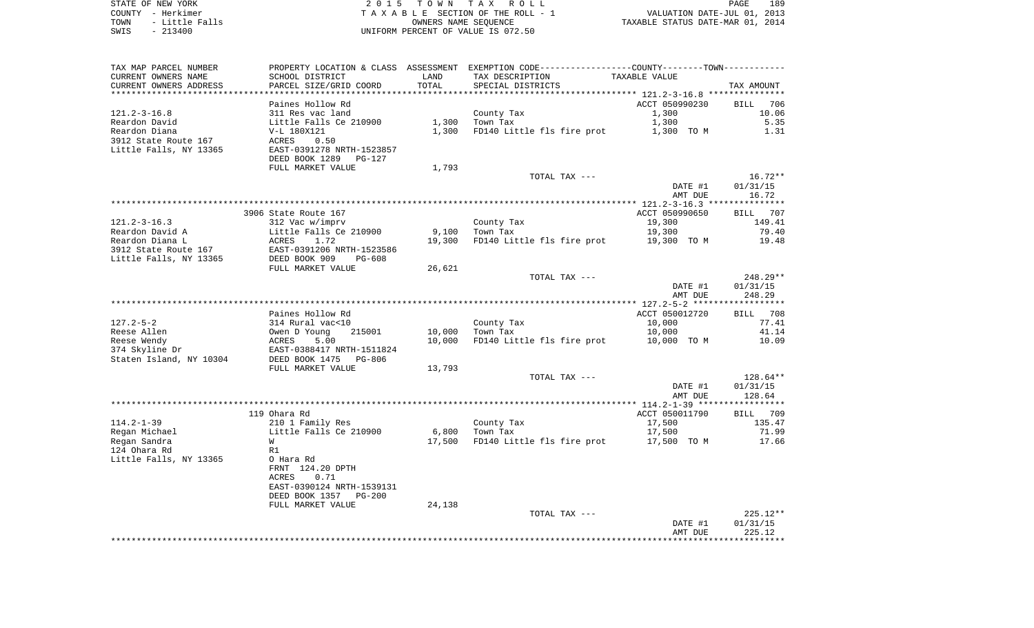STATE OF NEW YORK
COUNTY - Herkimer
TOWN - Little Falls
SWIS - 213400

2 0 1 5 T O W N T A X R O L L
T A X A B L E SECTION OF THE ROLL - 1
OWNERS NAME SEQUENCE
UNIFORM PERCENT OF VALUE IS 072.50

VALUATION DATE-JUL 01, 2013
TAXABLE STATUS DATE-MAR 01, 2014

| TAX MAP PARCEL NUMBER / CURRENT OWNERS NAME / CURRENT OWNERS ADDRESS | PROPERTY LOCATION & CLASS / SCHOOL DISTRICT / PARCEL SIZE/GRID COORD | ASSESSMENT LAND / TOTAL | EXEMPTION CODE / TAX DESCRIPTION / SPECIAL DISTRICTS | TAXABLE VALUE | TAX AMOUNT |
|---|---|---|---|---|---|
| 121.2-3-16.8 | Paines Hollow Rd | | | ACCT 050990230 | BILL 706 |
| Reardon David | 311 Res vac land | | County Tax | 1,300 | 10.06 |
| Reardon Diana | Little Falls Ce 210900 | 1,300 | Town Tax | 1,300 | 5.35 |
| 3912 State Route 167 | V-L 180X121 | 1,300 | FD140 Little fls fire prot | 1,300 TO M | 1.31 |
| Little Falls, NY 13365 | ACRES 0.50 | | | | |
| | EAST-0391278 NRTH-1523857 | | | | |
| | DEED BOOK 1289 PG-127 | | | | |
| | FULL MARKET VALUE | 1,793 | | | |
| | | | TOTAL TAX --- | | 16.72** |
| | | | | DATE #1 | 01/31/15 |
| | | | | AMT DUE | 16.72 |
| 121.2-3-16.3 | 3906 State Route 167 | | | ACCT 050990650 | BILL 707 |
| Reardon David A | 312 Vac w/imprv | | County Tax | 19,300 | 149.41 |
| Reardon Diana L | Little Falls Ce 210900 | 9,100 | Town Tax | 19,300 | 79.40 |
| 3912 State Route 167 | ACRES 1.72 | 19,300 | FD140 Little fls fire prot | 19,300 TO M | 19.48 |
| Little Falls, NY 13365 | EAST-0391206 NRTH-1523586 | | | | |
| | DEED BOOK 909 PG-608 | | | | |
| | FULL MARKET VALUE | 26,621 | | | |
| | | | TOTAL TAX --- | | 248.29** |
| | | | | DATE #1 | 01/31/15 |
| | | | | AMT DUE | 248.29 |
| 127.2-5-2 | Paines Hollow Rd | | | ACCT 050012720 | BILL 708 |
| Reese Allen | 314 Rural vac<10 | | County Tax | 10,000 | 77.41 |
| Reese Wendy | Owen D Young 215001 | 10,000 | Town Tax | 10,000 | 41.14 |
| 374 Skyline Dr | ACRES 5.00 | 10,000 | FD140 Little fls fire prot | 10,000 TO M | 10.09 |
| Staten Island, NY 10304 | EAST-0388417 NRTH-1511824 | | | | |
| | DEED BOOK 1475 PG-806 | | | | |
| | FULL MARKET VALUE | 13,793 | | | |
| | | | TOTAL TAX --- | | 128.64** |
| | | | | DATE #1 | 01/31/15 |
| | | | | AMT DUE | 128.64 |
| 114.2-1-39 | 119 Ohara Rd | | | ACCT 050011790 | BILL 709 |
| Regan Michael | 210 1 Family Res | | County Tax | 17,500 | 135.47 |
| Regan Sandra | Little Falls Ce 210900 | 6,800 | Town Tax | 17,500 | 71.99 |
| 124 Ohara Rd | W | 17,500 | FD140 Little fls fire prot | 17,500 TO M | 17.66 |
| Little Falls, NY 13365 | R1 | | | | |
| | O Hara Rd | | | | |
| | FRNT 124.20 DPTH | | | | |
| | ACRES 0.71 | | | | |
| | EAST-0390124 NRTH-1539131 | | | | |
| | DEED BOOK 1357 PG-200 | | | | |
| | FULL MARKET VALUE | 24,138 | | | |
| | | | TOTAL TAX --- | | 225.12** |
| | | | | DATE #1 | 01/31/15 |
| | | | | AMT DUE | 225.12 |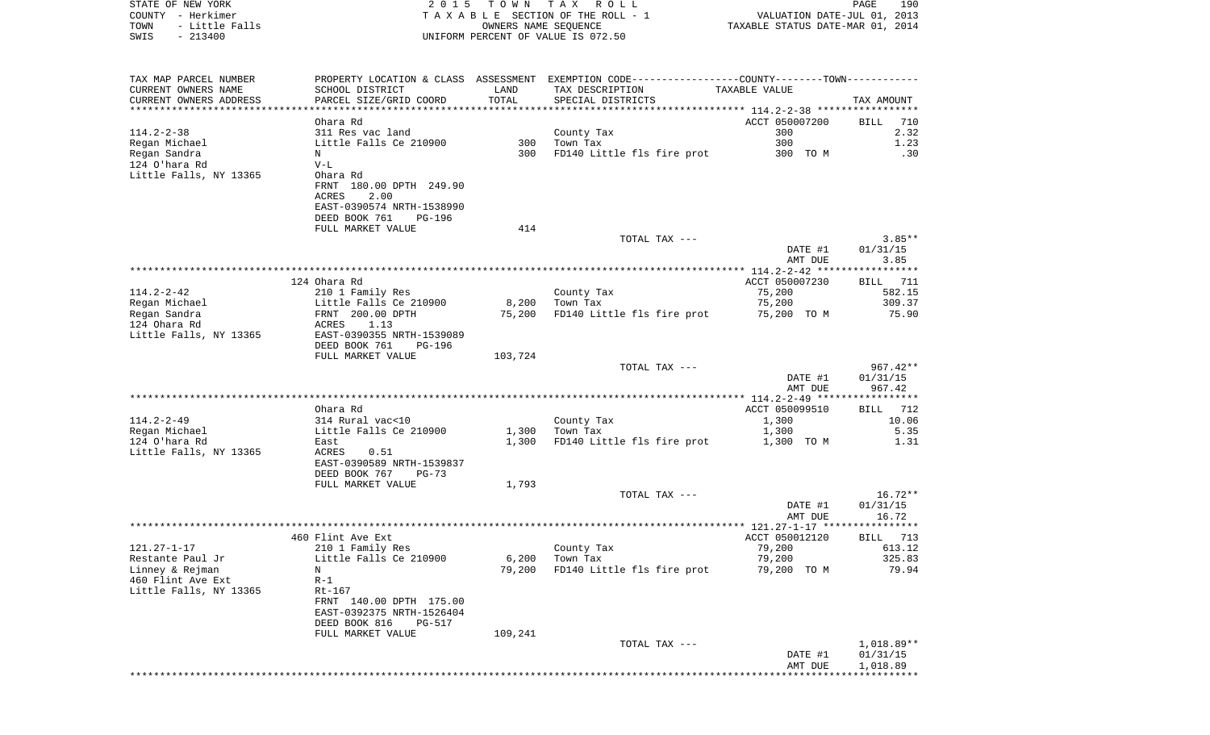STATE OF NEW YORK — 2015 TOWN TAX ROLL
COUNTY - Herkimer — TAXABLE SECTION OF THE ROLL - 1 — VALUATION DATE-JUL 01, 2013
TOWN - Little Falls — OWNERS NAME SEQUENCE — TAXABLE STATUS DATE-MAR 01, 2014
SWIS - 213400 — UNIFORM PERCENT OF VALUE IS 072.50

| TAX MAP PARCEL NUMBER / CURRENT OWNERS NAME / CURRENT OWNERS ADDRESS | PROPERTY LOCATION & CLASS / SCHOOL DISTRICT / PARCEL SIZE/GRID COORD | ASSESSMENT LAND / TOTAL | EXEMPTION CODE / TAX DESCRIPTION / SPECIAL DISTRICTS | COUNTY / TOWN TAXABLE VALUE | TAX AMOUNT |
|---|---|---|---|---|---|
| 114.2-2-38 | Ohara Rd | | | ACCT 050007200 | BILL 710 |
| | 311 Res vac land | | County Tax | 300 | 2.32 |
| Regan Michael | Little Falls Ce 210900 | 300 | Town Tax | 300 | 1.23 |
| Regan Sandra | N | 300 | FD140 Little fls fire prot | 300 TO M | .30 |
| 124 O'hara Rd | V-L | | | | |
| Little Falls, NY 13365 | Ohara Rd | | | | |
| | FRNT 180.00 DPTH 249.90 | | | | |
| | ACRES 2.00 | | | | |
| | EAST-0390574 NRTH-1538990 | | | | |
| | DEED BOOK 761 PG-196 | | | | |
| | FULL MARKET VALUE | 414 | | | |
| | | | TOTAL TAX --- | | 3.85** |
| | | | | DATE #1 | 01/31/15 |
| | | | | AMT DUE | 3.85 |
| 114.2-2-42 | 124 Ohara Rd | | | ACCT 050007230 | BILL 711 |
| | 210 1 Family Res | | County Tax | 75,200 | 582.15 |
| Regan Michael | Little Falls Ce 210900 | 8,200 | Town Tax | 75,200 | 309.37 |
| Regan Sandra | FRNT 200.00 DPTH | 75,200 | FD140 Little fls fire prot | 75,200 TO M | 75.90 |
| 124 Ohara Rd | ACRES 1.13 | | | | |
| Little Falls, NY 13365 | EAST-0390355 NRTH-1539089 | | | | |
| | DEED BOOK 761 PG-196 | | | | |
| | FULL MARKET VALUE | 103,724 | | | |
| | | | TOTAL TAX --- | | 967.42** |
| | | | | DATE #1 | 01/31/15 |
| | | | | AMT DUE | 967.42 |
| 114.2-2-49 | Ohara Rd | | | ACCT 050099510 | BILL 712 |
| | 314 Rural vac<10 | | County Tax | 1,300 | 10.06 |
| Regan Michael | Little Falls Ce 210900 | 1,300 | Town Tax | 1,300 | 5.35 |
| 124 O'hara Rd | East | 1,300 | FD140 Little fls fire prot | 1,300 TO M | 1.31 |
| Little Falls, NY 13365 | ACRES 0.51 | | | | |
| | EAST-0390589 NRTH-1539837 | | | | |
| | DEED BOOK 767 PG-73 | | | | |
| | FULL MARKET VALUE | 1,793 | | | |
| | | | TOTAL TAX --- | | 16.72** |
| | | | | DATE #1 | 01/31/15 |
| | | | | AMT DUE | 16.72 |
| 121.27-1-17 | 460 Flint Ave Ext | | | ACCT 050012120 | BILL 713 |
| | 210 1 Family Res | | County Tax | 79,200 | 613.12 |
| Restante Paul Jr | Little Falls Ce 210900 | 6,200 | Town Tax | 79,200 | 325.83 |
| Linney & Rejman | N | 79,200 | FD140 Little fls fire prot | 79,200 TO M | 79.94 |
| 460 Flint Ave Ext | R-1 | | | | |
| Little Falls, NY 13365 | Rt-167 | | | | |
| | FRNT 140.00 DPTH 175.00 | | | | |
| | EAST-0392375 NRTH-1526404 | | | | |
| | DEED BOOK 816 PG-517 | | | | |
| | FULL MARKET VALUE | 109,241 | | | |
| | | | TOTAL TAX --- | | 1,018.89** |
| | | | | DATE #1 | 01/31/15 |
| | | | | AMT DUE | 1,018.89 |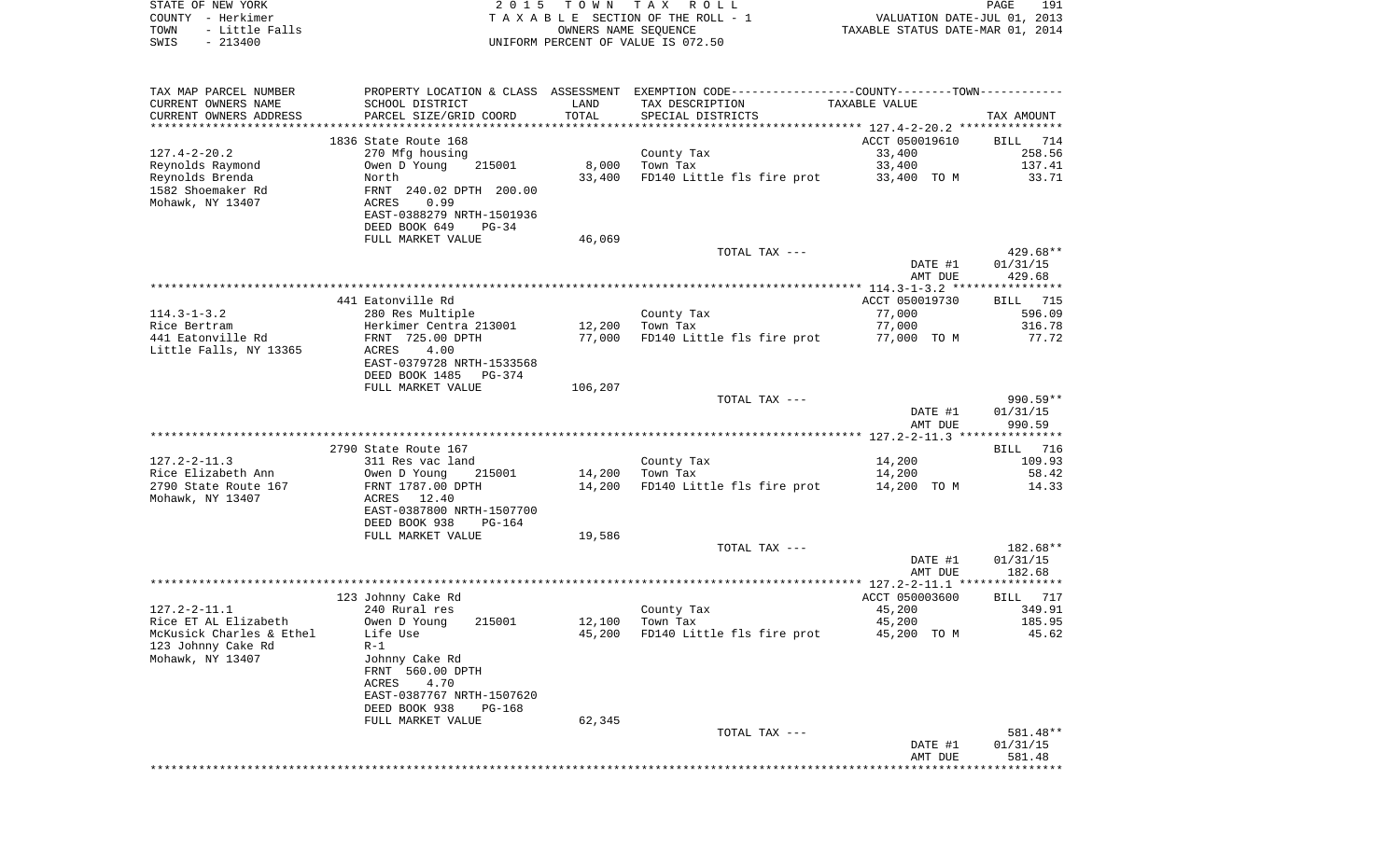STATE OF NEW YORK
COUNTY - Herkimer
TOWN - Little Falls
SWIS - 213400

2015 TOWN TAX ROLL
TAXABLE SECTION OF THE ROLL - 1
OWNERS NAME SEQUENCE
UNIFORM PERCENT OF VALUE IS 072.50

VALUATION DATE-JUL 01, 2013
TAXABLE STATUS DATE-MAR 01, 2014

| TAX MAP PARCEL NUMBER / CURRENT OWNERS NAME / CURRENT OWNERS ADDRESS | PROPERTY LOCATION & CLASS / SCHOOL DISTRICT / PARCEL SIZE/GRID COORD | ASSESSMENT LAND / TOTAL | EXEMPTION CODE / TAX DESCRIPTION / SPECIAL DISTRICTS | TAXABLE VALUE | TAX AMOUNT |
|---|---|---|---|---|---|
| | 1836 State Route 168 | | | ACCT 050019610 | BILL 714 |
| 127.4-2-20.2 | 270 Mfg housing | | County Tax | 33,400 | 258.56 |
| Reynolds Raymond | Owen D Young 215001 | 8,000 | Town Tax | 33,400 | 137.41 |
| Reynolds Brenda | North | 33,400 | FD140 Little fls fire prot | 33,400 TO M | 33.71 |
| 1582 Shoemaker Rd | FRNT 240.02 DPTH 200.00 | | | | |
| Mohawk, NY 13407 | ACRES 0.99 | | | | |
| | EAST-0388279 NRTH-1501936 | | | | |
| | DEED BOOK 649 PG-34 | | | | |
| | FULL MARKET VALUE | 46,069 | | | |
| | | | TOTAL TAX --- | | 429.68** |
| | | | | DATE #1 | 01/31/15 |
| | | | | AMT DUE | 429.68 |
| | 441 Eatonville Rd | | | ACCT 050019730 | BILL 715 |
| 114.3-1-3.2 | 280 Res Multiple | | County Tax | 77,000 | 596.09 |
| Rice Bertram | Herkimer Centra 213001 | 12,200 | Town Tax | 77,000 | 316.78 |
| 441 Eatonville Rd | FRNT 725.00 DPTH | 77,000 | FD140 Little fls fire prot | 77,000 TO M | 77.72 |
| Little Falls, NY 13365 | ACRES 4.00 | | | | |
| | EAST-0379728 NRTH-1533568 | | | | |
| | DEED BOOK 1485 PG-374 | | | | |
| | FULL MARKET VALUE | 106,207 | | | |
| | | | TOTAL TAX --- | | 990.59** |
| | | | | DATE #1 | 01/31/15 |
| | | | | AMT DUE | 990.59 |
| | 2790 State Route 167 | | | | BILL 716 |
| 127.2-2-11.3 | 311 Res vac land | | County Tax | 14,200 | 109.93 |
| Rice Elizabeth Ann | Owen D Young 215001 | 14,200 | Town Tax | 14,200 | 58.42 |
| 2790 State Route 167 | FRNT 1787.00 DPTH | 14,200 | FD140 Little fls fire prot | 14,200 TO M | 14.33 |
| Mohawk, NY 13407 | ACRES 12.40 | | | | |
| | EAST-0387800 NRTH-1507700 | | | | |
| | DEED BOOK 938 PG-164 | | | | |
| | FULL MARKET VALUE | 19,586 | | | |
| | | | TOTAL TAX --- | | 182.68** |
| | | | | DATE #1 | 01/31/15 |
| | | | | AMT DUE | 182.68 |
| | 123 Johnny Cake Rd | | | ACCT 050003600 | BILL 717 |
| 127.2-2-11.1 | 240 Rural res | | County Tax | 45,200 | 349.91 |
| Rice ET AL Elizabeth | Owen D Young 215001 | 12,100 | Town Tax | 45,200 | 185.95 |
| McKusick Charles & Ethel | Life Use | 45,200 | FD140 Little fls fire prot | 45,200 TO M | 45.62 |
| 123 Johnny Cake Rd | R-1 | | | | |
| Mohawk, NY 13407 | Johnny Cake Rd | | | | |
| | FRNT 560.00 DPTH | | | | |
| | ACRES 4.70 | | | | |
| | EAST-0387767 NRTH-1507620 | | | | |
| | DEED BOOK 938 PG-168 | | | | |
| | FULL MARKET VALUE | 62,345 | | | |
| | | | TOTAL TAX --- | | 581.48** |
| | | | | DATE #1 | 01/31/15 |
| | | | | AMT DUE | 581.48 |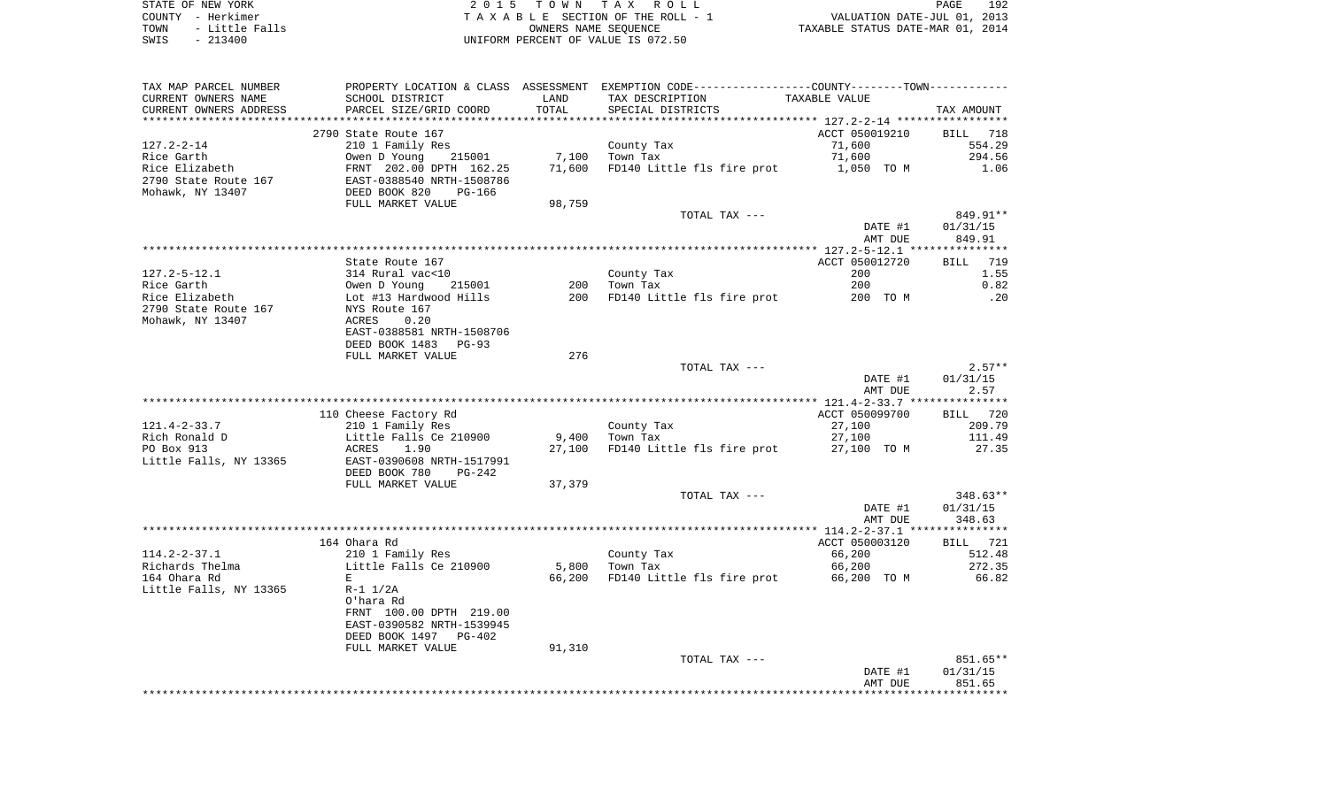STATE OF NEW YORK — 2015 TOWN TAX ROLL — PAGE 192
COUNTY - Herkimer — TAXABLE SECTION OF THE ROLL - 1 — VALUATION DATE-JUL 01, 2013
TOWN - Little Falls — OWNERS NAME SEQUENCE — TAXABLE STATUS DATE-MAR 01, 2014
SWIS - 213400 — UNIFORM PERCENT OF VALUE IS 072.50

| TAX MAP PARCEL NUMBER / CURRENT OWNERS NAME / CURRENT OWNERS ADDRESS | PROPERTY LOCATION & CLASS / SCHOOL DISTRICT / PARCEL SIZE/GRID COORD | ASSESSMENT LAND / TOTAL | EXEMPTION CODE / TAX DESCRIPTION / SPECIAL DISTRICTS | TAXABLE VALUE | TAX AMOUNT |
|---|---|---|---|---|---|
| **127.2-2-14** | 2790 State Route 167 | | | ACCT 050019210 | BILL 718 |
| 127.2-2-14 | 210 1 Family Res | | County Tax | 71,600 | 554.29 |
| Rice Garth | Owen D Young 215001 | 7,100 | Town Tax | 71,600 | 294.56 |
| Rice Elizabeth | FRNT 202.00 DPTH 162.25 | 71,600 | FD140 Little fls fire prot | 1,050 TO M | 1.06 |
| 2790 State Route 167 | EAST-0388540 NRTH-1508786 | | | | |
| Mohawk, NY 13407 | DEED BOOK 820 PG-166 | | | | |
| | FULL MARKET VALUE | 98,759 | | | |
| | | | TOTAL TAX --- | | 849.91** |
| | | | | DATE #1 | 01/31/15 |
| | | | | AMT DUE | 849.91 |
| **127.2-5-12.1** | State Route 167 | | | ACCT 050012720 | BILL 719 |
| 127.2-5-12.1 | 314 Rural vac<10 | | County Tax | 200 | 1.55 |
| Rice Garth | Owen D Young 215001 | 200 | Town Tax | 200 | 0.82 |
| Rice Elizabeth | Lot #13 Hardwood Hills | 200 | FD140 Little fls fire prot | 200 TO M | .20 |
| 2790 State Route 167 | NYS Route 167 | | | | |
| Mohawk, NY 13407 | ACRES 0.20 | | | | |
| | EAST-0388581 NRTH-1508706 | | | | |
| | DEED BOOK 1483 PG-93 | | | | |
| | FULL MARKET VALUE | 276 | | | |
| | | | TOTAL TAX --- | | 2.57** |
| | | | | DATE #1 | 01/31/15 |
| | | | | AMT DUE | 2.57 |
| **121.4-2-33.7** | 110 Cheese Factory Rd | | | ACCT 050099700 | BILL 720 |
| 121.4-2-33.7 | 210 1 Family Res | | County Tax | 27,100 | 209.79 |
| Rich Ronald D | Little Falls Ce 210900 | 9,400 | Town Tax | 27,100 | 111.49 |
| PO Box 913 | ACRES 1.90 | 27,100 | FD140 Little fls fire prot | 27,100 TO M | 27.35 |
| Little Falls, NY 13365 | EAST-0390608 NRTH-1517991 | | | | |
| | DEED BOOK 780 PG-242 | | | | |
| | FULL MARKET VALUE | 37,379 | | | |
| | | | TOTAL TAX --- | | 348.63** |
| | | | | DATE #1 | 01/31/15 |
| | | | | AMT DUE | 348.63 |
| **114.2-2-37.1** | 164 Ohara Rd | | | ACCT 050003120 | BILL 721 |
| 114.2-2-37.1 | 210 1 Family Res | | County Tax | 66,200 | 512.48 |
| Richards Thelma | Little Falls Ce 210900 | 5,800 | Town Tax | 66,200 | 272.35 |
| 164 Ohara Rd | E | 66,200 | FD140 Little fls fire prot | 66,200 TO M | 66.82 |
| Little Falls, NY 13365 | R-1 1/2A | | | | |
| | O'hara Rd | | | | |
| | FRNT 100.00 DPTH 219.00 | | | | |
| | EAST-0390582 NRTH-1539945 | | | | |
| | DEED BOOK 1497 PG-402 | | | | |
| | FULL MARKET VALUE | 91,310 | | | |
| | | | TOTAL TAX --- | | 851.65** |
| | | | | DATE #1 | 01/31/15 |
| | | | | AMT DUE | 851.65 |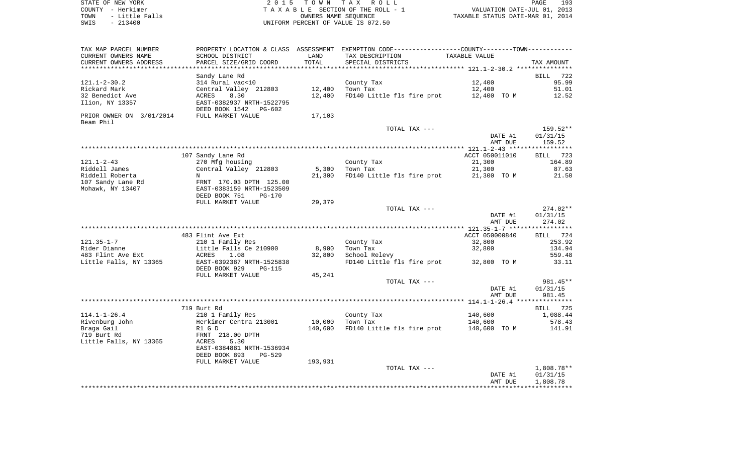STATE OF NEW YORK | 2015 TOWN TAX ROLL
COUNTY - Herkimer | TAXABLE SECTION OF THE ROLL - 1 | VALUATION DATE-JUL 01, 2013
TOWN - Little Falls | OWNERS NAME SEQUENCE | TAXABLE STATUS DATE-MAR 01, 2014
SWIS - 213400 | UNIFORM PERCENT OF VALUE IS 072.50

| TAX MAP PARCEL NUMBER / CURRENT OWNERS NAME / CURRENT OWNERS ADDRESS | PROPERTY LOCATION & CLASS / SCHOOL DISTRICT / PARCEL SIZE/GRID COORD | ASSESSMENT LAND / TOTAL | EXEMPTION CODE / TAX DESCRIPTION / SPECIAL DISTRICTS | TAXABLE VALUE | TAX AMOUNT |
|---|---|---|---|---|---|
| | Sandy Lane Rd | | | | BILL 722 |
| 121.1-2-30.2 | 314 Rural vac<10 | | County Tax | 12,400 | 95.99 |
| Rickard Mark | Central Valley 212803 | 12,400 | Town Tax | 12,400 | 51.01 |
| 32 Benedict Ave | ACRES 8.30 | 12,400 | FD140 Little fls fire prot | 12,400 TO M | 12.52 |
| Ilion, NY 13357 | EAST-0382937 NRTH-1522795 | | | | |
| | DEED BOOK 1542 PG-602 | | | | |
| PRIOR OWNER ON 3/01/2014 | FULL MARKET VALUE | 17,103 | | | |
| Beam Phil | | | | | |
| | | | TOTAL TAX --- | | 159.52** |
| | | | | DATE #1 | 01/31/15 |
| | | | | AMT DUE | 159.52 |
| | 107 Sandy Lane Rd | | | ACCT 050011010 | BILL 723 |
| 121.1-2-43 | 270 Mfg housing | | County Tax | 21,300 | 164.89 |
| Riddell James | Central Valley 212803 | 5,300 | Town Tax | 21,300 | 87.63 |
| Riddell Roberta | N | 21,300 | FD140 Little fls fire prot | 21,300 TO M | 21.50 |
| 107 Sandy Lane Rd | FRNT 170.03 DPTH 125.00 | | | | |
| Mohawk, NY 13407 | EAST-0383159 NRTH-1523509 | | | | |
| | DEED BOOK 751 PG-170 | | | | |
| | FULL MARKET VALUE | 29,379 | | | |
| | | | TOTAL TAX --- | | 274.02** |
| | | | | DATE #1 | 01/31/15 |
| | | | | AMT DUE | 274.02 |
| | 483 Flint Ave Ext | | | ACCT 050000840 | BILL 724 |
| 121.35-1-7 | 210 1 Family Res | | County Tax | 32,800 | 253.92 |
| Rider Dianne | Little Falls Ce 210900 | 8,900 | Town Tax | 32,800 | 134.94 |
| 483 Flint Ave Ext | ACRES 1.08 | 32,800 | School Relevy | | 559.48 |
| Little Falls, NY 13365 | EAST-0392387 NRTH-1525838 | | FD140 Little fls fire prot | 32,800 TO M | 33.11 |
| | DEED BOOK 929 PG-115 | | | | |
| | FULL MARKET VALUE | 45,241 | | | |
| | | | TOTAL TAX --- | | 981.45** |
| | | | | DATE #1 | 01/31/15 |
| | | | | AMT DUE | 981.45 |
| | 719 Burt Rd | | | | BILL 725 |
| 114.1-1-26.4 | 210 1 Family Res | | County Tax | 140,600 | 1,088.44 |
| Rivenburg John | Herkimer Centra 213001 | 10,000 | Town Tax | 140,600 | 578.43 |
| Braga Gail | R1 G D | 140,600 | FD140 Little fls fire prot | 140,600 TO M | 141.91 |
| 719 Burt Rd | FRNT 218.00 DPTH | | | | |
| Little Falls, NY 13365 | ACRES 5.30 | | | | |
| | EAST-0384881 NRTH-1536934 | | | | |
| | DEED BOOK 893 PG-529 | | | | |
| | FULL MARKET VALUE | 193,931 | | | |
| | | | TOTAL TAX --- | | 1,808.78** |
| | | | | DATE #1 | 01/31/15 |
| | | | | AMT DUE | 1,808.78 |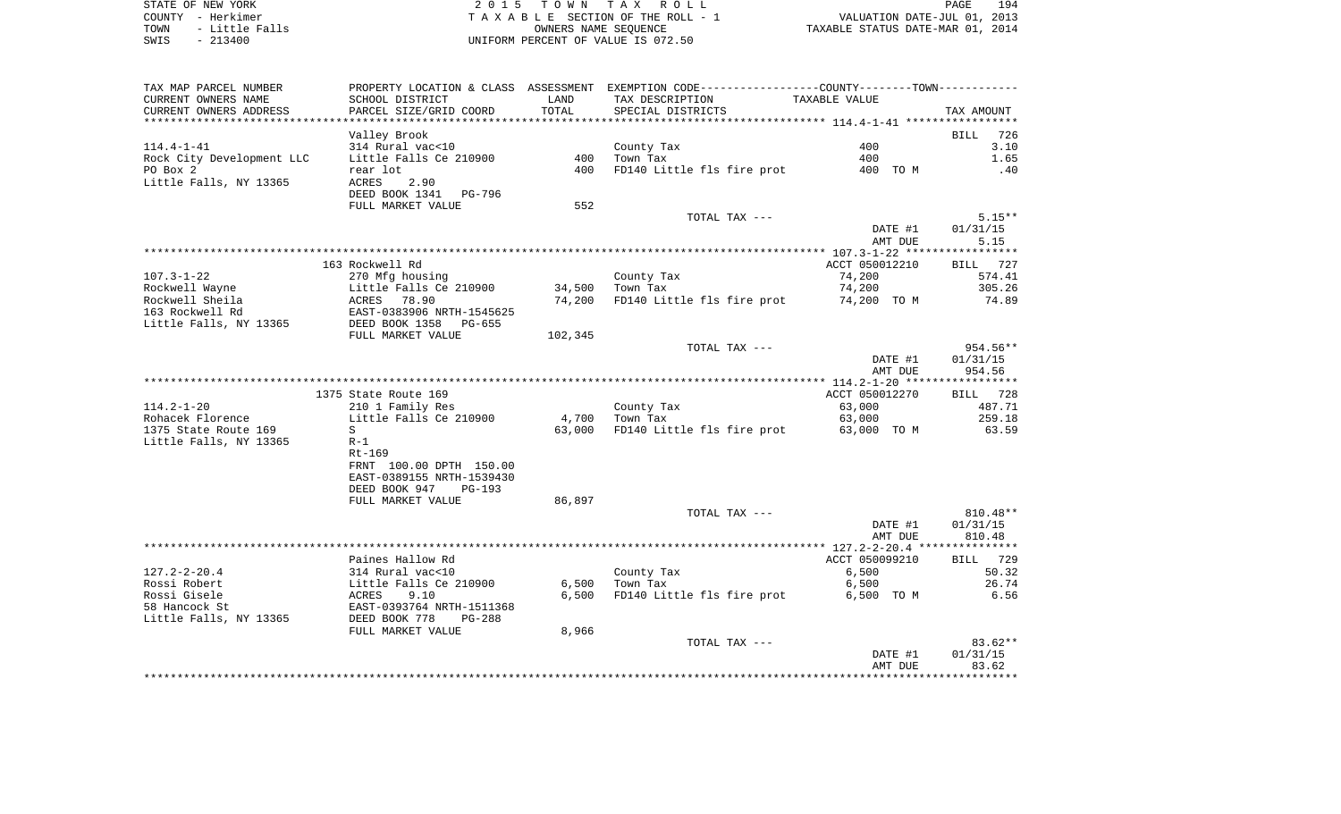STATE OF NEW YORK — 2015 TOWN TAX ROLL — PAGE 194
COUNTY - Herkimer — TAXABLE SECTION OF THE ROLL - 1 — VALUATION DATE-JUL 01, 2013
TOWN - Little Falls — OWNERS NAME SEQUENCE — TAXABLE STATUS DATE-MAR 01, 2014
SWIS - 213400 — UNIFORM PERCENT OF VALUE IS 072.50

| TAX MAP PARCEL NUMBER / CURRENT OWNERS NAME / CURRENT OWNERS ADDRESS | PROPERTY LOCATION & CLASS / SCHOOL DISTRICT / PARCEL SIZE/GRID COORD | ASSESSMENT LAND / TOTAL | EXEMPTION CODE / TAX DESCRIPTION / SPECIAL DISTRICTS | TAXABLE VALUE | TAX AMOUNT |
|---|---|---|---|---|---|
| **114.4-1-41** | Valley Brook | | | | BILL 726 |
| 114.4-1-41 | 314 Rural vac<10 | | County Tax | 400 | 3.10 |
| Rock City Development LLC | Little Falls Ce 210900 | 400 | Town Tax | 400 | 1.65 |
| PO Box 2 | rear lot | 400 | FD140 Little fls fire prot | 400 TO M | .40 |
| Little Falls, NY 13365 | ACRES 2.90 | | | | |
| | DEED BOOK 1341 PG-796 | | | | |
| | FULL MARKET VALUE | 552 | | | |
| | | | TOTAL TAX --- | | 5.15** |
| | | | | DATE #1 | 01/31/15 |
| | | | | AMT DUE | 5.15 |
| **107.3-1-22** | 163 Rockwell Rd | | | ACCT 050012210 | BILL 727 |
| 107.3-1-22 | 270 Mfg housing | | County Tax | 74,200 | 574.41 |
| Rockwell Wayne | Little Falls Ce 210900 | 34,500 | Town Tax | 74,200 | 305.26 |
| Rockwell Sheila | ACRES 78.90 | 74,200 | FD140 Little fls fire prot | 74,200 TO M | 74.89 |
| 163 Rockwell Rd | EAST-0383906 NRTH-1545625 | | | | |
| Little Falls, NY 13365 | DEED BOOK 1358 PG-655 | | | | |
| | FULL MARKET VALUE | 102,345 | | | |
| | | | TOTAL TAX --- | | 954.56** |
| | | | | DATE #1 | 01/31/15 |
| | | | | AMT DUE | 954.56 |
| **114.2-1-20** | 1375 State Route 169 | | | ACCT 050012270 | BILL 728 |
| 114.2-1-20 | 210 1 Family Res | | County Tax | 63,000 | 487.71 |
| Rohacek Florence | Little Falls Ce 210900 | 4,700 | Town Tax | 63,000 | 259.18 |
| 1375 State Route 169 | S | 63,000 | FD140 Little fls fire prot | 63,000 TO M | 63.59 |
| Little Falls, NY 13365 | R-1 | | | | |
| | Rt-169 | | | | |
| | FRNT 100.00 DPTH 150.00 | | | | |
| | EAST-0389155 NRTH-1539430 | | | | |
| | DEED BOOK 947 PG-193 | | | | |
| | FULL MARKET VALUE | 86,897 | | | |
| | | | TOTAL TAX --- | | 810.48** |
| | | | | DATE #1 | 01/31/15 |
| | | | | AMT DUE | 810.48 |
| **127.2-2-20.4** | Paines Hallow Rd | | | ACCT 050099210 | BILL 729 |
| 127.2-2-20.4 | 314 Rural vac<10 | | County Tax | 6,500 | 50.32 |
| Rossi Robert | Little Falls Ce 210900 | 6,500 | Town Tax | 6,500 | 26.74 |
| Rossi Gisele | ACRES 9.10 | 6,500 | FD140 Little fls fire prot | 6,500 TO M | 6.56 |
| 58 Hancock St | EAST-0393764 NRTH-1511368 | | | | |
| Little Falls, NY 13365 | DEED BOOK 778 PG-288 | | | | |
| | FULL MARKET VALUE | 8,966 | | | |
| | | | TOTAL TAX --- | | 83.62** |
| | | | | DATE #1 | 01/31/15 |
| | | | | AMT DUE | 83.62 |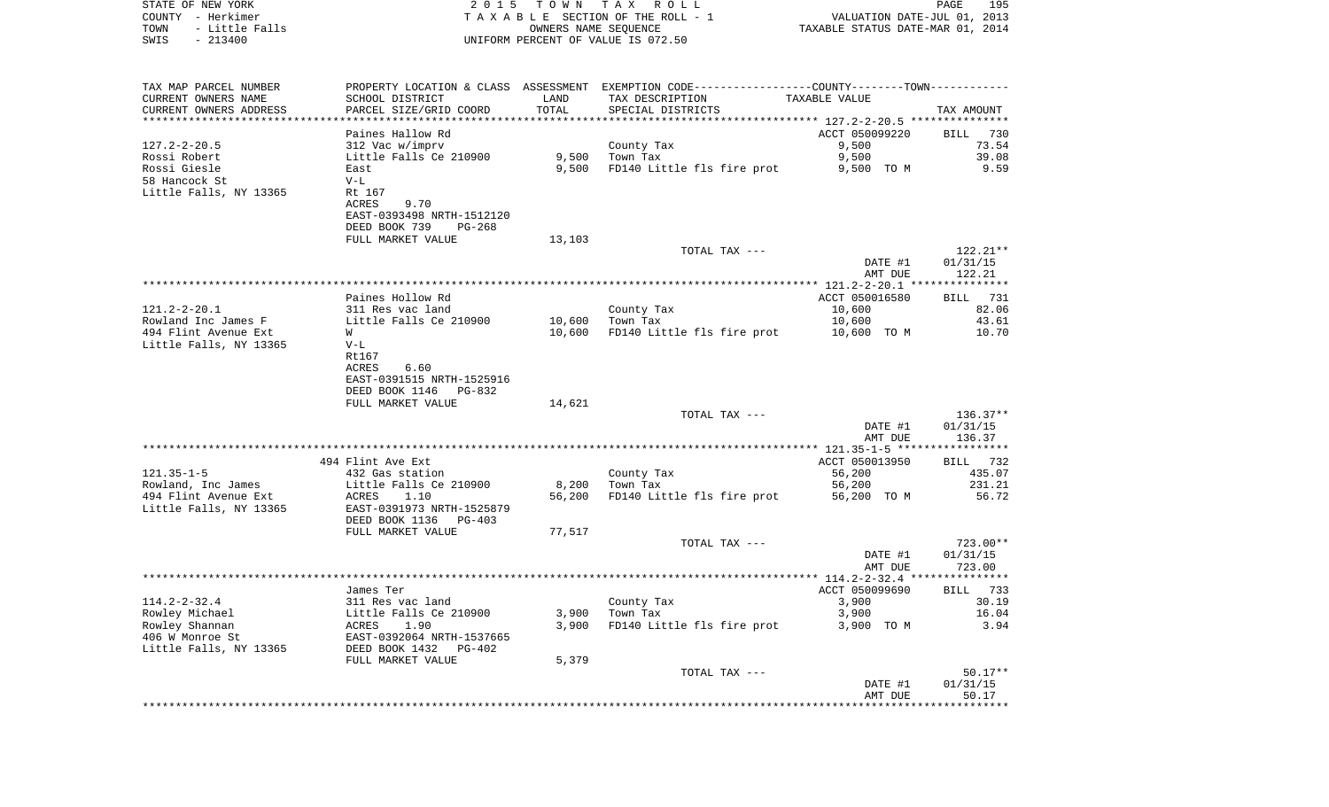STATE OF NEW YORK
COUNTY - Herkimer
TOWN - Little Falls
SWIS - 213400

2 0 1 5 T O W N T A X R O L L
T A X A B L E SECTION OF THE ROLL - 1
OWNERS NAME SEQUENCE
UNIFORM PERCENT OF VALUE IS 072.50

VALUATION DATE-JUL 01, 2013
TAXABLE STATUS DATE-MAR 01, 2014

| TAX MAP PARCEL NUMBER / CURRENT OWNERS NAME / CURRENT OWNERS ADDRESS | PROPERTY LOCATION & CLASS / SCHOOL DISTRICT / PARCEL SIZE/GRID COORD | ASSESSMENT LAND / TOTAL | EXEMPTION CODE / TAX DESCRIPTION / SPECIAL DISTRICTS | COUNTY--------TOWN TAXABLE VALUE | TAX AMOUNT |
|---|---|---|---|---|---|
| 127.2-2-20.5 | Paines Hallow Rd | | | ACCT 050099220 | BILL 730 |
| | 312 Vac w/imprv | | County Tax | 9,500 | 73.54 |
| Rossi Robert | Little Falls Ce 210900 | 9,500 | Town Tax | 9,500 | 39.08 |
| Rossi Giesle | East | 9,500 | FD140 Little fls fire prot | 9,500 TO M | 9.59 |
| 58 Hancock St | V-L | | | | |
| Little Falls, NY 13365 | Rt 167 | | | | |
| | ACRES 9.70 | | | | |
| | EAST-0393498 NRTH-1512120 | | | | |
| | DEED BOOK 739 PG-268 | | | | |
| | FULL MARKET VALUE | 13,103 | | | |
| | | | TOTAL TAX --- | | 122.21** |
| | | | | DATE #1 | 01/31/15 |
| | | | | AMT DUE | 122.21 |
| 121.2-2-20.1 | Paines Hollow Rd | | | ACCT 050016580 | BILL 731 |
| | 311 Res vac land | | County Tax | 10,600 | 82.06 |
| Rowland Inc James F | Little Falls Ce 210900 | 10,600 | Town Tax | 10,600 | 43.61 |
| 494 Flint Avenue Ext | W | 10,600 | FD140 Little fls fire prot | 10,600 TO M | 10.70 |
| Little Falls, NY 13365 | V-L | | | | |
| | Rt167 | | | | |
| | ACRES 6.60 | | | | |
| | EAST-0391515 NRTH-1525916 | | | | |
| | DEED BOOK 1146 PG-832 | | | | |
| | FULL MARKET VALUE | 14,621 | | | |
| | | | TOTAL TAX --- | | 136.37** |
| | | | | DATE #1 | 01/31/15 |
| | | | | AMT DUE | 136.37 |
| 121.35-1-5 | 494 Flint Ave Ext | | | ACCT 050013950 | BILL 732 |
| | 432 Gas station | | County Tax | 56,200 | 435.07 |
| Rowland, Inc James | Little Falls Ce 210900 | 8,200 | Town Tax | 56,200 | 231.21 |
| 494 Flint Avenue Ext | ACRES 1.10 | 56,200 | FD140 Little fls fire prot | 56,200 TO M | 56.72 |
| Little Falls, NY 13365 | EAST-0391973 NRTH-1525879 | | | | |
| | DEED BOOK 1136 PG-403 | | | | |
| | FULL MARKET VALUE | 77,517 | | | |
| | | | TOTAL TAX --- | | 723.00** |
| | | | | DATE #1 | 01/31/15 |
| | | | | AMT DUE | 723.00 |
| 114.2-2-32.4 | James Ter | | | ACCT 050099690 | BILL 733 |
| | 311 Res vac land | | County Tax | 3,900 | 30.19 |
| Rowley Michael | Little Falls Ce 210900 | 3,900 | Town Tax | 3,900 | 16.04 |
| Rowley Shannan | ACRES 1.90 | 3,900 | FD140 Little fls fire prot | 3,900 TO M | 3.94 |
| 406 W Monroe St | EAST-0392064 NRTH-1537665 | | | | |
| Little Falls, NY 13365 | DEED BOOK 1432 PG-402 | | | | |
| | FULL MARKET VALUE | 5,379 | | | |
| | | | TOTAL TAX --- | | 50.17** |
| | | | | DATE #1 | 01/31/15 |
| | | | | AMT DUE | 50.17 |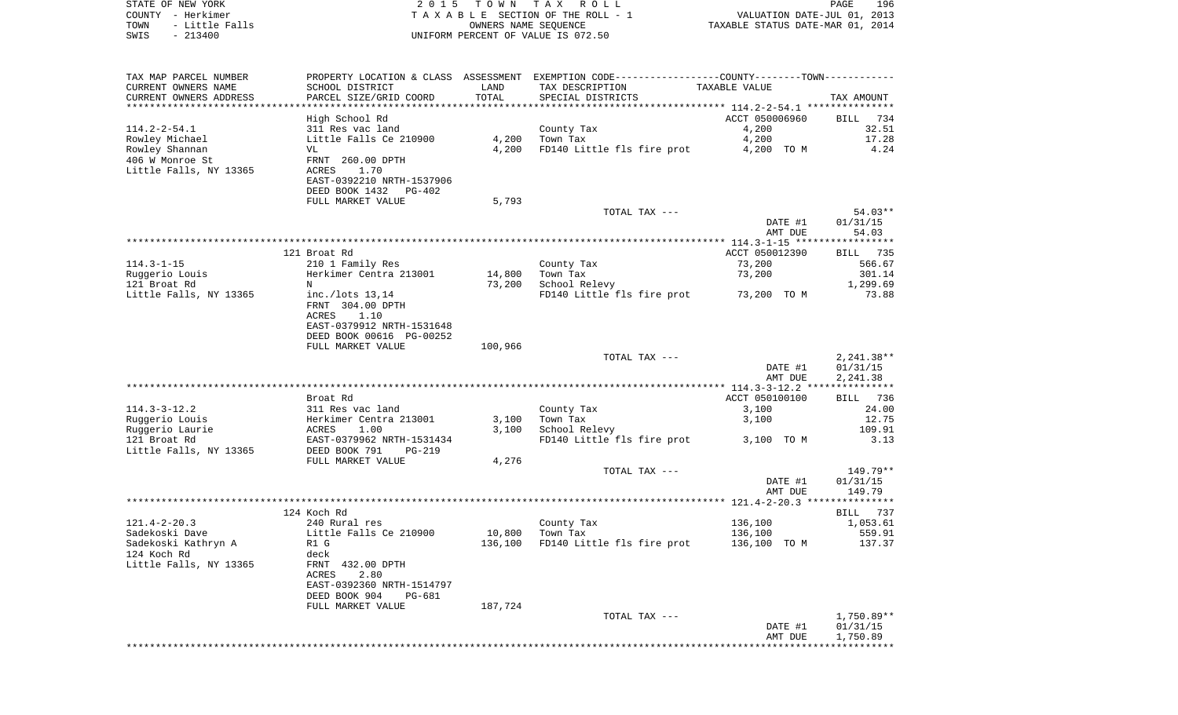STATE OF NEW YORK — 2015 TOWN TAX ROLL
COUNTY - Herkimer — TAXABLE SECTION OF THE ROLL - 1 — VALUATION DATE-JUL 01, 2013
TOWN - Little Falls — OWNERS NAME SEQUENCE — TAXABLE STATUS DATE-MAR 01, 2014
SWIS - 213400 — UNIFORM PERCENT OF VALUE IS 072.50

| TAX MAP PARCEL NUMBER / CURRENT OWNERS NAME / CURRENT OWNERS ADDRESS | PROPERTY LOCATION & CLASS / SCHOOL DISTRICT / PARCEL SIZE/GRID COORD | ASSESSMENT LAND / TOTAL | EXEMPTION CODE / TAX DESCRIPTION / SPECIAL DISTRICTS | TAXABLE VALUE | TAX AMOUNT |
|---|---|---|---|---|---|
| | High School Rd | | | ACCT 050006960 | BILL 734 |
| 114.2-2-54.1 | 311 Res vac land | | County Tax | 4,200 | 32.51 |
| Rowley Michael | Little Falls Ce 210900 | 4,200 | Town Tax | 4,200 | 17.28 |
| Rowley Shannan | VL | 4,200 | FD140 Little fls fire prot | 4,200 TO M | 4.24 |
| 406 W Monroe St | FRNT 260.00 DPTH | | | | |
| Little Falls, NY 13365 | ACRES 1.70 | | | | |
| | EAST-0392210 NRTH-1537906 | | | | |
| | DEED BOOK 1432 PG-402 | | | | |
| | FULL MARKET VALUE | 5,793 | | | |
| | | | TOTAL TAX --- | | 54.03** |
| | | | | DATE #1 | 01/31/15 |
| | | | | AMT DUE | 54.03 |
| | 121 Broat Rd | | | ACCT 050012390 | BILL 735 |
| 114.3-1-15 | 210 1 Family Res | | County Tax | 73,200 | 566.67 |
| Ruggerio Louis | Herkimer Centra 213001 | 14,800 | Town Tax | 73,200 | 301.14 |
| 121 Broat Rd | N | 73,200 | School Relevy | | 1,299.69 |
| Little Falls, NY 13365 | inc./lots 13,14 | | FD140 Little fls fire prot | 73,200 TO M | 73.88 |
| | FRNT 304.00 DPTH | | | | |
| | ACRES 1.10 | | | | |
| | EAST-0379912 NRTH-1531648 | | | | |
| | DEED BOOK 00616 PG-00252 | | | | |
| | FULL MARKET VALUE | 100,966 | | | |
| | | | TOTAL TAX --- | | 2,241.38** |
| | | | | DATE #1 | 01/31/15 |
| | | | | AMT DUE | 2,241.38 |
| | Broat Rd | | | ACCT 050100100 | BILL 736 |
| 114.3-3-12.2 | 311 Res vac land | | County Tax | 3,100 | 24.00 |
| Ruggerio Louis | Herkimer Centra 213001 | 3,100 | Town Tax | 3,100 | 12.75 |
| Ruggerio Laurie | ACRES 1.00 | 3,100 | School Relevy | | 109.91 |
| 121 Broat Rd | EAST-0379962 NRTH-1531434 | | FD140 Little fls fire prot | 3,100 TO M | 3.13 |
| Little Falls, NY 13365 | DEED BOOK 791 PG-219 | | | | |
| | FULL MARKET VALUE | 4,276 | | | |
| | | | TOTAL TAX --- | | 149.79** |
| | | | | DATE #1 | 01/31/15 |
| | | | | AMT DUE | 149.79 |
| | 124 Koch Rd | | | | BILL 737 |
| 121.4-2-20.3 | 240 Rural res | | County Tax | 136,100 | 1,053.61 |
| Sadekoski Dave | Little Falls Ce 210900 | 10,800 | Town Tax | 136,100 | 559.91 |
| Sadekoski Kathryn A | R1 G | 136,100 | FD140 Little fls fire prot | 136,100 TO M | 137.37 |
| 124 Koch Rd | deck | | | | |
| Little Falls, NY 13365 | FRNT 432.00 DPTH | | | | |
| | ACRES 2.80 | | | | |
| | EAST-0392360 NRTH-1514797 | | | | |
| | DEED BOOK 904 PG-681 | | | | |
| | FULL MARKET VALUE | 187,724 | | | |
| | | | TOTAL TAX --- | | 1,750.89** |
| | | | | DATE #1 | 01/31/15 |
| | | | | AMT DUE | 1,750.89 |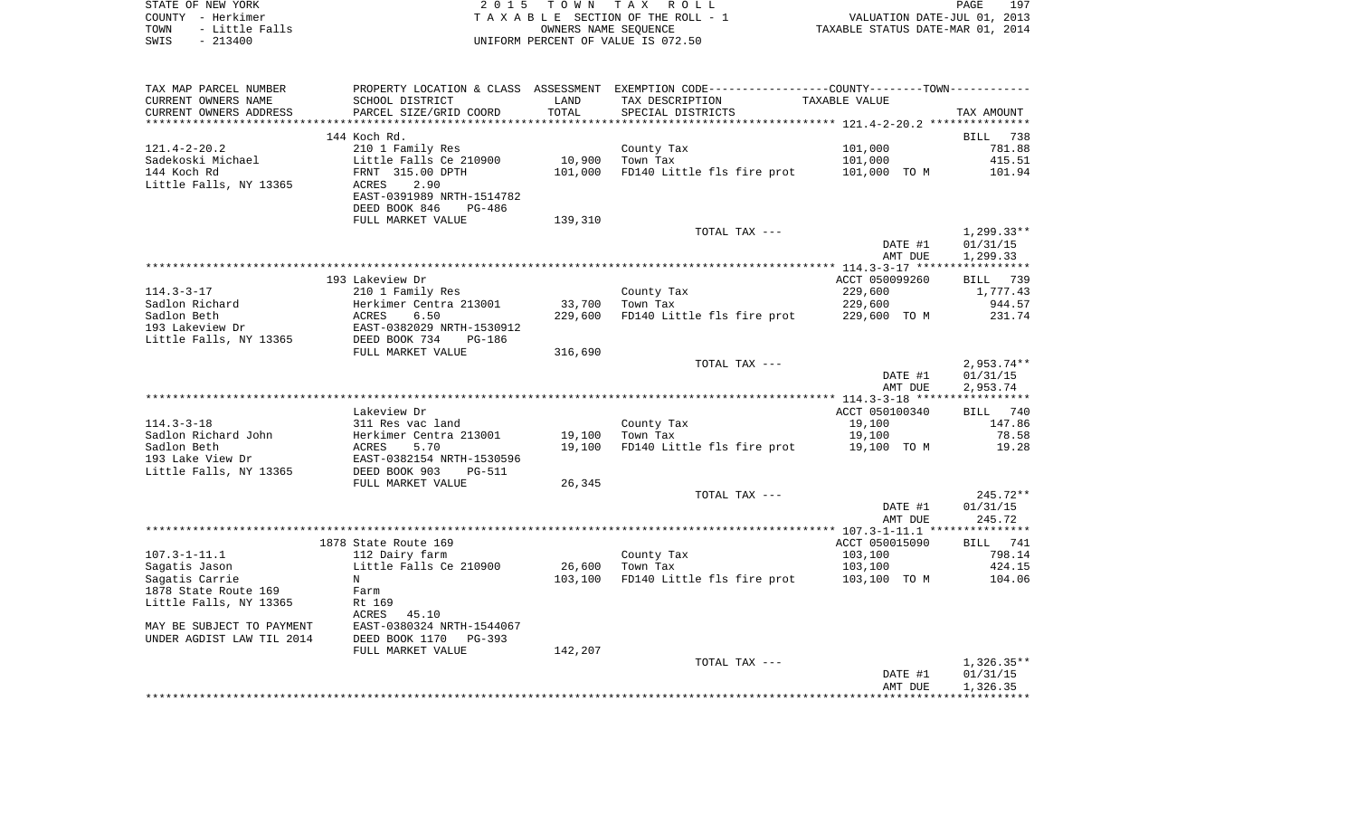STATE OF NEW YORK
COUNTY - Herkimer
TOWN - Little Falls
SWIS - 213400

2015 TOWN TAX ROLL
TAXABLE SECTION OF THE ROLL - 1
OWNERS NAME SEQUENCE
UNIFORM PERCENT OF VALUE IS 072.50

VALUATION DATE-JUL 01, 2013
TAXABLE STATUS DATE-MAR 01, 2014

| TAX MAP PARCEL NUMBER / CURRENT OWNERS NAME / CURRENT OWNERS ADDRESS | PROPERTY LOCATION & CLASS / SCHOOL DISTRICT / PARCEL SIZE/GRID COORD | ASSESSMENT LAND / TOTAL | EXEMPTION CODE / TAX DESCRIPTION / SPECIAL DISTRICTS | TAXABLE VALUE | TAX AMOUNT |
|---|---|---|---|---|---|
| | 144 Koch Rd. | | | | BILL 738 |
| 121.4-2-20.2 | 210 1 Family Res | | County Tax | 101,000 | 781.88 |
| Sadekoski Michael | Little Falls Ce 210900 | 10,900 | Town Tax | 101,000 | 415.51 |
| 144 Koch Rd | FRNT 315.00 DPTH | 101,000 | FD140 Little fls fire prot | 101,000 TO M | 101.94 |
| Little Falls, NY 13365 | ACRES 2.90 | | | | |
| | EAST-0391989 NRTH-1514782 | | | | |
| | DEED BOOK 846 PG-486 | | | | |
| | FULL MARKET VALUE | 139,310 | | | |
| | | | TOTAL TAX --- | | 1,299.33** |
| | | | | DATE #1 | 01/31/15 |
| | | | | AMT DUE | 1,299.33 |
| | 193 Lakeview Dr | | | ACCT 050099260 | BILL 739 |
| 114.3-3-17 | 210 1 Family Res | | County Tax | 229,600 | 1,777.43 |
| Sadlon Richard | Herkimer Centra 213001 | 33,700 | Town Tax | 229,600 | 944.57 |
| Sadlon Beth | ACRES 6.50 | 229,600 | FD140 Little fls fire prot | 229,600 TO M | 231.74 |
| 193 Lakeview Dr | EAST-0382029 NRTH-1530912 | | | | |
| Little Falls, NY 13365 | DEED BOOK 734 PG-186 | | | | |
| | FULL MARKET VALUE | 316,690 | | | |
| | | | TOTAL TAX --- | | 2,953.74** |
| | | | | DATE #1 | 01/31/15 |
| | | | | AMT DUE | 2,953.74 |
| | Lakeview Dr | | | ACCT 050100340 | BILL 740 |
| 114.3-3-18 | 311 Res vac land | | County Tax | 19,100 | 147.86 |
| Sadlon Richard John | Herkimer Centra 213001 | 19,100 | Town Tax | 19,100 | 78.58 |
| Sadlon Beth | ACRES 5.70 | 19,100 | FD140 Little fls fire prot | 19,100 TO M | 19.28 |
| 193 Lake View Dr | EAST-0382154 NRTH-1530596 | | | | |
| Little Falls, NY 13365 | DEED BOOK 903 PG-511 | | | | |
| | FULL MARKET VALUE | 26,345 | | | |
| | | | TOTAL TAX --- | | 245.72** |
| | | | | DATE #1 | 01/31/15 |
| | | | | AMT DUE | 245.72 |
| | 1878 State Route 169 | | | ACCT 050015090 | BILL 741 |
| 107.3-1-11.1 | 112 Dairy farm | | County Tax | 103,100 | 798.14 |
| Sagatis Jason | Little Falls Ce 210900 | 26,600 | Town Tax | 103,100 | 424.15 |
| Sagatis Carrie | N | 103,100 | FD140 Little fls fire prot | 103,100 TO M | 104.06 |
| 1878 State Route 169 | Farm | | | | |
| Little Falls, NY 13365 | Rt 169 | | | | |
| | ACRES 45.10 | | | | |
| MAY BE SUBJECT TO PAYMENT | EAST-0380324 NRTH-1544067 | | | | |
| UNDER AGDIST LAW TIL 2014 | DEED BOOK 1170 PG-393 | | | | |
| | FULL MARKET VALUE | 142,207 | | | |
| | | | TOTAL TAX --- | | 1,326.35** |
| | | | | DATE #1 | 01/31/15 |
| | | | | AMT DUE | 1,326.35 |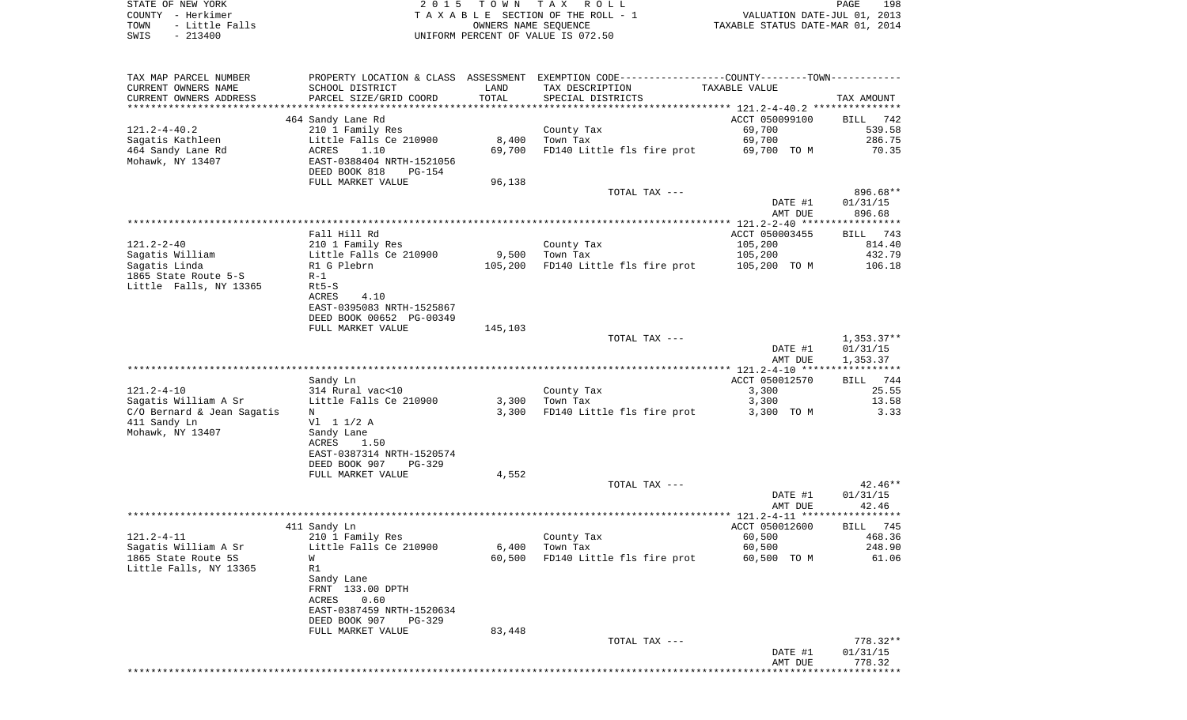STATE OF NEW YORK
COUNTY - Herkimer
TOWN - Little Falls
SWIS - 213400

2015 TOWN TAX ROLL
TAXABLE SECTION OF THE ROLL - 1
OWNERS NAME SEQUENCE
UNIFORM PERCENT OF VALUE IS 072.50

VALUATION DATE-JUL 01, 2013
TAXABLE STATUS DATE-MAR 01, 2014

| TAX MAP PARCEL NUMBER / CURRENT OWNERS NAME / CURRENT OWNERS ADDRESS | PROPERTY LOCATION & CLASS / SCHOOL DISTRICT / PARCEL SIZE/GRID COORD | ASSESSMENT LAND / TOTAL | EXEMPTION CODE / TAX DESCRIPTION / SPECIAL DISTRICTS | TAXABLE VALUE | TAX AMOUNT |
|---|---|---|---|---|---|
| 121.2-4-40.2 | 464 Sandy Lane Rd | | | ACCT 050099100 | BILL 742 |
| | 210 1 Family Res | | County Tax | 69,700 | 539.58 |
| Sagatis Kathleen | Little Falls Ce 210900 | 8,400 | Town Tax | 69,700 | 286.75 |
| 464 Sandy Lane Rd | ACRES 1.10 | 69,700 | FD140 Little fls fire prot | 69,700 TO M | 70.35 |
| Mohawk, NY 13407 | EAST-0388404 NRTH-1521056 | | | | |
| | DEED BOOK 818 PG-154 | | | | |
| | FULL MARKET VALUE | 96,138 | | | |
| | | | TOTAL TAX --- | | 896.68** |
| | | | | DATE #1 | 01/31/15 |
| | | | | AMT DUE | 896.68 |
| 121.2-2-40 | Fall Hill Rd | | | ACCT 050003455 | BILL 743 |
| | 210 1 Family Res | | County Tax | 105,200 | 814.40 |
| Sagatis William | Little Falls Ce 210900 | 9,500 | Town Tax | 105,200 | 432.79 |
| Sagatis Linda | R1 G Plebrn | 105,200 | FD140 Little fls fire prot | 105,200 TO M | 106.18 |
| 1865 State Route 5-S | R-1 | | | | |
| Little Falls, NY 13365 | Rt5-S | | | | |
| | ACRES 4.10 | | | | |
| | EAST-0395083 NRTH-1525867 | | | | |
| | DEED BOOK 00652 PG-00349 | | | | |
| | FULL MARKET VALUE | 145,103 | | | |
| | | | TOTAL TAX --- | | 1,353.37** |
| | | | | DATE #1 | 01/31/15 |
| | | | | AMT DUE | 1,353.37 |
| 121.2-4-10 | Sandy Ln | | | ACCT 050012570 | BILL 744 |
| | 314 Rural vac<10 | | County Tax | 3,300 | 25.55 |
| Sagatis William A Sr | Little Falls Ce 210900 | 3,300 | Town Tax | 3,300 | 13.58 |
| C/O Bernard & Jean Sagatis | N | 3,300 | FD140 Little fls fire prot | 3,300 TO M | 3.33 |
| 411 Sandy Ln | Vl 1 1/2 A | | | | |
| Mohawk, NY 13407 | Sandy Lane | | | | |
| | ACRES 1.50 | | | | |
| | EAST-0387314 NRTH-1520574 | | | | |
| | DEED BOOK 907 PG-329 | | | | |
| | FULL MARKET VALUE | 4,552 | | | |
| | | | TOTAL TAX --- | | 42.46** |
| | | | | DATE #1 | 01/31/15 |
| | | | | AMT DUE | 42.46 |
| 121.2-4-11 | 411 Sandy Ln | | | ACCT 050012600 | BILL 745 |
| | 210 1 Family Res | | County Tax | 60,500 | 468.36 |
| Sagatis William A Sr | Little Falls Ce 210900 | 6,400 | Town Tax | 60,500 | 248.90 |
| 1865 State Route 5S | W | 60,500 | FD140 Little fls fire prot | 60,500 TO M | 61.06 |
| Little Falls, NY 13365 | R1 | | | | |
| | Sandy Lane | | | | |
| | FRNT 133.00 DPTH | | | | |
| | ACRES 0.60 | | | | |
| | EAST-0387459 NRTH-1520634 | | | | |
| | DEED BOOK 907 PG-329 | | | | |
| | FULL MARKET VALUE | 83,448 | | | |
| | | | TOTAL TAX --- | | 778.32** |
| | | | | DATE #1 | 01/31/15 |
| | | | | AMT DUE | 778.32 |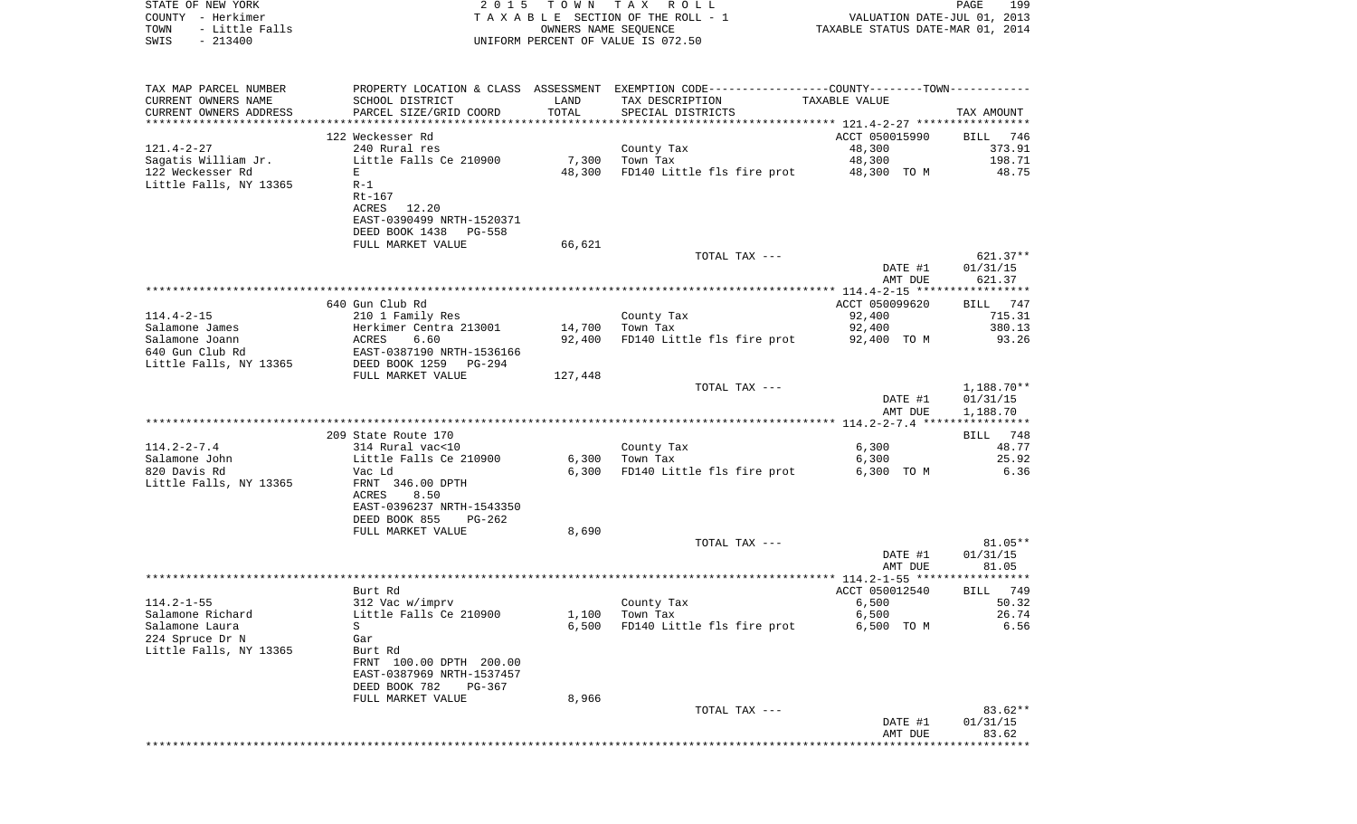STATE OF NEW YORK
COUNTY - Herkimer
TOWN - Little Falls
SWIS - 213400

2015 TOWN TAX ROLL
TAXABLE SECTION OF THE ROLL - 1
OWNERS NAME SEQUENCE
UNIFORM PERCENT OF VALUE IS 072.50

VALUATION DATE-JUL 01, 2013
TAXABLE STATUS DATE-MAR 01, 2014

| TAX MAP PARCEL NUMBER / CURRENT OWNERS NAME / CURRENT OWNERS ADDRESS | PROPERTY LOCATION & CLASS / SCHOOL DISTRICT / PARCEL SIZE/GRID COORD | ASSESSMENT LAND / TOTAL | EXEMPTION CODE / TAX DESCRIPTION / SPECIAL DISTRICTS | COUNTY--------TOWN TAXABLE VALUE | TAX AMOUNT |
|---|---|---|---|---|---|
| 121.4-2-27 | 122 Weckesser Rd | | | ACCT 050015990 | BILL 746 |
| Sagatis William Jr. | 240 Rural res | | County Tax | 48,300 | 373.91 |
| 122 Weckesser Rd | Little Falls Ce 210900 | 7,300 | Town Tax | 48,300 | 198.71 |
| Little Falls, NY 13365 | E | 48,300 | FD140 Little fls fire prot | 48,300 TO M | 48.75 |
| | R-1 | | | | |
| | Rt-167 | | | | |
| | ACRES 12.20 | | | | |
| | EAST-0390499 NRTH-1520371 | | | | |
| | DEED BOOK 1438 PG-558 | | | | |
| | FULL MARKET VALUE | 66,621 | | | |
| | | | TOTAL TAX --- | | 621.37** |
| | | | | DATE #1 | 01/31/15 |
| | | | | AMT DUE | 621.37 |
| 114.4-2-15 | 640 Gun Club Rd | | | ACCT 050099620 | BILL 747 |
| Salamone James | 210 1 Family Res | | County Tax | 92,400 | 715.31 |
| Salamone Joann | Herkimer Centra 213001 | 14,700 | Town Tax | 92,400 | 380.13 |
| 640 Gun Club Rd | ACRES 6.60 | 92,400 | FD140 Little fls fire prot | 92,400 TO M | 93.26 |
| Little Falls, NY 13365 | EAST-0387190 NRTH-1536166 | | | | |
| | DEED BOOK 1259 PG-294 | | | | |
| | FULL MARKET VALUE | 127,448 | | | |
| | | | TOTAL TAX --- | | 1,188.70** |
| | | | | DATE #1 | 01/31/15 |
| | | | | AMT DUE | 1,188.70 |
| 114.2-2-7.4 | 209 State Route 170 | | | | BILL 748 |
| Salamone John | 314 Rural vac<10 | | County Tax | 6,300 | 48.77 |
| 820 Davis Rd | Little Falls Ce 210900 | 6,300 | Town Tax | 6,300 | 25.92 |
| Little Falls, NY 13365 | Vac Ld | 6,300 | FD140 Little fls fire prot | 6,300 TO M | 6.36 |
| | FRNT 346.00 DPTH | | | | |
| | ACRES 8.50 | | | | |
| | EAST-0396237 NRTH-1543350 | | | | |
| | DEED BOOK 855 PG-262 | | | | |
| | FULL MARKET VALUE | 8,690 | | | |
| | | | TOTAL TAX --- | | 81.05** |
| | | | | DATE #1 | 01/31/15 |
| | | | | AMT DUE | 81.05 |
| 114.2-1-55 | Burt Rd | | | ACCT 050012540 | BILL 749 |
| Salamone Richard | 312 Vac w/imprv | | County Tax | 6,500 | 50.32 |
| Salamone Laura | Little Falls Ce 210900 | 1,100 | Town Tax | 6,500 | 26.74 |
| 224 Spruce Dr N | S | 6,500 | FD140 Little fls fire prot | 6,500 TO M | 6.56 |
| Little Falls, NY 13365 | Gar | | | | |
| | Burt Rd | | | | |
| | FRNT 100.00 DPTH 200.00 | | | | |
| | EAST-0387969 NRTH-1537457 | | | | |
| | DEED BOOK 782 PG-367 | | | | |
| | FULL MARKET VALUE | 8,966 | | | |
| | | | TOTAL TAX --- | | 83.62** |
| | | | | DATE #1 | 01/31/15 |
| | | | | AMT DUE | 83.62 |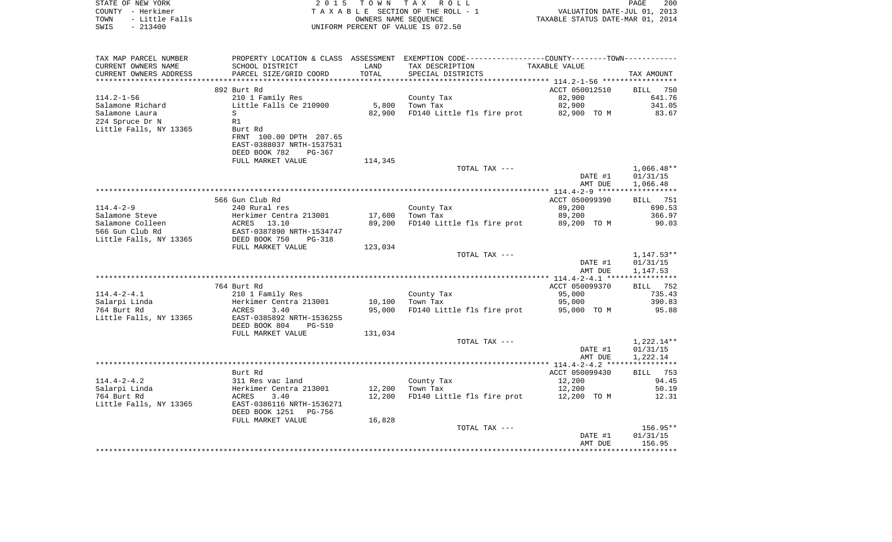STATE OF NEW YORK
COUNTY - Herkimer
TOWN - Little Falls
SWIS - 213400

2015 TOWN TAX ROLL
TAXABLE SECTION OF THE ROLL - 1
OWNERS NAME SEQUENCE
UNIFORM PERCENT OF VALUE IS 072.50

VALUATION DATE-JUL 01, 2013
TAXABLE STATUS DATE-MAR 01, 2014

| TAX MAP PARCEL NUMBER / CURRENT OWNERS NAME / CURRENT OWNERS ADDRESS | PROPERTY LOCATION & CLASS / SCHOOL DISTRICT / PARCEL SIZE/GRID COORD | ASSESSMENT LAND / TOTAL | EXEMPTION CODE / TAX DESCRIPTION / SPECIAL DISTRICTS | COUNTY--------TOWN TAXABLE VALUE | TAX AMOUNT |
|---|---|---|---|---|---|
| 114.2-1-56 | 892 Burt Rd | | | ACCT 050012510 | BILL 750 |
| Salamone Richard | 210 1 Family Res | | County Tax | 82,900 | 641.76 |
| Salamone Laura | Little Falls Ce 210900 | 5,800 | Town Tax | 82,900 | 341.05 |
| 224 Spruce Dr N | S | 82,900 | FD140 Little fls fire prot | 82,900 TO M | 83.67 |
| Little Falls, NY 13365 | R1 | | | | |
| | Burt Rd | | | | |
| | FRNT 100.00 DPTH 207.65 | | | | |
| | EAST-0388037 NRTH-1537531 | | | | |
| | DEED BOOK 782 PG-367 | | | | |
| | FULL MARKET VALUE | 114,345 | | | |
| | | | TOTAL TAX --- | | 1,066.48** |
| | | | | DATE #1 | 01/31/15 |
| | | | | AMT DUE | 1,066.48 |
| 114.4-2-9 | 566 Gun Club Rd | | | ACCT 050099390 | BILL 751 |
| Salamone Steve | 240 Rural res | | County Tax | 89,200 | 690.53 |
| Salamone Colleen | Herkimer Centra 213001 | 17,600 | Town Tax | 89,200 | 366.97 |
| 566 Gun Club Rd | ACRES 13.10 | 89,200 | FD140 Little fls fire prot | 89,200 TO M | 90.03 |
| Little Falls, NY 13365 | EAST-0387890 NRTH-1534747 | | | | |
| | DEED BOOK 750 PG-318 | | | | |
| | FULL MARKET VALUE | 123,034 | | | |
| | | | TOTAL TAX --- | | 1,147.53** |
| | | | | DATE #1 | 01/31/15 |
| | | | | AMT DUE | 1,147.53 |
| 114.4-2-4.1 | 764 Burt Rd | | | ACCT 050099370 | BILL 752 |
| Salarpi Linda | 210 1 Family Res | | County Tax | 95,000 | 735.43 |
| 764 Burt Rd | Herkimer Centra 213001 | 10,100 | Town Tax | 95,000 | 390.83 |
| Little Falls, NY 13365 | ACRES 3.40 | 95,000 | FD140 Little fls fire prot | 95,000 TO M | 95.88 |
| | EAST-0385892 NRTH-1536255 | | | | |
| | DEED BOOK 804 PG-510 | | | | |
| | FULL MARKET VALUE | 131,034 | | | |
| | | | TOTAL TAX --- | | 1,222.14** |
| | | | | DATE #1 | 01/31/15 |
| | | | | AMT DUE | 1,222.14 |
| 114.4-2-4.2 | Burt Rd | | | ACCT 050099430 | BILL 753 |
| Salarpi Linda | 311 Res vac land | | County Tax | 12,200 | 94.45 |
| 764 Burt Rd | Herkimer Centra 213001 | 12,200 | Town Tax | 12,200 | 50.19 |
| Little Falls, NY 13365 | ACRES 3.40 | 12,200 | FD140 Little fls fire prot | 12,200 TO M | 12.31 |
| | EAST-0386116 NRTH-1536271 | | | | |
| | DEED BOOK 1251 PG-756 | | | | |
| | FULL MARKET VALUE | 16,828 | | | |
| | | | TOTAL TAX --- | | 156.95** |
| | | | | DATE #1 | 01/31/15 |
| | | | | AMT DUE | 156.95 |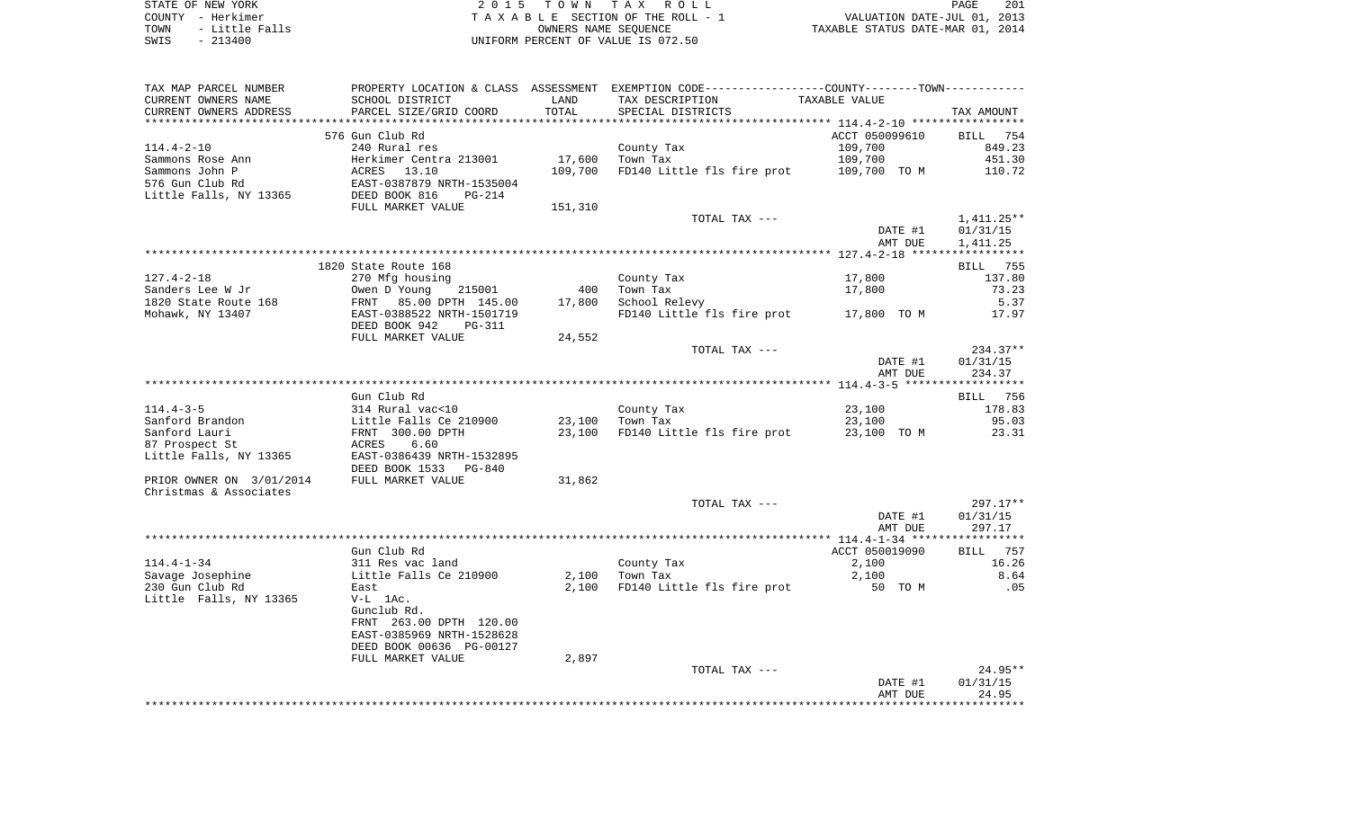STATE OF NEW YORK
COUNTY - Herkimer
TOWN - Little Falls
SWIS - 213400

2 0 1 5 T O W N T A X R O L L
T A X A B L E SECTION OF THE ROLL - 1
OWNERS NAME SEQUENCE
UNIFORM PERCENT OF VALUE IS 072.50

VALUATION DATE-JUL 01, 2013
TAXABLE STATUS DATE-MAR 01, 2014

| TAX MAP PARCEL NUMBER<br>CURRENT OWNERS NAME<br>CURRENT OWNERS ADDRESS | PROPERTY LOCATION & CLASS<br>SCHOOL DISTRICT<br>PARCEL SIZE/GRID COORD | ASSESSMENT<br>LAND<br>TOTAL | EXEMPTION CODE<br>TAX DESCRIPTION<br>SPECIAL DISTRICTS | COUNTY--------TOWN<br>TAXABLE VALUE | TAX AMOUNT |
|---|---|---|---|---|---|
| | 576 Gun Club Rd | | | ACCT 050099610 | BILL 754 |
| 114.4-2-10 | 240 Rural res | | County Tax | 109,700 | 849.23 |
| Sammons Rose Ann | Herkimer Centra 213001 | 17,600 | Town Tax | 109,700 | 451.30 |
| Sammons John P | ACRES 13.10 | 109,700 | FD140 Little fls fire prot | 109,700 TO M | 110.72 |
| 576 Gun Club Rd | EAST-0387879 NRTH-1535004 | | | | |
| Little Falls, NY 13365 | DEED BOOK 816 PG-214 | | | | |
| | FULL MARKET VALUE | 151,310 | | | |
| | | | TOTAL TAX --- | | 1,411.25** |
| | | | | DATE #1 | 01/31/15 |
| | | | | AMT DUE | 1,411.25 |
| | 1820 State Route 168 | | | | BILL 755 |
| 127.4-2-18 | 270 Mfg housing | | County Tax | 17,800 | 137.80 |
| Sanders Lee W Jr | Owen D Young 215001 | 400 | Town Tax | 17,800 | 73.23 |
| 1820 State Route 168 | FRNT 85.00 DPTH 145.00 | 17,800 | School Relevy | | 5.37 |
| Mohawk, NY 13407 | EAST-0388522 NRTH-1501719 | | FD140 Little fls fire prot | 17,800 TO M | 17.97 |
| | DEED BOOK 942 PG-311 | | | | |
| | FULL MARKET VALUE | 24,552 | | | |
| | | | TOTAL TAX --- | | 234.37** |
| | | | | DATE #1 | 01/31/15 |
| | | | | AMT DUE | 234.37 |
| | Gun Club Rd | | | | BILL 756 |
| 114.4-3-5 | 314 Rural vac<10 | | County Tax | 23,100 | 178.83 |
| Sanford Brandon | Little Falls Ce 210900 | 23,100 | Town Tax | 23,100 | 95.03 |
| Sanford Lauri | FRNT 300.00 DPTH | 23,100 | FD140 Little fls fire prot | 23,100 TO M | 23.31 |
| 87 Prospect St | ACRES 6.60 | | | | |
| Little Falls, NY 13365 | EAST-0386439 NRTH-1532895 | | | | |
| | DEED BOOK 1533 PG-840 | | | | |
| PRIOR OWNER ON 3/01/2014 | FULL MARKET VALUE | 31,862 | | | |
| Christmas & Associates | | | | | |
| | | | TOTAL TAX --- | | 297.17** |
| | | | | DATE #1 | 01/31/15 |
| | | | | AMT DUE | 297.17 |
| | Gun Club Rd | | | ACCT 050019090 | BILL 757 |
| 114.4-1-34 | 311 Res vac land | | County Tax | 2,100 | 16.26 |
| Savage Josephine | Little Falls Ce 210900 | 2,100 | Town Tax | 2,100 | 8.64 |
| 230 Gun Club Rd | East | 2,100 | FD140 Little fls fire prot | 50 TO M | .05 |
| Little Falls, NY 13365 | V-L 1Ac. | | | | |
| | Gunclub Rd. | | | | |
| | FRNT 263.00 DPTH 120.00 | | | | |
| | EAST-0385969 NRTH-1528628 | | | | |
| | DEED BOOK 00636 PG-00127 | | | | |
| | FULL MARKET VALUE | 2,897 | | | |
| | | | TOTAL TAX --- | | 24.95** |
| | | | | DATE #1 | 01/31/15 |
| | | | | AMT DUE | 24.95 |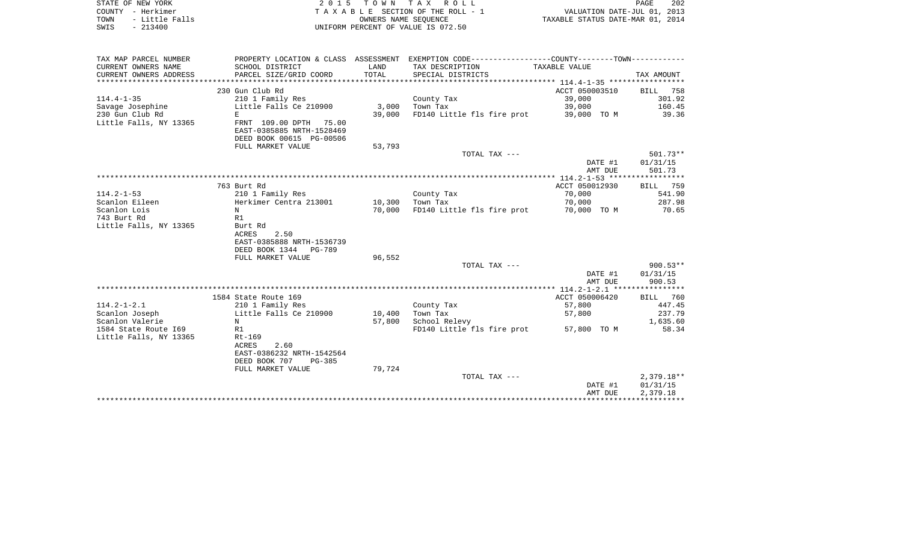STATE OF NEW YORK
COUNTY - Herkimer
TOWN - Little Falls
SWIS - 213400

2 0 1 5 T O W N T A X R O L L
T A X A B L E SECTION OF THE ROLL - 1
OWNERS NAME SEQUENCE
UNIFORM PERCENT OF VALUE IS 072.50

VALUATION DATE-JUL 01, 2013
TAXABLE STATUS DATE-MAR 01, 2014

| TAX MAP PARCEL NUMBER / CURRENT OWNERS NAME / CURRENT OWNERS ADDRESS | PROPERTY LOCATION & CLASS / SCHOOL DISTRICT / PARCEL SIZE/GRID COORD | ASSESSMENT LAND / TOTAL | EXEMPTION CODE / TAX DESCRIPTION / SPECIAL DISTRICTS | COUNTY--------TOWN TAXABLE VALUE | TAX AMOUNT |
|---|---|---|---|---|---|
| | 230 Gun Club Rd | | | ACCT 050003510 | BILL 758 |
| 114.4-1-35 | 210 1 Family Res | | County Tax | 39,000 | 301.92 |
| Savage Josephine | Little Falls Ce 210900 | 3,000 | Town Tax | 39,000 | 160.45 |
| 230 Gun Club Rd | E | 39,000 | FD140 Little fls fire prot | 39,000 TO M | 39.36 |
| Little Falls, NY 13365 | FRNT 109.00 DPTH 75.00 | | | | |
| | EAST-0385885 NRTH-1528469 | | | | |
| | DEED BOOK 00615 PG-00506 | | | | |
| | FULL MARKET VALUE | 53,793 | | | |
| | | | TOTAL TAX --- | | 501.73** |
| | | | | DATE #1 | 01/31/15 |
| | | | | AMT DUE | 501.73 |
| | 763 Burt Rd | | | ACCT 050012930 | BILL 759 |
| 114.2-1-53 | 210 1 Family Res | | County Tax | 70,000 | 541.90 |
| Scanlon Eileen | Herkimer Centra 213001 | 10,300 | Town Tax | 70,000 | 287.98 |
| Scanlon Lois | N | 70,000 | FD140 Little fls fire prot | 70,000 TO M | 70.65 |
| 743 Burt Rd | R1 | | | | |
| Little Falls, NY 13365 | Burt Rd | | | | |
| | ACRES 2.50 | | | | |
| | EAST-0385888 NRTH-1536739 | | | | |
| | DEED BOOK 1344 PG-789 | | | | |
| | FULL MARKET VALUE | 96,552 | | | |
| | | | TOTAL TAX --- | | 900.53** |
| | | | | DATE #1 | 01/31/15 |
| | | | | AMT DUE | 900.53 |
| | 1584 State Route 169 | | | ACCT 050006420 | BILL 760 |
| 114.2-1-2.1 | 210 1 Family Res | | County Tax | 57,800 | 447.45 |
| Scanlon Joseph | Little Falls Ce 210900 | 10,400 | Town Tax | 57,800 | 237.79 |
| Scanlon Valerie | N | 57,800 | School Relevy | | 1,635.60 |
| 1584 State Route I69 | R1 | | FD140 Little fls fire prot | 57,800 TO M | 58.34 |
| Little Falls, NY 13365 | Rt-169 | | | | |
| | ACRES 2.60 | | | | |
| | EAST-0386232 NRTH-1542564 | | | | |
| | DEED BOOK 707 PG-385 | | | | |
| | FULL MARKET VALUE | 79,724 | | | |
| | | | TOTAL TAX --- | | 2,379.18** |
| | | | | DATE #1 | 01/31/15 |
| | | | | AMT DUE | 2,379.18 |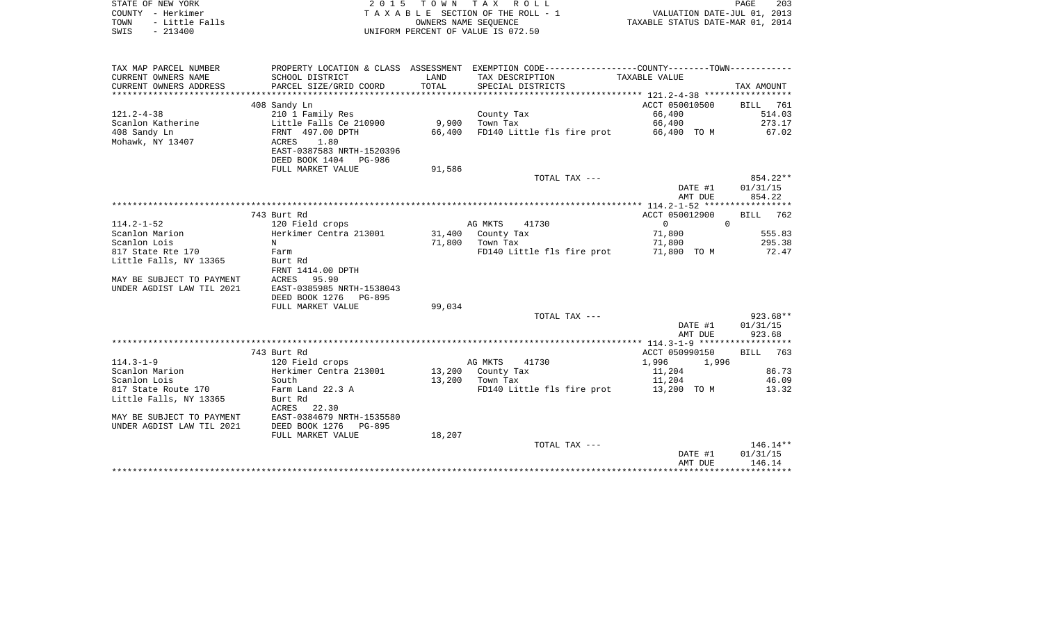STATE OF NEW YORK
COUNTY - Herkimer
TOWN - Little Falls
SWIS - 213400

2 0 1 5 T O W N T A X R O L L
T A X A B L E SECTION OF THE ROLL - 1
OWNERS NAME SEQUENCE
UNIFORM PERCENT OF VALUE IS 072.50

VALUATION DATE-JUL 01, 2013
TAXABLE STATUS DATE-MAR 01, 2014

| TAX MAP PARCEL NUMBER / CURRENT OWNERS NAME / CURRENT OWNERS ADDRESS | PROPERTY LOCATION & CLASS / SCHOOL DISTRICT / PARCEL SIZE/GRID COORD | ASSESSMENT LAND / TOTAL | EXEMPTION CODE / TAX DESCRIPTION / SPECIAL DISTRICTS | COUNTY / TOWN TAXABLE VALUE | TAX AMOUNT |
|---|---|---|---|---|---|
| | 408 Sandy Ln | | | ACCT 050010500 | BILL 761 |
| 121.2-4-38 | 210 1 Family Res | | County Tax | 66,400 | 514.03 |
| Scanlon Katherine | Little Falls Ce 210900 | 9,900 | Town Tax | 66,400 | 273.17 |
| 408 Sandy Ln | FRNT 497.00 DPTH | 66,400 | FD140 Little fls fire prot | 66,400 TO M | 67.02 |
| Mohawk, NY 13407 | ACRES 1.80 | | | | |
| | EAST-0387583 NRTH-1520396 | | | | |
| | DEED BOOK 1404 PG-986 | | | | |
| | FULL MARKET VALUE | 91,586 | | | |
| | | | TOTAL TAX --- | | 854.22** |
| | | | | DATE #1 | 01/31/15 |
| | | | | AMT DUE | 854.22 |
| | 743 Burt Rd | | | ACCT 050012900 | BILL 762 |
| 114.2-1-52 | 120 Field crops | | AG MKTS 41730 | 0 0 | |
| Scanlon Marion | Herkimer Centra 213001 | 31,400 | County Tax | 71,800 | 555.83 |
| Scanlon Lois | N | 71,800 | Town Tax | 71,800 | 295.38 |
| 817 State Rte 170 | Farm | | FD140 Little fls fire prot | 71,800 TO M | 72.47 |
| Little Falls, NY 13365 | Burt Rd | | | | |
| | FRNT 1414.00 DPTH | | | | |
| MAY BE SUBJECT TO PAYMENT | ACRES 95.90 | | | | |
| UNDER AGDIST LAW TIL 2021 | EAST-0385985 NRTH-1538043 | | | | |
| | DEED BOOK 1276 PG-895 | | | | |
| | FULL MARKET VALUE | 99,034 | | | |
| | | | TOTAL TAX --- | | 923.68** |
| | | | | DATE #1 | 01/31/15 |
| | | | | AMT DUE | 923.68 |
| | 743 Burt Rd | | | ACCT 050990150 | BILL 763 |
| 114.3-1-9 | 120 Field crops | | AG MKTS 41730 | 1,996 1,996 | |
| Scanlon Marion | Herkimer Centra 213001 | 13,200 | County Tax | 11,204 | 86.73 |
| Scanlon Lois | South | 13,200 | Town Tax | 11,204 | 46.09 |
| 817 State Route 170 | Farm Land 22.3 A | | FD140 Little fls fire prot | 13,200 TO M | 13.32 |
| Little Falls, NY 13365 | Burt Rd | | | | |
| | ACRES 22.30 | | | | |
| MAY BE SUBJECT TO PAYMENT | EAST-0384679 NRTH-1535580 | | | | |
| UNDER AGDIST LAW TIL 2021 | DEED BOOK 1276 PG-895 | | | | |
| | FULL MARKET VALUE | 18,207 | | | |
| | | | TOTAL TAX --- | | 146.14** |
| | | | | DATE #1 | 01/31/15 |
| | | | | AMT DUE | 146.14 |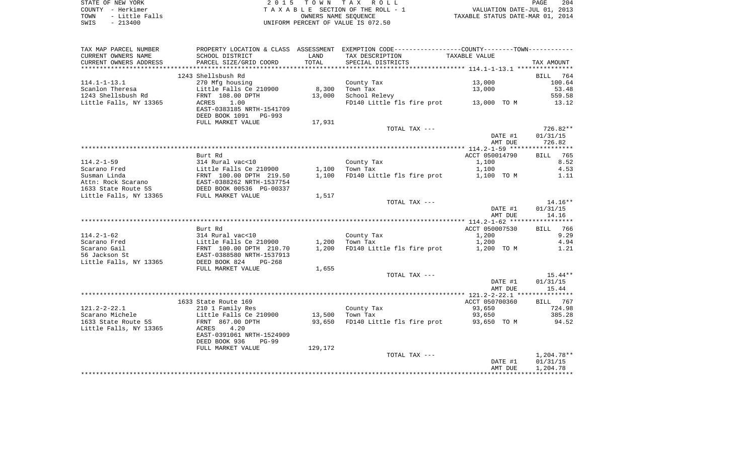STATE OF NEW YORK | 2 0 1 5 T O W N T A X R O L L | PAGE 204
COUNTY - Herkimer | T A X A B L E SECTION OF THE ROLL - 1 | VALUATION DATE-JUL 01, 2013
TOWN - Little Falls | OWNERS NAME SEQUENCE | TAXABLE STATUS DATE-MAR 01, 2014
SWIS - 213400 | UNIFORM PERCENT OF VALUE IS 072.50

| TAX MAP PARCEL NUMBER / CURRENT OWNERS NAME / CURRENT OWNERS ADDRESS | PROPERTY LOCATION & CLASS / SCHOOL DISTRICT / PARCEL SIZE/GRID COORD | ASSESSMENT LAND | TOTAL | EXEMPTION CODE / TAX DESCRIPTION / SPECIAL DISTRICTS | TAXABLE VALUE | TAX AMOUNT |
|---|---|---|---|---|---|---|
| | 1243 Shellsbush Rd | | | | | BILL 764 |
| 114.1-1-13.1 | 270 Mfg housing | | | County Tax | 13,000 | 100.64 |
| Scanlon Theresa | Little Falls Ce 210900 | 8,300 | | Town Tax | 13,000 | 53.48 |
| 1243 Shellsbush Rd | FRNT 108.00 DPTH | | 13,000 | School Relevy | | 559.58 |
| Little Falls, NY 13365 | ACRES 1.00 | | | FD140 Little fls fire prot | 13,000 TO M | 13.12 |
| | EAST-0383185 NRTH-1541709 | | | | | |
| | DEED BOOK 1091 PG-993 | | | | | |
| | FULL MARKET VALUE | | 17,931 | | | |
| | | | | TOTAL TAX --- | | 726.82** |
| | | | | | DATE #1 | 01/31/15 |
| | | | | | AMT DUE | 726.82 |
| | Burt Rd | | | | ACCT 050014790 | BILL 765 |
| 114.2-1-59 | 314 Rural vac<10 | | | County Tax | 1,100 | 8.52 |
| Scarano Fred | Little Falls Ce 210900 | 1,100 | | Town Tax | 1,100 | 4.53 |
| Susman Linda | FRNT 100.00 DPTH 219.50 | | 1,100 | FD140 Little fls fire prot | 1,100 TO M | 1.11 |
| Attn: Rock Scarano | EAST-0388262 NRTH-1537754 | | | | | |
| 1633 State Route 5S | DEED BOOK 00536 PG-00337 | | | | | |
| Little Falls, NY 13365 | FULL MARKET VALUE | | 1,517 | | | |
| | | | | TOTAL TAX --- | | 14.16** |
| | | | | | DATE #1 | 01/31/15 |
| | | | | | AMT DUE | 14.16 |
| | Burt Rd | | | | ACCT 050007530 | BILL 766 |
| 114.2-1-62 | 314 Rural vac<10 | | | County Tax | 1,200 | 9.29 |
| Scarano Fred | Little Falls Ce 210900 | 1,200 | | Town Tax | 1,200 | 4.94 |
| Scarano Gail | FRNT 100.00 DPTH 210.70 | | 1,200 | FD140 Little fls fire prot | 1,200 TO M | 1.21 |
| 56 Jackson St | EAST-0388580 NRTH-1537913 | | | | | |
| Little Falls, NY 13365 | DEED BOOK 824 PG-268 | | | | | |
| | FULL MARKET VALUE | | 1,655 | | | |
| | | | | TOTAL TAX --- | | 15.44** |
| | | | | | DATE #1 | 01/31/15 |
| | | | | | AMT DUE | 15.44 |
| | 1633 State Route 169 | | | | ACCT 050700360 | BILL 767 |
| 121.2-2-22.1 | 210 1 Family Res | | | County Tax | 93,650 | 724.98 |
| Scarano Michele | Little Falls Ce 210900 | 13,500 | | Town Tax | 93,650 | 385.28 |
| 1633 State Route 5S | FRNT 867.00 DPTH | | 93,650 | FD140 Little fls fire prot | 93,650 TO M | 94.52 |
| Little Falls, NY 13365 | ACRES 4.20 | | | | | |
| | EAST-0391061 NRTH-1524909 | | | | | |
| | DEED BOOK 936 PG-99 | | | | | |
| | FULL MARKET VALUE | | 129,172 | | | |
| | | | | TOTAL TAX --- | | 1,204.78** |
| | | | | | DATE #1 | 01/31/15 |
| | | | | | AMT DUE | 1,204.78 |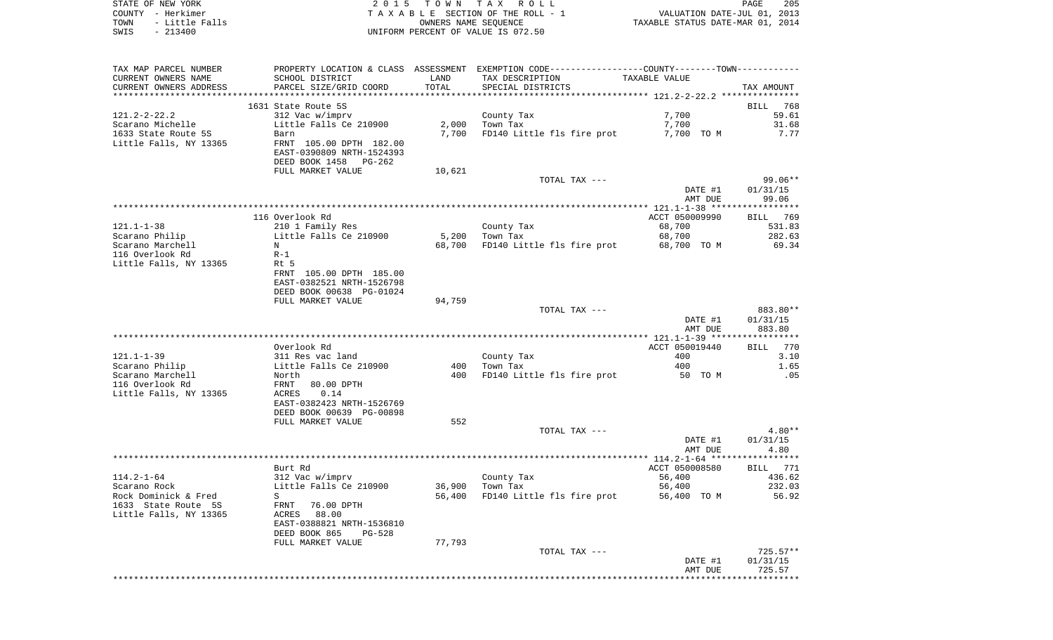STATE OF NEW YORK
COUNTY - Herkimer
TOWN - Little Falls
SWIS - 213400

2 0 1 5 T O W N T A X R O L L
T A X A B L E SECTION OF THE ROLL - 1
OWNERS NAME SEQUENCE
UNIFORM PERCENT OF VALUE IS 072.50

VALUATION DATE-JUL 01, 2013
TAXABLE STATUS DATE-MAR 01, 2014

| TAX MAP PARCEL NUMBER / CURRENT OWNERS NAME / CURRENT OWNERS ADDRESS | PROPERTY LOCATION & CLASS / SCHOOL DISTRICT / PARCEL SIZE/GRID COORD | ASSESSMENT LAND / TOTAL | EXEMPTION CODE / TAX DESCRIPTION / SPECIAL DISTRICTS | COUNTY / TOWN TAXABLE VALUE | TAX AMOUNT |
|---|---|---|---|---|---|
| 121.2-2-22.2 | 1631 State Route 5S | | | | BILL 768 |
| 121.2-2-22.2 | 312 Vac w/imprv | | County Tax | 7,700 | 59.61 |
| Scarano Michelle | Little Falls Ce 210900 | 2,000 | Town Tax | 7,700 | 31.68 |
| 1633 State Route 5S | Barn | 7,700 | FD140 Little fls fire prot | 7,700 TO M | 7.77 |
| Little Falls, NY 13365 | FRNT 105.00 DPTH 182.00 | | | | |
| | EAST-0390809 NRTH-1524393 | | | | |
| | DEED BOOK 1458 PG-262 | | | | |
| | FULL MARKET VALUE | 10,621 | | | |
| | | | TOTAL TAX --- | | 99.06** |
| | | | | DATE #1 | 01/31/15 |
| | | | | AMT DUE | 99.06 |
| 121.1-1-38 | 116 Overlook Rd | | | ACCT 050009990 | BILL 769 |
| 121.1-1-38 | 210 1 Family Res | | County Tax | 68,700 | 531.83 |
| Scarano Philip | Little Falls Ce 210900 | 5,200 | Town Tax | 68,700 | 282.63 |
| Scarano Marchell | N | 68,700 | FD140 Little fls fire prot | 68,700 TO M | 69.34 |
| 116 Overlook Rd | R-1 | | | | |
| Little Falls, NY 13365 | Rt 5 | | | | |
| | FRNT 105.00 DPTH 185.00 | | | | |
| | EAST-0382521 NRTH-1526798 | | | | |
| | DEED BOOK 00638 PG-01024 | | | | |
| | FULL MARKET VALUE | 94,759 | | | |
| | | | TOTAL TAX --- | | 883.80** |
| | | | | DATE #1 | 01/31/15 |
| | | | | AMT DUE | 883.80 |
| 121.1-1-39 | Overlook Rd | | | ACCT 050019440 | BILL 770 |
| 121.1-1-39 | 311 Res vac land | | County Tax | 400 | 3.10 |
| Scarano Philip | Little Falls Ce 210900 | 400 | Town Tax | 400 | 1.65 |
| Scarano Marchell | North | 400 | FD140 Little fls fire prot | 50 TO M | .05 |
| 116 Overlook Rd | FRNT 80.00 DPTH | | | | |
| Little Falls, NY 13365 | ACRES 0.14 | | | | |
| | EAST-0382423 NRTH-1526769 | | | | |
| | DEED BOOK 00639 PG-00898 | | | | |
| | FULL MARKET VALUE | 552 | | | |
| | | | TOTAL TAX --- | | 4.80** |
| | | | | DATE #1 | 01/31/15 |
| | | | | AMT DUE | 4.80 |
| 114.2-1-64 | Burt Rd | | | ACCT 050008580 | BILL 771 |
| 114.2-1-64 | 312 Vac w/imprv | | County Tax | 56,400 | 436.62 |
| Scarano Rock | Little Falls Ce 210900 | 36,900 | Town Tax | 56,400 | 232.03 |
| Rock Dominick & Fred | S | 56,400 | FD140 Little fls fire prot | 56,400 TO M | 56.92 |
| 1633 State Route 5S | FRNT 76.00 DPTH | | | | |
| Little Falls, NY 13365 | ACRES 88.00 | | | | |
| | EAST-0388821 NRTH-1536810 | | | | |
| | DEED BOOK 865 PG-528 | | | | |
| | FULL MARKET VALUE | 77,793 | | | |
| | | | TOTAL TAX --- | | 725.57** |
| | | | | DATE #1 | 01/31/15 |
| | | | | AMT DUE | 725.57 |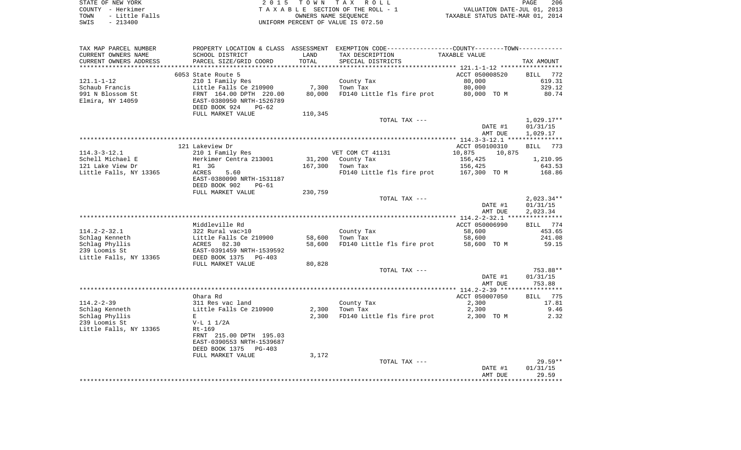STATE OF NEW YORK — 2 0 1 5 T O W N T A X R O L L — PAGE 206
COUNTY - Herkimer — T A X A B L E SECTION OF THE ROLL - 1 — VALUATION DATE-JUL 01, 2013
TOWN - Little Falls — OWNERS NAME SEQUENCE — TAXABLE STATUS DATE-MAR 01, 2014
SWIS - 213400 — UNIFORM PERCENT OF VALUE IS 072.50

| TAX MAP PARCEL NUMBER / CURRENT OWNERS NAME / CURRENT OWNERS ADDRESS | PROPERTY LOCATION & CLASS / SCHOOL DISTRICT / PARCEL SIZE/GRID COORD | ASSESSMENT LAND / TOTAL | EXEMPTION CODE / TAX DESCRIPTION / SPECIAL DISTRICTS | COUNTY / TOWN TAXABLE VALUE | TAX AMOUNT |
|---|---|---|---|---|---|
| 121.1-1-12 | 6053 State Route 5 | | | ACCT 050008520 | BILL 772 |
| 121.1-1-12 | 210 1 Family Res | | County Tax | 80,000 | 619.31 |
| Schaub Francis | Little Falls Ce 210900 | 7,300 | Town Tax | 80,000 | 329.12 |
| 991 N Blossom St | FRNT 164.00 DPTH 220.00 | 80,000 | FD140 Little fls fire prot | 80,000 TO M | 80.74 |
| Elmira, NY 14059 | EAST-0380950 NRTH-1526789 | | | | |
| | DEED BOOK 924 PG-62 | | | | |
| | FULL MARKET VALUE | 110,345 | | | |
| | | | TOTAL TAX --- | | 1,029.17** |
| | | | | DATE #1 | 01/31/15 |
| | | | | AMT DUE | 1,029.17 |
| 114.3-3-12.1 | 121 Lakeview Dr | | | ACCT 050100310 | BILL 773 |
| 114.3-3-12.1 | 210 1 Family Res | | VET COM CT 41131 | 10,875 10,875 | |
| Schell Michael E | Herkimer Centra 213001 | 31,200 | County Tax | 156,425 | 1,210.95 |
| 121 Lake View Dr | R1 3G | 167,300 | Town Tax | 156,425 | 643.53 |
| Little Falls, NY 13365 | ACRES 5.60 | | FD140 Little fls fire prot | 167,300 TO M | 168.86 |
| | EAST-0380090 NRTH-1531187 | | | | |
| | DEED BOOK 902 PG-61 | | | | |
| | FULL MARKET VALUE | 230,759 | | | |
| | | | TOTAL TAX --- | | 2,023.34** |
| | | | | DATE #1 | 01/31/15 |
| | | | | AMT DUE | 2,023.34 |
| 114.2-2-32.1 | Middleville Rd | | | ACCT 050006990 | BILL 774 |
| 114.2-2-32.1 | 322 Rural vac>10 | | County Tax | 58,600 | 453.65 |
| Schlag Kenneth | Little Falls Ce 210900 | 58,600 | Town Tax | 58,600 | 241.08 |
| Schlag Phyllis | ACRES 82.30 | 58,600 | FD140 Little fls fire prot | 58,600 TO M | 59.15 |
| 239 Loomis St | EAST-0391459 NRTH-1539592 | | | | |
| Little Falls, NY 13365 | DEED BOOK 1375 PG-403 | | | | |
| | FULL MARKET VALUE | 80,828 | | | |
| | | | TOTAL TAX --- | | 753.88** |
| | | | | DATE #1 | 01/31/15 |
| | | | | AMT DUE | 753.88 |
| 114.2-2-39 | Ohara Rd | | | ACCT 050007050 | BILL 775 |
| 114.2-2-39 | 311 Res vac land | | County Tax | 2,300 | 17.81 |
| Schlag Kenneth | Little Falls Ce 210900 | 2,300 | Town Tax | 2,300 | 9.46 |
| Schlag Phyllis | E | 2,300 | FD140 Little fls fire prot | 2,300 TO M | 2.32 |
| 239 Loomis St | V-L 1 1/2A | | | | |
| Little Falls, NY 13365 | Rt-169 | | | | |
| | FRNT 215.00 DPTH 195.03 | | | | |
| | EAST-0390553 NRTH-1539687 | | | | |
| | DEED BOOK 1375 PG-403 | | | | |
| | FULL MARKET VALUE | 3,172 | | | |
| | | | TOTAL TAX --- | | 29.59** |
| | | | | DATE #1 | 01/31/15 |
| | | | | AMT DUE | 29.59 |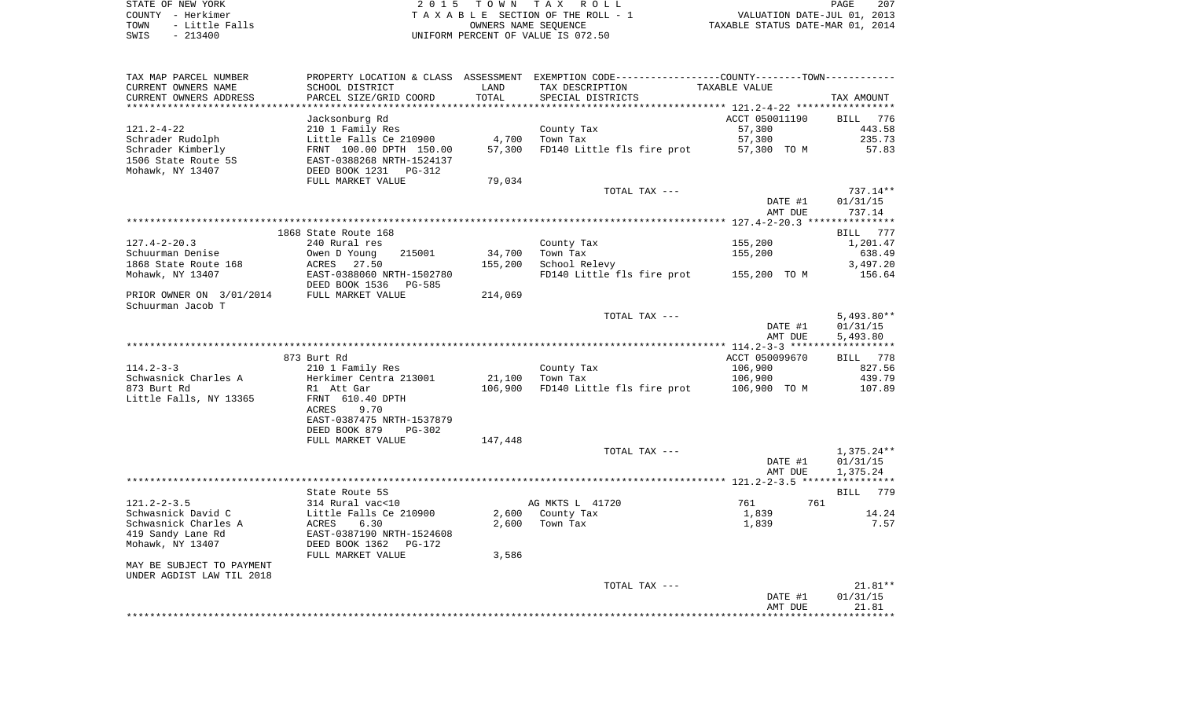STATE OF NEW YORK | 2 0 1 5 T O W N T A X R O L L | VALUATION DATE-JUL 01, 2013
COUNTY - Herkimer | T A X A B L E SECTION OF THE ROLL - 1 | TAXABLE STATUS DATE-MAR 01, 2014
TOWN - Little Falls | OWNERS NAME SEQUENCE
SWIS - 213400 | UNIFORM PERCENT OF VALUE IS 072.50

| TAX MAP PARCEL NUMBER / CURRENT OWNERS NAME / CURRENT OWNERS ADDRESS | PROPERTY LOCATION & CLASS / SCHOOL DISTRICT / PARCEL SIZE/GRID COORD | ASSESSMENT LAND / TOTAL | EXEMPTION CODE / TAX DESCRIPTION / SPECIAL DISTRICTS | COUNTY / TOWN TAXABLE VALUE | TAX AMOUNT |
|---|---|---|---|---|---|
| **121.2-4-22** | Jacksonburg Rd | | | ACCT 050011190 | BILL 776 |
| | 210 1 Family Res | | County Tax | 57,300 | 443.58 |
| Schrader Rudolph | Little Falls Ce 210900 | 4,700 | Town Tax | 57,300 | 235.73 |
| Schrader Kimberly | FRNT 100.00 DPTH 150.00 | 57,300 | FD140 Little fls fire prot | 57,300 TO M | 57.83 |
| 1506 State Route 5S | EAST-0388268 NRTH-1524137 | | | | |
| Mohawk, NY 13407 | DEED BOOK 1231 PG-312 | | | | |
| | FULL MARKET VALUE | 79,034 | | | |
| | | | TOTAL TAX --- | | 737.14** |
| | | | | DATE #1 | 01/31/15 |
| | | | | AMT DUE | 737.14 |
| **127.4-2-20.3** | 1868 State Route 168 | | | | BILL 777 |
| | 240 Rural res | | County Tax | 155,200 | 1,201.47 |
| Schuurman Denise | Owen D Young 215001 | 34,700 | Town Tax | 155,200 | 638.49 |
| 1868 State Route 168 | ACRES 27.50 | 155,200 | School Relevy | | 3,497.20 |
| Mohawk, NY 13407 | EAST-0388060 NRTH-1502780 | | FD140 Little fls fire prot | 155,200 TO M | 156.64 |
| | DEED BOOK 1536 PG-585 | | | | |
| PRIOR OWNER ON 3/01/2014 | FULL MARKET VALUE | 214,069 | | | |
| Schuurman Jacob T | | | | | |
| | | | TOTAL TAX --- | | 5,493.80** |
| | | | | DATE #1 | 01/31/15 |
| | | | | AMT DUE | 5,493.80 |
| **114.2-3-3** | 873 Burt Rd | | | ACCT 050099670 | BILL 778 |
| | 210 1 Family Res | | County Tax | 106,900 | 827.56 |
| Schwasnick Charles A | Herkimer Centra 213001 | 21,100 | Town Tax | 106,900 | 439.79 |
| 873 Burt Rd | R1 Att Gar | 106,900 | FD140 Little fls fire prot | 106,900 TO M | 107.89 |
| Little Falls, NY 13365 | FRNT 610.40 DPTH | | | | |
| | ACRES 9.70 | | | | |
| | EAST-0387475 NRTH-1537879 | | | | |
| | DEED BOOK 879 PG-302 | | | | |
| | FULL MARKET VALUE | 147,448 | | | |
| | | | TOTAL TAX --- | | 1,375.24** |
| | | | | DATE #1 | 01/31/15 |
| | | | | AMT DUE | 1,375.24 |
| **121.2-2-3.5** | State Route 5S | | | | BILL 779 |
| | 314 Rural vac<10 | | AG MKTS L 41720 | 761 761 | |
| Schwasnick David C | Little Falls Ce 210900 | 2,600 | County Tax | 1,839 | 14.24 |
| Schwasnick Charles A | ACRES 6.30 | 2,600 | Town Tax | 1,839 | 7.57 |
| 419 Sandy Lane Rd | EAST-0387190 NRTH-1524608 | | | | |
| Mohawk, NY 13407 | DEED BOOK 1362 PG-172 | | | | |
| | FULL MARKET VALUE | 3,586 | | | |
| MAY BE SUBJECT TO PAYMENT | | | | | |
| UNDER AGDIST LAW TIL 2018 | | | | | |
| | | | TOTAL TAX --- | | 21.81** |
| | | | | DATE #1 | 01/31/15 |
| | | | | AMT DUE | 21.81 |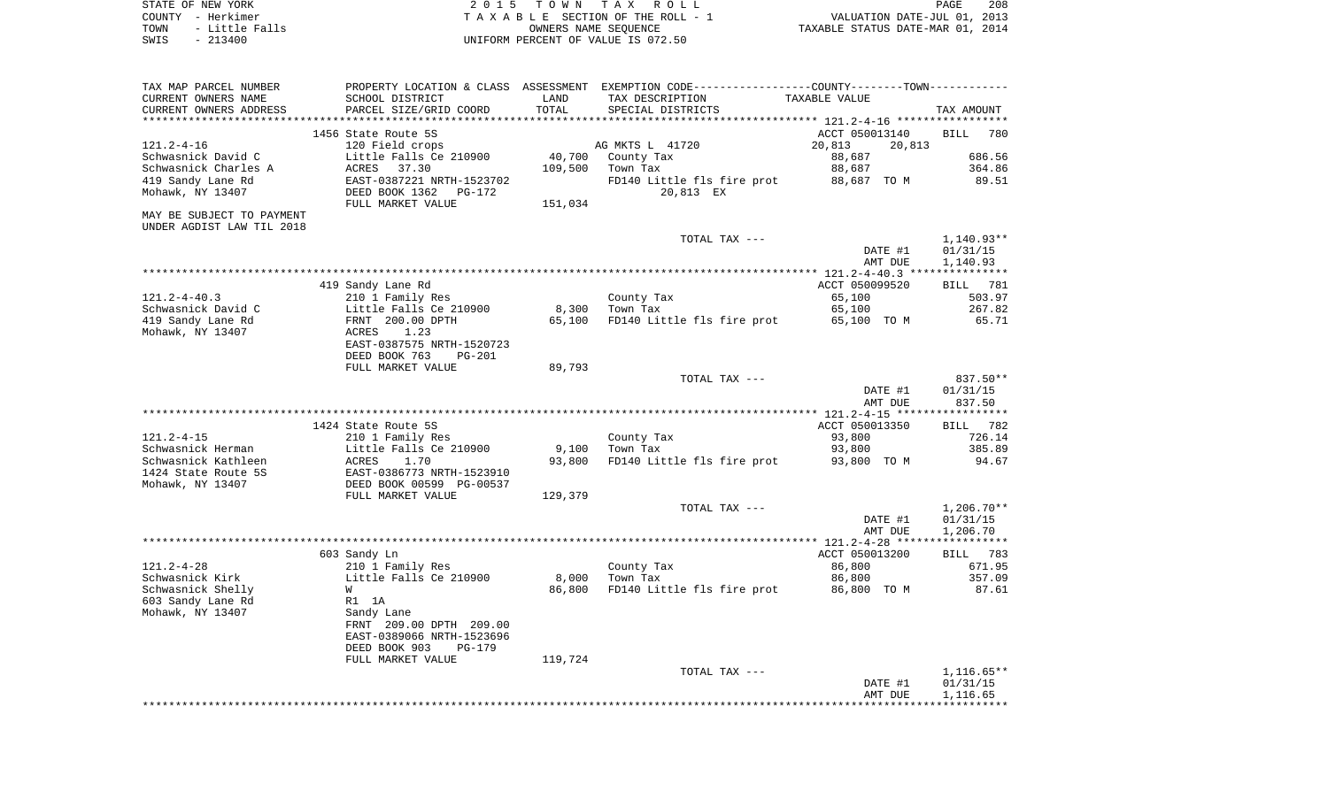STATE OF NEW YORK
COUNTY - Herkimer
TOWN - Little Falls
SWIS - 213400

2 0 1 5 T O W N T A X R O L L
T A X A B L E SECTION OF THE ROLL - 1
OWNERS NAME SEQUENCE
UNIFORM PERCENT OF VALUE IS 072.50

VALUATION DATE-JUL 01, 2013
TAXABLE STATUS DATE-MAR 01, 2014

| TAX MAP PARCEL NUMBER / CURRENT OWNERS NAME / CURRENT OWNERS ADDRESS | PROPERTY LOCATION & CLASS / SCHOOL DISTRICT / PARCEL SIZE/GRID COORD | ASSESSMENT LAND / TOTAL | EXEMPTION CODE / TAX DESCRIPTION / SPECIAL DISTRICTS | COUNTY / TAXABLE VALUE | TOWN | TAX AMOUNT |
|---|---|---|---|---|---|---|
| | 1456 State Route 5S | | | ACCT 050013140 | | BILL 780 |
| 121.2-4-16 | 120 Field crops | | AG MKTS L 41720 | 20,813 | 20,813 | |
| Schwasnick David C | Little Falls Ce 210900 | 40,700 | County Tax | 88,687 | | 686.56 |
| Schwasnick Charles A | ACRES 37.30 | 109,500 | Town Tax | 88,687 | | 364.86 |
| 419 Sandy Lane Rd | EAST-0387221 NRTH-1523702 | | FD140 Little fls fire prot | 88,687 | TO M | 89.51 |
| Mohawk, NY 13407 | DEED BOOK 1362 PG-172 | | 20,813 EX | | | |
| | FULL MARKET VALUE | 151,034 | | | | |
| MAY BE SUBJECT TO PAYMENT UNDER AGDIST LAW TIL 2018 | | | | | | |
| | | | TOTAL TAX --- | | | 1,140.93** |
| | | | | | DATE #1 | 01/31/15 |
| | | | | | AMT DUE | 1,140.93 |
| | 419 Sandy Lane Rd | | | ACCT 050099520 | | BILL 781 |
| 121.2-4-40.3 | 210 1 Family Res | | County Tax | 65,100 | | 503.97 |
| Schwasnick David C | Little Falls Ce 210900 | 8,300 | Town Tax | 65,100 | | 267.82 |
| 419 Sandy Lane Rd | FRNT 200.00 DPTH | 65,100 | FD140 Little fls fire prot | 65,100 | TO M | 65.71 |
| Mohawk, NY 13407 | ACRES 1.23 | | | | | |
| | EAST-0387575 NRTH-1520723 | | | | | |
| | DEED BOOK 763 PG-201 | | | | | |
| | FULL MARKET VALUE | 89,793 | | | | |
| | | | TOTAL TAX --- | | | 837.50** |
| | | | | | DATE #1 | 01/31/15 |
| | | | | | AMT DUE | 837.50 |
| | 1424 State Route 5S | | | ACCT 050013350 | | BILL 782 |
| 121.2-4-15 | 210 1 Family Res | | County Tax | 93,800 | | 726.14 |
| Schwasnick Herman | Little Falls Ce 210900 | 9,100 | Town Tax | 93,800 | | 385.89 |
| Schwasnick Kathleen | ACRES 1.70 | 93,800 | FD140 Little fls fire prot | 93,800 | TO M | 94.67 |
| 1424 State Route 5S | EAST-0386773 NRTH-1523910 | | | | | |
| Mohawk, NY 13407 | DEED BOOK 00599 PG-00537 | | | | | |
| | FULL MARKET VALUE | 129,379 | | | | |
| | | | TOTAL TAX --- | | | 1,206.70** |
| | | | | | DATE #1 | 01/31/15 |
| | | | | | AMT DUE | 1,206.70 |
| | 603 Sandy Ln | | | ACCT 050013200 | | BILL 783 |
| 121.2-4-28 | 210 1 Family Res | | County Tax | 86,800 | | 671.95 |
| Schwasnick Kirk | Little Falls Ce 210900 | 8,000 | Town Tax | 86,800 | | 357.09 |
| Schwasnick Shelly | W | 86,800 | FD140 Little fls fire prot | 86,800 | TO M | 87.61 |
| 603 Sandy Lane Rd | R1 1A | | | | | |
| Mohawk, NY 13407 | Sandy Lane | | | | | |
| | FRNT 209.00 DPTH 209.00 | | | | | |
| | EAST-0389066 NRTH-1523696 | | | | | |
| | DEED BOOK 903 PG-179 | | | | | |
| | FULL MARKET VALUE | 119,724 | | | | |
| | | | TOTAL TAX --- | | | 1,116.65** |
| | | | | | DATE #1 | 01/31/15 |
| | | | | | AMT DUE | 1,116.65 |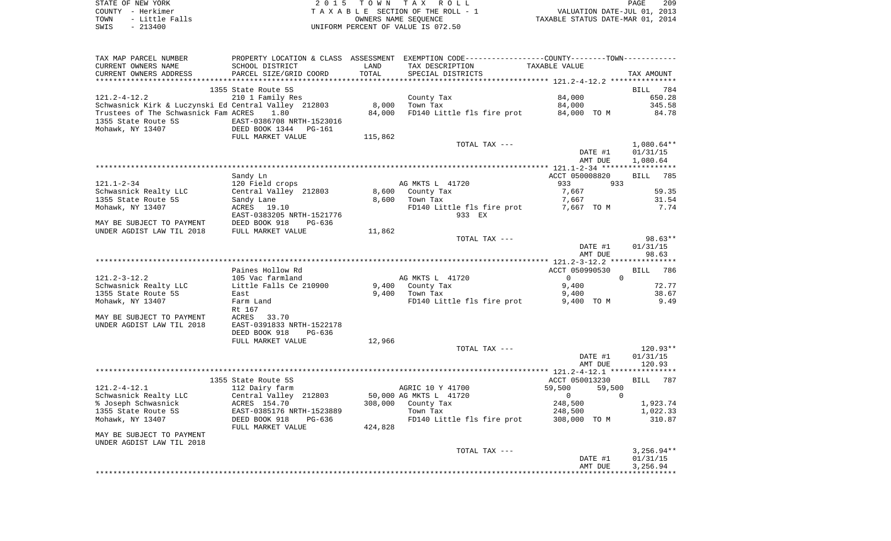STATE OF NEW YORK
COUNTY - Herkimer
TOWN - Little Falls
SWIS - 213400

2 0 1 5 T O W N T A X R O L L
T A X A B L E SECTION OF THE ROLL - 1
OWNERS NAME SEQUENCE
UNIFORM PERCENT OF VALUE IS 072.50

VALUATION DATE-JUL 01, 2013
TAXABLE STATUS DATE-MAR 01, 2014

```
TAX MAP PARCEL NUMBER     PROPERTY LOCATION & CLASS  ASSESSMENT  EXEMPTION CODE------------------COUNTY--------TOWN-----------
CURRENT OWNERS NAME       SCHOOL DISTRICT            LAND        TAX DESCRIPTION                TAXABLE VALUE
CURRENT OWNERS ADDRESS    PARCEL SIZE/GRID COORD     TOTAL       SPECIAL DISTRICTS                                    TAX AMOUNT
****************************************************************************************** 121.2-4-12.2 ***************
                          1355 State Route 5S                                                                       BILL  784
121.2-4-12.2              210 1 Family Res                       County Tax                       84,000              650.28
Schwasnick Kirk & Luczynski Ed Central Valley 212803    8,000    Town Tax                         84,000              345.58
Trustees of The Schwasnick Fam ACRES    1.80           84,000    FD140 Little fls fire prot      84,000 TO M          84.78
1355 State Route 5S       EAST-0386708 NRTH-1523016
Mohawk, NY 13407          DEED BOOK 1344   PG-161
                          FULL MARKET VALUE           115,862
                                                                   TOTAL TAX ---                                   1,080.64**
                                                                                                  DATE #1          01/31/15
                                                                                                  AMT DUE          1,080.64
****************************************************************************************** 121.1-2-34 *****************
                          Sandy Ln                                                          ACCT 050008820          BILL  785
121.1-2-34                120 Field crops                        AG MKTS L  41720               933          933
Schwasnick Realty LLC     Central Valley  212803        8,600    County Tax                      7,667                59.35
1355 State Route 5S       Sandy Lane                    8,600    Town Tax                        7,667                31.54
Mohawk, NY 13407          ACRES   19.10                          FD140 Little fls fire prot      7,667 TO M            7.74
                          EAST-0383205 NRTH-1521776                    933 EX
MAY BE SUBJECT TO PAYMENT DEED BOOK 918    PG-636
UNDER AGDIST LAW TIL 2018 FULL MARKET VALUE            11,862
                                                                   TOTAL TAX ---                                      98.63**
                                                                                                  DATE #1          01/31/15
                                                                                                  AMT DUE             98.63
****************************************************************************************** 121.2-3-12.2 ***************
                          Paines Hollow Rd                                                  ACCT 050990530          BILL  786
121.2-3-12.2              105 Vac farmland                       AG MKTS L  41720                 0            0
Schwasnick Realty LLC     Little Falls Ce 210900        9,400    County Tax                      9,400                72.77
1355 State Route 5S       East                          9,400    Town Tax                        9,400                38.67
Mohawk, NY 13407          Farm Land                              FD140 Little fls fire prot      9,400 TO M            9.49
                          Rt 167
MAY BE SUBJECT TO PAYMENT ACRES   33.70
UNDER AGDIST LAW TIL 2018 EAST-0391833 NRTH-1522178
                          DEED BOOK 918    PG-636
                          FULL MARKET VALUE            12,966
                                                                   TOTAL TAX ---                                     120.93**
                                                                                                  DATE #1          01/31/15
                                                                                                  AMT DUE            120.93
****************************************************************************************** 121.2-4-12.1 ***************
                          1355 State Route 5S                                               ACCT 050013230          BILL  787
121.2-4-12.1              112 Dairy farm                         AGRIC 10 Y 41700              59,500       59,500
Schwasnick Realty LLC     Central Valley  212803       50,000 AG MKTS L  41720                  0            0
% Joseph Schwasnick       ACRES  154.70               308,000    County Tax                    248,500             1,923.74
1355 State Route 5S       EAST-0385176 NRTH-1523889              Town Tax                      248,500             1,022.33
Mohawk, NY 13407          DEED BOOK 918    PG-636                FD140 Little fls fire prot    308,000 TO M           310.87
                          FULL MARKET VALUE           424,828
MAY BE SUBJECT TO PAYMENT
UNDER AGDIST LAW TIL 2018
                                                                   TOTAL TAX ---                                   3,256.94**
                                                                                                  DATE #1          01/31/15
                                                                                                  AMT DUE          3,256.94
************************************************************************************************************************
```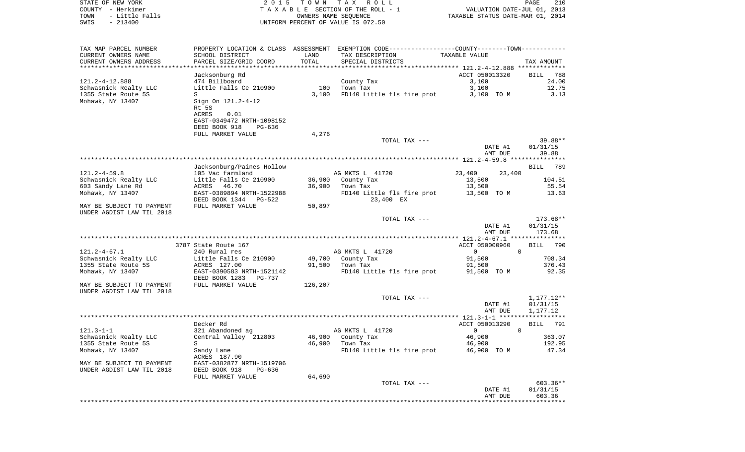STATE OF NEW YORK                    2 0 1 5   T O W N   T A X   R O L L
COUNTY - Herkimer                    T A X A B L E   SECTION OF THE ROLL - 1                VALUATION DATE-JUL 01, 2013
TOWN - Little Falls                  OWNERS NAME SEQUENCE                                   TAXABLE STATUS DATE-MAR 01, 2014
SWIS - 213400                        UNIFORM PERCENT OF VALUE IS 072.50

| TAX MAP PARCEL NUMBER / CURRENT OWNERS NAME / CURRENT OWNERS ADDRESS | PROPERTY LOCATION & CLASS / SCHOOL DISTRICT / PARCEL SIZE/GRID COORD | ASSESSMENT LAND | TOTAL | EXEMPTION CODE / TAX DESCRIPTION / SPECIAL DISTRICTS | COUNTY TAXABLE VALUE | TOWN TAXABLE VALUE | TAX AMOUNT |
|---|---|---|---|---|---|---|---|
| **121.2-4-12.888** | Jacksonburg Rd | | | | ACCT 050013320 | | BILL 788 |
| 121.2-4-12.888 | 474 Billboard | | | County Tax | 3,100 | | 24.00 |
| Schwasnick Realty LLC | Little Falls Ce 210900 | 100 | | Town Tax | 3,100 | | 12.75 |
| 1355 State Route 5S | S | | 3,100 | FD140 Little fls fire prot | 3,100 TO M | | 3.13 |
| Mohawk, NY 13407 | Sign On 121.2-4-12 | | | | | | |
| | Rt 5S | | | | | | |
| | ACRES 0.01 | | | | | | |
| | EAST-0349472 NRTH-1098152 | | | | | | |
| | DEED BOOK 918 PG-636 | | | | | | |
| | FULL MARKET VALUE | | 4,276 | | | | |
| | | | | TOTAL TAX --- | | | 39.88** |
| | | | | | | DATE #1 | 01/31/15 |
| | | | | | | AMT DUE | 39.88 |
| **121.2-4-59.8** | Jacksonburg/Paines Hollow | | | | | | BILL 789 |
| 121.2-4-59.8 | 105 Vac farmland | | | AG MKTS L 41720 | 23,400 | 23,400 | |
| Schwasnick Realty LLC | Little Falls Ce 210900 | 36,900 | | County Tax | 13,500 | | 104.51 |
| 603 Sandy Lane Rd | ACRES 46.70 | | 36,900 | Town Tax | 13,500 | | 55.54 |
| Mohawk, NY 13407 | EAST-0389894 NRTH-1522988 | | | FD140 Little fls fire prot | 13,500 TO M | | 13.63 |
| | DEED BOOK 1344 PG-522 | | | 23,400 EX | | | |
| MAY BE SUBJECT TO PAYMENT | FULL MARKET VALUE | | 50,897 | | | | |
| UNDER AGDIST LAW TIL 2018 | | | | | | | |
| | | | | TOTAL TAX --- | | | 173.68** |
| | | | | | | DATE #1 | 01/31/15 |
| | | | | | | AMT DUE | 173.68 |
| **121.2-4-67.1** | 3787 State Route 167 | | | | ACCT 050000960 | | BILL 790 |
| 121.2-4-67.1 | 240 Rural res | | | AG MKTS L 41720 | 0 | 0 | |
| Schwasnick Realty LLC | Little Falls Ce 210900 | 49,700 | | County Tax | 91,500 | | 708.34 |
| 1355 State Route 5S | ACRES 127.00 | | 91,500 | Town Tax | 91,500 | | 376.43 |
| Mohawk, NY 13407 | EAST-0390583 NRTH-1521142 | | | FD140 Little fls fire prot | 91,500 TO M | | 92.35 |
| | DEED BOOK 1283 PG-737 | | | | | | |
| MAY BE SUBJECT TO PAYMENT | FULL MARKET VALUE | | 126,207 | | | | |
| UNDER AGDIST LAW TIL 2018 | | | | | | | |
| | | | | TOTAL TAX --- | | | 1,177.12** |
| | | | | | | DATE #1 | 01/31/15 |
| | | | | | | AMT DUE | 1,177.12 |
| **121.3-1-1** | Decker Rd | | | | ACCT 050013290 | | BILL 791 |
| 121.3-1-1 | 321 Abandoned ag | | | AG MKTS L 41720 | 0 | 0 | |
| Schwasnick Realty LLC | Central Valley 212803 | 46,900 | | County Tax | 46,900 | | 363.07 |
| 1355 State Route 5S | S | | 46,900 | Town Tax | 46,900 | | 192.95 |
| Mohawk, NY 13407 | Sandy Lane | | | FD140 Little fls fire prot | 46,900 TO M | | 47.34 |
| | ACRES 187.90 | | | | | | |
| MAY BE SUBJECT TO PAYMENT | EAST-0382877 NRTH-1519706 | | | | | | |
| UNDER AGDIST LAW TIL 2018 | DEED BOOK 918 PG-636 | | | | | | |
| | FULL MARKET VALUE | | 64,690 | | | | |
| | | | | TOTAL TAX --- | | | 603.36** |
| | | | | | | DATE #1 | 01/31/15 |
| | | | | | | AMT DUE | 603.36 |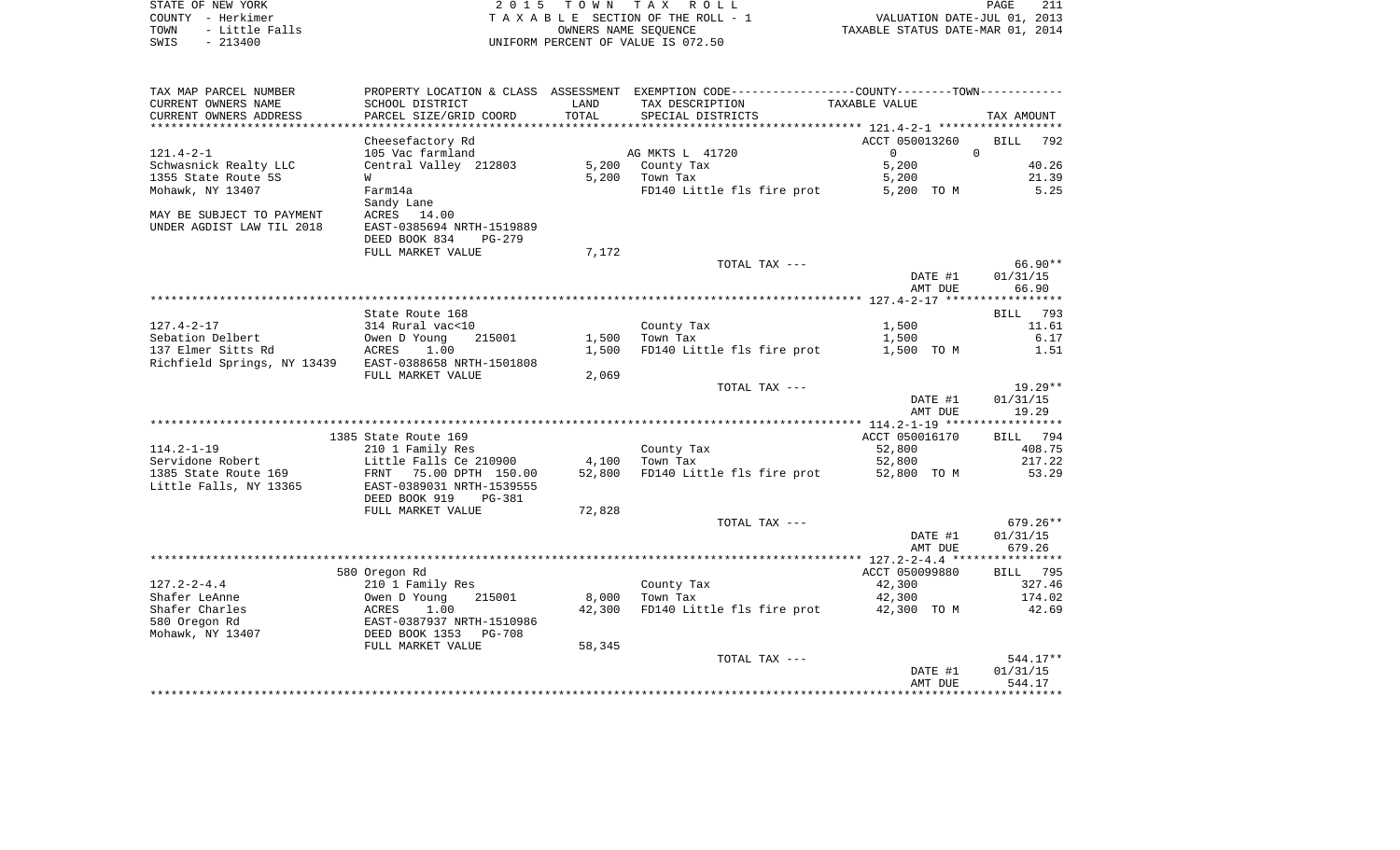STATE OF NEW YORK
COUNTY - Herkimer
TOWN - Little Falls
SWIS - 213400

2015 TOWN TAX ROLL
TAXABLE SECTION OF THE ROLL - 1
OWNERS NAME SEQUENCE
UNIFORM PERCENT OF VALUE IS 072.50

VALUATION DATE-JUL 01, 2013
TAXABLE STATUS DATE-MAR 01, 2014

| TAX MAP PARCEL NUMBER / CURRENT OWNERS NAME / CURRENT OWNERS ADDRESS | PROPERTY LOCATION & CLASS / SCHOOL DISTRICT / PARCEL SIZE/GRID COORD | ASSESSMENT LAND | TOTAL | EXEMPTION CODE / TAX DESCRIPTION / SPECIAL DISTRICTS | TAXABLE VALUE | TAX AMOUNT |
|---|---|---|---|---|---|---|
| 121.4-2-1 | Cheesefactory Rd | | | | ACCT 050013260 | BILL 792 |
| | 105 Vac farmland | | | AG MKTS L 41720 | 0 | 0 |
| Schwasnick Realty LLC | Central Valley 212803 | 5,200 | | County Tax | 5,200 | 40.26 |
| 1355 State Route 5S | W | | 5,200 | Town Tax | 5,200 | 21.39 |
| Mohawk, NY 13407 | Farm14a | | | FD140 Little fls fire prot | 5,200 TO M | 5.25 |
| | Sandy Lane | | | | | |
| MAY BE SUBJECT TO PAYMENT | ACRES 14.00 | | | | | |
| UNDER AGDIST LAW TIL 2018 | EAST-0385694 NRTH-1519889 | | | | | |
| | DEED BOOK 834 PG-279 | | | | | |
| | FULL MARKET VALUE | | 7,172 | | | |
| | | | | TOTAL TAX --- | | 66.90** |
| | | | | | DATE #1 | 01/31/15 |
| | | | | | AMT DUE | 66.90 |
| 127.4-2-17 | State Route 168 | | | | | BILL 793 |
| | 314 Rural vac<10 | | | County Tax | 1,500 | 11.61 |
| Sebation Delbert | Owen D Young 215001 | 1,500 | | Town Tax | 1,500 | 6.17 |
| 137 Elmer Sitts Rd | ACRES 1.00 | | 1,500 | FD140 Little fls fire prot | 1,500 TO M | 1.51 |
| Richfield Springs, NY 13439 | EAST-0388658 NRTH-1501808 | | | | | |
| | FULL MARKET VALUE | | 2,069 | | | |
| | | | | TOTAL TAX --- | | 19.29** |
| | | | | | DATE #1 | 01/31/15 |
| | | | | | AMT DUE | 19.29 |
| 114.2-1-19 | 1385 State Route 169 | | | | ACCT 050016170 | BILL 794 |
| | 210 1 Family Res | | | County Tax | 52,800 | 408.75 |
| Servidone Robert | Little Falls Ce 210900 | 4,100 | | Town Tax | 52,800 | 217.22 |
| 1385 State Route 169 | FRNT 75.00 DPTH 150.00 | | 52,800 | FD140 Little fls fire prot | 52,800 TO M | 53.29 |
| Little Falls, NY 13365 | EAST-0389031 NRTH-1539555 | | | | | |
| | DEED BOOK 919 PG-381 | | | | | |
| | FULL MARKET VALUE | | 72,828 | | | |
| | | | | TOTAL TAX --- | | 679.26** |
| | | | | | DATE #1 | 01/31/15 |
| | | | | | AMT DUE | 679.26 |
| 127.2-2-4.4 | 580 Oregon Rd | | | | ACCT 050099880 | BILL 795 |
| | 210 1 Family Res | | | County Tax | 42,300 | 327.46 |
| Shafer LeAnne | Owen D Young 215001 | 8,000 | | Town Tax | 42,300 | 174.02 |
| Shafer Charles | ACRES 1.00 | | 42,300 | FD140 Little fls fire prot | 42,300 TO M | 42.69 |
| 580 Oregon Rd | EAST-0387937 NRTH-1510986 | | | | | |
| Mohawk, NY 13407 | DEED BOOK 1353 PG-708 | | | | | |
| | FULL MARKET VALUE | | 58,345 | | | |
| | | | | TOTAL TAX --- | | 544.17** |
| | | | | | DATE #1 | 01/31/15 |
| | | | | | AMT DUE | 544.17 |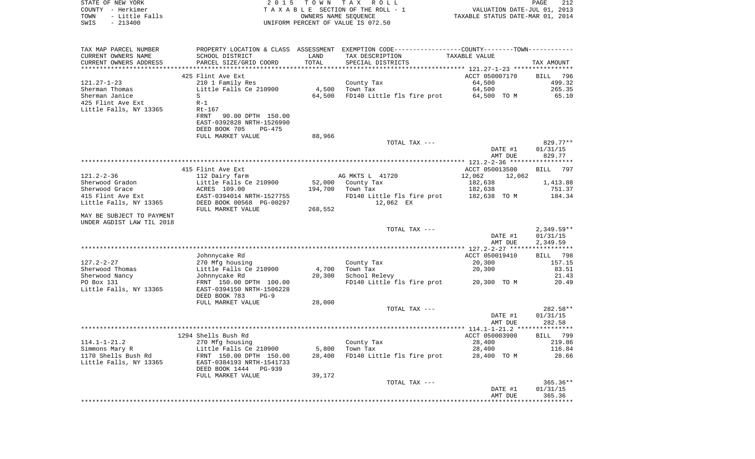STATE OF NEW YORK
COUNTY - Herkimer
TOWN - Little Falls
SWIS - 213400

2015 TOWN TAX ROLL
TAXABLE SECTION OF THE ROLL - 1
OWNERS NAME SEQUENCE
UNIFORM PERCENT OF VALUE IS 072.50

VALUATION DATE-JUL 01, 2013
TAXABLE STATUS DATE-MAR 01, 2014

| TAX MAP PARCEL NUMBER / CURRENT OWNERS NAME / CURRENT OWNERS ADDRESS | PROPERTY LOCATION & CLASS / SCHOOL DISTRICT / PARCEL SIZE/GRID COORD | ASSESSMENT LAND / TOTAL | EXEMPTION CODE / TAX DESCRIPTION / SPECIAL DISTRICTS | TAXABLE VALUE (COUNTY / TOWN) | TAX AMOUNT |
|---|---|---|---|---|---|
| | 425 Flint Ave Ext | | | ACCT 050007170 | BILL 796 |
| 121.27-1-23 | 210 1 Family Res | | County Tax | 64,500 | 499.32 |
| Sherman Thomas | Little Falls Ce 210900 | 4,500 | Town Tax | 64,500 | 265.35 |
| Sherman Janice | S | 64,500 | FD140 Little fls fire prot | 64,500 TO M | 65.10 |
| 425 Flint Ave Ext | R-1 | | | | |
| Little Falls, NY 13365 | Rt-167 | | | | |
| | FRNT 90.00 DPTH 150.00 | | | | |
| | EAST-0392828 NRTH-1526990 | | | | |
| | DEED BOOK 705 PG-475 | | | | |
| | FULL MARKET VALUE | 88,966 | | | |
| | | | TOTAL TAX --- | | 829.77** |
| | | | | DATE #1 | 01/31/15 |
| | | | | AMT DUE | 829.77 |
| | 415 Flint Ave Ext | | | ACCT 050013500 | BILL 797 |
| 121.2-2-36 | 112 Dairy farm | | AG MKTS L 41720 | 12,062 12,062 | |
| Sherwood Gradon | Little Falls Ce 210900 | 52,000 | County Tax | 182,638 | 1,413.88 |
| Sherwood Grace | ACRES 109.00 | 194,700 | Town Tax | 182,638 | 751.37 |
| 415 Flint Ave Ext | EAST-0394014 NRTH-1527755 | | FD140 Little fls fire prot | 182,638 TO M | 184.34 |
| Little Falls, NY 13365 | DEED BOOK 00568 PG-00297 | | 12,062 EX | | |
| | FULL MARKET VALUE | 268,552 | | | |
| MAY BE SUBJECT TO PAYMENT UNDER AGDIST LAW TIL 2018 | | | | | |
| | | | TOTAL TAX --- | | 2,349.59** |
| | | | | DATE #1 | 01/31/15 |
| | | | | AMT DUE | 2,349.59 |
| | Johnnycake Rd | | | ACCT 050019410 | BILL 798 |
| 127.2-2-27 | 270 Mfg housing | | County Tax | 20,300 | 157.15 |
| Sherwood Thomas | Little Falls Ce 210900 | 4,700 | Town Tax | 20,300 | 83.51 |
| Sherwood Nancy | Johnnycake Rd | 20,300 | School Relevy | | 21.43 |
| PO Box 131 | FRNT 150.00 DPTH 100.00 | | FD140 Little fls fire prot | 20,300 TO M | 20.49 |
| Little Falls, NY 13365 | EAST-0394150 NRTH-1506228 | | | | |
| | DEED BOOK 783 PG-9 | | | | |
| | FULL MARKET VALUE | 28,000 | | | |
| | | | TOTAL TAX --- | | 282.58** |
| | | | | DATE #1 | 01/31/15 |
| | | | | AMT DUE | 282.58 |
| | 1294 Shells Bush Rd | | | ACCT 050003900 | BILL 799 |
| 114.1-1-21.2 | 270 Mfg housing | | County Tax | 28,400 | 219.86 |
| Simmons Mary R | Little Falls Ce 210900 | 5,800 | Town Tax | 28,400 | 116.84 |
| 1170 Shells Bush Rd | FRNT 150.00 DPTH 150.00 | 28,400 | FD140 Little fls fire prot | 28,400 TO M | 28.66 |
| Little Falls, NY 13365 | EAST-0384193 NRTH-1541733 | | | | |
| | DEED BOOK 1444 PG-939 | | | | |
| | FULL MARKET VALUE | 39,172 | | | |
| | | | TOTAL TAX --- | | 365.36** |
| | | | | DATE #1 | 01/31/15 |
| | | | | AMT DUE | 365.36 |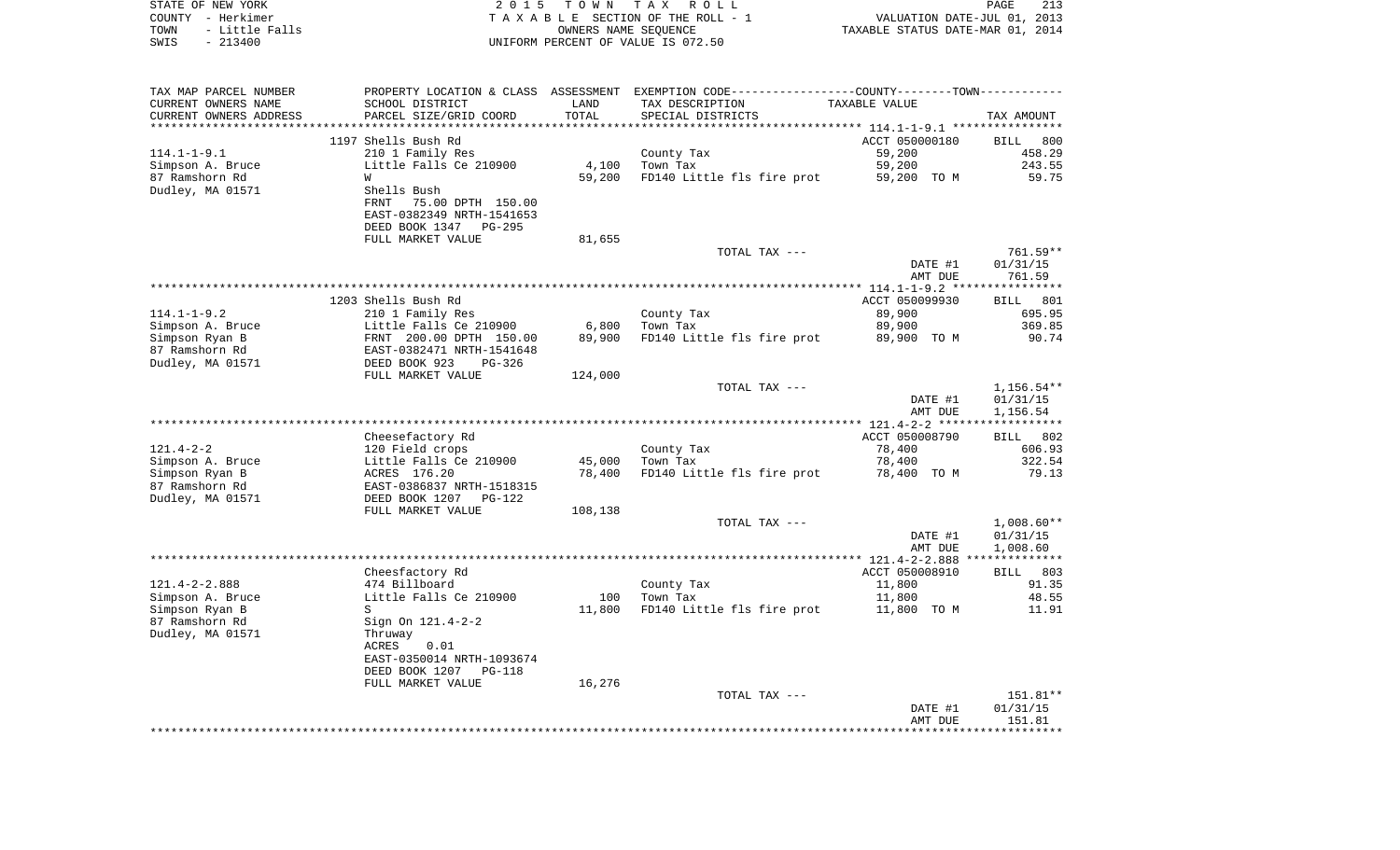STATE OF NEW YORK
COUNTY - Herkimer
TOWN - Little Falls
SWIS - 213400

2 0 1 5 T O W N T A X R O L L
T A X A B L E SECTION OF THE ROLL - 1
OWNERS NAME SEQUENCE
UNIFORM PERCENT OF VALUE IS 072.50

VALUATION DATE-JUL 01, 2013
TAXABLE STATUS DATE-MAR 01, 2014

| TAX MAP PARCEL NUMBER / CURRENT OWNERS NAME / CURRENT OWNERS ADDRESS | PROPERTY LOCATION & CLASS / SCHOOL DISTRICT / PARCEL SIZE/GRID COORD | ASSESSMENT LAND / TOTAL | EXEMPTION CODE / TAX DESCRIPTION / SPECIAL DISTRICTS | COUNTY--------TOWN / TAXABLE VALUE | TAX AMOUNT |
|---|---|---|---|---|---|
| 114.1-1-9.1 | 1197 Shells Bush Rd | | | ACCT 050000180 | BILL 800 |
| Simpson A. Bruce | 210 1 Family Res | | County Tax | 59,200 | 458.29 |
| 87 Ramshorn Rd | Little Falls Ce 210900 | 4,100 | Town Tax | 59,200 | 243.55 |
| Dudley, MA 01571 | W | 59,200 | FD140 Little fls fire prot | 59,200 TO M | 59.75 |
| | Shells Bush | | | | |
| | FRNT 75.00 DPTH 150.00 | | | | |
| | EAST-0382349 NRTH-1541653 | | | | |
| | DEED BOOK 1347 PG-295 | | | | |
| | FULL MARKET VALUE | 81,655 | | | |
| | | | TOTAL TAX --- | | 761.59** |
| | | | | DATE #1 | 01/31/15 |
| | | | | AMT DUE | 761.59 |
| 114.1-1-9.2 | 1203 Shells Bush Rd | | | ACCT 050099930 | BILL 801 |
| Simpson A. Bruce | 210 1 Family Res | | County Tax | 89,900 | 695.95 |
| Simpson Ryan B | Little Falls Ce 210900 | 6,800 | Town Tax | 89,900 | 369.85 |
| 87 Ramshorn Rd | FRNT 200.00 DPTH 150.00 | 89,900 | FD140 Little fls fire prot | 89,900 TO M | 90.74 |
| Dudley, MA 01571 | EAST-0382471 NRTH-1541648 | | | | |
| | DEED BOOK 923 PG-326 | | | | |
| | FULL MARKET VALUE | 124,000 | | | |
| | | | TOTAL TAX --- | | 1,156.54** |
| | | | | DATE #1 | 01/31/15 |
| | | | | AMT DUE | 1,156.54 |
| 121.4-2-2 | Cheesefactory Rd | | | ACCT 050008790 | BILL 802 |
| Simpson A. Bruce | 120 Field crops | | County Tax | 78,400 | 606.93 |
| Simpson Ryan B | Little Falls Ce 210900 | 45,000 | Town Tax | 78,400 | 322.54 |
| 87 Ramshorn Rd | ACRES 176.20 | 78,400 | FD140 Little fls fire prot | 78,400 TO M | 79.13 |
| Dudley, MA 01571 | EAST-0386837 NRTH-1518315 | | | | |
| | DEED BOOK 1207 PG-122 | | | | |
| | FULL MARKET VALUE | 108,138 | | | |
| | | | TOTAL TAX --- | | 1,008.60** |
| | | | | DATE #1 | 01/31/15 |
| | | | | AMT DUE | 1,008.60 |
| 121.4-2-2.888 | Cheesfactory Rd | | | ACCT 050008910 | BILL 803 |
| Simpson A. Bruce | 474 Billboard | | County Tax | 11,800 | 91.35 |
| Simpson Ryan B | Little Falls Ce 210900 | 100 | Town Tax | 11,800 | 48.55 |
| 87 Ramshorn Rd | S | 11,800 | FD140 Little fls fire prot | 11,800 TO M | 11.91 |
| Dudley, MA 01571 | Sign On 121.4-2-2 | | | | |
| | Thruway | | | | |
| | ACRES 0.01 | | | | |
| | EAST-0350014 NRTH-1093674 | | | | |
| | DEED BOOK 1207 PG-118 | | | | |
| | FULL MARKET VALUE | 16,276 | | | |
| | | | TOTAL TAX --- | | 151.81** |
| | | | | DATE #1 | 01/31/15 |
| | | | | AMT DUE | 151.81 |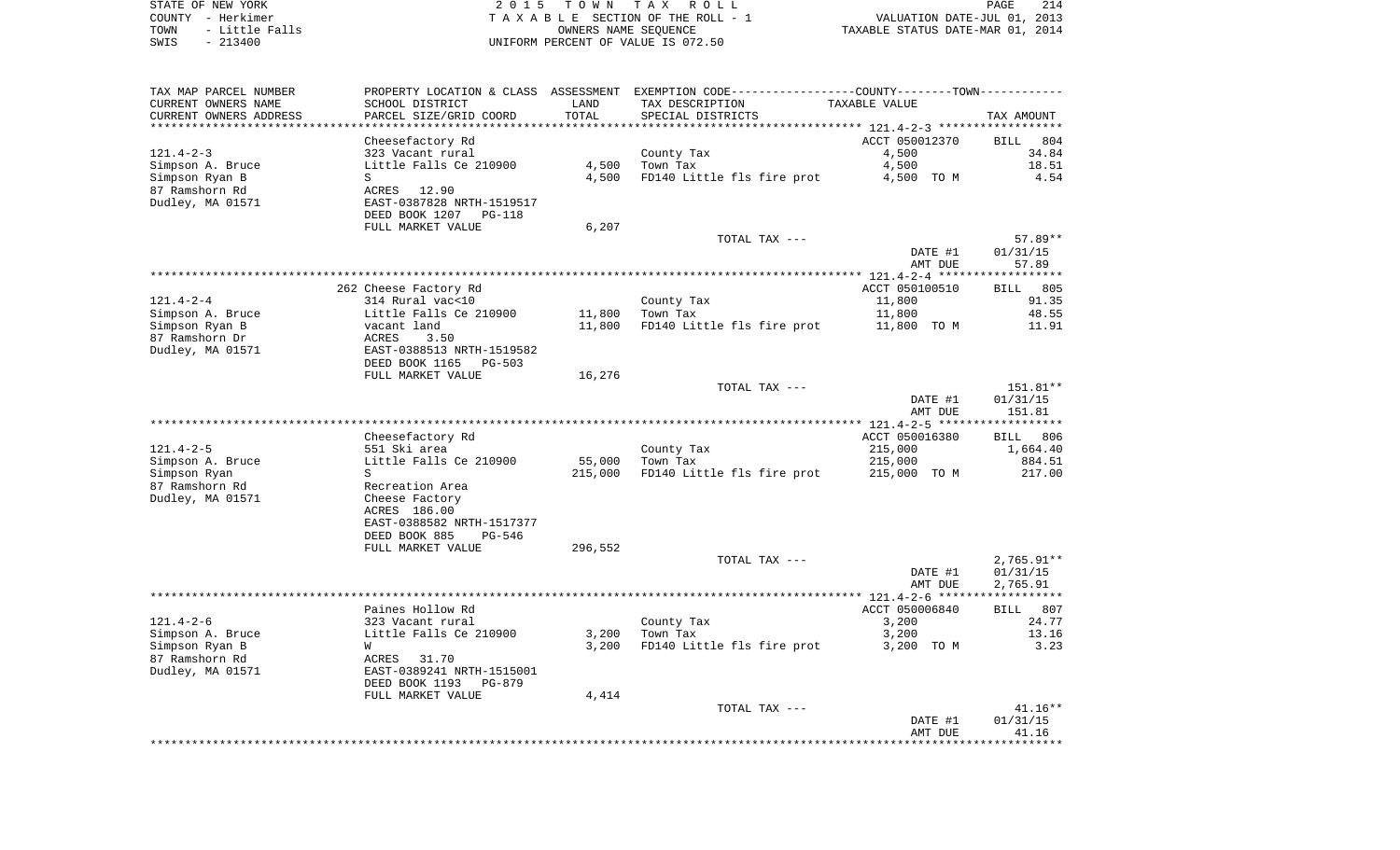STATE OF NEW YORK
COUNTY - Herkimer
TOWN - Little Falls
SWIS - 213400

2 0 1 5 T O W N T A X R O L L
T A X A B L E SECTION OF THE ROLL - 1
OWNERS NAME SEQUENCE
UNIFORM PERCENT OF VALUE IS 072.50

VALUATION DATE-JUL 01, 2013
TAXABLE STATUS DATE-MAR 01, 2014

| TAX MAP PARCEL NUMBER<br>CURRENT OWNERS NAME<br>CURRENT OWNERS ADDRESS | PROPERTY LOCATION & CLASS<br>SCHOOL DISTRICT<br>PARCEL SIZE/GRID COORD | ASSESSMENT<br>LAND<br>TOTAL | EXEMPTION CODE<br>TAX DESCRIPTION<br>SPECIAL DISTRICTS | COUNTY--------TOWN<br>TAXABLE VALUE | TAX AMOUNT |
|---|---|---|---|---|---|
| 121.4-2-3 | Cheesefactory Rd | | | ACCT 050012370 | BILL 804 |
| 121.4-2-3 | 323 Vacant rural | | County Tax | 4,500 | 34.84 |
| Simpson A. Bruce | Little Falls Ce 210900 | 4,500 | Town Tax | 4,500 | 18.51 |
| Simpson Ryan B | S | 4,500 | FD140 Little fls fire prot | 4,500 TO M | 4.54 |
| 87 Ramshorn Rd | ACRES 12.90 | | | | |
| Dudley, MA 01571 | EAST-0387828 NRTH-1519517 | | | | |
| | DEED BOOK 1207 PG-118 | | | | |
| | FULL MARKET VALUE | 6,207 | | | |
| | | | TOTAL TAX --- | | 57.89** |
| | | | | DATE #1 | 01/31/15 |
| | | | | AMT DUE | 57.89 |
| 121.4-2-4 | 262 Cheese Factory Rd | | | ACCT 050100510 | BILL 805 |
| 121.4-2-4 | 314 Rural vac<10 | | County Tax | 11,800 | 91.35 |
| Simpson A. Bruce | Little Falls Ce 210900 | 11,800 | Town Tax | 11,800 | 48.55 |
| Simpson Ryan B | vacant land | 11,800 | FD140 Little fls fire prot | 11,800 TO M | 11.91 |
| 87 Ramshorn Dr | ACRES 3.50 | | | | |
| Dudley, MA 01571 | EAST-0388513 NRTH-1519582 | | | | |
| | DEED BOOK 1165 PG-503 | | | | |
| | FULL MARKET VALUE | 16,276 | | | |
| | | | TOTAL TAX --- | | 151.81** |
| | | | | DATE #1 | 01/31/15 |
| | | | | AMT DUE | 151.81 |
| 121.4-2-5 | Cheesefactory Rd | | | ACCT 050016380 | BILL 806 |
| 121.4-2-5 | 551 Ski area | | County Tax | 215,000 | 1,664.40 |
| Simpson A. Bruce | Little Falls Ce 210900 | 55,000 | Town Tax | 215,000 | 884.51 |
| Simpson Ryan | S | 215,000 | FD140 Little fls fire prot | 215,000 TO M | 217.00 |
| 87 Ramshorn Rd | Recreation Area | | | | |
| Dudley, MA 01571 | Cheese Factory | | | | |
| | ACRES 186.00 | | | | |
| | EAST-0388582 NRTH-1517377 | | | | |
| | DEED BOOK 885 PG-546 | | | | |
| | FULL MARKET VALUE | 296,552 | | | |
| | | | TOTAL TAX --- | | 2,765.91** |
| | | | | DATE #1 | 01/31/15 |
| | | | | AMT DUE | 2,765.91 |
| 121.4-2-6 | Paines Hollow Rd | | | ACCT 050006840 | BILL 807 |
| 121.4-2-6 | 323 Vacant rural | | County Tax | 3,200 | 24.77 |
| Simpson A. Bruce | Little Falls Ce 210900 | 3,200 | Town Tax | 3,200 | 13.16 |
| Simpson Ryan B | W | 3,200 | FD140 Little fls fire prot | 3,200 TO M | 3.23 |
| 87 Ramshorn Rd | ACRES 31.70 | | | | |
| Dudley, MA 01571 | EAST-0389241 NRTH-1515001 | | | | |
| | DEED BOOK 1193 PG-879 | | | | |
| | FULL MARKET VALUE | 4,414 | | | |
| | | | TOTAL TAX --- | | 41.16** |
| | | | | DATE #1 | 01/31/15 |
| | | | | AMT DUE | 41.16 |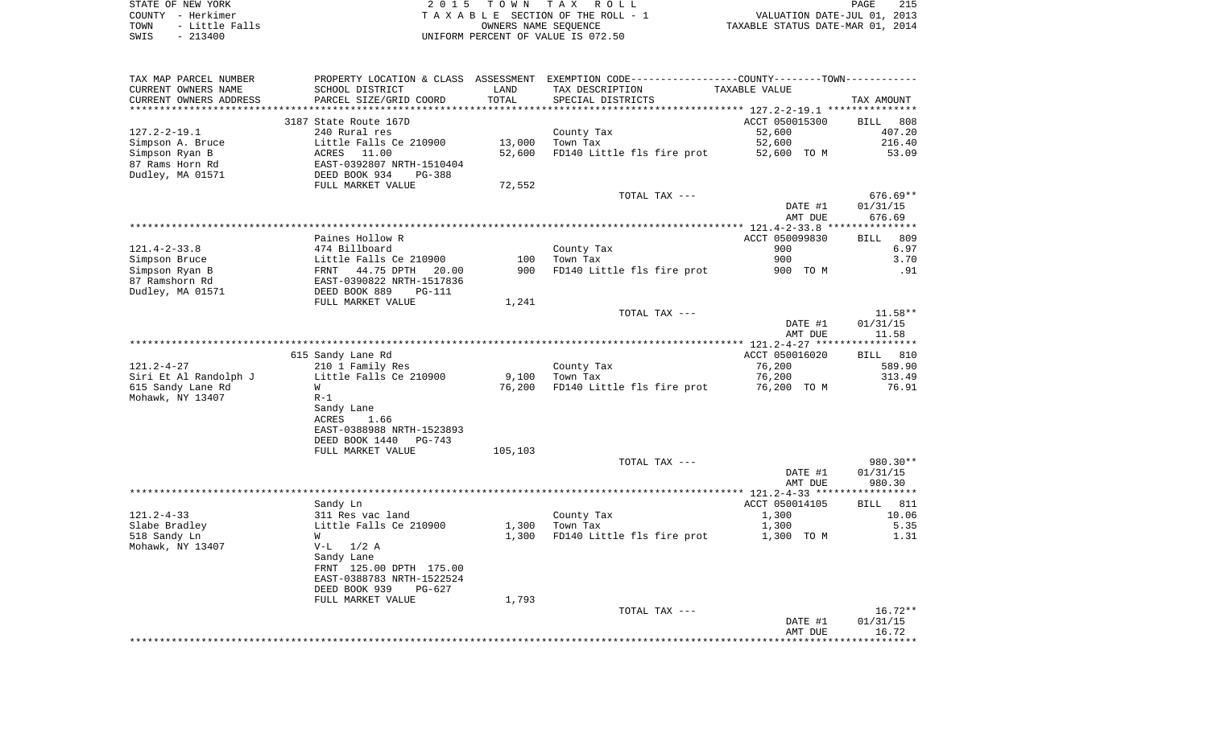STATE OF NEW YORK
COUNTY - Herkimer
TOWN - Little Falls
SWIS - 213400

2 0 1 5 T O W N T A X R O L L
T A X A B L E SECTION OF THE ROLL - 1
OWNERS NAME SEQUENCE
UNIFORM PERCENT OF VALUE IS 072.50

VALUATION DATE-JUL 01, 2013
TAXABLE STATUS DATE-MAR 01, 2014

| TAX MAP PARCEL NUMBER<br>CURRENT OWNERS NAME<br>CURRENT OWNERS ADDRESS | PROPERTY LOCATION & CLASS<br>SCHOOL DISTRICT<br>PARCEL SIZE/GRID COORD | ASSESSMENT<br>LAND<br>TOTAL | EXEMPTION CODE-----COUNTY--------TOWN<br>TAX DESCRIPTION<br>SPECIAL DISTRICTS | TAXABLE VALUE | TAX AMOUNT |
|---|---|---|---|---|---|
| | 3187 State Route 167D | | | ACCT 050015300 | BILL 808 |
| 127.2-2-19.1 | 240 Rural res | | County Tax | 52,600 | 407.20 |
| Simpson A. Bruce | Little Falls Ce 210900 | 13,000 | Town Tax | 52,600 | 216.40 |
| Simpson Ryan B | ACRES 11.00 | 52,600 | FD140 Little fls fire prot | 52,600 TO M | 53.09 |
| 87 Rams Horn Rd | EAST-0392807 NRTH-1510404 | | | | |
| Dudley, MA 01571 | DEED BOOK 934 PG-388 | | | | |
| | FULL MARKET VALUE | 72,552 | | | |
| | | | TOTAL TAX --- | | 676.69** |
| | | | | DATE #1 | 01/31/15 |
| | | | | AMT DUE | 676.69 |
| | Paines Hollow R | | | ACCT 050099830 | BILL 809 |
| 121.4-2-33.8 | 474 Billboard | | County Tax | 900 | 6.97 |
| Simpson Bruce | Little Falls Ce 210900 | 100 | Town Tax | 900 | 3.70 |
| Simpson Ryan B | FRNT 44.75 DPTH 20.00 | 900 | FD140 Little fls fire prot | 900 TO M | .91 |
| 87 Ramshorn Rd | EAST-0390822 NRTH-1517836 | | | | |
| Dudley, MA 01571 | DEED BOOK 889 PG-111 | | | | |
| | FULL MARKET VALUE | 1,241 | | | |
| | | | TOTAL TAX --- | | 11.58** |
| | | | | DATE #1 | 01/31/15 |
| | | | | AMT DUE | 11.58 |
| | 615 Sandy Lane Rd | | | ACCT 050016020 | BILL 810 |
| 121.2-4-27 | 210 1 Family Res | | County Tax | 76,200 | 589.90 |
| Siri Et Al Randolph J | Little Falls Ce 210900 | 9,100 | Town Tax | 76,200 | 313.49 |
| 615 Sandy Lane Rd | W | 76,200 | FD140 Little fls fire prot | 76,200 TO M | 76.91 |
| Mohawk, NY 13407 | R-1 | | | | |
| | Sandy Lane | | | | |
| | ACRES 1.66 | | | | |
| | EAST-0388988 NRTH-1523893 | | | | |
| | DEED BOOK 1440 PG-743 | | | | |
| | FULL MARKET VALUE | 105,103 | | | |
| | | | TOTAL TAX --- | | 980.30** |
| | | | | DATE #1 | 01/31/15 |
| | | | | AMT DUE | 980.30 |
| | Sandy Ln | | | ACCT 050014105 | BILL 811 |
| 121.2-4-33 | 311 Res vac land | | County Tax | 1,300 | 10.06 |
| Slabe Bradley | Little Falls Ce 210900 | 1,300 | Town Tax | 1,300 | 5.35 |
| 518 Sandy Ln | W | 1,300 | FD140 Little fls fire prot | 1,300 TO M | 1.31 |
| Mohawk, NY 13407 | V-L 1/2 A | | | | |
| | Sandy Lane | | | | |
| | FRNT 125.00 DPTH 175.00 | | | | |
| | EAST-0388783 NRTH-1522524 | | | | |
| | DEED BOOK 939 PG-627 | | | | |
| | FULL MARKET VALUE | 1,793 | | | |
| | | | TOTAL TAX --- | | 16.72** |
| | | | | DATE #1 | 01/31/15 |
| | | | | AMT DUE | 16.72 |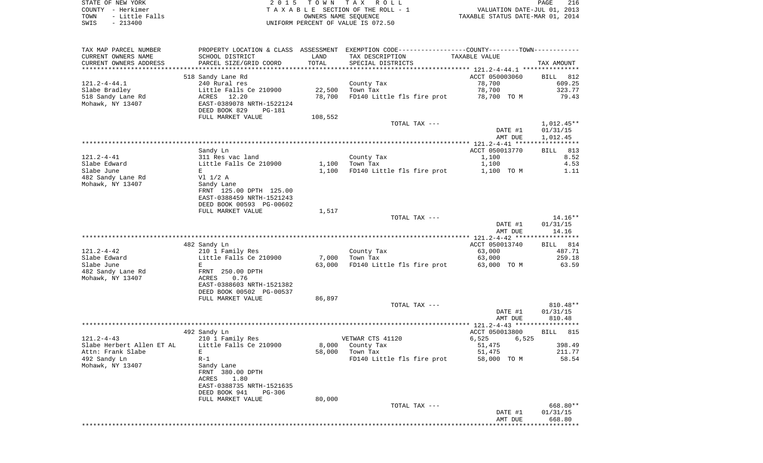STATE OF NEW YORK — 2015 TOWN TAX ROLL
COUNTY - Herkimer — TAXABLE SECTION OF THE ROLL - 1 — VALUATION DATE-JUL 01, 2013
TOWN - Little Falls — OWNERS NAME SEQUENCE — TAXABLE STATUS DATE-MAR 01, 2014
SWIS - 213400 — UNIFORM PERCENT OF VALUE IS 072.50

| TAX MAP PARCEL NUMBER / CURRENT OWNERS NAME / CURRENT OWNERS ADDRESS | PROPERTY LOCATION & CLASS / SCHOOL DISTRICT / PARCEL SIZE/GRID COORD | ASSESSMENT LAND / TOTAL | EXEMPTION CODE / TAX DESCRIPTION / SPECIAL DISTRICTS | COUNTY--------TOWN / TAXABLE VALUE | TAX AMOUNT |
|---|---|---|---|---|---|
| | 518 Sandy Lane Rd | | | ACCT 050003060 | BILL 812 |
| 121.2-4-44.1 | 240 Rural res | | County Tax | 78,700 | 609.25 |
| Slabe Bradley | Little Falls Ce 210900 | 22,500 | Town Tax | 78,700 | 323.77 |
| 518 Sandy Lane Rd | ACRES 12.20 | 78,700 | FD140 Little fls fire prot | 78,700 TO M | 79.43 |
| Mohawk, NY 13407 | EAST-0389078 NRTH-1522124 | | | | |
| | DEED BOOK 829 PG-181 | | | | |
| | FULL MARKET VALUE | 108,552 | | | |
| | | | TOTAL TAX --- | | 1,012.45** |
| | | | | DATE #1 | 01/31/15 |
| | | | | AMT DUE | 1,012.45 |
| | Sandy Ln | | | ACCT 050013770 | BILL 813 |
| 121.2-4-41 | 311 Res vac land | | County Tax | 1,100 | 8.52 |
| Slabe Edward | Little Falls Ce 210900 | 1,100 | Town Tax | 1,100 | 4.53 |
| Slabe June | E | 1,100 | FD140 Little fls fire prot | 1,100 TO M | 1.11 |
| 482 Sandy Lane Rd | Vl 1/2 A | | | | |
| Mohawk, NY 13407 | Sandy Lane | | | | |
| | FRNT 125.00 DPTH 125.00 | | | | |
| | EAST-0388459 NRTH-1521243 | | | | |
| | DEED BOOK 00593 PG-00602 | | | | |
| | FULL MARKET VALUE | 1,517 | | | |
| | | | TOTAL TAX --- | | 14.16** |
| | | | | DATE #1 | 01/31/15 |
| | | | | AMT DUE | 14.16 |
| | 482 Sandy Ln | | | ACCT 050013740 | BILL 814 |
| 121.2-4-42 | 210 1 Family Res | | County Tax | 63,000 | 487.71 |
| Slabe Edward | Little Falls Ce 210900 | 7,000 | Town Tax | 63,000 | 259.18 |
| Slabe June | E | 63,000 | FD140 Little fls fire prot | 63,000 TO M | 63.59 |
| 482 Sandy Lane Rd | FRNT 250.00 DPTH | | | | |
| Mohawk, NY 13407 | ACRES 0.76 | | | | |
| | EAST-0388603 NRTH-1521382 | | | | |
| | DEED BOOK 00502 PG-00537 | | | | |
| | FULL MARKET VALUE | 86,897 | | | |
| | | | TOTAL TAX --- | | 810.48** |
| | | | | DATE #1 | 01/31/15 |
| | | | | AMT DUE | 810.48 |
| | 492 Sandy Ln | | | ACCT 050013800 | BILL 815 |
| 121.2-4-43 | 210 1 Family Res | | VETWAR CTS 41120 | 6,525 6,525 | |
| Slabe Herbert Allen ET AL | Little Falls Ce 210900 | 8,000 | County Tax | 51,475 | 398.49 |
| Attn: Frank Slabe | E | 58,000 | Town Tax | 51,475 | 211.77 |
| 492 Sandy Ln | R-1 | | FD140 Little fls fire prot | 58,000 TO M | 58.54 |
| Mohawk, NY 13407 | Sandy Lane | | | | |
| | FRNT 380.00 DPTH | | | | |
| | ACRES 1.80 | | | | |
| | EAST-0388735 NRTH-1521635 | | | | |
| | DEED BOOK 941 PG-306 | | | | |
| | FULL MARKET VALUE | 80,000 | | | |
| | | | TOTAL TAX --- | | 668.80** |
| | | | | DATE #1 | 01/31/15 |
| | | | | AMT DUE | 668.80 |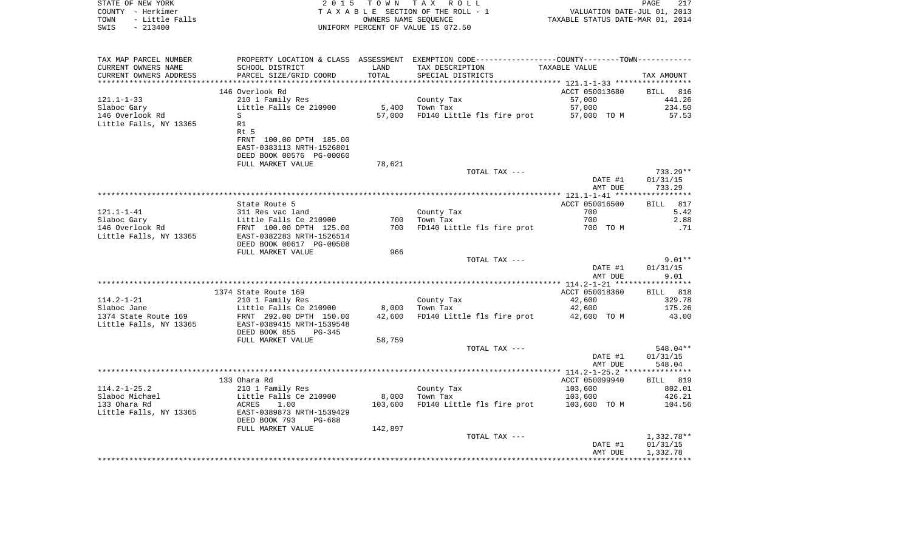STATE OF NEW YORK  
COUNTY - Herkimer  
TOWN - Little Falls  
SWIS - 213400

2 0 1 5 T O W N T A X R O L L  
T A X A B L E SECTION OF THE ROLL - 1  
OWNERS NAME SEQUENCE  
UNIFORM PERCENT OF VALUE IS 072.50

VALUATION DATE-JUL 01, 2013  
TAXABLE STATUS DATE-MAR 01, 2014

| TAX MAP PARCEL NUMBER / CURRENT OWNERS NAME / CURRENT OWNERS ADDRESS | PROPERTY LOCATION & CLASS / SCHOOL DISTRICT / PARCEL SIZE/GRID COORD | ASSESSMENT LAND / TOTAL | EXEMPTION CODE / TAX DESCRIPTION / SPECIAL DISTRICTS | COUNTY--------TOWN TAXABLE VALUE | TAX AMOUNT |
|---|---|---|---|---|---|
| | 146 Overlook Rd | | | ACCT 050013680 | BILL 816 |
| 121.1-1-33 | 210 1 Family Res | | County Tax | 57,000 | 441.26 |
| Slaboc Gary | Little Falls Ce 210900 | 5,400 | Town Tax | 57,000 | 234.50 |
| 146 Overlook Rd | S | 57,000 | FD140 Little fls fire prot | 57,000 TO M | 57.53 |
| Little Falls, NY 13365 | R1 | | | | |
| | Rt 5 | | | | |
| | FRNT 100.00 DPTH 185.00 | | | | |
| | EAST-0383113 NRTH-1526801 | | | | |
| | DEED BOOK 00576 PG-00060 | | | | |
| | FULL MARKET VALUE | 78,621 | | | |
| | | | TOTAL TAX --- | | 733.29** |
| | | | | DATE #1 | 01/31/15 |
| | | | | AMT DUE | 733.29 |
| | State Route 5 | | | ACCT 050016500 | BILL 817 |
| 121.1-1-41 | 311 Res vac land | | County Tax | 700 | 5.42 |
| Slaboc Gary | Little Falls Ce 210900 | 700 | Town Tax | 700 | 2.88 |
| 146 Overlook Rd | FRNT 100.00 DPTH 125.00 | 700 | FD140 Little fls fire prot | 700 TO M | .71 |
| Little Falls, NY 13365 | EAST-0382283 NRTH-1526514 | | | | |
| | DEED BOOK 00617 PG-00508 | | | | |
| | FULL MARKET VALUE | 966 | | | |
| | | | TOTAL TAX --- | | 9.01** |
| | | | | DATE #1 | 01/31/15 |
| | | | | AMT DUE | 9.01 |
| | 1374 State Route 169 | | | ACCT 050018360 | BILL 818 |
| 114.2-1-21 | 210 1 Family Res | | County Tax | 42,600 | 329.78 |
| Slaboc Jane | Little Falls Ce 210900 | 8,000 | Town Tax | 42,600 | 175.26 |
| 1374 State Route 169 | FRNT 292.00 DPTH 150.00 | 42,600 | FD140 Little fls fire prot | 42,600 TO M | 43.00 |
| Little Falls, NY 13365 | EAST-0389415 NRTH-1539548 | | | | |
| | DEED BOOK 855 PG-345 | | | | |
| | FULL MARKET VALUE | 58,759 | | | |
| | | | TOTAL TAX --- | | 548.04** |
| | | | | DATE #1 | 01/31/15 |
| | | | | AMT DUE | 548.04 |
| | 133 Ohara Rd | | | ACCT 050099940 | BILL 819 |
| 114.2-1-25.2 | 210 1 Family Res | | County Tax | 103,600 | 802.01 |
| Slaboc Michael | Little Falls Ce 210900 | 8,000 | Town Tax | 103,600 | 426.21 |
| 133 Ohara Rd | ACRES 1.00 | 103,600 | FD140 Little fls fire prot | 103,600 TO M | 104.56 |
| Little Falls, NY 13365 | EAST-0389873 NRTH-1539429 | | | | |
| | DEED BOOK 793 PG-688 | | | | |
| | FULL MARKET VALUE | 142,897 | | | |
| | | | TOTAL TAX --- | | 1,332.78** |
| | | | | DATE #1 | 01/31/15 |
| | | | | AMT DUE | 1,332.78 |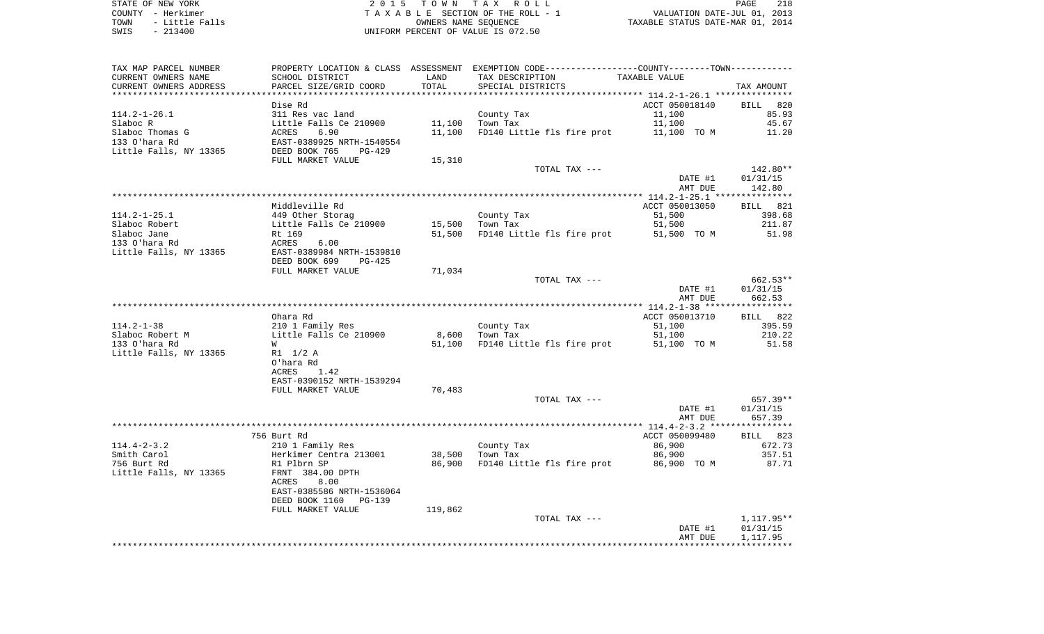STATE OF NEW YORK                    2 0 1 5   T O W N   T A X   R O L L
COUNTY - Herkimer                    T A X A B L E SECTION OF THE ROLL - 1                VALUATION DATE-JUL 01, 2013
TOWN   - Little Falls                OWNERS NAME SEQUENCE                                 TAXABLE STATUS DATE-MAR 01, 2014
SWIS   - 213400                      UNIFORM PERCENT OF VALUE IS 072.50

| TAX MAP PARCEL NUMBER / CURRENT OWNERS NAME / CURRENT OWNERS ADDRESS | PROPERTY LOCATION & CLASS / SCHOOL DISTRICT / PARCEL SIZE/GRID COORD | ASSESSMENT LAND / TOTAL | EXEMPTION CODE / TAX DESCRIPTION / SPECIAL DISTRICTS | COUNTY--------TOWN TAXABLE VALUE | TAX AMOUNT |
|---|---|---|---|---|---|
| 114.2-1-26.1 | Dise Rd | | | ACCT 050018140 | BILL 820 |
| Slaboc R | 311 Res vac land | | County Tax | 11,100 | 85.93 |
| Slaboc Thomas G | Little Falls Ce 210900 | 11,100 | Town Tax | 11,100 | 45.67 |
| 133 O'hara Rd | ACRES 6.90 | 11,100 | FD140 Little fls fire prot | 11,100 TO M | 11.20 |
| Little Falls, NY 13365 | EAST-0389925 NRTH-1540554 | | | | |
| | DEED BOOK 765 PG-429 | | | | |
| | FULL MARKET VALUE | 15,310 | | | |
| | | | TOTAL TAX --- | | 142.80** |
| | | | | DATE #1 | 01/31/15 |
| | | | | AMT DUE | 142.80 |
| 114.2-1-25.1 | Middleville Rd | | | ACCT 050013050 | BILL 821 |
| Slaboc Robert | 449 Other Storag | | County Tax | 51,500 | 398.68 |
| Slaboc Jane | Little Falls Ce 210900 | 15,500 | Town Tax | 51,500 | 211.87 |
| 133 O'hara Rd | Rt 169 | 51,500 | FD140 Little fls fire prot | 51,500 TO M | 51.98 |
| Little Falls, NY 13365 | ACRES 6.00 | | | | |
| | EAST-0389984 NRTH-1539810 | | | | |
| | DEED BOOK 699 PG-425 | | | | |
| | FULL MARKET VALUE | 71,034 | | | |
| | | | TOTAL TAX --- | | 662.53** |
| | | | | DATE #1 | 01/31/15 |
| | | | | AMT DUE | 662.53 |
| 114.2-1-38 | Ohara Rd | | | ACCT 050013710 | BILL 822 |
| Slaboc Robert M | 210 1 Family Res | | County Tax | 51,100 | 395.59 |
| 133 O'hara Rd | Little Falls Ce 210900 | 8,600 | Town Tax | 51,100 | 210.22 |
| Little Falls, NY 13365 | W | 51,100 | FD140 Little fls fire prot | 51,100 TO M | 51.58 |
| | R1 1/2 A | | | | |
| | O'hara Rd | | | | |
| | ACRES 1.42 | | | | |
| | EAST-0390152 NRTH-1539294 | | | | |
| | FULL MARKET VALUE | 70,483 | | | |
| | | | TOTAL TAX --- | | 657.39** |
| | | | | DATE #1 | 01/31/15 |
| | | | | AMT DUE | 657.39 |
| 114.4-2-3.2 | 756 Burt Rd | | | ACCT 050099480 | BILL 823 |
| Smith Carol | 210 1 Family Res | | County Tax | 86,900 | 672.73 |
| 756 Burt Rd | Herkimer Centra 213001 | 38,500 | Town Tax | 86,900 | 357.51 |
| Little Falls, NY 13365 | R1 Plbrn SP | 86,900 | FD140 Little fls fire prot | 86,900 TO M | 87.71 |
| | FRNT 384.00 DPTH | | | | |
| | ACRES 8.00 | | | | |
| | EAST-0385586 NRTH-1536064 | | | | |
| | DEED BOOK 1160 PG-139 | | | | |
| | FULL MARKET VALUE | 119,862 | | | |
| | | | TOTAL TAX --- | | 1,117.95** |
| | | | | DATE #1 | 01/31/15 |
| | | | | AMT DUE | 1,117.95 |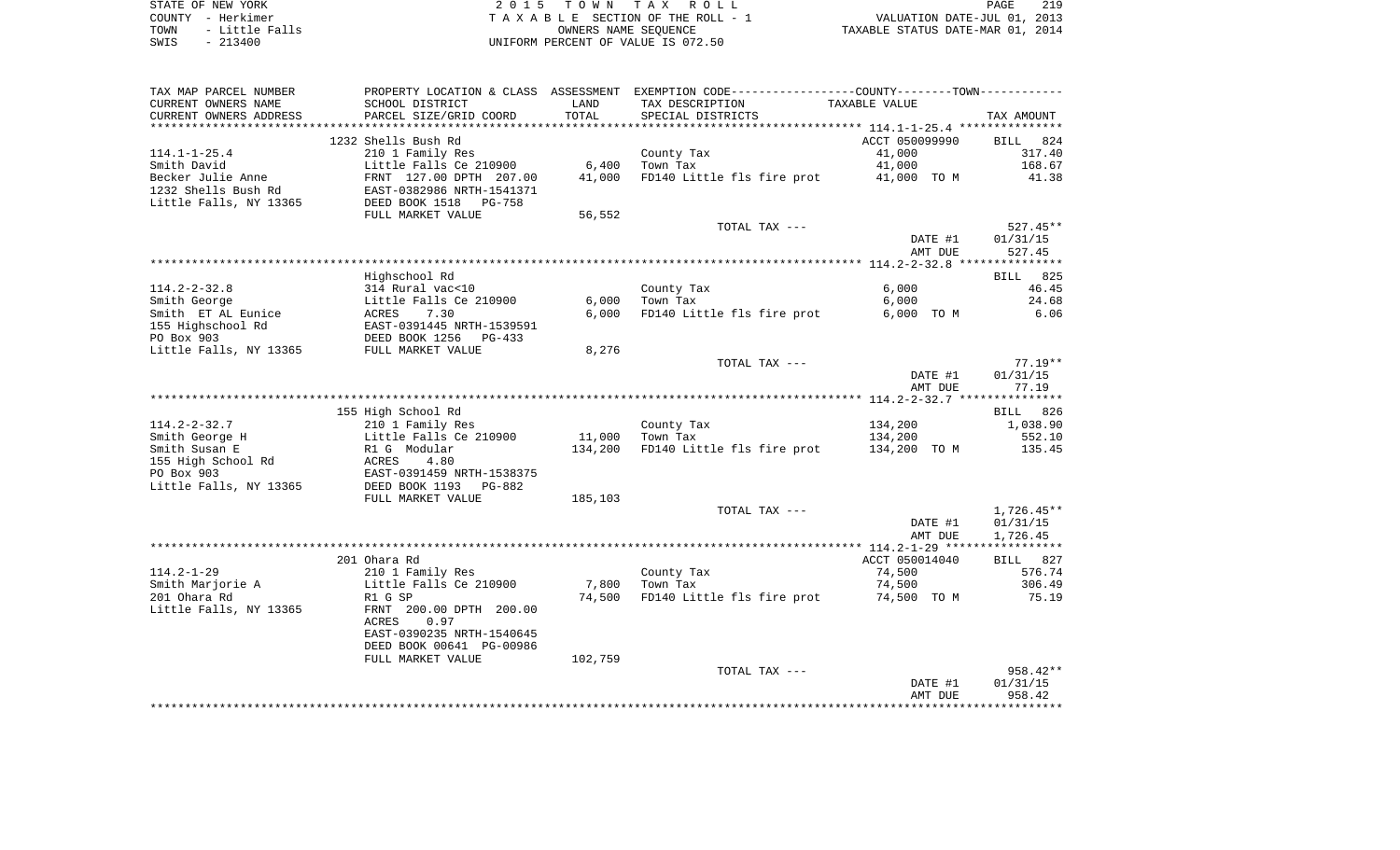STATE OF NEW YORK
COUNTY - Herkimer
TOWN - Little Falls
SWIS - 213400

2 0 1 5 T O W N T A X R O L L
T A X A B L E SECTION OF THE ROLL - 1
OWNERS NAME SEQUENCE
UNIFORM PERCENT OF VALUE IS 072.50

VALUATION DATE-JUL 01, 2013
TAXABLE STATUS DATE-MAR 01, 2014

| TAX MAP PARCEL NUMBER<br>CURRENT OWNERS NAME<br>CURRENT OWNERS ADDRESS | PROPERTY LOCATION & CLASS<br>SCHOOL DISTRICT<br>PARCEL SIZE/GRID COORD | ASSESSMENT<br>LAND<br>TOTAL | EXEMPTION CODE-----COUNTY-----TOWN-----<br>TAX DESCRIPTION<br>SPECIAL DISTRICTS | TAXABLE VALUE | TAX AMOUNT |
|---|---|---|---|---|---|
| 114.1-1-25.4 | 1232 Shells Bush Rd | | | ACCT 050099990 | BILL 824 |
| 114.1-1-25.4 | 210 1 Family Res | | County Tax | 41,000 | 317.40 |
| Smith David | Little Falls Ce 210900 | 6,400 | Town Tax | 41,000 | 168.67 |
| Becker Julie Anne | FRNT 127.00 DPTH 207.00 | 41,000 | FD140 Little fls fire prot | 41,000 TO M | 41.38 |
| 1232 Shells Bush Rd | EAST-0382986 NRTH-1541371 | | | | |
| Little Falls, NY 13365 | DEED BOOK 1518 PG-758 | | | | |
| | FULL MARKET VALUE | 56,552 | | | |
| | | | TOTAL TAX --- | | 527.45** |
| | | | | DATE #1 | 01/31/15 |
| | | | | AMT DUE | 527.45 |
| 114.2-2-32.8 | Highschool Rd | | | | BILL 825 |
| 114.2-2-32.8 | 314 Rural vac<10 | | County Tax | 6,000 | 46.45 |
| Smith George | Little Falls Ce 210900 | 6,000 | Town Tax | 6,000 | 24.68 |
| Smith ET AL Eunice | ACRES 7.30 | 6,000 | FD140 Little fls fire prot | 6,000 TO M | 6.06 |
| 155 Highschool Rd | EAST-0391445 NRTH-1539591 | | | | |
| PO Box 903 | DEED BOOK 1256 PG-433 | | | | |
| Little Falls, NY 13365 | FULL MARKET VALUE | 8,276 | | | |
| | | | TOTAL TAX --- | | 77.19** |
| | | | | DATE #1 | 01/31/15 |
| | | | | AMT DUE | 77.19 |
| 114.2-2-32.7 | 155 High School Rd | | | | BILL 826 |
| 114.2-2-32.7 | 210 1 Family Res | | County Tax | 134,200 | 1,038.90 |
| Smith George H | Little Falls Ce 210900 | 11,000 | Town Tax | 134,200 | 552.10 |
| Smith Susan E | R1 G Modular | 134,200 | FD140 Little fls fire prot | 134,200 TO M | 135.45 |
| 155 High School Rd | ACRES 4.80 | | | | |
| PO Box 903 | EAST-0391459 NRTH-1538375 | | | | |
| Little Falls, NY 13365 | DEED BOOK 1193 PG-882 | | | | |
| | FULL MARKET VALUE | 185,103 | | | |
| | | | TOTAL TAX --- | | 1,726.45** |
| | | | | DATE #1 | 01/31/15 |
| | | | | AMT DUE | 1,726.45 |
| 114.2-1-29 | 201 Ohara Rd | | | ACCT 050014040 | BILL 827 |
| 114.2-1-29 | 210 1 Family Res | | County Tax | 74,500 | 576.74 |
| Smith Marjorie A | Little Falls Ce 210900 | 7,800 | Town Tax | 74,500 | 306.49 |
| 201 Ohara Rd | R1 G SP | 74,500 | FD140 Little fls fire prot | 74,500 TO M | 75.19 |
| Little Falls, NY 13365 | FRNT 200.00 DPTH 200.00 | | | | |
| | ACRES 0.97 | | | | |
| | EAST-0390235 NRTH-1540645 | | | | |
| | DEED BOOK 00641 PG-00986 | | | | |
| | FULL MARKET VALUE | 102,759 | | | |
| | | | TOTAL TAX --- | | 958.42** |
| | | | | DATE #1 | 01/31/15 |
| | | | | AMT DUE | 958.42 |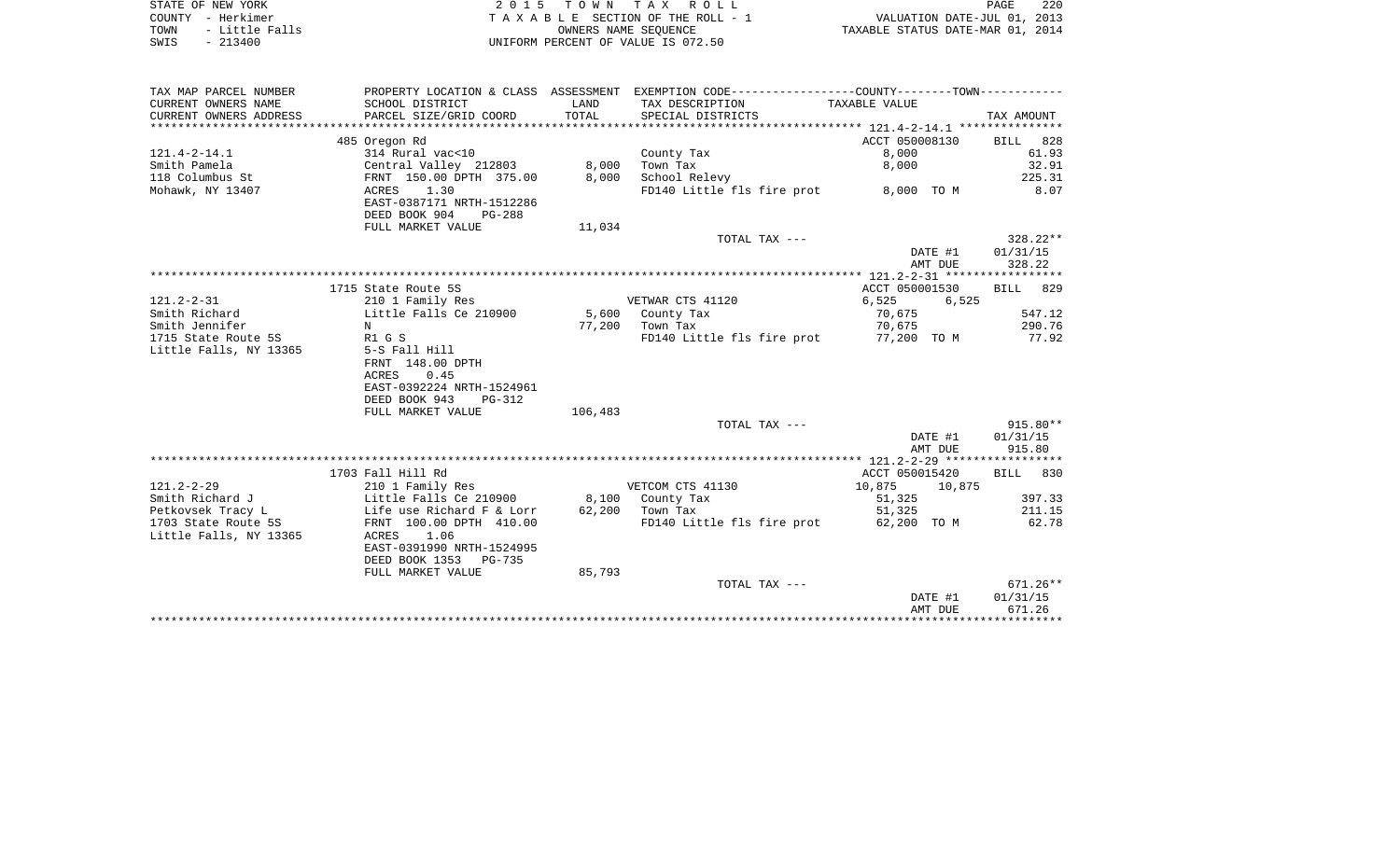STATE OF NEW YORK — 2015 TOWN TAX ROLL — PAGE 220
COUNTY - Herkimer — TAXABLE SECTION OF THE ROLL - 1 — VALUATION DATE-JUL 01, 2013
TOWN - Little Falls — OWNERS NAME SEQUENCE — TAXABLE STATUS DATE-MAR 01, 2014
SWIS - 213400 — UNIFORM PERCENT OF VALUE IS 072.50

| TAX MAP PARCEL NUMBER / CURRENT OWNERS NAME / CURRENT OWNERS ADDRESS | PROPERTY LOCATION & CLASS / SCHOOL DISTRICT / PARCEL SIZE/GRID COORD | ASSESSMENT LAND / TOTAL | EXEMPTION CODE / TAX DESCRIPTION / SPECIAL DISTRICTS | COUNTY / TOWN TAXABLE VALUE | TAX AMOUNT |
|---|---|---|---|---|---|
| **121.4-2-14.1** | 485 Oregon Rd | | | ACCT 050008130 | BILL 828 |
| 121.4-2-14.1 | 314 Rural vac<10 | | County Tax | 8,000 | 61.93 |
| Smith Pamela | Central Valley 212803 | 8,000 | Town Tax | 8,000 | 32.91 |
| 118 Columbus St | FRNT 150.00 DPTH 375.00 | 8,000 | School Relevy | | 225.31 |
| Mohawk, NY 13407 | ACRES 1.30 | | FD140 Little fls fire prot | 8,000 TO M | 8.07 |
| | EAST-0387171 NRTH-1512286 | | | | |
| | DEED BOOK 904 PG-288 | | | | |
| | FULL MARKET VALUE | 11,034 | | | |
| | | | TOTAL TAX --- | | 328.22** |
| | | | | DATE #1 | 01/31/15 |
| | | | | AMT DUE | 328.22 |
| **121.2-2-31** | 1715 State Route 5S | | | ACCT 050001530 | BILL 829 |
| 121.2-2-31 | 210 1 Family Res | | VETWAR CTS 41120 | 6,525 6,525 | |
| Smith Richard | Little Falls Ce 210900 | 5,600 | County Tax | 70,675 | 547.12 |
| Smith Jennifer | N | 77,200 | Town Tax | 70,675 | 290.76 |
| 1715 State Route 5S | R1 G S | | FD140 Little fls fire prot | 77,200 TO M | 77.92 |
| Little Falls, NY 13365 | 5-S Fall Hill | | | | |
| | FRNT 148.00 DPTH | | | | |
| | ACRES 0.45 | | | | |
| | EAST-0392224 NRTH-1524961 | | | | |
| | DEED BOOK 943 PG-312 | | | | |
| | FULL MARKET VALUE | 106,483 | | | |
| | | | TOTAL TAX --- | | 915.80** |
| | | | | DATE #1 | 01/31/15 |
| | | | | AMT DUE | 915.80 |
| **121.2-2-29** | 1703 Fall Hill Rd | | | ACCT 050015420 | BILL 830 |
| 121.2-2-29 | 210 1 Family Res | | VETCOM CTS 41130 | 10,875 10,875 | |
| Smith Richard J | Little Falls Ce 210900 | 8,100 | County Tax | 51,325 | 397.33 |
| Petkovsek Tracy L | Life use Richard F & Lorr | 62,200 | Town Tax | 51,325 | 211.15 |
| 1703 State Route 5S | FRNT 100.00 DPTH 410.00 | | FD140 Little fls fire prot | 62,200 TO M | 62.78 |
| Little Falls, NY 13365 | ACRES 1.06 | | | | |
| | EAST-0391990 NRTH-1524995 | | | | |
| | DEED BOOK 1353 PG-735 | | | | |
| | FULL MARKET VALUE | 85,793 | | | |
| | | | TOTAL TAX --- | | 671.26** |
| | | | | DATE #1 | 01/31/15 |
| | | | | AMT DUE | 671.26 |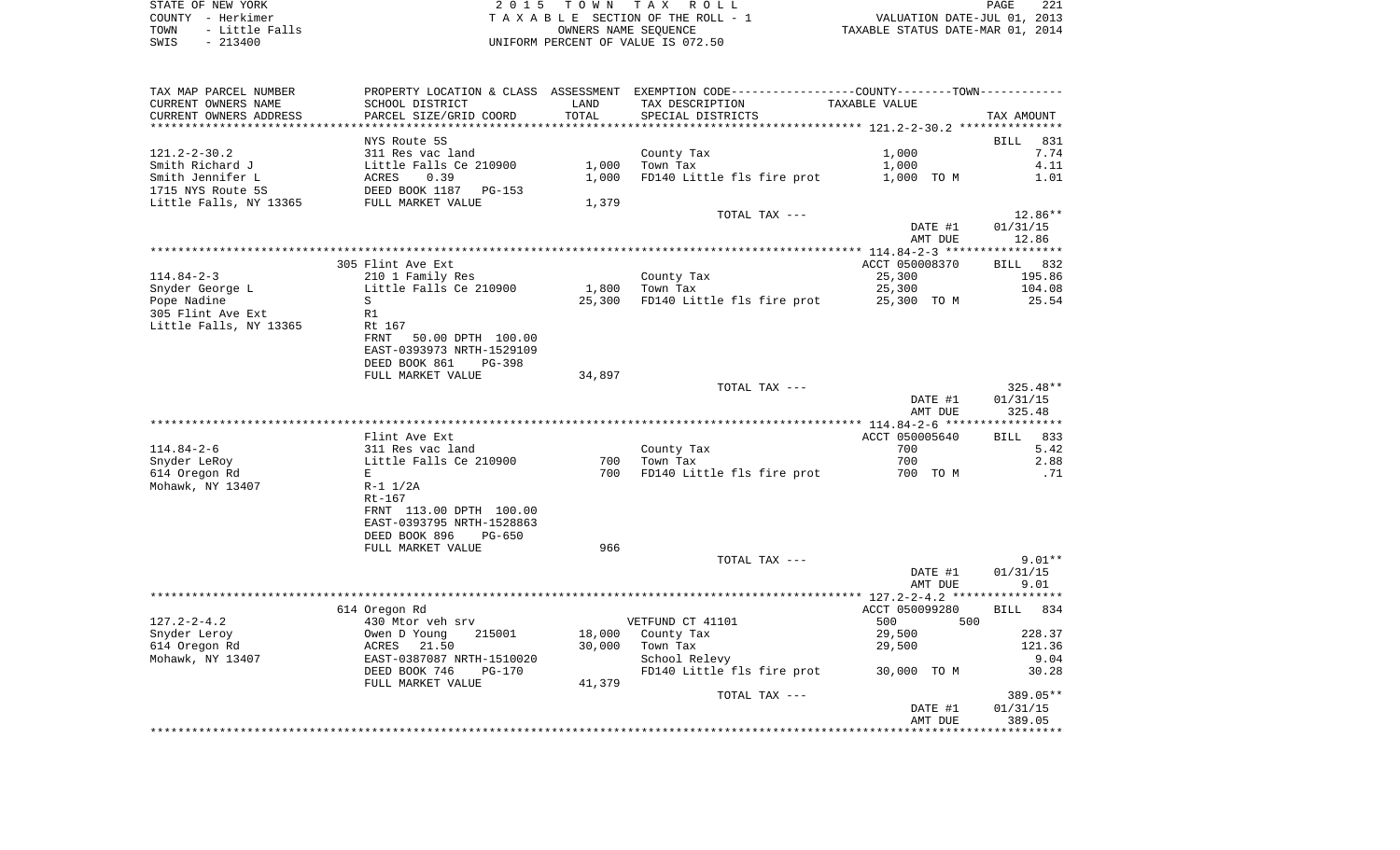STATE OF NEW YORK — 2015 TOWN TAX ROLL
COUNTY - Herkimer — TAXABLE SECTION OF THE ROLL - 1 — VALUATION DATE-JUL 01, 2013
TOWN - Little Falls — OWNERS NAME SEQUENCE — TAXABLE STATUS DATE-MAR 01, 2014
SWIS - 213400 — UNIFORM PERCENT OF VALUE IS 072.50

| TAX MAP PARCEL NUMBER / CURRENT OWNERS NAME / CURRENT OWNERS ADDRESS | PROPERTY LOCATION & CLASS / SCHOOL DISTRICT / PARCEL SIZE/GRID COORD | ASSESSMENT LAND / TOTAL | EXEMPTION CODE / TAX DESCRIPTION / SPECIAL DISTRICTS | TAXABLE VALUE | TAX AMOUNT |
|---|---|---|---|---|---|
| **121.2-2-30.2** | NYS Route 5S | | | | BILL 831 |
| 121.2-2-30.2 | 311 Res vac land | | County Tax | 1,000 | 7.74 |
| Smith Richard J | Little Falls Ce 210900 | 1,000 | Town Tax | 1,000 | 4.11 |
| Smith Jennifer L | ACRES 0.39 | 1,000 | FD140 Little fls fire prot | 1,000 TO M | 1.01 |
| 1715 NYS Route 5S | DEED BOOK 1187 PG-153 | | | | |
| Little Falls, NY 13365 | FULL MARKET VALUE | 1,379 | | | |
| | | | TOTAL TAX --- | | 12.86** |
| | | | | DATE #1 | 01/31/15 |
| | | | | AMT DUE | 12.86 |
| **114.84-2-3** | 305 Flint Ave Ext | | | ACCT 050008370 | BILL 832 |
| 114.84-2-3 | 210 1 Family Res | | County Tax | 25,300 | 195.86 |
| Snyder George L | Little Falls Ce 210900 | 1,800 | Town Tax | 25,300 | 104.08 |
| Pope Nadine | S | 25,300 | FD140 Little fls fire prot | 25,300 TO M | 25.54 |
| 305 Flint Ave Ext | R1 | | | | |
| Little Falls, NY 13365 | Rt 167 | | | | |
| | FRNT 50.00 DPTH 100.00 | | | | |
| | EAST-0393973 NRTH-1529109 | | | | |
| | DEED BOOK 861 PG-398 | | | | |
| | FULL MARKET VALUE | 34,897 | | | |
| | | | TOTAL TAX --- | | 325.48** |
| | | | | DATE #1 | 01/31/15 |
| | | | | AMT DUE | 325.48 |
| **114.84-2-6** | Flint Ave Ext | | | ACCT 050005640 | BILL 833 |
| 114.84-2-6 | 311 Res vac land | | County Tax | 700 | 5.42 |
| Snyder LeRoy | Little Falls Ce 210900 | 700 | Town Tax | 700 | 2.88 |
| 614 Oregon Rd | E | 700 | FD140 Little fls fire prot | 700 TO M | .71 |
| Mohawk, NY 13407 | R-1 1/2A | | | | |
| | Rt-167 | | | | |
| | FRNT 113.00 DPTH 100.00 | | | | |
| | EAST-0393795 NRTH-1528863 | | | | |
| | DEED BOOK 896 PG-650 | | | | |
| | FULL MARKET VALUE | 966 | | | |
| | | | TOTAL TAX --- | | 9.01** |
| | | | | DATE #1 | 01/31/15 |
| | | | | AMT DUE | 9.01 |
| **127.2-2-4.2** | 614 Oregon Rd | | | ACCT 050099280 | BILL 834 |
| 127.2-2-4.2 | 430 Mtor veh srv | | VETFUND CT 41101 | 500 500 | |
| Snyder Leroy | Owen D Young 215001 | 18,000 | County Tax | 29,500 | 228.37 |
| 614 Oregon Rd | ACRES 21.50 | 30,000 | Town Tax | 29,500 | 121.36 |
| Mohawk, NY 13407 | EAST-0387087 NRTH-1510020 | | School Relevy | | 9.04 |
| | DEED BOOK 746 PG-170 | | FD140 Little fls fire prot | 30,000 TO M | 30.28 |
| | FULL MARKET VALUE | 41,379 | | | |
| | | | TOTAL TAX --- | | 389.05** |
| | | | | DATE #1 | 01/31/15 |
| | | | | AMT DUE | 389.05 |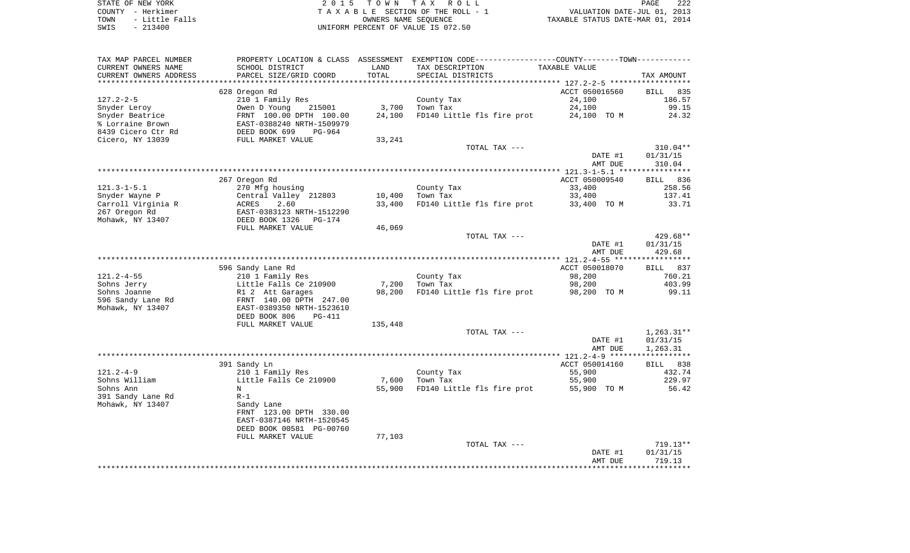STATE OF NEW YORK | COUNTY - Herkimer | TOWN - Little Falls | SWIS - 213400

2 0 1 5 T O W N T A X R O L L
T A X A B L E SECTION OF THE ROLL - 1
OWNERS NAME SEQUENCE
UNIFORM PERCENT OF VALUE IS 072.50

VALUATION DATE-JUL 01, 2013
TAXABLE STATUS DATE-MAR 01, 2014

| TAX MAP PARCEL NUMBER / CURRENT OWNERS NAME / CURRENT OWNERS ADDRESS | PROPERTY LOCATION & CLASS / SCHOOL DISTRICT / PARCEL SIZE/GRID COORD | ASSESSMENT LAND / TOTAL | EXEMPTION CODE / TAX DESCRIPTION / SPECIAL DISTRICTS | TAXABLE VALUE | TAX AMOUNT |
|---|---|---|---|---|---|
| | 628 Oregon Rd | | | ACCT 050016560 | BILL 835 |
| 127.2-2-5 | 210 1 Family Res | | County Tax | 24,100 | 186.57 |
| Snyder Leroy | Owen D Young 215001 | 3,700 | Town Tax | 24,100 | 99.15 |
| Snyder Beatrice | FRNT 100.00 DPTH 100.00 | 24,100 | FD140 Little fls fire prot | 24,100 TO M | 24.32 |
| % Lorraine Brown | EAST-0388240 NRTH-1509979 | | | | |
| 8439 Cicero Ctr Rd | DEED BOOK 699 PG-964 | | | | |
| Cicero, NY 13039 | FULL MARKET VALUE | 33,241 | | | |
| | | | TOTAL TAX --- | | 310.04** |
| | | | | DATE #1 | 01/31/15 |
| | | | | AMT DUE | 310.04 |
| | 267 Oregon Rd | | | ACCT 050009540 | BILL 836 |
| 121.3-1-5.1 | 270 Mfg housing | | County Tax | 33,400 | 258.56 |
| Snyder Wayne P | Central Valley 212803 | 10,400 | Town Tax | 33,400 | 137.41 |
| Carroll Virginia R | ACRES 2.60 | 33,400 | FD140 Little fls fire prot | 33,400 TO M | 33.71 |
| 267 Oregon Rd | EAST-0383123 NRTH-1512290 | | | | |
| Mohawk, NY 13407 | DEED BOOK 1326 PG-174 | | | | |
| | FULL MARKET VALUE | 46,069 | | | |
| | | | TOTAL TAX --- | | 429.68** |
| | | | | DATE #1 | 01/31/15 |
| | | | | AMT DUE | 429.68 |
| | 596 Sandy Lane Rd | | | ACCT 050018070 | BILL 837 |
| 121.2-4-55 | 210 1 Family Res | | County Tax | 98,200 | 760.21 |
| Sohns Jerry | Little Falls Ce 210900 | 7,200 | Town Tax | 98,200 | 403.99 |
| Sohns Joanne | R1 2 Att Garages | 98,200 | FD140 Little fls fire prot | 98,200 TO M | 99.11 |
| 596 Sandy Lane Rd | FRNT 140.00 DPTH 247.00 | | | | |
| Mohawk, NY 13407 | EAST-0389350 NRTH-1523610 | | | | |
| | DEED BOOK 806 PG-411 | | | | |
| | FULL MARKET VALUE | 135,448 | | | |
| | | | TOTAL TAX --- | | 1,263.31** |
| | | | | DATE #1 | 01/31/15 |
| | | | | AMT DUE | 1,263.31 |
| | 391 Sandy Ln | | | ACCT 050014160 | BILL 838 |
| 121.2-4-9 | 210 1 Family Res | | County Tax | 55,900 | 432.74 |
| Sohns William | Little Falls Ce 210900 | 7,600 | Town Tax | 55,900 | 229.97 |
| Sohns Ann | N | 55,900 | FD140 Little fls fire prot | 55,900 TO M | 56.42 |
| 391 Sandy Lane Rd | R-1 | | | | |
| Mohawk, NY 13407 | Sandy Lane | | | | |
| | FRNT 123.00 DPTH 330.00 | | | | |
| | EAST-0387146 NRTH-1520545 | | | | |
| | DEED BOOK 00581 PG-00760 | | | | |
| | FULL MARKET VALUE | 77,103 | | | |
| | | | TOTAL TAX --- | | 719.13** |
| | | | | DATE #1 | 01/31/15 |
| | | | | AMT DUE | 719.13 |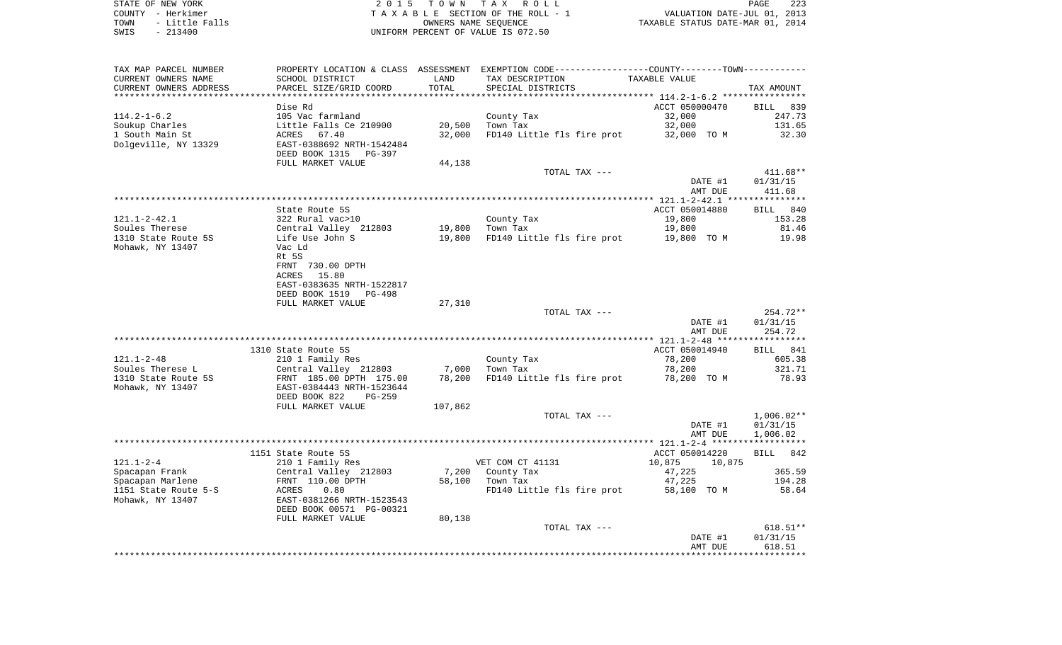STATE OF NEW YORK
COUNTY - Herkimer
TOWN - Little Falls
SWIS - 213400

2 0 1 5 T O W N T A X R O L L
T A X A B L E SECTION OF THE ROLL - 1
OWNERS NAME SEQUENCE
UNIFORM PERCENT OF VALUE IS 072.50

VALUATION DATE-JUL 01, 2013
TAXABLE STATUS DATE-MAR 01, 2014

| TAX MAP PARCEL NUMBER / CURRENT OWNERS NAME / CURRENT OWNERS ADDRESS | PROPERTY LOCATION & CLASS / SCHOOL DISTRICT / PARCEL SIZE/GRID COORD | ASSESSMENT LAND / TOTAL | EXEMPTION CODE / TAX DESCRIPTION / SPECIAL DISTRICTS | TAXABLE VALUE | TAX AMOUNT |
|---|---|---|---|---|---|
| 114.2-1-6.2 | Dise Rd | | | ACCT 050000470 | BILL 839 |
| 114.2-1-6.2 | 105 Vac farmland | | County Tax | 32,000 | 247.73 |
| Soukup Charles | Little Falls Ce 210900 | 20,500 | Town Tax | 32,000 | 131.65 |
| 1 South Main St | ACRES 67.40 | 32,000 | FD140 Little fls fire prot | 32,000 TO M | 32.30 |
| Dolgeville, NY 13329 | EAST-0388692 NRTH-1542484 | | | | |
| | DEED BOOK 1315 PG-397 | | | | |
| | FULL MARKET VALUE | 44,138 | | | |
| | | | TOTAL TAX --- | | 411.68** |
| | | | | DATE #1 | 01/31/15 |
| | | | | AMT DUE | 411.68 |
| 121.1-2-42.1 | State Route 5S | | | ACCT 050014880 | BILL 840 |
| 121.1-2-42.1 | 322 Rural vac>10 | | County Tax | 19,800 | 153.28 |
| Soules Therese | Central Valley 212803 | 19,800 | Town Tax | 19,800 | 81.46 |
| 1310 State Route 5S | Life Use John S | 19,800 | FD140 Little fls fire prot | 19,800 TO M | 19.98 |
| Mohawk, NY 13407 | Vac Ld | | | | |
| | Rt 5S | | | | |
| | FRNT 730.00 DPTH | | | | |
| | ACRES 15.80 | | | | |
| | EAST-0383635 NRTH-1522817 | | | | |
| | DEED BOOK 1519 PG-498 | | | | |
| | FULL MARKET VALUE | 27,310 | | | |
| | | | TOTAL TAX --- | | 254.72** |
| | | | | DATE #1 | 01/31/15 |
| | | | | AMT DUE | 254.72 |
| 121.1-2-48 | 1310 State Route 5S | | | ACCT 050014940 | BILL 841 |
| 121.1-2-48 | 210 1 Family Res | | County Tax | 78,200 | 605.38 |
| Soules Therese L | Central Valley 212803 | 7,000 | Town Tax | 78,200 | 321.71 |
| 1310 State Route 5S | FRNT 185.00 DPTH 175.00 | 78,200 | FD140 Little fls fire prot | 78,200 TO M | 78.93 |
| Mohawk, NY 13407 | EAST-0384443 NRTH-1523644 | | | | |
| | DEED BOOK 822 PG-259 | | | | |
| | FULL MARKET VALUE | 107,862 | | | |
| | | | TOTAL TAX --- | | 1,006.02** |
| | | | | DATE #1 | 01/31/15 |
| | | | | AMT DUE | 1,006.02 |
| 121.1-2-4 | 1151 State Route 5S | | | ACCT 050014220 | BILL 842 |
| 121.1-2-4 | 210 1 Family Res | | VET COM CT 41131 | 10,875 10,875 | |
| Spacapan Frank | Central Valley 212803 | 7,200 | County Tax | 47,225 | 365.59 |
| Spacapan Marlene | FRNT 110.00 DPTH | 58,100 | Town Tax | 47,225 | 194.28 |
| 1151 State Route 5-S | ACRES 0.80 | | FD140 Little fls fire prot | 58,100 TO M | 58.64 |
| Mohawk, NY 13407 | EAST-0381266 NRTH-1523543 | | | | |
| | DEED BOOK 00571 PG-00321 | | | | |
| | FULL MARKET VALUE | 80,138 | | | |
| | | | TOTAL TAX --- | | 618.51** |
| | | | | DATE #1 | 01/31/15 |
| | | | | AMT DUE | 618.51 |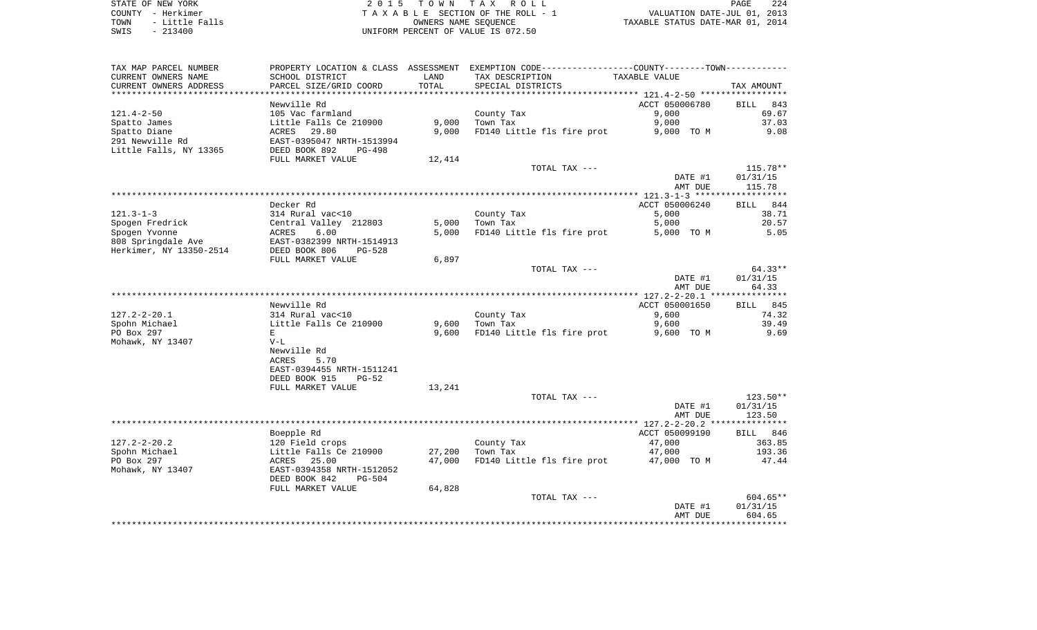STATE OF NEW YORK
COUNTY - Herkimer
TOWN - Little Falls
SWIS - 213400

2 0 1 5 T O W N T A X R O L L
T A X A B L E SECTION OF THE ROLL - 1
OWNERS NAME SEQUENCE
UNIFORM PERCENT OF VALUE IS 072.50

VALUATION DATE-JUL 01, 2013
TAXABLE STATUS DATE-MAR 01, 2014

| TAX MAP PARCEL NUMBER<br>CURRENT OWNERS NAME<br>CURRENT OWNERS ADDRESS | PROPERTY LOCATION & CLASS<br>SCHOOL DISTRICT<br>PARCEL SIZE/GRID COORD | ASSESSMENT<br>LAND<br>TOTAL | EXEMPTION CODE-----COUNTY-----TOWN<br>TAX DESCRIPTION<br>SPECIAL DISTRICTS | TAXABLE VALUE | TAX AMOUNT |
|---|---|---|---|---|---|
| | Newville Rd | | | ACCT 050006780 | BILL 843 |
| 121.4-2-50 | 105 Vac farmland | | County Tax | 9,000 | 69.67 |
| Spatto James | Little Falls Ce 210900 | 9,000 | Town Tax | 9,000 | 37.03 |
| Spatto Diane | ACRES 29.80 | 9,000 | FD140 Little fls fire prot | 9,000 TO M | 9.08 |
| 291 Newville Rd | EAST-0395047 NRTH-1513994 | | | | |
| Little Falls, NY 13365 | DEED BOOK 892 PG-498 | | | | |
| | FULL MARKET VALUE | 12,414 | | | |
| | | | TOTAL TAX --- | | 115.78** |
| | | | | DATE #1 | 01/31/15 |
| | | | | AMT DUE | 115.78 |
| | Decker Rd | | | ACCT 050006240 | BILL 844 |
| 121.3-1-3 | 314 Rural vac<10 | | County Tax | 5,000 | 38.71 |
| Spogen Fredrick | Central Valley 212803 | 5,000 | Town Tax | 5,000 | 20.57 |
| Spogen Yvonne | ACRES 6.00 | 5,000 | FD140 Little fls fire prot | 5,000 TO M | 5.05 |
| 808 Springdale Ave | EAST-0382399 NRTH-1514913 | | | | |
| Herkimer, NY 13350-2514 | DEED BOOK 806 PG-528 | | | | |
| | FULL MARKET VALUE | 6,897 | | | |
| | | | TOTAL TAX --- | | 64.33** |
| | | | | DATE #1 | 01/31/15 |
| | | | | AMT DUE | 64.33 |
| | Newville Rd | | | ACCT 050001650 | BILL 845 |
| 127.2-2-20.1 | 314 Rural vac<10 | | County Tax | 9,600 | 74.32 |
| Spohn Michael | Little Falls Ce 210900 | 9,600 | Town Tax | 9,600 | 39.49 |
| PO Box 297 | E | 9,600 | FD140 Little fls fire prot | 9,600 TO M | 9.69 |
| Mohawk, NY 13407 | V-L | | | | |
| | Newville Rd | | | | |
| | ACRES 5.70 | | | | |
| | EAST-0394455 NRTH-1511241 | | | | |
| | DEED BOOK 915 PG-52 | | | | |
| | FULL MARKET VALUE | 13,241 | | | |
| | | | TOTAL TAX --- | | 123.50** |
| | | | | DATE #1 | 01/31/15 |
| | | | | AMT DUE | 123.50 |
| | Boepple Rd | | | ACCT 050099190 | BILL 846 |
| 127.2-2-20.2 | 120 Field crops | | County Tax | 47,000 | 363.85 |
| Spohn Michael | Little Falls Ce 210900 | 27,200 | Town Tax | 47,000 | 193.36 |
| PO Box 297 | ACRES 25.00 | 47,000 | FD140 Little fls fire prot | 47,000 TO M | 47.44 |
| Mohawk, NY 13407 | EAST-0394358 NRTH-1512052 | | | | |
| | DEED BOOK 842 PG-504 | | | | |
| | FULL MARKET VALUE | 64,828 | | | |
| | | | TOTAL TAX --- | | 604.65** |
| | | | | DATE #1 | 01/31/15 |
| | | | | AMT DUE | 604.65 |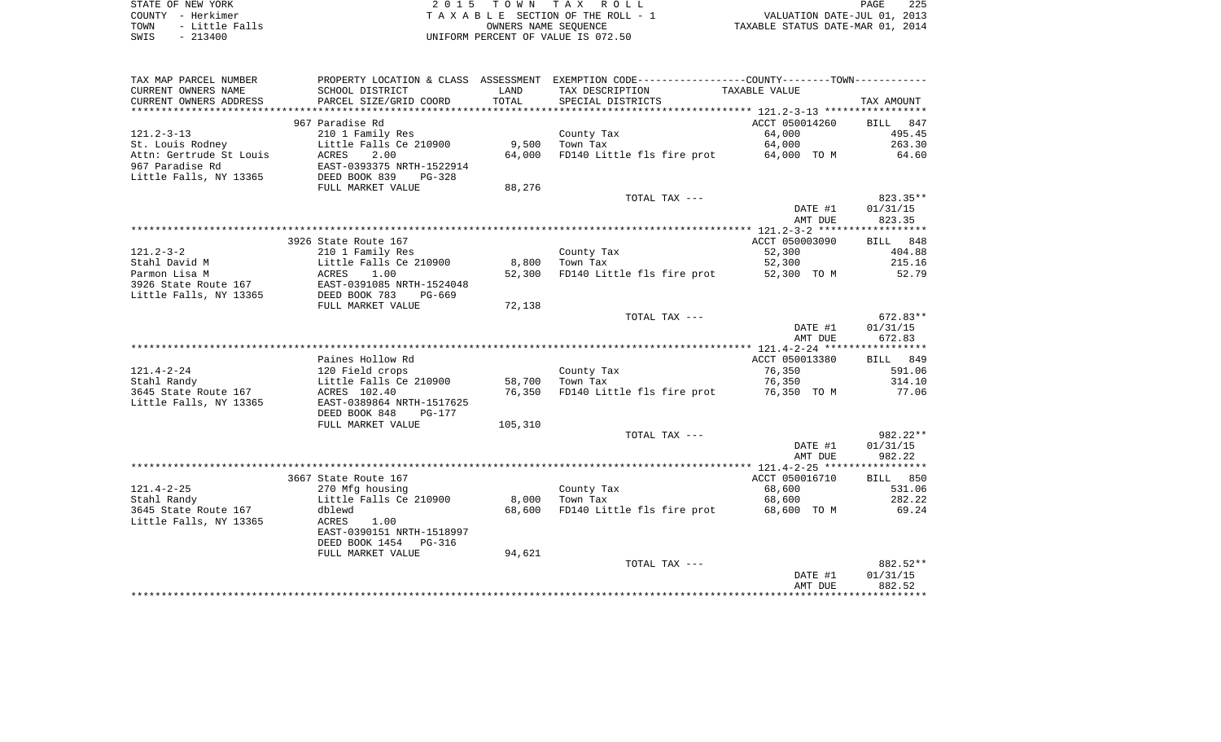STATE OF NEW YORK
COUNTY - Herkimer
TOWN - Little Falls
SWIS - 213400

2 0 1 5   T O W N   T A X   R O L L
T A X A B L E  SECTION OF THE ROLL - 1
OWNERS NAME SEQUENCE
UNIFORM PERCENT OF VALUE IS 072.50

VALUATION DATE-JUL 01, 2013
TAXABLE STATUS DATE-MAR 01, 2014

| TAX MAP PARCEL NUMBER<br>CURRENT OWNERS NAME<br>CURRENT OWNERS ADDRESS | PROPERTY LOCATION & CLASS<br>SCHOOL DISTRICT<br>PARCEL SIZE/GRID COORD | ASSESSMENT<br>LAND<br>TOTAL | EXEMPTION CODE-----COUNTY-----TOWN-----<br>TAX DESCRIPTION<br>SPECIAL DISTRICTS | TAXABLE VALUE | TAX AMOUNT |
|---|---|---|---|---|---|
| | 967 Paradise Rd | | | ACCT 050014260 | BILL 847 |
| 121.2-3-13 | 210 1 Family Res | | County Tax | 64,000 | 495.45 |
| St. Louis Rodney | Little Falls Ce 210900 | 9,500 | Town Tax | 64,000 | 263.30 |
| Attn: Gertrude St Louis | ACRES 2.00 | 64,000 | FD140 Little fls fire prot | 64,000 TO M | 64.60 |
| 967 Paradise Rd | EAST-0393375 NRTH-1522914 | | | | |
| Little Falls, NY 13365 | DEED BOOK 839 PG-328 | | | | |
| | FULL MARKET VALUE | 88,276 | | | |
| | | | TOTAL TAX --- | | 823.35** |
| | | | | DATE #1 | 01/31/15 |
| | | | | AMT DUE | 823.35 |
| | 3926 State Route 167 | | | ACCT 050003090 | BILL 848 |
| 121.2-3-2 | 210 1 Family Res | | County Tax | 52,300 | 404.88 |
| Stahl David M | Little Falls Ce 210900 | 8,800 | Town Tax | 52,300 | 215.16 |
| Parmon Lisa M | ACRES 1.00 | 52,300 | FD140 Little fls fire prot | 52,300 TO M | 52.79 |
| 3926 State Route 167 | EAST-0391085 NRTH-1524048 | | | | |
| Little Falls, NY 13365 | DEED BOOK 783 PG-669 | | | | |
| | FULL MARKET VALUE | 72,138 | | | |
| | | | TOTAL TAX --- | | 672.83** |
| | | | | DATE #1 | 01/31/15 |
| | | | | AMT DUE | 672.83 |
| | Paines Hollow Rd | | | ACCT 050013380 | BILL 849 |
| 121.4-2-24 | 120 Field crops | | County Tax | 76,350 | 591.06 |
| Stahl Randy | Little Falls Ce 210900 | 58,700 | Town Tax | 76,350 | 314.10 |
| 3645 State Route 167 | ACRES 102.40 | 76,350 | FD140 Little fls fire prot | 76,350 TO M | 77.06 |
| Little Falls, NY 13365 | EAST-0389864 NRTH-1517625 | | | | |
| | DEED BOOK 848 PG-177 | | | | |
| | FULL MARKET VALUE | 105,310 | | | |
| | | | TOTAL TAX --- | | 982.22** |
| | | | | DATE #1 | 01/31/15 |
| | | | | AMT DUE | 982.22 |
| | 3667 State Route 167 | | | ACCT 050016710 | BILL 850 |
| 121.4-2-25 | 270 Mfg housing | | County Tax | 68,600 | 531.06 |
| Stahl Randy | Little Falls Ce 210900 | 8,000 | Town Tax | 68,600 | 282.22 |
| 3645 State Route 167 | dblewd | 68,600 | FD140 Little fls fire prot | 68,600 TO M | 69.24 |
| Little Falls, NY 13365 | ACRES 1.00 | | | | |
| | EAST-0390151 NRTH-1518997 | | | | |
| | DEED BOOK 1454 PG-316 | | | | |
| | FULL MARKET VALUE | 94,621 | | | |
| | | | TOTAL TAX --- | | 882.52** |
| | | | | DATE #1 | 01/31/15 |
| | | | | AMT DUE | 882.52 |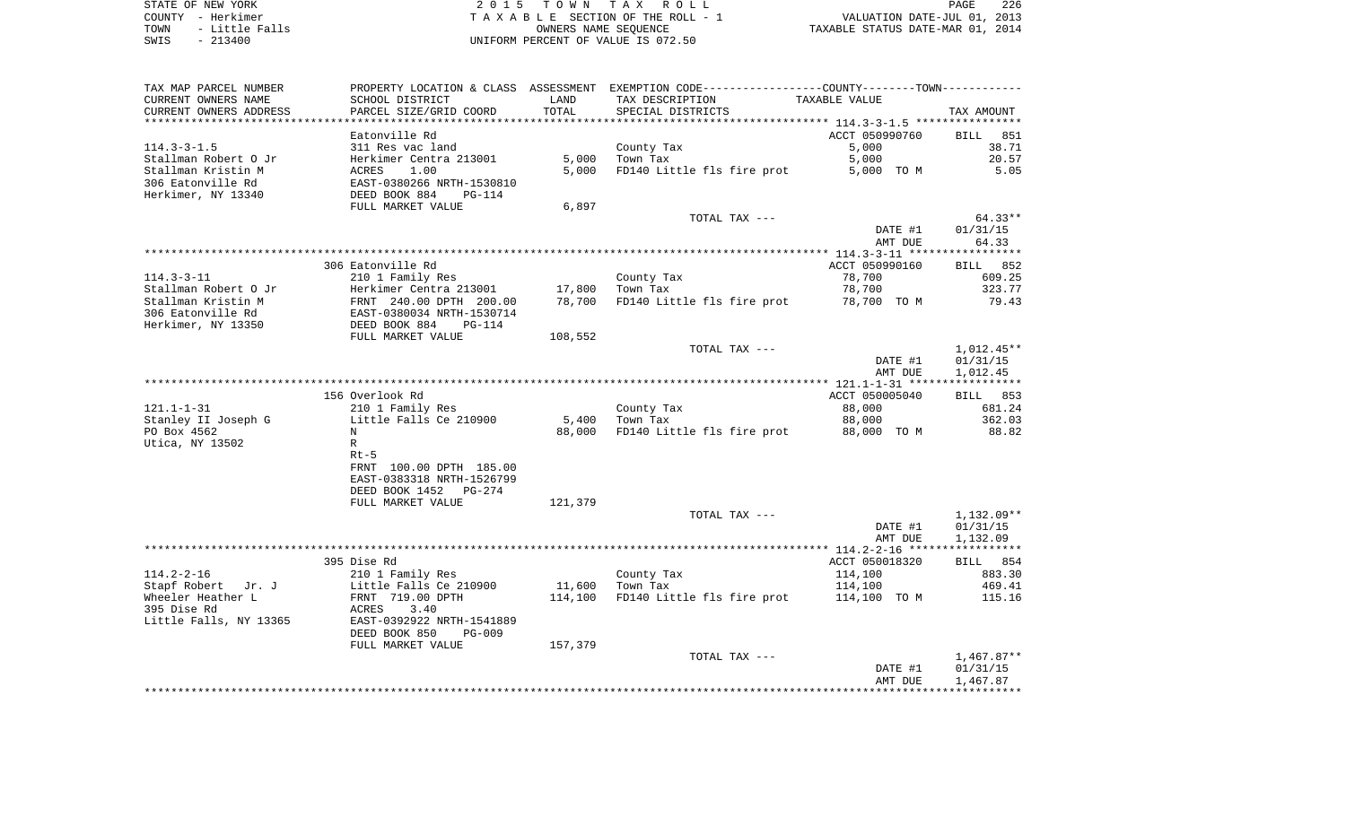STATE OF NEW YORK
COUNTY - Herkimer
TOWN - Little Falls
SWIS - 213400

2 0 1 5 T O W N T A X R O L L
T A X A B L E SECTION OF THE ROLL - 1
OWNERS NAME SEQUENCE
UNIFORM PERCENT OF VALUE IS 072.50

VALUATION DATE-JUL 01, 2013
TAXABLE STATUS DATE-MAR 01, 2014

| TAX MAP PARCEL NUMBER / CURRENT OWNERS NAME / CURRENT OWNERS ADDRESS | PROPERTY LOCATION & CLASS / SCHOOL DISTRICT / PARCEL SIZE/GRID COORD | ASSESSMENT LAND / TOTAL | EXEMPTION CODE / TAX DESCRIPTION / SPECIAL DISTRICTS | TAXABLE VALUE | TAX AMOUNT |
|---|---|---|---|---|---|
| | Eatonville Rd | | | ACCT 050990760 | BILL 851 |
| 114.3-3-1.5 | 311 Res vac land | | County Tax | 5,000 | 38.71 |
| Stallman Robert O Jr | Herkimer Centra 213001 | 5,000 | Town Tax | 5,000 | 20.57 |
| Stallman Kristin M | ACRES 1.00 | 5,000 | FD140 Little fls fire prot | 5,000 TO M | 5.05 |
| 306 Eatonville Rd | EAST-0380266 NRTH-1530810 | | | | |
| Herkimer, NY 13340 | DEED BOOK 884 PG-114 | | | | |
| | FULL MARKET VALUE | 6,897 | | | |
| | | | TOTAL TAX --- | | 64.33** |
| | | | | DATE #1 | 01/31/15 |
| | | | | AMT DUE | 64.33 |
| | 306 Eatonville Rd | | | ACCT 050990160 | BILL 852 |
| 114.3-3-11 | 210 1 Family Res | | County Tax | 78,700 | 609.25 |
| Stallman Robert O Jr | Herkimer Centra 213001 | 17,800 | Town Tax | 78,700 | 323.77 |
| Stallman Kristin M | FRNT 240.00 DPTH 200.00 | 78,700 | FD140 Little fls fire prot | 78,700 TO M | 79.43 |
| 306 Eatonville Rd | EAST-0380034 NRTH-1530714 | | | | |
| Herkimer, NY 13350 | DEED BOOK 884 PG-114 | | | | |
| | FULL MARKET VALUE | 108,552 | | | |
| | | | TOTAL TAX --- | | 1,012.45** |
| | | | | DATE #1 | 01/31/15 |
| | | | | AMT DUE | 1,012.45 |
| | 156 Overlook Rd | | | ACCT 050005040 | BILL 853 |
| 121.1-1-31 | 210 1 Family Res | | County Tax | 88,000 | 681.24 |
| Stanley II Joseph G | Little Falls Ce 210900 | 5,400 | Town Tax | 88,000 | 362.03 |
| PO Box 4562 | N | 88,000 | FD140 Little fls fire prot | 88,000 TO M | 88.82 |
| Utica, NY 13502 | R | | | | |
| | Rt-5 | | | | |
| | FRNT 100.00 DPTH 185.00 | | | | |
| | EAST-0383318 NRTH-1526799 | | | | |
| | DEED BOOK 1452 PG-274 | | | | |
| | FULL MARKET VALUE | 121,379 | | | |
| | | | TOTAL TAX --- | | 1,132.09** |
| | | | | DATE #1 | 01/31/15 |
| | | | | AMT DUE | 1,132.09 |
| | 395 Dise Rd | | | ACCT 050018320 | BILL 854 |
| 114.2-2-16 | 210 1 Family Res | | County Tax | 114,100 | 883.30 |
| Stapf Robert Jr. J | Little Falls Ce 210900 | 11,600 | Town Tax | 114,100 | 469.41 |
| Wheeler Heather L | FRNT 719.00 DPTH | 114,100 | FD140 Little fls fire prot | 114,100 TO M | 115.16 |
| 395 Dise Rd | ACRES 3.40 | | | | |
| Little Falls, NY 13365 | EAST-0392922 NRTH-1541889 | | | | |
| | DEED BOOK 850 PG-009 | | | | |
| | FULL MARKET VALUE | 157,379 | | | |
| | | | TOTAL TAX --- | | 1,467.87** |
| | | | | DATE #1 | 01/31/15 |
| | | | | AMT DUE | 1,467.87 |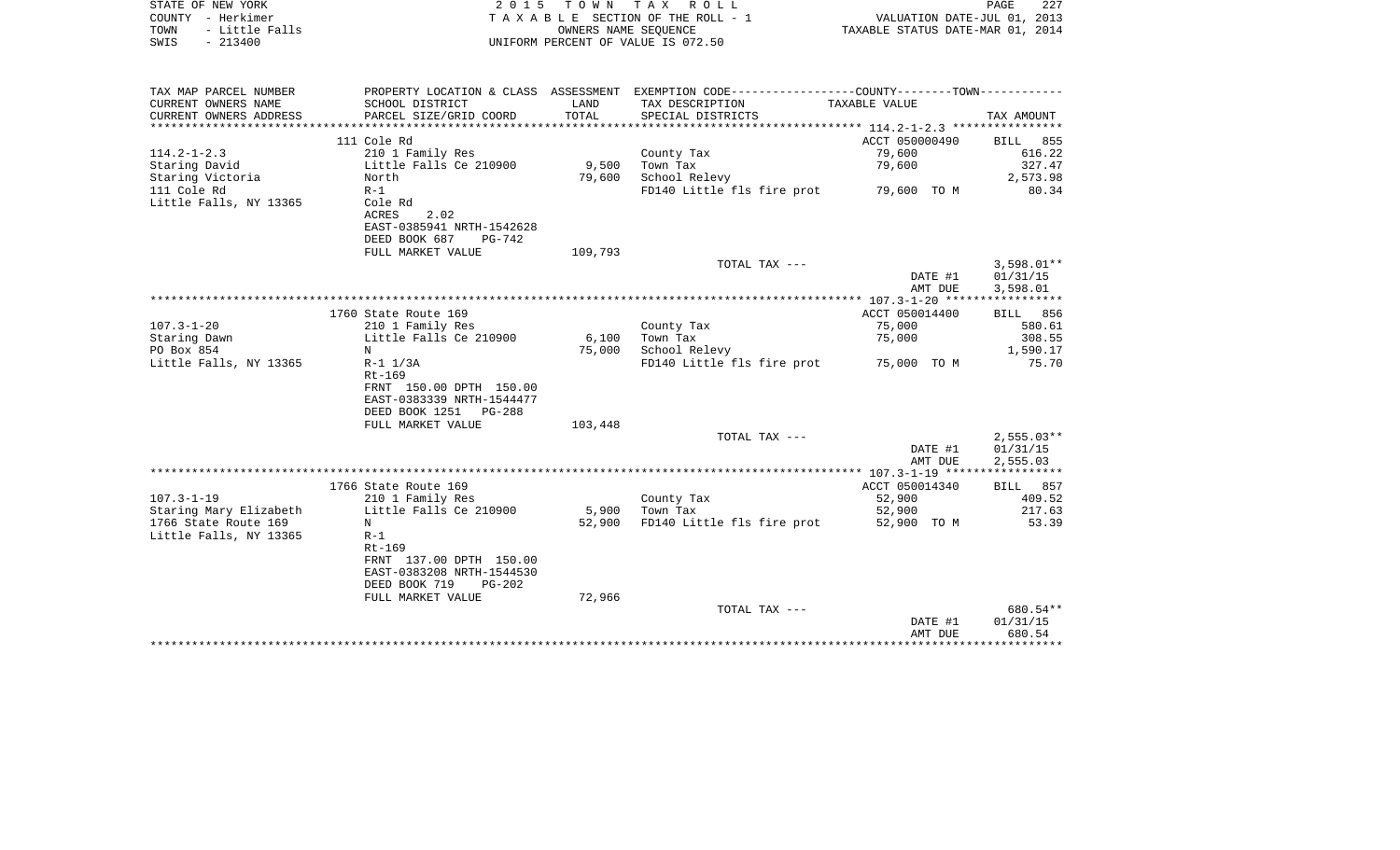STATE OF NEW YORK
COUNTY - Herkimer
TOWN - Little Falls
SWIS - 213400

2 0 1 5 T O W N T A X R O L L
T A X A B L E SECTION OF THE ROLL - 1
OWNERS NAME SEQUENCE
UNIFORM PERCENT OF VALUE IS 072.50

VALUATION DATE-JUL 01, 2013
TAXABLE STATUS DATE-MAR 01, 2014

| TAX MAP PARCEL NUMBER<br>CURRENT OWNERS NAME<br>CURRENT OWNERS ADDRESS | PROPERTY LOCATION & CLASS<br>SCHOOL DISTRICT<br>PARCEL SIZE/GRID COORD | ASSESSMENT<br>LAND<br>TOTAL | EXEMPTION CODE-----COUNTY-----TOWN-----<br>TAX DESCRIPTION<br>SPECIAL DISTRICTS | TAXABLE VALUE | TAX AMOUNT |
|---|---|---|---|---|---|
| | 111 Cole Rd | | | ACCT 050000490 | BILL 855 |
| 114.2-1-2.3 | 210 1 Family Res | | County Tax | 79,600 | 616.22 |
| Staring David | Little Falls Ce 210900 | 9,500 | Town Tax | 79,600 | 327.47 |
| Staring Victoria | North | 79,600 | School Relevy | | 2,573.98 |
| 111 Cole Rd | R-1 | | FD140 Little fls fire prot | 79,600 TO M | 80.34 |
| Little Falls, NY 13365 | Cole Rd | | | | |
| | ACRES 2.02 | | | | |
| | EAST-0385941 NRTH-1542628 | | | | |
| | DEED BOOK 687 PG-742 | | | | |
| | FULL MARKET VALUE | 109,793 | | | |
| | | | TOTAL TAX --- | | 3,598.01** |
| | | | | DATE #1 | 01/31/15 |
| | | | | AMT DUE | 3,598.01 |
| | 1760 State Route 169 | | | ACCT 050014400 | BILL 856 |
| 107.3-1-20 | 210 1 Family Res | | County Tax | 75,000 | 580.61 |
| Staring Dawn | Little Falls Ce 210900 | 6,100 | Town Tax | 75,000 | 308.55 |
| PO Box 854 | N | 75,000 | School Relevy | | 1,590.17 |
| Little Falls, NY 13365 | R-1 1/3A | | FD140 Little fls fire prot | 75,000 TO M | 75.70 |
| | Rt-169 | | | | |
| | FRNT 150.00 DPTH 150.00 | | | | |
| | EAST-0383339 NRTH-1544477 | | | | |
| | DEED BOOK 1251 PG-288 | | | | |
| | FULL MARKET VALUE | 103,448 | | | |
| | | | TOTAL TAX --- | | 2,555.03** |
| | | | | DATE #1 | 01/31/15 |
| | | | | AMT DUE | 2,555.03 |
| | 1766 State Route 169 | | | ACCT 050014340 | BILL 857 |
| 107.3-1-19 | 210 1 Family Res | | County Tax | 52,900 | 409.52 |
| Staring Mary Elizabeth | Little Falls Ce 210900 | 5,900 | Town Tax | 52,900 | 217.63 |
| 1766 State Route 169 | N | 52,900 | FD140 Little fls fire prot | 52,900 TO M | 53.39 |
| Little Falls, NY 13365 | R-1 | | | | |
| | Rt-169 | | | | |
| | FRNT 137.00 DPTH 150.00 | | | | |
| | EAST-0383208 NRTH-1544530 | | | | |
| | DEED BOOK 719 PG-202 | | | | |
| | FULL MARKET VALUE | 72,966 | | | |
| | | | TOTAL TAX --- | | 680.54** |
| | | | | DATE #1 | 01/31/15 |
| | | | | AMT DUE | 680.54 |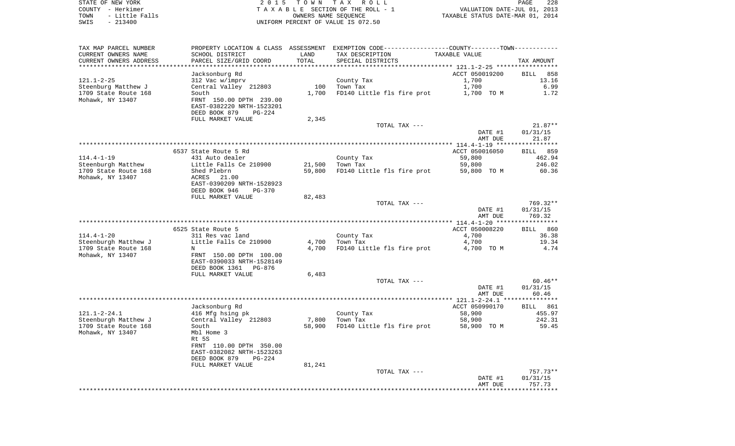STATE OF NEW YORK — 2 0 1 5 T O W N T A X R O L L
COUNTY - Herkimer — T A X A B L E SECTION OF THE ROLL - 1 — VALUATION DATE-JUL 01, 2013
TOWN - Little Falls — OWNERS NAME SEQUENCE — TAXABLE STATUS DATE-MAR 01, 2014
SWIS - 213400 — UNIFORM PERCENT OF VALUE IS 072.50

| TAX MAP PARCEL NUMBER<br>CURRENT OWNERS NAME<br>CURRENT OWNERS ADDRESS | PROPERTY LOCATION & CLASS<br>SCHOOL DISTRICT<br>PARCEL SIZE/GRID COORD | ASSESSMENT<br>LAND<br>TOTAL | EXEMPTION CODE-----COUNTY-----TOWN-----<br>TAX DESCRIPTION<br>SPECIAL DISTRICTS | TAXABLE VALUE | TAX AMOUNT |
|---|---|---|---|---|---|
| 121.1-2-25 | Jacksonburg Rd | | | ACCT 050019200 | BILL 858 |
| | 312 Vac w/imprv | | County Tax | 1,700 | 13.16 |
| Steenburg Matthew J | Central Valley 212803 | 100 | Town Tax | 1,700 | 6.99 |
| 1709 State Route 168 | South | 1,700 | FD140 Little fls fire prot | 1,700 TO M | 1.72 |
| Mohawk, NY 13407 | FRNT 150.00 DPTH 239.00 | | | | |
| | EAST-0382220 NRTH-1523201 | | | | |
| | DEED BOOK 879 PG-224 | | | | |
| | FULL MARKET VALUE | 2,345 | | | |
| | | | TOTAL TAX --- | | 21.87** |
| | | | | DATE #1 | 01/31/15 |
| | | | | AMT DUE | 21.87 |
| 114.4-1-19 | 6537 State Route 5 Rd | | | ACCT 050016050 | BILL 859 |
| | 431 Auto dealer | | County Tax | 59,800 | 462.94 |
| Steenburgh Matthew | Little Falls Ce 210900 | 21,500 | Town Tax | 59,800 | 246.02 |
| 1709 State Route 168 | Shed Plebrn | 59,800 | FD140 Little fls fire prot | 59,800 TO M | 60.36 |
| Mohawk, NY 13407 | ACRES 21.00 | | | | |
| | EAST-0390209 NRTH-1528923 | | | | |
| | DEED BOOK 946 PG-370 | | | | |
| | FULL MARKET VALUE | 82,483 | | | |
| | | | TOTAL TAX --- | | 769.32** |
| | | | | DATE #1 | 01/31/15 |
| | | | | AMT DUE | 769.32 |
| 114.4-1-20 | 6525 State Route 5 | | | ACCT 050008220 | BILL 860 |
| | 311 Res vac land | | County Tax | 4,700 | 36.38 |
| Steenburgh Matthew J | Little Falls Ce 210900 | 4,700 | Town Tax | 4,700 | 19.34 |
| 1709 State Route 168 | N | 4,700 | FD140 Little fls fire prot | 4,700 TO M | 4.74 |
| Mohawk, NY 13407 | FRNT 150.00 DPTH 100.00 | | | | |
| | EAST-0390033 NRTH-1528149 | | | | |
| | DEED BOOK 1361 PG-876 | | | | |
| | FULL MARKET VALUE | 6,483 | | | |
| | | | TOTAL TAX --- | | 60.46** |
| | | | | DATE #1 | 01/31/15 |
| | | | | AMT DUE | 60.46 |
| 121.1-2-24.1 | Jacksonburg Rd | | | ACCT 050990170 | BILL 861 |
| | 416 Mfg hsing pk | | County Tax | 58,900 | 455.97 |
| Steenburgh Matthew J | Central Valley 212803 | 7,800 | Town Tax | 58,900 | 242.31 |
| 1709 State Route 168 | South | 58,900 | FD140 Little fls fire prot | 58,900 TO M | 59.45 |
| Mohawk, NY 13407 | Mbl Home 3 | | | | |
| | Rt 5S | | | | |
| | FRNT 110.00 DPTH 350.00 | | | | |
| | EAST-0382082 NRTH-1523263 | | | | |
| | DEED BOOK 879 PG-224 | | | | |
| | FULL MARKET VALUE | 81,241 | | | |
| | | | TOTAL TAX --- | | 757.73** |
| | | | | DATE #1 | 01/31/15 |
| | | | | AMT DUE | 757.73 |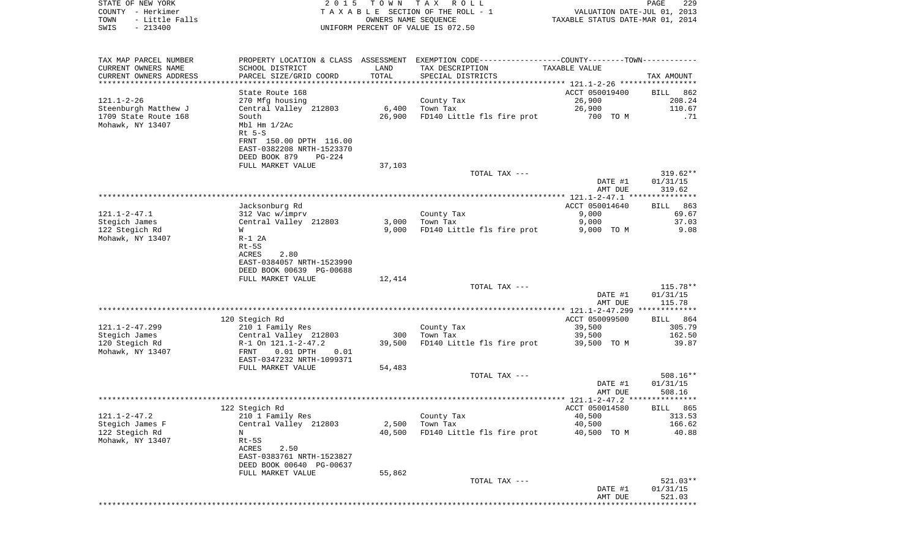STATE OF NEW YORK
COUNTY - Herkimer
TOWN - Little Falls
SWIS - 213400

2 0 1 5 T O W N T A X R O L L
T A X A B L E SECTION OF THE ROLL - 1
OWNERS NAME SEQUENCE
UNIFORM PERCENT OF VALUE IS 072.50

VALUATION DATE-JUL 01, 2013
TAXABLE STATUS DATE-MAR 01, 2014

| TAX MAP PARCEL NUMBER<br>CURRENT OWNERS NAME<br>CURRENT OWNERS ADDRESS | PROPERTY LOCATION & CLASS<br>SCHOOL DISTRICT<br>PARCEL SIZE/GRID COORD | ASSESSMENT<br>LAND<br>TOTAL | EXEMPTION CODE-----COUNTY-----TOWN<br>TAX DESCRIPTION<br>SPECIAL DISTRICTS | TAXABLE VALUE | TAX AMOUNT |
|---|---|---|---|---|---|
| | State Route 168 | | | ACCT 050019400 | BILL 862 |
| 121.1-2-26 | 270 Mfg housing | | County Tax | 26,900 | 208.24 |
| Steenburgh Matthew J | Central Valley 212803 | 6,400 | Town Tax | 26,900 | 110.67 |
| 1709 State Route 168 | South | 26,900 | FD140 Little fls fire prot | 700 TO M | .71 |
| Mohawk, NY 13407 | Mbl Hm 1/2Ac | | | | |
| | Rt 5-S | | | | |
| | FRNT 150.00 DPTH 116.00 | | | | |
| | EAST-0382208 NRTH-1523370 | | | | |
| | DEED BOOK 879 PG-224 | | | | |
| | FULL MARKET VALUE | 37,103 | | | |
| | | | TOTAL TAX --- | | 319.62** |
| | | | | DATE #1 | 01/31/15 |
| | | | | AMT DUE | 319.62 |
| | Jacksonburg Rd | | | ACCT 050014640 | BILL 863 |
| 121.1-2-47.1 | 312 Vac w/imprv | | County Tax | 9,000 | 69.67 |
| Stegich James | Central Valley 212803 | 3,000 | Town Tax | 9,000 | 37.03 |
| 122 Stegich Rd | W | 9,000 | FD140 Little fls fire prot | 9,000 TO M | 9.08 |
| Mohawk, NY 13407 | R-1 2A | | | | |
| | Rt-5S | | | | |
| | ACRES 2.80 | | | | |
| | EAST-0384057 NRTH-1523990 | | | | |
| | DEED BOOK 00639 PG-00688 | | | | |
| | FULL MARKET VALUE | 12,414 | | | |
| | | | TOTAL TAX --- | | 115.78** |
| | | | | DATE #1 | 01/31/15 |
| | | | | AMT DUE | 115.78 |
| | 120 Stegich Rd | | | ACCT 050099500 | BILL 864 |
| 121.1-2-47.299 | 210 1 Family Res | | County Tax | 39,500 | 305.79 |
| Stegich James | Central Valley 212803 | 300 | Town Tax | 39,500 | 162.50 |
| 120 Stegich Rd | R-1 On 121.1-2-47.2 | 39,500 | FD140 Little fls fire prot | 39,500 TO M | 39.87 |
| Mohawk, NY 13407 | FRNT 0.01 DPTH 0.01 | | | | |
| | EAST-0347232 NRTH-1099371 | | | | |
| | FULL MARKET VALUE | 54,483 | | | |
| | | | TOTAL TAX --- | | 508.16** |
| | | | | DATE #1 | 01/31/15 |
| | | | | AMT DUE | 508.16 |
| | 122 Stegich Rd | | | ACCT 050014580 | BILL 865 |
| 121.1-2-47.2 | 210 1 Family Res | | County Tax | 40,500 | 313.53 |
| Stegich James F | Central Valley 212803 | 2,500 | Town Tax | 40,500 | 166.62 |
| 122 Stegich Rd | N | 40,500 | FD140 Little fls fire prot | 40,500 TO M | 40.88 |
| Mohawk, NY 13407 | Rt-5S | | | | |
| | ACRES 2.50 | | | | |
| | EAST-0383761 NRTH-1523827 | | | | |
| | DEED BOOK 00640 PG-00637 | | | | |
| | FULL MARKET VALUE | 55,862 | | | |
| | | | TOTAL TAX --- | | 521.03** |
| | | | | DATE #1 | 01/31/15 |
| | | | | AMT DUE | 521.03 |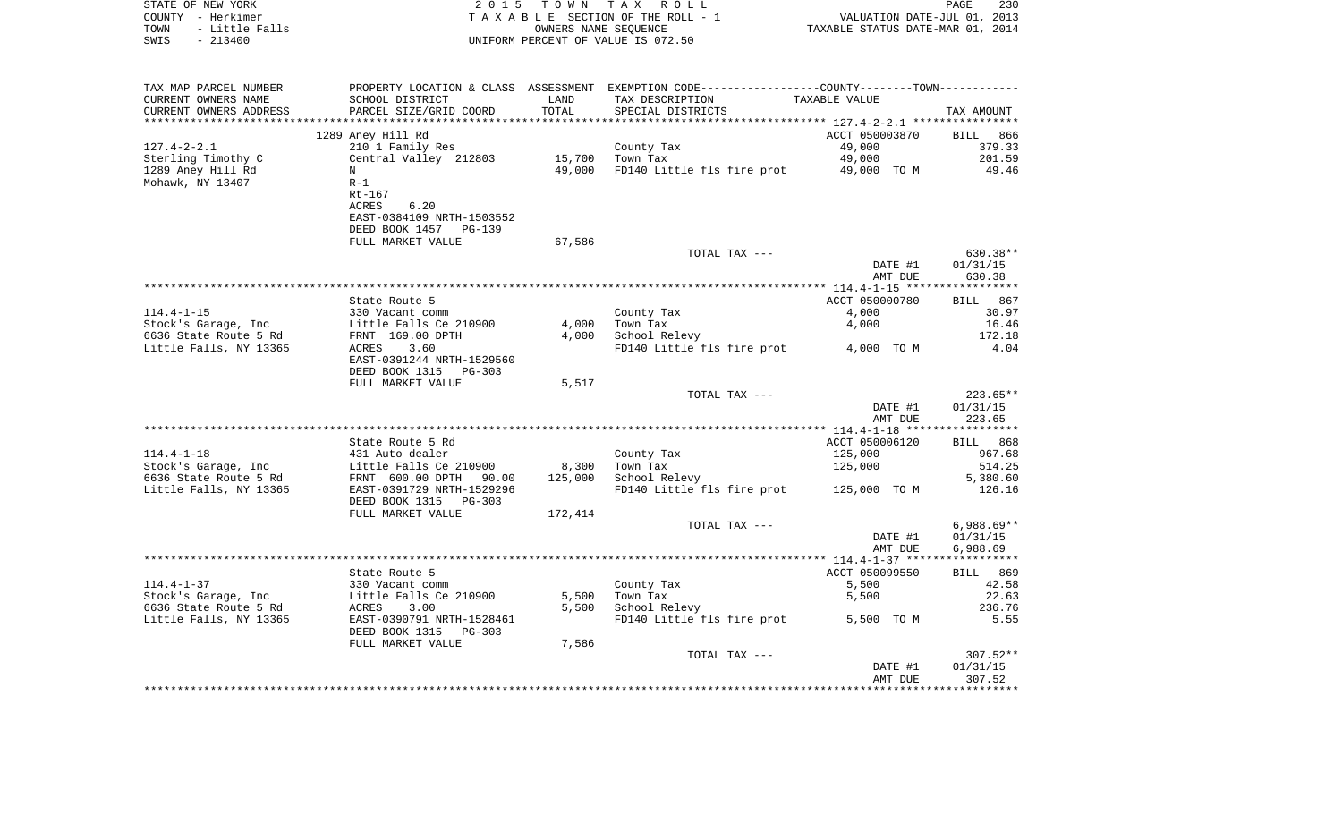STATE OF NEW YORK — COUNTY - Herkimer — TOWN - Little Falls — SWIS - 213400

2015 TOWN TAX ROLL
TAXABLE SECTION OF THE ROLL - 1
OWNERS NAME SEQUENCE
UNIFORM PERCENT OF VALUE IS 072.50

VALUATION DATE-JUL 01, 2013
TAXABLE STATUS DATE-MAR 01, 2014

| TAX MAP PARCEL NUMBER / CURRENT OWNERS NAME / CURRENT OWNERS ADDRESS | PROPERTY LOCATION & CLASS / SCHOOL DISTRICT / PARCEL SIZE/GRID COORD | ASSESSMENT LAND / TOTAL | EXEMPTION CODE / TAX DESCRIPTION / SPECIAL DISTRICTS | COUNTY--------TOWN / TAXABLE VALUE | TAX AMOUNT |
|---|---|---|---|---|---|
| **127.4-2-2.1** | 1289 Aney Hill Rd | | | ACCT 050003870 | BILL 866 |
| Sterling Timothy C | 210 1 Family Res | | County Tax | 49,000 | 379.33 |
| 1289 Aney Hill Rd | Central Valley 212803 | 15,700 | Town Tax | 49,000 | 201.59 |
| Mohawk, NY 13407 | N | 49,000 | FD140 Little fls fire prot | 49,000 TO M | 49.46 |
| | R-1 | | | | |
| | Rt-167 | | | | |
| | ACRES 6.20 | | | | |
| | EAST-0384109 NRTH-1503552 | | | | |
| | DEED BOOK 1457 PG-139 | | | | |
| | FULL MARKET VALUE | 67,586 | | | |
| | | | TOTAL TAX --- | | 630.38** |
| | | | | DATE #1 | 01/31/15 |
| | | | | AMT DUE | 630.38 |
| **114.4-1-15** | State Route 5 | | | ACCT 050000780 | BILL 867 |
| Stock's Garage, Inc | 330 Vacant comm | | County Tax | 4,000 | 30.97 |
| 6636 State Route 5 Rd | Little Falls Ce 210900 | 4,000 | Town Tax | 4,000 | 16.46 |
| Little Falls, NY 13365 | FRNT 169.00 DPTH | 4,000 | School Relevy | | 172.18 |
| | ACRES 3.60 | | FD140 Little fls fire prot | 4,000 TO M | 4.04 |
| | EAST-0391244 NRTH-1529560 | | | | |
| | DEED BOOK 1315 PG-303 | | | | |
| | FULL MARKET VALUE | 5,517 | | | |
| | | | TOTAL TAX --- | | 223.65** |
| | | | | DATE #1 | 01/31/15 |
| | | | | AMT DUE | 223.65 |
| **114.4-1-18** | State Route 5 Rd | | | ACCT 050006120 | BILL 868 |
| Stock's Garage, Inc | 431 Auto dealer | | County Tax | 125,000 | 967.68 |
| 6636 State Route 5 Rd | Little Falls Ce 210900 | 8,300 | Town Tax | 125,000 | 514.25 |
| Little Falls, NY 13365 | FRNT 600.00 DPTH 90.00 | 125,000 | School Relevy | | 5,380.60 |
| | EAST-0391729 NRTH-1529296 | | FD140 Little fls fire prot | 125,000 TO M | 126.16 |
| | DEED BOOK 1315 PG-303 | | | | |
| | FULL MARKET VALUE | 172,414 | | | |
| | | | TOTAL TAX --- | | 6,988.69** |
| | | | | DATE #1 | 01/31/15 |
| | | | | AMT DUE | 6,988.69 |
| **114.4-1-37** | State Route 5 | | | ACCT 050099550 | BILL 869 |
| Stock's Garage, Inc | 330 Vacant comm | | County Tax | 5,500 | 42.58 |
| 6636 State Route 5 Rd | Little Falls Ce 210900 | 5,500 | Town Tax | 5,500 | 22.63 |
| Little Falls, NY 13365 | ACRES 3.00 | 5,500 | School Relevy | | 236.76 |
| | EAST-0390791 NRTH-1528461 | | FD140 Little fls fire prot | 5,500 TO M | 5.55 |
| | DEED BOOK 1315 PG-303 | | | | |
| | FULL MARKET VALUE | 7,586 | | | |
| | | | TOTAL TAX --- | | 307.52** |
| | | | | DATE #1 | 01/31/15 |
| | | | | AMT DUE | 307.52 |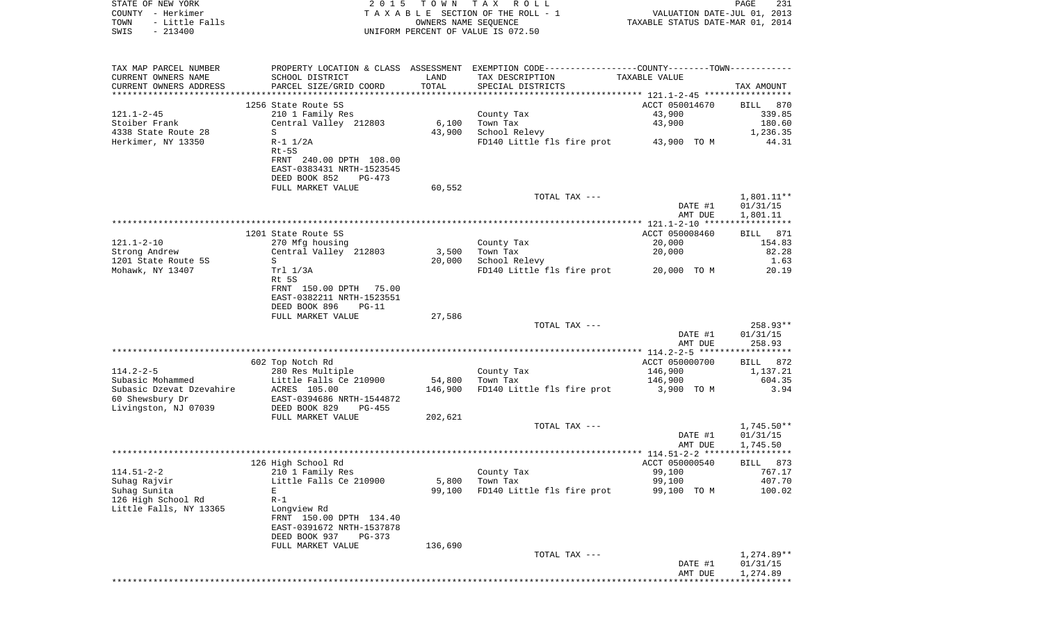STATE OF NEW YORK
COUNTY - Herkimer
TOWN - Little Falls
SWIS - 213400

2015 TOWN TAX ROLL
TAXABLE SECTION OF THE ROLL - 1
OWNERS NAME SEQUENCE
UNIFORM PERCENT OF VALUE IS 072.50

VALUATION DATE-JUL 01, 2013
TAXABLE STATUS DATE-MAR 01, 2014

| TAX MAP PARCEL NUMBER / CURRENT OWNERS NAME / CURRENT OWNERS ADDRESS | PROPERTY LOCATION & CLASS / SCHOOL DISTRICT / PARCEL SIZE/GRID COORD | ASSESSMENT LAND / TOTAL | EXEMPTION CODE / TAX DESCRIPTION / SPECIAL DISTRICTS | COUNTY/TOWN TAXABLE VALUE | TAX AMOUNT |
|---|---|---|---|---|---|
| | 1256 State Route 5S | | | ACCT 050014670 | BILL 870 |
| 121.1-2-45 | 210 1 Family Res | | County Tax | 43,900 | 339.85 |
| Stoiber Frank | Central Valley 212803 | 6,100 | Town Tax | 43,900 | 180.60 |
| 4338 State Route 28 | S | 43,900 | School Relevy | | 1,236.35 |
| Herkimer, NY 13350 | R-1 1/2A | | FD140 Little fls fire prot | 43,900 TO M | 44.31 |
| | Rt-5S | | | | |
| | FRNT 240.00 DPTH 108.00 | | | | |
| | EAST-0383431 NRTH-1523545 | | | | |
| | DEED BOOK 852 PG-473 | | | | |
| | FULL MARKET VALUE | 60,552 | | | |
| | | | TOTAL TAX --- | | 1,801.11** |
| | | | | DATE #1 | 01/31/15 |
| | | | | AMT DUE | 1,801.11 |
| | 1201 State Route 5S | | | ACCT 050008460 | BILL 871 |
| 121.1-2-10 | 270 Mfg housing | | County Tax | 20,000 | 154.83 |
| Strong Andrew | Central Valley 212803 | 3,500 | Town Tax | 20,000 | 82.28 |
| 1201 State Route 5S | S | 20,000 | School Relevy | | 1.63 |
| Mohawk, NY 13407 | Trl 1/3A | | FD140 Little fls fire prot | 20,000 TO M | 20.19 |
| | Rt 5S | | | | |
| | FRNT 150.00 DPTH 75.00 | | | | |
| | EAST-0382211 NRTH-1523551 | | | | |
| | DEED BOOK 896 PG-11 | | | | |
| | FULL MARKET VALUE | 27,586 | | | |
| | | | TOTAL TAX --- | | 258.93** |
| | | | | DATE #1 | 01/31/15 |
| | | | | AMT DUE | 258.93 |
| | 602 Top Notch Rd | | | ACCT 050000700 | BILL 872 |
| 114.2-2-5 | 280 Res Multiple | | County Tax | 146,900 | 1,137.21 |
| Subasic Mohammed | Little Falls Ce 210900 | 54,800 | Town Tax | 146,900 | 604.35 |
| Subasic Dzevat Dzevahire | ACRES 105.00 | 146,900 | FD140 Little fls fire prot | 3,900 TO M | 3.94 |
| 60 Shewsbury Dr | EAST-0394686 NRTH-1544872 | | | | |
| Livingston, NJ 07039 | DEED BOOK 829 PG-455 | | | | |
| | FULL MARKET VALUE | 202,621 | | | |
| | | | TOTAL TAX --- | | 1,745.50** |
| | | | | DATE #1 | 01/31/15 |
| | | | | AMT DUE | 1,745.50 |
| | 126 High School Rd | | | ACCT 050000540 | BILL 873 |
| 114.51-2-2 | 210 1 Family Res | | County Tax | 99,100 | 767.17 |
| Suhag Rajvir | Little Falls Ce 210900 | 5,800 | Town Tax | 99,100 | 407.70 |
| Suhag Sunita | E | 99,100 | FD140 Little fls fire prot | 99,100 TO M | 100.02 |
| 126 High School Rd | R-1 | | | | |
| Little Falls, NY 13365 | Longview Rd | | | | |
| | FRNT 150.00 DPTH 134.40 | | | | |
| | EAST-0391672 NRTH-1537878 | | | | |
| | DEED BOOK 937 PG-373 | | | | |
| | FULL MARKET VALUE | 136,690 | | | |
| | | | TOTAL TAX --- | | 1,274.89** |
| | | | | DATE #1 | 01/31/15 |
| | | | | AMT DUE | 1,274.89 |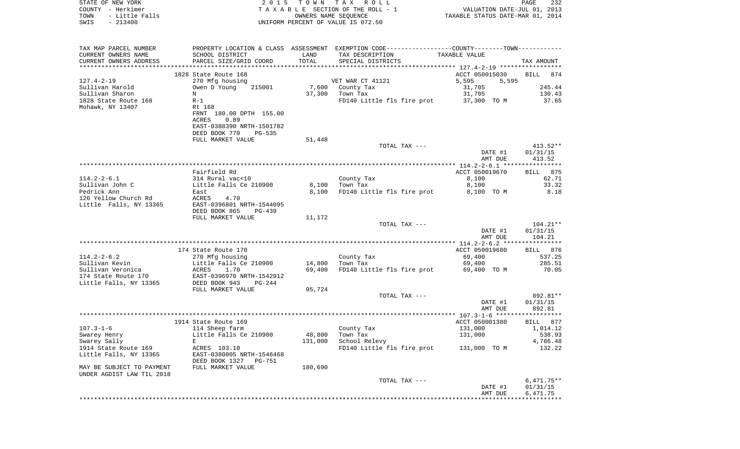STATE OF NEW YORK  
COUNTY - Herkimer  
TOWN - Little Falls  
SWIS - 213400

2015 TOWN TAX ROLL  
TAXABLE SECTION OF THE ROLL - 1  
OWNERS NAME SEQUENCE  
UNIFORM PERCENT OF VALUE IS 072.50

VALUATION DATE-JUL 01, 2013  
TAXABLE STATUS DATE-MAR 01, 2014

| TAX MAP PARCEL NUMBER / CURRENT OWNERS NAME / CURRENT OWNERS ADDRESS | PROPERTY LOCATION & CLASS / SCHOOL DISTRICT / PARCEL SIZE/GRID COORD | ASSESSMENT LAND / TOTAL | EXEMPTION CODE / TAX DESCRIPTION / SPECIAL DISTRICTS | COUNTY--------TOWN TAXABLE VALUE | TAX AMOUNT |
|---|---|---|---|---|---|
| **127.4-2-19** | 1828 State Route 168 | | | ACCT 050015030 | BILL 874 |
| | 270 Mfg housing | | VET WAR CT 41121 | 5,595 5,595 | |
| Sullivan Harold | Owen D Young 215001 | 7,600 | County Tax | 31,705 | 245.44 |
| Sullivan Sharon | N | 37,300 | Town Tax | 31,705 | 130.43 |
| 1828 State Route 168 | R-1 | | FD140 Little fls fire prot | 37,300 TO M | 37.65 |
| Mohawk, NY 13407 | Rt 168 | | | | |
| | FRNT 180.00 DPTH 155.00 | | | | |
| | ACRES 0.89 | | | | |
| | EAST-0388390 NRTH-1501782 | | | | |
| | DEED BOOK 770 PG-535 | | | | |
| | FULL MARKET VALUE | 51,448 | | | |
| | | | TOTAL TAX --- | | 413.52** |
| | | | | DATE #1 | 01/31/15 |
| | | | | AMT DUE | 413.52 |
| **114.2-2-6.1** | Fairfield Rd | | | ACCT 050019670 | BILL 875 |
| | 314 Rural vac<10 | | County Tax | 8,100 | 62.71 |
| Sullivan John C | Little Falls Ce 210900 | 8,100 | Town Tax | 8,100 | 33.32 |
| Pedrick Ann | East | 8,100 | FD140 Little fls fire prot | 8,100 TO M | 8.18 |
| 126 Yellow Church Rd | ACRES 4.70 | | | | |
| Little Falls, NY 13365 | EAST-0396801 NRTH-1544095 | | | | |
| | DEED BOOK 865 PG-439 | | | | |
| | FULL MARKET VALUE | 11,172 | | | |
| | | | TOTAL TAX --- | | 104.21** |
| | | | | DATE #1 | 01/31/15 |
| | | | | AMT DUE | 104.21 |
| **114.2-2-6.2** | 174 State Route 170 | | | ACCT 050019680 | BILL 876 |
| | 270 Mfg housing | | County Tax | 69,400 | 537.25 |
| Sullivan Kevin | Little Falls Ce 210900 | 14,800 | Town Tax | 69,400 | 285.51 |
| Sullivan Veronica | ACRES 1.70 | 69,400 | FD140 Little fls fire prot | 69,400 TO M | 70.05 |
| 174 State Route 170 | EAST-0396970 NRTH-1542912 | | | | |
| Little Falls, NY 13365 | DEED BOOK 943 PG-244 | | | | |
| | FULL MARKET VALUE | 95,724 | | | |
| | | | TOTAL TAX --- | | 892.81** |
| | | | | DATE #1 | 01/31/15 |
| | | | | AMT DUE | 892.81 |
| **107.3-1-6** | 1914 State Route 169 | | | ACCT 050001380 | BILL 877 |
| | 114 Sheep farm | | County Tax | 131,000 | 1,014.12 |
| Swarey Henry | Little Falls Ce 210900 | 48,800 | Town Tax | 131,000 | 538.93 |
| Swarey Sally | E | 131,000 | School Relevy | | 4,786.48 |
| 1914 State Route 169 | ACRES 103.10 | | FD140 Little fls fire prot | 131,000 TO M | 132.22 |
| Little Falls, NY 13365 | EAST-0380005 NRTH-1546468 | | | | |
| | DEED BOOK 1327 PG-751 | | | | |
| MAY BE SUBJECT TO PAYMENT | FULL MARKET VALUE | 180,690 | | | |
| UNDER AGDIST LAW TIL 2018 | | | | | |
| | | | TOTAL TAX --- | | 6,471.75** |
| | | | | DATE #1 | 01/31/15 |
| | | | | AMT DUE | 6,471.75 |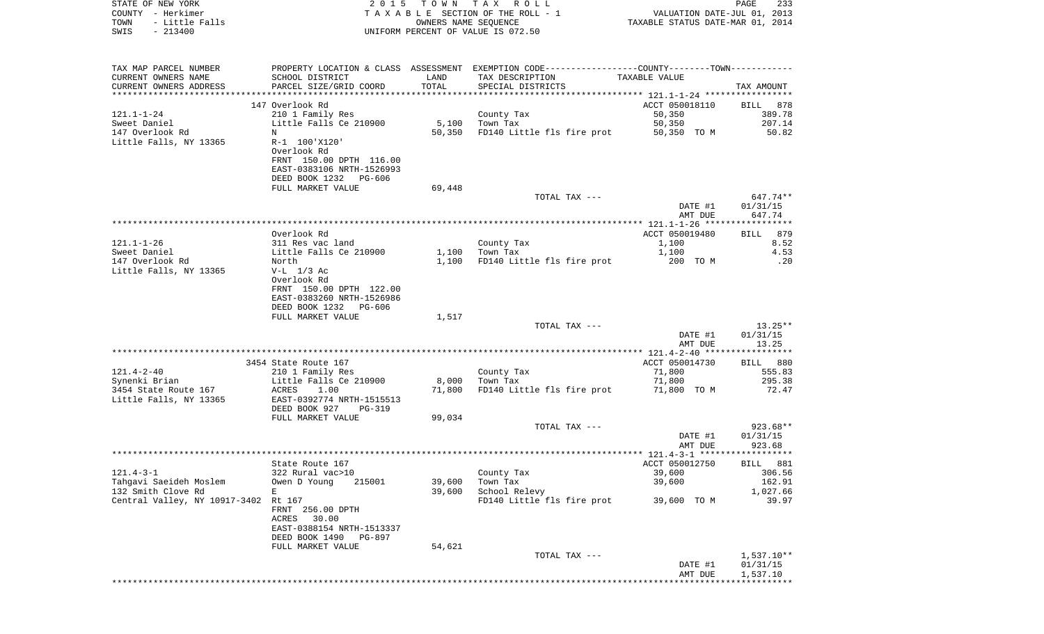STATE OF NEW YORK
COUNTY - Herkimer
TOWN - Little Falls
SWIS - 213400

2015 TOWN TAX ROLL
TAXABLE SECTION OF THE ROLL - 1
OWNERS NAME SEQUENCE
UNIFORM PERCENT OF VALUE IS 072.50

VALUATION DATE-JUL 01, 2013
TAXABLE STATUS DATE-MAR 01, 2014

| TAX MAP PARCEL NUMBER / CURRENT OWNERS NAME / CURRENT OWNERS ADDRESS | PROPERTY LOCATION & CLASS / SCHOOL DISTRICT / PARCEL SIZE/GRID COORD | ASSESSMENT LAND / TOTAL | EXEMPTION CODE / TAX DESCRIPTION / SPECIAL DISTRICTS | COUNTY--------TOWN / TAXABLE VALUE | TAX AMOUNT |
|---|---|---|---|---|---|
| | 147 Overlook Rd | | | ACCT 050018110 | BILL 878 |
| 121.1-1-24 | 210 1 Family Res | | County Tax | 50,350 | 389.78 |
| Sweet Daniel | Little Falls Ce 210900 | 5,100 | Town Tax | 50,350 | 207.14 |
| 147 Overlook Rd | N | 50,350 | FD140 Little fls fire prot | 50,350 TO M | 50.82 |
| Little Falls, NY 13365 | R-1 100'X120' | | | | |
| | Overlook Rd | | | | |
| | FRNT 150.00 DPTH 116.00 | | | | |
| | EAST-0383106 NRTH-1526993 | | | | |
| | DEED BOOK 1232 PG-606 | | | | |
| | FULL MARKET VALUE | 69,448 | | | |
| | | | TOTAL TAX --- | | 647.74** |
| | | | | DATE #1 | 01/31/15 |
| | | | | AMT DUE | 647.74 |
| | Overlook Rd | | | ACCT 050019480 | BILL 879 |
| 121.1-1-26 | 311 Res vac land | | County Tax | 1,100 | 8.52 |
| Sweet Daniel | Little Falls Ce 210900 | 1,100 | Town Tax | 1,100 | 4.53 |
| 147 Overlook Rd | North | 1,100 | FD140 Little fls fire prot | 200 TO M | .20 |
| Little Falls, NY 13365 | V-L 1/3 Ac | | | | |
| | Overlook Rd | | | | |
| | FRNT 150.00 DPTH 122.00 | | | | |
| | EAST-0383260 NRTH-1526986 | | | | |
| | DEED BOOK 1232 PG-606 | | | | |
| | FULL MARKET VALUE | 1,517 | | | |
| | | | TOTAL TAX --- | | 13.25** |
| | | | | DATE #1 | 01/31/15 |
| | | | | AMT DUE | 13.25 |
| | 3454 State Route 167 | | | ACCT 050014730 | BILL 880 |
| 121.4-2-40 | 210 1 Family Res | | County Tax | 71,800 | 555.83 |
| Synenki Brian | Little Falls Ce 210900 | 8,000 | Town Tax | 71,800 | 295.38 |
| 3454 State Route 167 | ACRES 1.00 | 71,800 | FD140 Little fls fire prot | 71,800 TO M | 72.47 |
| Little Falls, NY 13365 | EAST-0392774 NRTH-1515513 | | | | |
| | DEED BOOK 927 PG-319 | | | | |
| | FULL MARKET VALUE | 99,034 | | | |
| | | | TOTAL TAX --- | | 923.68** |
| | | | | DATE #1 | 01/31/15 |
| | | | | AMT DUE | 923.68 |
| | State Route 167 | | | ACCT 050012750 | BILL 881 |
| 121.4-3-1 | 322 Rural vac>10 | | County Tax | 39,600 | 306.56 |
| Tahgavi Saeideh Moslem | Owen D Young 215001 | 39,600 | Town Tax | 39,600 | 162.91 |
| 132 Smith Clove Rd | E | 39,600 | School Relevy | | 1,027.66 |
| Central Valley, NY 10917-3402 | Rt 167 | | FD140 Little fls fire prot | 39,600 TO M | 39.97 |
| | FRNT 256.00 DPTH | | | | |
| | ACRES 30.00 | | | | |
| | EAST-0388154 NRTH-1513337 | | | | |
| | DEED BOOK 1490 PG-897 | | | | |
| | FULL MARKET VALUE | 54,621 | | | |
| | | | TOTAL TAX --- | | 1,537.10** |
| | | | | DATE #1 | 01/31/15 |
| | | | | AMT DUE | 1,537.10 |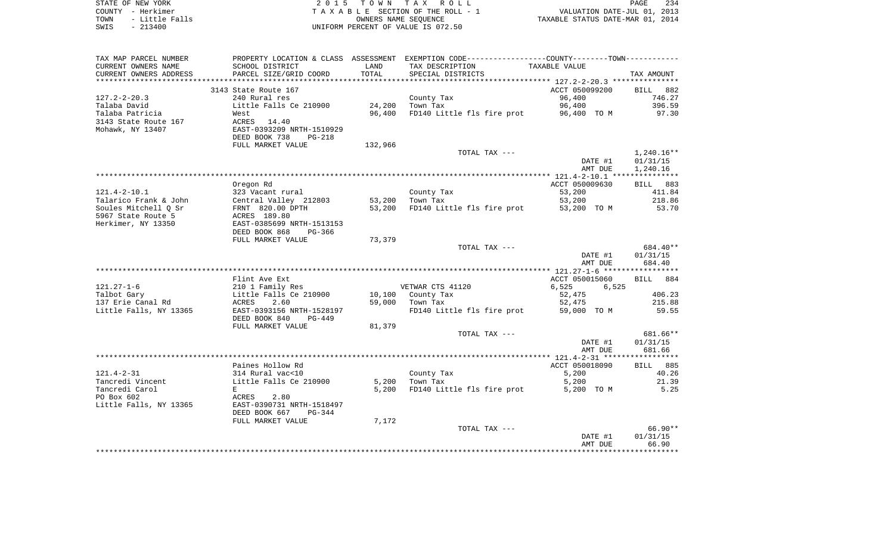STATE OF NEW YORK 2 0 1 5 T O W N T A X R O L L
COUNTY - Herkimer T A X A B L E SECTION OF THE ROLL - 1 VALUATION DATE-JUL 01, 2013
TOWN - Little Falls OWNERS NAME SEQUENCE TAXABLE STATUS DATE-MAR 01, 2014
SWIS - 213400 UNIFORM PERCENT OF VALUE IS 072.50

| TAX MAP PARCEL NUMBER / CURRENT OWNERS NAME / CURRENT OWNERS ADDRESS | PROPERTY LOCATION & CLASS / SCHOOL DISTRICT / PARCEL SIZE/GRID COORD | ASSESSMENT LAND / TOTAL | EXEMPTION CODE / TAX DESCRIPTION / SPECIAL DISTRICTS | COUNTY--------TOWN TAXABLE VALUE | TAX AMOUNT |
|---|---|---|---|---|---|
| **127.2-2-20.3** | 3143 State Route 167 | | | ACCT 050099200 | BILL 882 |
| 127.2-2-20.3 | 240 Rural res | | County Tax | 96,400 | 746.27 |
| Talaba David | Little Falls Ce 210900 | 24,200 | Town Tax | 96,400 | 396.59 |
| Talaba Patricia | West | 96,400 | FD140 Little fls fire prot | 96,400 TO M | 97.30 |
| 3143 State Route 167 | ACRES 14.40 | | | | |
| Mohawk, NY 13407 | EAST-0393209 NRTH-1510929 | | | | |
| | DEED BOOK 738 PG-218 | | | | |
| | FULL MARKET VALUE | 132,966 | | | |
| | | | TOTAL TAX --- | | 1,240.16** |
| | | | | DATE #1 | 01/31/15 |
| | | | | AMT DUE | 1,240.16 |
| **121.4-2-10.1** | Oregon Rd | | | ACCT 050009630 | BILL 883 |
| 121.4-2-10.1 | 323 Vacant rural | | County Tax | 53,200 | 411.84 |
| Talarico Frank & John | Central Valley 212803 | 53,200 | Town Tax | 53,200 | 218.86 |
| Soules Mitchell Q Sr | FRNT 820.00 DPTH | 53,200 | FD140 Little fls fire prot | 53,200 TO M | 53.70 |
| 5967 State Route 5 | ACRES 189.80 | | | | |
| Herkimer, NY 13350 | EAST-0385699 NRTH-1513153 | | | | |
| | DEED BOOK 868 PG-366 | | | | |
| | FULL MARKET VALUE | 73,379 | | | |
| | | | TOTAL TAX --- | | 684.40** |
| | | | | DATE #1 | 01/31/15 |
| | | | | AMT DUE | 684.40 |
| **121.27-1-6** | Flint Ave Ext | | | ACCT 050015060 | BILL 884 |
| 121.27-1-6 | 210 1 Family Res | | VETWAR CTS 41120 | 6,525 6,525 | |
| Talbot Gary | Little Falls Ce 210900 | 10,100 | County Tax | 52,475 | 406.23 |
| 137 Erie Canal Rd | ACRES 2.60 | 59,000 | Town Tax | 52,475 | 215.88 |
| Little Falls, NY 13365 | EAST-0393156 NRTH-1528197 | | FD140 Little fls fire prot | 59,000 TO M | 59.55 |
| | DEED BOOK 840 PG-449 | | | | |
| | FULL MARKET VALUE | 81,379 | | | |
| | | | TOTAL TAX --- | | 681.66** |
| | | | | DATE #1 | 01/31/15 |
| | | | | AMT DUE | 681.66 |
| **121.4-2-31** | Paines Hollow Rd | | | ACCT 050018090 | BILL 885 |
| 121.4-2-31 | 314 Rural vac<10 | | County Tax | 5,200 | 40.26 |
| Tancredi Vincent | Little Falls Ce 210900 | 5,200 | Town Tax | 5,200 | 21.39 |
| Tancredi Carol | E | 5,200 | FD140 Little fls fire prot | 5,200 TO M | 5.25 |
| PO Box 602 | ACRES 2.80 | | | | |
| Little Falls, NY 13365 | EAST-0390731 NRTH-1518497 | | | | |
| | DEED BOOK 667 PG-344 | | | | |
| | FULL MARKET VALUE | 7,172 | | | |
| | | | TOTAL TAX --- | | 66.90** |
| | | | | DATE #1 | 01/31/15 |
| | | | | AMT DUE | 66.90 |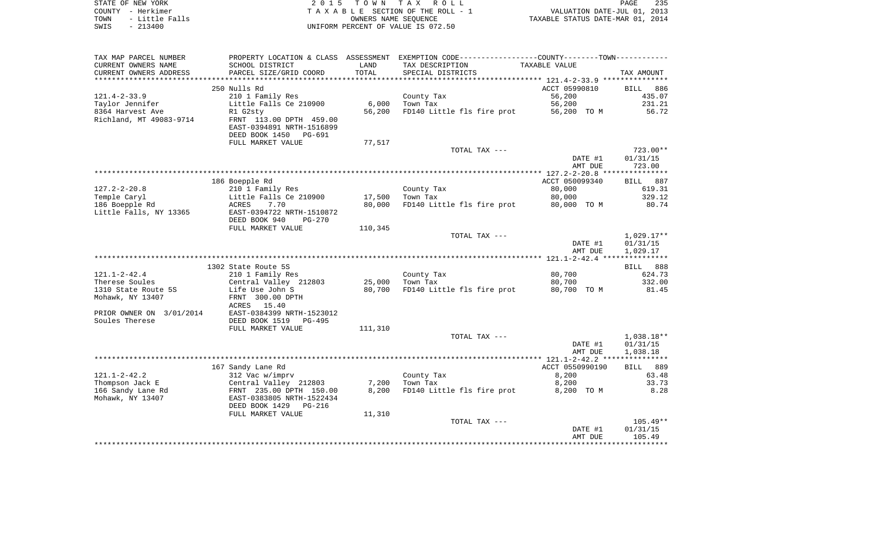STATE OF NEW YORK — 2015 TOWN TAX ROLL
COUNTY - Herkimer — TAXABLE SECTION OF THE ROLL - 1 — VALUATION DATE-JUL 01, 2013
TOWN - Little Falls — OWNERS NAME SEQUENCE — TAXABLE STATUS DATE-MAR 01, 2014
SWIS - 213400 — UNIFORM PERCENT OF VALUE IS 072.50

| TAX MAP PARCEL NUMBER<br>CURRENT OWNERS NAME<br>CURRENT OWNERS ADDRESS | PROPERTY LOCATION & CLASS<br>SCHOOL DISTRICT<br>PARCEL SIZE/GRID COORD | ASSESSMENT<br>LAND<br>TOTAL | EXEMPTION CODE-----COUNTY-----TOWN-----<br>TAX DESCRIPTION<br>SPECIAL DISTRICTS | TAXABLE VALUE | TAX AMOUNT |
|---|---|---|---|---|---|
| 121.4-2-33.9 | 250 Nulls Rd | | | ACCT 05990810 | BILL 886 |
| 121.4-2-33.9 | 210 1 Family Res | | County Tax | 56,200 | 435.07 |
| Taylor Jennifer | Little Falls Ce 210900 | 6,000 | Town Tax | 56,200 | 231.21 |
| 8364 Harvest Ave | R1 G2sty | 56,200 | FD140 Little fls fire prot | 56,200 TO M | 56.72 |
| Richland, MT 49083-9714 | FRNT 113.00 DPTH 459.00 | | | | |
| | EAST-0394891 NRTH-1516899 | | | | |
| | DEED BOOK 1450 PG-691 | | | | |
| | FULL MARKET VALUE | 77,517 | | | |
| | | | TOTAL TAX --- | | 723.00** |
| | | | | DATE #1 | 01/31/15 |
| | | | | AMT DUE | 723.00 |
| 127.2-2-20.8 | 186 Boepple Rd | | | ACCT 050099340 | BILL 887 |
| 127.2-2-20.8 | 210 1 Family Res | | County Tax | 80,000 | 619.31 |
| Temple Caryl | Little Falls Ce 210900 | 17,500 | Town Tax | 80,000 | 329.12 |
| 186 Boepple Rd | ACRES 7.70 | 80,000 | FD140 Little fls fire prot | 80,000 TO M | 80.74 |
| Little Falls, NY 13365 | EAST-0394722 NRTH-1510872 | | | | |
| | DEED BOOK 940 PG-270 | | | | |
| | FULL MARKET VALUE | 110,345 | | | |
| | | | TOTAL TAX --- | | 1,029.17** |
| | | | | DATE #1 | 01/31/15 |
| | | | | AMT DUE | 1,029.17 |
| 121.1-2-42.4 | 1302 State Route 5S | | | | BILL 888 |
| 121.1-2-42.4 | 210 1 Family Res | | County Tax | 80,700 | 624.73 |
| Therese Soules | Central Valley 212803 | 25,000 | Town Tax | 80,700 | 332.00 |
| 1310 State Route 5S | Life Use John S | 80,700 | FD140 Little fls fire prot | 80,700 TO M | 81.45 |
| Mohawk, NY 13407 | FRNT 300.00 DPTH | | | | |
| | ACRES 15.40 | | | | |
| PRIOR OWNER ON 3/01/2014 | EAST-0384399 NRTH-1523012 | | | | |
| Soules Therese | DEED BOOK 1519 PG-495 | | | | |
| | FULL MARKET VALUE | 111,310 | | | |
| | | | TOTAL TAX --- | | 1,038.18** |
| | | | | DATE #1 | 01/31/15 |
| | | | | AMT DUE | 1,038.18 |
| 121.1-2-42.2 | 167 Sandy Lane Rd | | | ACCT 0550990190 | BILL 889 |
| 121.1-2-42.2 | 312 Vac w/imprv | | County Tax | 8,200 | 63.48 |
| Thompson Jack E | Central Valley 212803 | 7,200 | Town Tax | 8,200 | 33.73 |
| 166 Sandy Lane Rd | FRNT 235.00 DPTH 150.00 | 8,200 | FD140 Little fls fire prot | 8,200 TO M | 8.28 |
| Mohawk, NY 13407 | EAST-0383805 NRTH-1522434 | | | | |
| | DEED BOOK 1429 PG-216 | | | | |
| | FULL MARKET VALUE | 11,310 | | | |
| | | | TOTAL TAX --- | | 105.49** |
| | | | | DATE #1 | 01/31/15 |
| | | | | AMT DUE | 105.49 |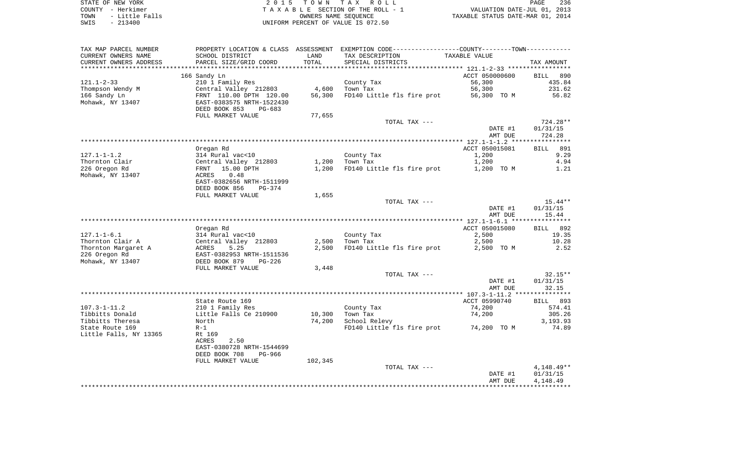STATE OF NEW YORK | 2 0 1 5 T O W N T A X R O L L | VALUATION DATE-JUL 01, 2013
COUNTY - Herkimer | T A X A B L E SECTION OF THE ROLL - 1 | TAXABLE STATUS DATE-MAR 01, 2014
TOWN - Little Falls | OWNERS NAME SEQUENCE
SWIS - 213400 | UNIFORM PERCENT OF VALUE IS 072.50

| TAX MAP PARCEL NUMBER / CURRENT OWNERS NAME / CURRENT OWNERS ADDRESS | PROPERTY LOCATION & CLASS / SCHOOL DISTRICT / PARCEL SIZE/GRID COORD | ASSESSMENT LAND / TOTAL | EXEMPTION CODE / TAX DESCRIPTION / SPECIAL DISTRICTS | TAXABLE VALUE | TAX AMOUNT |
|---|---|---|---|---|---|
| **121.1-2-33** | 166 Sandy Ln | | | ACCT 050000600 | BILL 890 |
| 121.1-2-33 | 210 1 Family Res | | County Tax | 56,300 | 435.84 |
| Thompson Wendy M | Central Valley 212803 | 4,600 | Town Tax | 56,300 | 231.62 |
| 166 Sandy Ln | FRNT 110.00 DPTH 120.00 | 56,300 | FD140 Little fls fire prot | 56,300 TO M | 56.82 |
| Mohawk, NY 13407 | EAST-0383575 NRTH-1522430 | | | | |
| | DEED BOOK 853 PG-683 | | | | |
| | FULL MARKET VALUE | 77,655 | | | |
| | | | TOTAL TAX --- | | 724.28** |
| | | | | DATE #1 | 01/31/15 |
| | | | | AMT DUE | 724.28 |
| **127.1-1-1.2** | Oregan Rd | | | ACCT 050015081 | BILL 891 |
| 127.1-1-1.2 | 314 Rural vac<10 | | County Tax | 1,200 | 9.29 |
| Thornton Clair | Central Valley 212803 | 1,200 | Town Tax | 1,200 | 4.94 |
| 226 Oregon Rd | FRNT 15.00 DPTH | 1,200 | FD140 Little fls fire prot | 1,200 TO M | 1.21 |
| Mohawk, NY 13407 | ACRES 0.48 | | | | |
| | EAST-0382656 NRTH-1511999 | | | | |
| | DEED BOOK 856 PG-374 | | | | |
| | FULL MARKET VALUE | 1,655 | | | |
| | | | TOTAL TAX --- | | 15.44** |
| | | | | DATE #1 | 01/31/15 |
| | | | | AMT DUE | 15.44 |
| **127.1-1-6.1** | Oregan Rd | | | ACCT 050015080 | BILL 892 |
| 127.1-1-6.1 | 314 Rural vac<10 | | County Tax | 2,500 | 19.35 |
| Thornton Clair A | Central Valley 212803 | 2,500 | Town Tax | 2,500 | 10.28 |
| Thornton Margaret A | ACRES 5.25 | 2,500 | FD140 Little fls fire prot | 2,500 TO M | 2.52 |
| 226 Oregon Rd | EAST-0382953 NRTH-1511536 | | | | |
| Mohawk, NY 13407 | DEED BOOK 879 PG-226 | | | | |
| | FULL MARKET VALUE | 3,448 | | | |
| | | | TOTAL TAX --- | | 32.15** |
| | | | | DATE #1 | 01/31/15 |
| | | | | AMT DUE | 32.15 |
| **107.3-1-11.2** | State Route 169 | | | ACCT 05990740 | BILL 893 |
| 107.3-1-11.2 | 210 1 Family Res | | County Tax | 74,200 | 574.41 |
| Tibbitts Donald | Little Falls Ce 210900 | 10,300 | Town Tax | 74,200 | 305.26 |
| Tibbitts Theresa | North | 74,200 | School Relevy | | 3,193.93 |
| State Route 169 | R-1 | | FD140 Little fls fire prot | 74,200 TO M | 74.89 |
| Little Falls, NY 13365 | Rt 169 | | | | |
| | ACRES 2.50 | | | | |
| | EAST-0380728 NRTH-1544699 | | | | |
| | DEED BOOK 708 PG-966 | | | | |
| | FULL MARKET VALUE | 102,345 | | | |
| | | | TOTAL TAX --- | | 4,148.49** |
| | | | | DATE #1 | 01/31/15 |
| | | | | AMT DUE | 4,148.49 |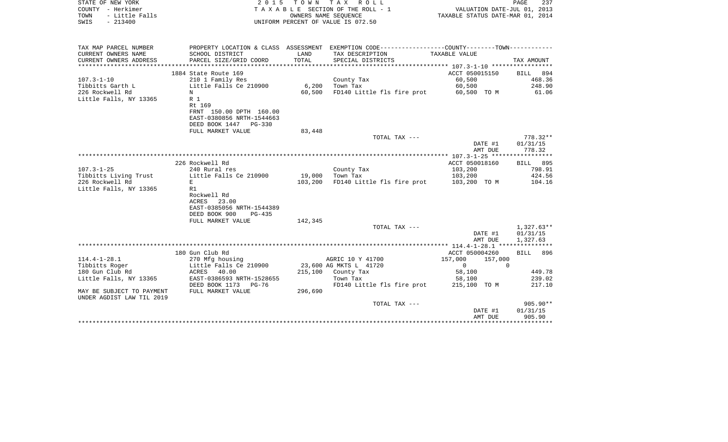STATE OF NEW YORK
COUNTY - Herkimer
TOWN - Little Falls
SWIS - 213400

2 0 1 5 T O W N T A X R O L L
T A X A B L E SECTION OF THE ROLL - 1
OWNERS NAME SEQUENCE
UNIFORM PERCENT OF VALUE IS 072.50

VALUATION DATE-JUL 01, 2013
TAXABLE STATUS DATE-MAR 01, 2014

| TAX MAP PARCEL NUMBER / CURRENT OWNERS NAME / CURRENT OWNERS ADDRESS | PROPERTY LOCATION & CLASS / SCHOOL DISTRICT / PARCEL SIZE/GRID COORD | ASSESSMENT LAND / TOTAL | EXEMPTION CODE / TAX DESCRIPTION / SPECIAL DISTRICTS | COUNTY--------TOWN / TAXABLE VALUE | TAX AMOUNT |
|---|---|---|---|---|---|
| **107.3-1-10** | 1884 State Route 169 | | | ACCT 050015150 | BILL 894 |
| 107.3-1-10 | 210 1 Family Res | | County Tax | 60,500 | 468.36 |
| Tibbitts Garth L | Little Falls Ce 210900 | 6,200 | Town Tax | 60,500 | 248.90 |
| 226 Rockwell Rd | N | 60,500 | FD140 Little fls fire prot | 60,500 TO M | 61.06 |
| Little Falls, NY 13365 | R 1 | | | | |
| | Rt 169 | | | | |
| | FRNT 150.00 DPTH 160.00 | | | | |
| | EAST-0380856 NRTH-1544663 | | | | |
| | DEED BOOK 1447 PG-330 | | | | |
| | FULL MARKET VALUE | 83,448 | | | |
| | | | TOTAL TAX --- | | 778.32** |
| | | | | DATE #1 | 01/31/15 |
| | | | | AMT DUE | 778.32 |
| **107.3-1-25** | 226 Rockwell Rd | | | ACCT 050018160 | BILL 895 |
| 107.3-1-25 | 240 Rural res | | County Tax | 103,200 | 798.91 |
| Tibbitts Living Trust | Little Falls Ce 210900 | 19,000 | Town Tax | 103,200 | 424.56 |
| 226 Rockwell Rd | E | 103,200 | FD140 Little fls fire prot | 103,200 TO M | 104.16 |
| Little Falls, NY 13365 | R1 | | | | |
| | Rockwell Rd | | | | |
| | ACRES 23.00 | | | | |
| | EAST-0385056 NRTH-1544389 | | | | |
| | DEED BOOK 900 PG-435 | | | | |
| | FULL MARKET VALUE | 142,345 | | | |
| | | | TOTAL TAX --- | | 1,327.63** |
| | | | | DATE #1 | 01/31/15 |
| | | | | AMT DUE | 1,327.63 |
| **114.4-1-28.1** | 180 Gun Club Rd | | | ACCT 050004260 | BILL 896 |
| 114.4-1-28.1 | 270 Mfg housing | | AGRIC 10 Y 41700 | 157,000 157,000 | |
| Tibbitts Roger | Little Falls Ce 210900 | 23,600 | AG MKTS L 41720 | 0 0 | |
| 180 Gun Club Rd | ACRES 40.00 | 215,100 | County Tax | 58,100 | 449.78 |
| Little Falls, NY 13365 | EAST-0386593 NRTH-1528655 | | Town Tax | 58,100 | 239.02 |
| | DEED BOOK 1173 PG-76 | | FD140 Little fls fire prot | 215,100 TO M | 217.10 |
| MAY BE SUBJECT TO PAYMENT | FULL MARKET VALUE | 296,690 | | | |
| UNDER AGDIST LAW TIL 2019 | | | | | |
| | | | TOTAL TAX --- | | 905.90** |
| | | | | DATE #1 | 01/31/15 |
| | | | | AMT DUE | 905.90 |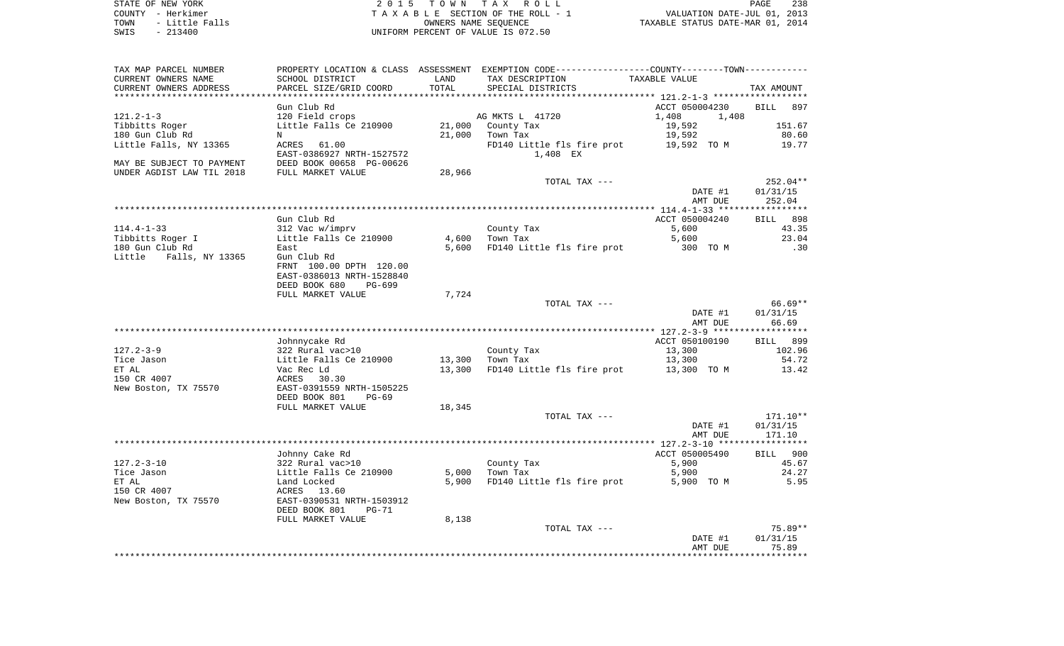STATE OF NEW YORK　　　　　　　　2 0 1 5　T O W N　T A X　R O L L　　　　　　　　PAGE 238
COUNTY - Herkimer　　　　　　　T A X A B L E SECTION OF THE ROLL - 1　　　　VALUATION DATE-JUL 01, 2013
TOWN - Little Falls　　　　　　　　OWNERS NAME SEQUENCE　　　　　TAXABLE STATUS DATE-MAR 01, 2014
SWIS - 213400　　　　　　　　UNIFORM PERCENT OF VALUE IS 072.50

| TAX MAP PARCEL NUMBER / CURRENT OWNERS NAME / CURRENT OWNERS ADDRESS | PROPERTY LOCATION & CLASS / SCHOOL DISTRICT / PARCEL SIZE/GRID COORD | ASSESSMENT LAND / TOTAL | EXEMPTION CODE / TAX DESCRIPTION / SPECIAL DISTRICTS | COUNTY--------TOWN / TAXABLE VALUE | TAX AMOUNT |
|---|---|---|---|---|---|
| **121.2-1-3** | Gun Club Rd | | | ACCT 050004230 | BILL 897 |
| 121.2-1-3 | 120 Field crops | | AG MKTS L 41720 | 1,408　1,408 | |
| Tibbitts Roger | Little Falls Ce 210900 | 21,000 | County Tax | 19,592 | 151.67 |
| 180 Gun Club Rd | N | 21,000 | Town Tax | 19,592 | 80.60 |
| Little Falls, NY 13365 | ACRES 61.00 | | FD140 Little fls fire prot | 19,592 TO M | 19.77 |
| | EAST-0386927 NRTH-1527572 | | 1,408 EX | | |
| MAY BE SUBJECT TO PAYMENT | DEED BOOK 00658 PG-00626 | | | | |
| UNDER AGDIST LAW TIL 2018 | FULL MARKET VALUE | 28,966 | | | |
| | | | TOTAL TAX --- | | 252.04** |
| | | | | DATE #1 | 01/31/15 |
| | | | | AMT DUE | 252.04 |
| **114.4-1-33** | Gun Club Rd | | | ACCT 050004240 | BILL 898 |
| 114.4-1-33 | 312 Vac w/imprv | | County Tax | 5,600 | 43.35 |
| Tibbitts Roger I | Little Falls Ce 210900 | 4,600 | Town Tax | 5,600 | 23.04 |
| 180 Gun Club Rd | East | 5,600 | FD140 Little fls fire prot | 300 TO M | .30 |
| Little Falls, NY 13365 | Gun Club Rd | | | | |
| | FRNT 100.00 DPTH 120.00 | | | | |
| | EAST-0386013 NRTH-1528840 | | | | |
| | DEED BOOK 680 PG-699 | | | | |
| | FULL MARKET VALUE | 7,724 | | | |
| | | | TOTAL TAX --- | | 66.69** |
| | | | | DATE #1 | 01/31/15 |
| | | | | AMT DUE | 66.69 |
| **127.2-3-9** | Johnnycake Rd | | | ACCT 050100190 | BILL 899 |
| 127.2-3-9 | 322 Rural vac>10 | | County Tax | 13,300 | 102.96 |
| Tice Jason | Little Falls Ce 210900 | 13,300 | Town Tax | 13,300 | 54.72 |
| ET AL | Vac Rec Ld | 13,300 | FD140 Little fls fire prot | 13,300 TO M | 13.42 |
| 150 CR 4007 | ACRES 30.30 | | | | |
| New Boston, TX 75570 | EAST-0391559 NRTH-1505225 | | | | |
| | DEED BOOK 801 PG-69 | | | | |
| | FULL MARKET VALUE | 18,345 | | | |
| | | | TOTAL TAX --- | | 171.10** |
| | | | | DATE #1 | 01/31/15 |
| | | | | AMT DUE | 171.10 |
| **127.2-3-10** | Johnny Cake Rd | | | ACCT 050005490 | BILL 900 |
| 127.2-3-10 | 322 Rural vac>10 | | County Tax | 5,900 | 45.67 |
| Tice Jason | Little Falls Ce 210900 | 5,000 | Town Tax | 5,900 | 24.27 |
| ET AL | Land Locked | 5,900 | FD140 Little fls fire prot | 5,900 TO M | 5.95 |
| 150 CR 4007 | ACRES 13.60 | | | | |
| New Boston, TX 75570 | EAST-0390531 NRTH-1503912 | | | | |
| | DEED BOOK 801 PG-71 | | | | |
| | FULL MARKET VALUE | 8,138 | | | |
| | | | TOTAL TAX --- | | 75.89** |
| | | | | DATE #1 | 01/31/15 |
| | | | | AMT DUE | 75.89 |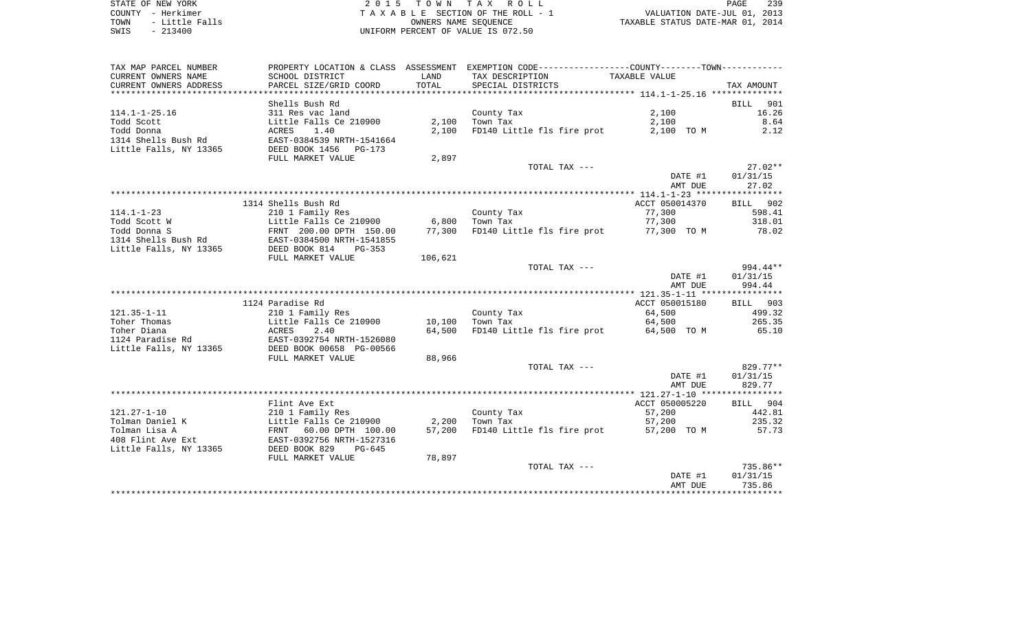STATE OF NEW YORK                2 0 1 5   T O W N   T A X   R O L L
COUNTY - Herkimer                T A X A B L E SECTION OF THE ROLL - 1          VALUATION DATE-JUL 01, 2013
TOWN   - Little Falls            OWNERS NAME SEQUENCE                           TAXABLE STATUS DATE-MAR 01, 2014
SWIS   - 213400                  UNIFORM PERCENT OF VALUE IS 072.50

| TAX MAP PARCEL NUMBER / CURRENT OWNERS NAME / CURRENT OWNERS ADDRESS | PROPERTY LOCATION & CLASS / SCHOOL DISTRICT / PARCEL SIZE/GRID COORD | ASSESSMENT LAND | TOTAL | EXEMPTION CODE / TAX DESCRIPTION / SPECIAL DISTRICTS | TAXABLE VALUE | TAX AMOUNT |
|---|---|---|---|---|---|---|
| 114.1-1-25.16 | Shells Bush Rd | | | | | BILL 901 |
| Todd Scott | 311 Res vac land | | | County Tax | 2,100 | 16.26 |
| Todd Donna | Little Falls Ce 210900 | 2,100 | | Town Tax | 2,100 | 8.64 |
| 1314 Shells Bush Rd | ACRES 1.40 | | 2,100 | FD140 Little fls fire prot | 2,100 TO M | 2.12 |
| Little Falls, NY 13365 | EAST-0384539 NRTH-1541664 | | | | | |
| | DEED BOOK 1456 PG-173 | | | | | |
| | FULL MARKET VALUE | | 2,897 | | | |
| | | | | TOTAL TAX --- | | 27.02** |
| | | | | | DATE #1 | 01/31/15 |
| | | | | | AMT DUE | 27.02 |
| 114.1-1-23 | 1314 Shells Bush Rd | | | | ACCT 050014370 | BILL 902 |
| Todd Scott W | 210 1 Family Res | | | County Tax | 77,300 | 598.41 |
| Todd Donna S | Little Falls Ce 210900 | 6,800 | | Town Tax | 77,300 | 318.01 |
| 1314 Shells Bush Rd | FRNT 200.00 DPTH 150.00 | | 77,300 | FD140 Little fls fire prot | 77,300 TO M | 78.02 |
| Little Falls, NY 13365 | EAST-0384500 NRTH-1541855 | | | | | |
| | DEED BOOK 814 PG-353 | | | | | |
| | FULL MARKET VALUE | | 106,621 | | | |
| | | | | TOTAL TAX --- | | 994.44** |
| | | | | | DATE #1 | 01/31/15 |
| | | | | | AMT DUE | 994.44 |
| 121.35-1-11 | 1124 Paradise Rd | | | | ACCT 050015180 | BILL 903 |
| Toher Thomas | 210 1 Family Res | | | County Tax | 64,500 | 499.32 |
| Toher Diana | Little Falls Ce 210900 | 10,100 | | Town Tax | 64,500 | 265.35 |
| 1124 Paradise Rd | ACRES 2.40 | | 64,500 | FD140 Little fls fire prot | 64,500 TO M | 65.10 |
| Little Falls, NY 13365 | EAST-0392754 NRTH-1526080 | | | | | |
| | DEED BOOK 00658 PG-00566 | | | | | |
| | FULL MARKET VALUE | | 88,966 | | | |
| | | | | TOTAL TAX --- | | 829.77** |
| | | | | | DATE #1 | 01/31/15 |
| | | | | | AMT DUE | 829.77 |
| 121.27-1-10 | Flint Ave Ext | | | | ACCT 050005220 | BILL 904 |
| Tolman Daniel K | 210 1 Family Res | | | County Tax | 57,200 | 442.81 |
| Tolman Lisa A | Little Falls Ce 210900 | 2,200 | | Town Tax | 57,200 | 235.32 |
| 408 Flint Ave Ext | FRNT 60.00 DPTH 100.00 | | 57,200 | FD140 Little fls fire prot | 57,200 TO M | 57.73 |
| Little Falls, NY 13365 | EAST-0392756 NRTH-1527316 | | | | | |
| | DEED BOOK 829 PG-645 | | | | | |
| | FULL MARKET VALUE | | 78,897 | | | |
| | | | | TOTAL TAX --- | | 735.86** |
| | | | | | DATE #1 | 01/31/15 |
| | | | | | AMT DUE | 735.86 |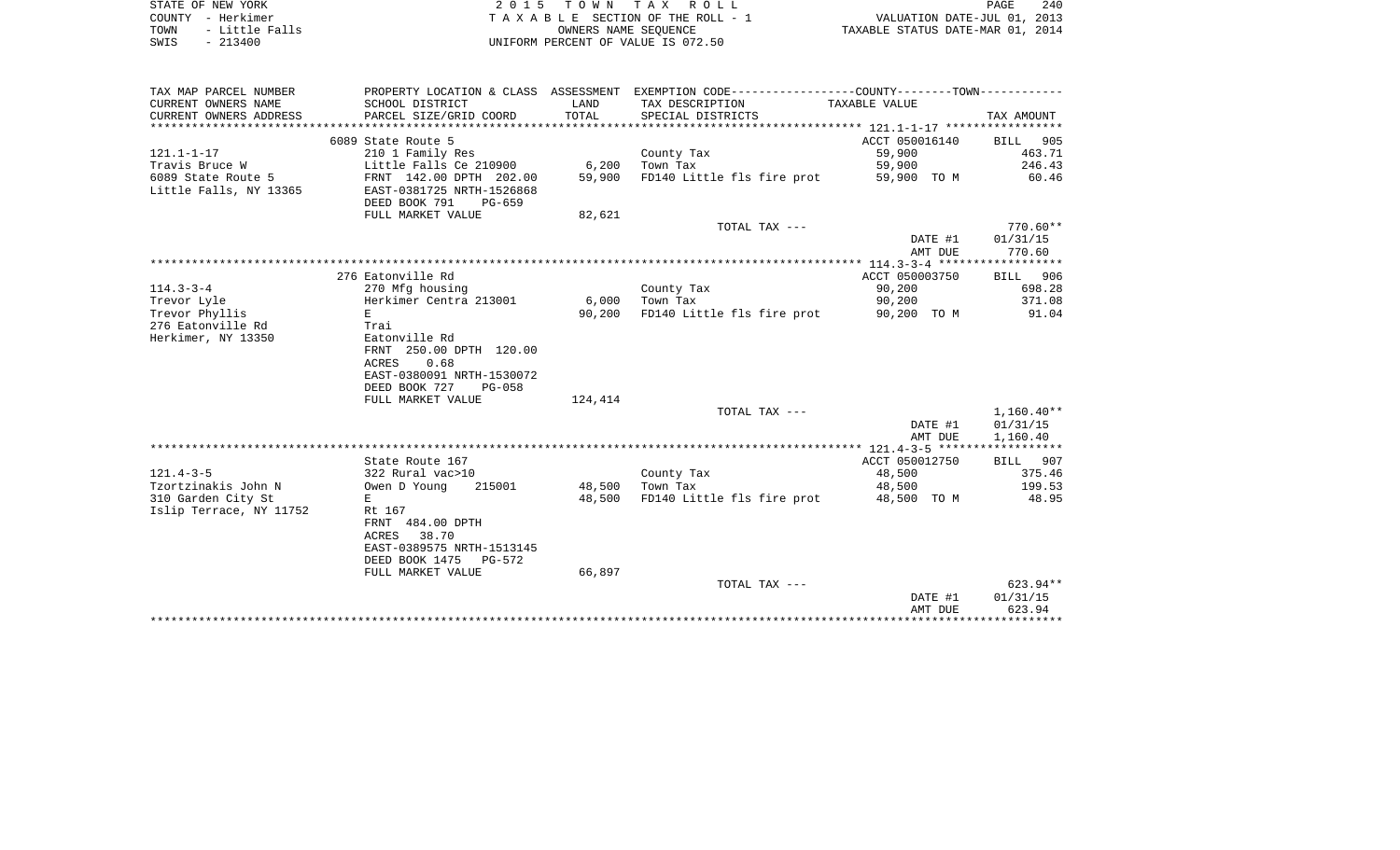STATE OF NEW YORK
COUNTY - Herkimer
TOWN - Little Falls
SWIS - 213400

2015 TOWN TAX ROLL
TAXABLE SECTION OF THE ROLL - 1
OWNERS NAME SEQUENCE
UNIFORM PERCENT OF VALUE IS 072.50

VALUATION DATE-JUL 01, 2013
TAXABLE STATUS DATE-MAR 01, 2014

| TAX MAP PARCEL NUMBER<br>CURRENT OWNERS NAME<br>CURRENT OWNERS ADDRESS | PROPERTY LOCATION & CLASS<br>SCHOOL DISTRICT<br>PARCEL SIZE/GRID COORD | ASSESSMENT<br>LAND<br>TOTAL | EXEMPTION CODE<br>TAX DESCRIPTION<br>SPECIAL DISTRICTS | COUNTY--------TOWN<br>TAXABLE VALUE | TAX AMOUNT |
|---|---|---|---|---|---|
| | 6089 State Route 5 | | | ACCT 050016140 | BILL 905 |
| 121.1-1-17 | 210 1 Family Res | | County Tax | 59,900 | 463.71 |
| Travis Bruce W | Little Falls Ce 210900 | 6,200 | Town Tax | 59,900 | 246.43 |
| 6089 State Route 5 | FRNT 142.00 DPTH 202.00 | 59,900 | FD140 Little fls fire prot | 59,900 TO M | 60.46 |
| Little Falls, NY 13365 | EAST-0381725 NRTH-1526868 | | | | |
| | DEED BOOK 791 PG-659 | | | | |
| | FULL MARKET VALUE | 82,621 | | | |
| | | | TOTAL TAX --- | | 770.60** |
| | | | | DATE #1 | 01/31/15 |
| | | | | AMT DUE | 770.60 |
| | 276 Eatonville Rd | | | ACCT 050003750 | BILL 906 |
| 114.3-3-4 | 270 Mfg housing | | County Tax | 90,200 | 698.28 |
| Trevor Lyle | Herkimer Centra 213001 | 6,000 | Town Tax | 90,200 | 371.08 |
| Trevor Phyllis | E | 90,200 | FD140 Little fls fire prot | 90,200 TO M | 91.04 |
| 276 Eatonville Rd | Trai | | | | |
| Herkimer, NY 13350 | Eatonville Rd | | | | |
| | FRNT 250.00 DPTH 120.00 | | | | |
| | ACRES 0.68 | | | | |
| | EAST-0380091 NRTH-1530072 | | | | |
| | DEED BOOK 727 PG-058 | | | | |
| | FULL MARKET VALUE | 124,414 | | | |
| | | | TOTAL TAX --- | | 1,160.40** |
| | | | | DATE #1 | 01/31/15 |
| | | | | AMT DUE | 1,160.40 |
| | State Route 167 | | | ACCT 050012750 | BILL 907 |
| 121.4-3-5 | 322 Rural vac>10 | | County Tax | 48,500 | 375.46 |
| Tzortzinakis John N | Owen D Young 215001 | 48,500 | Town Tax | 48,500 | 199.53 |
| 310 Garden City St | E | 48,500 | FD140 Little fls fire prot | 48,500 TO M | 48.95 |
| Islip Terrace, NY 11752 | Rt 167 | | | | |
| | FRNT 484.00 DPTH | | | | |
| | ACRES 38.70 | | | | |
| | EAST-0389575 NRTH-1513145 | | | | |
| | DEED BOOK 1475 PG-572 | | | | |
| | FULL MARKET VALUE | 66,897 | | | |
| | | | TOTAL TAX --- | | 623.94** |
| | | | | DATE #1 | 01/31/15 |
| | | | | AMT DUE | 623.94 |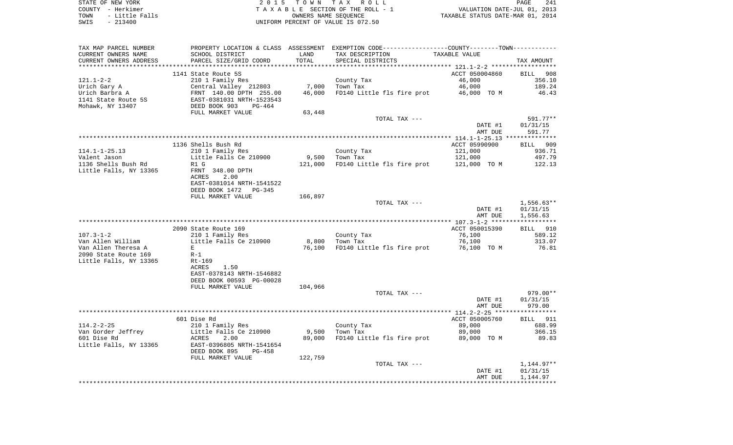STATE OF NEW YORK | 2 0 1 5 T O W N T A X R O L L | PAGE 241
COUNTY - Herkimer | T A X A B L E SECTION OF THE ROLL - 1 | VALUATION DATE-JUL 01, 2013
TOWN - Little Falls | OWNERS NAME SEQUENCE | TAXABLE STATUS DATE-MAR 01, 2014
SWIS - 213400 | UNIFORM PERCENT OF VALUE IS 072.50

| TAX MAP PARCEL NUMBER / CURRENT OWNERS NAME / CURRENT OWNERS ADDRESS | PROPERTY LOCATION & CLASS / SCHOOL DISTRICT / PARCEL SIZE/GRID COORD | ASSESSMENT LAND / TOTAL | EXEMPTION CODE / TAX DESCRIPTION / SPECIAL DISTRICTS | COUNTY/TOWN TAXABLE VALUE | TAX AMOUNT |
|---|---|---|---|---|---|
| **121.1-2-2** | 1141 State Route 5S | | | ACCT 050004860 | BILL 908 |
| 121.1-2-2 | 210 1 Family Res | | County Tax | 46,000 | 356.10 |
| Urich Gary A | Central Valley 212803 | 7,000 | Town Tax | 46,000 | 189.24 |
| Urich Barbra A | FRNT 140.00 DPTH 255.00 | 46,000 | FD140 Little fls fire prot | 46,000 TO M | 46.43 |
| 1141 State Route 5S | EAST-0381031 NRTH-1523543 | | | | |
| Mohawk, NY 13407 | DEED BOOK 903 PG-464 | | | | |
| | FULL MARKET VALUE | 63,448 | | | |
| | | | TOTAL TAX --- | | 591.77** |
| | | | | DATE #1 | 01/31/15 |
| | | | | AMT DUE | 591.77 |
| **114.1-1-25.13** | 1136 Shells Bush Rd | | | ACCT 05990900 | BILL 909 |
| 114.1-1-25.13 | 210 1 Family Res | | County Tax | 121,000 | 936.71 |
| Valent Jason | Little Falls Ce 210900 | 9,500 | Town Tax | 121,000 | 497.79 |
| 1136 Shells Bush Rd | R1 G | 121,000 | FD140 Little fls fire prot | 121,000 TO M | 122.13 |
| Little Falls, NY 13365 | FRNT 348.00 DPTH | | | | |
| | ACRES 2.00 | | | | |
| | EAST-0381014 NRTH-1541522 | | | | |
| | DEED BOOK 1472 PG-345 | | | | |
| | FULL MARKET VALUE | 166,897 | | | |
| | | | TOTAL TAX --- | | 1,556.63** |
| | | | | DATE #1 | 01/31/15 |
| | | | | AMT DUE | 1,556.63 |
| **107.3-1-2** | 2090 State Route 169 | | | ACCT 050015390 | BILL 910 |
| 107.3-1-2 | 210 1 Family Res | | County Tax | 76,100 | 589.12 |
| Van Allen William | Little Falls Ce 210900 | 8,800 | Town Tax | 76,100 | 313.07 |
| Van Allen Theresa A | E | 76,100 | FD140 Little fls fire prot | 76,100 TO M | 76.81 |
| 2090 State Route 169 | R-1 | | | | |
| Little Falls, NY 13365 | Rt-169 | | | | |
| | ACRES 1.50 | | | | |
| | EAST-0378143 NRTH-1546882 | | | | |
| | DEED BOOK 00593 PG-00028 | | | | |
| | FULL MARKET VALUE | 104,966 | | | |
| | | | TOTAL TAX --- | | 979.00** |
| | | | | DATE #1 | 01/31/15 |
| | | | | AMT DUE | 979.00 |
| **114.2-2-25** | 601 Dise Rd | | | ACCT 050005760 | BILL 911 |
| 114.2-2-25 | 210 1 Family Res | | County Tax | 89,000 | 688.99 |
| Van Gorder Jeffrey | Little Falls Ce 210900 | 9,500 | Town Tax | 89,000 | 366.15 |
| 601 Dise Rd | ACRES 2.00 | 89,000 | FD140 Little fls fire prot | 89,000 TO M | 89.83 |
| Little Falls, NY 13365 | EAST-0396805 NRTH-1541654 | | | | |
| | DEED BOOK 895 PG-458 | | | | |
| | FULL MARKET VALUE | 122,759 | | | |
| | | | TOTAL TAX --- | | 1,144.97** |
| | | | | DATE #1 | 01/31/15 |
| | | | | AMT DUE | 1,144.97 |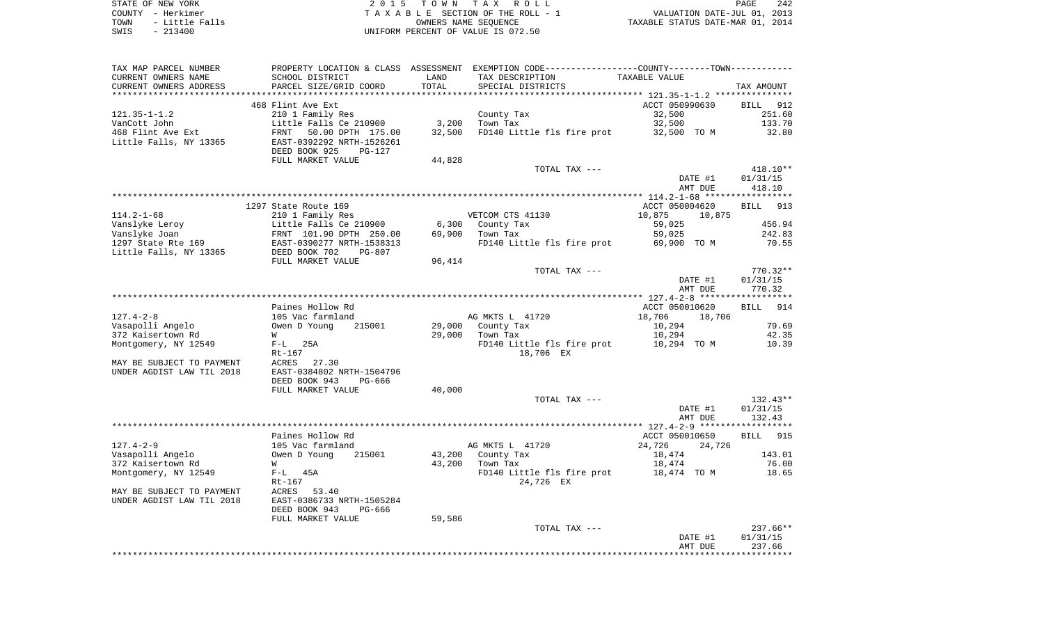STATE OF NEW YORK | 2015 TOWN TAX ROLL | PAGE 242
COUNTY - Herkimer | TAXABLE SECTION OF THE ROLL - 1 | VALUATION DATE-JUL 01, 2013
TOWN - Little Falls | OWNERS NAME SEQUENCE | TAXABLE STATUS DATE-MAR 01, 2014
SWIS - 213400 | UNIFORM PERCENT OF VALUE IS 072.50

| TAX MAP PARCEL NUMBER / CURRENT OWNERS NAME / CURRENT OWNERS ADDRESS | PROPERTY LOCATION & CLASS / SCHOOL DISTRICT / PARCEL SIZE/GRID COORD | ASSESSMENT LAND / TOTAL | EXEMPTION CODE / TAX DESCRIPTION / SPECIAL DISTRICTS | COUNTY / TOWN TAXABLE VALUE | TAX AMOUNT |
|---|---|---|---|---|---|
| 121.35-1-1.2 | 468 Flint Ave Ext | | | ACCT 050990630 | BILL 912 |
| 121.35-1-1.2 | 210 1 Family Res | | County Tax | 32,500 | 251.60 |
| VanCott John | Little Falls Ce 210900 | 3,200 | Town Tax | 32,500 | 133.70 |
| 468 Flint Ave Ext | FRNT 50.00 DPTH 175.00 | 32,500 | FD140 Little fls fire prot | 32,500 TO M | 32.80 |
| Little Falls, NY 13365 | EAST-0392292 NRTH-1526261 | | | | |
| | DEED BOOK 925 PG-127 | | | | |
| | FULL MARKET VALUE | 44,828 | | | |
| | | | TOTAL TAX --- | | 418.10** |
| | | | | DATE #1 | 01/31/15 |
| | | | | AMT DUE | 418.10 |
| 114.2-1-68 | 1297 State Route 169 | | | ACCT 050004620 | BILL 913 |
| 114.2-1-68 | 210 1 Family Res | | VETCOM CTS 41130 | 10,875 10,875 | |
| Vanslyke Leroy | Little Falls Ce 210900 | 6,300 | County Tax | 59,025 | 456.94 |
| Vanslyke Joan | FRNT 101.90 DPTH 250.00 | 69,900 | Town Tax | 59,025 | 242.83 |
| 1297 State Rte 169 | EAST-0390277 NRTH-1538313 | | FD140 Little fls fire prot | 69,900 TO M | 70.55 |
| Little Falls, NY 13365 | DEED BOOK 702 PG-807 | | | | |
| | FULL MARKET VALUE | 96,414 | | | |
| | | | TOTAL TAX --- | | 770.32** |
| | | | | DATE #1 | 01/31/15 |
| | | | | AMT DUE | 770.32 |
| 127.4-2-8 | Paines Hollow Rd | | | ACCT 050010620 | BILL 914 |
| 127.4-2-8 | 105 Vac farmland | | AG MKTS L 41720 | 18,706 18,706 | |
| Vasapolli Angelo | Owen D Young 215001 | 29,000 | County Tax | 10,294 | 79.69 |
| 372 Kaisertown Rd | W | 29,000 | Town Tax | 10,294 | 42.35 |
| Montgomery, NY 12549 | F-L 25A | | FD140 Little fls fire prot | 10,294 TO M | 10.39 |
| | Rt-167 | | 18,706 EX | | |
| MAY BE SUBJECT TO PAYMENT | ACRES 27.30 | | | | |
| UNDER AGDIST LAW TIL 2018 | EAST-0384802 NRTH-1504796 | | | | |
| | DEED BOOK 943 PG-666 | | | | |
| | FULL MARKET VALUE | 40,000 | | | |
| | | | TOTAL TAX --- | | 132.43** |
| | | | | DATE #1 | 01/31/15 |
| | | | | AMT DUE | 132.43 |
| 127.4-2-9 | Paines Hollow Rd | | | ACCT 050010650 | BILL 915 |
| 127.4-2-9 | 105 Vac farmland | | AG MKTS L 41720 | 24,726 24,726 | |
| Vasapolli Angelo | Owen D Young 215001 | 43,200 | County Tax | 18,474 | 143.01 |
| 372 Kaisertown Rd | W | 43,200 | Town Tax | 18,474 | 76.00 |
| Montgomery, NY 12549 | F-L 45A | | FD140 Little fls fire prot | 18,474 TO M | 18.65 |
| | Rt-167 | | 24,726 EX | | |
| MAY BE SUBJECT TO PAYMENT | ACRES 53.40 | | | | |
| UNDER AGDIST LAW TIL 2018 | EAST-0386733 NRTH-1505284 | | | | |
| | DEED BOOK 943 PG-666 | | | | |
| | FULL MARKET VALUE | 59,586 | | | |
| | | | TOTAL TAX --- | | 237.66** |
| | | | | DATE #1 | 01/31/15 |
| | | | | AMT DUE | 237.66 |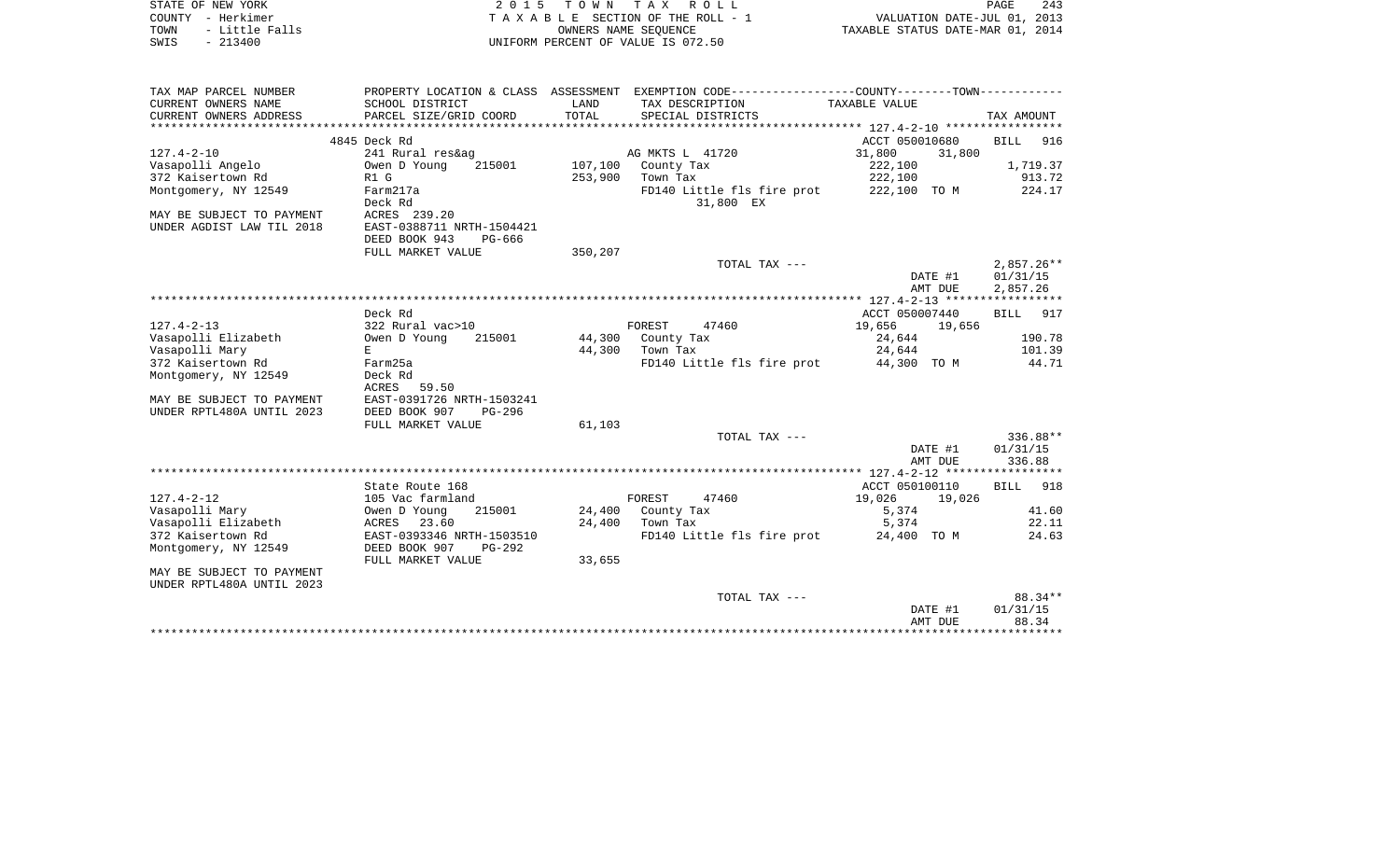STATE OF NEW YORK
COUNTY - Herkimer
TOWN - Little Falls
SWIS - 213400

2 0 1 5 T O W N T A X R O L L
T A X A B L E SECTION OF THE ROLL - 1
OWNERS NAME SEQUENCE
UNIFORM PERCENT OF VALUE IS 072.50

VALUATION DATE-JUL 01, 2013
TAXABLE STATUS DATE-MAR 01, 2014

| TAX MAP PARCEL NUMBER / CURRENT OWNERS NAME / CURRENT OWNERS ADDRESS | PROPERTY LOCATION & CLASS / SCHOOL DISTRICT / PARCEL SIZE/GRID COORD | ASSESSMENT LAND / TOTAL | EXEMPTION CODE / TAX DESCRIPTION / SPECIAL DISTRICTS | COUNTY / TOWN TAXABLE VALUE | TAX AMOUNT |
|---|---|---|---|---|---|
| **127.4-2-10** | 4845 Deck Rd | | | ACCT 050010680 | BILL 916 |
| 127.4-2-10 | 241 Rural res&ag | | AG MKTS L 41720 | 31,800 31,800 | |
| Vasapolli Angelo | Owen D Young 215001 | 107,100 | County Tax | 222,100 | 1,719.37 |
| 372 Kaisertown Rd | R1 G | 253,900 | Town Tax | 222,100 | 913.72 |
| Montgomery, NY 12549 | Farm217a | | FD140 Little fls fire prot | 222,100 TO M | 224.17 |
| | Deck Rd | | 31,800 EX | | |
| MAY BE SUBJECT TO PAYMENT | ACRES 239.20 | | | | |
| UNDER AGDIST LAW TIL 2018 | EAST-0388711 NRTH-1504421 | | | | |
| | DEED BOOK 943 PG-666 | | | | |
| | FULL MARKET VALUE | 350,207 | | | |
| | | | TOTAL TAX --- | | 2,857.26** |
| | | | | DATE #1 | 01/31/15 |
| | | | | AMT DUE | 2,857.26 |
| **127.4-2-13** | Deck Rd | | | ACCT 050007440 | BILL 917 |
| 127.4-2-13 | 322 Rural vac>10 | | FOREST 47460 | 19,656 19,656 | |
| Vasapolli Elizabeth | Owen D Young 215001 | 44,300 | County Tax | 24,644 | 190.78 |
| Vasapolli Mary | E | 44,300 | Town Tax | 24,644 | 101.39 |
| 372 Kaisertown Rd | Farm25a | | FD140 Little fls fire prot | 44,300 TO M | 44.71 |
| Montgomery, NY 12549 | Deck Rd | | | | |
| | ACRES 59.50 | | | | |
| MAY BE SUBJECT TO PAYMENT | EAST-0391726 NRTH-1503241 | | | | |
| UNDER RPTL480A UNTIL 2023 | DEED BOOK 907 PG-296 | | | | |
| | FULL MARKET VALUE | 61,103 | | | |
| | | | TOTAL TAX --- | | 336.88** |
| | | | | DATE #1 | 01/31/15 |
| | | | | AMT DUE | 336.88 |
| **127.4-2-12** | State Route 168 | | | ACCT 050100110 | BILL 918 |
| 127.4-2-12 | 105 Vac farmland | | FOREST 47460 | 19,026 19,026 | |
| Vasapolli Mary | Owen D Young 215001 | 24,400 | County Tax | 5,374 | 41.60 |
| Vasapolli Elizabeth | ACRES 23.60 | 24,400 | Town Tax | 5,374 | 22.11 |
| 372 Kaisertown Rd | EAST-0393346 NRTH-1503510 | | FD140 Little fls fire prot | 24,400 TO M | 24.63 |
| Montgomery, NY 12549 | DEED BOOK 907 PG-292 | | | | |
| | FULL MARKET VALUE | 33,655 | | | |
| MAY BE SUBJECT TO PAYMENT | | | | | |
| UNDER RPTL480A UNTIL 2023 | | | | | |
| | | | TOTAL TAX --- | | 88.34** |
| | | | | DATE #1 | 01/31/15 |
| | | | | AMT DUE | 88.34 |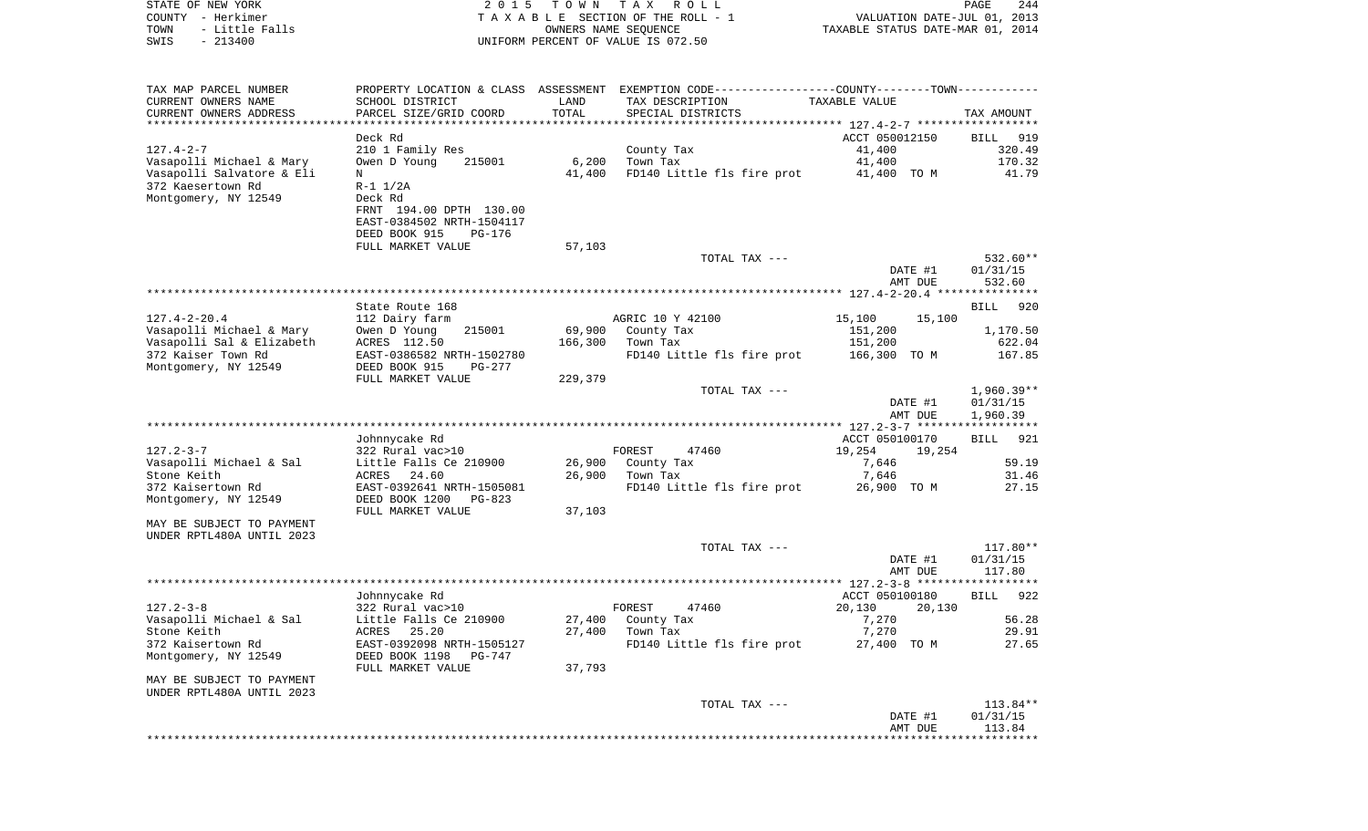STATE OF NEW YORK | 2 0 1 5 T O W N T A X R O L L | PAGE 244
COUNTY - Herkimer | T A X A B L E SECTION OF THE ROLL - 1 | VALUATION DATE-JUL 01, 2013
TOWN - Little Falls | OWNERS NAME SEQUENCE | TAXABLE STATUS DATE-MAR 01, 2014
SWIS - 213400 | UNIFORM PERCENT OF VALUE IS 072.50

```
TAX MAP PARCEL NUMBER      PROPERTY LOCATION & CLASS  ASSESSMENT  EXEMPTION CODE-----------------COUNTY--------TOWN-----------
CURRENT OWNERS NAME        SCHOOL DISTRICT              LAND      TAX DESCRIPTION               TAXABLE VALUE
CURRENT OWNERS ADDRESS     PARCEL SIZE/GRID COORD       TOTAL     SPECIAL DISTRICTS                                    TAX AMOUNT
******************************************************************************************** 127.4-2-7 ******************
                           Deck Rd                                                             ACCT 050012150      BILL   919
127.4-2-7                  210 1 Family Res                       County Tax                     41,400                320.49
Vasapolli Michael & Mary   Owen D Young    215001       6,200     Town Tax                       41,400                170.32
Vasapolli Salvatore & Eli  N                           41,400     FD140 Little fls fire prot     41,400 TO M            41.79
372 Kaesertown Rd          R-1 1/2A
Montgomery, NY 12549       Deck Rd
                           FRNT 194.00 DPTH 130.00
                           EAST-0384502 NRTH-1504117
                           DEED BOOK 915    PG-176
                           FULL MARKET VALUE           57,103
                                                                  TOTAL TAX ---                                        532.60**
                                                                                                 DATE #1           01/31/15
                                                                                                 AMT DUE             532.60
******************************************************************************************** 127.4-2-20.4 ***************
                           State Route 168                                                                         BILL   920
127.4-2-20.4               112 Dairy farm                         AGRIC 10 Y 42100              15,100      15,100
Vasapolli Michael & Mary   Owen D Young    215001      69,900     County Tax                    151,200              1,170.50
Vasapolli Sal & Elizabeth  ACRES 112.50               166,300     Town Tax                      151,200                622.04
372 Kaiser Town Rd         EAST-0386582 NRTH-1502780              FD140 Little fls fire prot    166,300 TO M           167.85
Montgomery, NY 12549       DEED BOOK 915    PG-277
                           FULL MARKET VALUE          229,379
                                                                  TOTAL TAX ---                                      1,960.39**
                                                                                                 DATE #1           01/31/15
                                                                                                 AMT DUE           1,960.39
******************************************************************************************** 127.2-3-7 ******************
                           Johnnycake Rd                                                       ACCT 050100170      BILL   921
127.2-3-7                  322 Rural vac>10                       FOREST      47460             19,254      19,254
Vasapolli Michael & Sal    Little Falls Ce 210900      26,900     County Tax                      7,646                 59.19
Stone Keith                ACRES  24.60                26,900     Town Tax                        7,646                 31.46
372 Kaisertown Rd          EAST-0392641 NRTH-1505081              FD140 Little fls fire prot     26,900 TO M            27.15
Montgomery, NY 12549       DEED BOOK 1200   PG-823
                           FULL MARKET VALUE           37,103
MAY BE SUBJECT TO PAYMENT
UNDER RPTL480A UNTIL 2023
                                                                  TOTAL TAX ---                                        117.80**
                                                                                                 DATE #1           01/31/15
                                                                                                 AMT DUE             117.80
******************************************************************************************** 127.2-3-8 ******************
                           Johnnycake Rd                                                       ACCT 050100180      BILL   922
127.2-3-8                  322 Rural vac>10                       FOREST      47460             20,130      20,130
Vasapolli Michael & Sal    Little Falls Ce 210900      27,400     County Tax                      7,270                 56.28
Stone Keith                ACRES  25.20                27,400     Town Tax                        7,270                 29.91
372 Kaisertown Rd          EAST-0392098 NRTH-1505127              FD140 Little fls fire prot     27,400 TO M            27.65
Montgomery, NY 12549       DEED BOOK 1198   PG-747
                           FULL MARKET VALUE           37,793
MAY BE SUBJECT TO PAYMENT
UNDER RPTL480A UNTIL 2023
                                                                  TOTAL TAX ---                                        113.84**
                                                                                                 DATE #1           01/31/15
                                                                                                 AMT DUE             113.84
****************************************************************************************************************************
```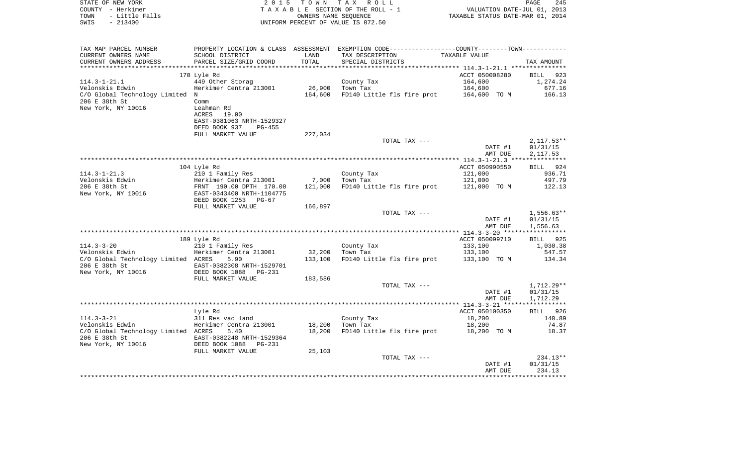STATE OF NEW YORK
COUNTY - Herkimer
TOWN - Little Falls
SWIS - 213400

2 0 1 5 T O W N T A X R O L L
T A X A B L E SECTION OF THE ROLL - 1
OWNERS NAME SEQUENCE
UNIFORM PERCENT OF VALUE IS 072.50

VALUATION DATE-JUL 01, 2013
TAXABLE STATUS DATE-MAR 01, 2014

| TAX MAP PARCEL NUMBER / CURRENT OWNERS NAME / CURRENT OWNERS ADDRESS | PROPERTY LOCATION & CLASS / SCHOOL DISTRICT / PARCEL SIZE/GRID COORD | ASSESSMENT LAND / TOTAL | EXEMPTION CODE / TAX DESCRIPTION / SPECIAL DISTRICTS | COUNTY--------TOWN / TAXABLE VALUE | TAX AMOUNT |
|---|---|---|---|---|---|
| 114.3-1-21.1 | 170 Lyle Rd | | | ACCT 050008280 | BILL 923 |
| Velonskis Edwin | 449 Other Storag | | County Tax | 164,600 | 1,274.24 |
| C/O Global Technology Limited | Herkimer Centra 213001 | 26,900 | Town Tax | 164,600 | 677.16 |
| 206 E 38th St | N | 164,600 | FD140 Little fls fire prot | 164,600 TO M | 166.13 |
| New York, NY 10016 | Comm | | | | |
| | Leahman Rd | | | | |
| | ACRES 19.00 | | | | |
| | EAST-0381063 NRTH-1529327 | | | | |
| | DEED BOOK 937 PG-455 | | | | |
| | FULL MARKET VALUE | 227,034 | | | |
| | | | TOTAL TAX --- | | 2,117.53** |
| | | | | DATE #1 | 01/31/15 |
| | | | | AMT DUE | 2,117.53 |
| 114.3-1-21.3 | 104 Lyle Rd | | | ACCT 050990550 | BILL 924 |
| Velonskis Edwin | 210 1 Family Res | | County Tax | 121,000 | 936.71 |
| 206 E 38th St | Herkimer Centra 213001 | 7,000 | Town Tax | 121,000 | 497.79 |
| New York, NY 10016 | FRNT 190.00 DPTH 170.00 | 121,000 | FD140 Little fls fire prot | 121,000 TO M | 122.13 |
| | EAST-0343400 NRTH-1104775 | | | | |
| | DEED BOOK 1253 PG-67 | | | | |
| | FULL MARKET VALUE | 166,897 | | | |
| | | | TOTAL TAX --- | | 1,556.63** |
| | | | | DATE #1 | 01/31/15 |
| | | | | AMT DUE | 1,556.63 |
| 114.3-3-20 | 189 Lyle Rd | | | ACCT 050099710 | BILL 925 |
| Velonskis Edwin | 210 1 Family Res | | County Tax | 133,100 | 1,030.38 |
| C/O Global Technology Limited | Herkimer Centra 213001 | 32,200 | Town Tax | 133,100 | 547.57 |
| 206 E 38th St | ACRES 5.90 | 133,100 | FD140 Little fls fire prot | 133,100 TO M | 134.34 |
| New York, NY 10016 | EAST-0382308 NRTH-1529701 | | | | |
| | DEED BOOK 1088 PG-231 | | | | |
| | FULL MARKET VALUE | 183,586 | | | |
| | | | TOTAL TAX --- | | 1,712.29** |
| | | | | DATE #1 | 01/31/15 |
| | | | | AMT DUE | 1,712.29 |
| 114.3-3-21 | Lyle Rd | | | ACCT 050100350 | BILL 926 |
| Velonskis Edwin | 311 Res vac land | | County Tax | 18,200 | 140.89 |
| C/O Global Technology Limited | Herkimer Centra 213001 | 18,200 | Town Tax | 18,200 | 74.87 |
| 206 E 38th St | ACRES 5.40 | 18,200 | FD140 Little fls fire prot | 18,200 TO M | 18.37 |
| New York, NY 10016 | EAST-0382248 NRTH-1529364 | | | | |
| | DEED BOOK 1088 PG-231 | | | | |
| | FULL MARKET VALUE | 25,103 | | | |
| | | | TOTAL TAX --- | | 234.13** |
| | | | | DATE #1 | 01/31/15 |
| | | | | AMT DUE | 234.13 |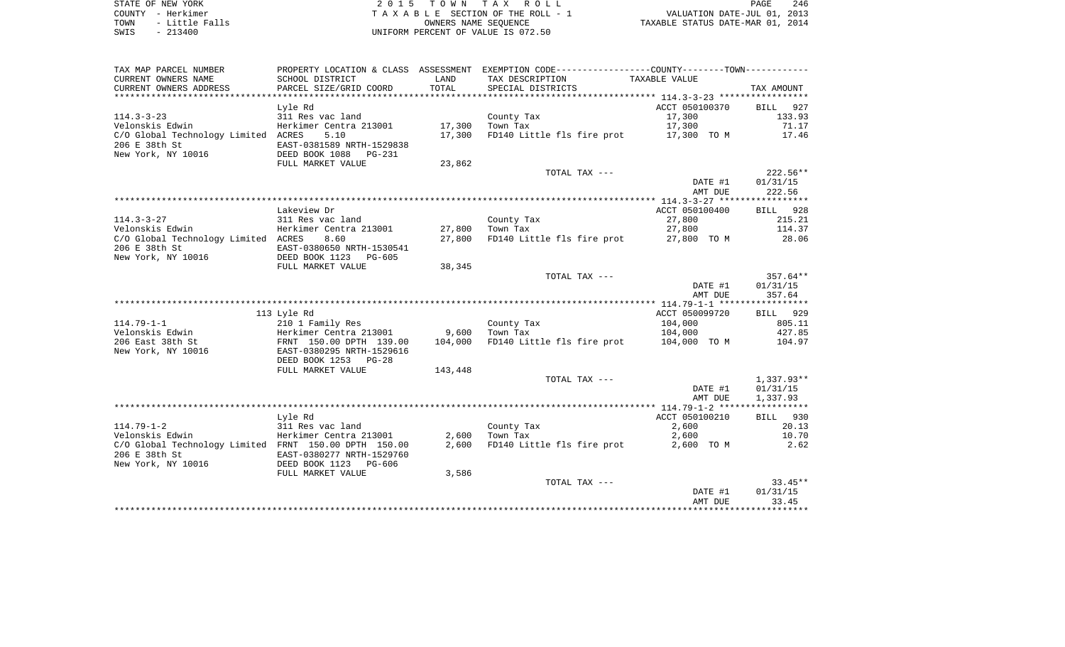STATE OF NEW YORK
COUNTY - Herkimer
TOWN - Little Falls
SWIS - 213400

**2 0 1 5 T O W N T A X R O L L**
T A X A B L E SECTION OF THE ROLL - 1
OWNERS NAME SEQUENCE
UNIFORM PERCENT OF VALUE IS 072.50

VALUATION DATE-JUL 01, 2013
TAXABLE STATUS DATE-MAR 01, 2014

| TAX MAP PARCEL NUMBER / CURRENT OWNERS NAME / CURRENT OWNERS ADDRESS | PROPERTY LOCATION & CLASS / SCHOOL DISTRICT / PARCEL SIZE/GRID COORD | ASSESSMENT LAND / TOTAL | EXEMPTION CODE / TAX DESCRIPTION / SPECIAL DISTRICTS | COUNTY--------TOWN TAXABLE VALUE | TAX AMOUNT |
|---|---|---|---|---|---|
| **114.3-3-23** | Lyle Rd | | | ACCT 050100370 | BILL 927 |
| 114.3-3-23 | 311 Res vac land | | County Tax | 17,300 | 133.93 |
| Velonskis Edwin | Herkimer Centra 213001 | 17,300 | Town Tax | 17,300 | 71.17 |
| C/O Global Technology Limited | ACRES 5.10 | 17,300 | FD140 Little fls fire prot | 17,300 TO M | 17.46 |
| 206 E 38th St | EAST-0381589 NRTH-1529838 | | | | |
| New York, NY 10016 | DEED BOOK 1088 PG-231 | | | | |
| | FULL MARKET VALUE | 23,862 | | | |
| | | | TOTAL TAX --- | | 222.56** |
| | | | | DATE #1 | 01/31/15 |
| | | | | AMT DUE | 222.56 |
| **114.3-3-27** | Lakeview Dr | | | ACCT 050100400 | BILL 928 |
| 114.3-3-27 | 311 Res vac land | | County Tax | 27,800 | 215.21 |
| Velonskis Edwin | Herkimer Centra 213001 | 27,800 | Town Tax | 27,800 | 114.37 |
| C/O Global Technology Limited | ACRES 8.60 | 27,800 | FD140 Little fls fire prot | 27,800 TO M | 28.06 |
| 206 E 38th St | EAST-0380650 NRTH-1530541 | | | | |
| New York, NY 10016 | DEED BOOK 1123 PG-605 | | | | |
| | FULL MARKET VALUE | 38,345 | | | |
| | | | TOTAL TAX --- | | 357.64** |
| | | | | DATE #1 | 01/31/15 |
| | | | | AMT DUE | 357.64 |
| **114.79-1-1** | 113 Lyle Rd | | | ACCT 050099720 | BILL 929 |
| 114.79-1-1 | 210 1 Family Res | | County Tax | 104,000 | 805.11 |
| Velonskis Edwin | Herkimer Centra 213001 | 9,600 | Town Tax | 104,000 | 427.85 |
| 206 East 38th St | FRNT 150.00 DPTH 139.00 | 104,000 | FD140 Little fls fire prot | 104,000 TO M | 104.97 |
| New York, NY 10016 | EAST-0380295 NRTH-1529616 | | | | |
| | DEED BOOK 1253 PG-28 | | | | |
| | FULL MARKET VALUE | 143,448 | | | |
| | | | TOTAL TAX --- | | 1,337.93** |
| | | | | DATE #1 | 01/31/15 |
| | | | | AMT DUE | 1,337.93 |
| **114.79-1-2** | Lyle Rd | | | ACCT 050100210 | BILL 930 |
| 114.79-1-2 | 311 Res vac land | | County Tax | 2,600 | 20.13 |
| Velonskis Edwin | Herkimer Centra 213001 | 2,600 | Town Tax | 2,600 | 10.70 |
| C/O Global Technology Limited | FRNT 150.00 DPTH 150.00 | 2,600 | FD140 Little fls fire prot | 2,600 TO M | 2.62 |
| 206 E 38th St | EAST-0380277 NRTH-1529760 | | | | |
| New York, NY 10016 | DEED BOOK 1123 PG-606 | | | | |
| | FULL MARKET VALUE | 3,586 | | | |
| | | | TOTAL TAX --- | | 33.45** |
| | | | | DATE #1 | 01/31/15 |
| | | | | AMT DUE | 33.45 |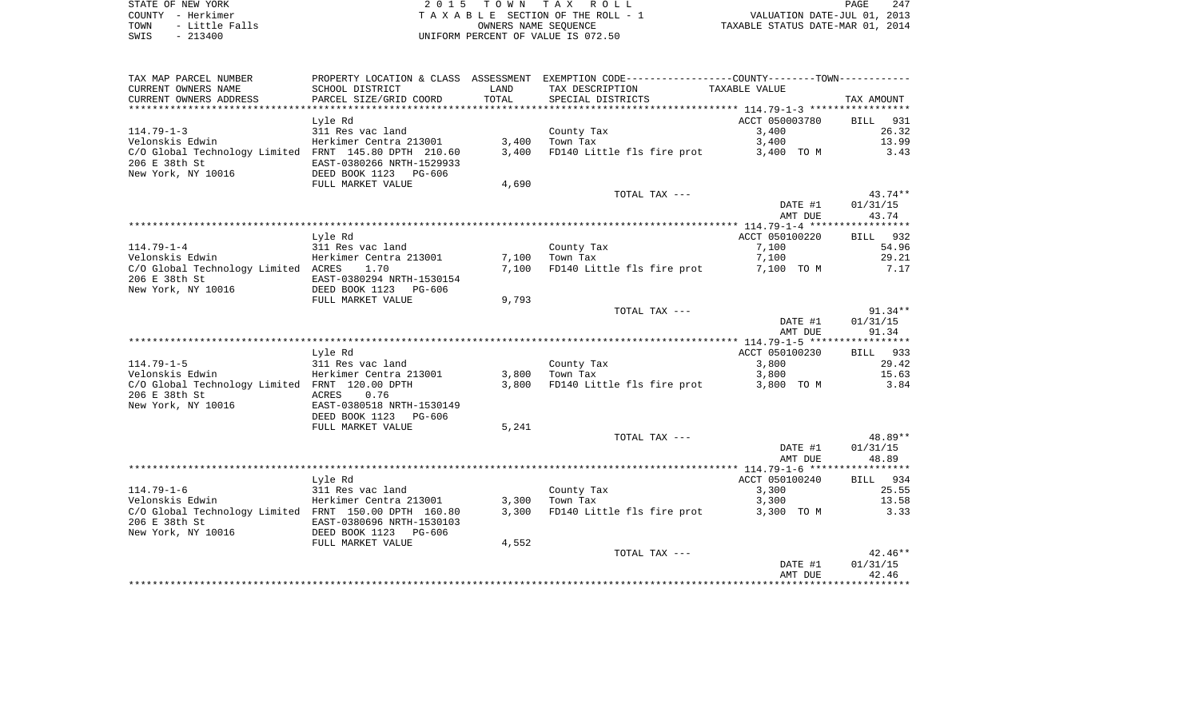STATE OF NEW YORK
COUNTY - Herkimer
TOWN - Little Falls
SWIS - 213400

2015 TOWN TAX ROLL
TAXABLE SECTION OF THE ROLL - 1
OWNERS NAME SEQUENCE
UNIFORM PERCENT OF VALUE IS 072.50

VALUATION DATE-JUL 01, 2013
TAXABLE STATUS DATE-MAR 01, 2014

| TAX MAP PARCEL NUMBER / CURRENT OWNERS NAME / CURRENT OWNERS ADDRESS | PROPERTY LOCATION & CLASS / SCHOOL DISTRICT / PARCEL SIZE/GRID COORD | ASSESSMENT LAND / TOTAL | EXEMPTION CODE / TAX DESCRIPTION / SPECIAL DISTRICTS | TAXABLE VALUE | TAX AMOUNT |
|---|---|---|---|---|---|
| 114.79-1-3 | Lyle Rd | | | ACCT 050003780 | BILL 931 |
| | 311 Res vac land | | County Tax | 3,400 | 26.32 |
| Velonskis Edwin | Herkimer Centra 213001 | 3,400 | Town Tax | 3,400 | 13.99 |
| C/O Global Technology Limited | FRNT 145.80 DPTH 210.60 | 3,400 | FD140 Little fls fire prot | 3,400 TO M | 3.43 |
| 206 E 38th St | EAST-0380266 NRTH-1529933 | | | | |
| New York, NY 10016 | DEED BOOK 1123 PG-606 | | | | |
| | FULL MARKET VALUE | 4,690 | | | |
| | | | TOTAL TAX --- | | 43.74** |
| | | | | DATE #1 | 01/31/15 |
| | | | | AMT DUE | 43.74 |
| 114.79-1-4 | Lyle Rd | | | ACCT 050100220 | BILL 932 |
| | 311 Res vac land | | County Tax | 7,100 | 54.96 |
| Velonskis Edwin | Herkimer Centra 213001 | 7,100 | Town Tax | 7,100 | 29.21 |
| C/O Global Technology Limited | ACRES 1.70 | 7,100 | FD140 Little fls fire prot | 7,100 TO M | 7.17 |
| 206 E 38th St | EAST-0380294 NRTH-1530154 | | | | |
| New York, NY 10016 | DEED BOOK 1123 PG-606 | | | | |
| | FULL MARKET VALUE | 9,793 | | | |
| | | | TOTAL TAX --- | | 91.34** |
| | | | | DATE #1 | 01/31/15 |
| | | | | AMT DUE | 91.34 |
| 114.79-1-5 | Lyle Rd | | | ACCT 050100230 | BILL 933 |
| | 311 Res vac land | | County Tax | 3,800 | 29.42 |
| Velonskis Edwin | Herkimer Centra 213001 | 3,800 | Town Tax | 3,800 | 15.63 |
| C/O Global Technology Limited | FRNT 120.00 DPTH | 3,800 | FD140 Little fls fire prot | 3,800 TO M | 3.84 |
| 206 E 38th St | ACRES 0.76 | | | | |
| New York, NY 10016 | EAST-0380518 NRTH-1530149 | | | | |
| | DEED BOOK 1123 PG-606 | | | | |
| | FULL MARKET VALUE | 5,241 | | | |
| | | | TOTAL TAX --- | | 48.89** |
| | | | | DATE #1 | 01/31/15 |
| | | | | AMT DUE | 48.89 |
| 114.79-1-6 | Lyle Rd | | | ACCT 050100240 | BILL 934 |
| | 311 Res vac land | | County Tax | 3,300 | 25.55 |
| Velonskis Edwin | Herkimer Centra 213001 | 3,300 | Town Tax | 3,300 | 13.58 |
| C/O Global Technology Limited | FRNT 150.00 DPTH 160.80 | 3,300 | FD140 Little fls fire prot | 3,300 TO M | 3.33 |
| 206 E 38th St | EAST-0380696 NRTH-1530103 | | | | |
| New York, NY 10016 | DEED BOOK 1123 PG-606 | | | | |
| | FULL MARKET VALUE | 4,552 | | | |
| | | | TOTAL TAX --- | | 42.46** |
| | | | | DATE #1 | 01/31/15 |
| | | | | AMT DUE | 42.46 |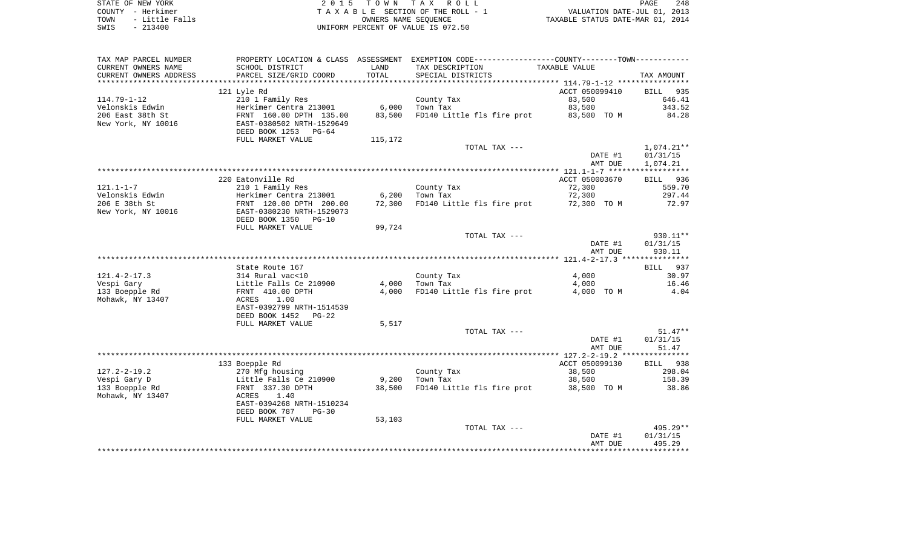STATE OF NEW YORK | 2015 TOWN TAX ROLL
COUNTY - Herkimer | TAXABLE SECTION OF THE ROLL - 1 | VALUATION DATE-JUL 01, 2013
TOWN - Little Falls | OWNERS NAME SEQUENCE | TAXABLE STATUS DATE-MAR 01, 2014
SWIS - 213400 | UNIFORM PERCENT OF VALUE IS 072.50

| TAX MAP PARCEL NUMBER<br>CURRENT OWNERS NAME<br>CURRENT OWNERS ADDRESS | PROPERTY LOCATION & CLASS<br>SCHOOL DISTRICT<br>PARCEL SIZE/GRID COORD | ASSESSMENT<br>LAND<br>TOTAL | EXEMPTION CODE-----COUNTY-----TOWN-----<br>TAX DESCRIPTION<br>SPECIAL DISTRICTS | TAXABLE VALUE | TAX AMOUNT |
|---|---|---|---|---|---|
| 114.79-1-12 | 121 Lyle Rd | | | ACCT 050099410 | BILL 935 |
| Velonskis Edwin | 210 1 Family Res | | County Tax | 83,500 | 646.41 |
| 206 East 38th St | Herkimer Centra 213001 | 6,000 | Town Tax | 83,500 | 343.52 |
| New York, NY 10016 | FRNT 160.00 DPTH 135.00 | 83,500 | FD140 Little fls fire prot | 83,500 TO M | 84.28 |
| | EAST-0380502 NRTH-1529649 | | | | |
| | DEED BOOK 1253 PG-64 | | | | |
| | FULL MARKET VALUE | 115,172 | | | |
| | | | TOTAL TAX --- | | 1,074.21** |
| | | | | DATE #1 | 01/31/15 |
| | | | | AMT DUE | 1,074.21 |
| 121.1-1-7 | 220 Eatonville Rd | | | ACCT 050003670 | BILL 936 |
| Velonskis Edwin | 210 1 Family Res | | County Tax | 72,300 | 559.70 |
| 206 E 38th St | Herkimer Centra 213001 | 6,200 | Town Tax | 72,300 | 297.44 |
| New York, NY 10016 | FRNT 120.00 DPTH 200.00 | 72,300 | FD140 Little fls fire prot | 72,300 TO M | 72.97 |
| | EAST-0380230 NRTH-1529073 | | | | |
| | DEED BOOK 1350 PG-10 | | | | |
| | FULL MARKET VALUE | 99,724 | | | |
| | | | TOTAL TAX --- | | 930.11** |
| | | | | DATE #1 | 01/31/15 |
| | | | | AMT DUE | 930.11 |
| 121.4-2-17.3 | State Route 167 | | | | BILL 937 |
| Vespi Gary | 314 Rural vac<10 | | County Tax | 4,000 | 30.97 |
| 133 Boepple Rd | Little Falls Ce 210900 | 4,000 | Town Tax | 4,000 | 16.46 |
| Mohawk, NY 13407 | FRNT 410.00 DPTH | 4,000 | FD140 Little fls fire prot | 4,000 TO M | 4.04 |
| | ACRES 1.00 | | | | |
| | EAST-0392799 NRTH-1514539 | | | | |
| | DEED BOOK 1452 PG-22 | | | | |
| | FULL MARKET VALUE | 5,517 | | | |
| | | | TOTAL TAX --- | | 51.47** |
| | | | | DATE #1 | 01/31/15 |
| | | | | AMT DUE | 51.47 |
| 127.2-2-19.2 | 133 Boepple Rd | | | ACCT 050099130 | BILL 938 |
| Vespi Gary D | 270 Mfg housing | | County Tax | 38,500 | 298.04 |
| 133 Boepple Rd | Little Falls Ce 210900 | 9,200 | Town Tax | 38,500 | 158.39 |
| Mohawk, NY 13407 | FRNT 337.30 DPTH | 38,500 | FD140 Little fls fire prot | 38,500 TO M | 38.86 |
| | ACRES 1.40 | | | | |
| | EAST-0394268 NRTH-1510234 | | | | |
| | DEED BOOK 787 PG-30 | | | | |
| | FULL MARKET VALUE | 53,103 | | | |
| | | | TOTAL TAX --- | | 495.29** |
| | | | | DATE #1 | 01/31/15 |
| | | | | AMT DUE | 495.29 |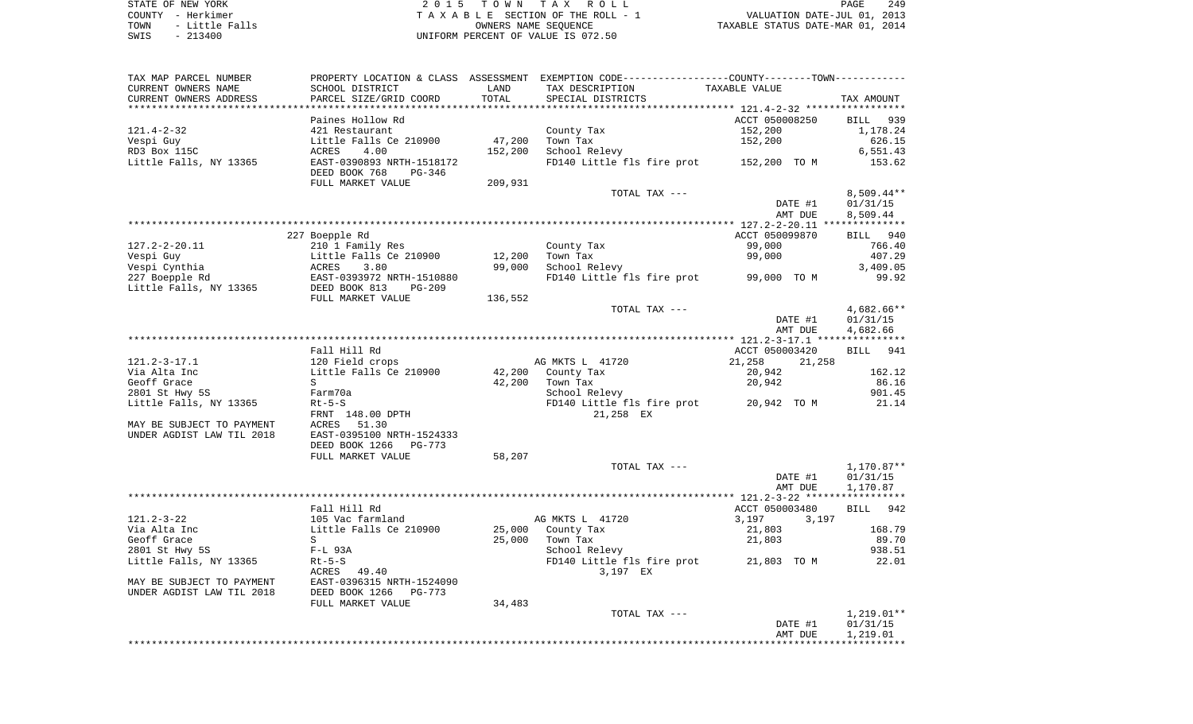STATE OF NEW YORK | 2 0 1 5 T O W N T A X R O L L | PAGE 249
COUNTY - Herkimer | T A X A B L E SECTION OF THE ROLL - 1 | VALUATION DATE-JUL 01, 2013
TOWN - Little Falls | OWNERS NAME SEQUENCE | TAXABLE STATUS DATE-MAR 01, 2014
SWIS - 213400 | UNIFORM PERCENT OF VALUE IS 072.50

| TAX MAP PARCEL NUMBER / CURRENT OWNERS NAME / CURRENT OWNERS ADDRESS | PROPERTY LOCATION & CLASS / SCHOOL DISTRICT / PARCEL SIZE/GRID COORD | ASSESSMENT LAND / TOTAL | EXEMPTION CODE / TAX DESCRIPTION / SPECIAL DISTRICTS | COUNTY--------TOWN / TAXABLE VALUE | TAX AMOUNT |
|---|---|---|---|---|---|
| **121.4-2-32** | Paines Hollow Rd | | | ACCT 050008250 | BILL 939 |
| 121.4-2-32 | 421 Restaurant | | County Tax | 152,200 | 1,178.24 |
| Vespi Guy | Little Falls Ce 210900 | 47,200 | Town Tax | 152,200 | 626.15 |
| RD3 Box 115C | ACRES 4.00 | 152,200 | School Relevy | | 6,551.43 |
| Little Falls, NY 13365 | EAST-0390893 NRTH-1518172 | | FD140 Little fls fire prot | 152,200 TO M | 153.62 |
| | DEED BOOK 768 PG-346 | | | | |
| | FULL MARKET VALUE | 209,931 | | | |
| | | | TOTAL TAX --- | | 8,509.44** |
| | | | | DATE #1 | 01/31/15 |
| | | | | AMT DUE | 8,509.44 |
| **127.2-2-20.11** | 227 Boepple Rd | | | ACCT 050099870 | BILL 940 |
| 127.2-2-20.11 | 210 1 Family Res | | County Tax | 99,000 | 766.40 |
| Vespi Guy | Little Falls Ce 210900 | 12,200 | Town Tax | 99,000 | 407.29 |
| Vespi Cynthia | ACRES 3.80 | 99,000 | School Relevy | | 3,409.05 |
| 227 Boepple Rd | EAST-0393972 NRTH-1510880 | | FD140 Little fls fire prot | 99,000 TO M | 99.92 |
| Little Falls, NY 13365 | DEED BOOK 813 PG-209 | | | | |
| | FULL MARKET VALUE | 136,552 | | | |
| | | | TOTAL TAX --- | | 4,682.66** |
| | | | | DATE #1 | 01/31/15 |
| | | | | AMT DUE | 4,682.66 |
| **121.2-3-17.1** | Fall Hill Rd | | | ACCT 050003420 | BILL 941 |
| 121.2-3-17.1 | 120 Field crops | | AG MKTS L 41720 | 21,258 21,258 | |
| Via Alta Inc | Little Falls Ce 210900 | 42,200 | County Tax | 20,942 | 162.12 |
| Geoff Grace | S | 42,200 | Town Tax | 20,942 | 86.16 |
| 2801 St Hwy 5S | Farm70a | | School Relevy | | 901.45 |
| Little Falls, NY 13365 | Rt-5-S | | FD140 Little fls fire prot | 20,942 TO M | 21.14 |
| | FRNT 148.00 DPTH | | 21,258 EX | | |
| MAY BE SUBJECT TO PAYMENT | ACRES 51.30 | | | | |
| UNDER AGDIST LAW TIL 2018 | EAST-0395100 NRTH-1524333 | | | | |
| | DEED BOOK 1266 PG-773 | | | | |
| | FULL MARKET VALUE | 58,207 | | | |
| | | | TOTAL TAX --- | | 1,170.87** |
| | | | | DATE #1 | 01/31/15 |
| | | | | AMT DUE | 1,170.87 |
| **121.2-3-22** | Fall Hill Rd | | | ACCT 050003480 | BILL 942 |
| 121.2-3-22 | 105 Vac farmland | | AG MKTS L 41720 | 3,197 3,197 | |
| Via Alta Inc | Little Falls Ce 210900 | 25,000 | County Tax | 21,803 | 168.79 |
| Geoff Grace | S | 25,000 | Town Tax | 21,803 | 89.70 |
| 2801 St Hwy 5S | F-L 93A | | School Relevy | | 938.51 |
| Little Falls, NY 13365 | Rt-5-S | | FD140 Little fls fire prot | 21,803 TO M | 22.01 |
| | ACRES 49.40 | | 3,197 EX | | |
| MAY BE SUBJECT TO PAYMENT | EAST-0396315 NRTH-1524090 | | | | |
| UNDER AGDIST LAW TIL 2018 | DEED BOOK 1266 PG-773 | | | | |
| | FULL MARKET VALUE | 34,483 | | | |
| | | | TOTAL TAX --- | | 1,219.01** |
| | | | | DATE #1 | 01/31/15 |
| | | | | AMT DUE | 1,219.01 |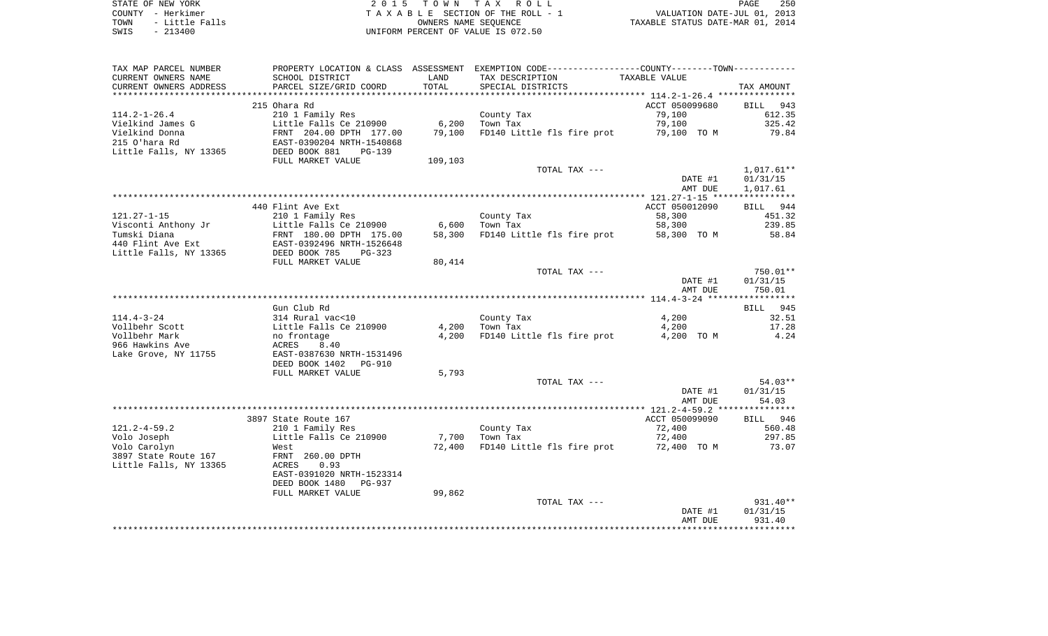STATE OF NEW YORK
COUNTY - Herkimer
TOWN - Little Falls
SWIS - 213400

2015 TOWN TAX ROLL
TAXABLE SECTION OF THE ROLL - 1
OWNERS NAME SEQUENCE
UNIFORM PERCENT OF VALUE IS 072.50

VALUATION DATE-JUL 01, 2013
TAXABLE STATUS DATE-MAR 01, 2014

| TAX MAP PARCEL NUMBER<br>CURRENT OWNERS NAME<br>CURRENT OWNERS ADDRESS | PROPERTY LOCATION & CLASS<br>SCHOOL DISTRICT<br>PARCEL SIZE/GRID COORD | ASSESSMENT<br>LAND<br>TOTAL | EXEMPTION CODE-----COUNTY-----TOWN-----<br>TAX DESCRIPTION<br>SPECIAL DISTRICTS | TAXABLE VALUE | TAX AMOUNT |
|---|---|---|---|---|---|
| | 215 Ohara Rd | | | ACCT 050099680 | BILL 943 |
| 114.2-1-26.4 | 210 1 Family Res | | County Tax | 79,100 | 612.35 |
| Vielkind James G | Little Falls Ce 210900 | 6,200 | Town Tax | 79,100 | 325.42 |
| Vielkind Donna | FRNT 204.00 DPTH 177.00 | 79,100 | FD140 Little fls fire prot | 79,100 TO M | 79.84 |
| 215 O'hara Rd | EAST-0390204 NRTH-1540868 | | | | |
| Little Falls, NY 13365 | DEED BOOK 881 PG-139 | | | | |
| | FULL MARKET VALUE | 109,103 | | | |
| | | | TOTAL TAX --- | | 1,017.61** |
| | | | | DATE #1 | 01/31/15 |
| | | | | AMT DUE | 1,017.61 |
| | 440 Flint Ave Ext | | | ACCT 050012090 | BILL 944 |
| 121.27-1-15 | 210 1 Family Res | | County Tax | 58,300 | 451.32 |
| Visconti Anthony Jr | Little Falls Ce 210900 | 6,600 | Town Tax | 58,300 | 239.85 |
| Tumski Diana | FRNT 180.00 DPTH 175.00 | 58,300 | FD140 Little fls fire prot | 58,300 TO M | 58.84 |
| 440 Flint Ave Ext | EAST-0392496 NRTH-1526648 | | | | |
| Little Falls, NY 13365 | DEED BOOK 785 PG-323 | | | | |
| | FULL MARKET VALUE | 80,414 | | | |
| | | | TOTAL TAX --- | | 750.01** |
| | | | | DATE #1 | 01/31/15 |
| | | | | AMT DUE | 750.01 |
| | Gun Club Rd | | | | BILL 945 |
| 114.4-3-24 | 314 Rural vac<10 | | County Tax | 4,200 | 32.51 |
| Vollbehr Scott | Little Falls Ce 210900 | 4,200 | Town Tax | 4,200 | 17.28 |
| Vollbehr Mark | no frontage | 4,200 | FD140 Little fls fire prot | 4,200 TO M | 4.24 |
| 966 Hawkins Ave | ACRES 8.40 | | | | |
| Lake Grove, NY 11755 | EAST-0387630 NRTH-1531496 | | | | |
| | DEED BOOK 1402 PG-910 | | | | |
| | FULL MARKET VALUE | 5,793 | | | |
| | | | TOTAL TAX --- | | 54.03** |
| | | | | DATE #1 | 01/31/15 |
| | | | | AMT DUE | 54.03 |
| | 3897 State Route 167 | | | ACCT 050099090 | BILL 946 |
| 121.2-4-59.2 | 210 1 Family Res | | County Tax | 72,400 | 560.48 |
| Volo Joseph | Little Falls Ce 210900 | 7,700 | Town Tax | 72,400 | 297.85 |
| Volo Carolyn | West | 72,400 | FD140 Little fls fire prot | 72,400 TO M | 73.07 |
| 3897 State Route 167 | FRNT 260.00 DPTH | | | | |
| Little Falls, NY 13365 | ACRES 0.93 | | | | |
| | EAST-0391020 NRTH-1523314 | | | | |
| | DEED BOOK 1480 PG-937 | | | | |
| | FULL MARKET VALUE | 99,862 | | | |
| | | | TOTAL TAX --- | | 931.40** |
| | | | | DATE #1 | 01/31/15 |
| | | | | AMT DUE | 931.40 |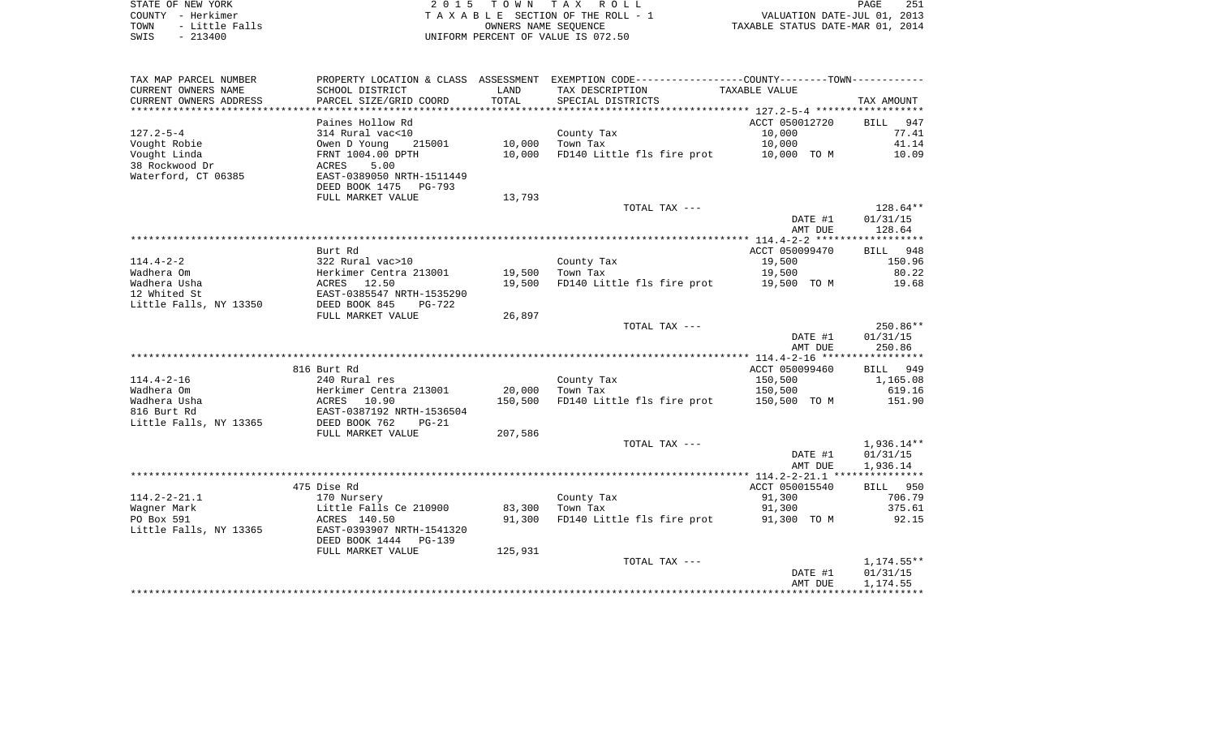STATE OF NEW YORK
COUNTY - Herkimer
TOWN - Little Falls
SWIS - 213400

2 0 1 5 T O W N T A X R O L L
T A X A B L E SECTION OF THE ROLL - 1
OWNERS NAME SEQUENCE
UNIFORM PERCENT OF VALUE IS 072.50

VALUATION DATE-JUL 01, 2013
TAXABLE STATUS DATE-MAR 01, 2014

| TAX MAP PARCEL NUMBER / CURRENT OWNERS NAME / CURRENT OWNERS ADDRESS | PROPERTY LOCATION & CLASS / SCHOOL DISTRICT / PARCEL SIZE/GRID COORD | ASSESSMENT LAND / TOTAL | EXEMPTION CODE / TAX DESCRIPTION / SPECIAL DISTRICTS | COUNTY / TOWN TAXABLE VALUE | TAX AMOUNT |
|---|---|---|---|---|---|
| 127.2-5-4 | Paines Hollow Rd | | | ACCT 050012720 | BILL 947 |
| | 314 Rural vac<10 | | County Tax | 10,000 | 77.41 |
| Vought Robie | Owen D Young 215001 | 10,000 | Town Tax | 10,000 | 41.14 |
| Vought Linda | FRNT 1004.00 DPTH | 10,000 | FD140 Little fls fire prot | 10,000 TO M | 10.09 |
| 38 Rockwood Dr | ACRES 5.00 | | | | |
| Waterford, CT 06385 | EAST-0389050 NRTH-1511449 | | | | |
| | DEED BOOK 1475 PG-793 | | | | |
| | FULL MARKET VALUE | 13,793 | | | |
| | | | TOTAL TAX --- | | 128.64** |
| | | | | DATE #1 | 01/31/15 |
| | | | | AMT DUE | 128.64 |
| 114.4-2-2 | Burt Rd | | | ACCT 050099470 | BILL 948 |
| | 322 Rural vac>10 | | County Tax | 19,500 | 150.96 |
| Wadhera Om | Herkimer Centra 213001 | 19,500 | Town Tax | 19,500 | 80.22 |
| Wadhera Usha | ACRES 12.50 | 19,500 | FD140 Little fls fire prot | 19,500 TO M | 19.68 |
| 12 Whited St | EAST-0385547 NRTH-1535290 | | | | |
| Little Falls, NY 13350 | DEED BOOK 845 PG-722 | | | | |
| | FULL MARKET VALUE | 26,897 | | | |
| | | | TOTAL TAX --- | | 250.86** |
| | | | | DATE #1 | 01/31/15 |
| | | | | AMT DUE | 250.86 |
| 114.4-2-16 | 816 Burt Rd | | | ACCT 050099460 | BILL 949 |
| | 240 Rural res | | County Tax | 150,500 | 1,165.08 |
| Wadhera Om | Herkimer Centra 213001 | 20,000 | Town Tax | 150,500 | 619.16 |
| Wadhera Usha | ACRES 10.90 | 150,500 | FD140 Little fls fire prot | 150,500 TO M | 151.90 |
| 816 Burt Rd | EAST-0387192 NRTH-1536504 | | | | |
| Little Falls, NY 13365 | DEED BOOK 762 PG-21 | | | | |
| | FULL MARKET VALUE | 207,586 | | | |
| | | | TOTAL TAX --- | | 1,936.14** |
| | | | | DATE #1 | 01/31/15 |
| | | | | AMT DUE | 1,936.14 |
| 114.2-2-21.1 | 475 Dise Rd | | | ACCT 050015540 | BILL 950 |
| | 170 Nursery | | County Tax | 91,300 | 706.79 |
| Wagner Mark | Little Falls Ce 210900 | 83,300 | Town Tax | 91,300 | 375.61 |
| PO Box 591 | ACRES 140.50 | 91,300 | FD140 Little fls fire prot | 91,300 TO M | 92.15 |
| Little Falls, NY 13365 | EAST-0393907 NRTH-1541320 | | | | |
| | DEED BOOK 1444 PG-139 | | | | |
| | FULL MARKET VALUE | 125,931 | | | |
| | | | TOTAL TAX --- | | 1,174.55** |
| | | | | DATE #1 | 01/31/15 |
| | | | | AMT DUE | 1,174.55 |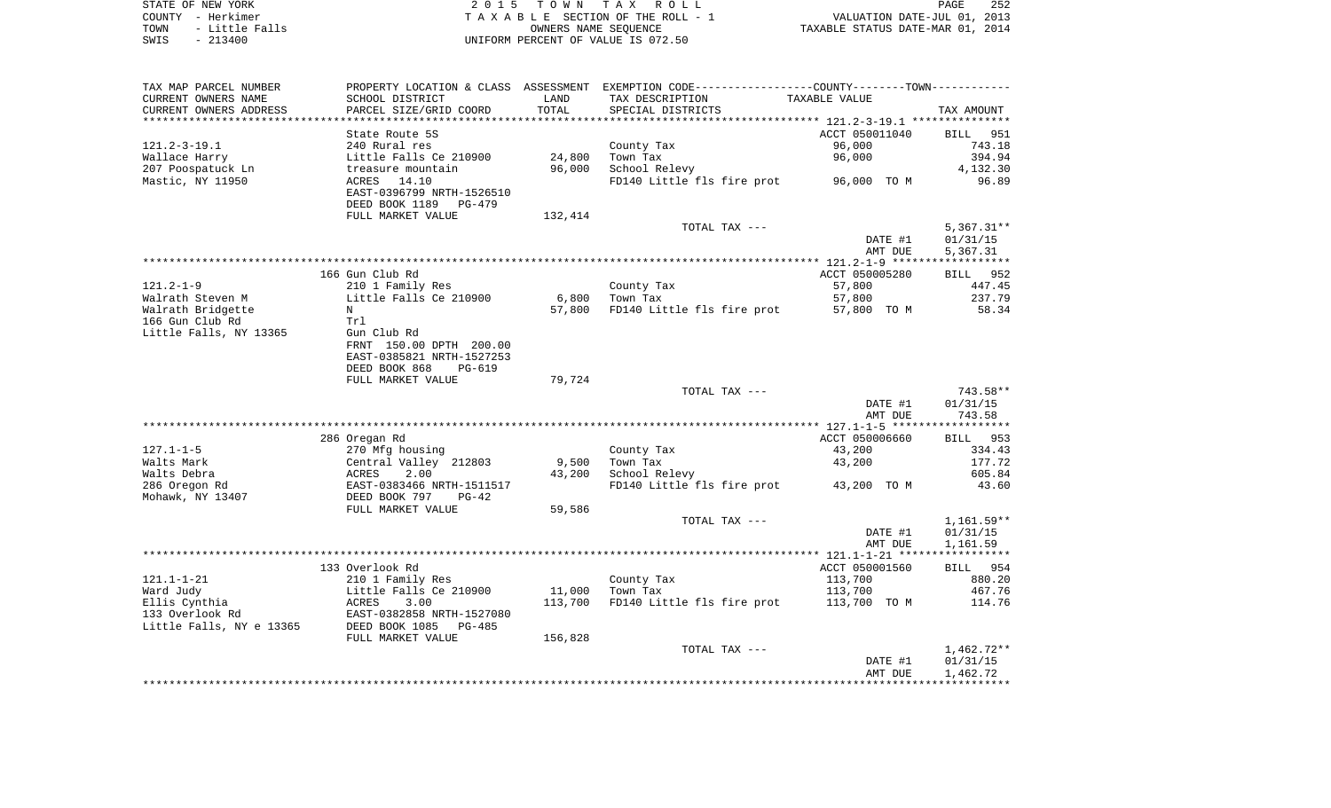STATE OF NEW YORK
COUNTY - Herkimer
TOWN - Little Falls
SWIS - 213400

2015 TOWN TAX ROLL
TAXABLE SECTION OF THE ROLL - 1
OWNERS NAME SEQUENCE
UNIFORM PERCENT OF VALUE IS 072.50

VALUATION DATE-JUL 01, 2013
TAXABLE STATUS DATE-MAR 01, 2014

| TAX MAP PARCEL NUMBER / CURRENT OWNERS NAME / CURRENT OWNERS ADDRESS | PROPERTY LOCATION & CLASS / SCHOOL DISTRICT / PARCEL SIZE/GRID COORD | ASSESSMENT LAND / TOTAL | EXEMPTION CODE / TAX DESCRIPTION / SPECIAL DISTRICTS | COUNTY--------TOWN TAXABLE VALUE | TAX AMOUNT |
|---|---|---|---|---|---|
| 121.2-3-19.1 | State Route 5S | | | ACCT 050011040 | BILL 951 |
| Wallace Harry | 240 Rural res | | County Tax | 96,000 | 743.18 |
| 207 Poospatuck Ln | Little Falls Ce 210900 | 24,800 | Town Tax | 96,000 | 394.94 |
| Mastic, NY 11950 | treasure mountain | 96,000 | School Relevy | | 4,132.30 |
| | ACRES 14.10 | | FD140 Little fls fire prot | 96,000 TO M | 96.89 |
| | EAST-0396799 NRTH-1526510 | | | | |
| | DEED BOOK 1189 PG-479 | | | | |
| | FULL MARKET VALUE | 132,414 | | | |
| | | | TOTAL TAX --- | | 5,367.31** |
| | | | | DATE #1 | 01/31/15 |
| | | | | AMT DUE | 5,367.31 |
| 121.2-1-9 | 166 Gun Club Rd | | | ACCT 050005280 | BILL 952 |
| Walrath Steven M | 210 1 Family Res | | County Tax | 57,800 | 447.45 |
| Walrath Bridgette | Little Falls Ce 210900 | 6,800 | Town Tax | 57,800 | 237.79 |
| 166 Gun Club Rd | N | 57,800 | FD140 Little fls fire prot | 57,800 TO M | 58.34 |
| Little Falls, NY 13365 | Trl | | | | |
| | Gun Club Rd | | | | |
| | FRNT 150.00 DPTH 200.00 | | | | |
| | EAST-0385821 NRTH-1527253 | | | | |
| | DEED BOOK 868 PG-619 | | | | |
| | FULL MARKET VALUE | 79,724 | | | |
| | | | TOTAL TAX --- | | 743.58** |
| | | | | DATE #1 | 01/31/15 |
| | | | | AMT DUE | 743.58 |
| 127.1-1-5 | 286 Oregan Rd | | | ACCT 050006660 | BILL 953 |
| Walts Mark | 270 Mfg housing | | County Tax | 43,200 | 334.43 |
| Walts Debra | Central Valley 212803 | 9,500 | Town Tax | 43,200 | 177.72 |
| 286 Oregon Rd | ACRES 2.00 | 43,200 | School Relevy | | 605.84 |
| Mohawk, NY 13407 | EAST-0383466 NRTH-1511517 | | FD140 Little fls fire prot | 43,200 TO M | 43.60 |
| | DEED BOOK 797 PG-42 | | | | |
| | FULL MARKET VALUE | 59,586 | | | |
| | | | TOTAL TAX --- | | 1,161.59** |
| | | | | DATE #1 | 01/31/15 |
| | | | | AMT DUE | 1,161.59 |
| 121.1-1-21 | 133 Overlook Rd | | | ACCT 050001560 | BILL 954 |
| Ward Judy | 210 1 Family Res | | County Tax | 113,700 | 880.20 |
| Ellis Cynthia | Little Falls Ce 210900 | 11,000 | Town Tax | 113,700 | 467.76 |
| 133 Overlook Rd | ACRES 3.00 | 113,700 | FD140 Little fls fire prot | 113,700 TO M | 114.76 |
| Little Falls, NY e 13365 | EAST-0382858 NRTH-1527080 | | | | |
| | DEED BOOK 1085 PG-485 | | | | |
| | FULL MARKET VALUE | 156,828 | | | |
| | | | TOTAL TAX --- | | 1,462.72** |
| | | | | DATE #1 | 01/31/15 |
| | | | | AMT DUE | 1,462.72 |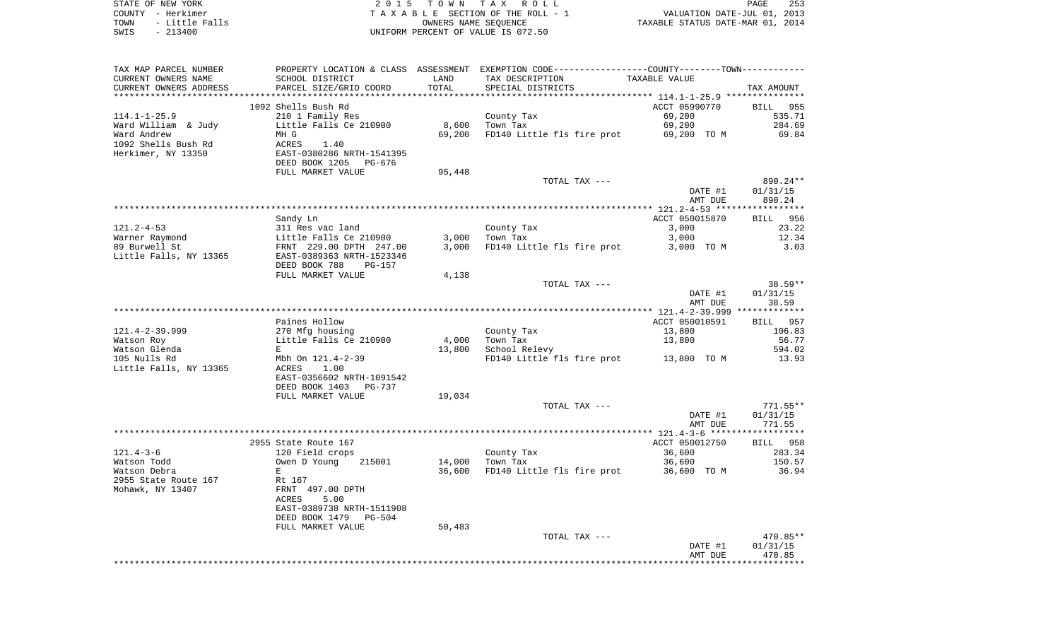STATE OF NEW YORK
COUNTY - Herkimer
TOWN - Little Falls
SWIS - 213400

2015 TOWN TAX ROLL
TAXABLE SECTION OF THE ROLL - 1
OWNERS NAME SEQUENCE
UNIFORM PERCENT OF VALUE IS 072.50

VALUATION DATE-JUL 01, 2013
TAXABLE STATUS DATE-MAR 01, 2014

| TAX MAP PARCEL NUMBER / CURRENT OWNERS NAME / CURRENT OWNERS ADDRESS | PROPERTY LOCATION & CLASS / SCHOOL DISTRICT / PARCEL SIZE/GRID COORD | ASSESSMENT LAND / TOTAL | EXEMPTION CODE / TAX DESCRIPTION / SPECIAL DISTRICTS | COUNTY/TOWN TAXABLE VALUE | TAX AMOUNT |
|---|---|---|---|---|---|
| 114.1-1-25.9 | 1092 Shells Bush Rd | | | ACCT 05990770 | BILL 955 |
| | 210 1 Family Res | | County Tax | 69,200 | 535.71 |
| Ward William & Judy | Little Falls Ce 210900 | 8,600 | Town Tax | 69,200 | 284.69 |
| Ward Andrew | MH G | 69,200 | FD140 Little fls fire prot | 69,200 TO M | 69.84 |
| 1092 Shells Bush Rd | ACRES 1.40 | | | | |
| Herkimer, NY 13350 | EAST-0380286 NRTH-1541395 | | | | |
| | DEED BOOK 1205 PG-676 | | | | |
| | FULL MARKET VALUE | 95,448 | | | |
| | | | TOTAL TAX --- | | 890.24** |
| | | | | DATE #1 | 01/31/15 |
| | | | | AMT DUE | 890.24 |
| 121.2-4-53 | Sandy Ln | | | ACCT 050015870 | BILL 956 |
| | 311 Res vac land | | County Tax | 3,000 | 23.22 |
| Warner Raymond | Little Falls Ce 210900 | 3,000 | Town Tax | 3,000 | 12.34 |
| 89 Burwell St | FRNT 229.00 DPTH 247.00 | 3,000 | FD140 Little fls fire prot | 3,000 TO M | 3.03 |
| Little Falls, NY 13365 | EAST-0389363 NRTH-1523346 | | | | |
| | DEED BOOK 788 PG-157 | | | | |
| | FULL MARKET VALUE | 4,138 | | | |
| | | | TOTAL TAX --- | | 38.59** |
| | | | | DATE #1 | 01/31/15 |
| | | | | AMT DUE | 38.59 |
| 121.4-2-39.999 | Paines Hollow | | | ACCT 050010591 | BILL 957 |
| | 270 Mfg housing | | County Tax | 13,800 | 106.83 |
| Watson Roy | Little Falls Ce 210900 | 4,000 | Town Tax | 13,800 | 56.77 |
| Watson Glenda | E | 13,800 | School Relevy | | 594.02 |
| 105 Nulls Rd | Mbh On 121.4-2-39 | | FD140 Little fls fire prot | 13,800 TO M | 13.93 |
| Little Falls, NY 13365 | ACRES 1.00 | | | | |
| | EAST-0356602 NRTH-1091542 | | | | |
| | DEED BOOK 1403 PG-737 | | | | |
| | FULL MARKET VALUE | 19,034 | | | |
| | | | TOTAL TAX --- | | 771.55** |
| | | | | DATE #1 | 01/31/15 |
| | | | | AMT DUE | 771.55 |
| 121.4-3-6 | 2955 State Route 167 | | | ACCT 050012750 | BILL 958 |
| | 120 Field crops | | County Tax | 36,600 | 283.34 |
| Watson Todd | Owen D Young 215001 | 14,000 | Town Tax | 36,600 | 150.57 |
| Watson Debra | E | 36,600 | FD140 Little fls fire prot | 36,600 TO M | 36.94 |
| 2955 State Route 167 | Rt 167 | | | | |
| Mohawk, NY 13407 | FRNT 497.00 DPTH | | | | |
| | ACRES 5.00 | | | | |
| | EAST-0389738 NRTH-1511908 | | | | |
| | DEED BOOK 1479 PG-504 | | | | |
| | FULL MARKET VALUE | 50,483 | | | |
| | | | TOTAL TAX --- | | 470.85** |
| | | | | DATE #1 | 01/31/15 |
| | | | | AMT DUE | 470.85 |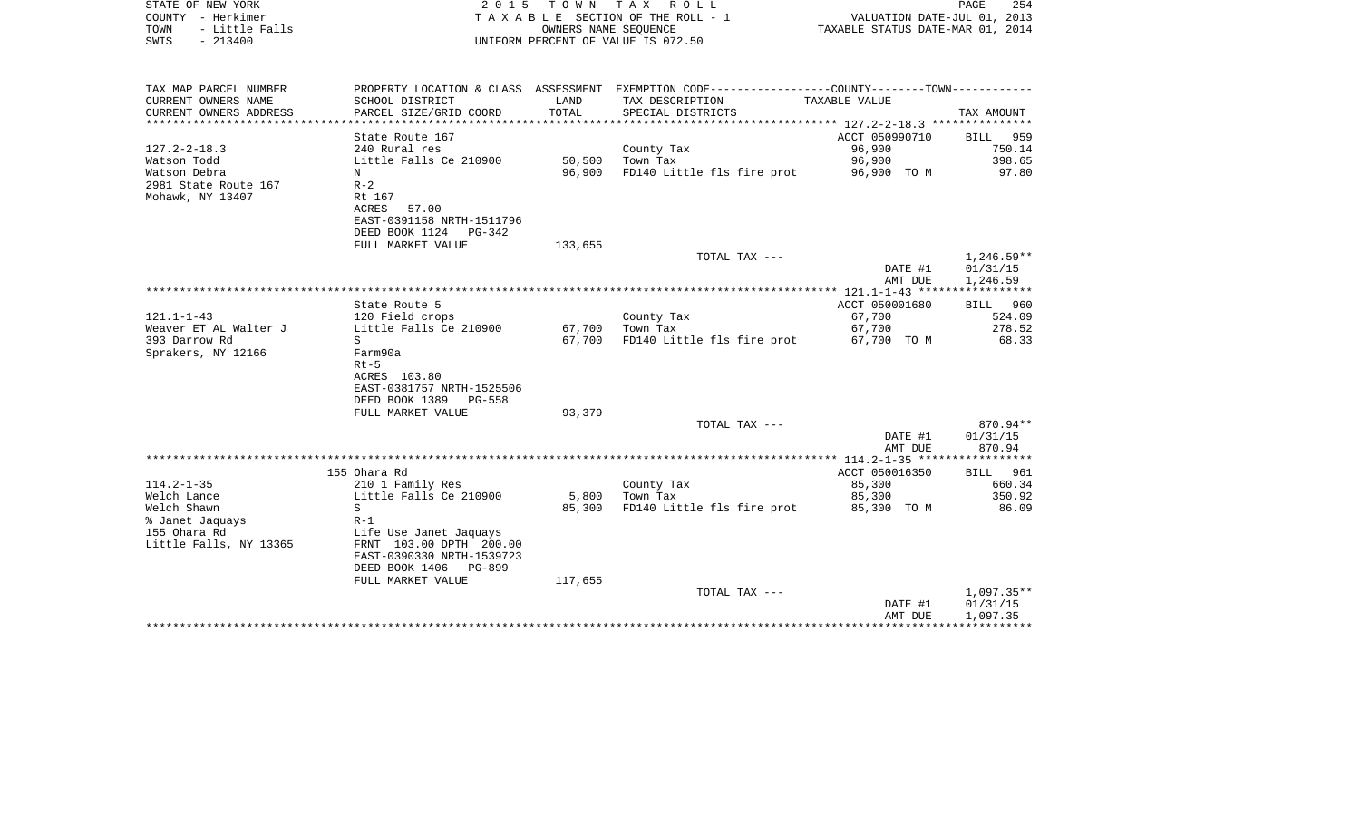STATE OF NEW YORK
COUNTY - Herkimer
TOWN - Little Falls
SWIS - 213400

2 0 1 5 T O W N T A X R O L L
T A X A B L E SECTION OF THE ROLL - 1
OWNERS NAME SEQUENCE
UNIFORM PERCENT OF VALUE IS 072.50

VALUATION DATE-JUL 01, 2013
TAXABLE STATUS DATE-MAR 01, 2014

| TAX MAP PARCEL NUMBER / CURRENT OWNERS NAME / CURRENT OWNERS ADDRESS | PROPERTY LOCATION & CLASS / SCHOOL DISTRICT / PARCEL SIZE/GRID COORD | ASSESSMENT LAND / TOTAL | EXEMPTION CODE / TAX DESCRIPTION / SPECIAL DISTRICTS | COUNTY--------TOWN TAXABLE VALUE | TAX AMOUNT |
|---|---|---|---|---|---|
| **127.2-2-18.3** | State Route 167 | | | ACCT 050990710 | BILL 959 |
| 127.2-2-18.3 | 240 Rural res | | County Tax | 96,900 | 750.14 |
| Watson Todd | Little Falls Ce 210900 | 50,500 | Town Tax | 96,900 | 398.65 |
| Watson Debra | N | 96,900 | FD140 Little fls fire prot | 96,900 TO M | 97.80 |
| 2981 State Route 167 | R-2 | | | | |
| Mohawk, NY 13407 | Rt 167 | | | | |
| | ACRES 57.00 | | | | |
| | EAST-0391158 NRTH-1511796 | | | | |
| | DEED BOOK 1124 PG-342 | | | | |
| | FULL MARKET VALUE | 133,655 | | | |
| | | | TOTAL TAX --- | | 1,246.59** |
| | | | | DATE #1 | 01/31/15 |
| | | | | AMT DUE | 1,246.59 |
| **121.1-1-43** | State Route 5 | | | ACCT 050001680 | BILL 960 |
| 121.1-1-43 | 120 Field crops | | County Tax | 67,700 | 524.09 |
| Weaver ET AL Walter J | Little Falls Ce 210900 | 67,700 | Town Tax | 67,700 | 278.52 |
| 393 Darrow Rd | S | 67,700 | FD140 Little fls fire prot | 67,700 TO M | 68.33 |
| Sprakers, NY 12166 | Farm90a | | | | |
| | Rt-5 | | | | |
| | ACRES 103.80 | | | | |
| | EAST-0381757 NRTH-1525506 | | | | |
| | DEED BOOK 1389 PG-558 | | | | |
| | FULL MARKET VALUE | 93,379 | | | |
| | | | TOTAL TAX --- | | 870.94** |
| | | | | DATE #1 | 01/31/15 |
| | | | | AMT DUE | 870.94 |
| **114.2-1-35** | 155 Ohara Rd | | | ACCT 050016350 | BILL 961 |
| 114.2-1-35 | 210 1 Family Res | | County Tax | 85,300 | 660.34 |
| Welch Lance | Little Falls Ce 210900 | 5,800 | Town Tax | 85,300 | 350.92 |
| Welch Shawn | S | 85,300 | FD140 Little fls fire prot | 85,300 TO M | 86.09 |
| % Janet Jaquays | R-1 | | | | |
| 155 Ohara Rd | Life Use Janet Jaquays | | | | |
| Little Falls, NY 13365 | FRNT 103.00 DPTH 200.00 | | | | |
| | EAST-0390330 NRTH-1539723 | | | | |
| | DEED BOOK 1406 PG-899 | | | | |
| | FULL MARKET VALUE | 117,655 | | | |
| | | | TOTAL TAX --- | | 1,097.35** |
| | | | | DATE #1 | 01/31/15 |
| | | | | AMT DUE | 1,097.35 |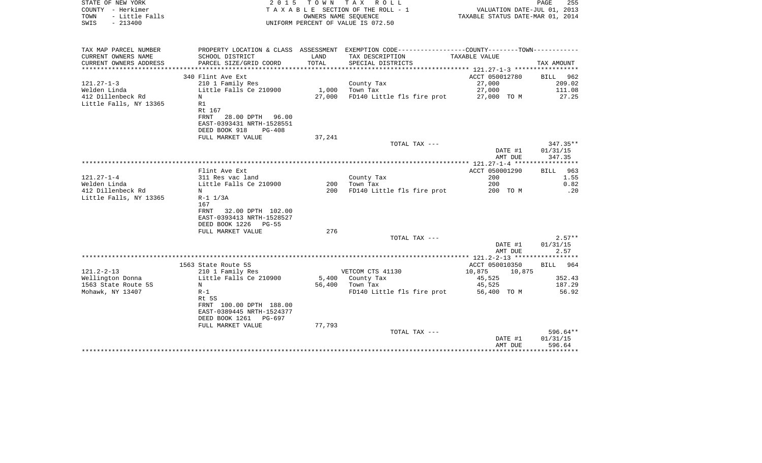STATE OF NEW YORK
COUNTY - Herkimer
TOWN - Little Falls
SWIS - 213400

2015 TOWN TAX ROLL
TAXABLE SECTION OF THE ROLL - 1
OWNERS NAME SEQUENCE
UNIFORM PERCENT OF VALUE IS 072.50

VALUATION DATE-JUL 01, 2013
TAXABLE STATUS DATE-MAR 01, 2014

| TAX MAP PARCEL NUMBER / CURRENT OWNERS NAME / CURRENT OWNERS ADDRESS | PROPERTY LOCATION & CLASS / SCHOOL DISTRICT / PARCEL SIZE/GRID COORD | ASSESSMENT LAND | TOTAL | EXEMPTION CODE / TAX DESCRIPTION / SPECIAL DISTRICTS | COUNTY--------TOWN TAXABLE VALUE | TAX AMOUNT |
|---|---|---|---|---|---|---|
| **121.27-1-3** | 340 Flint Ave Ext | | | | ACCT 050012780 | BILL 962 |
| 121.27-1-3 | 210 1 Family Res | | | County Tax | 27,000 | 209.02 |
| Welden Linda | Little Falls Ce 210900 | 1,000 | | Town Tax | 27,000 | 111.08 |
| 412 Dillenbeck Rd | N | | 27,000 | FD140 Little fls fire prot | 27,000 TO M | 27.25 |
| Little Falls, NY 13365 | R1 | | | | | |
| | Rt 167 | | | | | |
| | FRNT 28.00 DPTH 96.00 | | | | | |
| | EAST-0393431 NRTH-1528551 | | | | | |
| | DEED BOOK 918 PG-408 | | | | | |
| | FULL MARKET VALUE | 37,241 | | | | |
| | | | | TOTAL TAX --- | | 347.35** |
| | | | | | DATE #1 | 01/31/15 |
| | | | | | AMT DUE | 347.35 |
| **121.27-1-4** | Flint Ave Ext | | | | ACCT 050001290 | BILL 963 |
| 121.27-1-4 | 311 Res vac land | | | County Tax | 200 | 1.55 |
| Welden Linda | Little Falls Ce 210900 | 200 | | Town Tax | 200 | 0.82 |
| 412 Dillenbeck Rd | N | | 200 | FD140 Little fls fire prot | 200 TO M | .20 |
| Little Falls, NY 13365 | R-1 1/3A | | | | | |
| | 167 | | | | | |
| | FRNT 32.00 DPTH 102.00 | | | | | |
| | EAST-0393413 NRTH-1528527 | | | | | |
| | DEED BOOK 1226 PG-55 | | | | | |
| | FULL MARKET VALUE | 276 | | | | |
| | | | | TOTAL TAX --- | | 2.57** |
| | | | | | DATE #1 | 01/31/15 |
| | | | | | AMT DUE | 2.57 |
| **121.2-2-13** | 1563 State Route 5S | | | | ACCT 050010350 | BILL 964 |
| 121.2-2-13 | 210 1 Family Res | | | VETCOM CTS 41130 | 10,875 10,875 | |
| Wellington Donna | Little Falls Ce 210900 | 5,400 | | County Tax | 45,525 | 352.43 |
| 1563 State Route 5S | N | | 56,400 | Town Tax | 45,525 | 187.29 |
| Mohawk, NY 13407 | R-1 | | | FD140 Little fls fire prot | 56,400 TO M | 56.92 |
| | Rt 5S | | | | | |
| | FRNT 100.00 DPTH 188.00 | | | | | |
| | EAST-0389445 NRTH-1524377 | | | | | |
| | DEED BOOK 1261 PG-697 | | | | | |
| | FULL MARKET VALUE | 77,793 | | | | |
| | | | | TOTAL TAX --- | | 596.64** |
| | | | | | DATE #1 | 01/31/15 |
| | | | | | AMT DUE | 596.64 |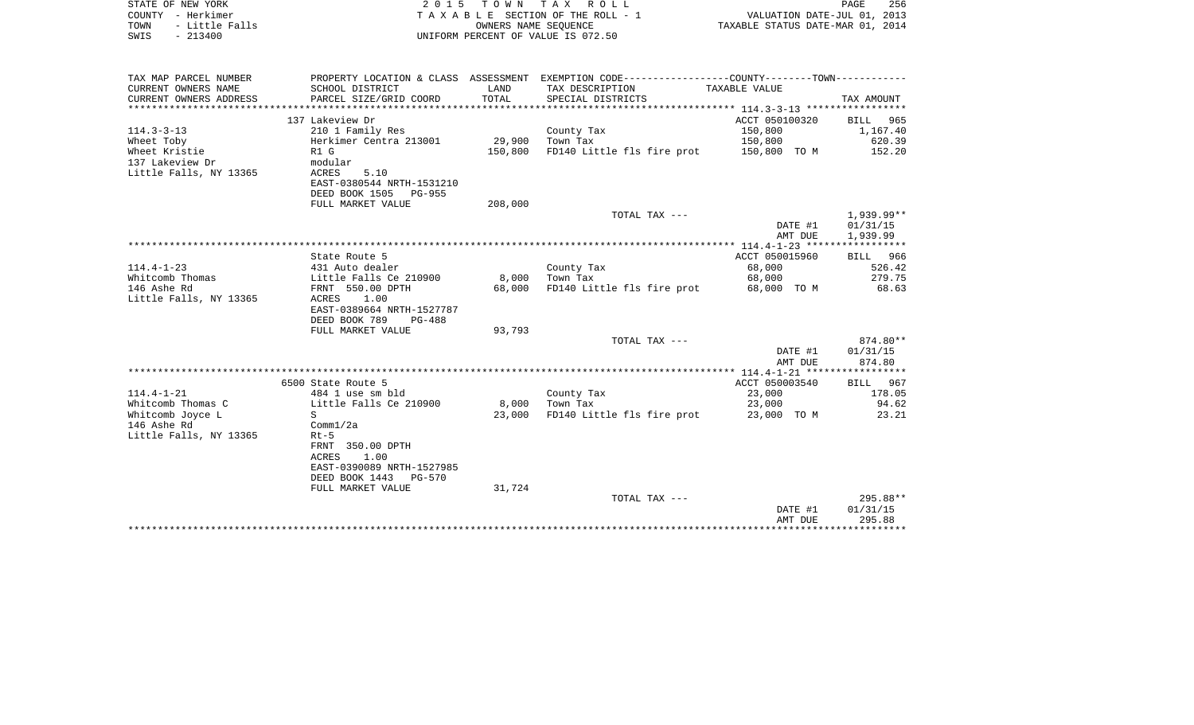STATE OF NEW YORK
COUNTY - Herkimer
TOWN - Little Falls
SWIS - 213400

2 0 1 5 T O W N T A X R O L L
T A X A B L E SECTION OF THE ROLL - 1
OWNERS NAME SEQUENCE
UNIFORM PERCENT OF VALUE IS 072.50

VALUATION DATE-JUL 01, 2013
TAXABLE STATUS DATE-MAR 01, 2014

| TAX MAP PARCEL NUMBER / CURRENT OWNERS NAME / CURRENT OWNERS ADDRESS | PROPERTY LOCATION & CLASS / SCHOOL DISTRICT / PARCEL SIZE/GRID COORD | ASSESSMENT LAND / TOTAL | EXEMPTION CODE / TAX DESCRIPTION / SPECIAL DISTRICTS | TAXABLE VALUE | TAX AMOUNT |
|---|---|---|---|---|---|
| **114.3-3-13** | 137 Lakeview Dr | | | ACCT 050100320 | BILL 965 |
| 114.3-3-13 | 210 1 Family Res | | County Tax | 150,800 | 1,167.40 |
| Wheet Toby | Herkimer Centra 213001 | 29,900 | Town Tax | 150,800 | 620.39 |
| Wheet Kristie | R1 G | 150,800 | FD140 Little fls fire prot | 150,800 TO M | 152.20 |
| 137 Lakeview Dr | modular | | | | |
| Little Falls, NY 13365 | ACRES 5.10 | | | | |
| | EAST-0380544 NRTH-1531210 | | | | |
| | DEED BOOK 1505 PG-955 | | | | |
| | FULL MARKET VALUE | 208,000 | | | |
| | | | TOTAL TAX --- | | 1,939.99** |
| | | | | DATE #1 | 01/31/15 |
| | | | | AMT DUE | 1,939.99 |
| **114.4-1-23** | State Route 5 | | | ACCT 050015960 | BILL 966 |
| 114.4-1-23 | 431 Auto dealer | | County Tax | 68,000 | 526.42 |
| Whitcomb Thomas | Little Falls Ce 210900 | 8,000 | Town Tax | 68,000 | 279.75 |
| 146 Ashe Rd | FRNT 550.00 DPTH | 68,000 | FD140 Little fls fire prot | 68,000 TO M | 68.63 |
| Little Falls, NY 13365 | ACRES 1.00 | | | | |
| | EAST-0389664 NRTH-1527787 | | | | |
| | DEED BOOK 789 PG-488 | | | | |
| | FULL MARKET VALUE | 93,793 | | | |
| | | | TOTAL TAX --- | | 874.80** |
| | | | | DATE #1 | 01/31/15 |
| | | | | AMT DUE | 874.80 |
| **114.4-1-21** | 6500 State Route 5 | | | ACCT 050003540 | BILL 967 |
| 114.4-1-21 | 484 1 use sm bld | | County Tax | 23,000 | 178.05 |
| Whitcomb Thomas C | Little Falls Ce 210900 | 8,000 | Town Tax | 23,000 | 94.62 |
| Whitcomb Joyce L | S | 23,000 | FD140 Little fls fire prot | 23,000 TO M | 23.21 |
| 146 Ashe Rd | Comm1/2a | | | | |
| Little Falls, NY 13365 | Rt-5 | | | | |
| | FRNT 350.00 DPTH | | | | |
| | ACRES 1.00 | | | | |
| | EAST-0390089 NRTH-1527985 | | | | |
| | DEED BOOK 1443 PG-570 | | | | |
| | FULL MARKET VALUE | 31,724 | | | |
| | | | TOTAL TAX --- | | 295.88** |
| | | | | DATE #1 | 01/31/15 |
| | | | | AMT DUE | 295.88 |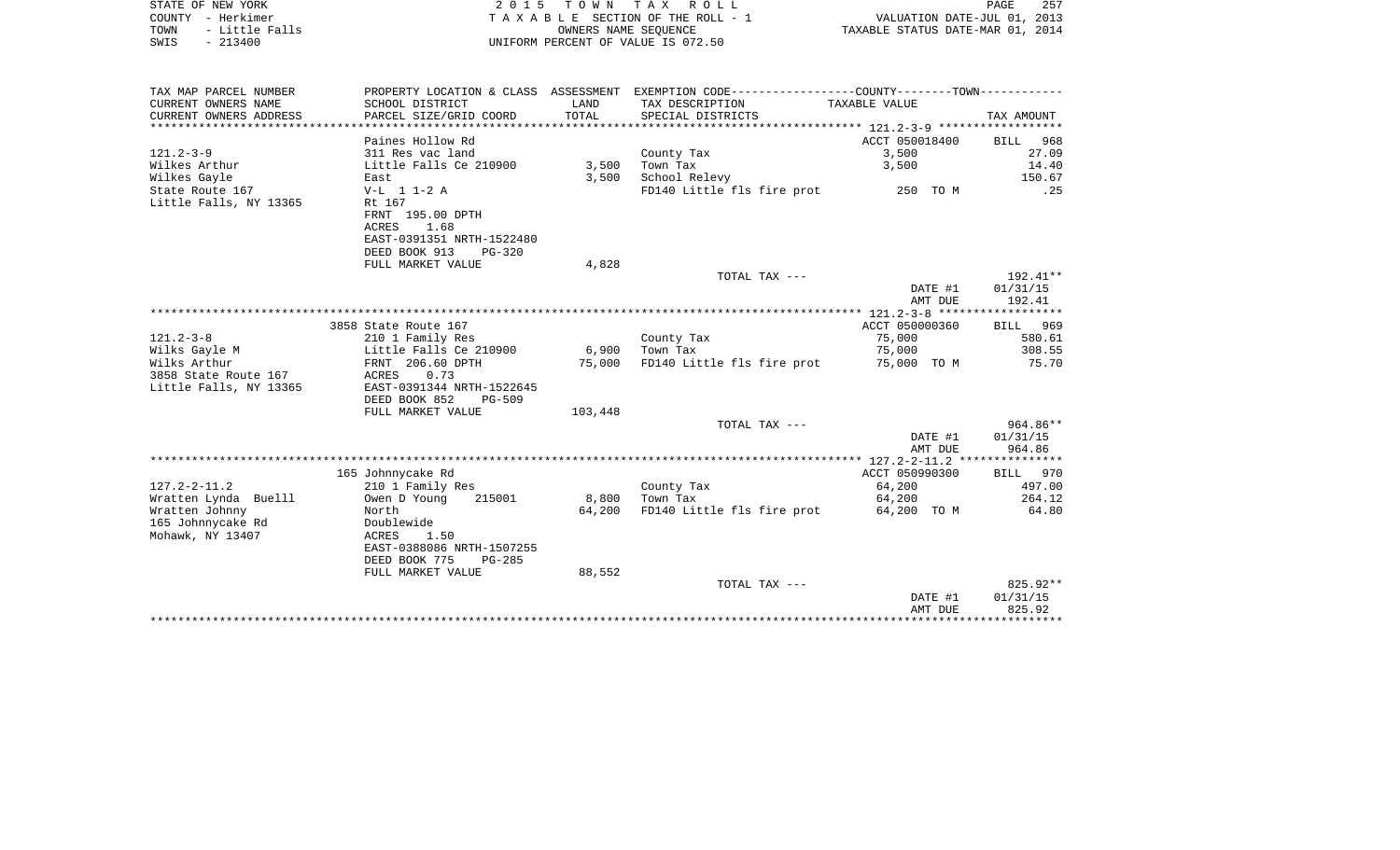STATE OF NEW YORK
COUNTY - Herkimer
TOWN - Little Falls
SWIS - 213400

2 0 1 5 T O W N T A X R O L L
T A X A B L E SECTION OF THE ROLL - 1
OWNERS NAME SEQUENCE
UNIFORM PERCENT OF VALUE IS 072.50

VALUATION DATE-JUL 01, 2013
TAXABLE STATUS DATE-MAR 01, 2014

| TAX MAP PARCEL NUMBER / CURRENT OWNERS NAME / CURRENT OWNERS ADDRESS | PROPERTY LOCATION & CLASS / SCHOOL DISTRICT / PARCEL SIZE/GRID COORD | ASSESSMENT LAND / TOTAL | EXEMPTION CODE / TAX DESCRIPTION / SPECIAL DISTRICTS | COUNTY--------TOWN / TAXABLE VALUE | TAX AMOUNT |
|---|---|---|---|---|---|
| **121.2-3-9** | Paines Hollow Rd | | | ACCT 050018400 | BILL 968 |
| | 311 Res vac land | | County Tax | 3,500 | 27.09 |
| Wilkes Arthur | Little Falls Ce 210900 | 3,500 | Town Tax | 3,500 | 14.40 |
| Wilkes Gayle | East | 3,500 | School Relevy | | 150.67 |
| State Route 167 | V-L 1 1-2 A | | FD140 Little fls fire prot | 250 TO M | .25 |
| Little Falls, NY 13365 | Rt 167 | | | | |
| | FRNT 195.00 DPTH | | | | |
| | ACRES 1.68 | | | | |
| | EAST-0391351 NRTH-1522480 | | | | |
| | DEED BOOK 913 PG-320 | | | | |
| | FULL MARKET VALUE | 4,828 | | | |
| | | | TOTAL TAX --- | | 192.41** |
| | | | | DATE #1 | 01/31/15 |
| | | | | AMT DUE | 192.41 |
| **121.2-3-8** | 3858 State Route 167 | | | ACCT 050000360 | BILL 969 |
| | 210 1 Family Res | | County Tax | 75,000 | 580.61 |
| Wilks Gayle M | Little Falls Ce 210900 | 6,900 | Town Tax | 75,000 | 308.55 |
| Wilks Arthur | FRNT 206.60 DPTH | 75,000 | FD140 Little fls fire prot | 75,000 TO M | 75.70 |
| 3858 State Route 167 | ACRES 0.73 | | | | |
| Little Falls, NY 13365 | EAST-0391344 NRTH-1522645 | | | | |
| | DEED BOOK 852 PG-509 | | | | |
| | FULL MARKET VALUE | 103,448 | | | |
| | | | TOTAL TAX --- | | 964.86** |
| | | | | DATE #1 | 01/31/15 |
| | | | | AMT DUE | 964.86 |
| **127.2-2-11.2** | 165 Johnnycake Rd | | | ACCT 050990300 | BILL 970 |
| | 210 1 Family Res | | County Tax | 64,200 | 497.00 |
| Wratten Lynda Buelll | Owen D Young 215001 | 8,800 | Town Tax | 64,200 | 264.12 |
| Wratten Johnny | North | 64,200 | FD140 Little fls fire prot | 64,200 TO M | 64.80 |
| 165 Johnnycake Rd | Doublewide | | | | |
| Mohawk, NY 13407 | ACRES 1.50 | | | | |
| | EAST-0388086 NRTH-1507255 | | | | |
| | DEED BOOK 775 PG-285 | | | | |
| | FULL MARKET VALUE | 88,552 | | | |
| | | | TOTAL TAX --- | | 825.92** |
| | | | | DATE #1 | 01/31/15 |
| | | | | AMT DUE | 825.92 |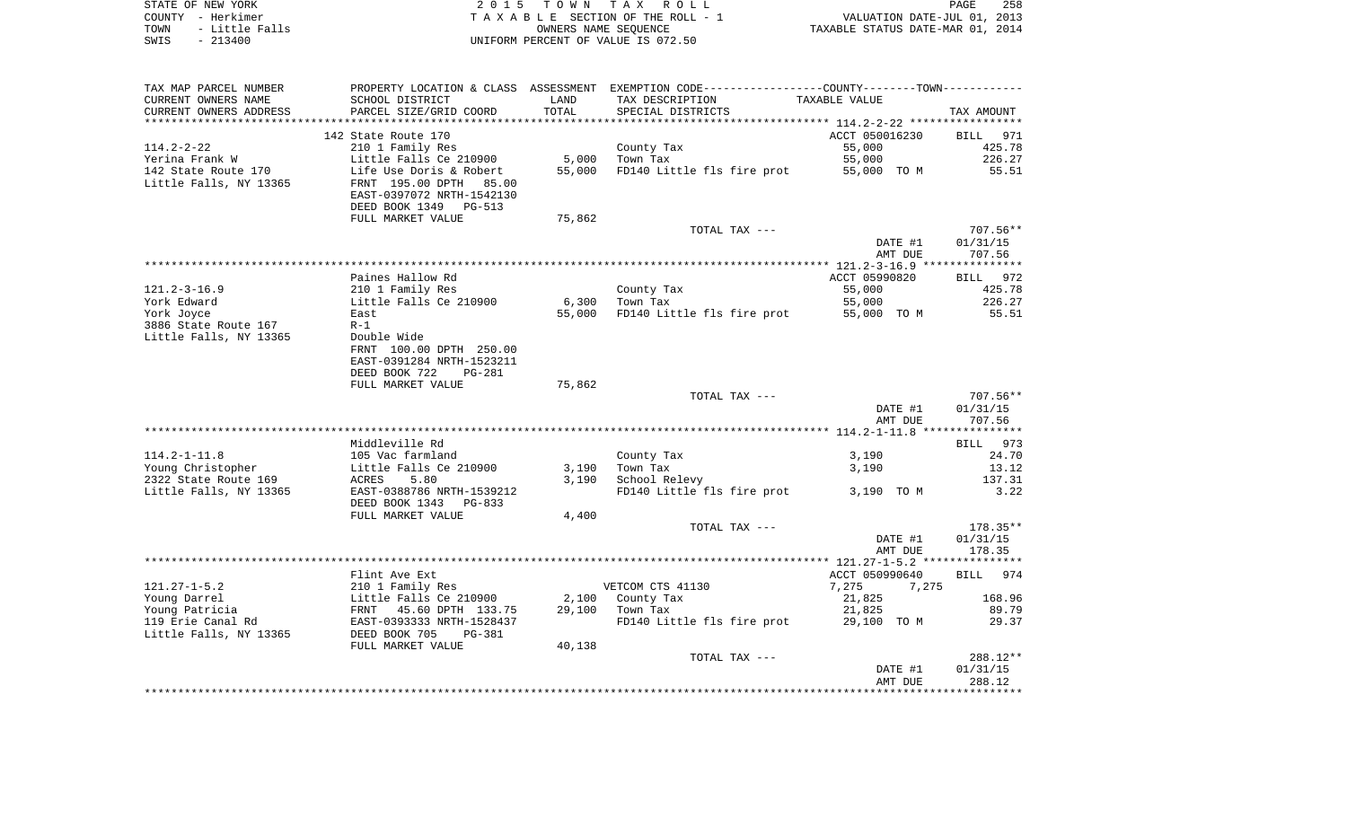STATE OF NEW YORK | COUNTY - Herkimer | TOWN - Little Falls | SWIS - 213400

2015 TOWN TAX ROLL
TAXABLE SECTION OF THE ROLL - 1
OWNERS NAME SEQUENCE
UNIFORM PERCENT OF VALUE IS 072.50

VALUATION DATE-JUL 01, 2013
TAXABLE STATUS DATE-MAR 01, 2014

| TAX MAP PARCEL NUMBER / CURRENT OWNERS NAME / CURRENT OWNERS ADDRESS | PROPERTY LOCATION & CLASS / SCHOOL DISTRICT / PARCEL SIZE/GRID COORD | ASSESSMENT LAND / TOTAL | EXEMPTION CODE / TAX DESCRIPTION / SPECIAL DISTRICTS | COUNTY / TOWN TAXABLE VALUE | TAX AMOUNT |
|---|---|---|---|---|---|
| 114.2-2-22 | 142 State Route 170 | | | ACCT 050016230 | BILL 971 |
| Yerina Frank W | 210 1 Family Res | | County Tax | 55,000 | 425.78 |
| 142 State Route 170 | Little Falls Ce 210900 | 5,000 | Town Tax | 55,000 | 226.27 |
| Little Falls, NY 13365 | Life Use Doris & Robert | 55,000 | FD140 Little fls fire prot | 55,000 TO M | 55.51 |
| | FRNT 195.00 DPTH 85.00 | | | | |
| | EAST-0397072 NRTH-1542130 | | | | |
| | DEED BOOK 1349 PG-513 | | | | |
| | FULL MARKET VALUE | 75,862 | | | |
| | | | TOTAL TAX --- | | 707.56** |
| | | | | DATE #1 | 01/31/15 |
| | | | | AMT DUE | 707.56 |
| 121.2-3-16.9 | Paines Hallow Rd | | | ACCT 05990820 | BILL 972 |
| York Edward | 210 1 Family Res | | County Tax | 55,000 | 425.78 |
| York Joyce | Little Falls Ce 210900 | 6,300 | Town Tax | 55,000 | 226.27 |
| 3886 State Route 167 | East | 55,000 | FD140 Little fls fire prot | 55,000 TO M | 55.51 |
| Little Falls, NY 13365 | R-1 | | | | |
| | Double Wide | | | | |
| | FRNT 100.00 DPTH 250.00 | | | | |
| | EAST-0391284 NRTH-1523211 | | | | |
| | DEED BOOK 722 PG-281 | | | | |
| | FULL MARKET VALUE | 75,862 | | | |
| | | | TOTAL TAX --- | | 707.56** |
| | | | | DATE #1 | 01/31/15 |
| | | | | AMT DUE | 707.56 |
| 114.2-1-11.8 | Middleville Rd | | | | BILL 973 |
| Young Christopher | 105 Vac farmland | | County Tax | 3,190 | 24.70 |
| 2322 State Route 169 | Little Falls Ce 210900 | 3,190 | Town Tax | 3,190 | 13.12 |
| Little Falls, NY 13365 | ACRES 5.80 | 3,190 | School Relevy | | 137.31 |
| | EAST-0388786 NRTH-1539212 | | FD140 Little fls fire prot | 3,190 TO M | 3.22 |
| | DEED BOOK 1343 PG-833 | | | | |
| | FULL MARKET VALUE | 4,400 | | | |
| | | | TOTAL TAX --- | | 178.35** |
| | | | | DATE #1 | 01/31/15 |
| | | | | AMT DUE | 178.35 |
| 121.27-1-5.2 | Flint Ave Ext | | | ACCT 050990640 | BILL 974 |
| Young Darrel | 210 1 Family Res | | VETCOM CTS 41130 | 7,275 7,275 | |
| Young Patricia | Little Falls Ce 210900 | 2,100 | County Tax | 21,825 | 168.96 |
| 119 Erie Canal Rd | FRNT 45.60 DPTH 133.75 | 29,100 | Town Tax | 21,825 | 89.79 |
| Little Falls, NY 13365 | EAST-0393333 NRTH-1528437 | | FD140 Little fls fire prot | 29,100 TO M | 29.37 |
| | DEED BOOK 705 PG-381 | | | | |
| | FULL MARKET VALUE | 40,138 | | | |
| | | | TOTAL TAX --- | | 288.12** |
| | | | | DATE #1 | 01/31/15 |
| | | | | AMT DUE | 288.12 |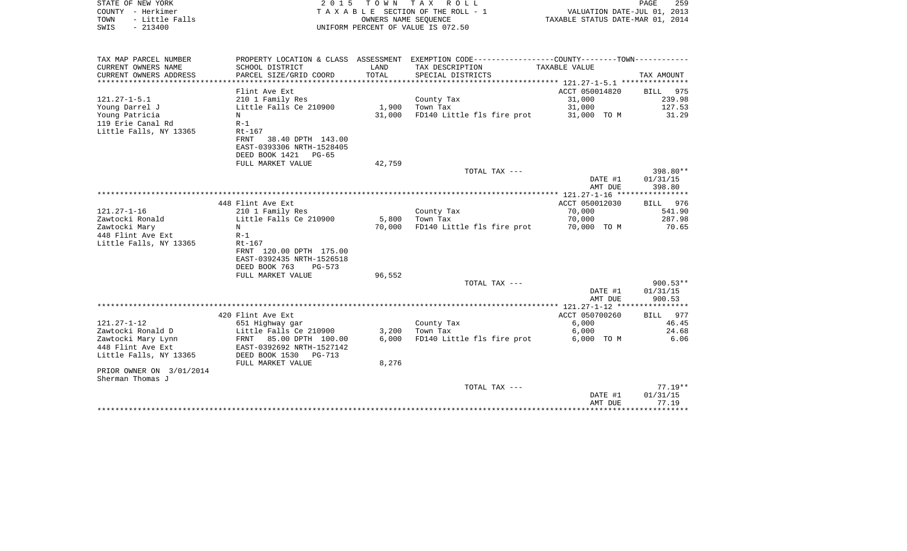STATE OF NEW YORK
COUNTY - Herkimer
TOWN - Little Falls
SWIS - 213400

2 0 1 5 T O W N T A X R O L L
T A X A B L E SECTION OF THE ROLL - 1
OWNERS NAME SEQUENCE
UNIFORM PERCENT OF VALUE IS 072.50

VALUATION DATE-JUL 01, 2013
TAXABLE STATUS DATE-MAR 01, 2014

| TAX MAP PARCEL NUMBER<br>CURRENT OWNERS NAME<br>CURRENT OWNERS ADDRESS | PROPERTY LOCATION & CLASS<br>SCHOOL DISTRICT<br>PARCEL SIZE/GRID COORD | ASSESSMENT<br>LAND<br>TOTAL | EXEMPTION CODE-----COUNTY-----TOWN-----<br>TAX DESCRIPTION<br>SPECIAL DISTRICTS | TAXABLE VALUE | TAX AMOUNT |
|---|---|---|---|---|---|
| **121.27-1-5.1** | Flint Ave Ext | | | ACCT 050014820 | BILL 975 |
| 121.27-1-5.1 | 210 1 Family Res | | County Tax | 31,000 | 239.98 |
| Young Darrel J | Little Falls Ce 210900 | 1,900 | Town Tax | 31,000 | 127.53 |
| Young Patricia | N | 31,000 | FD140 Little fls fire prot | 31,000 TO M | 31.29 |
| 119 Erie Canal Rd | R-1 | | | | |
| Little Falls, NY 13365 | Rt-167 | | | | |
| | FRNT 38.40 DPTH 143.00 | | | | |
| | EAST-0393306 NRTH-1528405 | | | | |
| | DEED BOOK 1421 PG-65 | | | | |
| | FULL MARKET VALUE | 42,759 | | | |
| | | | TOTAL TAX --- | | 398.80** |
| | | | | DATE #1 | 01/31/15 |
| | | | | AMT DUE | 398.80 |
| **121.27-1-16** | 448 Flint Ave Ext | | | ACCT 050012030 | BILL 976 |
| 121.27-1-16 | 210 1 Family Res | | County Tax | 70,000 | 541.90 |
| Zawtocki Ronald | Little Falls Ce 210900 | 5,800 | Town Tax | 70,000 | 287.98 |
| Zawtocki Mary | N | 70,000 | FD140 Little fls fire prot | 70,000 TO M | 70.65 |
| 448 Flint Ave Ext | R-1 | | | | |
| Little Falls, NY 13365 | Rt-167 | | | | |
| | FRNT 120.00 DPTH 175.00 | | | | |
| | EAST-0392435 NRTH-1526518 | | | | |
| | DEED BOOK 763 PG-573 | | | | |
| | FULL MARKET VALUE | 96,552 | | | |
| | | | TOTAL TAX --- | | 900.53** |
| | | | | DATE #1 | 01/31/15 |
| | | | | AMT DUE | 900.53 |
| **121.27-1-12** | 420 Flint Ave Ext | | | ACCT 050700260 | BILL 977 |
| 121.27-1-12 | 651 Highway gar | | County Tax | 6,000 | 46.45 |
| Zawtocki Ronald D | Little Falls Ce 210900 | 3,200 | Town Tax | 6,000 | 24.68 |
| Zawtocki Mary Lynn | FRNT 85.00 DPTH 100.00 | 6,000 | FD140 Little fls fire prot | 6,000 TO M | 6.06 |
| 448 Flint Ave Ext | EAST-0392692 NRTH-1527142 | | | | |
| Little Falls, NY 13365 | DEED BOOK 1530 PG-713 | | | | |
| | FULL MARKET VALUE | 8,276 | | | |
| PRIOR OWNER ON 3/01/2014 | | | | | |
| Sherman Thomas J | | | | | |
| | | | TOTAL TAX --- | | 77.19** |
| | | | | DATE #1 | 01/31/15 |
| | | | | AMT DUE | 77.19 |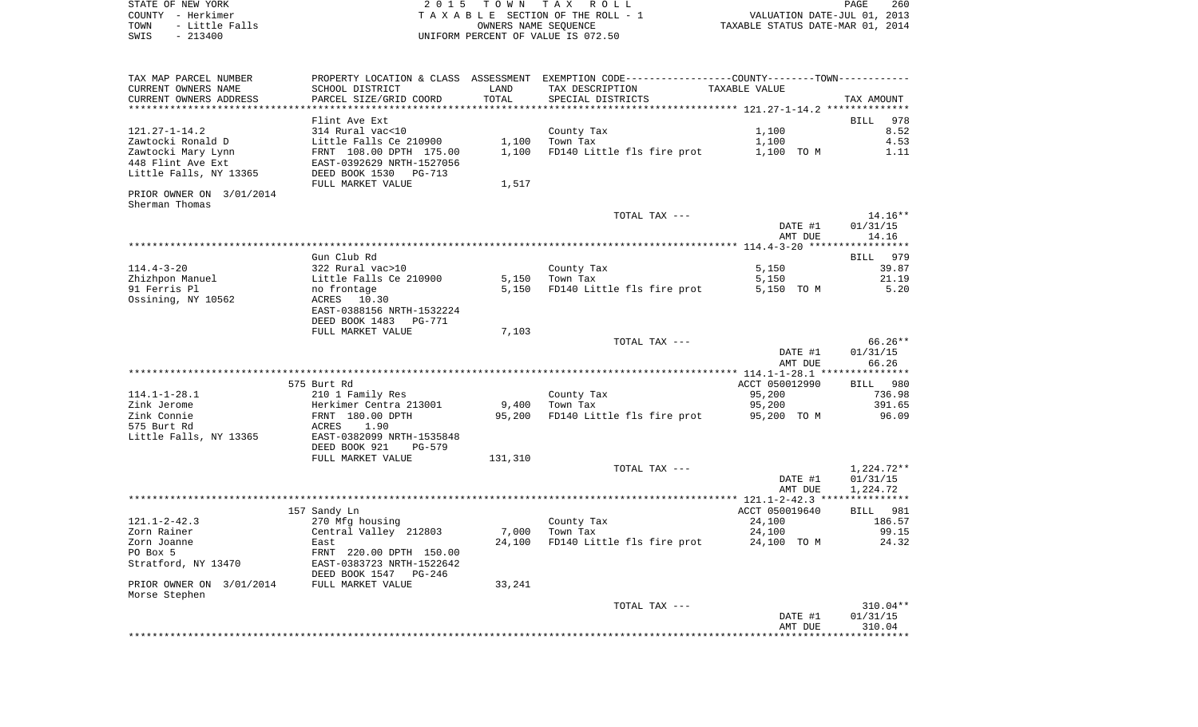STATE OF NEW YORK — COUNTY - Herkimer — TOWN - Little Falls — SWIS - 213400

2015 TOWN TAX ROLL
TAXABLE SECTION OF THE ROLL - 1
OWNERS NAME SEQUENCE
UNIFORM PERCENT OF VALUE IS 072.50

VALUATION DATE-JUL 01, 2013
TAXABLE STATUS DATE-MAR 01, 2014

| TAX MAP PARCEL NUMBER / CURRENT OWNERS NAME / CURRENT OWNERS ADDRESS | PROPERTY LOCATION & CLASS / SCHOOL DISTRICT / PARCEL SIZE/GRID COORD | ASSESSMENT LAND / TOTAL | EXEMPTION CODE / TAX DESCRIPTION / SPECIAL DISTRICTS | COUNTY--TOWN TAXABLE VALUE | TAX AMOUNT |
|---|---|---|---|---|---|
| 121.27-1-14.2 | Flint Ave Ext | | | | BILL 978 |
| | 314 Rural vac<10 | | County Tax | 1,100 | 8.52 |
| Zawtocki Ronald D | Little Falls Ce 210900 | 1,100 | Town Tax | 1,100 | 4.53 |
| Zawtocki Mary Lynn | FRNT 108.00 DPTH 175.00 | 1,100 | FD140 Little fls fire prot | 1,100 TO M | 1.11 |
| 448 Flint Ave Ext | EAST-0392629 NRTH-1527056 | | | | |
| Little Falls, NY 13365 | DEED BOOK 1530 PG-713 | | | | |
| | FULL MARKET VALUE | 1,517 | | | |
| PRIOR OWNER ON 3/01/2014 Sherman Thomas | | | | | |
| | | | TOTAL TAX --- | | 14.16** |
| | | | | DATE #1 | 01/31/15 |
| | | | | AMT DUE | 14.16 |
| 114.4-3-20 | Gun Club Rd | | | | BILL 979 |
| | 322 Rural vac>10 | | County Tax | 5,150 | 39.87 |
| Zhizhpon Manuel | Little Falls Ce 210900 | 5,150 | Town Tax | 5,150 | 21.19 |
| 91 Ferris Pl | no frontage | 5,150 | FD140 Little fls fire prot | 5,150 TO M | 5.20 |
| Ossining, NY 10562 | ACRES 10.30 | | | | |
| | EAST-0388156 NRTH-1532224 | | | | |
| | DEED BOOK 1483 PG-771 | | | | |
| | FULL MARKET VALUE | 7,103 | | | |
| | | | TOTAL TAX --- | | 66.26** |
| | | | | DATE #1 | 01/31/15 |
| | | | | AMT DUE | 66.26 |
| 114.1-1-28.1 | 575 Burt Rd | | | ACCT 050012990 | BILL 980 |
| | 210 1 Family Res | | County Tax | 95,200 | 736.98 |
| Zink Jerome | Herkimer Centra 213001 | 9,400 | Town Tax | 95,200 | 391.65 |
| Zink Connie | FRNT 180.00 DPTH | 95,200 | FD140 Little fls fire prot | 95,200 TO M | 96.09 |
| 575 Burt Rd | ACRES 1.90 | | | | |
| Little Falls, NY 13365 | EAST-0382099 NRTH-1535848 | | | | |
| | DEED BOOK 921 PG-579 | | | | |
| | FULL MARKET VALUE | 131,310 | | | |
| | | | TOTAL TAX --- | | 1,224.72** |
| | | | | DATE #1 | 01/31/15 |
| | | | | AMT DUE | 1,224.72 |
| 121.1-2-42.3 | 157 Sandy Ln | | | ACCT 050019640 | BILL 981 |
| | 270 Mfg housing | | County Tax | 24,100 | 186.57 |
| Zorn Rainer | Central Valley 212803 | 7,000 | Town Tax | 24,100 | 99.15 |
| Zorn Joanne | East | 24,100 | FD140 Little fls fire prot | 24,100 TO M | 24.32 |
| PO Box 5 | FRNT 220.00 DPTH 150.00 | | | | |
| Stratford, NY 13470 | EAST-0383723 NRTH-1522642 | | | | |
| | DEED BOOK 1547 PG-246 | | | | |
| PRIOR OWNER ON 3/01/2014 Morse Stephen | FULL MARKET VALUE | 33,241 | | | |
| | | | TOTAL TAX --- | | 310.04** |
| | | | | DATE #1 | 01/31/15 |
| | | | | AMT DUE | 310.04 |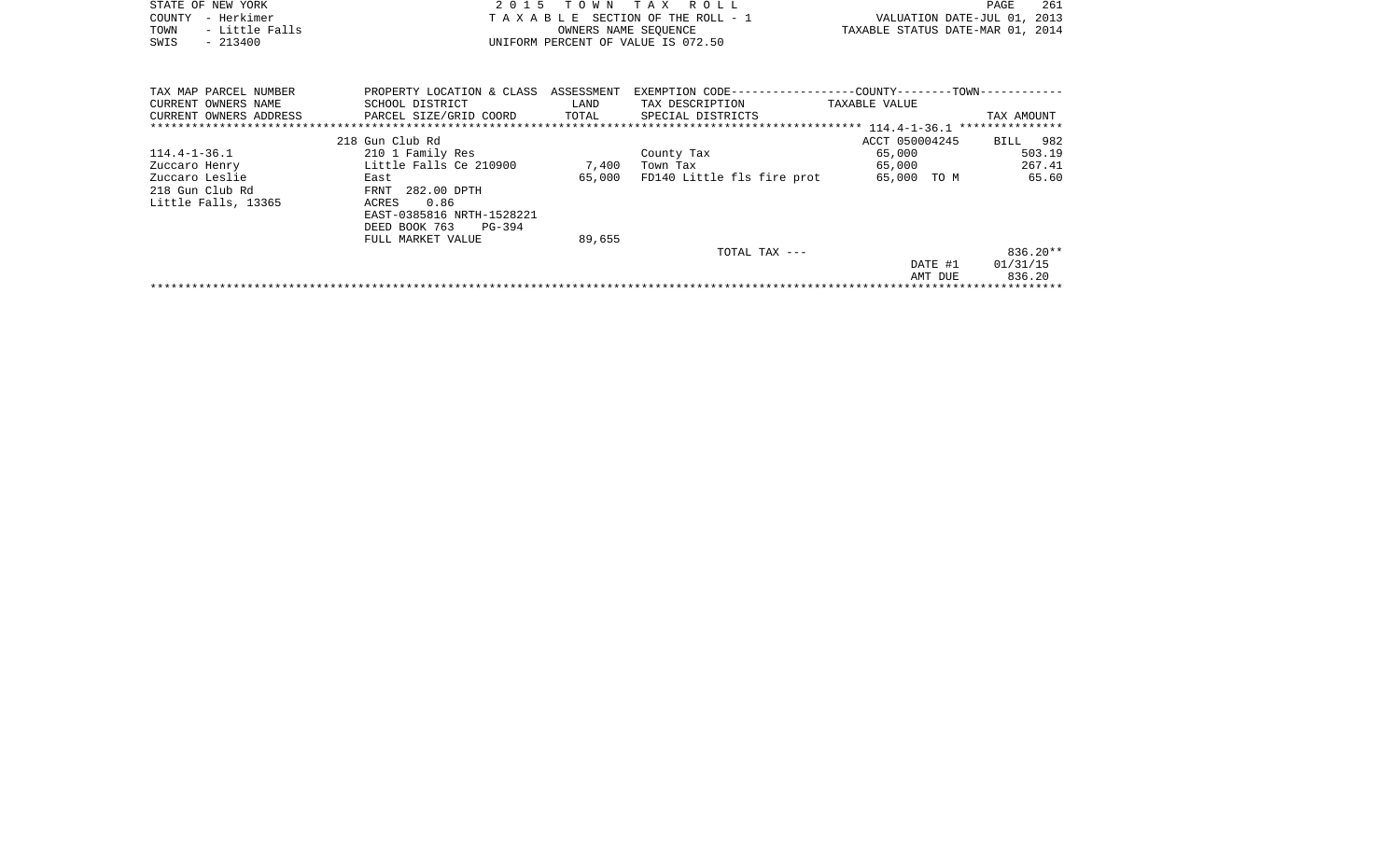STATE OF NEW YORK
COUNTY - Herkimer
TOWN - Little Falls
SWIS - 213400

2 0 1 5 T O W N T A X R O L L
T A X A B L E SECTION OF THE ROLL - 1
OWNERS NAME SEQUENCE
UNIFORM PERCENT OF VALUE IS 072.50

VALUATION DATE-JUL 01, 2013
TAXABLE STATUS DATE-MAR 01, 2014

| TAX MAP PARCEL NUMBER<br>CURRENT OWNERS NAME<br>CURRENT OWNERS ADDRESS | PROPERTY LOCATION & CLASS<br>SCHOOL DISTRICT<br>PARCEL SIZE/GRID COORD | ASSESSMENT<br>LAND<br>TOTAL | EXEMPTION CODE------------------COUNTY--------TOWN------------<br>TAX DESCRIPTION<br>SPECIAL DISTRICTS | TAXABLE VALUE | TAX AMOUNT |
|---|---|---|---|---|---|
| | 218 Gun Club Rd | | | ACCT 050004245 | BILL 982 |
| 114.4-1-36.1 | 210 1 Family Res | | County Tax | 65,000 | 503.19 |
| Zuccaro Henry | Little Falls Ce 210900 | 7,400 | Town Tax | 65,000 | 267.41 |
| Zuccaro Leslie | East | 65,000 | FD140 Little fls fire prot | 65,000 TO M | 65.60 |
| 218 Gun Club Rd | FRNT 282.00 DPTH | | | | |
| Little Falls, 13365 | ACRES 0.86 | | | | |
| | EAST-0385816 NRTH-1528221 | | | | |
| | DEED BOOK 763 PG-394 | | | | |
| | FULL MARKET VALUE | 89,655 | | | |
| | | | TOTAL TAX --- | | 836.20** |
| | | | | DATE #1 | 01/31/15 |
| | | | | AMT DUE | 836.20 |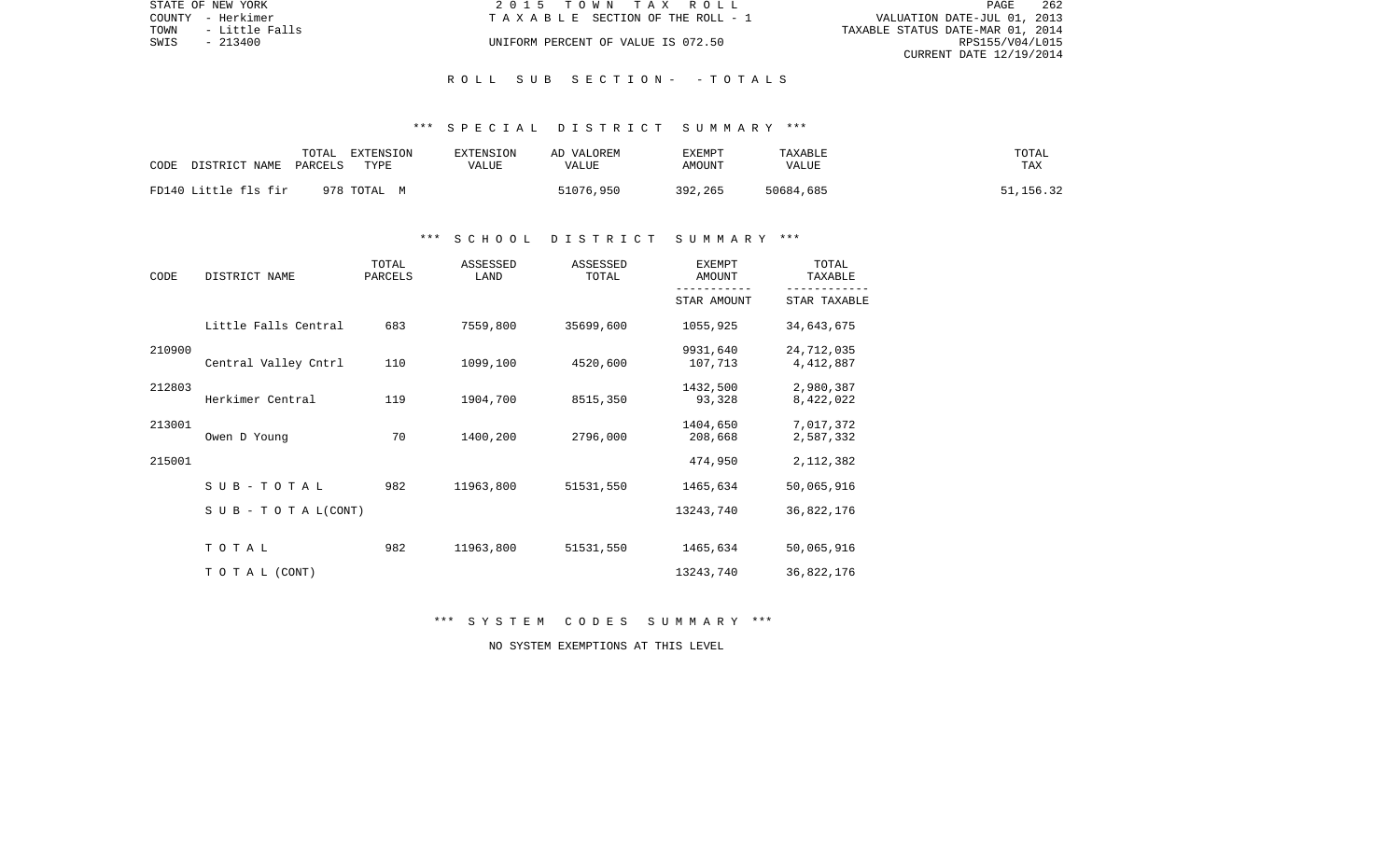STATE OF NEW YORK | COUNTY - Herkimer | TOWN - Little Falls | SWIS - 213400

2015 TOWN TAX ROLL
TAXABLE SECTION OF THE ROLL - 1
UNIFORM PERCENT OF VALUE IS 072.50

VALUATION DATE-JUL 01, 2013
TAXABLE STATUS DATE-MAR 01, 2014
RPS155/V04/L015
CURRENT DATE 12/19/2014

## ROLL SUB SECTION- - TOTALS

### *** SPECIAL DISTRICT SUMMARY ***

| CODE DISTRICT NAME | TOTAL PARCELS | EXTENSION TYPE | EXTENSION VALUE | AD VALOREM VALUE | EXEMPT AMOUNT | TAXABLE VALUE | TOTAL TAX |
|---|---|---|---|---|---|---|---|
| FD140 Little fls fir | 978 | TOTAL M | | 51076,950 | 392,265 | 50684,685 | 51,156.32 |

### *** SCHOOL DISTRICT SUMMARY ***

| CODE | DISTRICT NAME | TOTAL PARCELS | ASSESSED LAND | ASSESSED TOTAL | EXEMPT AMOUNT / STAR AMOUNT | TOTAL TAXABLE / STAR TAXABLE |
|---|---|---|---|---|---|---|
| 210900 | Little Falls Central | 683 | 7559,800 | 35699,600 | 1055,925 | 34,643,675 |
| | | | | | 9931,640 | 24,712,035 |
| 212803 | Central Valley Cntrl | 110 | 1099,100 | 4520,600 | 107,713 | 4,412,887 |
| | | | | | 1432,500 | 2,980,387 |
| 213001 | Herkimer Central | 119 | 1904,700 | 8515,350 | 93,328 | 8,422,022 |
| | | | | | 1404,650 | 7,017,372 |
| 215001 | Owen D Young | 70 | 1400,200 | 2796,000 | 208,668 | 2,587,332 |
| | | | | | 474,950 | 2,112,382 |
| | S U B - T O T A L | 982 | 11963,800 | 51531,550 | 1465,634 | 50,065,916 |
| | S U B - T O T A L(CONT) | | | | 13243,740 | 36,822,176 |
| | T O T A L | 982 | 11963,800 | 51531,550 | 1465,634 | 50,065,916 |
| | T O T A L (CONT) | | | | 13243,740 | 36,822,176 |

### *** SYSTEM CODES SUMMARY ***

NO SYSTEM EXEMPTIONS AT THIS LEVEL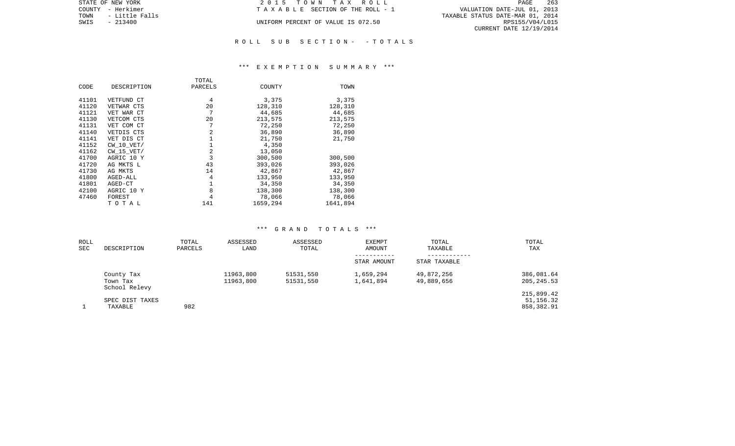STATE OF NEW YORK
COUNTY - Herkimer
TOWN - Little Falls
SWIS - 213400

2 0 1 5 T O W N T A X R O L L
T A X A B L E SECTION OF THE ROLL - 1
UNIFORM PERCENT OF VALUE IS 072.50

VALUATION DATE-JUL 01, 2013
TAXABLE STATUS DATE-MAR 01, 2014
RPS155/V04/L015
CURRENT DATE 12/19/2014

## R O L L S U B S E C T I O N - - T O T A L S

### *** E X E M P T I O N S U M M A R Y ***

| CODE | DESCRIPTION | TOTAL PARCELS | COUNTY | TOWN |
|---|---|---|---|---|
| 41101 | VETFUND CT | 4 | 3,375 | 3,375 |
| 41120 | VETWAR CTS | 20 | 128,310 | 128,310 |
| 41121 | VET WAR CT | 7 | 44,685 | 44,685 |
| 41130 | VETCOM CTS | 20 | 213,575 | 213,575 |
| 41131 | VET COM CT | 7 | 72,250 | 72,250 |
| 41140 | VETDIS CTS | 2 | 36,890 | 36,890 |
| 41141 | VET DIS CT | 1 | 21,750 | 21,750 |
| 41152 | CW_10_VET/ | 1 | 4,350 | |
| 41162 | CW_15_VET/ | 2 | 13,050 | |
| 41700 | AGRIC 10 Y | 3 | 300,500 | 300,500 |
| 41720 | AG MKTS L | 43 | 393,026 | 393,026 |
| 41730 | AG MKTS | 14 | 42,867 | 42,867 |
| 41800 | AGED-ALL | 4 | 133,950 | 133,950 |
| 41801 | AGED-CT | 1 | 34,350 | 34,350 |
| 42100 | AGRIC 10 Y | 8 | 138,300 | 138,300 |
| 47460 | FOREST | 4 | 78,066 | 78,066 |
| | T O T A L | 141 | 1659,294 | 1641,894 |

### *** G R A N D T O T A L S ***

| ROLL SEC | DESCRIPTION | TOTAL PARCELS | ASSESSED LAND | ASSESSED TOTAL | EXEMPT AMOUNT / STAR AMOUNT | TOTAL TAXABLE / STAR TAXABLE | TOTAL TAX |
|---|---|---|---|---|---|---|---|
| | County Tax | | 11963,800 | 51531,550 | 1,659,294 | 49,872,256 | 386,081.64 |
| | Town Tax | | 11963,800 | 51531,550 | 1,641,894 | 49,889,656 | 205,245.53 |
| | School Relevy | | | | | | 215,899.42 |
| | SPEC DIST TAXES | | | | | | 51,156.32 |
| 1 | TAXABLE | 982 | | | | | 858,382.91 |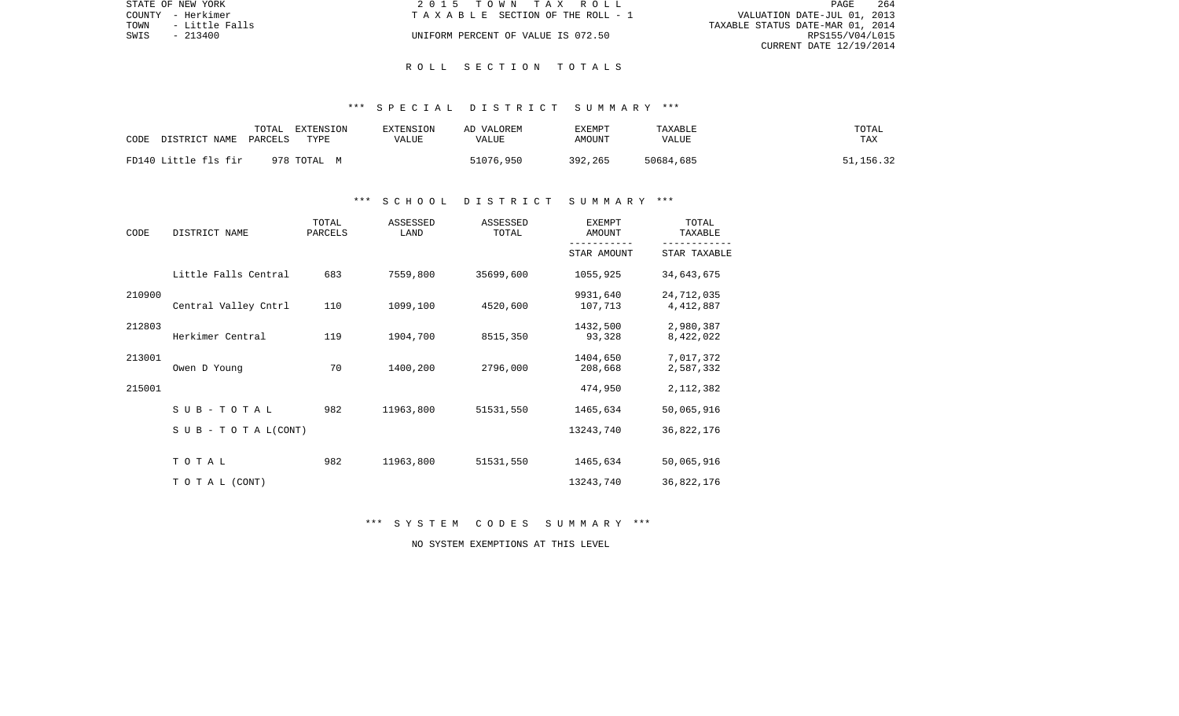STATE OF NEW YORK | 2 0 1 5   T O W N   T A X   R O L L | VALUATION DATE-JUL 01, 2013
COUNTY - Herkimer | T A X A B L E SECTION OF THE ROLL - 1 | TAXABLE STATUS DATE-MAR 01, 2014
TOWN - Little Falls | | RPS155/V04/L015
SWIS - 213400 | UNIFORM PERCENT OF VALUE IS 072.50 | CURRENT DATE 12/19/2014

## R O L L   S E C T I O N   T O T A L S

### *** S P E C I A L   D I S T R I C T   S U M M A R Y ***

| CODE | DISTRICT NAME | TOTAL PARCELS | EXTENSION TYPE | EXTENSION VALUE | AD VALOREM VALUE | EXEMPT AMOUNT | TAXABLE VALUE | TOTAL TAX |
|---|---|---|---|---|---|---|---|---|
| FD140 | Little fls fir | 978 | TOTAL M | | 51076,950 | 392,265 | 50684,685 | 51,156.32 |

### *** S C H O O L   D I S T R I C T   S U M M A R Y ***

| CODE | DISTRICT NAME | TOTAL PARCELS | ASSESSED LAND | ASSESSED TOTAL | EXEMPT AMOUNT / STAR AMOUNT | TOTAL TAXABLE / STAR TAXABLE |
|---|---|---|---|---|---|---|
| | Little Falls Central | 683 | 7559,800 | 35699,600 | 1055,925 | 34,643,675 |
| 210900 | | | | | 9931,640 | 24,712,035 |
| | Central Valley Cntrl | 110 | 1099,100 | 4520,600 | 107,713 | 4,412,887 |
| 212803 | | | | | 1432,500 | 2,980,387 |
| | Herkimer Central | 119 | 1904,700 | 8515,350 | 93,328 | 8,422,022 |
| 213001 | | | | | 1404,650 | 7,017,372 |
| | Owen D Young | 70 | 1400,200 | 2796,000 | 208,668 | 2,587,332 |
| 215001 | | | | | 474,950 | 2,112,382 |
| | S U B - T O T A L | 982 | 11963,800 | 51531,550 | 1465,634 | 50,065,916 |
| | S U B - T O T A L(CONT) | | | | 13243,740 | 36,822,176 |
| | T O T A L | 982 | 11963,800 | 51531,550 | 1465,634 | 50,065,916 |
| | T O T A L (CONT) | | | | 13243,740 | 36,822,176 |

### *** S Y S T E M   C O D E S   S U M M A R Y ***

NO SYSTEM EXEMPTIONS AT THIS LEVEL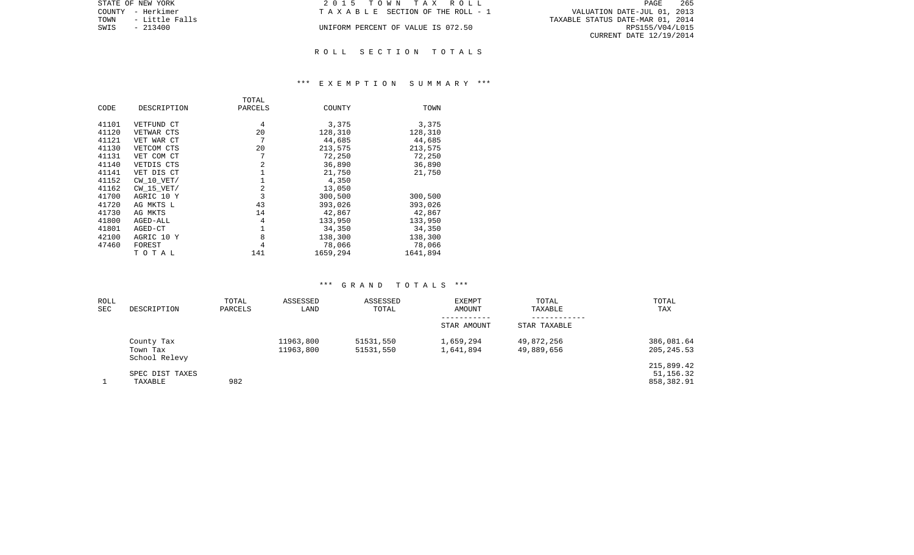STATE OF NEW YORK
COUNTY - Herkimer
TOWN - Little Falls
SWIS - 213400

2 0 1 5 T O W N T A X R O L L
T A X A B L E SECTION OF THE ROLL - 1
UNIFORM PERCENT OF VALUE IS 072.50

VALUATION DATE-JUL 01, 2013
TAXABLE STATUS DATE-MAR 01, 2014
RPS155/V04/L015
CURRENT DATE 12/19/2014

## R O L L S E C T I O N T O T A L S

### *** E X E M P T I O N S U M M A R Y ***

| CODE | DESCRIPTION | TOTAL PARCELS | COUNTY | TOWN |
|---|---|---|---|---|
| 41101 | VETFUND CT | 4 | 3,375 | 3,375 |
| 41120 | VETWAR CTS | 20 | 128,310 | 128,310 |
| 41121 | VET WAR CT | 7 | 44,685 | 44,685 |
| 41130 | VETCOM CTS | 20 | 213,575 | 213,575 |
| 41131 | VET COM CT | 7 | 72,250 | 72,250 |
| 41140 | VETDIS CTS | 2 | 36,890 | 36,890 |
| 41141 | VET DIS CT | 1 | 21,750 | 21,750 |
| 41152 | CW_10_VET/ | 1 | 4,350 | |
| 41162 | CW_15_VET/ | 2 | 13,050 | |
| 41700 | AGRIC 10 Y | 3 | 300,500 | 300,500 |
| 41720 | AG MKTS L | 43 | 393,026 | 393,026 |
| 41730 | AG MKTS | 14 | 42,867 | 42,867 |
| 41800 | AGED-ALL | 4 | 133,950 | 133,950 |
| 41801 | AGED-CT | 1 | 34,350 | 34,350 |
| 42100 | AGRIC 10 Y | 8 | 138,300 | 138,300 |
| 47460 | FOREST | 4 | 78,066 | 78,066 |
| | T O T A L | 141 | 1659,294 | 1641,894 |

### *** G R A N D T O T A L S ***

| ROLL SEC | DESCRIPTION | TOTAL PARCELS | ASSESSED LAND | ASSESSED TOTAL | EXEMPT AMOUNT / STAR AMOUNT | TOTAL TAXABLE / STAR TAXABLE | TOTAL TAX |
|---|---|---|---|---|---|---|---|
| | County Tax | | 11963,800 | 51531,550 | 1,659,294 | 49,872,256 | 386,081.64 |
| | Town Tax | | 11963,800 | 51531,550 | 1,641,894 | 49,889,656 | 205,245.53 |
| | School Relevy | | | | | | 215,899.42 |
| | SPEC DIST TAXES | | | | | | 51,156.32 |
| 1 | TAXABLE | 982 | | | | | 858,382.91 |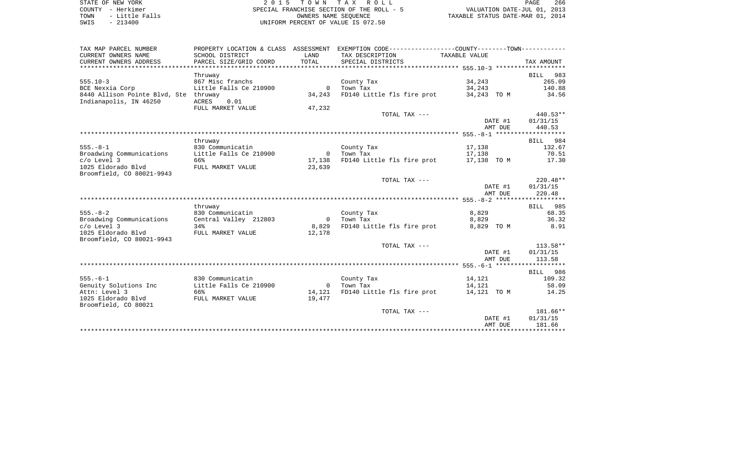STATE OF NEW YORK
COUNTY - Herkimer
TOWN - Little Falls
SWIS - 213400

2 0 1 5 T O W N T A X R O L L
SPECIAL FRANCHISE SECTION OF THE ROLL - 5
OWNERS NAME SEQUENCE
UNIFORM PERCENT OF VALUE IS 072.50

VALUATION DATE-JUL 01, 2013
TAXABLE STATUS DATE-MAR 01, 2014

| TAX MAP PARCEL NUMBER / CURRENT OWNERS NAME / CURRENT OWNERS ADDRESS | PROPERTY LOCATION & CLASS / SCHOOL DISTRICT / PARCEL SIZE/GRID COORD | ASSESSMENT LAND / TOTAL | EXEMPTION CODE / TAX DESCRIPTION / SPECIAL DISTRICTS | COUNTY--------TOWN TAXABLE VALUE | TAX AMOUNT |
|---|---|---|---|---|---|
| 555.10-3 | Thruway | | | | BILL 983 |
| 555.10-3 | 867 Misc franchs | | County Tax | 34,243 | 265.09 |
| BCE Nexxia Corp | Little Falls Ce 210900 | 0 | Town Tax | 34,243 | 140.88 |
| 8440 Allison Pointe Blvd, Ste | thruway | 34,243 | FD140 Little fls fire prot | 34,243 TO M | 34.56 |
| Indianapolis, IN 46250 | ACRES 0.01 | | | | |
| | FULL MARKET VALUE | 47,232 | | | |
| | | | TOTAL TAX --- | | 440.53** |
| | | | | DATE #1 | 01/31/15 |
| | | | | AMT DUE | 440.53 |
| 555.-8-1 | thruway | | | | BILL 984 |
| 555.-8-1 | 830 Communicatin | | County Tax | 17,138 | 132.67 |
| Broadwing Communications | Little Falls Ce 210900 | 0 | Town Tax | 17,138 | 70.51 |
| c/o Level 3 | 66% | 17,138 | FD140 Little fls fire prot | 17,138 TO M | 17.30 |
| 1025 Eldorado Blvd | FULL MARKET VALUE | 23,639 | | | |
| Broomfield, CO 80021-9943 | | | | | |
| | | | TOTAL TAX --- | | 220.48** |
| | | | | DATE #1 | 01/31/15 |
| | | | | AMT DUE | 220.48 |
| 555.-8-2 | thruway | | | | BILL 985 |
| 555.-8-2 | 830 Communicatin | | County Tax | 8,829 | 68.35 |
| Broadwing Communications | Central Valley 212803 | 0 | Town Tax | 8,829 | 36.32 |
| c/o Level 3 | 34% | 8,829 | FD140 Little fls fire prot | 8,829 TO M | 8.91 |
| 1025 Eldorado Blvd | FULL MARKET VALUE | 12,178 | | | |
| Broomfield, CO 80021-9943 | | | | | |
| | | | TOTAL TAX --- | | 113.58** |
| | | | | DATE #1 | 01/31/15 |
| | | | | AMT DUE | 113.58 |
| 555.-6-1 | | | | | BILL 986 |
| 555.-6-1 | 830 Communicatin | | County Tax | 14,121 | 109.32 |
| Genuity Solutions Inc | Little Falls Ce 210900 | 0 | Town Tax | 14,121 | 58.09 |
| Attn: Level 3 | 66% | 14,121 | FD140 Little fls fire prot | 14,121 TO M | 14.25 |
| 1025 Eldorado Blvd | FULL MARKET VALUE | 19,477 | | | |
| Broomfield, CO 80021 | | | | | |
| | | | TOTAL TAX --- | | 181.66** |
| | | | | DATE #1 | 01/31/15 |
| | | | | AMT DUE | 181.66 |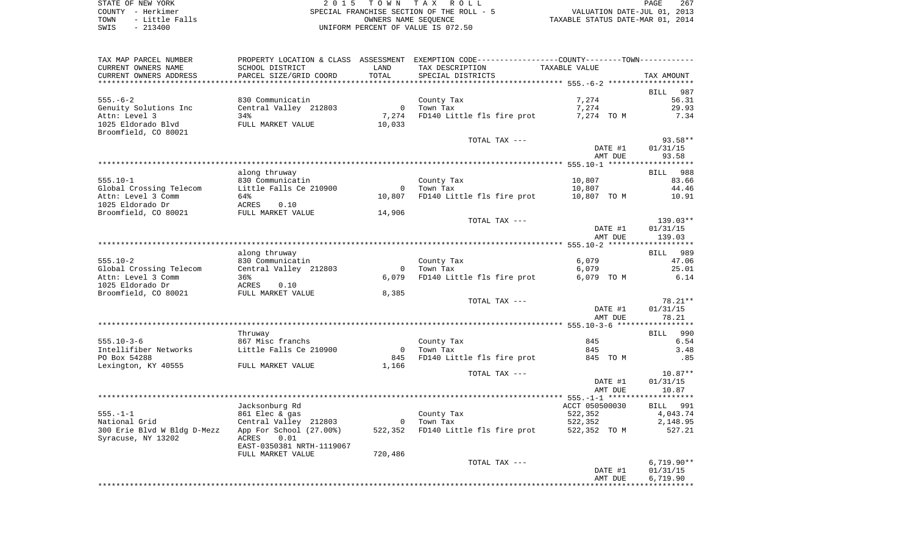STATE OF NEW YORK | 2015 TOWN TAX ROLL | PAGE 267
COUNTY - Herkimer | SPECIAL FRANCHISE SECTION OF THE ROLL - 5 | VALUATION DATE-JUL 01, 2013
TOWN - Little Falls | OWNERS NAME SEQUENCE | TAXABLE STATUS DATE-MAR 01, 2014
SWIS - 213400 | UNIFORM PERCENT OF VALUE IS 072.50

| TAX MAP PARCEL NUMBER / CURRENT OWNERS NAME / CURRENT OWNERS ADDRESS | PROPERTY LOCATION & CLASS / SCHOOL DISTRICT / PARCEL SIZE/GRID COORD | ASSESSMENT LAND / TOTAL | EXEMPTION CODE / TAX DESCRIPTION / SPECIAL DISTRICTS | TAXABLE VALUE | TAX AMOUNT |
|---|---|---|---|---|---|
| 555.-6-2 | | | | | BILL 987 |
| 555.-6-2 | 830 Communicatin | | County Tax | 7,274 | 56.31 |
| Genuity Solutions Inc | Central Valley 212803 | 0 | Town Tax | 7,274 | 29.93 |
| Attn: Level 3 | 34% | 7,274 | FD140 Little fls fire prot | 7,274 TO M | 7.34 |
| 1025 Eldorado Blvd | FULL MARKET VALUE | 10,033 | | | |
| Broomfield, CO 80021 | | | | | |
| | | | TOTAL TAX --- | | 93.58** |
| | | | | DATE #1 | 01/31/15 |
| | | | | AMT DUE | 93.58 |
| 555.10-1 | along thruway | | | | BILL 988 |
| 555.10-1 | 830 Communicatin | | County Tax | 10,807 | 83.66 |
| Global Crossing Telecom | Little Falls Ce 210900 | 0 | Town Tax | 10,807 | 44.46 |
| Attn: Level 3 Comm | 64% | 10,807 | FD140 Little fls fire prot | 10,807 TO M | 10.91 |
| 1025 Eldorado Dr | ACRES 0.10 | | | | |
| Broomfield, CO 80021 | FULL MARKET VALUE | 14,906 | | | |
| | | | TOTAL TAX --- | | 139.03** |
| | | | | DATE #1 | 01/31/15 |
| | | | | AMT DUE | 139.03 |
| 555.10-2 | along thruway | | | | BILL 989 |
| 555.10-2 | 830 Communicatin | | County Tax | 6,079 | 47.06 |
| Global Crossing Telecom | Central Valley 212803 | 0 | Town Tax | 6,079 | 25.01 |
| Attn: Level 3 Comm | 36% | 6,079 | FD140 Little fls fire prot | 6,079 TO M | 6.14 |
| 1025 Eldorado Dr | ACRES 0.10 | | | | |
| Broomfield, CO 80021 | FULL MARKET VALUE | 8,385 | | | |
| | | | TOTAL TAX --- | | 78.21** |
| | | | | DATE #1 | 01/31/15 |
| | | | | AMT DUE | 78.21 |
| 555.10-3-6 | Thruway | | | | BILL 990 |
| 555.10-3-6 | 867 Misc franchs | | County Tax | 845 | 6.54 |
| Intellifiber Networks | Little Falls Ce 210900 | 0 | Town Tax | 845 | 3.48 |
| PO Box 54288 | | 845 | FD140 Little fls fire prot | 845 TO M | .85 |
| Lexington, KY 40555 | FULL MARKET VALUE | 1,166 | | | |
| | | | TOTAL TAX --- | | 10.87** |
| | | | | DATE #1 | 01/31/15 |
| | | | | AMT DUE | 10.87 |
| 555.-1-1 | Jacksonburg Rd | | | ACCT 050500030 | BILL 991 |
| 555.-1-1 | 861 Elec & gas | | County Tax | 522,352 | 4,043.74 |
| National Grid | Central Valley 212803 | 0 | Town Tax | 522,352 | 2,148.95 |
| 300 Erie Blvd W Bldg D-Mezz | App For School (27.00%) | 522,352 | FD140 Little fls fire prot | 522,352 TO M | 527.21 |
| Syracuse, NY 13202 | ACRES 0.01 | | | | |
| | EAST-0350381 NRTH-1119067 | | | | |
| | FULL MARKET VALUE | 720,486 | | | |
| | | | TOTAL TAX --- | | 6,719.90** |
| | | | | DATE #1 | 01/31/15 |
| | | | | AMT DUE | 6,719.90 |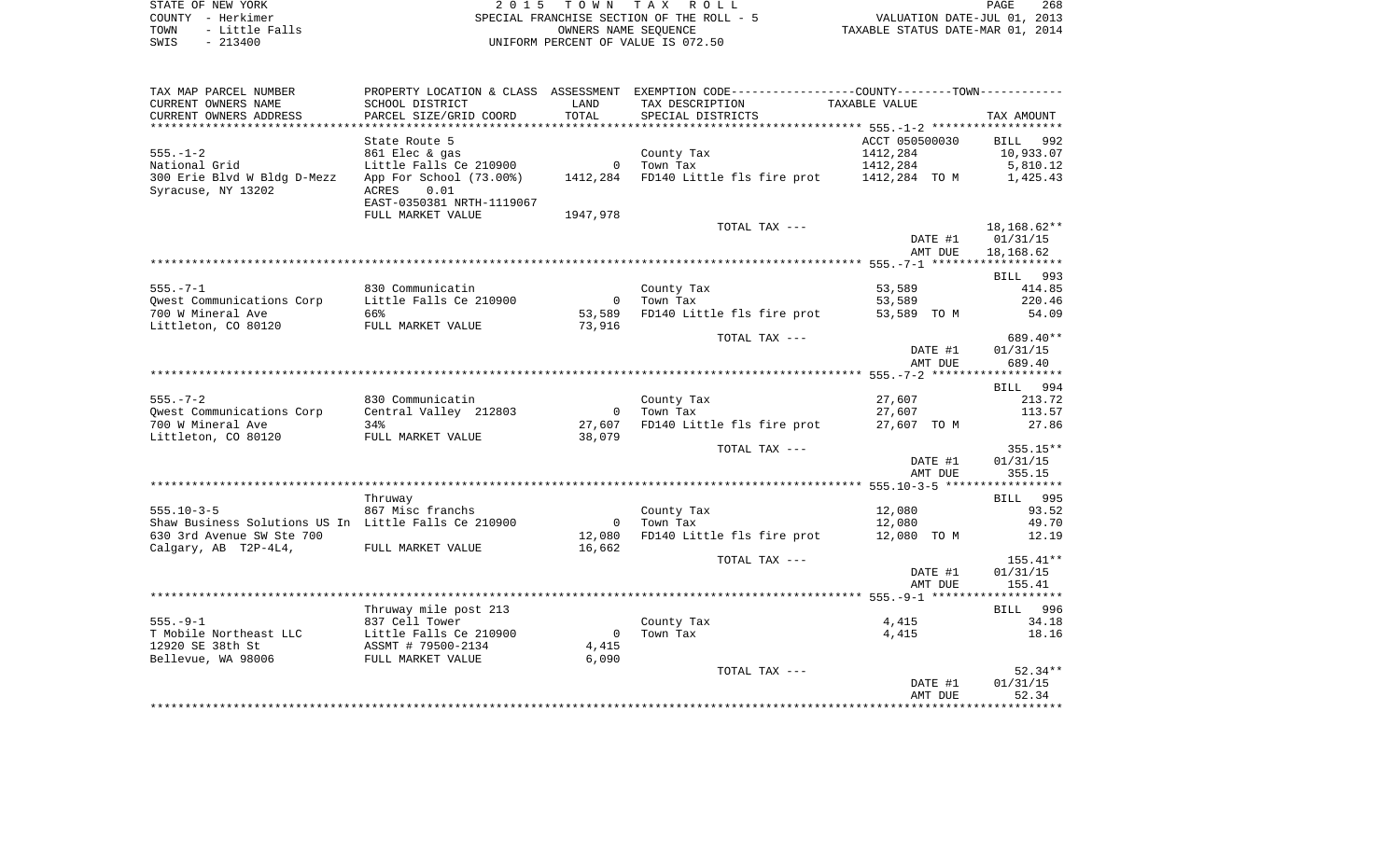STATE OF NEW YORK
COUNTY - Herkimer
TOWN - Little Falls
SWIS - 213400

2 0 1 5 T O W N T A X R O L L
SPECIAL FRANCHISE SECTION OF THE ROLL - 5
OWNERS NAME SEQUENCE
UNIFORM PERCENT OF VALUE IS 072.50

VALUATION DATE-JUL 01, 2013
TAXABLE STATUS DATE-MAR 01, 2014

| TAX MAP PARCEL NUMBER / CURRENT OWNERS NAME / CURRENT OWNERS ADDRESS | PROPERTY LOCATION & CLASS / SCHOOL DISTRICT / PARCEL SIZE/GRID COORD | ASSESSMENT LAND / TOTAL | EXEMPTION CODE / TAX DESCRIPTION / SPECIAL DISTRICTS | COUNTY--------TOWN / TAXABLE VALUE | TAX AMOUNT |
|---|---|---|---|---|---|
| 555.-1-2 | State Route 5 | | | ACCT 050500030 | BILL 992 |
| 555.-1-2 | 861 Elec & gas | | County Tax | 1412,284 | 10,933.07 |
| National Grid | Little Falls Ce 210900 | 0 | Town Tax | 1412,284 | 5,810.12 |
| 300 Erie Blvd W Bldg D-Mezz | App For School (73.00%) | 1412,284 | FD140 Little fls fire prot | 1412,284 TO M | 1,425.43 |
| Syracuse, NY 13202 | ACRES 0.01 | | | | |
| | EAST-0350381 NRTH-1119067 | | | | |
| | FULL MARKET VALUE | 1947,978 | | | |
| | | | TOTAL TAX --- | | 18,168.62** |
| | | | | DATE #1 | 01/31/15 |
| | | | | AMT DUE | 18,168.62 |
| 555.-7-1 | | | | | BILL 993 |
| 555.-7-1 | 830 Communicatin | | County Tax | 53,589 | 414.85 |
| Qwest Communications Corp | Little Falls Ce 210900 | 0 | Town Tax | 53,589 | 220.46 |
| 700 W Mineral Ave | 66% | 53,589 | FD140 Little fls fire prot | 53,589 TO M | 54.09 |
| Littleton, CO 80120 | FULL MARKET VALUE | 73,916 | | | |
| | | | TOTAL TAX --- | | 689.40** |
| | | | | DATE #1 | 01/31/15 |
| | | | | AMT DUE | 689.40 |
| 555.-7-2 | | | | | BILL 994 |
| 555.-7-2 | 830 Communicatin | | County Tax | 27,607 | 213.72 |
| Qwest Communications Corp | Central Valley 212803 | 0 | Town Tax | 27,607 | 113.57 |
| 700 W Mineral Ave | 34% | 27,607 | FD140 Little fls fire prot | 27,607 TO M | 27.86 |
| Littleton, CO 80120 | FULL MARKET VALUE | 38,079 | | | |
| | | | TOTAL TAX --- | | 355.15** |
| | | | | DATE #1 | 01/31/15 |
| | | | | AMT DUE | 355.15 |
| 555.10-3-5 | Thruway | | | | BILL 995 |
| 555.10-3-5 | 867 Misc franchs | | County Tax | 12,080 | 93.52 |
| Shaw Business Solutions US In | Little Falls Ce 210900 | 0 | Town Tax | 12,080 | 49.70 |
| 630 3rd Avenue SW Ste 700 | | 12,080 | FD140 Little fls fire prot | 12,080 TO M | 12.19 |
| Calgary, AB T2P-4L4, | FULL MARKET VALUE | 16,662 | | | |
| | | | TOTAL TAX --- | | 155.41** |
| | | | | DATE #1 | 01/31/15 |
| | | | | AMT DUE | 155.41 |
| 555.-9-1 | Thruway mile post 213 | | | | BILL 996 |
| 555.-9-1 | 837 Cell Tower | | County Tax | 4,415 | 34.18 |
| T Mobile Northeast LLC | Little Falls Ce 210900 | 0 | Town Tax | 4,415 | 18.16 |
| 12920 SE 38th St | ASSMT # 79500-2134 | 4,415 | | | |
| Bellevue, WA 98006 | FULL MARKET VALUE | 6,090 | | | |
| | | | TOTAL TAX --- | | 52.34** |
| | | | | DATE #1 | 01/31/15 |
| | | | | AMT DUE | 52.34 |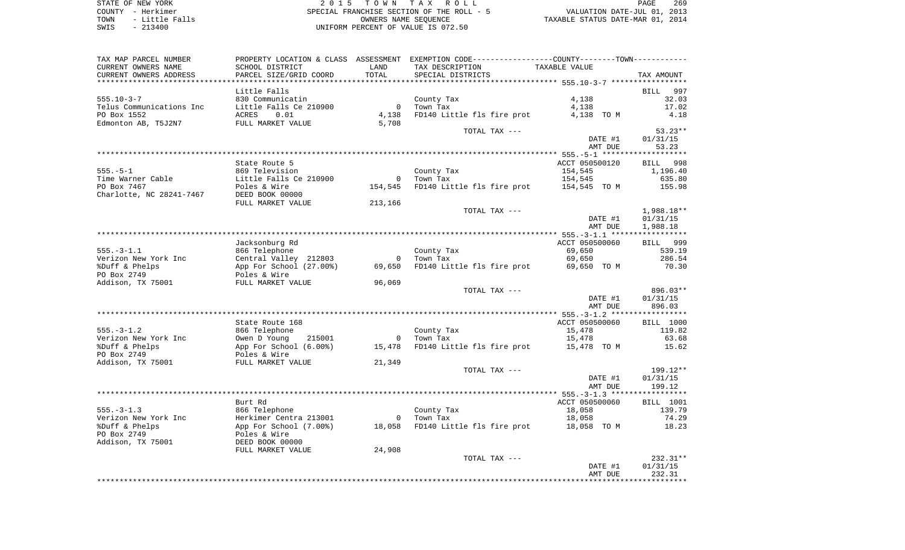| TAX MAP PARCEL NUMBER | PROPERTY LOCATION & CLASS | ASSESSMENT | EXEMPTION CODE------------------COUNTY--------TOWN----------- | | |
|---|---|---|---|---|---|
| CURRENT OWNERS NAME | SCHOOL DISTRICT | LAND | TAX DESCRIPTION | TAXABLE VALUE | |
| CURRENT OWNERS ADDRESS | PARCEL SIZE/GRID COORD | TOTAL | SPECIAL DISTRICTS | | TAX AMOUNT |
| ******************** 555.10-3-7 ***************** | | | | | |
| | Little Falls | | | | BILL 997 |
| 555.10-3-7 | 830 Communicatin | | County Tax | 4,138 | 32.03 |
| Telus Communications Inc | Little Falls Ce 210900 | 0 | Town Tax | 4,138 | 17.02 |
| PO Box 1552 | ACRES 0.01 | 4,138 | FD140 Little fls fire prot | 4,138 TO M | 4.18 |
| Edmonton AB, T5J2N7 | FULL MARKET VALUE | 5,708 | | | |
| | | | TOTAL TAX --- | | 53.23** |
| | | | | DATE #1 | 01/31/15 |
| | | | | AMT DUE | 53.23 |
| ******************** 555.-5-1 ***************** | | | | | |
| | State Route 5 | | | ACCT 050500120 | BILL 998 |
| 555.-5-1 | 869 Television | | County Tax | 154,545 | 1,196.40 |
| Time Warner Cable | Little Falls Ce 210900 | 0 | Town Tax | 154,545 | 635.80 |
| PO Box 7467 | Poles & Wire | 154,545 | FD140 Little fls fire prot | 154,545 TO M | 155.98 |
| Charlotte, NC 28241-7467 | DEED BOOK 00000 | | | | |
| | FULL MARKET VALUE | 213,166 | | | |
| | | | TOTAL TAX --- | | 1,988.18** |
| | | | | DATE #1 | 01/31/15 |
| | | | | AMT DUE | 1,988.18 |
| ******************** 555.-3-1.1 ***************** | | | | | |
| | Jacksonburg Rd | | | ACCT 050500060 | BILL 999 |
| 555.-3-1.1 | 866 Telephone | | County Tax | 69,650 | 539.19 |
| Verizon New York Inc | Central Valley 212803 | 0 | Town Tax | 69,650 | 286.54 |
| %Duff & Phelps | App For School (27.00%) | 69,650 | FD140 Little fls fire prot | 69,650 TO M | 70.30 |
| PO Box 2749 | Poles & Wire | | | | |
| Addison, TX 75001 | FULL MARKET VALUE | 96,069 | | | |
| | | | TOTAL TAX --- | | 896.03** |
| | | | | DATE #1 | 01/31/15 |
| | | | | AMT DUE | 896.03 |
| ******************** 555.-3-1.2 ***************** | | | | | |
| | State Route 168 | | | ACCT 050500060 | BILL 1000 |
| 555.-3-1.2 | 866 Telephone | | County Tax | 15,478 | 119.82 |
| Verizon New York Inc | Owen D Young 215001 | 0 | Town Tax | 15,478 | 63.68 |
| %Duff & Phelps | App For School (6.00%) | 15,478 | FD140 Little fls fire prot | 15,478 TO M | 15.62 |
| PO Box 2749 | Poles & Wire | | | | |
| Addison, TX 75001 | FULL MARKET VALUE | 21,349 | | | |
| | | | TOTAL TAX --- | | 199.12** |
| | | | | DATE #1 | 01/31/15 |
| | | | | AMT DUE | 199.12 |
| ******************** 555.-3-1.3 ***************** | | | | | |
| | Burt Rd | | | ACCT 050500060 | BILL 1001 |
| 555.-3-1.3 | 866 Telephone | | County Tax | 18,058 | 139.79 |
| Verizon New York Inc | Herkimer Centra 213001 | 0 | Town Tax | 18,058 | 74.29 |
| %Duff & Phelps | App For School (7.00%) | 18,058 | FD140 Little fls fire prot | 18,058 TO M | 18.23 |
| PO Box 2749 | Poles & Wire | | | | |
| Addison, TX 75001 | DEED BOOK 00000 | | | | |
| | FULL MARKET VALUE | 24,908 | | | |
| | | | TOTAL TAX --- | | 232.31** |
| | | | | DATE #1 | 01/31/15 |
| | | | | AMT DUE | 232.31 |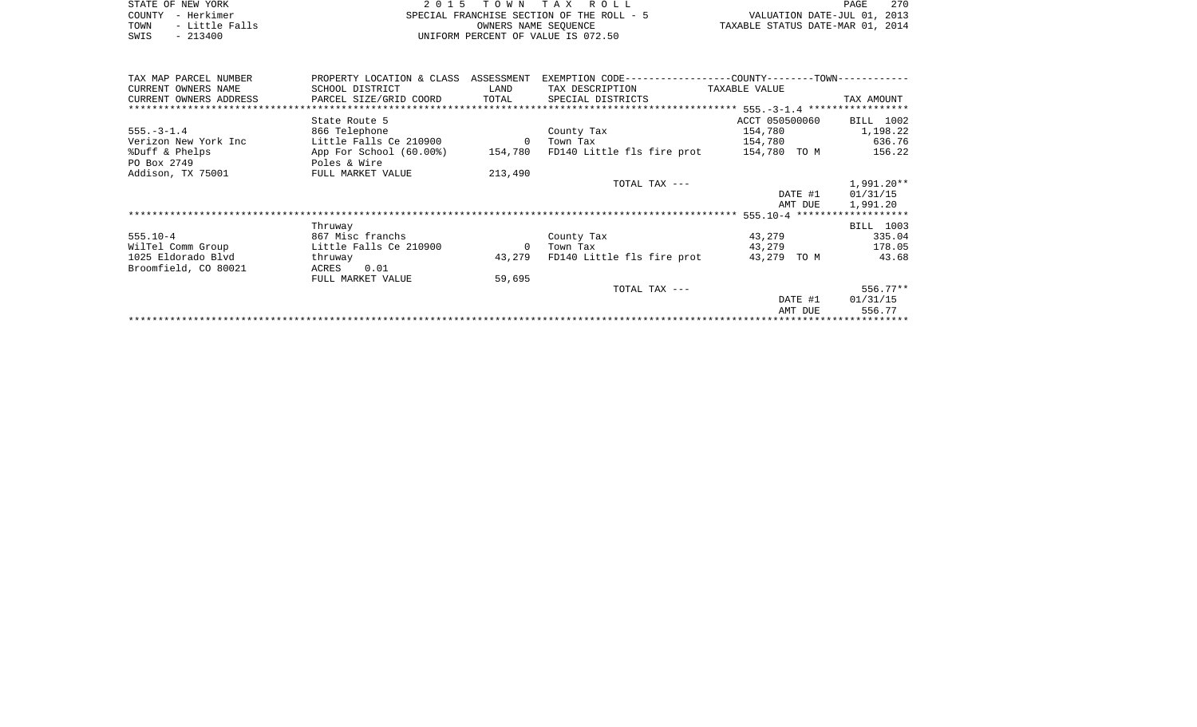STATE OF NEW YORK — 2 0 1 5 T O W N T A X R O L L
COUNTY - Herkimer — SPECIAL FRANCHISE SECTION OF THE ROLL - 5 — VALUATION DATE-JUL 01, 2013
TOWN - Little Falls — OWNERS NAME SEQUENCE — TAXABLE STATUS DATE-MAR 01, 2014
SWIS - 213400 — UNIFORM PERCENT OF VALUE IS 072.50

| TAX MAP PARCEL NUMBER / CURRENT OWNERS NAME / CURRENT OWNERS ADDRESS | PROPERTY LOCATION & CLASS / SCHOOL DISTRICT / PARCEL SIZE/GRID COORD | ASSESSMENT / LAND / TOTAL | EXEMPTION CODE / TAX DESCRIPTION / SPECIAL DISTRICTS | COUNTY / TAXABLE VALUE | TOWN / TAX AMOUNT |
|---|---|---|---|---|---|
| **555.-3-1.4** | | | | ACCT 050500060 | BILL 1002 |
| | State Route 5 | | | | |
| 555.-3-1.4 | 866 Telephone | | County Tax | 154,780 | 1,198.22 |
| Verizon New York Inc | Little Falls Ce 210900 | 0 | Town Tax | 154,780 | 636.76 |
| %Duff & Phelps | App For School (60.00%) | 154,780 | FD140 Little fls fire prot | 154,780 TO M | 156.22 |
| PO Box 2749 | Poles & Wire | | | | |
| Addison, TX 75001 | FULL MARKET VALUE | 213,490 | | | |
| | | | TOTAL TAX --- | | 1,991.20** |
| | | | | DATE #1 | 01/31/15 |
| | | | | AMT DUE | 1,991.20 |
| **555.10-4** | | | | | BILL 1003 |
| | Thruway | | | | |
| 555.10-4 | 867 Misc franchs | | County Tax | 43,279 | 335.04 |
| WilTel Comm Group | Little Falls Ce 210900 | 0 | Town Tax | 43,279 | 178.05 |
| 1025 Eldorado Blvd | thruway | 43,279 | FD140 Little fls fire prot | 43,279 TO M | 43.68 |
| Broomfield, CO 80021 | ACRES 0.01 | | | | |
| | FULL MARKET VALUE | 59,695 | | | |
| | | | TOTAL TAX --- | | 556.77** |
| | | | | DATE #1 | 01/31/15 |
| | | | | AMT DUE | 556.77 |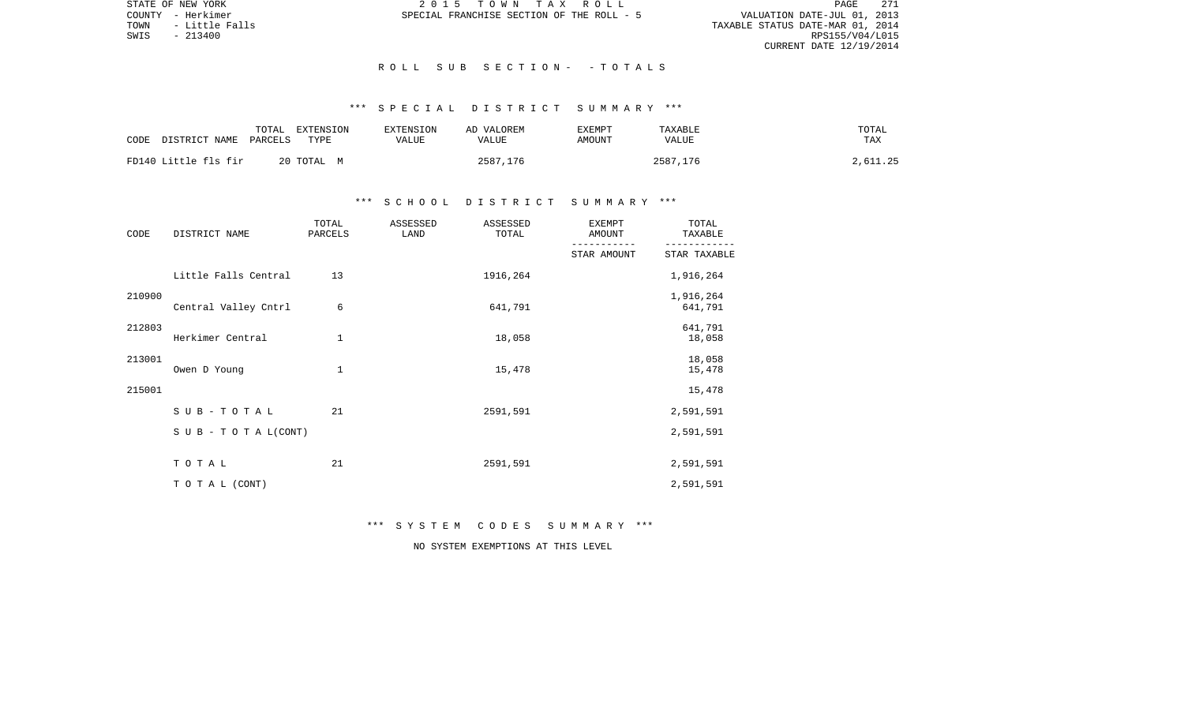## ROLL SUB SECTION - - TOTALS

### *** SPECIAL DISTRICT SUMMARY ***

| CODE DISTRICT NAME | TOTAL PARCELS | EXTENSION TYPE | EXTENSION VALUE | AD VALOREM VALUE | EXEMPT AMOUNT | TAXABLE VALUE | TOTAL TAX |
|---|---|---|---|---|---|---|---|
| FD140 Little fls fir | 20 | TOTAL M | | 2587,176 | | 2587,176 | 2,611.25 |

### *** SCHOOL DISTRICT SUMMARY ***

| CODE | DISTRICT NAME | TOTAL PARCELS | ASSESSED LAND | ASSESSED TOTAL | EXEMPT AMOUNT / STAR AMOUNT | TOTAL TAXABLE / STAR TAXABLE |
|---|---|---|---|---|---|---|
| 210900 | Little Falls Central | 13 | | 1916,264 | | 1,916,264 |
| | | | | | | 1,916,264 |
| 212803 | Central Valley Cntrl | 6 | | 641,791 | | 641,791 |
| | | | | | | 641,791 |
| 213001 | Herkimer Central | 1 | | 18,058 | | 18,058 |
| | | | | | | 18,058 |
| 215001 | Owen D Young | 1 | | 15,478 | | 15,478 |
| | | | | | | 15,478 |
| | S U B - T O T A L | 21 | | 2591,591 | | 2,591,591 |
| | S U B - T O T A L(CONT) | | | | | 2,591,591 |
| | T O T A L | 21 | | 2591,591 | | 2,591,591 |
| | T O T A L (CONT) | | | | | 2,591,591 |

### *** SYSTEM CODES SUMMARY ***

NO SYSTEM EXEMPTIONS AT THIS LEVEL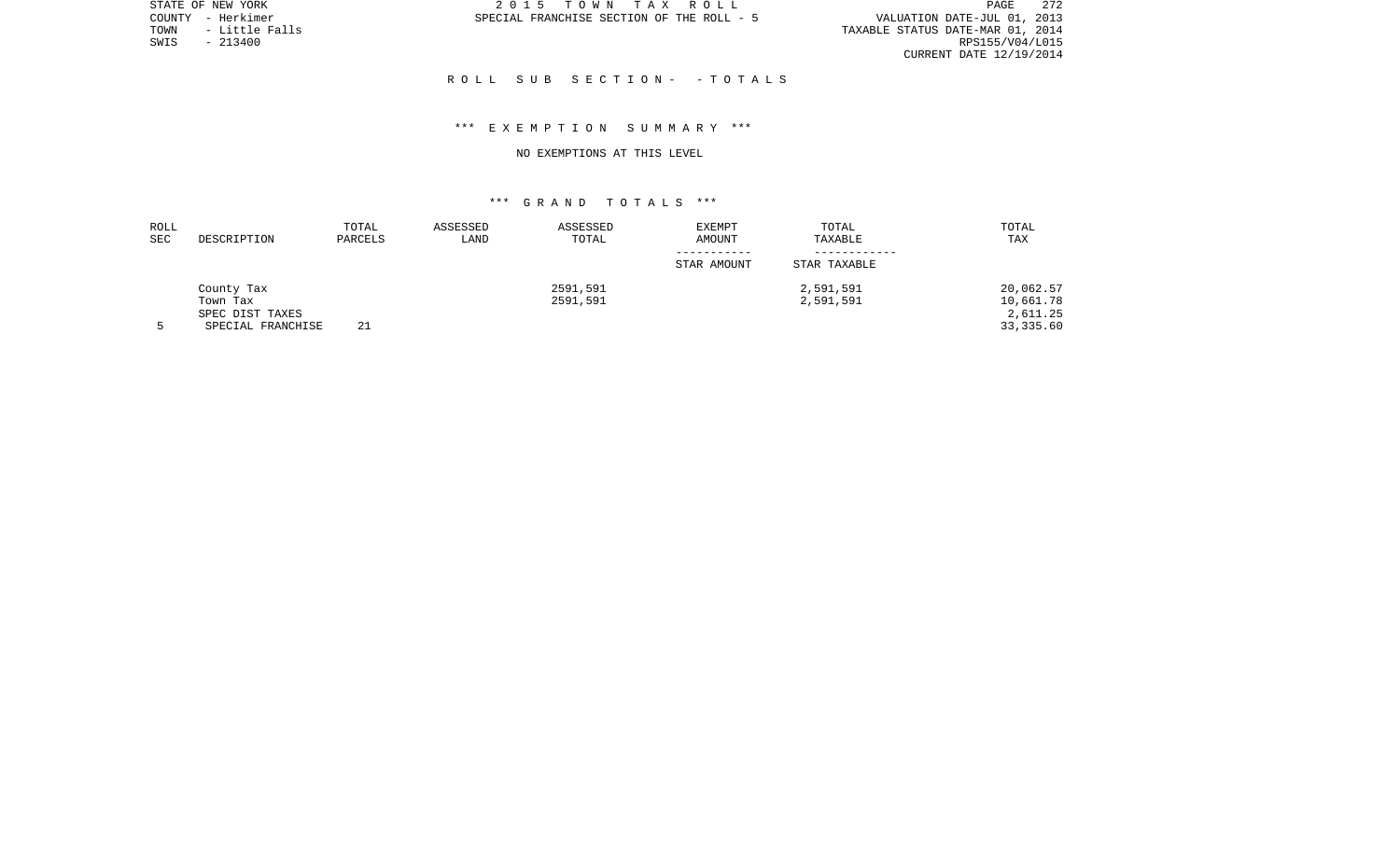## ROLL SUB SECTION- - TOTALS

### *** EXEMPTION SUMMARY ***

NO EXEMPTIONS AT THIS LEVEL

### *** GRAND TOTALS ***

| ROLL SEC | DESCRIPTION | TOTAL PARCELS | ASSESSED LAND | ASSESSED TOTAL | EXEMPT AMOUNT / STAR AMOUNT | TOTAL TAXABLE / STAR TAXABLE | TOTAL TAX |
|---|---|---|---|---|---|---|---|
| | County Tax | | | 2591,591 | | 2,591,591 | 20,062.57 |
| | Town Tax | | | 2591,591 | | 2,591,591 | 10,661.78 |
| | SPEC DIST TAXES | | | | | | 2,611.25 |
| 5 | SPECIAL FRANCHISE | 21 | | | | | 33,335.60 |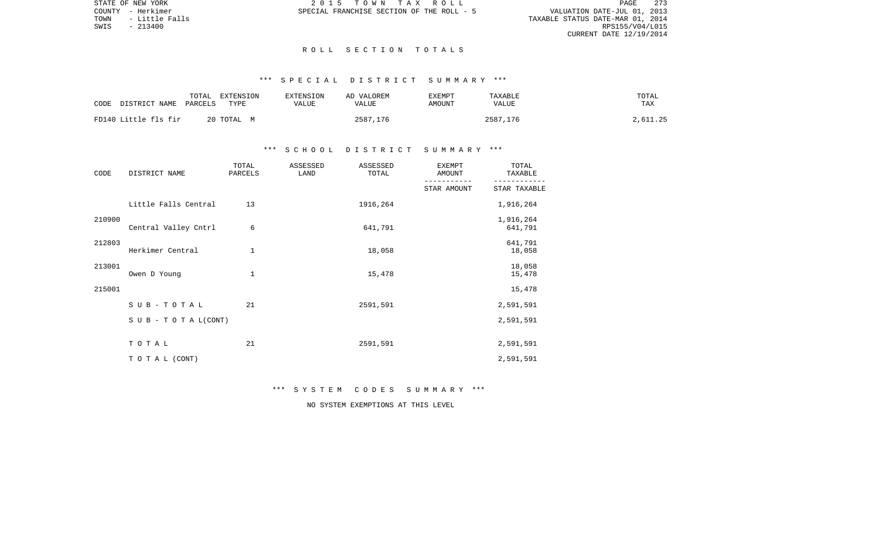## R O L L   S E C T I O N   T O T A L S

### \*\*\* S P E C I A L   D I S T R I C T   S U M M A R Y \*\*\*

| CODE | DISTRICT NAME | TOTAL PARCELS | EXTENSION TYPE | EXTENSION VALUE | AD VALOREM VALUE | EXEMPT AMOUNT | TAXABLE VALUE | TOTAL TAX |
|---|---|---|---|---|---|---|---|---|
| FD140 | Little fls fir | 20 | TOTAL M | | 2587,176 | | 2587,176 | 2,611.25 |

### \*\*\* S C H O O L   D I S T R I C T   S U M M A R Y \*\*\*

| CODE | DISTRICT NAME | TOTAL PARCELS | ASSESSED LAND | ASSESSED TOTAL | EXEMPT AMOUNT / STAR AMOUNT | TOTAL TAXABLE / STAR TAXABLE |
|---|---|---|---|---|---|---|
| 210900 | Little Falls Central | 13 | | 1916,264 | | 1,916,264 / 1,916,264 |
| 212803 | Central Valley Cntrl | 6 | | 641,791 | | 641,791 / 641,791 |
| 213001 | Herkimer Central | 1 | | 18,058 | | 18,058 / 18,058 |
| 215001 | Owen D Young | 1 | | 15,478 | | 15,478 / 15,478 |
| | S U B - T O T A L | 21 | | 2591,591 | | 2,591,591 |
| | S U B - T O T A L (CONT) | | | | | 2,591,591 |
| | T O T A L | 21 | | 2591,591 | | 2,591,591 |
| | T O T A L (CONT) | | | | | 2,591,591 |

### \*\*\* S Y S T E M   C O D E S   S U M M A R Y \*\*\*

NO SYSTEM EXEMPTIONS AT THIS LEVEL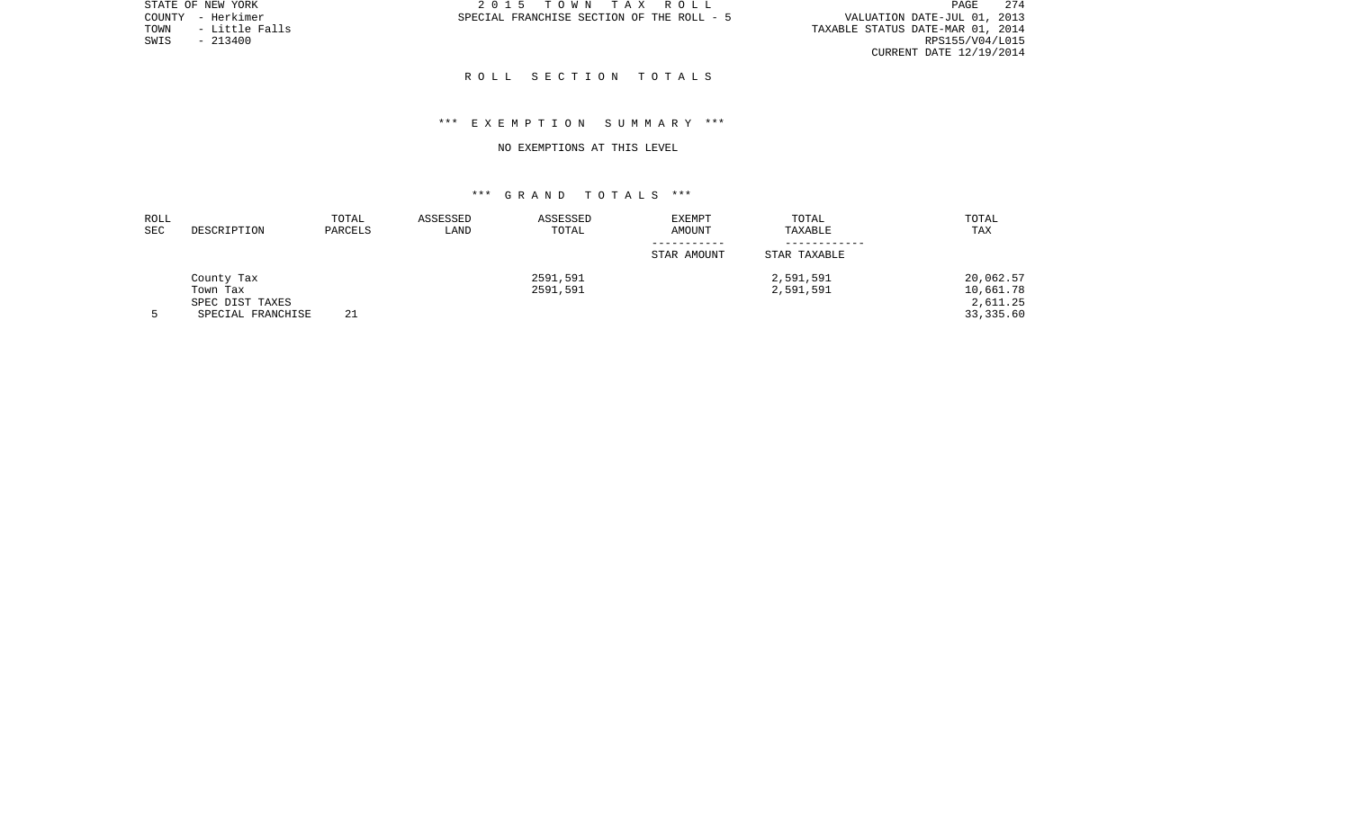STATE OF NEW YORK
COUNTY - Herkimer
TOWN - Little Falls
SWIS - 213400

2 0 1 5 T O W N T A X R O L L
SPECIAL FRANCHISE SECTION OF THE ROLL - 5

VALUATION DATE-JUL 01, 2013
TAXABLE STATUS DATE-MAR 01, 2014
RPS155/V04/L015
CURRENT DATE 12/19/2014

## R O L L S E C T I O N T O T A L S

### *** E X E M P T I O N S U M M A R Y ***

NO EXEMPTIONS AT THIS LEVEL

### *** G R A N D T O T A L S ***

| ROLL SEC | DESCRIPTION | TOTAL PARCELS | ASSESSED LAND | ASSESSED TOTAL | EXEMPT AMOUNT / STAR AMOUNT | TOTAL TAXABLE / STAR TAXABLE | TOTAL TAX |
|---|---|---|---|---|---|---|---|
| | County Tax | | | 2591,591 | | 2,591,591 | 20,062.57 |
| | Town Tax | | | 2591,591 | | 2,591,591 | 10,661.78 |
| | SPEC DIST TAXES | | | | | | 2,611.25 |
| 5 | SPECIAL FRANCHISE | 21 | | | | | 33,335.60 |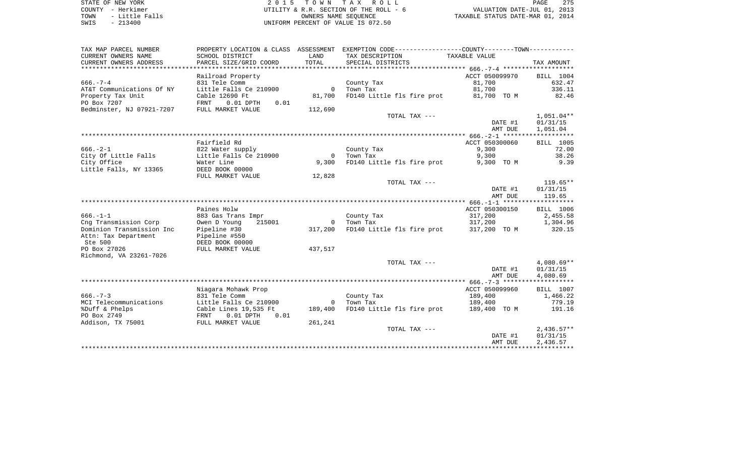STATE OF NEW YORK
COUNTY - Herkimer
TOWN - Little Falls
SWIS - 213400

2 0 1 5 T O W N T A X R O L L
UTILITY & R.R. SECTION OF THE ROLL - 6
OWNERS NAME SEQUENCE
UNIFORM PERCENT OF VALUE IS 072.50

VALUATION DATE-JUL 01, 2013
TAXABLE STATUS DATE-MAR 01, 2014

| TAX MAP PARCEL NUMBER / CURRENT OWNERS NAME / CURRENT OWNERS ADDRESS | PROPERTY LOCATION & CLASS / SCHOOL DISTRICT / PARCEL SIZE/GRID COORD | ASSESSMENT LAND / TOTAL | EXEMPTION CODE / TAX DESCRIPTION / SPECIAL DISTRICTS | TAXABLE VALUE | TAX AMOUNT |
|---|---|---|---|---|---|
| 666.-7-4 | Railroad Property | | | ACCT 050099970 | BILL 1004 |
| | 831 Tele Comm | | County Tax | 81,700 | 632.47 |
| AT&T Communications Of NY | Little Falls Ce 210900 | 0 | Town Tax | 81,700 | 336.11 |
| Property Tax Unit | Cable 12690 Ft | 81,700 | FD140 Little fls fire prot | 81,700 TO M | 82.46 |
| PO Box 7207 | FRNT 0.01 DPTH 0.01 | | | | |
| Bedminster, NJ 07921-7207 | FULL MARKET VALUE | 112,690 | | | |
| | | | TOTAL TAX --- | | 1,051.04** |
| | | | | DATE #1 | 01/31/15 |
| | | | | AMT DUE | 1,051.04 |
| 666.-2-1 | Fairfield Rd | | | ACCT 050300060 | BILL 1005 |
| | 822 Water supply | | County Tax | 9,300 | 72.00 |
| City Of Little Falls | Little Falls Ce 210900 | 0 | Town Tax | 9,300 | 38.26 |
| City Office | Water Line | 9,300 | FD140 Little fls fire prot | 9,300 TO M | 9.39 |
| Little Falls, NY 13365 | DEED BOOK 00000 | | | | |
| | FULL MARKET VALUE | 12,828 | | | |
| | | | TOTAL TAX --- | | 119.65** |
| | | | | DATE #1 | 01/31/15 |
| | | | | AMT DUE | 119.65 |
| 666.-1-1 | Paines Holw | | | ACCT 050300150 | BILL 1006 |
| | 883 Gas Trans Impr | | County Tax | 317,200 | 2,455.58 |
| Cng Transmission Corp | Owen D Young 215001 | 0 | Town Tax | 317,200 | 1,304.96 |
| Dominion Transmission Inc | Pipeline #30 | 317,200 | FD140 Little fls fire prot | 317,200 TO M | 320.15 |
| Attn: Tax Department | Pipeline #550 | | | | |
| Ste 500 | DEED BOOK 00000 | | | | |
| PO Box 27026 | FULL MARKET VALUE | 437,517 | | | |
| Richmond, VA 23261-7026 | | | | | |
| | | | TOTAL TAX --- | | 4,080.69** |
| | | | | DATE #1 | 01/31/15 |
| | | | | AMT DUE | 4,080.69 |
| 666.-7-3 | Niagara Mohawk Prop | | | ACCT 050099960 | BILL 1007 |
| | 831 Tele Comm | | County Tax | 189,400 | 1,466.22 |
| MCI Telecommunications | Little Falls Ce 210900 | 0 | Town Tax | 189,400 | 779.19 |
| %Duff & Phelps | Cable Lines 19,535 Ft | 189,400 | FD140 Little fls fire prot | 189,400 TO M | 191.16 |
| PO Box 2749 | FRNT 0.01 DPTH 0.01 | | | | |
| Addison, TX 75001 | FULL MARKET VALUE | 261,241 | | | |
| | | | TOTAL TAX --- | | 2,436.57** |
| | | | | DATE #1 | 01/31/15 |
| | | | | AMT DUE | 2,436.57 |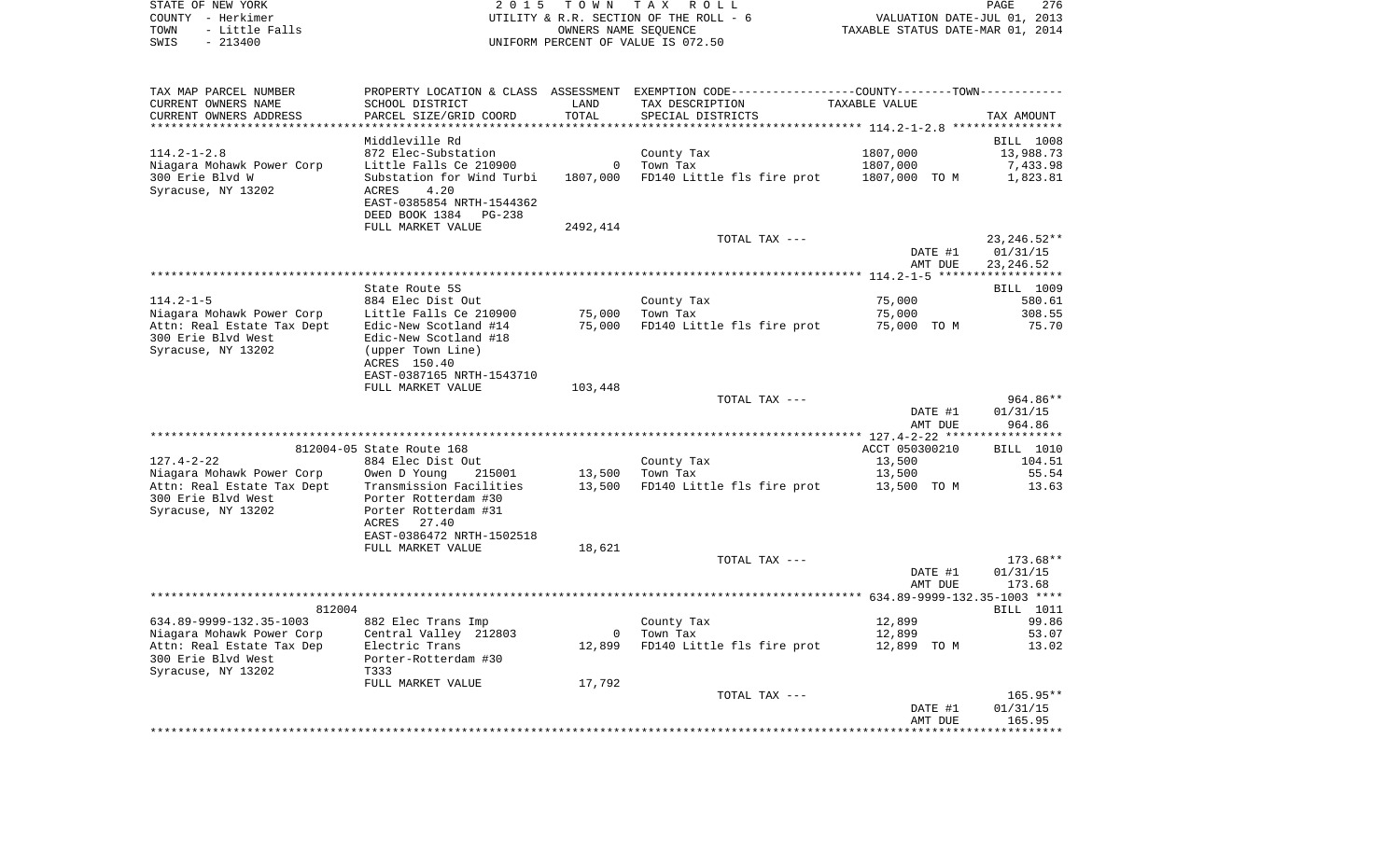STATE OF NEW YORK | 2015 TOWN TAX ROLL | PAGE 276
COUNTY - Herkimer | UTILITY & R.R. SECTION OF THE ROLL - 6 | VALUATION DATE-JUL 01, 2013
TOWN - Little Falls | OWNERS NAME SEQUENCE | TAXABLE STATUS DATE-MAR 01, 2014
SWIS - 213400 | UNIFORM PERCENT OF VALUE IS 072.50

| TAX MAP PARCEL NUMBER<br>CURRENT OWNERS NAME<br>CURRENT OWNERS ADDRESS | PROPERTY LOCATION & CLASS<br>SCHOOL DISTRICT<br>PARCEL SIZE/GRID COORD | ASSESSMENT<br>LAND<br>TOTAL | EXEMPTION CODE<br>TAX DESCRIPTION<br>SPECIAL DISTRICTS | COUNTY--------TOWN<br>TAXABLE VALUE | TAX AMOUNT |
|---|---|---|---|---|---|
| 114.2-1-2.8 | Middleville Rd | | | | BILL 1008 |
| 114.2-1-2.8 | 872 Elec-Substation | | County Tax | 1807,000 | 13,988.73 |
| Niagara Mohawk Power Corp | Little Falls Ce 210900 | 0 | Town Tax | 1807,000 | 7,433.98 |
| 300 Erie Blvd W | Substation for Wind Turbi | 1807,000 | FD140 Little fls fire prot | 1807,000 TO M | 1,823.81 |
| Syracuse, NY 13202 | ACRES 4.20 | | | | |
| | EAST-0385854 NRTH-1544362 | | | | |
| | DEED BOOK 1384 PG-238 | | | | |
| | FULL MARKET VALUE | 2492,414 | | | |
| | | | TOTAL TAX --- | | 23,246.52** |
| | | | | DATE #1 | 01/31/15 |
| | | | | AMT DUE | 23,246.52 |
| 114.2-1-5 | State Route 5S | | | | BILL 1009 |
| 114.2-1-5 | 884 Elec Dist Out | | County Tax | 75,000 | 580.61 |
| Niagara Mohawk Power Corp | Little Falls Ce 210900 | 75,000 | Town Tax | 75,000 | 308.55 |
| Attn: Real Estate Tax Dept | Edic-New Scotland #14 | 75,000 | FD140 Little fls fire prot | 75,000 TO M | 75.70 |
| 300 Erie Blvd West | Edic-New Scotland #18 | | | | |
| Syracuse, NY 13202 | (upper Town Line) | | | | |
| | ACRES 150.40 | | | | |
| | EAST-0387165 NRTH-1543710 | | | | |
| | FULL MARKET VALUE | 103,448 | | | |
| | | | TOTAL TAX --- | | 964.86** |
| | | | | DATE #1 | 01/31/15 |
| | | | | AMT DUE | 964.86 |
| 127.4-2-22 | 812004-05 State Route 168 | | | ACCT 050300210 | BILL 1010 |
| 127.4-2-22 | 884 Elec Dist Out | | County Tax | 13,500 | 104.51 |
| Niagara Mohawk Power Corp | Owen D Young 215001 | 13,500 | Town Tax | 13,500 | 55.54 |
| Attn: Real Estate Tax Dept | Transmission Facilities | 13,500 | FD140 Little fls fire prot | 13,500 TO M | 13.63 |
| 300 Erie Blvd West | Porter Rotterdam #30 | | | | |
| Syracuse, NY 13202 | Porter Rotterdam #31 | | | | |
| | ACRES 27.40 | | | | |
| | EAST-0386472 NRTH-1502518 | | | | |
| | FULL MARKET VALUE | 18,621 | | | |
| | | | TOTAL TAX --- | | 173.68** |
| | | | | DATE #1 | 01/31/15 |
| | | | | AMT DUE | 173.68 |
| 634.89-9999-132.35-1003 | 812004 | | | | BILL 1011 |
| 634.89-9999-132.35-1003 | 882 Elec Trans Imp | | County Tax | 12,899 | 99.86 |
| Niagara Mohawk Power Corp | Central Valley 212803 | 0 | Town Tax | 12,899 | 53.07 |
| Attn: Real Estate Tax Dep | Electric Trans | 12,899 | FD140 Little fls fire prot | 12,899 TO M | 13.02 |
| 300 Erie Blvd West | Porter-Rotterdam #30 | | | | |
| Syracuse, NY 13202 | T333 | | | | |
| | FULL MARKET VALUE | 17,792 | | | |
| | | | TOTAL TAX --- | | 165.95** |
| | | | | DATE #1 | 01/31/15 |
| | | | | AMT DUE | 165.95 |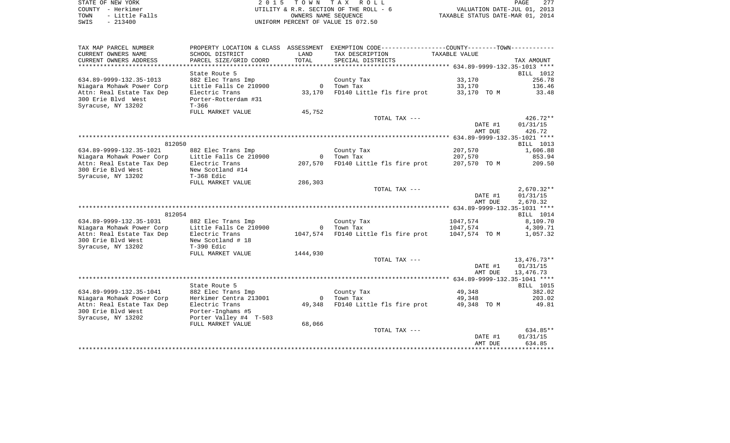STATE OF NEW YORK
COUNTY - Herkimer
TOWN - Little Falls
SWIS - 213400

2 0 1 5 T O W N T A X R O L L
UTILITY & R.R. SECTION OF THE ROLL - 6
OWNERS NAME SEQUENCE
UNIFORM PERCENT OF VALUE IS 072.50

VALUATION DATE-JUL 01, 2013
TAXABLE STATUS DATE-MAR 01, 2014

| TAX MAP PARCEL NUMBER / CURRENT OWNERS NAME / CURRENT OWNERS ADDRESS | PROPERTY LOCATION & CLASS / SCHOOL DISTRICT / PARCEL SIZE/GRID COORD | ASSESSMENT LAND / TOTAL | EXEMPTION CODE / TAX DESCRIPTION / SPECIAL DISTRICTS | TAXABLE VALUE | TAX AMOUNT |
|---|---|---|---|---|---|
| **634.89-9999-132.35-1013** | State Route 5 | | | | BILL 1012 |
| 634.89-9999-132.35-1013 | 882 Elec Trans Imp | | County Tax | 33,170 | 256.78 |
| Niagara Mohawk Power Corp | Little Falls Ce 210900 | 0 | Town Tax | 33,170 | 136.46 |
| Attn: Real Estate Tax Dep | Electric Trans | 33,170 | FD140 Little fls fire prot | 33,170 TO M | 33.48 |
| 300 Erie Blvd West | Porter-Rotterdam #31 | | | | |
| Syracuse, NY 13202 | T-366 | | | | |
| | FULL MARKET VALUE | 45,752 | | | |
| | | | TOTAL TAX --- | | 426.72** |
| | | | | DATE #1 | 01/31/15 |
| | | | | AMT DUE | 426.72 |
| **634.89-9999-132.35-1021** | 812050 | | | | BILL 1013 |
| 634.89-9999-132.35-1021 | 882 Elec Trans Imp | | County Tax | 207,570 | 1,606.88 |
| Niagara Mohawk Power Corp | Little Falls Ce 210900 | 0 | Town Tax | 207,570 | 853.94 |
| Attn: Real Estate Tax Dep | Electric Trans | 207,570 | FD140 Little fls fire prot | 207,570 TO M | 209.50 |
| 300 Erie Blvd West | New Scotland #14 | | | | |
| Syracuse, NY 13202 | T-368 Edic | | | | |
| | FULL MARKET VALUE | 286,303 | | | |
| | | | TOTAL TAX --- | | 2,670.32** |
| | | | | DATE #1 | 01/31/15 |
| | | | | AMT DUE | 2,670.32 |
| **634.89-9999-132.35-1031** | 812054 | | | | BILL 1014 |
| 634.89-9999-132.35-1031 | 882 Elec Trans Imp | | County Tax | 1047,574 | 8,109.70 |
| Niagara Mohawk Power Corp | Little Falls Ce 210900 | 0 | Town Tax | 1047,574 | 4,309.71 |
| Attn: Real Estate Tax Dep | Electric Trans | 1047,574 | FD140 Little fls fire prot | 1047,574 TO M | 1,057.32 |
| 300 Erie Blvd West | New Scotland # 18 | | | | |
| Syracuse, NY 13202 | T-390 Edic | | | | |
| | FULL MARKET VALUE | 1444,930 | | | |
| | | | TOTAL TAX --- | | 13,476.73** |
| | | | | DATE #1 | 01/31/15 |
| | | | | AMT DUE | 13,476.73 |
| **634.89-9999-132.35-1041** | State Route 5 | | | | BILL 1015 |
| 634.89-9999-132.35-1041 | 882 Elec Trans Imp | | County Tax | 49,348 | 382.02 |
| Niagara Mohawk Power Corp | Herkimer Centra 213001 | 0 | Town Tax | 49,348 | 203.02 |
| Attn: Real Estate Tax Dep | Electric Trans | 49,348 | FD140 Little fls fire prot | 49,348 TO M | 49.81 |
| 300 Erie Blvd West | Porter-Inghams #5 | | | | |
| Syracuse, NY 13202 | Porter Valley #4 T-503 | | | | |
| | FULL MARKET VALUE | 68,066 | | | |
| | | | TOTAL TAX --- | | 634.85** |
| | | | | DATE #1 | 01/31/15 |
| | | | | AMT DUE | 634.85 |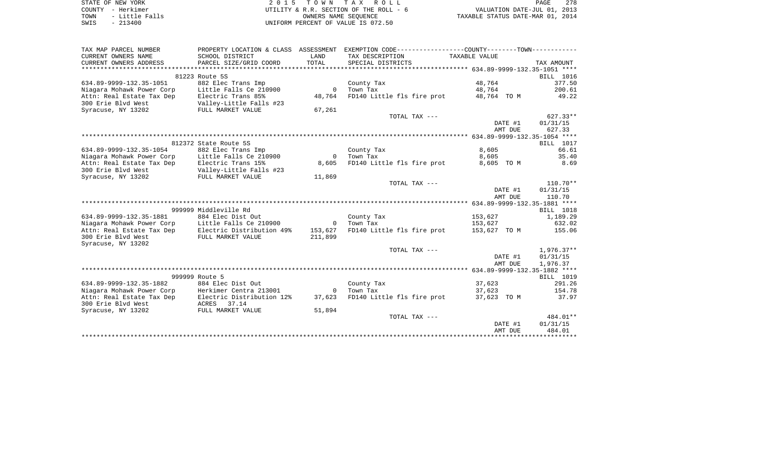STATE OF NEW YORK — 2015 TOWN TAX ROLL
COUNTY - Herkimer — UTILITY & R.R. SECTION OF THE ROLL - 6 — VALUATION DATE-JUL 01, 2013
TOWN - Little Falls — OWNERS NAME SEQUENCE — TAXABLE STATUS DATE-MAR 01, 2014
SWIS - 213400 — UNIFORM PERCENT OF VALUE IS 072.50

| TAX MAP PARCEL NUMBER / CURRENT OWNERS NAME / CURRENT OWNERS ADDRESS | PROPERTY LOCATION & CLASS / SCHOOL DISTRICT / PARCEL SIZE/GRID COORD | ASSESSMENT LAND / TOTAL | EXEMPTION CODE / TAX DESCRIPTION / SPECIAL DISTRICTS | COUNTY / TOWN TAXABLE VALUE | TAX AMOUNT |
|---|---|---|---|---|---|
| **634.89-9999-132.35-1051** | 81223 Route 5S | | | | BILL 1016 |
| 634.89-9999-132.35-1051 | 882 Elec Trans Imp | | County Tax | 48,764 | 377.50 |
| Niagara Mohawk Power Corp | Little Falls Ce 210900 | 0 | Town Tax | 48,764 | 200.61 |
| Attn: Real Estate Tax Dep | Electric Trans 85% | 48,764 | FD140 Little fls fire prot | 48,764 TO M | 49.22 |
| 300 Erie Blvd West | Valley-Little Falls #23 | | | | |
| Syracuse, NY 13202 | FULL MARKET VALUE | 67,261 | | | |
| | | | TOTAL TAX --- | | 627.33** |
| | | | | DATE #1 | 01/31/15 |
| | | | | AMT DUE | 627.33 |
| **634.89-9999-132.35-1054** | 812372 State Route 5S | | | | BILL 1017 |
| 634.89-9999-132.35-1054 | 882 Elec Trans Imp | | County Tax | 8,605 | 66.61 |
| Niagara Mohawk Power Corp | Little Falls Ce 210900 | 0 | Town Tax | 8,605 | 35.40 |
| Attn: Real Estate Tax Dep | Electric Trans 15% | 8,605 | FD140 Little fls fire prot | 8,605 TO M | 8.69 |
| 300 Erie Blvd West | Valley-Little Falls #23 | | | | |
| Syracuse, NY 13202 | FULL MARKET VALUE | 11,869 | | | |
| | | | TOTAL TAX --- | | 110.70** |
| | | | | DATE #1 | 01/31/15 |
| | | | | AMT DUE | 110.70 |
| **634.89-9999-132.35-1881** | 999999 Middleville Rd | | | | BILL 1018 |
| 634.89-9999-132.35-1881 | 884 Elec Dist Out | | County Tax | 153,627 | 1,189.29 |
| Niagara Mohawk Power Corp | Little Falls Ce 210900 | 0 | Town Tax | 153,627 | 632.02 |
| Attn: Real Estate Tax Dep | Electric Distribution 49% | 153,627 | FD140 Little fls fire prot | 153,627 TO M | 155.06 |
| 300 Erie Blvd West | FULL MARKET VALUE | 211,899 | | | |
| Syracuse, NY 13202 | | | | | |
| | | | TOTAL TAX --- | | 1,976.37** |
| | | | | DATE #1 | 01/31/15 |
| | | | | AMT DUE | 1,976.37 |
| **634.89-9999-132.35-1882** | 999999 Route 5 | | | | BILL 1019 |
| 634.89-9999-132.35-1882 | 884 Elec Dist Out | | County Tax | 37,623 | 291.26 |
| Niagara Mohawk Power Corp | Herkimer Centra 213001 | 0 | Town Tax | 37,623 | 154.78 |
| Attn: Real Estate Tax Dep | Electric Distribution 12% | 37,623 | FD140 Little fls fire prot | 37,623 TO M | 37.97 |
| 300 Erie Blvd West | ACRES 37.14 | | | | |
| Syracuse, NY 13202 | FULL MARKET VALUE | 51,894 | | | |
| | | | TOTAL TAX --- | | 484.01** |
| | | | | DATE #1 | 01/31/15 |
| | | | | AMT DUE | 484.01 |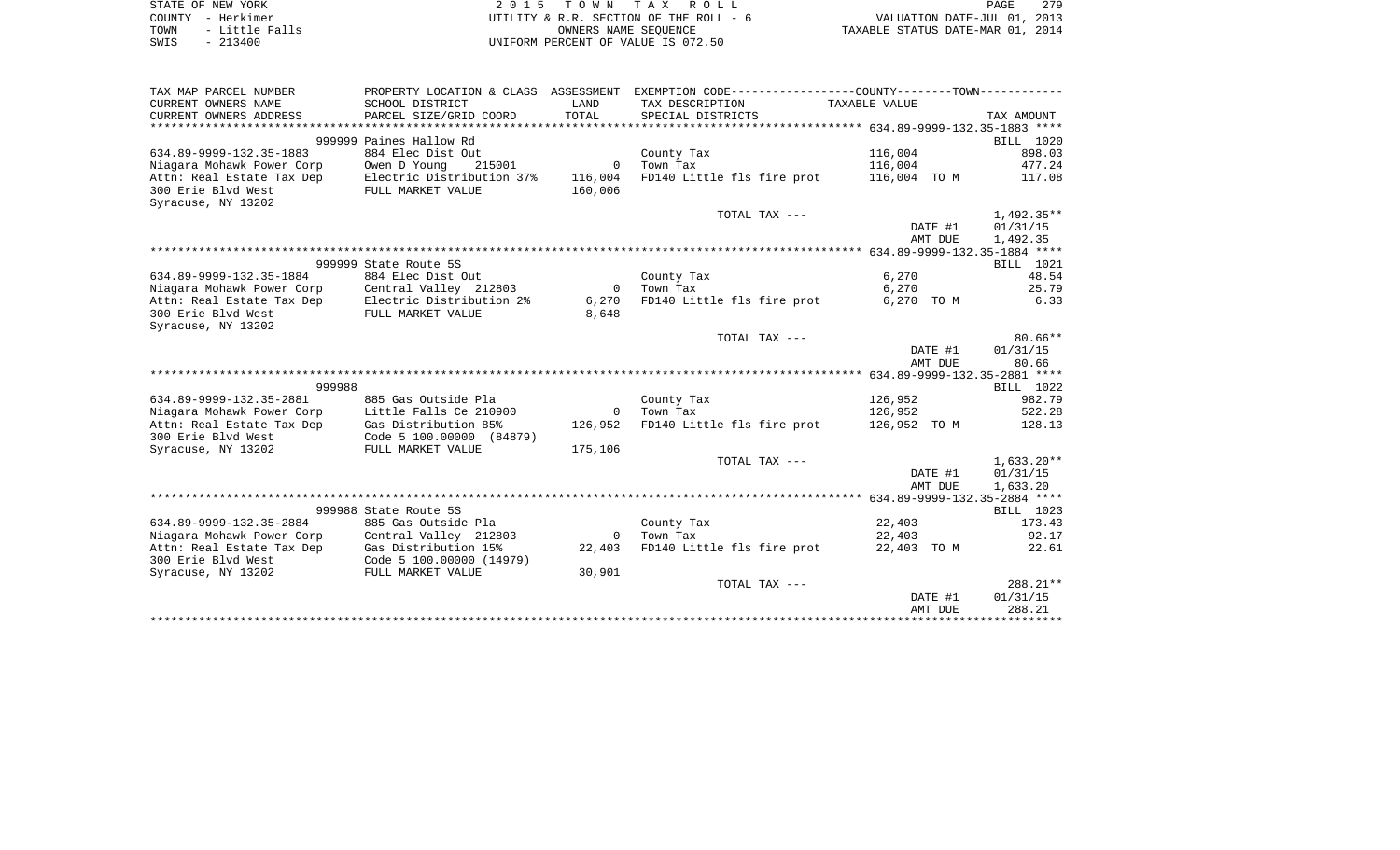STATE OF NEW YORK — 2015 TOWN TAX ROLL
COUNTY - Herkimer — UTILITY & R.R. SECTION OF THE ROLL - 6 — VALUATION DATE-JUL 01, 2013
TOWN - Little Falls — OWNERS NAME SEQUENCE — TAXABLE STATUS DATE-MAR 01, 2014
SWIS - 213400 — UNIFORM PERCENT OF VALUE IS 072.50

| TAX MAP PARCEL NUMBER / CURRENT OWNERS NAME / CURRENT OWNERS ADDRESS | PROPERTY LOCATION & CLASS / SCHOOL DISTRICT / PARCEL SIZE/GRID COORD | ASSESSMENT LAND / TOTAL | EXEMPTION CODE / TAX DESCRIPTION / SPECIAL DISTRICTS | TAXABLE VALUE | TAX AMOUNT |
|---|---|---|---|---|---|
| **634.89-9999-132.35-1883** | 999999 Paines Hallow Rd | | | | BILL 1020 |
| 634.89-9999-132.35-1883 | 884 Elec Dist Out | | County Tax | 116,004 | 898.03 |
| Niagara Mohawk Power Corp | Owen D Young 215001 | 0 | Town Tax | 116,004 | 477.24 |
| Attn: Real Estate Tax Dep | Electric Distribution 37% | 116,004 | FD140 Little fls fire prot | 116,004 TO M | 117.08 |
| 300 Erie Blvd West | FULL MARKET VALUE | 160,006 | | | |
| Syracuse, NY 13202 | | | | | |
| | | | TOTAL TAX --- | | 1,492.35** |
| | | | | DATE #1 | 01/31/15 |
| | | | | AMT DUE | 1,492.35 |
| **634.89-9999-132.35-1884** | 999999 State Route 5S | | | | BILL 1021 |
| 634.89-9999-132.35-1884 | 884 Elec Dist Out | | County Tax | 6,270 | 48.54 |
| Niagara Mohawk Power Corp | Central Valley 212803 | 0 | Town Tax | 6,270 | 25.79 |
| Attn: Real Estate Tax Dep | Electric Distribution 2% | 6,270 | FD140 Little fls fire prot | 6,270 TO M | 6.33 |
| 300 Erie Blvd West | FULL MARKET VALUE | 8,648 | | | |
| Syracuse, NY 13202 | | | | | |
| | | | TOTAL TAX --- | | 80.66** |
| | | | | DATE #1 | 01/31/15 |
| | | | | AMT DUE | 80.66 |
| **634.89-9999-132.35-2881** | 999988 | | | | BILL 1022 |
| 634.89-9999-132.35-2881 | 885 Gas Outside Pla | | County Tax | 126,952 | 982.79 |
| Niagara Mohawk Power Corp | Little Falls Ce 210900 | 0 | Town Tax | 126,952 | 522.28 |
| Attn: Real Estate Tax Dep | Gas Distribution 85% | 126,952 | FD140 Little fls fire prot | 126,952 TO M | 128.13 |
| 300 Erie Blvd West | Code 5 100.00000 (84879) | | | | |
| Syracuse, NY 13202 | FULL MARKET VALUE | 175,106 | | | |
| | | | TOTAL TAX --- | | 1,633.20** |
| | | | | DATE #1 | 01/31/15 |
| | | | | AMT DUE | 1,633.20 |
| **634.89-9999-132.35-2884** | 999988 State Route 5S | | | | BILL 1023 |
| 634.89-9999-132.35-2884 | 885 Gas Outside Pla | | County Tax | 22,403 | 173.43 |
| Niagara Mohawk Power Corp | Central Valley 212803 | 0 | Town Tax | 22,403 | 92.17 |
| Attn: Real Estate Tax Dep | Gas Distribution 15% | 22,403 | FD140 Little fls fire prot | 22,403 TO M | 22.61 |
| 300 Erie Blvd West | Code 5 100.00000 (14979) | | | | |
| Syracuse, NY 13202 | FULL MARKET VALUE | 30,901 | | | |
| | | | TOTAL TAX --- | | 288.21** |
| | | | | DATE #1 | 01/31/15 |
| | | | | AMT DUE | 288.21 |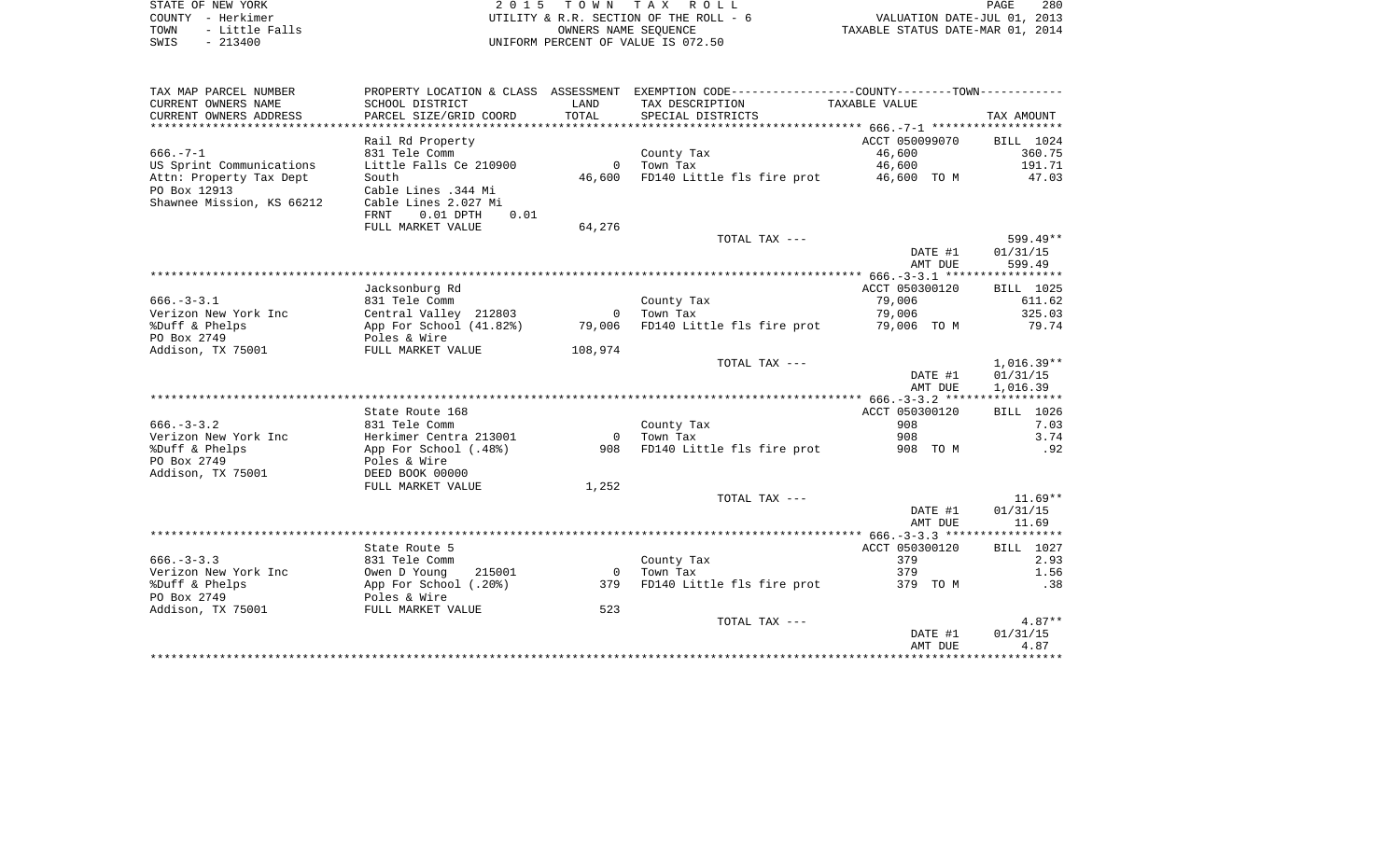STATE OF NEW YORK
COUNTY - Herkimer
TOWN - Little Falls
SWIS - 213400

2 0 1 5 T O W N T A X R O L L
UTILITY & R.R. SECTION OF THE ROLL - 6
OWNERS NAME SEQUENCE
UNIFORM PERCENT OF VALUE IS 072.50

VALUATION DATE-JUL 01, 2013
TAXABLE STATUS DATE-MAR 01, 2014

| TAX MAP PARCEL NUMBER / CURRENT OWNERS NAME / CURRENT OWNERS ADDRESS | PROPERTY LOCATION & CLASS / SCHOOL DISTRICT / PARCEL SIZE/GRID COORD | ASSESSMENT LAND / TOTAL | EXEMPTION CODE / TAX DESCRIPTION / SPECIAL DISTRICTS | COUNTY--------TOWN TAXABLE VALUE | TAX AMOUNT |
|---|---|---|---|---|---|
| **666.-7-1** | Rail Rd Property | | | ACCT 050099070 | BILL 1024 |
| 666.-7-1 | 831 Tele Comm | | County Tax | 46,600 | 360.75 |
| US Sprint Communications | Little Falls Ce 210900 | 0 | Town Tax | 46,600 | 191.71 |
| Attn: Property Tax Dept | South | 46,600 | FD140 Little fls fire prot | 46,600 TO M | 47.03 |
| PO Box 12913 | Cable Lines .344 Mi | | | | |
| Shawnee Mission, KS 66212 | Cable Lines 2.027 Mi | | | | |
| | FRNT 0.01 DPTH 0.01 | | | | |
| | FULL MARKET VALUE | 64,276 | | | |
| | | | TOTAL TAX --- | | 599.49** |
| | | | | DATE #1 | 01/31/15 |
| | | | | AMT DUE | 599.49 |
| **666.-3-3.1** | Jacksonburg Rd | | | ACCT 050300120 | BILL 1025 |
| 666.-3-3.1 | 831 Tele Comm | | County Tax | 79,006 | 611.62 |
| Verizon New York Inc | Central Valley 212803 | 0 | Town Tax | 79,006 | 325.03 |
| %Duff & Phelps | App For School (41.82%) | 79,006 | FD140 Little fls fire prot | 79,006 TO M | 79.74 |
| PO Box 2749 | Poles & Wire | | | | |
| Addison, TX 75001 | FULL MARKET VALUE | 108,974 | | | |
| | | | TOTAL TAX --- | | 1,016.39** |
| | | | | DATE #1 | 01/31/15 |
| | | | | AMT DUE | 1,016.39 |
| **666.-3-3.2** | State Route 168 | | | ACCT 050300120 | BILL 1026 |
| 666.-3-3.2 | 831 Tele Comm | | County Tax | 908 | 7.03 |
| Verizon New York Inc | Herkimer Centra 213001 | 0 | Town Tax | 908 | 3.74 |
| %Duff & Phelps | App For School (.48%) | 908 | FD140 Little fls fire prot | 908 TO M | .92 |
| PO Box 2749 | Poles & Wire | | | | |
| Addison, TX 75001 | DEED BOOK 00000 | | | | |
| | FULL MARKET VALUE | 1,252 | | | |
| | | | TOTAL TAX --- | | 11.69** |
| | | | | DATE #1 | 01/31/15 |
| | | | | AMT DUE | 11.69 |
| **666.-3-3.3** | State Route 5 | | | ACCT 050300120 | BILL 1027 |
| 666.-3-3.3 | 831 Tele Comm | | County Tax | 379 | 2.93 |
| Verizon New York Inc | Owen D Young 215001 | 0 | Town Tax | 379 | 1.56 |
| %Duff & Phelps | App For School (.20%) | 379 | FD140 Little fls fire prot | 379 TO M | .38 |
| PO Box 2749 | Poles & Wire | | | | |
| Addison, TX 75001 | FULL MARKET VALUE | 523 | | | |
| | | | TOTAL TAX --- | | 4.87** |
| | | | | DATE #1 | 01/31/15 |
| | | | | AMT DUE | 4.87 |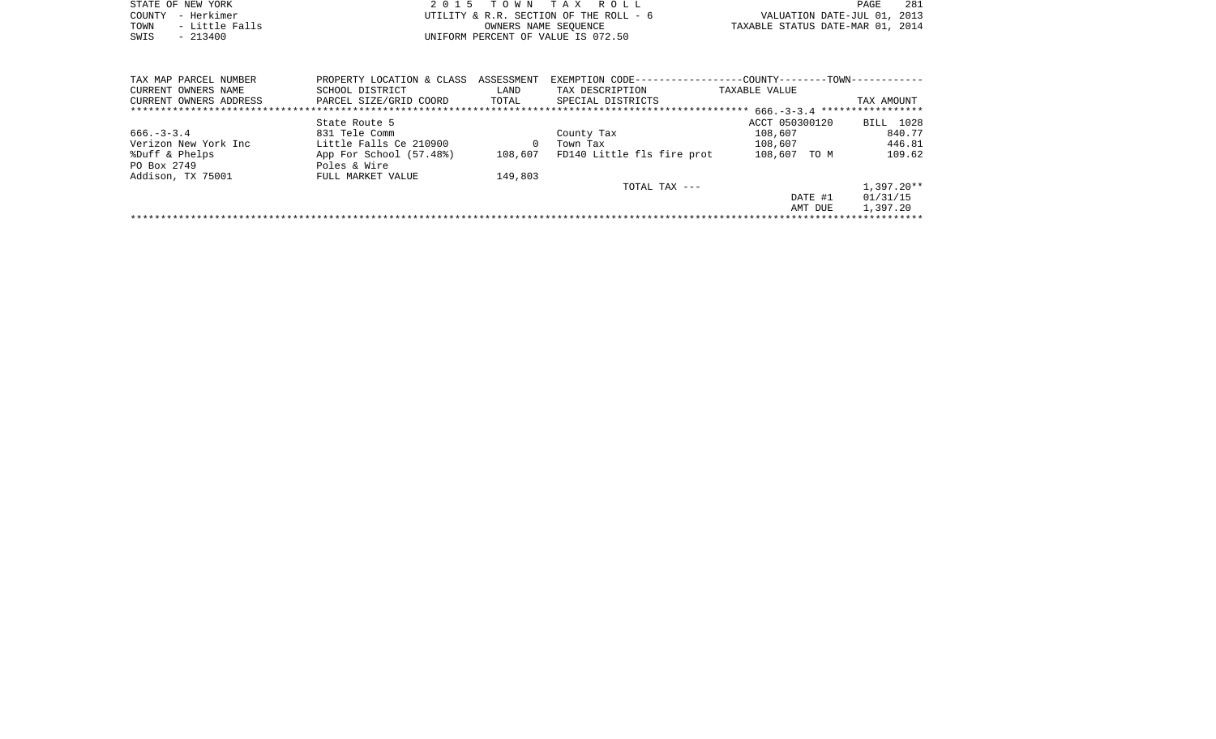STATE OF NEW YORK
COUNTY - Herkimer
TOWN - Little Falls
SWIS - 213400

2 0 1 5 T O W N T A X R O L L
UTILITY & R.R. SECTION OF THE ROLL - 6
OWNERS NAME SEQUENCE
UNIFORM PERCENT OF VALUE IS 072.50

VALUATION DATE-JUL 01, 2013
TAXABLE STATUS DATE-MAR 01, 2014

| TAX MAP PARCEL NUMBER / CURRENT OWNERS NAME / CURRENT OWNERS ADDRESS | PROPERTY LOCATION & CLASS / SCHOOL DISTRICT / PARCEL SIZE/GRID COORD | ASSESSMENT LAND / TOTAL | EXEMPTION CODE / TAX DESCRIPTION / SPECIAL DISTRICTS | COUNTY--------TOWN / TAXABLE VALUE | TAX AMOUNT |
|---|---|---|---|---|---|
| 666.-3-3.4 | State Route 5 | | | ACCT 050300120 | BILL 1028 |
| 666.-3-3.4 | 831 Tele Comm | | County Tax | 108,607 | 840.77 |
| Verizon New York Inc | Little Falls Ce 210900 | 0 | Town Tax | 108,607 | 446.81 |
| %Duff & Phelps | App For School (57.48%) | 108,607 | FD140 Little fls fire prot | 108,607 TO M | 109.62 |
| PO Box 2749 | Poles & Wire | | | | |
| Addison, TX 75001 | FULL MARKET VALUE | 149,803 | | | |
| | | | TOTAL TAX --- | | 1,397.20** |
| | | | | DATE #1 | 01/31/15 |
| | | | | AMT DUE | 1,397.20 |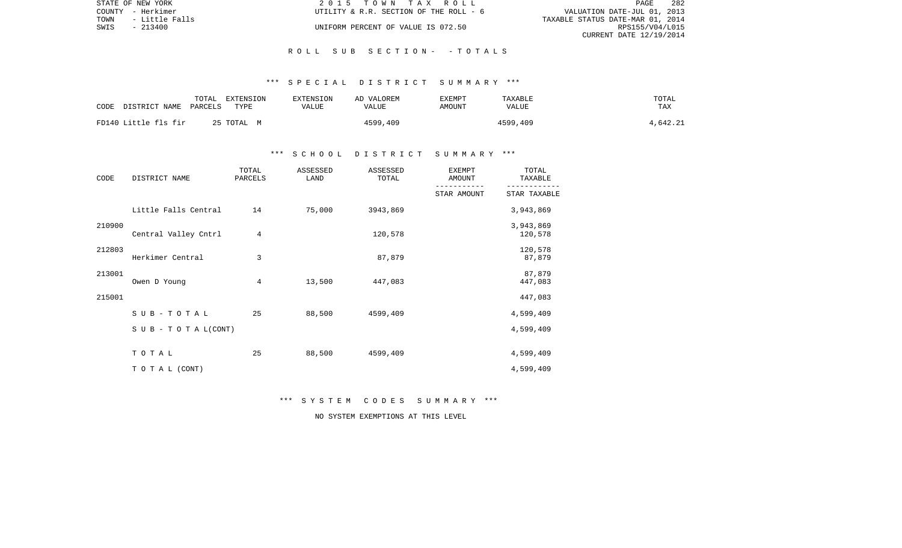STATE OF NEW YORK  
COUNTY - Herkimer  
TOWN - Little Falls  
SWIS - 213400

2 0 1 5 T O W N T A X R O L L  
UTILITY & R.R. SECTION OF THE ROLL - 6  
UNIFORM PERCENT OF VALUE IS 072.50

VALUATION DATE-JUL 01, 2013  
TAXABLE STATUS DATE-MAR 01, 2014  
RPS155/V04/L015  
CURRENT DATE 12/19/2014

## R O L L S U B S E C T I O N - - T O T A L S

### *** S P E C I A L D I S T R I C T S U M M A R Y ***

| CODE DISTRICT NAME | TOTAL PARCELS | EXTENSION TYPE | EXTENSION VALUE | AD VALOREM VALUE | EXEMPT AMOUNT | TAXABLE VALUE | TOTAL TAX |
|---|---|---|---|---|---|---|---|
| FD140 Little fls fir | 25 | TOTAL M | | 4599,409 | | 4599,409 | 4,642.21 |

### *** S C H O O L D I S T R I C T S U M M A R Y ***

| CODE | DISTRICT NAME | TOTAL PARCELS | ASSESSED LAND | ASSESSED TOTAL | EXEMPT AMOUNT / STAR AMOUNT | TOTAL TAXABLE / STAR TAXABLE |
|---|---|---|---|---|---|---|
| 210900 | Little Falls Central | 14 | 75,000 | 3943,869 | | 3,943,869 |
| | | | | | | 3,943,869 |
| 212803 | Central Valley Cntrl | 4 | | 120,578 | | 120,578 |
| | | | | | | 120,578 |
| 213001 | Herkimer Central | 3 | | 87,879 | | 87,879 |
| | | | | | | 87,879 |
| 215001 | Owen D Young | 4 | 13,500 | 447,083 | | 447,083 |
| | | | | | | 447,083 |
| | S U B - T O T A L | 25 | 88,500 | 4599,409 | | 4,599,409 |
| | S U B - T O T A L (CONT) | | | | | 4,599,409 |
| | T O T A L | 25 | 88,500 | 4599,409 | | 4,599,409 |
| | T O T A L (CONT) | | | | | 4,599,409 |

### *** S Y S T E M C O D E S S U M M A R Y ***

NO SYSTEM EXEMPTIONS AT THIS LEVEL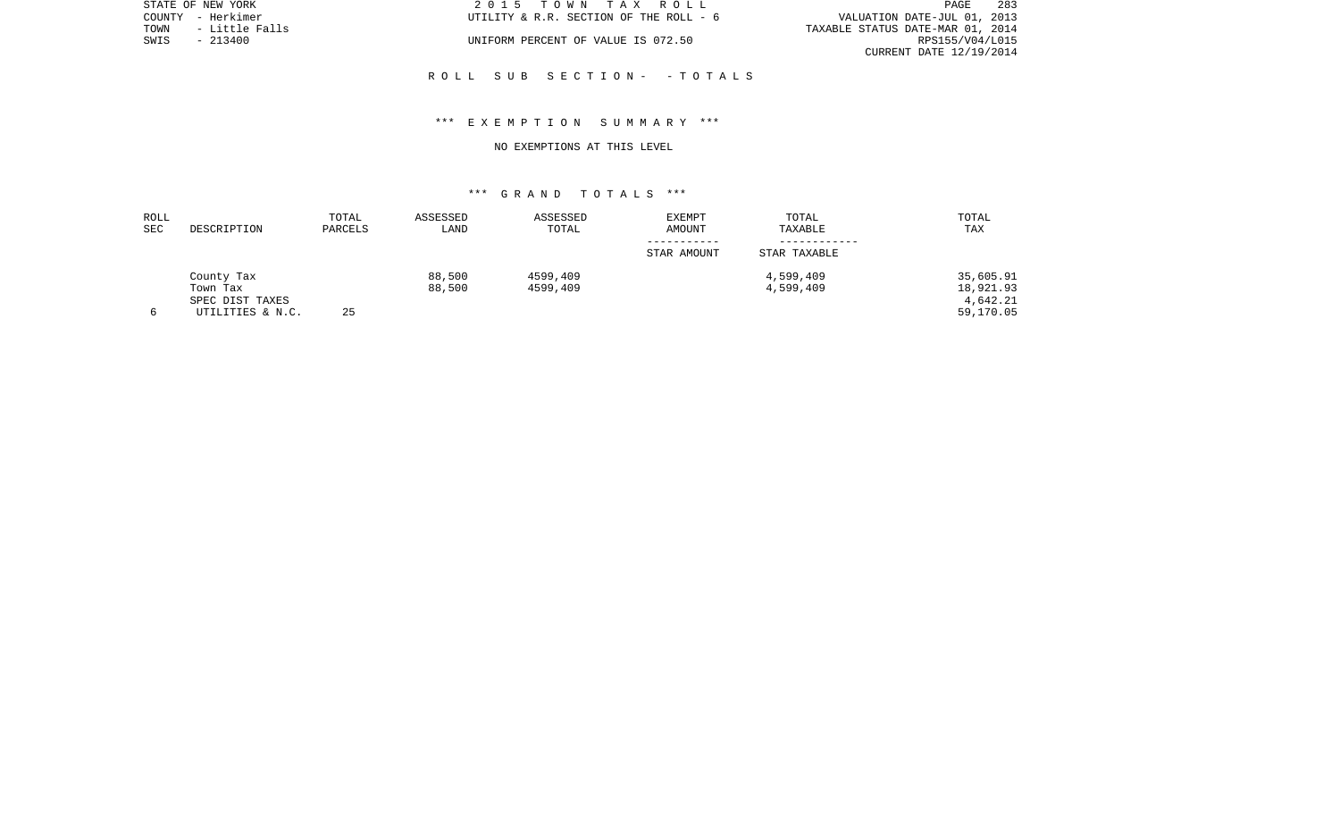STATE OF NEW YORK | 2 0 1 5 T O W N T A X R O L L
COUNTY - Herkimer | UTILITY & R.R. SECTION OF THE ROLL - 6 | VALUATION DATE-JUL 01, 2013
TOWN - Little Falls | TAXABLE STATUS DATE-MAR 01, 2014
SWIS - 213400 | UNIFORM PERCENT OF VALUE IS 072.50 | RPS155/V04/L015
CURRENT DATE 12/19/2014

## R O L L S U B S E C T I O N - - T O T A L S

### *** E X E M P T I O N S U M M A R Y ***

NO EXEMPTIONS AT THIS LEVEL

### *** G R A N D T O T A L S ***

| ROLL SEC | DESCRIPTION | TOTAL PARCELS | ASSESSED LAND | ASSESSED TOTAL | EXEMPT AMOUNT / STAR AMOUNT | TOTAL TAXABLE / STAR TAXABLE | TOTAL TAX |
|---|---|---|---|---|---|---|---|
| | County Tax | | 88,500 | 4599,409 | | 4,599,409 | 35,605.91 |
| | Town Tax | | 88,500 | 4599,409 | | 4,599,409 | 18,921.93 |
| | SPEC DIST TAXES | | | | | | 4,642.21 |
| 6 | UTILITIES & N.C. | 25 | | | | | 59,170.05 |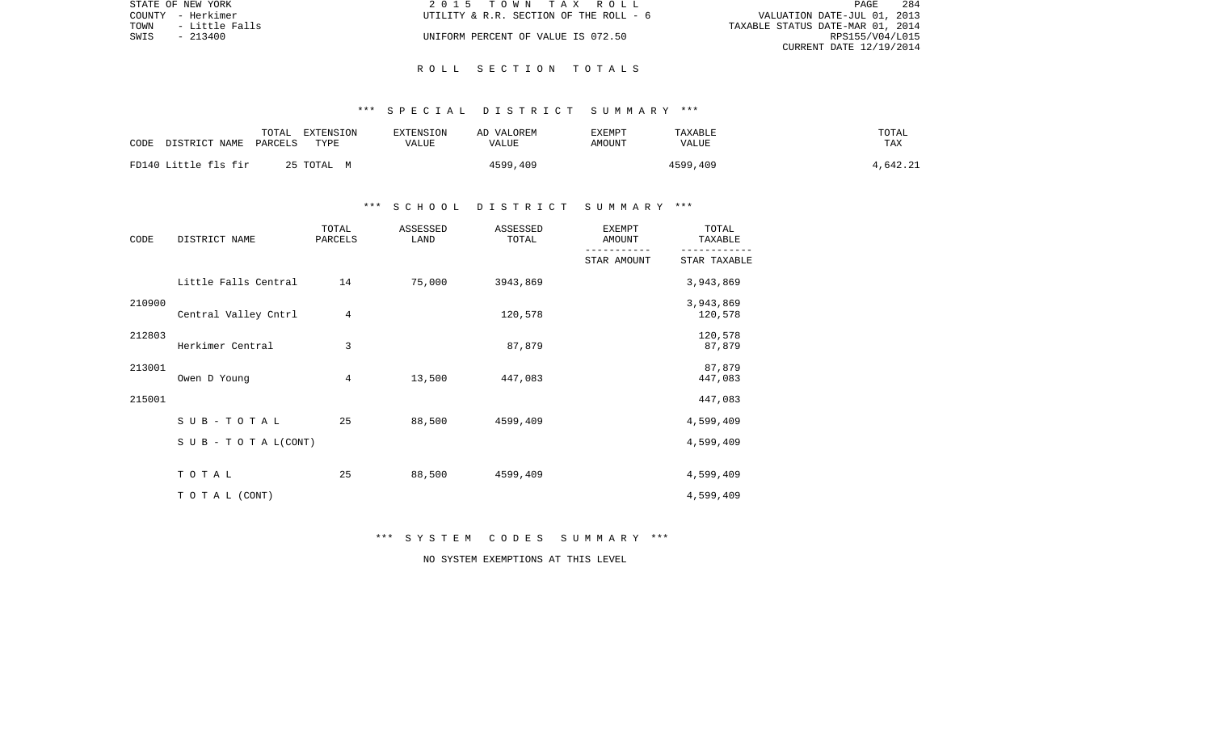STATE OF NEW YORK | 2015 TOWN TAX ROLL
COUNTY - Herkimer | UTILITY & R.R. SECTION OF THE ROLL - 6 | VALUATION DATE-JUL 01, 2013
TOWN - Little Falls | TAXABLE STATUS DATE-MAR 01, 2014
SWIS - 213400 | UNIFORM PERCENT OF VALUE IS 072.50 | RPS155/V04/L015
CURRENT DATE 12/19/2014

# ROLL SECTION TOTALS

## *** SPECIAL DISTRICT SUMMARY ***

| CODE DISTRICT NAME | TOTAL PARCELS | EXTENSION TYPE | EXTENSION VALUE | AD VALOREM VALUE | EXEMPT AMOUNT | TAXABLE VALUE | TOTAL TAX |
|---|---|---|---|---|---|---|---|
| FD140 Little fls fir | 25 | TOTAL M | | 4599,409 | | 4599,409 | 4,642.21 |

## *** SCHOOL DISTRICT SUMMARY ***

| CODE | DISTRICT NAME | TOTAL PARCELS | ASSESSED LAND | ASSESSED TOTAL | EXEMPT AMOUNT / STAR AMOUNT | TOTAL TAXABLE / STAR TAXABLE |
|---|---|---|---|---|---|---|
| 210900 | Little Falls Central | 14 | 75,000 | 3943,869 | | 3,943,869 / 3,943,869 |
| 212803 | Central Valley Cntrl | 4 | | 120,578 | | 120,578 / 120,578 |
| 213001 | Herkimer Central | 3 | | 87,879 | | 87,879 / 87,879 |
| 215001 | Owen D Young | 4 | 13,500 | 447,083 | | 447,083 / 447,083 |
| | SUB-TOTAL | 25 | 88,500 | 4599,409 | | 4,599,409 |
| | SUB-TOTAL(CONT) | | | | | 4,599,409 |
| | TOTAL | 25 | 88,500 | 4599,409 | | 4,599,409 |
| | TOTAL (CONT) | | | | | 4,599,409 |

## *** SYSTEM CODES SUMMARY ***

NO SYSTEM EXEMPTIONS AT THIS LEVEL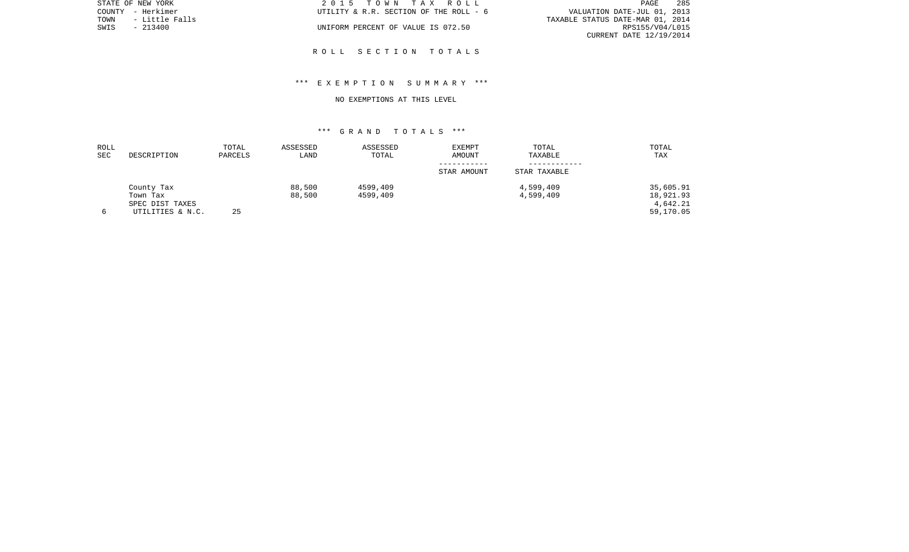STATE OF NEW YORK
COUNTY - Herkimer
TOWN - Little Falls
SWIS - 213400

2 0 1 5 T O W N T A X R O L L
UTILITY & R.R. SECTION OF THE ROLL - 6

UNIFORM PERCENT OF VALUE IS 072.50

VALUATION DATE-JUL 01, 2013
TAXABLE STATUS DATE-MAR 01, 2014
RPS155/V04/L015
CURRENT DATE 12/19/2014

## R O L L S E C T I O N T O T A L S

### *** E X E M P T I O N S U M M A R Y ***

NO EXEMPTIONS AT THIS LEVEL

### *** G R A N D T O T A L S ***

| ROLL SEC | DESCRIPTION | TOTAL PARCELS | ASSESSED LAND | ASSESSED TOTAL | EXEMPT AMOUNT<br>-----------<br>STAR AMOUNT | TOTAL TAXABLE<br>------------<br>STAR TAXABLE | TOTAL TAX |
|---|---|---|---|---|---|---|---|
| | County Tax | | 88,500 | 4599,409 | | 4,599,409 | 35,605.91 |
| | Town Tax | | 88,500 | 4599,409 | | 4,599,409 | 18,921.93 |
| | SPEC DIST TAXES | | | | | | 4,642.21 |
| 6 | UTILITIES & N.C. | 25 | | | | | 59,170.05 |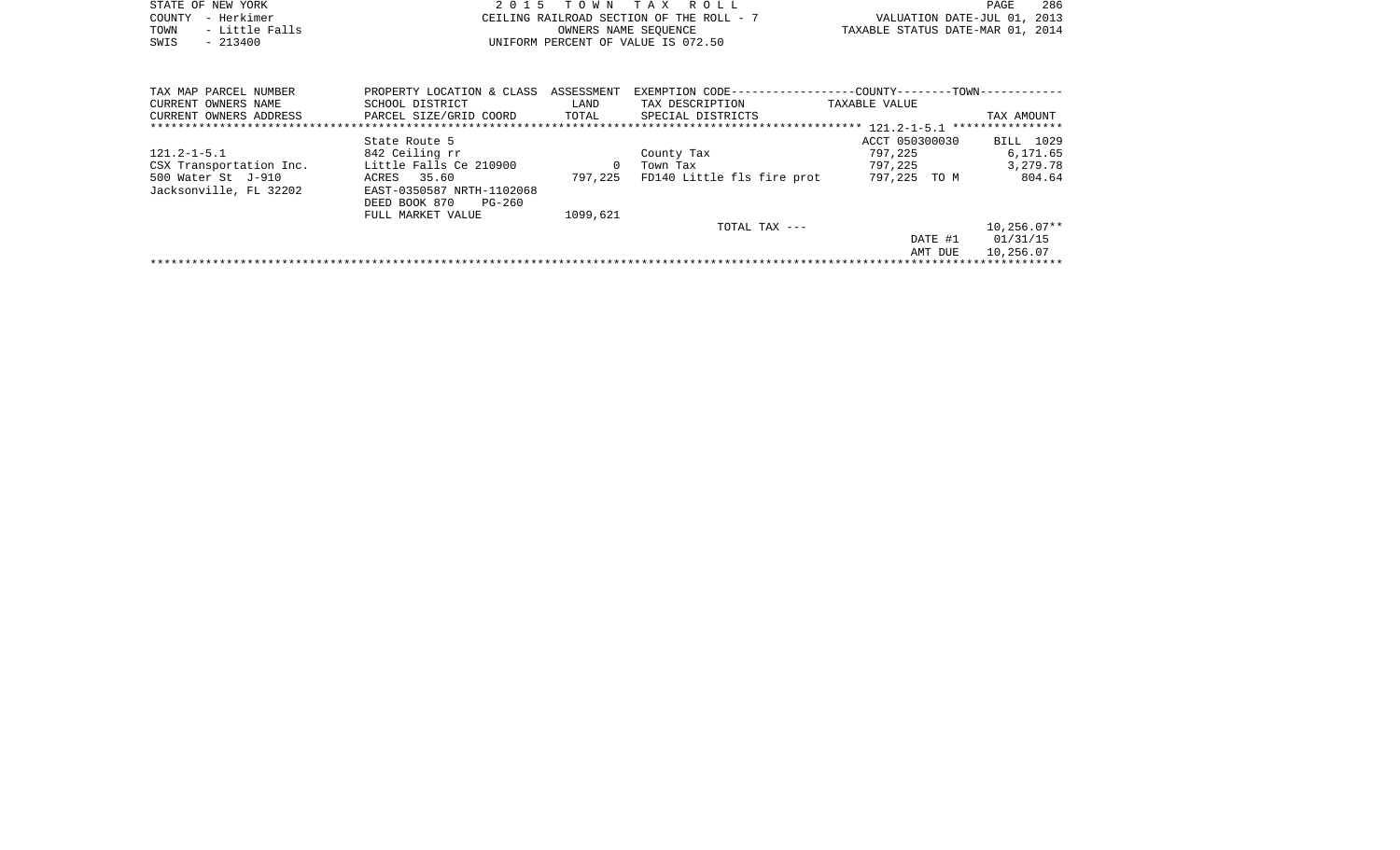STATE OF NEW YORK
COUNTY - Herkimer
TOWN - Little Falls
SWIS - 213400

2 0 1 5 T O W N T A X R O L L
CEILING RAILROAD SECTION OF THE ROLL - 7
OWNERS NAME SEQUENCE
UNIFORM PERCENT OF VALUE IS 072.50

VALUATION DATE-JUL 01, 2013
TAXABLE STATUS DATE-MAR 01, 2014

| TAX MAP PARCEL NUMBER<br>CURRENT OWNERS NAME<br>CURRENT OWNERS ADDRESS | PROPERTY LOCATION & CLASS<br>SCHOOL DISTRICT<br>PARCEL SIZE/GRID COORD | ASSESSMENT<br>LAND<br>TOTAL | EXEMPTION CODE------------------COUNTY--------TOWN------------<br>TAX DESCRIPTION<br>SPECIAL DISTRICTS | TAXABLE VALUE | TAX AMOUNT |
|---|---|---|---|---|---|
| ****************************** | ****************************** | ************ | ****************************** 121.2-1-5.1 | | **************** |
| | State Route 5 | | | ACCT 050300030 | BILL 1029 |
| 121.2-1-5.1 | 842 Ceiling rr | | County Tax | 797,225 | 6,171.65 |
| CSX Transportation Inc. | Little Falls Ce 210900 | 0 | Town Tax | 797,225 | 3,279.78 |
| 500 Water St J-910 | ACRES 35.60 | 797,225 | FD140 Little fls fire prot | 797,225 TO M | 804.64 |
| Jacksonville, FL 32202 | EAST-0350587 NRTH-1102068 | | | | |
| | DEED BOOK 870 PG-260 | | | | |
| | FULL MARKET VALUE | 1099,621 | | | |
| | | | TOTAL TAX --- | | 10,256.07** |
| | | | | DATE #1 | 01/31/15 |
| | | | | AMT DUE | 10,256.07 |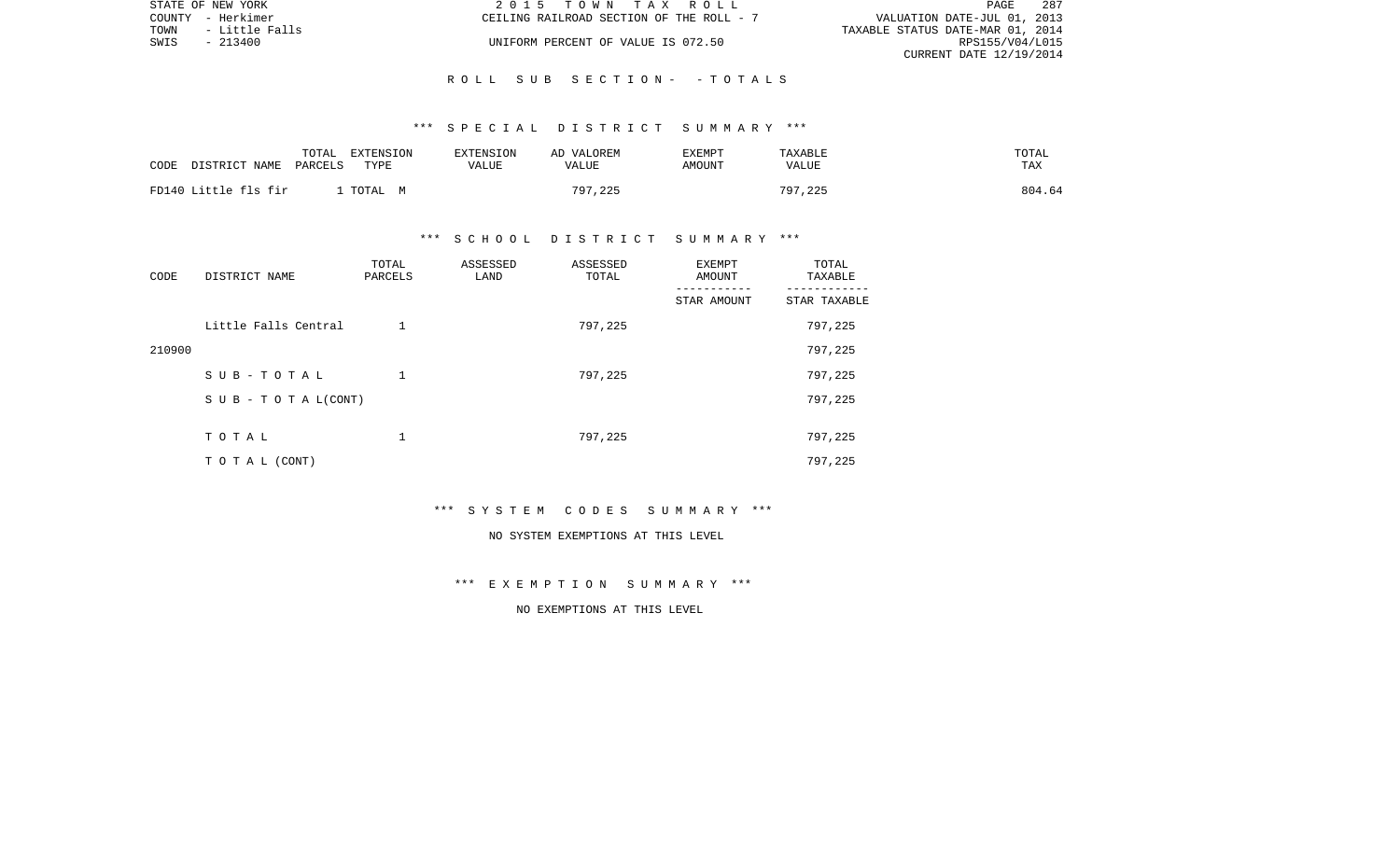STATE OF NEW YORK — 2015 TOWN TAX ROLL

COUNTY - Herkimer — CEILING RAILROAD SECTION OF THE ROLL - 7 — VALUATION DATE-JUL 01, 2013

TOWN - Little Falls — TAXABLE STATUS DATE-MAR 01, 2014

SWIS - 213400 — UNIFORM PERCENT OF VALUE IS 072.50 — RPS155/V04/L015

CURRENT DATE 12/19/2014

## R O L L S U B S E C T I O N - - T O T A L S

### *** S P E C I A L D I S T R I C T S U M M A R Y ***

| CODE DISTRICT NAME | TOTAL PARCELS | EXTENSION TYPE | EXTENSION VALUE | AD VALOREM VALUE | EXEMPT AMOUNT | TAXABLE VALUE | TOTAL TAX |
|---|---|---|---|---|---|---|---|
| FD140 Little fls fir | 1 | TOTAL M | | 797,225 | | 797,225 | 804.64 |

### *** S C H O O L D I S T R I C T S U M M A R Y ***

| CODE | DISTRICT NAME | TOTAL PARCELS | ASSESSED LAND | ASSESSED TOTAL | EXEMPT AMOUNT / STAR AMOUNT | TOTAL TAXABLE / STAR TAXABLE |
|---|---|---|---|---|---|---|
| | Little Falls Central | 1 | | 797,225 | | 797,225 |
| 210900 | | | | | | 797,225 |
| | S U B - T O T A L | 1 | | 797,225 | | 797,225 |
| | S U B - T O T A L(CONT) | | | | | 797,225 |
| | T O T A L | 1 | | 797,225 | | 797,225 |
| | T O T A L (CONT) | | | | | 797,225 |

### *** S Y S T E M C O D E S S U M M A R Y ***

NO SYSTEM EXEMPTIONS AT THIS LEVEL

### *** E X E M P T I O N S U M M A R Y ***

NO EXEMPTIONS AT THIS LEVEL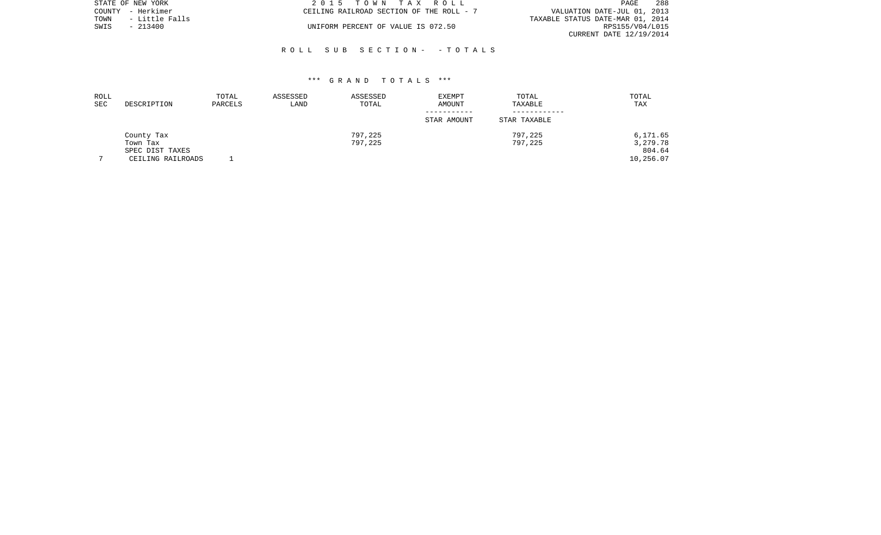STATE OF NEW YORK
COUNTY - Herkimer
TOWN - Little Falls
SWIS - 213400

2 0 1 5 T O W N T A X R O L L
CEILING RAILROAD SECTION OF THE ROLL - 7
UNIFORM PERCENT OF VALUE IS 072.50

VALUATION DATE-JUL 01, 2013
TAXABLE STATUS DATE-MAR 01, 2014
RPS155/V04/L015
CURRENT DATE 12/19/2014

R O L L S U B S E C T I O N - - T O T A L S

*** G R A N D T O T A L S ***

| ROLL SEC | DESCRIPTION | TOTAL PARCELS | ASSESSED LAND | ASSESSED TOTAL | EXEMPT AMOUNT / STAR AMOUNT | TOTAL TAXABLE / STAR TAXABLE | TOTAL TAX |
|---|---|---|---|---|---|---|---|
| | County Tax | | | 797,225 | | 797,225 | 6,171.65 |
| | Town Tax | | | 797,225 | | 797,225 | 3,279.78 |
| | SPEC DIST TAXES | | | | | | 804.64 |
| 7 | CEILING RAILROADS | 1 | | | | | 10,256.07 |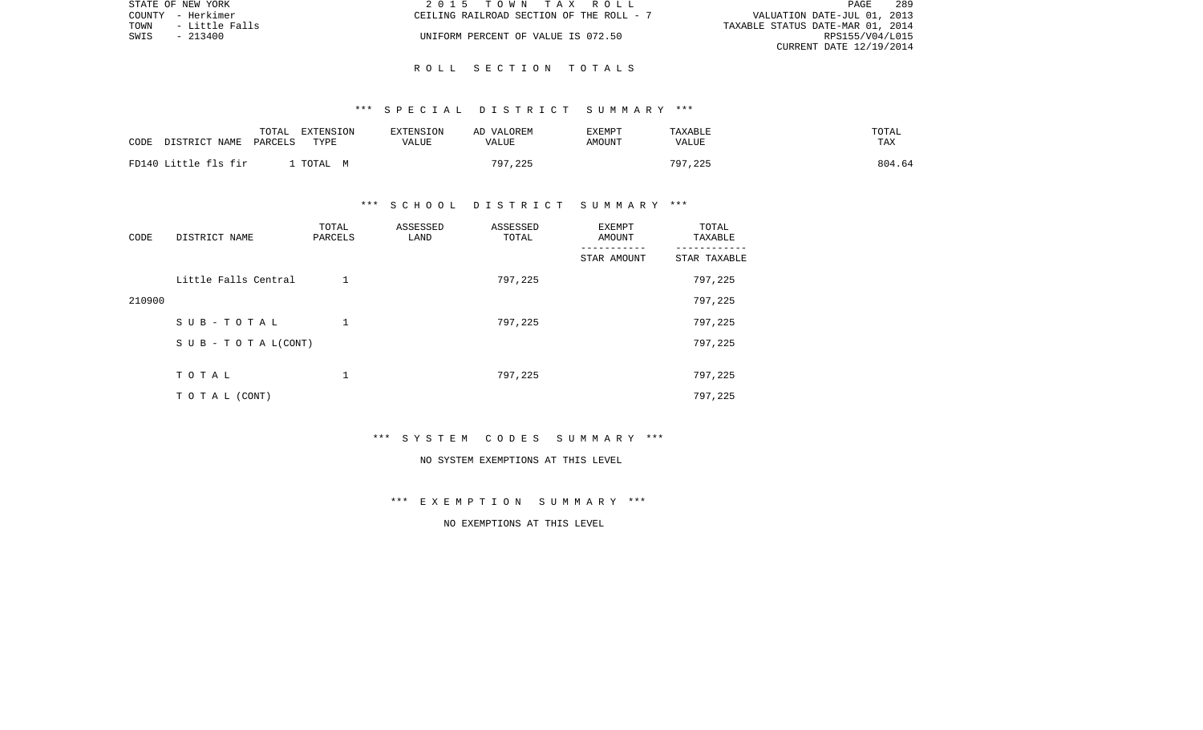STATE OF NEW YORK | 2 0 1 5 T O W N T A X R O L L | PAGE 289
COUNTY - Herkimer | CEILING RAILROAD SECTION OF THE ROLL - 7 | VALUATION DATE-JUL 01, 2013
TOWN - Little Falls | | TAXABLE STATUS DATE-MAR 01, 2014
SWIS - 213400 | UNIFORM PERCENT OF VALUE IS 072.50 | RPS155/V04/L015
CURRENT DATE 12/19/2014

## R O L L S E C T I O N T O T A L S

### *** S P E C I A L D I S T R I C T S U M M A R Y ***

| CODE DISTRICT NAME | TOTAL PARCELS | EXTENSION TYPE | EXTENSION VALUE | AD VALOREM VALUE | EXEMPT AMOUNT | TAXABLE VALUE | TOTAL TAX |
|---|---|---|---|---|---|---|---|
| FD140 Little fls fir | 1 | TOTAL M | | 797,225 | | 797,225 | 804.64 |

### *** S C H O O L D I S T R I C T S U M M A R Y ***

| CODE | DISTRICT NAME | TOTAL PARCELS | ASSESSED LAND | ASSESSED TOTAL | EXEMPT AMOUNT / STAR AMOUNT | TOTAL TAXABLE / STAR TAXABLE |
|---|---|---|---|---|---|---|
| | Little Falls Central | 1 | | 797,225 | | 797,225 |
| 210900 | | | | | | 797,225 |
| | S U B - T O T A L | 1 | | 797,225 | | 797,225 |
| | S U B - T O T A L(CONT) | | | | | 797,225 |
| | T O T A L | 1 | | 797,225 | | 797,225 |
| | T O T A L (CONT) | | | | | 797,225 |

### *** S Y S T E M C O D E S S U M M A R Y ***

NO SYSTEM EXEMPTIONS AT THIS LEVEL

### *** E X E M P T I O N S U M M A R Y ***

NO EXEMPTIONS AT THIS LEVEL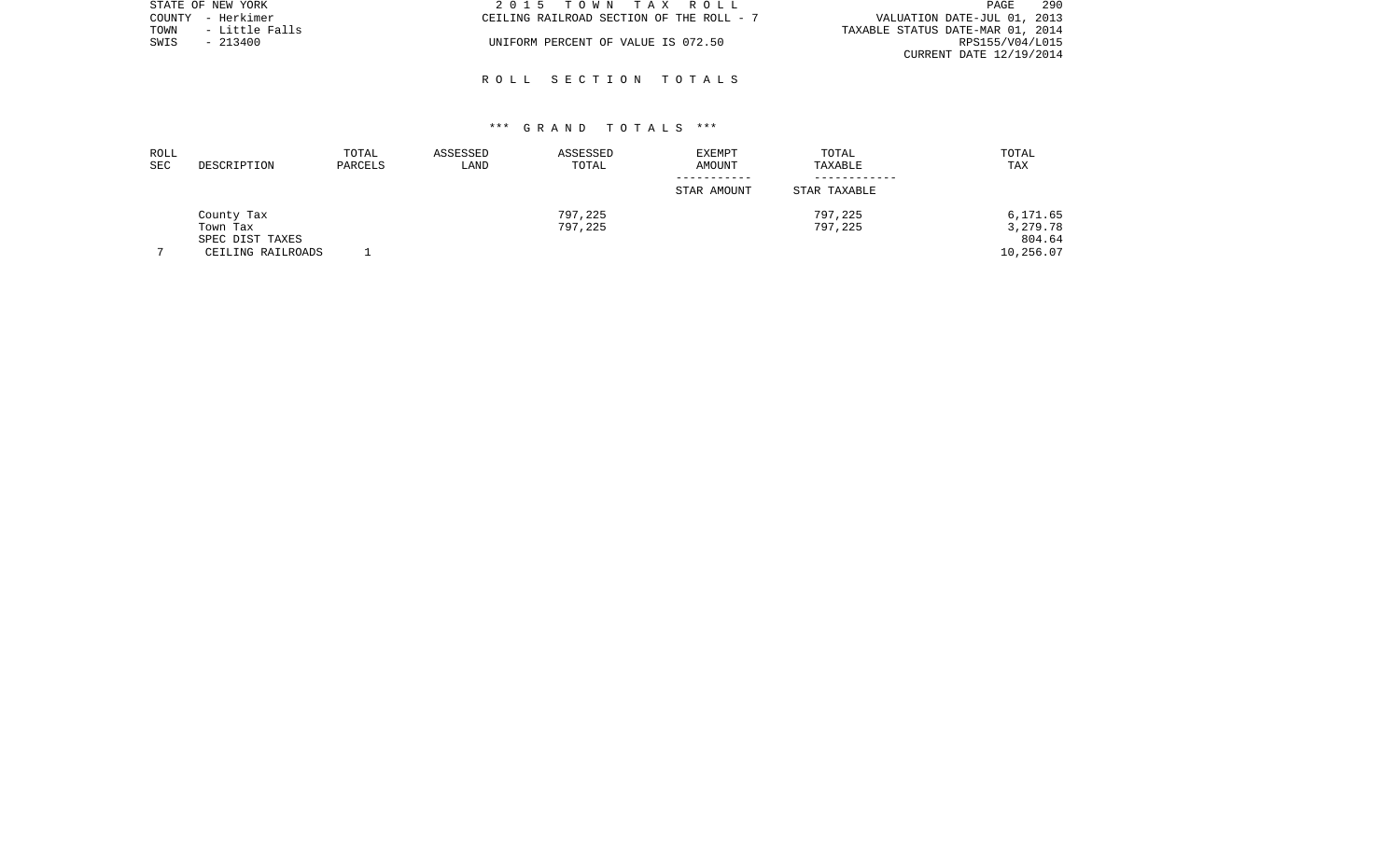STATE OF NEW YORK
COUNTY - Herkimer
TOWN - Little Falls
SWIS - 213400

2 0 1 5 T O W N T A X R O L L
CEILING RAILROAD SECTION OF THE ROLL - 7
UNIFORM PERCENT OF VALUE IS 072.50

VALUATION DATE-JUL 01, 2013
TAXABLE STATUS DATE-MAR 01, 2014
RPS155/V04/L015
CURRENT DATE 12/19/2014

## R O L L S E C T I O N T O T A L S

### *** G R A N D T O T A L S ***

| ROLL SEC | DESCRIPTION | TOTAL PARCELS | ASSESSED LAND | ASSESSED TOTAL | EXEMPT AMOUNT / STAR AMOUNT | TOTAL TAXABLE / STAR TAXABLE | TOTAL TAX |
|---|---|---|---|---|---|---|---|
| | County Tax | | | 797,225 | | 797,225 | 6,171.65 |
| | Town Tax | | | 797,225 | | 797,225 | 3,279.78 |
| | SPEC DIST TAXES | | | | | | 804.64 |
| 7 | CEILING RAILROADS | 1 | | | | | 10,256.07 |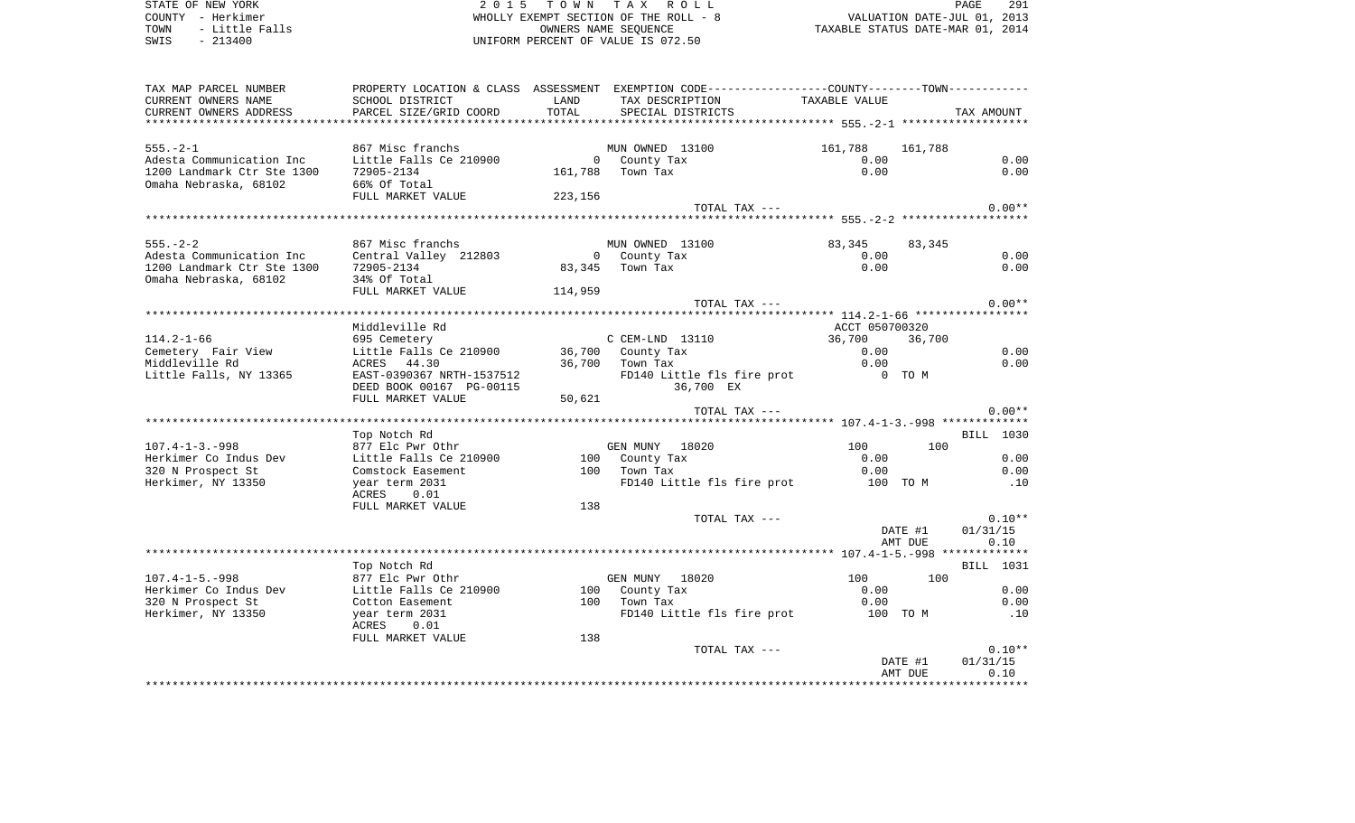STATE OF NEW YORK
COUNTY - Herkimer
TOWN - Little Falls
SWIS - 213400

2 0 1 5 T O W N T A X R O L L
WHOLLY EXEMPT SECTION OF THE ROLL - 8
OWNERS NAME SEQUENCE
UNIFORM PERCENT OF VALUE IS 072.50

VALUATION DATE-JUL 01, 2013
TAXABLE STATUS DATE-MAR 01, 2014

| TAX MAP PARCEL NUMBER / CURRENT OWNERS NAME / CURRENT OWNERS ADDRESS | PROPERTY LOCATION & CLASS / SCHOOL DISTRICT / PARCEL SIZE/GRID COORD | ASSESSMENT LAND / TOTAL | EXEMPTION CODE / TAX DESCRIPTION / SPECIAL DISTRICTS | COUNTY / TAXABLE VALUE | TOWN | TAX AMOUNT |
|---|---|---|---|---|---|---|
| 555.-2-1 | 867 Misc franchs | | MUN OWNED 13100 | 161,788 | 161,788 | |
| Adesta Communication Inc | Little Falls Ce 210900 | 0 | County Tax | 0.00 | | 0.00 |
| 1200 Landmark Ctr Ste 1300 | 72905-2134 | 161,788 | Town Tax | 0.00 | | 0.00 |
| Omaha Nebraska, 68102 | 66% Of Total | | | | | |
| | FULL MARKET VALUE | 223,156 | | | | |
| | | | TOTAL TAX --- | | | 0.00** |
| 555.-2-2 | 867 Misc franchs | | MUN OWNED 13100 | 83,345 | 83,345 | |
| Adesta Communication Inc | Central Valley 212803 | 0 | County Tax | 0.00 | | 0.00 |
| 1200 Landmark Ctr Ste 1300 | 72905-2134 | 83,345 | Town Tax | 0.00 | | 0.00 |
| Omaha Nebraska, 68102 | 34% Of Total | | | | | |
| | FULL MARKET VALUE | 114,959 | | | | |
| | | | TOTAL TAX --- | | | 0.00** |
| | Middleville Rd | | | ACCT 050700320 | | |
| 114.2-1-66 | 695 Cemetery | | C CEM-LND 13110 | 36,700 | 36,700 | |
| Cemetery Fair View | Little Falls Ce 210900 | 36,700 | County Tax | 0.00 | | 0.00 |
| Middleville Rd | ACRES 44.30 | 36,700 | Town Tax | 0.00 | | 0.00 |
| Little Falls, NY 13365 | EAST-0390367 NRTH-1537512 | | FD140 Little fls fire prot | 0 TO M | | |
| | DEED BOOK 00167 PG-00115 | | 36,700 EX | | | |
| | FULL MARKET VALUE | 50,621 | | | | |
| | | | TOTAL TAX --- | | | 0.00** |
| | Top Notch Rd | | | | | BILL 1030 |
| 107.4-1-3.-998 | 877 Elc Pwr Othr | | GEN MUNY 18020 | 100 | 100 | |
| Herkimer Co Indus Dev | Little Falls Ce 210900 | 100 | County Tax | 0.00 | | 0.00 |
| 320 N Prospect St | Comstock Easement | 100 | Town Tax | 0.00 | | 0.00 |
| Herkimer, NY 13350 | year term 2031 | | FD140 Little fls fire prot | 100 TO M | | .10 |
| | ACRES 0.01 | | | | | |
| | FULL MARKET VALUE | 138 | | | | |
| | | | TOTAL TAX --- | | | 0.10** |
| | | | | | DATE #1 | 01/31/15 |
| | | | | | AMT DUE | 0.10 |
| | Top Notch Rd | | | | | BILL 1031 |
| 107.4-1-5.-998 | 877 Elc Pwr Othr | | GEN MUNY 18020 | 100 | 100 | |
| Herkimer Co Indus Dev | Little Falls Ce 210900 | 100 | County Tax | 0.00 | | 0.00 |
| 320 N Prospect St | Cotton Easement | 100 | Town Tax | 0.00 | | 0.00 |
| Herkimer, NY 13350 | year term 2031 | | FD140 Little fls fire prot | 100 TO M | | .10 |
| | ACRES 0.01 | | | | | |
| | FULL MARKET VALUE | 138 | | | | |
| | | | TOTAL TAX --- | | | 0.10** |
| | | | | | DATE #1 | 01/31/15 |
| | | | | | AMT DUE | 0.10 |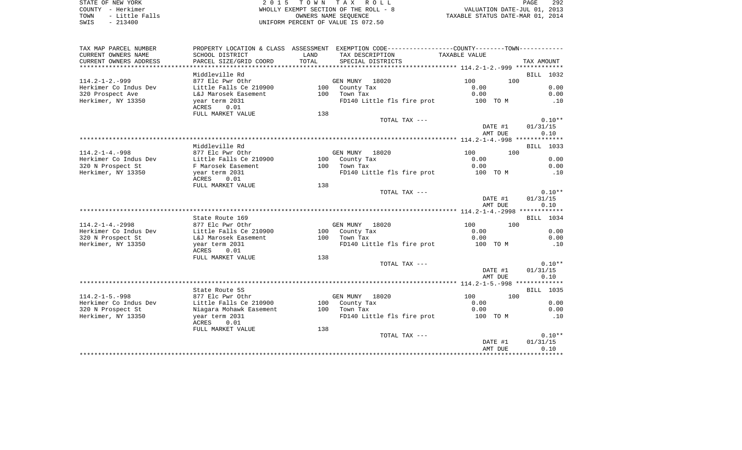STATE OF NEW YORK | 2 0 1 5 T O W N T A X R O L L
COUNTY - Herkimer | WHOLLY EXEMPT SECTION OF THE ROLL - 8 | VALUATION DATE-JUL 01, 2013
TOWN - Little Falls | OWNERS NAME SEQUENCE | TAXABLE STATUS DATE-MAR 01, 2014
SWIS - 213400 | UNIFORM PERCENT OF VALUE IS 072.50

| TAX MAP PARCEL NUMBER / CURRENT OWNERS NAME / CURRENT OWNERS ADDRESS | PROPERTY LOCATION & CLASS / SCHOOL DISTRICT / PARCEL SIZE/GRID COORD | ASSESSMENT LAND / TOTAL | EXEMPTION CODE / TAX DESCRIPTION / SPECIAL DISTRICTS | COUNTY / TOWN TAXABLE VALUE | TAX AMOUNT |
|---|---|---|---|---|---|
| **114.2-1-2.-999** | Middleville Rd | | | | BILL 1032 |
| 114.2-1-2.-999 | 877 Elc Pwr Othr | | GEN MUNY 18020 | 100 100 | |
| Herkimer Co Indus Dev | Little Falls Ce 210900 | 100 | County Tax | 0.00 | 0.00 |
| 320 Prospect Ave | L&J Marosek Easement | 100 | Town Tax | 0.00 | 0.00 |
| Herkimer, NY 13350 | year term 2031 | | FD140 Little fls fire prot | 100 TO M | .10 |
| | ACRES 0.01 | | | | |
| | FULL MARKET VALUE | 138 | | | |
| | | | TOTAL TAX --- | | 0.10** |
| | | | | DATE #1 | 01/31/15 |
| | | | | AMT DUE | 0.10 |
| **114.2-1-4.-998** | Middleville Rd | | | | BILL 1033 |
| 114.2-1-4.-998 | 877 Elc Pwr Othr | | GEN MUNY 18020 | 100 100 | |
| Herkimer Co Indus Dev | Little Falls Ce 210900 | 100 | County Tax | 0.00 | 0.00 |
| 320 N Prospect St | F Marosek Easement | 100 | Town Tax | 0.00 | 0.00 |
| Herkimer, NY 13350 | year term 2031 | | FD140 Little fls fire prot | 100 TO M | .10 |
| | ACRES 0.01 | | | | |
| | FULL MARKET VALUE | 138 | | | |
| | | | TOTAL TAX --- | | 0.10** |
| | | | | DATE #1 | 01/31/15 |
| | | | | AMT DUE | 0.10 |
| **114.2-1-4.-2998** | State Route 169 | | | | BILL 1034 |
| 114.2-1-4.-2998 | 877 Elc Pwr Othr | | GEN MUNY 18020 | 100 100 | |
| Herkimer Co Indus Dev | Little Falls Ce 210900 | 100 | County Tax | 0.00 | 0.00 |
| 320 N Prospect St | L&J Marosek Easement | 100 | Town Tax | 0.00 | 0.00 |
| Herkimer, NY 13350 | year term 2031 | | FD140 Little fls fire prot | 100 TO M | .10 |
| | ACRES 0.01 | | | | |
| | FULL MARKET VALUE | 138 | | | |
| | | | TOTAL TAX --- | | 0.10** |
| | | | | DATE #1 | 01/31/15 |
| | | | | AMT DUE | 0.10 |
| **114.2-1-5.-998** | State Route 5S | | | | BILL 1035 |
| 114.2-1-5.-998 | 877 Elc Pwr Othr | | GEN MUNY 18020 | 100 100 | |
| Herkimer Co Indus Dev | Little Falls Ce 210900 | 100 | County Tax | 0.00 | 0.00 |
| 320 N Prospect St | Niagara Mohawk Easement | 100 | Town Tax | 0.00 | 0.00 |
| Herkimer, NY 13350 | year term 2031 | | FD140 Little fls fire prot | 100 TO M | .10 |
| | ACRES 0.01 | | | | |
| | FULL MARKET VALUE | 138 | | | |
| | | | TOTAL TAX --- | | 0.10** |
| | | | | DATE #1 | 01/31/15 |
| | | | | AMT DUE | 0.10 |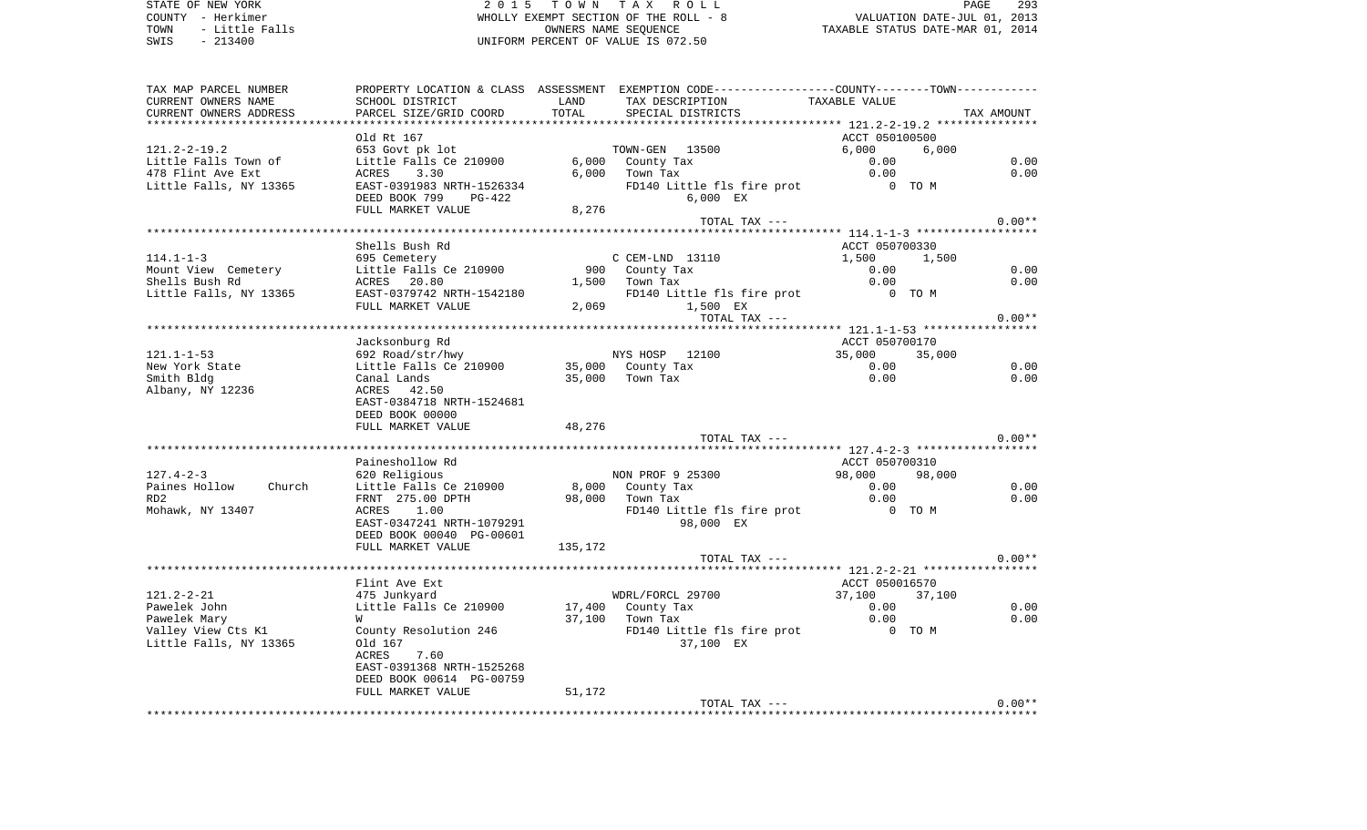STATE OF NEW YORK | 2 0 1 5 T O W N T A X R O L L | PAGE 293
COUNTY - Herkimer | WHOLLY EXEMPT SECTION OF THE ROLL - 8 | VALUATION DATE-JUL 01, 2013
TOWN - Little Falls | OWNERS NAME SEQUENCE | TAXABLE STATUS DATE-MAR 01, 2014
SWIS - 213400 | UNIFORM PERCENT OF VALUE IS 072.50

| TAX MAP PARCEL NUMBER / CURRENT OWNERS NAME / CURRENT OWNERS ADDRESS | PROPERTY LOCATION & CLASS / SCHOOL DISTRICT / PARCEL SIZE/GRID COORD | ASSESSMENT LAND / TOTAL | EXEMPTION CODE / TAX DESCRIPTION / SPECIAL DISTRICTS | COUNTY TAXABLE VALUE | TOWN TAXABLE VALUE | TAX AMOUNT |
|---|---|---|---|---|---|---|
| 121.2-2-19.2 | Old Rt 167 | | | ACCT 050100500 | | |
| | 653 Govt pk lot | | TOWN-GEN 13500 | 6,000 | 6,000 | |
| Little Falls Town of | Little Falls Ce 210900 | 6,000 | County Tax | 0.00 | | 0.00 |
| 478 Flint Ave Ext | ACRES 3.30 | 6,000 | Town Tax | 0.00 | | 0.00 |
| Little Falls, NY 13365 | EAST-0391983 NRTH-1526334 | | FD140 Little fls fire prot | 0 TO M | | |
| | DEED BOOK 799 PG-422 | | 6,000 EX | | | |
| | FULL MARKET VALUE | 8,276 | | | | |
| | | | TOTAL TAX --- | | | 0.00** |
| 114.1-1-3 | Shells Bush Rd | | | ACCT 050700330 | | |
| | 695 Cemetery | | C CEM-LND 13110 | 1,500 | 1,500 | |
| Mount View Cemetery | Little Falls Ce 210900 | 900 | County Tax | 0.00 | | 0.00 |
| Shells Bush Rd | ACRES 20.80 | 1,500 | Town Tax | 0.00 | | 0.00 |
| Little Falls, NY 13365 | EAST-0379742 NRTH-1542180 | | FD140 Little fls fire prot | 0 TO M | | |
| | FULL MARKET VALUE | 2,069 | 1,500 EX | | | |
| | | | TOTAL TAX --- | | | 0.00** |
| 121.1-1-53 | Jacksonburg Rd | | | ACCT 050700170 | | |
| | 692 Road/str/hwy | | NYS HOSP 12100 | 35,000 | 35,000 | |
| New York State | Little Falls Ce 210900 | 35,000 | County Tax | 0.00 | | 0.00 |
| Smith Bldg | Canal Lands | 35,000 | Town Tax | 0.00 | | 0.00 |
| Albany, NY 12236 | ACRES 42.50 | | | | | |
| | EAST-0384718 NRTH-1524681 | | | | | |
| | DEED BOOK 00000 | | | | | |
| | FULL MARKET VALUE | 48,276 | | | | |
| | | | TOTAL TAX --- | | | 0.00** |
| 127.4-2-3 | Paineshollow Rd | | | ACCT 050700310 | | |
| | 620 Religious | | NON PROF 9 25300 | 98,000 | 98,000 | |
| Paines Hollow Church | Little Falls Ce 210900 | 8,000 | County Tax | 0.00 | | 0.00 |
| RD2 | FRNT 275.00 DPTH | 98,000 | Town Tax | 0.00 | | 0.00 |
| Mohawk, NY 13407 | ACRES 1.00 | | FD140 Little fls fire prot | 0 TO M | | |
| | EAST-0347241 NRTH-1079291 | | 98,000 EX | | | |
| | DEED BOOK 00040 PG-00601 | | | | | |
| | FULL MARKET VALUE | 135,172 | | | | |
| | | | TOTAL TAX --- | | | 0.00** |
| 121.2-2-21 | Flint Ave Ext | | | ACCT 050016570 | | |
| | 475 Junkyard | | WDRL/FORCL 29700 | 37,100 | 37,100 | |
| Pawelek John | Little Falls Ce 210900 | 17,400 | County Tax | 0.00 | | 0.00 |
| Pawelek Mary | W | 37,100 | Town Tax | 0.00 | | 0.00 |
| Valley View Cts K1 | County Resolution 246 | | FD140 Little fls fire prot | 0 TO M | | |
| Little Falls, NY 13365 | Old 167 | | 37,100 EX | | | |
| | ACRES 7.60 | | | | | |
| | EAST-0391368 NRTH-1525268 | | | | | |
| | DEED BOOK 00614 PG-00759 | | | | | |
| | FULL MARKET VALUE | 51,172 | | | | |
| | | | TOTAL TAX --- | | | 0.00** |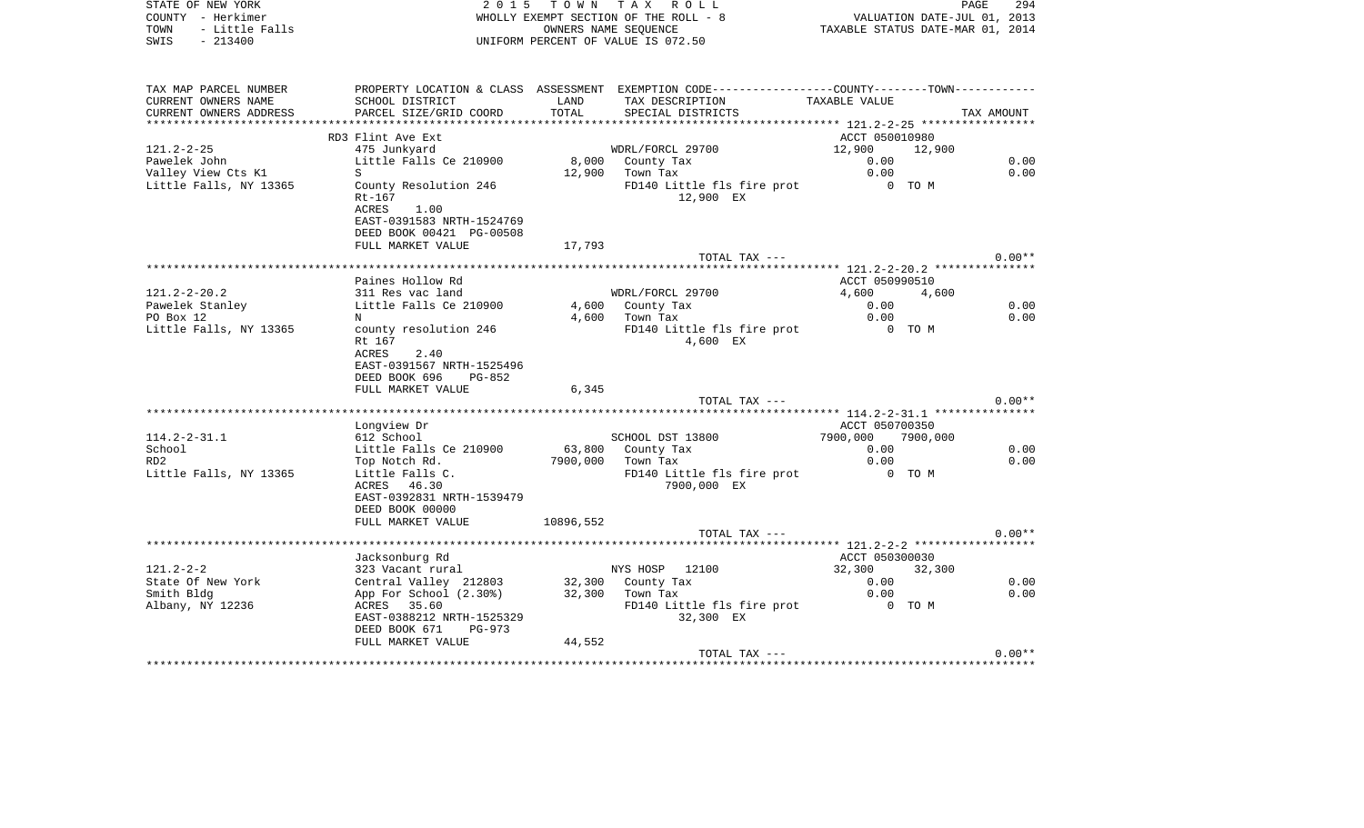STATE OF NEW YORK
COUNTY - Herkimer
TOWN - Little Falls
SWIS - 213400

2015 TOWN TAX ROLL
WHOLLY EXEMPT SECTION OF THE ROLL - 8
OWNERS NAME SEQUENCE
UNIFORM PERCENT OF VALUE IS 072.50

VALUATION DATE-JUL 01, 2013
TAXABLE STATUS DATE-MAR 01, 2014

| TAX MAP PARCEL NUMBER<br>CURRENT OWNERS NAME<br>CURRENT OWNERS ADDRESS | PROPERTY LOCATION & CLASS<br>SCHOOL DISTRICT<br>PARCEL SIZE/GRID COORD | ASSESSMENT LAND | TOTAL | EXEMPTION CODE / TAX DESCRIPTION / SPECIAL DISTRICTS | COUNTY TAXABLE VALUE | TOWN | TAX AMOUNT |
|---|---|---|---|---|---|---|---|
| 121.2-2-25 | RD3 Flint Ave Ext | | | | ACCT 050010980 | | |
| 121.2-2-25 | 475 Junkyard | | | WDRL/FORCL 29700 | 12,900 | 12,900 | |
| Pawelek John | Little Falls Ce 210900 | 8,000 | | County Tax | 0.00 | | 0.00 |
| Valley View Cts K1 | S | | 12,900 | Town Tax | 0.00 | | 0.00 |
| Little Falls, NY 13365 | County Resolution 246 | | | FD140 Little fls fire prot | 0 TO M | | |
| | Rt-167 | | | 12,900 EX | | | |
| | ACRES 1.00 | | | | | | |
| | EAST-0391583 NRTH-1524769 | | | | | | |
| | DEED BOOK 00421 PG-00508 | | | | | | |
| | FULL MARKET VALUE | | 17,793 | | | | |
| | | | | TOTAL TAX --- | | | 0.00** |
| 121.2-2-20.2 | Paines Hollow Rd | | | | ACCT 050990510 | | |
| 121.2-2-20.2 | 311 Res vac land | | | WDRL/FORCL 29700 | 4,600 | 4,600 | |
| Pawelek Stanley | Little Falls Ce 210900 | 4,600 | | County Tax | 0.00 | | 0.00 |
| PO Box 12 | N | | 4,600 | Town Tax | 0.00 | | 0.00 |
| Little Falls, NY 13365 | county resolution 246 | | | FD140 Little fls fire prot | 0 TO M | | |
| | Rt 167 | | | 4,600 EX | | | |
| | ACRES 2.40 | | | | | | |
| | EAST-0391567 NRTH-1525496 | | | | | | |
| | DEED BOOK 696 PG-852 | | | | | | |
| | FULL MARKET VALUE | | 6,345 | | | | |
| | | | | TOTAL TAX --- | | | 0.00** |
| 114.2-2-31.1 | Longview Dr | | | | ACCT 050700350 | | |
| 114.2-2-31.1 | 612 School | | | SCHOOL DST 13800 | 7900,000 | 7900,000 | |
| School | Little Falls Ce 210900 | 63,800 | | County Tax | 0.00 | | 0.00 |
| RD2 | Top Notch Rd. | | 7900,000 | Town Tax | 0.00 | | 0.00 |
| Little Falls, NY 13365 | Little Falls C. | | | FD140 Little fls fire prot | 0 TO M | | |
| | ACRES 46.30 | | | 7900,000 EX | | | |
| | EAST-0392831 NRTH-1539479 | | | | | | |
| | DEED BOOK 00000 | | | | | | |
| | FULL MARKET VALUE | | 10896,552 | | | | |
| | | | | TOTAL TAX --- | | | 0.00** |
| 121.2-2-2 | Jacksonburg Rd | | | | ACCT 050300030 | | |
| 121.2-2-2 | 323 Vacant rural | | | NYS HOSP 12100 | 32,300 | 32,300 | |
| State Of New York | Central Valley 212803 | 32,300 | | County Tax | 0.00 | | 0.00 |
| Smith Bldg | App For School (2.30%) | | 32,300 | Town Tax | 0.00 | | 0.00 |
| Albany, NY 12236 | ACRES 35.60 | | | FD140 Little fls fire prot | 0 TO M | | |
| | EAST-0388212 NRTH-1525329 | | | 32,300 EX | | | |
| | DEED BOOK 671 PG-973 | | | | | | |
| | FULL MARKET VALUE | | 44,552 | | | | |
| | | | | TOTAL TAX --- | | | 0.00** |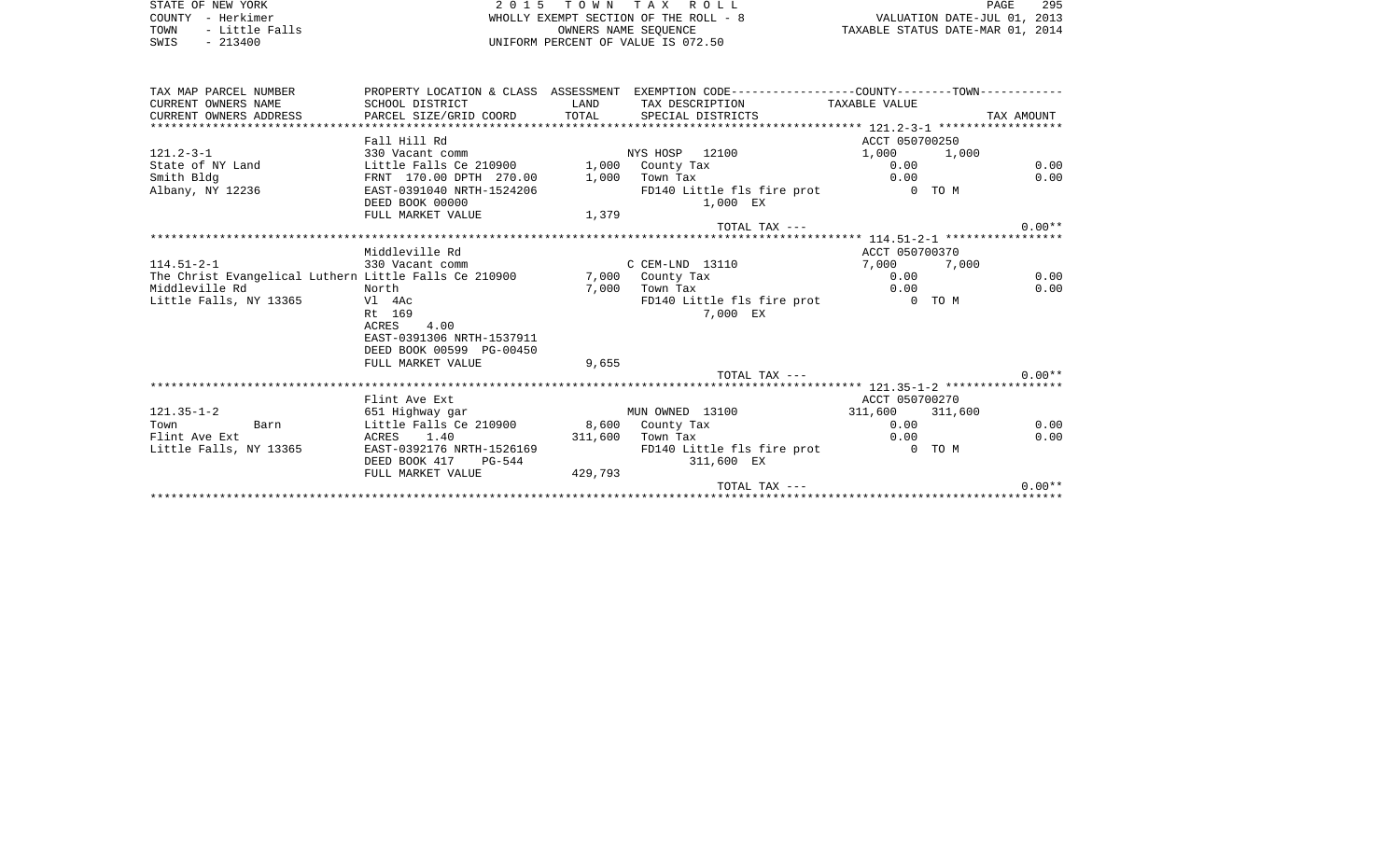STATE OF NEW YORK — 2 0 1 5 T O W N T A X R O L L — PAGE 295
COUNTY - Herkimer — WHOLLY EXEMPT SECTION OF THE ROLL - 8 — VALUATION DATE-JUL 01, 2013
TOWN - Little Falls — OWNERS NAME SEQUENCE — TAXABLE STATUS DATE-MAR 01, 2014
SWIS - 213400 — UNIFORM PERCENT OF VALUE IS 072.50

| TAX MAP PARCEL NUMBER / CURRENT OWNERS NAME / CURRENT OWNERS ADDRESS | PROPERTY LOCATION & CLASS / SCHOOL DISTRICT / PARCEL SIZE/GRID COORD | ASSESSMENT LAND / TOTAL | EXEMPTION CODE / TAX DESCRIPTION / SPECIAL DISTRICTS | COUNTY TAXABLE VALUE | TOWN | TAX AMOUNT |
|---|---|---|---|---|---|---|
| **121.2-3-1** | Fall Hill Rd | | | ACCT 050700250 | | |
| 121.2-3-1 | 330 Vacant comm | | NYS HOSP 12100 | 1,000 | 1,000 | |
| State of NY Land | Little Falls Ce 210900 | 1,000 | County Tax | 0.00 | | 0.00 |
| Smith Bldg | FRNT 170.00 DPTH 270.00 | 1,000 | Town Tax | 0.00 | | 0.00 |
| Albany, NY 12236 | EAST-0391040 NRTH-1524206 | | FD140 Little fls fire prot | 0 TO M | | |
| | DEED BOOK 00000 | | 1,000 EX | | | |
| | FULL MARKET VALUE | 1,379 | | | | |
| | | | TOTAL TAX --- | | | 0.00** |
| **114.51-2-1** | Middleville Rd | | | ACCT 050700370 | | |
| 114.51-2-1 | 330 Vacant comm | | C CEM-LND 13110 | 7,000 | 7,000 | |
| The Christ Evangelical Luthern | Little Falls Ce 210900 | 7,000 | County Tax | 0.00 | | 0.00 |
| Middleville Rd | North | 7,000 | Town Tax | 0.00 | | 0.00 |
| Little Falls, NY 13365 | Vl 4Ac | | FD140 Little fls fire prot | 0 TO M | | |
| | Rt 169 | | 7,000 EX | | | |
| | ACRES 4.00 | | | | | |
| | EAST-0391306 NRTH-1537911 | | | | | |
| | DEED BOOK 00599 PG-00450 | | | | | |
| | FULL MARKET VALUE | 9,655 | | | | |
| | | | TOTAL TAX --- | | | 0.00** |
| **121.35-1-2** | Flint Ave Ext | | | ACCT 050700270 | | |
| 121.35-1-2 | 651 Highway gar | | MUN OWNED 13100 | 311,600 | 311,600 | |
| Town Barn | Little Falls Ce 210900 | 8,600 | County Tax | 0.00 | | 0.00 |
| Flint Ave Ext | ACRES 1.40 | 311,600 | Town Tax | 0.00 | | 0.00 |
| Little Falls, NY 13365 | EAST-0392176 NRTH-1526169 | | FD140 Little fls fire prot | 0 TO M | | |
| | DEED BOOK 417 PG-544 | | 311,600 EX | | | |
| | FULL MARKET VALUE | 429,793 | | | | |
| | | | TOTAL TAX --- | | | 0.00** |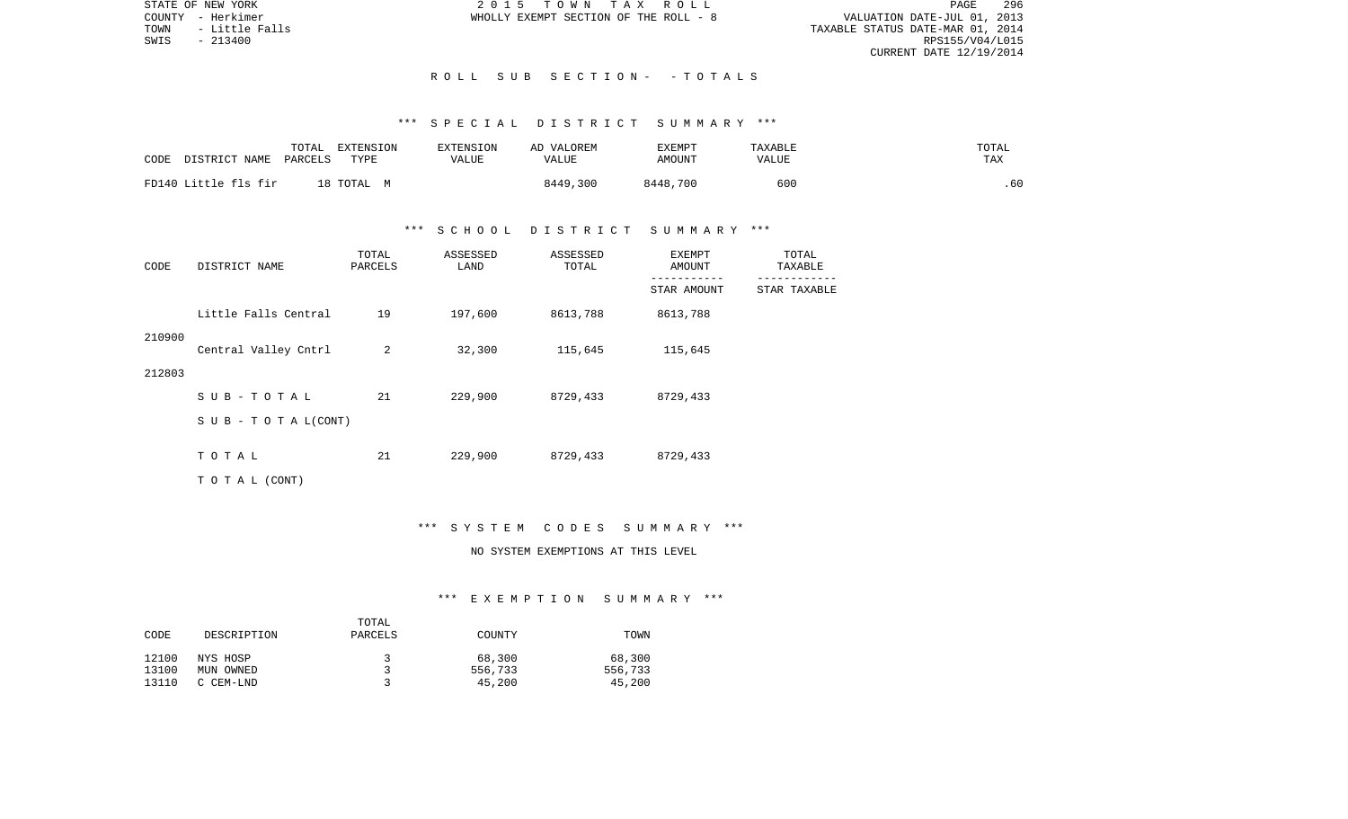STATE OF NEW YORK
COUNTY - Herkimer
TOWN - Little Falls
SWIS - 213400

2 0 1 5 T O W N T A X R O L L
WHOLLY EXEMPT SECTION OF THE ROLL - 8

VALUATION DATE-JUL 01, 2013
TAXABLE STATUS DATE-MAR 01, 2014
RPS155/V04/L015
CURRENT DATE 12/19/2014

## R O L L S U B S E C T I O N - - T O T A L S

### *** S P E C I A L D I S T R I C T S U M M A R Y ***

| CODE | DISTRICT NAME | TOTAL PARCELS | EXTENSION TYPE | EXTENSION VALUE | AD VALOREM VALUE | EXEMPT AMOUNT | TAXABLE VALUE | TOTAL TAX |
|---|---|---|---|---|---|---|---|---|
| FD140 | Little fls fir | 18 | TOTAL M | | 8449,300 | 8448,700 | 600 | .60 |

### *** S C H O O L D I S T R I C T S U M M A R Y ***

| CODE | DISTRICT NAME | TOTAL PARCELS | ASSESSED LAND | ASSESSED TOTAL | EXEMPT AMOUNT / STAR AMOUNT | TOTAL TAXABLE / STAR TAXABLE |
|---|---|---|---|---|---|---|
| 210900 | Little Falls Central | 19 | 197,600 | 8613,788 | 8613,788 | |
| 212803 | Central Valley Cntrl | 2 | 32,300 | 115,645 | 115,645 | |
| | S U B - T O T A L | 21 | 229,900 | 8729,433 | 8729,433 | |
| | S U B - T O T A L(CONT) | | | | | |
| | T O T A L | 21 | 229,900 | 8729,433 | 8729,433 | |
| | T O T A L (CONT) | | | | | |

### *** S Y S T E M C O D E S S U M M A R Y ***

NO SYSTEM EXEMPTIONS AT THIS LEVEL

### *** E X E M P T I O N S U M M A R Y ***

| CODE | DESCRIPTION | TOTAL PARCELS | COUNTY | TOWN |
|---|---|---|---|---|
| 12100 | NYS HOSP | 3 | 68,300 | 68,300 |
| 13100 | MUN OWNED | 3 | 556,733 | 556,733 |
| 13110 | C CEM-LND | 3 | 45,200 | 45,200 |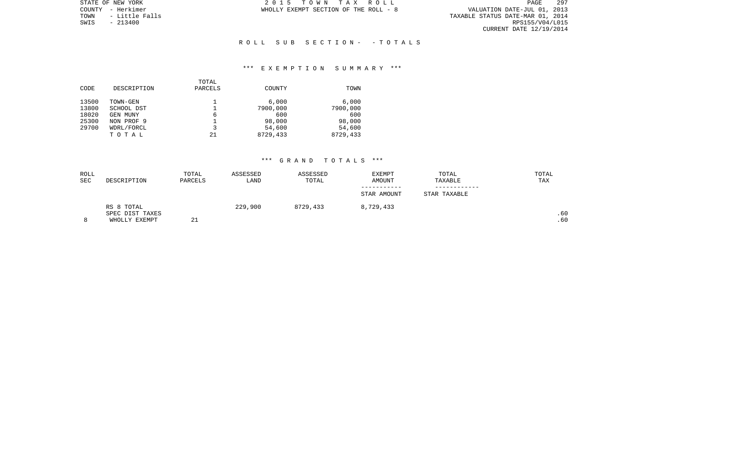STATE OF NEW YORK
COUNTY - Herkimer
TOWN - Little Falls
SWIS - 213400

2 0 1 5 T O W N T A X R O L L
WHOLLY EXEMPT SECTION OF THE ROLL - 8

VALUATION DATE-JUL 01, 2013
TAXABLE STATUS DATE-MAR 01, 2014
RPS155/V04/L015
CURRENT DATE 12/19/2014

## R O L L S U B S E C T I O N - - T O T A L S

### \*\*\* E X E M P T I O N S U M M A R Y \*\*\*

| CODE | DESCRIPTION | TOTAL PARCELS | COUNTY | TOWN |
|---|---|---|---|---|
| 13500 | TOWN-GEN | 1 | 6,000 | 6,000 |
| 13800 | SCHOOL DST | 1 | 7900,000 | 7900,000 |
| 18020 | GEN MUNY | 6 | 600 | 600 |
| 25300 | NON PROF 9 | 1 | 98,000 | 98,000 |
| 29700 | WDRL/FORCL | 3 | 54,600 | 54,600 |
| | T O T A L | 21 | 8729,433 | 8729,433 |

### \*\*\* G R A N D T O T A L S \*\*\*

| ROLL SEC | DESCRIPTION | TOTAL PARCELS | ASSESSED LAND | ASSESSED TOTAL | EXEMPT AMOUNT<br>-----------<br>STAR AMOUNT | TOTAL TAXABLE<br>------------<br>STAR TAXABLE | TOTAL TAX |
|---|---|---|---|---|---|---|---|
| | RS 8 TOTAL | | 229,900 | 8729,433 | 8,729,433 | | |
| | SPEC DIST TAXES | | | | | | .60 |
| 8 | WHOLLY EXEMPT | 21 | | | | | .60 |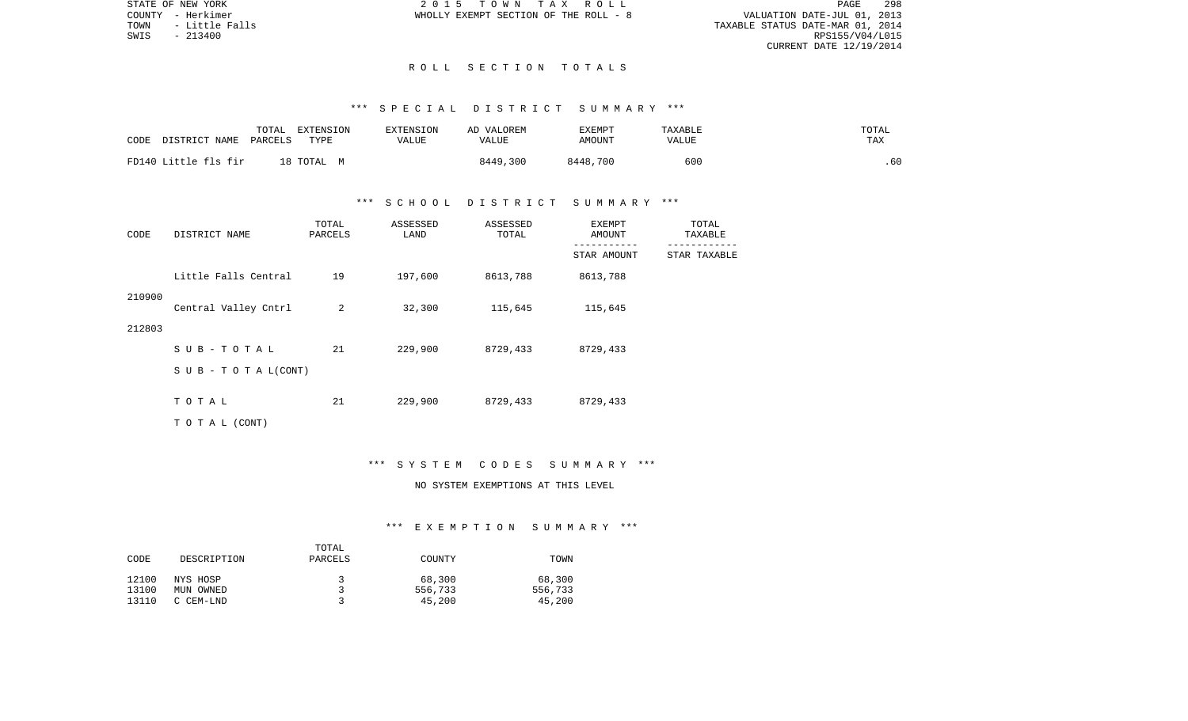STATE OF NEW YORK
COUNTY - Herkimer
TOWN - Little Falls
SWIS - 213400

2 0 1 5 T O W N T A X R O L L
WHOLLY EXEMPT SECTION OF THE ROLL - 8

VALUATION DATE-JUL 01, 2013
TAXABLE STATUS DATE-MAR 01, 2014
RPS155/V04/L015
CURRENT DATE 12/19/2014

# R O L L S E C T I O N T O T A L S

## *** S P E C I A L D I S T R I C T S U M M A R Y ***

| CODE DISTRICT NAME | TOTAL PARCELS | EXTENSION TYPE | EXTENSION VALUE | AD VALOREM VALUE | EXEMPT AMOUNT | TAXABLE VALUE | TOTAL TAX |
|---|---|---|---|---|---|---|---|
| FD140 Little fls fir | 18 | TOTAL M | | 8449,300 | 8448,700 | 600 | .60 |

## *** S C H O O L D I S T R I C T S U M M A R Y ***

| CODE | DISTRICT NAME | TOTAL PARCELS | ASSESSED LAND | ASSESSED TOTAL | EXEMPT AMOUNT / STAR AMOUNT | TOTAL TAXABLE / STAR TAXABLE |
|---|---|---|---|---|---|---|
| 210900 | Little Falls Central | 19 | 197,600 | 8613,788 | 8613,788 | |
| 212803 | Central Valley Cntrl | 2 | 32,300 | 115,645 | 115,645 | |
| | S U B - T O T A L | 21 | 229,900 | 8729,433 | 8729,433 | |
| | S U B - T O T A L (CONT) | | | | | |
| | T O T A L | 21 | 229,900 | 8729,433 | 8729,433 | |
| | T O T A L (CONT) | | | | | |

## *** S Y S T E M C O D E S S U M M A R Y ***

NO SYSTEM EXEMPTIONS AT THIS LEVEL

## *** E X E M P T I O N S U M M A R Y ***

| CODE | DESCRIPTION | TOTAL PARCELS | COUNTY | TOWN |
|---|---|---|---|---|
| 12100 | NYS HOSP | 3 | 68,300 | 68,300 |
| 13100 | MUN OWNED | 3 | 556,733 | 556,733 |
| 13110 | C CEM-LND | 3 | 45,200 | 45,200 |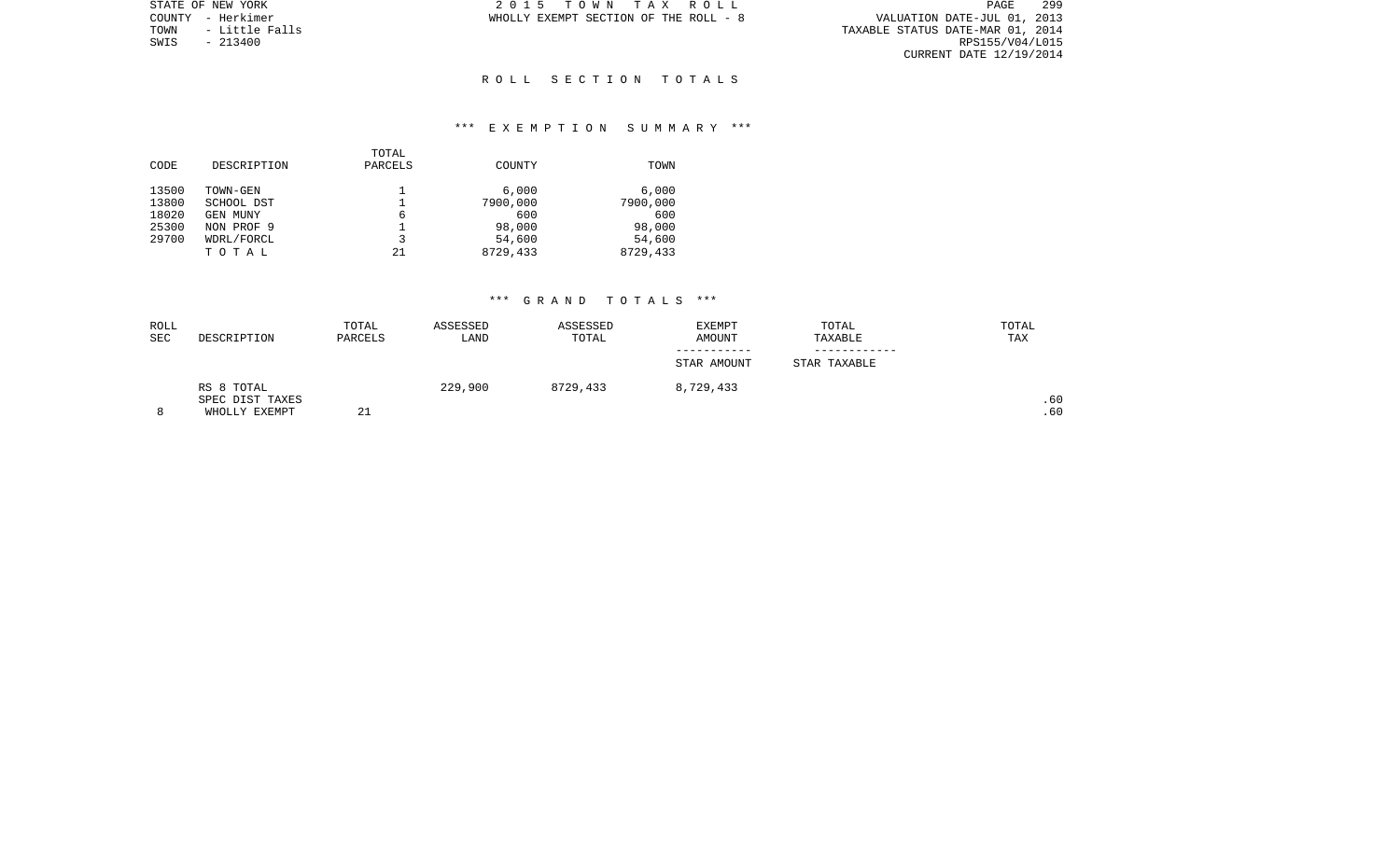STATE OF NEW YORK
COUNTY - Herkimer
TOWN - Little Falls
SWIS - 213400

2 0 1 5 T O W N T A X R O L L
WHOLLY EXEMPT SECTION OF THE ROLL - 8

VALUATION DATE-JUL 01, 2013
TAXABLE STATUS DATE-MAR 01, 2014
RPS155/V04/L015
CURRENT DATE 12/19/2014

# R O L L S E C T I O N T O T A L S

## *** E X E M P T I O N S U M M A R Y ***

| CODE | DESCRIPTION | TOTAL PARCELS | COUNTY | TOWN |
|---|---|---|---|---|
| 13500 | TOWN-GEN | 1 | 6,000 | 6,000 |
| 13800 | SCHOOL DST | 1 | 7900,000 | 7900,000 |
| 18020 | GEN MUNY | 6 | 600 | 600 |
| 25300 | NON PROF 9 | 1 | 98,000 | 98,000 |
| 29700 | WDRL/FORCL | 3 | 54,600 | 54,600 |
| | T O T A L | 21 | 8729,433 | 8729,433 |

## *** G R A N D T O T A L S ***

| ROLL SEC | DESCRIPTION | TOTAL PARCELS | ASSESSED LAND | ASSESSED TOTAL | EXEMPT AMOUNT<br>-----------<br>STAR AMOUNT | TOTAL TAXABLE<br>------------<br>STAR TAXABLE | TOTAL TAX |
|---|---|---|---|---|---|---|---|
| | RS 8 TOTAL | | 229,900 | 8729,433 | 8,729,433 | | |
| | SPEC DIST TAXES | | | | | | .60 |
| 8 | WHOLLY EXEMPT | 21 | | | | | .60 |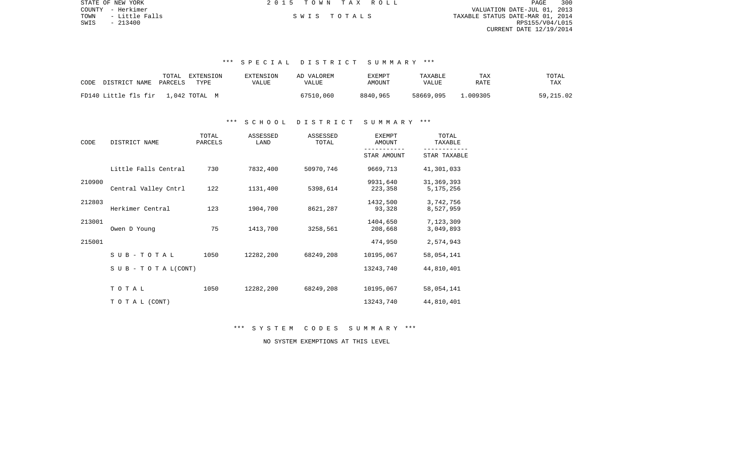STATE OF NEW YORK
COUNTY - Herkimer
TOWN - Little Falls
SWIS - 213400

2 0 1 5 T O W N T A X R O L L

S W I S T O T A L S

VALUATION DATE-JUL 01, 2013
TAXABLE STATUS DATE-MAR 01, 2014
RPS155/V04/L015
CURRENT DATE 12/19/2014

### *** S P E C I A L D I S T R I C T S U M M A R Y ***

| CODE | DISTRICT NAME | TOTAL PARCELS | EXTENSION TYPE | EXTENSION VALUE | AD VALOREM VALUE | EXEMPT AMOUNT | TAXABLE VALUE | TAX RATE | TOTAL TAX |
|---|---|---|---|---|---|---|---|---|---|
| FD140 | Little fls fir | 1,042 | TOTAL M | | 67510,060 | 8840,965 | 58669,095 | 1.009305 | 59,215.02 |

### *** S C H O O L D I S T R I C T S U M M A R Y ***

| CODE | DISTRICT NAME | TOTAL PARCELS | ASSESSED LAND | ASSESSED TOTAL | EXEMPT AMOUNT / STAR AMOUNT | TOTAL TAXABLE / STAR TAXABLE |
|---|---|---|---|---|---|---|
| | Little Falls Central | 730 | 7832,400 | 50970,746 | 9669,713 | 41,301,033 |
| 210900 | | | | | 9931,640 | 31,369,393 |
| | Central Valley Cntrl | 122 | 1131,400 | 5398,614 | 223,358 | 5,175,256 |
| 212803 | | | | | 1432,500 | 3,742,756 |
| | Herkimer Central | 123 | 1904,700 | 8621,287 | 93,328 | 8,527,959 |
| 213001 | | | | | 1404,650 | 7,123,309 |
| | Owen D Young | 75 | 1413,700 | 3258,561 | 208,668 | 3,049,893 |
| 215001 | | | | | 474,950 | 2,574,943 |
| | S U B - T O T A L | 1050 | 12282,200 | 68249,208 | 10195,067 | 58,054,141 |
| | S U B - T O T A L (CONT) | | | | 13243,740 | 44,810,401 |
| | T O T A L | 1050 | 12282,200 | 68249,208 | 10195,067 | 58,054,141 |
| | T O T A L (CONT) | | | | 13243,740 | 44,810,401 |

### *** S Y S T E M C O D E S S U M M A R Y ***

NO SYSTEM EXEMPTIONS AT THIS LEVEL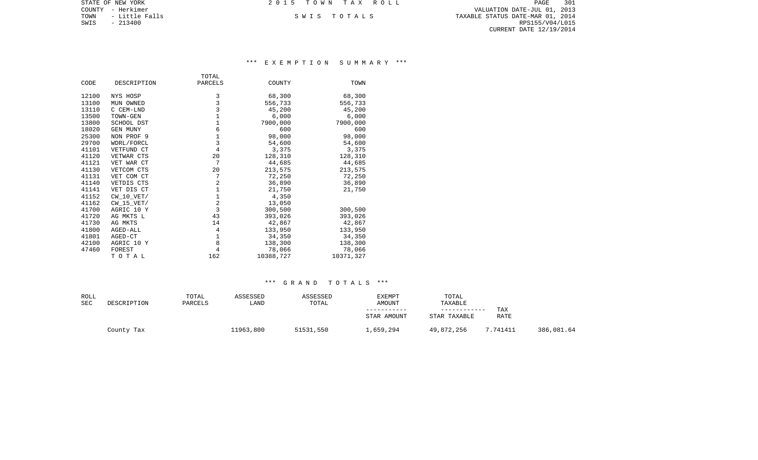STATE OF NEW YORK
COUNTY - Herkimer
TOWN - Little Falls
SWIS - 213400

2015 TOWN TAX ROLL

SWIS TOTALS

VALUATION DATE-JUL 01, 2013
TAXABLE STATUS DATE-MAR 01, 2014
RPS155/V04/L015
CURRENT DATE 12/19/2014

### *** EXEMPTION SUMMARY ***

| CODE | DESCRIPTION | TOTAL PARCELS | COUNTY | TOWN |
|---|---|---|---|---|
| 12100 | NYS HOSP | 3 | 68,300 | 68,300 |
| 13100 | MUN OWNED | 3 | 556,733 | 556,733 |
| 13110 | C CEM-LND | 3 | 45,200 | 45,200 |
| 13500 | TOWN-GEN | 1 | 6,000 | 6,000 |
| 13800 | SCHOOL DST | 1 | 7900,000 | 7900,000 |
| 18020 | GEN MUNY | 6 | 600 | 600 |
| 25300 | NON PROF 9 | 1 | 98,000 | 98,000 |
| 29700 | WDRL/FORCL | 3 | 54,600 | 54,600 |
| 41101 | VETFUND CT | 4 | 3,375 | 3,375 |
| 41120 | VETWAR CTS | 20 | 128,310 | 128,310 |
| 41121 | VET WAR CT | 7 | 44,685 | 44,685 |
| 41130 | VETCOM CTS | 20 | 213,575 | 213,575 |
| 41131 | VET COM CT | 7 | 72,250 | 72,250 |
| 41140 | VETDIS CTS | 2 | 36,890 | 36,890 |
| 41141 | VET DIS CT | 1 | 21,750 | 21,750 |
| 41152 | CW_10_VET/ | 1 | 4,350 | |
| 41162 | CW_15_VET/ | 2 | 13,050 | |
| 41700 | AGRIC 10 Y | 3 | 300,500 | 300,500 |
| 41720 | AG MKTS L | 43 | 393,026 | 393,026 |
| 41730 | AG MKTS | 14 | 42,867 | 42,867 |
| 41800 | AGED-ALL | 4 | 133,950 | 133,950 |
| 41801 | AGED-CT | 1 | 34,350 | 34,350 |
| 42100 | AGRIC 10 Y | 8 | 138,300 | 138,300 |
| 47460 | FOREST | 4 | 78,066 | 78,066 |
| | TOTAL | 162 | 10388,727 | 10371,327 |

### *** GRAND TOTALS ***

| ROLL SEC | DESCRIPTION | TOTAL PARCELS | ASSESSED LAND | ASSESSED TOTAL | EXEMPT AMOUNT / STAR AMOUNT | TOTAL TAXABLE / STAR TAXABLE | TAX RATE | |
|---|---|---|---|---|---|---|---|---|
| | County Tax | | 11963,800 | 51531,550 | 1,659,294 | 49,872,256 | 7.741411 | 386,081.64 |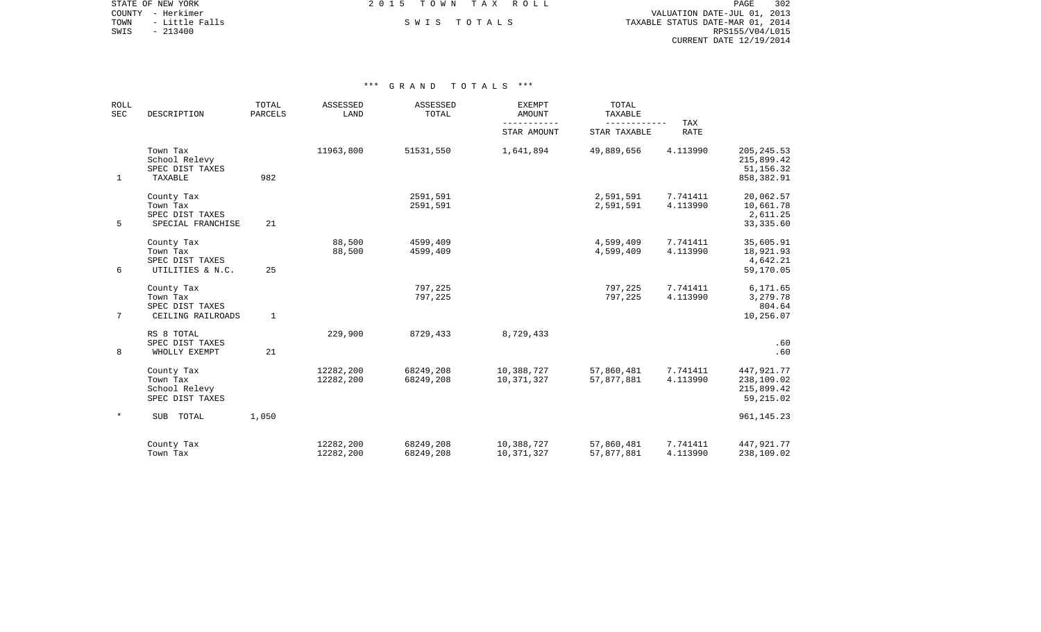STATE OF NEW YORK
COUNTY - Herkimer
TOWN - Little Falls
SWIS - 213400

# 2015 TOWN TAX ROLL

SWIS TOTALS

VALUATION DATE-JUL 01, 2013
TAXABLE STATUS DATE-MAR 01, 2014
RPS155/V04/L015
CURRENT DATE 12/19/2014

## *** GRAND TOTALS ***

| ROLL SEC | DESCRIPTION | TOTAL PARCELS | ASSESSED LAND | ASSESSED TOTAL | EXEMPT AMOUNT / STAR AMOUNT | TOTAL TAXABLE / STAR TAXABLE | TAX RATE | |
|---|---|---|---|---|---|---|---|---|
| | Town Tax | | 11963,800 | 51531,550 | 1,641,894 | 49,889,656 | 4.113990 | 205,245.53 |
| | School Relevy | | | | | | | 215,899.42 |
| | SPEC DIST TAXES | | | | | | | 51,156.32 |
| 1 | TAXABLE | 982 | | | | | | 858,382.91 |
| | County Tax | | | 2591,591 | | 2,591,591 | 7.741411 | 20,062.57 |
| | Town Tax | | | 2591,591 | | 2,591,591 | 4.113990 | 10,661.78 |
| | SPEC DIST TAXES | | | | | | | 2,611.25 |
| 5 | SPECIAL FRANCHISE | 21 | | | | | | 33,335.60 |
| | County Tax | | 88,500 | 4599,409 | | 4,599,409 | 7.741411 | 35,605.91 |
| | Town Tax | | 88,500 | 4599,409 | | 4,599,409 | 4.113990 | 18,921.93 |
| | SPEC DIST TAXES | | | | | | | 4,642.21 |
| 6 | UTILITIES & N.C. | 25 | | | | | | 59,170.05 |
| | County Tax | | | 797,225 | | 797,225 | 7.741411 | 6,171.65 |
| | Town Tax | | | 797,225 | | 797,225 | 4.113990 | 3,279.78 |
| | SPEC DIST TAXES | | | | | | | 804.64 |
| 7 | CEILING RAILROADS | 1 | | | | | | 10,256.07 |
| | RS 8 TOTAL | | 229,900 | 8729,433 | 8,729,433 | | | |
| | SPEC DIST TAXES | | | | | | | .60 |
| 8 | WHOLLY EXEMPT | 21 | | | | | | .60 |
| | County Tax | | 12282,200 | 68249,208 | 10,388,727 | 57,860,481 | 7.741411 | 447,921.77 |
| | Town Tax | | 12282,200 | 68249,208 | 10,371,327 | 57,877,881 | 4.113990 | 238,109.02 |
| | School Relevy | | | | | | | 215,899.42 |
| | SPEC DIST TAXES | | | | | | | 59,215.02 |
| * | SUB TOTAL | 1,050 | | | | | | 961,145.23 |
| | County Tax | | 12282,200 | 68249,208 | 10,388,727 | 57,860,481 | 7.741411 | 447,921.77 |
| | Town Tax | | 12282,200 | 68249,208 | 10,371,327 | 57,877,881 | 4.113990 | 238,109.02 |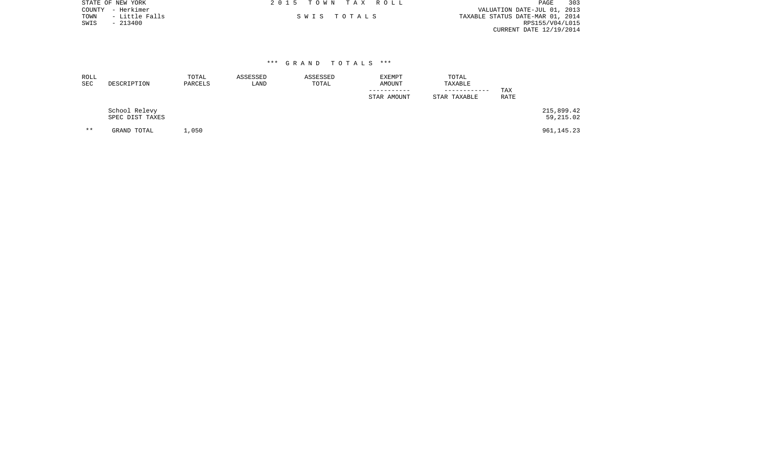STATE OF NEW YORK
COUNTY - Herkimer
TOWN - Little Falls
SWIS - 213400

2 0 1 5 T O W N T A X R O L L

S W I S T O T A L S

VALUATION DATE-JUL 01, 2013
TAXABLE STATUS DATE-MAR 01, 2014
RPS155/V04/L015
CURRENT DATE 12/19/2014

### *** G R A N D T O T A L S ***

| ROLL SEC | DESCRIPTION | TOTAL PARCELS | ASSESSED LAND | ASSESSED TOTAL | EXEMPT AMOUNT / STAR AMOUNT | TOTAL TAXABLE / STAR TAXABLE | TAX RATE | |
|---|---|---|---|---|---|---|---|---|
| | School Relevy | | | | | | | 215,899.42 |
| | SPEC DIST TAXES | | | | | | | 59,215.02 |
| ** | GRAND TOTAL | 1,050 | | | | | | 961,145.23 |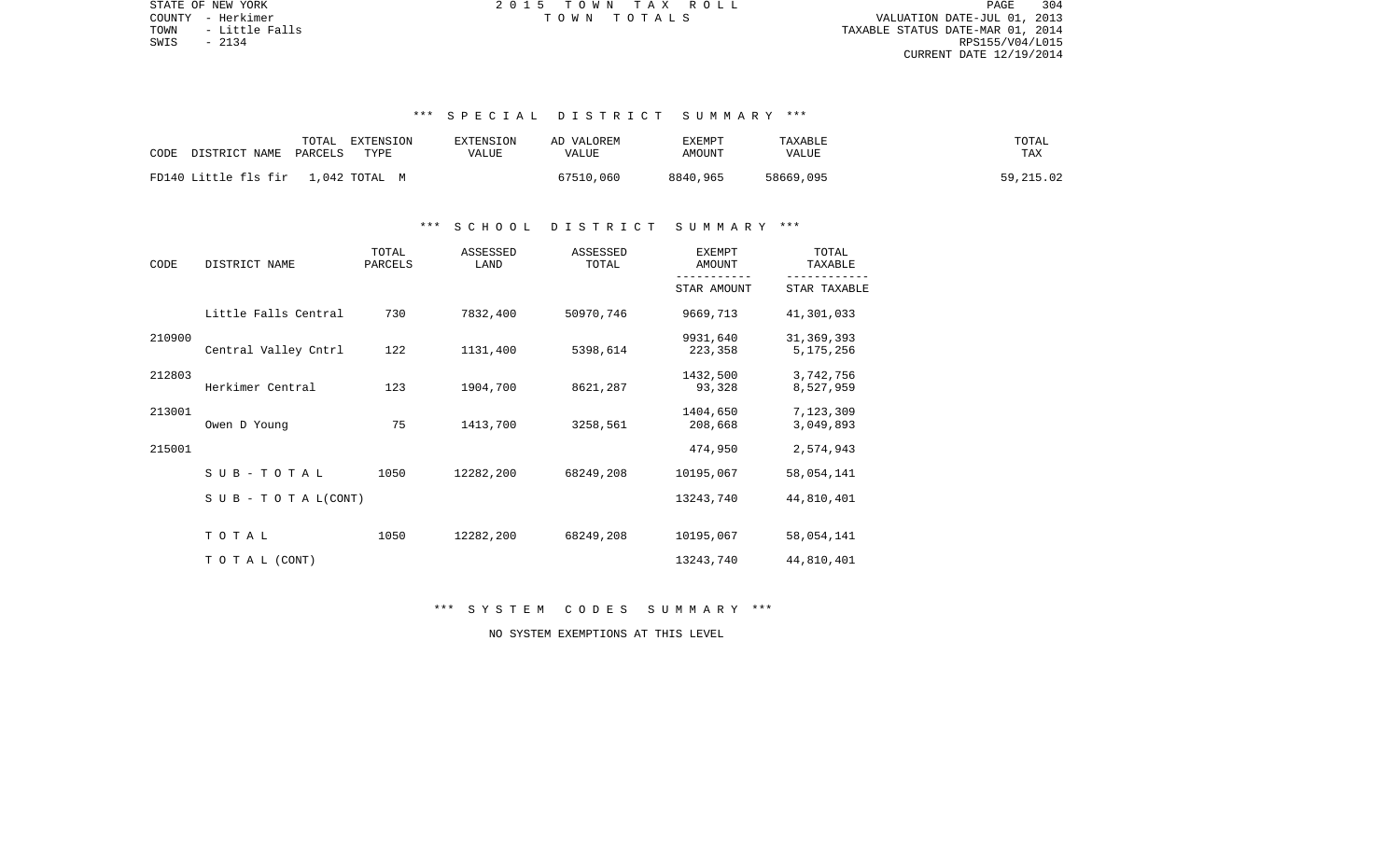STATE OF NEW YORK
COUNTY - Herkimer
TOWN - Little Falls
SWIS - 2134

2 0 1 5 T O W N T A X R O L L
T O W N T O T A L S

VALUATION DATE-JUL 01, 2013
TAXABLE STATUS DATE-MAR 01, 2014
RPS155/V04/L015
CURRENT DATE 12/19/2014

### *** S P E C I A L D I S T R I C T S U M M A R Y ***

| CODE | DISTRICT NAME | TOTAL PARCELS | EXTENSION TYPE | EXTENSION VALUE | AD VALOREM VALUE | EXEMPT AMOUNT | TAXABLE VALUE | TOTAL TAX |
|---|---|---|---|---|---|---|---|---|
| FD140 | Little fls fir | 1,042 | TOTAL M | | 67510,060 | 8840,965 | 58669,095 | 59,215.02 |

### *** S C H O O L D I S T R I C T S U M M A R Y ***

| CODE | DISTRICT NAME | TOTAL PARCELS | ASSESSED LAND | ASSESSED TOTAL | EXEMPT AMOUNT / STAR AMOUNT | TOTAL TAXABLE / STAR TAXABLE |
|---|---|---|---|---|---|---|
| | Little Falls Central | 730 | 7832,400 | 50970,746 | 9669,713 | 41,301,033 |
| 210900 | | | | | 9931,640 | 31,369,393 |
| | Central Valley Cntrl | 122 | 1131,400 | 5398,614 | 223,358 | 5,175,256 |
| 212803 | | | | | 1432,500 | 3,742,756 |
| | Herkimer Central | 123 | 1904,700 | 8621,287 | 93,328 | 8,527,959 |
| 213001 | | | | | 1404,650 | 7,123,309 |
| | Owen D Young | 75 | 1413,700 | 3258,561 | 208,668 | 3,049,893 |
| 215001 | | | | | 474,950 | 2,574,943 |
| | S U B - T O T A L | 1050 | 12282,200 | 68249,208 | 10195,067 | 58,054,141 |
| | S U B - T O T A L (CONT) | | | | 13243,740 | 44,810,401 |
| | T O T A L | 1050 | 12282,200 | 68249,208 | 10195,067 | 58,054,141 |
| | T O T A L (CONT) | | | | 13243,740 | 44,810,401 |

### *** S Y S T E M C O D E S S U M M A R Y ***

NO SYSTEM EXEMPTIONS AT THIS LEVEL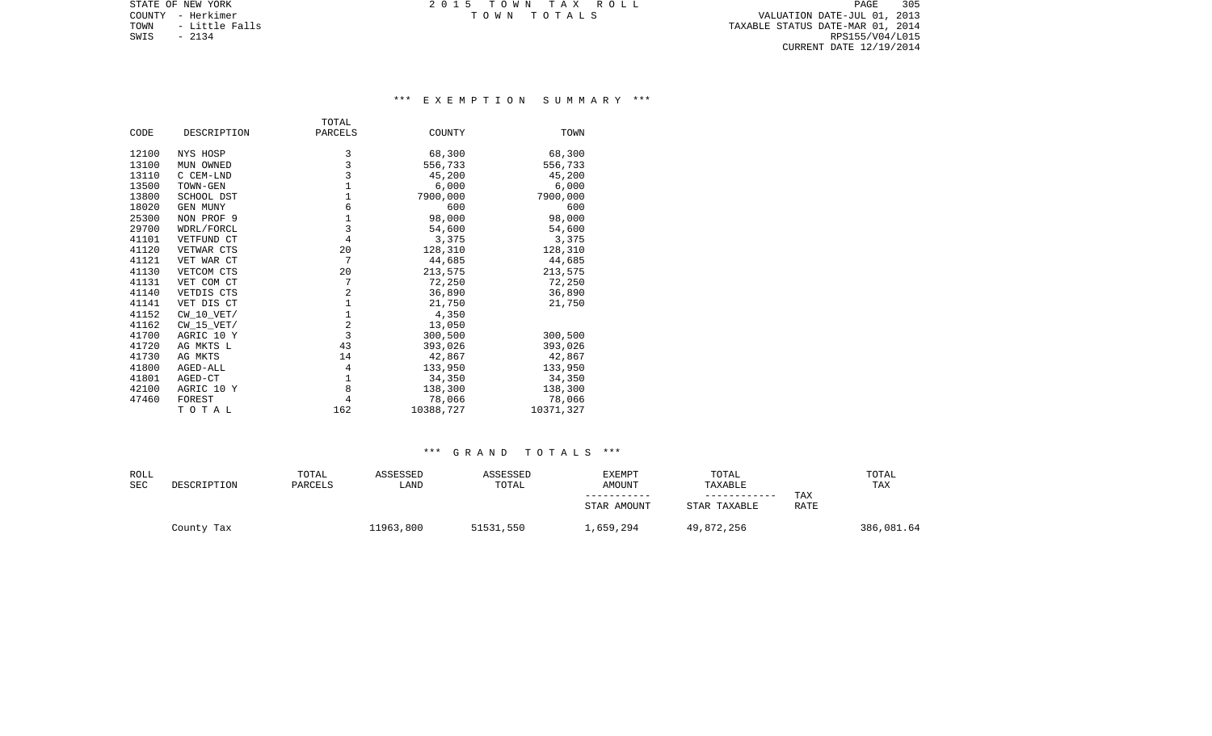STATE OF NEW YORK
COUNTY - Herkimer
TOWN - Little Falls
SWIS - 2134

2 0 1 5 T O W N T A X R O L L
T O W N T O T A L S

VALUATION DATE-JUL 01, 2013
TAXABLE STATUS DATE-MAR 01, 2014
RPS155/V04/L015
CURRENT DATE 12/19/2014

## *** E X E M P T I O N S U M M A R Y ***

| CODE | DESCRIPTION | TOTAL PARCELS | COUNTY | TOWN |
|---|---|---|---|---|
| 12100 | NYS HOSP | 3 | 68,300 | 68,300 |
| 13100 | MUN OWNED | 3 | 556,733 | 556,733 |
| 13110 | C CEM-LND | 3 | 45,200 | 45,200 |
| 13500 | TOWN-GEN | 1 | 6,000 | 6,000 |
| 13800 | SCHOOL DST | 1 | 7900,000 | 7900,000 |
| 18020 | GEN MUNY | 6 | 600 | 600 |
| 25300 | NON PROF 9 | 1 | 98,000 | 98,000 |
| 29700 | WDRL/FORCL | 3 | 54,600 | 54,600 |
| 41101 | VETFUND CT | 4 | 3,375 | 3,375 |
| 41120 | VETWAR CTS | 20 | 128,310 | 128,310 |
| 41121 | VET WAR CT | 7 | 44,685 | 44,685 |
| 41130 | VETCOM CTS | 20 | 213,575 | 213,575 |
| 41131 | VET COM CT | 7 | 72,250 | 72,250 |
| 41140 | VETDIS CTS | 2 | 36,890 | 36,890 |
| 41141 | VET DIS CT | 1 | 21,750 | 21,750 |
| 41152 | CW_10_VET/ | 1 | 4,350 | |
| 41162 | CW_15_VET/ | 2 | 13,050 | |
| 41700 | AGRIC 10 Y | 3 | 300,500 | 300,500 |
| 41720 | AG MKTS L | 43 | 393,026 | 393,026 |
| 41730 | AG MKTS | 14 | 42,867 | 42,867 |
| 41800 | AGED-ALL | 4 | 133,950 | 133,950 |
| 41801 | AGED-CT | 1 | 34,350 | 34,350 |
| 42100 | AGRIC 10 Y | 8 | 138,300 | 138,300 |
| 47460 | FOREST | 4 | 78,066 | 78,066 |
| | T O T A L | 162 | 10388,727 | 10371,327 |

## *** G R A N D T O T A L S ***

| ROLL SEC | DESCRIPTION | TOTAL PARCELS | ASSESSED LAND | ASSESSED TOTAL | EXEMPT AMOUNT ----------- STAR AMOUNT | TOTAL TAXABLE ------------ STAR TAXABLE | TAX RATE | TOTAL TAX |
|---|---|---|---|---|---|---|---|---|
| | County Tax | | 11963,800 | 51531,550 | 1,659,294 | 49,872,256 | | 386,081.64 |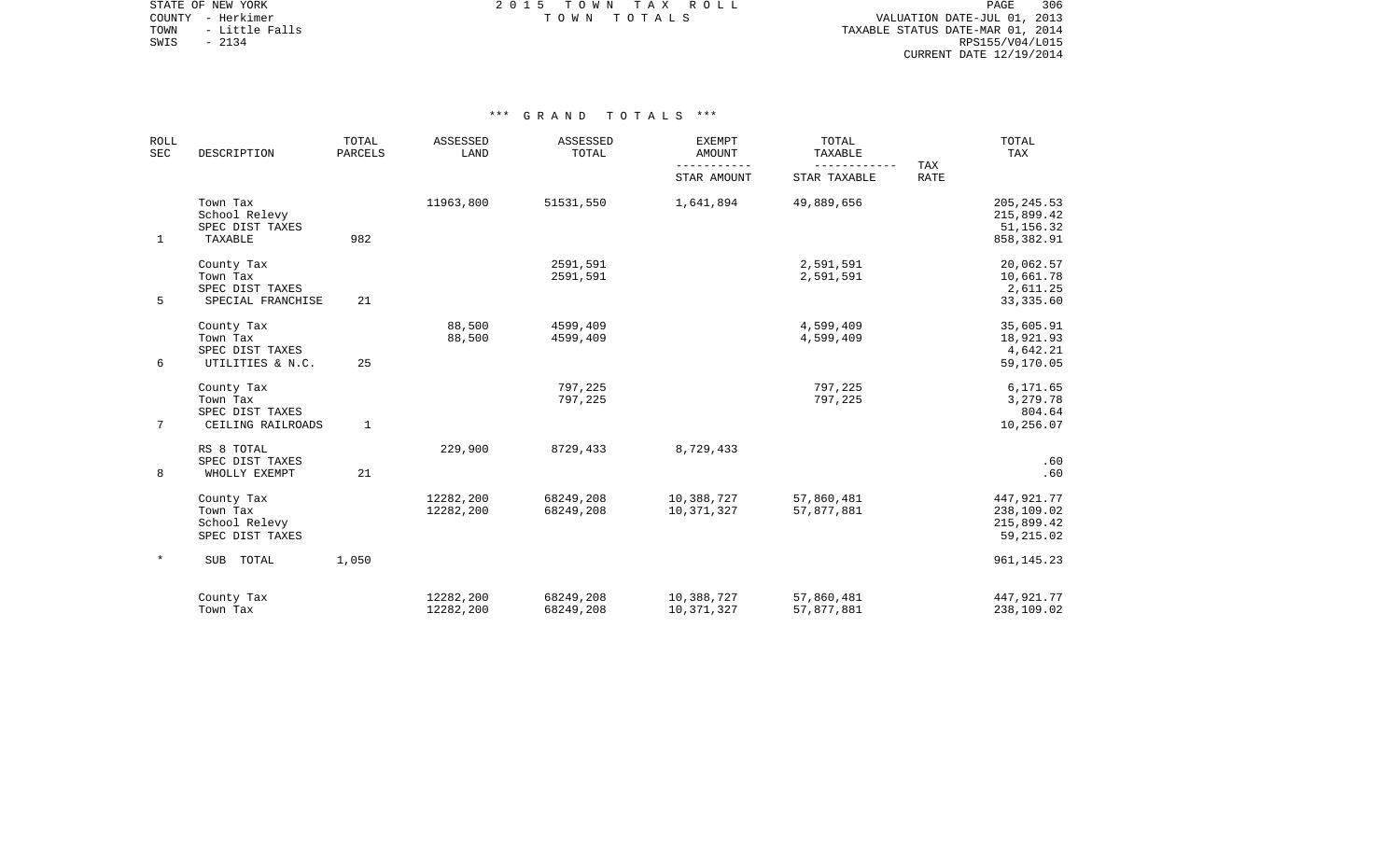STATE OF NEW YORK
COUNTY - Herkimer
TOWN - Little Falls
SWIS - 2134

2 0 1 5 T O W N T A X R O L L
T O W N T O T A L S

VALUATION DATE-JUL 01, 2013
TAXABLE STATUS DATE-MAR 01, 2014
RPS155/V04/L015
CURRENT DATE 12/19/2014

### *** G R A N D T O T A L S ***

| ROLL SEC | DESCRIPTION | TOTAL PARCELS | ASSESSED LAND | ASSESSED TOTAL | EXEMPT AMOUNT / STAR AMOUNT | TOTAL TAXABLE / STAR TAXABLE | TAX RATE | TOTAL TAX |
|---|---|---|---|---|---|---|---|---|
| | Town Tax | | 11963,800 | 51531,550 | 1,641,894 | 49,889,656 | | 205,245.53 |
| | School Relevy | | | | | | | 215,899.42 |
| | SPEC DIST TAXES | | | | | | | 51,156.32 |
| 1 | TAXABLE | 982 | | | | | | 858,382.91 |
| | County Tax | | | 2591,591 | | 2,591,591 | | 20,062.57 |
| | Town Tax | | | 2591,591 | | 2,591,591 | | 10,661.78 |
| | SPEC DIST TAXES | | | | | | | 2,611.25 |
| 5 | SPECIAL FRANCHISE | 21 | | | | | | 33,335.60 |
| | County Tax | | 88,500 | 4599,409 | | 4,599,409 | | 35,605.91 |
| | Town Tax | | 88,500 | 4599,409 | | 4,599,409 | | 18,921.93 |
| | SPEC DIST TAXES | | | | | | | 4,642.21 |
| 6 | UTILITIES & N.C. | 25 | | | | | | 59,170.05 |
| | County Tax | | | 797,225 | | 797,225 | | 6,171.65 |
| | Town Tax | | | 797,225 | | 797,225 | | 3,279.78 |
| | SPEC DIST TAXES | | | | | | | 804.64 |
| 7 | CEILING RAILROADS | 1 | | | | | | 10,256.07 |
| | RS 8 TOTAL | | 229,900 | 8729,433 | 8,729,433 | | | |
| | SPEC DIST TAXES | | | | | | | .60 |
| 8 | WHOLLY EXEMPT | 21 | | | | | | .60 |
| | County Tax | | 12282,200 | 68249,208 | 10,388,727 | 57,860,481 | | 447,921.77 |
| | Town Tax | | 12282,200 | 68249,208 | 10,371,327 | 57,877,881 | | 238,109.02 |
| | School Relevy | | | | | | | 215,899.42 |
| | SPEC DIST TAXES | | | | | | | 59,215.02 |
| * | SUB TOTAL | 1,050 | | | | | | 961,145.23 |
| | County Tax | | 12282,200 | 68249,208 | 10,388,727 | 57,860,481 | | 447,921.77 |
| | Town Tax | | 12282,200 | 68249,208 | 10,371,327 | 57,877,881 | | 238,109.02 |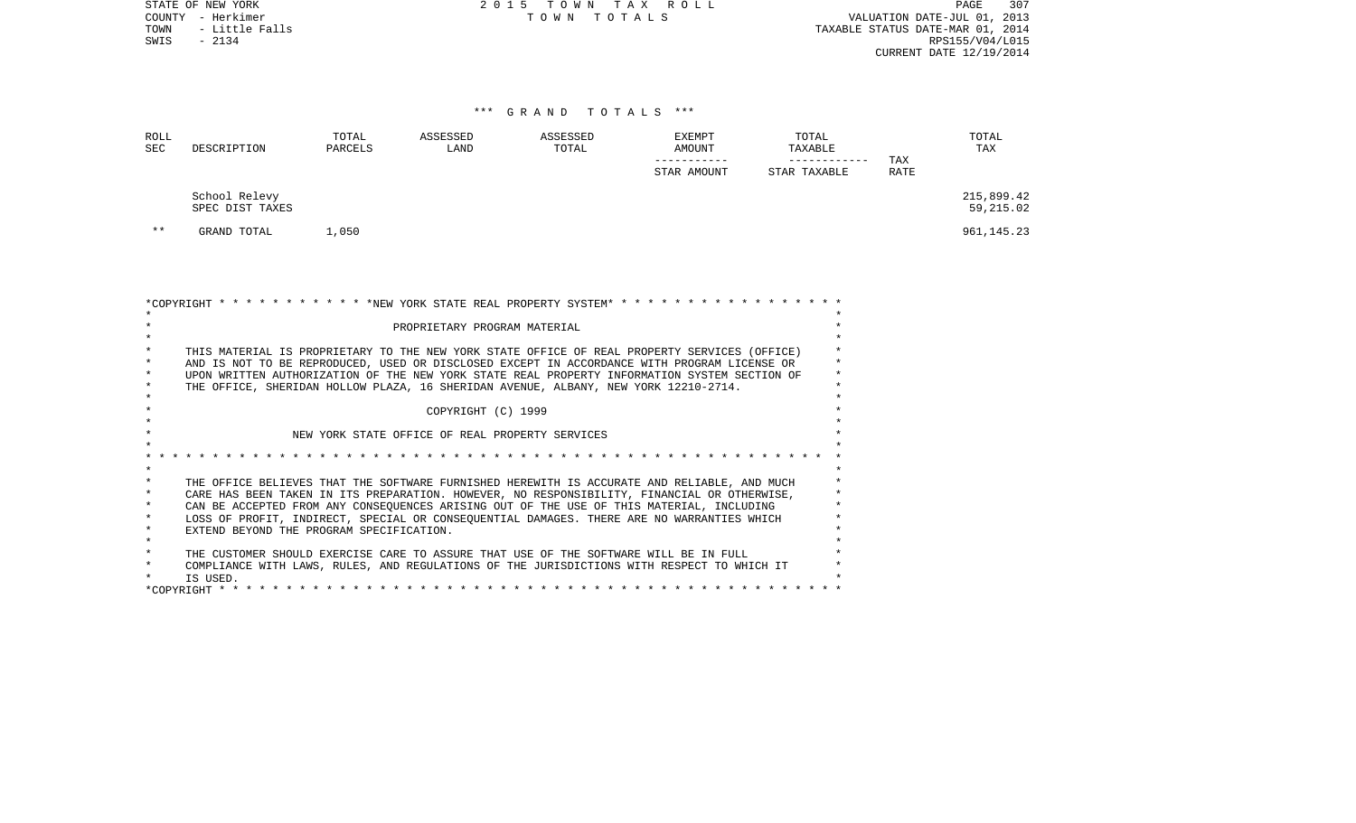STATE OF NEW YORK
COUNTY - Herkimer
TOWN - Little Falls
SWIS - 2134

2 0 1 5 T O W N T A X R O L L
T O W N T O T A L S

VALUATION DATE-JUL 01, 2013
TAXABLE STATUS DATE-MAR 01, 2014
RPS155/V04/L015
CURRENT DATE 12/19/2014

*** G R A N D T O T A L S ***

| ROLL SEC | DESCRIPTION | TOTAL PARCELS | ASSESSED LAND | ASSESSED TOTAL | EXEMPT AMOUNT / STAR AMOUNT | TOTAL TAXABLE / STAR TAXABLE | TAX RATE | TOTAL TAX |
|---|---|---|---|---|---|---|---|---|
| | School Relevy | | | | | | | 215,899.42 |
| | SPEC DIST TAXES | | | | | | | 59,215.02 |
| ** | GRAND TOTAL | 1,050 | | | | | | 961,145.23 |

*COPYRIGHT * * * * * * * * * * * *NEW YORK STATE REAL PROPERTY SYSTEM* * * * * * * * * * * * * * * * * *

PROPRIETARY PROGRAM MATERIAL

THIS MATERIAL IS PROPRIETARY TO THE NEW YORK STATE OFFICE OF REAL PROPERTY SERVICES (OFFICE) AND IS NOT TO BE REPRODUCED, USED OR DISCLOSED EXCEPT IN ACCORDANCE WITH PROGRAM LICENSE OR UPON WRITTEN AUTHORIZATION OF THE NEW YORK STATE REAL PROPERTY INFORMATION SYSTEM SECTION OF THE OFFICE, SHERIDAN HOLLOW PLAZA, 16 SHERIDAN AVENUE, ALBANY, NEW YORK 12210-2714.

COPYRIGHT (C) 1999

NEW YORK STATE OFFICE OF REAL PROPERTY SERVICES

THE OFFICE BELIEVES THAT THE SOFTWARE FURNISHED HEREWITH IS ACCURATE AND RELIABLE, AND MUCH CARE HAS BEEN TAKEN IN ITS PREPARATION. HOWEVER, NO RESPONSIBILITY, FINANCIAL OR OTHERWISE, CAN BE ACCEPTED FROM ANY CONSEQUENCES ARISING OUT OF THE USE OF THIS MATERIAL, INCLUDING LOSS OF PROFIT, INDIRECT, SPECIAL OR CONSEQUENTIAL DAMAGES. THERE ARE NO WARRANTIES WHICH EXTEND BEYOND THE PROGRAM SPECIFICATION.

THE CUSTOMER SHOULD EXERCISE CARE TO ASSURE THAT USE OF THE SOFTWARE WILL BE IN FULL COMPLIANCE WITH LAWS, RULES, AND REGULATIONS OF THE JURISDICTIONS WITH RESPECT TO WHICH IT IS USED.

*COPYRIGHT * * * * * * * * * * * * * * * * * * * * * * * * * * * * * * * * * * * * * * * * * * * * * * * *